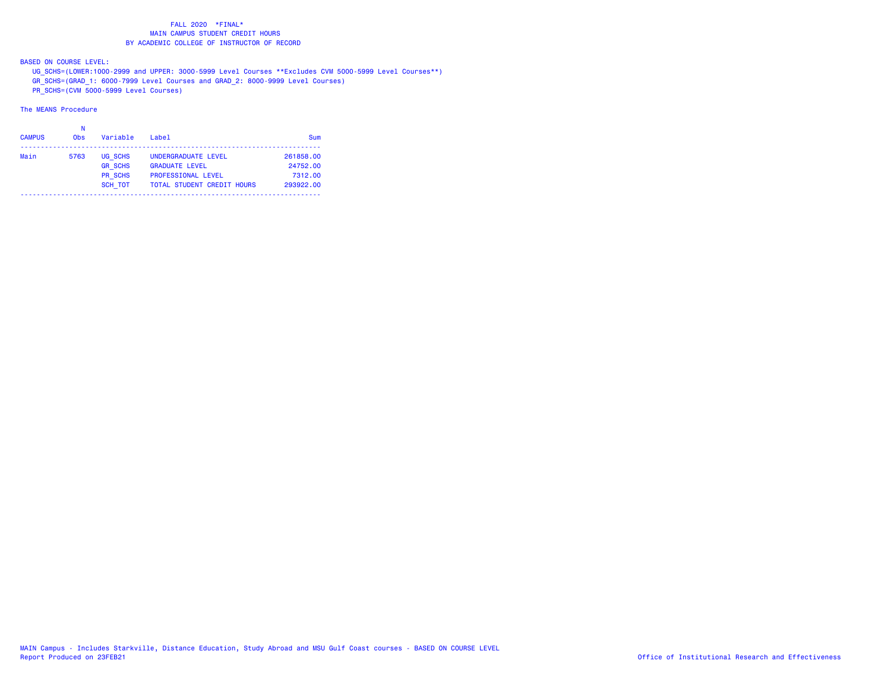# FALL 2020 *FINAL*
## MAIN CAMPUS STUDENT CREDIT HOURS
## BY ACADEMIC COLLEGE OF INSTRUCTOR OF RECORD

BASED ON COURSE LEVEL:

UG_SCHS=(LOWER:1000-2999 and UPPER: 3000-5999 Level Courses **Excludes CVM 5000-5999 Level Courses**)

GR_SCHS=(GRAD_1: 6000-7999 Level Courses and GRAD_2: 8000-9999 Level Courses)

PR_SCHS=(CVM 5000-5999 Level Courses)

The MEANS Procedure

| CAMPUS | N Obs | Variable | Label | Sum |
|---|---|---|---|---|
| Main | 5763 | UG_SCHS | UNDERGRADUATE LEVEL | 261858.00 |
| | | GR_SCHS | GRADUATE LEVEL | 24752.00 |
| | | PR_SCHS | PROFESSIONAL LEVEL | 7312.00 |
| | | SCH_TOT | TOTAL STUDENT CREDIT HOURS | 293922.00 |

MAIN Campus - Includes Starkville, Distance Education, Study Abroad and MSU Gulf Coast courses - BASED ON COURSE LEVEL

Report Produced on 23FEB21

Office of Institutional Research and Effectiveness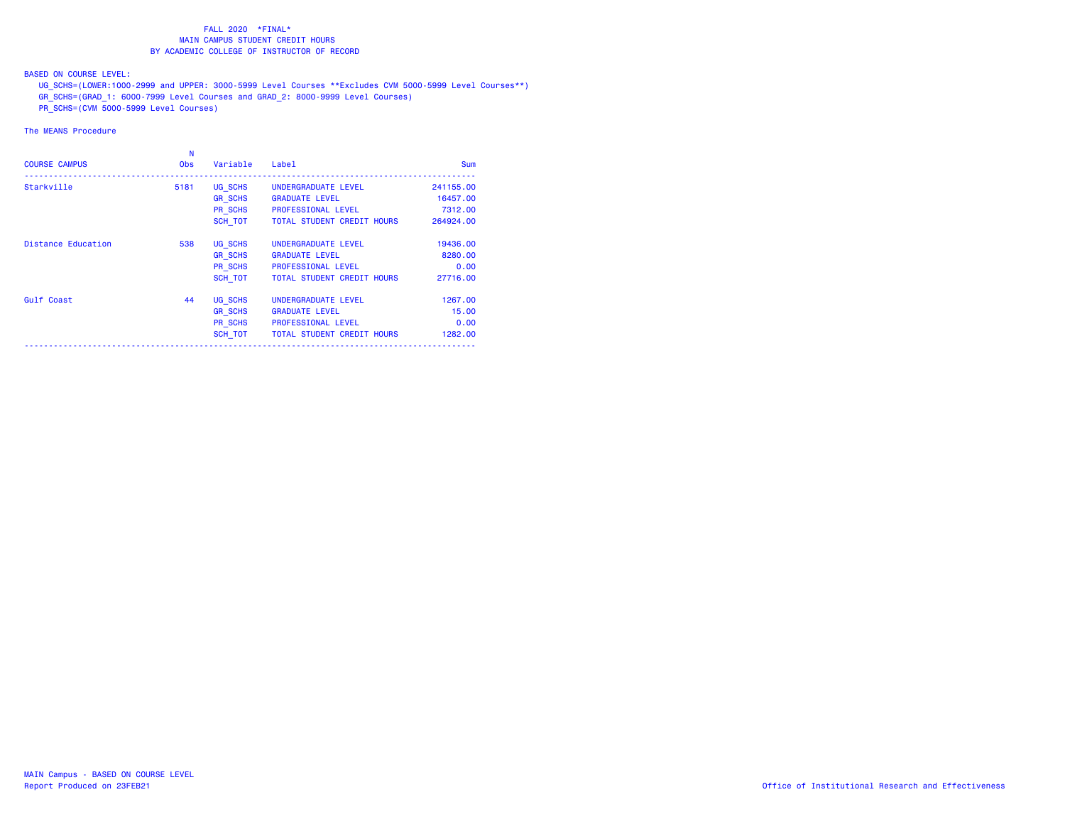# FALL 2020 *FINAL*
## MAIN CAMPUS STUDENT CREDIT HOURS
## BY ACADEMIC COLLEGE OF INSTRUCTOR OF RECORD

BASED ON COURSE LEVEL:

UG_SCHS=(LOWER:1000-2999 and UPPER: 3000-5999 Level Courses **Excludes CVM 5000-5999 Level Courses**)
GR_SCHS=(GRAD_1: 6000-7999 Level Courses and GRAD_2: 8000-9999 Level Courses)
PR_SCHS=(CVM 5000-5999 Level Courses)

The MEANS Procedure

| COURSE CAMPUS | N Obs | Variable | Label | Sum |
|---|---|---|---|---|
| Starkville | 5181 | UG_SCHS | UNDERGRADUATE LEVEL | 241155.00 |
| | | GR_SCHS | GRADUATE LEVEL | 16457.00 |
| | | PR_SCHS | PROFESSIONAL LEVEL | 7312.00 |
| | | SCH_TOT | TOTAL STUDENT CREDIT HOURS | 264924.00 |
| Distance Education | 538 | UG_SCHS | UNDERGRADUATE LEVEL | 19436.00 |
| | | GR_SCHS | GRADUATE LEVEL | 8280.00 |
| | | PR_SCHS | PROFESSIONAL LEVEL | 0.00 |
| | | SCH_TOT | TOTAL STUDENT CREDIT HOURS | 27716.00 |
| Gulf Coast | 44 | UG_SCHS | UNDERGRADUATE LEVEL | 1267.00 |
| | | GR_SCHS | GRADUATE LEVEL | 15.00 |
| | | PR_SCHS | PROFESSIONAL LEVEL | 0.00 |
| | | SCH_TOT | TOTAL STUDENT CREDIT HOURS | 1282.00 |

MAIN Campus - BASED ON COURSE LEVEL
Report Produced on 23FEB21

Office of Institutional Research and Effectiveness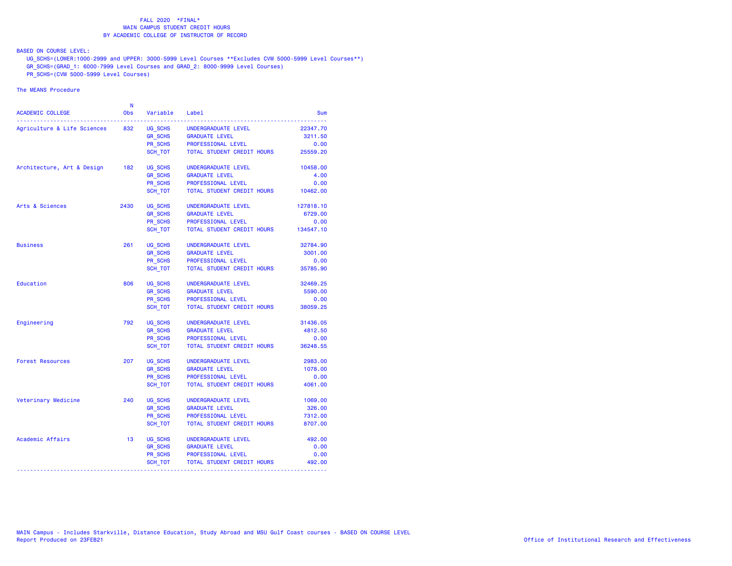FALL 2020 *FINAL*
MAIN CAMPUS STUDENT CREDIT HOURS
BY ACADEMIC COLLEGE OF INSTRUCTOR OF RECORD

BASED ON COURSE LEVEL:
UG_SCHS=(LOWER:1000-2999 and UPPER: 3000-5999 Level Courses **Excludes CVM 5000-5999 Level Courses**)
GR_SCHS=(GRAD_1: 6000-7999 Level Courses and GRAD_2: 8000-9999 Level Courses)
PR_SCHS=(CVM 5000-5999 Level Courses)

The MEANS Procedure

| ACADEMIC COLLEGE | N Obs | Variable | Label | Sum |
|---|---|---|---|---|
| Agriculture & Life Sciences | 832 | UG_SCHS | UNDERGRADUATE LEVEL | 22347.70 |
| | | GR_SCHS | GRADUATE LEVEL | 3211.50 |
| | | PR_SCHS | PROFESSIONAL LEVEL | 0.00 |
| | | SCH_TOT | TOTAL STUDENT CREDIT HOURS | 25559.20 |
| Architecture, Art & Design | 182 | UG_SCHS | UNDERGRADUATE LEVEL | 10458.00 |
| | | GR_SCHS | GRADUATE LEVEL | 4.00 |
| | | PR_SCHS | PROFESSIONAL LEVEL | 0.00 |
| | | SCH_TOT | TOTAL STUDENT CREDIT HOURS | 10462.00 |
| Arts & Sciences | 2430 | UG_SCHS | UNDERGRADUATE LEVEL | 127818.10 |
| | | GR_SCHS | GRADUATE LEVEL | 6729.00 |
| | | PR_SCHS | PROFESSIONAL LEVEL | 0.00 |
| | | SCH_TOT | TOTAL STUDENT CREDIT HOURS | 134547.10 |
| Business | 261 | UG_SCHS | UNDERGRADUATE LEVEL | 32784.90 |
| | | GR_SCHS | GRADUATE LEVEL | 3001.00 |
| | | PR_SCHS | PROFESSIONAL LEVEL | 0.00 |
| | | SCH_TOT | TOTAL STUDENT CREDIT HOURS | 35785.90 |
| Education | 806 | UG_SCHS | UNDERGRADUATE LEVEL | 32469.25 |
| | | GR_SCHS | GRADUATE LEVEL | 5590.00 |
| | | PR_SCHS | PROFESSIONAL LEVEL | 0.00 |
| | | SCH_TOT | TOTAL STUDENT CREDIT HOURS | 38059.25 |
| Engineering | 792 | UG_SCHS | UNDERGRADUATE LEVEL | 31436.05 |
| | | GR_SCHS | GRADUATE LEVEL | 4812.50 |
| | | PR_SCHS | PROFESSIONAL LEVEL | 0.00 |
| | | SCH_TOT | TOTAL STUDENT CREDIT HOURS | 36248.55 |
| Forest Resources | 207 | UG_SCHS | UNDERGRADUATE LEVEL | 2983.00 |
| | | GR_SCHS | GRADUATE LEVEL | 1078.00 |
| | | PR_SCHS | PROFESSIONAL LEVEL | 0.00 |
| | | SCH_TOT | TOTAL STUDENT CREDIT HOURS | 4061.00 |
| Veterinary Medicine | 240 | UG_SCHS | UNDERGRADUATE LEVEL | 1069.00 |
| | | GR_SCHS | GRADUATE LEVEL | 326.00 |
| | | PR_SCHS | PROFESSIONAL LEVEL | 7312.00 |
| | | SCH_TOT | TOTAL STUDENT CREDIT HOURS | 8707.00 |
| Academic Affairs | 13 | UG_SCHS | UNDERGRADUATE LEVEL | 492.00 |
| | | GR_SCHS | GRADUATE LEVEL | 0.00 |
| | | PR_SCHS | PROFESSIONAL LEVEL | 0.00 |
| | | SCH_TOT | TOTAL STUDENT CREDIT HOURS | 492.00 |

MAIN Campus - Includes Starkville, Distance Education, Study Abroad and MSU Gulf Coast courses - BASED ON COURSE LEVEL
Report Produced on 23FEB21

Office of Institutional Research and Effectiveness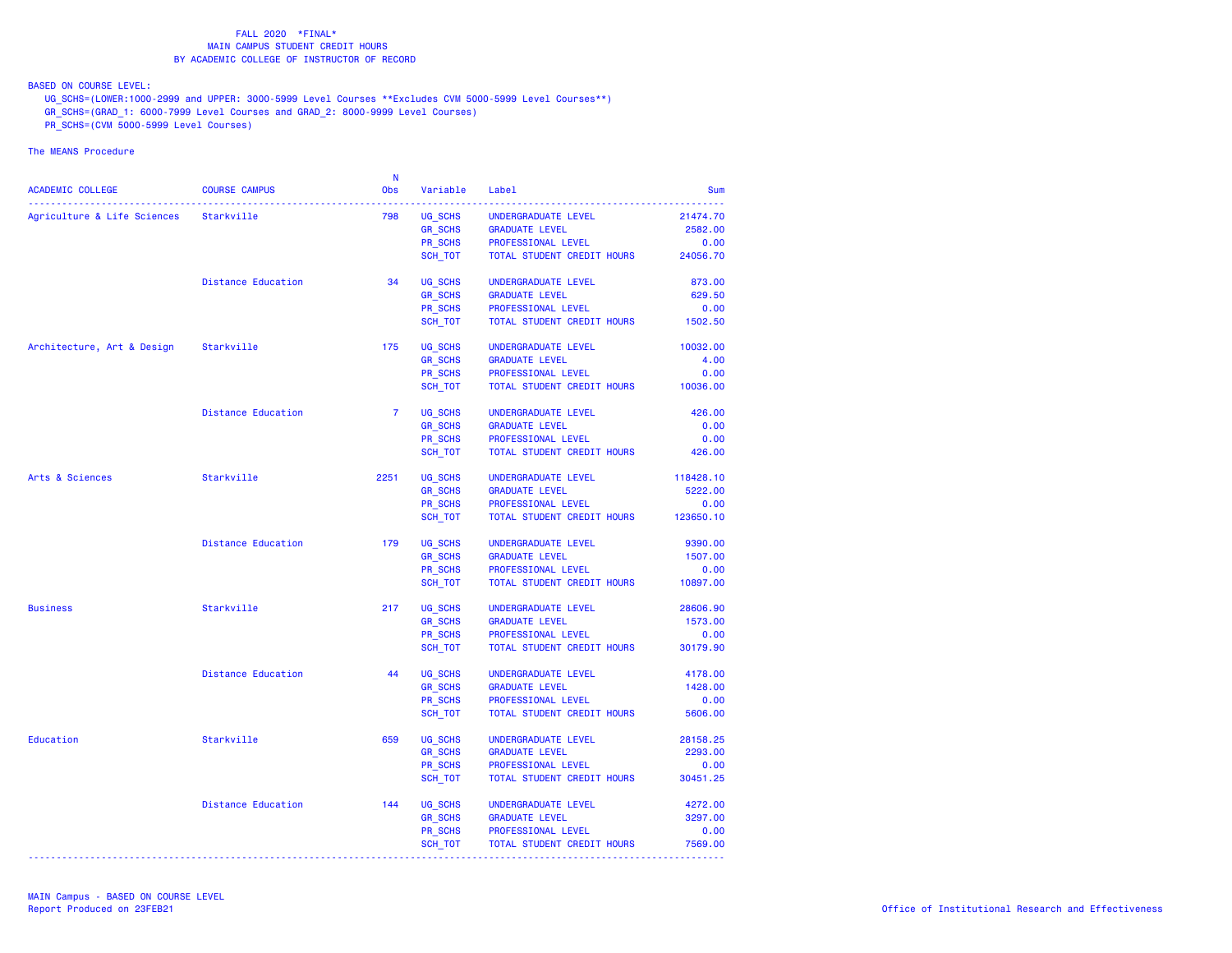FALL 2020 *FINAL*
MAIN CAMPUS STUDENT CREDIT HOURS
BY ACADEMIC COLLEGE OF INSTRUCTOR OF RECORD

BASED ON COURSE LEVEL:
UG_SCHS=(LOWER:1000-2999 and UPPER: 3000-5999 Level Courses **Excludes CVM 5000-5999 Level Courses**)
GR_SCHS=(GRAD_1: 6000-7999 Level Courses and GRAD_2: 8000-9999 Level Courses)
PR_SCHS=(CVM 5000-5999 Level Courses)

The MEANS Procedure

| ACADEMIC COLLEGE | COURSE CAMPUS | N Obs | Variable | Label | Sum |
|---|---|---|---|---|---|
| Agriculture & Life Sciences | Starkville | 798 | UG_SCHS | UNDERGRADUATE LEVEL | 21474.70 |
| | | | GR_SCHS | GRADUATE LEVEL | 2582.00 |
| | | | PR_SCHS | PROFESSIONAL LEVEL | 0.00 |
| | | | SCH_TOT | TOTAL STUDENT CREDIT HOURS | 24056.70 |
| | Distance Education | 34 | UG_SCHS | UNDERGRADUATE LEVEL | 873.00 |
| | | | GR_SCHS | GRADUATE LEVEL | 629.50 |
| | | | PR_SCHS | PROFESSIONAL LEVEL | 0.00 |
| | | | SCH_TOT | TOTAL STUDENT CREDIT HOURS | 1502.50 |
| Architecture, Art & Design | Starkville | 175 | UG_SCHS | UNDERGRADUATE LEVEL | 10032.00 |
| | | | GR_SCHS | GRADUATE LEVEL | 4.00 |
| | | | PR_SCHS | PROFESSIONAL LEVEL | 0.00 |
| | | | SCH_TOT | TOTAL STUDENT CREDIT HOURS | 10036.00 |
| | Distance Education | 7 | UG_SCHS | UNDERGRADUATE LEVEL | 426.00 |
| | | | GR_SCHS | GRADUATE LEVEL | 0.00 |
| | | | PR_SCHS | PROFESSIONAL LEVEL | 0.00 |
| | | | SCH_TOT | TOTAL STUDENT CREDIT HOURS | 426.00 |
| Arts & Sciences | Starkville | 2251 | UG_SCHS | UNDERGRADUATE LEVEL | 118428.10 |
| | | | GR_SCHS | GRADUATE LEVEL | 5222.00 |
| | | | PR_SCHS | PROFESSIONAL LEVEL | 0.00 |
| | | | SCH_TOT | TOTAL STUDENT CREDIT HOURS | 123650.10 |
| | Distance Education | 179 | UG_SCHS | UNDERGRADUATE LEVEL | 9390.00 |
| | | | GR_SCHS | GRADUATE LEVEL | 1507.00 |
| | | | PR_SCHS | PROFESSIONAL LEVEL | 0.00 |
| | | | SCH_TOT | TOTAL STUDENT CREDIT HOURS | 10897.00 |
| Business | Starkville | 217 | UG_SCHS | UNDERGRADUATE LEVEL | 28606.90 |
| | | | GR_SCHS | GRADUATE LEVEL | 1573.00 |
| | | | PR_SCHS | PROFESSIONAL LEVEL | 0.00 |
| | | | SCH_TOT | TOTAL STUDENT CREDIT HOURS | 30179.90 |
| | Distance Education | 44 | UG_SCHS | UNDERGRADUATE LEVEL | 4178.00 |
| | | | GR_SCHS | GRADUATE LEVEL | 1428.00 |
| | | | PR_SCHS | PROFESSIONAL LEVEL | 0.00 |
| | | | SCH_TOT | TOTAL STUDENT CREDIT HOURS | 5606.00 |
| Education | Starkville | 659 | UG_SCHS | UNDERGRADUATE LEVEL | 28158.25 |
| | | | GR_SCHS | GRADUATE LEVEL | 2293.00 |
| | | | PR_SCHS | PROFESSIONAL LEVEL | 0.00 |
| | | | SCH_TOT | TOTAL STUDENT CREDIT HOURS | 30451.25 |
| | Distance Education | 144 | UG_SCHS | UNDERGRADUATE LEVEL | 4272.00 |
| | | | GR_SCHS | GRADUATE LEVEL | 3297.00 |
| | | | PR_SCHS | PROFESSIONAL LEVEL | 0.00 |
| | | | SCH_TOT | TOTAL STUDENT CREDIT HOURS | 7569.00 |

MAIN Campus - BASED ON COURSE LEVEL
Report Produced on 23FEB21

Office of Institutional Research and Effectiveness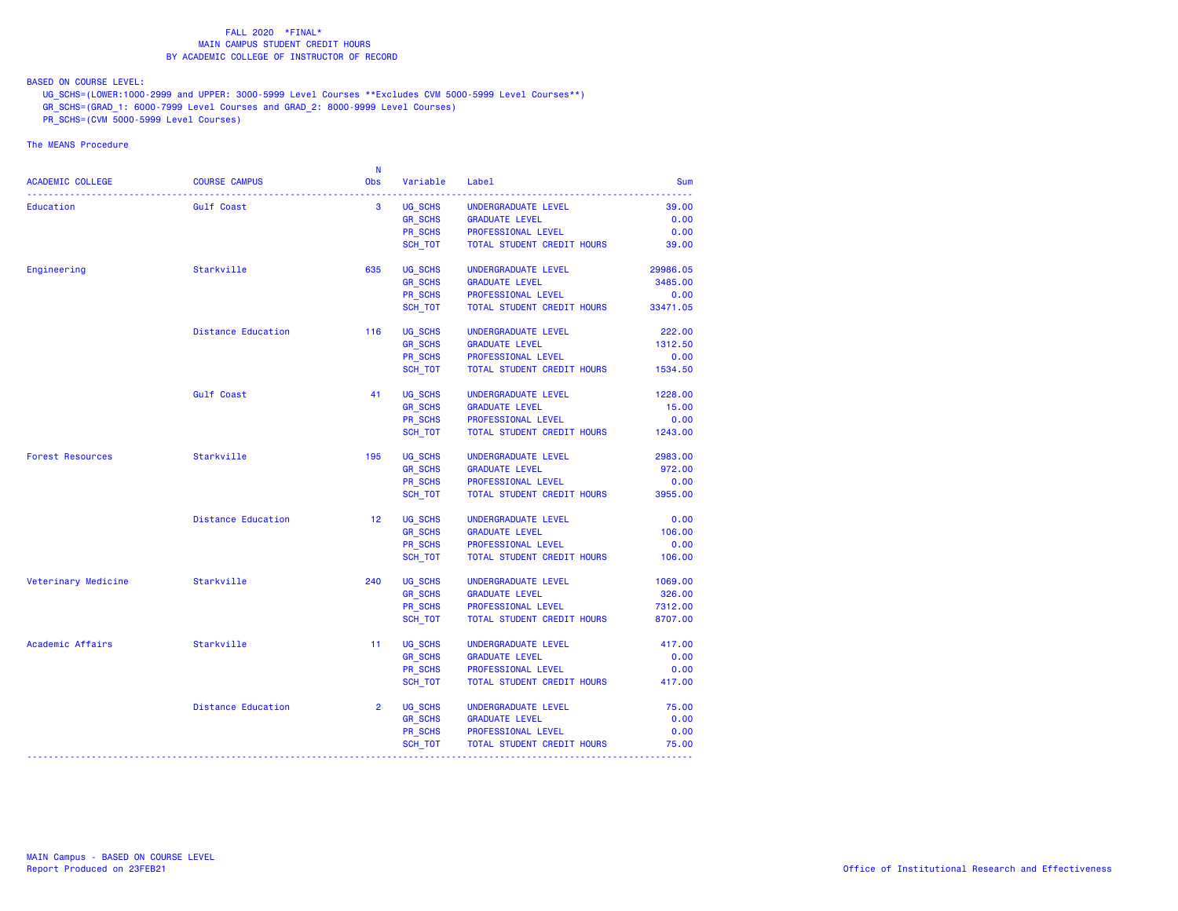FALL 2020 *FINAL*
MAIN CAMPUS STUDENT CREDIT HOURS
BY ACADEMIC COLLEGE OF INSTRUCTOR OF RECORD

BASED ON COURSE LEVEL:
UG_SCHS=(LOWER:1000-2999 and UPPER: 3000-5999 Level Courses **Excludes CVM 5000-5999 Level Courses**)
GR_SCHS=(GRAD_1: 6000-7999 Level Courses and GRAD_2: 8000-9999 Level Courses)
PR_SCHS=(CVM 5000-5999 Level Courses)

The MEANS Procedure

| ACADEMIC COLLEGE | COURSE CAMPUS | N Obs | Variable | Label | Sum |
|---|---|---|---|---|---|
| Education | Gulf Coast | 3 | UG_SCHS | UNDERGRADUATE LEVEL | 39.00 |
| | | | GR_SCHS | GRADUATE LEVEL | 0.00 |
| | | | PR_SCHS | PROFESSIONAL LEVEL | 0.00 |
| | | | SCH_TOT | TOTAL STUDENT CREDIT HOURS | 39.00 |
| Engineering | Starkville | 635 | UG_SCHS | UNDERGRADUATE LEVEL | 29986.05 |
| | | | GR_SCHS | GRADUATE LEVEL | 3485.00 |
| | | | PR_SCHS | PROFESSIONAL LEVEL | 0.00 |
| | | | SCH_TOT | TOTAL STUDENT CREDIT HOURS | 33471.05 |
| | Distance Education | 116 | UG_SCHS | UNDERGRADUATE LEVEL | 222.00 |
| | | | GR_SCHS | GRADUATE LEVEL | 1312.50 |
| | | | PR_SCHS | PROFESSIONAL LEVEL | 0.00 |
| | | | SCH_TOT | TOTAL STUDENT CREDIT HOURS | 1534.50 |
| | Gulf Coast | 41 | UG_SCHS | UNDERGRADUATE LEVEL | 1228.00 |
| | | | GR_SCHS | GRADUATE LEVEL | 15.00 |
| | | | PR_SCHS | PROFESSIONAL LEVEL | 0.00 |
| | | | SCH_TOT | TOTAL STUDENT CREDIT HOURS | 1243.00 |
| Forest Resources | Starkville | 195 | UG_SCHS | UNDERGRADUATE LEVEL | 2983.00 |
| | | | GR_SCHS | GRADUATE LEVEL | 972.00 |
| | | | PR_SCHS | PROFESSIONAL LEVEL | 0.00 |
| | | | SCH_TOT | TOTAL STUDENT CREDIT HOURS | 3955.00 |
| | Distance Education | 12 | UG_SCHS | UNDERGRADUATE LEVEL | 0.00 |
| | | | GR_SCHS | GRADUATE LEVEL | 106.00 |
| | | | PR_SCHS | PROFESSIONAL LEVEL | 0.00 |
| | | | SCH_TOT | TOTAL STUDENT CREDIT HOURS | 106.00 |
| Veterinary Medicine | Starkville | 240 | UG_SCHS | UNDERGRADUATE LEVEL | 1069.00 |
| | | | GR_SCHS | GRADUATE LEVEL | 326.00 |
| | | | PR_SCHS | PROFESSIONAL LEVEL | 7312.00 |
| | | | SCH_TOT | TOTAL STUDENT CREDIT HOURS | 8707.00 |
| Academic Affairs | Starkville | 11 | UG_SCHS | UNDERGRADUATE LEVEL | 417.00 |
| | | | GR_SCHS | GRADUATE LEVEL | 0.00 |
| | | | PR_SCHS | PROFESSIONAL LEVEL | 0.00 |
| | | | SCH_TOT | TOTAL STUDENT CREDIT HOURS | 417.00 |
| | Distance Education | 2 | UG_SCHS | UNDERGRADUATE LEVEL | 75.00 |
| | | | GR_SCHS | GRADUATE LEVEL | 0.00 |
| | | | PR_SCHS | PROFESSIONAL LEVEL | 0.00 |
| | | | SCH_TOT | TOTAL STUDENT CREDIT HOURS | 75.00 |

MAIN Campus - BASED ON COURSE LEVEL
Report Produced on 23FEB21

Office of Institutional Research and Effectiveness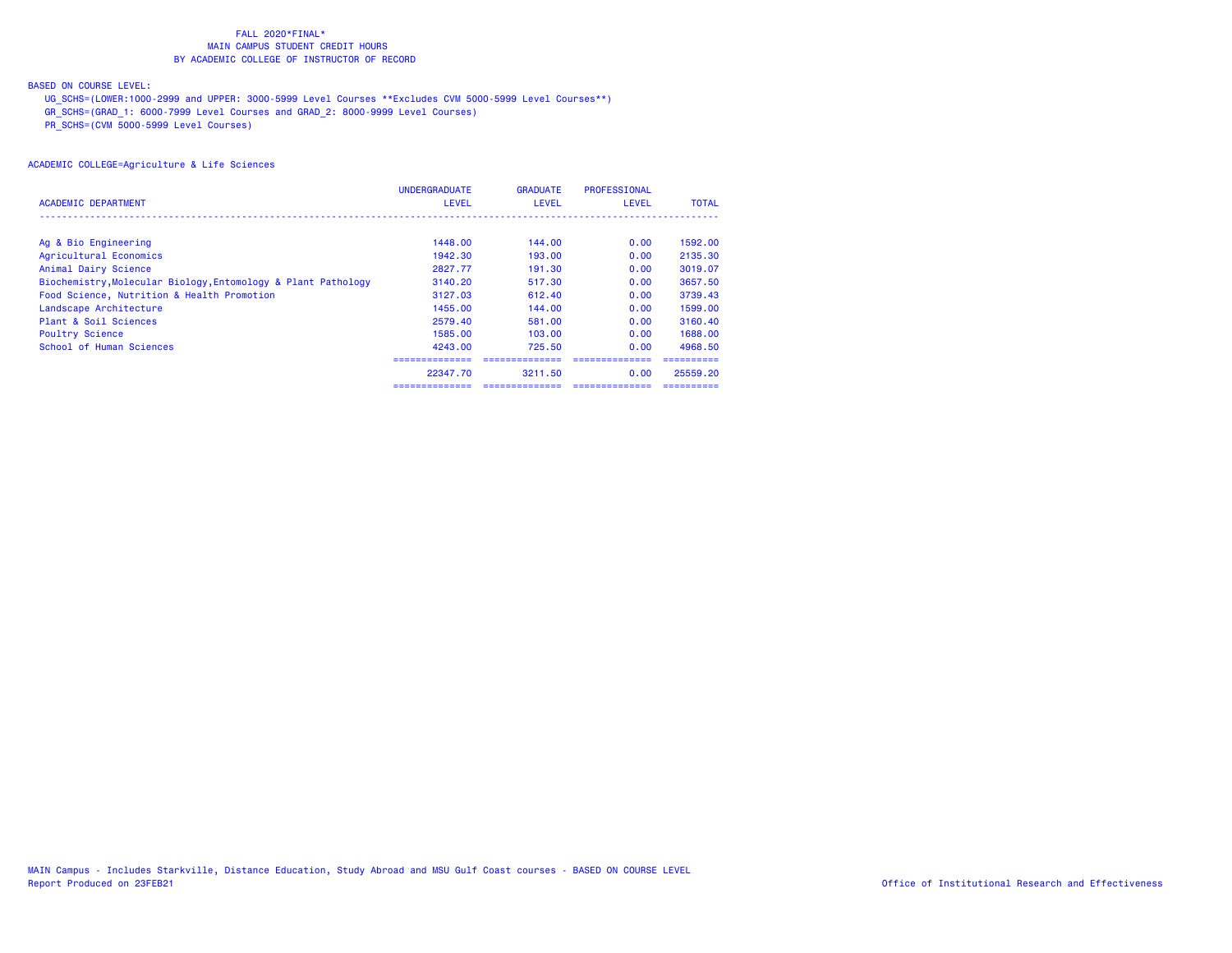FALL 2020*FINAL*
MAIN CAMPUS STUDENT CREDIT HOURS
BY ACADEMIC COLLEGE OF INSTRUCTOR OF RECORD

BASED ON COURSE LEVEL:
UG_SCHS=(LOWER:1000-2999 and UPPER: 3000-5999 Level Courses **Excludes CVM 5000-5999 Level Courses**)
GR_SCHS=(GRAD_1: 6000-7999 Level Courses and GRAD_2: 8000-9999 Level Courses)
PR_SCHS=(CVM 5000-5999 Level Courses)

ACADEMIC COLLEGE=Agriculture & Life Sciences

| ACADEMIC DEPARTMENT | UNDERGRADUATE LEVEL | GRADUATE LEVEL | PROFESSIONAL LEVEL | TOTAL |
|---|---|---|---|---|
| Ag & Bio Engineering | 1448.00 | 144.00 | 0.00 | 1592.00 |
| Agricultural Economics | 1942.30 | 193.00 | 0.00 | 2135.30 |
| Animal Dairy Science | 2827.77 | 191.30 | 0.00 | 3019.07 |
| Biochemistry,Molecular Biology,Entomology & Plant Pathology | 3140.20 | 517.30 | 0.00 | 3657.50 |
| Food Science, Nutrition & Health Promotion | 3127.03 | 612.40 | 0.00 | 3739.43 |
| Landscape Architecture | 1455.00 | 144.00 | 0.00 | 1599.00 |
| Plant & Soil Sciences | 2579.40 | 581.00 | 0.00 | 3160.40 |
| Poultry Science | 1585.00 | 103.00 | 0.00 | 1688.00 |
| School of Human Sciences | 4243.00 | 725.50 | 0.00 | 4968.50 |
| | 22347.70 | 3211.50 | 0.00 | 25559.20 |

MAIN Campus - Includes Starkville, Distance Education, Study Abroad and MSU Gulf Coast courses - BASED ON COURSE LEVEL
Report Produced on 23FEB21

Office of Institutional Research and Effectiveness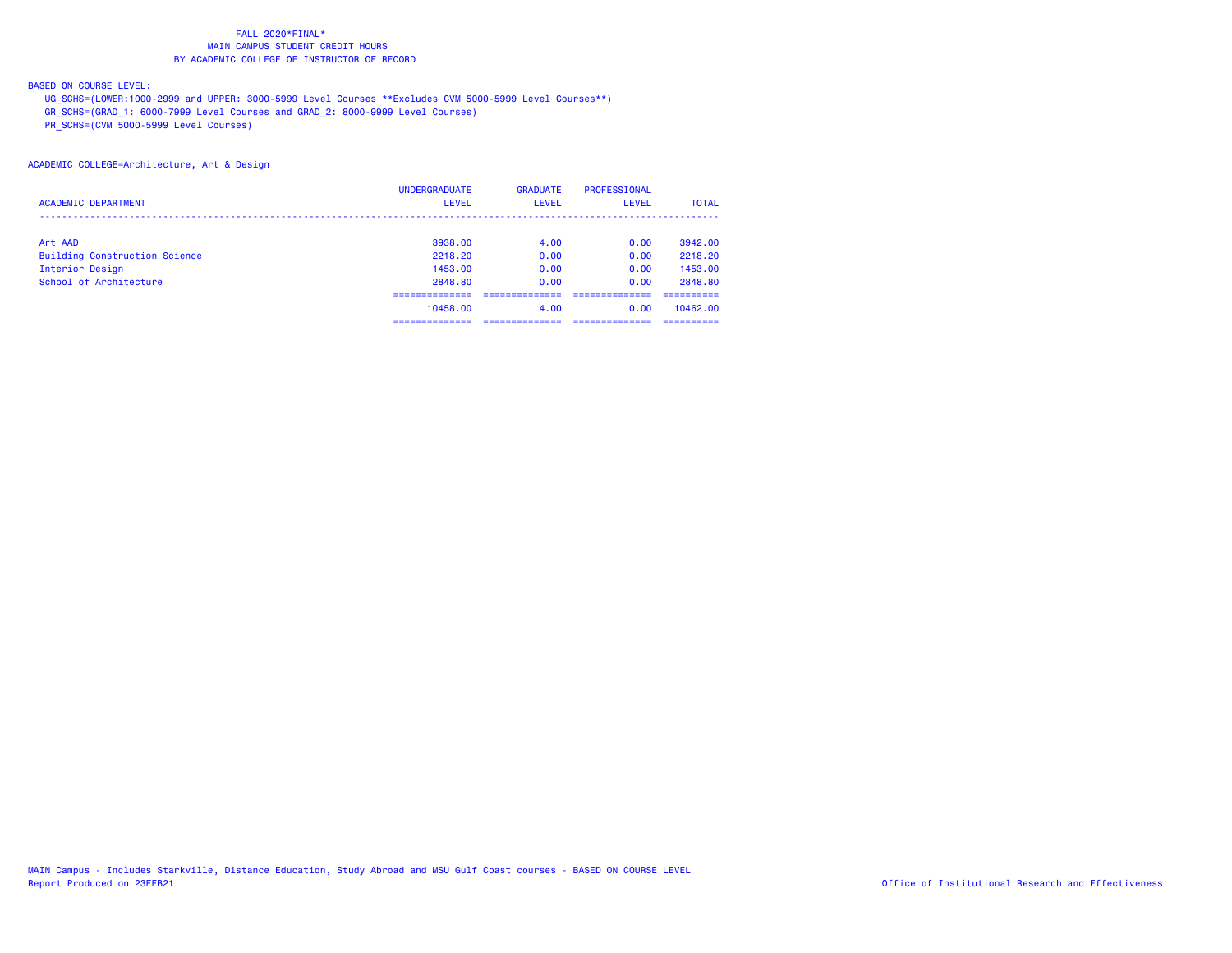FALL 2020*FINAL*
MAIN CAMPUS STUDENT CREDIT HOURS
BY ACADEMIC COLLEGE OF INSTRUCTOR OF RECORD

BASED ON COURSE LEVEL:
UG_SCHS=(LOWER:1000-2999 and UPPER: 3000-5999 Level Courses **Excludes CVM 5000-5999 Level Courses**)
GR_SCHS=(GRAD_1: 6000-7999 Level Courses and GRAD_2: 8000-9999 Level Courses)
PR_SCHS=(CVM 5000-5999 Level Courses)

ACADEMIC COLLEGE=Architecture, Art & Design

| ACADEMIC DEPARTMENT | UNDERGRADUATE LEVEL | GRADUATE LEVEL | PROFESSIONAL LEVEL | TOTAL |
|---|---|---|---|---|
| Art AAD | 3938.00 | 4.00 | 0.00 | 3942.00 |
| Building Construction Science | 2218.20 | 0.00 | 0.00 | 2218.20 |
| Interior Design | 1453.00 | 0.00 | 0.00 | 1453.00 |
| School of Architecture | 2848.80 | 0.00 | 0.00 | 2848.80 |
| | 10458.00 | 4.00 | 0.00 | 10462.00 |

MAIN Campus - Includes Starkville, Distance Education, Study Abroad and MSU Gulf Coast courses - BASED ON COURSE LEVEL
Report Produced on 23FEB21

Office of Institutional Research and Effectiveness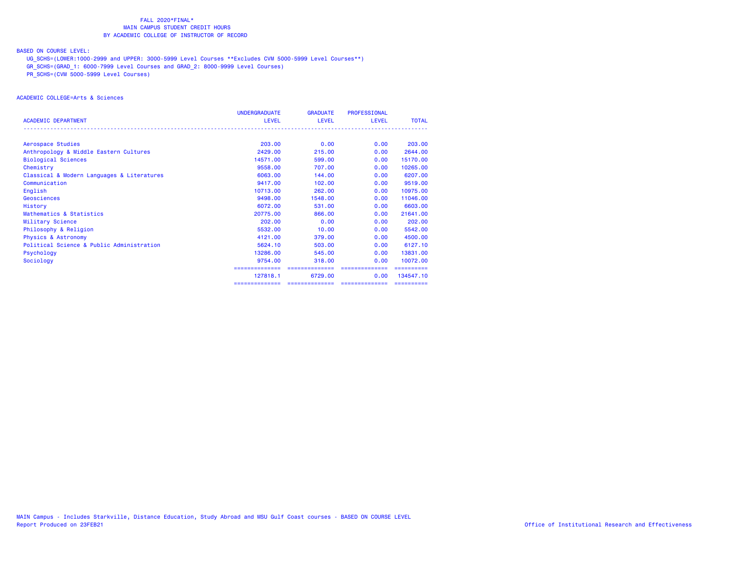FALL 2020*FINAL*
MAIN CAMPUS STUDENT CREDIT HOURS
BY ACADEMIC COLLEGE OF INSTRUCTOR OF RECORD

BASED ON COURSE LEVEL:
UG_SCHS=(LOWER:1000-2999 and UPPER: 3000-5999 Level Courses **Excludes CVM 5000-5999 Level Courses**)
GR_SCHS=(GRAD_1: 6000-7999 Level Courses and GRAD_2: 8000-9999 Level Courses)
PR_SCHS=(CVM 5000-5999 Level Courses)

ACADEMIC COLLEGE=Arts & Sciences

| ACADEMIC DEPARTMENT | UNDERGRADUATE LEVEL | GRADUATE LEVEL | PROFESSIONAL LEVEL | TOTAL |
|---|---|---|---|---|
| Aerospace Studies | 203.00 | 0.00 | 0.00 | 203.00 |
| Anthropology & Middle Eastern Cultures | 2429.00 | 215.00 | 0.00 | 2644.00 |
| Biological Sciences | 14571.00 | 599.00 | 0.00 | 15170.00 |
| Chemistry | 9558.00 | 707.00 | 0.00 | 10265.00 |
| Classical & Modern Languages & Literatures | 6063.00 | 144.00 | 0.00 | 6207.00 |
| Communication | 9417.00 | 102.00 | 0.00 | 9519.00 |
| English | 10713.00 | 262.00 | 0.00 | 10975.00 |
| Geosciences | 9498.00 | 1548.00 | 0.00 | 11046.00 |
| History | 6072.00 | 531.00 | 0.00 | 6603.00 |
| Mathematics & Statistics | 20775.00 | 866.00 | 0.00 | 21641.00 |
| Military Science | 202.00 | 0.00 | 0.00 | 202.00 |
| Philosophy & Religion | 5532.00 | 10.00 | 0.00 | 5542.00 |
| Physics & Astronomy | 4121.00 | 379.00 | 0.00 | 4500.00 |
| Political Science & Public Administration | 5624.10 | 503.00 | 0.00 | 6127.10 |
| Psychology | 13286.00 | 545.00 | 0.00 | 13831.00 |
| Sociology | 9754.00 | 318.00 | 0.00 | 10072.00 |
| | 127818.1 | 6729.00 | 0.00 | 134547.10 |

MAIN Campus - Includes Starkville, Distance Education, Study Abroad and MSU Gulf Coast courses - BASED ON COURSE LEVEL
Report Produced on 23FEB21

Office of Institutional Research and Effectiveness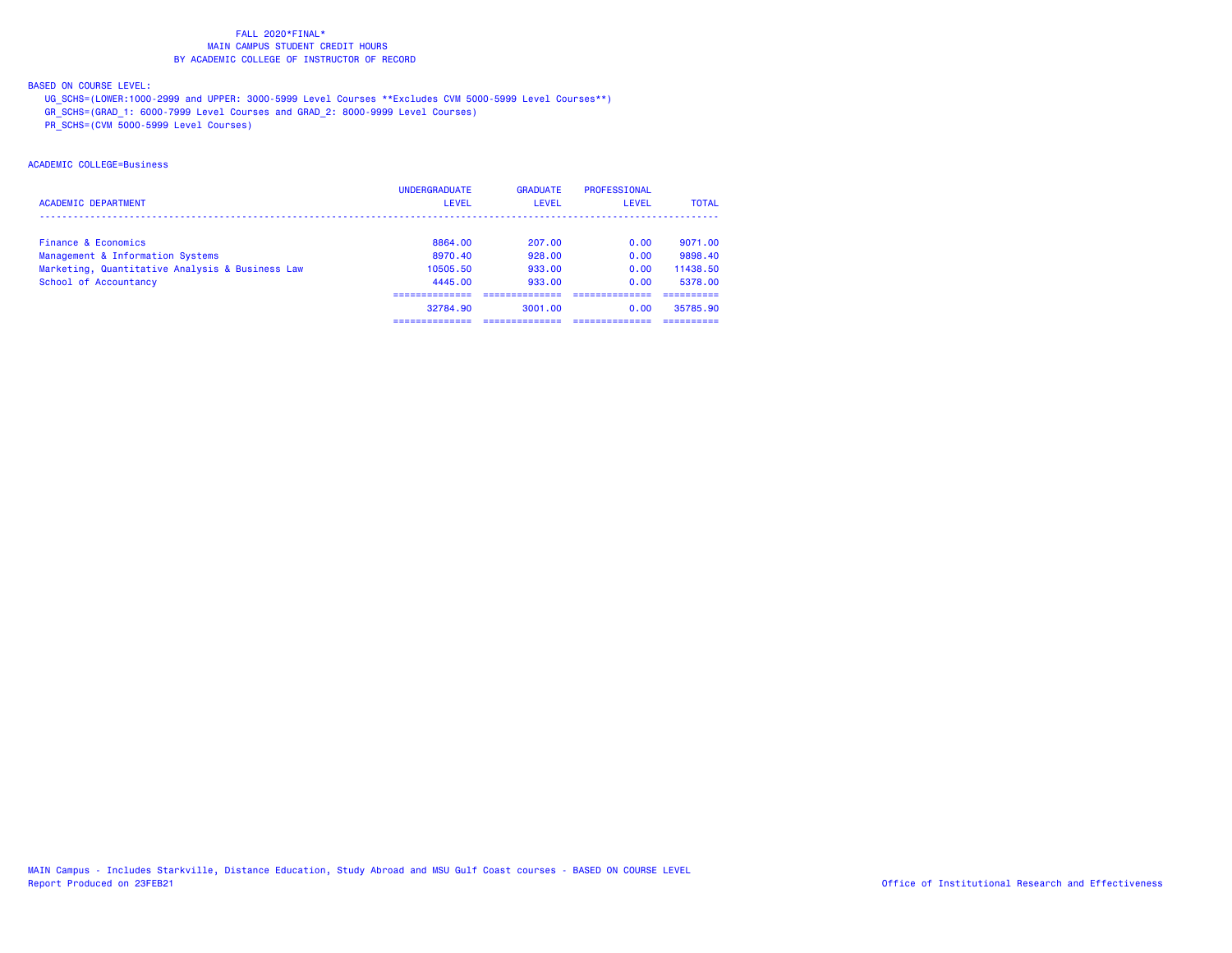FALL 2020*FINAL*
MAIN CAMPUS STUDENT CREDIT HOURS
BY ACADEMIC COLLEGE OF INSTRUCTOR OF RECORD

BASED ON COURSE LEVEL:
UG_SCHS=(LOWER:1000-2999 and UPPER: 3000-5999 Level Courses **Excludes CVM 5000-5999 Level Courses**)
GR_SCHS=(GRAD_1: 6000-7999 Level Courses and GRAD_2: 8000-9999 Level Courses)
PR_SCHS=(CVM 5000-5999 Level Courses)

ACADEMIC COLLEGE=Business

| ACADEMIC DEPARTMENT | UNDERGRADUATE LEVEL | GRADUATE LEVEL | PROFESSIONAL LEVEL | TOTAL |
|---|---|---|---|---|
| Finance & Economics | 8864.00 | 207.00 | 0.00 | 9071.00 |
| Management & Information Systems | 8970.40 | 928.00 | 0.00 | 9898.40 |
| Marketing, Quantitative Analysis & Business Law | 10505.50 | 933.00 | 0.00 | 11438.50 |
| School of Accountancy | 4445.00 | 933.00 | 0.00 | 5378.00 |
| | 32784.90 | 3001.00 | 0.00 | 35785.90 |

MAIN Campus - Includes Starkville, Distance Education, Study Abroad and MSU Gulf Coast courses - BASED ON COURSE LEVEL
Report Produced on 23FEB21

Office of Institutional Research and Effectiveness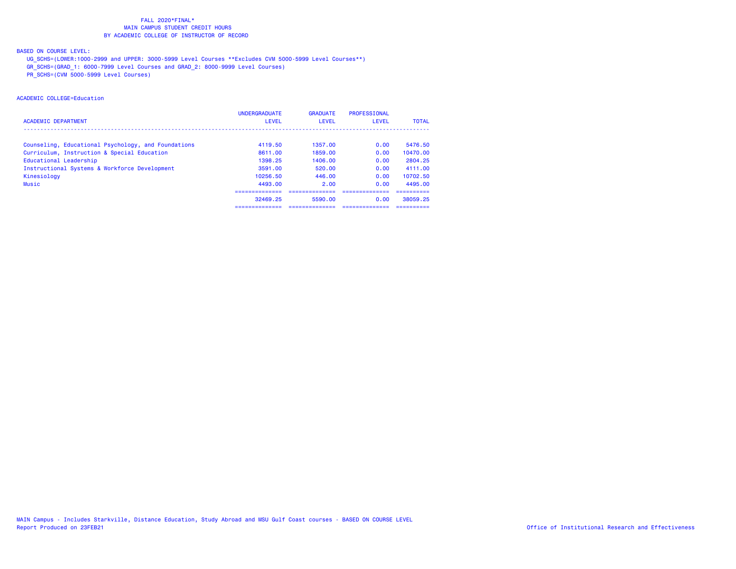FALL 2020*FINAL*
MAIN CAMPUS STUDENT CREDIT HOURS
BY ACADEMIC COLLEGE OF INSTRUCTOR OF RECORD

BASED ON COURSE LEVEL:
UG_SCHS=(LOWER:1000-2999 and UPPER: 3000-5999 Level Courses **Excludes CVM 5000-5999 Level Courses**)
GR_SCHS=(GRAD_1: 6000-7999 Level Courses and GRAD_2: 8000-9999 Level Courses)
PR_SCHS=(CVM 5000-5999 Level Courses)

ACADEMIC COLLEGE=Education

| ACADEMIC DEPARTMENT | UNDERGRADUATE LEVEL | GRADUATE LEVEL | PROFESSIONAL LEVEL | TOTAL |
|---|---|---|---|---|
| Counseling, Educational Psychology, and Foundations | 4119.50 | 1357.00 | 0.00 | 5476.50 |
| Curriculum, Instruction & Special Education | 8611.00 | 1859.00 | 0.00 | 10470.00 |
| Educational Leadership | 1398.25 | 1406.00 | 0.00 | 2804.25 |
| Instructional Systems & Workforce Development | 3591.00 | 520.00 | 0.00 | 4111.00 |
| Kinesiology | 10256.50 | 446.00 | 0.00 | 10702.50 |
| Music | 4493.00 | 2.00 | 0.00 | 4495.00 |
| | 32469.25 | 5590.00 | 0.00 | 38059.25 |

MAIN Campus - Includes Starkville, Distance Education, Study Abroad and MSU Gulf Coast courses - BASED ON COURSE LEVEL
Report Produced on 23FEB21

Office of Institutional Research and Effectiveness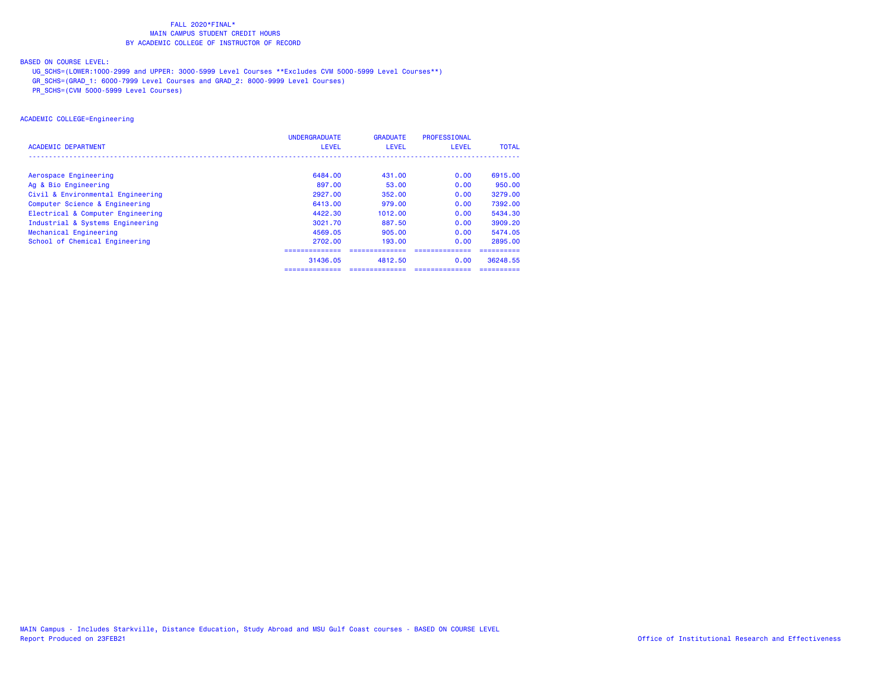FALL 2020*FINAL*
MAIN CAMPUS STUDENT CREDIT HOURS
BY ACADEMIC COLLEGE OF INSTRUCTOR OF RECORD

BASED ON COURSE LEVEL:
UG_SCHS=(LOWER:1000-2999 and UPPER: 3000-5999 Level Courses **Excludes CVM 5000-5999 Level Courses**)
GR_SCHS=(GRAD_1: 6000-7999 Level Courses and GRAD_2: 8000-9999 Level Courses)
PR_SCHS=(CVM 5000-5999 Level Courses)

ACADEMIC COLLEGE=Engineering

| ACADEMIC DEPARTMENT | UNDERGRADUATE LEVEL | GRADUATE LEVEL | PROFESSIONAL LEVEL | TOTAL |
|---|---|---|---|---|
| Aerospace Engineering | 6484.00 | 431.00 | 0.00 | 6915.00 |
| Ag & Bio Engineering | 897.00 | 53.00 | 0.00 | 950.00 |
| Civil & Environmental Engineering | 2927.00 | 352.00 | 0.00 | 3279.00 |
| Computer Science & Engineering | 6413.00 | 979.00 | 0.00 | 7392.00 |
| Electrical & Computer Engineering | 4422.30 | 1012.00 | 0.00 | 5434.30 |
| Industrial & Systems Engineering | 3021.70 | 887.50 | 0.00 | 3909.20 |
| Mechanical Engineering | 4569.05 | 905.00 | 0.00 | 5474.05 |
| School of Chemical Engineering | 2702.00 | 193.00 | 0.00 | 2895.00 |
| | 31436.05 | 4812.50 | 0.00 | 36248.55 |

MAIN Campus - Includes Starkville, Distance Education, Study Abroad and MSU Gulf Coast courses - BASED ON COURSE LEVEL
Report Produced on 23FEB21

Office of Institutional Research and Effectiveness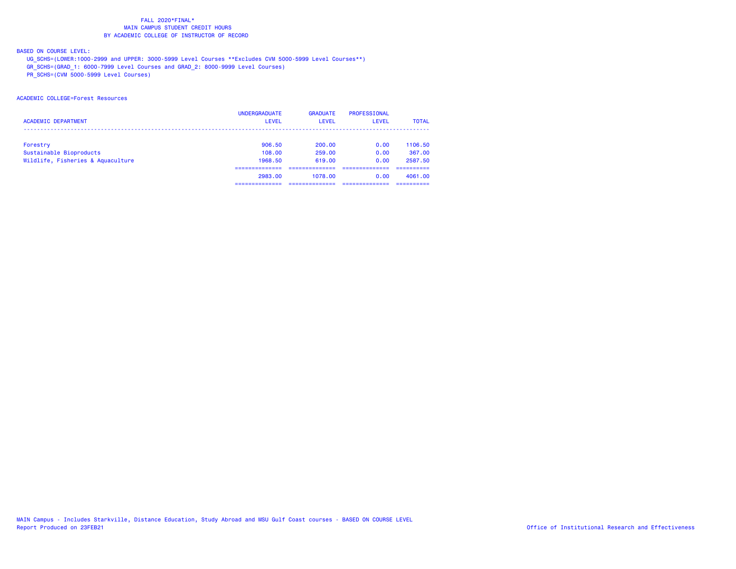FALL 2020*FINAL*
MAIN CAMPUS STUDENT CREDIT HOURS
BY ACADEMIC COLLEGE OF INSTRUCTOR OF RECORD

BASED ON COURSE LEVEL:
UG_SCHS=(LOWER:1000-2999 and UPPER: 3000-5999 Level Courses **Excludes CVM 5000-5999 Level Courses**)
GR_SCHS=(GRAD_1: 6000-7999 Level Courses and GRAD_2: 8000-9999 Level Courses)
PR_SCHS=(CVM 5000-5999 Level Courses)

ACADEMIC COLLEGE=Forest Resources

| ACADEMIC DEPARTMENT | UNDERGRADUATE LEVEL | GRADUATE LEVEL | PROFESSIONAL LEVEL | TOTAL |
|---|---|---|---|---|
| Forestry | 906.50 | 200.00 | 0.00 | 1106.50 |
| Sustainable Bioproducts | 108.00 | 259.00 | 0.00 | 367.00 |
| Wildlife, Fisheries & Aquaculture | 1968.50 | 619.00 | 0.00 | 2587.50 |
| | 2983.00 | 1078.00 | 0.00 | 4061.00 |

MAIN Campus - Includes Starkville, Distance Education, Study Abroad and MSU Gulf Coast courses - BASED ON COURSE LEVEL
Report Produced on 23FEB21
Office of Institutional Research and Effectiveness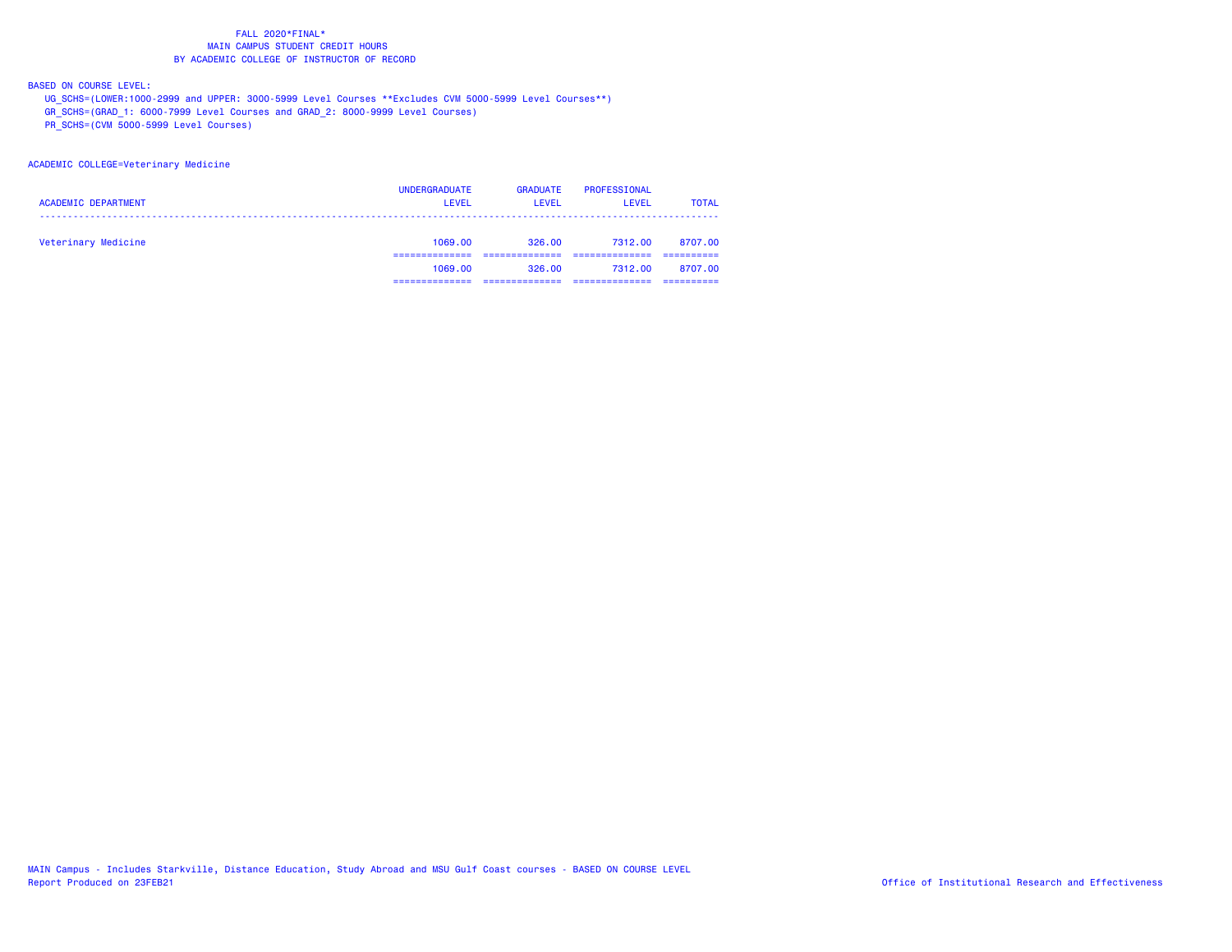FALL 2020*FINAL*
MAIN CAMPUS STUDENT CREDIT HOURS
BY ACADEMIC COLLEGE OF INSTRUCTOR OF RECORD

BASED ON COURSE LEVEL:
UG_SCHS=(LOWER:1000-2999 and UPPER: 3000-5999 Level Courses **Excludes CVM 5000-5999 Level Courses**)
GR_SCHS=(GRAD_1: 6000-7999 Level Courses and GRAD_2: 8000-9999 Level Courses)
PR_SCHS=(CVM 5000-5999 Level Courses)

ACADEMIC COLLEGE=Veterinary Medicine

| ACADEMIC DEPARTMENT | UNDERGRADUATE LEVEL | GRADUATE LEVEL | PROFESSIONAL LEVEL | TOTAL |
|---|---|---|---|---|
| Veterinary Medicine | 1069.00 | 326.00 | 7312.00 | 8707.00 |
| | 1069.00 | 326.00 | 7312.00 | 8707.00 |

MAIN Campus - Includes Starkville, Distance Education, Study Abroad and MSU Gulf Coast courses - BASED ON COURSE LEVEL
Report Produced on 23FEB21
Office of Institutional Research and Effectiveness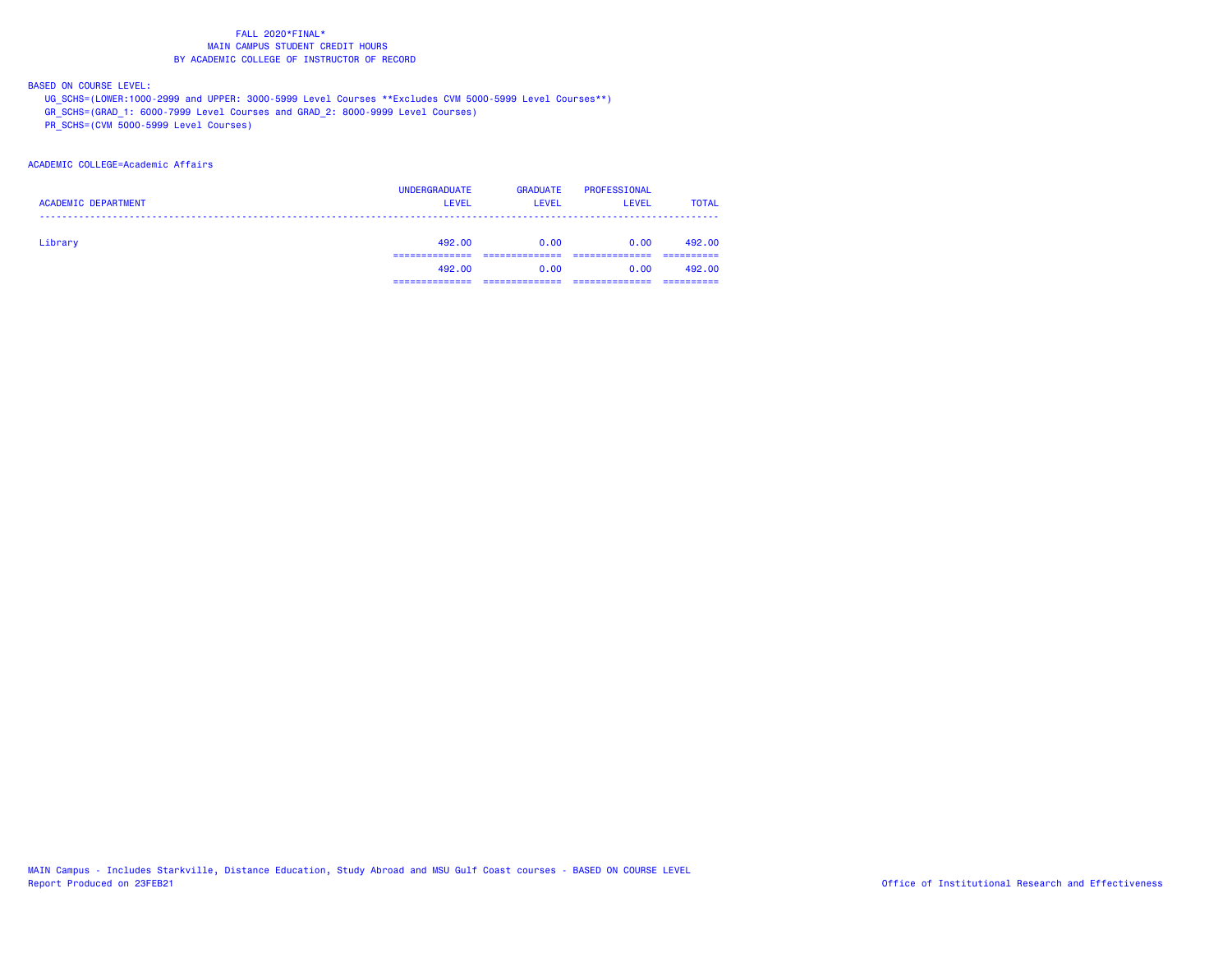FALL 2020*FINAL*
MAIN CAMPUS STUDENT CREDIT HOURS
BY ACADEMIC COLLEGE OF INSTRUCTOR OF RECORD

BASED ON COURSE LEVEL:
UG_SCHS=(LOWER:1000-2999 and UPPER: 3000-5999 Level Courses **Excludes CVM 5000-5999 Level Courses**)
GR_SCHS=(GRAD_1: 6000-7999 Level Courses and GRAD_2: 8000-9999 Level Courses)
PR_SCHS=(CVM 5000-5999 Level Courses)

ACADEMIC COLLEGE=Academic Affairs

| ACADEMIC DEPARTMENT | UNDERGRADUATE LEVEL | GRADUATE LEVEL | PROFESSIONAL LEVEL | TOTAL |
|---|---|---|---|---|
| Library | 492.00 | 0.00 | 0.00 | 492.00 |
| | 492.00 | 0.00 | 0.00 | 492.00 |

MAIN Campus - Includes Starkville, Distance Education, Study Abroad and MSU Gulf Coast courses - BASED ON COURSE LEVEL
Report Produced on 23FEB21

Office of Institutional Research and Effectiveness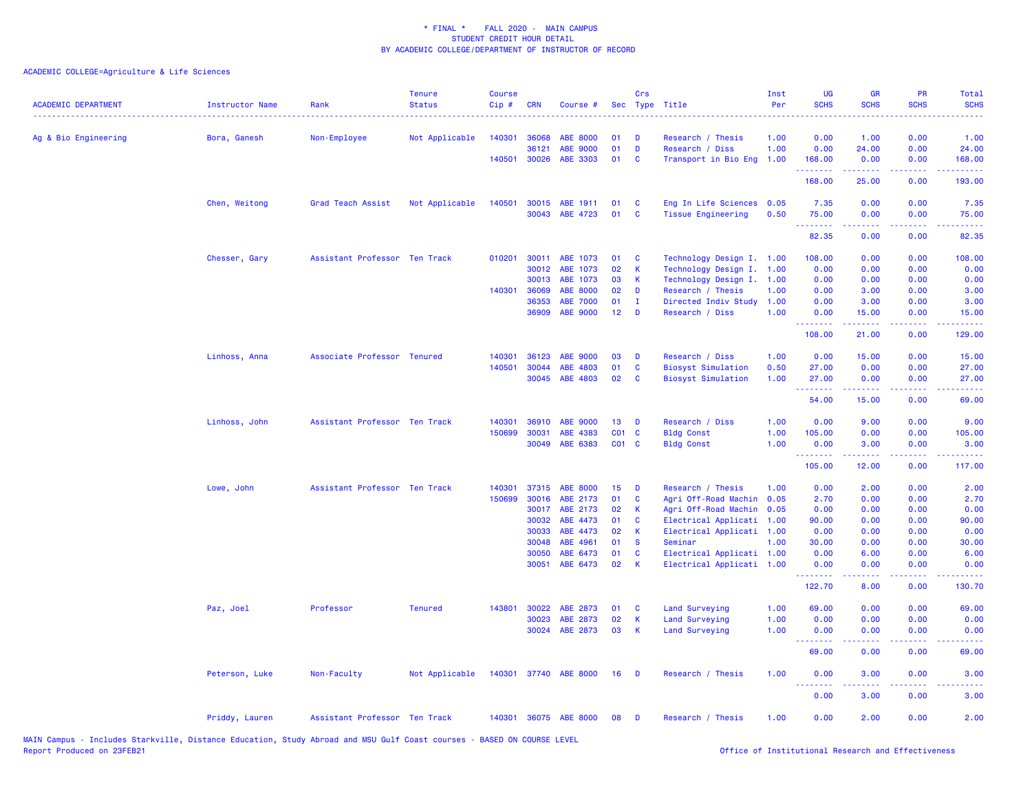\* FINAL \*    FALL 2020 -  MAIN CAMPUS
STUDENT CREDIT HOUR DETAIL
BY ACADEMIC COLLEGE/DEPARTMENT OF INSTRUCTOR OF RECORD

ACADEMIC COLLEGE=Agriculture & Life Sciences

| ACADEMIC DEPARTMENT | Instructor Name | Rank | Tenure Status | Course Cip # | CRN | Course # | Sec | Crs Type | Title | Inst Per | UG SCHS | GR SCHS | PR SCHS | Total SCHS |
|---|---|---|---|---|---|---|---|---|---|---|---|---|---|---|
| Ag & Bio Engineering | Bora, Ganesh | Non-Employee | Not Applicable | 140301 | 36068 | ABE 8000 | 01 | D | Research / Thesis | 1.00 | 0.00 | 1.00 | 0.00 | 1.00 |
| | | | | | 36121 | ABE 9000 | 01 | D | Research / Diss | 1.00 | 0.00 | 24.00 | 0.00 | 24.00 |
| | | | | 140501 | 30026 | ABE 3303 | 01 | C | Transport in Bio Eng | 1.00 | 168.00 | 0.00 | 0.00 | 168.00 |
| | | | | | | | | | | | 168.00 | 25.00 | 0.00 | 193.00 |
| | Chen, Weitong | Grad Teach Assist | Not Applicable | 140501 | 30015 | ABE 1911 | 01 | C | Eng In Life Sciences | 0.05 | 7.35 | 0.00 | 0.00 | 7.35 |
| | | | | | 30043 | ABE 4723 | 01 | C | Tissue Engineering | 0.50 | 75.00 | 0.00 | 0.00 | 75.00 |
| | | | | | | | | | | | 82.35 | 0.00 | 0.00 | 82.35 |
| | Chesser, Gary | Assistant Professor | Ten Track | 010201 | 30011 | ABE 1073 | 01 | C | Technology Design I. | 1.00 | 108.00 | 0.00 | 0.00 | 108.00 |
| | | | | | 30012 | ABE 1073 | 02 | K | Technology Design I. | 1.00 | 0.00 | 0.00 | 0.00 | 0.00 |
| | | | | | 30013 | ABE 1073 | 03 | K | Technology Design I. | 1.00 | 0.00 | 0.00 | 0.00 | 0.00 |
| | | | | 140301 | 36069 | ABE 8000 | 02 | D | Research / Thesis | 1.00 | 0.00 | 3.00 | 0.00 | 3.00 |
| | | | | | 36353 | ABE 7000 | 01 | I | Directed Indiv Study | 1.00 | 0.00 | 3.00 | 0.00 | 3.00 |
| | | | | | 36909 | ABE 9000 | 12 | D | Research / Diss | 1.00 | 0.00 | 15.00 | 0.00 | 15.00 |
| | | | | | | | | | | | 108.00 | 21.00 | 0.00 | 129.00 |
| | Linhoss, Anna | Associate Professor | Tenured | 140301 | 36123 | ABE 9000 | 03 | D | Research / Diss | 1.00 | 0.00 | 15.00 | 0.00 | 15.00 |
| | | | | 140501 | 30044 | ABE 4803 | 01 | C | Biosyst Simulation | 0.50 | 27.00 | 0.00 | 0.00 | 27.00 |
| | | | | | 30045 | ABE 4803 | 02 | C | Biosyst Simulation | 1.00 | 27.00 | 0.00 | 0.00 | 27.00 |
| | | | | | | | | | | | 54.00 | 15.00 | 0.00 | 69.00 |
| | Linhoss, John | Assistant Professor | Ten Track | 140301 | 36910 | ABE 9000 | 13 | D | Research / Diss | 1.00 | 0.00 | 9.00 | 0.00 | 9.00 |
| | | | | 150699 | 30031 | ABE 4383 | C01 | C | Bldg Const | 1.00 | 105.00 | 0.00 | 0.00 | 105.00 |
| | | | | | 30049 | ABE 6383 | C01 | C | Bldg Const | 1.00 | 0.00 | 3.00 | 0.00 | 3.00 |
| | | | | | | | | | | | 105.00 | 12.00 | 0.00 | 117.00 |
| | Lowe, John | Assistant Professor | Ten Track | 140301 | 37315 | ABE 8000 | 15 | D | Research / Thesis | 1.00 | 0.00 | 2.00 | 0.00 | 2.00 |
| | | | | 150699 | 30016 | ABE 2173 | 01 | C | Agri Off-Road Machin | 0.05 | 2.70 | 0.00 | 0.00 | 2.70 |
| | | | | | 30017 | ABE 2173 | 02 | K | Agri Off-Road Machin | 0.05 | 0.00 | 0.00 | 0.00 | 0.00 |
| | | | | | 30032 | ABE 4473 | 01 | C | Electrical Applicati | 1.00 | 90.00 | 0.00 | 0.00 | 90.00 |
| | | | | | 30033 | ABE 4473 | 02 | K | Electrical Applicati | 1.00 | 0.00 | 0.00 | 0.00 | 0.00 |
| | | | | | 30048 | ABE 4961 | 01 | S | Seminar | 1.00 | 30.00 | 0.00 | 0.00 | 30.00 |
| | | | | | 30050 | ABE 6473 | 01 | C | Electrical Applicati | 1.00 | 0.00 | 6.00 | 0.00 | 6.00 |
| | | | | | 30051 | ABE 6473 | 02 | K | Electrical Applicati | 1.00 | 0.00 | 0.00 | 0.00 | 0.00 |
| | | | | | | | | | | | 122.70 | 8.00 | 0.00 | 130.70 |
| | Paz, Joel | Professor | Tenured | 143801 | 30022 | ABE 2873 | 01 | C | Land Surveying | 1.00 | 69.00 | 0.00 | 0.00 | 69.00 |
| | | | | | 30023 | ABE 2873 | 02 | K | Land Surveying | 1.00 | 0.00 | 0.00 | 0.00 | 0.00 |
| | | | | | 30024 | ABE 2873 | 03 | K | Land Surveying | 1.00 | 0.00 | 0.00 | 0.00 | 0.00 |
| | | | | | | | | | | | 69.00 | 0.00 | 0.00 | 69.00 |
| | Peterson, Luke | Non-Faculty | Not Applicable | 140301 | 37740 | ABE 8000 | 16 | D | Research / Thesis | 1.00 | 0.00 | 3.00 | 0.00 | 3.00 |
| | | | | | | | | | | | 0.00 | 3.00 | 0.00 | 3.00 |
| | Priddy, Lauren | Assistant Professor | Ten Track | 140301 | 36075 | ABE 8000 | 08 | D | Research / Thesis | 1.00 | 0.00 | 2.00 | 0.00 | 2.00 |

MAIN Campus - Includes Starkville, Distance Education, Study Abroad and MSU Gulf Coast courses - BASED ON COURSE LEVEL
Report Produced on 23FEB21    Office of Institutional Research and Effectiveness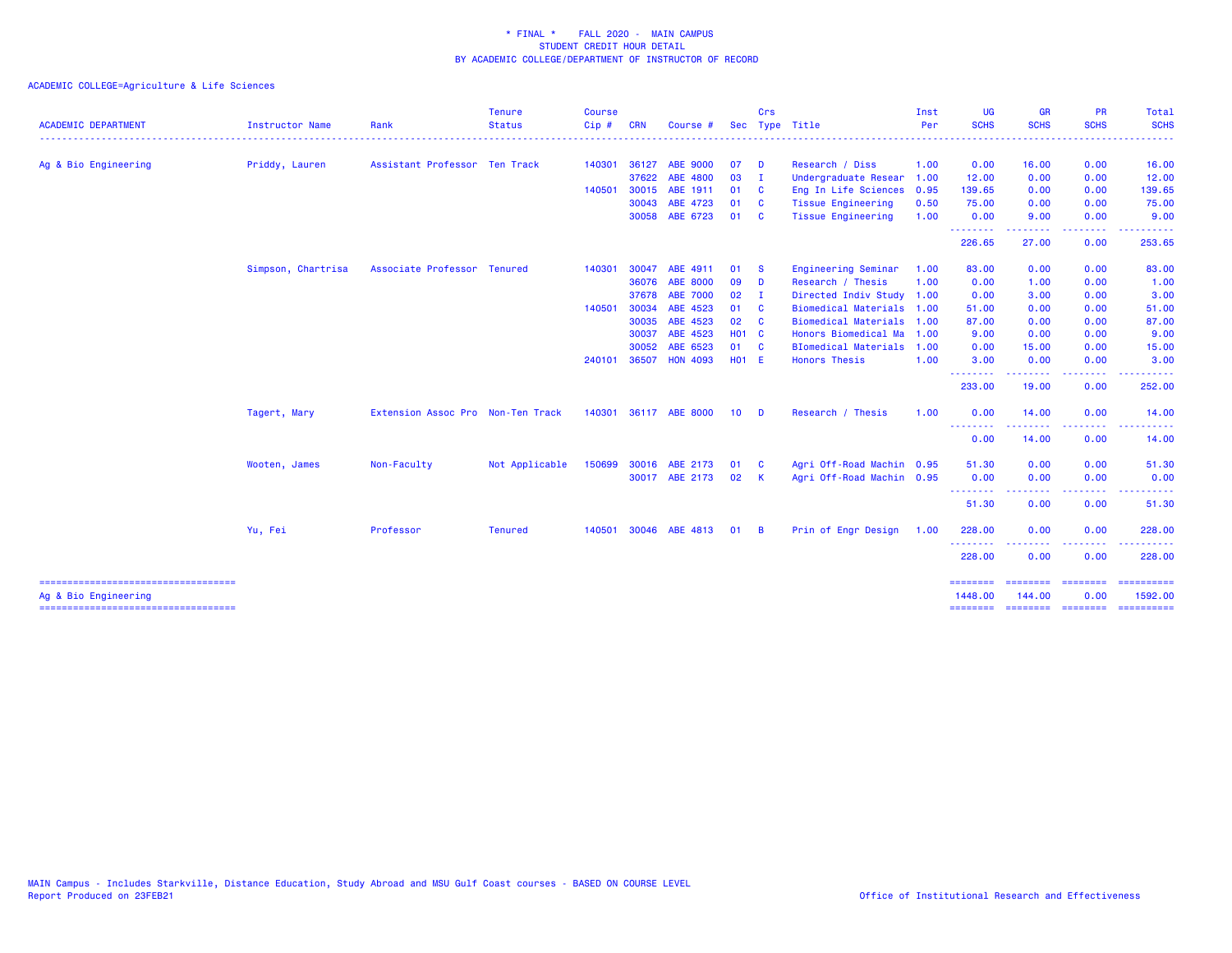\* FINAL \*    FALL 2020 - MAIN CAMPUS
STUDENT CREDIT HOUR DETAIL
BY ACADEMIC COLLEGE/DEPARTMENT OF INSTRUCTOR OF RECORD

ACADEMIC COLLEGE=Agriculture & Life Sciences

| ACADEMIC DEPARTMENT | Instructor Name | Rank | Tenure Status | Course Cip # | CRN | Course # | Sec | Crs Type | Title | Inst Per | UG SCHS | GR SCHS | PR SCHS | Total SCHS |
|---|---|---|---|---|---|---|---|---|---|---|---|---|---|---|
| Ag & Bio Engineering | Priddy, Lauren | Assistant Professor | Ten Track | 140301 | 36127 | ABE 9000 | 07 | D | Research / Diss | 1.00 | 0.00 | 16.00 | 0.00 | 16.00 |
| | | | | | 37622 | ABE 4800 | 03 | I | Undergraduate Resear | 1.00 | 12.00 | 0.00 | 0.00 | 12.00 |
| | | | | 140501 | 30015 | ABE 1911 | 01 | C | Eng In Life Sciences | 0.95 | 139.65 | 0.00 | 0.00 | 139.65 |
| | | | | | 30043 | ABE 4723 | 01 | C | Tissue Engineering | 0.50 | 75.00 | 0.00 | 0.00 | 75.00 |
| | | | | | 30058 | ABE 6723 | 01 | C | Tissue Engineering | 1.00 | 0.00 | 9.00 | 0.00 | 9.00 |
| | | | | | | | | | | | 226.65 | 27.00 | 0.00 | 253.65 |
| | Simpson, Chartrisa | Associate Professor | Tenured | 140301 | 30047 | ABE 4911 | 01 | S | Engineering Seminar | 1.00 | 83.00 | 0.00 | 0.00 | 83.00 |
| | | | | | 36076 | ABE 8000 | 09 | D | Research / Thesis | 1.00 | 0.00 | 1.00 | 0.00 | 1.00 |
| | | | | | 37678 | ABE 7000 | 02 | I | Directed Indiv Study | 1.00 | 0.00 | 3.00 | 0.00 | 3.00 |
| | | | | 140501 | 30034 | ABE 4523 | 01 | C | Biomedical Materials | 1.00 | 51.00 | 0.00 | 0.00 | 51.00 |
| | | | | | 30035 | ABE 4523 | 02 | C | Biomedical Materials | 1.00 | 87.00 | 0.00 | 0.00 | 87.00 |
| | | | | | 30037 | ABE 4523 | H01 | C | Honors Biomedical Ma | 1.00 | 9.00 | 0.00 | 0.00 | 9.00 |
| | | | | | 30052 | ABE 6523 | 01 | C | BIomedical Materials | 1.00 | 0.00 | 15.00 | 0.00 | 15.00 |
| | | | | 240101 | 36507 | HON 4093 | H01 | E | Honors Thesis | 1.00 | 3.00 | 0.00 | 0.00 | 3.00 |
| | | | | | | | | | | | 233.00 | 19.00 | 0.00 | 252.00 |
| | Tagert, Mary | Extension Assoc Pro | Non-Ten Track | 140301 | 36117 | ABE 8000 | 10 | D | Research / Thesis | 1.00 | 0.00 | 14.00 | 0.00 | 14.00 |
| | | | | | | | | | | | 0.00 | 14.00 | 0.00 | 14.00 |
| | Wooten, James | Non-Faculty | Not Applicable | 150699 | 30016 | ABE 2173 | 01 | C | Agri Off-Road Machin | 0.95 | 51.30 | 0.00 | 0.00 | 51.30 |
| | | | | | 30017 | ABE 2173 | 02 | K | Agri Off-Road Machin | 0.95 | 0.00 | 0.00 | 0.00 | 0.00 |
| | | | | | | | | | | | 51.30 | 0.00 | 0.00 | 51.30 |
| | Yu, Fei | Professor | Tenured | 140501 | 30046 | ABE 4813 | 01 | B | Prin of Engr Design | 1.00 | 228.00 | 0.00 | 0.00 | 228.00 |
| | | | | | | | | | | | 228.00 | 0.00 | 0.00 | 228.00 |
| Ag & Bio Engineering | | | | | | | | | | | 1448.00 | 144.00 | 0.00 | 1592.00 |

MAIN Campus - Includes Starkville, Distance Education, Study Abroad and MSU Gulf Coast courses - BASED ON COURSE LEVEL
Report Produced on 23FEB21

Office of Institutional Research and Effectiveness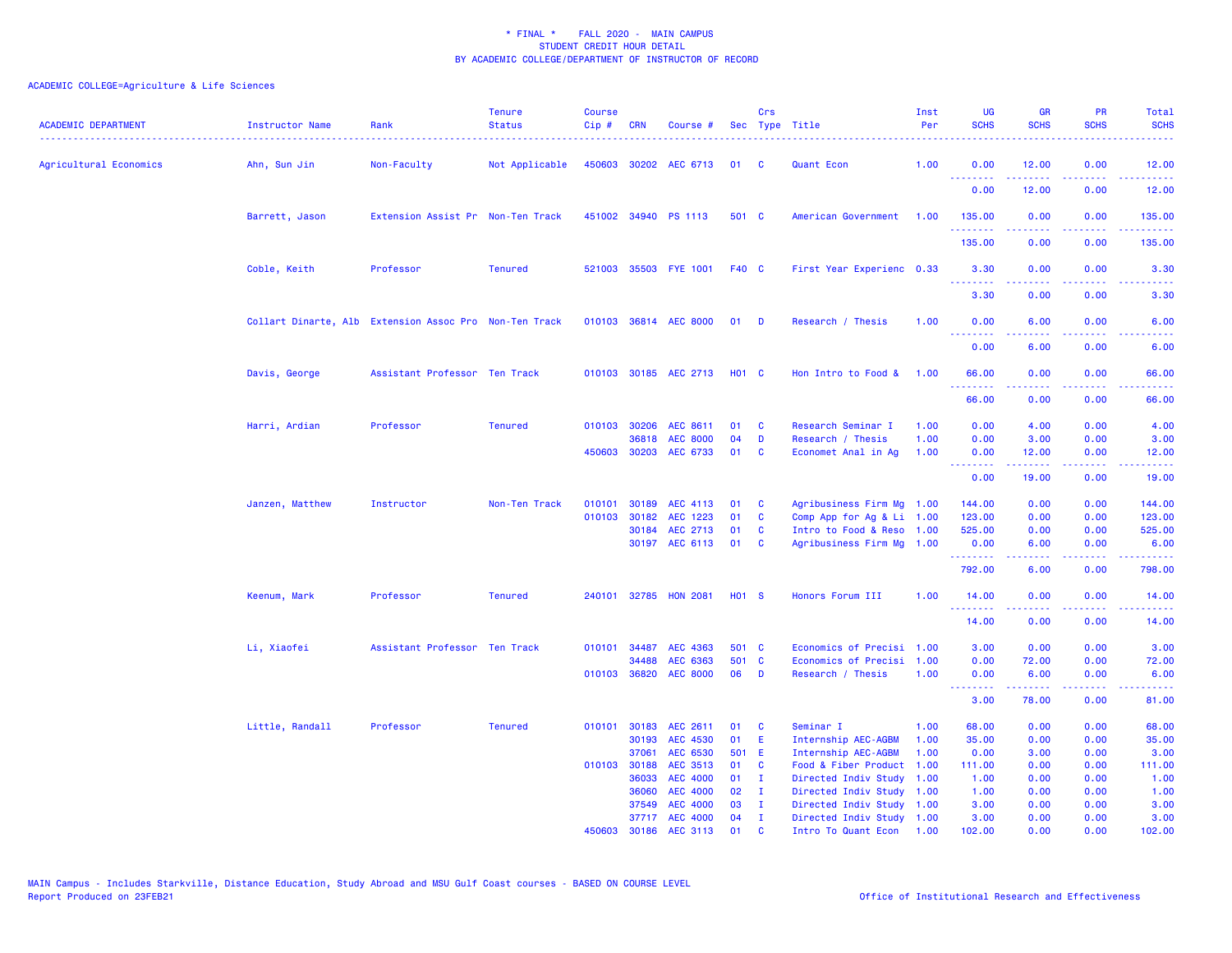\* FINAL \* FALL 2020 - MAIN CAMPUS
STUDENT CREDIT HOUR DETAIL
BY ACADEMIC COLLEGE/DEPARTMENT OF INSTRUCTOR OF RECORD

ACADEMIC COLLEGE=Agriculture & Life Sciences

| ACADEMIC DEPARTMENT | Instructor Name | Rank | Tenure Status | Course Cip # | CRN | Course # | Sec | Crs Type | Title | Inst Per | UG SCHS | GR SCHS | PR SCHS | Total SCHS |
|---|---|---|---|---|---|---|---|---|---|---|---|---|---|---|
| Agricultural Economics | Ahn, Sun Jin | Non-Faculty | Not Applicable | 450603 | 30202 | AEC 6713 | 01 | C | Quant Econ | 1.00 | 0.00 | 12.00 | 0.00 | 12.00 |
| | | | | | | | | | | | 0.00 | 12.00 | 0.00 | 12.00 |
| | Barrett, Jason | Extension Assist Pr | Non-Ten Track | 451002 | 34940 | PS 1113 | 501 | C | American Government | 1.00 | 135.00 | 0.00 | 0.00 | 135.00 |
| | | | | | | | | | | | 135.00 | 0.00 | 0.00 | 135.00 |
| | Coble, Keith | Professor | Tenured | 521003 | 35503 | FYE 1001 | F40 | C | First Year Experienc | 0.33 | 3.30 | 0.00 | 0.00 | 3.30 |
| | | | | | | | | | | | 3.30 | 0.00 | 0.00 | 3.30 |
| | Collart Dinarte, Alb | Extension Assoc Pro | Non-Ten Track | 010103 | 36814 | AEC 8000 | 01 | D | Research / Thesis | 1.00 | 0.00 | 6.00 | 0.00 | 6.00 |
| | | | | | | | | | | | 0.00 | 6.00 | 0.00 | 6.00 |
| | Davis, George | Assistant Professor | Ten Track | 010103 | 30185 | AEC 2713 | H01 | C | Hon Intro to Food & | 1.00 | 66.00 | 0.00 | 0.00 | 66.00 |
| | | | | | | | | | | | 66.00 | 0.00 | 0.00 | 66.00 |
| | Harri, Ardian | Professor | Tenured | 010103 | 30206 | AEC 8611 | 01 | C | Research Seminar I | 1.00 | 0.00 | 4.00 | 0.00 | 4.00 |
| | | | | | 36818 | AEC 8000 | 04 | D | Research / Thesis | 1.00 | 0.00 | 3.00 | 0.00 | 3.00 |
| | | | | 450603 | 30203 | AEC 6733 | 01 | C | Economet Anal in Ag | 1.00 | 0.00 | 12.00 | 0.00 | 12.00 |
| | | | | | | | | | | | 0.00 | 19.00 | 0.00 | 19.00 |
| | Janzen, Matthew | Instructor | Non-Ten Track | 010101 | 30189 | AEC 4113 | 01 | C | Agribusiness Firm Mg | 1.00 | 144.00 | 0.00 | 0.00 | 144.00 |
| | | | | 010103 | 30182 | AEC 1223 | 01 | C | Comp App for Ag & Li | 1.00 | 123.00 | 0.00 | 0.00 | 123.00 |
| | | | | | 30184 | AEC 2713 | 01 | C | Intro to Food & Reso | 1.00 | 525.00 | 0.00 | 0.00 | 525.00 |
| | | | | | 30197 | AEC 6113 | 01 | C | Agribusiness Firm Mg | 1.00 | 0.00 | 6.00 | 0.00 | 6.00 |
| | | | | | | | | | | | 792.00 | 6.00 | 0.00 | 798.00 |
| | Keenum, Mark | Professor | Tenured | 240101 | 32785 | HON 2081 | H01 | S | Honors Forum III | 1.00 | 14.00 | 0.00 | 0.00 | 14.00 |
| | | | | | | | | | | | 14.00 | 0.00 | 0.00 | 14.00 |
| | Li, Xiaofei | Assistant Professor | Ten Track | 010101 | 34487 | AEC 4363 | 501 | C | Economics of Precisi | 1.00 | 3.00 | 0.00 | 0.00 | 3.00 |
| | | | | | 34488 | AEC 6363 | 501 | C | Economics of Precisi | 1.00 | 0.00 | 72.00 | 0.00 | 72.00 |
| | | | | 010103 | 36820 | AEC 8000 | 06 | D | Research / Thesis | 1.00 | 0.00 | 6.00 | 0.00 | 6.00 |
| | | | | | | | | | | | 3.00 | 78.00 | 0.00 | 81.00 |
| | Little, Randall | Professor | Tenured | 010101 | 30183 | AEC 2611 | 01 | C | Seminar I | 1.00 | 68.00 | 0.00 | 0.00 | 68.00 |
| | | | | | 30193 | AEC 4530 | 01 | E | Internship AEC-AGBM | 1.00 | 35.00 | 0.00 | 0.00 | 35.00 |
| | | | | | 37061 | AEC 6530 | 501 | E | Internship AEC-AGBM | 1.00 | 0.00 | 3.00 | 0.00 | 3.00 |
| | | | | 010103 | 30188 | AEC 3513 | 01 | C | Food & Fiber Product | 1.00 | 111.00 | 0.00 | 0.00 | 111.00 |
| | | | | | 36033 | AEC 4000 | 01 | I | Directed Indiv Study | 1.00 | 1.00 | 0.00 | 0.00 | 1.00 |
| | | | | | 36060 | AEC 4000 | 02 | I | Directed Indiv Study | 1.00 | 1.00 | 0.00 | 0.00 | 1.00 |
| | | | | | 37549 | AEC 4000 | 03 | I | Directed Indiv Study | 1.00 | 3.00 | 0.00 | 0.00 | 3.00 |
| | | | | | 37717 | AEC 4000 | 04 | I | Directed Indiv Study | 1.00 | 3.00 | 0.00 | 0.00 | 3.00 |
| | | | | 450603 | 30186 | AEC 3113 | 01 | C | Intro To Quant Econ | 1.00 | 102.00 | 0.00 | 0.00 | 102.00 |

MAIN Campus - Includes Starkville, Distance Education, Study Abroad and MSU Gulf Coast courses - BASED ON COURSE LEVEL
Report Produced on 23FEB21

Office of Institutional Research and Effectiveness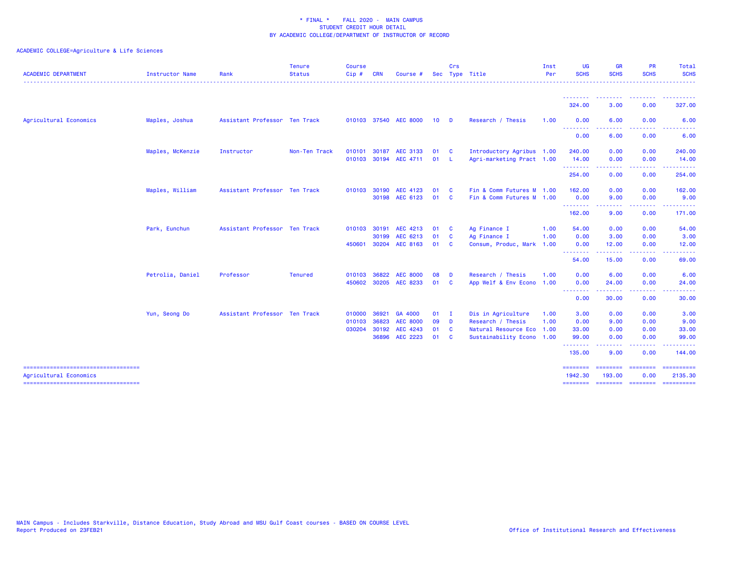\* FINAL \*    FALL 2020 - MAIN CAMPUS
STUDENT CREDIT HOUR DETAIL
BY ACADEMIC COLLEGE/DEPARTMENT OF INSTRUCTOR OF RECORD

ACADEMIC COLLEGE=Agriculture & Life Sciences

| ACADEMIC DEPARTMENT | Instructor Name | Rank | Tenure Status | Course Cip # | CRN | Course # | Sec | Crs Type | Title | Inst Per | UG SCHS | GR SCHS | PR SCHS | Total SCHS |
|---|---|---|---|---|---|---|---|---|---|---|---|---|---|---|
| | | | | | | | | | | | 324.00 | 3.00 | 0.00 | 327.00 |
| Agricultural Economics | Maples, Joshua | Assistant Professor | Ten Track | 010103 | 37540 | AEC 8000 | 10 | D | Research / Thesis | 1.00 | 0.00 | 6.00 | 0.00 | 6.00 |
| | | | | | | | | | | | 0.00 | 6.00 | 0.00 | 6.00 |
| | Maples, McKenzie | Instructor | Non-Ten Track | 010101 | 30187 | AEC 3133 | 01 | C | Introductory Agribus | 1.00 | 240.00 | 0.00 | 0.00 | 240.00 |
| | | | | 010103 | 30194 | AEC 4711 | 01 | L | Agri-marketing Pract | 1.00 | 14.00 | 0.00 | 0.00 | 14.00 |
| | | | | | | | | | | | 254.00 | 0.00 | 0.00 | 254.00 |
| | Maples, William | Assistant Professor | Ten Track | 010103 | 30190 | AEC 4123 | 01 | C | Fin & Comm Futures M | 1.00 | 162.00 | 0.00 | 0.00 | 162.00 |
| | | | | | 30198 | AEC 6123 | 01 | C | Fin & Comm Futures M | 1.00 | 0.00 | 9.00 | 0.00 | 9.00 |
| | | | | | | | | | | | 162.00 | 9.00 | 0.00 | 171.00 |
| | Park, Eunchun | Assistant Professor | Ten Track | 010103 | 30191 | AEC 4213 | 01 | C | Ag Finance I | 1.00 | 54.00 | 0.00 | 0.00 | 54.00 |
| | | | | | 30199 | AEC 6213 | 01 | C | Ag Finance I | 1.00 | 0.00 | 3.00 | 0.00 | 3.00 |
| | | | | 450601 | 30204 | AEC 8163 | 01 | C | Consum, Produc, Mark | 1.00 | 0.00 | 12.00 | 0.00 | 12.00 |
| | | | | | | | | | | | 54.00 | 15.00 | 0.00 | 69.00 |
| | Petrolia, Daniel | Professor | Tenured | 010103 | 36822 | AEC 8000 | 08 | D | Research / Thesis | 1.00 | 0.00 | 6.00 | 0.00 | 6.00 |
| | | | | 450602 | 30205 | AEC 8233 | 01 | C | App Welf & Env Econo | 1.00 | 0.00 | 24.00 | 0.00 | 24.00 |
| | | | | | | | | | | | 0.00 | 30.00 | 0.00 | 30.00 |
| | Yun, Seong Do | Assistant Professor | Ten Track | 010000 | 36921 | GA 4000 | 01 | I | Dis in Agriculture | 1.00 | 3.00 | 0.00 | 0.00 | 3.00 |
| | | | | 010103 | 36823 | AEC 8000 | 09 | D | Research / Thesis | 1.00 | 0.00 | 9.00 | 0.00 | 9.00 |
| | | | | 030204 | 30192 | AEC 4243 | 01 | C | Natural Resource Eco | 1.00 | 33.00 | 0.00 | 0.00 | 33.00 |
| | | | | | 36896 | AEC 2223 | 01 | C | Sustainability Econo | 1.00 | 99.00 | 0.00 | 0.00 | 99.00 |
| | | | | | | | | | | | 135.00 | 9.00 | 0.00 | 144.00 |
| Agricultural Economics | | | | | | | | | | | 1942.30 | 193.00 | 0.00 | 2135.30 |

MAIN Campus - Includes Starkville, Distance Education, Study Abroad and MSU Gulf Coast courses - BASED ON COURSE LEVEL
Report Produced on 23FEB21

Office of Institutional Research and Effectiveness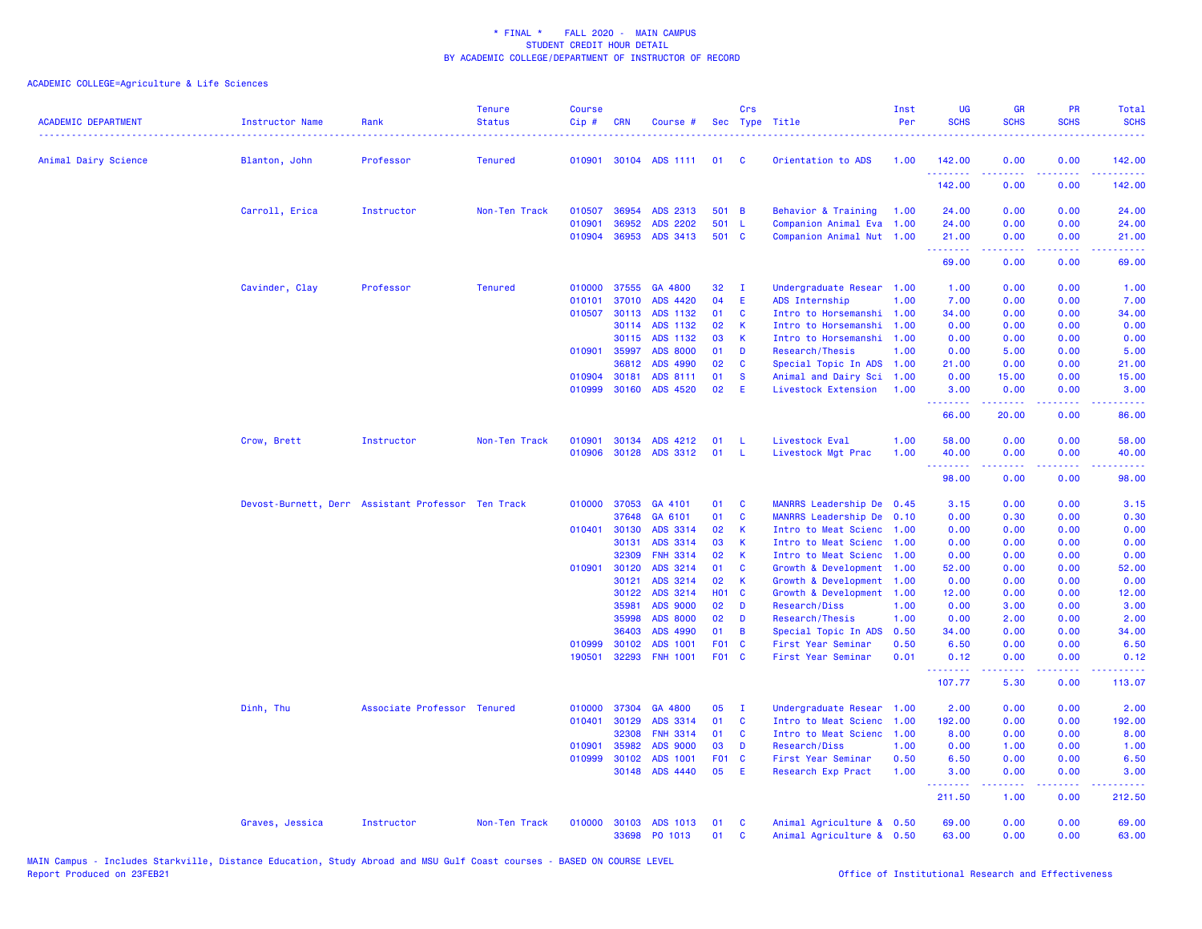\* FINAL \* FALL 2020 - MAIN CAMPUS
STUDENT CREDIT HOUR DETAIL
BY ACADEMIC COLLEGE/DEPARTMENT OF INSTRUCTOR OF RECORD

ACADEMIC COLLEGE=Agriculture & Life Sciences

| ACADEMIC DEPARTMENT | Instructor Name | Rank | Tenure Status | Course Cip # | CRN | Course # | Sec | Crs Type | Title | Inst Per | UG SCHS | GR SCHS | PR SCHS | Total SCHS |
|---|---|---|---|---|---|---|---|---|---|---|---|---|---|---|
| Animal Dairy Science | Blanton, John | Professor | Tenured | 010901 | 30104 | ADS 1111 | 01 | C | Orientation to ADS | 1.00 | 142.00 | 0.00 | 0.00 | 142.00 |
| | | | | | | | | | | | 142.00 | 0.00 | 0.00 | 142.00 |
| | Carroll, Erica | Instructor | Non-Ten Track | 010507 | 36954 | ADS 2313 | 501 | B | Behavior & Training | 1.00 | 24.00 | 0.00 | 0.00 | 24.00 |
| | | | | 010901 | 36952 | ADS 2202 | 501 | L | Companion Animal Eva | 1.00 | 24.00 | 0.00 | 0.00 | 24.00 |
| | | | | 010904 | 36953 | ADS 3413 | 501 | C | Companion Animal Nut | 1.00 | 21.00 | 0.00 | 0.00 | 21.00 |
| | | | | | | | | | | | 69.00 | 0.00 | 0.00 | 69.00 |
| | Cavinder, Clay | Professor | Tenured | 010000 | 37555 | GA 4800 | 32 | I | Undergraduate Resear | 1.00 | 1.00 | 0.00 | 0.00 | 1.00 |
| | | | | 010101 | 37010 | ADS 4420 | 04 | E | ADS Internship | 1.00 | 7.00 | 0.00 | 0.00 | 7.00 |
| | | | | 010507 | 30113 | ADS 1132 | 01 | C | Intro to Horsemanshi | 1.00 | 34.00 | 0.00 | 0.00 | 34.00 |
| | | | | | 30114 | ADS 1132 | 02 | K | Intro to Horsemanshi | 1.00 | 0.00 | 0.00 | 0.00 | 0.00 |
| | | | | | 30115 | ADS 1132 | 03 | K | Intro to Horsemanshi | 1.00 | 0.00 | 0.00 | 0.00 | 0.00 |
| | | | | 010901 | 35997 | ADS 8000 | 01 | D | Research/Thesis | 1.00 | 0.00 | 5.00 | 0.00 | 5.00 |
| | | | | | 36812 | ADS 4990 | 02 | C | Special Topic In ADS | 1.00 | 21.00 | 0.00 | 0.00 | 21.00 |
| | | | | 010904 | 30181 | ADS 8111 | 01 | S | Animal and Dairy Sci | 1.00 | 0.00 | 15.00 | 0.00 | 15.00 |
| | | | | 010999 | 30160 | ADS 4520 | 02 | E | Livestock Extension | 1.00 | 3.00 | 0.00 | 0.00 | 3.00 |
| | | | | | | | | | | | 66.00 | 20.00 | 0.00 | 86.00 |
| | Crow, Brett | Instructor | Non-Ten Track | 010901 | 30134 | ADS 4212 | 01 | L | Livestock Eval | 1.00 | 58.00 | 0.00 | 0.00 | 58.00 |
| | | | | 010906 | 30128 | ADS 3312 | 01 | L | Livestock Mgt Prac | 1.00 | 40.00 | 0.00 | 0.00 | 40.00 |
| | | | | | | | | | | | 98.00 | 0.00 | 0.00 | 98.00 |
| | Devost-Burnett, Derr | Assistant Professor | Ten Track | 010000 | 37053 | GA 4101 | 01 | C | MANRRS Leadership De | 0.45 | 3.15 | 0.00 | 0.00 | 3.15 |
| | | | | | 37648 | GA 6101 | 01 | C | MANRRS Leadership De | 0.10 | 0.00 | 0.30 | 0.00 | 0.30 |
| | | | | 010401 | 30130 | ADS 3314 | 02 | K | Intro to Meat Scienc | 1.00 | 0.00 | 0.00 | 0.00 | 0.00 |
| | | | | | 30131 | ADS 3314 | 03 | K | Intro to Meat Scienc | 1.00 | 0.00 | 0.00 | 0.00 | 0.00 |
| | | | | | 32309 | FNH 3314 | 02 | K | Intro to Meat Scienc | 1.00 | 0.00 | 0.00 | 0.00 | 0.00 |
| | | | | 010901 | 30120 | ADS 3214 | 01 | C | Growth & Development | 1.00 | 52.00 | 0.00 | 0.00 | 52.00 |
| | | | | | 30121 | ADS 3214 | 02 | K | Growth & Development | 1.00 | 0.00 | 0.00 | 0.00 | 0.00 |
| | | | | | 30122 | ADS 3214 | H01 | C | Growth & Development | 1.00 | 12.00 | 0.00 | 0.00 | 12.00 |
| | | | | | 35981 | ADS 9000 | 02 | D | Research/Diss | 1.00 | 0.00 | 3.00 | 0.00 | 3.00 |
| | | | | | 35998 | ADS 8000 | 02 | D | Research/Thesis | 1.00 | 0.00 | 2.00 | 0.00 | 2.00 |
| | | | | | 36403 | ADS 4990 | 01 | B | Special Topic In ADS | 0.50 | 34.00 | 0.00 | 0.00 | 34.00 |
| | | | | 010999 | 30102 | ADS 1001 | F01 | C | First Year Seminar | 0.50 | 6.50 | 0.00 | 0.00 | 6.50 |
| | | | | 190501 | 32293 | FNH 1001 | F01 | C | First Year Seminar | 0.01 | 0.12 | 0.00 | 0.00 | 0.12 |
| | | | | | | | | | | | 107.77 | 5.30 | 0.00 | 113.07 |
| | Dinh, Thu | Associate Professor | Tenured | 010000 | 37304 | GA 4800 | 05 | I | Undergraduate Resear | 1.00 | 2.00 | 0.00 | 0.00 | 2.00 |
| | | | | 010401 | 30129 | ADS 3314 | 01 | C | Intro to Meat Scienc | 1.00 | 192.00 | 0.00 | 0.00 | 192.00 |
| | | | | | 32308 | FNH 3314 | 01 | C | Intro to Meat Scienc | 1.00 | 8.00 | 0.00 | 0.00 | 8.00 |
| | | | | 010901 | 35982 | ADS 9000 | 03 | D | Research/Diss | 1.00 | 0.00 | 1.00 | 0.00 | 1.00 |
| | | | | 010999 | 30102 | ADS 1001 | F01 | C | First Year Seminar | 0.50 | 6.50 | 0.00 | 0.00 | 6.50 |
| | | | | | 30148 | ADS 4440 | 05 | E | Research Exp Pract | 1.00 | 3.00 | 0.00 | 0.00 | 3.00 |
| | | | | | | | | | | | 211.50 | 1.00 | 0.00 | 212.50 |
| | Graves, Jessica | Instructor | Non-Ten Track | 010000 | 30103 | ADS 1013 | 01 | C | Animal Agriculture & | 0.50 | 69.00 | 0.00 | 0.00 | 69.00 |
| | | | | | 33698 | PO 1013 | 01 | C | Animal Agriculture & | 0.50 | 63.00 | 0.00 | 0.00 | 63.00 |

MAIN Campus - Includes Starkville, Distance Education, Study Abroad and MSU Gulf Coast courses - BASED ON COURSE LEVEL
Report Produced on 23FEB21

Office of Institutional Research and Effectiveness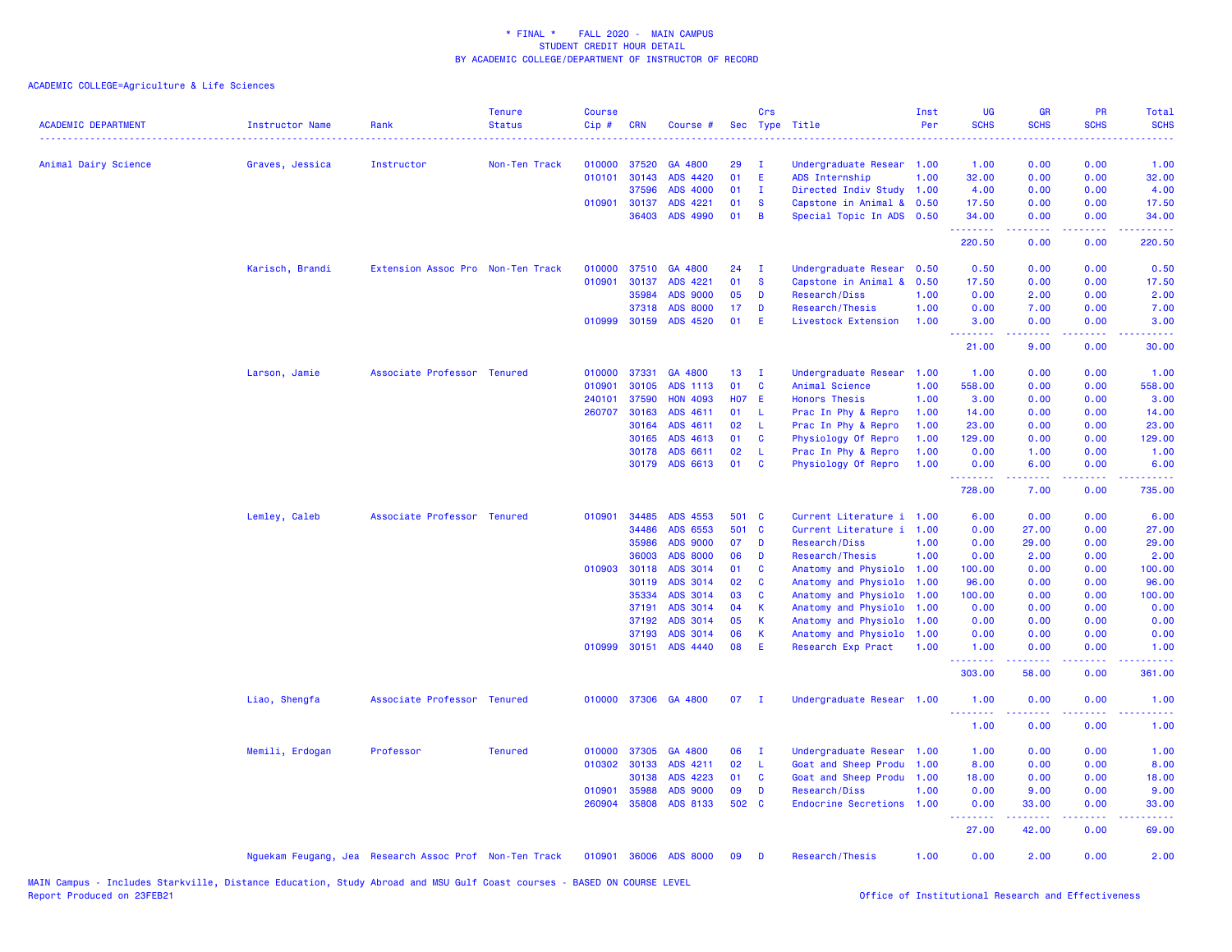\* FINAL \* FALL 2020 - MAIN CAMPUS
STUDENT CREDIT HOUR DETAIL
BY ACADEMIC COLLEGE/DEPARTMENT OF INSTRUCTOR OF RECORD

ACADEMIC COLLEGE=Agriculture & Life Sciences

| ACADEMIC DEPARTMENT | Instructor Name | Rank | Tenure Status | Course Cip # | CRN | Course # | Sec | Crs Type | Title | Inst Per | UG SCHS | GR SCHS | PR SCHS | Total SCHS |
|---|---|---|---|---|---|---|---|---|---|---|---|---|---|---|
| Animal Dairy Science | Graves, Jessica | Instructor | Non-Ten Track | 010000 | 37520 | GA 4800 | 29 | I | Undergraduate Resear | 1.00 | 1.00 | 0.00 | 0.00 | 1.00 |
| | | | | 010101 | 30143 | ADS 4420 | 01 | E | ADS Internship | 1.00 | 32.00 | 0.00 | 0.00 | 32.00 |
| | | | | | 37596 | ADS 4000 | 01 | I | Directed Indiv Study | 1.00 | 4.00 | 0.00 | 0.00 | 4.00 |
| | | | | 010901 | 30137 | ADS 4221 | 01 | S | Capstone in Animal & | 0.50 | 17.50 | 0.00 | 0.00 | 17.50 |
| | | | | | 36403 | ADS 4990 | 01 | B | Special Topic In ADS | 0.50 | 34.00 | 0.00 | 0.00 | 34.00 |
| | | | | | | | | | | | 220.50 | 0.00 | 0.00 | 220.50 |
| | Karisch, Brandi | Extension Assoc Pro | Non-Ten Track | 010000 | 37510 | GA 4800 | 24 | I | Undergraduate Resear | 0.50 | 0.50 | 0.00 | 0.00 | 0.50 |
| | | | | 010901 | 30137 | ADS 4221 | 01 | S | Capstone in Animal & | 0.50 | 17.50 | 0.00 | 0.00 | 17.50 |
| | | | | | 35984 | ADS 9000 | 05 | D | Research/Diss | 1.00 | 0.00 | 2.00 | 0.00 | 2.00 |
| | | | | | 37318 | ADS 8000 | 17 | D | Research/Thesis | 1.00 | 0.00 | 7.00 | 0.00 | 7.00 |
| | | | | 010999 | 30159 | ADS 4520 | 01 | E | Livestock Extension | 1.00 | 3.00 | 0.00 | 0.00 | 3.00 |
| | | | | | | | | | | | 21.00 | 9.00 | 0.00 | 30.00 |
| | Larson, Jamie | Associate Professor | Tenured | 010000 | 37331 | GA 4800 | 13 | I | Undergraduate Resear | 1.00 | 1.00 | 0.00 | 0.00 | 1.00 |
| | | | | 010901 | 30105 | ADS 1113 | 01 | C | Animal Science | 1.00 | 558.00 | 0.00 | 0.00 | 558.00 |
| | | | | 240101 | 37590 | HON 4093 | H07 | E | Honors Thesis | 1.00 | 3.00 | 0.00 | 0.00 | 3.00 |
| | | | | 260707 | 30163 | ADS 4611 | 01 | L | Prac In Phy & Repro | 1.00 | 14.00 | 0.00 | 0.00 | 14.00 |
| | | | | | 30164 | ADS 4611 | 02 | L | Prac In Phy & Repro | 1.00 | 23.00 | 0.00 | 0.00 | 23.00 |
| | | | | | 30165 | ADS 4613 | 01 | C | Physiology Of Repro | 1.00 | 129.00 | 0.00 | 0.00 | 129.00 |
| | | | | | 30178 | ADS 6611 | 02 | L | Prac In Phy & Repro | 1.00 | 0.00 | 1.00 | 0.00 | 1.00 |
| | | | | | 30179 | ADS 6613 | 01 | C | Physiology Of Repro | 1.00 | 0.00 | 6.00 | 0.00 | 6.00 |
| | | | | | | | | | | | 728.00 | 7.00 | 0.00 | 735.00 |
| | Lemley, Caleb | Associate Professor | Tenured | 010901 | 34485 | ADS 4553 | 501 | C | Current Literature i | 1.00 | 6.00 | 0.00 | 0.00 | 6.00 |
| | | | | | 34486 | ADS 6553 | 501 | C | Current Literature i | 1.00 | 0.00 | 27.00 | 0.00 | 27.00 |
| | | | | | 35986 | ADS 9000 | 07 | D | Research/Diss | 1.00 | 0.00 | 29.00 | 0.00 | 29.00 |
| | | | | | 36003 | ADS 8000 | 06 | D | Research/Thesis | 1.00 | 0.00 | 2.00 | 0.00 | 2.00 |
| | | | | 010903 | 30118 | ADS 3014 | 01 | C | Anatomy and Physiolo | 1.00 | 100.00 | 0.00 | 0.00 | 100.00 |
| | | | | | 30119 | ADS 3014 | 02 | C | Anatomy and Physiolo | 1.00 | 96.00 | 0.00 | 0.00 | 96.00 |
| | | | | | 35334 | ADS 3014 | 03 | C | Anatomy and Physiolo | 1.00 | 100.00 | 0.00 | 0.00 | 100.00 |
| | | | | | 37191 | ADS 3014 | 04 | K | Anatomy and Physiolo | 1.00 | 0.00 | 0.00 | 0.00 | 0.00 |
| | | | | | 37192 | ADS 3014 | 05 | K | Anatomy and Physiolo | 1.00 | 0.00 | 0.00 | 0.00 | 0.00 |
| | | | | | 37193 | ADS 3014 | 06 | K | Anatomy and Physiolo | 1.00 | 0.00 | 0.00 | 0.00 | 0.00 |
| | | | | 010999 | 30151 | ADS 4440 | 08 | E | Research Exp Pract | 1.00 | 1.00 | 0.00 | 0.00 | 1.00 |
| | | | | | | | | | | | 303.00 | 58.00 | 0.00 | 361.00 |
| | Liao, Shengfa | Associate Professor | Tenured | 010000 | 37306 | GA 4800 | 07 | I | Undergraduate Resear | 1.00 | 1.00 | 0.00 | 0.00 | 1.00 |
| | | | | | | | | | | | 1.00 | 0.00 | 0.00 | 1.00 |
| | Memili, Erdogan | Professor | Tenured | 010000 | 37305 | GA 4800 | 06 | I | Undergraduate Resear | 1.00 | 1.00 | 0.00 | 0.00 | 1.00 |
| | | | | 010302 | 30133 | ADS 4211 | 02 | L | Goat and Sheep Produ | 1.00 | 8.00 | 0.00 | 0.00 | 8.00 |
| | | | | | 30138 | ADS 4223 | 01 | C | Goat and Sheep Produ | 1.00 | 18.00 | 0.00 | 0.00 | 18.00 |
| | | | | 010901 | 35988 | ADS 9000 | 09 | D | Research/Diss | 1.00 | 0.00 | 9.00 | 0.00 | 9.00 |
| | | | | 260904 | 35808 | ADS 8133 | 502 | C | Endocrine Secretions | 1.00 | 0.00 | 33.00 | 0.00 | 33.00 |
| | | | | | | | | | | | 27.00 | 42.00 | 0.00 | 69.00 |
| | Nguekam Feugang, Jea | Research Assoc Prof | Non-Ten Track | 010901 | 36006 | ADS 8000 | 09 | D | Research/Thesis | 1.00 | 0.00 | 2.00 | 0.00 | 2.00 |

MAIN Campus - Includes Starkville, Distance Education, Study Abroad and MSU Gulf Coast courses - BASED ON COURSE LEVEL
Report Produced on 23FEB21

Office of Institutional Research and Effectiveness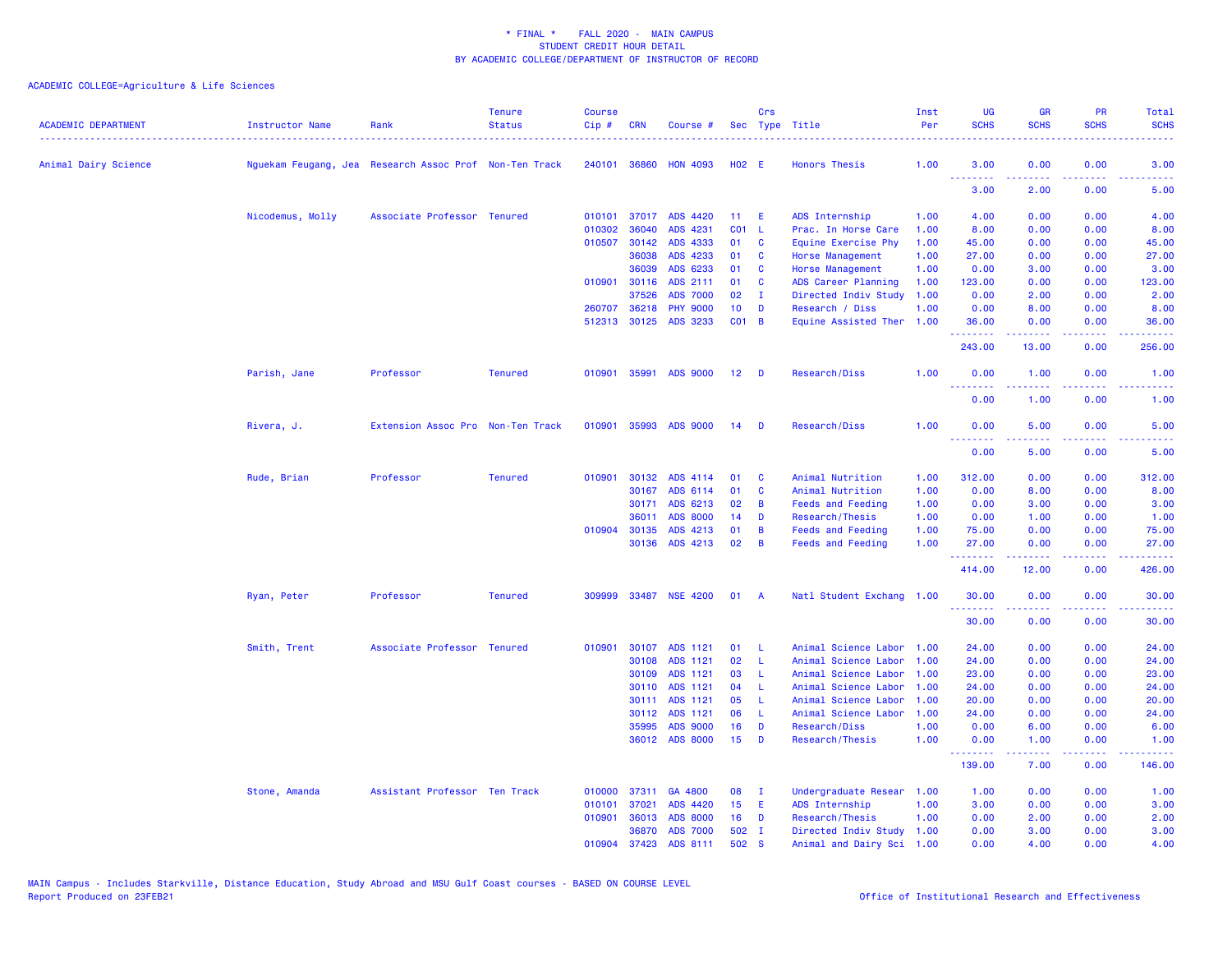\* FINAL \* FALL 2020 - MAIN CAMPUS
STUDENT CREDIT HOUR DETAIL
BY ACADEMIC COLLEGE/DEPARTMENT OF INSTRUCTOR OF RECORD

ACADEMIC COLLEGE=Agriculture & Life Sciences

| ACADEMIC DEPARTMENT | Instructor Name | Rank | Tenure Status | Course Cip # | CRN | Course # | Sec | Crs Type | Title | Inst Per | UG SCHS | GR SCHS | PR SCHS | Total SCHS |
|---|---|---|---|---|---|---|---|---|---|---|---|---|---|---|
| Animal Dairy Science | Nguekam Feugang, Jea | Research Assoc Prof | Non-Ten Track | 240101 | 36860 | HON 4093 | H02 | E | Honors Thesis | 1.00 | 3.00 | 0.00 | 0.00 | 3.00 |
| | | | | | | | | | | | 3.00 | 2.00 | 0.00 | 5.00 |
| | Nicodemus, Molly | Associate Professor | Tenured | 010101 | 37017 | ADS 4420 | 11 | E | ADS Internship | 1.00 | 4.00 | 0.00 | 0.00 | 4.00 |
| | | | | 010302 | 36040 | ADS 4231 | C01 | L | Prac. In Horse Care | 1.00 | 8.00 | 0.00 | 0.00 | 8.00 |
| | | | | 010507 | 30142 | ADS 4333 | 01 | C | Equine Exercise Phy | 1.00 | 45.00 | 0.00 | 0.00 | 45.00 |
| | | | | | 36038 | ADS 4233 | 01 | C | Horse Management | 1.00 | 27.00 | 0.00 | 0.00 | 27.00 |
| | | | | | 36039 | ADS 6233 | 01 | C | Horse Management | 1.00 | 0.00 | 3.00 | 0.00 | 3.00 |
| | | | | 010901 | 30116 | ADS 2111 | 01 | C | ADS Career Planning | 1.00 | 123.00 | 0.00 | 0.00 | 123.00 |
| | | | | | 37526 | ADS 7000 | 02 | I | Directed Indiv Study | 1.00 | 0.00 | 2.00 | 0.00 | 2.00 |
| | | | | 260707 | 36218 | PHY 9000 | 10 | D | Research / Diss | 1.00 | 0.00 | 8.00 | 0.00 | 8.00 |
| | | | | 512313 | 30125 | ADS 3233 | C01 | B | Equine Assisted Ther | 1.00 | 36.00 | 0.00 | 0.00 | 36.00 |
| | | | | | | | | | | | 243.00 | 13.00 | 0.00 | 256.00 |
| | Parish, Jane | Professor | Tenured | 010901 | 35991 | ADS 9000 | 12 | D | Research/Diss | 1.00 | 0.00 | 1.00 | 0.00 | 1.00 |
| | | | | | | | | | | | 0.00 | 1.00 | 0.00 | 1.00 |
| | Rivera, J. | Extension Assoc Pro | Non-Ten Track | 010901 | 35993 | ADS 9000 | 14 | D | Research/Diss | 1.00 | 0.00 | 5.00 | 0.00 | 5.00 |
| | | | | | | | | | | | 0.00 | 5.00 | 0.00 | 5.00 |
| | Rude, Brian | Professor | Tenured | 010901 | 30132 | ADS 4114 | 01 | C | Animal Nutrition | 1.00 | 312.00 | 0.00 | 0.00 | 312.00 |
| | | | | | 30167 | ADS 6114 | 01 | C | Animal Nutrition | 1.00 | 0.00 | 8.00 | 0.00 | 8.00 |
| | | | | | 30171 | ADS 6213 | 02 | B | Feeds and Feeding | 1.00 | 0.00 | 3.00 | 0.00 | 3.00 |
| | | | | | 36011 | ADS 8000 | 14 | D | Research/Thesis | 1.00 | 0.00 | 1.00 | 0.00 | 1.00 |
| | | | | 010904 | 30135 | ADS 4213 | 01 | B | Feeds and Feeding | 1.00 | 75.00 | 0.00 | 0.00 | 75.00 |
| | | | | | 30136 | ADS 4213 | 02 | B | Feeds and Feeding | 1.00 | 27.00 | 0.00 | 0.00 | 27.00 |
| | | | | | | | | | | | 414.00 | 12.00 | 0.00 | 426.00 |
| | Ryan, Peter | Professor | Tenured | 309999 | 33487 | NSE 4200 | 01 | A | Natl Student Exchang | 1.00 | 30.00 | 0.00 | 0.00 | 30.00 |
| | | | | | | | | | | | 30.00 | 0.00 | 0.00 | 30.00 |
| | Smith, Trent | Associate Professor | Tenured | 010901 | 30107 | ADS 1121 | 01 | L | Animal Science Labor | 1.00 | 24.00 | 0.00 | 0.00 | 24.00 |
| | | | | | 30108 | ADS 1121 | 02 | L | Animal Science Labor | 1.00 | 24.00 | 0.00 | 0.00 | 24.00 |
| | | | | | 30109 | ADS 1121 | 03 | L | Animal Science Labor | 1.00 | 23.00 | 0.00 | 0.00 | 23.00 |
| | | | | | 30110 | ADS 1121 | 04 | L | Animal Science Labor | 1.00 | 24.00 | 0.00 | 0.00 | 24.00 |
| | | | | | 30111 | ADS 1121 | 05 | L | Animal Science Labor | 1.00 | 20.00 | 0.00 | 0.00 | 20.00 |
| | | | | | 30112 | ADS 1121 | 06 | L | Animal Science Labor | 1.00 | 24.00 | 0.00 | 0.00 | 24.00 |
| | | | | | 35995 | ADS 9000 | 16 | D | Research/Diss | 1.00 | 0.00 | 6.00 | 0.00 | 6.00 |
| | | | | | 36012 | ADS 8000 | 15 | D | Research/Thesis | 1.00 | 0.00 | 1.00 | 0.00 | 1.00 |
| | | | | | | | | | | | 139.00 | 7.00 | 0.00 | 146.00 |
| | Stone, Amanda | Assistant Professor | Ten Track | 010000 | 37311 | GA 4800 | 08 | I | Undergraduate Resear | 1.00 | 1.00 | 0.00 | 0.00 | 1.00 |
| | | | | 010101 | 37021 | ADS 4420 | 15 | E | ADS Internship | 1.00 | 3.00 | 0.00 | 0.00 | 3.00 |
| | | | | 010901 | 36013 | ADS 8000 | 16 | D | Research/Thesis | 1.00 | 0.00 | 2.00 | 0.00 | 2.00 |
| | | | | | 36870 | ADS 7000 | 502 | I | Directed Indiv Study | 1.00 | 0.00 | 3.00 | 0.00 | 3.00 |
| | | | | 010904 | 37423 | ADS 8111 | 502 | S | Animal and Dairy Sci | 1.00 | 0.00 | 4.00 | 0.00 | 4.00 |

MAIN Campus - Includes Starkville, Distance Education, Study Abroad and MSU Gulf Coast courses - BASED ON COURSE LEVEL
Report Produced on 23FEB21

Office of Institutional Research and Effectiveness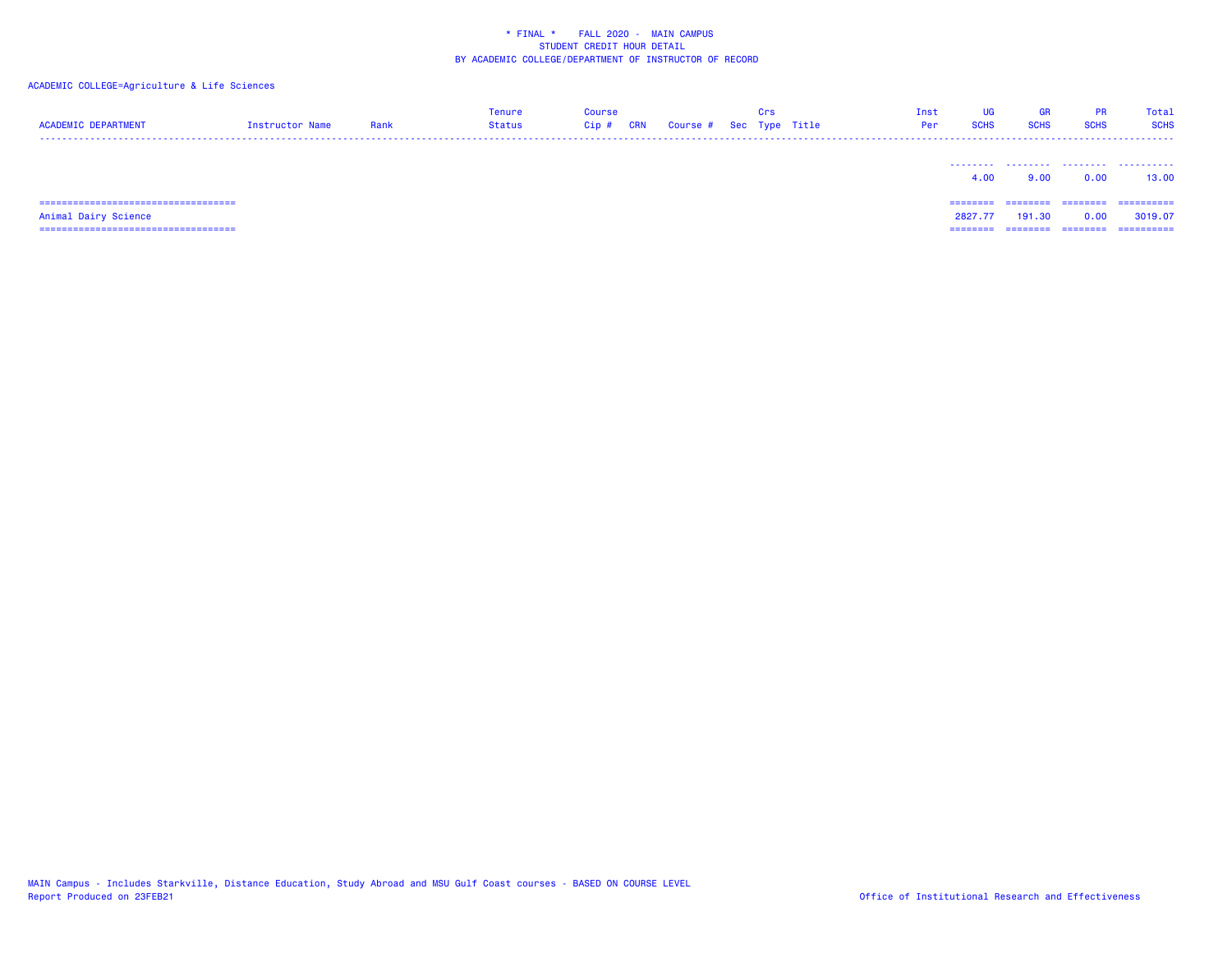\* FINAL \*    FALL 2020 -  MAIN CAMPUS
STUDENT CREDIT HOUR DETAIL
BY ACADEMIC COLLEGE/DEPARTMENT OF INSTRUCTOR OF RECORD

ACADEMIC COLLEGE=Agriculture & Life Sciences

| ACADEMIC DEPARTMENT | Instructor Name | Rank | Tenure Status | Course Cip # | CRN | Course # | Sec | Crs Type | Title | Inst Per | UG SCHS | GR SCHS | PR SCHS | Total SCHS |
|---|---|---|---|---|---|---|---|---|---|---|---|---|---|---|
| | | | | | | | | | | | 4.00 | 9.00 | 0.00 | 13.00 |
| Animal Dairy Science | | | | | | | | | | | 2827.77 | 191.30 | 0.00 | 3019.07 |

MAIN Campus - Includes Starkville, Distance Education, Study Abroad and MSU Gulf Coast courses - BASED ON COURSE LEVEL
Report Produced on 23FEB21

Office of Institutional Research and Effectiveness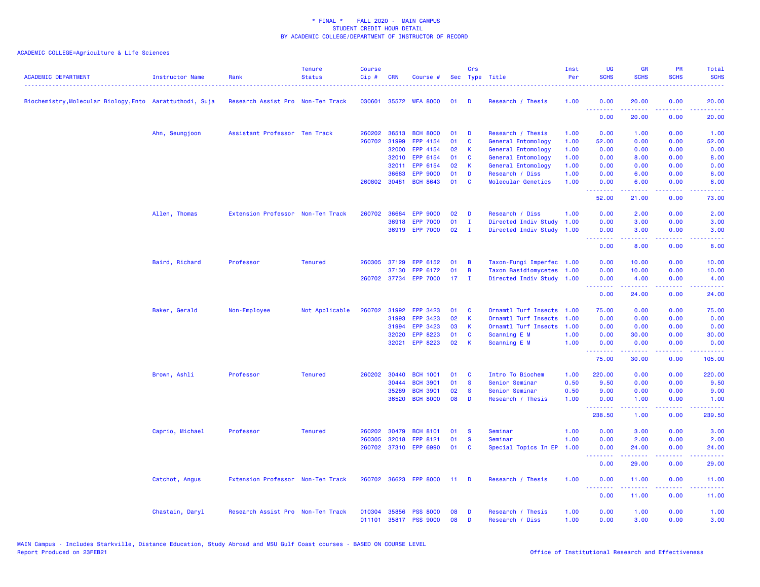* FINAL * FALL 2020 - MAIN CAMPUS
STUDENT CREDIT HOUR DETAIL
BY ACADEMIC COLLEGE/DEPARTMENT OF INSTRUCTOR OF RECORD

ACADEMIC COLLEGE=Agriculture & Life Sciences

| ACADEMIC DEPARTMENT | Instructor Name | Rank | Tenure Status | Course Cip # | CRN | Course # | Sec | Crs Type | Title | Inst Per | UG SCHS | GR SCHS | PR SCHS | Total SCHS |
|---|---|---|---|---|---|---|---|---|---|---|---|---|---|---|
| Biochemistry,Molecular Biology,Ento | Aarattuthodi, Suja | Research Assist Pro | Non-Ten Track | 030601 | 35572 | WFA 8000 | 01 | D | Research / Thesis | 1.00 | 0.00 | 20.00 | 0.00 | 20.00 |
| | | | | | | | | | | | 0.00 | 20.00 | 0.00 | 20.00 |
| | Ahn, Seungjoon | Assistant Professor | Ten Track | 260202 | 36513 | BCH 8000 | 01 | D | Research / Thesis | 1.00 | 0.00 | 1.00 | 0.00 | 1.00 |
| | | | | 260702 | 31999 | EPP 4154 | 01 | C | General Entomology | 1.00 | 52.00 | 0.00 | 0.00 | 52.00 |
| | | | | | 32000 | EPP 4154 | 02 | K | General Entomology | 1.00 | 0.00 | 0.00 | 0.00 | 0.00 |
| | | | | | 32010 | EPP 6154 | 01 | C | General Entomology | 1.00 | 0.00 | 8.00 | 0.00 | 8.00 |
| | | | | | 32011 | EPP 6154 | 02 | K | General Entomology | 1.00 | 0.00 | 0.00 | 0.00 | 0.00 |
| | | | | | 36663 | EPP 9000 | 01 | D | Research / Diss | 1.00 | 0.00 | 6.00 | 0.00 | 6.00 |
| | | | | 260802 | 30481 | BCH 8643 | 01 | C | Molecular Genetics | 1.00 | 0.00 | 6.00 | 0.00 | 6.00 |
| | | | | | | | | | | | 52.00 | 21.00 | 0.00 | 73.00 |
| | Allen, Thomas | Extension Professor | Non-Ten Track | 260702 | 36664 | EPP 9000 | 02 | D | Research / Diss | 1.00 | 0.00 | 2.00 | 0.00 | 2.00 |
| | | | | | 36918 | EPP 7000 | 01 | I | Directed Indiv Study | 1.00 | 0.00 | 3.00 | 0.00 | 3.00 |
| | | | | | 36919 | EPP 7000 | 02 | I | Directed Indiv Study | 1.00 | 0.00 | 3.00 | 0.00 | 3.00 |
| | | | | | | | | | | | 0.00 | 8.00 | 0.00 | 8.00 |
| | Baird, Richard | Professor | Tenured | 260305 | 37129 | EPP 6152 | 01 | B | Taxon-Fungi Imperfec | 1.00 | 0.00 | 10.00 | 0.00 | 10.00 |
| | | | | | 37130 | EPP 6172 | 01 | B | Taxon Basidiomycetes | 1.00 | 0.00 | 10.00 | 0.00 | 10.00 |
| | | | | 260702 | 37734 | EPP 7000 | 17 | I | Directed Indiv Study | 1.00 | 0.00 | 4.00 | 0.00 | 4.00 |
| | | | | | | | | | | | 0.00 | 24.00 | 0.00 | 24.00 |
| | Baker, Gerald | Non-Employee | Not Applicable | 260702 | 31992 | EPP 3423 | 01 | C | Ornamtl Turf Insects | 1.00 | 75.00 | 0.00 | 0.00 | 75.00 |
| | | | | | 31993 | EPP 3423 | 02 | K | Ornamtl Turf Insects | 1.00 | 0.00 | 0.00 | 0.00 | 0.00 |
| | | | | | 31994 | EPP 3423 | 03 | K | Ornamtl Turf Insects | 1.00 | 0.00 | 0.00 | 0.00 | 0.00 |
| | | | | | 32020 | EPP 8223 | 01 | C | Scanning E M | 1.00 | 0.00 | 30.00 | 0.00 | 30.00 |
| | | | | | 32021 | EPP 8223 | 02 | K | Scanning E M | 1.00 | 0.00 | 0.00 | 0.00 | 0.00 |
| | | | | | | | | | | | 75.00 | 30.00 | 0.00 | 105.00 |
| | Brown, Ashli | Professor | Tenured | 260202 | 30440 | BCH 1001 | 01 | C | Intro To Biochem | 1.00 | 220.00 | 0.00 | 0.00 | 220.00 |
| | | | | | 30444 | BCH 3901 | 01 | S | Senior Seminar | 0.50 | 9.50 | 0.00 | 0.00 | 9.50 |
| | | | | | 35289 | BCH 3901 | 02 | S | Senior Seminar | 0.50 | 9.00 | 0.00 | 0.00 | 9.00 |
| | | | | | 36520 | BCH 8000 | 08 | D | Research / Thesis | 1.00 | 0.00 | 1.00 | 0.00 | 1.00 |
| | | | | | | | | | | | 238.50 | 1.00 | 0.00 | 239.50 |
| | Caprio, Michael | Professor | Tenured | 260202 | 30479 | BCH 8101 | 01 | S | Seminar | 1.00 | 0.00 | 3.00 | 0.00 | 3.00 |
| | | | | 260305 | 32018 | EPP 8121 | 01 | S | Seminar | 1.00 | 0.00 | 2.00 | 0.00 | 2.00 |
| | | | | 260702 | 37310 | EPP 6990 | 01 | C | Special Topics In EP | 1.00 | 0.00 | 24.00 | 0.00 | 24.00 |
| | | | | | | | | | | | 0.00 | 29.00 | 0.00 | 29.00 |
| | Catchot, Angus | Extension Professor | Non-Ten Track | 260702 | 36623 | EPP 8000 | 11 | D | Research / Thesis | 1.00 | 0.00 | 11.00 | 0.00 | 11.00 |
| | | | | | | | | | | | 0.00 | 11.00 | 0.00 | 11.00 |
| | Chastain, Daryl | Research Assist Pro | Non-Ten Track | 010304 | 35856 | PSS 8000 | 08 | D | Research / Thesis | 1.00 | 0.00 | 1.00 | 0.00 | 1.00 |
| | | | | 011101 | 35817 | PSS 9000 | 08 | D | Research / Diss | 1.00 | 0.00 | 3.00 | 0.00 | 3.00 |

MAIN Campus - Includes Starkville, Distance Education, Study Abroad and MSU Gulf Coast courses - BASED ON COURSE LEVEL
Report Produced on 23FEB21

Office of Institutional Research and Effectiveness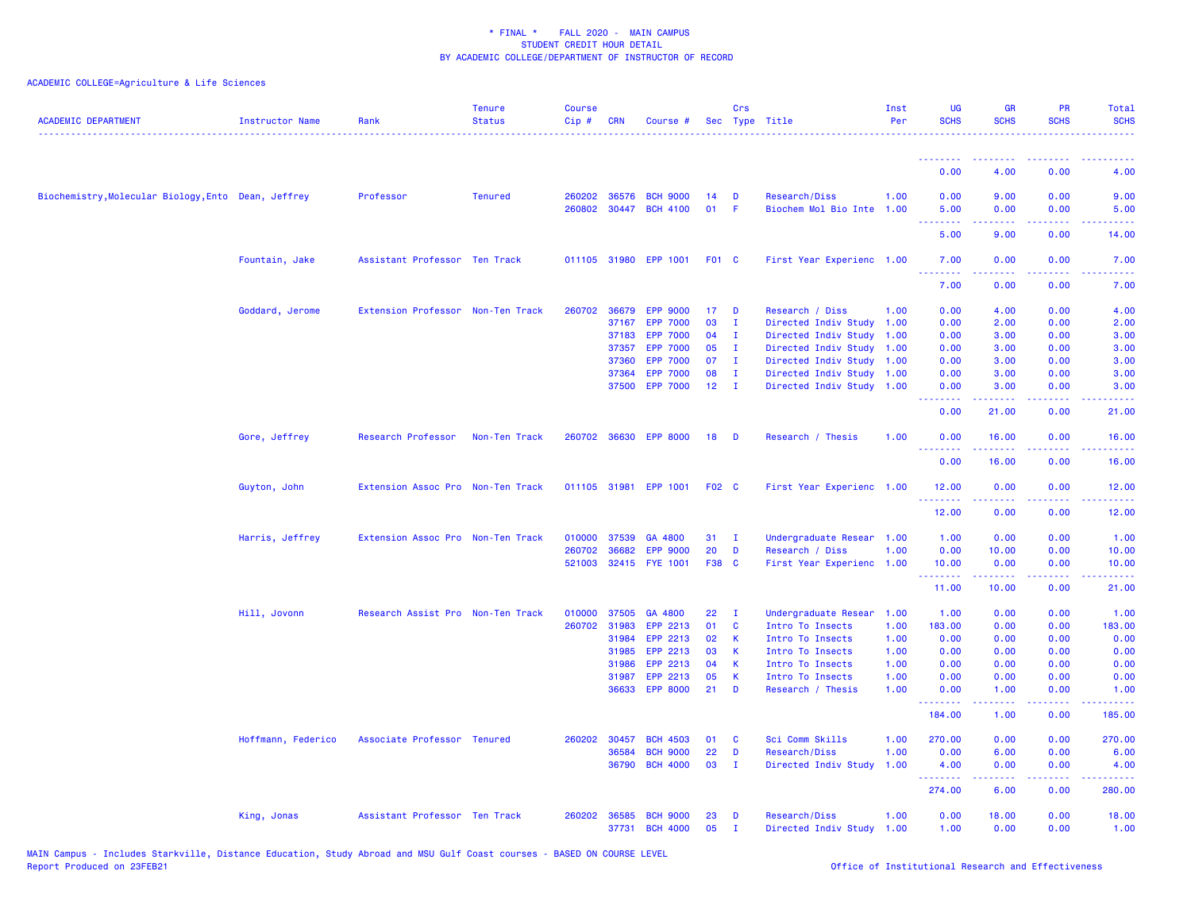* FINAL * FALL 2020 - MAIN CAMPUS
STUDENT CREDIT HOUR DETAIL
BY ACADEMIC COLLEGE/DEPARTMENT OF INSTRUCTOR OF RECORD

ACADEMIC COLLEGE=Agriculture & Life Sciences

| ACADEMIC DEPARTMENT | Instructor Name | Rank | Tenure Status | Course Cip # | CRN | Course # | Sec | Crs Type | Title | Inst Per | UG SCHS | GR SCHS | PR SCHS | Total SCHS |
|---|---|---|---|---|---|---|---|---|---|---|---|---|---|---|
| | | | | | | | | | | | 0.00 | 4.00 | 0.00 | 4.00 |
| Biochemistry,Molecular Biology,Ento | Dean, Jeffrey | Professor | Tenured | 260202 | 36576 | BCH 9000 | 14 | D | Research/Diss | 1.00 | 0.00 | 9.00 | 0.00 | 9.00 |
| | | | | 260802 | 30447 | BCH 4100 | 01 | F | Biochem Mol Bio Inte | 1.00 | 5.00 | 0.00 | 0.00 | 5.00 |
| | | | | | | | | | | | 5.00 | 9.00 | 0.00 | 14.00 |
| | Fountain, Jake | Assistant Professor | Ten Track | 011105 | 31980 | EPP 1001 | F01 | C | First Year Experienc | 1.00 | 7.00 | 0.00 | 0.00 | 7.00 |
| | | | | | | | | | | | 7.00 | 0.00 | 0.00 | 7.00 |
| | Goddard, Jerome | Extension Professor | Non-Ten Track | 260702 | 36679 | EPP 9000 | 17 | D | Research / Diss | 1.00 | 0.00 | 4.00 | 0.00 | 4.00 |
| | | | | | 37167 | EPP 7000 | 03 | I | Directed Indiv Study | 1.00 | 0.00 | 2.00 | 0.00 | 2.00 |
| | | | | | 37183 | EPP 7000 | 04 | I | Directed Indiv Study | 1.00 | 0.00 | 3.00 | 0.00 | 3.00 |
| | | | | | 37357 | EPP 7000 | 05 | I | Directed Indiv Study | 1.00 | 0.00 | 3.00 | 0.00 | 3.00 |
| | | | | | 37360 | EPP 7000 | 07 | I | Directed Indiv Study | 1.00 | 0.00 | 3.00 | 0.00 | 3.00 |
| | | | | | 37364 | EPP 7000 | 08 | I | Directed Indiv Study | 1.00 | 0.00 | 3.00 | 0.00 | 3.00 |
| | | | | | 37500 | EPP 7000 | 12 | I | Directed Indiv Study | 1.00 | 0.00 | 3.00 | 0.00 | 3.00 |
| | | | | | | | | | | | 0.00 | 21.00 | 0.00 | 21.00 |
| | Gore, Jeffrey | Research Professor | Non-Ten Track | 260702 | 36630 | EPP 8000 | 18 | D | Research / Thesis | 1.00 | 0.00 | 16.00 | 0.00 | 16.00 |
| | | | | | | | | | | | 0.00 | 16.00 | 0.00 | 16.00 |
| | Guyton, John | Extension Assoc Pro | Non-Ten Track | 011105 | 31981 | EPP 1001 | F02 | C | First Year Experienc | 1.00 | 12.00 | 0.00 | 0.00 | 12.00 |
| | | | | | | | | | | | 12.00 | 0.00 | 0.00 | 12.00 |
| | Harris, Jeffrey | Extension Assoc Pro | Non-Ten Track | 010000 | 37539 | GA 4800 | 31 | I | Undergraduate Resear | 1.00 | 1.00 | 0.00 | 0.00 | 1.00 |
| | | | | 260702 | 36682 | EPP 9000 | 20 | D | Research / Diss | 1.00 | 0.00 | 10.00 | 0.00 | 10.00 |
| | | | | 521003 | 32415 | FYE 1001 | F38 | C | First Year Experienc | 1.00 | 10.00 | 0.00 | 0.00 | 10.00 |
| | | | | | | | | | | | 11.00 | 10.00 | 0.00 | 21.00 |
| | Hill, Jovonn | Research Assist Pro | Non-Ten Track | 010000 | 37505 | GA 4800 | 22 | I | Undergraduate Resear | 1.00 | 1.00 | 0.00 | 0.00 | 1.00 |
| | | | | 260702 | 31983 | EPP 2213 | 01 | C | Intro To Insects | 1.00 | 183.00 | 0.00 | 0.00 | 183.00 |
| | | | | | 31984 | EPP 2213 | 02 | K | Intro To Insects | 1.00 | 0.00 | 0.00 | 0.00 | 0.00 |
| | | | | | 31985 | EPP 2213 | 03 | K | Intro To Insects | 1.00 | 0.00 | 0.00 | 0.00 | 0.00 |
| | | | | | 31986 | EPP 2213 | 04 | K | Intro To Insects | 1.00 | 0.00 | 0.00 | 0.00 | 0.00 |
| | | | | | 31987 | EPP 2213 | 05 | K | Intro To Insects | 1.00 | 0.00 | 0.00 | 0.00 | 0.00 |
| | | | | | 36633 | EPP 8000 | 21 | D | Research / Thesis | 1.00 | 0.00 | 1.00 | 0.00 | 1.00 |
| | | | | | | | | | | | 184.00 | 1.00 | 0.00 | 185.00 |
| | Hoffmann, Federico | Associate Professor | Tenured | 260202 | 30457 | BCH 4503 | 01 | C | Sci Comm Skills | 1.00 | 270.00 | 0.00 | 0.00 | 270.00 |
| | | | | | 36584 | BCH 9000 | 22 | D | Research/Diss | 1.00 | 0.00 | 6.00 | 0.00 | 6.00 |
| | | | | | 36790 | BCH 4000 | 03 | I | Directed Indiv Study | 1.00 | 4.00 | 0.00 | 0.00 | 4.00 |
| | | | | | | | | | | | 274.00 | 6.00 | 0.00 | 280.00 |
| | King, Jonas | Assistant Professor | Ten Track | 260202 | 36585 | BCH 9000 | 23 | D | Research/Diss | 1.00 | 0.00 | 18.00 | 0.00 | 18.00 |
| | | | | | 37731 | BCH 4000 | 05 | I | Directed Indiv Study | 1.00 | 1.00 | 0.00 | 0.00 | 1.00 |

MAIN Campus - Includes Starkville, Distance Education, Study Abroad and MSU Gulf Coast courses - BASED ON COURSE LEVEL
Report Produced on 23FEB21 Office of Institutional Research and Effectiveness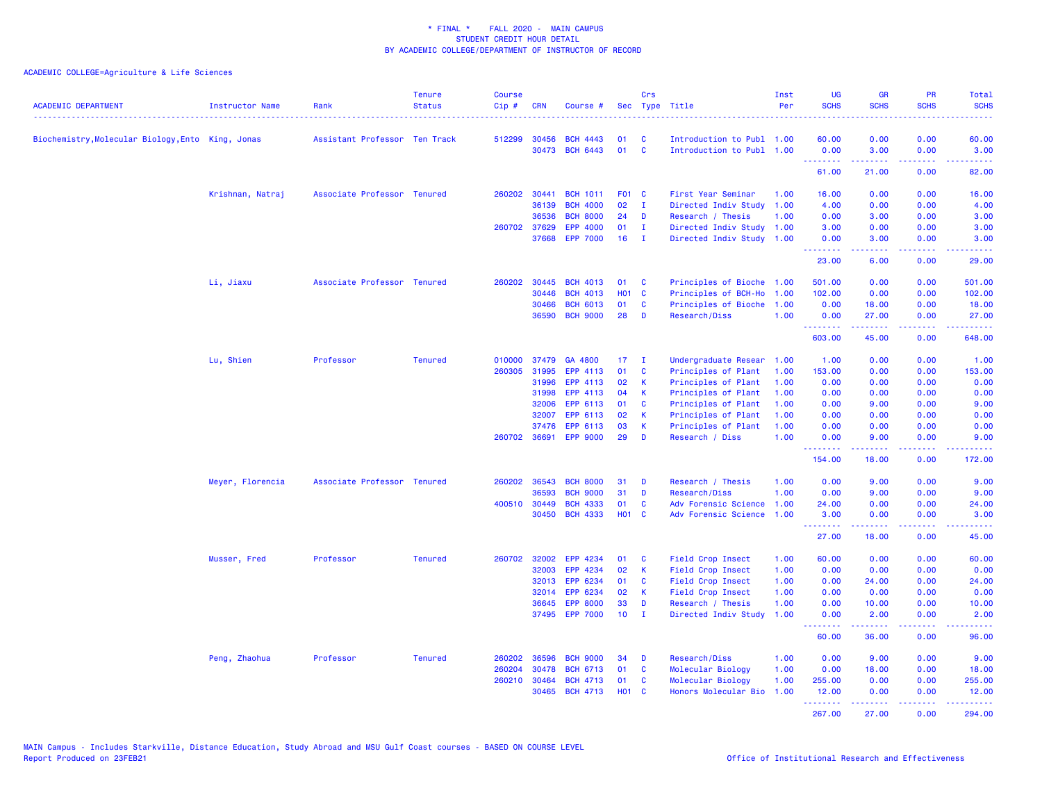\* FINAL \* FALL 2020 - MAIN CAMPUS
STUDENT CREDIT HOUR DETAIL
BY ACADEMIC COLLEGE/DEPARTMENT OF INSTRUCTOR OF RECORD

ACADEMIC COLLEGE=Agriculture & Life Sciences

| ACADEMIC DEPARTMENT | Instructor Name | Rank | Tenure Status | Course Cip # | CRN | Course # | Sec | Crs Type | Title | Inst Per | UG SCHS | GR SCHS | PR SCHS | Total SCHS |
|---|---|---|---|---|---|---|---|---|---|---|---|---|---|---|
| Biochemistry,Molecular Biology,Ento | King, Jonas | Assistant Professor | Ten Track | 512299 | 30456 | BCH 4443 | 01 | C | Introduction to Publ | 1.00 | 60.00 | 0.00 | 0.00 | 60.00 |
| | | | | | 30473 | BCH 6443 | 01 | C | Introduction to Publ | 1.00 | 0.00 | 3.00 | 0.00 | 3.00 |
| | | | | | | | | | | | 61.00 | 21.00 | 0.00 | 82.00 |
| | Krishnan, Natraj | Associate Professor | Tenured | 260202 | 30441 | BCH 1011 | F01 | C | First Year Seminar | 1.00 | 16.00 | 0.00 | 0.00 | 16.00 |
| | | | | | 36139 | BCH 4000 | 02 | I | Directed Indiv Study | 1.00 | 4.00 | 0.00 | 0.00 | 4.00 |
| | | | | | 36536 | BCH 8000 | 24 | D | Research / Thesis | 1.00 | 0.00 | 3.00 | 0.00 | 3.00 |
| | | | | 260702 | 37629 | EPP 4000 | 01 | I | Directed Indiv Study | 1.00 | 3.00 | 0.00 | 0.00 | 3.00 |
| | | | | | 37668 | EPP 7000 | 16 | I | Directed Indiv Study | 1.00 | 0.00 | 3.00 | 0.00 | 3.00 |
| | | | | | | | | | | | 23.00 | 6.00 | 0.00 | 29.00 |
| | Li, Jiaxu | Associate Professor | Tenured | 260202 | 30445 | BCH 4013 | 01 | C | Principles of Bioche | 1.00 | 501.00 | 0.00 | 0.00 | 501.00 |
| | | | | | 30446 | BCH 4013 | H01 | C | Principles of BCH-Ho | 1.00 | 102.00 | 0.00 | 0.00 | 102.00 |
| | | | | | 30466 | BCH 6013 | 01 | C | Principles of Bioche | 1.00 | 0.00 | 18.00 | 0.00 | 18.00 |
| | | | | | 36590 | BCH 9000 | 28 | D | Research/Diss | 1.00 | 0.00 | 27.00 | 0.00 | 27.00 |
| | | | | | | | | | | | 603.00 | 45.00 | 0.00 | 648.00 |
| | Lu, Shien | Professor | Tenured | 010000 | 37479 | GA 4800 | 17 | I | Undergraduate Resear | 1.00 | 1.00 | 0.00 | 0.00 | 1.00 |
| | | | | 260305 | 31995 | EPP 4113 | 01 | C | Principles of Plant | 1.00 | 153.00 | 0.00 | 0.00 | 153.00 |
| | | | | | 31996 | EPP 4113 | 02 | K | Principles of Plant | 1.00 | 0.00 | 0.00 | 0.00 | 0.00 |
| | | | | | 31998 | EPP 4113 | 04 | K | Principles of Plant | 1.00 | 0.00 | 0.00 | 0.00 | 0.00 |
| | | | | | 32006 | EPP 6113 | 01 | C | Principles of Plant | 1.00 | 0.00 | 9.00 | 0.00 | 9.00 |
| | | | | | 32007 | EPP 6113 | 02 | K | Principles of Plant | 1.00 | 0.00 | 0.00 | 0.00 | 0.00 |
| | | | | | 37476 | EPP 6113 | 03 | K | Principles of Plant | 1.00 | 0.00 | 0.00 | 0.00 | 0.00 |
| | | | | 260702 | 36691 | EPP 9000 | 29 | D | Research / Diss | 1.00 | 0.00 | 9.00 | 0.00 | 9.00 |
| | | | | | | | | | | | 154.00 | 18.00 | 0.00 | 172.00 |
| | Meyer, Florencia | Associate Professor | Tenured | 260202 | 36543 | BCH 8000 | 31 | D | Research / Thesis | 1.00 | 0.00 | 9.00 | 0.00 | 9.00 |
| | | | | | 36593 | BCH 9000 | 31 | D | Research/Diss | 1.00 | 0.00 | 9.00 | 0.00 | 9.00 |
| | | | | 400510 | 30449 | BCH 4333 | 01 | C | Adv Forensic Science | 1.00 | 24.00 | 0.00 | 0.00 | 24.00 |
| | | | | | 30450 | BCH 4333 | H01 | C | Adv Forensic Science | 1.00 | 3.00 | 0.00 | 0.00 | 3.00 |
| | | | | | | | | | | | 27.00 | 18.00 | 0.00 | 45.00 |
| | Musser, Fred | Professor | Tenured | 260702 | 32002 | EPP 4234 | 01 | C | Field Crop Insect | 1.00 | 60.00 | 0.00 | 0.00 | 60.00 |
| | | | | | 32003 | EPP 4234 | 02 | K | Field Crop Insect | 1.00 | 0.00 | 0.00 | 0.00 | 0.00 |
| | | | | | 32013 | EPP 6234 | 01 | C | Field Crop Insect | 1.00 | 0.00 | 24.00 | 0.00 | 24.00 |
| | | | | | 32014 | EPP 6234 | 02 | K | Field Crop Insect | 1.00 | 0.00 | 0.00 | 0.00 | 0.00 |
| | | | | | 36645 | EPP 8000 | 33 | D | Research / Thesis | 1.00 | 0.00 | 10.00 | 0.00 | 10.00 |
| | | | | | 37495 | EPP 7000 | 10 | I | Directed Indiv Study | 1.00 | 0.00 | 2.00 | 0.00 | 2.00 |
| | | | | | | | | | | | 60.00 | 36.00 | 0.00 | 96.00 |
| | Peng, Zhaohua | Professor | Tenured | 260202 | 36596 | BCH 9000 | 34 | D | Research/Diss | 1.00 | 0.00 | 9.00 | 0.00 | 9.00 |
| | | | | 260204 | 30478 | BCH 6713 | 01 | C | Molecular Biology | 1.00 | 0.00 | 18.00 | 0.00 | 18.00 |
| | | | | 260210 | 30464 | BCH 4713 | 01 | C | Molecular Biology | 1.00 | 255.00 | 0.00 | 0.00 | 255.00 |
| | | | | | 30465 | BCH 4713 | H01 | C | Honors Molecular Bio | 1.00 | 12.00 | 0.00 | 0.00 | 12.00 |
| | | | | | | | | | | | 267.00 | 27.00 | 0.00 | 294.00 |

MAIN Campus - Includes Starkville, Distance Education, Study Abroad and MSU Gulf Coast courses - BASED ON COURSE LEVEL
Report Produced on 23FEB21

Office of Institutional Research and Effectiveness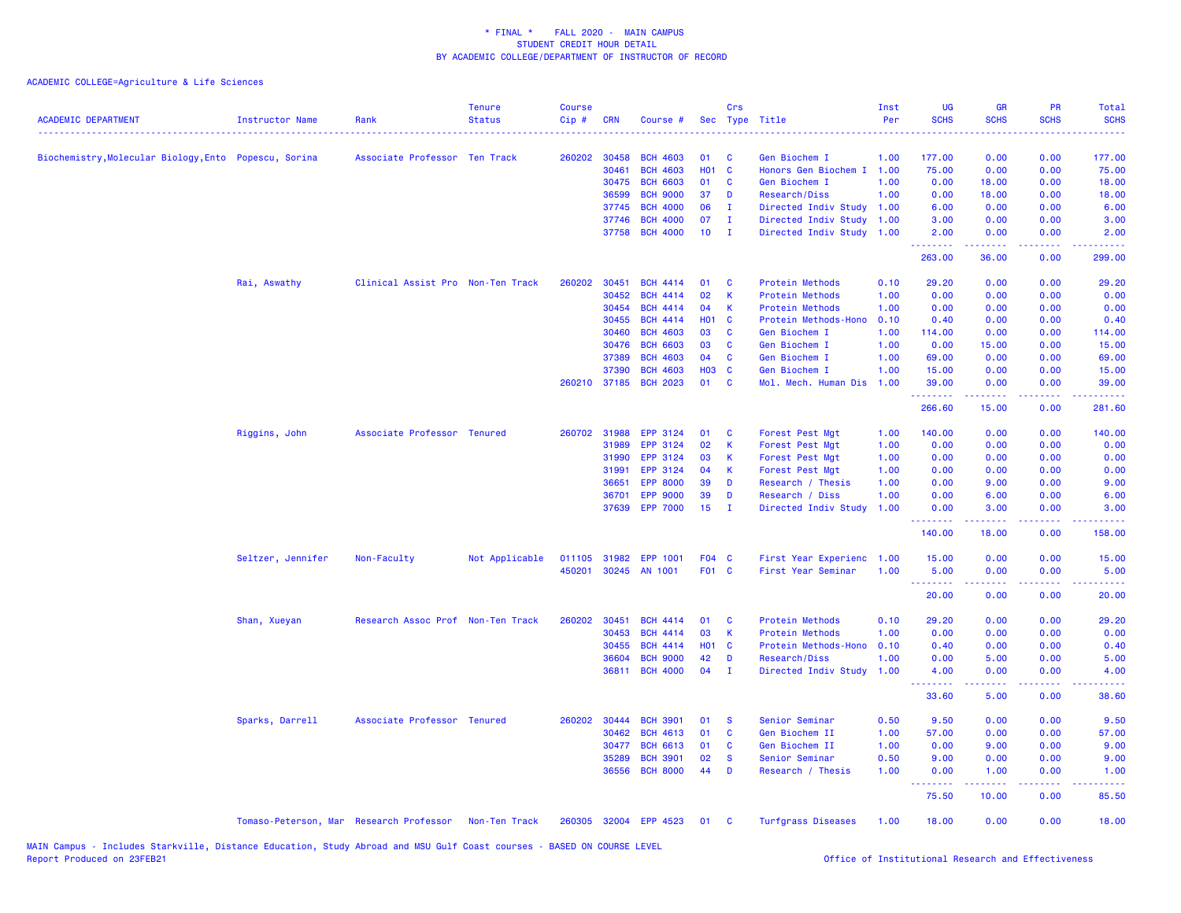\* FINAL \* FALL 2020 - MAIN CAMPUS
STUDENT CREDIT HOUR DETAIL
BY ACADEMIC COLLEGE/DEPARTMENT OF INSTRUCTOR OF RECORD

ACADEMIC COLLEGE=Agriculture & Life Sciences

| ACADEMIC DEPARTMENT | Instructor Name | Rank | Tenure Status | Course Cip # | CRN | Course # | Sec | Crs Type | Title | Inst Per | UG SCHS | GR SCHS | PR SCHS | Total SCHS |
|---|---|---|---|---|---|---|---|---|---|---|---|---|---|---|
| Biochemistry,Molecular Biology,Ento | Popescu, Sorina | Associate Professor | Ten Track | 260202 | 30458 | BCH 4603 | 01 | C | Gen Biochem I | 1.00 | 177.00 | 0.00 | 0.00 | 177.00 |
| | | | | | 30461 | BCH 4603 | H01 | C | Honors Gen Biochem I | 1.00 | 75.00 | 0.00 | 0.00 | 75.00 |
| | | | | | 30475 | BCH 6603 | 01 | C | Gen Biochem I | 1.00 | 0.00 | 18.00 | 0.00 | 18.00 |
| | | | | | 36599 | BCH 9000 | 37 | D | Research/Diss | 1.00 | 0.00 | 18.00 | 0.00 | 18.00 |
| | | | | | 37745 | BCH 4000 | 06 | I | Directed Indiv Study | 1.00 | 6.00 | 0.00 | 0.00 | 6.00 |
| | | | | | 37746 | BCH 4000 | 07 | I | Directed Indiv Study | 1.00 | 3.00 | 0.00 | 0.00 | 3.00 |
| | | | | | 37758 | BCH 4000 | 10 | I | Directed Indiv Study | 1.00 | 2.00 | 0.00 | 0.00 | 2.00 |
| | | | | | | | | | | | 263.00 | 36.00 | 0.00 | 299.00 |
| | Rai, Aswathy | Clinical Assist Pro | Non-Ten Track | 260202 | 30451 | BCH 4414 | 01 | C | Protein Methods | 0.10 | 29.20 | 0.00 | 0.00 | 29.20 |
| | | | | | 30452 | BCH 4414 | 02 | K | Protein Methods | 1.00 | 0.00 | 0.00 | 0.00 | 0.00 |
| | | | | | 30454 | BCH 4414 | 04 | K | Protein Methods | 1.00 | 0.00 | 0.00 | 0.00 | 0.00 |
| | | | | | 30455 | BCH 4414 | H01 | C | Protein Methods-Hono | 0.10 | 0.40 | 0.00 | 0.00 | 0.40 |
| | | | | | 30460 | BCH 4603 | 03 | C | Gen Biochem I | 1.00 | 114.00 | 0.00 | 0.00 | 114.00 |
| | | | | | 30476 | BCH 6603 | 03 | C | Gen Biochem I | 1.00 | 0.00 | 15.00 | 0.00 | 15.00 |
| | | | | | 37389 | BCH 4603 | 04 | C | Gen Biochem I | 1.00 | 69.00 | 0.00 | 0.00 | 69.00 |
| | | | | | 37390 | BCH 4603 | H03 | C | Gen Biochem I | 1.00 | 15.00 | 0.00 | 0.00 | 15.00 |
| | | | | 260210 | 37185 | BCH 2023 | 01 | C | Mol. Mech. Human Dis | 1.00 | 39.00 | 0.00 | 0.00 | 39.00 |
| | | | | | | | | | | | 266.60 | 15.00 | 0.00 | 281.60 |
| | Riggins, John | Associate Professor | Tenured | 260702 | 31988 | EPP 3124 | 01 | C | Forest Pest Mgt | 1.00 | 140.00 | 0.00 | 0.00 | 140.00 |
| | | | | | 31989 | EPP 3124 | 02 | K | Forest Pest Mgt | 1.00 | 0.00 | 0.00 | 0.00 | 0.00 |
| | | | | | 31990 | EPP 3124 | 03 | K | Forest Pest Mgt | 1.00 | 0.00 | 0.00 | 0.00 | 0.00 |
| | | | | | 31991 | EPP 3124 | 04 | K | Forest Pest Mgt | 1.00 | 0.00 | 0.00 | 0.00 | 0.00 |
| | | | | | 36651 | EPP 8000 | 39 | D | Research / Thesis | 1.00 | 0.00 | 9.00 | 0.00 | 9.00 |
| | | | | | 36701 | EPP 9000 | 39 | D | Research / Diss | 1.00 | 0.00 | 6.00 | 0.00 | 6.00 |
| | | | | | 37639 | EPP 7000 | 15 | I | Directed Indiv Study | 1.00 | 0.00 | 3.00 | 0.00 | 3.00 |
| | | | | | | | | | | | 140.00 | 18.00 | 0.00 | 158.00 |
| | Seltzer, Jennifer | Non-Faculty | Not Applicable | 011105 | 31982 | EPP 1001 | F04 | C | First Year Experienc | 1.00 | 15.00 | 0.00 | 0.00 | 15.00 |
| | | | | 450201 | 30245 | AN 1001 | F01 | C | First Year Seminar | 1.00 | 5.00 | 0.00 | 0.00 | 5.00 |
| | | | | | | | | | | | 20.00 | 0.00 | 0.00 | 20.00 |
| | Shan, Xueyan | Research Assoc Prof | Non-Ten Track | 260202 | 30451 | BCH 4414 | 01 | C | Protein Methods | 0.10 | 29.20 | 0.00 | 0.00 | 29.20 |
| | | | | | 30453 | BCH 4414 | 03 | K | Protein Methods | 1.00 | 0.00 | 0.00 | 0.00 | 0.00 |
| | | | | | 30455 | BCH 4414 | H01 | C | Protein Methods-Hono | 0.10 | 0.40 | 0.00 | 0.00 | 0.40 |
| | | | | | 36604 | BCH 9000 | 42 | D | Research/Diss | 1.00 | 0.00 | 5.00 | 0.00 | 5.00 |
| | | | | | 36811 | BCH 4000 | 04 | I | Directed Indiv Study | 1.00 | 4.00 | 0.00 | 0.00 | 4.00 |
| | | | | | | | | | | | 33.60 | 5.00 | 0.00 | 38.60 |
| | Sparks, Darrell | Associate Professor | Tenured | 260202 | 30444 | BCH 3901 | 01 | S | Senior Seminar | 0.50 | 9.50 | 0.00 | 0.00 | 9.50 |
| | | | | | 30462 | BCH 4613 | 01 | C | Gen Biochem II | 1.00 | 57.00 | 0.00 | 0.00 | 57.00 |
| | | | | | 30477 | BCH 6613 | 01 | C | Gen Biochem II | 1.00 | 0.00 | 9.00 | 0.00 | 9.00 |
| | | | | | 35289 | BCH 3901 | 02 | S | Senior Seminar | 0.50 | 9.00 | 0.00 | 0.00 | 9.00 |
| | | | | | 36556 | BCH 8000 | 44 | D | Research / Thesis | 1.00 | 0.00 | 1.00 | 0.00 | 1.00 |
| | | | | | | | | | | | 75.50 | 10.00 | 0.00 | 85.50 |
| | Tomaso-Peterson, Mar | Research Professor | Non-Ten Track | 260305 | 32004 | EPP 4523 | 01 | C | Turfgrass Diseases | 1.00 | 18.00 | 0.00 | 0.00 | 18.00 |

MAIN Campus - Includes Starkville, Distance Education, Study Abroad and MSU Gulf Coast courses - BASED ON COURSE LEVEL
Report Produced on 23FEB21

Office of Institutional Research and Effectiveness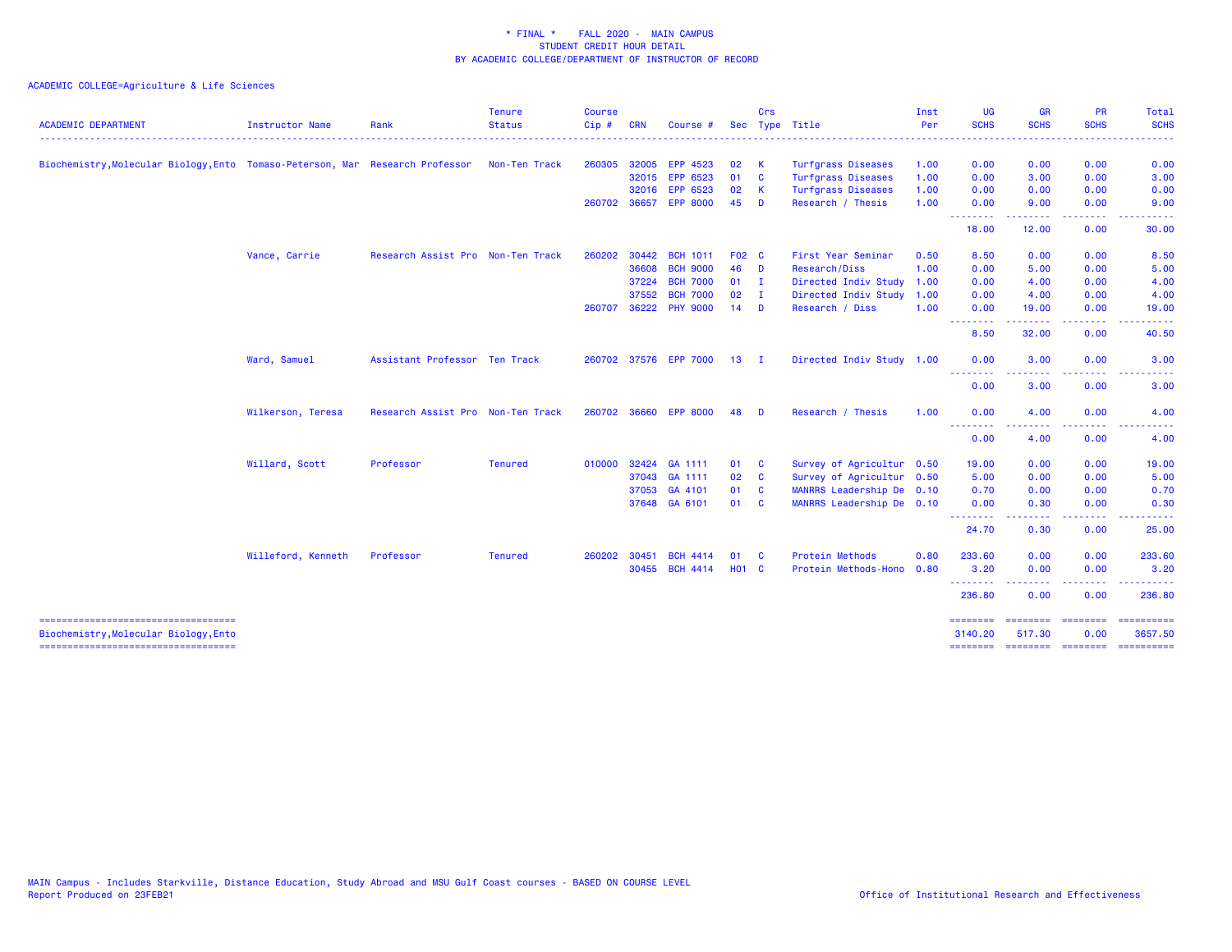\* FINAL \* FALL 2020 - MAIN CAMPUS
STUDENT CREDIT HOUR DETAIL
BY ACADEMIC COLLEGE/DEPARTMENT OF INSTRUCTOR OF RECORD

ACADEMIC COLLEGE=Agriculture & Life Sciences

| ACADEMIC DEPARTMENT | Instructor Name | Rank | Tenure Status | Course Cip # | CRN | Course # | Sec | Crs Type | Title | Inst Per | UG SCHS | GR SCHS | PR SCHS | Total SCHS |
|---|---|---|---|---|---|---|---|---|---|---|---|---|---|---|
| Biochemistry,Molecular Biology,Ento | Tomaso-Peterson, Mar | Research Professor | Non-Ten Track | 260305 | 32005 | EPP 4523 | 02 | K | Turfgrass Diseases | 1.00 | 0.00 | 0.00 | 0.00 | 0.00 |
| | | | | | 32015 | EPP 6523 | 01 | C | Turfgrass Diseases | 1.00 | 0.00 | 3.00 | 0.00 | 3.00 |
| | | | | | 32016 | EPP 6523 | 02 | K | Turfgrass Diseases | 1.00 | 0.00 | 0.00 | 0.00 | 0.00 |
| | | | | 260702 | 36657 | EPP 8000 | 45 | D | Research / Thesis | 1.00 | 0.00 | 9.00 | 0.00 | 9.00 |
| | | | | | | | | | | | 18.00 | 12.00 | 0.00 | 30.00 |
| | Vance, Carrie | Research Assist Pro | Non-Ten Track | 260202 | 30442 | BCH 1011 | F02 | C | First Year Seminar | 0.50 | 8.50 | 0.00 | 0.00 | 8.50 |
| | | | | | 36608 | BCH 9000 | 46 | D | Research/Diss | 1.00 | 0.00 | 5.00 | 0.00 | 5.00 |
| | | | | | 37224 | BCH 7000 | 01 | I | Directed Indiv Study | 1.00 | 0.00 | 4.00 | 0.00 | 4.00 |
| | | | | | 37552 | BCH 7000 | 02 | I | Directed Indiv Study | 1.00 | 0.00 | 4.00 | 0.00 | 4.00 |
| | | | | 260707 | 36222 | PHY 9000 | 14 | D | Research / Diss | 1.00 | 0.00 | 19.00 | 0.00 | 19.00 |
| | | | | | | | | | | | 8.50 | 32.00 | 0.00 | 40.50 |
| | Ward, Samuel | Assistant Professor | Ten Track | 260702 | 37576 | EPP 7000 | 13 | I | Directed Indiv Study | 1.00 | 0.00 | 3.00 | 0.00 | 3.00 |
| | | | | | | | | | | | 0.00 | 3.00 | 0.00 | 3.00 |
| | Wilkerson, Teresa | Research Assist Pro | Non-Ten Track | 260702 | 36660 | EPP 8000 | 48 | D | Research / Thesis | 1.00 | 0.00 | 4.00 | 0.00 | 4.00 |
| | | | | | | | | | | | 0.00 | 4.00 | 0.00 | 4.00 |
| | Willard, Scott | Professor | Tenured | 010000 | 32424 | GA 1111 | 01 | C | Survey of Agricultur | 0.50 | 19.00 | 0.00 | 0.00 | 19.00 |
| | | | | | 37043 | GA 1111 | 02 | C | Survey of Agricultur | 0.50 | 5.00 | 0.00 | 0.00 | 5.00 |
| | | | | | 37053 | GA 4101 | 01 | C | MANRRS Leadership De | 0.10 | 0.70 | 0.00 | 0.00 | 0.70 |
| | | | | | 37648 | GA 6101 | 01 | C | MANRRS Leadership De | 0.10 | 0.00 | 0.30 | 0.00 | 0.30 |
| | | | | | | | | | | | 24.70 | 0.30 | 0.00 | 25.00 |
| | Willeford, Kenneth | Professor | Tenured | 260202 | 30451 | BCH 4414 | 01 | C | Protein Methods | 0.80 | 233.60 | 0.00 | 0.00 | 233.60 |
| | | | | | 30455 | BCH 4414 | H01 | C | Protein Methods-Hono | 0.80 | 3.20 | 0.00 | 0.00 | 3.20 |
| | | | | | | | | | | | 236.80 | 0.00 | 0.00 | 236.80 |
| Biochemistry,Molecular Biology,Ento | | | | | | | | | | | 3140.20 | 517.30 | 0.00 | 3657.50 |

MAIN Campus - Includes Starkville, Distance Education, Study Abroad and MSU Gulf Coast courses - BASED ON COURSE LEVEL
Report Produced on 23FEB21

Office of Institutional Research and Effectiveness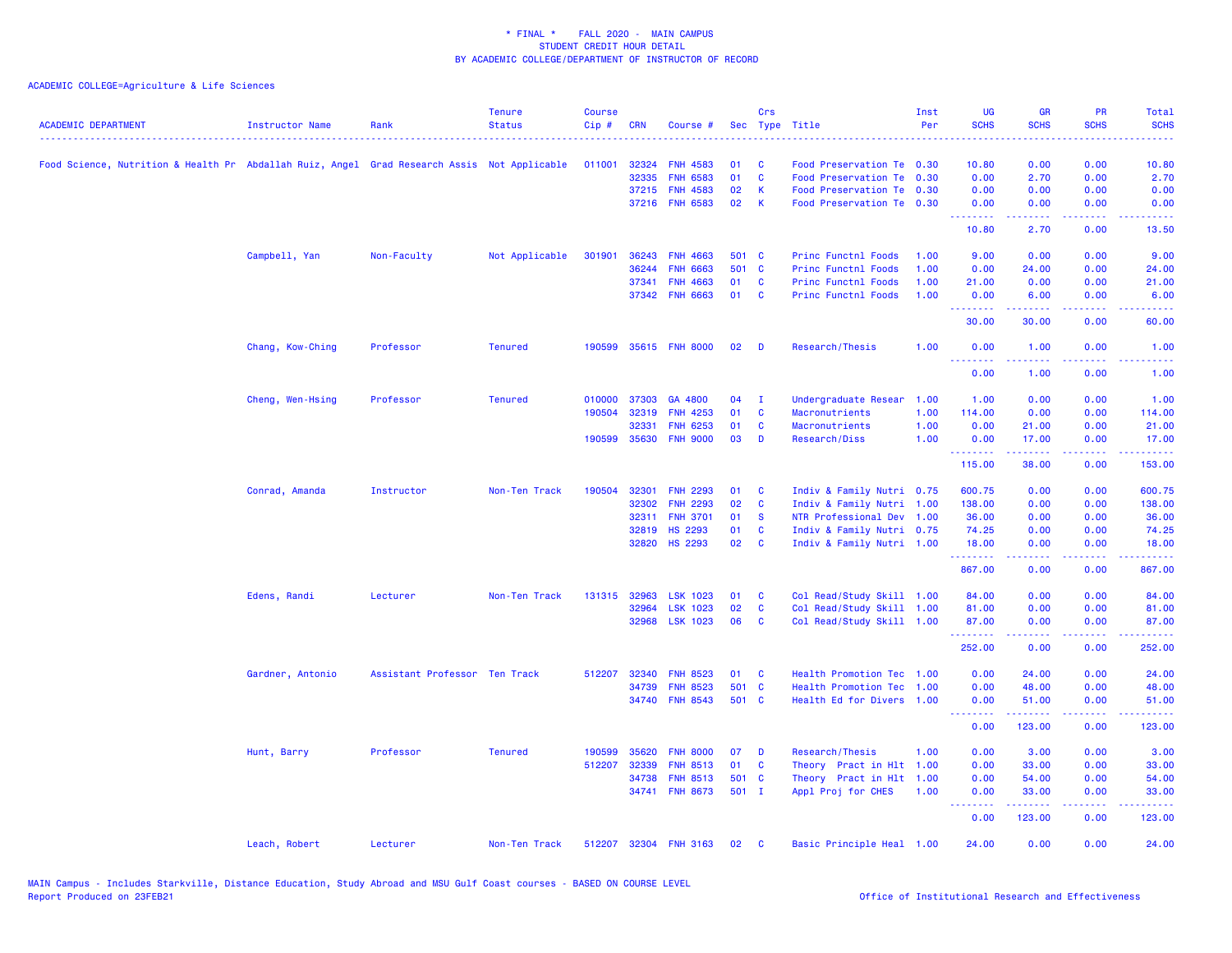\* FINAL \* FALL 2020 - MAIN CAMPUS
STUDENT CREDIT HOUR DETAIL
BY ACADEMIC COLLEGE/DEPARTMENT OF INSTRUCTOR OF RECORD

ACADEMIC COLLEGE=Agriculture & Life Sciences

| ACADEMIC DEPARTMENT | Instructor Name | Rank | Tenure Status | Course Cip # | CRN | Course # | Sec | Crs Type | Title | Inst Per | UG SCHS | GR SCHS | PR SCHS | Total SCHS |
|---|---|---|---|---|---|---|---|---|---|---|---|---|---|---|
| Food Science, Nutrition & Health Pr | Abdallah Ruiz, Angel | Grad Research Assis | Not Applicable | 011001 | 32324 | FNH 4583 | 01 | C | Food Preservation Te | 0.30 | 10.80 | 0.00 | 0.00 | 10.80 |
| | | | | | 32335 | FNH 6583 | 01 | C | Food Preservation Te | 0.30 | 0.00 | 2.70 | 0.00 | 2.70 |
| | | | | | 37215 | FNH 4583 | 02 | K | Food Preservation Te | 0.30 | 0.00 | 0.00 | 0.00 | 0.00 |
| | | | | | 37216 | FNH 6583 | 02 | K | Food Preservation Te | 0.30 | 0.00 | 0.00 | 0.00 | 0.00 |
| | | | | | | | | | | | 10.80 | 2.70 | 0.00 | 13.50 |
| | Campbell, Yan | Non-Faculty | Not Applicable | 301901 | 36243 | FNH 4663 | 501 | C | Princ Functnl Foods | 1.00 | 9.00 | 0.00 | 0.00 | 9.00 |
| | | | | | 36244 | FNH 6663 | 501 | C | Princ Functnl Foods | 1.00 | 0.00 | 24.00 | 0.00 | 24.00 |
| | | | | | 37341 | FNH 4663 | 01 | C | Princ Functnl Foods | 1.00 | 21.00 | 0.00 | 0.00 | 21.00 |
| | | | | | 37342 | FNH 6663 | 01 | C | Princ Functnl Foods | 1.00 | 0.00 | 6.00 | 0.00 | 6.00 |
| | | | | | | | | | | | 30.00 | 30.00 | 0.00 | 60.00 |
| | Chang, Kow-Ching | Professor | Tenured | 190599 | 35615 | FNH 8000 | 02 | D | Research/Thesis | 1.00 | 0.00 | 1.00 | 0.00 | 1.00 |
| | | | | | | | | | | | 0.00 | 1.00 | 0.00 | 1.00 |
| | Cheng, Wen-Hsing | Professor | Tenured | 010000 | 37303 | GA 4800 | 04 | I | Undergraduate Resear | 1.00 | 1.00 | 0.00 | 0.00 | 1.00 |
| | | | | 190504 | 32319 | FNH 4253 | 01 | C | Macronutrients | 1.00 | 114.00 | 0.00 | 0.00 | 114.00 |
| | | | | | 32331 | FNH 6253 | 01 | C | Macronutrients | 1.00 | 0.00 | 21.00 | 0.00 | 21.00 |
| | | | | 190599 | 35630 | FNH 9000 | 03 | D | Research/Diss | 1.00 | 0.00 | 17.00 | 0.00 | 17.00 |
| | | | | | | | | | | | 115.00 | 38.00 | 0.00 | 153.00 |
| | Conrad, Amanda | Instructor | Non-Ten Track | 190504 | 32301 | FNH 2293 | 01 | C | Indiv & Family Nutri | 0.75 | 600.75 | 0.00 | 0.00 | 600.75 |
| | | | | | 32302 | FNH 2293 | 02 | C | Indiv & Family Nutri | 1.00 | 138.00 | 0.00 | 0.00 | 138.00 |
| | | | | | 32311 | FNH 3701 | 01 | S | NTR Professional Dev | 1.00 | 36.00 | 0.00 | 0.00 | 36.00 |
| | | | | | 32819 | HS 2293 | 01 | C | Indiv & Family Nutri | 0.75 | 74.25 | 0.00 | 0.00 | 74.25 |
| | | | | | 32820 | HS 2293 | 02 | C | Indiv & Family Nutri | 1.00 | 18.00 | 0.00 | 0.00 | 18.00 |
| | | | | | | | | | | | 867.00 | 0.00 | 0.00 | 867.00 |
| | Edens, Randi | Lecturer | Non-Ten Track | 131315 | 32963 | LSK 1023 | 01 | C | Col Read/Study Skill | 1.00 | 84.00 | 0.00 | 0.00 | 84.00 |
| | | | | | 32964 | LSK 1023 | 02 | C | Col Read/Study Skill | 1.00 | 81.00 | 0.00 | 0.00 | 81.00 |
| | | | | | 32968 | LSK 1023 | 06 | C | Col Read/Study Skill | 1.00 | 87.00 | 0.00 | 0.00 | 87.00 |
| | | | | | | | | | | | 252.00 | 0.00 | 0.00 | 252.00 |
| | Gardner, Antonio | Assistant Professor | Ten Track | 512207 | 32340 | FNH 8523 | 01 | C | Health Promotion Tec | 1.00 | 0.00 | 24.00 | 0.00 | 24.00 |
| | | | | | 34739 | FNH 8523 | 501 | C | Health Promotion Tec | 1.00 | 0.00 | 48.00 | 0.00 | 48.00 |
| | | | | | 34740 | FNH 8543 | 501 | C | Health Ed for Divers | 1.00 | 0.00 | 51.00 | 0.00 | 51.00 |
| | | | | | | | | | | | 0.00 | 123.00 | 0.00 | 123.00 |
| | Hunt, Barry | Professor | Tenured | 190599 | 35620 | FNH 8000 | 07 | D | Research/Thesis | 1.00 | 0.00 | 3.00 | 0.00 | 3.00 |
| | | | | 512207 | 32339 | FNH 8513 | 01 | C | Theory Pract in Hlt | 1.00 | 0.00 | 33.00 | 0.00 | 33.00 |
| | | | | | 34738 | FNH 8513 | 501 | C | Theory Pract in Hlt | 1.00 | 0.00 | 54.00 | 0.00 | 54.00 |
| | | | | | 34741 | FNH 8673 | 501 | I | Appl Proj for CHES | 1.00 | 0.00 | 33.00 | 0.00 | 33.00 |
| | | | | | | | | | | | 0.00 | 123.00 | 0.00 | 123.00 |
| | Leach, Robert | Lecturer | Non-Ten Track | 512207 | 32304 | FNH 3163 | 02 | C | Basic Principle Heal | 1.00 | 24.00 | 0.00 | 0.00 | 24.00 |

MAIN Campus - Includes Starkville, Distance Education, Study Abroad and MSU Gulf Coast courses - BASED ON COURSE LEVEL
Report Produced on 23FEB21

Office of Institutional Research and Effectiveness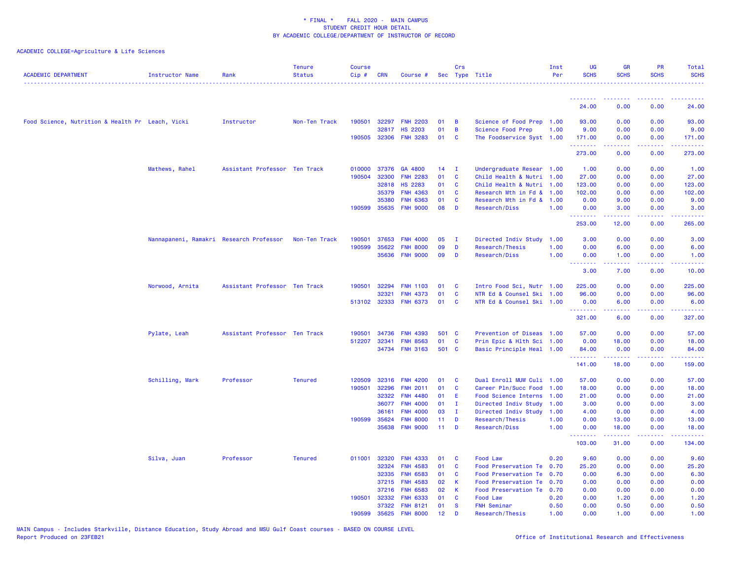\* FINAL \*    FALL 2020 -  MAIN CAMPUS
STUDENT CREDIT HOUR DETAIL
BY ACADEMIC COLLEGE/DEPARTMENT OF INSTRUCTOR OF RECORD

ACADEMIC COLLEGE=Agriculture & Life Sciences

| ACADEMIC DEPARTMENT | Instructor Name | Rank | Tenure Status | Course Cip # | CRN | Course # | Sec | Crs Type | Title | Inst Per | UG SCHS | GR SCHS | PR SCHS | Total SCHS |
|---|---|---|---|---|---|---|---|---|---|---|---|---|---|---|
| | | | | | | | | | | | 24.00 | 0.00 | 0.00 | 24.00 |
| Food Science, Nutrition & Health Pr | Leach, Vicki | Instructor | Non-Ten Track | 190501 | 32297 | FNH 2203 | 01 | B | Science of Food Prep | 1.00 | 93.00 | 0.00 | 0.00 | 93.00 |
| | | | | | 32817 | HS 2203 | 01 | B | Science Food Prep | 1.00 | 9.00 | 0.00 | 0.00 | 9.00 |
| | | | | 190505 | 32306 | FNH 3283 | 01 | C | The Foodservice Syst | 1.00 | 171.00 | 0.00 | 0.00 | 171.00 |
| | | | | | | | | | | | 273.00 | 0.00 | 0.00 | 273.00 |
| | Mathews, Rahel | Assistant Professor | Ten Track | 010000 | 37376 | GA 4800 | 14 | I | Undergraduate Resear | 1.00 | 1.00 | 0.00 | 0.00 | 1.00 |
| | | | | 190504 | 32300 | FNH 2283 | 01 | C | Child Health & Nutri | 1.00 | 27.00 | 0.00 | 0.00 | 27.00 |
| | | | | | 32818 | HS 2283 | 01 | C | Child Health & Nutri | 1.00 | 123.00 | 0.00 | 0.00 | 123.00 |
| | | | | | 35379 | FNH 4363 | 01 | C | Research Mth in Fd & | 1.00 | 102.00 | 0.00 | 0.00 | 102.00 |
| | | | | | 35380 | FNH 6363 | 01 | C | Research Mth in Fd & | 1.00 | 0.00 | 9.00 | 0.00 | 9.00 |
| | | | | 190599 | 35635 | FNH 9000 | 08 | D | Research/Diss | 1.00 | 0.00 | 3.00 | 0.00 | 3.00 |
| | | | | | | | | | | | 253.00 | 12.00 | 0.00 | 265.00 |
| | Nannapaneni, Ramakri | Research Professor | Non-Ten Track | 190501 | 37653 | FNH 4000 | 05 | I | Directed Indiv Study | 1.00 | 3.00 | 0.00 | 0.00 | 3.00 |
| | | | | 190599 | 35622 | FNH 8000 | 09 | D | Research/Thesis | 1.00 | 0.00 | 6.00 | 0.00 | 6.00 |
| | | | | | 35636 | FNH 9000 | 09 | D | Research/Diss | 1.00 | 0.00 | 1.00 | 0.00 | 1.00 |
| | | | | | | | | | | | 3.00 | 7.00 | 0.00 | 10.00 |
| | Norwood, Arnita | Assistant Professor | Ten Track | 190501 | 32294 | FNH 1103 | 01 | C | Intro Food Sci, Nutr | 1.00 | 225.00 | 0.00 | 0.00 | 225.00 |
| | | | | | 32321 | FNH 4373 | 01 | C | NTR Ed & Counsel Ski | 1.00 | 96.00 | 0.00 | 0.00 | 96.00 |
| | | | | 513102 | 32333 | FNH 6373 | 01 | C | NTR Ed & Counsel Ski | 1.00 | 0.00 | 6.00 | 0.00 | 6.00 |
| | | | | | | | | | | | 321.00 | 6.00 | 0.00 | 327.00 |
| | Pylate, Leah | Assistant Professor | Ten Track | 190501 | 34736 | FNH 4393 | 501 | C | Prevention of Diseas | 1.00 | 57.00 | 0.00 | 0.00 | 57.00 |
| | | | | 512207 | 32341 | FNH 8563 | 01 | C | Prin Epic & Hlth Sci | 1.00 | 0.00 | 18.00 | 0.00 | 18.00 |
| | | | | | 34734 | FNH 3163 | 501 | C | Basic Principle Heal | 1.00 | 84.00 | 0.00 | 0.00 | 84.00 |
| | | | | | | | | | | | 141.00 | 18.00 | 0.00 | 159.00 |
| | Schilling, Mark | Professor | Tenured | 120509 | 32316 | FNH 4200 | 01 | C | Dual Enroll MUW Culi | 1.00 | 57.00 | 0.00 | 0.00 | 57.00 |
| | | | | 190501 | 32296 | FNH 2011 | 01 | C | Career Pln/Succ Food | 1.00 | 18.00 | 0.00 | 0.00 | 18.00 |
| | | | | | 32322 | FNH 4480 | 01 | E | Food Science Interns | 1.00 | 21.00 | 0.00 | 0.00 | 21.00 |
| | | | | | 36077 | FNH 4000 | 01 | I | Directed Indiv Study | 1.00 | 3.00 | 0.00 | 0.00 | 3.00 |
| | | | | | 36161 | FNH 4000 | 03 | I | Directed Indiv Study | 1.00 | 4.00 | 0.00 | 0.00 | 4.00 |
| | | | | 190599 | 35624 | FNH 8000 | 11 | D | Research/Thesis | 1.00 | 0.00 | 13.00 | 0.00 | 13.00 |
| | | | | | 35638 | FNH 9000 | 11 | D | Research/Diss | 1.00 | 0.00 | 18.00 | 0.00 | 18.00 |
| | | | | | | | | | | | 103.00 | 31.00 | 0.00 | 134.00 |
| | Silva, Juan | Professor | Tenured | 011001 | 32320 | FNH 4333 | 01 | C | Food Law | 0.20 | 9.60 | 0.00 | 0.00 | 9.60 |
| | | | | | 32324 | FNH 4583 | 01 | C | Food Preservation Te | 0.70 | 25.20 | 0.00 | 0.00 | 25.20 |
| | | | | | 32335 | FNH 6583 | 01 | C | Food Preservation Te | 0.70 | 0.00 | 6.30 | 0.00 | 6.30 |
| | | | | | 37215 | FNH 4583 | 02 | K | Food Preservation Te | 0.70 | 0.00 | 0.00 | 0.00 | 0.00 |
| | | | | | 37216 | FNH 6583 | 02 | K | Food Preservation Te | 0.70 | 0.00 | 0.00 | 0.00 | 0.00 |
| | | | | 190501 | 32332 | FNH 6333 | 01 | C | Food Law | 0.20 | 0.00 | 1.20 | 0.00 | 1.20 |
| | | | | | 37322 | FNH 8121 | 01 | S | FNH Seminar | 0.50 | 0.00 | 0.50 | 0.00 | 0.50 |
| | | | | 190599 | 35625 | FNH 8000 | 12 | D | Research/Thesis | 1.00 | 0.00 | 1.00 | 0.00 | 1.00 |

MAIN Campus - Includes Starkville, Distance Education, Study Abroad and MSU Gulf Coast courses - BASED ON COURSE LEVEL
Report Produced on 23FEB21

Office of Institutional Research and Effectiveness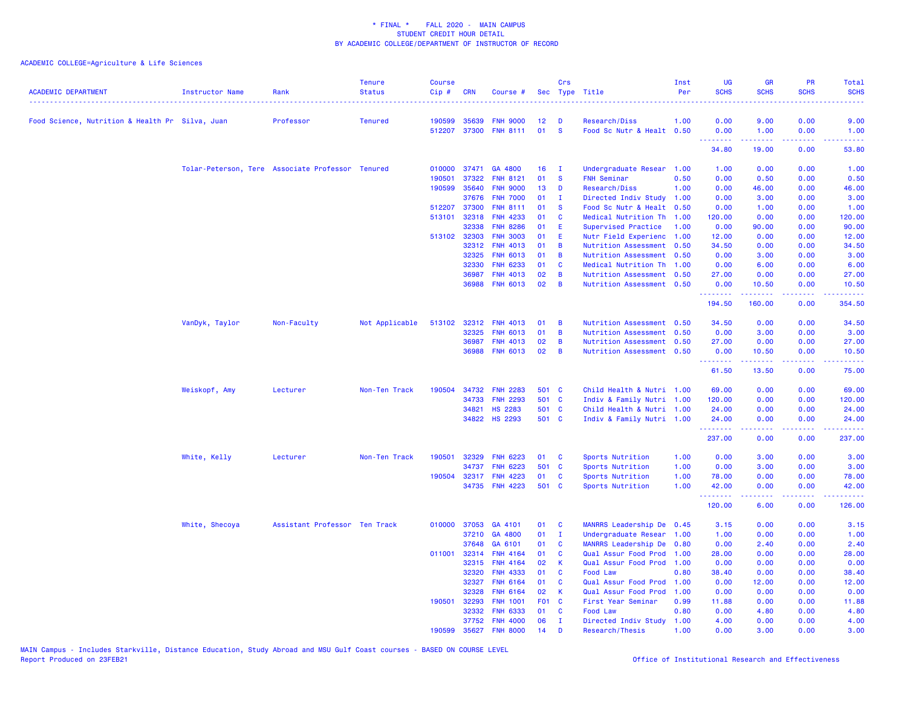* FINAL * FALL 2020 - MAIN CAMPUS
STUDENT CREDIT HOUR DETAIL
BY ACADEMIC COLLEGE/DEPARTMENT OF INSTRUCTOR OF RECORD

ACADEMIC COLLEGE=Agriculture & Life Sciences

| ACADEMIC DEPARTMENT | Instructor Name | Rank | Tenure Status | Course Cip # | CRN | Course # | Sec | Crs Type | Title | Inst Per | UG SCHS | GR SCHS | PR SCHS | Total SCHS |
|---|---|---|---|---|---|---|---|---|---|---|---|---|---|---|
| Food Science, Nutrition & Health Pr | Silva, Juan | Professor | Tenured | 190599 | 35639 | FNH 9000 | 12 | D | Research/Diss | 1.00 | 0.00 | 9.00 | 0.00 | 9.00 |
| | | | | 512207 | 37300 | FNH 8111 | 01 | S | Food Sc Nutr & Healt | 0.50 | 0.00 | 1.00 | 0.00 | 1.00 |
| | | | | | | | | | | | 34.80 | 19.00 | 0.00 | 53.80 |
| | Tolar-Peterson, Tere | Associate Professor | Tenured | 010000 | 37471 | GA 4800 | 16 | I | Undergraduate Resear | 1.00 | 1.00 | 0.00 | 0.00 | 1.00 |
| | | | | 190501 | 37322 | FNH 8121 | 01 | S | FNH Seminar | 0.50 | 0.00 | 0.50 | 0.00 | 0.50 |
| | | | | 190599 | 35640 | FNH 9000 | 13 | D | Research/Diss | 1.00 | 0.00 | 46.00 | 0.00 | 46.00 |
| | | | | | 37676 | FNH 7000 | 01 | I | Directed Indiv Study | 1.00 | 0.00 | 3.00 | 0.00 | 3.00 |
| | | | | 512207 | 37300 | FNH 8111 | 01 | S | Food Sc Nutr & Healt | 0.50 | 0.00 | 1.00 | 0.00 | 1.00 |
| | | | | 513101 | 32318 | FNH 4233 | 01 | C | Medical Nutrition Th | 1.00 | 120.00 | 0.00 | 0.00 | 120.00 |
| | | | | | 32338 | FNH 8286 | 01 | E | Supervised Practice | 1.00 | 0.00 | 90.00 | 0.00 | 90.00 |
| | | | | 513102 | 32303 | FNH 3003 | 01 | E | Nutr Field Experienc | 1.00 | 12.00 | 0.00 | 0.00 | 12.00 |
| | | | | | 32312 | FNH 4013 | 01 | B | Nutrition Assessment | 0.50 | 34.50 | 0.00 | 0.00 | 34.50 |
| | | | | | 32325 | FNH 6013 | 01 | B | Nutrition Assessment | 0.50 | 0.00 | 3.00 | 0.00 | 3.00 |
| | | | | | 32330 | FNH 6233 | 01 | C | Medical Nutrition Th | 1.00 | 0.00 | 6.00 | 0.00 | 6.00 |
| | | | | | 36987 | FNH 4013 | 02 | B | Nutrition Assessment | 0.50 | 27.00 | 0.00 | 0.00 | 27.00 |
| | | | | | 36988 | FNH 6013 | 02 | B | Nutrition Assessment | 0.50 | 0.00 | 10.50 | 0.00 | 10.50 |
| | | | | | | | | | | | 194.50 | 160.00 | 0.00 | 354.50 |
| | VanDyk, Taylor | Non-Faculty | Not Applicable | 513102 | 32312 | FNH 4013 | 01 | B | Nutrition Assessment | 0.50 | 34.50 | 0.00 | 0.00 | 34.50 |
| | | | | | 32325 | FNH 6013 | 01 | B | Nutrition Assessment | 0.50 | 0.00 | 3.00 | 0.00 | 3.00 |
| | | | | | 36987 | FNH 4013 | 02 | B | Nutrition Assessment | 0.50 | 27.00 | 0.00 | 0.00 | 27.00 |
| | | | | | 36988 | FNH 6013 | 02 | B | Nutrition Assessment | 0.50 | 0.00 | 10.50 | 0.00 | 10.50 |
| | | | | | | | | | | | 61.50 | 13.50 | 0.00 | 75.00 |
| | Weiskopf, Amy | Lecturer | Non-Ten Track | 190504 | 34732 | FNH 2283 | 501 | C | Child Health & Nutri | 1.00 | 69.00 | 0.00 | 0.00 | 69.00 |
| | | | | | 34733 | FNH 2293 | 501 | C | Indiv & Family Nutri | 1.00 | 120.00 | 0.00 | 0.00 | 120.00 |
| | | | | | 34821 | HS 2283 | 501 | C | Child Health & Nutri | 1.00 | 24.00 | 0.00 | 0.00 | 24.00 |
| | | | | | 34822 | HS 2293 | 501 | C | Indiv & Family Nutri | 1.00 | 24.00 | 0.00 | 0.00 | 24.00 |
| | | | | | | | | | | | 237.00 | 0.00 | 0.00 | 237.00 |
| | White, Kelly | Lecturer | Non-Ten Track | 190501 | 32329 | FNH 6223 | 01 | C | Sports Nutrition | 1.00 | 0.00 | 3.00 | 0.00 | 3.00 |
| | | | | | 34737 | FNH 6223 | 501 | C | Sports Nutrition | 1.00 | 0.00 | 3.00 | 0.00 | 3.00 |
| | | | | 190504 | 32317 | FNH 4223 | 01 | C | Sports Nutrition | 1.00 | 78.00 | 0.00 | 0.00 | 78.00 |
| | | | | | 34735 | FNH 4223 | 501 | C | Sports Nutrition | 1.00 | 42.00 | 0.00 | 0.00 | 42.00 |
| | | | | | | | | | | | 120.00 | 6.00 | 0.00 | 126.00 |
| | White, Shecoya | Assistant Professor | Ten Track | 010000 | 37053 | GA 4101 | 01 | C | MANRRS Leadership De | 0.45 | 3.15 | 0.00 | 0.00 | 3.15 |
| | | | | | 37210 | GA 4800 | 01 | I | Undergraduate Resear | 1.00 | 1.00 | 0.00 | 0.00 | 1.00 |
| | | | | | 37648 | GA 6101 | 01 | C | MANRRS Leadership De | 0.80 | 0.00 | 2.40 | 0.00 | 2.40 |
| | | | | 011001 | 32314 | FNH 4164 | 01 | C | Qual Assur Food Prod | 1.00 | 28.00 | 0.00 | 0.00 | 28.00 |
| | | | | | 32315 | FNH 4164 | 02 | K | Qual Assur Food Prod | 1.00 | 0.00 | 0.00 | 0.00 | 0.00 |
| | | | | | 32320 | FNH 4333 | 01 | C | Food Law | 0.80 | 38.40 | 0.00 | 0.00 | 38.40 |
| | | | | | 32327 | FNH 6164 | 01 | C | Qual Assur Food Prod | 1.00 | 0.00 | 12.00 | 0.00 | 12.00 |
| | | | | | 32328 | FNH 6164 | 02 | K | Qual Assur Food Prod | 1.00 | 0.00 | 0.00 | 0.00 | 0.00 |
| | | | | 190501 | 32293 | FNH 1001 | F01 | C | First Year Seminar | 0.99 | 11.88 | 0.00 | 0.00 | 11.88 |
| | | | | | 32332 | FNH 6333 | 01 | C | Food Law | 0.80 | 0.00 | 4.80 | 0.00 | 4.80 |
| | | | | | 37752 | FNH 4000 | 06 | I | Directed Indiv Study | 1.00 | 4.00 | 0.00 | 0.00 | 4.00 |
| | | | | 190599 | 35627 | FNH 8000 | 14 | D | Research/Thesis | 1.00 | 0.00 | 3.00 | 0.00 | 3.00 |

MAIN Campus - Includes Starkville, Distance Education, Study Abroad and MSU Gulf Coast courses - BASED ON COURSE LEVEL
Report Produced on 23FEB21

Office of Institutional Research and Effectiveness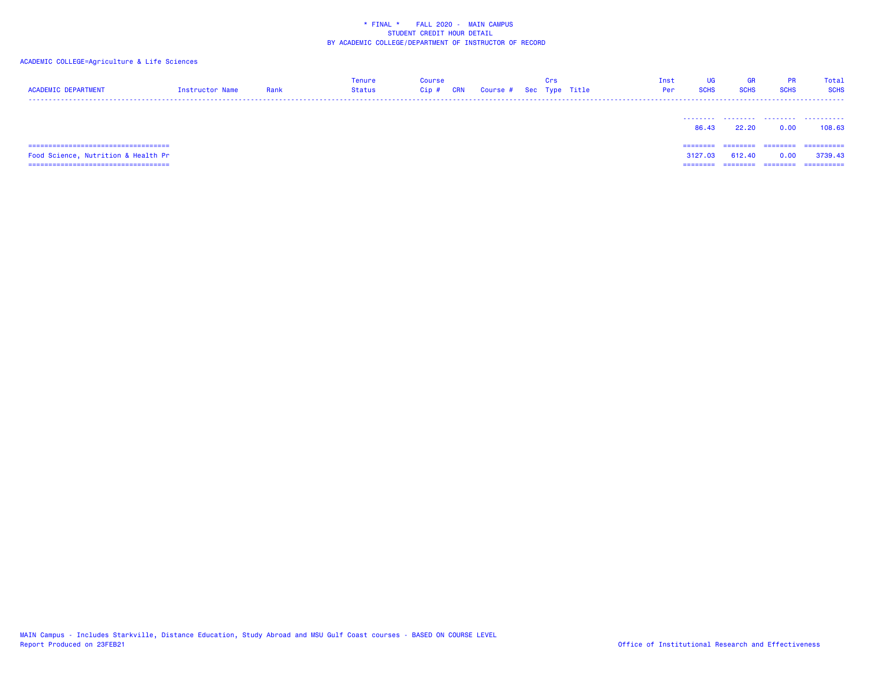* FINAL * FALL 2020 - MAIN CAMPUS
STUDENT CREDIT HOUR DETAIL
BY ACADEMIC COLLEGE/DEPARTMENT OF INSTRUCTOR OF RECORD

ACADEMIC COLLEGE=Agriculture & Life Sciences

| ACADEMIC DEPARTMENT | Instructor Name | Rank | Tenure Status | Course Cip # | CRN | Course # | Sec | Crs Type | Title | Inst Per | UG SCHS | GR SCHS | PR SCHS | Total SCHS |
|---|---|---|---|---|---|---|---|---|---|---|---|---|---|---|
| | | | | | | | | | | | 86.43 | 22.20 | 0.00 | 108.63 |
| Food Science, Nutrition & Health Pr | | | | | | | | | | | 3127.03 | 612.40 | 0.00 | 3739.43 |

MAIN Campus - Includes Starkville, Distance Education, Study Abroad and MSU Gulf Coast courses - BASED ON COURSE LEVEL
Report Produced on 23FEB21

Office of Institutional Research and Effectiveness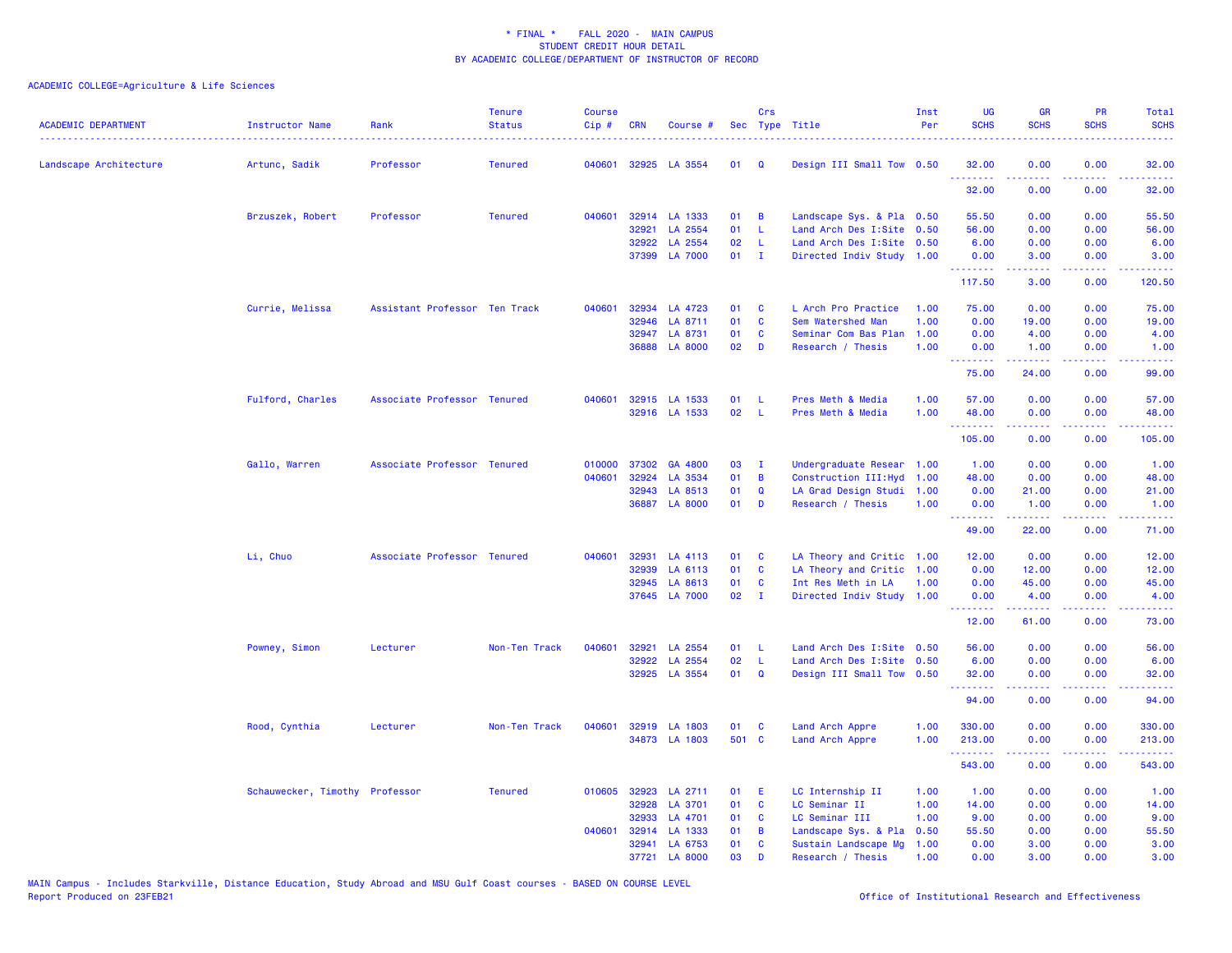\* FINAL \* FALL 2020 - MAIN CAMPUS
STUDENT CREDIT HOUR DETAIL
BY ACADEMIC COLLEGE/DEPARTMENT OF INSTRUCTOR OF RECORD

ACADEMIC COLLEGE=Agriculture & Life Sciences

| ACADEMIC DEPARTMENT | Instructor Name | Rank | Tenure Status | Course Cip # | CRN | Course # | Sec | Crs Type | Title | Inst Per | UG SCHS | GR SCHS | PR SCHS | Total SCHS |
|---|---|---|---|---|---|---|---|---|---|---|---|---|---|---|
| Landscape Architecture | Artunc, Sadik | Professor | Tenured | 040601 | 32925 | LA 3554 | 01 | Q | Design III Small Tow | 0.50 | 32.00 | 0.00 | 0.00 | 32.00 |
| | | | | | | | | | | | 32.00 | 0.00 | 0.00 | 32.00 |
| | Brzuszek, Robert | Professor | Tenured | 040601 | 32914 | LA 1333 | 01 | B | Landscape Sys. & Pla | 0.50 | 55.50 | 0.00 | 0.00 | 55.50 |
| | | | | | 32921 | LA 2554 | 01 | L | Land Arch Des I:Site | 0.50 | 56.00 | 0.00 | 0.00 | 56.00 |
| | | | | | 32922 | LA 2554 | 02 | L | Land Arch Des I:Site | 0.50 | 6.00 | 0.00 | 0.00 | 6.00 |
| | | | | | 37399 | LA 7000 | 01 | I | Directed Indiv Study | 1.00 | 0.00 | 3.00 | 0.00 | 3.00 |
| | | | | | | | | | | | 117.50 | 3.00 | 0.00 | 120.50 |
| | Currie, Melissa | Assistant Professor | Ten Track | 040601 | 32934 | LA 4723 | 01 | C | L Arch Pro Practice | 1.00 | 75.00 | 0.00 | 0.00 | 75.00 |
| | | | | | 32946 | LA 8711 | 01 | C | Sem Watershed Man | 1.00 | 0.00 | 19.00 | 0.00 | 19.00 |
| | | | | | 32947 | LA 8731 | 01 | C | Seminar Com Bas Plan | 1.00 | 0.00 | 4.00 | 0.00 | 4.00 |
| | | | | | 36888 | LA 8000 | 02 | D | Research / Thesis | 1.00 | 0.00 | 1.00 | 0.00 | 1.00 |
| | | | | | | | | | | | 75.00 | 24.00 | 0.00 | 99.00 |
| | Fulford, Charles | Associate Professor | Tenured | 040601 | 32915 | LA 1533 | 01 | L | Pres Meth & Media | 1.00 | 57.00 | 0.00 | 0.00 | 57.00 |
| | | | | | 32916 | LA 1533 | 02 | L | Pres Meth & Media | 1.00 | 48.00 | 0.00 | 0.00 | 48.00 |
| | | | | | | | | | | | 105.00 | 0.00 | 0.00 | 105.00 |
| | Gallo, Warren | Associate Professor | Tenured | 010000 | 37302 | GA 4800 | 03 | I | Undergraduate Resear | 1.00 | 1.00 | 0.00 | 0.00 | 1.00 |
| | | | | 040601 | 32924 | LA 3534 | 01 | B | Construction III:Hyd | 1.00 | 48.00 | 0.00 | 0.00 | 48.00 |
| | | | | | 32943 | LA 8513 | 01 | Q | LA Grad Design Studi | 1.00 | 0.00 | 21.00 | 0.00 | 21.00 |
| | | | | | 36887 | LA 8000 | 01 | D | Research / Thesis | 1.00 | 0.00 | 1.00 | 0.00 | 1.00 |
| | | | | | | | | | | | 49.00 | 22.00 | 0.00 | 71.00 |
| | Li, Chuo | Associate Professor | Tenured | 040601 | 32931 | LA 4113 | 01 | C | LA Theory and Critic | 1.00 | 12.00 | 0.00 | 0.00 | 12.00 |
| | | | | | 32939 | LA 6113 | 01 | C | LA Theory and Critic | 1.00 | 0.00 | 12.00 | 0.00 | 12.00 |
| | | | | | 32945 | LA 8613 | 01 | C | Int Res Meth in LA | 1.00 | 0.00 | 45.00 | 0.00 | 45.00 |
| | | | | | 37645 | LA 7000 | 02 | I | Directed Indiv Study | 1.00 | 0.00 | 4.00 | 0.00 | 4.00 |
| | | | | | | | | | | | 12.00 | 61.00 | 0.00 | 73.00 |
| | Powney, Simon | Lecturer | Non-Ten Track | 040601 | 32921 | LA 2554 | 01 | L | Land Arch Des I:Site | 0.50 | 56.00 | 0.00 | 0.00 | 56.00 |
| | | | | | 32922 | LA 2554 | 02 | L | Land Arch Des I:Site | 0.50 | 6.00 | 0.00 | 0.00 | 6.00 |
| | | | | | 32925 | LA 3554 | 01 | Q | Design III Small Tow | 0.50 | 32.00 | 0.00 | 0.00 | 32.00 |
| | | | | | | | | | | | 94.00 | 0.00 | 0.00 | 94.00 |
| | Rood, Cynthia | Lecturer | Non-Ten Track | 040601 | 32919 | LA 1803 | 01 | C | Land Arch Appre | 1.00 | 330.00 | 0.00 | 0.00 | 330.00 |
| | | | | | 34873 | LA 1803 | 501 | C | Land Arch Appre | 1.00 | 213.00 | 0.00 | 0.00 | 213.00 |
| | | | | | | | | | | | 543.00 | 0.00 | 0.00 | 543.00 |
| | Schauwecker, Timothy | Professor | Tenured | 010605 | 32923 | LA 2711 | 01 | E | LC Internship II | 1.00 | 1.00 | 0.00 | 0.00 | 1.00 |
| | | | | | 32928 | LA 3701 | 01 | C | LC Seminar II | 1.00 | 14.00 | 0.00 | 0.00 | 14.00 |
| | | | | | 32933 | LA 4701 | 01 | C | LC Seminar III | 1.00 | 9.00 | 0.00 | 0.00 | 9.00 |
| | | | | 040601 | 32914 | LA 1333 | 01 | B | Landscape Sys. & Pla | 0.50 | 55.50 | 0.00 | 0.00 | 55.50 |
| | | | | | 32941 | LA 6753 | 01 | C | Sustain Landscape Mg | 1.00 | 0.00 | 3.00 | 0.00 | 3.00 |
| | | | | | 37721 | LA 8000 | 03 | D | Research / Thesis | 1.00 | 0.00 | 3.00 | 0.00 | 3.00 |

MAIN Campus - Includes Starkville, Distance Education, Study Abroad and MSU Gulf Coast courses - BASED ON COURSE LEVEL
Report Produced on 23FEB21 Office of Institutional Research and Effectiveness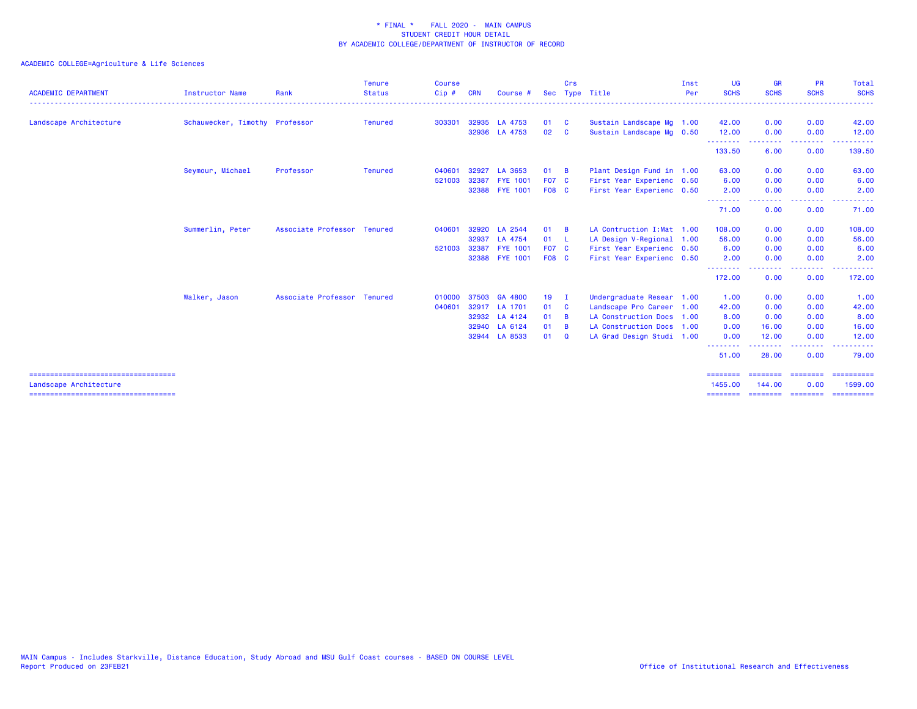\* FINAL \*    FALL 2020 -  MAIN CAMPUS
STUDENT CREDIT HOUR DETAIL
BY ACADEMIC COLLEGE/DEPARTMENT OF INSTRUCTOR OF RECORD

ACADEMIC COLLEGE=Agriculture & Life Sciences

| ACADEMIC DEPARTMENT | Instructor Name | Rank | Tenure Status | Course Cip # | CRN | Course # | Sec | Crs Type | Title | Inst Per | UG SCHS | GR SCHS | PR SCHS | Total SCHS |
|---|---|---|---|---|---|---|---|---|---|---|---|---|---|---|
| Landscape Architecture | Schauwecker, Timothy | Professor | Tenured | 303301 | 32935 | LA 4753 | 01 | C | Sustain Landscape Mg | 1.00 | 42.00 | 0.00 | 0.00 | 42.00 |
| | | | | | 32936 | LA 4753 | 02 | C | Sustain Landscape Mg | 0.50 | 12.00 | 0.00 | 0.00 | 12.00 |
| | | | | | | | | | | | 133.50 | 6.00 | 0.00 | 139.50 |
| | Seymour, Michael | Professor | Tenured | 040601 | 32927 | LA 3653 | 01 | B | Plant Design Fund in | 1.00 | 63.00 | 0.00 | 0.00 | 63.00 |
| | | | | 521003 | 32387 | FYE 1001 | F07 | C | First Year Experienc | 0.50 | 6.00 | 0.00 | 0.00 | 6.00 |
| | | | | | 32388 | FYE 1001 | F08 | C | First Year Experienc | 0.50 | 2.00 | 0.00 | 0.00 | 2.00 |
| | | | | | | | | | | | 71.00 | 0.00 | 0.00 | 71.00 |
| | Summerlin, Peter | Associate Professor | Tenured | 040601 | 32920 | LA 2544 | 01 | B | LA Contruction I:Mat | 1.00 | 108.00 | 0.00 | 0.00 | 108.00 |
| | | | | | 32937 | LA 4754 | 01 | L | LA Design V-Regional | 1.00 | 56.00 | 0.00 | 0.00 | 56.00 |
| | | | | 521003 | 32387 | FYE 1001 | F07 | C | First Year Experienc | 0.50 | 6.00 | 0.00 | 0.00 | 6.00 |
| | | | | | 32388 | FYE 1001 | F08 | C | First Year Experienc | 0.50 | 2.00 | 0.00 | 0.00 | 2.00 |
| | | | | | | | | | | | 172.00 | 0.00 | 0.00 | 172.00 |
| | Walker, Jason | Associate Professor | Tenured | 010000 | 37503 | GA 4800 | 19 | I | Undergraduate Resear | 1.00 | 1.00 | 0.00 | 0.00 | 1.00 |
| | | | | 040601 | 32917 | LA 1701 | 01 | C | Landscape Pro Career | 1.00 | 42.00 | 0.00 | 0.00 | 42.00 |
| | | | | | 32932 | LA 4124 | 01 | B | LA Construction Docs | 1.00 | 8.00 | 0.00 | 0.00 | 8.00 |
| | | | | | 32940 | LA 6124 | 01 | B | LA Construction Docs | 1.00 | 0.00 | 16.00 | 0.00 | 16.00 |
| | | | | | 32944 | LA 8533 | 01 | Q | LA Grad Design Studi | 1.00 | 0.00 | 12.00 | 0.00 | 12.00 |
| | | | | | | | | | | | 51.00 | 28.00 | 0.00 | 79.00 |
| Landscape Architecture | | | | | | | | | | | 1455.00 | 144.00 | 0.00 | 1599.00 |

MAIN Campus - Includes Starkville, Distance Education, Study Abroad and MSU Gulf Coast courses - BASED ON COURSE LEVEL
Report Produced on 23FEB21

Office of Institutional Research and Effectiveness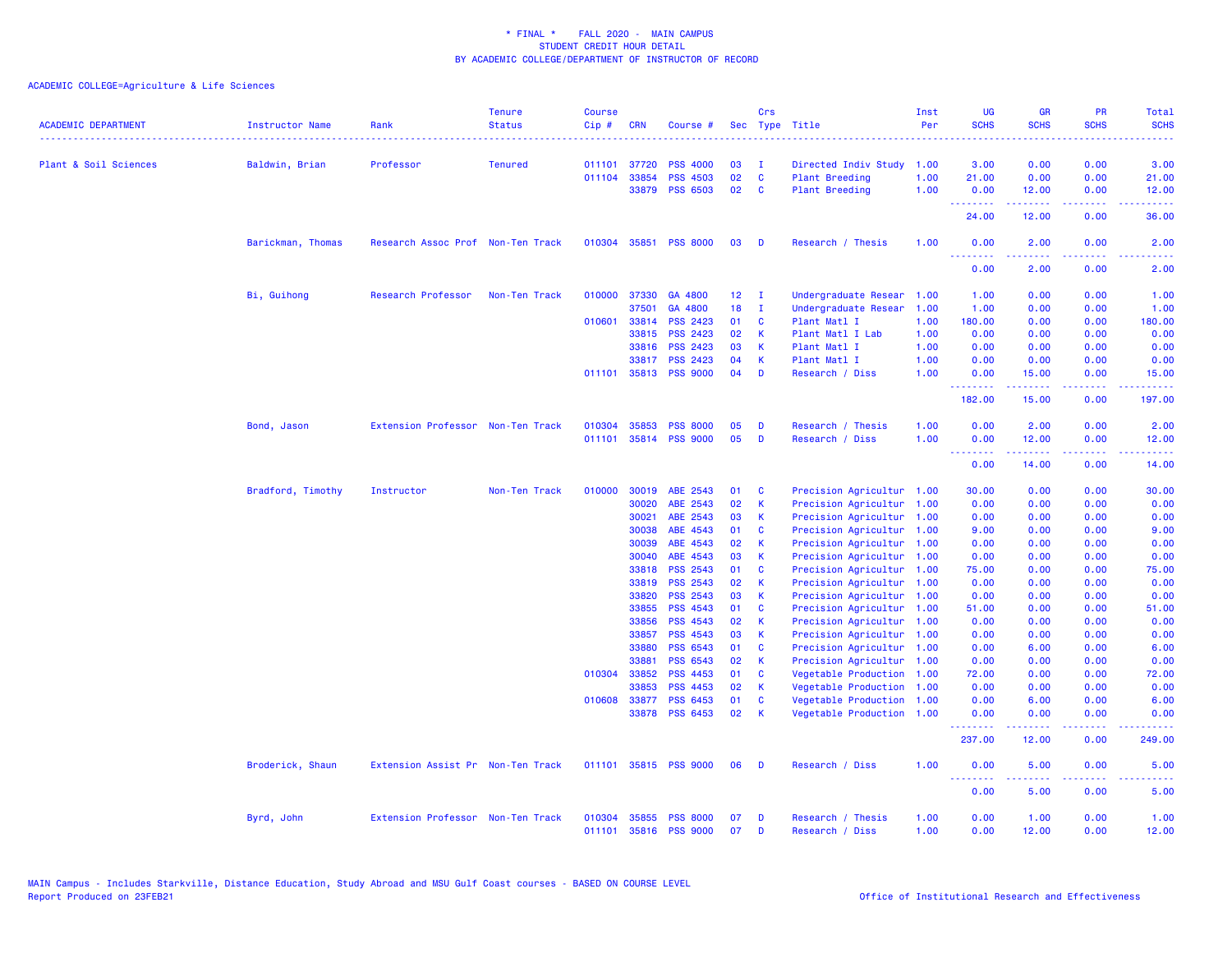\* FINAL \* FALL 2020 - MAIN CAMPUS
STUDENT CREDIT HOUR DETAIL
BY ACADEMIC COLLEGE/DEPARTMENT OF INSTRUCTOR OF RECORD

ACADEMIC COLLEGE=Agriculture & Life Sciences

| ACADEMIC DEPARTMENT | Instructor Name | Rank | Tenure Status | Course Cip # | CRN | Course # | Sec | Crs Type | Title | Inst Per | UG SCHS | GR SCHS | PR SCHS | Total SCHS |
|---|---|---|---|---|---|---|---|---|---|---|---|---|---|---|
| Plant & Soil Sciences | Baldwin, Brian | Professor | Tenured | 011101 | 37720 | PSS 4000 | 03 | I | Directed Indiv Study | 1.00 | 3.00 | 0.00 | 0.00 | 3.00 |
| | | | | 011104 | 33854 | PSS 4503 | 02 | C | Plant Breeding | 1.00 | 21.00 | 0.00 | 0.00 | 21.00 |
| | | | | | 33879 | PSS 6503 | 02 | C | Plant Breeding | 1.00 | 0.00 | 12.00 | 0.00 | 12.00 |
| | | | | | | | | | | | 24.00 | 12.00 | 0.00 | 36.00 |
| | Barickman, Thomas | Research Assoc Prof | Non-Ten Track | 010304 | 35851 | PSS 8000 | 03 | D | Research / Thesis | 1.00 | 0.00 | 2.00 | 0.00 | 2.00 |
| | | | | | | | | | | | 0.00 | 2.00 | 0.00 | 2.00 |
| | Bi, Guihong | Research Professor | Non-Ten Track | 010000 | 37330 | GA 4800 | 12 | I | Undergraduate Resear | 1.00 | 1.00 | 0.00 | 0.00 | 1.00 |
| | | | | | 37501 | GA 4800 | 18 | I | Undergraduate Resear | 1.00 | 1.00 | 0.00 | 0.00 | 1.00 |
| | | | | 010601 | 33814 | PSS 2423 | 01 | C | Plant Matl I | 1.00 | 180.00 | 0.00 | 0.00 | 180.00 |
| | | | | | 33815 | PSS 2423 | 02 | K | Plant Matl I Lab | 1.00 | 0.00 | 0.00 | 0.00 | 0.00 |
| | | | | | 33816 | PSS 2423 | 03 | K | Plant Matl I | 1.00 | 0.00 | 0.00 | 0.00 | 0.00 |
| | | | | | 33817 | PSS 2423 | 04 | K | Plant Matl I | 1.00 | 0.00 | 0.00 | 0.00 | 0.00 |
| | | | | 011101 | 35813 | PSS 9000 | 04 | D | Research / Diss | 1.00 | 0.00 | 15.00 | 0.00 | 15.00 |
| | | | | | | | | | | | 182.00 | 15.00 | 0.00 | 197.00 |
| | Bond, Jason | Extension Professor | Non-Ten Track | 010304 | 35853 | PSS 8000 | 05 | D | Research / Thesis | 1.00 | 0.00 | 2.00 | 0.00 | 2.00 |
| | | | | 011101 | 35814 | PSS 9000 | 05 | D | Research / Diss | 1.00 | 0.00 | 12.00 | 0.00 | 12.00 |
| | | | | | | | | | | | 0.00 | 14.00 | 0.00 | 14.00 |
| | Bradford, Timothy | Instructor | Non-Ten Track | 010000 | 30019 | ABE 2543 | 01 | C | Precision Agricultur | 1.00 | 30.00 | 0.00 | 0.00 | 30.00 |
| | | | | | 30020 | ABE 2543 | 02 | K | Precision Agricultur | 1.00 | 0.00 | 0.00 | 0.00 | 0.00 |
| | | | | | 30021 | ABE 2543 | 03 | K | Precision Agricultur | 1.00 | 0.00 | 0.00 | 0.00 | 0.00 |
| | | | | | 30038 | ABE 4543 | 01 | C | Precision Agricultur | 1.00 | 9.00 | 0.00 | 0.00 | 9.00 |
| | | | | | 30039 | ABE 4543 | 02 | K | Precision Agricultur | 1.00 | 0.00 | 0.00 | 0.00 | 0.00 |
| | | | | | 30040 | ABE 4543 | 03 | K | Precision Agricultur | 1.00 | 0.00 | 0.00 | 0.00 | 0.00 |
| | | | | | 33818 | PSS 2543 | 01 | C | Precision Agricultur | 1.00 | 75.00 | 0.00 | 0.00 | 75.00 |
| | | | | | 33819 | PSS 2543 | 02 | K | Precision Agricultur | 1.00 | 0.00 | 0.00 | 0.00 | 0.00 |
| | | | | | 33820 | PSS 2543 | 03 | K | Precision Agricultur | 1.00 | 0.00 | 0.00 | 0.00 | 0.00 |
| | | | | | 33855 | PSS 4543 | 01 | C | Precision Agricultur | 1.00 | 51.00 | 0.00 | 0.00 | 51.00 |
| | | | | | 33856 | PSS 4543 | 02 | K | Precision Agricultur | 1.00 | 0.00 | 0.00 | 0.00 | 0.00 |
| | | | | | 33857 | PSS 4543 | 03 | K | Precision Agricultur | 1.00 | 0.00 | 0.00 | 0.00 | 0.00 |
| | | | | | 33880 | PSS 6543 | 01 | C | Precision Agricultur | 1.00 | 0.00 | 6.00 | 0.00 | 6.00 |
| | | | | | 33881 | PSS 6543 | 02 | K | Precision Agricultur | 1.00 | 0.00 | 0.00 | 0.00 | 0.00 |
| | | | | 010304 | 33852 | PSS 4453 | 01 | C | Vegetable Production | 1.00 | 72.00 | 0.00 | 0.00 | 72.00 |
| | | | | | 33853 | PSS 4453 | 02 | K | Vegetable Production | 1.00 | 0.00 | 0.00 | 0.00 | 0.00 |
| | | | | 010608 | 33877 | PSS 6453 | 01 | C | Vegetable Production | 1.00 | 0.00 | 6.00 | 0.00 | 6.00 |
| | | | | | 33878 | PSS 6453 | 02 | K | Vegetable Production | 1.00 | 0.00 | 0.00 | 0.00 | 0.00 |
| | | | | | | | | | | | 237.00 | 12.00 | 0.00 | 249.00 |
| | Broderick, Shaun | Extension Assist Pr | Non-Ten Track | 011101 | 35815 | PSS 9000 | 06 | D | Research / Diss | 1.00 | 0.00 | 5.00 | 0.00 | 5.00 |
| | | | | | | | | | | | 0.00 | 5.00 | 0.00 | 5.00 |
| | Byrd, John | Extension Professor | Non-Ten Track | 010304 | 35855 | PSS 8000 | 07 | D | Research / Thesis | 1.00 | 0.00 | 1.00 | 0.00 | 1.00 |
| | | | | 011101 | 35816 | PSS 9000 | 07 | D | Research / Diss | 1.00 | 0.00 | 12.00 | 0.00 | 12.00 |

MAIN Campus - Includes Starkville, Distance Education, Study Abroad and MSU Gulf Coast courses - BASED ON COURSE LEVEL
Report Produced on 23FEB21

Office of Institutional Research and Effectiveness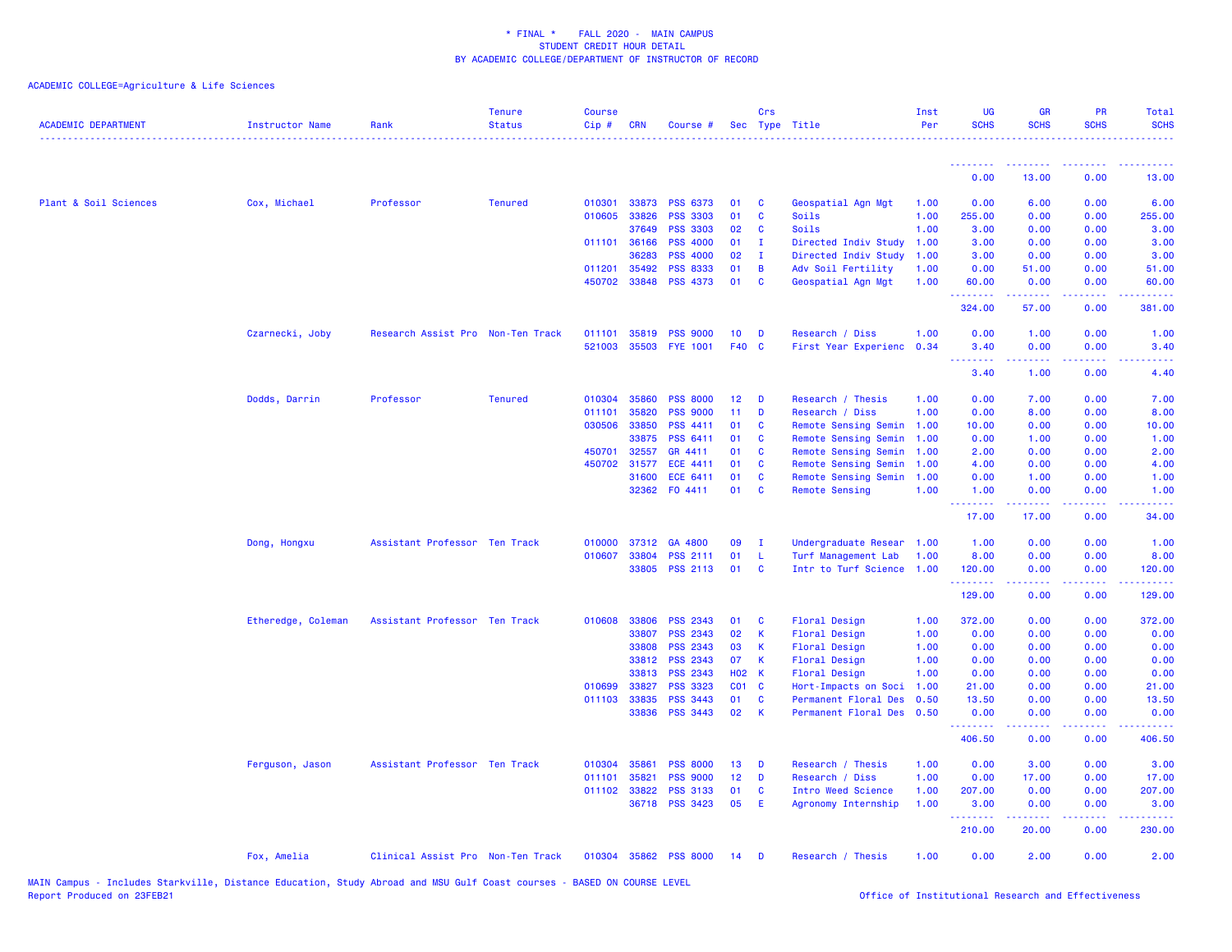* FINAL * FALL 2020 - MAIN CAMPUS
STUDENT CREDIT HOUR DETAIL
BY ACADEMIC COLLEGE/DEPARTMENT OF INSTRUCTOR OF RECORD

ACADEMIC COLLEGE=Agriculture & Life Sciences

| ACADEMIC DEPARTMENT | Instructor Name | Rank | Tenure Status | Course Cip # | CRN | Course # | Sec | Crs Type | Title | Inst Per | UG SCHS | GR SCHS | PR SCHS | Total SCHS |
|---|---|---|---|---|---|---|---|---|---|---|---|---|---|---|
| | | | | | | | | | | | 0.00 | 13.00 | 0.00 | 13.00 |
| Plant & Soil Sciences | Cox, Michael | Professor | Tenured | 010301 | 33873 | PSS 6373 | 01 | C | Geospatial Agn Mgt | 1.00 | 0.00 | 6.00 | 0.00 | 6.00 |
| | | | | 010605 | 33826 | PSS 3303 | 01 | C | Soils | 1.00 | 255.00 | 0.00 | 0.00 | 255.00 |
| | | | | | 37649 | PSS 3303 | 02 | C | Soils | 1.00 | 3.00 | 0.00 | 0.00 | 3.00 |
| | | | | 011101 | 36166 | PSS 4000 | 01 | I | Directed Indiv Study | 1.00 | 3.00 | 0.00 | 0.00 | 3.00 |
| | | | | | 36283 | PSS 4000 | 02 | I | Directed Indiv Study | 1.00 | 3.00 | 0.00 | 0.00 | 3.00 |
| | | | | 011201 | 35492 | PSS 8333 | 01 | B | Adv Soil Fertility | 1.00 | 0.00 | 51.00 | 0.00 | 51.00 |
| | | | | 450702 | 33848 | PSS 4373 | 01 | C | Geospatial Agn Mgt | 1.00 | 60.00 | 0.00 | 0.00 | 60.00 |
| | | | | | | | | | | | 324.00 | 57.00 | 0.00 | 381.00 |
| | Czarnecki, Joby | Research Assist Pro | Non-Ten Track | 011101 | 35819 | PSS 9000 | 10 | D | Research / Diss | 1.00 | 0.00 | 1.00 | 0.00 | 1.00 |
| | | | | 521003 | 35503 | FYE 1001 | F40 | C | First Year Experienc | 0.34 | 3.40 | 0.00 | 0.00 | 3.40 |
| | | | | | | | | | | | 3.40 | 1.00 | 0.00 | 4.40 |
| | Dodds, Darrin | Professor | Tenured | 010304 | 35860 | PSS 8000 | 12 | D | Research / Thesis | 1.00 | 0.00 | 7.00 | 0.00 | 7.00 |
| | | | | 011101 | 35820 | PSS 9000 | 11 | D | Research / Diss | 1.00 | 0.00 | 8.00 | 0.00 | 8.00 |
| | | | | 030506 | 33850 | PSS 4411 | 01 | C | Remote Sensing Semin | 1.00 | 10.00 | 0.00 | 0.00 | 10.00 |
| | | | | | 33875 | PSS 6411 | 01 | C | Remote Sensing Semin | 1.00 | 0.00 | 1.00 | 0.00 | 1.00 |
| | | | | 450701 | 32557 | GR 4411 | 01 | C | Remote Sensing Semin | 1.00 | 2.00 | 0.00 | 0.00 | 2.00 |
| | | | | 450702 | 31577 | ECE 4411 | 01 | C | Remote Sensing Semin | 1.00 | 4.00 | 0.00 | 0.00 | 4.00 |
| | | | | | 31600 | ECE 6411 | 01 | C | Remote Sensing Semin | 1.00 | 0.00 | 1.00 | 0.00 | 1.00 |
| | | | | | 32362 | FO 4411 | 01 | C | Remote Sensing | 1.00 | 1.00 | 0.00 | 0.00 | 1.00 |
| | | | | | | | | | | | 17.00 | 17.00 | 0.00 | 34.00 |
| | Dong, Hongxu | Assistant Professor | Ten Track | 010000 | 37312 | GA 4800 | 09 | I | Undergraduate Resear | 1.00 | 1.00 | 0.00 | 0.00 | 1.00 |
| | | | | 010607 | 33804 | PSS 2111 | 01 | L | Turf Management Lab | 1.00 | 8.00 | 0.00 | 0.00 | 8.00 |
| | | | | | 33805 | PSS 2113 | 01 | C | Intr to Turf Science | 1.00 | 120.00 | 0.00 | 0.00 | 120.00 |
| | | | | | | | | | | | 129.00 | 0.00 | 0.00 | 129.00 |
| | Etheredge, Coleman | Assistant Professor | Ten Track | 010608 | 33806 | PSS 2343 | 01 | C | Floral Design | 1.00 | 372.00 | 0.00 | 0.00 | 372.00 |
| | | | | | 33807 | PSS 2343 | 02 | K | Floral Design | 1.00 | 0.00 | 0.00 | 0.00 | 0.00 |
| | | | | | 33808 | PSS 2343 | 03 | K | Floral Design | 1.00 | 0.00 | 0.00 | 0.00 | 0.00 |
| | | | | | 33812 | PSS 2343 | 07 | K | Floral Design | 1.00 | 0.00 | 0.00 | 0.00 | 0.00 |
| | | | | | 33813 | PSS 2343 | H02 | K | Floral Design | 1.00 | 0.00 | 0.00 | 0.00 | 0.00 |
| | | | | 010699 | 33827 | PSS 3323 | C01 | C | Hort-Impacts on Soci | 1.00 | 21.00 | 0.00 | 0.00 | 21.00 |
| | | | | 011103 | 33835 | PSS 3443 | 01 | C | Permanent Floral Des | 0.50 | 13.50 | 0.00 | 0.00 | 13.50 |
| | | | | | 33836 | PSS 3443 | 02 | K | Permanent Floral Des | 0.50 | 0.00 | 0.00 | 0.00 | 0.00 |
| | | | | | | | | | | | 406.50 | 0.00 | 0.00 | 406.50 |
| | Ferguson, Jason | Assistant Professor | Ten Track | 010304 | 35861 | PSS 8000 | 13 | D | Research / Thesis | 1.00 | 0.00 | 3.00 | 0.00 | 3.00 |
| | | | | 011101 | 35821 | PSS 9000 | 12 | D | Research / Diss | 1.00 | 0.00 | 17.00 | 0.00 | 17.00 |
| | | | | 011102 | 33822 | PSS 3133 | 01 | C | Intro Weed Science | 1.00 | 207.00 | 0.00 | 0.00 | 207.00 |
| | | | | | 36718 | PSS 3423 | 05 | E | Agronomy Internship | 1.00 | 3.00 | 0.00 | 0.00 | 3.00 |
| | | | | | | | | | | | 210.00 | 20.00 | 0.00 | 230.00 |
| | Fox, Amelia | Clinical Assist Pro | Non-Ten Track | 010304 | 35862 | PSS 8000 | 14 | D | Research / Thesis | 1.00 | 0.00 | 2.00 | 0.00 | 2.00 |

MAIN Campus - Includes Starkville, Distance Education, Study Abroad and MSU Gulf Coast courses - BASED ON COURSE LEVEL
Report Produced on 23FEB21 Office of Institutional Research and Effectiveness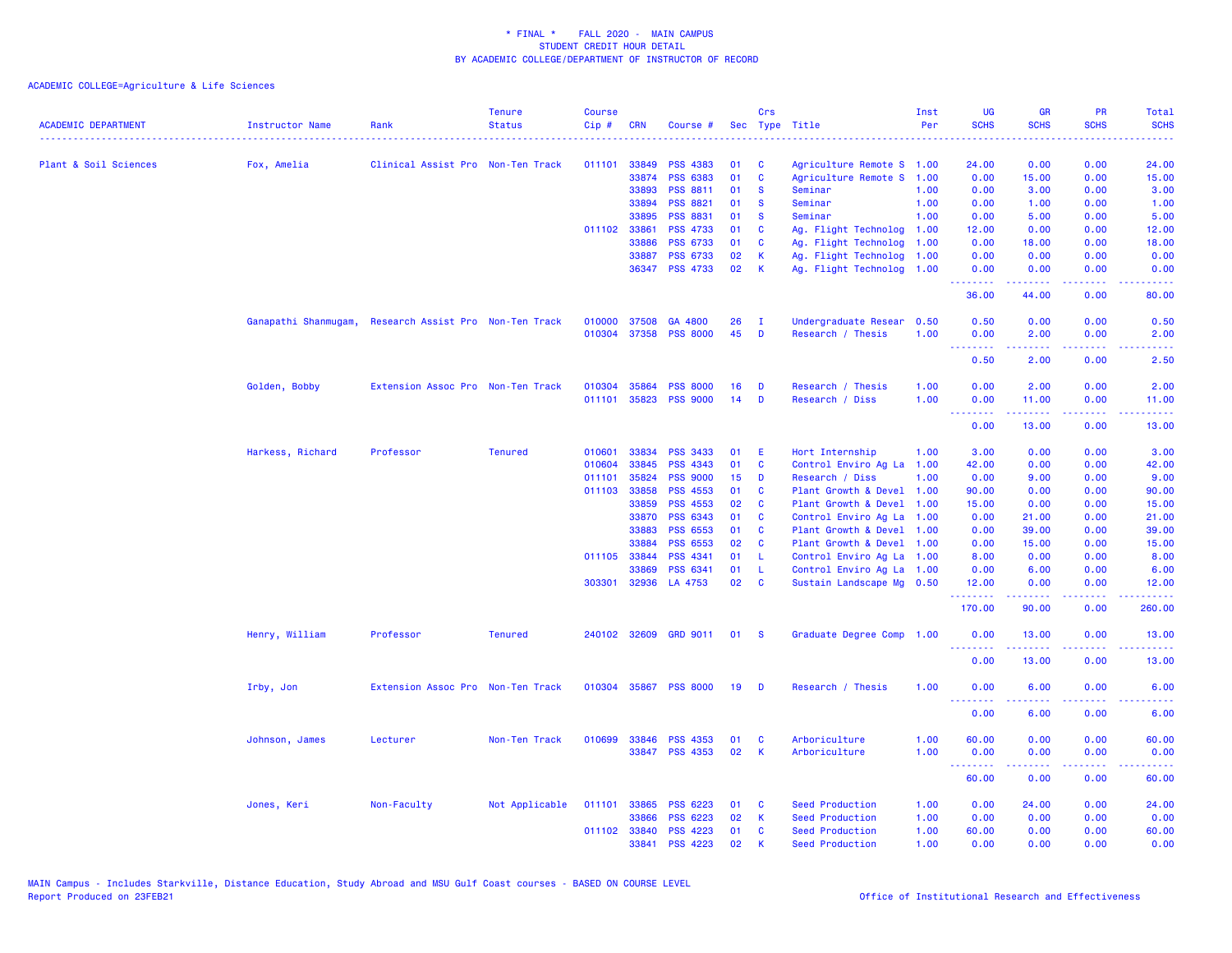\* FINAL \* FALL 2020 - MAIN CAMPUS
STUDENT CREDIT HOUR DETAIL
BY ACADEMIC COLLEGE/DEPARTMENT OF INSTRUCTOR OF RECORD

ACADEMIC COLLEGE=Agriculture & Life Sciences

| ACADEMIC DEPARTMENT | Instructor Name | Rank | Tenure Status | Course Cip # | CRN | Course # | Sec | Crs Type | Title | Inst Per | UG SCHS | GR SCHS | PR SCHS | Total SCHS |
|---|---|---|---|---|---|---|---|---|---|---|---|---|---|---|
| Plant & Soil Sciences | Fox, Amelia | Clinical Assist Pro | Non-Ten Track | 011101 | 33849 | PSS 4383 | 01 | C | Agriculture Remote S | 1.00 | 24.00 | 0.00 | 0.00 | 24.00 |
| | | | | | 33874 | PSS 6383 | 01 | C | Agriculture Remote S | 1.00 | 0.00 | 15.00 | 0.00 | 15.00 |
| | | | | | 33893 | PSS 8811 | 01 | S | Seminar | 1.00 | 0.00 | 3.00 | 0.00 | 3.00 |
| | | | | | 33894 | PSS 8821 | 01 | S | Seminar | 1.00 | 0.00 | 1.00 | 0.00 | 1.00 |
| | | | | | 33895 | PSS 8831 | 01 | S | Seminar | 1.00 | 0.00 | 5.00 | 0.00 | 5.00 |
| | | | | 011102 | 33861 | PSS 4733 | 01 | C | Ag. Flight Technolog | 1.00 | 12.00 | 0.00 | 0.00 | 12.00 |
| | | | | | 33886 | PSS 6733 | 01 | C | Ag. Flight Technolog | 1.00 | 0.00 | 18.00 | 0.00 | 18.00 |
| | | | | | 33887 | PSS 6733 | 02 | K | Ag. Flight Technolog | 1.00 | 0.00 | 0.00 | 0.00 | 0.00 |
| | | | | | 36347 | PSS 4733 | 02 | K | Ag. Flight Technolog | 1.00 | 0.00 | 0.00 | 0.00 | 0.00 |
| | | | | | | | | | | | 36.00 | 44.00 | 0.00 | 80.00 |
| | Ganapathi Shanmugam, | Research Assist Pro | Non-Ten Track | 010000 | 37508 | GA 4800 | 26 | I | Undergraduate Resear | 0.50 | 0.50 | 0.00 | 0.00 | 0.50 |
| | | | | 010304 | 37358 | PSS 8000 | 45 | D | Research / Thesis | 1.00 | 0.00 | 2.00 | 0.00 | 2.00 |
| | | | | | | | | | | | 0.50 | 2.00 | 0.00 | 2.50 |
| | Golden, Bobby | Extension Assoc Pro | Non-Ten Track | 010304 | 35864 | PSS 8000 | 16 | D | Research / Thesis | 1.00 | 0.00 | 2.00 | 0.00 | 2.00 |
| | | | | 011101 | 35823 | PSS 9000 | 14 | D | Research / Diss | 1.00 | 0.00 | 11.00 | 0.00 | 11.00 |
| | | | | | | | | | | | 0.00 | 13.00 | 0.00 | 13.00 |
| | Harkess, Richard | Professor | Tenured | 010601 | 33834 | PSS 3433 | 01 | E | Hort Internship | 1.00 | 3.00 | 0.00 | 0.00 | 3.00 |
| | | | | 010604 | 33845 | PSS 4343 | 01 | C | Control Enviro Ag La | 1.00 | 42.00 | 0.00 | 0.00 | 42.00 |
| | | | | 011101 | 35824 | PSS 9000 | 15 | D | Research / Diss | 1.00 | 0.00 | 9.00 | 0.00 | 9.00 |
| | | | | 011103 | 33858 | PSS 4553 | 01 | C | Plant Growth & Devel | 1.00 | 90.00 | 0.00 | 0.00 | 90.00 |
| | | | | | 33859 | PSS 4553 | 02 | C | Plant Growth & Devel | 1.00 | 15.00 | 0.00 | 0.00 | 15.00 |
| | | | | | 33870 | PSS 6343 | 01 | C | Control Enviro Ag La | 1.00 | 0.00 | 21.00 | 0.00 | 21.00 |
| | | | | | 33883 | PSS 6553 | 01 | C | Plant Growth & Devel | 1.00 | 0.00 | 39.00 | 0.00 | 39.00 |
| | | | | | 33884 | PSS 6553 | 02 | C | Plant Growth & Devel | 1.00 | 0.00 | 15.00 | 0.00 | 15.00 |
| | | | | 011105 | 33844 | PSS 4341 | 01 | L | Control Enviro Ag La | 1.00 | 8.00 | 0.00 | 0.00 | 8.00 |
| | | | | | 33869 | PSS 6341 | 01 | L | Control Enviro Ag La | 1.00 | 0.00 | 6.00 | 0.00 | 6.00 |
| | | | | 303301 | 32936 | LA 4753 | 02 | C | Sustain Landscape Mg | 0.50 | 12.00 | 0.00 | 0.00 | 12.00 |
| | | | | | | | | | | | 170.00 | 90.00 | 0.00 | 260.00 |
| | Henry, William | Professor | Tenured | 240102 | 32609 | GRD 9011 | 01 | S | Graduate Degree Comp | 1.00 | 0.00 | 13.00 | 0.00 | 13.00 |
| | | | | | | | | | | | 0.00 | 13.00 | 0.00 | 13.00 |
| | Irby, Jon | Extension Assoc Pro | Non-Ten Track | 010304 | 35867 | PSS 8000 | 19 | D | Research / Thesis | 1.00 | 0.00 | 6.00 | 0.00 | 6.00 |
| | | | | | | | | | | | 0.00 | 6.00 | 0.00 | 6.00 |
| | Johnson, James | Lecturer | Non-Ten Track | 010699 | 33846 | PSS 4353 | 01 | C | Arboriculture | 1.00 | 60.00 | 0.00 | 0.00 | 60.00 |
| | | | | | 33847 | PSS 4353 | 02 | K | Arboriculture | 1.00 | 0.00 | 0.00 | 0.00 | 0.00 |
| | | | | | | | | | | | 60.00 | 0.00 | 0.00 | 60.00 |
| | Jones, Keri | Non-Faculty | Not Applicable | 011101 | 33865 | PSS 6223 | 01 | C | Seed Production | 1.00 | 0.00 | 24.00 | 0.00 | 24.00 |
| | | | | | 33866 | PSS 6223 | 02 | K | Seed Production | 1.00 | 0.00 | 0.00 | 0.00 | 0.00 |
| | | | | 011102 | 33840 | PSS 4223 | 01 | C | Seed Production | 1.00 | 60.00 | 0.00 | 0.00 | 60.00 |
| | | | | | 33841 | PSS 4223 | 02 | K | Seed Production | 1.00 | 0.00 | 0.00 | 0.00 | 0.00 |

MAIN Campus - Includes Starkville, Distance Education, Study Abroad and MSU Gulf Coast courses - BASED ON COURSE LEVEL
Report Produced on 23FEB21 Office of Institutional Research and Effectiveness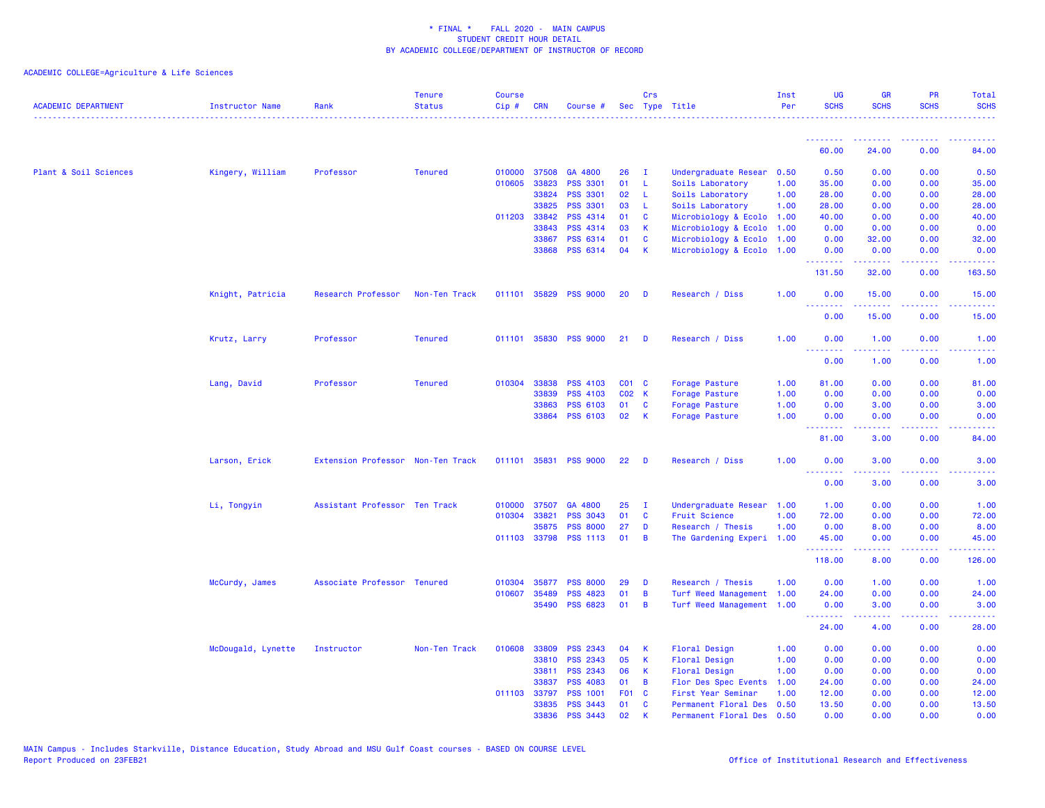\* FINAL \* FALL 2020 - MAIN CAMPUS
STUDENT CREDIT HOUR DETAIL
BY ACADEMIC COLLEGE/DEPARTMENT OF INSTRUCTOR OF RECORD

ACADEMIC COLLEGE=Agriculture & Life Sciences

| ACADEMIC DEPARTMENT | Instructor Name | Rank | Tenure Status | Course Cip # | CRN | Course # | Sec | Crs Type | Title | Inst Per | UG SCHS | GR SCHS | PR SCHS | Total SCHS |
|---|---|---|---|---|---|---|---|---|---|---|---|---|---|---|
| | | | | | | | | | | | 60.00 | 24.00 | 0.00 | 84.00 |
| Plant & Soil Sciences | Kingery, William | Professor | Tenured | 010000 | 37508 | GA 4800 | 26 | I | Undergraduate Resear | 0.50 | 0.50 | 0.00 | 0.00 | 0.50 |
| | | | | 010605 | 33823 | PSS 3301 | 01 | L | Soils Laboratory | 1.00 | 35.00 | 0.00 | 0.00 | 35.00 |
| | | | | | 33824 | PSS 3301 | 02 | L | Soils Laboratory | 1.00 | 28.00 | 0.00 | 0.00 | 28.00 |
| | | | | | 33825 | PSS 3301 | 03 | L | Soils Laboratory | 1.00 | 28.00 | 0.00 | 0.00 | 28.00 |
| | | | | 011203 | 33842 | PSS 4314 | 01 | C | Microbiology & Ecolo | 1.00 | 40.00 | 0.00 | 0.00 | 40.00 |
| | | | | | 33843 | PSS 4314 | 03 | K | Microbiology & Ecolo | 1.00 | 0.00 | 0.00 | 0.00 | 0.00 |
| | | | | | 33867 | PSS 6314 | 01 | C | Microbiology & Ecolo | 1.00 | 0.00 | 32.00 | 0.00 | 32.00 |
| | | | | | 33868 | PSS 6314 | 04 | K | Microbiology & Ecolo | 1.00 | 0.00 | 0.00 | 0.00 | 0.00 |
| | | | | | | | | | | | 131.50 | 32.00 | 0.00 | 163.50 |
| | Knight, Patricia | Research Professor | Non-Ten Track | 011101 | 35829 | PSS 9000 | 20 | D | Research / Diss | 1.00 | 0.00 | 15.00 | 0.00 | 15.00 |
| | | | | | | | | | | | 0.00 | 15.00 | 0.00 | 15.00 |
| | Krutz, Larry | Professor | Tenured | 011101 | 35830 | PSS 9000 | 21 | D | Research / Diss | 1.00 | 0.00 | 1.00 | 0.00 | 1.00 |
| | | | | | | | | | | | 0.00 | 1.00 | 0.00 | 1.00 |
| | Lang, David | Professor | Tenured | 010304 | 33838 | PSS 4103 | C01 | C | Forage Pasture | 1.00 | 81.00 | 0.00 | 0.00 | 81.00 |
| | | | | | 33839 | PSS 4103 | C02 | K | Forage Pasture | 1.00 | 0.00 | 0.00 | 0.00 | 0.00 |
| | | | | | 33863 | PSS 6103 | 01 | C | Forage Pasture | 1.00 | 0.00 | 3.00 | 0.00 | 3.00 |
| | | | | | 33864 | PSS 6103 | 02 | K | Forage Pasture | 1.00 | 0.00 | 0.00 | 0.00 | 0.00 |
| | | | | | | | | | | | 81.00 | 3.00 | 0.00 | 84.00 |
| | Larson, Erick | Extension Professor | Non-Ten Track | 011101 | 35831 | PSS 9000 | 22 | D | Research / Diss | 1.00 | 0.00 | 3.00 | 0.00 | 3.00 |
| | | | | | | | | | | | 0.00 | 3.00 | 0.00 | 3.00 |
| | Li, Tongyin | Assistant Professor | Ten Track | 010000 | 37507 | GA 4800 | 25 | I | Undergraduate Resear | 1.00 | 1.00 | 0.00 | 0.00 | 1.00 |
| | | | | 010304 | 33821 | PSS 3043 | 01 | C | Fruit Science | 1.00 | 72.00 | 0.00 | 0.00 | 72.00 |
| | | | | | 35875 | PSS 8000 | 27 | D | Research / Thesis | 1.00 | 0.00 | 8.00 | 0.00 | 8.00 |
| | | | | 011103 | 33798 | PSS 1113 | 01 | B | The Gardening Experi | 1.00 | 45.00 | 0.00 | 0.00 | 45.00 |
| | | | | | | | | | | | 118.00 | 8.00 | 0.00 | 126.00 |
| | McCurdy, James | Associate Professor | Tenured | 010304 | 35877 | PSS 8000 | 29 | D | Research / Thesis | 1.00 | 0.00 | 1.00 | 0.00 | 1.00 |
| | | | | 010607 | 35489 | PSS 4823 | 01 | B | Turf Weed Management | 1.00 | 24.00 | 0.00 | 0.00 | 24.00 |
| | | | | | 35490 | PSS 6823 | 01 | B | Turf Weed Management | 1.00 | 0.00 | 3.00 | 0.00 | 3.00 |
| | | | | | | | | | | | 24.00 | 4.00 | 0.00 | 28.00 |
| | McDougald, Lynette | Instructor | Non-Ten Track | 010608 | 33809 | PSS 2343 | 04 | K | Floral Design | 1.00 | 0.00 | 0.00 | 0.00 | 0.00 |
| | | | | | 33810 | PSS 2343 | 05 | K | Floral Design | 1.00 | 0.00 | 0.00 | 0.00 | 0.00 |
| | | | | | 33811 | PSS 2343 | 06 | K | Floral Design | 1.00 | 0.00 | 0.00 | 0.00 | 0.00 |
| | | | | | 33837 | PSS 4083 | 01 | B | Flor Des Spec Events | 1.00 | 24.00 | 0.00 | 0.00 | 24.00 |
| | | | | 011103 | 33797 | PSS 1001 | F01 | C | First Year Seminar | 1.00 | 12.00 | 0.00 | 0.00 | 12.00 |
| | | | | | 33835 | PSS 3443 | 01 | C | Permanent Floral Des | 0.50 | 13.50 | 0.00 | 0.00 | 13.50 |
| | | | | | 33836 | PSS 3443 | 02 | K | Permanent Floral Des | 0.50 | 0.00 | 0.00 | 0.00 | 0.00 |

MAIN Campus - Includes Starkville, Distance Education, Study Abroad and MSU Gulf Coast courses - BASED ON COURSE LEVEL
Report Produced on 23FEB21

Office of Institutional Research and Effectiveness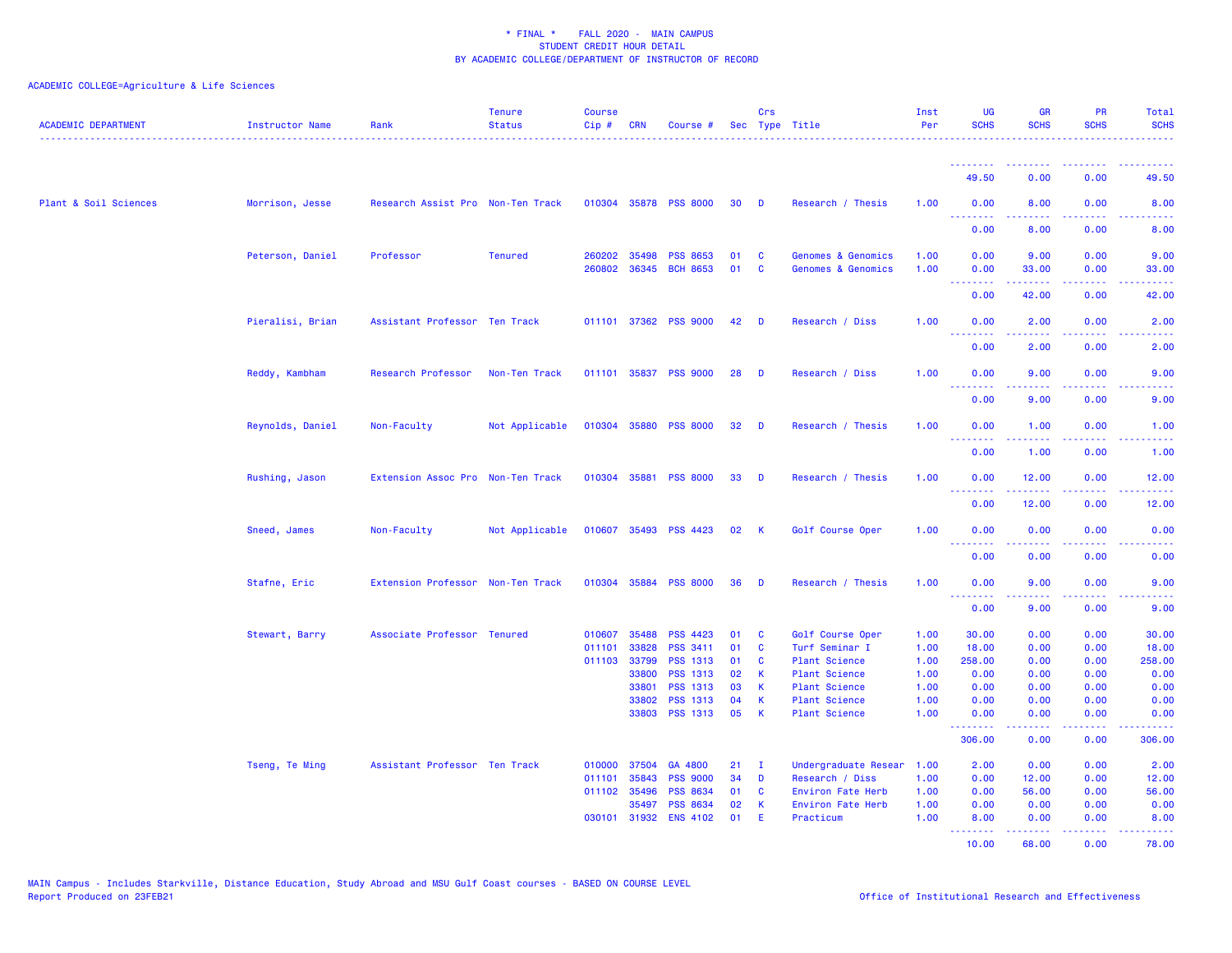* FINAL * FALL 2020 - MAIN CAMPUS
STUDENT CREDIT HOUR DETAIL
BY ACADEMIC COLLEGE/DEPARTMENT OF INSTRUCTOR OF RECORD

ACADEMIC COLLEGE=Agriculture & Life Sciences

| ACADEMIC DEPARTMENT | Instructor Name | Rank | Tenure Status | Course Cip # | CRN | Course # | Sec | Crs Type | Title | Inst Per | UG SCHS | GR SCHS | PR SCHS | Total SCHS |
|---|---|---|---|---|---|---|---|---|---|---|---|---|---|---|
| | | | | | | | | | | | 49.50 | 0.00 | 0.00 | 49.50 |
| Plant & Soil Sciences | Morrison, Jesse | Research Assist Pro | Non-Ten Track | 010304 | 35878 | PSS 8000 | 30 | D | Research / Thesis | 1.00 | 0.00 | 8.00 | 0.00 | 8.00 |
| | | | | | | | | | | | 0.00 | 8.00 | 0.00 | 8.00 |
| | Peterson, Daniel | Professor | Tenured | 260202 | 35498 | PSS 8653 | 01 | C | Genomes & Genomics | 1.00 | 0.00 | 9.00 | 0.00 | 9.00 |
| | | | | 260802 | 36345 | BCH 8653 | 01 | C | Genomes & Genomics | 1.00 | 0.00 | 33.00 | 0.00 | 33.00 |
| | | | | | | | | | | | 0.00 | 42.00 | 0.00 | 42.00 |
| | Pieralisi, Brian | Assistant Professor | Ten Track | 011101 | 37362 | PSS 9000 | 42 | D | Research / Diss | 1.00 | 0.00 | 2.00 | 0.00 | 2.00 |
| | | | | | | | | | | | 0.00 | 2.00 | 0.00 | 2.00 |
| | Reddy, Kambham | Research Professor | Non-Ten Track | 011101 | 35837 | PSS 9000 | 28 | D | Research / Diss | 1.00 | 0.00 | 9.00 | 0.00 | 9.00 |
| | | | | | | | | | | | 0.00 | 9.00 | 0.00 | 9.00 |
| | Reynolds, Daniel | Non-Faculty | Not Applicable | 010304 | 35880 | PSS 8000 | 32 | D | Research / Thesis | 1.00 | 0.00 | 1.00 | 0.00 | 1.00 |
| | | | | | | | | | | | 0.00 | 1.00 | 0.00 | 1.00 |
| | Rushing, Jason | Extension Assoc Pro | Non-Ten Track | 010304 | 35881 | PSS 8000 | 33 | D | Research / Thesis | 1.00 | 0.00 | 12.00 | 0.00 | 12.00 |
| | | | | | | | | | | | 0.00 | 12.00 | 0.00 | 12.00 |
| | Sneed, James | Non-Faculty | Not Applicable | 010607 | 35493 | PSS 4423 | 02 | K | Golf Course Oper | 1.00 | 0.00 | 0.00 | 0.00 | 0.00 |
| | | | | | | | | | | | 0.00 | 0.00 | 0.00 | 0.00 |
| | Stafne, Eric | Extension Professor | Non-Ten Track | 010304 | 35884 | PSS 8000 | 36 | D | Research / Thesis | 1.00 | 0.00 | 9.00 | 0.00 | 9.00 |
| | | | | | | | | | | | 0.00 | 9.00 | 0.00 | 9.00 |
| | Stewart, Barry | Associate Professor | Tenured | 010607 | 35488 | PSS 4423 | 01 | C | Golf Course Oper | 1.00 | 30.00 | 0.00 | 0.00 | 30.00 |
| | | | | 011101 | 33828 | PSS 3411 | 01 | C | Turf Seminar I | 1.00 | 18.00 | 0.00 | 0.00 | 18.00 |
| | | | | 011103 | 33799 | PSS 1313 | 01 | C | Plant Science | 1.00 | 258.00 | 0.00 | 0.00 | 258.00 |
| | | | | | 33800 | PSS 1313 | 02 | K | Plant Science | 1.00 | 0.00 | 0.00 | 0.00 | 0.00 |
| | | | | | 33801 | PSS 1313 | 03 | K | Plant Science | 1.00 | 0.00 | 0.00 | 0.00 | 0.00 |
| | | | | | 33802 | PSS 1313 | 04 | K | Plant Science | 1.00 | 0.00 | 0.00 | 0.00 | 0.00 |
| | | | | | 33803 | PSS 1313 | 05 | K | Plant Science | 1.00 | 0.00 | 0.00 | 0.00 | 0.00 |
| | | | | | | | | | | | 306.00 | 0.00 | 0.00 | 306.00 |
| | Tseng, Te Ming | Assistant Professor | Ten Track | 010000 | 37504 | GA 4800 | 21 | I | Undergraduate Resear | 1.00 | 2.00 | 0.00 | 0.00 | 2.00 |
| | | | | 011101 | 35843 | PSS 9000 | 34 | D | Research / Diss | 1.00 | 0.00 | 12.00 | 0.00 | 12.00 |
| | | | | 011102 | 35496 | PSS 8634 | 01 | C | Environ Fate Herb | 1.00 | 0.00 | 56.00 | 0.00 | 56.00 |
| | | | | | 35497 | PSS 8634 | 02 | K | Environ Fate Herb | 1.00 | 0.00 | 0.00 | 0.00 | 0.00 |
| | | | | 030101 | 31932 | ENS 4102 | 01 | E | Practicum | 1.00 | 8.00 | 0.00 | 0.00 | 8.00 |
| | | | | | | | | | | | 10.00 | 68.00 | 0.00 | 78.00 |

MAIN Campus - Includes Starkville, Distance Education, Study Abroad and MSU Gulf Coast courses - BASED ON COURSE LEVEL
Report Produced on 23FEB21

Office of Institutional Research and Effectiveness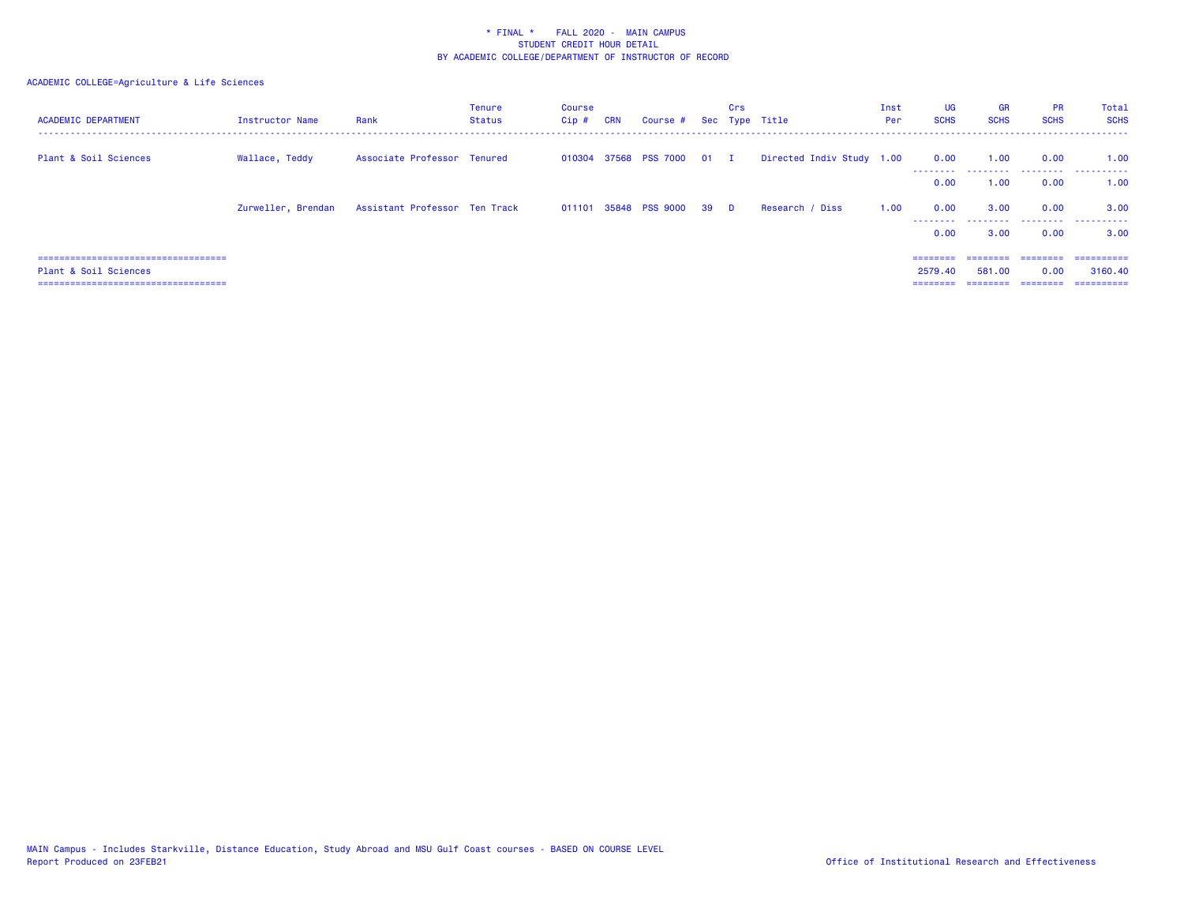\* FINAL \* FALL 2020 - MAIN CAMPUS
STUDENT CREDIT HOUR DETAIL
BY ACADEMIC COLLEGE/DEPARTMENT OF INSTRUCTOR OF RECORD

ACADEMIC COLLEGE=Agriculture & Life Sciences

| ACADEMIC DEPARTMENT | Instructor Name | Rank | Tenure Status | Course Cip # | CRN | Course # | Sec | Crs Type | Title | Inst Per | UG SCHS | GR SCHS | PR SCHS | Total SCHS |
|---|---|---|---|---|---|---|---|---|---|---|---|---|---|---|
| Plant & Soil Sciences | Wallace, Teddy | Associate Professor | Tenured | 010304 | 37568 | PSS 7000 | 01 | I | Directed Indiv Study | 1.00 | 0.00 | 1.00 | 0.00 | 1.00 |
| | | | | | | | | | | | 0.00 | 1.00 | 0.00 | 1.00 |
| | Zurweller, Brendan | Assistant Professor | Ten Track | 011101 | 35848 | PSS 9000 | 39 | D | Research / Diss | 1.00 | 0.00 | 3.00 | 0.00 | 3.00 |
| | | | | | | | | | | | 0.00 | 3.00 | 0.00 | 3.00 |
| Plant & Soil Sciences | | | | | | | | | | | 2579.40 | 581.00 | 0.00 | 3160.40 |

MAIN Campus - Includes Starkville, Distance Education, Study Abroad and MSU Gulf Coast courses - BASED ON COURSE LEVEL
Report Produced on 23FEB21

Office of Institutional Research and Effectiveness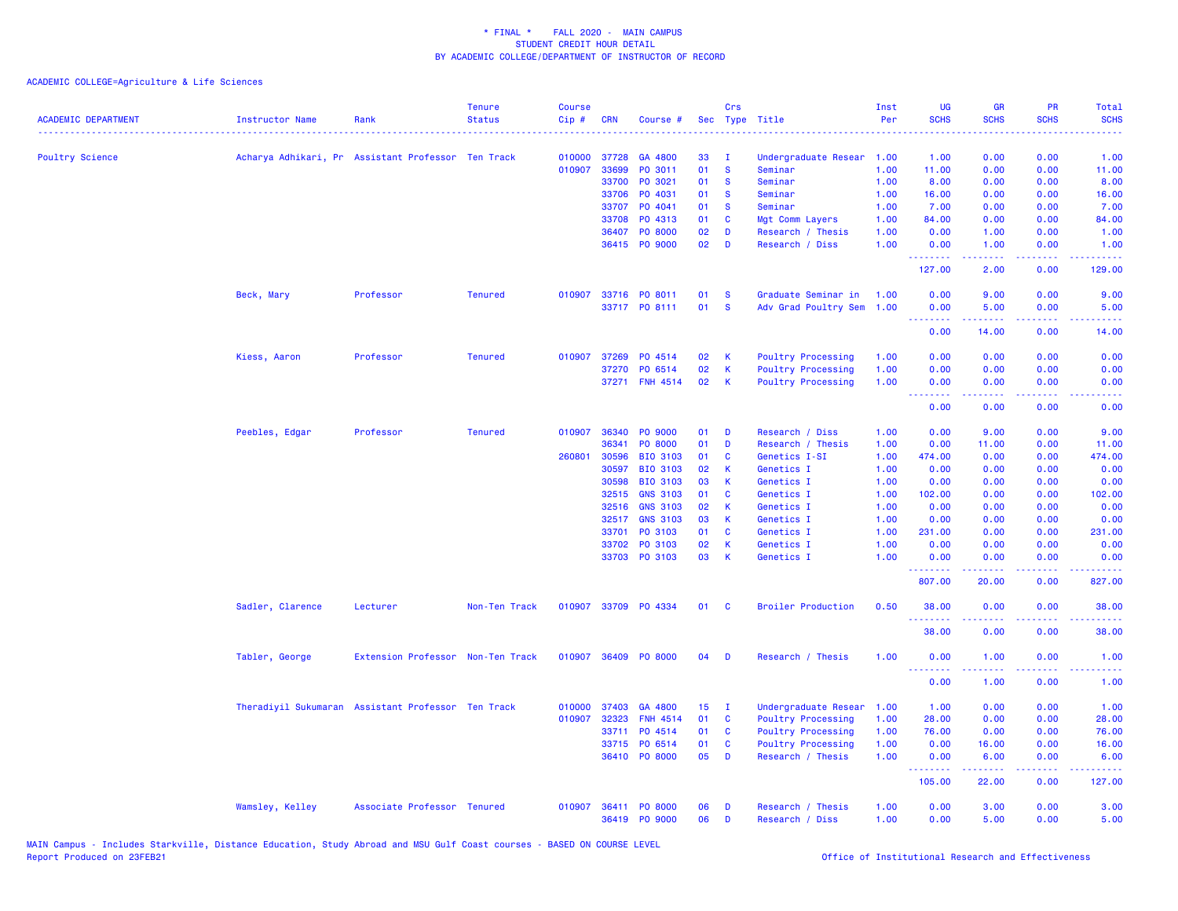\* FINAL \*    FALL 2020 -  MAIN CAMPUS
STUDENT CREDIT HOUR DETAIL
BY ACADEMIC COLLEGE/DEPARTMENT OF INSTRUCTOR OF RECORD

ACADEMIC COLLEGE=Agriculture & Life Sciences

| ACADEMIC DEPARTMENT | Instructor Name | Rank | Tenure Status | Course Cip # | CRN | Course # | Sec | Crs Type | Title | Inst Per | UG SCHS | GR SCHS | PR SCHS | Total SCHS |
|---|---|---|---|---|---|---|---|---|---|---|---|---|---|---|
| Poultry Science | Acharya Adhikari, Pr | Assistant Professor | Ten Track | 010000 | 37728 | GA 4800 | 33 | I | Undergraduate Resear | 1.00 | 1.00 | 0.00 | 0.00 | 1.00 |
| | | | | 010907 | 33699 | PO 3011 | 01 | S | Seminar | 1.00 | 11.00 | 0.00 | 0.00 | 11.00 |
| | | | | | 33700 | PO 3021 | 01 | S | Seminar | 1.00 | 8.00 | 0.00 | 0.00 | 8.00 |
| | | | | | 33706 | PO 4031 | 01 | S | Seminar | 1.00 | 16.00 | 0.00 | 0.00 | 16.00 |
| | | | | | 33707 | PO 4041 | 01 | S | Seminar | 1.00 | 7.00 | 0.00 | 0.00 | 7.00 |
| | | | | | 33708 | PO 4313 | 01 | C | Mgt Comm Layers | 1.00 | 84.00 | 0.00 | 0.00 | 84.00 |
| | | | | | 36407 | PO 8000 | 02 | D | Research / Thesis | 1.00 | 0.00 | 1.00 | 0.00 | 1.00 |
| | | | | | 36415 | PO 9000 | 02 | D | Research / Diss | 1.00 | 0.00 | 1.00 | 0.00 | 1.00 |
| | | | | | | | | | | | 127.00 | 2.00 | 0.00 | 129.00 |
| | Beck, Mary | Professor | Tenured | 010907 | 33716 | PO 8011 | 01 | S | Graduate Seminar in | 1.00 | 0.00 | 9.00 | 0.00 | 9.00 |
| | | | | | 33717 | PO 8111 | 01 | S | Adv Grad Poultry Sem | 1.00 | 0.00 | 5.00 | 0.00 | 5.00 |
| | | | | | | | | | | | 0.00 | 14.00 | 0.00 | 14.00 |
| | Kiess, Aaron | Professor | Tenured | 010907 | 37269 | PO 4514 | 02 | K | Poultry Processing | 1.00 | 0.00 | 0.00 | 0.00 | 0.00 |
| | | | | | 37270 | PO 6514 | 02 | K | Poultry Processing | 1.00 | 0.00 | 0.00 | 0.00 | 0.00 |
| | | | | | 37271 | FNH 4514 | 02 | K | Poultry Processing | 1.00 | 0.00 | 0.00 | 0.00 | 0.00 |
| | | | | | | | | | | | 0.00 | 0.00 | 0.00 | 0.00 |
| | Peebles, Edgar | Professor | Tenured | 010907 | 36340 | PO 9000 | 01 | D | Research / Diss | 1.00 | 0.00 | 9.00 | 0.00 | 9.00 |
| | | | | | 36341 | PO 8000 | 01 | D | Research / Thesis | 1.00 | 0.00 | 11.00 | 0.00 | 11.00 |
| | | | | 260801 | 30596 | BIO 3103 | 01 | C | Genetics I-SI | 1.00 | 474.00 | 0.00 | 0.00 | 474.00 |
| | | | | | 30597 | BIO 3103 | 02 | K | Genetics I | 1.00 | 0.00 | 0.00 | 0.00 | 0.00 |
| | | | | | 30598 | BIO 3103 | 03 | K | Genetics I | 1.00 | 0.00 | 0.00 | 0.00 | 0.00 |
| | | | | | 32515 | GNS 3103 | 01 | C | Genetics I | 1.00 | 102.00 | 0.00 | 0.00 | 102.00 |
| | | | | | 32516 | GNS 3103 | 02 | K | Genetics I | 1.00 | 0.00 | 0.00 | 0.00 | 0.00 |
| | | | | | 32517 | GNS 3103 | 03 | K | Genetics I | 1.00 | 0.00 | 0.00 | 0.00 | 0.00 |
| | | | | | 33701 | PO 3103 | 01 | C | Genetics I | 1.00 | 231.00 | 0.00 | 0.00 | 231.00 |
| | | | | | 33702 | PO 3103 | 02 | K | Genetics I | 1.00 | 0.00 | 0.00 | 0.00 | 0.00 |
| | | | | | 33703 | PO 3103 | 03 | K | Genetics I | 1.00 | 0.00 | 0.00 | 0.00 | 0.00 |
| | | | | | | | | | | | 807.00 | 20.00 | 0.00 | 827.00 |
| | Sadler, Clarence | Lecturer | Non-Ten Track | 010907 | 33709 | PO 4334 | 01 | C | Broiler Production | 0.50 | 38.00 | 0.00 | 0.00 | 38.00 |
| | | | | | | | | | | | 38.00 | 0.00 | 0.00 | 38.00 |
| | Tabler, George | Extension Professor | Non-Ten Track | 010907 | 36409 | PO 8000 | 04 | D | Research / Thesis | 1.00 | 0.00 | 1.00 | 0.00 | 1.00 |
| | | | | | | | | | | | 0.00 | 1.00 | 0.00 | 1.00 |
| | Theradiyil Sukumaran | Assistant Professor | Ten Track | 010000 | 37403 | GA 4800 | 15 | I | Undergraduate Resear | 1.00 | 1.00 | 0.00 | 0.00 | 1.00 |
| | | | | 010907 | 32323 | FNH 4514 | 01 | C | Poultry Processing | 1.00 | 28.00 | 0.00 | 0.00 | 28.00 |
| | | | | | 33711 | PO 4514 | 01 | C | Poultry Processing | 1.00 | 76.00 | 0.00 | 0.00 | 76.00 |
| | | | | | 33715 | PO 6514 | 01 | C | Poultry Processing | 1.00 | 0.00 | 16.00 | 0.00 | 16.00 |
| | | | | | 36410 | PO 8000 | 05 | D | Research / Thesis | 1.00 | 0.00 | 6.00 | 0.00 | 6.00 |
| | | | | | | | | | | | 105.00 | 22.00 | 0.00 | 127.00 |
| | Wamsley, Kelley | Associate Professor | Tenured | 010907 | 36411 | PO 8000 | 06 | D | Research / Thesis | 1.00 | 0.00 | 3.00 | 0.00 | 3.00 |
| | | | | | 36419 | PO 9000 | 06 | D | Research / Diss | 1.00 | 0.00 | 5.00 | 0.00 | 5.00 |

MAIN Campus - Includes Starkville, Distance Education, Study Abroad and MSU Gulf Coast courses - BASED ON COURSE LEVEL
Report Produced on 23FEB21

Office of Institutional Research and Effectiveness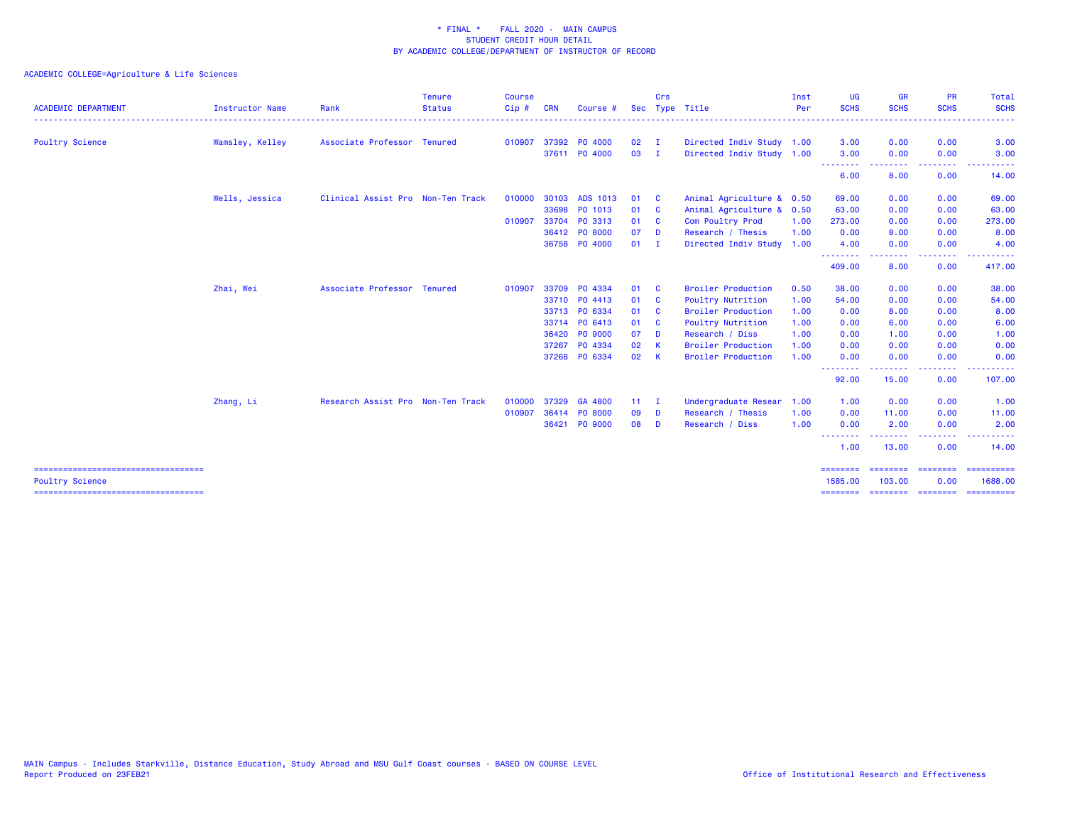* FINAL * FALL 2020 - MAIN CAMPUS
STUDENT CREDIT HOUR DETAIL
BY ACADEMIC COLLEGE/DEPARTMENT OF INSTRUCTOR OF RECORD

ACADEMIC COLLEGE=Agriculture & Life Sciences

| ACADEMIC DEPARTMENT | Instructor Name | Rank | Tenure Status | Course Cip # | CRN | Course # | Sec | Crs Type | Title | Inst Per | UG SCHS | GR SCHS | PR SCHS | Total SCHS |
|---|---|---|---|---|---|---|---|---|---|---|---|---|---|---|
| Poultry Science | Wamsley, Kelley | Associate Professor | Tenured | 010907 | 37392 | PO 4000 | 02 | I | Directed Indiv Study | 1.00 | 3.00 | 0.00 | 0.00 | 3.00 |
| | | | | | 37611 | PO 4000 | 03 | I | Directed Indiv Study | 1.00 | 3.00 | 0.00 | 0.00 | 3.00 |
| | | | | | | | | | | | 6.00 | 8.00 | 0.00 | 14.00 |
| | Wells, Jessica | Clinical Assist Pro | Non-Ten Track | 010000 | 30103 | ADS 1013 | 01 | C | Animal Agriculture & | 0.50 | 69.00 | 0.00 | 0.00 | 69.00 |
| | | | | | 33698 | PO 1013 | 01 | C | Animal Agriculture & | 0.50 | 63.00 | 0.00 | 0.00 | 63.00 |
| | | | | 010907 | 33704 | PO 3313 | 01 | C | Com Poultry Prod | 1.00 | 273.00 | 0.00 | 0.00 | 273.00 |
| | | | | | 36412 | PO 8000 | 07 | D | Research / Thesis | 1.00 | 0.00 | 8.00 | 0.00 | 8.00 |
| | | | | | 36758 | PO 4000 | 01 | I | Directed Indiv Study | 1.00 | 4.00 | 0.00 | 0.00 | 4.00 |
| | | | | | | | | | | | 409.00 | 8.00 | 0.00 | 417.00 |
| | Zhai, Wei | Associate Professor | Tenured | 010907 | 33709 | PO 4334 | 01 | C | Broiler Production | 0.50 | 38.00 | 0.00 | 0.00 | 38.00 |
| | | | | | 33710 | PO 4413 | 01 | C | Poultry Nutrition | 1.00 | 54.00 | 0.00 | 0.00 | 54.00 |
| | | | | | 33713 | PO 6334 | 01 | C | Broiler Production | 1.00 | 0.00 | 8.00 | 0.00 | 8.00 |
| | | | | | 33714 | PO 6413 | 01 | C | Poultry Nutrition | 1.00 | 0.00 | 6.00 | 0.00 | 6.00 |
| | | | | | 36420 | PO 9000 | 07 | D | Research / Diss | 1.00 | 0.00 | 1.00 | 0.00 | 1.00 |
| | | | | | 37267 | PO 4334 | 02 | K | Broiler Production | 1.00 | 0.00 | 0.00 | 0.00 | 0.00 |
| | | | | | 37268 | PO 6334 | 02 | K | Broiler Production | 1.00 | 0.00 | 0.00 | 0.00 | 0.00 |
| | | | | | | | | | | | 92.00 | 15.00 | 0.00 | 107.00 |
| | Zhang, Li | Research Assist Pro | Non-Ten Track | 010000 | 37329 | GA 4800 | 11 | I | Undergraduate Resear | 1.00 | 1.00 | 0.00 | 0.00 | 1.00 |
| | | | | 010907 | 36414 | PO 8000 | 09 | D | Research / Thesis | 1.00 | 0.00 | 11.00 | 0.00 | 11.00 |
| | | | | | 36421 | PO 9000 | 08 | D | Research / Diss | 1.00 | 0.00 | 2.00 | 0.00 | 2.00 |
| | | | | | | | | | | | 1.00 | 13.00 | 0.00 | 14.00 |
| Poultry Science | | | | | | | | | | | 1585.00 | 103.00 | 0.00 | 1688.00 |

MAIN Campus - Includes Starkville, Distance Education, Study Abroad and MSU Gulf Coast courses - BASED ON COURSE LEVEL
Report Produced on 23FEB21

Office of Institutional Research and Effectiveness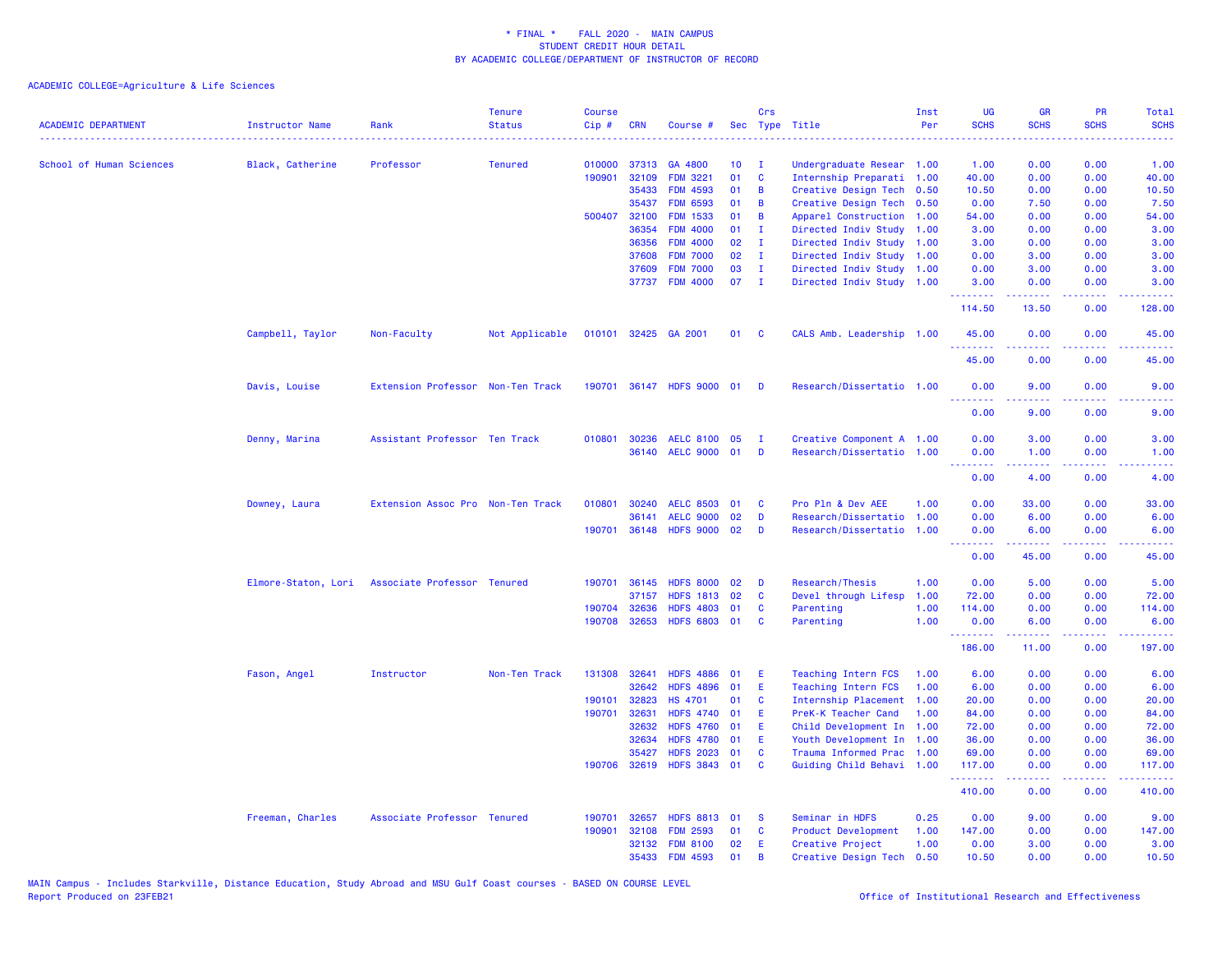\* FINAL \*    FALL 2020 -  MAIN CAMPUS
STUDENT CREDIT HOUR DETAIL
BY ACADEMIC COLLEGE/DEPARTMENT OF INSTRUCTOR OF RECORD

ACADEMIC COLLEGE=Agriculture & Life Sciences

| ACADEMIC DEPARTMENT | Instructor Name | Rank | Tenure Status | Course Cip # | CRN | Course # | Sec | Crs Type | Title | Inst Per | UG SCHS | GR SCHS | PR SCHS | Total SCHS |
|---|---|---|---|---|---|---|---|---|---|---|---|---|---|---|
| School of Human Sciences | Black, Catherine | Professor | Tenured | 010000 | 37313 | GA 4800 | 10 | I | Undergraduate Resear | 1.00 | 1.00 | 0.00 | 0.00 | 1.00 |
| | | | | 190901 | 32109 | FDM 3221 | 01 | C | Internship Preparati | 1.00 | 40.00 | 0.00 | 0.00 | 40.00 |
| | | | | | 35433 | FDM 4593 | 01 | B | Creative Design Tech | 0.50 | 10.50 | 0.00 | 0.00 | 10.50 |
| | | | | | 35437 | FDM 6593 | 01 | B | Creative Design Tech | 0.50 | 0.00 | 7.50 | 0.00 | 7.50 |
| | | | | 500407 | 32100 | FDM 1533 | 01 | B | Apparel Construction | 1.00 | 54.00 | 0.00 | 0.00 | 54.00 |
| | | | | | 36354 | FDM 4000 | 01 | I | Directed Indiv Study | 1.00 | 3.00 | 0.00 | 0.00 | 3.00 |
| | | | | | 36356 | FDM 4000 | 02 | I | Directed Indiv Study | 1.00 | 3.00 | 0.00 | 0.00 | 3.00 |
| | | | | | 37608 | FDM 7000 | 02 | I | Directed Indiv Study | 1.00 | 0.00 | 3.00 | 0.00 | 3.00 |
| | | | | | 37609 | FDM 7000 | 03 | I | Directed Indiv Study | 1.00 | 0.00 | 3.00 | 0.00 | 3.00 |
| | | | | | 37737 | FDM 4000 | 07 | I | Directed Indiv Study | 1.00 | 3.00 | 0.00 | 0.00 | 3.00 |
| | | | | | | | | | | | 114.50 | 13.50 | 0.00 | 128.00 |
| | Campbell, Taylor | Non-Faculty | Not Applicable | 010101 | 32425 | GA 2001 | 01 | C | CALS Amb. Leadership | 1.00 | 45.00 | 0.00 | 0.00 | 45.00 |
| | | | | | | | | | | | 45.00 | 0.00 | 0.00 | 45.00 |
| | Davis, Louise | Extension Professor | Non-Ten Track | 190701 | 36147 | HDFS 9000 | 01 | D | Research/Dissertatio | 1.00 | 0.00 | 9.00 | 0.00 | 9.00 |
| | | | | | | | | | | | 0.00 | 9.00 | 0.00 | 9.00 |
| | Denny, Marina | Assistant Professor | Ten Track | 010801 | 30236 | AELC 8100 | 05 | I | Creative Component A | 1.00 | 0.00 | 3.00 | 0.00 | 3.00 |
| | | | | | 36140 | AELC 9000 | 01 | D | Research/Dissertatio | 1.00 | 0.00 | 1.00 | 0.00 | 1.00 |
| | | | | | | | | | | | 0.00 | 4.00 | 0.00 | 4.00 |
| | Downey, Laura | Extension Assoc Pro | Non-Ten Track | 010801 | 30240 | AELC 8503 | 01 | C | Pro Pln & Dev AEE | 1.00 | 0.00 | 33.00 | 0.00 | 33.00 |
| | | | | | 36141 | AELC 9000 | 02 | D | Research/Dissertatio | 1.00 | 0.00 | 6.00 | 0.00 | 6.00 |
| | | | | 190701 | 36148 | HDFS 9000 | 02 | D | Research/Dissertatio | 1.00 | 0.00 | 6.00 | 0.00 | 6.00 |
| | | | | | | | | | | | 0.00 | 45.00 | 0.00 | 45.00 |
| | Elmore-Staton, Lori | Associate Professor | Tenured | 190701 | 36145 | HDFS 8000 | 02 | D | Research/Thesis | 1.00 | 0.00 | 5.00 | 0.00 | 5.00 |
| | | | | | 37157 | HDFS 1813 | 02 | C | Devel through Lifesp | 1.00 | 72.00 | 0.00 | 0.00 | 72.00 |
| | | | | 190704 | 32636 | HDFS 4803 | 01 | C | Parenting | 1.00 | 114.00 | 0.00 | 0.00 | 114.00 |
| | | | | 190708 | 32653 | HDFS 6803 | 01 | C | Parenting | 1.00 | 0.00 | 6.00 | 0.00 | 6.00 |
| | | | | | | | | | | | 186.00 | 11.00 | 0.00 | 197.00 |
| | Fason, Angel | Instructor | Non-Ten Track | 131308 | 32641 | HDFS 4886 | 01 | E | Teaching Intern FCS | 1.00 | 6.00 | 0.00 | 0.00 | 6.00 |
| | | | | | 32642 | HDFS 4896 | 01 | E | Teaching Intern FCS | 1.00 | 6.00 | 0.00 | 0.00 | 6.00 |
| | | | | 190101 | 32823 | HS 4701 | 01 | C | Internship Placement | 1.00 | 20.00 | 0.00 | 0.00 | 20.00 |
| | | | | 190701 | 32631 | HDFS 4740 | 01 | E | PreK-K Teacher Cand | 1.00 | 84.00 | 0.00 | 0.00 | 84.00 |
| | | | | | 32632 | HDFS 4760 | 01 | E | Child Development In | 1.00 | 72.00 | 0.00 | 0.00 | 72.00 |
| | | | | | 32634 | HDFS 4780 | 01 | E | Youth Development In | 1.00 | 36.00 | 0.00 | 0.00 | 36.00 |
| | | | | | 35427 | HDFS 2023 | 01 | C | Trauma Informed Prac | 1.00 | 69.00 | 0.00 | 0.00 | 69.00 |
| | | | | 190706 | 32619 | HDFS 3843 | 01 | C | Guiding Child Behavi | 1.00 | 117.00 | 0.00 | 0.00 | 117.00 |
| | | | | | | | | | | | 410.00 | 0.00 | 0.00 | 410.00 |
| | Freeman, Charles | Associate Professor | Tenured | 190701 | 32657 | HDFS 8813 | 01 | S | Seminar in HDFS | 0.25 | 0.00 | 9.00 | 0.00 | 9.00 |
| | | | | 190901 | 32108 | FDM 2593 | 01 | C | Product Development | 1.00 | 147.00 | 0.00 | 0.00 | 147.00 |
| | | | | | 32132 | FDM 8100 | 02 | E | Creative Project | 1.00 | 0.00 | 3.00 | 0.00 | 3.00 |
| | | | | | 35433 | FDM 4593 | 01 | B | Creative Design Tech | 0.50 | 10.50 | 0.00 | 0.00 | 10.50 |

MAIN Campus - Includes Starkville, Distance Education, Study Abroad and MSU Gulf Coast courses - BASED ON COURSE LEVEL
Report Produced on 23FEB21

Office of Institutional Research and Effectiveness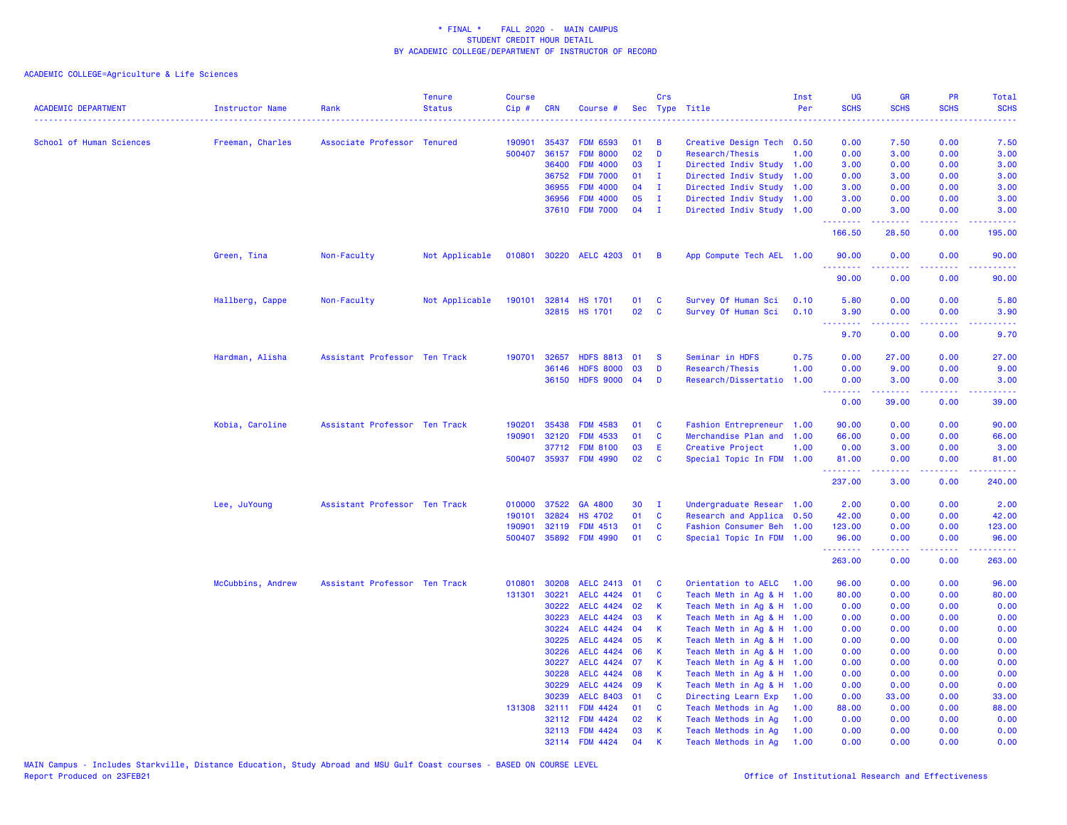\* FINAL \* FALL 2020 - MAIN CAMPUS
STUDENT CREDIT HOUR DETAIL
BY ACADEMIC COLLEGE/DEPARTMENT OF INSTRUCTOR OF RECORD

ACADEMIC COLLEGE=Agriculture & Life Sciences

| ACADEMIC DEPARTMENT | Instructor Name | Rank | Tenure Status | Course Cip # | CRN | Course # | Sec | Crs Type | Title | Inst Per | UG SCHS | GR SCHS | PR SCHS | Total SCHS |
|---|---|---|---|---|---|---|---|---|---|---|---|---|---|---|
| School of Human Sciences | Freeman, Charles | Associate Professor | Tenured | 190901 | 35437 | FDM 6593 | 01 | B | Creative Design Tech | 0.50 | 0.00 | 7.50 | 0.00 | 7.50 |
| | | | | 500407 | 36157 | FDM 8000 | 02 | D | Research/Thesis | 1.00 | 0.00 | 3.00 | 0.00 | 3.00 |
| | | | | | 36400 | FDM 4000 | 03 | I | Directed Indiv Study | 1.00 | 3.00 | 0.00 | 0.00 | 3.00 |
| | | | | | 36752 | FDM 7000 | 01 | I | Directed Indiv Study | 1.00 | 0.00 | 3.00 | 0.00 | 3.00 |
| | | | | | 36955 | FDM 4000 | 04 | I | Directed Indiv Study | 1.00 | 3.00 | 0.00 | 0.00 | 3.00 |
| | | | | | 36956 | FDM 4000 | 05 | I | Directed Indiv Study | 1.00 | 3.00 | 0.00 | 0.00 | 3.00 |
| | | | | | 37610 | FDM 7000 | 04 | I | Directed Indiv Study | 1.00 | 0.00 | 3.00 | 0.00 | 3.00 |
| | | | | | | | | | | | 166.50 | 28.50 | 0.00 | 195.00 |
| | Green, Tina | Non-Faculty | Not Applicable | 010801 | 30220 | AELC 4203 | 01 | B | App Compute Tech AEL | 1.00 | 90.00 | 0.00 | 0.00 | 90.00 |
| | | | | | | | | | | | 90.00 | 0.00 | 0.00 | 90.00 |
| | Hallberg, Cappe | Non-Faculty | Not Applicable | 190101 | 32814 | HS 1701 | 01 | C | Survey Of Human Sci | 0.10 | 5.80 | 0.00 | 0.00 | 5.80 |
| | | | | | 32815 | HS 1701 | 02 | C | Survey Of Human Sci | 0.10 | 3.90 | 0.00 | 0.00 | 3.90 |
| | | | | | | | | | | | 9.70 | 0.00 | 0.00 | 9.70 |
| | Hardman, Alisha | Assistant Professor | Ten Track | 190701 | 32657 | HDFS 8813 | 01 | S | Seminar in HDFS | 0.75 | 0.00 | 27.00 | 0.00 | 27.00 |
| | | | | | 36146 | HDFS 8000 | 03 | D | Research/Thesis | 1.00 | 0.00 | 9.00 | 0.00 | 9.00 |
| | | | | | 36150 | HDFS 9000 | 04 | D | Research/Dissertatio | 1.00 | 0.00 | 3.00 | 0.00 | 3.00 |
| | | | | | | | | | | | 0.00 | 39.00 | 0.00 | 39.00 |
| | Kobia, Caroline | Assistant Professor | Ten Track | 190201 | 35438 | FDM 4583 | 01 | C | Fashion Entrepreneur | 1.00 | 90.00 | 0.00 | 0.00 | 90.00 |
| | | | | 190901 | 32120 | FDM 4533 | 01 | C | Merchandise Plan and | 1.00 | 66.00 | 0.00 | 0.00 | 66.00 |
| | | | | | 37712 | FDM 8100 | 03 | E | Creative Project | 1.00 | 0.00 | 3.00 | 0.00 | 3.00 |
| | | | | 500407 | 35937 | FDM 4990 | 02 | C | Special Topic In FDM | 1.00 | 81.00 | 0.00 | 0.00 | 81.00 |
| | | | | | | | | | | | 237.00 | 3.00 | 0.00 | 240.00 |
| | Lee, JuYoung | Assistant Professor | Ten Track | 010000 | 37522 | GA 4800 | 30 | I | Undergraduate Resear | 1.00 | 2.00 | 0.00 | 0.00 | 2.00 |
| | | | | 190101 | 32824 | HS 4702 | 01 | C | Research and Applica | 0.50 | 42.00 | 0.00 | 0.00 | 42.00 |
| | | | | 190901 | 32119 | FDM 4513 | 01 | C | Fashion Consumer Beh | 1.00 | 123.00 | 0.00 | 0.00 | 123.00 |
| | | | | 500407 | 35892 | FDM 4990 | 01 | C | Special Topic In FDM | 1.00 | 96.00 | 0.00 | 0.00 | 96.00 |
| | | | | | | | | | | | 263.00 | 0.00 | 0.00 | 263.00 |
| | McCubbins, Andrew | Assistant Professor | Ten Track | 010801 | 30208 | AELC 2413 | 01 | C | Orientation to AELC | 1.00 | 96.00 | 0.00 | 0.00 | 96.00 |
| | | | | 131301 | 30221 | AELC 4424 | 01 | C | Teach Meth in Ag & H | 1.00 | 80.00 | 0.00 | 0.00 | 80.00 |
| | | | | | 30222 | AELC 4424 | 02 | K | Teach Meth in Ag & H | 1.00 | 0.00 | 0.00 | 0.00 | 0.00 |
| | | | | | 30223 | AELC 4424 | 03 | K | Teach Meth in Ag & H | 1.00 | 0.00 | 0.00 | 0.00 | 0.00 |
| | | | | | 30224 | AELC 4424 | 04 | K | Teach Meth in Ag & H | 1.00 | 0.00 | 0.00 | 0.00 | 0.00 |
| | | | | | 30225 | AELC 4424 | 05 | K | Teach Meth in Ag & H | 1.00 | 0.00 | 0.00 | 0.00 | 0.00 |
| | | | | | 30226 | AELC 4424 | 06 | K | Teach Meth in Ag & H | 1.00 | 0.00 | 0.00 | 0.00 | 0.00 |
| | | | | | 30227 | AELC 4424 | 07 | K | Teach Meth in Ag & H | 1.00 | 0.00 | 0.00 | 0.00 | 0.00 |
| | | | | | 30228 | AELC 4424 | 08 | K | Teach Meth in Ag & H | 1.00 | 0.00 | 0.00 | 0.00 | 0.00 |
| | | | | | 30229 | AELC 4424 | 09 | K | Teach Meth in Ag & H | 1.00 | 0.00 | 0.00 | 0.00 | 0.00 |
| | | | | | 30239 | AELC 8403 | 01 | C | Directing Learn Exp | 1.00 | 0.00 | 33.00 | 0.00 | 33.00 |
| | | | | 131308 | 32111 | FDM 4424 | 01 | C | Teach Methods in Ag | 1.00 | 88.00 | 0.00 | 0.00 | 88.00 |
| | | | | | 32112 | FDM 4424 | 02 | K | Teach Methods in Ag | 1.00 | 0.00 | 0.00 | 0.00 | 0.00 |
| | | | | | 32113 | FDM 4424 | 03 | K | Teach Methods in Ag | 1.00 | 0.00 | 0.00 | 0.00 | 0.00 |
| | | | | | 32114 | FDM 4424 | 04 | K | Teach Methods in Ag | 1.00 | 0.00 | 0.00 | 0.00 | 0.00 |

MAIN Campus - Includes Starkville, Distance Education, Study Abroad and MSU Gulf Coast courses - BASED ON COURSE LEVEL
Report Produced on 23FEB21

Office of Institutional Research and Effectiveness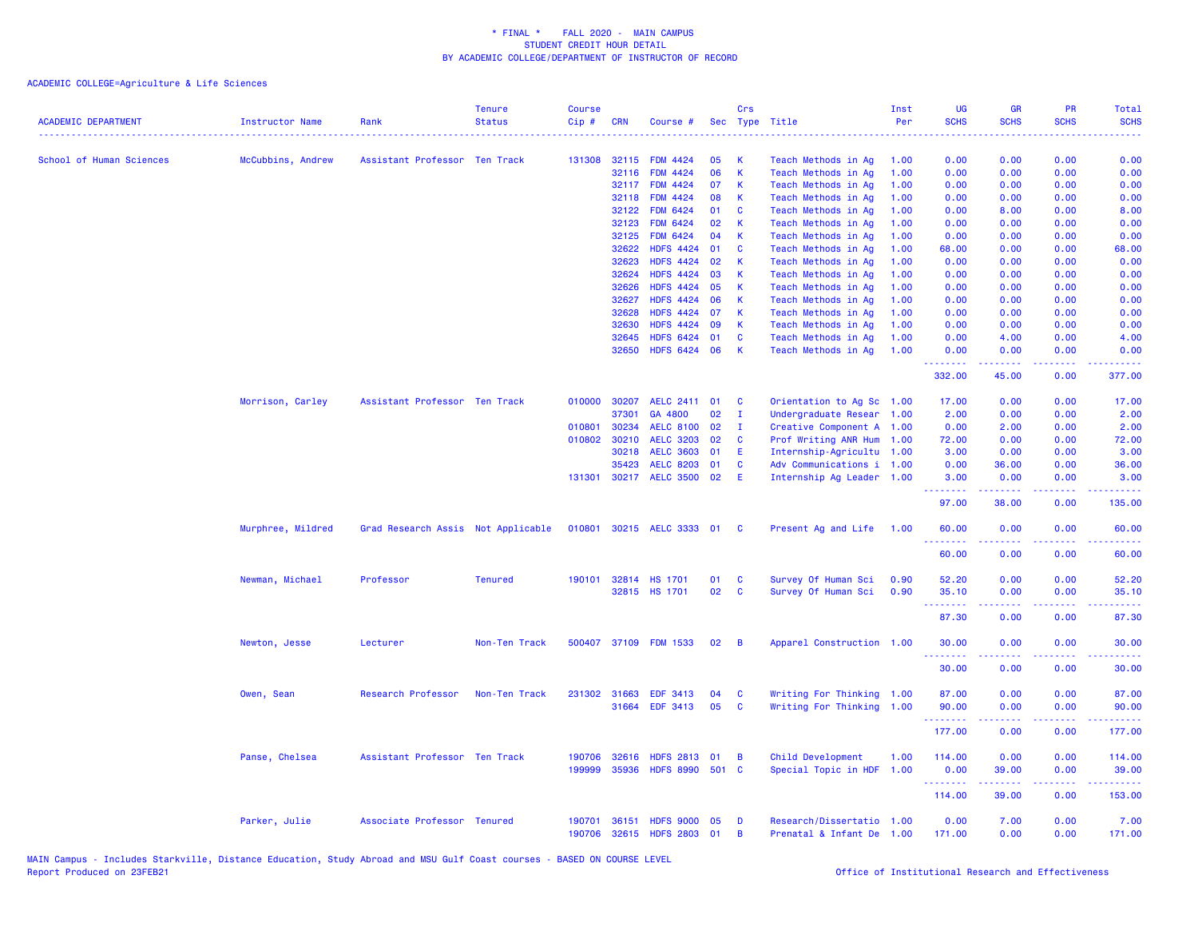\* FINAL \* FALL 2020 - MAIN CAMPUS
STUDENT CREDIT HOUR DETAIL
BY ACADEMIC COLLEGE/DEPARTMENT OF INSTRUCTOR OF RECORD

ACADEMIC COLLEGE=Agriculture & Life Sciences

| ACADEMIC DEPARTMENT | Instructor Name | Rank | Tenure Status | Course Cip # | CRN | Course # | Sec | Crs Type | Title | Inst Per | UG SCHS | GR SCHS | PR SCHS | Total SCHS |
|---|---|---|---|---|---|---|---|---|---|---|---|---|---|---|
| School of Human Sciences | McCubbins, Andrew | Assistant Professor | Ten Track | 131308 | 32115 | FDM 4424 | 05 | K | Teach Methods in Ag | 1.00 | 0.00 | 0.00 | 0.00 | 0.00 |
| | | | | | 32116 | FDM 4424 | 06 | K | Teach Methods in Ag | 1.00 | 0.00 | 0.00 | 0.00 | 0.00 |
| | | | | | 32117 | FDM 4424 | 07 | K | Teach Methods in Ag | 1.00 | 0.00 | 0.00 | 0.00 | 0.00 |
| | | | | | 32118 | FDM 4424 | 08 | K | Teach Methods in Ag | 1.00 | 0.00 | 0.00 | 0.00 | 0.00 |
| | | | | | 32122 | FDM 6424 | 01 | C | Teach Methods in Ag | 1.00 | 0.00 | 8.00 | 0.00 | 8.00 |
| | | | | | 32123 | FDM 6424 | 02 | K | Teach Methods in Ag | 1.00 | 0.00 | 0.00 | 0.00 | 0.00 |
| | | | | | 32125 | FDM 6424 | 04 | K | Teach Methods in Ag | 1.00 | 0.00 | 0.00 | 0.00 | 0.00 |
| | | | | | 32622 | HDFS 4424 | 01 | C | Teach Methods in Ag | 1.00 | 68.00 | 0.00 | 0.00 | 68.00 |
| | | | | | 32623 | HDFS 4424 | 02 | K | Teach Methods in Ag | 1.00 | 0.00 | 0.00 | 0.00 | 0.00 |
| | | | | | 32624 | HDFS 4424 | 03 | K | Teach Methods in Ag | 1.00 | 0.00 | 0.00 | 0.00 | 0.00 |
| | | | | | 32626 | HDFS 4424 | 05 | K | Teach Methods in Ag | 1.00 | 0.00 | 0.00 | 0.00 | 0.00 |
| | | | | | 32627 | HDFS 4424 | 06 | K | Teach Methods in Ag | 1.00 | 0.00 | 0.00 | 0.00 | 0.00 |
| | | | | | 32628 | HDFS 4424 | 07 | K | Teach Methods in Ag | 1.00 | 0.00 | 0.00 | 0.00 | 0.00 |
| | | | | | 32630 | HDFS 4424 | 09 | K | Teach Methods in Ag | 1.00 | 0.00 | 0.00 | 0.00 | 0.00 |
| | | | | | 32645 | HDFS 6424 | 01 | C | Teach Methods in Ag | 1.00 | 0.00 | 4.00 | 0.00 | 4.00 |
| | | | | | 32650 | HDFS 6424 | 06 | K | Teach Methods in Ag | 1.00 | 0.00 | 0.00 | 0.00 | 0.00 |
| | | | | | | | | | | | 332.00 | 45.00 | 0.00 | 377.00 |
| | Morrison, Carley | Assistant Professor | Ten Track | 010000 | 30207 | AELC 2411 | 01 | C | Orientation to Ag Sc | 1.00 | 17.00 | 0.00 | 0.00 | 17.00 |
| | | | | | 37301 | GA 4800 | 02 | I | Undergraduate Resear | 1.00 | 2.00 | 0.00 | 0.00 | 2.00 |
| | | | | 010801 | 30234 | AELC 8100 | 02 | I | Creative Component A | 1.00 | 0.00 | 2.00 | 0.00 | 2.00 |
| | | | | 010802 | 30210 | AELC 3203 | 02 | C | Prof Writing ANR Hum | 1.00 | 72.00 | 0.00 | 0.00 | 72.00 |
| | | | | | 30218 | AELC 3603 | 01 | E | Internship-Agricultu | 1.00 | 3.00 | 0.00 | 0.00 | 3.00 |
| | | | | | 35423 | AELC 8203 | 01 | C | Adv Communications i | 1.00 | 0.00 | 36.00 | 0.00 | 36.00 |
| | | | | 131301 | 30217 | AELC 3500 | 02 | E | Internship Ag Leader | 1.00 | 3.00 | 0.00 | 0.00 | 3.00 |
| | | | | | | | | | | | 97.00 | 38.00 | 0.00 | 135.00 |
| | Murphree, Mildred | Grad Research Assis | Not Applicable | 010801 | 30215 | AELC 3333 | 01 | C | Present Ag and Life | 1.00 | 60.00 | 0.00 | 0.00 | 60.00 |
| | | | | | | | | | | | 60.00 | 0.00 | 0.00 | 60.00 |
| | Newman, Michael | Professor | Tenured | 190101 | 32814 | HS 1701 | 01 | C | Survey Of Human Sci | 0.90 | 52.20 | 0.00 | 0.00 | 52.20 |
| | | | | | 32815 | HS 1701 | 02 | C | Survey Of Human Sci | 0.90 | 35.10 | 0.00 | 0.00 | 35.10 |
| | | | | | | | | | | | 87.30 | 0.00 | 0.00 | 87.30 |
| | Newton, Jesse | Lecturer | Non-Ten Track | 500407 | 37109 | FDM 1533 | 02 | B | Apparel Construction | 1.00 | 30.00 | 0.00 | 0.00 | 30.00 |
| | | | | | | | | | | | 30.00 | 0.00 | 0.00 | 30.00 |
| | Owen, Sean | Research Professor | Non-Ten Track | 231302 | 31663 | EDF 3413 | 04 | C | Writing For Thinking | 1.00 | 87.00 | 0.00 | 0.00 | 87.00 |
| | | | | | 31664 | EDF 3413 | 05 | C | Writing For Thinking | 1.00 | 90.00 | 0.00 | 0.00 | 90.00 |
| | | | | | | | | | | | 177.00 | 0.00 | 0.00 | 177.00 |
| | Panse, Chelsea | Assistant Professor | Ten Track | 190706 | 32616 | HDFS 2813 | 01 | B | Child Development | 1.00 | 114.00 | 0.00 | 0.00 | 114.00 |
| | | | | 199999 | 35936 | HDFS 8990 | 501 | C | Special Topic in HDF | 1.00 | 0.00 | 39.00 | 0.00 | 39.00 |
| | | | | | | | | | | | 114.00 | 39.00 | 0.00 | 153.00 |
| | Parker, Julie | Associate Professor | Tenured | 190701 | 36151 | HDFS 9000 | 05 | D | Research/Dissertatio | 1.00 | 0.00 | 7.00 | 0.00 | 7.00 |
| | | | | 190706 | 32615 | HDFS 2803 | 01 | B | Prenatal & Infant De | 1.00 | 171.00 | 0.00 | 0.00 | 171.00 |

MAIN Campus - Includes Starkville, Distance Education, Study Abroad and MSU Gulf Coast courses - BASED ON COURSE LEVEL
Report Produced on 23FEB21

Office of Institutional Research and Effectiveness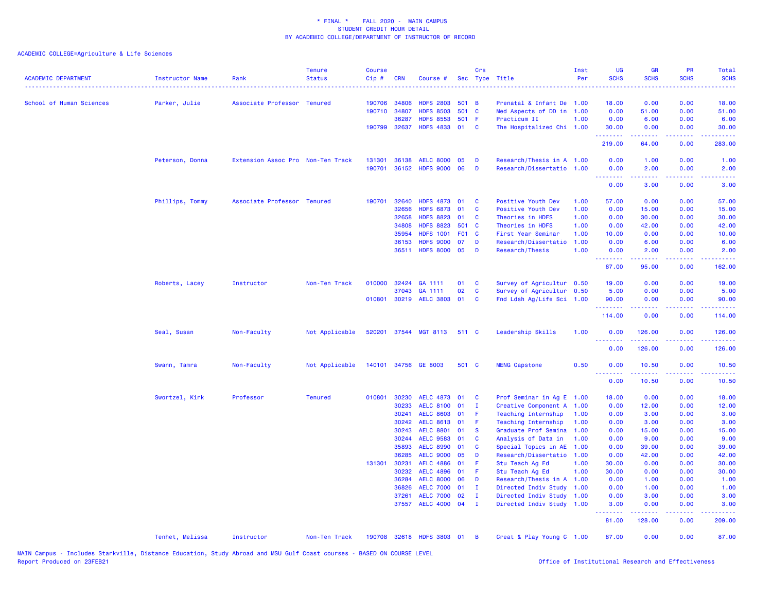* FINAL * FALL 2020 - MAIN CAMPUS
STUDENT CREDIT HOUR DETAIL
BY ACADEMIC COLLEGE/DEPARTMENT OF INSTRUCTOR OF RECORD

ACADEMIC COLLEGE=Agriculture & Life Sciences

| ACADEMIC DEPARTMENT | Instructor Name | Rank | Tenure Status | Course Cip # | CRN | Course # | Sec | Crs Type | Title | Inst Per | UG SCHS | GR SCHS | PR SCHS | Total SCHS |
|---|---|---|---|---|---|---|---|---|---|---|---|---|---|---|
| School of Human Sciences | Parker, Julie | Associate Professor | Tenured | 190706 | 34806 | HDFS 2803 | 501 | B | Prenatal & Infant De | 1.00 | 18.00 | 0.00 | 0.00 | 18.00 |
| | | | | 190710 | 34807 | HDFS 8503 | 501 | C | Med Aspects of DD in | 1.00 | 0.00 | 51.00 | 0.00 | 51.00 |
| | | | | | 36287 | HDFS 8553 | 501 | F | Practicum II | 1.00 | 0.00 | 6.00 | 0.00 | 6.00 |
| | | | | 190799 | 32637 | HDFS 4833 | 01 | C | The Hospitalized Chi | 1.00 | 30.00 | 0.00 | 0.00 | 30.00 |
| | | | | | | | | | | | 219.00 | 64.00 | 0.00 | 283.00 |
| | Peterson, Donna | Extension Assoc Pro | Non-Ten Track | 131301 | 36138 | AELC 8000 | 05 | D | Research/Thesis in A | 1.00 | 0.00 | 1.00 | 0.00 | 1.00 |
| | | | | 190701 | 36152 | HDFS 9000 | 06 | D | Research/Dissertatio | 1.00 | 0.00 | 2.00 | 0.00 | 2.00 |
| | | | | | | | | | | | 0.00 | 3.00 | 0.00 | 3.00 |
| | Phillips, Tommy | Associate Professor | Tenured | 190701 | 32640 | HDFS 4873 | 01 | C | Positive Youth Dev | 1.00 | 57.00 | 0.00 | 0.00 | 57.00 |
| | | | | | 32656 | HDFS 6873 | 01 | C | Positive Youth Dev | 1.00 | 0.00 | 15.00 | 0.00 | 15.00 |
| | | | | | 32658 | HDFS 8823 | 01 | C | Theories in HDFS | 1.00 | 0.00 | 30.00 | 0.00 | 30.00 |
| | | | | | 34808 | HDFS 8823 | 501 | C | Theories in HDFS | 1.00 | 0.00 | 42.00 | 0.00 | 42.00 |
| | | | | | 35954 | HDFS 1001 | F01 | C | First Year Seminar | 1.00 | 10.00 | 0.00 | 0.00 | 10.00 |
| | | | | | 36153 | HDFS 9000 | 07 | D | Research/Dissertatio | 1.00 | 0.00 | 6.00 | 0.00 | 6.00 |
| | | | | | 36511 | HDFS 8000 | 05 | D | Research/Thesis | 1.00 | 0.00 | 2.00 | 0.00 | 2.00 |
| | | | | | | | | | | | 67.00 | 95.00 | 0.00 | 162.00 |
| | Roberts, Lacey | Instructor | Non-Ten Track | 010000 | 32424 | GA 1111 | 01 | C | Survey of Agricultur | 0.50 | 19.00 | 0.00 | 0.00 | 19.00 |
| | | | | | 37043 | GA 1111 | 02 | C | Survey of Agricultur | 0.50 | 5.00 | 0.00 | 0.00 | 5.00 |
| | | | | 010801 | 30219 | AELC 3803 | 01 | C | Fnd Ldsh Ag/Life Sci | 1.00 | 90.00 | 0.00 | 0.00 | 90.00 |
| | | | | | | | | | | | 114.00 | 0.00 | 0.00 | 114.00 |
| | Seal, Susan | Non-Faculty | Not Applicable | 520201 | 37544 | MGT 8113 | 511 | C | Leadership Skills | 1.00 | 0.00 | 126.00 | 0.00 | 126.00 |
| | | | | | | | | | | | 0.00 | 126.00 | 0.00 | 126.00 |
| | Swann, Tamra | Non-Faculty | Not Applicable | 140101 | 34756 | GE 8003 | 501 | C | MENG Capstone | 0.50 | 0.00 | 10.50 | 0.00 | 10.50 |
| | | | | | | | | | | | 0.00 | 10.50 | 0.00 | 10.50 |
| | Swortzel, Kirk | Professor | Tenured | 010801 | 30230 | AELC 4873 | 01 | C | Prof Seminar in Ag E | 1.00 | 18.00 | 0.00 | 0.00 | 18.00 |
| | | | | | 30233 | AELC 8100 | 01 | I | Creative Component A | 1.00 | 0.00 | 12.00 | 0.00 | 12.00 |
| | | | | | 30241 | AELC 8603 | 01 | F | Teaching Internship | 1.00 | 0.00 | 3.00 | 0.00 | 3.00 |
| | | | | | 30242 | AELC 8613 | 01 | F | Teaching Internship | 1.00 | 0.00 | 3.00 | 0.00 | 3.00 |
| | | | | | 30243 | AELC 8801 | 01 | S | Graduate Prof Semina | 1.00 | 0.00 | 15.00 | 0.00 | 15.00 |
| | | | | | 30244 | AELC 9583 | 01 | C | Analysis of Data in | 1.00 | 0.00 | 9.00 | 0.00 | 9.00 |
| | | | | | 35893 | AELC 8990 | 01 | C | Special Topics in AE | 1.00 | 0.00 | 39.00 | 0.00 | 39.00 |
| | | | | | 36285 | AELC 9000 | 05 | D | Research/Dissertatio | 1.00 | 0.00 | 42.00 | 0.00 | 42.00 |
| | | | | 131301 | 30231 | AELC 4886 | 01 | F | Stu Teach Ag Ed | 1.00 | 30.00 | 0.00 | 0.00 | 30.00 |
| | | | | | 30232 | AELC 4896 | 01 | F | Stu Teach Ag Ed | 1.00 | 30.00 | 0.00 | 0.00 | 30.00 |
| | | | | | 36284 | AELC 8000 | 06 | D | Research/Thesis in A | 1.00 | 0.00 | 1.00 | 0.00 | 1.00 |
| | | | | | 36826 | AELC 7000 | 01 | I | Directed Indiv Study | 1.00 | 0.00 | 1.00 | 0.00 | 1.00 |
| | | | | | 37261 | AELC 7000 | 02 | I | Directed Indiv Study | 1.00 | 0.00 | 3.00 | 0.00 | 3.00 |
| | | | | | 37557 | AELC 4000 | 04 | I | Directed Indiv Study | 1.00 | 3.00 | 0.00 | 0.00 | 3.00 |
| | | | | | | | | | | | 81.00 | 128.00 | 0.00 | 209.00 |
| | Tenhet, Melissa | Instructor | Non-Ten Track | 190708 | 32618 | HDFS 3803 | 01 | B | Creat & Play Young C | 1.00 | 87.00 | 0.00 | 0.00 | 87.00 |

MAIN Campus - Includes Starkville, Distance Education, Study Abroad and MSU Gulf Coast courses - BASED ON COURSE LEVEL
Report Produced on 23FEB21

Office of Institutional Research and Effectiveness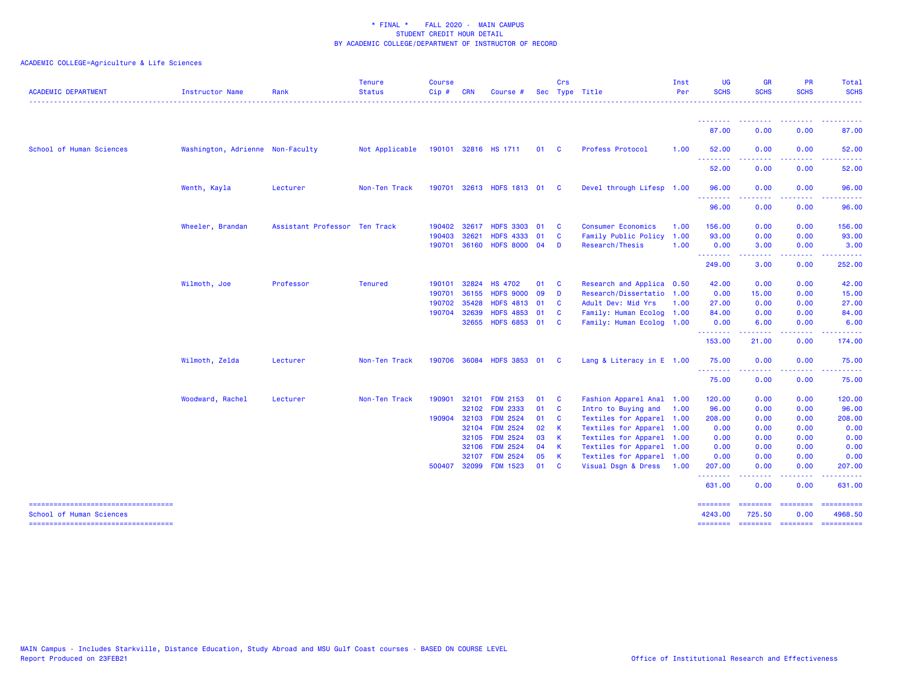\* FINAL \* FALL 2020 - MAIN CAMPUS
STUDENT CREDIT HOUR DETAIL
BY ACADEMIC COLLEGE/DEPARTMENT OF INSTRUCTOR OF RECORD

ACADEMIC COLLEGE=Agriculture & Life Sciences

| ACADEMIC DEPARTMENT | Instructor Name | Rank | Tenure Status | Course Cip # | CRN | Course # | Sec | Crs Type | Title | Inst Per | UG SCHS | GR SCHS | PR SCHS | Total SCHS |
|---|---|---|---|---|---|---|---|---|---|---|---|---|---|---|
| | | | | | | | | | | | 87.00 | 0.00 | 0.00 | 87.00 |
| School of Human Sciences | Washington, Adrienne | Non-Faculty | Not Applicable | 190101 | 32816 | HS 1711 | 01 | C | Profess Protocol | 1.00 | 52.00 | 0.00 | 0.00 | 52.00 |
| | | | | | | | | | | | 52.00 | 0.00 | 0.00 | 52.00 |
| | Wenth, Kayla | Lecturer | Non-Ten Track | 190701 | 32613 | HDFS 1813 | 01 | C | Devel through Lifesp | 1.00 | 96.00 | 0.00 | 0.00 | 96.00 |
| | | | | | | | | | | | 96.00 | 0.00 | 0.00 | 96.00 |
| | Wheeler, Brandan | Assistant Professor | Ten Track | 190402 | 32617 | HDFS 3303 | 01 | C | Consumer Economics | 1.00 | 156.00 | 0.00 | 0.00 | 156.00 |
| | | | | 190403 | 32621 | HDFS 4333 | 01 | C | Family Public Policy | 1.00 | 93.00 | 0.00 | 0.00 | 93.00 |
| | | | | 190701 | 36160 | HDFS 8000 | 04 | D | Research/Thesis | 1.00 | 0.00 | 3.00 | 0.00 | 3.00 |
| | | | | | | | | | | | 249.00 | 3.00 | 0.00 | 252.00 |
| | Wilmoth, Joe | Professor | Tenured | 190101 | 32824 | HS 4702 | 01 | C | Research and Applica | 0.50 | 42.00 | 0.00 | 0.00 | 42.00 |
| | | | | 190701 | 36155 | HDFS 9000 | 09 | D | Research/Dissertatio | 1.00 | 0.00 | 15.00 | 0.00 | 15.00 |
| | | | | 190702 | 35428 | HDFS 4813 | 01 | C | Adult Dev: Mid Yrs | 1.00 | 27.00 | 0.00 | 0.00 | 27.00 |
| | | | | 190704 | 32639 | HDFS 4853 | 01 | C | Family: Human Ecolog | 1.00 | 84.00 | 0.00 | 0.00 | 84.00 |
| | | | | | 32655 | HDFS 6853 | 01 | C | Family: Human Ecolog | 1.00 | 0.00 | 6.00 | 0.00 | 6.00 |
| | | | | | | | | | | | 153.00 | 21.00 | 0.00 | 174.00 |
| | Wilmoth, Zelda | Lecturer | Non-Ten Track | 190706 | 36084 | HDFS 3853 | 01 | C | Lang & Literacy in E | 1.00 | 75.00 | 0.00 | 0.00 | 75.00 |
| | | | | | | | | | | | 75.00 | 0.00 | 0.00 | 75.00 |
| | Woodward, Rachel | Lecturer | Non-Ten Track | 190901 | 32101 | FDM 2153 | 01 | C | Fashion Apparel Anal | 1.00 | 120.00 | 0.00 | 0.00 | 120.00 |
| | | | | | 32102 | FDM 2333 | 01 | C | Intro to Buying and | 1.00 | 96.00 | 0.00 | 0.00 | 96.00 |
| | | | | 190904 | 32103 | FDM 2524 | 01 | C | Textiles for Apparel | 1.00 | 208.00 | 0.00 | 0.00 | 208.00 |
| | | | | | 32104 | FDM 2524 | 02 | K | Textiles for Apparel | 1.00 | 0.00 | 0.00 | 0.00 | 0.00 |
| | | | | | 32105 | FDM 2524 | 03 | K | Textiles for Apparel | 1.00 | 0.00 | 0.00 | 0.00 | 0.00 |
| | | | | | 32106 | FDM 2524 | 04 | K | Textiles for Apparel | 1.00 | 0.00 | 0.00 | 0.00 | 0.00 |
| | | | | | 32107 | FDM 2524 | 05 | K | Textiles for Apparel | 1.00 | 0.00 | 0.00 | 0.00 | 0.00 |
| | | | | 500407 | 32099 | FDM 1523 | 01 | C | Visual Dsgn & Dress | 1.00 | 207.00 | 0.00 | 0.00 | 207.00 |
| | | | | | | | | | | | 631.00 | 0.00 | 0.00 | 631.00 |
| School of Human Sciences | | | | | | | | | | | 4243.00 | 725.50 | 0.00 | 4968.50 |

MAIN Campus - Includes Starkville, Distance Education, Study Abroad and MSU Gulf Coast courses - BASED ON COURSE LEVEL
Report Produced on 23FEB21

Office of Institutional Research and Effectiveness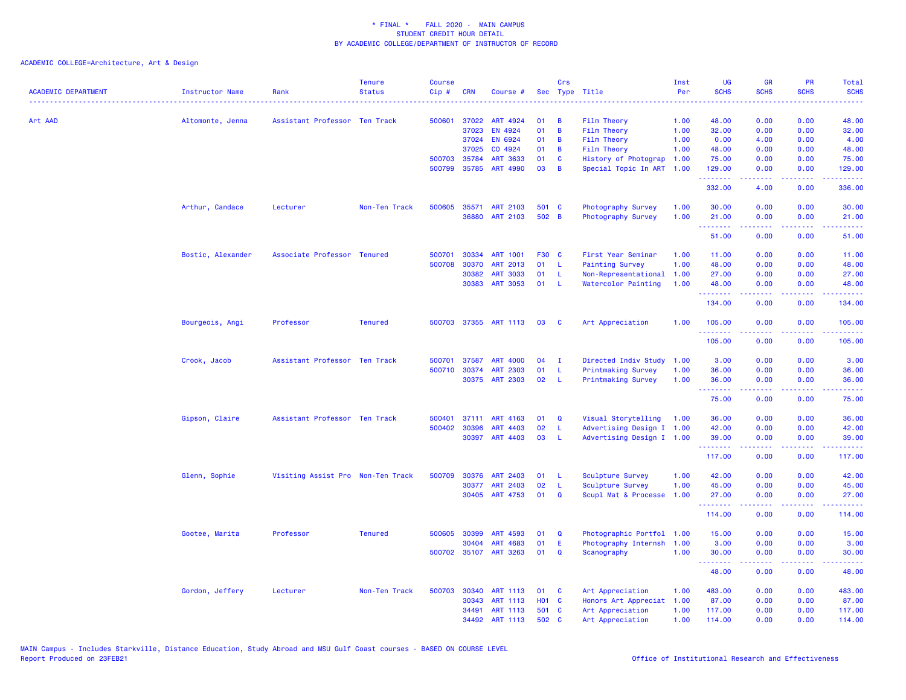\* FINAL \*    FALL 2020 -  MAIN CAMPUS
STUDENT CREDIT HOUR DETAIL
BY ACADEMIC COLLEGE/DEPARTMENT OF INSTRUCTOR OF RECORD

ACADEMIC COLLEGE=Architecture, Art & Design

| ACADEMIC DEPARTMENT | Instructor Name | Rank | Tenure Status | Course Cip # | CRN | Course # | Sec | Crs Type | Title | Inst Per | UG SCHS | GR SCHS | PR SCHS | Total SCHS |
|---|---|---|---|---|---|---|---|---|---|---|---|---|---|---|
| Art AAD | Altomonte, Jenna | Assistant Professor | Ten Track | 500601 | 37022 | ART 4924 | 01 | B | Film Theory | 1.00 | 48.00 | 0.00 | 0.00 | 48.00 |
| | | | | | 37023 | EN 4924 | 01 | B | Film Theory | 1.00 | 32.00 | 0.00 | 0.00 | 32.00 |
| | | | | | 37024 | EN 6924 | 01 | B | Film Theory | 1.00 | 0.00 | 4.00 | 0.00 | 4.00 |
| | | | | | 37025 | CO 4924 | 01 | B | Film Theory | 1.00 | 48.00 | 0.00 | 0.00 | 48.00 |
| | | | | 500703 | 35784 | ART 3633 | 01 | C | History of Photograp | 1.00 | 75.00 | 0.00 | 0.00 | 75.00 |
| | | | | 500799 | 35785 | ART 4990 | 03 | B | Special Topic In ART | 1.00 | 129.00 | 0.00 | 0.00 | 129.00 |
| | | | | | | | | | | | 332.00 | 4.00 | 0.00 | 336.00 |
| | Arthur, Candace | Lecturer | Non-Ten Track | 500605 | 35571 | ART 2103 | 501 | C | Photography Survey | 1.00 | 30.00 | 0.00 | 0.00 | 30.00 |
| | | | | | 36880 | ART 2103 | 502 | B | Photography Survey | 1.00 | 21.00 | 0.00 | 0.00 | 21.00 |
| | | | | | | | | | | | 51.00 | 0.00 | 0.00 | 51.00 |
| | Bostic, Alexander | Associate Professor | Tenured | 500701 | 30334 | ART 1001 | F30 | C | First Year Seminar | 1.00 | 11.00 | 0.00 | 0.00 | 11.00 |
| | | | | 500708 | 30370 | ART 2013 | 01 | L | Painting Survey | 1.00 | 48.00 | 0.00 | 0.00 | 48.00 |
| | | | | | 30382 | ART 3033 | 01 | L | Non-Representational | 1.00 | 27.00 | 0.00 | 0.00 | 27.00 |
| | | | | | 30383 | ART 3053 | 01 | L | Watercolor Painting | 1.00 | 48.00 | 0.00 | 0.00 | 48.00 |
| | | | | | | | | | | | 134.00 | 0.00 | 0.00 | 134.00 |
| | Bourgeois, Angi | Professor | Tenured | 500703 | 37355 | ART 1113 | 03 | C | Art Appreciation | 1.00 | 105.00 | 0.00 | 0.00 | 105.00 |
| | | | | | | | | | | | 105.00 | 0.00 | 0.00 | 105.00 |
| | Crook, Jacob | Assistant Professor | Ten Track | 500701 | 37587 | ART 4000 | 04 | I | Directed Indiv Study | 1.00 | 3.00 | 0.00 | 0.00 | 3.00 |
| | | | | 500710 | 30374 | ART 2303 | 01 | L | Printmaking Survey | 1.00 | 36.00 | 0.00 | 0.00 | 36.00 |
| | | | | | 30375 | ART 2303 | 02 | L | Printmaking Survey | 1.00 | 36.00 | 0.00 | 0.00 | 36.00 |
| | | | | | | | | | | | 75.00 | 0.00 | 0.00 | 75.00 |
| | Gipson, Claire | Assistant Professor | Ten Track | 500401 | 37111 | ART 4163 | 01 | Q | Visual Storytelling | 1.00 | 36.00 | 0.00 | 0.00 | 36.00 |
| | | | | 500402 | 30396 | ART 4403 | 02 | L | Advertising Design I | 1.00 | 42.00 | 0.00 | 0.00 | 42.00 |
| | | | | | 30397 | ART 4403 | 03 | L | Advertising Design I | 1.00 | 39.00 | 0.00 | 0.00 | 39.00 |
| | | | | | | | | | | | 117.00 | 0.00 | 0.00 | 117.00 |
| | Glenn, Sophie | Visiting Assist Pro | Non-Ten Track | 500709 | 30376 | ART 2403 | 01 | L | Sculpture Survey | 1.00 | 42.00 | 0.00 | 0.00 | 42.00 |
| | | | | | 30377 | ART 2403 | 02 | L | Sculpture Survey | 1.00 | 45.00 | 0.00 | 0.00 | 45.00 |
| | | | | | 30405 | ART 4753 | 01 | Q | Scupl Mat & Processe | 1.00 | 27.00 | 0.00 | 0.00 | 27.00 |
| | | | | | | | | | | | 114.00 | 0.00 | 0.00 | 114.00 |
| | Gootee, Marita | Professor | Tenured | 500605 | 30399 | ART 4593 | 01 | Q | Photographic Portfol | 1.00 | 15.00 | 0.00 | 0.00 | 15.00 |
| | | | | | 30404 | ART 4683 | 01 | E | Photography Internsh | 1.00 | 3.00 | 0.00 | 0.00 | 3.00 |
| | | | | 500702 | 35107 | ART 3263 | 01 | Q | Scanography | 1.00 | 30.00 | 0.00 | 0.00 | 30.00 |
| | | | | | | | | | | | 48.00 | 0.00 | 0.00 | 48.00 |
| | Gordon, Jeffery | Lecturer | Non-Ten Track | 500703 | 30340 | ART 1113 | 01 | C | Art Appreciation | 1.00 | 483.00 | 0.00 | 0.00 | 483.00 |
| | | | | | 30343 | ART 1113 | H01 | C | Honors Art Appreciat | 1.00 | 87.00 | 0.00 | 0.00 | 87.00 |
| | | | | | 34491 | ART 1113 | 501 | C | Art Appreciation | 1.00 | 117.00 | 0.00 | 0.00 | 117.00 |
| | | | | | 34492 | ART 1113 | 502 | C | Art Appreciation | 1.00 | 114.00 | 0.00 | 0.00 | 114.00 |

MAIN Campus - Includes Starkville, Distance Education, Study Abroad and MSU Gulf Coast courses - BASED ON COURSE LEVEL
Report Produced on 23FEB21

Office of Institutional Research and Effectiveness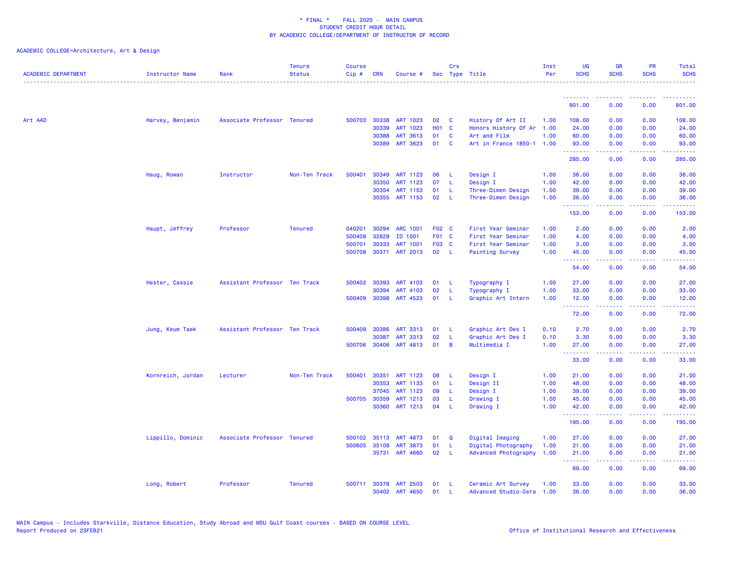# * FINAL * FALL 2020 - MAIN CAMPUS
## STUDENT CREDIT HOUR DETAIL
## BY ACADEMIC COLLEGE/DEPARTMENT OF INSTRUCTOR OF RECORD

ACADEMIC COLLEGE=Architecture, Art & Design

| ACADEMIC DEPARTMENT | Instructor Name | Rank | Tenure Status | Course Cip # | CRN | Course # | Sec | Crs Type | Title | Inst Per | UG SCHS | GR SCHS | PR SCHS | Total SCHS |
|---|---|---|---|---|---|---|---|---|---|---|---|---|---|---|
| | | | | | | | | | | | 801.00 | 0.00 | 0.00 | 801.00 |
| Art AAD | Harvey, Benjamin | Associate Professor | Tenured | 500703 | 30338 | ART 1023 | 02 | C | History Of Art II | 1.00 | 108.00 | 0.00 | 0.00 | 108.00 |
| | | | | | 30339 | ART 1023 | H01 | C | Honors History Of Ar | 1.00 | 24.00 | 0.00 | 0.00 | 24.00 |
| | | | | | 30388 | ART 3613 | 01 | C | Art and Film | 1.00 | 60.00 | 0.00 | 0.00 | 60.00 |
| | | | | | 30389 | ART 3623 | 01 | C | Art in France 1850-1 | 1.00 | 93.00 | 0.00 | 0.00 | 93.00 |
| | | | | | | | | | | | 285.00 | 0.00 | 0.00 | 285.00 |
| | Haug, Rowan | Instructor | Non-Ten Track | 500401 | 30349 | ART 1123 | 06 | L | Design I | 1.00 | 36.00 | 0.00 | 0.00 | 36.00 |
| | | | | | 30350 | ART 1123 | 07 | L | Design I | 1.00 | 42.00 | 0.00 | 0.00 | 42.00 |
| | | | | | 30354 | ART 1153 | 01 | L | Three-Dimen Design | 1.00 | 39.00 | 0.00 | 0.00 | 39.00 |
| | | | | | 30355 | ART 1153 | 02 | L | Three-Dimen Design | 1.00 | 36.00 | 0.00 | 0.00 | 36.00 |
| | | | | | | | | | | | 153.00 | 0.00 | 0.00 | 153.00 |
| | Haupt, Jeffrey | Professor | Tenured | 040201 | 30294 | ARC 1001 | F02 | C | First Year Seminar | 1.00 | 2.00 | 0.00 | 0.00 | 2.00 |
| | | | | 500408 | 32829 | ID 1001 | F01 | C | First Year Seminar | 1.00 | 4.00 | 0.00 | 0.00 | 4.00 |
| | | | | 500701 | 30333 | ART 1001 | F03 | C | First Year Seminar | 1.00 | 3.00 | 0.00 | 0.00 | 3.00 |
| | | | | 500708 | 30371 | ART 2013 | 02 | L | Painting Survey | 1.00 | 45.00 | 0.00 | 0.00 | 45.00 |
| | | | | | | | | | | | 54.00 | 0.00 | 0.00 | 54.00 |
| | Hester, Cassie | Assistant Professor | Ten Track | 500402 | 30393 | ART 4103 | 01 | L | Typography I | 1.00 | 27.00 | 0.00 | 0.00 | 27.00 |
| | | | | | 30394 | ART 4103 | 02 | L | Typography I | 1.00 | 33.00 | 0.00 | 0.00 | 33.00 |
| | | | | 500409 | 30398 | ART 4523 | 01 | L | Graphic Art Intern | 1.00 | 12.00 | 0.00 | 0.00 | 12.00 |
| | | | | | | | | | | | 72.00 | 0.00 | 0.00 | 72.00 |
| | Jung, Keum Taek | Assistant Professor | Ten Track | 500409 | 30386 | ART 3313 | 01 | L | Graphic Art Des I | 0.10 | 2.70 | 0.00 | 0.00 | 2.70 |
| | | | | | 30387 | ART 3313 | 02 | L | Graphic Art Des I | 0.10 | 3.30 | 0.00 | 0.00 | 3.30 |
| | | | | 500706 | 30406 | ART 4813 | 01 | B | Multimedia I | 1.00 | 27.00 | 0.00 | 0.00 | 27.00 |
| | | | | | | | | | | | 33.00 | 0.00 | 0.00 | 33.00 |
| | Kornreich, Jordan | Lecturer | Non-Ten Track | 500401 | 30351 | ART 1123 | 08 | L | Design I | 1.00 | 21.00 | 0.00 | 0.00 | 21.00 |
| | | | | | 30353 | ART 1133 | 01 | L | Design II | 1.00 | 48.00 | 0.00 | 0.00 | 48.00 |
| | | | | | 37045 | ART 1123 | 09 | L | Design I | 1.00 | 39.00 | 0.00 | 0.00 | 39.00 |
| | | | | 500705 | 30359 | ART 1213 | 03 | L | Drawing I | 1.00 | 45.00 | 0.00 | 0.00 | 45.00 |
| | | | | | 30360 | ART 1213 | 04 | L | Drawing I | 1.00 | 42.00 | 0.00 | 0.00 | 42.00 |
| | | | | | | | | | | | 195.00 | 0.00 | 0.00 | 195.00 |
| | Lippillo, Dominic | Associate Professor | Tenured | 500102 | 35113 | ART 4873 | 01 | Q | Digital Imaging | 1.00 | 27.00 | 0.00 | 0.00 | 27.00 |
| | | | | 500605 | 35108 | ART 3873 | 01 | L | Digital Photography | 1.00 | 21.00 | 0.00 | 0.00 | 21.00 |
| | | | | | 35731 | ART 4660 | 02 | L | Advanced Photography | 1.00 | 21.00 | 0.00 | 0.00 | 21.00 |
| | | | | | | | | | | | 69.00 | 0.00 | 0.00 | 69.00 |
| | Long, Robert | Professor | Tenured | 500711 | 30378 | ART 2503 | 01 | L | Ceramic Art Survey | 1.00 | 33.00 | 0.00 | 0.00 | 33.00 |
| | | | | | 30402 | ART 4650 | 01 | L | Advanced Studio-Cera | 1.00 | 36.00 | 0.00 | 0.00 | 36.00 |

MAIN Campus - Includes Starkville, Distance Education, Study Abroad and MSU Gulf Coast courses - BASED ON COURSE LEVEL
Report Produced on 23FEB21

Office of Institutional Research and Effectiveness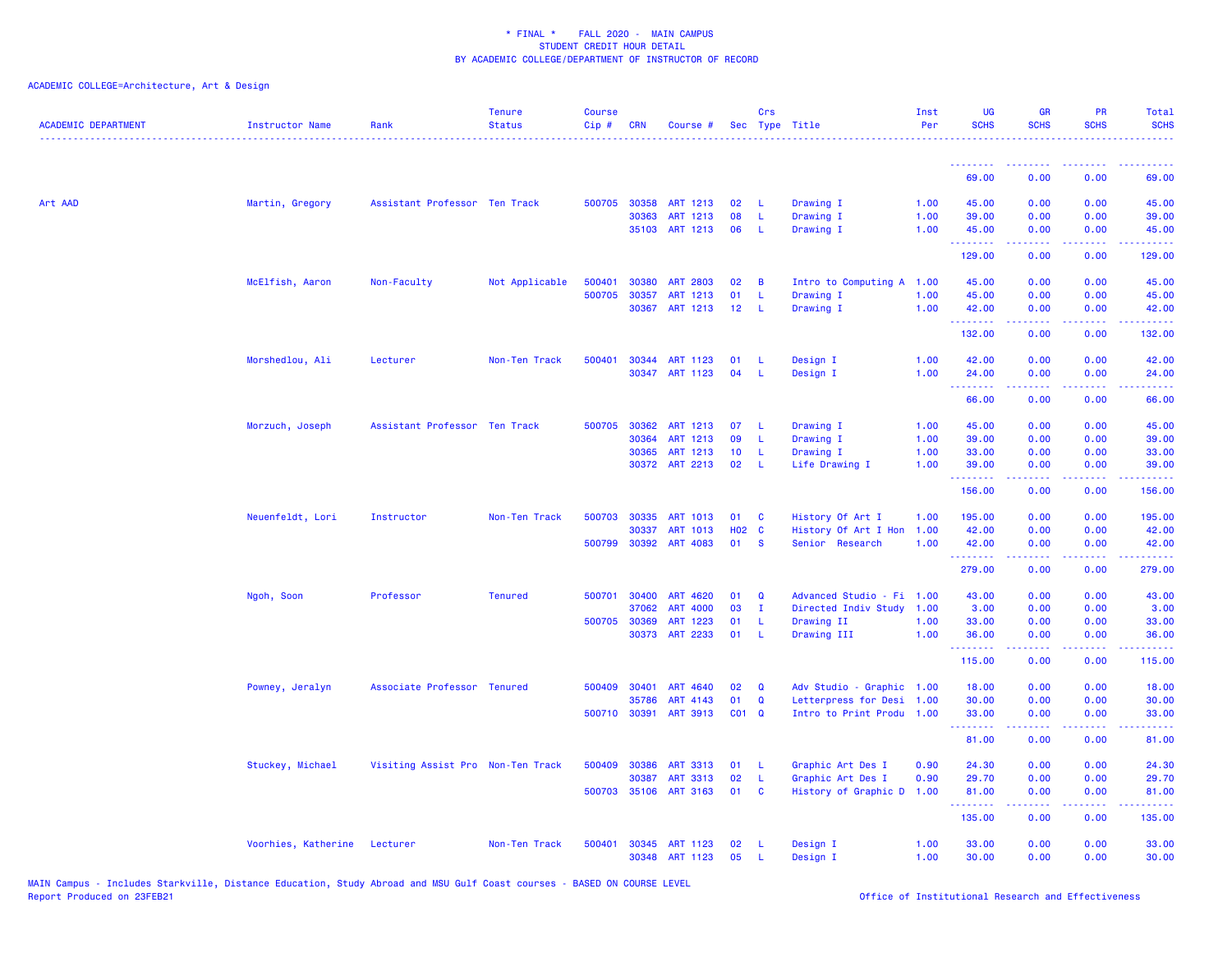\* FINAL \* FALL 2020 - MAIN CAMPUS
STUDENT CREDIT HOUR DETAIL
BY ACADEMIC COLLEGE/DEPARTMENT OF INSTRUCTOR OF RECORD

ACADEMIC COLLEGE=Architecture, Art & Design

| ACADEMIC DEPARTMENT | Instructor Name | Rank | Tenure Status | Course Cip # | CRN | Course # | Sec | Crs Type | Title | Inst Per | UG SCHS | GR SCHS | PR SCHS | Total SCHS |
|---|---|---|---|---|---|---|---|---|---|---|---|---|---|---|
| | | | | | | | | | | | 69.00 | 0.00 | 0.00 | 69.00 |
| Art AAD | Martin, Gregory | Assistant Professor | Ten Track | 500705 | 30358 | ART 1213 | 02 | L | Drawing I | 1.00 | 45.00 | 0.00 | 0.00 | 45.00 |
| | | | | | 30363 | ART 1213 | 08 | L | Drawing I | 1.00 | 39.00 | 0.00 | 0.00 | 39.00 |
| | | | | | 35103 | ART 1213 | 06 | L | Drawing I | 1.00 | 45.00 | 0.00 | 0.00 | 45.00 |
| | | | | | | | | | | | 129.00 | 0.00 | 0.00 | 129.00 |
| | McElfish, Aaron | Non-Faculty | Not Applicable | 500401 | 30380 | ART 2803 | 02 | B | Intro to Computing A | 1.00 | 45.00 | 0.00 | 0.00 | 45.00 |
| | | | | 500705 | 30357 | ART 1213 | 01 | L | Drawing I | 1.00 | 45.00 | 0.00 | 0.00 | 45.00 |
| | | | | | 30367 | ART 1213 | 12 | L | Drawing I | 1.00 | 42.00 | 0.00 | 0.00 | 42.00 |
| | | | | | | | | | | | 132.00 | 0.00 | 0.00 | 132.00 |
| | Morshedlou, Ali | Lecturer | Non-Ten Track | 500401 | 30344 | ART 1123 | 01 | L | Design I | 1.00 | 42.00 | 0.00 | 0.00 | 42.00 |
| | | | | | 30347 | ART 1123 | 04 | L | Design I | 1.00 | 24.00 | 0.00 | 0.00 | 24.00 |
| | | | | | | | | | | | 66.00 | 0.00 | 0.00 | 66.00 |
| | Morzuch, Joseph | Assistant Professor | Ten Track | 500705 | 30362 | ART 1213 | 07 | L | Drawing I | 1.00 | 45.00 | 0.00 | 0.00 | 45.00 |
| | | | | | 30364 | ART 1213 | 09 | L | Drawing I | 1.00 | 39.00 | 0.00 | 0.00 | 39.00 |
| | | | | | 30365 | ART 1213 | 10 | L | Drawing I | 1.00 | 33.00 | 0.00 | 0.00 | 33.00 |
| | | | | | 30372 | ART 2213 | 02 | L | Life Drawing I | 1.00 | 39.00 | 0.00 | 0.00 | 39.00 |
| | | | | | | | | | | | 156.00 | 0.00 | 0.00 | 156.00 |
| | Neuenfeldt, Lori | Instructor | Non-Ten Track | 500703 | 30335 | ART 1013 | 01 | C | History Of Art I | 1.00 | 195.00 | 0.00 | 0.00 | 195.00 |
| | | | | | 30337 | ART 1013 | H02 | C | History Of Art I Hon | 1.00 | 42.00 | 0.00 | 0.00 | 42.00 |
| | | | | 500799 | 30392 | ART 4083 | 01 | S | Senior Research | 1.00 | 42.00 | 0.00 | 0.00 | 42.00 |
| | | | | | | | | | | | 279.00 | 0.00 | 0.00 | 279.00 |
| | Ngoh, Soon | Professor | Tenured | 500701 | 30400 | ART 4620 | 01 | Q | Advanced Studio - Fi | 1.00 | 43.00 | 0.00 | 0.00 | 43.00 |
| | | | | | 37062 | ART 4000 | 03 | I | Directed Indiv Study | 1.00 | 3.00 | 0.00 | 0.00 | 3.00 |
| | | | | 500705 | 30369 | ART 1223 | 01 | L | Drawing II | 1.00 | 33.00 | 0.00 | 0.00 | 33.00 |
| | | | | | 30373 | ART 2233 | 01 | L | Drawing III | 1.00 | 36.00 | 0.00 | 0.00 | 36.00 |
| | | | | | | | | | | | 115.00 | 0.00 | 0.00 | 115.00 |
| | Powney, Jeralyn | Associate Professor | Tenured | 500409 | 30401 | ART 4640 | 02 | Q | Adv Studio - Graphic | 1.00 | 18.00 | 0.00 | 0.00 | 18.00 |
| | | | | | 35786 | ART 4143 | 01 | Q | Letterpress for Desi | 1.00 | 30.00 | 0.00 | 0.00 | 30.00 |
| | | | | 500710 | 30391 | ART 3913 | C01 | Q | Intro to Print Produ | 1.00 | 33.00 | 0.00 | 0.00 | 33.00 |
| | | | | | | | | | | | 81.00 | 0.00 | 0.00 | 81.00 |
| | Stuckey, Michael | Visiting Assist Pro | Non-Ten Track | 500409 | 30386 | ART 3313 | 01 | L | Graphic Art Des I | 0.90 | 24.30 | 0.00 | 0.00 | 24.30 |
| | | | | | 30387 | ART 3313 | 02 | L | Graphic Art Des I | 0.90 | 29.70 | 0.00 | 0.00 | 29.70 |
| | | | | 500703 | 35106 | ART 3163 | 01 | C | History of Graphic D | 1.00 | 81.00 | 0.00 | 0.00 | 81.00 |
| | | | | | | | | | | | 135.00 | 0.00 | 0.00 | 135.00 |
| | Voorhies, Katherine | Lecturer | Non-Ten Track | 500401 | 30345 | ART 1123 | 02 | L | Design I | 1.00 | 33.00 | 0.00 | 0.00 | 33.00 |
| | | | | | 30348 | ART 1123 | 05 | L | Design I | 1.00 | 30.00 | 0.00 | 0.00 | 30.00 |

MAIN Campus - Includes Starkville, Distance Education, Study Abroad and MSU Gulf Coast courses - BASED ON COURSE LEVEL
Report Produced on 23FEB21 Office of Institutional Research and Effectiveness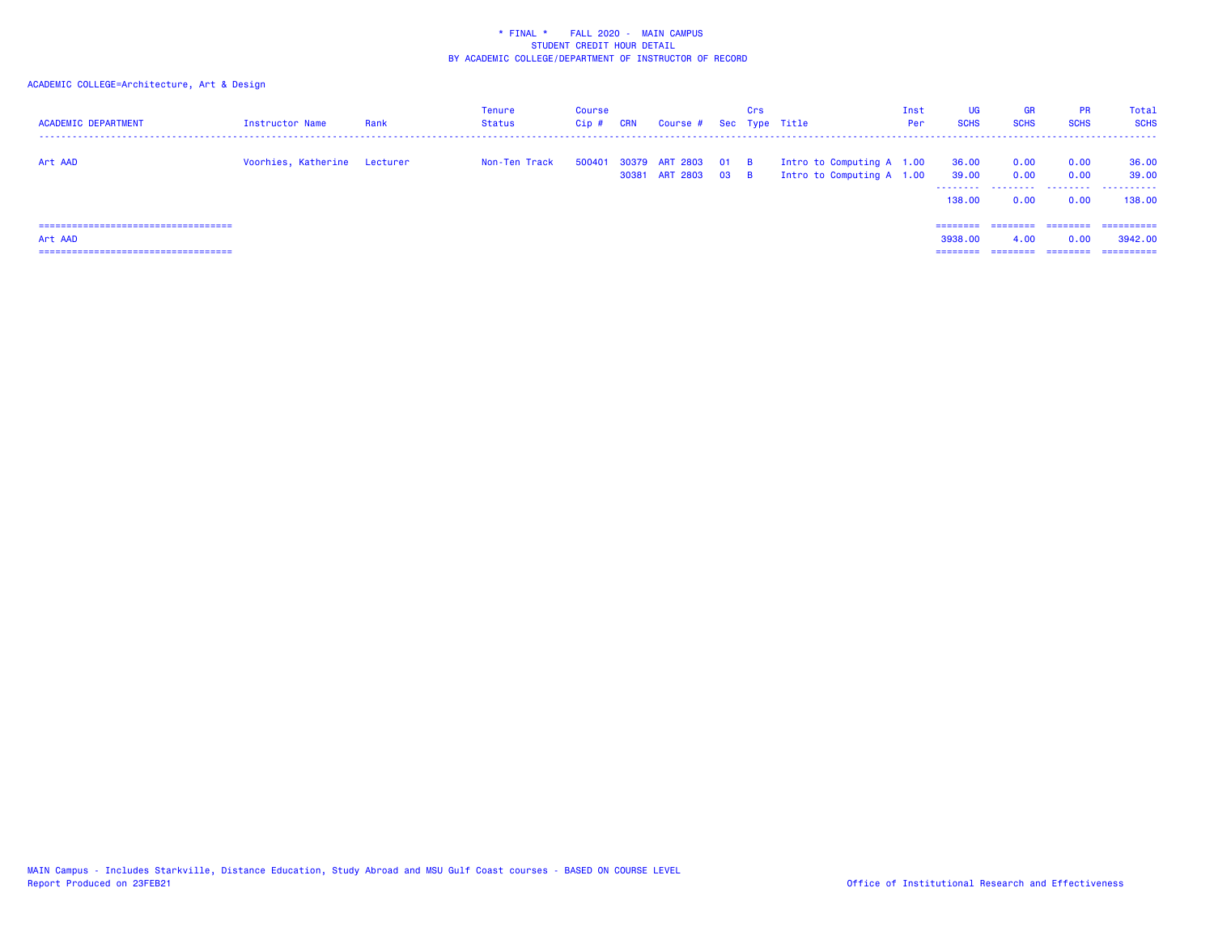\* FINAL \*    FALL 2020 -  MAIN CAMPUS
STUDENT CREDIT HOUR DETAIL
BY ACADEMIC COLLEGE/DEPARTMENT OF INSTRUCTOR OF RECORD

ACADEMIC COLLEGE=Architecture, Art & Design

| ACADEMIC DEPARTMENT | Instructor Name | Rank | Tenure Status | Course Cip # | CRN | Course # | Sec | Crs Type | Title | Inst Per | UG SCHS | GR SCHS | PR SCHS | Total SCHS |
|---|---|---|---|---|---|---|---|---|---|---|---|---|---|---|
| Art AAD | Voorhies, Katherine | Lecturer | Non-Ten Track | 500401 | 30379 | ART 2803 | 01 | B | Intro to Computing A | 1.00 | 36.00 | 0.00 | 0.00 | 36.00 |
| | | | | | 30381 | ART 2803 | 03 | B | Intro to Computing A | 1.00 | 39.00 | 0.00 | 0.00 | 39.00 |
| | | | | | | | | | | | 138.00 | 0.00 | 0.00 | 138.00 |
| Art AAD | | | | | | | | | | | 3938.00 | 4.00 | 0.00 | 3942.00 |

MAIN Campus - Includes Starkville, Distance Education, Study Abroad and MSU Gulf Coast courses - BASED ON COURSE LEVEL
Report Produced on 23FEB21

Office of Institutional Research and Effectiveness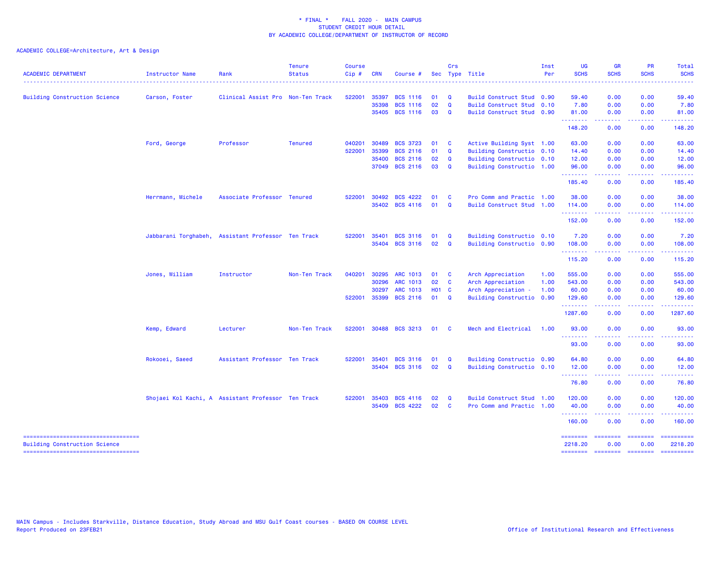\* FINAL \* FALL 2020 - MAIN CAMPUS
STUDENT CREDIT HOUR DETAIL
BY ACADEMIC COLLEGE/DEPARTMENT OF INSTRUCTOR OF RECORD

ACADEMIC COLLEGE=Architecture, Art & Design

| ACADEMIC DEPARTMENT | Instructor Name | Rank | Tenure Status | Course Cip # | CRN | Course # | Sec | Crs Type | Title | Inst Per | UG SCHS | GR SCHS | PR SCHS | Total SCHS |
|---|---|---|---|---|---|---|---|---|---|---|---|---|---|---|
| Building Construction Science | Carson, Foster | Clinical Assist Pro | Non-Ten Track | 522001 | 35397 | BCS 1116 | 01 | Q | Build Construct Stud | 0.90 | 59.40 | 0.00 | 0.00 | 59.40 |
| | | | | | 35398 | BCS 1116 | 02 | Q | Build Construct Stud | 0.10 | 7.80 | 0.00 | 0.00 | 7.80 |
| | | | | | 35405 | BCS 1116 | 03 | Q | Build Construct Stud | 0.90 | 81.00 | 0.00 | 0.00 | 81.00 |
| | | | | | | | | | | | 148.20 | 0.00 | 0.00 | 148.20 |
| | Ford, George | Professor | Tenured | 040201 | 30489 | BCS 3723 | 01 | C | Active Building Syst | 1.00 | 63.00 | 0.00 | 0.00 | 63.00 |
| | | | | 522001 | 35399 | BCS 2116 | 01 | Q | Building Constructio | 0.10 | 14.40 | 0.00 | 0.00 | 14.40 |
| | | | | | 35400 | BCS 2116 | 02 | Q | Building Constructio | 0.10 | 12.00 | 0.00 | 0.00 | 12.00 |
| | | | | | 37049 | BCS 2116 | 03 | Q | Building Constructio | 1.00 | 96.00 | 0.00 | 0.00 | 96.00 |
| | | | | | | | | | | | 185.40 | 0.00 | 0.00 | 185.40 |
| | Herrmann, Michele | Associate Professor | Tenured | 522001 | 30492 | BCS 4222 | 01 | C | Pro Comm and Practic | 1.00 | 38.00 | 0.00 | 0.00 | 38.00 |
| | | | | | 35402 | BCS 4116 | 01 | Q | Build Construct Stud | 1.00 | 114.00 | 0.00 | 0.00 | 114.00 |
| | | | | | | | | | | | 152.00 | 0.00 | 0.00 | 152.00 |
| | Jabbarani Torghabeh, | Assistant Professor | Ten Track | 522001 | 35401 | BCS 3116 | 01 | Q | Building Constructio | 0.10 | 7.20 | 0.00 | 0.00 | 7.20 |
| | | | | | 35404 | BCS 3116 | 02 | Q | Building Constructio | 0.90 | 108.00 | 0.00 | 0.00 | 108.00 |
| | | | | | | | | | | | 115.20 | 0.00 | 0.00 | 115.20 |
| | Jones, William | Instructor | Non-Ten Track | 040201 | 30295 | ARC 1013 | 01 | C | Arch Appreciation | 1.00 | 555.00 | 0.00 | 0.00 | 555.00 |
| | | | | | 30296 | ARC 1013 | 02 | C | Arch Appreciation | 1.00 | 543.00 | 0.00 | 0.00 | 543.00 |
| | | | | | 30297 | ARC 1013 | H01 | C | Arch Appreciation - | 1.00 | 60.00 | 0.00 | 0.00 | 60.00 |
| | | | | 522001 | 35399 | BCS 2116 | 01 | Q | Building Constructio | 0.90 | 129.60 | 0.00 | 0.00 | 129.60 |
| | | | | | | | | | | | 1287.60 | 0.00 | 0.00 | 1287.60 |
| | Kemp, Edward | Lecturer | Non-Ten Track | 522001 | 30488 | BCS 3213 | 01 | C | Mech and Electrical | 1.00 | 93.00 | 0.00 | 0.00 | 93.00 |
| | | | | | | | | | | | 93.00 | 0.00 | 0.00 | 93.00 |
| | Rokooei, Saeed | Assistant Professor | Ten Track | 522001 | 35401 | BCS 3116 | 01 | Q | Building Constructio | 0.90 | 64.80 | 0.00 | 0.00 | 64.80 |
| | | | | | 35404 | BCS 3116 | 02 | Q | Building Constructio | 0.10 | 12.00 | 0.00 | 0.00 | 12.00 |
| | | | | | | | | | | | 76.80 | 0.00 | 0.00 | 76.80 |
| | Shojaei Kol Kachi, A | Assistant Professor | Ten Track | 522001 | 35403 | BCS 4116 | 02 | Q | Build Construct Stud | 1.00 | 120.00 | 0.00 | 0.00 | 120.00 |
| | | | | | 35409 | BCS 4222 | 02 | C | Pro Comm and Practic | 1.00 | 40.00 | 0.00 | 0.00 | 40.00 |
| | | | | | | | | | | | 160.00 | 0.00 | 0.00 | 160.00 |
| Building Construction Science | | | | | | | | | | | 2218.20 | 0.00 | 0.00 | 2218.20 |

MAIN Campus - Includes Starkville, Distance Education, Study Abroad and MSU Gulf Coast courses - BASED ON COURSE LEVEL
Report Produced on 23FEB21

Office of Institutional Research and Effectiveness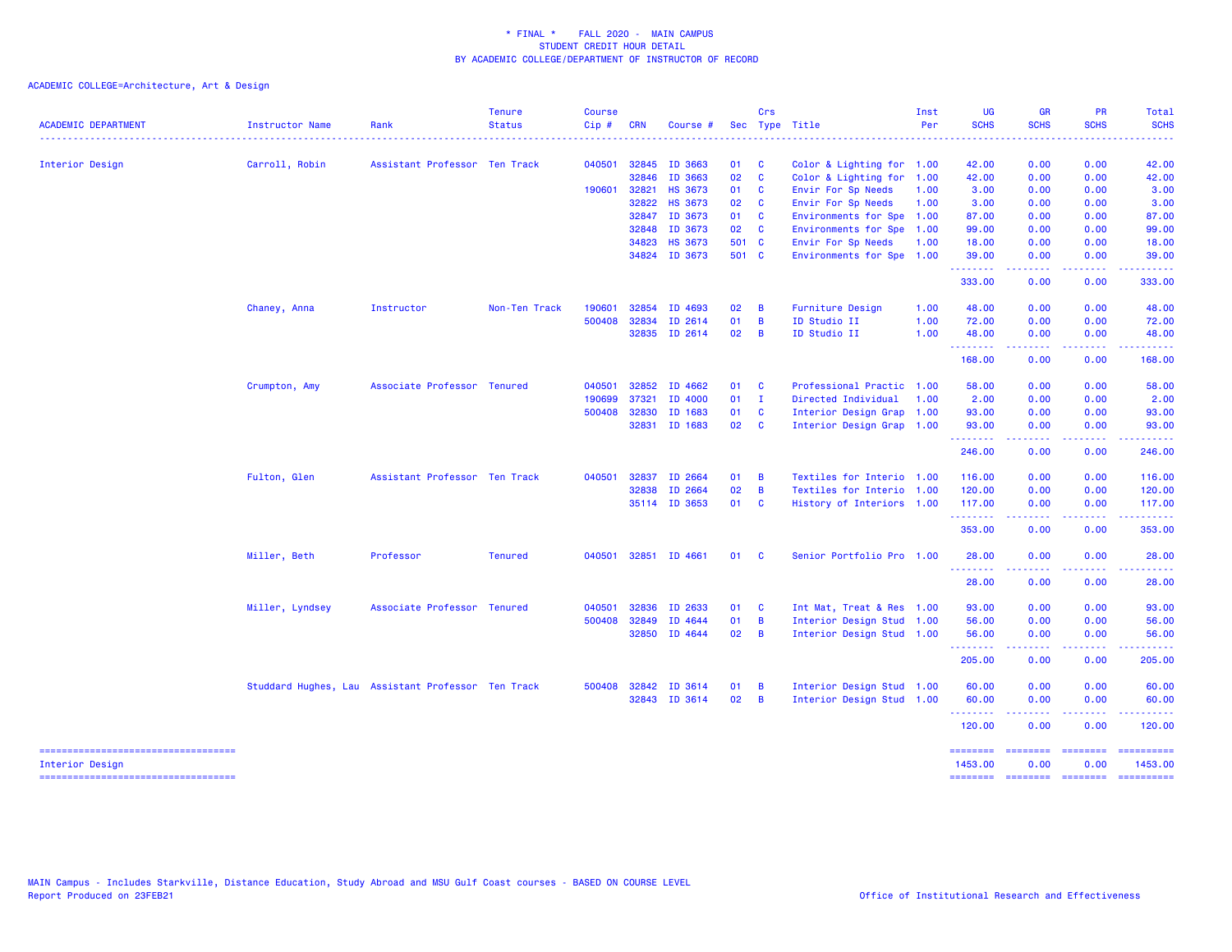\* FINAL \* FALL 2020 - MAIN CAMPUS
STUDENT CREDIT HOUR DETAIL
BY ACADEMIC COLLEGE/DEPARTMENT OF INSTRUCTOR OF RECORD

ACADEMIC COLLEGE=Architecture, Art & Design

| ACADEMIC DEPARTMENT | Instructor Name | Rank | Tenure Status | Course Cip # | CRN | Course # | Sec | Crs Type | Title | Inst Per | UG SCHS | GR SCHS | PR SCHS | Total SCHS |
|---|---|---|---|---|---|---|---|---|---|---|---|---|---|---|
| Interior Design | Carroll, Robin | Assistant Professor | Ten Track | 040501 | 32845 | ID 3663 | 01 | C | Color & Lighting for | 1.00 | 42.00 | 0.00 | 0.00 | 42.00 |
| | | | | | 32846 | ID 3663 | 02 | C | Color & Lighting for | 1.00 | 42.00 | 0.00 | 0.00 | 42.00 |
| | | | | 190601 | 32821 | HS 3673 | 01 | C | Envir For Sp Needs | 1.00 | 3.00 | 0.00 | 0.00 | 3.00 |
| | | | | | 32822 | HS 3673 | 02 | C | Envir For Sp Needs | 1.00 | 3.00 | 0.00 | 0.00 | 3.00 |
| | | | | | 32847 | ID 3673 | 01 | C | Environments for Spe | 1.00 | 87.00 | 0.00 | 0.00 | 87.00 |
| | | | | | 32848 | ID 3673 | 02 | C | Environments for Spe | 1.00 | 99.00 | 0.00 | 0.00 | 99.00 |
| | | | | | 34823 | HS 3673 | 501 | C | Envir For Sp Needs | 1.00 | 18.00 | 0.00 | 0.00 | 18.00 |
| | | | | | 34824 | ID 3673 | 501 | C | Environments for Spe | 1.00 | 39.00 | 0.00 | 0.00 | 39.00 |
| | | | | | | | | | | | 333.00 | 0.00 | 0.00 | 333.00 |
| | Chaney, Anna | Instructor | Non-Ten Track | 190601 | 32854 | ID 4693 | 02 | B | Furniture Design | 1.00 | 48.00 | 0.00 | 0.00 | 48.00 |
| | | | | 500408 | 32834 | ID 2614 | 01 | B | ID Studio II | 1.00 | 72.00 | 0.00 | 0.00 | 72.00 |
| | | | | | 32835 | ID 2614 | 02 | B | ID Studio II | 1.00 | 48.00 | 0.00 | 0.00 | 48.00 |
| | | | | | | | | | | | 168.00 | 0.00 | 0.00 | 168.00 |
| | Crumpton, Amy | Associate Professor | Tenured | 040501 | 32852 | ID 4662 | 01 | C | Professional Practic | 1.00 | 58.00 | 0.00 | 0.00 | 58.00 |
| | | | | 190699 | 37321 | ID 4000 | 01 | I | Directed Individual | 1.00 | 2.00 | 0.00 | 0.00 | 2.00 |
| | | | | 500408 | 32830 | ID 1683 | 01 | C | Interior Design Grap | 1.00 | 93.00 | 0.00 | 0.00 | 93.00 |
| | | | | | 32831 | ID 1683 | 02 | C | Interior Design Grap | 1.00 | 93.00 | 0.00 | 0.00 | 93.00 |
| | | | | | | | | | | | 246.00 | 0.00 | 0.00 | 246.00 |
| | Fulton, Glen | Assistant Professor | Ten Track | 040501 | 32837 | ID 2664 | 01 | B | Textiles for Interio | 1.00 | 116.00 | 0.00 | 0.00 | 116.00 |
| | | | | | 32838 | ID 2664 | 02 | B | Textiles for Interio | 1.00 | 120.00 | 0.00 | 0.00 | 120.00 |
| | | | | | 35114 | ID 3653 | 01 | C | History of Interiors | 1.00 | 117.00 | 0.00 | 0.00 | 117.00 |
| | | | | | | | | | | | 353.00 | 0.00 | 0.00 | 353.00 |
| | Miller, Beth | Professor | Tenured | 040501 | 32851 | ID 4661 | 01 | C | Senior Portfolio Pro | 1.00 | 28.00 | 0.00 | 0.00 | 28.00 |
| | | | | | | | | | | | 28.00 | 0.00 | 0.00 | 28.00 |
| | Miller, Lyndsey | Associate Professor | Tenured | 040501 | 32836 | ID 2633 | 01 | C | Int Mat, Treat & Res | 1.00 | 93.00 | 0.00 | 0.00 | 93.00 |
| | | | | 500408 | 32849 | ID 4644 | 01 | B | Interior Design Stud | 1.00 | 56.00 | 0.00 | 0.00 | 56.00 |
| | | | | | 32850 | ID 4644 | 02 | B | Interior Design Stud | 1.00 | 56.00 | 0.00 | 0.00 | 56.00 |
| | | | | | | | | | | | 205.00 | 0.00 | 0.00 | 205.00 |
| | Studdard Hughes, Lau | Assistant Professor | Ten Track | 500408 | 32842 | ID 3614 | 01 | B | Interior Design Stud | 1.00 | 60.00 | 0.00 | 0.00 | 60.00 |
| | | | | | 32843 | ID 3614 | 02 | B | Interior Design Stud | 1.00 | 60.00 | 0.00 | 0.00 | 60.00 |
| | | | | | | | | | | | 120.00 | 0.00 | 0.00 | 120.00 |
| Interior Design | | | | | | | | | | | 1453.00 | 0.00 | 0.00 | 1453.00 |

MAIN Campus - Includes Starkville, Distance Education, Study Abroad and MSU Gulf Coast courses - BASED ON COURSE LEVEL
Report Produced on 23FEB21

Office of Institutional Research and Effectiveness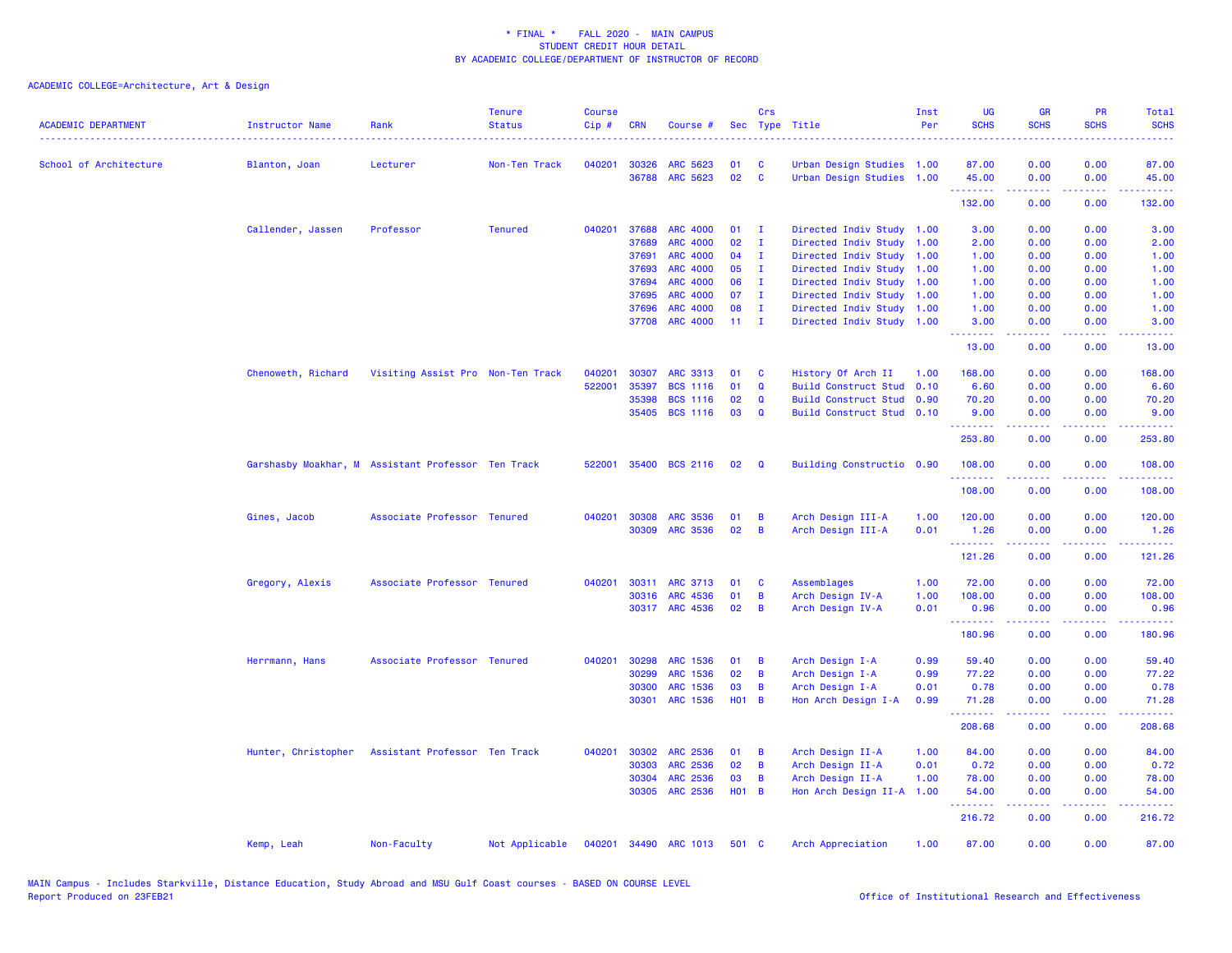\* FINAL \* FALL 2020 - MAIN CAMPUS
STUDENT CREDIT HOUR DETAIL
BY ACADEMIC COLLEGE/DEPARTMENT OF INSTRUCTOR OF RECORD

ACADEMIC COLLEGE=Architecture, Art & Design

| ACADEMIC DEPARTMENT | Instructor Name | Rank | Tenure Status | Course Cip # | CRN | Course # | Sec | Crs Type | Title | Inst Per | UG SCHS | GR SCHS | PR SCHS | Total SCHS |
|---|---|---|---|---|---|---|---|---|---|---|---|---|---|---|
| School of Architecture | Blanton, Joan | Lecturer | Non-Ten Track | 040201 | 30326 | ARC 5623 | 01 | C | Urban Design Studies | 1.00 | 87.00 | 0.00 | 0.00 | 87.00 |
| | | | | | 36788 | ARC 5623 | 02 | C | Urban Design Studies | 1.00 | 45.00 | 0.00 | 0.00 | 45.00 |
| | | | | | | | | | | | 132.00 | 0.00 | 0.00 | 132.00 |
| | Callender, Jassen | Professor | Tenured | 040201 | 37688 | ARC 4000 | 01 | I | Directed Indiv Study | 1.00 | 3.00 | 0.00 | 0.00 | 3.00 |
| | | | | | 37689 | ARC 4000 | 02 | I | Directed Indiv Study | 1.00 | 2.00 | 0.00 | 0.00 | 2.00 |
| | | | | | 37691 | ARC 4000 | 04 | I | Directed Indiv Study | 1.00 | 1.00 | 0.00 | 0.00 | 1.00 |
| | | | | | 37693 | ARC 4000 | 05 | I | Directed Indiv Study | 1.00 | 1.00 | 0.00 | 0.00 | 1.00 |
| | | | | | 37694 | ARC 4000 | 06 | I | Directed Indiv Study | 1.00 | 1.00 | 0.00 | 0.00 | 1.00 |
| | | | | | 37695 | ARC 4000 | 07 | I | Directed Indiv Study | 1.00 | 1.00 | 0.00 | 0.00 | 1.00 |
| | | | | | 37696 | ARC 4000 | 08 | I | Directed Indiv Study | 1.00 | 1.00 | 0.00 | 0.00 | 1.00 |
| | | | | | 37708 | ARC 4000 | 11 | I | Directed Indiv Study | 1.00 | 3.00 | 0.00 | 0.00 | 3.00 |
| | | | | | | | | | | | 13.00 | 0.00 | 0.00 | 13.00 |
| | Chenoweth, Richard | Visiting Assist Pro | Non-Ten Track | 040201 | 30307 | ARC 3313 | 01 | C | History Of Arch II | 1.00 | 168.00 | 0.00 | 0.00 | 168.00 |
| | | | | 522001 | 35397 | BCS 1116 | 01 | Q | Build Construct Stud | 0.10 | 6.60 | 0.00 | 0.00 | 6.60 |
| | | | | | 35398 | BCS 1116 | 02 | Q | Build Construct Stud | 0.90 | 70.20 | 0.00 | 0.00 | 70.20 |
| | | | | | 35405 | BCS 1116 | 03 | Q | Build Construct Stud | 0.10 | 9.00 | 0.00 | 0.00 | 9.00 |
| | | | | | | | | | | | 253.80 | 0.00 | 0.00 | 253.80 |
| | Garshasby Moakhar, M | Assistant Professor | Ten Track | 522001 | 35400 | BCS 2116 | 02 | Q | Building Constructio | 0.90 | 108.00 | 0.00 | 0.00 | 108.00 |
| | | | | | | | | | | | 108.00 | 0.00 | 0.00 | 108.00 |
| | Gines, Jacob | Associate Professor | Tenured | 040201 | 30308 | ARC 3536 | 01 | B | Arch Design III-A | 1.00 | 120.00 | 0.00 | 0.00 | 120.00 |
| | | | | | 30309 | ARC 3536 | 02 | B | Arch Design III-A | 0.01 | 1.26 | 0.00 | 0.00 | 1.26 |
| | | | | | | | | | | | 121.26 | 0.00 | 0.00 | 121.26 |
| | Gregory, Alexis | Associate Professor | Tenured | 040201 | 30311 | ARC 3713 | 01 | C | Assemblages | 1.00 | 72.00 | 0.00 | 0.00 | 72.00 |
| | | | | | 30316 | ARC 4536 | 01 | B | Arch Design IV-A | 1.00 | 108.00 | 0.00 | 0.00 | 108.00 |
| | | | | | 30317 | ARC 4536 | 02 | B | Arch Design IV-A | 0.01 | 0.96 | 0.00 | 0.00 | 0.96 |
| | | | | | | | | | | | 180.96 | 0.00 | 0.00 | 180.96 |
| | Herrmann, Hans | Associate Professor | Tenured | 040201 | 30298 | ARC 1536 | 01 | B | Arch Design I-A | 0.99 | 59.40 | 0.00 | 0.00 | 59.40 |
| | | | | | 30299 | ARC 1536 | 02 | B | Arch Design I-A | 0.99 | 77.22 | 0.00 | 0.00 | 77.22 |
| | | | | | 30300 | ARC 1536 | 03 | B | Arch Design I-A | 0.01 | 0.78 | 0.00 | 0.00 | 0.78 |
| | | | | | 30301 | ARC 1536 | H01 | B | Hon Arch Design I-A | 0.99 | 71.28 | 0.00 | 0.00 | 71.28 |
| | | | | | | | | | | | 208.68 | 0.00 | 0.00 | 208.68 |
| | Hunter, Christopher | Assistant Professor | Ten Track | 040201 | 30302 | ARC 2536 | 01 | B | Arch Design II-A | 1.00 | 84.00 | 0.00 | 0.00 | 84.00 |
| | | | | | 30303 | ARC 2536 | 02 | B | Arch Design II-A | 0.01 | 0.72 | 0.00 | 0.00 | 0.72 |
| | | | | | 30304 | ARC 2536 | 03 | B | Arch Design II-A | 1.00 | 78.00 | 0.00 | 0.00 | 78.00 |
| | | | | | 30305 | ARC 2536 | H01 | B | Hon Arch Design II-A | 1.00 | 54.00 | 0.00 | 0.00 | 54.00 |
| | | | | | | | | | | | 216.72 | 0.00 | 0.00 | 216.72 |
| | Kemp, Leah | Non-Faculty | Not Applicable | 040201 | 34490 | ARC 1013 | 501 | C | Arch Appreciation | 1.00 | 87.00 | 0.00 | 0.00 | 87.00 |

MAIN Campus - Includes Starkville, Distance Education, Study Abroad and MSU Gulf Coast courses - BASED ON COURSE LEVEL
Report Produced on 23FEB21

Office of Institutional Research and Effectiveness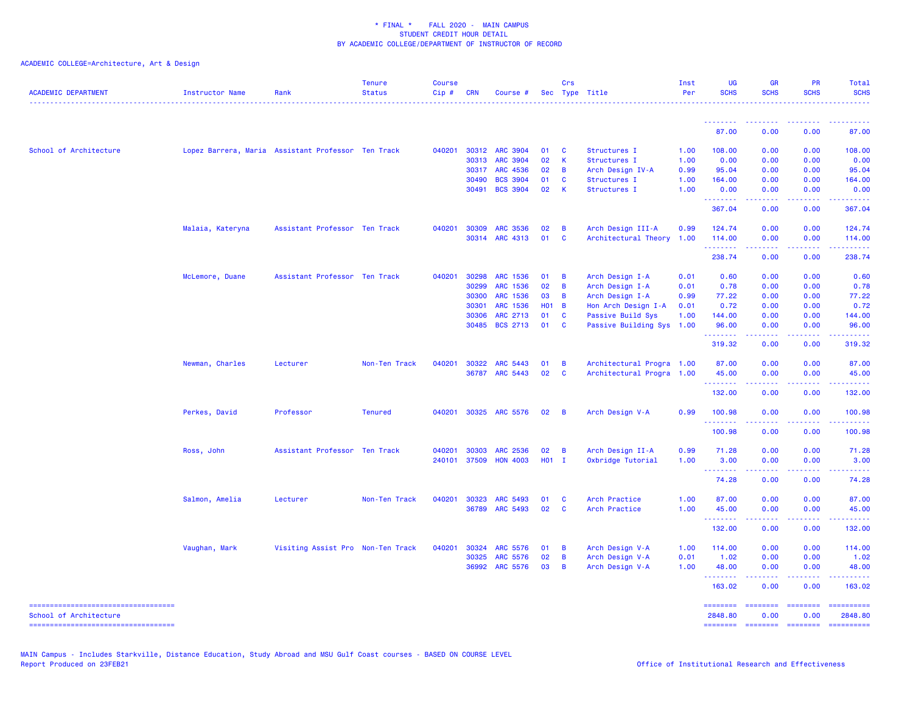\* FINAL \* FALL 2020 - MAIN CAMPUS
STUDENT CREDIT HOUR DETAIL
BY ACADEMIC COLLEGE/DEPARTMENT OF INSTRUCTOR OF RECORD

ACADEMIC COLLEGE=Architecture, Art & Design

| ACADEMIC DEPARTMENT | Instructor Name | Rank | Tenure Status | Course Cip # | CRN | Course # | Sec | Crs Type | Title | Inst Per | UG SCHS | GR SCHS | PR SCHS | Total SCHS |
|---|---|---|---|---|---|---|---|---|---|---|---|---|---|---|
| | | | | | | | | | | | 87.00 | 0.00 | 0.00 | 87.00 |
| School of Architecture | Lopez Barrera, Maria | Assistant Professor | Ten Track | 040201 | 30312 | ARC 3904 | 01 | C | Structures I | 1.00 | 108.00 | 0.00 | 0.00 | 108.00 |
| | | | | | 30313 | ARC 3904 | 02 | K | Structures I | 1.00 | 0.00 | 0.00 | 0.00 | 0.00 |
| | | | | | 30317 | ARC 4536 | 02 | B | Arch Design IV-A | 0.99 | 95.04 | 0.00 | 0.00 | 95.04 |
| | | | | | 30490 | BCS 3904 | 01 | C | Structures I | 1.00 | 164.00 | 0.00 | 0.00 | 164.00 |
| | | | | | 30491 | BCS 3904 | 02 | K | Structures I | 1.00 | 0.00 | 0.00 | 0.00 | 0.00 |
| | | | | | | | | | | | 367.04 | 0.00 | 0.00 | 367.04 |
| | Malaia, Kateryna | Assistant Professor | Ten Track | 040201 | 30309 | ARC 3536 | 02 | B | Arch Design III-A | 0.99 | 124.74 | 0.00 | 0.00 | 124.74 |
| | | | | | 30314 | ARC 4313 | 01 | C | Architectural Theory | 1.00 | 114.00 | 0.00 | 0.00 | 114.00 |
| | | | | | | | | | | | 238.74 | 0.00 | 0.00 | 238.74 |
| | McLemore, Duane | Assistant Professor | Ten Track | 040201 | 30298 | ARC 1536 | 01 | B | Arch Design I-A | 0.01 | 0.60 | 0.00 | 0.00 | 0.60 |
| | | | | | 30299 | ARC 1536 | 02 | B | Arch Design I-A | 0.01 | 0.78 | 0.00 | 0.00 | 0.78 |
| | | | | | 30300 | ARC 1536 | 03 | B | Arch Design I-A | 0.99 | 77.22 | 0.00 | 0.00 | 77.22 |
| | | | | | 30301 | ARC 1536 | H01 | B | Hon Arch Design I-A | 0.01 | 0.72 | 0.00 | 0.00 | 0.72 |
| | | | | | 30306 | ARC 2713 | 01 | C | Passive Build Sys | 1.00 | 144.00 | 0.00 | 0.00 | 144.00 |
| | | | | | 30485 | BCS 2713 | 01 | C | Passive Building Sys | 1.00 | 96.00 | 0.00 | 0.00 | 96.00 |
| | | | | | | | | | | | 319.32 | 0.00 | 0.00 | 319.32 |
| | Newman, Charles | Lecturer | Non-Ten Track | 040201 | 30322 | ARC 5443 | 01 | B | Architectural Progra | 1.00 | 87.00 | 0.00 | 0.00 | 87.00 |
| | | | | | 36787 | ARC 5443 | 02 | C | Architectural Progra | 1.00 | 45.00 | 0.00 | 0.00 | 45.00 |
| | | | | | | | | | | | 132.00 | 0.00 | 0.00 | 132.00 |
| | Perkes, David | Professor | Tenured | 040201 | 30325 | ARC 5576 | 02 | B | Arch Design V-A | 0.99 | 100.98 | 0.00 | 0.00 | 100.98 |
| | | | | | | | | | | | 100.98 | 0.00 | 0.00 | 100.98 |
| | Ross, John | Assistant Professor | Ten Track | 040201 | 30303 | ARC 2536 | 02 | B | Arch Design II-A | 0.99 | 71.28 | 0.00 | 0.00 | 71.28 |
| | | | | 240101 | 37509 | HON 4003 | H01 | I | Oxbridge Tutorial | 1.00 | 3.00 | 0.00 | 0.00 | 3.00 |
| | | | | | | | | | | | 74.28 | 0.00 | 0.00 | 74.28 |
| | Salmon, Amelia | Lecturer | Non-Ten Track | 040201 | 30323 | ARC 5493 | 01 | C | Arch Practice | 1.00 | 87.00 | 0.00 | 0.00 | 87.00 |
| | | | | | 36789 | ARC 5493 | 02 | C | Arch Practice | 1.00 | 45.00 | 0.00 | 0.00 | 45.00 |
| | | | | | | | | | | | 132.00 | 0.00 | 0.00 | 132.00 |
| | Vaughan, Mark | Visiting Assist Pro | Non-Ten Track | 040201 | 30324 | ARC 5576 | 01 | B | Arch Design V-A | 1.00 | 114.00 | 0.00 | 0.00 | 114.00 |
| | | | | | 30325 | ARC 5576 | 02 | B | Arch Design V-A | 0.01 | 1.02 | 0.00 | 0.00 | 1.02 |
| | | | | | 36992 | ARC 5576 | 03 | B | Arch Design V-A | 1.00 | 48.00 | 0.00 | 0.00 | 48.00 |
| | | | | | | | | | | | 163.02 | 0.00 | 0.00 | 163.02 |
| School of Architecture | | | | | | | | | | | 2848.80 | 0.00 | 0.00 | 2848.80 |

MAIN Campus - Includes Starkville, Distance Education, Study Abroad and MSU Gulf Coast courses - BASED ON COURSE LEVEL
Report Produced on 23FEB21

Office of Institutional Research and Effectiveness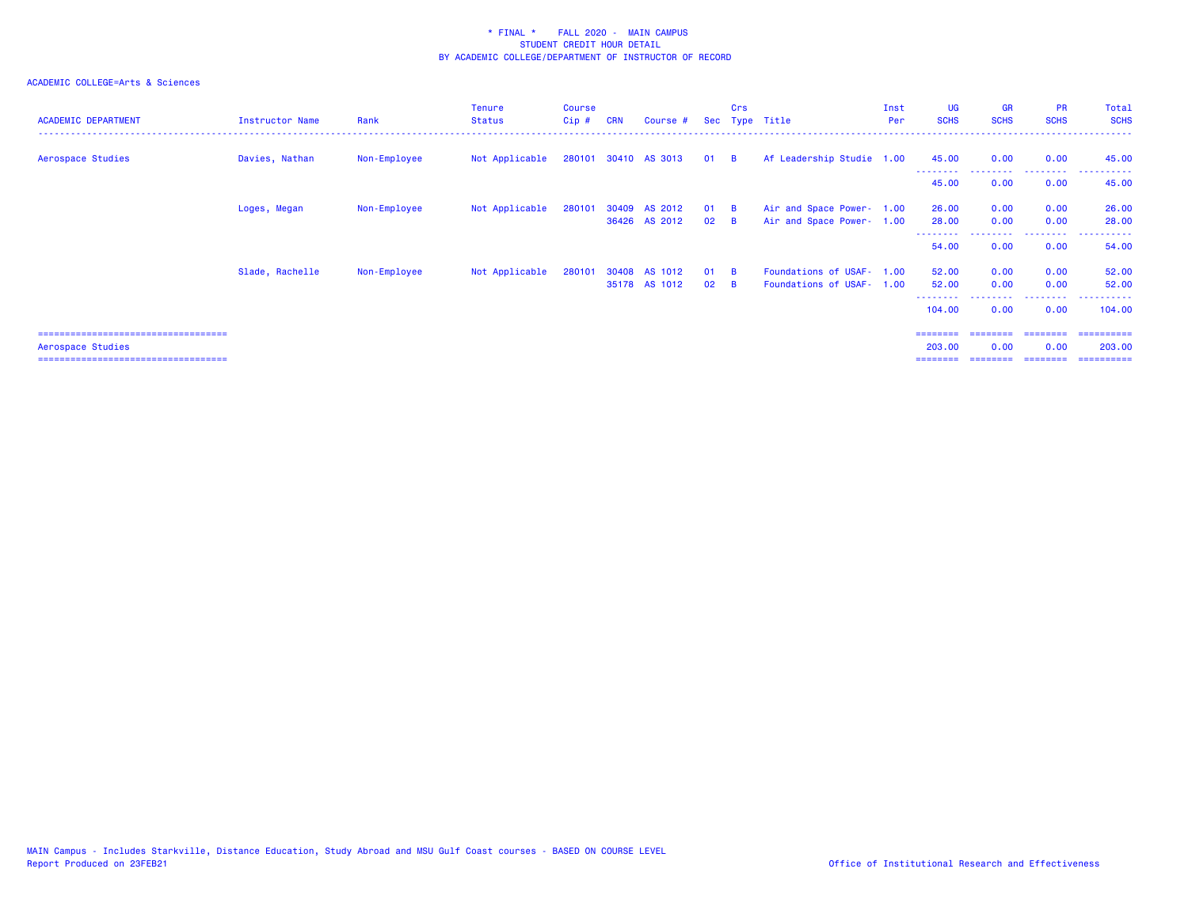\* FINAL \*    FALL 2020 - MAIN CAMPUS
STUDENT CREDIT HOUR DETAIL
BY ACADEMIC COLLEGE/DEPARTMENT OF INSTRUCTOR OF RECORD

ACADEMIC COLLEGE=Arts & Sciences

| ACADEMIC DEPARTMENT | Instructor Name | Rank | Tenure Status | Course Cip # | CRN | Course # | Sec | Crs Type | Title | Inst Per | UG SCHS | GR SCHS | PR SCHS | Total SCHS |
|---|---|---|---|---|---|---|---|---|---|---|---|---|---|---|
| Aerospace Studies | Davies, Nathan | Non-Employee | Not Applicable | 280101 | 30410 | AS 3013 | 01 | B | Af Leadership Studie | 1.00 | 45.00 | 0.00 | 0.00 | 45.00 |
| | | | | | | | | | | | 45.00 | 0.00 | 0.00 | 45.00 |
| | Loges, Megan | Non-Employee | Not Applicable | 280101 | 30409 | AS 2012 | 01 | B | Air and Space Power- | 1.00 | 26.00 | 0.00 | 0.00 | 26.00 |
| | | | | | 36426 | AS 2012 | 02 | B | Air and Space Power- | 1.00 | 28.00 | 0.00 | 0.00 | 28.00 |
| | | | | | | | | | | | 54.00 | 0.00 | 0.00 | 54.00 |
| | Slade, Rachelle | Non-Employee | Not Applicable | 280101 | 30408 | AS 1012 | 01 | B | Foundations of USAF- | 1.00 | 52.00 | 0.00 | 0.00 | 52.00 |
| | | | | | 35178 | AS 1012 | 02 | B | Foundations of USAF- | 1.00 | 52.00 | 0.00 | 0.00 | 52.00 |
| | | | | | | | | | | | 104.00 | 0.00 | 0.00 | 104.00 |
| Aerospace Studies | | | | | | | | | | | 203.00 | 0.00 | 0.00 | 203.00 |

MAIN Campus - Includes Starkville, Distance Education, Study Abroad and MSU Gulf Coast courses - BASED ON COURSE LEVEL
Report Produced on 23FEB21

Office of Institutional Research and Effectiveness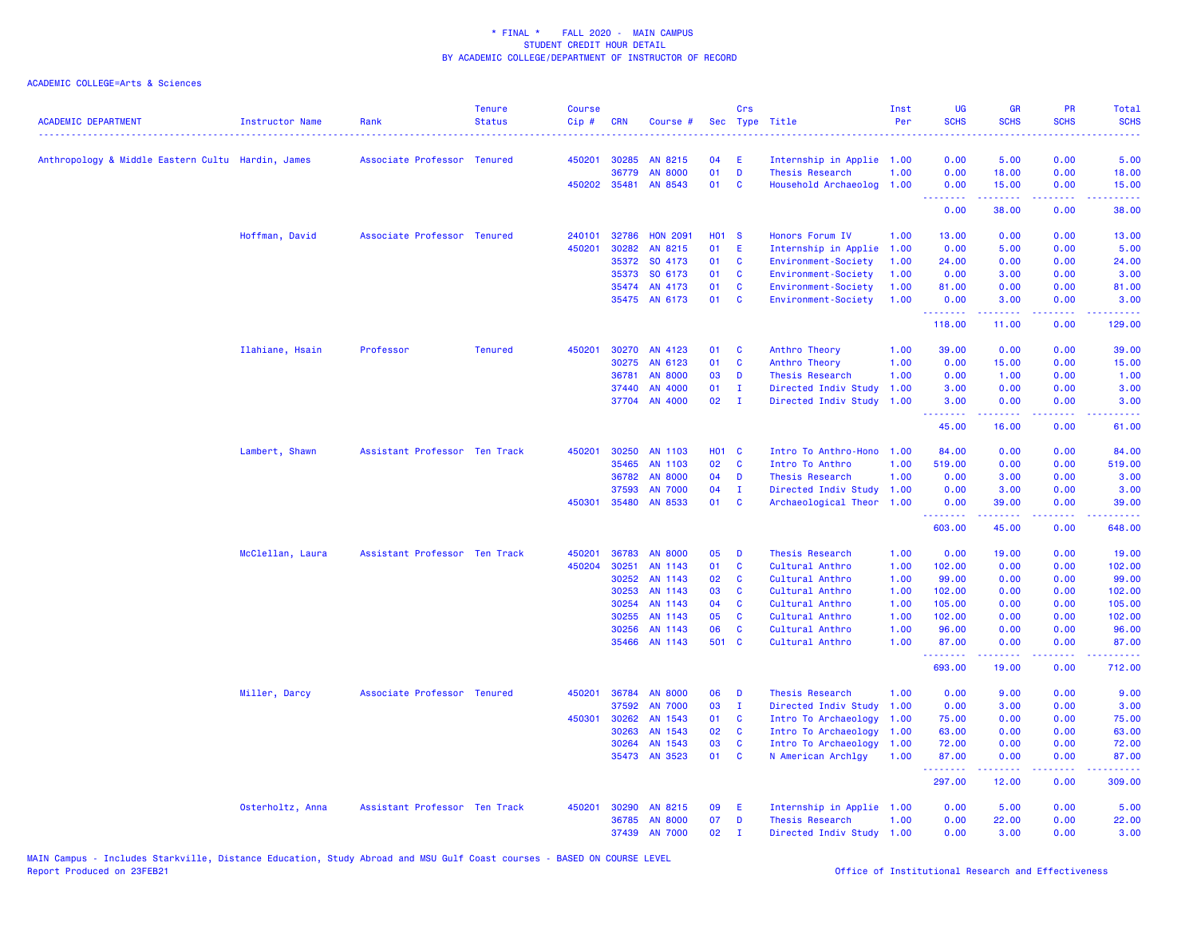# * FINAL * FALL 2020 - MAIN CAMPUS
## STUDENT CREDIT HOUR DETAIL
## BY ACADEMIC COLLEGE/DEPARTMENT OF INSTRUCTOR OF RECORD

ACADEMIC COLLEGE=Arts & Sciences

| ACADEMIC DEPARTMENT | Instructor Name | Rank | Tenure Status | Course Cip # | CRN | Course # | Sec | Crs Type | Title | Inst Per | UG SCHS | GR SCHS | PR SCHS | Total SCHS |
|---|---|---|---|---|---|---|---|---|---|---|---|---|---|---|
| Anthropology & Middle Eastern Cultu | Hardin, James | Associate Professor | Tenured | 450201 | 30285 | AN 8215 | 04 | E | Internship in Applie | 1.00 | 0.00 | 5.00 | 0.00 | 5.00 |
| | | | | | 36779 | AN 8000 | 01 | D | Thesis Research | 1.00 | 0.00 | 18.00 | 0.00 | 18.00 |
| | | | | 450202 | 35481 | AN 8543 | 01 | C | Household Archaeolog | 1.00 | 0.00 | 15.00 | 0.00 | 15.00 |
| | | | | | | | | | | | 0.00 | 38.00 | 0.00 | 38.00 |
| | Hoffman, David | Associate Professor | Tenured | 240101 | 32786 | HON 2091 | H01 | S | Honors Forum IV | 1.00 | 13.00 | 0.00 | 0.00 | 13.00 |
| | | | | 450201 | 30282 | AN 8215 | 01 | E | Internship in Applie | 1.00 | 0.00 | 5.00 | 0.00 | 5.00 |
| | | | | | 35372 | SO 4173 | 01 | C | Environment-Society | 1.00 | 24.00 | 0.00 | 0.00 | 24.00 |
| | | | | | 35373 | SO 6173 | 01 | C | Environment-Society | 1.00 | 0.00 | 3.00 | 0.00 | 3.00 |
| | | | | | 35474 | AN 4173 | 01 | C | Environment-Society | 1.00 | 81.00 | 0.00 | 0.00 | 81.00 |
| | | | | | 35475 | AN 6173 | 01 | C | Environment-Society | 1.00 | 0.00 | 3.00 | 0.00 | 3.00 |
| | | | | | | | | | | | 118.00 | 11.00 | 0.00 | 129.00 |
| | Ilahiane, Hsain | Professor | Tenured | 450201 | 30270 | AN 4123 | 01 | C | Anthro Theory | 1.00 | 39.00 | 0.00 | 0.00 | 39.00 |
| | | | | | 30275 | AN 6123 | 01 | C | Anthro Theory | 1.00 | 0.00 | 15.00 | 0.00 | 15.00 |
| | | | | | 36781 | AN 8000 | 03 | D | Thesis Research | 1.00 | 0.00 | 1.00 | 0.00 | 1.00 |
| | | | | | 37440 | AN 4000 | 01 | I | Directed Indiv Study | 1.00 | 3.00 | 0.00 | 0.00 | 3.00 |
| | | | | | 37704 | AN 4000 | 02 | I | Directed Indiv Study | 1.00 | 3.00 | 0.00 | 0.00 | 3.00 |
| | | | | | | | | | | | 45.00 | 16.00 | 0.00 | 61.00 |
| | Lambert, Shawn | Assistant Professor | Ten Track | 450201 | 30250 | AN 1103 | H01 | C | Intro To Anthro-Hono | 1.00 | 84.00 | 0.00 | 0.00 | 84.00 |
| | | | | | 35465 | AN 1103 | 02 | C | Intro To Anthro | 1.00 | 519.00 | 0.00 | 0.00 | 519.00 |
| | | | | | 36782 | AN 8000 | 04 | D | Thesis Research | 1.00 | 0.00 | 3.00 | 0.00 | 3.00 |
| | | | | | 37593 | AN 7000 | 04 | I | Directed Indiv Study | 1.00 | 0.00 | 3.00 | 0.00 | 3.00 |
| | | | | 450301 | 35480 | AN 8533 | 01 | C | Archaeological Theor | 1.00 | 0.00 | 39.00 | 0.00 | 39.00 |
| | | | | | | | | | | | 603.00 | 45.00 | 0.00 | 648.00 |
| | McClellan, Laura | Assistant Professor | Ten Track | 450201 | 36783 | AN 8000 | 05 | D | Thesis Research | 1.00 | 0.00 | 19.00 | 0.00 | 19.00 |
| | | | | 450204 | 30251 | AN 1143 | 01 | C | Cultural Anthro | 1.00 | 102.00 | 0.00 | 0.00 | 102.00 |
| | | | | | 30252 | AN 1143 | 02 | C | Cultural Anthro | 1.00 | 99.00 | 0.00 | 0.00 | 99.00 |
| | | | | | 30253 | AN 1143 | 03 | C | Cultural Anthro | 1.00 | 102.00 | 0.00 | 0.00 | 102.00 |
| | | | | | 30254 | AN 1143 | 04 | C | Cultural Anthro | 1.00 | 105.00 | 0.00 | 0.00 | 105.00 |
| | | | | | 30255 | AN 1143 | 05 | C | Cultural Anthro | 1.00 | 102.00 | 0.00 | 0.00 | 102.00 |
| | | | | | 30256 | AN 1143 | 06 | C | Cultural Anthro | 1.00 | 96.00 | 0.00 | 0.00 | 96.00 |
| | | | | | 35466 | AN 1143 | 501 | C | Cultural Anthro | 1.00 | 87.00 | 0.00 | 0.00 | 87.00 |
| | | | | | | | | | | | 693.00 | 19.00 | 0.00 | 712.00 |
| | Miller, Darcy | Associate Professor | Tenured | 450201 | 36784 | AN 8000 | 06 | D | Thesis Research | 1.00 | 0.00 | 9.00 | 0.00 | 9.00 |
| | | | | | 37592 | AN 7000 | 03 | I | Directed Indiv Study | 1.00 | 0.00 | 3.00 | 0.00 | 3.00 |
| | | | | 450301 | 30262 | AN 1543 | 01 | C | Intro To Archaeology | 1.00 | 75.00 | 0.00 | 0.00 | 75.00 |
| | | | | | 30263 | AN 1543 | 02 | C | Intro To Archaeology | 1.00 | 63.00 | 0.00 | 0.00 | 63.00 |
| | | | | | 30264 | AN 1543 | 03 | C | Intro To Archaeology | 1.00 | 72.00 | 0.00 | 0.00 | 72.00 |
| | | | | | 35473 | AN 3523 | 01 | C | N American Archlgy | 1.00 | 87.00 | 0.00 | 0.00 | 87.00 |
| | | | | | | | | | | | 297.00 | 12.00 | 0.00 | 309.00 |
| | Osterholtz, Anna | Assistant Professor | Ten Track | 450201 | 30290 | AN 8215 | 09 | E | Internship in Applie | 1.00 | 0.00 | 5.00 | 0.00 | 5.00 |
| | | | | | 36785 | AN 8000 | 07 | D | Thesis Research | 1.00 | 0.00 | 22.00 | 0.00 | 22.00 |
| | | | | | 37439 | AN 7000 | 02 | I | Directed Indiv Study | 1.00 | 0.00 | 3.00 | 0.00 | 3.00 |

MAIN Campus - Includes Starkville, Distance Education, Study Abroad and MSU Gulf Coast courses - BASED ON COURSE LEVEL
Report Produced on 23FEB21 — Office of Institutional Research and Effectiveness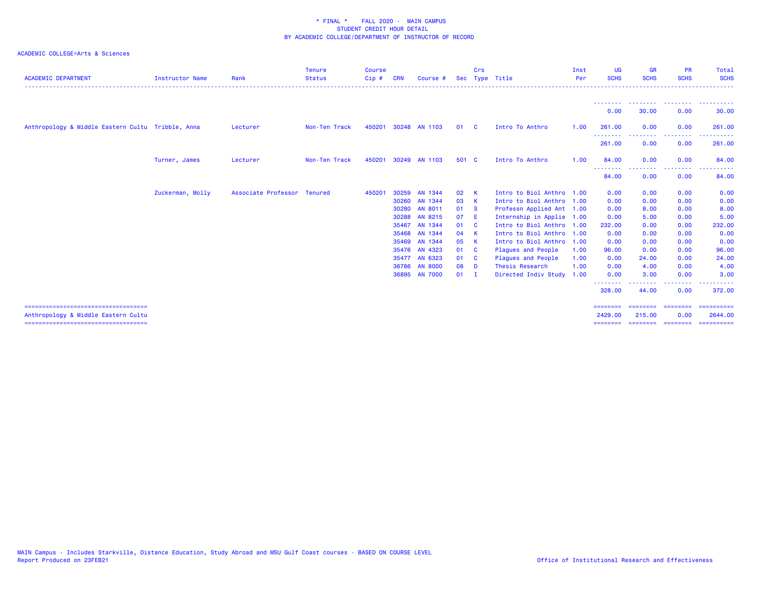\* FINAL \*    FALL 2020 - MAIN CAMPUS
STUDENT CREDIT HOUR DETAIL
BY ACADEMIC COLLEGE/DEPARTMENT OF INSTRUCTOR OF RECORD

ACADEMIC COLLEGE=Arts & Sciences

| ACADEMIC DEPARTMENT | Instructor Name | Rank | Tenure Status | Course Cip # | CRN | Course # | Sec | Crs Type | Title | Inst Per | UG SCHS | GR SCHS | PR SCHS | Total SCHS |
|---|---|---|---|---|---|---|---|---|---|---|---|---|---|---|
| | | | | | | | | | | | 0.00 | 30.00 | 0.00 | 30.00 |
| Anthropology & Middle Eastern Cultu | Tribble, Anna | Lecturer | Non-Ten Track | 450201 | 30248 | AN 1103 | 01 | C | Intro To Anthro | 1.00 | 261.00 | 0.00 | 0.00 | 261.00 |
| | | | | | | | | | | | 261.00 | 0.00 | 0.00 | 261.00 |
| | Turner, James | Lecturer | Non-Ten Track | 450201 | 30249 | AN 1103 | 501 | C | Intro To Anthro | 1.00 | 84.00 | 0.00 | 0.00 | 84.00 |
| | | | | | | | | | | | 84.00 | 0.00 | 0.00 | 84.00 |
| | Zuckerman, Molly | Associate Professor | Tenured | 450201 | 30259 | AN 1344 | 02 | K | Intro to Biol Anthro | 1.00 | 0.00 | 0.00 | 0.00 | 0.00 |
| | | | | | 30260 | AN 1344 | 03 | K | Intro to Biol Anthro | 1.00 | 0.00 | 0.00 | 0.00 | 0.00 |
| | | | | | 30280 | AN 8011 | 01 | S | Professn Applied Ant | 1.00 | 0.00 | 8.00 | 0.00 | 8.00 |
| | | | | | 30288 | AN 8215 | 07 | E | Internship in Applie | 1.00 | 0.00 | 5.00 | 0.00 | 5.00 |
| | | | | | 35467 | AN 1344 | 01 | C | Intro to Biol Anthro | 1.00 | 232.00 | 0.00 | 0.00 | 232.00 |
| | | | | | 35468 | AN 1344 | 04 | K | Intro to Biol Anthro | 1.00 | 0.00 | 0.00 | 0.00 | 0.00 |
| | | | | | 35469 | AN 1344 | 05 | K | Intro to Biol Anthro | 1.00 | 0.00 | 0.00 | 0.00 | 0.00 |
| | | | | | 35476 | AN 4323 | 01 | C | Plagues and People | 1.00 | 96.00 | 0.00 | 0.00 | 96.00 |
| | | | | | 35477 | AN 6323 | 01 | C | Plagues and People | 1.00 | 0.00 | 24.00 | 0.00 | 24.00 |
| | | | | | 36786 | AN 8000 | 08 | D | Thesis Research | 1.00 | 0.00 | 4.00 | 0.00 | 4.00 |
| | | | | | 36895 | AN 7000 | 01 | I | Directed Indiv Study | 1.00 | 0.00 | 3.00 | 0.00 | 3.00 |
| | | | | | | | | | | | 328.00 | 44.00 | 0.00 | 372.00 |
| Anthropology & Middle Eastern Cultu | | | | | | | | | | | 2429.00 | 215.00 | 0.00 | 2644.00 |

MAIN Campus - Includes Starkville, Distance Education, Study Abroad and MSU Gulf Coast courses - BASED ON COURSE LEVEL
Report Produced on 23FEB21

Office of Institutional Research and Effectiveness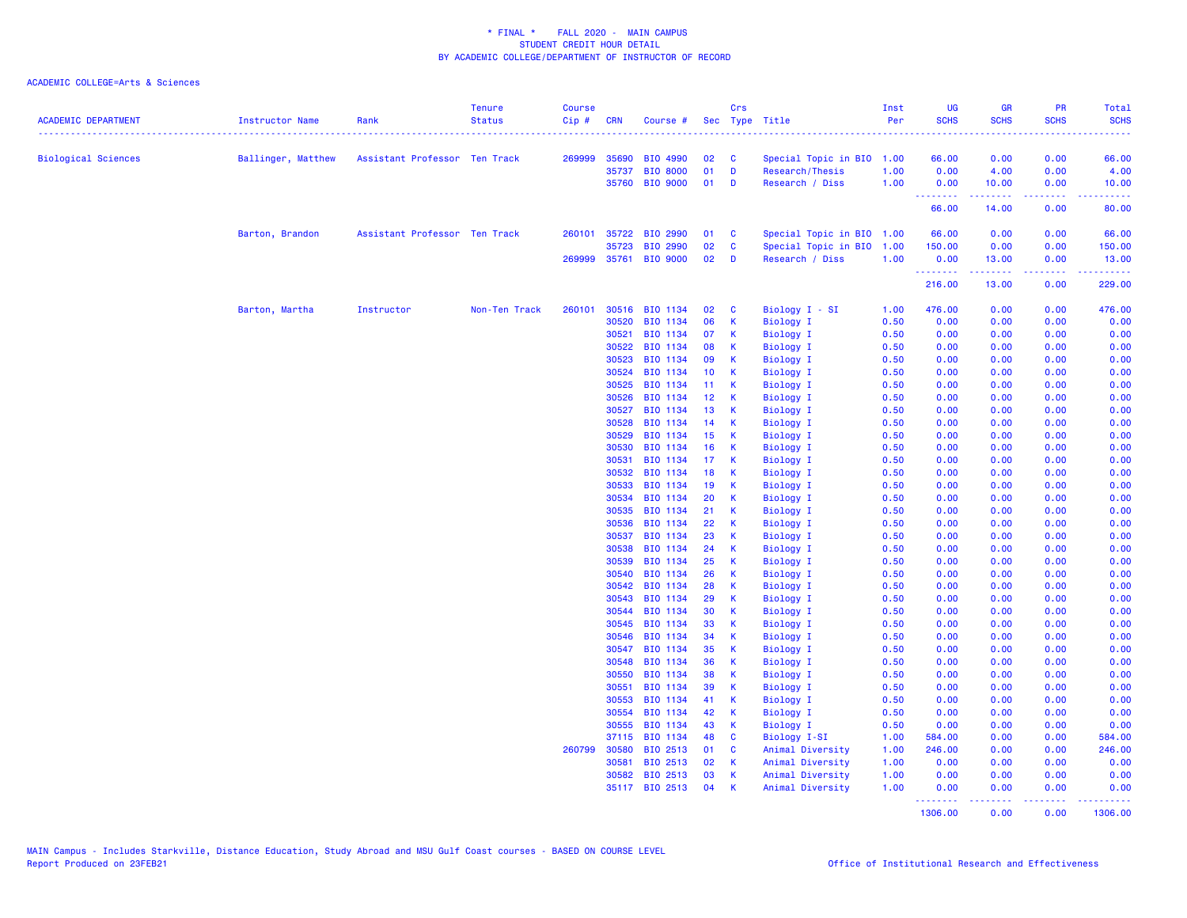\* FINAL \* FALL 2020 - MAIN CAMPUS
STUDENT CREDIT HOUR DETAIL
BY ACADEMIC COLLEGE/DEPARTMENT OF INSTRUCTOR OF RECORD

ACADEMIC COLLEGE=Arts & Sciences

| ACADEMIC DEPARTMENT | Instructor Name | Rank | Tenure Status | Course Cip # | CRN | Course # | Sec | Crs Type | Title | Inst Per | UG SCHS | GR SCHS | PR SCHS | Total SCHS |
|---|---|---|---|---|---|---|---|---|---|---|---|---|---|---|
| Biological Sciences | Ballinger, Matthew | Assistant Professor | Ten Track | 269999 | 35690 | BIO 4990 | 02 | C | Special Topic in BIO | 1.00 | 66.00 | 0.00 | 0.00 | 66.00 |
| | | | | | 35737 | BIO 8000 | 01 | D | Research/Thesis | 1.00 | 0.00 | 4.00 | 0.00 | 4.00 |
| | | | | | 35760 | BIO 9000 | 01 | D | Research / Diss | 1.00 | 0.00 | 10.00 | 0.00 | 10.00 |
| | | | | | | | | | | | 66.00 | 14.00 | 0.00 | 80.00 |
| | Barton, Brandon | Assistant Professor | Ten Track | 260101 | 35722 | BIO 2990 | 01 | C | Special Topic in BIO | 1.00 | 66.00 | 0.00 | 0.00 | 66.00 |
| | | | | | 35723 | BIO 2990 | 02 | C | Special Topic in BIO | 1.00 | 150.00 | 0.00 | 0.00 | 150.00 |
| | | | | 269999 | 35761 | BIO 9000 | 02 | D | Research / Diss | 1.00 | 0.00 | 13.00 | 0.00 | 13.00 |
| | | | | | | | | | | | 216.00 | 13.00 | 0.00 | 229.00 |
| | Barton, Martha | Instructor | Non-Ten Track | 260101 | 30516 | BIO 1134 | 02 | C | Biology I - SI | 1.00 | 476.00 | 0.00 | 0.00 | 476.00 |
| | | | | | 30520 | BIO 1134 | 06 | K | Biology I | 0.50 | 0.00 | 0.00 | 0.00 | 0.00 |
| | | | | | 30521 | BIO 1134 | 07 | K | Biology I | 0.50 | 0.00 | 0.00 | 0.00 | 0.00 |
| | | | | | 30522 | BIO 1134 | 08 | K | Biology I | 0.50 | 0.00 | 0.00 | 0.00 | 0.00 |
| | | | | | 30523 | BIO 1134 | 09 | K | Biology I | 0.50 | 0.00 | 0.00 | 0.00 | 0.00 |
| | | | | | 30524 | BIO 1134 | 10 | K | Biology I | 0.50 | 0.00 | 0.00 | 0.00 | 0.00 |
| | | | | | 30525 | BIO 1134 | 11 | K | Biology I | 0.50 | 0.00 | 0.00 | 0.00 | 0.00 |
| | | | | | 30526 | BIO 1134 | 12 | K | Biology I | 0.50 | 0.00 | 0.00 | 0.00 | 0.00 |
| | | | | | 30527 | BIO 1134 | 13 | K | Biology I | 0.50 | 0.00 | 0.00 | 0.00 | 0.00 |
| | | | | | 30528 | BIO 1134 | 14 | K | Biology I | 0.50 | 0.00 | 0.00 | 0.00 | 0.00 |
| | | | | | 30529 | BIO 1134 | 15 | K | Biology I | 0.50 | 0.00 | 0.00 | 0.00 | 0.00 |
| | | | | | 30530 | BIO 1134 | 16 | K | Biology I | 0.50 | 0.00 | 0.00 | 0.00 | 0.00 |
| | | | | | 30531 | BIO 1134 | 17 | K | Biology I | 0.50 | 0.00 | 0.00 | 0.00 | 0.00 |
| | | | | | 30532 | BIO 1134 | 18 | K | Biology I | 0.50 | 0.00 | 0.00 | 0.00 | 0.00 |
| | | | | | 30533 | BIO 1134 | 19 | K | Biology I | 0.50 | 0.00 | 0.00 | 0.00 | 0.00 |
| | | | | | 30534 | BIO 1134 | 20 | K | Biology I | 0.50 | 0.00 | 0.00 | 0.00 | 0.00 |
| | | | | | 30535 | BIO 1134 | 21 | K | Biology I | 0.50 | 0.00 | 0.00 | 0.00 | 0.00 |
| | | | | | 30536 | BIO 1134 | 22 | K | Biology I | 0.50 | 0.00 | 0.00 | 0.00 | 0.00 |
| | | | | | 30537 | BIO 1134 | 23 | K | Biology I | 0.50 | 0.00 | 0.00 | 0.00 | 0.00 |
| | | | | | 30538 | BIO 1134 | 24 | K | Biology I | 0.50 | 0.00 | 0.00 | 0.00 | 0.00 |
| | | | | | 30539 | BIO 1134 | 25 | K | Biology I | 0.50 | 0.00 | 0.00 | 0.00 | 0.00 |
| | | | | | 30540 | BIO 1134 | 26 | K | Biology I | 0.50 | 0.00 | 0.00 | 0.00 | 0.00 |
| | | | | | 30542 | BIO 1134 | 28 | K | Biology I | 0.50 | 0.00 | 0.00 | 0.00 | 0.00 |
| | | | | | 30543 | BIO 1134 | 29 | K | Biology I | 0.50 | 0.00 | 0.00 | 0.00 | 0.00 |
| | | | | | 30544 | BIO 1134 | 30 | K | Biology I | 0.50 | 0.00 | 0.00 | 0.00 | 0.00 |
| | | | | | 30545 | BIO 1134 | 33 | K | Biology I | 0.50 | 0.00 | 0.00 | 0.00 | 0.00 |
| | | | | | 30546 | BIO 1134 | 34 | K | Biology I | 0.50 | 0.00 | 0.00 | 0.00 | 0.00 |
| | | | | | 30547 | BIO 1134 | 35 | K | Biology I | 0.50 | 0.00 | 0.00 | 0.00 | 0.00 |
| | | | | | 30548 | BIO 1134 | 36 | K | Biology I | 0.50 | 0.00 | 0.00 | 0.00 | 0.00 |
| | | | | | 30550 | BIO 1134 | 38 | K | Biology I | 0.50 | 0.00 | 0.00 | 0.00 | 0.00 |
| | | | | | 30551 | BIO 1134 | 39 | K | Biology I | 0.50 | 0.00 | 0.00 | 0.00 | 0.00 |
| | | | | | 30553 | BIO 1134 | 41 | K | Biology I | 0.50 | 0.00 | 0.00 | 0.00 | 0.00 |
| | | | | | 30554 | BIO 1134 | 42 | K | Biology I | 0.50 | 0.00 | 0.00 | 0.00 | 0.00 |
| | | | | | 30555 | BIO 1134 | 43 | K | Biology I | 0.50 | 0.00 | 0.00 | 0.00 | 0.00 |
| | | | | | 37115 | BIO 1134 | 48 | C | Biology I-SI | 1.00 | 584.00 | 0.00 | 0.00 | 584.00 |
| | | | | 260799 | 30580 | BIO 2513 | 01 | C | Animal Diversity | 1.00 | 246.00 | 0.00 | 0.00 | 246.00 |
| | | | | | 30581 | BIO 2513 | 02 | K | Animal Diversity | 1.00 | 0.00 | 0.00 | 0.00 | 0.00 |
| | | | | | 30582 | BIO 2513 | 03 | K | Animal Diversity | 1.00 | 0.00 | 0.00 | 0.00 | 0.00 |
| | | | | | 35117 | BIO 2513 | 04 | K | Animal Diversity | 1.00 | 0.00 | 0.00 | 0.00 | 0.00 |
| | | | | | | | | | | | 1306.00 | 0.00 | 0.00 | 1306.00 |

MAIN Campus - Includes Starkville, Distance Education, Study Abroad and MSU Gulf Coast courses - BASED ON COURSE LEVEL
Report Produced on 23FEB21

Office of Institutional Research and Effectiveness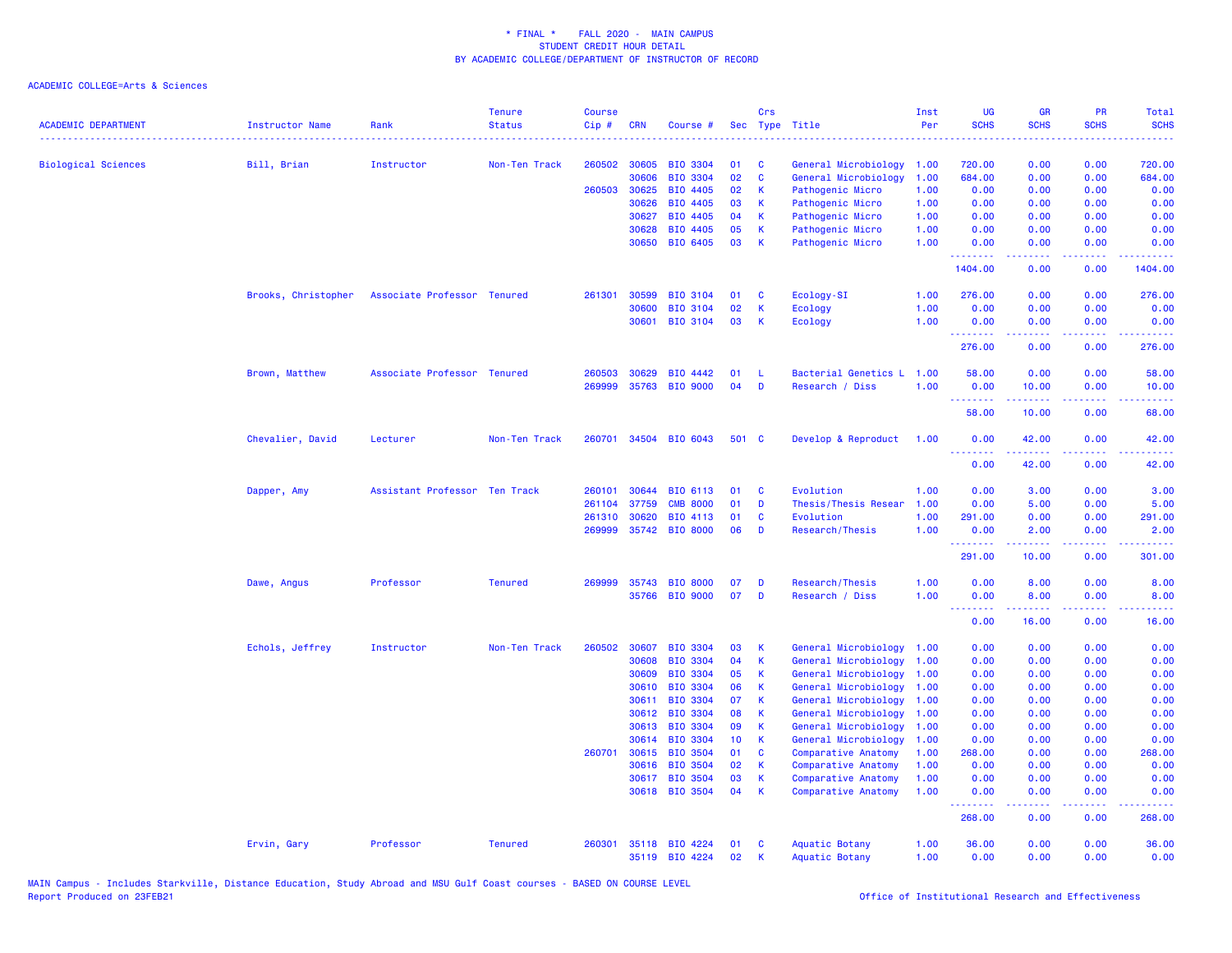\* FINAL \* FALL 2020 - MAIN CAMPUS
STUDENT CREDIT HOUR DETAIL
BY ACADEMIC COLLEGE/DEPARTMENT OF INSTRUCTOR OF RECORD

ACADEMIC COLLEGE=Arts & Sciences

| ACADEMIC DEPARTMENT | Instructor Name | Rank | Tenure Status | Course Cip # | CRN | Course # | Sec | Crs Type | Title | Inst Per | UG SCHS | GR SCHS | PR SCHS | Total SCHS |
|---|---|---|---|---|---|---|---|---|---|---|---|---|---|---|
| Biological Sciences | Bill, Brian | Instructor | Non-Ten Track | 260502 | 30605 | BIO 3304 | 01 | C | General Microbiology | 1.00 | 720.00 | 0.00 | 0.00 | 720.00 |
| | | | | | 30606 | BIO 3304 | 02 | C | General Microbiology | 1.00 | 684.00 | 0.00 | 0.00 | 684.00 |
| | | | | 260503 | 30625 | BIO 4405 | 02 | K | Pathogenic Micro | 1.00 | 0.00 | 0.00 | 0.00 | 0.00 |
| | | | | | 30626 | BIO 4405 | 03 | K | Pathogenic Micro | 1.00 | 0.00 | 0.00 | 0.00 | 0.00 |
| | | | | | 30627 | BIO 4405 | 04 | K | Pathogenic Micro | 1.00 | 0.00 | 0.00 | 0.00 | 0.00 |
| | | | | | 30628 | BIO 4405 | 05 | K | Pathogenic Micro | 1.00 | 0.00 | 0.00 | 0.00 | 0.00 |
| | | | | | 30650 | BIO 6405 | 03 | K | Pathogenic Micro | 1.00 | 0.00 | 0.00 | 0.00 | 0.00 |
| | | | | | | | | | | | 1404.00 | 0.00 | 0.00 | 1404.00 |
| | Brooks, Christopher | Associate Professor | Tenured | 261301 | 30599 | BIO 3104 | 01 | C | Ecology-SI | 1.00 | 276.00 | 0.00 | 0.00 | 276.00 |
| | | | | | 30600 | BIO 3104 | 02 | K | Ecology | 1.00 | 0.00 | 0.00 | 0.00 | 0.00 |
| | | | | | 30601 | BIO 3104 | 03 | K | Ecology | 1.00 | 0.00 | 0.00 | 0.00 | 0.00 |
| | | | | | | | | | | | 276.00 | 0.00 | 0.00 | 276.00 |
| | Brown, Matthew | Associate Professor | Tenured | 260503 | 30629 | BIO 4442 | 01 | L | Bacterial Genetics L | 1.00 | 58.00 | 0.00 | 0.00 | 58.00 |
| | | | | 269999 | 35763 | BIO 9000 | 04 | D | Research / Diss | 1.00 | 0.00 | 10.00 | 0.00 | 10.00 |
| | | | | | | | | | | | 58.00 | 10.00 | 0.00 | 68.00 |
| | Chevalier, David | Lecturer | Non-Ten Track | 260701 | 34504 | BIO 6043 | 501 | C | Develop & Reproduct | 1.00 | 0.00 | 42.00 | 0.00 | 42.00 |
| | | | | | | | | | | | 0.00 | 42.00 | 0.00 | 42.00 |
| | Dapper, Amy | Assistant Professor | Ten Track | 260101 | 30644 | BIO 6113 | 01 | C | Evolution | 1.00 | 0.00 | 3.00 | 0.00 | 3.00 |
| | | | | 261104 | 37759 | CMB 8000 | 01 | D | Thesis/Thesis Resear | 1.00 | 0.00 | 5.00 | 0.00 | 5.00 |
| | | | | 261310 | 30620 | BIO 4113 | 01 | C | Evolution | 1.00 | 291.00 | 0.00 | 0.00 | 291.00 |
| | | | | 269999 | 35742 | BIO 8000 | 06 | D | Research/Thesis | 1.00 | 0.00 | 2.00 | 0.00 | 2.00 |
| | | | | | | | | | | | 291.00 | 10.00 | 0.00 | 301.00 |
| | Dawe, Angus | Professor | Tenured | 269999 | 35743 | BIO 8000 | 07 | D | Research/Thesis | 1.00 | 0.00 | 8.00 | 0.00 | 8.00 |
| | | | | | 35766 | BIO 9000 | 07 | D | Research / Diss | 1.00 | 0.00 | 8.00 | 0.00 | 8.00 |
| | | | | | | | | | | | 0.00 | 16.00 | 0.00 | 16.00 |
| | Echols, Jeffrey | Instructor | Non-Ten Track | 260502 | 30607 | BIO 3304 | 03 | K | General Microbiology | 1.00 | 0.00 | 0.00 | 0.00 | 0.00 |
| | | | | | 30608 | BIO 3304 | 04 | K | General Microbiology | 1.00 | 0.00 | 0.00 | 0.00 | 0.00 |
| | | | | | 30609 | BIO 3304 | 05 | K | General Microbiology | 1.00 | 0.00 | 0.00 | 0.00 | 0.00 |
| | | | | | 30610 | BIO 3304 | 06 | K | General Microbiology | 1.00 | 0.00 | 0.00 | 0.00 | 0.00 |
| | | | | | 30611 | BIO 3304 | 07 | K | General Microbiology | 1.00 | 0.00 | 0.00 | 0.00 | 0.00 |
| | | | | | 30612 | BIO 3304 | 08 | K | General Microbiology | 1.00 | 0.00 | 0.00 | 0.00 | 0.00 |
| | | | | | 30613 | BIO 3304 | 09 | K | General Microbiology | 1.00 | 0.00 | 0.00 | 0.00 | 0.00 |
| | | | | | 30614 | BIO 3304 | 10 | K | General Microbiology | 1.00 | 0.00 | 0.00 | 0.00 | 0.00 |
| | | | | 260701 | 30615 | BIO 3504 | 01 | C | Comparative Anatomy | 1.00 | 268.00 | 0.00 | 0.00 | 268.00 |
| | | | | | 30616 | BIO 3504 | 02 | K | Comparative Anatomy | 1.00 | 0.00 | 0.00 | 0.00 | 0.00 |
| | | | | | 30617 | BIO 3504 | 03 | K | Comparative Anatomy | 1.00 | 0.00 | 0.00 | 0.00 | 0.00 |
| | | | | | 30618 | BIO 3504 | 04 | K | Comparative Anatomy | 1.00 | 0.00 | 0.00 | 0.00 | 0.00 |
| | | | | | | | | | | | 268.00 | 0.00 | 0.00 | 268.00 |
| | Ervin, Gary | Professor | Tenured | 260301 | 35118 | BIO 4224 | 01 | C | Aquatic Botany | 1.00 | 36.00 | 0.00 | 0.00 | 36.00 |
| | | | | | 35119 | BIO 4224 | 02 | K | Aquatic Botany | 1.00 | 0.00 | 0.00 | 0.00 | 0.00 |

MAIN Campus - Includes Starkville, Distance Education, Study Abroad and MSU Gulf Coast courses - BASED ON COURSE LEVEL
Report Produced on 23FEB21

Office of Institutional Research and Effectiveness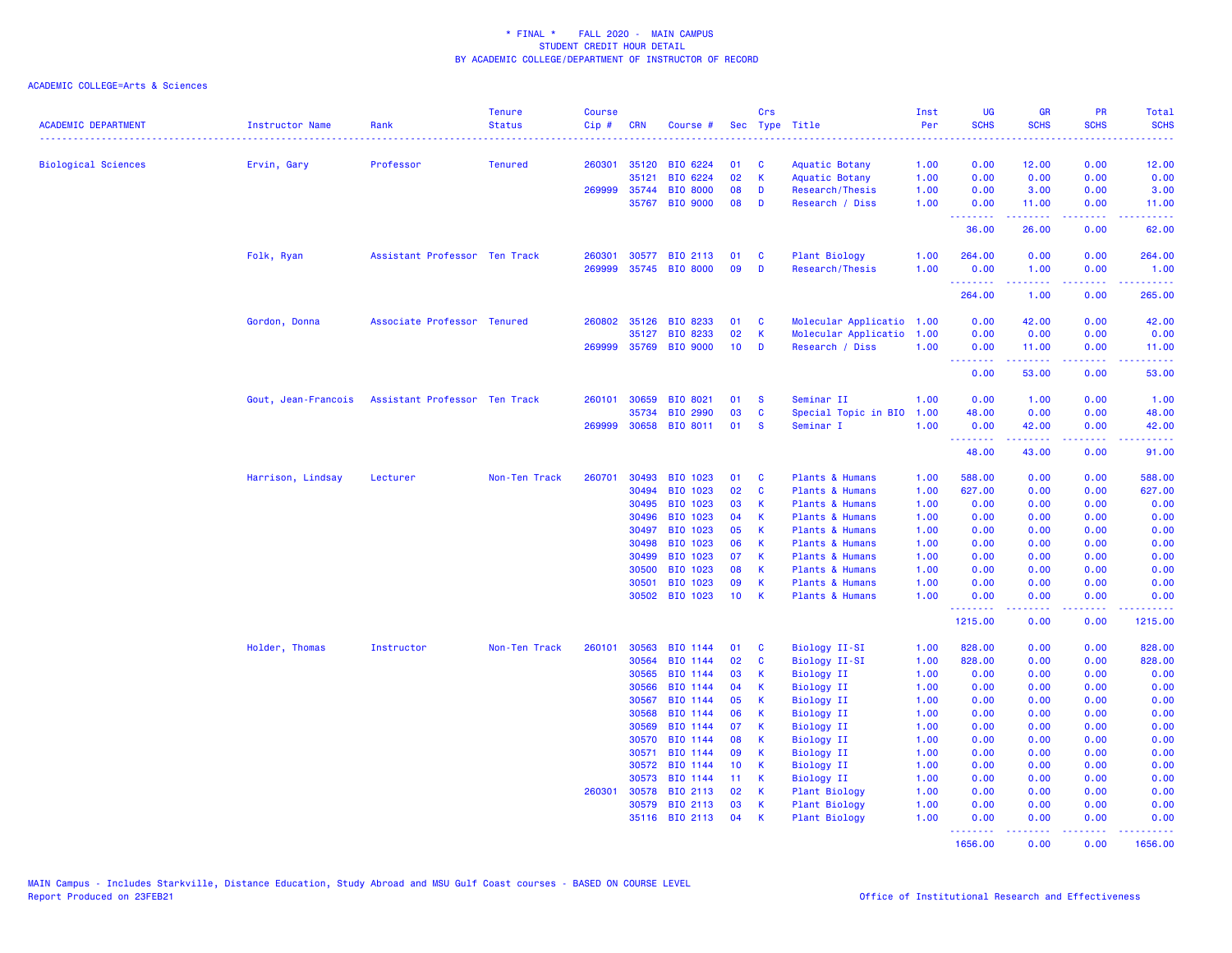\* FINAL \* FALL 2020 - MAIN CAMPUS
STUDENT CREDIT HOUR DETAIL
BY ACADEMIC COLLEGE/DEPARTMENT OF INSTRUCTOR OF RECORD

ACADEMIC COLLEGE=Arts & Sciences

| ACADEMIC DEPARTMENT | Instructor Name | Rank | Tenure Status | Course Cip # | CRN | Course # | Sec | Crs Type | Title | Inst Per | UG SCHS | GR SCHS | PR SCHS | Total SCHS |
|---|---|---|---|---|---|---|---|---|---|---|---|---|---|---|
| Biological Sciences | Ervin, Gary | Professor | Tenured | 260301 | 35120 | BIO 6224 | 01 | C | Aquatic Botany | 1.00 | 0.00 | 12.00 | 0.00 | 12.00 |
| | | | | | 35121 | BIO 6224 | 02 | K | Aquatic Botany | 1.00 | 0.00 | 0.00 | 0.00 | 0.00 |
| | | | | 269999 | 35744 | BIO 8000 | 08 | D | Research/Thesis | 1.00 | 0.00 | 3.00 | 0.00 | 3.00 |
| | | | | | 35767 | BIO 9000 | 08 | D | Research / Diss | 1.00 | 0.00 | 11.00 | 0.00 | 11.00 |
| | | | | | | | | | | | 36.00 | 26.00 | 0.00 | 62.00 |
| | Folk, Ryan | Assistant Professor | Ten Track | 260301 | 30577 | BIO 2113 | 01 | C | Plant Biology | 1.00 | 264.00 | 0.00 | 0.00 | 264.00 |
| | | | | 269999 | 35745 | BIO 8000 | 09 | D | Research/Thesis | 1.00 | 0.00 | 1.00 | 0.00 | 1.00 |
| | | | | | | | | | | | 264.00 | 1.00 | 0.00 | 265.00 |
| | Gordon, Donna | Associate Professor | Tenured | 260802 | 35126 | BIO 8233 | 01 | C | Molecular Applicatio | 1.00 | 0.00 | 42.00 | 0.00 | 42.00 |
| | | | | | 35127 | BIO 8233 | 02 | K | Molecular Applicatio | 1.00 | 0.00 | 0.00 | 0.00 | 0.00 |
| | | | | 269999 | 35769 | BIO 9000 | 10 | D | Research / Diss | 1.00 | 0.00 | 11.00 | 0.00 | 11.00 |
| | | | | | | | | | | | 0.00 | 53.00 | 0.00 | 53.00 |
| | Gout, Jean-Francois | Assistant Professor | Ten Track | 260101 | 30659 | BIO 8021 | 01 | S | Seminar II | 1.00 | 0.00 | 1.00 | 0.00 | 1.00 |
| | | | | | 35734 | BIO 2990 | 03 | C | Special Topic in BIO | 1.00 | 48.00 | 0.00 | 0.00 | 48.00 |
| | | | | 269999 | 30658 | BIO 8011 | 01 | S | Seminar I | 1.00 | 0.00 | 42.00 | 0.00 | 42.00 |
| | | | | | | | | | | | 48.00 | 43.00 | 0.00 | 91.00 |
| | Harrison, Lindsay | Lecturer | Non-Ten Track | 260701 | 30493 | BIO 1023 | 01 | C | Plants & Humans | 1.00 | 588.00 | 0.00 | 0.00 | 588.00 |
| | | | | | 30494 | BIO 1023 | 02 | C | Plants & Humans | 1.00 | 627.00 | 0.00 | 0.00 | 627.00 |
| | | | | | 30495 | BIO 1023 | 03 | K | Plants & Humans | 1.00 | 0.00 | 0.00 | 0.00 | 0.00 |
| | | | | | 30496 | BIO 1023 | 04 | K | Plants & Humans | 1.00 | 0.00 | 0.00 | 0.00 | 0.00 |
| | | | | | 30497 | BIO 1023 | 05 | K | Plants & Humans | 1.00 | 0.00 | 0.00 | 0.00 | 0.00 |
| | | | | | 30498 | BIO 1023 | 06 | K | Plants & Humans | 1.00 | 0.00 | 0.00 | 0.00 | 0.00 |
| | | | | | 30499 | BIO 1023 | 07 | K | Plants & Humans | 1.00 | 0.00 | 0.00 | 0.00 | 0.00 |
| | | | | | 30500 | BIO 1023 | 08 | K | Plants & Humans | 1.00 | 0.00 | 0.00 | 0.00 | 0.00 |
| | | | | | 30501 | BIO 1023 | 09 | K | Plants & Humans | 1.00 | 0.00 | 0.00 | 0.00 | 0.00 |
| | | | | | 30502 | BIO 1023 | 10 | K | Plants & Humans | 1.00 | 0.00 | 0.00 | 0.00 | 0.00 |
| | | | | | | | | | | | 1215.00 | 0.00 | 0.00 | 1215.00 |
| | Holder, Thomas | Instructor | Non-Ten Track | 260101 | 30563 | BIO 1144 | 01 | C | Biology II-SI | 1.00 | 828.00 | 0.00 | 0.00 | 828.00 |
| | | | | | 30564 | BIO 1144 | 02 | C | Biology II-SI | 1.00 | 828.00 | 0.00 | 0.00 | 828.00 |
| | | | | | 30565 | BIO 1144 | 03 | K | Biology II | 1.00 | 0.00 | 0.00 | 0.00 | 0.00 |
| | | | | | 30566 | BIO 1144 | 04 | K | Biology II | 1.00 | 0.00 | 0.00 | 0.00 | 0.00 |
| | | | | | 30567 | BIO 1144 | 05 | K | Biology II | 1.00 | 0.00 | 0.00 | 0.00 | 0.00 |
| | | | | | 30568 | BIO 1144 | 06 | K | Biology II | 1.00 | 0.00 | 0.00 | 0.00 | 0.00 |
| | | | | | 30569 | BIO 1144 | 07 | K | Biology II | 1.00 | 0.00 | 0.00 | 0.00 | 0.00 |
| | | | | | 30570 | BIO 1144 | 08 | K | Biology II | 1.00 | 0.00 | 0.00 | 0.00 | 0.00 |
| | | | | | 30571 | BIO 1144 | 09 | K | Biology II | 1.00 | 0.00 | 0.00 | 0.00 | 0.00 |
| | | | | | 30572 | BIO 1144 | 10 | K | Biology II | 1.00 | 0.00 | 0.00 | 0.00 | 0.00 |
| | | | | | 30573 | BIO 1144 | 11 | K | Biology II | 1.00 | 0.00 | 0.00 | 0.00 | 0.00 |
| | | | | 260301 | 30578 | BIO 2113 | 02 | K | Plant Biology | 1.00 | 0.00 | 0.00 | 0.00 | 0.00 |
| | | | | | 30579 | BIO 2113 | 03 | K | Plant Biology | 1.00 | 0.00 | 0.00 | 0.00 | 0.00 |
| | | | | | 35116 | BIO 2113 | 04 | K | Plant Biology | 1.00 | 0.00 | 0.00 | 0.00 | 0.00 |
| | | | | | | | | | | | 1656.00 | 0.00 | 0.00 | 1656.00 |

MAIN Campus - Includes Starkville, Distance Education, Study Abroad and MSU Gulf Coast courses - BASED ON COURSE LEVEL
Report Produced on 23FEB21

Office of Institutional Research and Effectiveness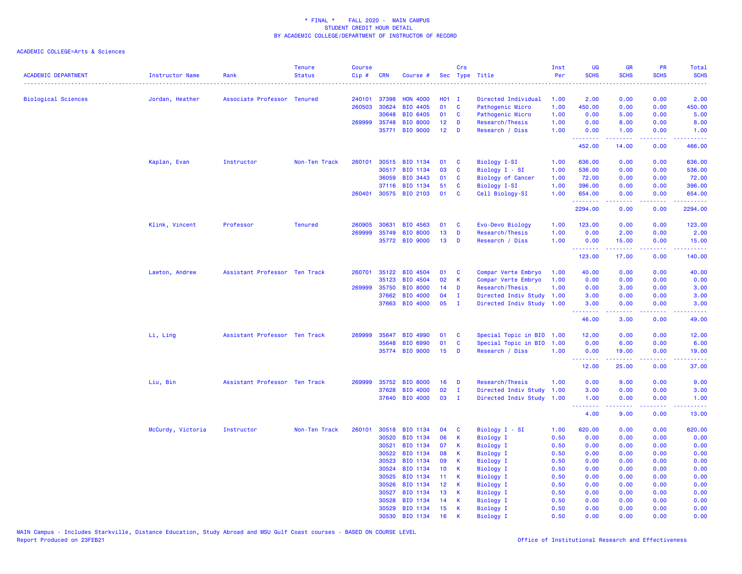\* FINAL \* FALL 2020 - MAIN CAMPUS
STUDENT CREDIT HOUR DETAIL
BY ACADEMIC COLLEGE/DEPARTMENT OF INSTRUCTOR OF RECORD

ACADEMIC COLLEGE=Arts & Sciences

| ACADEMIC DEPARTMENT | Instructor Name | Rank | Tenure Status | Course Cip # | CRN | Course # | Sec | Crs Type | Title | Inst Per | UG SCHS | GR SCHS | PR SCHS | Total SCHS |
|---|---|---|---|---|---|---|---|---|---|---|---|---|---|---|
| Biological Sciences | Jordan, Heather | Associate Professor | Tenured | 240101 | 37398 | HON 4000 | H01 | I | Directed Individual | 1.00 | 2.00 | 0.00 | 0.00 | 2.00 |
| | | | | 260503 | 30624 | BIO 4405 | 01 | C | Pathogenic Micro | 1.00 | 450.00 | 0.00 | 0.00 | 450.00 |
| | | | | | 30648 | BIO 6405 | 01 | C | Pathogenic Micro | 1.00 | 0.00 | 5.00 | 0.00 | 5.00 |
| | | | | 269999 | 35748 | BIO 8000 | 12 | D | Research/Thesis | 1.00 | 0.00 | 8.00 | 0.00 | 8.00 |
| | | | | | 35771 | BIO 9000 | 12 | D | Research / Diss | 1.00 | 0.00 | 1.00 | 0.00 | 1.00 |
| | | | | | | | | | | | 452.00 | 14.00 | 0.00 | 466.00 |
| | Kaplan, Evan | Instructor | Non-Ten Track | 260101 | 30515 | BIO 1134 | 01 | C | Biology I-SI | 1.00 | 636.00 | 0.00 | 0.00 | 636.00 |
| | | | | | 30517 | BIO 1134 | 03 | C | Biology I - SI | 1.00 | 536.00 | 0.00 | 0.00 | 536.00 |
| | | | | | 36059 | BIO 3443 | 01 | C | Biology of Cancer | 1.00 | 72.00 | 0.00 | 0.00 | 72.00 |
| | | | | | 37116 | BIO 1134 | 51 | C | Biology I-SI | 1.00 | 396.00 | 0.00 | 0.00 | 396.00 |
| | | | | 260401 | 30575 | BIO 2103 | 01 | C | Cell Biology-SI | 1.00 | 654.00 | 0.00 | 0.00 | 654.00 |
| | | | | | | | | | | | 2294.00 | 0.00 | 0.00 | 2294.00 |
| | Klink, Vincent | Professor | Tenured | 260905 | 30631 | BIO 4563 | 01 | C | Evo-Devo Biology | 1.00 | 123.00 | 0.00 | 0.00 | 123.00 |
| | | | | 269999 | 35749 | BIO 8000 | 13 | D | Research/Thesis | 1.00 | 0.00 | 2.00 | 0.00 | 2.00 |
| | | | | | 35772 | BIO 9000 | 13 | D | Research / Diss | 1.00 | 0.00 | 15.00 | 0.00 | 15.00 |
| | | | | | | | | | | | 123.00 | 17.00 | 0.00 | 140.00 |
| | Lawton, Andrew | Assistant Professor | Ten Track | 260701 | 35122 | BIO 4504 | 01 | C | Compar Verte Embryo | 1.00 | 40.00 | 0.00 | 0.00 | 40.00 |
| | | | | | 35123 | BIO 4504 | 02 | K | Compar Verte Embryo | 1.00 | 0.00 | 0.00 | 0.00 | 0.00 |
| | | | | 269999 | 35750 | BIO 8000 | 14 | D | Research/Thesis | 1.00 | 0.00 | 3.00 | 0.00 | 3.00 |
| | | | | | 37662 | BIO 4000 | 04 | I | Directed Indiv Study | 1.00 | 3.00 | 0.00 | 0.00 | 3.00 |
| | | | | | 37663 | BIO 4000 | 05 | I | Directed Indiv Study | 1.00 | 3.00 | 0.00 | 0.00 | 3.00 |
| | | | | | | | | | | | 46.00 | 3.00 | 0.00 | 49.00 |
| | Li, Ling | Assistant Professor | Ten Track | 269999 | 35647 | BIO 4990 | 01 | C | Special Topic in BIO | 1.00 | 12.00 | 0.00 | 0.00 | 12.00 |
| | | | | | 35648 | BIO 6990 | 01 | C | Special Topic in BIO | 1.00 | 0.00 | 6.00 | 0.00 | 6.00 |
| | | | | | 35774 | BIO 9000 | 15 | D | Research / Diss | 1.00 | 0.00 | 19.00 | 0.00 | 19.00 |
| | | | | | | | | | | | 12.00 | 25.00 | 0.00 | 37.00 |
| | Liu, Bin | Assistant Professor | Ten Track | 269999 | 35752 | BIO 8000 | 16 | D | Research/Thesis | 1.00 | 0.00 | 9.00 | 0.00 | 9.00 |
| | | | | | 37628 | BIO 4000 | 02 | I | Directed Indiv Study | 1.00 | 3.00 | 0.00 | 0.00 | 3.00 |
| | | | | | 37640 | BIO 4000 | 03 | I | Directed Indiv Study | 1.00 | 1.00 | 0.00 | 0.00 | 1.00 |
| | | | | | | | | | | | 4.00 | 9.00 | 0.00 | 13.00 |
| | McCurdy, Victoria | Instructor | Non-Ten Track | 260101 | 30518 | BIO 1134 | 04 | C | Biology I - SI | 1.00 | 620.00 | 0.00 | 0.00 | 620.00 |
| | | | | | 30520 | BIO 1134 | 06 | K | Biology I | 0.50 | 0.00 | 0.00 | 0.00 | 0.00 |
| | | | | | 30521 | BIO 1134 | 07 | K | Biology I | 0.50 | 0.00 | 0.00 | 0.00 | 0.00 |
| | | | | | 30522 | BIO 1134 | 08 | K | Biology I | 0.50 | 0.00 | 0.00 | 0.00 | 0.00 |
| | | | | | 30523 | BIO 1134 | 09 | K | Biology I | 0.50 | 0.00 | 0.00 | 0.00 | 0.00 |
| | | | | | 30524 | BIO 1134 | 10 | K | Biology I | 0.50 | 0.00 | 0.00 | 0.00 | 0.00 |
| | | | | | 30525 | BIO 1134 | 11 | K | Biology I | 0.50 | 0.00 | 0.00 | 0.00 | 0.00 |
| | | | | | 30526 | BIO 1134 | 12 | K | Biology I | 0.50 | 0.00 | 0.00 | 0.00 | 0.00 |
| | | | | | 30527 | BIO 1134 | 13 | K | Biology I | 0.50 | 0.00 | 0.00 | 0.00 | 0.00 |
| | | | | | 30528 | BIO 1134 | 14 | K | Biology I | 0.50 | 0.00 | 0.00 | 0.00 | 0.00 |
| | | | | | 30529 | BIO 1134 | 15 | K | Biology I | 0.50 | 0.00 | 0.00 | 0.00 | 0.00 |
| | | | | | 30530 | BIO 1134 | 16 | K | Biology I | 0.50 | 0.00 | 0.00 | 0.00 | 0.00 |

MAIN Campus - Includes Starkville, Distance Education, Study Abroad and MSU Gulf Coast courses - BASED ON COURSE LEVEL
Report Produced on 23FEB21 Office of Institutional Research and Effectiveness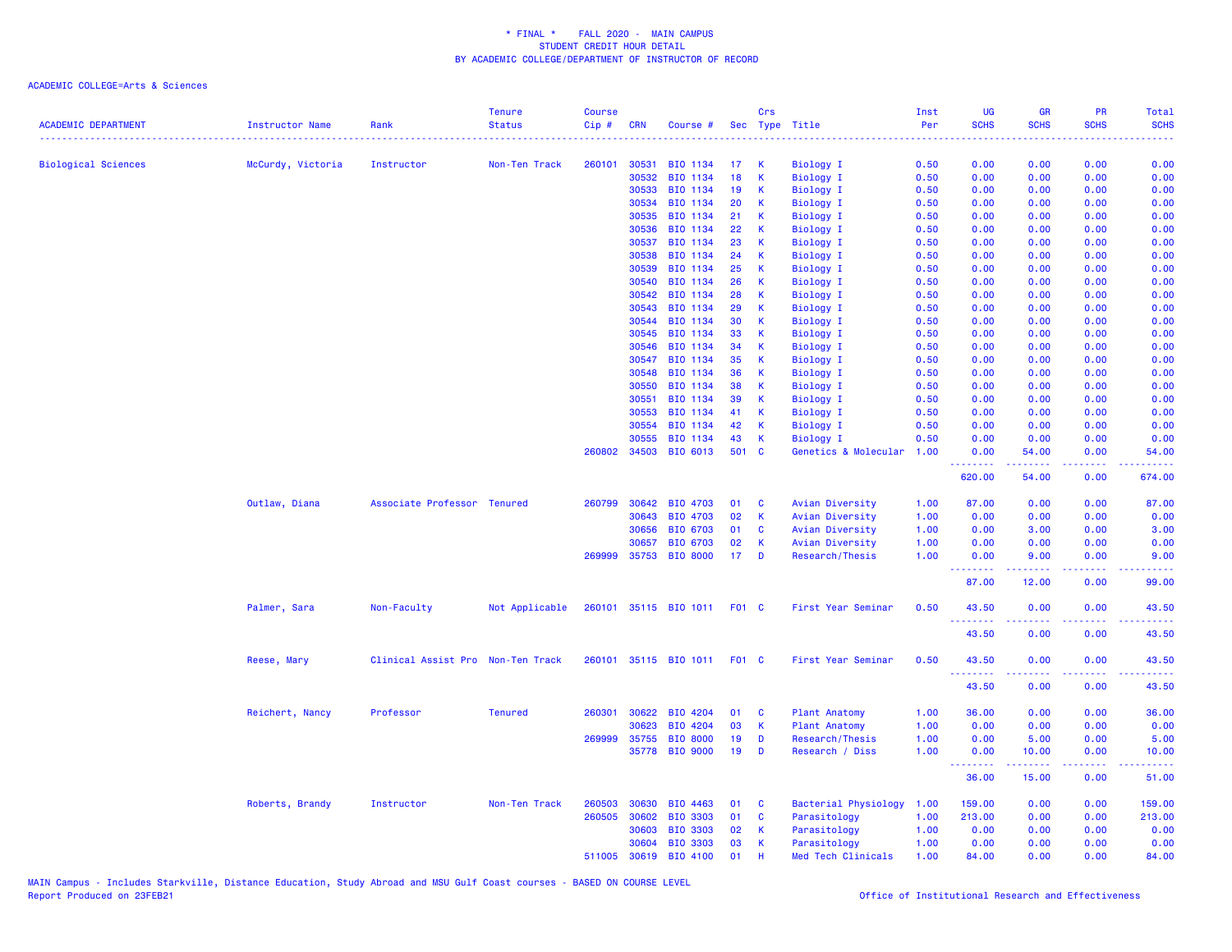\* FINAL \* FALL 2020 - MAIN CAMPUS
STUDENT CREDIT HOUR DETAIL
BY ACADEMIC COLLEGE/DEPARTMENT OF INSTRUCTOR OF RECORD

ACADEMIC COLLEGE=Arts & Sciences

| ACADEMIC DEPARTMENT | Instructor Name | Rank | Tenure Status | Course Cip # | CRN | Course # | Sec | Crs Type | Title | Inst Per | UG SCHS | GR SCHS | PR SCHS | Total SCHS |
|---|---|---|---|---|---|---|---|---|---|---|---|---|---|---|
| Biological Sciences | McCurdy, Victoria | Instructor | Non-Ten Track | 260101 | 30531 | BIO 1134 | 17 | K | Biology I | 0.50 | 0.00 | 0.00 | 0.00 | 0.00 |
| | | | | | 30532 | BIO 1134 | 18 | K | Biology I | 0.50 | 0.00 | 0.00 | 0.00 | 0.00 |
| | | | | | 30533 | BIO 1134 | 19 | K | Biology I | 0.50 | 0.00 | 0.00 | 0.00 | 0.00 |
| | | | | | 30534 | BIO 1134 | 20 | K | Biology I | 0.50 | 0.00 | 0.00 | 0.00 | 0.00 |
| | | | | | 30535 | BIO 1134 | 21 | K | Biology I | 0.50 | 0.00 | 0.00 | 0.00 | 0.00 |
| | | | | | 30536 | BIO 1134 | 22 | K | Biology I | 0.50 | 0.00 | 0.00 | 0.00 | 0.00 |
| | | | | | 30537 | BIO 1134 | 23 | K | Biology I | 0.50 | 0.00 | 0.00 | 0.00 | 0.00 |
| | | | | | 30538 | BIO 1134 | 24 | K | Biology I | 0.50 | 0.00 | 0.00 | 0.00 | 0.00 |
| | | | | | 30539 | BIO 1134 | 25 | K | Biology I | 0.50 | 0.00 | 0.00 | 0.00 | 0.00 |
| | | | | | 30540 | BIO 1134 | 26 | K | Biology I | 0.50 | 0.00 | 0.00 | 0.00 | 0.00 |
| | | | | | 30542 | BIO 1134 | 28 | K | Biology I | 0.50 | 0.00 | 0.00 | 0.00 | 0.00 |
| | | | | | 30543 | BIO 1134 | 29 | K | Biology I | 0.50 | 0.00 | 0.00 | 0.00 | 0.00 |
| | | | | | 30544 | BIO 1134 | 30 | K | Biology I | 0.50 | 0.00 | 0.00 | 0.00 | 0.00 |
| | | | | | 30545 | BIO 1134 | 33 | K | Biology I | 0.50 | 0.00 | 0.00 | 0.00 | 0.00 |
| | | | | | 30546 | BIO 1134 | 34 | K | Biology I | 0.50 | 0.00 | 0.00 | 0.00 | 0.00 |
| | | | | | 30547 | BIO 1134 | 35 | K | Biology I | 0.50 | 0.00 | 0.00 | 0.00 | 0.00 |
| | | | | | 30548 | BIO 1134 | 36 | K | Biology I | 0.50 | 0.00 | 0.00 | 0.00 | 0.00 |
| | | | | | 30550 | BIO 1134 | 38 | K | Biology I | 0.50 | 0.00 | 0.00 | 0.00 | 0.00 |
| | | | | | 30551 | BIO 1134 | 39 | K | Biology I | 0.50 | 0.00 | 0.00 | 0.00 | 0.00 |
| | | | | | 30553 | BIO 1134 | 41 | K | Biology I | 0.50 | 0.00 | 0.00 | 0.00 | 0.00 |
| | | | | | 30554 | BIO 1134 | 42 | K | Biology I | 0.50 | 0.00 | 0.00 | 0.00 | 0.00 |
| | | | | | 30555 | BIO 1134 | 43 | K | Biology I | 0.50 | 0.00 | 0.00 | 0.00 | 0.00 |
| | | | | 260802 | 34503 | BIO 6013 | 501 | C | Genetics & Molecular | 1.00 | 0.00 | 54.00 | 0.00 | 54.00 |
| | | | | | | | | | | | 620.00 | 54.00 | 0.00 | 674.00 |
| | Outlaw, Diana | Associate Professor | Tenured | 260799 | 30642 | BIO 4703 | 01 | C | Avian Diversity | 1.00 | 87.00 | 0.00 | 0.00 | 87.00 |
| | | | | | 30643 | BIO 4703 | 02 | K | Avian Diversity | 1.00 | 0.00 | 0.00 | 0.00 | 0.00 |
| | | | | | 30656 | BIO 6703 | 01 | C | Avian Diversity | 1.00 | 0.00 | 3.00 | 0.00 | 3.00 |
| | | | | | 30657 | BIO 6703 | 02 | K | Avian Diversity | 1.00 | 0.00 | 0.00 | 0.00 | 0.00 |
| | | | | 269999 | 35753 | BIO 8000 | 17 | D | Research/Thesis | 1.00 | 0.00 | 9.00 | 0.00 | 9.00 |
| | | | | | | | | | | | 87.00 | 12.00 | 0.00 | 99.00 |
| | Palmer, Sara | Non-Faculty | Not Applicable | 260101 | 35115 | BIO 1011 | F01 | C | First Year Seminar | 0.50 | 43.50 | 0.00 | 0.00 | 43.50 |
| | | | | | | | | | | | 43.50 | 0.00 | 0.00 | 43.50 |
| | Reese, Mary | Clinical Assist Pro | Non-Ten Track | 260101 | 35115 | BIO 1011 | F01 | C | First Year Seminar | 0.50 | 43.50 | 0.00 | 0.00 | 43.50 |
| | | | | | | | | | | | 43.50 | 0.00 | 0.00 | 43.50 |
| | Reichert, Nancy | Professor | Tenured | 260301 | 30622 | BIO 4204 | 01 | C | Plant Anatomy | 1.00 | 36.00 | 0.00 | 0.00 | 36.00 |
| | | | | | 30623 | BIO 4204 | 03 | K | Plant Anatomy | 1.00 | 0.00 | 0.00 | 0.00 | 0.00 |
| | | | | 269999 | 35755 | BIO 8000 | 19 | D | Research/Thesis | 1.00 | 0.00 | 5.00 | 0.00 | 5.00 |
| | | | | | 35778 | BIO 9000 | 19 | D | Research / Diss | 1.00 | 0.00 | 10.00 | 0.00 | 10.00 |
| | | | | | | | | | | | 36.00 | 15.00 | 0.00 | 51.00 |
| | Roberts, Brandy | Instructor | Non-Ten Track | 260503 | 30630 | BIO 4463 | 01 | C | Bacterial Physiology | 1.00 | 159.00 | 0.00 | 0.00 | 159.00 |
| | | | | 260505 | 30602 | BIO 3303 | 01 | C | Parasitology | 1.00 | 213.00 | 0.00 | 0.00 | 213.00 |
| | | | | | 30603 | BIO 3303 | 02 | K | Parasitology | 1.00 | 0.00 | 0.00 | 0.00 | 0.00 |
| | | | | | 30604 | BIO 3303 | 03 | K | Parasitology | 1.00 | 0.00 | 0.00 | 0.00 | 0.00 |
| | | | | 511005 | 30619 | BIO 4100 | 01 | H | Med Tech Clinicals | 1.00 | 84.00 | 0.00 | 0.00 | 84.00 |

MAIN Campus - Includes Starkville, Distance Education, Study Abroad and MSU Gulf Coast courses - BASED ON COURSE LEVEL
Report Produced on 23FEB21

Office of Institutional Research and Effectiveness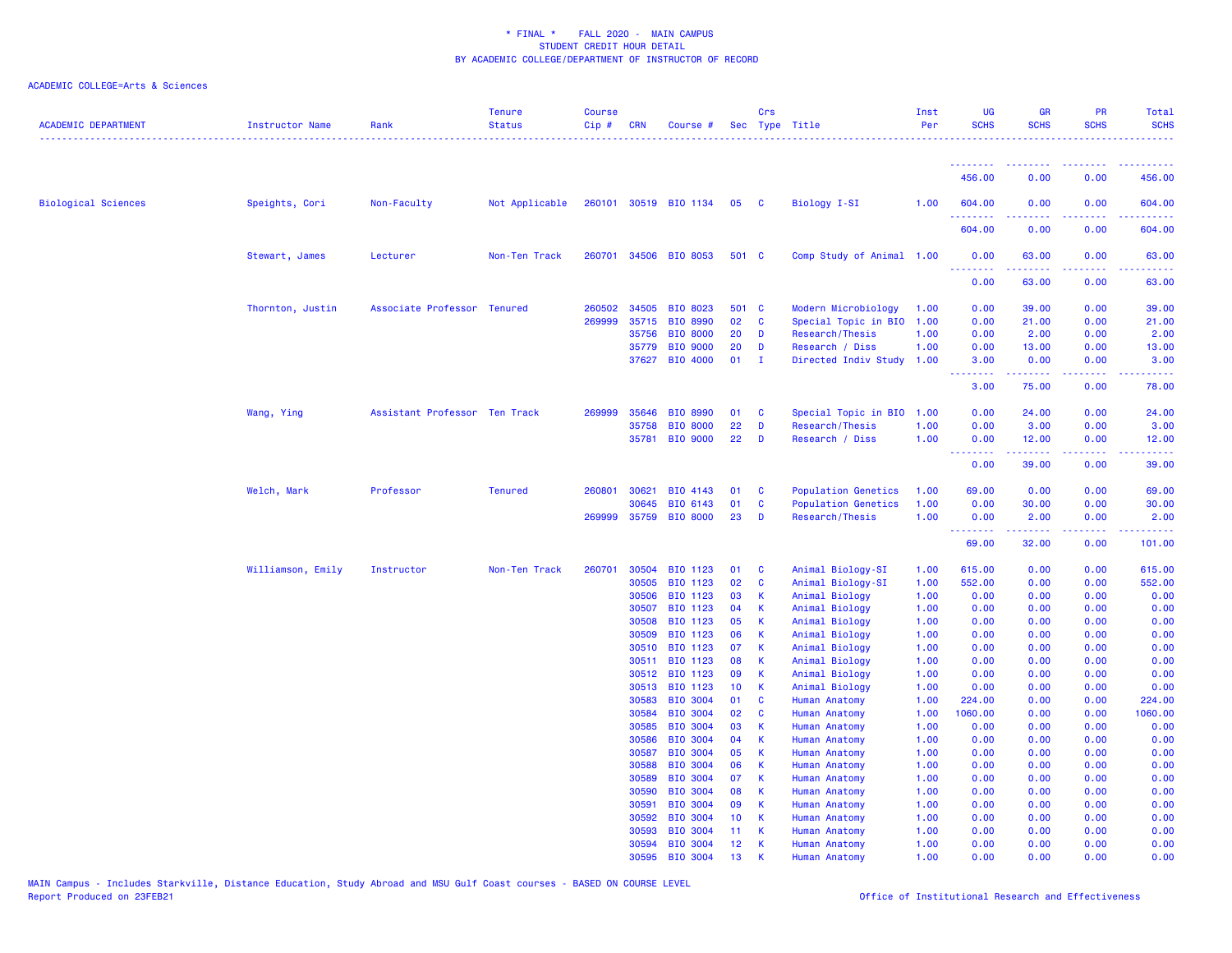\* FINAL \*    FALL 2020 - MAIN CAMPUS
STUDENT CREDIT HOUR DETAIL
BY ACADEMIC COLLEGE/DEPARTMENT OF INSTRUCTOR OF RECORD

ACADEMIC COLLEGE=Arts & Sciences

| ACADEMIC DEPARTMENT | Instructor Name | Rank | Tenure Status | Course Cip # | CRN | Course # | Sec | Crs Type | Title | Inst Per | UG SCHS | GR SCHS | PR SCHS | Total SCHS |
|---|---|---|---|---|---|---|---|---|---|---|---|---|---|---|
| | | | | | | | | | | | 456.00 | 0.00 | 0.00 | 456.00 |
| Biological Sciences | Speights, Cori | Non-Faculty | Not Applicable | 260101 | 30519 | BIO 1134 | 05 | C | Biology I-SI | 1.00 | 604.00 | 0.00 | 0.00 | 604.00 |
| | | | | | | | | | | | 604.00 | 0.00 | 0.00 | 604.00 |
| | Stewart, James | Lecturer | Non-Ten Track | 260701 | 34506 | BIO 8053 | 501 | C | Comp Study of Animal | 1.00 | 0.00 | 63.00 | 0.00 | 63.00 |
| | | | | | | | | | | | 0.00 | 63.00 | 0.00 | 63.00 |
| | Thornton, Justin | Associate Professor | Tenured | 260502 | 34505 | BIO 8023 | 501 | C | Modern Microbiology | 1.00 | 0.00 | 39.00 | 0.00 | 39.00 |
| | | | | 269999 | 35715 | BIO 8990 | 02 | C | Special Topic in BIO | 1.00 | 0.00 | 21.00 | 0.00 | 21.00 |
| | | | | | 35756 | BIO 8000 | 20 | D | Research/Thesis | 1.00 | 0.00 | 2.00 | 0.00 | 2.00 |
| | | | | | 35779 | BIO 9000 | 20 | D | Research / Diss | 1.00 | 0.00 | 13.00 | 0.00 | 13.00 |
| | | | | | 37627 | BIO 4000 | 01 | I | Directed Indiv Study | 1.00 | 3.00 | 0.00 | 0.00 | 3.00 |
| | | | | | | | | | | | 3.00 | 75.00 | 0.00 | 78.00 |
| | Wang, Ying | Assistant Professor | Ten Track | 269999 | 35646 | BIO 8990 | 01 | C | Special Topic in BIO | 1.00 | 0.00 | 24.00 | 0.00 | 24.00 |
| | | | | | 35758 | BIO 8000 | 22 | D | Research/Thesis | 1.00 | 0.00 | 3.00 | 0.00 | 3.00 |
| | | | | | 35781 | BIO 9000 | 22 | D | Research / Diss | 1.00 | 0.00 | 12.00 | 0.00 | 12.00 |
| | | | | | | | | | | | 0.00 | 39.00 | 0.00 | 39.00 |
| | Welch, Mark | Professor | Tenured | 260801 | 30621 | BIO 4143 | 01 | C | Population Genetics | 1.00 | 69.00 | 0.00 | 0.00 | 69.00 |
| | | | | | 30645 | BIO 6143 | 01 | C | Population Genetics | 1.00 | 0.00 | 30.00 | 0.00 | 30.00 |
| | | | | 269999 | 35759 | BIO 8000 | 23 | D | Research/Thesis | 1.00 | 0.00 | 2.00 | 0.00 | 2.00 |
| | | | | | | | | | | | 69.00 | 32.00 | 0.00 | 101.00 |
| | Williamson, Emily | Instructor | Non-Ten Track | 260701 | 30504 | BIO 1123 | 01 | C | Animal Biology-SI | 1.00 | 615.00 | 0.00 | 0.00 | 615.00 |
| | | | | | 30505 | BIO 1123 | 02 | C | Animal Biology-SI | 1.00 | 552.00 | 0.00 | 0.00 | 552.00 |
| | | | | | 30506 | BIO 1123 | 03 | K | Animal Biology | 1.00 | 0.00 | 0.00 | 0.00 | 0.00 |
| | | | | | 30507 | BIO 1123 | 04 | K | Animal Biology | 1.00 | 0.00 | 0.00 | 0.00 | 0.00 |
| | | | | | 30508 | BIO 1123 | 05 | K | Animal Biology | 1.00 | 0.00 | 0.00 | 0.00 | 0.00 |
| | | | | | 30509 | BIO 1123 | 06 | K | Animal Biology | 1.00 | 0.00 | 0.00 | 0.00 | 0.00 |
| | | | | | 30510 | BIO 1123 | 07 | K | Animal Biology | 1.00 | 0.00 | 0.00 | 0.00 | 0.00 |
| | | | | | 30511 | BIO 1123 | 08 | K | Animal Biology | 1.00 | 0.00 | 0.00 | 0.00 | 0.00 |
| | | | | | 30512 | BIO 1123 | 09 | K | Animal Biology | 1.00 | 0.00 | 0.00 | 0.00 | 0.00 |
| | | | | | 30513 | BIO 1123 | 10 | K | Animal Biology | 1.00 | 0.00 | 0.00 | 0.00 | 0.00 |
| | | | | | 30583 | BIO 3004 | 01 | C | Human Anatomy | 1.00 | 224.00 | 0.00 | 0.00 | 224.00 |
| | | | | | 30584 | BIO 3004 | 02 | C | Human Anatomy | 1.00 | 1060.00 | 0.00 | 0.00 | 1060.00 |
| | | | | | 30585 | BIO 3004 | 03 | K | Human Anatomy | 1.00 | 0.00 | 0.00 | 0.00 | 0.00 |
| | | | | | 30586 | BIO 3004 | 04 | K | Human Anatomy | 1.00 | 0.00 | 0.00 | 0.00 | 0.00 |
| | | | | | 30587 | BIO 3004 | 05 | K | Human Anatomy | 1.00 | 0.00 | 0.00 | 0.00 | 0.00 |
| | | | | | 30588 | BIO 3004 | 06 | K | Human Anatomy | 1.00 | 0.00 | 0.00 | 0.00 | 0.00 |
| | | | | | 30589 | BIO 3004 | 07 | K | Human Anatomy | 1.00 | 0.00 | 0.00 | 0.00 | 0.00 |
| | | | | | 30590 | BIO 3004 | 08 | K | Human Anatomy | 1.00 | 0.00 | 0.00 | 0.00 | 0.00 |
| | | | | | 30591 | BIO 3004 | 09 | K | Human Anatomy | 1.00 | 0.00 | 0.00 | 0.00 | 0.00 |
| | | | | | 30592 | BIO 3004 | 10 | K | Human Anatomy | 1.00 | 0.00 | 0.00 | 0.00 | 0.00 |
| | | | | | 30593 | BIO 3004 | 11 | K | Human Anatomy | 1.00 | 0.00 | 0.00 | 0.00 | 0.00 |
| | | | | | 30594 | BIO 3004 | 12 | K | Human Anatomy | 1.00 | 0.00 | 0.00 | 0.00 | 0.00 |
| | | | | | 30595 | BIO 3004 | 13 | K | Human Anatomy | 1.00 | 0.00 | 0.00 | 0.00 | 0.00 |

MAIN Campus - Includes Starkville, Distance Education, Study Abroad and MSU Gulf Coast courses - BASED ON COURSE LEVEL
Report Produced on 23FEB21    Office of Institutional Research and Effectiveness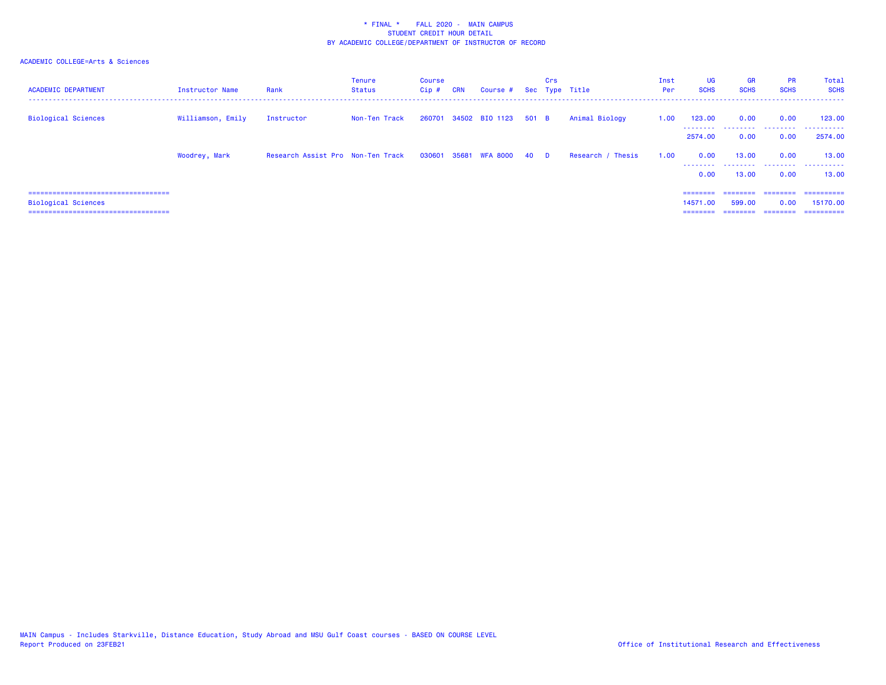\* FINAL \* FALL 2020 - MAIN CAMPUS
STUDENT CREDIT HOUR DETAIL
BY ACADEMIC COLLEGE/DEPARTMENT OF INSTRUCTOR OF RECORD

ACADEMIC COLLEGE=Arts & Sciences

| ACADEMIC DEPARTMENT | Instructor Name | Rank | Tenure Status | Course Cip # | CRN | Course # | Sec | Crs Type | Title | Inst Per | UG SCHS | GR SCHS | PR SCHS | Total SCHS |
|---|---|---|---|---|---|---|---|---|---|---|---|---|---|---|
| Biological Sciences | Williamson, Emily | Instructor | Non-Ten Track | 260701 | 34502 | BIO 1123 | 501 | B | Animal Biology | 1.00 | 123.00 | 0.00 | 0.00 | 123.00 |
| | | | | | | | | | | | 2574.00 | 0.00 | 0.00 | 2574.00 |
| | Woodrey, Mark | Research Assist Pro | Non-Ten Track | 030601 | 35681 | WFA 8000 | 40 | D | Research / Thesis | 1.00 | 0.00 | 13.00 | 0.00 | 13.00 |
| | | | | | | | | | | | 0.00 | 13.00 | 0.00 | 13.00 |
| Biological Sciences | | | | | | | | | | | 14571.00 | 599.00 | 0.00 | 15170.00 |

MAIN Campus - Includes Starkville, Distance Education, Study Abroad and MSU Gulf Coast courses - BASED ON COURSE LEVEL
Report Produced on 23FEB21

Office of Institutional Research and Effectiveness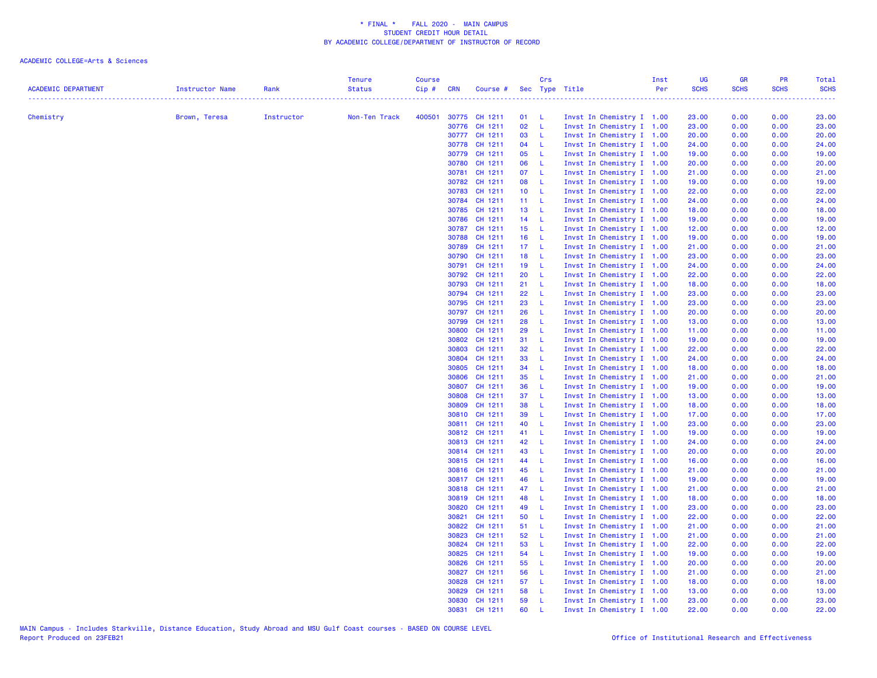# * FINAL * FALL 2020 - MAIN CAMPUS
## STUDENT CREDIT HOUR DETAIL
## BY ACADEMIC COLLEGE/DEPARTMENT OF INSTRUCTOR OF RECORD

ACADEMIC COLLEGE=Arts & Sciences

| ACADEMIC DEPARTMENT | Instructor Name | Rank | Tenure Status | Course Cip # | CRN | Course # | Sec | Crs Type | Title | Inst Per | UG SCHS | GR SCHS | PR SCHS | Total SCHS |
|---|---|---|---|---|---|---|---|---|---|---|---|---|---|---|
| Chemistry | Brown, Teresa | Instructor | Non-Ten Track | 400501 | 30775 | CH 1211 | 01 | L | Invst In Chemistry I | 1.00 | 23.00 | 0.00 | 0.00 | 23.00 |
| | | | | | 30776 | CH 1211 | 02 | L | Invst In Chemistry I | 1.00 | 23.00 | 0.00 | 0.00 | 23.00 |
| | | | | | 30777 | CH 1211 | 03 | L | Invst In Chemistry I | 1.00 | 20.00 | 0.00 | 0.00 | 20.00 |
| | | | | | 30778 | CH 1211 | 04 | L | Invst In Chemistry I | 1.00 | 24.00 | 0.00 | 0.00 | 24.00 |
| | | | | | 30779 | CH 1211 | 05 | L | Invst In Chemistry I | 1.00 | 19.00 | 0.00 | 0.00 | 19.00 |
| | | | | | 30780 | CH 1211 | 06 | L | Invst In Chemistry I | 1.00 | 20.00 | 0.00 | 0.00 | 20.00 |
| | | | | | 30781 | CH 1211 | 07 | L | Invst In Chemistry I | 1.00 | 21.00 | 0.00 | 0.00 | 21.00 |
| | | | | | 30782 | CH 1211 | 08 | L | Invst In Chemistry I | 1.00 | 19.00 | 0.00 | 0.00 | 19.00 |
| | | | | | 30783 | CH 1211 | 10 | L | Invst In Chemistry I | 1.00 | 22.00 | 0.00 | 0.00 | 22.00 |
| | | | | | 30784 | CH 1211 | 11 | L | Invst In Chemistry I | 1.00 | 24.00 | 0.00 | 0.00 | 24.00 |
| | | | | | 30785 | CH 1211 | 13 | L | Invst In Chemistry I | 1.00 | 18.00 | 0.00 | 0.00 | 18.00 |
| | | | | | 30786 | CH 1211 | 14 | L | Invst In Chemistry I | 1.00 | 19.00 | 0.00 | 0.00 | 19.00 |
| | | | | | 30787 | CH 1211 | 15 | L | Invst In Chemistry I | 1.00 | 12.00 | 0.00 | 0.00 | 12.00 |
| | | | | | 30788 | CH 1211 | 16 | L | Invst In Chemistry I | 1.00 | 19.00 | 0.00 | 0.00 | 19.00 |
| | | | | | 30789 | CH 1211 | 17 | L | Invst In Chemistry I | 1.00 | 21.00 | 0.00 | 0.00 | 21.00 |
| | | | | | 30790 | CH 1211 | 18 | L | Invst In Chemistry I | 1.00 | 23.00 | 0.00 | 0.00 | 23.00 |
| | | | | | 30791 | CH 1211 | 19 | L | Invst In Chemistry I | 1.00 | 24.00 | 0.00 | 0.00 | 24.00 |
| | | | | | 30792 | CH 1211 | 20 | L | Invst In Chemistry I | 1.00 | 22.00 | 0.00 | 0.00 | 22.00 |
| | | | | | 30793 | CH 1211 | 21 | L | Invst In Chemistry I | 1.00 | 18.00 | 0.00 | 0.00 | 18.00 |
| | | | | | 30794 | CH 1211 | 22 | L | Invst In Chemistry I | 1.00 | 23.00 | 0.00 | 0.00 | 23.00 |
| | | | | | 30795 | CH 1211 | 23 | L | Invst In Chemistry I | 1.00 | 23.00 | 0.00 | 0.00 | 23.00 |
| | | | | | 30797 | CH 1211 | 26 | L | Invst In Chemistry I | 1.00 | 20.00 | 0.00 | 0.00 | 20.00 |
| | | | | | 30799 | CH 1211 | 28 | L | Invst In Chemistry I | 1.00 | 13.00 | 0.00 | 0.00 | 13.00 |
| | | | | | 30800 | CH 1211 | 29 | L | Invst In Chemistry I | 1.00 | 11.00 | 0.00 | 0.00 | 11.00 |
| | | | | | 30802 | CH 1211 | 31 | L | Invst In Chemistry I | 1.00 | 19.00 | 0.00 | 0.00 | 19.00 |
| | | | | | 30803 | CH 1211 | 32 | L | Invst In Chemistry I | 1.00 | 22.00 | 0.00 | 0.00 | 22.00 |
| | | | | | 30804 | CH 1211 | 33 | L | Invst In Chemistry I | 1.00 | 24.00 | 0.00 | 0.00 | 24.00 |
| | | | | | 30805 | CH 1211 | 34 | L | Invst In Chemistry I | 1.00 | 18.00 | 0.00 | 0.00 | 18.00 |
| | | | | | 30806 | CH 1211 | 35 | L | Invst In Chemistry I | 1.00 | 21.00 | 0.00 | 0.00 | 21.00 |
| | | | | | 30807 | CH 1211 | 36 | L | Invst In Chemistry I | 1.00 | 19.00 | 0.00 | 0.00 | 19.00 |
| | | | | | 30808 | CH 1211 | 37 | L | Invst In Chemistry I | 1.00 | 13.00 | 0.00 | 0.00 | 13.00 |
| | | | | | 30809 | CH 1211 | 38 | L | Invst In Chemistry I | 1.00 | 18.00 | 0.00 | 0.00 | 18.00 |
| | | | | | 30810 | CH 1211 | 39 | L | Invst In Chemistry I | 1.00 | 17.00 | 0.00 | 0.00 | 17.00 |
| | | | | | 30811 | CH 1211 | 40 | L | Invst In Chemistry I | 1.00 | 23.00 | 0.00 | 0.00 | 23.00 |
| | | | | | 30812 | CH 1211 | 41 | L | Invst In Chemistry I | 1.00 | 19.00 | 0.00 | 0.00 | 19.00 |
| | | | | | 30813 | CH 1211 | 42 | L | Invst In Chemistry I | 1.00 | 24.00 | 0.00 | 0.00 | 24.00 |
| | | | | | 30814 | CH 1211 | 43 | L | Invst In Chemistry I | 1.00 | 20.00 | 0.00 | 0.00 | 20.00 |
| | | | | | 30815 | CH 1211 | 44 | L | Invst In Chemistry I | 1.00 | 16.00 | 0.00 | 0.00 | 16.00 |
| | | | | | 30816 | CH 1211 | 45 | L | Invst In Chemistry I | 1.00 | 21.00 | 0.00 | 0.00 | 21.00 |
| | | | | | 30817 | CH 1211 | 46 | L | Invst In Chemistry I | 1.00 | 19.00 | 0.00 | 0.00 | 19.00 |
| | | | | | 30818 | CH 1211 | 47 | L | Invst In Chemistry I | 1.00 | 21.00 | 0.00 | 0.00 | 21.00 |
| | | | | | 30819 | CH 1211 | 48 | L | Invst In Chemistry I | 1.00 | 18.00 | 0.00 | 0.00 | 18.00 |
| | | | | | 30820 | CH 1211 | 49 | L | Invst In Chemistry I | 1.00 | 23.00 | 0.00 | 0.00 | 23.00 |
| | | | | | 30821 | CH 1211 | 50 | L | Invst In Chemistry I | 1.00 | 22.00 | 0.00 | 0.00 | 22.00 |
| | | | | | 30822 | CH 1211 | 51 | L | Invst In Chemistry I | 1.00 | 21.00 | 0.00 | 0.00 | 21.00 |
| | | | | | 30823 | CH 1211 | 52 | L | Invst In Chemistry I | 1.00 | 21.00 | 0.00 | 0.00 | 21.00 |
| | | | | | 30824 | CH 1211 | 53 | L | Invst In Chemistry I | 1.00 | 22.00 | 0.00 | 0.00 | 22.00 |
| | | | | | 30825 | CH 1211 | 54 | L | Invst In Chemistry I | 1.00 | 19.00 | 0.00 | 0.00 | 19.00 |
| | | | | | 30826 | CH 1211 | 55 | L | Invst In Chemistry I | 1.00 | 20.00 | 0.00 | 0.00 | 20.00 |
| | | | | | 30827 | CH 1211 | 56 | L | Invst In Chemistry I | 1.00 | 21.00 | 0.00 | 0.00 | 21.00 |
| | | | | | 30828 | CH 1211 | 57 | L | Invst In Chemistry I | 1.00 | 18.00 | 0.00 | 0.00 | 18.00 |
| | | | | | 30829 | CH 1211 | 58 | L | Invst In Chemistry I | 1.00 | 13.00 | 0.00 | 0.00 | 13.00 |
| | | | | | 30830 | CH 1211 | 59 | L | Invst In Chemistry I | 1.00 | 23.00 | 0.00 | 0.00 | 23.00 |
| | | | | | 30831 | CH 1211 | 60 | L | Invst In Chemistry I | 1.00 | 22.00 | 0.00 | 0.00 | 22.00 |

MAIN Campus - Includes Starkville, Distance Education, Study Abroad and MSU Gulf Coast courses - BASED ON COURSE LEVEL
Report Produced on 23FEB21

Office of Institutional Research and Effectiveness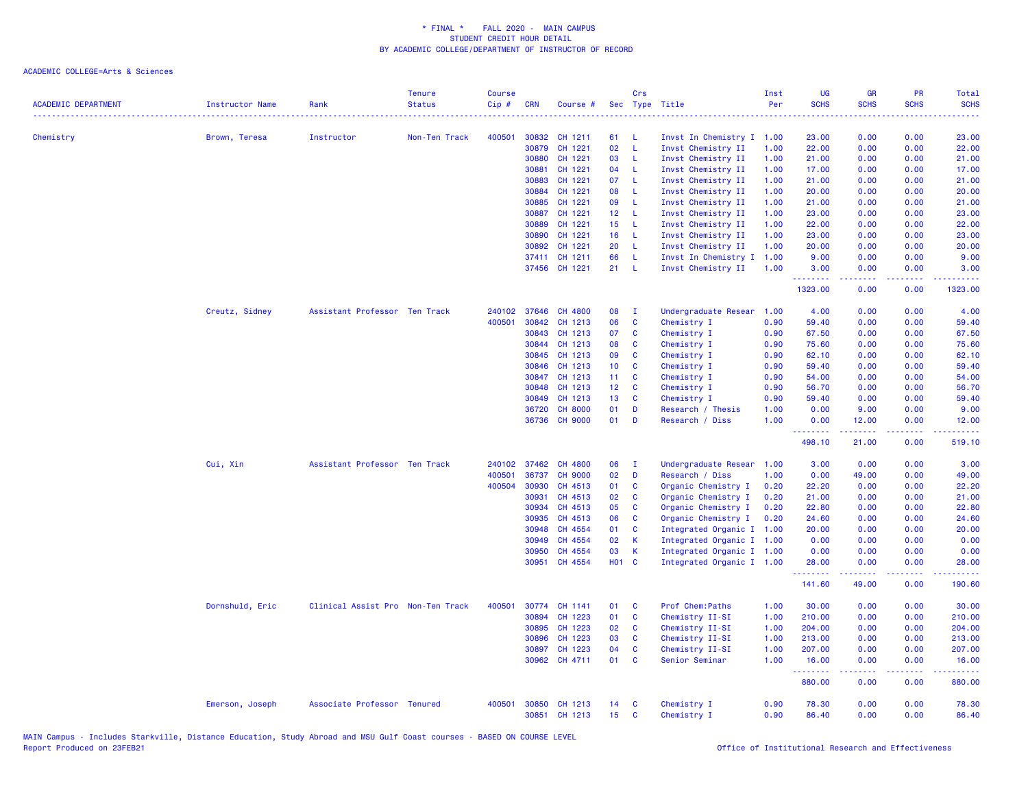\* FINAL \*    FALL 2020 - MAIN CAMPUS
STUDENT CREDIT HOUR DETAIL
BY ACADEMIC COLLEGE/DEPARTMENT OF INSTRUCTOR OF RECORD

ACADEMIC COLLEGE=Arts & Sciences

| ACADEMIC DEPARTMENT | Instructor Name | Rank | Tenure Status | Course Cip # | CRN | Course # | Sec | Crs Type | Title | Inst Per | UG SCHS | GR SCHS | PR SCHS | Total SCHS |
|---|---|---|---|---|---|---|---|---|---|---|---|---|---|---|
| Chemistry | Brown, Teresa | Instructor | Non-Ten Track | 400501 | 30832 | CH 1211 | 61 | L | Invst In Chemistry I | 1.00 | 23.00 | 0.00 | 0.00 | 23.00 |
| | | | | | 30879 | CH 1221 | 02 | L | Invst Chemistry II | 1.00 | 22.00 | 0.00 | 0.00 | 22.00 |
| | | | | | 30880 | CH 1221 | 03 | L | Invst Chemistry II | 1.00 | 21.00 | 0.00 | 0.00 | 21.00 |
| | | | | | 30881 | CH 1221 | 04 | L | Invst Chemistry II | 1.00 | 17.00 | 0.00 | 0.00 | 17.00 |
| | | | | | 30883 | CH 1221 | 07 | L | Invst Chemistry II | 1.00 | 21.00 | 0.00 | 0.00 | 21.00 |
| | | | | | 30884 | CH 1221 | 08 | L | Invst Chemistry II | 1.00 | 20.00 | 0.00 | 0.00 | 20.00 |
| | | | | | 30885 | CH 1221 | 09 | L | Invst Chemistry II | 1.00 | 21.00 | 0.00 | 0.00 | 21.00 |
| | | | | | 30887 | CH 1221 | 12 | L | Invst Chemistry II | 1.00 | 23.00 | 0.00 | 0.00 | 23.00 |
| | | | | | 30889 | CH 1221 | 15 | L | Invst Chemistry II | 1.00 | 22.00 | 0.00 | 0.00 | 22.00 |
| | | | | | 30890 | CH 1221 | 16 | L | Invst Chemistry II | 1.00 | 23.00 | 0.00 | 0.00 | 23.00 |
| | | | | | 30892 | CH 1221 | 20 | L | Invst Chemistry II | 1.00 | 20.00 | 0.00 | 0.00 | 20.00 |
| | | | | | 37411 | CH 1211 | 66 | L | Invst In Chemistry I | 1.00 | 9.00 | 0.00 | 0.00 | 9.00 |
| | | | | | 37456 | CH 1221 | 21 | L | Invst Chemistry II | 1.00 | 3.00 | 0.00 | 0.00 | 3.00 |
| | | | | | | | | | | | 1323.00 | 0.00 | 0.00 | 1323.00 |
| | Creutz, Sidney | Assistant Professor | Ten Track | 240102 | 37646 | CH 4800 | 08 | I | Undergraduate Resear | 1.00 | 4.00 | 0.00 | 0.00 | 4.00 |
| | | | | 400501 | 30842 | CH 1213 | 06 | C | Chemistry I | 0.90 | 59.40 | 0.00 | 0.00 | 59.40 |
| | | | | | 30843 | CH 1213 | 07 | C | Chemistry I | 0.90 | 67.50 | 0.00 | 0.00 | 67.50 |
| | | | | | 30844 | CH 1213 | 08 | C | Chemistry I | 0.90 | 75.60 | 0.00 | 0.00 | 75.60 |
| | | | | | 30845 | CH 1213 | 09 | C | Chemistry I | 0.90 | 62.10 | 0.00 | 0.00 | 62.10 |
| | | | | | 30846 | CH 1213 | 10 | C | Chemistry I | 0.90 | 59.40 | 0.00 | 0.00 | 59.40 |
| | | | | | 30847 | CH 1213 | 11 | C | Chemistry I | 0.90 | 54.00 | 0.00 | 0.00 | 54.00 |
| | | | | | 30848 | CH 1213 | 12 | C | Chemistry I | 0.90 | 56.70 | 0.00 | 0.00 | 56.70 |
| | | | | | 30849 | CH 1213 | 13 | C | Chemistry I | 0.90 | 59.40 | 0.00 | 0.00 | 59.40 |
| | | | | | 36720 | CH 8000 | 01 | D | Research / Thesis | 1.00 | 0.00 | 9.00 | 0.00 | 9.00 |
| | | | | | 36736 | CH 9000 | 01 | D | Research / Diss | 1.00 | 0.00 | 12.00 | 0.00 | 12.00 |
| | | | | | | | | | | | 498.10 | 21.00 | 0.00 | 519.10 |
| | Cui, Xin | Assistant Professor | Ten Track | 240102 | 37462 | CH 4800 | 06 | I | Undergraduate Resear | 1.00 | 3.00 | 0.00 | 0.00 | 3.00 |
| | | | | 400501 | 36737 | CH 9000 | 02 | D | Research / Diss | 1.00 | 0.00 | 49.00 | 0.00 | 49.00 |
| | | | | 400504 | 30930 | CH 4513 | 01 | C | Organic Chemistry I | 0.20 | 22.20 | 0.00 | 0.00 | 22.20 |
| | | | | | 30931 | CH 4513 | 02 | C | Organic Chemistry I | 0.20 | 21.00 | 0.00 | 0.00 | 21.00 |
| | | | | | 30934 | CH 4513 | 05 | C | Organic Chemistry I | 0.20 | 22.80 | 0.00 | 0.00 | 22.80 |
| | | | | | 30935 | CH 4513 | 06 | C | Organic Chemistry I | 0.20 | 24.60 | 0.00 | 0.00 | 24.60 |
| | | | | | 30948 | CH 4554 | 01 | C | Integrated Organic I | 1.00 | 20.00 | 0.00 | 0.00 | 20.00 |
| | | | | | 30949 | CH 4554 | 02 | K | Integrated Organic I | 1.00 | 0.00 | 0.00 | 0.00 | 0.00 |
| | | | | | 30950 | CH 4554 | 03 | K | Integrated Organic I | 1.00 | 0.00 | 0.00 | 0.00 | 0.00 |
| | | | | | 30951 | CH 4554 | H01 | C | Integrated Organic I | 1.00 | 28.00 | 0.00 | 0.00 | 28.00 |
| | | | | | | | | | | | 141.60 | 49.00 | 0.00 | 190.60 |
| | Dornshuld, Eric | Clinical Assist Pro | Non-Ten Track | 400501 | 30774 | CH 1141 | 01 | C | Prof Chem:Paths | 1.00 | 30.00 | 0.00 | 0.00 | 30.00 |
| | | | | | 30894 | CH 1223 | 01 | C | Chemistry II-SI | 1.00 | 210.00 | 0.00 | 0.00 | 210.00 |
| | | | | | 30895 | CH 1223 | 02 | C | Chemistry II-SI | 1.00 | 204.00 | 0.00 | 0.00 | 204.00 |
| | | | | | 30896 | CH 1223 | 03 | C | Chemistry II-SI | 1.00 | 213.00 | 0.00 | 0.00 | 213.00 |
| | | | | | 30897 | CH 1223 | 04 | C | Chemistry II-SI | 1.00 | 207.00 | 0.00 | 0.00 | 207.00 |
| | | | | | 30962 | CH 4711 | 01 | C | Senior Seminar | 1.00 | 16.00 | 0.00 | 0.00 | 16.00 |
| | | | | | | | | | | | 880.00 | 0.00 | 0.00 | 880.00 |
| | Emerson, Joseph | Associate Professor | Tenured | 400501 | 30850 | CH 1213 | 14 | C | Chemistry I | 0.90 | 78.30 | 0.00 | 0.00 | 78.30 |
| | | | | | 30851 | CH 1213 | 15 | C | Chemistry I | 0.90 | 86.40 | 0.00 | 0.00 | 86.40 |

MAIN Campus - Includes Starkville, Distance Education, Study Abroad and MSU Gulf Coast courses - BASED ON COURSE LEVEL
Report Produced on 23FEB21

Office of Institutional Research and Effectiveness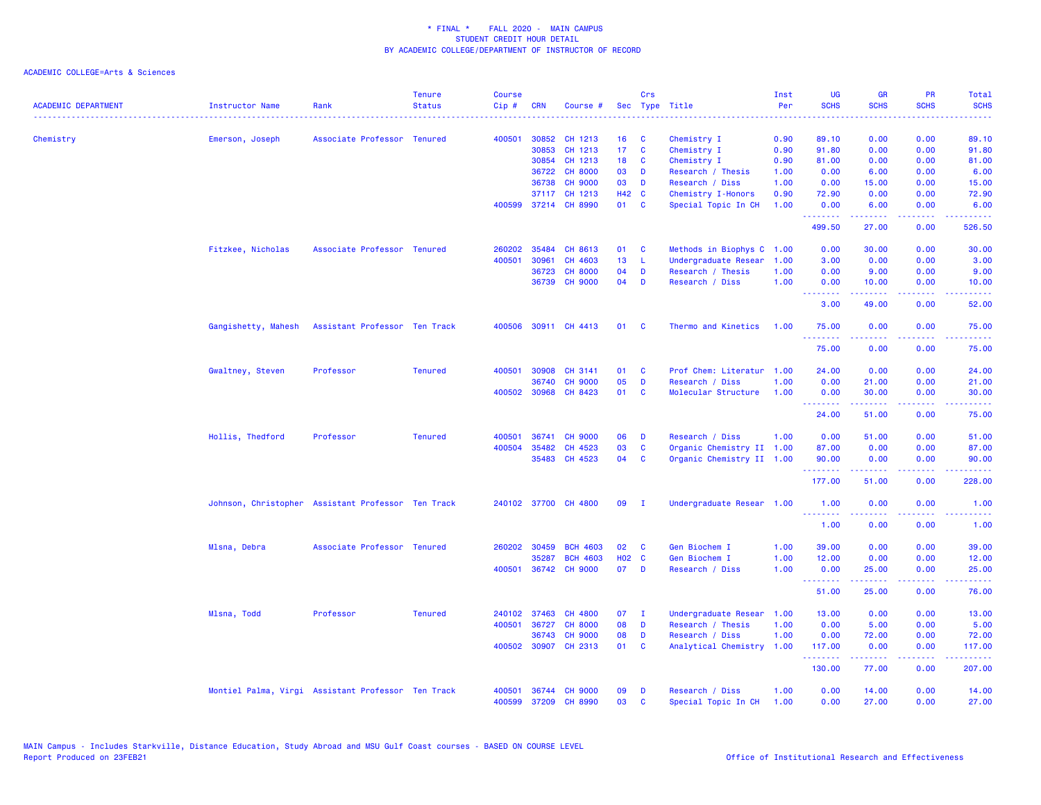\* FINAL \*    FALL 2020 -  MAIN CAMPUS
STUDENT CREDIT HOUR DETAIL
BY ACADEMIC COLLEGE/DEPARTMENT OF INSTRUCTOR OF RECORD

ACADEMIC COLLEGE=Arts & Sciences

| ACADEMIC DEPARTMENT | Instructor Name | Rank | Tenure Status | Course Cip # | CRN | Course # | Sec | Crs Type | Title | Inst Per | UG SCHS | GR SCHS | PR SCHS | Total SCHS |
|---|---|---|---|---|---|---|---|---|---|---|---|---|---|---|
| Chemistry | Emerson, Joseph | Associate Professor | Tenured | 400501 | 30852 | CH 1213 | 16 | C | Chemistry I | 0.90 | 89.10 | 0.00 | 0.00 | 89.10 |
| | | | | | 30853 | CH 1213 | 17 | C | Chemistry I | 0.90 | 91.80 | 0.00 | 0.00 | 91.80 |
| | | | | | 30854 | CH 1213 | 18 | C | Chemistry I | 0.90 | 81.00 | 0.00 | 0.00 | 81.00 |
| | | | | | 36722 | CH 8000 | 03 | D | Research / Thesis | 1.00 | 0.00 | 6.00 | 0.00 | 6.00 |
| | | | | | 36738 | CH 9000 | 03 | D | Research / Diss | 1.00 | 0.00 | 15.00 | 0.00 | 15.00 |
| | | | | | 37117 | CH 1213 | H42 | C | Chemistry I-Honors | 0.90 | 72.90 | 0.00 | 0.00 | 72.90 |
| | | | | 400599 | 37214 | CH 8990 | 01 | C | Special Topic In CH | 1.00 | 0.00 | 6.00 | 0.00 | 6.00 |
| | | | | | | | | | | | 499.50 | 27.00 | 0.00 | 526.50 |
| | Fitzkee, Nicholas | Associate Professor | Tenured | 260202 | 35484 | CH 8613 | 01 | C | Methods in Biophys C | 1.00 | 0.00 | 30.00 | 0.00 | 30.00 |
| | | | | 400501 | 30961 | CH 4603 | 13 | L | Undergraduate Resear | 1.00 | 3.00 | 0.00 | 0.00 | 3.00 |
| | | | | | 36723 | CH 8000 | 04 | D | Research / Thesis | 1.00 | 0.00 | 9.00 | 0.00 | 9.00 |
| | | | | | 36739 | CH 9000 | 04 | D | Research / Diss | 1.00 | 0.00 | 10.00 | 0.00 | 10.00 |
| | | | | | | | | | | | 3.00 | 49.00 | 0.00 | 52.00 |
| | Gangishetty, Mahesh | Assistant Professor | Ten Track | 400506 | 30911 | CH 4413 | 01 | C | Thermo and Kinetics | 1.00 | 75.00 | 0.00 | 0.00 | 75.00 |
| | | | | | | | | | | | 75.00 | 0.00 | 0.00 | 75.00 |
| | Gwaltney, Steven | Professor | Tenured | 400501 | 30908 | CH 3141 | 01 | C | Prof Chem: Literatur | 1.00 | 24.00 | 0.00 | 0.00 | 24.00 |
| | | | | | 36740 | CH 9000 | 05 | D | Research / Diss | 1.00 | 0.00 | 21.00 | 0.00 | 21.00 |
| | | | | 400502 | 30968 | CH 8423 | 01 | C | Molecular Structure | 1.00 | 0.00 | 30.00 | 0.00 | 30.00 |
| | | | | | | | | | | | 24.00 | 51.00 | 0.00 | 75.00 |
| | Hollis, Thedford | Professor | Tenured | 400501 | 36741 | CH 9000 | 06 | D | Research / Diss | 1.00 | 0.00 | 51.00 | 0.00 | 51.00 |
| | | | | 400504 | 35482 | CH 4523 | 03 | C | Organic Chemistry II | 1.00 | 87.00 | 0.00 | 0.00 | 87.00 |
| | | | | | 35483 | CH 4523 | 04 | C | Organic Chemistry II | 1.00 | 90.00 | 0.00 | 0.00 | 90.00 |
| | | | | | | | | | | | 177.00 | 51.00 | 0.00 | 228.00 |
| | Johnson, Christopher | Assistant Professor | Ten Track | 240102 | 37700 | CH 4800 | 09 | I | Undergraduate Resear | 1.00 | 1.00 | 0.00 | 0.00 | 1.00 |
| | | | | | | | | | | | 1.00 | 0.00 | 0.00 | 1.00 |
| | Mlsna, Debra | Associate Professor | Tenured | 260202 | 30459 | BCH 4603 | 02 | C | Gen Biochem I | 1.00 | 39.00 | 0.00 | 0.00 | 39.00 |
| | | | | | 35287 | BCH 4603 | H02 | C | Gen Biochem I | 1.00 | 12.00 | 0.00 | 0.00 | 12.00 |
| | | | | 400501 | 36742 | CH 9000 | 07 | D | Research / Diss | 1.00 | 0.00 | 25.00 | 0.00 | 25.00 |
| | | | | | | | | | | | 51.00 | 25.00 | 0.00 | 76.00 |
| | Mlsna, Todd | Professor | Tenured | 240102 | 37463 | CH 4800 | 07 | I | Undergraduate Resear | 1.00 | 13.00 | 0.00 | 0.00 | 13.00 |
| | | | | 400501 | 36727 | CH 8000 | 08 | D | Research / Thesis | 1.00 | 0.00 | 5.00 | 0.00 | 5.00 |
| | | | | | 36743 | CH 9000 | 08 | D | Research / Diss | 1.00 | 0.00 | 72.00 | 0.00 | 72.00 |
| | | | | 400502 | 30907 | CH 2313 | 01 | C | Analytical Chemistry | 1.00 | 117.00 | 0.00 | 0.00 | 117.00 |
| | | | | | | | | | | | 130.00 | 77.00 | 0.00 | 207.00 |
| | Montiel Palma, Virgi | Assistant Professor | Ten Track | 400501 | 36744 | CH 9000 | 09 | D | Research / Diss | 1.00 | 0.00 | 14.00 | 0.00 | 14.00 |
| | | | | 400599 | 37209 | CH 8990 | 03 | C | Special Topic In CH | 1.00 | 0.00 | 27.00 | 0.00 | 27.00 |

MAIN Campus - Includes Starkville, Distance Education, Study Abroad and MSU Gulf Coast courses - BASED ON COURSE LEVEL
Report Produced on 23FEB21

Office of Institutional Research and Effectiveness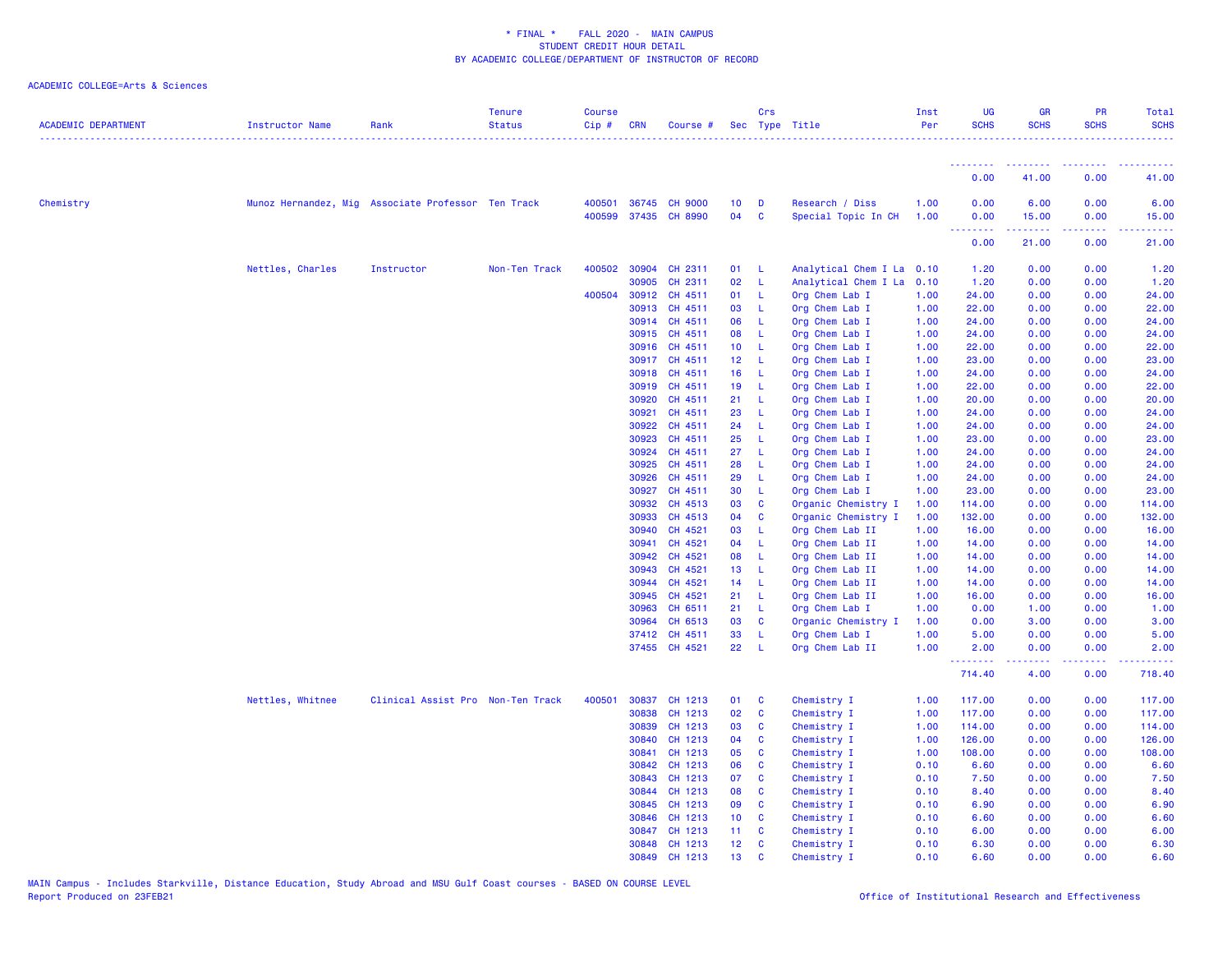\* FINAL \*    FALL 2020 -  MAIN CAMPUS
STUDENT CREDIT HOUR DETAIL
BY ACADEMIC COLLEGE/DEPARTMENT OF INSTRUCTOR OF RECORD

ACADEMIC COLLEGE=Arts & Sciences

| ACADEMIC DEPARTMENT | Instructor Name | Rank | Tenure Status | Course Cip # | CRN | Course # | Sec | Crs Type | Title | Inst Per | UG SCHS | GR SCHS | PR SCHS | Total SCHS |
|---|---|---|---|---|---|---|---|---|---|---|---|---|---|---|
| | | | | | | | | | | | 0.00 | 41.00 | 0.00 | 41.00 |
| Chemistry | Munoz Hernandez, Mig | Associate Professor | Ten Track | 400501 | 36745 | CH 9000 | 10 | D | Research / Diss | 1.00 | 0.00 | 6.00 | 0.00 | 6.00 |
| | | | | 400599 | 37435 | CH 8990 | 04 | C | Special Topic In CH | 1.00 | 0.00 | 15.00 | 0.00 | 15.00 |
| | | | | | | | | | | | 0.00 | 21.00 | 0.00 | 21.00 |
| | Nettles, Charles | Instructor | Non-Ten Track | 400502 | 30904 | CH 2311 | 01 | L | Analytical Chem I La | 0.10 | 1.20 | 0.00 | 0.00 | 1.20 |
| | | | | | 30905 | CH 2311 | 02 | L | Analytical Chem I La | 0.10 | 1.20 | 0.00 | 0.00 | 1.20 |
| | | | | 400504 | 30912 | CH 4511 | 01 | L | Org Chem Lab I | 1.00 | 24.00 | 0.00 | 0.00 | 24.00 |
| | | | | | 30913 | CH 4511 | 03 | L | Org Chem Lab I | 1.00 | 22.00 | 0.00 | 0.00 | 22.00 |
| | | | | | 30914 | CH 4511 | 06 | L | Org Chem Lab I | 1.00 | 24.00 | 0.00 | 0.00 | 24.00 |
| | | | | | 30915 | CH 4511 | 08 | L | Org Chem Lab I | 1.00 | 24.00 | 0.00 | 0.00 | 24.00 |
| | | | | | 30916 | CH 4511 | 10 | L | Org Chem Lab I | 1.00 | 22.00 | 0.00 | 0.00 | 22.00 |
| | | | | | 30917 | CH 4511 | 12 | L | Org Chem Lab I | 1.00 | 23.00 | 0.00 | 0.00 | 23.00 |
| | | | | | 30918 | CH 4511 | 16 | L | Org Chem Lab I | 1.00 | 24.00 | 0.00 | 0.00 | 24.00 |
| | | | | | 30919 | CH 4511 | 19 | L | Org Chem Lab I | 1.00 | 22.00 | 0.00 | 0.00 | 22.00 |
| | | | | | 30920 | CH 4511 | 21 | L | Org Chem Lab I | 1.00 | 20.00 | 0.00 | 0.00 | 20.00 |
| | | | | | 30921 | CH 4511 | 23 | L | Org Chem Lab I | 1.00 | 24.00 | 0.00 | 0.00 | 24.00 |
| | | | | | 30922 | CH 4511 | 24 | L | Org Chem Lab I | 1.00 | 24.00 | 0.00 | 0.00 | 24.00 |
| | | | | | 30923 | CH 4511 | 25 | L | Org Chem Lab I | 1.00 | 23.00 | 0.00 | 0.00 | 23.00 |
| | | | | | 30924 | CH 4511 | 27 | L | Org Chem Lab I | 1.00 | 24.00 | 0.00 | 0.00 | 24.00 |
| | | | | | 30925 | CH 4511 | 28 | L | Org Chem Lab I | 1.00 | 24.00 | 0.00 | 0.00 | 24.00 |
| | | | | | 30926 | CH 4511 | 29 | L | Org Chem Lab I | 1.00 | 24.00 | 0.00 | 0.00 | 24.00 |
| | | | | | 30927 | CH 4511 | 30 | L | Org Chem Lab I | 1.00 | 23.00 | 0.00 | 0.00 | 23.00 |
| | | | | | 30932 | CH 4513 | 03 | C | Organic Chemistry I | 1.00 | 114.00 | 0.00 | 0.00 | 114.00 |
| | | | | | 30933 | CH 4513 | 04 | C | Organic Chemistry I | 1.00 | 132.00 | 0.00 | 0.00 | 132.00 |
| | | | | | 30940 | CH 4521 | 03 | L | Org Chem Lab II | 1.00 | 16.00 | 0.00 | 0.00 | 16.00 |
| | | | | | 30941 | CH 4521 | 04 | L | Org Chem Lab II | 1.00 | 14.00 | 0.00 | 0.00 | 14.00 |
| | | | | | 30942 | CH 4521 | 08 | L | Org Chem Lab II | 1.00 | 14.00 | 0.00 | 0.00 | 14.00 |
| | | | | | 30943 | CH 4521 | 13 | L | Org Chem Lab II | 1.00 | 14.00 | 0.00 | 0.00 | 14.00 |
| | | | | | 30944 | CH 4521 | 14 | L | Org Chem Lab II | 1.00 | 14.00 | 0.00 | 0.00 | 14.00 |
| | | | | | 30945 | CH 4521 | 21 | L | Org Chem Lab II | 1.00 | 16.00 | 0.00 | 0.00 | 16.00 |
| | | | | | 30963 | CH 6511 | 21 | L | Org Chem Lab I | 1.00 | 0.00 | 1.00 | 0.00 | 1.00 |
| | | | | | 30964 | CH 6513 | 03 | C | Organic Chemistry I | 1.00 | 0.00 | 3.00 | 0.00 | 3.00 |
| | | | | | 37412 | CH 4511 | 33 | L | Org Chem Lab I | 1.00 | 5.00 | 0.00 | 0.00 | 5.00 |
| | | | | | 37455 | CH 4521 | 22 | L | Org Chem Lab II | 1.00 | 2.00 | 0.00 | 0.00 | 2.00 |
| | | | | | | | | | | | 714.40 | 4.00 | 0.00 | 718.40 |
| | Nettles, Whitnee | Clinical Assist Pro | Non-Ten Track | 400501 | 30837 | CH 1213 | 01 | C | Chemistry I | 1.00 | 117.00 | 0.00 | 0.00 | 117.00 |
| | | | | | 30838 | CH 1213 | 02 | C | Chemistry I | 1.00 | 117.00 | 0.00 | 0.00 | 117.00 |
| | | | | | 30839 | CH 1213 | 03 | C | Chemistry I | 1.00 | 114.00 | 0.00 | 0.00 | 114.00 |
| | | | | | 30840 | CH 1213 | 04 | C | Chemistry I | 1.00 | 126.00 | 0.00 | 0.00 | 126.00 |
| | | | | | 30841 | CH 1213 | 05 | C | Chemistry I | 1.00 | 108.00 | 0.00 | 0.00 | 108.00 |
| | | | | | 30842 | CH 1213 | 06 | C | Chemistry I | 0.10 | 6.60 | 0.00 | 0.00 | 6.60 |
| | | | | | 30843 | CH 1213 | 07 | C | Chemistry I | 0.10 | 7.50 | 0.00 | 0.00 | 7.50 |
| | | | | | 30844 | CH 1213 | 08 | C | Chemistry I | 0.10 | 8.40 | 0.00 | 0.00 | 8.40 |
| | | | | | 30845 | CH 1213 | 09 | C | Chemistry I | 0.10 | 6.90 | 0.00 | 0.00 | 6.90 |
| | | | | | 30846 | CH 1213 | 10 | C | Chemistry I | 0.10 | 6.60 | 0.00 | 0.00 | 6.60 |
| | | | | | 30847 | CH 1213 | 11 | C | Chemistry I | 0.10 | 6.00 | 0.00 | 0.00 | 6.00 |
| | | | | | 30848 | CH 1213 | 12 | C | Chemistry I | 0.10 | 6.30 | 0.00 | 0.00 | 6.30 |
| | | | | | 30849 | CH 1213 | 13 | C | Chemistry I | 0.10 | 6.60 | 0.00 | 0.00 | 6.60 |

MAIN Campus - Includes Starkville, Distance Education, Study Abroad and MSU Gulf Coast courses - BASED ON COURSE LEVEL
Report Produced on 23FEB21    Office of Institutional Research and Effectiveness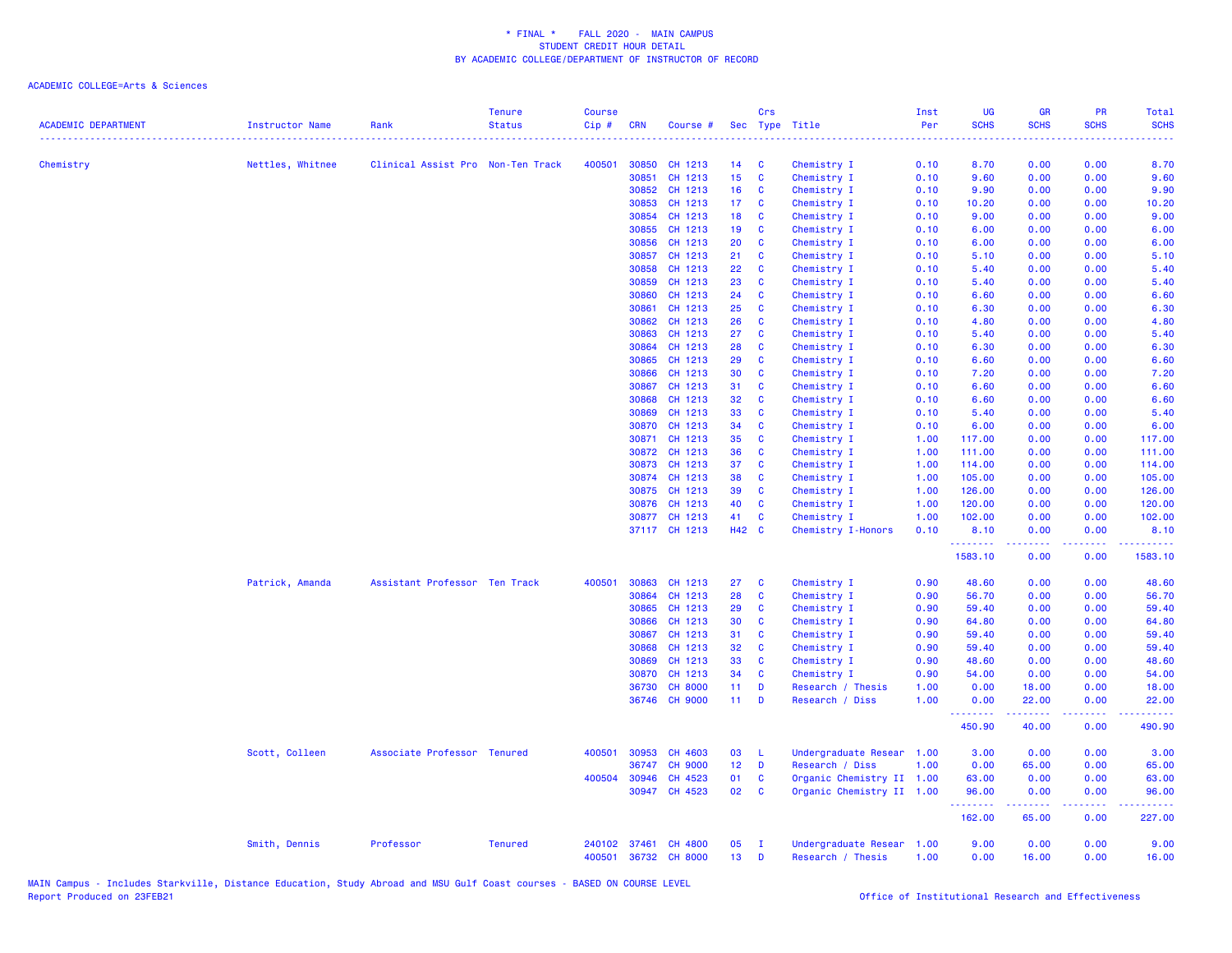\* FINAL \* FALL 2020 - MAIN CAMPUS
STUDENT CREDIT HOUR DETAIL
BY ACADEMIC COLLEGE/DEPARTMENT OF INSTRUCTOR OF RECORD

ACADEMIC COLLEGE=Arts & Sciences

| ACADEMIC DEPARTMENT | Instructor Name | Rank | Tenure Status | Course Cip # | CRN | Course # | Sec | Crs Type | Title | Inst Per | UG SCHS | GR SCHS | PR SCHS | Total SCHS |
|---|---|---|---|---|---|---|---|---|---|---|---|---|---|---|
| Chemistry | Nettles, Whitnee | Clinical Assist Pro | Non-Ten Track | 400501 | 30850 | CH 1213 | 14 | C | Chemistry I | 0.10 | 8.70 | 0.00 | 0.00 | 8.70 |
| | | | | | 30851 | CH 1213 | 15 | C | Chemistry I | 0.10 | 9.60 | 0.00 | 0.00 | 9.60 |
| | | | | | 30852 | CH 1213 | 16 | C | Chemistry I | 0.10 | 9.90 | 0.00 | 0.00 | 9.90 |
| | | | | | 30853 | CH 1213 | 17 | C | Chemistry I | 0.10 | 10.20 | 0.00 | 0.00 | 10.20 |
| | | | | | 30854 | CH 1213 | 18 | C | Chemistry I | 0.10 | 9.00 | 0.00 | 0.00 | 9.00 |
| | | | | | 30855 | CH 1213 | 19 | C | Chemistry I | 0.10 | 6.00 | 0.00 | 0.00 | 6.00 |
| | | | | | 30856 | CH 1213 | 20 | C | Chemistry I | 0.10 | 6.00 | 0.00 | 0.00 | 6.00 |
| | | | | | 30857 | CH 1213 | 21 | C | Chemistry I | 0.10 | 5.10 | 0.00 | 0.00 | 5.10 |
| | | | | | 30858 | CH 1213 | 22 | C | Chemistry I | 0.10 | 5.40 | 0.00 | 0.00 | 5.40 |
| | | | | | 30859 | CH 1213 | 23 | C | Chemistry I | 0.10 | 5.40 | 0.00 | 0.00 | 5.40 |
| | | | | | 30860 | CH 1213 | 24 | C | Chemistry I | 0.10 | 6.60 | 0.00 | 0.00 | 6.60 |
| | | | | | 30861 | CH 1213 | 25 | C | Chemistry I | 0.10 | 6.30 | 0.00 | 0.00 | 6.30 |
| | | | | | 30862 | CH 1213 | 26 | C | Chemistry I | 0.10 | 4.80 | 0.00 | 0.00 | 4.80 |
| | | | | | 30863 | CH 1213 | 27 | C | Chemistry I | 0.10 | 5.40 | 0.00 | 0.00 | 5.40 |
| | | | | | 30864 | CH 1213 | 28 | C | Chemistry I | 0.10 | 6.30 | 0.00 | 0.00 | 6.30 |
| | | | | | 30865 | CH 1213 | 29 | C | Chemistry I | 0.10 | 6.60 | 0.00 | 0.00 | 6.60 |
| | | | | | 30866 | CH 1213 | 30 | C | Chemistry I | 0.10 | 7.20 | 0.00 | 0.00 | 7.20 |
| | | | | | 30867 | CH 1213 | 31 | C | Chemistry I | 0.10 | 6.60 | 0.00 | 0.00 | 6.60 |
| | | | | | 30868 | CH 1213 | 32 | C | Chemistry I | 0.10 | 6.60 | 0.00 | 0.00 | 6.60 |
| | | | | | 30869 | CH 1213 | 33 | C | Chemistry I | 0.10 | 5.40 | 0.00 | 0.00 | 5.40 |
| | | | | | 30870 | CH 1213 | 34 | C | Chemistry I | 0.10 | 6.00 | 0.00 | 0.00 | 6.00 |
| | | | | | 30871 | CH 1213 | 35 | C | Chemistry I | 1.00 | 117.00 | 0.00 | 0.00 | 117.00 |
| | | | | | 30872 | CH 1213 | 36 | C | Chemistry I | 1.00 | 111.00 | 0.00 | 0.00 | 111.00 |
| | | | | | 30873 | CH 1213 | 37 | C | Chemistry I | 1.00 | 114.00 | 0.00 | 0.00 | 114.00 |
| | | | | | 30874 | CH 1213 | 38 | C | Chemistry I | 1.00 | 105.00 | 0.00 | 0.00 | 105.00 |
| | | | | | 30875 | CH 1213 | 39 | C | Chemistry I | 1.00 | 126.00 | 0.00 | 0.00 | 126.00 |
| | | | | | 30876 | CH 1213 | 40 | C | Chemistry I | 1.00 | 120.00 | 0.00 | 0.00 | 120.00 |
| | | | | | 30877 | CH 1213 | 41 | C | Chemistry I | 1.00 | 102.00 | 0.00 | 0.00 | 102.00 |
| | | | | | 37117 | CH 1213 | H42 | C | Chemistry I-Honors | 0.10 | 8.10 | 0.00 | 0.00 | 8.10 |
| | | | | | | | | | | | 1583.10 | 0.00 | 0.00 | 1583.10 |
| | Patrick, Amanda | Assistant Professor | Ten Track | 400501 | 30863 | CH 1213 | 27 | C | Chemistry I | 0.90 | 48.60 | 0.00 | 0.00 | 48.60 |
| | | | | | 30864 | CH 1213 | 28 | C | Chemistry I | 0.90 | 56.70 | 0.00 | 0.00 | 56.70 |
| | | | | | 30865 | CH 1213 | 29 | C | Chemistry I | 0.90 | 59.40 | 0.00 | 0.00 | 59.40 |
| | | | | | 30866 | CH 1213 | 30 | C | Chemistry I | 0.90 | 64.80 | 0.00 | 0.00 | 64.80 |
| | | | | | 30867 | CH 1213 | 31 | C | Chemistry I | 0.90 | 59.40 | 0.00 | 0.00 | 59.40 |
| | | | | | 30868 | CH 1213 | 32 | C | Chemistry I | 0.90 | 59.40 | 0.00 | 0.00 | 59.40 |
| | | | | | 30869 | CH 1213 | 33 | C | Chemistry I | 0.90 | 48.60 | 0.00 | 0.00 | 48.60 |
| | | | | | 30870 | CH 1213 | 34 | C | Chemistry I | 0.90 | 54.00 | 0.00 | 0.00 | 54.00 |
| | | | | | 36730 | CH 8000 | 11 | D | Research / Thesis | 1.00 | 0.00 | 18.00 | 0.00 | 18.00 |
| | | | | | 36746 | CH 9000 | 11 | D | Research / Diss | 1.00 | 0.00 | 22.00 | 0.00 | 22.00 |
| | | | | | | | | | | | 450.90 | 40.00 | 0.00 | 490.90 |
| | Scott, Colleen | Associate Professor | Tenured | 400501 | 30953 | CH 4603 | 03 | L | Undergraduate Resear | 1.00 | 3.00 | 0.00 | 0.00 | 3.00 |
| | | | | | 36747 | CH 9000 | 12 | D | Research / Diss | 1.00 | 0.00 | 65.00 | 0.00 | 65.00 |
| | | | | 400504 | 30946 | CH 4523 | 01 | C | Organic Chemistry II | 1.00 | 63.00 | 0.00 | 0.00 | 63.00 |
| | | | | | 30947 | CH 4523 | 02 | C | Organic Chemistry II | 1.00 | 96.00 | 0.00 | 0.00 | 96.00 |
| | | | | | | | | | | | 162.00 | 65.00 | 0.00 | 227.00 |
| | Smith, Dennis | Professor | Tenured | 240102 | 37461 | CH 4800 | 05 | I | Undergraduate Resear | 1.00 | 9.00 | 0.00 | 0.00 | 9.00 |
| | | | | 400501 | 36732 | CH 8000 | 13 | D | Research / Thesis | 1.00 | 0.00 | 16.00 | 0.00 | 16.00 |

MAIN Campus - Includes Starkville, Distance Education, Study Abroad and MSU Gulf Coast courses - BASED ON COURSE LEVEL
Report Produced on 23FEB21

Office of Institutional Research and Effectiveness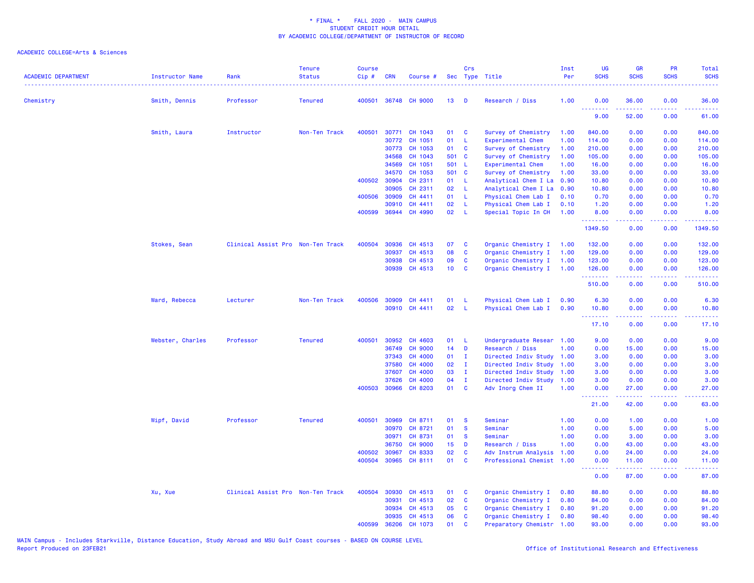\* FINAL \* FALL 2020 - MAIN CAMPUS
STUDENT CREDIT HOUR DETAIL
BY ACADEMIC COLLEGE/DEPARTMENT OF INSTRUCTOR OF RECORD

ACADEMIC COLLEGE=Arts & Sciences

| ACADEMIC DEPARTMENT | Instructor Name | Rank | Tenure Status | Course Cip # | CRN | Course # | Sec | Crs Type | Title | Inst Per | UG SCHS | GR SCHS | PR SCHS | Total SCHS |
|---|---|---|---|---|---|---|---|---|---|---|---|---|---|---|
| Chemistry | Smith, Dennis | Professor | Tenured | 400501 | 36748 | CH 9000 | 13 | D | Research / Diss | 1.00 | 0.00 | 36.00 | 0.00 | 36.00 |
| | | | | | | | | | | | 9.00 | 52.00 | 0.00 | 61.00 |
| | Smith, Laura | Instructor | Non-Ten Track | 400501 | 30771 | CH 1043 | 01 | C | Survey of Chemistry | 1.00 | 840.00 | 0.00 | 0.00 | 840.00 |
| | | | | | 30772 | CH 1051 | 01 | L | Experimental Chem | 1.00 | 114.00 | 0.00 | 0.00 | 114.00 |
| | | | | | 30773 | CH 1053 | 01 | C | Survey of Chemistry | 1.00 | 210.00 | 0.00 | 0.00 | 210.00 |
| | | | | | 34568 | CH 1043 | 501 | C | Survey of Chemistry | 1.00 | 105.00 | 0.00 | 0.00 | 105.00 |
| | | | | | 34569 | CH 1051 | 501 | L | Experimental Chem | 1.00 | 16.00 | 0.00 | 0.00 | 16.00 |
| | | | | | 34570 | CH 1053 | 501 | C | Survey of Chemistry | 1.00 | 33.00 | 0.00 | 0.00 | 33.00 |
| | | | | 400502 | 30904 | CH 2311 | 01 | L | Analytical Chem I La | 0.90 | 10.80 | 0.00 | 0.00 | 10.80 |
| | | | | | 30905 | CH 2311 | 02 | L | Analytical Chem I La | 0.90 | 10.80 | 0.00 | 0.00 | 10.80 |
| | | | | 400506 | 30909 | CH 4411 | 01 | L | Physical Chem Lab I | 0.10 | 0.70 | 0.00 | 0.00 | 0.70 |
| | | | | | 30910 | CH 4411 | 02 | L | Physical Chem Lab I | 0.10 | 1.20 | 0.00 | 0.00 | 1.20 |
| | | | | 400599 | 36944 | CH 4990 | 02 | L | Special Topic In CH | 1.00 | 8.00 | 0.00 | 0.00 | 8.00 |
| | | | | | | | | | | | 1349.50 | 0.00 | 0.00 | 1349.50 |
| | Stokes, Sean | Clinical Assist Pro | Non-Ten Track | 400504 | 30936 | CH 4513 | 07 | C | Organic Chemistry I | 1.00 | 132.00 | 0.00 | 0.00 | 132.00 |
| | | | | | 30937 | CH 4513 | 08 | C | Organic Chemistry I | 1.00 | 129.00 | 0.00 | 0.00 | 129.00 |
| | | | | | 30938 | CH 4513 | 09 | C | Organic Chemistry I | 1.00 | 123.00 | 0.00 | 0.00 | 123.00 |
| | | | | | 30939 | CH 4513 | 10 | C | Organic Chemistry I | 1.00 | 126.00 | 0.00 | 0.00 | 126.00 |
| | | | | | | | | | | | 510.00 | 0.00 | 0.00 | 510.00 |
| | Ward, Rebecca | Lecturer | Non-Ten Track | 400506 | 30909 | CH 4411 | 01 | L | Physical Chem Lab I | 0.90 | 6.30 | 0.00 | 0.00 | 6.30 |
| | | | | | 30910 | CH 4411 | 02 | L | Physical Chem Lab I | 0.90 | 10.80 | 0.00 | 0.00 | 10.80 |
| | | | | | | | | | | | 17.10 | 0.00 | 0.00 | 17.10 |
| | Webster, Charles | Professor | Tenured | 400501 | 30952 | CH 4603 | 01 | L | Undergraduate Resear | 1.00 | 9.00 | 0.00 | 0.00 | 9.00 |
| | | | | | 36749 | CH 9000 | 14 | D | Research / Diss | 1.00 | 0.00 | 15.00 | 0.00 | 15.00 |
| | | | | | 37343 | CH 4000 | 01 | I | Directed Indiv Study | 1.00 | 3.00 | 0.00 | 0.00 | 3.00 |
| | | | | | 37580 | CH 4000 | 02 | I | Directed Indiv Study | 1.00 | 3.00 | 0.00 | 0.00 | 3.00 |
| | | | | | 37607 | CH 4000 | 03 | I | Directed Indiv Study | 1.00 | 3.00 | 0.00 | 0.00 | 3.00 |
| | | | | | 37626 | CH 4000 | 04 | I | Directed Indiv Study | 1.00 | 3.00 | 0.00 | 0.00 | 3.00 |
| | | | | 400503 | 30966 | CH 8203 | 01 | C | Adv Inorg Chem II | 1.00 | 0.00 | 27.00 | 0.00 | 27.00 |
| | | | | | | | | | | | 21.00 | 42.00 | 0.00 | 63.00 |
| | Wipf, David | Professor | Tenured | 400501 | 30969 | CH 8711 | 01 | S | Seminar | 1.00 | 0.00 | 1.00 | 0.00 | 1.00 |
| | | | | | 30970 | CH 8721 | 01 | S | Seminar | 1.00 | 0.00 | 5.00 | 0.00 | 5.00 |
| | | | | | 30971 | CH 8731 | 01 | S | Seminar | 1.00 | 0.00 | 3.00 | 0.00 | 3.00 |
| | | | | | 36750 | CH 9000 | 15 | D | Research / Diss | 1.00 | 0.00 | 43.00 | 0.00 | 43.00 |
| | | | | 400502 | 30967 | CH 8333 | 02 | C | Adv Instrum Analysis | 1.00 | 0.00 | 24.00 | 0.00 | 24.00 |
| | | | | 400504 | 30965 | CH 8111 | 01 | C | Professional Chemist | 1.00 | 0.00 | 11.00 | 0.00 | 11.00 |
| | | | | | | | | | | | 0.00 | 87.00 | 0.00 | 87.00 |
| | Xu, Xue | Clinical Assist Pro | Non-Ten Track | 400504 | 30930 | CH 4513 | 01 | C | Organic Chemistry I | 0.80 | 88.80 | 0.00 | 0.00 | 88.80 |
| | | | | | 30931 | CH 4513 | 02 | C | Organic Chemistry I | 0.80 | 84.00 | 0.00 | 0.00 | 84.00 |
| | | | | | 30934 | CH 4513 | 05 | C | Organic Chemistry I | 0.80 | 91.20 | 0.00 | 0.00 | 91.20 |
| | | | | | 30935 | CH 4513 | 06 | C | Organic Chemistry I | 0.80 | 98.40 | 0.00 | 0.00 | 98.40 |
| | | | | 400599 | 36206 | CH 1073 | 01 | C | Preparatory Chemistr | 1.00 | 93.00 | 0.00 | 0.00 | 93.00 |

MAIN Campus - Includes Starkville, Distance Education, Study Abroad and MSU Gulf Coast courses - BASED ON COURSE LEVEL
Report Produced on 23FEB21

Office of Institutional Research and Effectiveness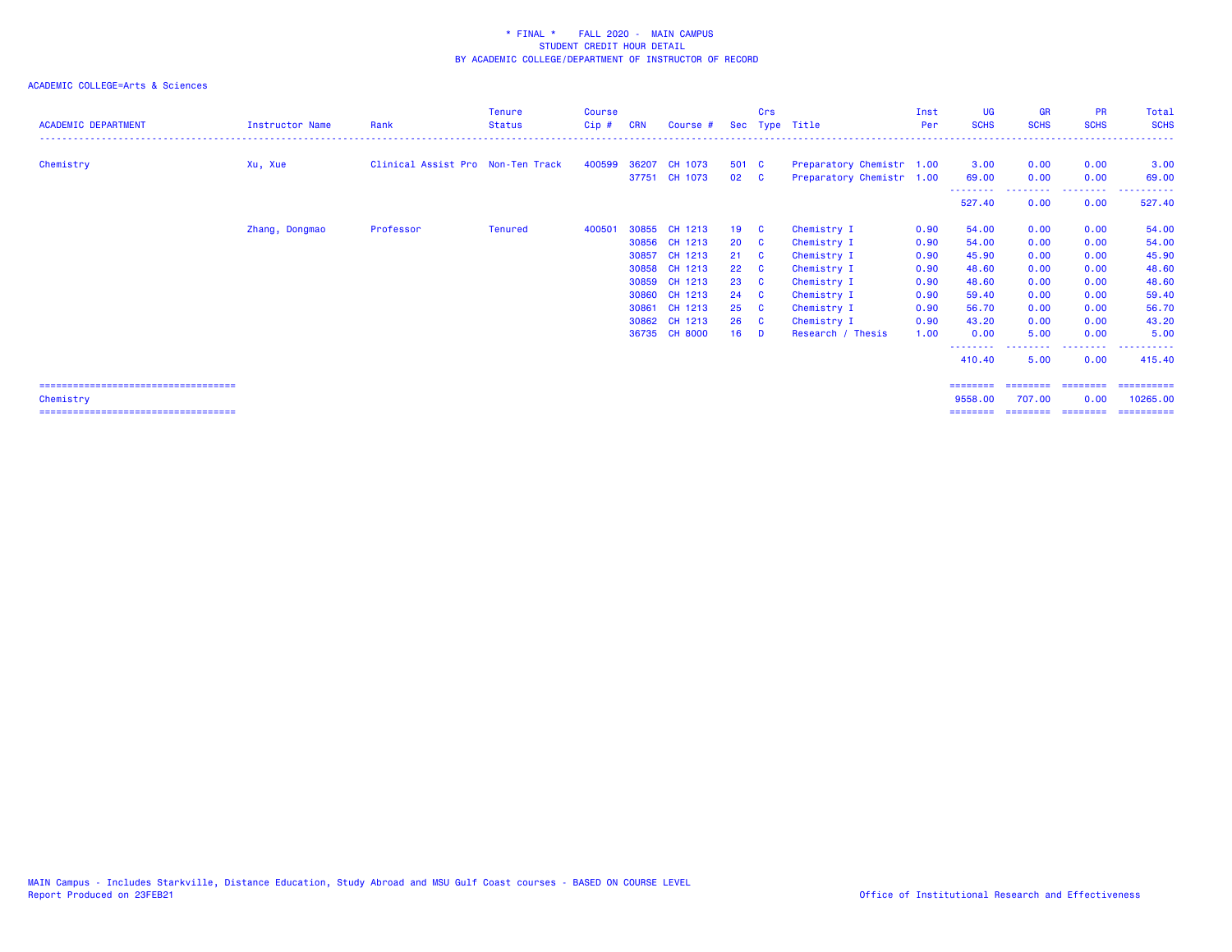\* FINAL \* FALL 2020 - MAIN CAMPUS
STUDENT CREDIT HOUR DETAIL
BY ACADEMIC COLLEGE/DEPARTMENT OF INSTRUCTOR OF RECORD

ACADEMIC COLLEGE=Arts & Sciences

| ACADEMIC DEPARTMENT | Instructor Name | Rank | Tenure Status | Course Cip # | CRN | Course # | Sec | Crs Type | Title | Inst Per | UG SCHS | GR SCHS | PR SCHS | Total SCHS |
|---|---|---|---|---|---|---|---|---|---|---|---|---|---|---|
| Chemistry | Xu, Xue | Clinical Assist Pro | Non-Ten Track | 400599 | 36207 | CH 1073 | 501 | C | Preparatory Chemistr | 1.00 | 3.00 | 0.00 | 0.00 | 3.00 |
| | | | | | 37751 | CH 1073 | 02 | C | Preparatory Chemistr | 1.00 | 69.00 | 0.00 | 0.00 | 69.00 |
| | | | | | | | | | | | 527.40 | 0.00 | 0.00 | 527.40 |
| | Zhang, Dongmao | Professor | Tenured | 400501 | 30855 | CH 1213 | 19 | C | Chemistry I | 0.90 | 54.00 | 0.00 | 0.00 | 54.00 |
| | | | | | 30856 | CH 1213 | 20 | C | Chemistry I | 0.90 | 54.00 | 0.00 | 0.00 | 54.00 |
| | | | | | 30857 | CH 1213 | 21 | C | Chemistry I | 0.90 | 45.90 | 0.00 | 0.00 | 45.90 |
| | | | | | 30858 | CH 1213 | 22 | C | Chemistry I | 0.90 | 48.60 | 0.00 | 0.00 | 48.60 |
| | | | | | 30859 | CH 1213 | 23 | C | Chemistry I | 0.90 | 48.60 | 0.00 | 0.00 | 48.60 |
| | | | | | 30860 | CH 1213 | 24 | C | Chemistry I | 0.90 | 59.40 | 0.00 | 0.00 | 59.40 |
| | | | | | 30861 | CH 1213 | 25 | C | Chemistry I | 0.90 | 56.70 | 0.00 | 0.00 | 56.70 |
| | | | | | 30862 | CH 1213 | 26 | C | Chemistry I | 0.90 | 43.20 | 0.00 | 0.00 | 43.20 |
| | | | | | 36735 | CH 8000 | 16 | D | Research / Thesis | 1.00 | 0.00 | 5.00 | 0.00 | 5.00 |
| | | | | | | | | | | | 410.40 | 5.00 | 0.00 | 415.40 |
| Chemistry | | | | | | | | | | | 9558.00 | 707.00 | 0.00 | 10265.00 |

MAIN Campus - Includes Starkville, Distance Education, Study Abroad and MSU Gulf Coast courses - BASED ON COURSE LEVEL
Report Produced on 23FEB21

Office of Institutional Research and Effectiveness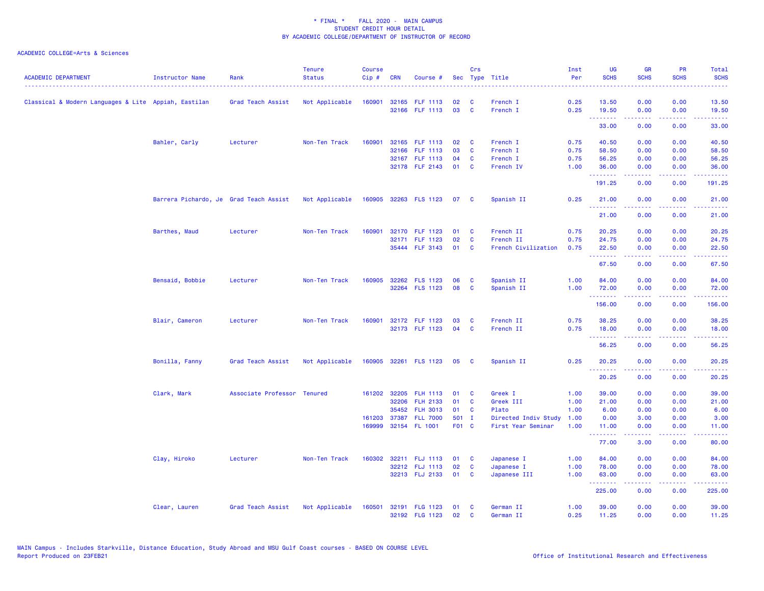\* FINAL \* FALL 2020 - MAIN CAMPUS
STUDENT CREDIT HOUR DETAIL
BY ACADEMIC COLLEGE/DEPARTMENT OF INSTRUCTOR OF RECORD

ACADEMIC COLLEGE=Arts & Sciences

| ACADEMIC DEPARTMENT | Instructor Name | Rank | Tenure Status | Course Cip # | CRN | Course # | Sec | Crs Type | Title | Inst Per | UG SCHS | GR SCHS | PR SCHS | Total SCHS |
|---|---|---|---|---|---|---|---|---|---|---|---|---|---|---|
| Classical & Modern Languages & Lite | Appiah, Eastilan | Grad Teach Assist | Not Applicable | 160901 | 32165 | FLF 1113 | 02 | C | French I | 0.25 | 13.50 | 0.00 | 0.00 | 13.50 |
| | | | | | 32166 | FLF 1113 | 03 | C | French I | 0.25 | 19.50 | 0.00 | 0.00 | 19.50 |
| | | | | | | | | | | | 33.00 | 0.00 | 0.00 | 33.00 |
| | Bahler, Carly | Lecturer | Non-Ten Track | 160901 | 32165 | FLF 1113 | 02 | C | French I | 0.75 | 40.50 | 0.00 | 0.00 | 40.50 |
| | | | | | 32166 | FLF 1113 | 03 | C | French I | 0.75 | 58.50 | 0.00 | 0.00 | 58.50 |
| | | | | | 32167 | FLF 1113 | 04 | C | French I | 0.75 | 56.25 | 0.00 | 0.00 | 56.25 |
| | | | | | 32178 | FLF 2143 | 01 | C | French IV | 1.00 | 36.00 | 0.00 | 0.00 | 36.00 |
| | | | | | | | | | | | 191.25 | 0.00 | 0.00 | 191.25 |
| | Barrera Pichardo, Je | Grad Teach Assist | Not Applicable | 160905 | 32263 | FLS 1123 | 07 | C | Spanish II | 0.25 | 21.00 | 0.00 | 0.00 | 21.00 |
| | | | | | | | | | | | 21.00 | 0.00 | 0.00 | 21.00 |
| | Barthes, Maud | Lecturer | Non-Ten Track | 160901 | 32170 | FLF 1123 | 01 | C | French II | 0.75 | 20.25 | 0.00 | 0.00 | 20.25 |
| | | | | | 32171 | FLF 1123 | 02 | C | French II | 0.75 | 24.75 | 0.00 | 0.00 | 24.75 |
| | | | | | 35444 | FLF 3143 | 01 | C | French Civilization | 0.75 | 22.50 | 0.00 | 0.00 | 22.50 |
| | | | | | | | | | | | 67.50 | 0.00 | 0.00 | 67.50 |
| | Bensaid, Bobbie | Lecturer | Non-Ten Track | 160905 | 32262 | FLS 1123 | 06 | C | Spanish II | 1.00 | 84.00 | 0.00 | 0.00 | 84.00 |
| | | | | | 32264 | FLS 1123 | 08 | C | Spanish II | 1.00 | 72.00 | 0.00 | 0.00 | 72.00 |
| | | | | | | | | | | | 156.00 | 0.00 | 0.00 | 156.00 |
| | Blair, Cameron | Lecturer | Non-Ten Track | 160901 | 32172 | FLF 1123 | 03 | C | French II | 0.75 | 38.25 | 0.00 | 0.00 | 38.25 |
| | | | | | 32173 | FLF 1123 | 04 | C | French II | 0.75 | 18.00 | 0.00 | 0.00 | 18.00 |
| | | | | | | | | | | | 56.25 | 0.00 | 0.00 | 56.25 |
| | Bonilla, Fanny | Grad Teach Assist | Not Applicable | 160905 | 32261 | FLS 1123 | 05 | C | Spanish II | 0.25 | 20.25 | 0.00 | 0.00 | 20.25 |
| | | | | | | | | | | | 20.25 | 0.00 | 0.00 | 20.25 |
| | Clark, Mark | Associate Professor | Tenured | 161202 | 32205 | FLH 1113 | 01 | C | Greek I | 1.00 | 39.00 | 0.00 | 0.00 | 39.00 |
| | | | | | 32206 | FLH 2133 | 01 | C | Greek III | 1.00 | 21.00 | 0.00 | 0.00 | 21.00 |
| | | | | | 35452 | FLH 3013 | 01 | C | Plato | 1.00 | 6.00 | 0.00 | 0.00 | 6.00 |
| | | | | 161203 | 37387 | FLL 7000 | 501 | I | Directed Indiv Study | 1.00 | 0.00 | 3.00 | 0.00 | 3.00 |
| | | | | 169999 | 32154 | FL 1001 | F01 | C | First Year Seminar | 1.00 | 11.00 | 0.00 | 0.00 | 11.00 |
| | | | | | | | | | | | 77.00 | 3.00 | 0.00 | 80.00 |
| | Clay, Hiroko | Lecturer | Non-Ten Track | 160302 | 32211 | FLJ 1113 | 01 | C | Japanese I | 1.00 | 84.00 | 0.00 | 0.00 | 84.00 |
| | | | | | 32212 | FLJ 1113 | 02 | C | Japanese I | 1.00 | 78.00 | 0.00 | 0.00 | 78.00 |
| | | | | | 32213 | FLJ 2133 | 01 | C | Japanese III | 1.00 | 63.00 | 0.00 | 0.00 | 63.00 |
| | | | | | | | | | | | 225.00 | 0.00 | 0.00 | 225.00 |
| | Clear, Lauren | Grad Teach Assist | Not Applicable | 160501 | 32191 | FLG 1123 | 01 | C | German II | 1.00 | 39.00 | 0.00 | 0.00 | 39.00 |
| | | | | | 32192 | FLG 1123 | 02 | C | German II | 0.25 | 11.25 | 0.00 | 0.00 | 11.25 |

MAIN Campus - Includes Starkville, Distance Education, Study Abroad and MSU Gulf Coast courses - BASED ON COURSE LEVEL
Report Produced on 23FEB21

Office of Institutional Research and Effectiveness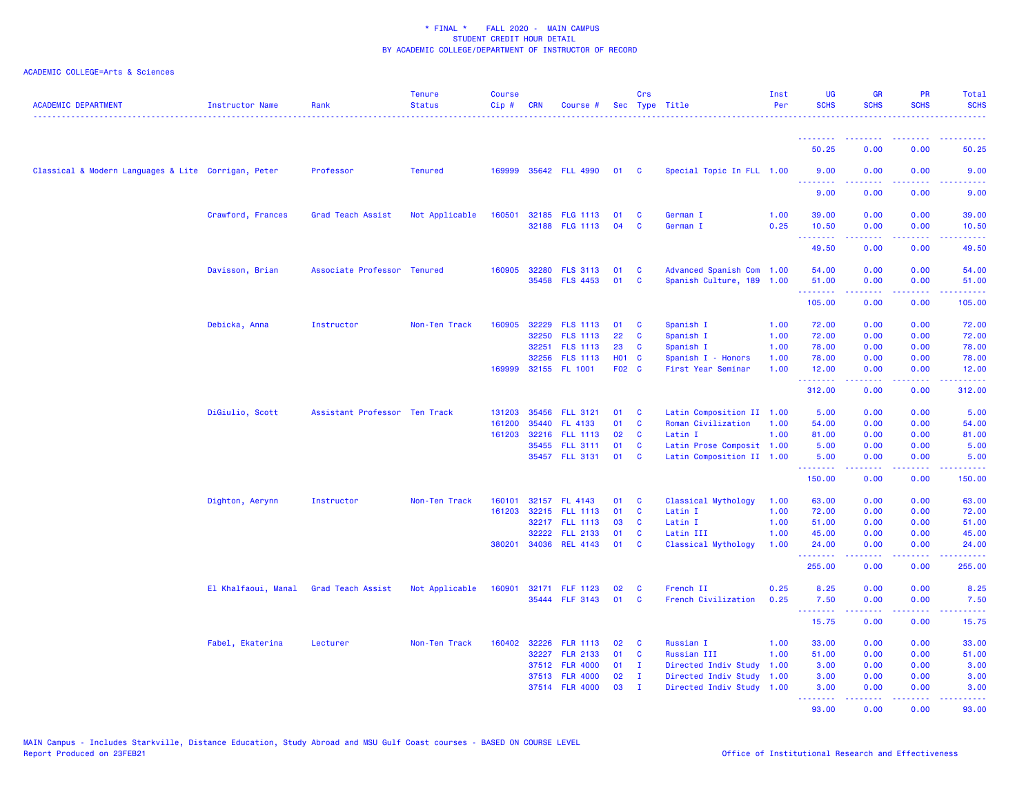\* FINAL \* FALL 2020 - MAIN CAMPUS
STUDENT CREDIT HOUR DETAIL
BY ACADEMIC COLLEGE/DEPARTMENT OF INSTRUCTOR OF RECORD

ACADEMIC COLLEGE=Arts & Sciences

| ACADEMIC DEPARTMENT | Instructor Name | Rank | Tenure Status | Course Cip # | CRN | Course # | Sec | Crs Type | Title | Inst Per | UG SCHS | GR SCHS | PR SCHS | Total SCHS |
|---|---|---|---|---|---|---|---|---|---|---|---|---|---|---|
| | | | | | | | | | | | 50.25 | 0.00 | 0.00 | 50.25 |
| Classical & Modern Languages & Lite | Corrigan, Peter | Professor | Tenured | 169999 | 35642 | FLL 4990 | 01 | C | Special Topic In FLL | 1.00 | 9.00 | 0.00 | 0.00 | 9.00 |
| | | | | | | | | | | | 9.00 | 0.00 | 0.00 | 9.00 |
| | Crawford, Frances | Grad Teach Assist | Not Applicable | 160501 | 32185 | FLG 1113 | 01 | C | German I | 1.00 | 39.00 | 0.00 | 0.00 | 39.00 |
| | | | | | 32188 | FLG 1113 | 04 | C | German I | 0.25 | 10.50 | 0.00 | 0.00 | 10.50 |
| | | | | | | | | | | | 49.50 | 0.00 | 0.00 | 49.50 |
| | Davisson, Brian | Associate Professor | Tenured | 160905 | 32280 | FLS 3113 | 01 | C | Advanced Spanish Com | 1.00 | 54.00 | 0.00 | 0.00 | 54.00 |
| | | | | | 35458 | FLS 4453 | 01 | C | Spanish Culture, 189 | 1.00 | 51.00 | 0.00 | 0.00 | 51.00 |
| | | | | | | | | | | | 105.00 | 0.00 | 0.00 | 105.00 |
| | Debicka, Anna | Instructor | Non-Ten Track | 160905 | 32229 | FLS 1113 | 01 | C | Spanish I | 1.00 | 72.00 | 0.00 | 0.00 | 72.00 |
| | | | | | 32250 | FLS 1113 | 22 | C | Spanish I | 1.00 | 72.00 | 0.00 | 0.00 | 72.00 |
| | | | | | 32251 | FLS 1113 | 23 | C | Spanish I | 1.00 | 78.00 | 0.00 | 0.00 | 78.00 |
| | | | | | 32256 | FLS 1113 | H01 | C | Spanish I - Honors | 1.00 | 78.00 | 0.00 | 0.00 | 78.00 |
| | | | | 169999 | 32155 | FL 1001 | F02 | C | First Year Seminar | 1.00 | 12.00 | 0.00 | 0.00 | 12.00 |
| | | | | | | | | | | | 312.00 | 0.00 | 0.00 | 312.00 |
| | DiGiulio, Scott | Assistant Professor | Ten Track | 131203 | 35456 | FLL 3121 | 01 | C | Latin Composition II | 1.00 | 5.00 | 0.00 | 0.00 | 5.00 |
| | | | | 161200 | 35440 | FL 4133 | 01 | C | Roman Civilization | 1.00 | 54.00 | 0.00 | 0.00 | 54.00 |
| | | | | 161203 | 32216 | FLL 1113 | 02 | C | Latin I | 1.00 | 81.00 | 0.00 | 0.00 | 81.00 |
| | | | | | 35455 | FLL 3111 | 01 | C | Latin Prose Composit | 1.00 | 5.00 | 0.00 | 0.00 | 5.00 |
| | | | | | 35457 | FLL 3131 | 01 | C | Latin Composition II | 1.00 | 5.00 | 0.00 | 0.00 | 5.00 |
| | | | | | | | | | | | 150.00 | 0.00 | 0.00 | 150.00 |
| | Dighton, Aerynn | Instructor | Non-Ten Track | 160101 | 32157 | FL 4143 | 01 | C | Classical Mythology | 1.00 | 63.00 | 0.00 | 0.00 | 63.00 |
| | | | | 161203 | 32215 | FLL 1113 | 01 | C | Latin I | 1.00 | 72.00 | 0.00 | 0.00 | 72.00 |
| | | | | | 32217 | FLL 1113 | 03 | C | Latin I | 1.00 | 51.00 | 0.00 | 0.00 | 51.00 |
| | | | | | 32222 | FLL 2133 | 01 | C | Latin III | 1.00 | 45.00 | 0.00 | 0.00 | 45.00 |
| | | | | 380201 | 34036 | REL 4143 | 01 | C | Classical Mythology | 1.00 | 24.00 | 0.00 | 0.00 | 24.00 |
| | | | | | | | | | | | 255.00 | 0.00 | 0.00 | 255.00 |
| | El Khalfaoui, Manal | Grad Teach Assist | Not Applicable | 160901 | 32171 | FLF 1123 | 02 | C | French II | 0.25 | 8.25 | 0.00 | 0.00 | 8.25 |
| | | | | | 35444 | FLF 3143 | 01 | C | French Civilization | 0.25 | 7.50 | 0.00 | 0.00 | 7.50 |
| | | | | | | | | | | | 15.75 | 0.00 | 0.00 | 15.75 |
| | Fabel, Ekaterina | Lecturer | Non-Ten Track | 160402 | 32226 | FLR 1113 | 02 | C | Russian I | 1.00 | 33.00 | 0.00 | 0.00 | 33.00 |
| | | | | | 32227 | FLR 2133 | 01 | C | Russian III | 1.00 | 51.00 | 0.00 | 0.00 | 51.00 |
| | | | | | 37512 | FLR 4000 | 01 | I | Directed Indiv Study | 1.00 | 3.00 | 0.00 | 0.00 | 3.00 |
| | | | | | 37513 | FLR 4000 | 02 | I | Directed Indiv Study | 1.00 | 3.00 | 0.00 | 0.00 | 3.00 |
| | | | | | 37514 | FLR 4000 | 03 | I | Directed Indiv Study | 1.00 | 3.00 | 0.00 | 0.00 | 3.00 |
| | | | | | | | | | | | 93.00 | 0.00 | 0.00 | 93.00 |

MAIN Campus - Includes Starkville, Distance Education, Study Abroad and MSU Gulf Coast courses - BASED ON COURSE LEVEL
Report Produced on 23FEB21

Office of Institutional Research and Effectiveness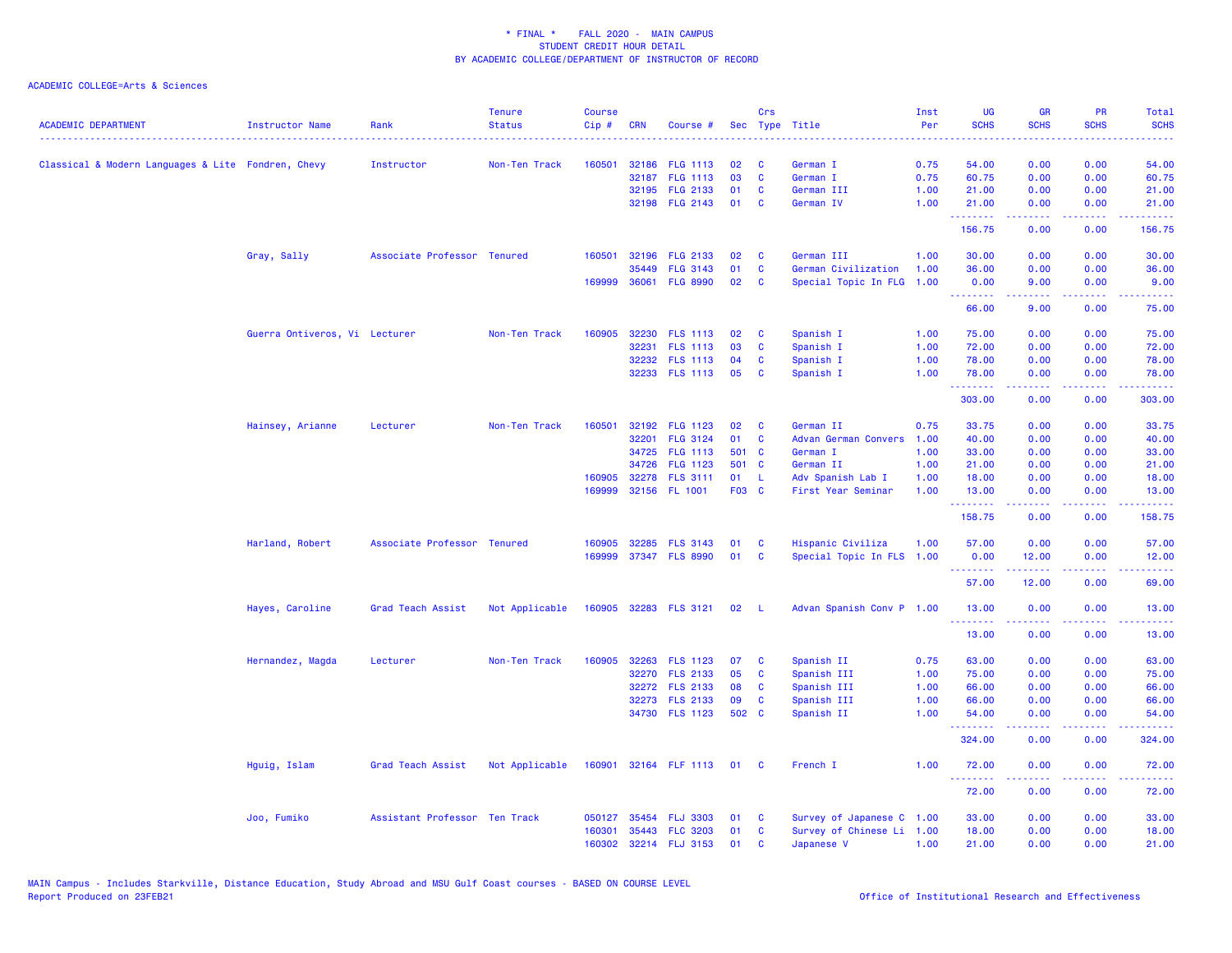\* FINAL \* FALL 2020 - MAIN CAMPUS
STUDENT CREDIT HOUR DETAIL
BY ACADEMIC COLLEGE/DEPARTMENT OF INSTRUCTOR OF RECORD

ACADEMIC COLLEGE=Arts & Sciences

| ACADEMIC DEPARTMENT | Instructor Name | Rank | Tenure Status | Course Cip # | CRN | Course # | Sec | Crs Type | Title | Inst Per | UG SCHS | GR SCHS | PR SCHS | Total SCHS |
|---|---|---|---|---|---|---|---|---|---|---|---|---|---|---|
| Classical & Modern Languages & Lite | Fondren, Chevy | Instructor | Non-Ten Track | 160501 | 32186 | FLG 1113 | 02 | C | German I | 0.75 | 54.00 | 0.00 | 0.00 | 54.00 |
| | | | | | 32187 | FLG 1113 | 03 | C | German I | 0.75 | 60.75 | 0.00 | 0.00 | 60.75 |
| | | | | | 32195 | FLG 2133 | 01 | C | German III | 1.00 | 21.00 | 0.00 | 0.00 | 21.00 |
| | | | | | 32198 | FLG 2143 | 01 | C | German IV | 1.00 | 21.00 | 0.00 | 0.00 | 21.00 |
| | | | | | | | | | | | 156.75 | 0.00 | 0.00 | 156.75 |
| | Gray, Sally | Associate Professor | Tenured | 160501 | 32196 | FLG 2133 | 02 | C | German III | 1.00 | 30.00 | 0.00 | 0.00 | 30.00 |
| | | | | | 35449 | FLG 3143 | 01 | C | German Civilization | 1.00 | 36.00 | 0.00 | 0.00 | 36.00 |
| | | | | 169999 | 36061 | FLG 8990 | 02 | C | Special Topic In FLG | 1.00 | 0.00 | 9.00 | 0.00 | 9.00 |
| | | | | | | | | | | | 66.00 | 9.00 | 0.00 | 75.00 |
| | Guerra Ontiveros, Vi | Lecturer | Non-Ten Track | 160905 | 32230 | FLS 1113 | 02 | C | Spanish I | 1.00 | 75.00 | 0.00 | 0.00 | 75.00 |
| | | | | | 32231 | FLS 1113 | 03 | C | Spanish I | 1.00 | 72.00 | 0.00 | 0.00 | 72.00 |
| | | | | | 32232 | FLS 1113 | 04 | C | Spanish I | 1.00 | 78.00 | 0.00 | 0.00 | 78.00 |
| | | | | | 32233 | FLS 1113 | 05 | C | Spanish I | 1.00 | 78.00 | 0.00 | 0.00 | 78.00 |
| | | | | | | | | | | | 303.00 | 0.00 | 0.00 | 303.00 |
| | Hainsey, Arianne | Lecturer | Non-Ten Track | 160501 | 32192 | FLG 1123 | 02 | C | German II | 0.75 | 33.75 | 0.00 | 0.00 | 33.75 |
| | | | | | 32201 | FLG 3124 | 01 | C | Advan German Convers | 1.00 | 40.00 | 0.00 | 0.00 | 40.00 |
| | | | | | 34725 | FLG 1113 | 501 | C | German I | 1.00 | 33.00 | 0.00 | 0.00 | 33.00 |
| | | | | | 34726 | FLG 1123 | 501 | C | German II | 1.00 | 21.00 | 0.00 | 0.00 | 21.00 |
| | | | | 160905 | 32278 | FLS 3111 | 01 | L | Adv Spanish Lab I | 1.00 | 18.00 | 0.00 | 0.00 | 18.00 |
| | | | | 169999 | 32156 | FL 1001 | F03 | C | First Year Seminar | 1.00 | 13.00 | 0.00 | 0.00 | 13.00 |
| | | | | | | | | | | | 158.75 | 0.00 | 0.00 | 158.75 |
| | Harland, Robert | Associate Professor | Tenured | 160905 | 32285 | FLS 3143 | 01 | C | Hispanic Civiliza | 1.00 | 57.00 | 0.00 | 0.00 | 57.00 |
| | | | | 169999 | 37347 | FLS 8990 | 01 | C | Special Topic In FLS | 1.00 | 0.00 | 12.00 | 0.00 | 12.00 |
| | | | | | | | | | | | 57.00 | 12.00 | 0.00 | 69.00 |
| | Hayes, Caroline | Grad Teach Assist | Not Applicable | 160905 | 32283 | FLS 3121 | 02 | L | Advan Spanish Conv P | 1.00 | 13.00 | 0.00 | 0.00 | 13.00 |
| | | | | | | | | | | | 13.00 | 0.00 | 0.00 | 13.00 |
| | Hernandez, Magda | Lecturer | Non-Ten Track | 160905 | 32263 | FLS 1123 | 07 | C | Spanish II | 0.75 | 63.00 | 0.00 | 0.00 | 63.00 |
| | | | | | 32270 | FLS 2133 | 05 | C | Spanish III | 1.00 | 75.00 | 0.00 | 0.00 | 75.00 |
| | | | | | 32272 | FLS 2133 | 08 | C | Spanish III | 1.00 | 66.00 | 0.00 | 0.00 | 66.00 |
| | | | | | 32273 | FLS 2133 | 09 | C | Spanish III | 1.00 | 66.00 | 0.00 | 0.00 | 66.00 |
| | | | | | 34730 | FLS 1123 | 502 | C | Spanish II | 1.00 | 54.00 | 0.00 | 0.00 | 54.00 |
| | | | | | | | | | | | 324.00 | 0.00 | 0.00 | 324.00 |
| | Hguig, Islam | Grad Teach Assist | Not Applicable | 160901 | 32164 | FLF 1113 | 01 | C | French I | 1.00 | 72.00 | 0.00 | 0.00 | 72.00 |
| | | | | | | | | | | | 72.00 | 0.00 | 0.00 | 72.00 |
| | Joo, Fumiko | Assistant Professor | Ten Track | 050127 | 35454 | FLJ 3303 | 01 | C | Survey of Japanese C | 1.00 | 33.00 | 0.00 | 0.00 | 33.00 |
| | | | | 160301 | 35443 | FLC 3203 | 01 | C | Survey of Chinese Li | 1.00 | 18.00 | 0.00 | 0.00 | 18.00 |
| | | | | 160302 | 32214 | FLJ 3153 | 01 | C | Japanese V | 1.00 | 21.00 | 0.00 | 0.00 | 21.00 |

MAIN Campus - Includes Starkville, Distance Education, Study Abroad and MSU Gulf Coast courses - BASED ON COURSE LEVEL
Report Produced on 23FEB21

Office of Institutional Research and Effectiveness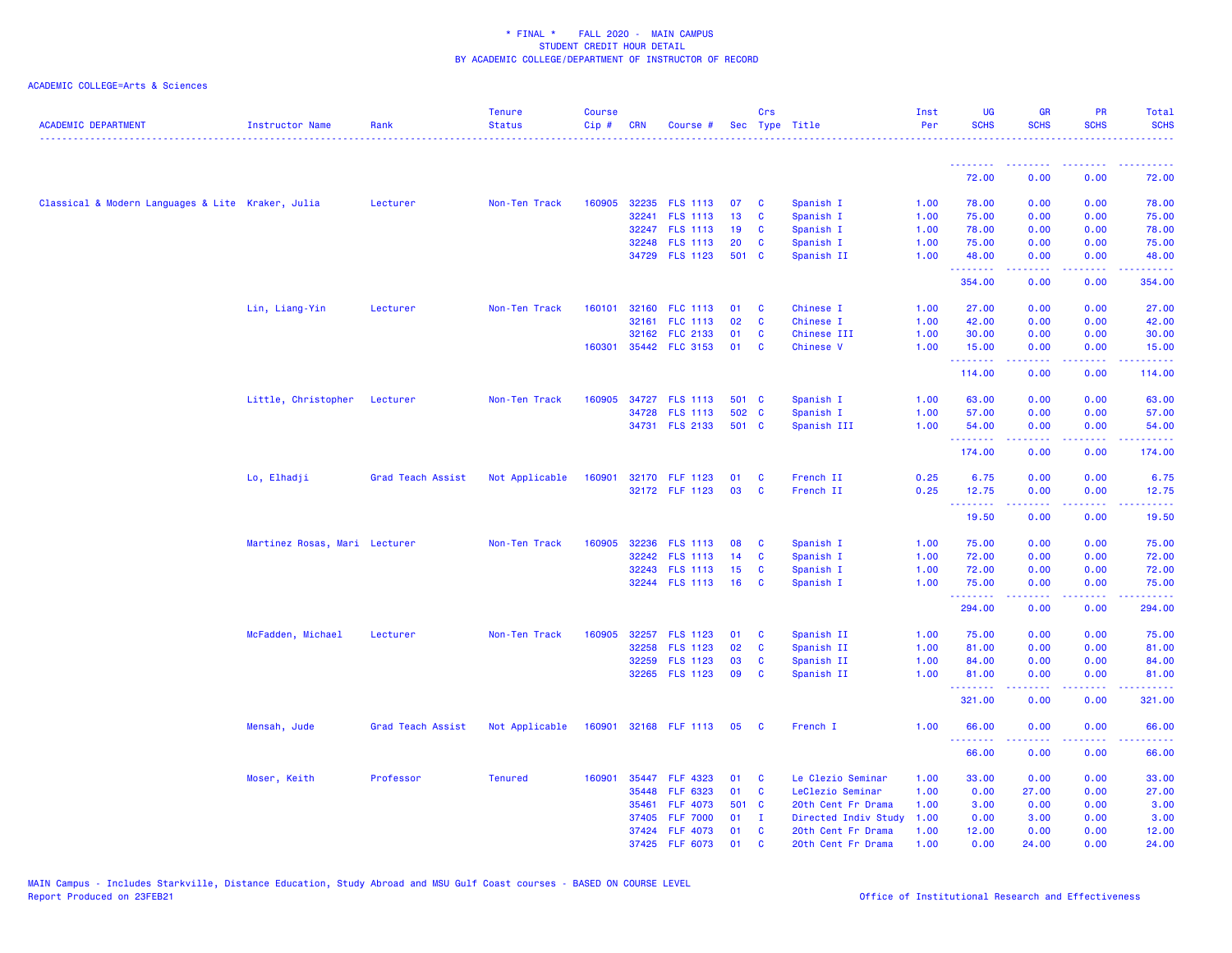* FINAL * FALL 2020 - MAIN CAMPUS
STUDENT CREDIT HOUR DETAIL
BY ACADEMIC COLLEGE/DEPARTMENT OF INSTRUCTOR OF RECORD

ACADEMIC COLLEGE=Arts & Sciences

| ACADEMIC DEPARTMENT | Instructor Name | Rank | Tenure Status | Course Cip # | CRN | Course # | Sec | Crs Type | Title | Inst Per | UG SCHS | GR SCHS | PR SCHS | Total SCHS |
|---|---|---|---|---|---|---|---|---|---|---|---|---|---|---|
| | | | | | | | | | | | 72.00 | 0.00 | 0.00 | 72.00 |
| Classical & Modern Languages & Lite | Kraker, Julia | Lecturer | Non-Ten Track | 160905 | 32235 | FLS 1113 | 07 | C | Spanish I | 1.00 | 78.00 | 0.00 | 0.00 | 78.00 |
| | | | | | 32241 | FLS 1113 | 13 | C | Spanish I | 1.00 | 75.00 | 0.00 | 0.00 | 75.00 |
| | | | | | 32247 | FLS 1113 | 19 | C | Spanish I | 1.00 | 78.00 | 0.00 | 0.00 | 78.00 |
| | | | | | 32248 | FLS 1113 | 20 | C | Spanish I | 1.00 | 75.00 | 0.00 | 0.00 | 75.00 |
| | | | | | 34729 | FLS 1123 | 501 | C | Spanish II | 1.00 | 48.00 | 0.00 | 0.00 | 48.00 |
| | | | | | | | | | | | 354.00 | 0.00 | 0.00 | 354.00 |
| | Lin, Liang-Yin | Lecturer | Non-Ten Track | 160101 | 32160 | FLC 1113 | 01 | C | Chinese I | 1.00 | 27.00 | 0.00 | 0.00 | 27.00 |
| | | | | | 32161 | FLC 1113 | 02 | C | Chinese I | 1.00 | 42.00 | 0.00 | 0.00 | 42.00 |
| | | | | | 32162 | FLC 2133 | 01 | C | Chinese III | 1.00 | 30.00 | 0.00 | 0.00 | 30.00 |
| | | | | 160301 | 35442 | FLC 3153 | 01 | C | Chinese V | 1.00 | 15.00 | 0.00 | 0.00 | 15.00 |
| | | | | | | | | | | | 114.00 | 0.00 | 0.00 | 114.00 |
| | Little, Christopher | Lecturer | Non-Ten Track | 160905 | 34727 | FLS 1113 | 501 | C | Spanish I | 1.00 | 63.00 | 0.00 | 0.00 | 63.00 |
| | | | | | 34728 | FLS 1113 | 502 | C | Spanish I | 1.00 | 57.00 | 0.00 | 0.00 | 57.00 |
| | | | | | 34731 | FLS 2133 | 501 | C | Spanish III | 1.00 | 54.00 | 0.00 | 0.00 | 54.00 |
| | | | | | | | | | | | 174.00 | 0.00 | 0.00 | 174.00 |
| | Lo, Elhadji | Grad Teach Assist | Not Applicable | 160901 | 32170 | FLF 1123 | 01 | C | French II | 0.25 | 6.75 | 0.00 | 0.00 | 6.75 |
| | | | | | 32172 | FLF 1123 | 03 | C | French II | 0.25 | 12.75 | 0.00 | 0.00 | 12.75 |
| | | | | | | | | | | | 19.50 | 0.00 | 0.00 | 19.50 |
| | Martinez Rosas, Mari | Lecturer | Non-Ten Track | 160905 | 32236 | FLS 1113 | 08 | C | Spanish I | 1.00 | 75.00 | 0.00 | 0.00 | 75.00 |
| | | | | | 32242 | FLS 1113 | 14 | C | Spanish I | 1.00 | 72.00 | 0.00 | 0.00 | 72.00 |
| | | | | | 32243 | FLS 1113 | 15 | C | Spanish I | 1.00 | 72.00 | 0.00 | 0.00 | 72.00 |
| | | | | | 32244 | FLS 1113 | 16 | C | Spanish I | 1.00 | 75.00 | 0.00 | 0.00 | 75.00 |
| | | | | | | | | | | | 294.00 | 0.00 | 0.00 | 294.00 |
| | McFadden, Michael | Lecturer | Non-Ten Track | 160905 | 32257 | FLS 1123 | 01 | C | Spanish II | 1.00 | 75.00 | 0.00 | 0.00 | 75.00 |
| | | | | | 32258 | FLS 1123 | 02 | C | Spanish II | 1.00 | 81.00 | 0.00 | 0.00 | 81.00 |
| | | | | | 32259 | FLS 1123 | 03 | C | Spanish II | 1.00 | 84.00 | 0.00 | 0.00 | 84.00 |
| | | | | | 32265 | FLS 1123 | 09 | C | Spanish II | 1.00 | 81.00 | 0.00 | 0.00 | 81.00 |
| | | | | | | | | | | | 321.00 | 0.00 | 0.00 | 321.00 |
| | Mensah, Jude | Grad Teach Assist | Not Applicable | 160901 | 32168 | FLF 1113 | 05 | C | French I | 1.00 | 66.00 | 0.00 | 0.00 | 66.00 |
| | | | | | | | | | | | 66.00 | 0.00 | 0.00 | 66.00 |
| | Moser, Keith | Professor | Tenured | 160901 | 35447 | FLF 4323 | 01 | C | Le Clezio Seminar | 1.00 | 33.00 | 0.00 | 0.00 | 33.00 |
| | | | | | 35448 | FLF 6323 | 01 | C | LeClezio Seminar | 1.00 | 0.00 | 27.00 | 0.00 | 27.00 |
| | | | | | 35461 | FLF 4073 | 501 | C | 20th Cent Fr Drama | 1.00 | 3.00 | 0.00 | 0.00 | 3.00 |
| | | | | | 37405 | FLF 7000 | 01 | I | Directed Indiv Study | 1.00 | 0.00 | 3.00 | 0.00 | 3.00 |
| | | | | | 37424 | FLF 4073 | 01 | C | 20th Cent Fr Drama | 1.00 | 12.00 | 0.00 | 0.00 | 12.00 |
| | | | | | 37425 | FLF 6073 | 01 | C | 20th Cent Fr Drama | 1.00 | 0.00 | 24.00 | 0.00 | 24.00 |

MAIN Campus - Includes Starkville, Distance Education, Study Abroad and MSU Gulf Coast courses - BASED ON COURSE LEVEL
Report Produced on 23FEB21

Office of Institutional Research and Effectiveness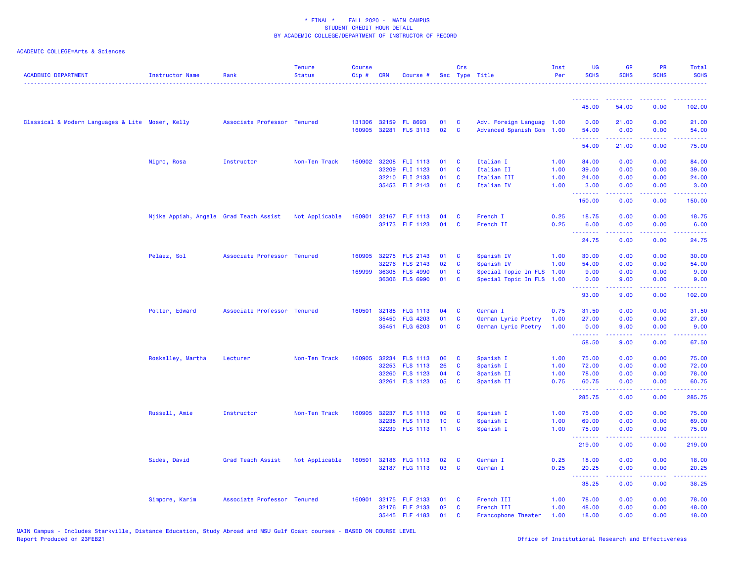# * FINAL * FALL 2020 - MAIN CAMPUS
## STUDENT CREDIT HOUR DETAIL
## BY ACADEMIC COLLEGE/DEPARTMENT OF INSTRUCTOR OF RECORD

ACADEMIC COLLEGE=Arts & Sciences

| ACADEMIC DEPARTMENT | Instructor Name | Rank | Tenure Status | Course Cip # | CRN | Course # | Sec | Crs Type | Title | Inst Per | UG SCHS | GR SCHS | PR SCHS | Total SCHS |
|---|---|---|---|---|---|---|---|---|---|---|---|---|---|---|
| | | | | | | | | | | | 48.00 | 54.00 | 0.00 | 102.00 |
| Classical & Modern Languages & Lite | Moser, Kelly | Associate Professor | Tenured | 131306 | 32159 | FL 8693 | 01 | C | Adv. Foreign Languag | 1.00 | 0.00 | 21.00 | 0.00 | 21.00 |
| | | | | 160905 | 32281 | FLS 3113 | 02 | C | Advanced Spanish Com | 1.00 | 54.00 | 0.00 | 0.00 | 54.00 |
| | | | | | | | | | | | 54.00 | 21.00 | 0.00 | 75.00 |
| | Nigro, Rosa | Instructor | Non-Ten Track | 160902 | 32208 | FLI 1113 | 01 | C | Italian I | 1.00 | 84.00 | 0.00 | 0.00 | 84.00 |
| | | | | | 32209 | FLI 1123 | 01 | C | Italian II | 1.00 | 39.00 | 0.00 | 0.00 | 39.00 |
| | | | | | 32210 | FLI 2133 | 01 | C | Italian III | 1.00 | 24.00 | 0.00 | 0.00 | 24.00 |
| | | | | | 35453 | FLI 2143 | 01 | C | Italian IV | 1.00 | 3.00 | 0.00 | 0.00 | 3.00 |
| | | | | | | | | | | | 150.00 | 0.00 | 0.00 | 150.00 |
| | Njike Appiah, Angele | Grad Teach Assist | Not Applicable | 160901 | 32167 | FLF 1113 | 04 | C | French I | 0.25 | 18.75 | 0.00 | 0.00 | 18.75 |
| | | | | | 32173 | FLF 1123 | 04 | C | French II | 0.25 | 6.00 | 0.00 | 0.00 | 6.00 |
| | | | | | | | | | | | 24.75 | 0.00 | 0.00 | 24.75 |
| | Pelaez, Sol | Associate Professor | Tenured | 160905 | 32275 | FLS 2143 | 01 | C | Spanish IV | 1.00 | 30.00 | 0.00 | 0.00 | 30.00 |
| | | | | | 32276 | FLS 2143 | 02 | C | Spanish IV | 1.00 | 54.00 | 0.00 | 0.00 | 54.00 |
| | | | | 169999 | 36305 | FLS 4990 | 01 | C | Special Topic In FLS | 1.00 | 9.00 | 0.00 | 0.00 | 9.00 |
| | | | | | 36306 | FLS 6990 | 01 | C | Special Topic In FLS | 1.00 | 0.00 | 9.00 | 0.00 | 9.00 |
| | | | | | | | | | | | 93.00 | 9.00 | 0.00 | 102.00 |
| | Potter, Edward | Associate Professor | Tenured | 160501 | 32188 | FLG 1113 | 04 | C | German I | 0.75 | 31.50 | 0.00 | 0.00 | 31.50 |
| | | | | | 35450 | FLG 4203 | 01 | C | German Lyric Poetry | 1.00 | 27.00 | 0.00 | 0.00 | 27.00 |
| | | | | | 35451 | FLG 6203 | 01 | C | German Lyric Poetry | 1.00 | 0.00 | 9.00 | 0.00 | 9.00 |
| | | | | | | | | | | | 58.50 | 9.00 | 0.00 | 67.50 |
| | Roskelley, Martha | Lecturer | Non-Ten Track | 160905 | 32234 | FLS 1113 | 06 | C | Spanish I | 1.00 | 75.00 | 0.00 | 0.00 | 75.00 |
| | | | | | 32253 | FLS 1113 | 26 | C | Spanish I | 1.00 | 72.00 | 0.00 | 0.00 | 72.00 |
| | | | | | 32260 | FLS 1123 | 04 | C | Spanish II | 1.00 | 78.00 | 0.00 | 0.00 | 78.00 |
| | | | | | 32261 | FLS 1123 | 05 | C | Spanish II | 0.75 | 60.75 | 0.00 | 0.00 | 60.75 |
| | | | | | | | | | | | 285.75 | 0.00 | 0.00 | 285.75 |
| | Russell, Amie | Instructor | Non-Ten Track | 160905 | 32237 | FLS 1113 | 09 | C | Spanish I | 1.00 | 75.00 | 0.00 | 0.00 | 75.00 |
| | | | | | 32238 | FLS 1113 | 10 | C | Spanish I | 1.00 | 69.00 | 0.00 | 0.00 | 69.00 |
| | | | | | 32239 | FLS 1113 | 11 | C | Spanish I | 1.00 | 75.00 | 0.00 | 0.00 | 75.00 |
| | | | | | | | | | | | 219.00 | 0.00 | 0.00 | 219.00 |
| | Sides, David | Grad Teach Assist | Not Applicable | 160501 | 32186 | FLG 1113 | 02 | C | German I | 0.25 | 18.00 | 0.00 | 0.00 | 18.00 |
| | | | | | 32187 | FLG 1113 | 03 | C | German I | 0.25 | 20.25 | 0.00 | 0.00 | 20.25 |
| | | | | | | | | | | | 38.25 | 0.00 | 0.00 | 38.25 |
| | Simpore, Karim | Associate Professor | Tenured | 160901 | 32175 | FLF 2133 | 01 | C | French III | 1.00 | 78.00 | 0.00 | 0.00 | 78.00 |
| | | | | | 32176 | FLF 2133 | 02 | C | French III | 1.00 | 48.00 | 0.00 | 0.00 | 48.00 |
| | | | | | 35445 | FLF 4183 | 01 | C | Francophone Theater | 1.00 | 18.00 | 0.00 | 0.00 | 18.00 |

MAIN Campus - Includes Starkville, Distance Education, Study Abroad and MSU Gulf Coast courses - BASED ON COURSE LEVEL
Report Produced on 23FEB21

Office of Institutional Research and Effectiveness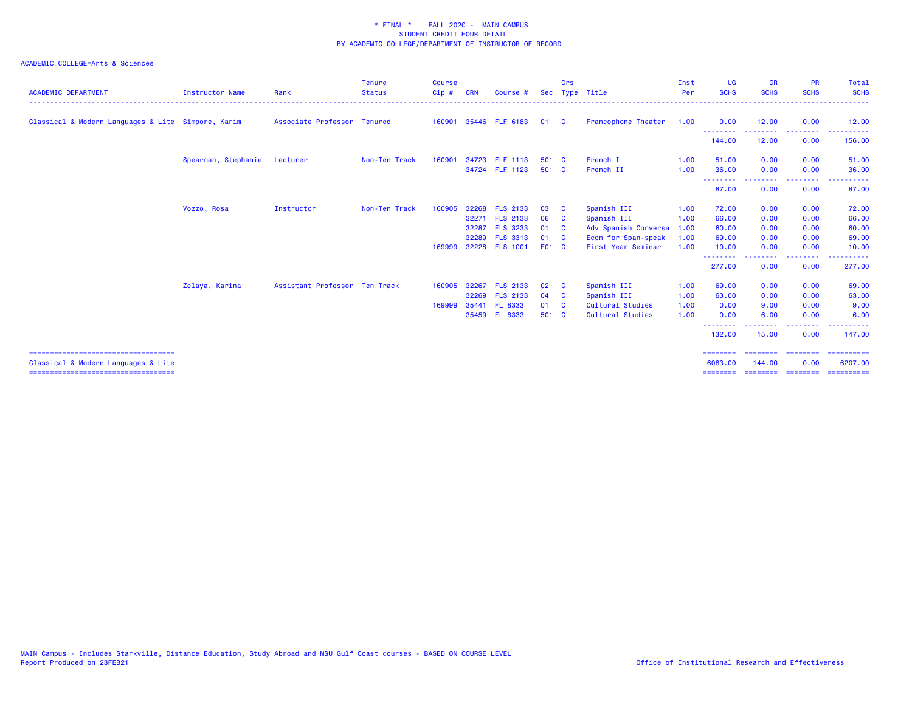# * FINAL * FALL 2020 - MAIN CAMPUS
## STUDENT CREDIT HOUR DETAIL
## BY ACADEMIC COLLEGE/DEPARTMENT OF INSTRUCTOR OF RECORD

ACADEMIC COLLEGE=Arts & Sciences

| ACADEMIC DEPARTMENT | Instructor Name | Rank | Tenure Status | Course Cip # | CRN | Course # | Sec | Crs Type | Title | Inst Per | UG SCHS | GR SCHS | PR SCHS | Total SCHS |
|---|---|---|---|---|---|---|---|---|---|---|---|---|---|---|
| Classical & Modern Languages & Lite | Simpore, Karim | Associate Professor | Tenured | 160901 | 35446 | FLF 6183 | 01 | C | Francophone Theater | 1.00 | 0.00 | 12.00 | 0.00 | 12.00 |
| | | | | | | | | | | | 144.00 | 12.00 | 0.00 | 156.00 |
| | Spearman, Stephanie | Lecturer | Non-Ten Track | 160901 | 34723 | FLF 1113 | 501 | C | French I | 1.00 | 51.00 | 0.00 | 0.00 | 51.00 |
| | | | | | 34724 | FLF 1123 | 501 | C | French II | 1.00 | 36.00 | 0.00 | 0.00 | 36.00 |
| | | | | | | | | | | | 87.00 | 0.00 | 0.00 | 87.00 |
| | Vozzo, Rosa | Instructor | Non-Ten Track | 160905 | 32268 | FLS 2133 | 03 | C | Spanish III | 1.00 | 72.00 | 0.00 | 0.00 | 72.00 |
| | | | | | 32271 | FLS 2133 | 06 | C | Spanish III | 1.00 | 66.00 | 0.00 | 0.00 | 66.00 |
| | | | | | 32287 | FLS 3233 | 01 | C | Adv Spanish Conversa | 1.00 | 60.00 | 0.00 | 0.00 | 60.00 |
| | | | | | 32289 | FLS 3313 | 01 | C | Econ for Span-speak | 1.00 | 69.00 | 0.00 | 0.00 | 69.00 |
| | | | | 169999 | 32228 | FLS 1001 | F01 | C | First Year Seminar | 1.00 | 10.00 | 0.00 | 0.00 | 10.00 |
| | | | | | | | | | | | 277.00 | 0.00 | 0.00 | 277.00 |
| | Zelaya, Karina | Assistant Professor | Ten Track | 160905 | 32267 | FLS 2133 | 02 | C | Spanish III | 1.00 | 69.00 | 0.00 | 0.00 | 69.00 |
| | | | | | 32269 | FLS 2133 | 04 | C | Spanish III | 1.00 | 63.00 | 0.00 | 0.00 | 63.00 |
| | | | | 169999 | 35441 | FL 8333 | 01 | C | Cultural Studies | 1.00 | 0.00 | 9.00 | 0.00 | 9.00 |
| | | | | | 35459 | FL 8333 | 501 | C | Cultural Studies | 1.00 | 0.00 | 6.00 | 0.00 | 6.00 |
| | | | | | | | | | | | 132.00 | 15.00 | 0.00 | 147.00 |
| Classical & Modern Languages & Lite | | | | | | | | | | | 6063.00 | 144.00 | 0.00 | 6207.00 |

MAIN Campus - Includes Starkville, Distance Education, Study Abroad and MSU Gulf Coast courses - BASED ON COURSE LEVEL
Report Produced on 23FEB21

Office of Institutional Research and Effectiveness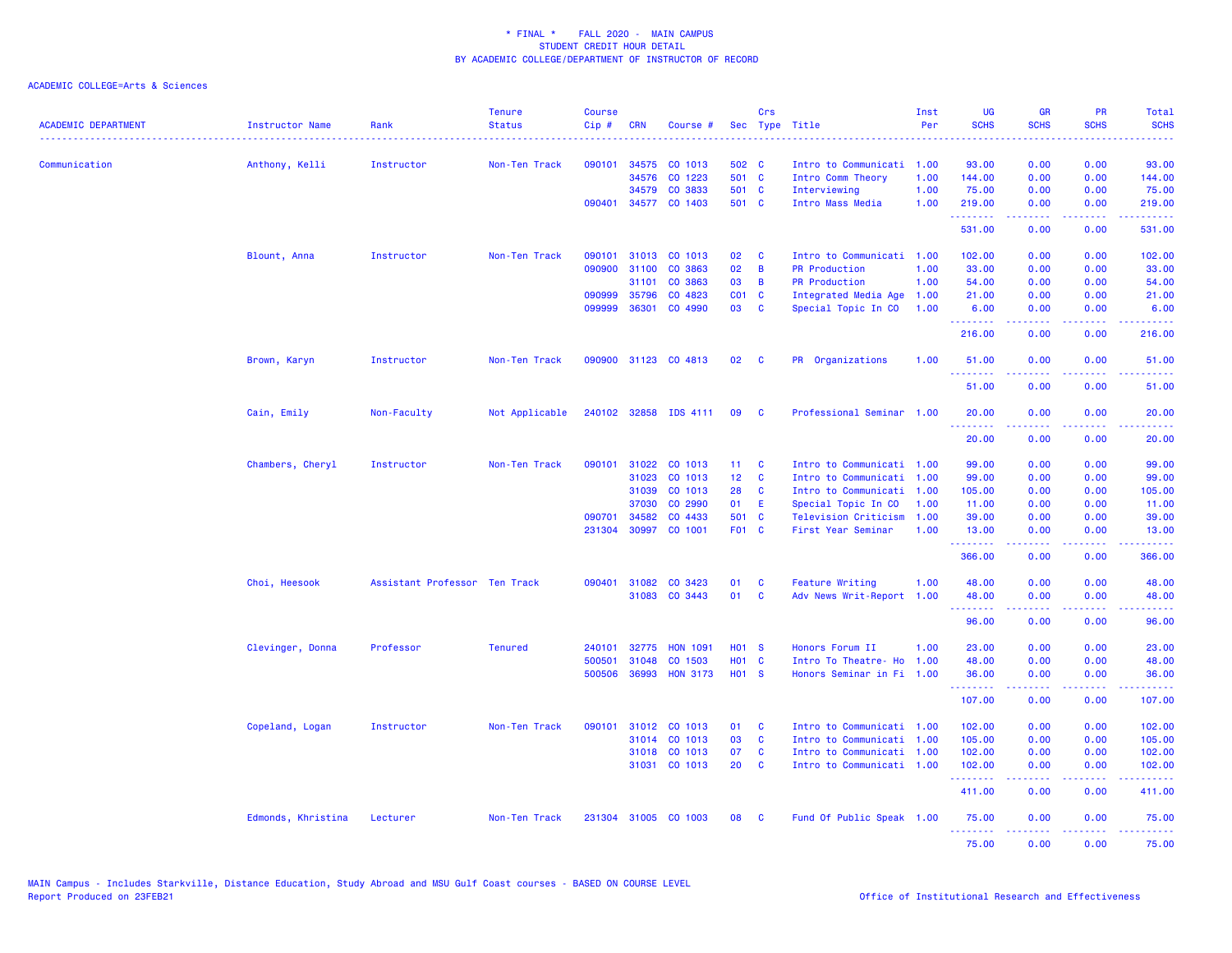* FINAL * FALL 2020 - MAIN CAMPUS
STUDENT CREDIT HOUR DETAIL
BY ACADEMIC COLLEGE/DEPARTMENT OF INSTRUCTOR OF RECORD

ACADEMIC COLLEGE=Arts & Sciences

| ACADEMIC DEPARTMENT | Instructor Name | Rank | Tenure Status | Course Cip # | CRN | Course # | Sec | Crs Type | Title | Inst Per | UG SCHS | GR SCHS | PR SCHS | Total SCHS |
|---|---|---|---|---|---|---|---|---|---|---|---|---|---|---|
| Communication | Anthony, Kelli | Instructor | Non-Ten Track | 090101 | 34575 | CO 1013 | 502 | C | Intro to Communicati | 1.00 | 93.00 | 0.00 | 0.00 | 93.00 |
| | | | | | 34576 | CO 1223 | 501 | C | Intro Comm Theory | 1.00 | 144.00 | 0.00 | 0.00 | 144.00 |
| | | | | | 34579 | CO 3833 | 501 | C | Interviewing | 1.00 | 75.00 | 0.00 | 0.00 | 75.00 |
| | | | | 090401 | 34577 | CO 1403 | 501 | C | Intro Mass Media | 1.00 | 219.00 | 0.00 | 0.00 | 219.00 |
| | | | | | | | | | | | 531.00 | 0.00 | 0.00 | 531.00 |
| | Blount, Anna | Instructor | Non-Ten Track | 090101 | 31013 | CO 1013 | 02 | C | Intro to Communicati | 1.00 | 102.00 | 0.00 | 0.00 | 102.00 |
| | | | | 090900 | 31100 | CO 3863 | 02 | B | PR Production | 1.00 | 33.00 | 0.00 | 0.00 | 33.00 |
| | | | | | 31101 | CO 3863 | 03 | B | PR Production | 1.00 | 54.00 | 0.00 | 0.00 | 54.00 |
| | | | | 090999 | 35796 | CO 4823 | C01 | C | Integrated Media Age | 1.00 | 21.00 | 0.00 | 0.00 | 21.00 |
| | | | | 099999 | 36301 | CO 4990 | 03 | C | Special Topic In CO | 1.00 | 6.00 | 0.00 | 0.00 | 6.00 |
| | | | | | | | | | | | 216.00 | 0.00 | 0.00 | 216.00 |
| | Brown, Karyn | Instructor | Non-Ten Track | 090900 | 31123 | CO 4813 | 02 | C | PR Organizations | 1.00 | 51.00 | 0.00 | 0.00 | 51.00 |
| | | | | | | | | | | | 51.00 | 0.00 | 0.00 | 51.00 |
| | Cain, Emily | Non-Faculty | Not Applicable | 240102 | 32858 | IDS 4111 | 09 | C | Professional Seminar | 1.00 | 20.00 | 0.00 | 0.00 | 20.00 |
| | | | | | | | | | | | 20.00 | 0.00 | 0.00 | 20.00 |
| | Chambers, Cheryl | Instructor | Non-Ten Track | 090101 | 31022 | CO 1013 | 11 | C | Intro to Communicati | 1.00 | 99.00 | 0.00 | 0.00 | 99.00 |
| | | | | | 31023 | CO 1013 | 12 | C | Intro to Communicati | 1.00 | 99.00 | 0.00 | 0.00 | 99.00 |
| | | | | | 31039 | CO 1013 | 28 | C | Intro to Communicati | 1.00 | 105.00 | 0.00 | 0.00 | 105.00 |
| | | | | | 37030 | CO 2990 | 01 | E | Special Topic In CO | 1.00 | 11.00 | 0.00 | 0.00 | 11.00 |
| | | | | 090701 | 34582 | CO 4433 | 501 | C | Television Criticism | 1.00 | 39.00 | 0.00 | 0.00 | 39.00 |
| | | | | 231304 | 30997 | CO 1001 | F01 | C | First Year Seminar | 1.00 | 13.00 | 0.00 | 0.00 | 13.00 |
| | | | | | | | | | | | 366.00 | 0.00 | 0.00 | 366.00 |
| | Choi, Heesook | Assistant Professor | Ten Track | 090401 | 31082 | CO 3423 | 01 | C | Feature Writing | 1.00 | 48.00 | 0.00 | 0.00 | 48.00 |
| | | | | | 31083 | CO 3443 | 01 | C | Adv News Writ-Report | 1.00 | 48.00 | 0.00 | 0.00 | 48.00 |
| | | | | | | | | | | | 96.00 | 0.00 | 0.00 | 96.00 |
| | Clevinger, Donna | Professor | Tenured | 240101 | 32775 | HON 1091 | H01 | S | Honors Forum II | 1.00 | 23.00 | 0.00 | 0.00 | 23.00 |
| | | | | 500501 | 31048 | CO 1503 | H01 | C | Intro To Theatre- Ho | 1.00 | 48.00 | 0.00 | 0.00 | 48.00 |
| | | | | 500506 | 36993 | HON 3173 | H01 | S | Honors Seminar in Fi | 1.00 | 36.00 | 0.00 | 0.00 | 36.00 |
| | | | | | | | | | | | 107.00 | 0.00 | 0.00 | 107.00 |
| | Copeland, Logan | Instructor | Non-Ten Track | 090101 | 31012 | CO 1013 | 01 | C | Intro to Communicati | 1.00 | 102.00 | 0.00 | 0.00 | 102.00 |
| | | | | | 31014 | CO 1013 | 03 | C | Intro to Communicati | 1.00 | 105.00 | 0.00 | 0.00 | 105.00 |
| | | | | | 31018 | CO 1013 | 07 | C | Intro to Communicati | 1.00 | 102.00 | 0.00 | 0.00 | 102.00 |
| | | | | | 31031 | CO 1013 | 20 | C | Intro to Communicati | 1.00 | 102.00 | 0.00 | 0.00 | 102.00 |
| | | | | | | | | | | | 411.00 | 0.00 | 0.00 | 411.00 |
| | Edmonds, Khristina | Lecturer | Non-Ten Track | 231304 | 31005 | CO 1003 | 08 | C | Fund Of Public Speak | 1.00 | 75.00 | 0.00 | 0.00 | 75.00 |
| | | | | | | | | | | | 75.00 | 0.00 | 0.00 | 75.00 |

MAIN Campus - Includes Starkville, Distance Education, Study Abroad and MSU Gulf Coast courses - BASED ON COURSE LEVEL
Report Produced on 23FEB21

Office of Institutional Research and Effectiveness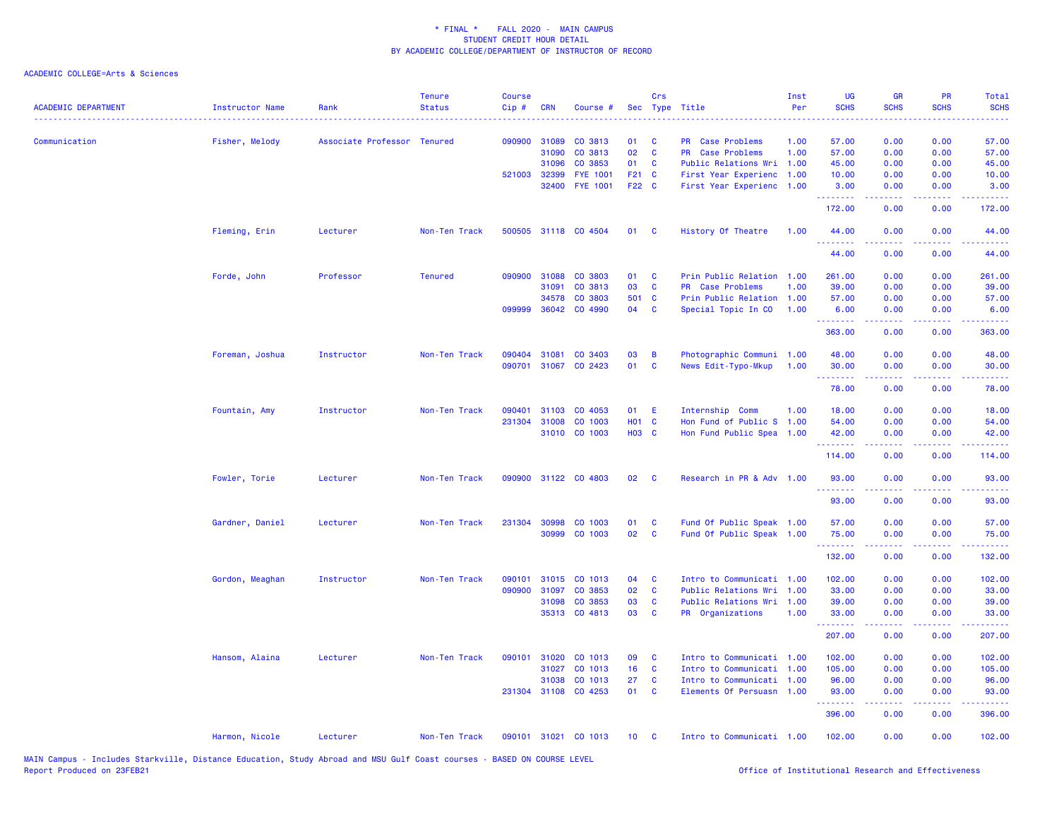* FINAL * FALL 2020 - MAIN CAMPUS
STUDENT CREDIT HOUR DETAIL
BY ACADEMIC COLLEGE/DEPARTMENT OF INSTRUCTOR OF RECORD

ACADEMIC COLLEGE=Arts & Sciences

| ACADEMIC DEPARTMENT | Instructor Name | Rank | Tenure Status | Course Cip # | CRN | Course # | Sec | Crs Type | Title | Inst Per | UG SCHS | GR SCHS | PR SCHS | Total SCHS |
|---|---|---|---|---|---|---|---|---|---|---|---|---|---|---|
| Communication | Fisher, Melody | Associate Professor | Tenured | 090900 | 31089 | CO 3813 | 01 | C | PR Case Problems | 1.00 | 57.00 | 0.00 | 0.00 | 57.00 |
| | | | | | 31090 | CO 3813 | 02 | C | PR Case Problems | 1.00 | 57.00 | 0.00 | 0.00 | 57.00 |
| | | | | | 31096 | CO 3853 | 01 | C | Public Relations Wri | 1.00 | 45.00 | 0.00 | 0.00 | 45.00 |
| | | | | 521003 | 32399 | FYE 1001 | F21 | C | First Year Experienc | 1.00 | 10.00 | 0.00 | 0.00 | 10.00 |
| | | | | | 32400 | FYE 1001 | F22 | C | First Year Experienc | 1.00 | 3.00 | 0.00 | 0.00 | 3.00 |
| | | | | | | | | | | | 172.00 | 0.00 | 0.00 | 172.00 |
| | Fleming, Erin | Lecturer | Non-Ten Track | 500505 | 31118 | CO 4504 | 01 | C | History Of Theatre | 1.00 | 44.00 | 0.00 | 0.00 | 44.00 |
| | | | | | | | | | | | 44.00 | 0.00 | 0.00 | 44.00 |
| | Forde, John | Professor | Tenured | 090900 | 31088 | CO 3803 | 01 | C | Prin Public Relation | 1.00 | 261.00 | 0.00 | 0.00 | 261.00 |
| | | | | | 31091 | CO 3813 | 03 | C | PR Case Problems | 1.00 | 39.00 | 0.00 | 0.00 | 39.00 |
| | | | | | 34578 | CO 3803 | 501 | C | Prin Public Relation | 1.00 | 57.00 | 0.00 | 0.00 | 57.00 |
| | | | | 099999 | 36042 | CO 4990 | 04 | C | Special Topic In CO | 1.00 | 6.00 | 0.00 | 0.00 | 6.00 |
| | | | | | | | | | | | 363.00 | 0.00 | 0.00 | 363.00 |
| | Foreman, Joshua | Instructor | Non-Ten Track | 090404 | 31081 | CO 3403 | 03 | B | Photographic Communi | 1.00 | 48.00 | 0.00 | 0.00 | 48.00 |
| | | | | 090701 | 31067 | CO 2423 | 01 | C | News Edit-Typo-Mkup | 1.00 | 30.00 | 0.00 | 0.00 | 30.00 |
| | | | | | | | | | | | 78.00 | 0.00 | 0.00 | 78.00 |
| | Fountain, Amy | Instructor | Non-Ten Track | 090401 | 31103 | CO 4053 | 01 | E | Internship Comm | 1.00 | 18.00 | 0.00 | 0.00 | 18.00 |
| | | | | 231304 | 31008 | CO 1003 | H01 | C | Hon Fund of Public S | 1.00 | 54.00 | 0.00 | 0.00 | 54.00 |
| | | | | | 31010 | CO 1003 | H03 | C | Hon Fund Public Spea | 1.00 | 42.00 | 0.00 | 0.00 | 42.00 |
| | | | | | | | | | | | 114.00 | 0.00 | 0.00 | 114.00 |
| | Fowler, Torie | Lecturer | Non-Ten Track | 090900 | 31122 | CO 4803 | 02 | C | Research in PR & Adv | 1.00 | 93.00 | 0.00 | 0.00 | 93.00 |
| | | | | | | | | | | | 93.00 | 0.00 | 0.00 | 93.00 |
| | Gardner, Daniel | Lecturer | Non-Ten Track | 231304 | 30998 | CO 1003 | 01 | C | Fund Of Public Speak | 1.00 | 57.00 | 0.00 | 0.00 | 57.00 |
| | | | | | 30999 | CO 1003 | 02 | C | Fund Of Public Speak | 1.00 | 75.00 | 0.00 | 0.00 | 75.00 |
| | | | | | | | | | | | 132.00 | 0.00 | 0.00 | 132.00 |
| | Gordon, Meaghan | Instructor | Non-Ten Track | 090101 | 31015 | CO 1013 | 04 | C | Intro to Communicati | 1.00 | 102.00 | 0.00 | 0.00 | 102.00 |
| | | | | 090900 | 31097 | CO 3853 | 02 | C | Public Relations Wri | 1.00 | 33.00 | 0.00 | 0.00 | 33.00 |
| | | | | | 31098 | CO 3853 | 03 | C | Public Relations Wri | 1.00 | 39.00 | 0.00 | 0.00 | 39.00 |
| | | | | | 35313 | CO 4813 | 03 | C | PR Organizations | 1.00 | 33.00 | 0.00 | 0.00 | 33.00 |
| | | | | | | | | | | | 207.00 | 0.00 | 0.00 | 207.00 |
| | Hansom, Alaina | Lecturer | Non-Ten Track | 090101 | 31020 | CO 1013 | 09 | C | Intro to Communicati | 1.00 | 102.00 | 0.00 | 0.00 | 102.00 |
| | | | | | 31027 | CO 1013 | 16 | C | Intro to Communicati | 1.00 | 105.00 | 0.00 | 0.00 | 105.00 |
| | | | | | 31038 | CO 1013 | 27 | C | Intro to Communicati | 1.00 | 96.00 | 0.00 | 0.00 | 96.00 |
| | | | | 231304 | 31108 | CO 4253 | 01 | C | Elements Of Persuasn | 1.00 | 93.00 | 0.00 | 0.00 | 93.00 |
| | | | | | | | | | | | 396.00 | 0.00 | 0.00 | 396.00 |
| | Harmon, Nicole | Lecturer | Non-Ten Track | 090101 | 31021 | CO 1013 | 10 | C | Intro to Communicati | 1.00 | 102.00 | 0.00 | 0.00 | 102.00 |

MAIN Campus - Includes Starkville, Distance Education, Study Abroad and MSU Gulf Coast courses - BASED ON COURSE LEVEL
Report Produced on 23FEB21

Office of Institutional Research and Effectiveness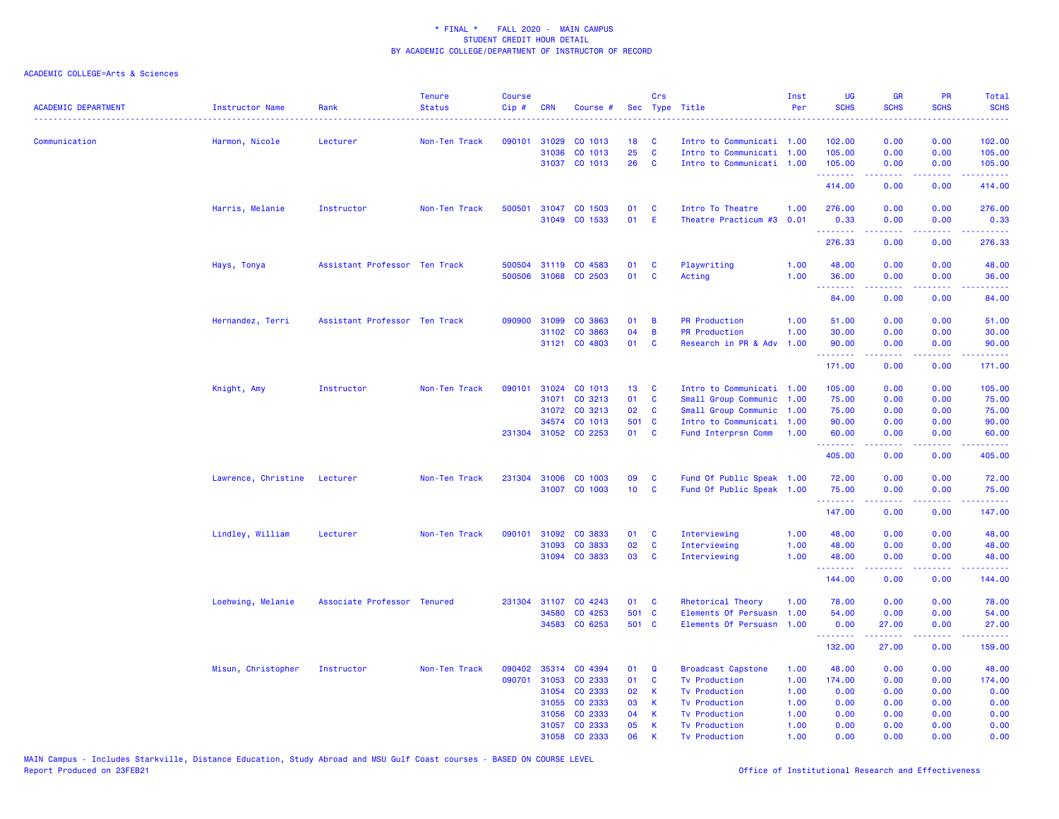\* FINAL \* FALL 2020 - MAIN CAMPUS
STUDENT CREDIT HOUR DETAIL
BY ACADEMIC COLLEGE/DEPARTMENT OF INSTRUCTOR OF RECORD

ACADEMIC COLLEGE=Arts & Sciences

| ACADEMIC DEPARTMENT | Instructor Name | Rank | Tenure Status | Course Cip # | CRN | Course # | Sec | Crs Type | Title | Inst Per | UG SCHS | GR SCHS | PR SCHS | Total SCHS |
|---|---|---|---|---|---|---|---|---|---|---|---|---|---|---|
| Communication | Harmon, Nicole | Lecturer | Non-Ten Track | 090101 | 31029 | CO 1013 | 18 | C | Intro to Communicati | 1.00 | 102.00 | 0.00 | 0.00 | 102.00 |
| | | | | | 31036 | CO 1013 | 25 | C | Intro to Communicati | 1.00 | 105.00 | 0.00 | 0.00 | 105.00 |
| | | | | | 31037 | CO 1013 | 26 | C | Intro to Communicati | 1.00 | 105.00 | 0.00 | 0.00 | 105.00 |
| | | | | | | | | | | | 414.00 | 0.00 | 0.00 | 414.00 |
| | Harris, Melanie | Instructor | Non-Ten Track | 500501 | 31047 | CO 1503 | 01 | C | Intro To Theatre | 1.00 | 276.00 | 0.00 | 0.00 | 276.00 |
| | | | | | 31049 | CO 1533 | 01 | E | Theatre Practicum #3 | 0.01 | 0.33 | 0.00 | 0.00 | 0.33 |
| | | | | | | | | | | | 276.33 | 0.00 | 0.00 | 276.33 |
| | Hays, Tonya | Assistant Professor | Ten Track | 500504 | 31119 | CO 4583 | 01 | C | Playwriting | 1.00 | 48.00 | 0.00 | 0.00 | 48.00 |
| | | | | 500506 | 31068 | CO 2503 | 01 | C | Acting | 1.00 | 36.00 | 0.00 | 0.00 | 36.00 |
| | | | | | | | | | | | 84.00 | 0.00 | 0.00 | 84.00 |
| | Hernandez, Terri | Assistant Professor | Ten Track | 090900 | 31099 | CO 3863 | 01 | B | PR Production | 1.00 | 51.00 | 0.00 | 0.00 | 51.00 |
| | | | | | 31102 | CO 3863 | 04 | B | PR Production | 1.00 | 30.00 | 0.00 | 0.00 | 30.00 |
| | | | | | 31121 | CO 4803 | 01 | C | Research in PR & Adv | 1.00 | 90.00 | 0.00 | 0.00 | 90.00 |
| | | | | | | | | | | | 171.00 | 0.00 | 0.00 | 171.00 |
| | Knight, Amy | Instructor | Non-Ten Track | 090101 | 31024 | CO 1013 | 13 | C | Intro to Communicati | 1.00 | 105.00 | 0.00 | 0.00 | 105.00 |
| | | | | | 31071 | CO 3213 | 01 | C | Small Group Communic | 1.00 | 75.00 | 0.00 | 0.00 | 75.00 |
| | | | | | 31072 | CO 3213 | 02 | C | Small Group Communic | 1.00 | 75.00 | 0.00 | 0.00 | 75.00 |
| | | | | | 34574 | CO 1013 | 501 | C | Intro to Communicati | 1.00 | 90.00 | 0.00 | 0.00 | 90.00 |
| | | | | 231304 | 31052 | CO 2253 | 01 | C | Fund Interprsn Comm | 1.00 | 60.00 | 0.00 | 0.00 | 60.00 |
| | | | | | | | | | | | 405.00 | 0.00 | 0.00 | 405.00 |
| | Lawrence, Christine | Lecturer | Non-Ten Track | 231304 | 31006 | CO 1003 | 09 | C | Fund Of Public Speak | 1.00 | 72.00 | 0.00 | 0.00 | 72.00 |
| | | | | | 31007 | CO 1003 | 10 | C | Fund Of Public Speak | 1.00 | 75.00 | 0.00 | 0.00 | 75.00 |
| | | | | | | | | | | | 147.00 | 0.00 | 0.00 | 147.00 |
| | Lindley, William | Lecturer | Non-Ten Track | 090101 | 31092 | CO 3833 | 01 | C | Interviewing | 1.00 | 48.00 | 0.00 | 0.00 | 48.00 |
| | | | | | 31093 | CO 3833 | 02 | C | Interviewing | 1.00 | 48.00 | 0.00 | 0.00 | 48.00 |
| | | | | | 31094 | CO 3833 | 03 | C | Interviewing | 1.00 | 48.00 | 0.00 | 0.00 | 48.00 |
| | | | | | | | | | | | 144.00 | 0.00 | 0.00 | 144.00 |
| | Loehwing, Melanie | Associate Professor | Tenured | 231304 | 31107 | CO 4243 | 01 | C | Rhetorical Theory | 1.00 | 78.00 | 0.00 | 0.00 | 78.00 |
| | | | | | 34580 | CO 4253 | 501 | C | Elements Of Persuasn | 1.00 | 54.00 | 0.00 | 0.00 | 54.00 |
| | | | | | 34583 | CO 6253 | 501 | C | Elements Of Persuasn | 1.00 | 0.00 | 27.00 | 0.00 | 27.00 |
| | | | | | | | | | | | 132.00 | 27.00 | 0.00 | 159.00 |
| | Misun, Christopher | Instructor | Non-Ten Track | 090402 | 35314 | CO 4394 | 01 | Q | Broadcast Capstone | 1.00 | 48.00 | 0.00 | 0.00 | 48.00 |
| | | | | 090701 | 31053 | CO 2333 | 01 | C | Tv Production | 1.00 | 174.00 | 0.00 | 0.00 | 174.00 |
| | | | | | 31054 | CO 2333 | 02 | K | Tv Production | 1.00 | 0.00 | 0.00 | 0.00 | 0.00 |
| | | | | | 31055 | CO 2333 | 03 | K | Tv Production | 1.00 | 0.00 | 0.00 | 0.00 | 0.00 |
| | | | | | 31056 | CO 2333 | 04 | K | Tv Production | 1.00 | 0.00 | 0.00 | 0.00 | 0.00 |
| | | | | | 31057 | CO 2333 | 05 | K | Tv Production | 1.00 | 0.00 | 0.00 | 0.00 | 0.00 |
| | | | | | 31058 | CO 2333 | 06 | K | Tv Production | 1.00 | 0.00 | 0.00 | 0.00 | 0.00 |

MAIN Campus - Includes Starkville, Distance Education, Study Abroad and MSU Gulf Coast courses - BASED ON COURSE LEVEL
Report Produced on 23FEB21

Office of Institutional Research and Effectiveness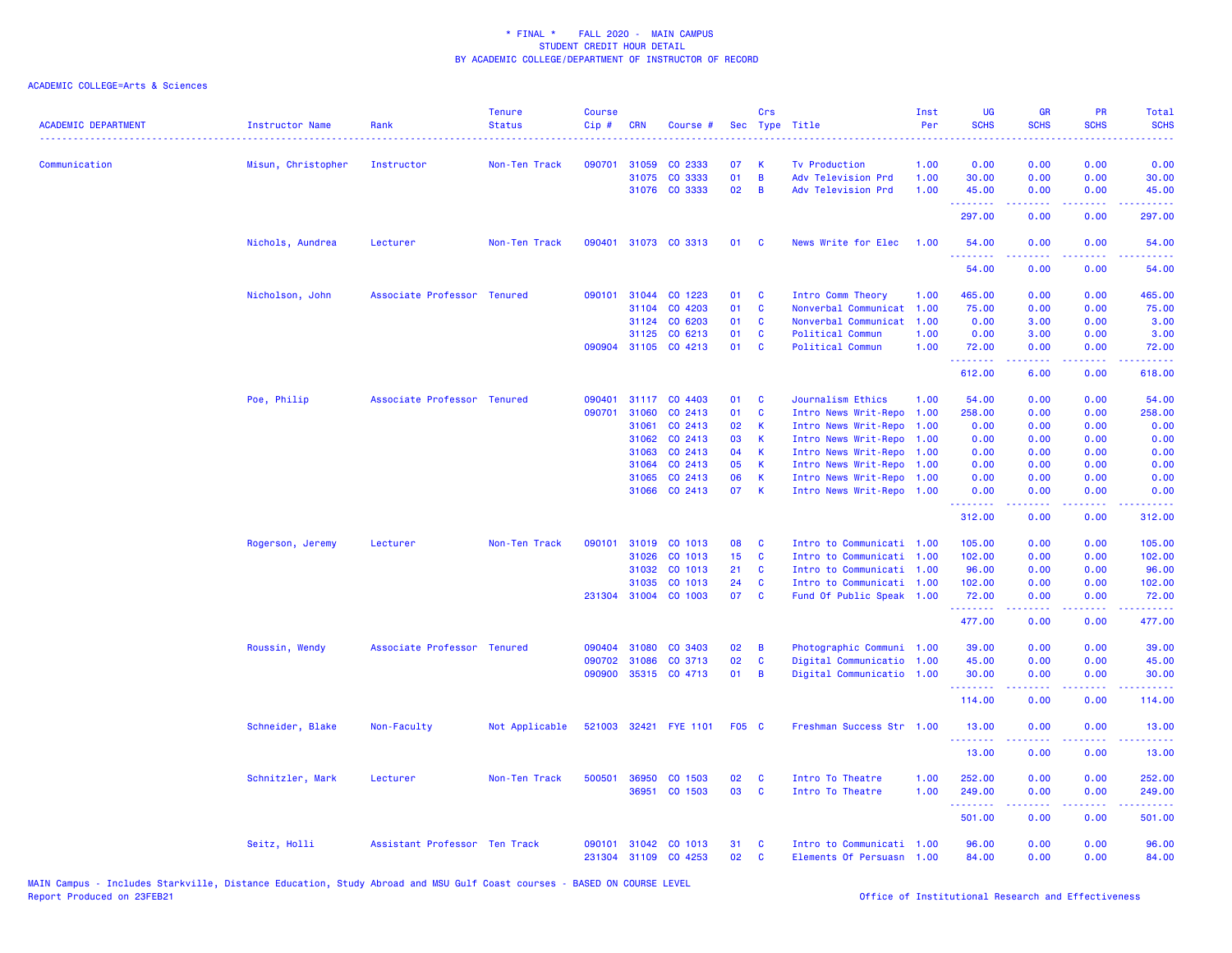\* FINAL \*    FALL 2020 -  MAIN CAMPUS
STUDENT CREDIT HOUR DETAIL
BY ACADEMIC COLLEGE/DEPARTMENT OF INSTRUCTOR OF RECORD

ACADEMIC COLLEGE=Arts & Sciences

| ACADEMIC DEPARTMENT | Instructor Name | Rank | Tenure Status | Course Cip # | CRN | Course # | Sec | Crs Type | Title | Inst Per | UG SCHS | GR SCHS | PR SCHS | Total SCHS |
|---|---|---|---|---|---|---|---|---|---|---|---|---|---|---|
| Communication | Misun, Christopher | Instructor | Non-Ten Track | 090701 | 31059 | CO 2333 | 07 | K | Tv Production | 1.00 | 0.00 | 0.00 | 0.00 | 0.00 |
| | | | | | 31075 | CO 3333 | 01 | B | Adv Television Prd | 1.00 | 30.00 | 0.00 | 0.00 | 30.00 |
| | | | | | 31076 | CO 3333 | 02 | B | Adv Television Prd | 1.00 | 45.00 | 0.00 | 0.00 | 45.00 |
| | | | | | | | | | | | 297.00 | 0.00 | 0.00 | 297.00 |
| | Nichols, Aundrea | Lecturer | Non-Ten Track | 090401 | 31073 | CO 3313 | 01 | C | News Write for Elec | 1.00 | 54.00 | 0.00 | 0.00 | 54.00 |
| | | | | | | | | | | | 54.00 | 0.00 | 0.00 | 54.00 |
| | Nicholson, John | Associate Professor | Tenured | 090101 | 31044 | CO 1223 | 01 | C | Intro Comm Theory | 1.00 | 465.00 | 0.00 | 0.00 | 465.00 |
| | | | | | 31104 | CO 4203 | 01 | C | Nonverbal Communicat | 1.00 | 75.00 | 0.00 | 0.00 | 75.00 |
| | | | | | 31124 | CO 6203 | 01 | C | Nonverbal Communicat | 1.00 | 0.00 | 3.00 | 0.00 | 3.00 |
| | | | | | 31125 | CO 6213 | 01 | C | Political Commun | 1.00 | 0.00 | 3.00 | 0.00 | 3.00 |
| | | | | 090904 | 31105 | CO 4213 | 01 | C | Political Commun | 1.00 | 72.00 | 0.00 | 0.00 | 72.00 |
| | | | | | | | | | | | 612.00 | 6.00 | 0.00 | 618.00 |
| | Poe, Philip | Associate Professor | Tenured | 090401 | 31117 | CO 4403 | 01 | C | Journalism Ethics | 1.00 | 54.00 | 0.00 | 0.00 | 54.00 |
| | | | | 090701 | 31060 | CO 2413 | 01 | C | Intro News Writ-Repo | 1.00 | 258.00 | 0.00 | 0.00 | 258.00 |
| | | | | | 31061 | CO 2413 | 02 | K | Intro News Writ-Repo | 1.00 | 0.00 | 0.00 | 0.00 | 0.00 |
| | | | | | 31062 | CO 2413 | 03 | K | Intro News Writ-Repo | 1.00 | 0.00 | 0.00 | 0.00 | 0.00 |
| | | | | | 31063 | CO 2413 | 04 | K | Intro News Writ-Repo | 1.00 | 0.00 | 0.00 | 0.00 | 0.00 |
| | | | | | 31064 | CO 2413 | 05 | K | Intro News Writ-Repo | 1.00 | 0.00 | 0.00 | 0.00 | 0.00 |
| | | | | | 31065 | CO 2413 | 06 | K | Intro News Writ-Repo | 1.00 | 0.00 | 0.00 | 0.00 | 0.00 |
| | | | | | 31066 | CO 2413 | 07 | K | Intro News Writ-Repo | 1.00 | 0.00 | 0.00 | 0.00 | 0.00 |
| | | | | | | | | | | | 312.00 | 0.00 | 0.00 | 312.00 |
| | Rogerson, Jeremy | Lecturer | Non-Ten Track | 090101 | 31019 | CO 1013 | 08 | C | Intro to Communicati | 1.00 | 105.00 | 0.00 | 0.00 | 105.00 |
| | | | | | 31026 | CO 1013 | 15 | C | Intro to Communicati | 1.00 | 102.00 | 0.00 | 0.00 | 102.00 |
| | | | | | 31032 | CO 1013 | 21 | C | Intro to Communicati | 1.00 | 96.00 | 0.00 | 0.00 | 96.00 |
| | | | | | 31035 | CO 1013 | 24 | C | Intro to Communicati | 1.00 | 102.00 | 0.00 | 0.00 | 102.00 |
| | | | | 231304 | 31004 | CO 1003 | 07 | C | Fund Of Public Speak | 1.00 | 72.00 | 0.00 | 0.00 | 72.00 |
| | | | | | | | | | | | 477.00 | 0.00 | 0.00 | 477.00 |
| | Roussin, Wendy | Associate Professor | Tenured | 090404 | 31080 | CO 3403 | 02 | B | Photographic Communi | 1.00 | 39.00 | 0.00 | 0.00 | 39.00 |
| | | | | 090702 | 31086 | CO 3713 | 02 | C | Digital Communicatio | 1.00 | 45.00 | 0.00 | 0.00 | 45.00 |
| | | | | 090900 | 35315 | CO 4713 | 01 | B | Digital Communicatio | 1.00 | 30.00 | 0.00 | 0.00 | 30.00 |
| | | | | | | | | | | | 114.00 | 0.00 | 0.00 | 114.00 |
| | Schneider, Blake | Non-Faculty | Not Applicable | 521003 | 32421 | FYE 1101 | F05 | C | Freshman Success Str | 1.00 | 13.00 | 0.00 | 0.00 | 13.00 |
| | | | | | | | | | | | 13.00 | 0.00 | 0.00 | 13.00 |
| | Schnitzler, Mark | Lecturer | Non-Ten Track | 500501 | 36950 | CO 1503 | 02 | C | Intro To Theatre | 1.00 | 252.00 | 0.00 | 0.00 | 252.00 |
| | | | | | 36951 | CO 1503 | 03 | C | Intro To Theatre | 1.00 | 249.00 | 0.00 | 0.00 | 249.00 |
| | | | | | | | | | | | 501.00 | 0.00 | 0.00 | 501.00 |
| | Seitz, Holli | Assistant Professor | Ten Track | 090101 | 31042 | CO 1013 | 31 | C | Intro to Communicati | 1.00 | 96.00 | 0.00 | 0.00 | 96.00 |
| | | | | 231304 | 31109 | CO 4253 | 02 | C | Elements Of Persuasn | 1.00 | 84.00 | 0.00 | 0.00 | 84.00 |

MAIN Campus - Includes Starkville, Distance Education, Study Abroad and MSU Gulf Coast courses - BASED ON COURSE LEVEL
Report Produced on 23FEB21
Office of Institutional Research and Effectiveness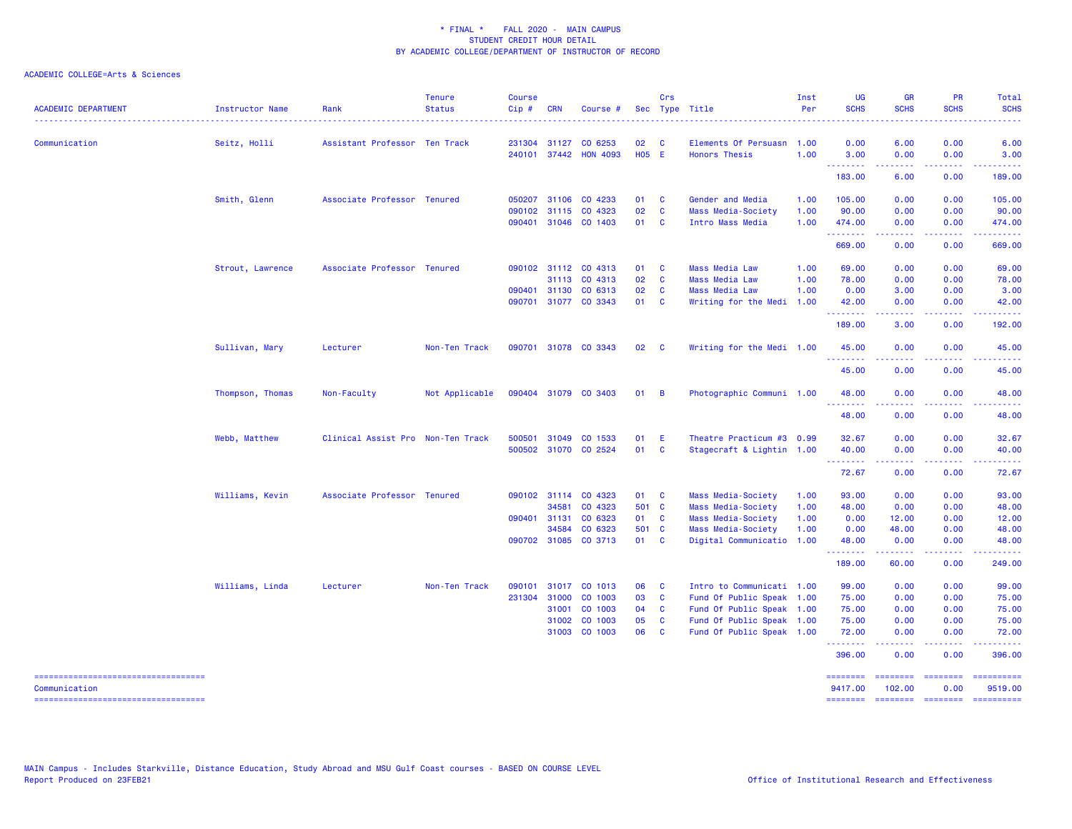\* FINAL \* FALL 2020 - MAIN CAMPUS
STUDENT CREDIT HOUR DETAIL
BY ACADEMIC COLLEGE/DEPARTMENT OF INSTRUCTOR OF RECORD

ACADEMIC COLLEGE=Arts & Sciences

| ACADEMIC DEPARTMENT | Instructor Name | Rank | Tenure Status | Course Cip # | CRN | Course # | Sec | Crs Type | Title | Inst Per | UG SCHS | GR SCHS | PR SCHS | Total SCHS |
|---|---|---|---|---|---|---|---|---|---|---|---|---|---|---|
| Communication | Seitz, Holli | Assistant Professor | Ten Track | 231304 | 31127 | CO 6253 | 02 | C | Elements Of Persuasn | 1.00 | 0.00 | 6.00 | 0.00 | 6.00 |
| | | | | 240101 | 37442 | HON 4093 | H05 | E | Honors Thesis | 1.00 | 3.00 | 0.00 | 0.00 | 3.00 |
| | | | | | | | | | | | 183.00 | 6.00 | 0.00 | 189.00 |
| | Smith, Glenn | Associate Professor | Tenured | 050207 | 31106 | CO 4233 | 01 | C | Gender and Media | 1.00 | 105.00 | 0.00 | 0.00 | 105.00 |
| | | | | 090102 | 31115 | CO 4323 | 02 | C | Mass Media-Society | 1.00 | 90.00 | 0.00 | 0.00 | 90.00 |
| | | | | 090401 | 31046 | CO 1403 | 01 | C | Intro Mass Media | 1.00 | 474.00 | 0.00 | 0.00 | 474.00 |
| | | | | | | | | | | | 669.00 | 0.00 | 0.00 | 669.00 |
| | Strout, Lawrence | Associate Professor | Tenured | 090102 | 31112 | CO 4313 | 01 | C | Mass Media Law | 1.00 | 69.00 | 0.00 | 0.00 | 69.00 |
| | | | | | 31113 | CO 4313 | 02 | C | Mass Media Law | 1.00 | 78.00 | 0.00 | 0.00 | 78.00 |
| | | | | 090401 | 31130 | CO 6313 | 02 | C | Mass Media Law | 1.00 | 0.00 | 3.00 | 0.00 | 3.00 |
| | | | | 090701 | 31077 | CO 3343 | 01 | C | Writing for the Medi | 1.00 | 42.00 | 0.00 | 0.00 | 42.00 |
| | | | | | | | | | | | 189.00 | 3.00 | 0.00 | 192.00 |
| | Sullivan, Mary | Lecturer | Non-Ten Track | 090701 | 31078 | CO 3343 | 02 | C | Writing for the Medi | 1.00 | 45.00 | 0.00 | 0.00 | 45.00 |
| | | | | | | | | | | | 45.00 | 0.00 | 0.00 | 45.00 |
| | Thompson, Thomas | Non-Faculty | Not Applicable | 090404 | 31079 | CO 3403 | 01 | B | Photographic Communi | 1.00 | 48.00 | 0.00 | 0.00 | 48.00 |
| | | | | | | | | | | | 48.00 | 0.00 | 0.00 | 48.00 |
| | Webb, Matthew | Clinical Assist Pro | Non-Ten Track | 500501 | 31049 | CO 1533 | 01 | E | Theatre Practicum #3 | 0.99 | 32.67 | 0.00 | 0.00 | 32.67 |
| | | | | 500502 | 31070 | CO 2524 | 01 | C | Stagecraft & Lightin | 1.00 | 40.00 | 0.00 | 0.00 | 40.00 |
| | | | | | | | | | | | 72.67 | 0.00 | 0.00 | 72.67 |
| | Williams, Kevin | Associate Professor | Tenured | 090102 | 31114 | CO 4323 | 01 | C | Mass Media-Society | 1.00 | 93.00 | 0.00 | 0.00 | 93.00 |
| | | | | | 34581 | CO 4323 | 501 | C | Mass Media-Society | 1.00 | 48.00 | 0.00 | 0.00 | 48.00 |
| | | | | 090401 | 31131 | CO 6323 | 01 | C | Mass Media-Society | 1.00 | 0.00 | 12.00 | 0.00 | 12.00 |
| | | | | | 34584 | CO 6323 | 501 | C | Mass Media-Society | 1.00 | 0.00 | 48.00 | 0.00 | 48.00 |
| | | | | 090702 | 31085 | CO 3713 | 01 | C | Digital Communicatio | 1.00 | 48.00 | 0.00 | 0.00 | 48.00 |
| | | | | | | | | | | | 189.00 | 60.00 | 0.00 | 249.00 |
| | Williams, Linda | Lecturer | Non-Ten Track | 090101 | 31017 | CO 1013 | 06 | C | Intro to Communicati | 1.00 | 99.00 | 0.00 | 0.00 | 99.00 |
| | | | | 231304 | 31000 | CO 1003 | 03 | C | Fund Of Public Speak | 1.00 | 75.00 | 0.00 | 0.00 | 75.00 |
| | | | | | 31001 | CO 1003 | 04 | C | Fund Of Public Speak | 1.00 | 75.00 | 0.00 | 0.00 | 75.00 |
| | | | | | 31002 | CO 1003 | 05 | C | Fund Of Public Speak | 1.00 | 75.00 | 0.00 | 0.00 | 75.00 |
| | | | | | 31003 | CO 1003 | 06 | C | Fund Of Public Speak | 1.00 | 72.00 | 0.00 | 0.00 | 72.00 |
| | | | | | | | | | | | 396.00 | 0.00 | 0.00 | 396.00 |
| Communication | | | | | | | | | | | 9417.00 | 102.00 | 0.00 | 9519.00 |

MAIN Campus - Includes Starkville, Distance Education, Study Abroad and MSU Gulf Coast courses - BASED ON COURSE LEVEL
Report Produced on 23FEB21

Office of Institutional Research and Effectiveness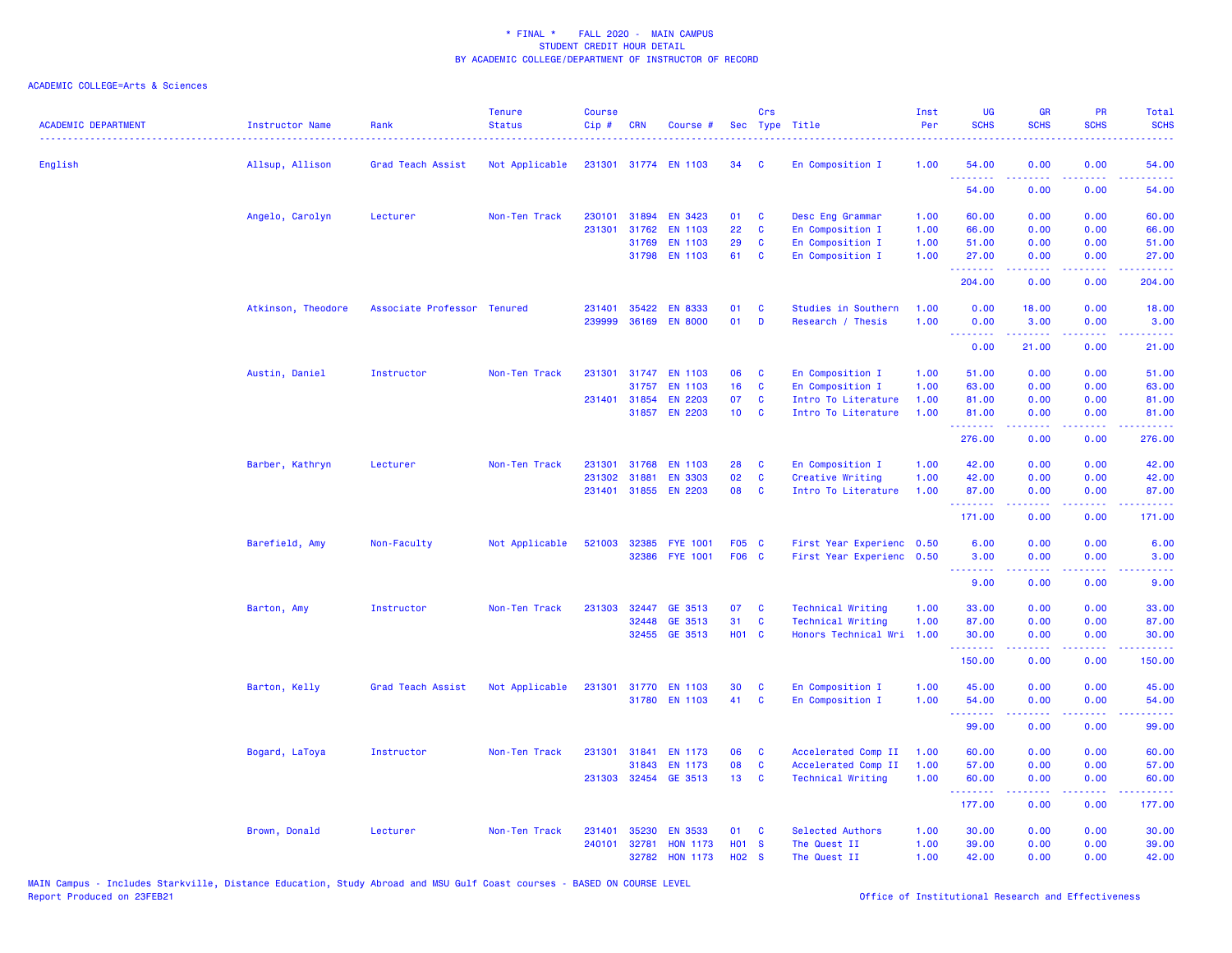\* FINAL \* FALL 2020 - MAIN CAMPUS
STUDENT CREDIT HOUR DETAIL
BY ACADEMIC COLLEGE/DEPARTMENT OF INSTRUCTOR OF RECORD

ACADEMIC COLLEGE=Arts & Sciences

| ACADEMIC DEPARTMENT | Instructor Name | Rank | Tenure Status | Course Cip # | CRN | Course # | Sec | Crs Type | Title | Inst Per | UG SCHS | GR SCHS | PR SCHS | Total SCHS |
|---|---|---|---|---|---|---|---|---|---|---|---|---|---|---|
| English | Allsup, Allison | Grad Teach Assist | Not Applicable | 231301 | 31774 | EN 1103 | 34 | C | En Composition I | 1.00 | 54.00 | 0.00 | 0.00 | 54.00 |
| | | | | | | | | | | | 54.00 | 0.00 | 0.00 | 54.00 |
| | Angelo, Carolyn | Lecturer | Non-Ten Track | 230101 | 31894 | EN 3423 | 01 | C | Desc Eng Grammar | 1.00 | 60.00 | 0.00 | 0.00 | 60.00 |
| | | | | 231301 | 31762 | EN 1103 | 22 | C | En Composition I | 1.00 | 66.00 | 0.00 | 0.00 | 66.00 |
| | | | | | 31769 | EN 1103 | 29 | C | En Composition I | 1.00 | 51.00 | 0.00 | 0.00 | 51.00 |
| | | | | | 31798 | EN 1103 | 61 | C | En Composition I | 1.00 | 27.00 | 0.00 | 0.00 | 27.00 |
| | | | | | | | | | | | 204.00 | 0.00 | 0.00 | 204.00 |
| | Atkinson, Theodore | Associate Professor | Tenured | 231401 | 35422 | EN 8333 | 01 | C | Studies in Southern | 1.00 | 0.00 | 18.00 | 0.00 | 18.00 |
| | | | | 239999 | 36169 | EN 8000 | 01 | D | Research / Thesis | 1.00 | 0.00 | 3.00 | 0.00 | 3.00 |
| | | | | | | | | | | | 0.00 | 21.00 | 0.00 | 21.00 |
| | Austin, Daniel | Instructor | Non-Ten Track | 231301 | 31747 | EN 1103 | 06 | C | En Composition I | 1.00 | 51.00 | 0.00 | 0.00 | 51.00 |
| | | | | | 31757 | EN 1103 | 16 | C | En Composition I | 1.00 | 63.00 | 0.00 | 0.00 | 63.00 |
| | | | | 231401 | 31854 | EN 2203 | 07 | C | Intro To Literature | 1.00 | 81.00 | 0.00 | 0.00 | 81.00 |
| | | | | | 31857 | EN 2203 | 10 | C | Intro To Literature | 1.00 | 81.00 | 0.00 | 0.00 | 81.00 |
| | | | | | | | | | | | 276.00 | 0.00 | 0.00 | 276.00 |
| | Barber, Kathryn | Lecturer | Non-Ten Track | 231301 | 31768 | EN 1103 | 28 | C | En Composition I | 1.00 | 42.00 | 0.00 | 0.00 | 42.00 |
| | | | | 231302 | 31881 | EN 3303 | 02 | C | Creative Writing | 1.00 | 42.00 | 0.00 | 0.00 | 42.00 |
| | | | | 231401 | 31855 | EN 2203 | 08 | C | Intro To Literature | 1.00 | 87.00 | 0.00 | 0.00 | 87.00 |
| | | | | | | | | | | | 171.00 | 0.00 | 0.00 | 171.00 |
| | Barefield, Amy | Non-Faculty | Not Applicable | 521003 | 32385 | FYE 1001 | F05 | C | First Year Experienc | 0.50 | 6.00 | 0.00 | 0.00 | 6.00 |
| | | | | | 32386 | FYE 1001 | F06 | C | First Year Experienc | 0.50 | 3.00 | 0.00 | 0.00 | 3.00 |
| | | | | | | | | | | | 9.00 | 0.00 | 0.00 | 9.00 |
| | Barton, Amy | Instructor | Non-Ten Track | 231303 | 32447 | GE 3513 | 07 | C | Technical Writing | 1.00 | 33.00 | 0.00 | 0.00 | 33.00 |
| | | | | | 32448 | GE 3513 | 31 | C | Technical Writing | 1.00 | 87.00 | 0.00 | 0.00 | 87.00 |
| | | | | | 32455 | GE 3513 | H01 | C | Honors Technical Wri | 1.00 | 30.00 | 0.00 | 0.00 | 30.00 |
| | | | | | | | | | | | 150.00 | 0.00 | 0.00 | 150.00 |
| | Barton, Kelly | Grad Teach Assist | Not Applicable | 231301 | 31770 | EN 1103 | 30 | C | En Composition I | 1.00 | 45.00 | 0.00 | 0.00 | 45.00 |
| | | | | | 31780 | EN 1103 | 41 | C | En Composition I | 1.00 | 54.00 | 0.00 | 0.00 | 54.00 |
| | | | | | | | | | | | 99.00 | 0.00 | 0.00 | 99.00 |
| | Bogard, LaToya | Instructor | Non-Ten Track | 231301 | 31841 | EN 1173 | 06 | C | Accelerated Comp II | 1.00 | 60.00 | 0.00 | 0.00 | 60.00 |
| | | | | | 31843 | EN 1173 | 08 | C | Accelerated Comp II | 1.00 | 57.00 | 0.00 | 0.00 | 57.00 |
| | | | | 231303 | 32454 | GE 3513 | 13 | C | Technical Writing | 1.00 | 60.00 | 0.00 | 0.00 | 60.00 |
| | | | | | | | | | | | 177.00 | 0.00 | 0.00 | 177.00 |
| | Brown, Donald | Lecturer | Non-Ten Track | 231401 | 35230 | EN 3533 | 01 | C | Selected Authors | 1.00 | 30.00 | 0.00 | 0.00 | 30.00 |
| | | | | 240101 | 32781 | HON 1173 | H01 | S | The Quest II | 1.00 | 39.00 | 0.00 | 0.00 | 39.00 |
| | | | | | 32782 | HON 1173 | H02 | S | The Quest II | 1.00 | 42.00 | 0.00 | 0.00 | 42.00 |

MAIN Campus - Includes Starkville, Distance Education, Study Abroad and MSU Gulf Coast courses - BASED ON COURSE LEVEL
Report Produced on 23FEB21

Office of Institutional Research and Effectiveness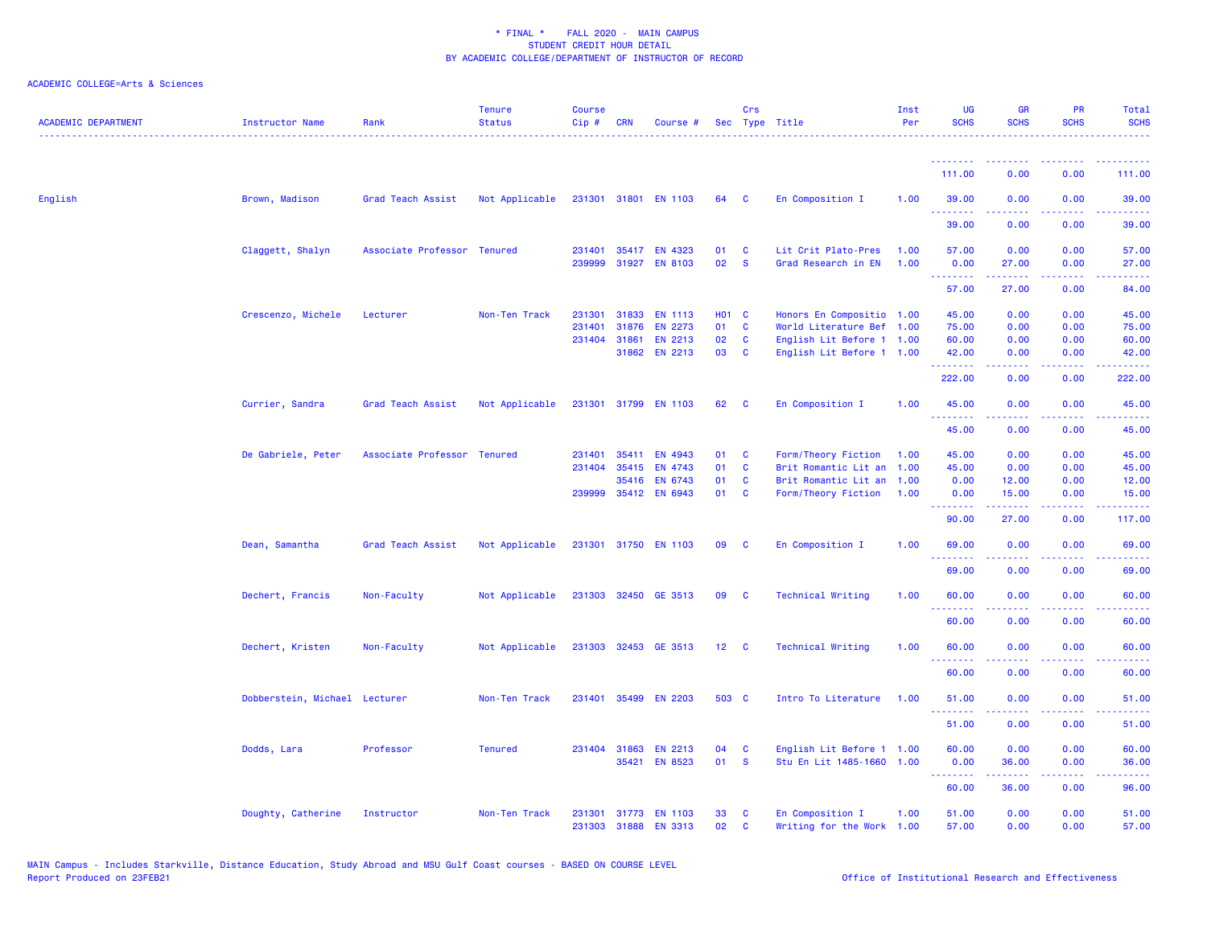\* FINAL \*    FALL 2020 - MAIN CAMPUS
STUDENT CREDIT HOUR DETAIL
BY ACADEMIC COLLEGE/DEPARTMENT OF INSTRUCTOR OF RECORD

ACADEMIC COLLEGE=Arts & Sciences

| ACADEMIC DEPARTMENT | Instructor Name | Rank | Tenure Status | Course Cip # | CRN | Course # | Sec | Crs Type | Title | Inst Per | UG SCHS | GR SCHS | PR SCHS | Total SCHS |
|---|---|---|---|---|---|---|---|---|---|---|---|---|---|---|
| | | | | | | | | | | | 111.00 | 0.00 | 0.00 | 111.00 |
| English | Brown, Madison | Grad Teach Assist | Not Applicable | 231301 | 31801 | EN 1103 | 64 | C | En Composition I | 1.00 | 39.00 | 0.00 | 0.00 | 39.00 |
| | | | | | | | | | | | 39.00 | 0.00 | 0.00 | 39.00 |
| | Claggett, Shalyn | Associate Professor | Tenured | 231401 | 35417 | EN 4323 | 01 | C | Lit Crit Plato-Pres | 1.00 | 57.00 | 0.00 | 0.00 | 57.00 |
| | | | | 239999 | 31927 | EN 8103 | 02 | S | Grad Research in EN | 1.00 | 0.00 | 27.00 | 0.00 | 27.00 |
| | | | | | | | | | | | 57.00 | 27.00 | 0.00 | 84.00 |
| | Crescenzo, Michele | Lecturer | Non-Ten Track | 231301 | 31833 | EN 1113 | H01 | C | Honors En Compositio | 1.00 | 45.00 | 0.00 | 0.00 | 45.00 |
| | | | | 231401 | 31876 | EN 2273 | 01 | C | World Literature Bef | 1.00 | 75.00 | 0.00 | 0.00 | 75.00 |
| | | | | 231404 | 31861 | EN 2213 | 02 | C | English Lit Before 1 | 1.00 | 60.00 | 0.00 | 0.00 | 60.00 |
| | | | | | 31862 | EN 2213 | 03 | C | English Lit Before 1 | 1.00 | 42.00 | 0.00 | 0.00 | 42.00 |
| | | | | | | | | | | | 222.00 | 0.00 | 0.00 | 222.00 |
| | Currier, Sandra | Grad Teach Assist | Not Applicable | 231301 | 31799 | EN 1103 | 62 | C | En Composition I | 1.00 | 45.00 | 0.00 | 0.00 | 45.00 |
| | | | | | | | | | | | 45.00 | 0.00 | 0.00 | 45.00 |
| | De Gabriele, Peter | Associate Professor | Tenured | 231401 | 35411 | EN 4943 | 01 | C | Form/Theory Fiction | 1.00 | 45.00 | 0.00 | 0.00 | 45.00 |
| | | | | 231404 | 35415 | EN 4743 | 01 | C | Brit Romantic Lit an | 1.00 | 45.00 | 0.00 | 0.00 | 45.00 |
| | | | | | 35416 | EN 6743 | 01 | C | Brit Romantic Lit an | 1.00 | 0.00 | 12.00 | 0.00 | 12.00 |
| | | | | 239999 | 35412 | EN 6943 | 01 | C | Form/Theory Fiction | 1.00 | 0.00 | 15.00 | 0.00 | 15.00 |
| | | | | | | | | | | | 90.00 | 27.00 | 0.00 | 117.00 |
| | Dean, Samantha | Grad Teach Assist | Not Applicable | 231301 | 31750 | EN 1103 | 09 | C | En Composition I | 1.00 | 69.00 | 0.00 | 0.00 | 69.00 |
| | | | | | | | | | | | 69.00 | 0.00 | 0.00 | 69.00 |
| | Dechert, Francis | Non-Faculty | Not Applicable | 231303 | 32450 | GE 3513 | 09 | C | Technical Writing | 1.00 | 60.00 | 0.00 | 0.00 | 60.00 |
| | | | | | | | | | | | 60.00 | 0.00 | 0.00 | 60.00 |
| | Dechert, Kristen | Non-Faculty | Not Applicable | 231303 | 32453 | GE 3513 | 12 | C | Technical Writing | 1.00 | 60.00 | 0.00 | 0.00 | 60.00 |
| | | | | | | | | | | | 60.00 | 0.00 | 0.00 | 60.00 |
| | Dobberstein, Michael | Lecturer | Non-Ten Track | 231401 | 35499 | EN 2203 | 503 | C | Intro To Literature | 1.00 | 51.00 | 0.00 | 0.00 | 51.00 |
| | | | | | | | | | | | 51.00 | 0.00 | 0.00 | 51.00 |
| | Dodds, Lara | Professor | Tenured | 231404 | 31863 | EN 2213 | 04 | C | English Lit Before 1 | 1.00 | 60.00 | 0.00 | 0.00 | 60.00 |
| | | | | | 35421 | EN 8523 | 01 | S | Stu En Lit 1485-1660 | 1.00 | 0.00 | 36.00 | 0.00 | 36.00 |
| | | | | | | | | | | | 60.00 | 36.00 | 0.00 | 96.00 |
| | Doughty, Catherine | Instructor | Non-Ten Track | 231301 | 31773 | EN 1103 | 33 | C | En Composition I | 1.00 | 51.00 | 0.00 | 0.00 | 51.00 |
| | | | | 231303 | 31888 | EN 3313 | 02 | C | Writing for the Work | 1.00 | 57.00 | 0.00 | 0.00 | 57.00 |

MAIN Campus - Includes Starkville, Distance Education, Study Abroad and MSU Gulf Coast courses - BASED ON COURSE LEVEL
Report Produced on 23FEB21    Office of Institutional Research and Effectiveness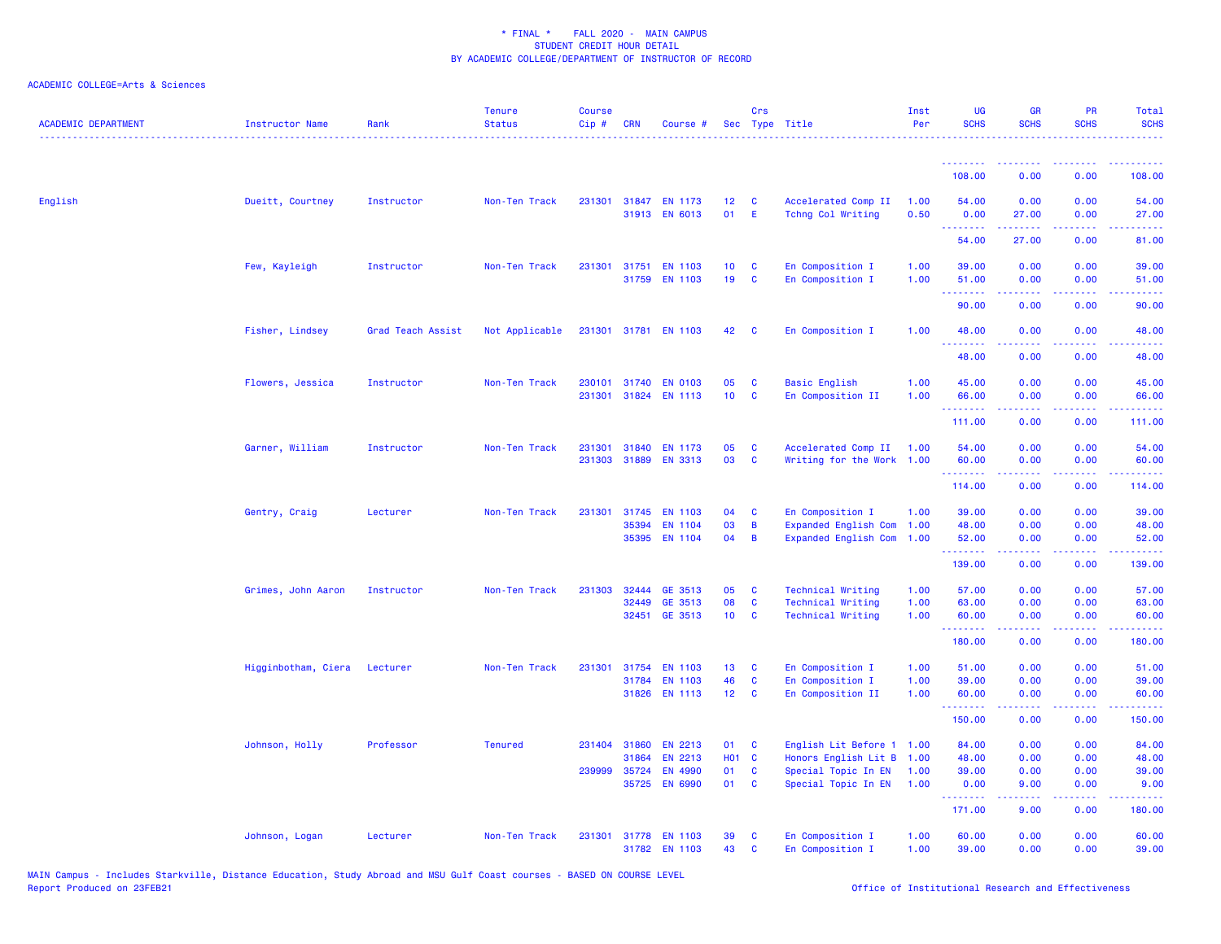* FINAL * FALL 2020 - MAIN CAMPUS
STUDENT CREDIT HOUR DETAIL
BY ACADEMIC COLLEGE/DEPARTMENT OF INSTRUCTOR OF RECORD

ACADEMIC COLLEGE=Arts & Sciences

| ACADEMIC DEPARTMENT | Instructor Name | Rank | Tenure Status | Course Cip # | CRN | Course # | Sec | Crs Type | Title | Inst Per | UG SCHS | GR SCHS | PR SCHS | Total SCHS |
|---|---|---|---|---|---|---|---|---|---|---|---|---|---|---|
| | | | | | | | | | | | 108.00 | 0.00 | 0.00 | 108.00 |
| English | Dueitt, Courtney | Instructor | Non-Ten Track | 231301 | 31847 | EN 1173 | 12 | C | Accelerated Comp II | 1.00 | 54.00 | 0.00 | 0.00 | 54.00 |
| | | | | | 31913 | EN 6013 | 01 | E | Tchng Col Writing | 0.50 | 0.00 | 27.00 | 0.00 | 27.00 |
| | | | | | | | | | | | 54.00 | 27.00 | 0.00 | 81.00 |
| | Few, Kayleigh | Instructor | Non-Ten Track | 231301 | 31751 | EN 1103 | 10 | C | En Composition I | 1.00 | 39.00 | 0.00 | 0.00 | 39.00 |
| | | | | | 31759 | EN 1103 | 19 | C | En Composition I | 1.00 | 51.00 | 0.00 | 0.00 | 51.00 |
| | | | | | | | | | | | 90.00 | 0.00 | 0.00 | 90.00 |
| | Fisher, Lindsey | Grad Teach Assist | Not Applicable | 231301 | 31781 | EN 1103 | 42 | C | En Composition I | 1.00 | 48.00 | 0.00 | 0.00 | 48.00 |
| | | | | | | | | | | | 48.00 | 0.00 | 0.00 | 48.00 |
| | Flowers, Jessica | Instructor | Non-Ten Track | 230101 | 31740 | EN 0103 | 05 | C | Basic English | 1.00 | 45.00 | 0.00 | 0.00 | 45.00 |
| | | | | 231301 | 31824 | EN 1113 | 10 | C | En Composition II | 1.00 | 66.00 | 0.00 | 0.00 | 66.00 |
| | | | | | | | | | | | 111.00 | 0.00 | 0.00 | 111.00 |
| | Garner, William | Instructor | Non-Ten Track | 231301 | 31840 | EN 1173 | 05 | C | Accelerated Comp II | 1.00 | 54.00 | 0.00 | 0.00 | 54.00 |
| | | | | 231303 | 31889 | EN 3313 | 03 | C | Writing for the Work | 1.00 | 60.00 | 0.00 | 0.00 | 60.00 |
| | | | | | | | | | | | 114.00 | 0.00 | 0.00 | 114.00 |
| | Gentry, Craig | Lecturer | Non-Ten Track | 231301 | 31745 | EN 1103 | 04 | C | En Composition I | 1.00 | 39.00 | 0.00 | 0.00 | 39.00 |
| | | | | | 35394 | EN 1104 | 03 | B | Expanded English Com | 1.00 | 48.00 | 0.00 | 0.00 | 48.00 |
| | | | | | 35395 | EN 1104 | 04 | B | Expanded English Com | 1.00 | 52.00 | 0.00 | 0.00 | 52.00 |
| | | | | | | | | | | | 139.00 | 0.00 | 0.00 | 139.00 |
| | Grimes, John Aaron | Instructor | Non-Ten Track | 231303 | 32444 | GE 3513 | 05 | C | Technical Writing | 1.00 | 57.00 | 0.00 | 0.00 | 57.00 |
| | | | | | 32449 | GE 3513 | 08 | C | Technical Writing | 1.00 | 63.00 | 0.00 | 0.00 | 63.00 |
| | | | | | 32451 | GE 3513 | 10 | C | Technical Writing | 1.00 | 60.00 | 0.00 | 0.00 | 60.00 |
| | | | | | | | | | | | 180.00 | 0.00 | 0.00 | 180.00 |
| | Higginbotham, Ciera | Lecturer | Non-Ten Track | 231301 | 31754 | EN 1103 | 13 | C | En Composition I | 1.00 | 51.00 | 0.00 | 0.00 | 51.00 |
| | | | | | 31784 | EN 1103 | 46 | C | En Composition I | 1.00 | 39.00 | 0.00 | 0.00 | 39.00 |
| | | | | | 31826 | EN 1113 | 12 | C | En Composition II | 1.00 | 60.00 | 0.00 | 0.00 | 60.00 |
| | | | | | | | | | | | 150.00 | 0.00 | 0.00 | 150.00 |
| | Johnson, Holly | Professor | Tenured | 231404 | 31860 | EN 2213 | 01 | C | English Lit Before 1 | 1.00 | 84.00 | 0.00 | 0.00 | 84.00 |
| | | | | | 31864 | EN 2213 | H01 | C | Honors English Lit B | 1.00 | 48.00 | 0.00 | 0.00 | 48.00 |
| | | | | 239999 | 35724 | EN 4990 | 01 | C | Special Topic In EN | 1.00 | 39.00 | 0.00 | 0.00 | 39.00 |
| | | | | | 35725 | EN 6990 | 01 | C | Special Topic In EN | 1.00 | 0.00 | 9.00 | 0.00 | 9.00 |
| | | | | | | | | | | | 171.00 | 9.00 | 0.00 | 180.00 |
| | Johnson, Logan | Lecturer | Non-Ten Track | 231301 | 31778 | EN 1103 | 39 | C | En Composition I | 1.00 | 60.00 | 0.00 | 0.00 | 60.00 |
| | | | | | 31782 | EN 1103 | 43 | C | En Composition I | 1.00 | 39.00 | 0.00 | 0.00 | 39.00 |

MAIN Campus - Includes Starkville, Distance Education, Study Abroad and MSU Gulf Coast courses - BASED ON COURSE LEVEL
Report Produced on 23FEB21

Office of Institutional Research and Effectiveness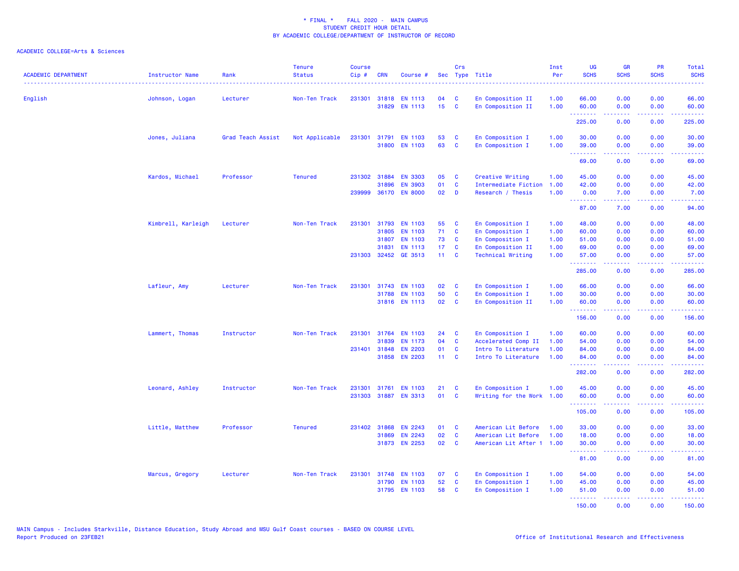* FINAL * FALL 2020 - MAIN CAMPUS
STUDENT CREDIT HOUR DETAIL
BY ACADEMIC COLLEGE/DEPARTMENT OF INSTRUCTOR OF RECORD

ACADEMIC COLLEGE=Arts & Sciences

| ACADEMIC DEPARTMENT | Instructor Name | Rank | Tenure Status | Course Cip # | CRN | Course # | Sec | Crs Type | Title | Inst Per | UG SCHS | GR SCHS | PR SCHS | Total SCHS |
|---|---|---|---|---|---|---|---|---|---|---|---|---|---|---|
| English | Johnson, Logan | Lecturer | Non-Ten Track | 231301 | 31818 | EN 1113 | 04 | C | En Composition II | 1.00 | 66.00 | 0.00 | 0.00 | 66.00 |
| | | | | | 31829 | EN 1113 | 15 | C | En Composition II | 1.00 | 60.00 | 0.00 | 0.00 | 60.00 |
| | | | | | | | | | | | 225.00 | 0.00 | 0.00 | 225.00 |
| | Jones, Juliana | Grad Teach Assist | Not Applicable | 231301 | 31791 | EN 1103 | 53 | C | En Composition I | 1.00 | 30.00 | 0.00 | 0.00 | 30.00 |
| | | | | | 31800 | EN 1103 | 63 | C | En Composition I | 1.00 | 39.00 | 0.00 | 0.00 | 39.00 |
| | | | | | | | | | | | 69.00 | 0.00 | 0.00 | 69.00 |
| | Kardos, Michael | Professor | Tenured | 231302 | 31884 | EN 3303 | 05 | C | Creative Writing | 1.00 | 45.00 | 0.00 | 0.00 | 45.00 |
| | | | | | 31896 | EN 3903 | 01 | C | Intermediate Fiction | 1.00 | 42.00 | 0.00 | 0.00 | 42.00 |
| | | | | 239999 | 36170 | EN 8000 | 02 | D | Research / Thesis | 1.00 | 0.00 | 7.00 | 0.00 | 7.00 |
| | | | | | | | | | | | 87.00 | 7.00 | 0.00 | 94.00 |
| | Kimbrell, Karleigh | Lecturer | Non-Ten Track | 231301 | 31793 | EN 1103 | 55 | C | En Composition I | 1.00 | 48.00 | 0.00 | 0.00 | 48.00 |
| | | | | | 31805 | EN 1103 | 71 | C | En Composition I | 1.00 | 60.00 | 0.00 | 0.00 | 60.00 |
| | | | | | 31807 | EN 1103 | 73 | C | En Composition I | 1.00 | 51.00 | 0.00 | 0.00 | 51.00 |
| | | | | | 31831 | EN 1113 | 17 | C | En Composition II | 1.00 | 69.00 | 0.00 | 0.00 | 69.00 |
| | | | | 231303 | 32452 | GE 3513 | 11 | C | Technical Writing | 1.00 | 57.00 | 0.00 | 0.00 | 57.00 |
| | | | | | | | | | | | 285.00 | 0.00 | 0.00 | 285.00 |
| | Lafleur, Amy | Lecturer | Non-Ten Track | 231301 | 31743 | EN 1103 | 02 | C | En Composition I | 1.00 | 66.00 | 0.00 | 0.00 | 66.00 |
| | | | | | 31788 | EN 1103 | 50 | C | En Composition I | 1.00 | 30.00 | 0.00 | 0.00 | 30.00 |
| | | | | | 31816 | EN 1113 | 02 | C | En Composition II | 1.00 | 60.00 | 0.00 | 0.00 | 60.00 |
| | | | | | | | | | | | 156.00 | 0.00 | 0.00 | 156.00 |
| | Lammert, Thomas | Instructor | Non-Ten Track | 231301 | 31764 | EN 1103 | 24 | C | En Composition I | 1.00 | 60.00 | 0.00 | 0.00 | 60.00 |
| | | | | | 31839 | EN 1173 | 04 | C | Accelerated Comp II | 1.00 | 54.00 | 0.00 | 0.00 | 54.00 |
| | | | | 231401 | 31848 | EN 2203 | 01 | C | Intro To Literature | 1.00 | 84.00 | 0.00 | 0.00 | 84.00 |
| | | | | | 31858 | EN 2203 | 11 | C | Intro To Literature | 1.00 | 84.00 | 0.00 | 0.00 | 84.00 |
| | | | | | | | | | | | 282.00 | 0.00 | 0.00 | 282.00 |
| | Leonard, Ashley | Instructor | Non-Ten Track | 231301 | 31761 | EN 1103 | 21 | C | En Composition I | 1.00 | 45.00 | 0.00 | 0.00 | 45.00 |
| | | | | 231303 | 31887 | EN 3313 | 01 | C | Writing for the Work | 1.00 | 60.00 | 0.00 | 0.00 | 60.00 |
| | | | | | | | | | | | 105.00 | 0.00 | 0.00 | 105.00 |
| | Little, Matthew | Professor | Tenured | 231402 | 31868 | EN 2243 | 01 | C | American Lit Before | 1.00 | 33.00 | 0.00 | 0.00 | 33.00 |
| | | | | | 31869 | EN 2243 | 02 | C | American Lit Before | 1.00 | 18.00 | 0.00 | 0.00 | 18.00 |
| | | | | | 31873 | EN 2253 | 02 | C | American Lit After 1 | 1.00 | 30.00 | 0.00 | 0.00 | 30.00 |
| | | | | | | | | | | | 81.00 | 0.00 | 0.00 | 81.00 |
| | Marcus, Gregory | Lecturer | Non-Ten Track | 231301 | 31748 | EN 1103 | 07 | C | En Composition I | 1.00 | 54.00 | 0.00 | 0.00 | 54.00 |
| | | | | | 31790 | EN 1103 | 52 | C | En Composition I | 1.00 | 45.00 | 0.00 | 0.00 | 45.00 |
| | | | | | 31795 | EN 1103 | 58 | C | En Composition I | 1.00 | 51.00 | 0.00 | 0.00 | 51.00 |
| | | | | | | | | | | | 150.00 | 0.00 | 0.00 | 150.00 |

MAIN Campus - Includes Starkville, Distance Education, Study Abroad and MSU Gulf Coast courses - BASED ON COURSE LEVEL
Report Produced on 23FEB21

Office of Institutional Research and Effectiveness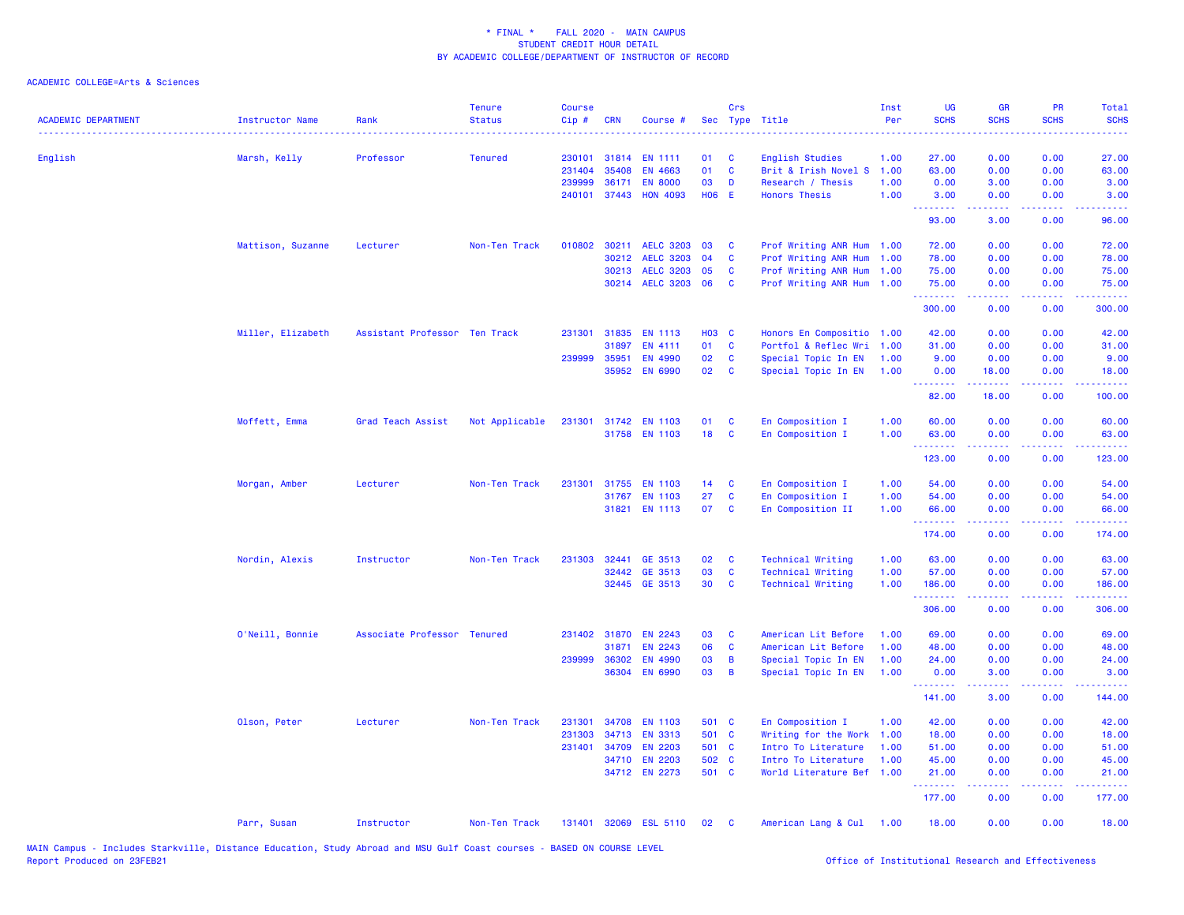\* FINAL \* FALL 2020 - MAIN CAMPUS
STUDENT CREDIT HOUR DETAIL
BY ACADEMIC COLLEGE/DEPARTMENT OF INSTRUCTOR OF RECORD

ACADEMIC COLLEGE=Arts & Sciences

| ACADEMIC DEPARTMENT | Instructor Name | Rank | Tenure Status | Course Cip # | CRN | Course # | Sec | Crs Type | Title | Inst Per | UG SCHS | GR SCHS | PR SCHS | Total SCHS |
|---|---|---|---|---|---|---|---|---|---|---|---|---|---|---|
| English | Marsh, Kelly | Professor | Tenured | 230101 | 31814 | EN 1111 | 01 | C | English Studies | 1.00 | 27.00 | 0.00 | 0.00 | 27.00 |
| | | | | 231404 | 35408 | EN 4663 | 01 | C | Brit & Irish Novel S | 1.00 | 63.00 | 0.00 | 0.00 | 63.00 |
| | | | | 239999 | 36171 | EN 8000 | 03 | D | Research / Thesis | 1.00 | 0.00 | 3.00 | 0.00 | 3.00 |
| | | | | 240101 | 37443 | HON 4093 | H06 | E | Honors Thesis | 1.00 | 3.00 | 0.00 | 0.00 | 3.00 |
| | | | | | | | | | | | 93.00 | 3.00 | 0.00 | 96.00 |
| | Mattison, Suzanne | Lecturer | Non-Ten Track | 010802 | 30211 | AELC 3203 | 03 | C | Prof Writing ANR Hum | 1.00 | 72.00 | 0.00 | 0.00 | 72.00 |
| | | | | | 30212 | AELC 3203 | 04 | C | Prof Writing ANR Hum | 1.00 | 78.00 | 0.00 | 0.00 | 78.00 |
| | | | | | 30213 | AELC 3203 | 05 | C | Prof Writing ANR Hum | 1.00 | 75.00 | 0.00 | 0.00 | 75.00 |
| | | | | | 30214 | AELC 3203 | 06 | C | Prof Writing ANR Hum | 1.00 | 75.00 | 0.00 | 0.00 | 75.00 |
| | | | | | | | | | | | 300.00 | 0.00 | 0.00 | 300.00 |
| | Miller, Elizabeth | Assistant Professor | Ten Track | 231301 | 31835 | EN 1113 | H03 | C | Honors En Compositio | 1.00 | 42.00 | 0.00 | 0.00 | 42.00 |
| | | | | | 31897 | EN 4111 | 01 | C | Portfol & Reflec Wri | 1.00 | 31.00 | 0.00 | 0.00 | 31.00 |
| | | | | 239999 | 35951 | EN 4990 | 02 | C | Special Topic In EN | 1.00 | 9.00 | 0.00 | 0.00 | 9.00 |
| | | | | | 35952 | EN 6990 | 02 | C | Special Topic In EN | 1.00 | 0.00 | 18.00 | 0.00 | 18.00 |
| | | | | | | | | | | | 82.00 | 18.00 | 0.00 | 100.00 |
| | Moffett, Emma | Grad Teach Assist | Not Applicable | 231301 | 31742 | EN 1103 | 01 | C | En Composition I | 1.00 | 60.00 | 0.00 | 0.00 | 60.00 |
| | | | | | 31758 | EN 1103 | 18 | C | En Composition I | 1.00 | 63.00 | 0.00 | 0.00 | 63.00 |
| | | | | | | | | | | | 123.00 | 0.00 | 0.00 | 123.00 |
| | Morgan, Amber | Lecturer | Non-Ten Track | 231301 | 31755 | EN 1103 | 14 | C | En Composition I | 1.00 | 54.00 | 0.00 | 0.00 | 54.00 |
| | | | | | 31767 | EN 1103 | 27 | C | En Composition I | 1.00 | 54.00 | 0.00 | 0.00 | 54.00 |
| | | | | | 31821 | EN 1113 | 07 | C | En Composition II | 1.00 | 66.00 | 0.00 | 0.00 | 66.00 |
| | | | | | | | | | | | 174.00 | 0.00 | 0.00 | 174.00 |
| | Nordin, Alexis | Instructor | Non-Ten Track | 231303 | 32441 | GE 3513 | 02 | C | Technical Writing | 1.00 | 63.00 | 0.00 | 0.00 | 63.00 |
| | | | | | 32442 | GE 3513 | 03 | C | Technical Writing | 1.00 | 57.00 | 0.00 | 0.00 | 57.00 |
| | | | | | 32445 | GE 3513 | 30 | C | Technical Writing | 1.00 | 186.00 | 0.00 | 0.00 | 186.00 |
| | | | | | | | | | | | 306.00 | 0.00 | 0.00 | 306.00 |
| | O'Neill, Bonnie | Associate Professor | Tenured | 231402 | 31870 | EN 2243 | 03 | C | American Lit Before | 1.00 | 69.00 | 0.00 | 0.00 | 69.00 |
| | | | | | 31871 | EN 2243 | 06 | C | American Lit Before | 1.00 | 48.00 | 0.00 | 0.00 | 48.00 |
| | | | | 239999 | 36302 | EN 4990 | 03 | B | Special Topic In EN | 1.00 | 24.00 | 0.00 | 0.00 | 24.00 |
| | | | | | 36304 | EN 6990 | 03 | B | Special Topic In EN | 1.00 | 0.00 | 3.00 | 0.00 | 3.00 |
| | | | | | | | | | | | 141.00 | 3.00 | 0.00 | 144.00 |
| | Olson, Peter | Lecturer | Non-Ten Track | 231301 | 34708 | EN 1103 | 501 | C | En Composition I | 1.00 | 42.00 | 0.00 | 0.00 | 42.00 |
| | | | | 231303 | 34713 | EN 3313 | 501 | C | Writing for the Work | 1.00 | 18.00 | 0.00 | 0.00 | 18.00 |
| | | | | 231401 | 34709 | EN 2203 | 501 | C | Intro To Literature | 1.00 | 51.00 | 0.00 | 0.00 | 51.00 |
| | | | | | 34710 | EN 2203 | 502 | C | Intro To Literature | 1.00 | 45.00 | 0.00 | 0.00 | 45.00 |
| | | | | | 34712 | EN 2273 | 501 | C | World Literature Bef | 1.00 | 21.00 | 0.00 | 0.00 | 21.00 |
| | | | | | | | | | | | 177.00 | 0.00 | 0.00 | 177.00 |
| | Parr, Susan | Instructor | Non-Ten Track | 131401 | 32069 | ESL 5110 | 02 | C | American Lang & Cul | 1.00 | 18.00 | 0.00 | 0.00 | 18.00 |

MAIN Campus - Includes Starkville, Distance Education, Study Abroad and MSU Gulf Coast courses - BASED ON COURSE LEVEL
Report Produced on 23FEB21

Office of Institutional Research and Effectiveness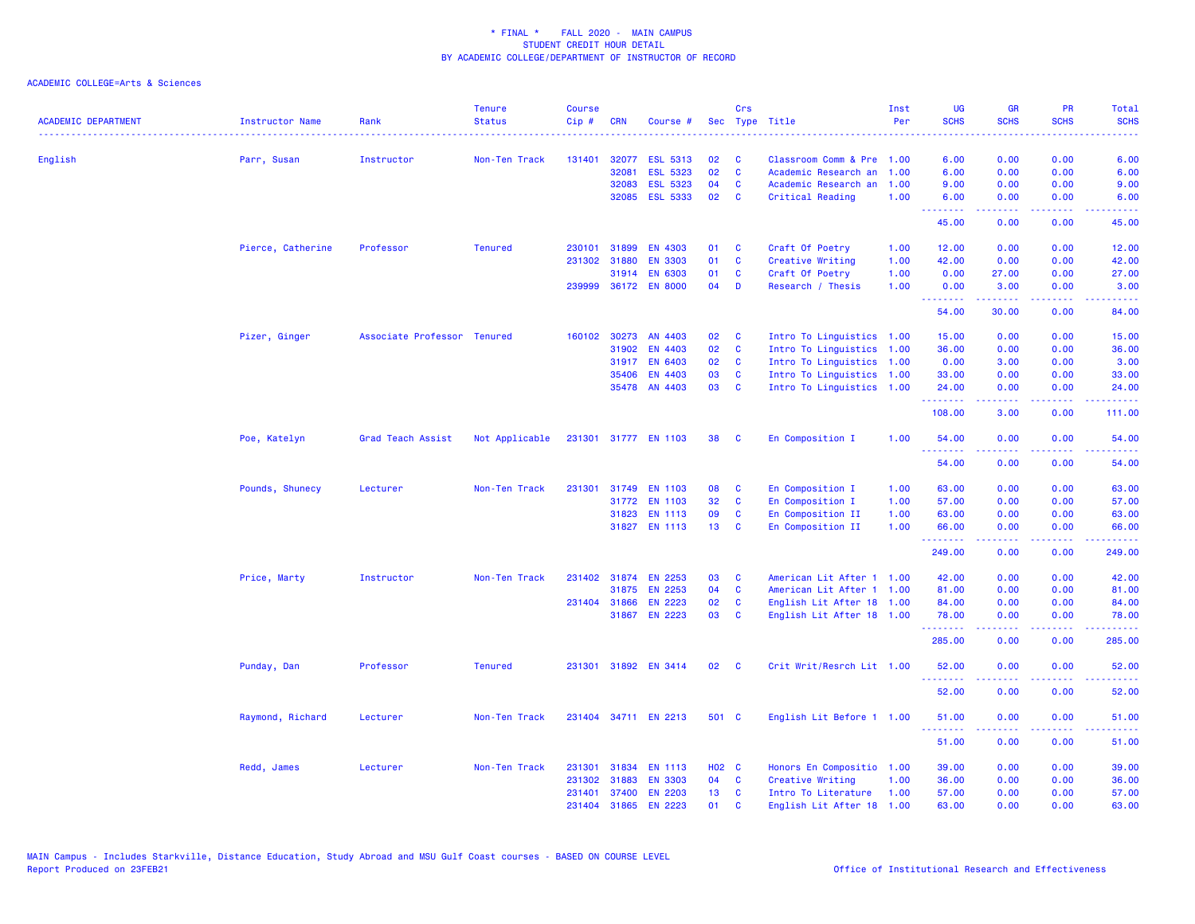\* FINAL \* FALL 2020 - MAIN CAMPUS
STUDENT CREDIT HOUR DETAIL
BY ACADEMIC COLLEGE/DEPARTMENT OF INSTRUCTOR OF RECORD

ACADEMIC COLLEGE=Arts & Sciences

| ACADEMIC DEPARTMENT | Instructor Name | Rank | Tenure Status | Course Cip # | CRN | Course # | Sec | Crs Type | Title | Inst Per | UG SCHS | GR SCHS | PR SCHS | Total SCHS |
|---|---|---|---|---|---|---|---|---|---|---|---|---|---|---|
| English | Parr, Susan | Instructor | Non-Ten Track | 131401 | 32077 | ESL 5313 | 02 | C | Classroom Comm & Pre | 1.00 | 6.00 | 0.00 | 0.00 | 6.00 |
| | | | | | 32081 | ESL 5323 | 02 | C | Academic Research an | 1.00 | 6.00 | 0.00 | 0.00 | 6.00 |
| | | | | | 32083 | ESL 5323 | 04 | C | Academic Research an | 1.00 | 9.00 | 0.00 | 0.00 | 9.00 |
| | | | | | 32085 | ESL 5333 | 02 | C | Critical Reading | 1.00 | 6.00 | 0.00 | 0.00 | 6.00 |
| | | | | | | | | | | | 45.00 | 0.00 | 0.00 | 45.00 |
| | Pierce, Catherine | Professor | Tenured | 230101 | 31899 | EN 4303 | 01 | C | Craft Of Poetry | 1.00 | 12.00 | 0.00 | 0.00 | 12.00 |
| | | | | 231302 | 31880 | EN 3303 | 01 | C | Creative Writing | 1.00 | 42.00 | 0.00 | 0.00 | 42.00 |
| | | | | | 31914 | EN 6303 | 01 | C | Craft Of Poetry | 1.00 | 0.00 | 27.00 | 0.00 | 27.00 |
| | | | | 239999 | 36172 | EN 8000 | 04 | D | Research / Thesis | 1.00 | 0.00 | 3.00 | 0.00 | 3.00 |
| | | | | | | | | | | | 54.00 | 30.00 | 0.00 | 84.00 |
| | Pizer, Ginger | Associate Professor | Tenured | 160102 | 30273 | AN 4403 | 02 | C | Intro To Linguistics | 1.00 | 15.00 | 0.00 | 0.00 | 15.00 |
| | | | | | 31902 | EN 4403 | 02 | C | Intro To Linguistics | 1.00 | 36.00 | 0.00 | 0.00 | 36.00 |
| | | | | | 31917 | EN 6403 | 02 | C | Intro To Linguistics | 1.00 | 0.00 | 3.00 | 0.00 | 3.00 |
| | | | | | 35406 | EN 4403 | 03 | C | Intro To Linguistics | 1.00 | 33.00 | 0.00 | 0.00 | 33.00 |
| | | | | | 35478 | AN 4403 | 03 | C | Intro To Linguistics | 1.00 | 24.00 | 0.00 | 0.00 | 24.00 |
| | | | | | | | | | | | 108.00 | 3.00 | 0.00 | 111.00 |
| | Poe, Katelyn | Grad Teach Assist | Not Applicable | 231301 | 31777 | EN 1103 | 38 | C | En Composition I | 1.00 | 54.00 | 0.00 | 0.00 | 54.00 |
| | | | | | | | | | | | 54.00 | 0.00 | 0.00 | 54.00 |
| | Pounds, Shunecy | Lecturer | Non-Ten Track | 231301 | 31749 | EN 1103 | 08 | C | En Composition I | 1.00 | 63.00 | 0.00 | 0.00 | 63.00 |
| | | | | | 31772 | EN 1103 | 32 | C | En Composition I | 1.00 | 57.00 | 0.00 | 0.00 | 57.00 |
| | | | | | 31823 | EN 1113 | 09 | C | En Composition II | 1.00 | 63.00 | 0.00 | 0.00 | 63.00 |
| | | | | | 31827 | EN 1113 | 13 | C | En Composition II | 1.00 | 66.00 | 0.00 | 0.00 | 66.00 |
| | | | | | | | | | | | 249.00 | 0.00 | 0.00 | 249.00 |
| | Price, Marty | Instructor | Non-Ten Track | 231402 | 31874 | EN 2253 | 03 | C | American Lit After 1 | 1.00 | 42.00 | 0.00 | 0.00 | 42.00 |
| | | | | | 31875 | EN 2253 | 04 | C | American Lit After 1 | 1.00 | 81.00 | 0.00 | 0.00 | 81.00 |
| | | | | 231404 | 31866 | EN 2223 | 02 | C | English Lit After 18 | 1.00 | 84.00 | 0.00 | 0.00 | 84.00 |
| | | | | | 31867 | EN 2223 | 03 | C | English Lit After 18 | 1.00 | 78.00 | 0.00 | 0.00 | 78.00 |
| | | | | | | | | | | | 285.00 | 0.00 | 0.00 | 285.00 |
| | Punday, Dan | Professor | Tenured | 231301 | 31892 | EN 3414 | 02 | C | Crit Writ/Resrch Lit | 1.00 | 52.00 | 0.00 | 0.00 | 52.00 |
| | | | | | | | | | | | 52.00 | 0.00 | 0.00 | 52.00 |
| | Raymond, Richard | Lecturer | Non-Ten Track | 231404 | 34711 | EN 2213 | 501 | C | English Lit Before 1 | 1.00 | 51.00 | 0.00 | 0.00 | 51.00 |
| | | | | | | | | | | | 51.00 | 0.00 | 0.00 | 51.00 |
| | Redd, James | Lecturer | Non-Ten Track | 231301 | 31834 | EN 1113 | H02 | C | Honors En Compositio | 1.00 | 39.00 | 0.00 | 0.00 | 39.00 |
| | | | | 231302 | 31883 | EN 3303 | 04 | C | Creative Writing | 1.00 | 36.00 | 0.00 | 0.00 | 36.00 |
| | | | | 231401 | 37400 | EN 2203 | 13 | C | Intro To Literature | 1.00 | 57.00 | 0.00 | 0.00 | 57.00 |
| | | | | 231404 | 31865 | EN 2223 | 01 | C | English Lit After 18 | 1.00 | 63.00 | 0.00 | 0.00 | 63.00 |

MAIN Campus - Includes Starkville, Distance Education, Study Abroad and MSU Gulf Coast courses - BASED ON COURSE LEVEL
Report Produced on 23FEB21

Office of Institutional Research and Effectiveness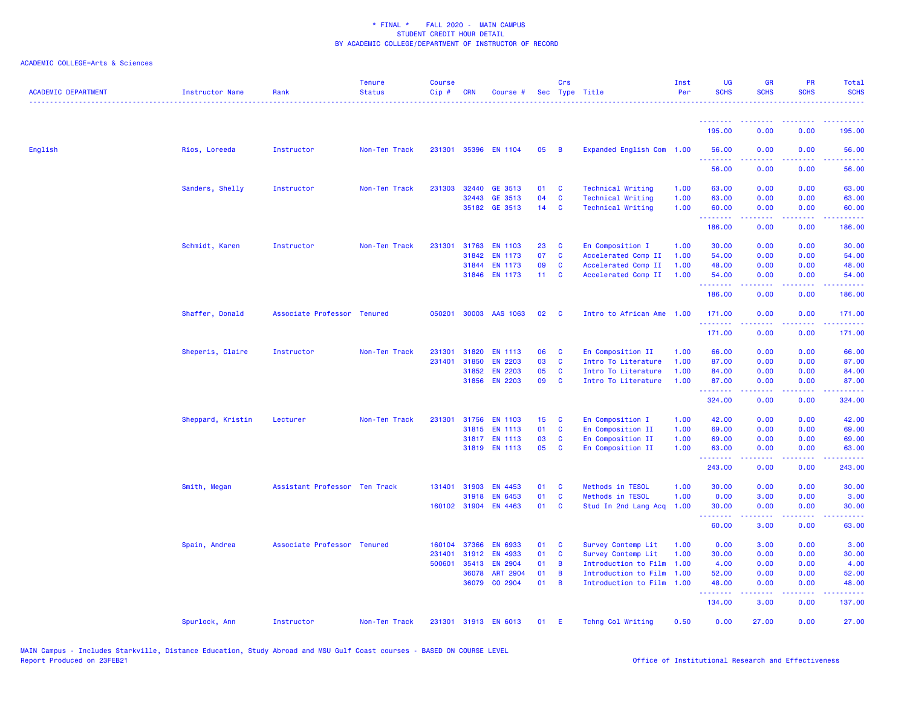* FINAL * FALL 2020 - MAIN CAMPUS
STUDENT CREDIT HOUR DETAIL
BY ACADEMIC COLLEGE/DEPARTMENT OF INSTRUCTOR OF RECORD

ACADEMIC COLLEGE=Arts & Sciences

| ACADEMIC DEPARTMENT | Instructor Name | Rank | Tenure Status | Course Cip # | CRN | Course # | Sec | Crs Type | Title | Inst Per | UG SCHS | GR SCHS | PR SCHS | Total SCHS |
|---|---|---|---|---|---|---|---|---|---|---|---|---|---|---|
| | | | | | | | | | | | 195.00 | 0.00 | 0.00 | 195.00 |
| English | Rios, Loreeda | Instructor | Non-Ten Track | 231301 | 35396 | EN 1104 | 05 | B | Expanded English Com | 1.00 | 56.00 | 0.00 | 0.00 | 56.00 |
| | | | | | | | | | | | 56.00 | 0.00 | 0.00 | 56.00 |
| | Sanders, Shelly | Instructor | Non-Ten Track | 231303 | 32440 | GE 3513 | 01 | C | Technical Writing | 1.00 | 63.00 | 0.00 | 0.00 | 63.00 |
| | | | | | 32443 | GE 3513 | 04 | C | Technical Writing | 1.00 | 63.00 | 0.00 | 0.00 | 63.00 |
| | | | | | 35182 | GE 3513 | 14 | C | Technical Writing | 1.00 | 60.00 | 0.00 | 0.00 | 60.00 |
| | | | | | | | | | | | 186.00 | 0.00 | 0.00 | 186.00 |
| | Schmidt, Karen | Instructor | Non-Ten Track | 231301 | 31763 | EN 1103 | 23 | C | En Composition I | 1.00 | 30.00 | 0.00 | 0.00 | 30.00 |
| | | | | | 31842 | EN 1173 | 07 | C | Accelerated Comp II | 1.00 | 54.00 | 0.00 | 0.00 | 54.00 |
| | | | | | 31844 | EN 1173 | 09 | C | Accelerated Comp II | 1.00 | 48.00 | 0.00 | 0.00 | 48.00 |
| | | | | | 31846 | EN 1173 | 11 | C | Accelerated Comp II | 1.00 | 54.00 | 0.00 | 0.00 | 54.00 |
| | | | | | | | | | | | 186.00 | 0.00 | 0.00 | 186.00 |
| | Shaffer, Donald | Associate Professor | Tenured | 050201 | 30003 | AAS 1063 | 02 | C | Intro to African Ame | 1.00 | 171.00 | 0.00 | 0.00 | 171.00 |
| | | | | | | | | | | | 171.00 | 0.00 | 0.00 | 171.00 |
| | Sheperis, Claire | Instructor | Non-Ten Track | 231301 | 31820 | EN 1113 | 06 | C | En Composition II | 1.00 | 66.00 | 0.00 | 0.00 | 66.00 |
| | | | | 231401 | 31850 | EN 2203 | 03 | C | Intro To Literature | 1.00 | 87.00 | 0.00 | 0.00 | 87.00 |
| | | | | | 31852 | EN 2203 | 05 | C | Intro To Literature | 1.00 | 84.00 | 0.00 | 0.00 | 84.00 |
| | | | | | 31856 | EN 2203 | 09 | C | Intro To Literature | 1.00 | 87.00 | 0.00 | 0.00 | 87.00 |
| | | | | | | | | | | | 324.00 | 0.00 | 0.00 | 324.00 |
| | Sheppard, Kristin | Lecturer | Non-Ten Track | 231301 | 31756 | EN 1103 | 15 | C | En Composition I | 1.00 | 42.00 | 0.00 | 0.00 | 42.00 |
| | | | | | 31815 | EN 1113 | 01 | C | En Composition II | 1.00 | 69.00 | 0.00 | 0.00 | 69.00 |
| | | | | | 31817 | EN 1113 | 03 | C | En Composition II | 1.00 | 69.00 | 0.00 | 0.00 | 69.00 |
| | | | | | 31819 | EN 1113 | 05 | C | En Composition II | 1.00 | 63.00 | 0.00 | 0.00 | 63.00 |
| | | | | | | | | | | | 243.00 | 0.00 | 0.00 | 243.00 |
| | Smith, Megan | Assistant Professor | Ten Track | 131401 | 31903 | EN 4453 | 01 | C | Methods in TESOL | 1.00 | 30.00 | 0.00 | 0.00 | 30.00 |
| | | | | | 31918 | EN 6453 | 01 | C | Methods in TESOL | 1.00 | 0.00 | 3.00 | 0.00 | 3.00 |
| | | | | 160102 | 31904 | EN 4463 | 01 | C | Stud In 2nd Lang Acq | 1.00 | 30.00 | 0.00 | 0.00 | 30.00 |
| | | | | | | | | | | | 60.00 | 3.00 | 0.00 | 63.00 |
| | Spain, Andrea | Associate Professor | Tenured | 160104 | 37366 | EN 6933 | 01 | C | Survey Contemp Lit | 1.00 | 0.00 | 3.00 | 0.00 | 3.00 |
| | | | | 231401 | 31912 | EN 4933 | 01 | C | Survey Contemp Lit | 1.00 | 30.00 | 0.00 | 0.00 | 30.00 |
| | | | | 500601 | 35413 | EN 2904 | 01 | B | Introduction to Film | 1.00 | 4.00 | 0.00 | 0.00 | 4.00 |
| | | | | | 36078 | ART 2904 | 01 | B | Introduction to Film | 1.00 | 52.00 | 0.00 | 0.00 | 52.00 |
| | | | | | 36079 | CO 2904 | 01 | B | Introduction to Film | 1.00 | 48.00 | 0.00 | 0.00 | 48.00 |
| | | | | | | | | | | | 134.00 | 3.00 | 0.00 | 137.00 |
| | Spurlock, Ann | Instructor | Non-Ten Track | 231301 | 31913 | EN 6013 | 01 | E | Tchng Col Writing | 0.50 | 0.00 | 27.00 | 0.00 | 27.00 |

MAIN Campus - Includes Starkville, Distance Education, Study Abroad and MSU Gulf Coast courses - BASED ON COURSE LEVEL
Report Produced on 23FEB21

Office of Institutional Research and Effectiveness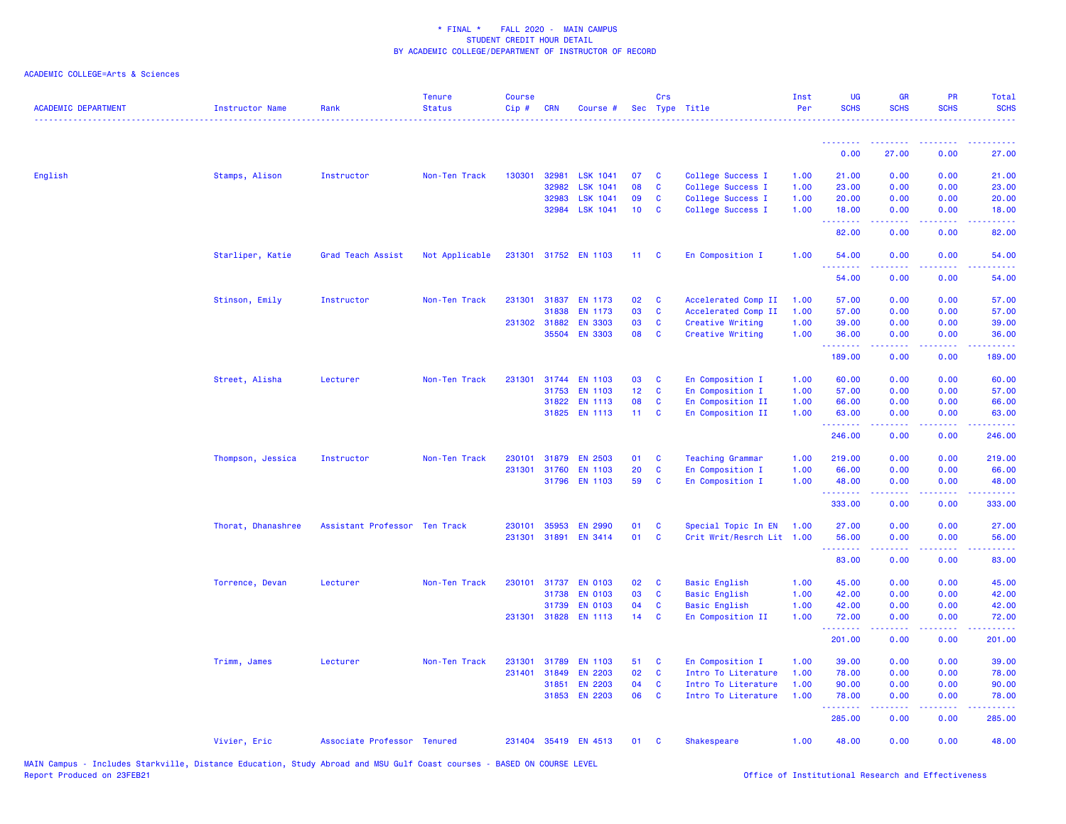\* FINAL \*    FALL 2020 -  MAIN CAMPUS
STUDENT CREDIT HOUR DETAIL
BY ACADEMIC COLLEGE/DEPARTMENT OF INSTRUCTOR OF RECORD

ACADEMIC COLLEGE=Arts & Sciences

| ACADEMIC DEPARTMENT | Instructor Name | Rank | Tenure Status | Course Cip # | CRN | Course # | Sec | Crs Type | Title | Inst Per | UG SCHS | GR SCHS | PR SCHS | Total SCHS |
|---|---|---|---|---|---|---|---|---|---|---|---|---|---|---|
| | | | | | | | | | | | 0.00 | 27.00 | 0.00 | 27.00 |
| English | Stamps, Alison | Instructor | Non-Ten Track | 130301 | 32981 | LSK 1041 | 07 | C | College Success I | 1.00 | 21.00 | 0.00 | 0.00 | 21.00 |
| | | | | | 32982 | LSK 1041 | 08 | C | College Success I | 1.00 | 23.00 | 0.00 | 0.00 | 23.00 |
| | | | | | 32983 | LSK 1041 | 09 | C | College Success I | 1.00 | 20.00 | 0.00 | 0.00 | 20.00 |
| | | | | | 32984 | LSK 1041 | 10 | C | College Success I | 1.00 | 18.00 | 0.00 | 0.00 | 18.00 |
| | | | | | | | | | | | 82.00 | 0.00 | 0.00 | 82.00 |
| | Starliper, Katie | Grad Teach Assist | Not Applicable | 231301 | 31752 | EN 1103 | 11 | C | En Composition I | 1.00 | 54.00 | 0.00 | 0.00 | 54.00 |
| | | | | | | | | | | | 54.00 | 0.00 | 0.00 | 54.00 |
| | Stinson, Emily | Instructor | Non-Ten Track | 231301 | 31837 | EN 1173 | 02 | C | Accelerated Comp II | 1.00 | 57.00 | 0.00 | 0.00 | 57.00 |
| | | | | | 31838 | EN 1173 | 03 | C | Accelerated Comp II | 1.00 | 57.00 | 0.00 | 0.00 | 57.00 |
| | | | | 231302 | 31882 | EN 3303 | 03 | C | Creative Writing | 1.00 | 39.00 | 0.00 | 0.00 | 39.00 |
| | | | | | 35504 | EN 3303 | 08 | C | Creative Writing | 1.00 | 36.00 | 0.00 | 0.00 | 36.00 |
| | | | | | | | | | | | 189.00 | 0.00 | 0.00 | 189.00 |
| | Street, Alisha | Lecturer | Non-Ten Track | 231301 | 31744 | EN 1103 | 03 | C | En Composition I | 1.00 | 60.00 | 0.00 | 0.00 | 60.00 |
| | | | | | 31753 | EN 1103 | 12 | C | En Composition I | 1.00 | 57.00 | 0.00 | 0.00 | 57.00 |
| | | | | | 31822 | EN 1113 | 08 | C | En Composition II | 1.00 | 66.00 | 0.00 | 0.00 | 66.00 |
| | | | | | 31825 | EN 1113 | 11 | C | En Composition II | 1.00 | 63.00 | 0.00 | 0.00 | 63.00 |
| | | | | | | | | | | | 246.00 | 0.00 | 0.00 | 246.00 |
| | Thompson, Jessica | Instructor | Non-Ten Track | 230101 | 31879 | EN 2503 | 01 | C | Teaching Grammar | 1.00 | 219.00 | 0.00 | 0.00 | 219.00 |
| | | | | 231301 | 31760 | EN 1103 | 20 | C | En Composition I | 1.00 | 66.00 | 0.00 | 0.00 | 66.00 |
| | | | | | 31796 | EN 1103 | 59 | C | En Composition I | 1.00 | 48.00 | 0.00 | 0.00 | 48.00 |
| | | | | | | | | | | | 333.00 | 0.00 | 0.00 | 333.00 |
| | Thorat, Dhanashree | Assistant Professor | Ten Track | 230101 | 35953 | EN 2990 | 01 | C | Special Topic In EN | 1.00 | 27.00 | 0.00 | 0.00 | 27.00 |
| | | | | 231301 | 31891 | EN 3414 | 01 | C | Crit Writ/Resrch Lit | 1.00 | 56.00 | 0.00 | 0.00 | 56.00 |
| | | | | | | | | | | | 83.00 | 0.00 | 0.00 | 83.00 |
| | Torrence, Devan | Lecturer | Non-Ten Track | 230101 | 31737 | EN 0103 | 02 | C | Basic English | 1.00 | 45.00 | 0.00 | 0.00 | 45.00 |
| | | | | | 31738 | EN 0103 | 03 | C | Basic English | 1.00 | 42.00 | 0.00 | 0.00 | 42.00 |
| | | | | | 31739 | EN 0103 | 04 | C | Basic English | 1.00 | 42.00 | 0.00 | 0.00 | 42.00 |
| | | | | 231301 | 31828 | EN 1113 | 14 | C | En Composition II | 1.00 | 72.00 | 0.00 | 0.00 | 72.00 |
| | | | | | | | | | | | 201.00 | 0.00 | 0.00 | 201.00 |
| | Trimm, James | Lecturer | Non-Ten Track | 231301 | 31789 | EN 1103 | 51 | C | En Composition I | 1.00 | 39.00 | 0.00 | 0.00 | 39.00 |
| | | | | 231401 | 31849 | EN 2203 | 02 | C | Intro To Literature | 1.00 | 78.00 | 0.00 | 0.00 | 78.00 |
| | | | | | 31851 | EN 2203 | 04 | C | Intro To Literature | 1.00 | 90.00 | 0.00 | 0.00 | 90.00 |
| | | | | | 31853 | EN 2203 | 06 | C | Intro To Literature | 1.00 | 78.00 | 0.00 | 0.00 | 78.00 |
| | | | | | | | | | | | 285.00 | 0.00 | 0.00 | 285.00 |
| | Vivier, Eric | Associate Professor | Tenured | 231404 | 35419 | EN 4513 | 01 | C | Shakespeare | 1.00 | 48.00 | 0.00 | 0.00 | 48.00 |

MAIN Campus - Includes Starkville, Distance Education, Study Abroad and MSU Gulf Coast courses - BASED ON COURSE LEVEL
Report Produced on 23FEB21

Office of Institutional Research and Effectiveness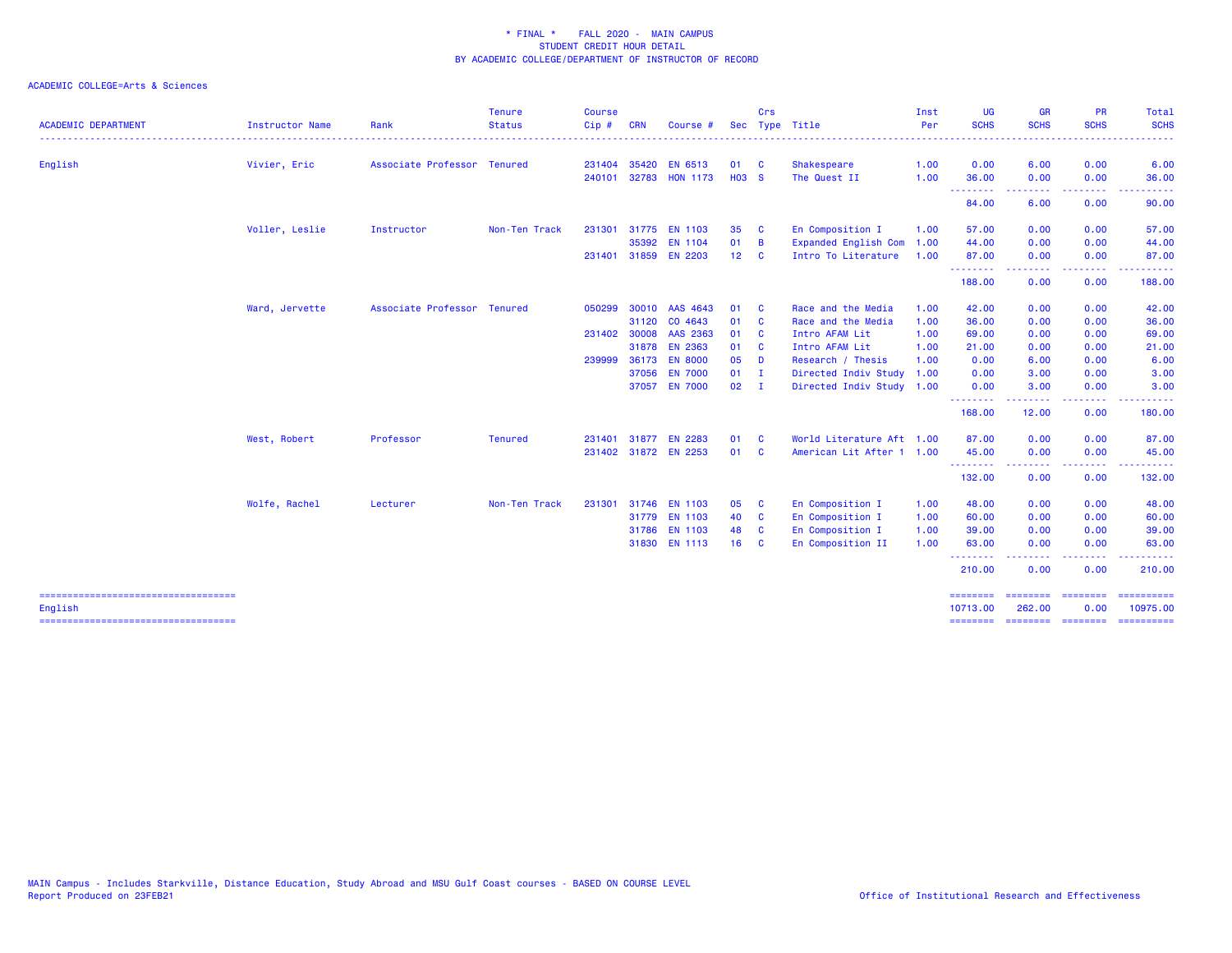\* FINAL \*    FALL 2020 - MAIN CAMPUS
STUDENT CREDIT HOUR DETAIL
BY ACADEMIC COLLEGE/DEPARTMENT OF INSTRUCTOR OF RECORD

ACADEMIC COLLEGE=Arts & Sciences

| ACADEMIC DEPARTMENT | Instructor Name | Rank | Tenure Status | Course Cip # | CRN | Course # | Sec | Crs Type | Title | Inst Per | UG SCHS | GR SCHS | PR SCHS | Total SCHS |
|---|---|---|---|---|---|---|---|---|---|---|---|---|---|---|
| English | Vivier, Eric | Associate Professor | Tenured | 231404 | 35420 | EN 6513 | 01 | C | Shakespeare | 1.00 | 0.00 | 6.00 | 0.00 | 6.00 |
| | | | | 240101 | 32783 | HON 1173 | H03 | S | The Quest II | 1.00 | 36.00 | 0.00 | 0.00 | 36.00 |
| | | | | | | | | | | | 84.00 | 6.00 | 0.00 | 90.00 |
| | Voller, Leslie | Instructor | Non-Ten Track | 231301 | 31775 | EN 1103 | 35 | C | En Composition I | 1.00 | 57.00 | 0.00 | 0.00 | 57.00 |
| | | | | | 35392 | EN 1104 | 01 | B | Expanded English Com | 1.00 | 44.00 | 0.00 | 0.00 | 44.00 |
| | | | | 231401 | 31859 | EN 2203 | 12 | C | Intro To Literature | 1.00 | 87.00 | 0.00 | 0.00 | 87.00 |
| | | | | | | | | | | | 188.00 | 0.00 | 0.00 | 188.00 |
| | Ward, Jervette | Associate Professor | Tenured | 050299 | 30010 | AAS 4643 | 01 | C | Race and the Media | 1.00 | 42.00 | 0.00 | 0.00 | 42.00 |
| | | | | | 31120 | CO 4643 | 01 | C | Race and the Media | 1.00 | 36.00 | 0.00 | 0.00 | 36.00 |
| | | | | 231402 | 30008 | AAS 2363 | 01 | C | Intro AFAM Lit | 1.00 | 69.00 | 0.00 | 0.00 | 69.00 |
| | | | | | 31878 | EN 2363 | 01 | C | Intro AFAM Lit | 1.00 | 21.00 | 0.00 | 0.00 | 21.00 |
| | | | | 239999 | 36173 | EN 8000 | 05 | D | Research / Thesis | 1.00 | 0.00 | 6.00 | 0.00 | 6.00 |
| | | | | | 37056 | EN 7000 | 01 | I | Directed Indiv Study | 1.00 | 0.00 | 3.00 | 0.00 | 3.00 |
| | | | | | 37057 | EN 7000 | 02 | I | Directed Indiv Study | 1.00 | 0.00 | 3.00 | 0.00 | 3.00 |
| | | | | | | | | | | | 168.00 | 12.00 | 0.00 | 180.00 |
| | West, Robert | Professor | Tenured | 231401 | 31877 | EN 2283 | 01 | C | World Literature Aft | 1.00 | 87.00 | 0.00 | 0.00 | 87.00 |
| | | | | 231402 | 31872 | EN 2253 | 01 | C | American Lit After 1 | 1.00 | 45.00 | 0.00 | 0.00 | 45.00 |
| | | | | | | | | | | | 132.00 | 0.00 | 0.00 | 132.00 |
| | Wolfe, Rachel | Lecturer | Non-Ten Track | 231301 | 31746 | EN 1103 | 05 | C | En Composition I | 1.00 | 48.00 | 0.00 | 0.00 | 48.00 |
| | | | | | 31779 | EN 1103 | 40 | C | En Composition I | 1.00 | 60.00 | 0.00 | 0.00 | 60.00 |
| | | | | | 31786 | EN 1103 | 48 | C | En Composition I | 1.00 | 39.00 | 0.00 | 0.00 | 39.00 |
| | | | | | 31830 | EN 1113 | 16 | C | En Composition II | 1.00 | 63.00 | 0.00 | 0.00 | 63.00 |
| | | | | | | | | | | | 210.00 | 0.00 | 0.00 | 210.00 |
| English | | | | | | | | | | | 10713.00 | 262.00 | 0.00 | 10975.00 |

MAIN Campus - Includes Starkville, Distance Education, Study Abroad and MSU Gulf Coast courses - BASED ON COURSE LEVEL
Report Produced on 23FEB21

Office of Institutional Research and Effectiveness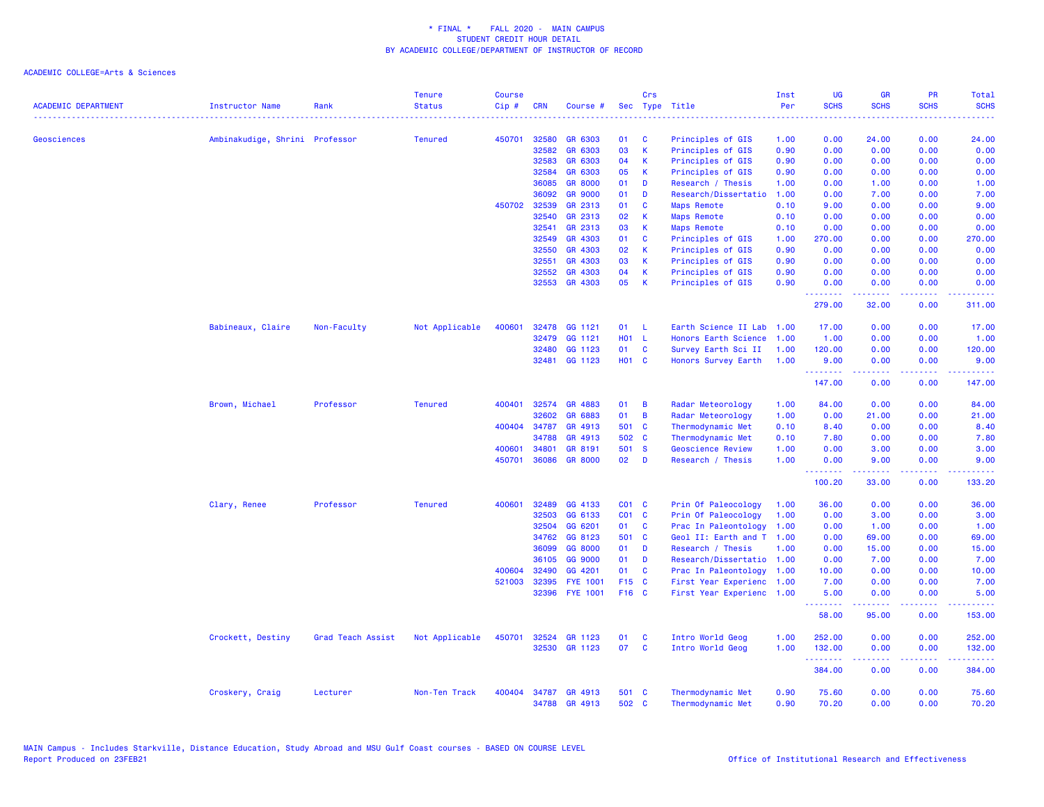\* FINAL \* FALL 2020 - MAIN CAMPUS
STUDENT CREDIT HOUR DETAIL
BY ACADEMIC COLLEGE/DEPARTMENT OF INSTRUCTOR OF RECORD

ACADEMIC COLLEGE=Arts & Sciences

| ACADEMIC DEPARTMENT | Instructor Name | Rank | Tenure Status | Course Cip # | CRN | Course # | Sec | Crs Type | Title | Inst Per | UG SCHS | GR SCHS | PR SCHS | Total SCHS |
|---|---|---|---|---|---|---|---|---|---|---|---|---|---|---|
| Geosciences | Ambinakudige, Shrini | Professor | Tenured | 450701 | 32580 | GR 6303 | 01 | C | Principles of GIS | 1.00 | 0.00 | 24.00 | 0.00 | 24.00 |
| | | | | | 32582 | GR 6303 | 03 | K | Principles of GIS | 0.90 | 0.00 | 0.00 | 0.00 | 0.00 |
| | | | | | 32583 | GR 6303 | 04 | K | Principles of GIS | 0.90 | 0.00 | 0.00 | 0.00 | 0.00 |
| | | | | | 32584 | GR 6303 | 05 | K | Principles of GIS | 0.90 | 0.00 | 0.00 | 0.00 | 0.00 |
| | | | | | 36085 | GR 8000 | 01 | D | Research / Thesis | 1.00 | 0.00 | 1.00 | 0.00 | 1.00 |
| | | | | | 36092 | GR 9000 | 01 | D | Research/Dissertatio | 1.00 | 0.00 | 7.00 | 0.00 | 7.00 |
| | | | | 450702 | 32539 | GR 2313 | 01 | C | Maps Remote | 0.10 | 9.00 | 0.00 | 0.00 | 9.00 |
| | | | | | 32540 | GR 2313 | 02 | K | Maps Remote | 0.10 | 0.00 | 0.00 | 0.00 | 0.00 |
| | | | | | 32541 | GR 2313 | 03 | K | Maps Remote | 0.10 | 0.00 | 0.00 | 0.00 | 0.00 |
| | | | | | 32549 | GR 4303 | 01 | C | Principles of GIS | 1.00 | 270.00 | 0.00 | 0.00 | 270.00 |
| | | | | | 32550 | GR 4303 | 02 | K | Principles of GIS | 0.90 | 0.00 | 0.00 | 0.00 | 0.00 |
| | | | | | 32551 | GR 4303 | 03 | K | Principles of GIS | 0.90 | 0.00 | 0.00 | 0.00 | 0.00 |
| | | | | | 32552 | GR 4303 | 04 | K | Principles of GIS | 0.90 | 0.00 | 0.00 | 0.00 | 0.00 |
| | | | | | 32553 | GR 4303 | 05 | K | Principles of GIS | 0.90 | 0.00 | 0.00 | 0.00 | 0.00 |
| | | | | | | | | | | | 279.00 | 32.00 | 0.00 | 311.00 |
| | Babineaux, Claire | Non-Faculty | Not Applicable | 400601 | 32478 | GG 1121 | 01 | L | Earth Science II Lab | 1.00 | 17.00 | 0.00 | 0.00 | 17.00 |
| | | | | | 32479 | GG 1121 | H01 | L | Honors Earth Science | 1.00 | 1.00 | 0.00 | 0.00 | 1.00 |
| | | | | | 32480 | GG 1123 | 01 | C | Survey Earth Sci II | 1.00 | 120.00 | 0.00 | 0.00 | 120.00 |
| | | | | | 32481 | GG 1123 | H01 | C | Honors Survey Earth | 1.00 | 9.00 | 0.00 | 0.00 | 9.00 |
| | | | | | | | | | | | 147.00 | 0.00 | 0.00 | 147.00 |
| | Brown, Michael | Professor | Tenured | 400401 | 32574 | GR 4883 | 01 | B | Radar Meteorology | 1.00 | 84.00 | 0.00 | 0.00 | 84.00 |
| | | | | | 32602 | GR 6883 | 01 | B | Radar Meteorology | 1.00 | 0.00 | 21.00 | 0.00 | 21.00 |
| | | | | 400404 | 34787 | GR 4913 | 501 | C | Thermodynamic Met | 0.10 | 8.40 | 0.00 | 0.00 | 8.40 |
| | | | | | 34788 | GR 4913 | 502 | C | Thermodynamic Met | 0.10 | 7.80 | 0.00 | 0.00 | 7.80 |
| | | | | 400601 | 34801 | GR 8191 | 501 | S | Geoscience Review | 1.00 | 0.00 | 3.00 | 0.00 | 3.00 |
| | | | | 450701 | 36086 | GR 8000 | 02 | D | Research / Thesis | 1.00 | 0.00 | 9.00 | 0.00 | 9.00 |
| | | | | | | | | | | | 100.20 | 33.00 | 0.00 | 133.20 |
| | Clary, Renee | Professor | Tenured | 400601 | 32489 | GG 4133 | C01 | C | Prin Of Paleocology | 1.00 | 36.00 | 0.00 | 0.00 | 36.00 |
| | | | | | 32503 | GG 6133 | C01 | C | Prin Of Paleocology | 1.00 | 0.00 | 3.00 | 0.00 | 3.00 |
| | | | | | 32504 | GG 6201 | 01 | C | Prac In Paleontology | 1.00 | 0.00 | 1.00 | 0.00 | 1.00 |
| | | | | | 34762 | GG 8123 | 501 | C | Geol II: Earth and T | 1.00 | 0.00 | 69.00 | 0.00 | 69.00 |
| | | | | | 36099 | GG 8000 | 01 | D | Research / Thesis | 1.00 | 0.00 | 15.00 | 0.00 | 15.00 |
| | | | | | 36105 | GG 9000 | 01 | D | Research/Dissertatio | 1.00 | 0.00 | 7.00 | 0.00 | 7.00 |
| | | | | 400604 | 32490 | GG 4201 | 01 | C | Prac In Paleontology | 1.00 | 10.00 | 0.00 | 0.00 | 10.00 |
| | | | | 521003 | 32395 | FYE 1001 | F15 | C | First Year Experienc | 1.00 | 7.00 | 0.00 | 0.00 | 7.00 |
| | | | | | 32396 | FYE 1001 | F16 | C | First Year Experienc | 1.00 | 5.00 | 0.00 | 0.00 | 5.00 |
| | | | | | | | | | | | 58.00 | 95.00 | 0.00 | 153.00 |
| | Crockett, Destiny | Grad Teach Assist | Not Applicable | 450701 | 32524 | GR 1123 | 01 | C | Intro World Geog | 1.00 | 252.00 | 0.00 | 0.00 | 252.00 |
| | | | | | 32530 | GR 1123 | 07 | C | Intro World Geog | 1.00 | 132.00 | 0.00 | 0.00 | 132.00 |
| | | | | | | | | | | | 384.00 | 0.00 | 0.00 | 384.00 |
| | Croskery, Craig | Lecturer | Non-Ten Track | 400404 | 34787 | GR 4913 | 501 | C | Thermodynamic Met | 0.90 | 75.60 | 0.00 | 0.00 | 75.60 |
| | | | | | 34788 | GR 4913 | 502 | C | Thermodynamic Met | 0.90 | 70.20 | 0.00 | 0.00 | 70.20 |

MAIN Campus - Includes Starkville, Distance Education, Study Abroad and MSU Gulf Coast courses - BASED ON COURSE LEVEL
Report Produced on 23FEB21

Office of Institutional Research and Effectiveness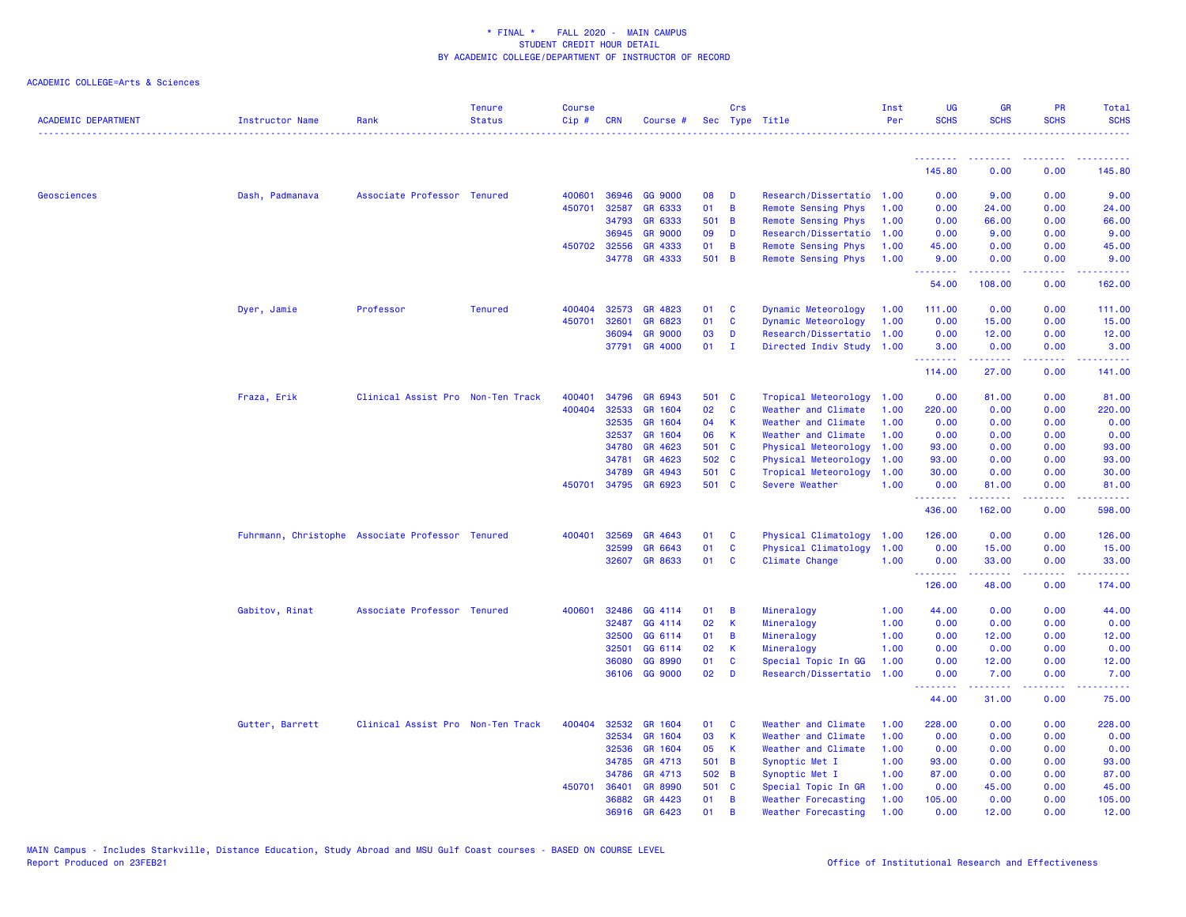\* FINAL \* FALL 2020 - MAIN CAMPUS
STUDENT CREDIT HOUR DETAIL
BY ACADEMIC COLLEGE/DEPARTMENT OF INSTRUCTOR OF RECORD

ACADEMIC COLLEGE=Arts & Sciences

| ACADEMIC DEPARTMENT | Instructor Name | Rank | Tenure Status | Course Cip # | CRN | Course # | Sec | Crs Type | Title | Inst Per | UG SCHS | GR SCHS | PR SCHS | Total SCHS |
|---|---|---|---|---|---|---|---|---|---|---|---|---|---|---|
| | | | | | | | | | | | 145.80 | 0.00 | 0.00 | 145.80 |
| Geosciences | Dash, Padmanava | Associate Professor | Tenured | 400601 | 36946 | GG 9000 | 08 | D | Research/Dissertatio | 1.00 | 0.00 | 9.00 | 0.00 | 9.00 |
| | | | | 450701 | 32587 | GR 6333 | 01 | B | Remote Sensing Phys | 1.00 | 0.00 | 24.00 | 0.00 | 24.00 |
| | | | | | 34793 | GR 6333 | 501 | B | Remote Sensing Phys | 1.00 | 0.00 | 66.00 | 0.00 | 66.00 |
| | | | | | 36945 | GR 9000 | 09 | D | Research/Dissertatio | 1.00 | 0.00 | 9.00 | 0.00 | 9.00 |
| | | | | 450702 | 32556 | GR 4333 | 01 | B | Remote Sensing Phys | 1.00 | 45.00 | 0.00 | 0.00 | 45.00 |
| | | | | | 34778 | GR 4333 | 501 | B | Remote Sensing Phys | 1.00 | 9.00 | 0.00 | 0.00 | 9.00 |
| | | | | | | | | | | | 54.00 | 108.00 | 0.00 | 162.00 |
| | Dyer, Jamie | Professor | Tenured | 400404 | 32573 | GR 4823 | 01 | C | Dynamic Meteorology | 1.00 | 111.00 | 0.00 | 0.00 | 111.00 |
| | | | | 450701 | 32601 | GR 6823 | 01 | C | Dynamic Meteorology | 1.00 | 0.00 | 15.00 | 0.00 | 15.00 |
| | | | | | 36094 | GR 9000 | 03 | D | Research/Dissertatio | 1.00 | 0.00 | 12.00 | 0.00 | 12.00 |
| | | | | | 37791 | GR 4000 | 01 | I | Directed Indiv Study | 1.00 | 3.00 | 0.00 | 0.00 | 3.00 |
| | | | | | | | | | | | 114.00 | 27.00 | 0.00 | 141.00 |
| | Fraza, Erik | Clinical Assist Pro | Non-Ten Track | 400401 | 34796 | GR 6943 | 501 | C | Tropical Meteorology | 1.00 | 0.00 | 81.00 | 0.00 | 81.00 |
| | | | | 400404 | 32533 | GR 1604 | 02 | C | Weather and Climate | 1.00 | 220.00 | 0.00 | 0.00 | 220.00 |
| | | | | | 32535 | GR 1604 | 04 | K | Weather and Climate | 1.00 | 0.00 | 0.00 | 0.00 | 0.00 |
| | | | | | 32537 | GR 1604 | 06 | K | Weather and Climate | 1.00 | 0.00 | 0.00 | 0.00 | 0.00 |
| | | | | | 34780 | GR 4623 | 501 | C | Physical Meteorology | 1.00 | 93.00 | 0.00 | 0.00 | 93.00 |
| | | | | | 34781 | GR 4623 | 502 | C | Physical Meteorology | 1.00 | 93.00 | 0.00 | 0.00 | 93.00 |
| | | | | | 34789 | GR 4943 | 501 | C | Tropical Meteorology | 1.00 | 30.00 | 0.00 | 0.00 | 30.00 |
| | | | | 450701 | 34795 | GR 6923 | 501 | C | Severe Weather | 1.00 | 0.00 | 81.00 | 0.00 | 81.00 |
| | | | | | | | | | | | 436.00 | 162.00 | 0.00 | 598.00 |
| | Fuhrmann, Christophe | Associate Professor | Tenured | 400401 | 32569 | GR 4643 | 01 | C | Physical Climatology | 1.00 | 126.00 | 0.00 | 0.00 | 126.00 |
| | | | | | 32599 | GR 6643 | 01 | C | Physical Climatology | 1.00 | 0.00 | 15.00 | 0.00 | 15.00 |
| | | | | | 32607 | GR 8633 | 01 | C | Climate Change | 1.00 | 0.00 | 33.00 | 0.00 | 33.00 |
| | | | | | | | | | | | 126.00 | 48.00 | 0.00 | 174.00 |
| | Gabitov, Rinat | Associate Professor | Tenured | 400601 | 32486 | GG 4114 | 01 | B | Mineralogy | 1.00 | 44.00 | 0.00 | 0.00 | 44.00 |
| | | | | | 32487 | GG 4114 | 02 | K | Mineralogy | 1.00 | 0.00 | 0.00 | 0.00 | 0.00 |
| | | | | | 32500 | GG 6114 | 01 | B | Mineralogy | 1.00 | 0.00 | 12.00 | 0.00 | 12.00 |
| | | | | | 32501 | GG 6114 | 02 | K | Mineralogy | 1.00 | 0.00 | 0.00 | 0.00 | 0.00 |
| | | | | | 36080 | GG 8990 | 01 | C | Special Topic In GG | 1.00 | 0.00 | 12.00 | 0.00 | 12.00 |
| | | | | | 36106 | GG 9000 | 02 | D | Research/Dissertatio | 1.00 | 0.00 | 7.00 | 0.00 | 7.00 |
| | | | | | | | | | | | 44.00 | 31.00 | 0.00 | 75.00 |
| | Gutter, Barrett | Clinical Assist Pro | Non-Ten Track | 400404 | 32532 | GR 1604 | 01 | C | Weather and Climate | 1.00 | 228.00 | 0.00 | 0.00 | 228.00 |
| | | | | | 32534 | GR 1604 | 03 | K | Weather and Climate | 1.00 | 0.00 | 0.00 | 0.00 | 0.00 |
| | | | | | 32536 | GR 1604 | 05 | K | Weather and Climate | 1.00 | 0.00 | 0.00 | 0.00 | 0.00 |
| | | | | | 34785 | GR 4713 | 501 | B | Synoptic Met I | 1.00 | 93.00 | 0.00 | 0.00 | 93.00 |
| | | | | | 34786 | GR 4713 | 502 | B | Synoptic Met I | 1.00 | 87.00 | 0.00 | 0.00 | 87.00 |
| | | | | 450701 | 36401 | GR 8990 | 501 | C | Special Topic In GR | 1.00 | 0.00 | 45.00 | 0.00 | 45.00 |
| | | | | | 36882 | GR 4423 | 01 | B | Weather Forecasting | 1.00 | 105.00 | 0.00 | 0.00 | 105.00 |
| | | | | | 36916 | GR 6423 | 01 | B | Weather Forecasting | 1.00 | 0.00 | 12.00 | 0.00 | 12.00 |

MAIN Campus - Includes Starkville, Distance Education, Study Abroad and MSU Gulf Coast courses - BASED ON COURSE LEVEL
Report Produced on 23FEB21

Office of Institutional Research and Effectiveness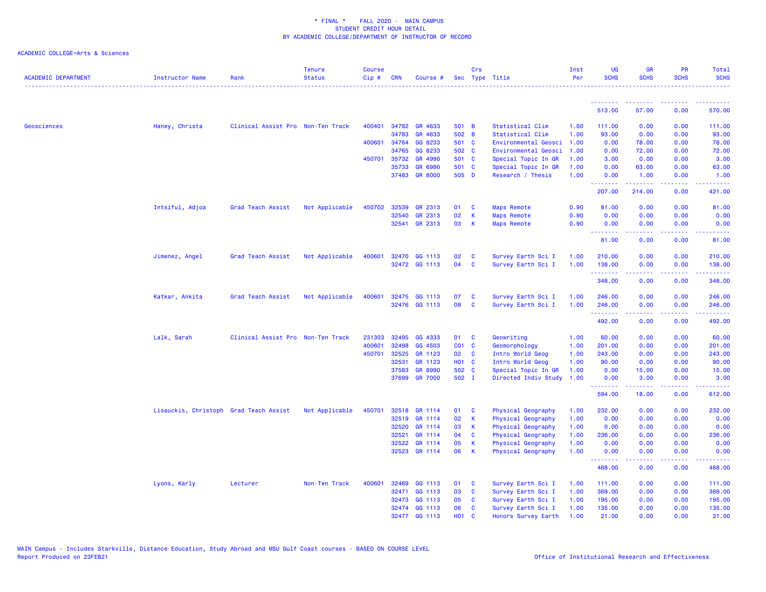\* FINAL \* FALL 2020 - MAIN CAMPUS
STUDENT CREDIT HOUR DETAIL
BY ACADEMIC COLLEGE/DEPARTMENT OF INSTRUCTOR OF RECORD

ACADEMIC COLLEGE=Arts & Sciences

| ACADEMIC DEPARTMENT | Instructor Name | Rank | Tenure Status | Course Cip # | CRN | Course # | Sec | Crs Type | Title | Inst Per | UG SCHS | GR SCHS | PR SCHS | Total SCHS |
|---|---|---|---|---|---|---|---|---|---|---|---|---|---|---|
| | | | | | | | | | | | 513.00 | 57.00 | 0.00 | 570.00 |
| Geosciences | Haney, Christa | Clinical Assist Pro | Non-Ten Track | 400401 | 34782 | GR 4633 | 501 | B | Statistical Clim | 1.00 | 111.00 | 0.00 | 0.00 | 111.00 |
| | | | | | 34783 | GR 4633 | 502 | B | Statistical Clim | 1.00 | 93.00 | 0.00 | 0.00 | 93.00 |
| | | | | 400601 | 34764 | GG 8233 | 501 | C | Environmental Geosci | 1.00 | 0.00 | 78.00 | 0.00 | 78.00 |
| | | | | | 34765 | GG 8233 | 502 | C | Environmental Geosci | 1.00 | 0.00 | 72.00 | 0.00 | 72.00 |
| | | | | 450701 | 35732 | GR 4990 | 501 | C | Special Topic In GR | 1.00 | 3.00 | 0.00 | 0.00 | 3.00 |
| | | | | | 35733 | GR 6990 | 501 | C | Special Topic In GR | 1.00 | 0.00 | 63.00 | 0.00 | 63.00 |
| | | | | | 37483 | GR 8000 | 505 | D | Research / Thesis | 1.00 | 0.00 | 1.00 | 0.00 | 1.00 |
| | | | | | | | | | | | 207.00 | 214.00 | 0.00 | 421.00 |
| | Intsiful, Adjoa | Grad Teach Assist | Not Applicable | 450702 | 32539 | GR 2313 | 01 | C | Maps Remote | 0.90 | 81.00 | 0.00 | 0.00 | 81.00 |
| | | | | | 32540 | GR 2313 | 02 | K | Maps Remote | 0.90 | 0.00 | 0.00 | 0.00 | 0.00 |
| | | | | | 32541 | GR 2313 | 03 | K | Maps Remote | 0.90 | 0.00 | 0.00 | 0.00 | 0.00 |
| | | | | | | | | | | | 81.00 | 0.00 | 0.00 | 81.00 |
| | Jimenez, Angel | Grad Teach Assist | Not Applicable | 400601 | 32470 | GG 1113 | 02 | C | Survey Earth Sci I | 1.00 | 210.00 | 0.00 | 0.00 | 210.00 |
| | | | | | 32472 | GG 1113 | 04 | C | Survey Earth Sci I | 1.00 | 138.00 | 0.00 | 0.00 | 138.00 |
| | | | | | | | | | | | 348.00 | 0.00 | 0.00 | 348.00 |
| | Katkar, Ankita | Grad Teach Assist | Not Applicable | 400601 | 32475 | GG 1113 | 07 | C | Survey Earth Sci I | 1.00 | 246.00 | 0.00 | 0.00 | 246.00 |
| | | | | | 32476 | GG 1113 | 08 | C | Survey Earth Sci I | 1.00 | 246.00 | 0.00 | 0.00 | 246.00 |
| | | | | | | | | | | | 492.00 | 0.00 | 0.00 | 492.00 |
| | Lalk, Sarah | Clinical Assist Pro | Non-Ten Track | 231303 | 32495 | GG 4333 | 01 | C | Geowriting | 1.00 | 60.00 | 0.00 | 0.00 | 60.00 |
| | | | | 400601 | 32498 | GG 4503 | C01 | C | Geomorphology | 1.00 | 201.00 | 0.00 | 0.00 | 201.00 |
| | | | | 450701 | 32525 | GR 1123 | 02 | C | Intro World Geog | 1.00 | 243.00 | 0.00 | 0.00 | 243.00 |
| | | | | | 32531 | GR 1123 | H01 | C | Intro World Geog | 1.00 | 90.00 | 0.00 | 0.00 | 90.00 |
| | | | | | 37583 | GR 8990 | 502 | C | Special Topic In GR | 1.00 | 0.00 | 15.00 | 0.00 | 15.00 |
| | | | | | 37699 | GR 7000 | 502 | I | Directed Indiv Study | 1.00 | 0.00 | 3.00 | 0.00 | 3.00 |
| | | | | | | | | | | | 594.00 | 18.00 | 0.00 | 612.00 |
| | Lisauckis, Christoph | Grad Teach Assist | Not Applicable | 450701 | 32518 | GR 1114 | 01 | C | Physical Geography | 1.00 | 232.00 | 0.00 | 0.00 | 232.00 |
| | | | | | 32519 | GR 1114 | 02 | K | Physical Geography | 1.00 | 0.00 | 0.00 | 0.00 | 0.00 |
| | | | | | 32520 | GR 1114 | 03 | K | Physical Geography | 1.00 | 0.00 | 0.00 | 0.00 | 0.00 |
| | | | | | 32521 | GR 1114 | 04 | C | Physical Geography | 1.00 | 236.00 | 0.00 | 0.00 | 236.00 |
| | | | | | 32522 | GR 1114 | 05 | K | Physical Geography | 1.00 | 0.00 | 0.00 | 0.00 | 0.00 |
| | | | | | 32523 | GR 1114 | 06 | K | Physical Geography | 1.00 | 0.00 | 0.00 | 0.00 | 0.00 |
| | | | | | | | | | | | 468.00 | 0.00 | 0.00 | 468.00 |
| | Lyons, Karly | Lecturer | Non-Ten Track | 400601 | 32469 | GG 1113 | 01 | C | Survey Earth Sci I | 1.00 | 111.00 | 0.00 | 0.00 | 111.00 |
| | | | | | 32471 | GG 1113 | 03 | C | Survey Earth Sci I | 1.00 | 369.00 | 0.00 | 0.00 | 369.00 |
| | | | | | 32473 | GG 1113 | 05 | C | Survey Earth Sci I | 1.00 | 195.00 | 0.00 | 0.00 | 195.00 |
| | | | | | 32474 | GG 1113 | 06 | C | Survey Earth Sci I | 1.00 | 135.00 | 0.00 | 0.00 | 135.00 |
| | | | | | 32477 | GG 1113 | H01 | C | Honors Survey Earth | 1.00 | 21.00 | 0.00 | 0.00 | 21.00 |

MAIN Campus - Includes Starkville, Distance Education, Study Abroad and MSU Gulf Coast courses - BASED ON COURSE LEVEL
Report Produced on 23FEB21

Office of Institutional Research and Effectiveness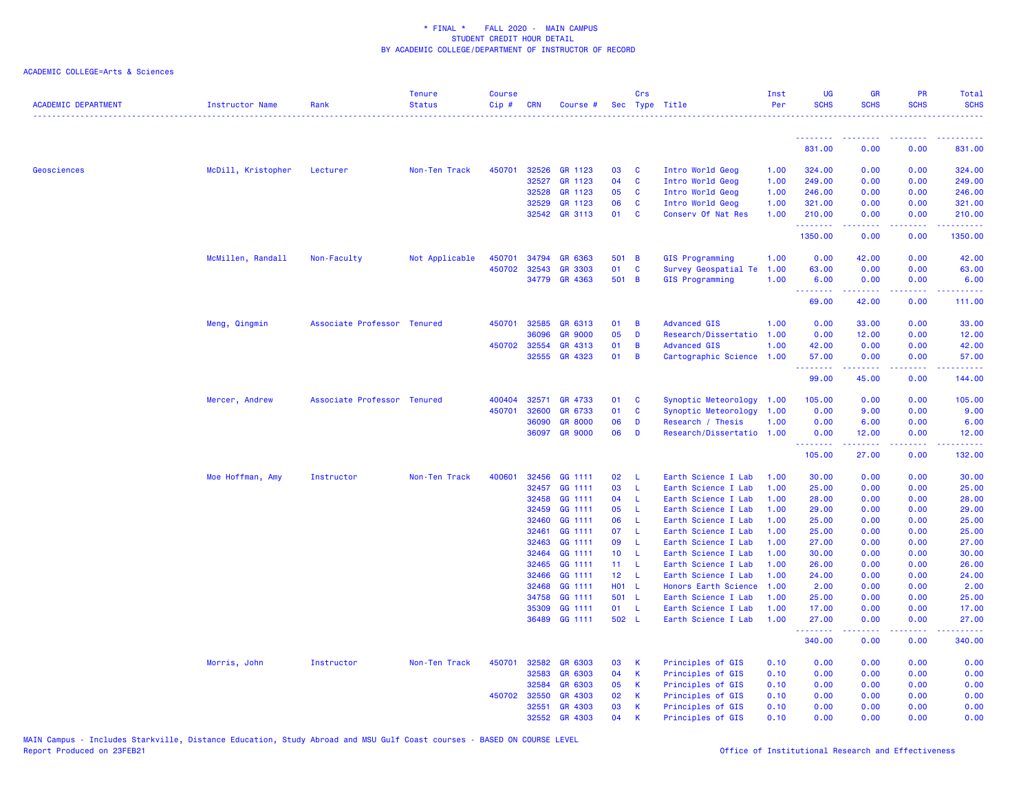* FINAL * FALL 2020 - MAIN CAMPUS
STUDENT CREDIT HOUR DETAIL
BY ACADEMIC COLLEGE/DEPARTMENT OF INSTRUCTOR OF RECORD

ACADEMIC COLLEGE=Arts & Sciences

| ACADEMIC DEPARTMENT | Instructor Name | Rank | Tenure Status | Course Cip # | CRN | Course # | Sec | Crs Type | Title | Inst Per | UG SCHS | GR SCHS | PR SCHS | Total SCHS |
|---|---|---|---|---|---|---|---|---|---|---|---|---|---|---|
| | | | | | | | | | | | 831.00 | 0.00 | 0.00 | 831.00 |
| Geosciences | McDill, Kristopher | Lecturer | Non-Ten Track | 450701 | 32526 | GR 1123 | 03 | C | Intro World Geog | 1.00 | 324.00 | 0.00 | 0.00 | 324.00 |
| | | | | | 32527 | GR 1123 | 04 | C | Intro World Geog | 1.00 | 249.00 | 0.00 | 0.00 | 249.00 |
| | | | | | 32528 | GR 1123 | 05 | C | Intro World Geog | 1.00 | 246.00 | 0.00 | 0.00 | 246.00 |
| | | | | | 32529 | GR 1123 | 06 | C | Intro World Geog | 1.00 | 321.00 | 0.00 | 0.00 | 321.00 |
| | | | | | 32542 | GR 3113 | 01 | C | Conserv Of Nat Res | 1.00 | 210.00 | 0.00 | 0.00 | 210.00 |
| | | | | | | | | | | | 1350.00 | 0.00 | 0.00 | 1350.00 |
| | McMillen, Randall | Non-Faculty | Not Applicable | 450701 | 34794 | GR 6363 | 501 | B | GIS Programming | 1.00 | 0.00 | 42.00 | 0.00 | 42.00 |
| | | | | 450702 | 32543 | GR 3303 | 01 | C | Survey Geospatial Te | 1.00 | 63.00 | 0.00 | 0.00 | 63.00 |
| | | | | | 34779 | GR 4363 | 501 | B | GIS Programming | 1.00 | 6.00 | 0.00 | 0.00 | 6.00 |
| | | | | | | | | | | | 69.00 | 42.00 | 0.00 | 111.00 |
| | Meng, Qingmin | Associate Professor | Tenured | 450701 | 32585 | GR 6313 | 01 | B | Advanced GIS | 1.00 | 0.00 | 33.00 | 0.00 | 33.00 |
| | | | | | 36096 | GR 9000 | 05 | D | Research/Dissertatio | 1.00 | 0.00 | 12.00 | 0.00 | 12.00 |
| | | | | 450702 | 32554 | GR 4313 | 01 | B | Advanced GIS | 1.00 | 42.00 | 0.00 | 0.00 | 42.00 |
| | | | | | 32555 | GR 4323 | 01 | B | Cartographic Science | 1.00 | 57.00 | 0.00 | 0.00 | 57.00 |
| | | | | | | | | | | | 99.00 | 45.00 | 0.00 | 144.00 |
| | Mercer, Andrew | Associate Professor | Tenured | 400404 | 32571 | GR 4733 | 01 | C | Synoptic Meteorology | 1.00 | 105.00 | 0.00 | 0.00 | 105.00 |
| | | | | 450701 | 32600 | GR 6733 | 01 | C | Synoptic Meteorology | 1.00 | 0.00 | 9.00 | 0.00 | 9.00 |
| | | | | | 36090 | GR 8000 | 06 | D | Research / Thesis | 1.00 | 0.00 | 6.00 | 0.00 | 6.00 |
| | | | | | 36097 | GR 9000 | 06 | D | Research/Dissertatio | 1.00 | 0.00 | 12.00 | 0.00 | 12.00 |
| | | | | | | | | | | | 105.00 | 27.00 | 0.00 | 132.00 |
| | Moe Hoffman, Amy | Instructor | Non-Ten Track | 400601 | 32456 | GG 1111 | 02 | L | Earth Science I Lab | 1.00 | 30.00 | 0.00 | 0.00 | 30.00 |
| | | | | | 32457 | GG 1111 | 03 | L | Earth Science I Lab | 1.00 | 25.00 | 0.00 | 0.00 | 25.00 |
| | | | | | 32458 | GG 1111 | 04 | L | Earth Science I Lab | 1.00 | 28.00 | 0.00 | 0.00 | 28.00 |
| | | | | | 32459 | GG 1111 | 05 | L | Earth Science I Lab | 1.00 | 29.00 | 0.00 | 0.00 | 29.00 |
| | | | | | 32460 | GG 1111 | 06 | L | Earth Science I Lab | 1.00 | 25.00 | 0.00 | 0.00 | 25.00 |
| | | | | | 32461 | GG 1111 | 07 | L | Earth Science I Lab | 1.00 | 25.00 | 0.00 | 0.00 | 25.00 |
| | | | | | 32463 | GG 1111 | 09 | L | Earth Science I Lab | 1.00 | 27.00 | 0.00 | 0.00 | 27.00 |
| | | | | | 32464 | GG 1111 | 10 | L | Earth Science I Lab | 1.00 | 30.00 | 0.00 | 0.00 | 30.00 |
| | | | | | 32465 | GG 1111 | 11 | L | Earth Science I Lab | 1.00 | 26.00 | 0.00 | 0.00 | 26.00 |
| | | | | | 32466 | GG 1111 | 12 | L | Earth Science I Lab | 1.00 | 24.00 | 0.00 | 0.00 | 24.00 |
| | | | | | 32468 | GG 1111 | H01 | L | Honors Earth Science | 1.00 | 2.00 | 0.00 | 0.00 | 2.00 |
| | | | | | 34758 | GG 1111 | 501 | L | Earth Science I Lab | 1.00 | 25.00 | 0.00 | 0.00 | 25.00 |
| | | | | | 35309 | GG 1111 | 01 | L | Earth Science I Lab | 1.00 | 17.00 | 0.00 | 0.00 | 17.00 |
| | | | | | 36489 | GG 1111 | 502 | L | Earth Science I Lab | 1.00 | 27.00 | 0.00 | 0.00 | 27.00 |
| | | | | | | | | | | | 340.00 | 0.00 | 0.00 | 340.00 |
| | Morris, John | Instructor | Non-Ten Track | 450701 | 32582 | GR 6303 | 03 | K | Principles of GIS | 0.10 | 0.00 | 0.00 | 0.00 | 0.00 |
| | | | | | 32583 | GR 6303 | 04 | K | Principles of GIS | 0.10 | 0.00 | 0.00 | 0.00 | 0.00 |
| | | | | | 32584 | GR 6303 | 05 | K | Principles of GIS | 0.10 | 0.00 | 0.00 | 0.00 | 0.00 |
| | | | | 450702 | 32550 | GR 4303 | 02 | K | Principles of GIS | 0.10 | 0.00 | 0.00 | 0.00 | 0.00 |
| | | | | | 32551 | GR 4303 | 03 | K | Principles of GIS | 0.10 | 0.00 | 0.00 | 0.00 | 0.00 |
| | | | | | 32552 | GR 4303 | 04 | K | Principles of GIS | 0.10 | 0.00 | 0.00 | 0.00 | 0.00 |

MAIN Campus - Includes Starkville, Distance Education, Study Abroad and MSU Gulf Coast courses - BASED ON COURSE LEVEL
Report Produced on 23FEB21

Office of Institutional Research and Effectiveness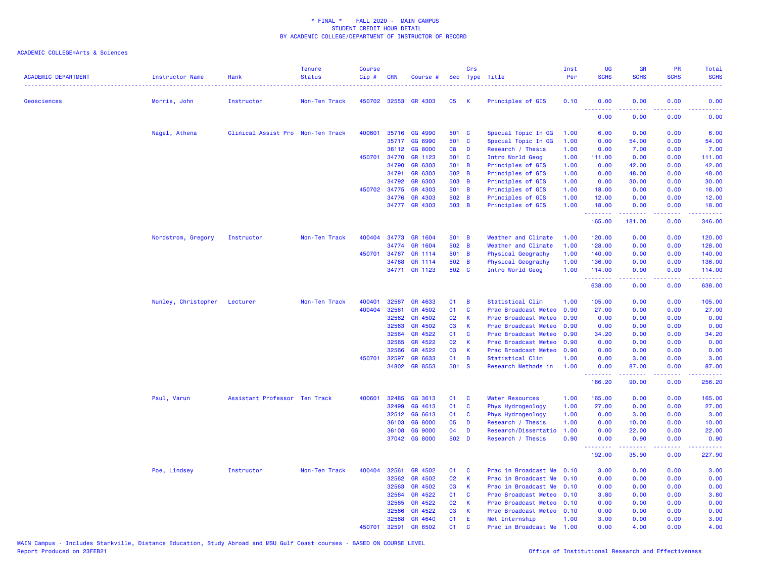\* FINAL \* FALL 2020 - MAIN CAMPUS
STUDENT CREDIT HOUR DETAIL
BY ACADEMIC COLLEGE/DEPARTMENT OF INSTRUCTOR OF RECORD

ACADEMIC COLLEGE=Arts & Sciences

| ACADEMIC DEPARTMENT | Instructor Name | Rank | Tenure Status | Course Cip # | CRN | Course # | Sec | Crs Type | Title | Inst Per | UG SCHS | GR SCHS | PR SCHS | Total SCHS |
|---|---|---|---|---|---|---|---|---|---|---|---|---|---|---|
| Geosciences | Morris, John | Instructor | Non-Ten Track | 450702 | 32553 | GR 4303 | 05 | K | Principles of GIS | 0.10 | 0.00 | 0.00 | 0.00 | 0.00 |
| | | | | | | | | | | | 0.00 | 0.00 | 0.00 | 0.00 |
| | Nagel, Athena | Clinical Assist Pro | Non-Ten Track | 400601 | 35716 | GG 4990 | 501 | C | Special Topic In GG | 1.00 | 6.00 | 0.00 | 0.00 | 6.00 |
| | | | | | 35717 | GG 6990 | 501 | C | Special Topic In GG | 1.00 | 0.00 | 54.00 | 0.00 | 54.00 |
| | | | | | 36112 | GG 8000 | 08 | D | Research / Thesis | 1.00 | 0.00 | 7.00 | 0.00 | 7.00 |
| | | | | 450701 | 34770 | GR 1123 | 501 | C | Intro World Geog | 1.00 | 111.00 | 0.00 | 0.00 | 111.00 |
| | | | | | 34790 | GR 6303 | 501 | B | Principles of GIS | 1.00 | 0.00 | 42.00 | 0.00 | 42.00 |
| | | | | | 34791 | GR 6303 | 502 | B | Principles of GIS | 1.00 | 0.00 | 48.00 | 0.00 | 48.00 |
| | | | | | 34792 | GR 6303 | 503 | B | Principles of GIS | 1.00 | 0.00 | 30.00 | 0.00 | 30.00 |
| | | | | 450702 | 34775 | GR 4303 | 501 | B | Principles of GIS | 1.00 | 18.00 | 0.00 | 0.00 | 18.00 |
| | | | | | 34776 | GR 4303 | 502 | B | Principles of GIS | 1.00 | 12.00 | 0.00 | 0.00 | 12.00 |
| | | | | | 34777 | GR 4303 | 503 | B | Principles of GIS | 1.00 | 18.00 | 0.00 | 0.00 | 18.00 |
| | | | | | | | | | | | 165.00 | 181.00 | 0.00 | 346.00 |
| | Nordstrom, Gregory | Instructor | Non-Ten Track | 400404 | 34773 | GR 1604 | 501 | B | Weather and Climate | 1.00 | 120.00 | 0.00 | 0.00 | 120.00 |
| | | | | | 34774 | GR 1604 | 502 | B | Weather and Climate | 1.00 | 128.00 | 0.00 | 0.00 | 128.00 |
| | | | | 450701 | 34767 | GR 1114 | 501 | B | Physical Geography | 1.00 | 140.00 | 0.00 | 0.00 | 140.00 |
| | | | | | 34768 | GR 1114 | 502 | B | Physical Geography | 1.00 | 136.00 | 0.00 | 0.00 | 136.00 |
| | | | | | 34771 | GR 1123 | 502 | C | Intro World Geog | 1.00 | 114.00 | 0.00 | 0.00 | 114.00 |
| | | | | | | | | | | | 638.00 | 0.00 | 0.00 | 638.00 |
| | Nunley, Christopher | Lecturer | Non-Ten Track | 400401 | 32567 | GR 4633 | 01 | B | Statistical Clim | 1.00 | 105.00 | 0.00 | 0.00 | 105.00 |
| | | | | 400404 | 32561 | GR 4502 | 01 | C | Prac Broadcast Meteo | 0.90 | 27.00 | 0.00 | 0.00 | 27.00 |
| | | | | | 32562 | GR 4502 | 02 | K | Prac Broadcast Meteo | 0.90 | 0.00 | 0.00 | 0.00 | 0.00 |
| | | | | | 32563 | GR 4502 | 03 | K | Prac Broadcast Meteo | 0.90 | 0.00 | 0.00 | 0.00 | 0.00 |
| | | | | | 32564 | GR 4522 | 01 | C | Prac Broadcast Meteo | 0.90 | 34.20 | 0.00 | 0.00 | 34.20 |
| | | | | | 32565 | GR 4522 | 02 | K | Prac Broadcast Meteo | 0.90 | 0.00 | 0.00 | 0.00 | 0.00 |
| | | | | | 32566 | GR 4522 | 03 | K | Prac Broadcast Meteo | 0.90 | 0.00 | 0.00 | 0.00 | 0.00 |
| | | | | 450701 | 32597 | GR 6633 | 01 | B | Statistical Clim | 1.00 | 0.00 | 3.00 | 0.00 | 3.00 |
| | | | | | 34802 | GR 8553 | 501 | S | Research Methods in | 1.00 | 0.00 | 87.00 | 0.00 | 87.00 |
| | | | | | | | | | | | 166.20 | 90.00 | 0.00 | 256.20 |
| | Paul, Varun | Assistant Professor | Ten Track | 400601 | 32485 | GG 3613 | 01 | C | Water Resources | 1.00 | 165.00 | 0.00 | 0.00 | 165.00 |
| | | | | | 32499 | GG 4613 | 01 | C | Phys Hydrogeology | 1.00 | 27.00 | 0.00 | 0.00 | 27.00 |
| | | | | | 32512 | GG 6613 | 01 | C | Phys Hydrogeology | 1.00 | 0.00 | 3.00 | 0.00 | 3.00 |
| | | | | | 36103 | GG 8000 | 05 | D | Research / Thesis | 1.00 | 0.00 | 10.00 | 0.00 | 10.00 |
| | | | | | 36108 | GG 9000 | 04 | D | Research/Dissertatio | 1.00 | 0.00 | 22.00 | 0.00 | 22.00 |
| | | | | | 37042 | GG 8000 | 502 | D | Research / Thesis | 0.90 | 0.00 | 0.90 | 0.00 | 0.90 |
| | | | | | | | | | | | 192.00 | 35.90 | 0.00 | 227.90 |
| | Poe, Lindsey | Instructor | Non-Ten Track | 400404 | 32561 | GR 4502 | 01 | C | Prac in Broadcast Me | 0.10 | 3.00 | 0.00 | 0.00 | 3.00 |
| | | | | | 32562 | GR 4502 | 02 | K | Prac in Broadcast Me | 0.10 | 0.00 | 0.00 | 0.00 | 0.00 |
| | | | | | 32563 | GR 4502 | 03 | K | Prac in Broadcast Me | 0.10 | 0.00 | 0.00 | 0.00 | 0.00 |
| | | | | | 32564 | GR 4522 | 01 | C | Prac Broadcast Meteo | 0.10 | 3.80 | 0.00 | 0.00 | 3.80 |
| | | | | | 32565 | GR 4522 | 02 | K | Prac Broadcast Meteo | 0.10 | 0.00 | 0.00 | 0.00 | 0.00 |
| | | | | | 32566 | GR 4522 | 03 | K | Prac Broadcast Meteo | 0.10 | 0.00 | 0.00 | 0.00 | 0.00 |
| | | | | | 32568 | GR 4640 | 01 | E | Met Internship | 1.00 | 3.00 | 0.00 | 0.00 | 3.00 |
| | | | | 450701 | 32591 | GR 6502 | 01 | C | Prac in Broadcast Me | 1.00 | 0.00 | 4.00 | 0.00 | 4.00 |

MAIN Campus - Includes Starkville, Distance Education, Study Abroad and MSU Gulf Coast courses - BASED ON COURSE LEVEL
Report Produced on 23FEB21

Office of Institutional Research and Effectiveness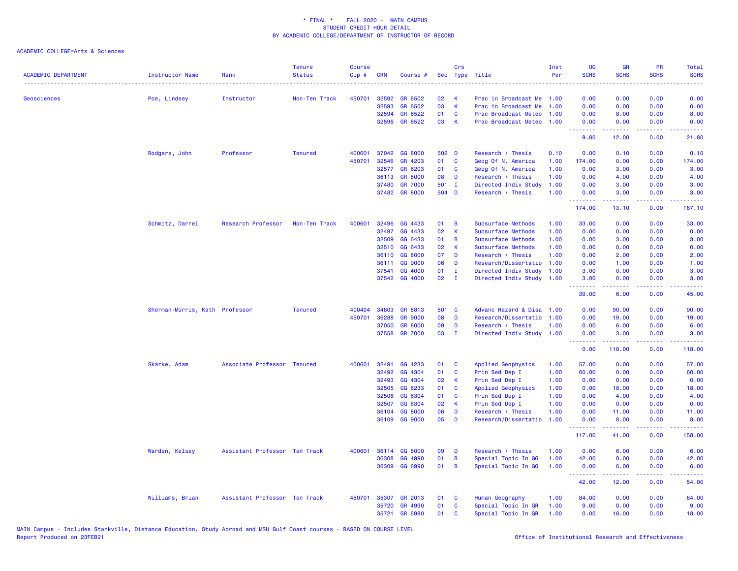\* FINAL \* FALL 2020 - MAIN CAMPUS
STUDENT CREDIT HOUR DETAIL
BY ACADEMIC COLLEGE/DEPARTMENT OF INSTRUCTOR OF RECORD

ACADEMIC COLLEGE=Arts & Sciences

| ACADEMIC DEPARTMENT | Instructor Name | Rank | Tenure Status | Course Cip # | CRN | Course # | Sec | Crs Type | Title | Inst Per | UG SCHS | GR SCHS | PR SCHS | Total SCHS |
|---|---|---|---|---|---|---|---|---|---|---|---|---|---|---|
| Geosciences | Poe, Lindsey | Instructor | Non-Ten Track | 450701 | 32592 | GR 6502 | 02 | K | Prac in Broadcast Me | 1.00 | 0.00 | 0.00 | 0.00 | 0.00 |
| | | | | | 32593 | GR 6502 | 03 | K | Prac in Broadcast Me | 1.00 | 0.00 | 0.00 | 0.00 | 0.00 |
| | | | | | 32594 | GR 6522 | 01 | C | Prac Broadcast Meteo | 1.00 | 0.00 | 8.00 | 0.00 | 8.00 |
| | | | | | 32596 | GR 6522 | 03 | K | Prac Broadcast Meteo | 1.00 | 0.00 | 0.00 | 0.00 | 0.00 |
| | | | | | | | | | | | 9.80 | 12.00 | 0.00 | 21.80 |
| | Rodgers, John | Professor | Tenured | 400601 | 37042 | GG 8000 | 502 | D | Research / Thesis | 0.10 | 0.00 | 0.10 | 0.00 | 0.10 |
| | | | | 450701 | 32546 | GR 4203 | 01 | C | Geog Of N. America | 1.00 | 174.00 | 0.00 | 0.00 | 174.00 |
| | | | | | 32577 | GR 6203 | 01 | C | Geog Of N. America | 1.00 | 0.00 | 3.00 | 0.00 | 3.00 |
| | | | | | 36113 | GR 8000 | 08 | D | Research / Thesis | 1.00 | 0.00 | 4.00 | 0.00 | 4.00 |
| | | | | | 37480 | GR 7000 | 501 | I | Directed Indiv Study | 1.00 | 0.00 | 3.00 | 0.00 | 3.00 |
| | | | | | 37482 | GR 8000 | 504 | D | Research / Thesis | 1.00 | 0.00 | 3.00 | 0.00 | 3.00 |
| | | | | | | | | | | | 174.00 | 13.10 | 0.00 | 187.10 |
| | Schmitz, Darrel | Research Professor | Non-Ten Track | 400601 | 32496 | GG 4433 | 01 | B | Subsurface Methods | 1.00 | 33.00 | 0.00 | 0.00 | 33.00 |
| | | | | | 32497 | GG 4433 | 02 | K | Subsurface Methods | 1.00 | 0.00 | 0.00 | 0.00 | 0.00 |
| | | | | | 32509 | GG 6433 | 01 | B | Subsurface Methods | 1.00 | 0.00 | 3.00 | 0.00 | 3.00 |
| | | | | | 32510 | GG 6433 | 02 | K | Subsurface Methods | 1.00 | 0.00 | 0.00 | 0.00 | 0.00 |
| | | | | | 36110 | GG 8000 | 07 | D | Research / Thesis | 1.00 | 0.00 | 2.00 | 0.00 | 2.00 |
| | | | | | 36111 | GG 9000 | 06 | D | Research/Dissertatio | 1.00 | 0.00 | 1.00 | 0.00 | 1.00 |
| | | | | | 37541 | GG 4000 | 01 | I | Directed Indiv Study | 1.00 | 3.00 | 0.00 | 0.00 | 3.00 |
| | | | | | 37542 | GG 4000 | 02 | I | Directed Indiv Study | 1.00 | 3.00 | 0.00 | 0.00 | 3.00 |
| | | | | | | | | | | | 39.00 | 6.00 | 0.00 | 45.00 |
| | Sherman-Morris, Kath | Professor | Tenured | 400404 | 34803 | GR 8813 | 501 | C | Advanc Hazard & Disa | 1.00 | 0.00 | 90.00 | 0.00 | 90.00 |
| | | | | 450701 | 36288 | GR 9000 | 08 | D | Research/Dissertatio | 1.00 | 0.00 | 19.00 | 0.00 | 19.00 |
| | | | | | 37050 | GR 8000 | 09 | D | Research / Thesis | 1.00 | 0.00 | 6.00 | 0.00 | 6.00 |
| | | | | | 37558 | GR 7000 | 03 | I | Directed Indiv Study | 1.00 | 0.00 | 3.00 | 0.00 | 3.00 |
| | | | | | | | | | | | 0.00 | 118.00 | 0.00 | 118.00 |
| | Skarke, Adam | Associate Professor | Tenured | 400601 | 32491 | GG 4233 | 01 | C | Applied Geophysics | 1.00 | 57.00 | 0.00 | 0.00 | 57.00 |
| | | | | | 32492 | GG 4304 | 01 | C | Prin Sed Dep I | 1.00 | 60.00 | 0.00 | 0.00 | 60.00 |
| | | | | | 32493 | GG 4304 | 02 | K | Prin Sed Dep I | 1.00 | 0.00 | 0.00 | 0.00 | 0.00 |
| | | | | | 32505 | GG 6233 | 01 | C | Applied Geophysics | 1.00 | 0.00 | 18.00 | 0.00 | 18.00 |
| | | | | | 32506 | GG 6304 | 01 | C | Prin Sed Dep I | 1.00 | 0.00 | 4.00 | 0.00 | 4.00 |
| | | | | | 32507 | GG 6304 | 02 | K | Prin Sed Dep I | 1.00 | 0.00 | 0.00 | 0.00 | 0.00 |
| | | | | | 36104 | GG 8000 | 06 | D | Research / Thesis | 1.00 | 0.00 | 11.00 | 0.00 | 11.00 |
| | | | | | 36109 | GG 9000 | 05 | D | Research/Dissertatio | 1.00 | 0.00 | 8.00 | 0.00 | 8.00 |
| | | | | | | | | | | | 117.00 | 41.00 | 0.00 | 158.00 |
| | Warden, Kelsey | Assistant Professor | Ten Track | 400601 | 36114 | GG 8000 | 09 | D | Research / Thesis | 1.00 | 0.00 | 6.00 | 0.00 | 6.00 |
| | | | | | 36308 | GG 4990 | 01 | B | Special Topic In GG | 1.00 | 42.00 | 0.00 | 0.00 | 42.00 |
| | | | | | 36309 | GG 6990 | 01 | B | Special Topic In GG | 1.00 | 0.00 | 6.00 | 0.00 | 6.00 |
| | | | | | | | | | | | 42.00 | 12.00 | 0.00 | 54.00 |
| | Williams, Brian | Assistant Professor | Ten Track | 450701 | 35307 | GR 2013 | 01 | C | Human Geography | 1.00 | 84.00 | 0.00 | 0.00 | 84.00 |
| | | | | | 35720 | GR 4990 | 01 | C | Special Topic In GR | 1.00 | 9.00 | 0.00 | 0.00 | 9.00 |
| | | | | | 35721 | GR 6990 | 01 | C | Special Topic In GR | 1.00 | 0.00 | 18.00 | 0.00 | 18.00 |

MAIN Campus - Includes Starkville, Distance Education, Study Abroad and MSU Gulf Coast courses - BASED ON COURSE LEVEL
Report Produced on 23FEB21

Office of Institutional Research and Effectiveness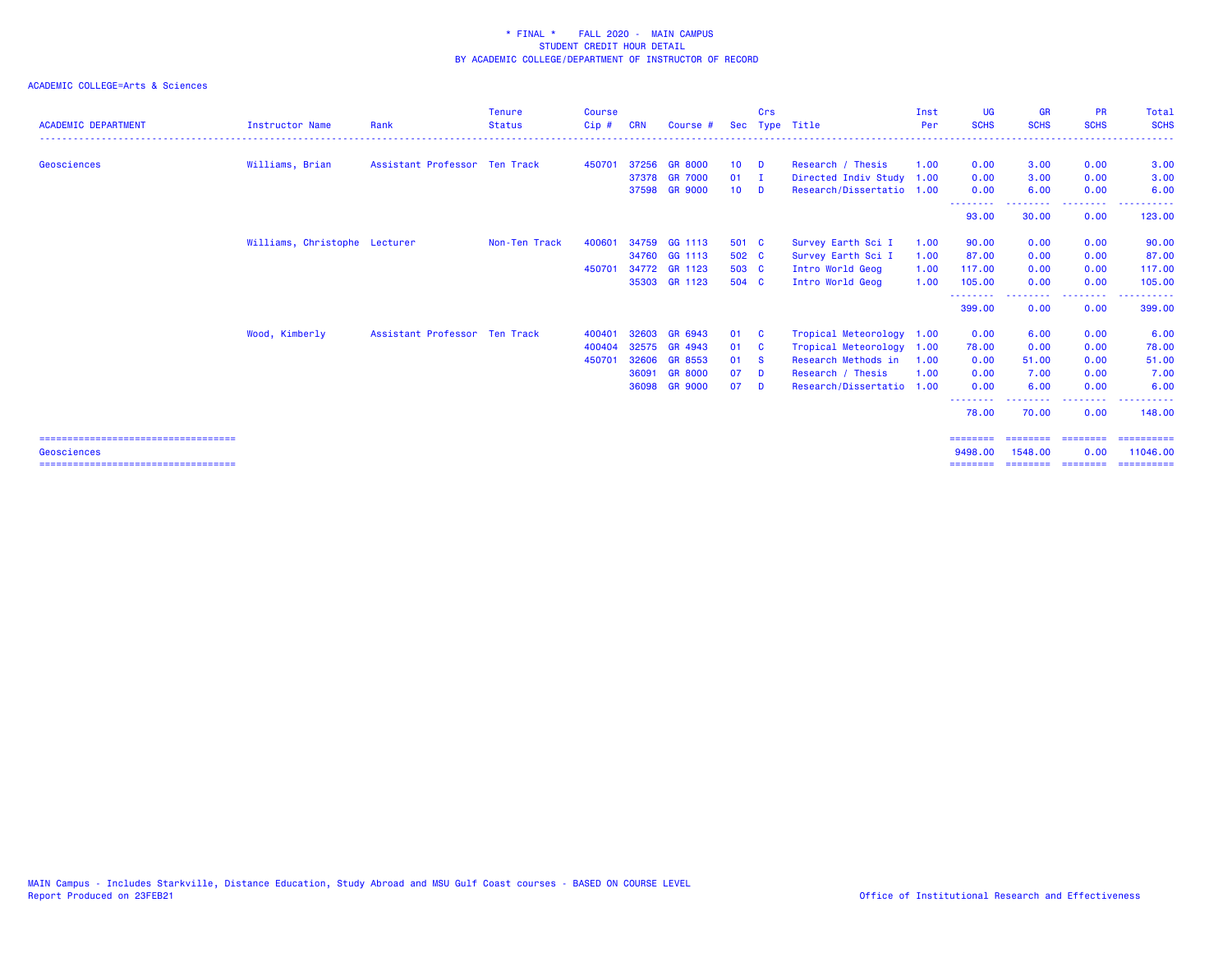\* FINAL \* FALL 2020 - MAIN CAMPUS
STUDENT CREDIT HOUR DETAIL
BY ACADEMIC COLLEGE/DEPARTMENT OF INSTRUCTOR OF RECORD

ACADEMIC COLLEGE=Arts & Sciences

| ACADEMIC DEPARTMENT | Instructor Name | Rank | Tenure Status | Course Cip # | CRN | Course # | Sec | Crs Type | Title | Inst Per | UG SCHS | GR SCHS | PR SCHS | Total SCHS |
|---|---|---|---|---|---|---|---|---|---|---|---|---|---|---|
| Geosciences | Williams, Brian | Assistant Professor | Ten Track | 450701 | 37256 | GR 8000 | 10 | D | Research / Thesis | 1.00 | 0.00 | 3.00 | 0.00 | 3.00 |
| | | | | | 37378 | GR 7000 | 01 | I | Directed Indiv Study | 1.00 | 0.00 | 3.00 | 0.00 | 3.00 |
| | | | | | 37598 | GR 9000 | 10 | D | Research/Dissertatio | 1.00 | 0.00 | 6.00 | 0.00 | 6.00 |
| | | | | | | | | | | | 93.00 | 30.00 | 0.00 | 123.00 |
| | Williams, Christophe | Lecturer | Non-Ten Track | 400601 | 34759 | GG 1113 | 501 | C | Survey Earth Sci I | 1.00 | 90.00 | 0.00 | 0.00 | 90.00 |
| | | | | | 34760 | GG 1113 | 502 | C | Survey Earth Sci I | 1.00 | 87.00 | 0.00 | 0.00 | 87.00 |
| | | | | 450701 | 34772 | GR 1123 | 503 | C | Intro World Geog | 1.00 | 117.00 | 0.00 | 0.00 | 117.00 |
| | | | | | 35303 | GR 1123 | 504 | C | Intro World Geog | 1.00 | 105.00 | 0.00 | 0.00 | 105.00 |
| | | | | | | | | | | | 399.00 | 0.00 | 0.00 | 399.00 |
| | Wood, Kimberly | Assistant Professor | Ten Track | 400401 | 32603 | GR 6943 | 01 | C | Tropical Meteorology | 1.00 | 0.00 | 6.00 | 0.00 | 6.00 |
| | | | | 400404 | 32575 | GR 4943 | 01 | C | Tropical Meteorology | 1.00 | 78.00 | 0.00 | 0.00 | 78.00 |
| | | | | 450701 | 32606 | GR 8553 | 01 | S | Research Methods in | 1.00 | 0.00 | 51.00 | 0.00 | 51.00 |
| | | | | | 36091 | GR 8000 | 07 | D | Research / Thesis | 1.00 | 0.00 | 7.00 | 0.00 | 7.00 |
| | | | | | 36098 | GR 9000 | 07 | D | Research/Dissertatio | 1.00 | 0.00 | 6.00 | 0.00 | 6.00 |
| | | | | | | | | | | | 78.00 | 70.00 | 0.00 | 148.00 |
| Geosciences | | | | | | | | | | | 9498.00 | 1548.00 | 0.00 | 11046.00 |

MAIN Campus - Includes Starkville, Distance Education, Study Abroad and MSU Gulf Coast courses - BASED ON COURSE LEVEL
Report Produced on 23FEB21

Office of Institutional Research and Effectiveness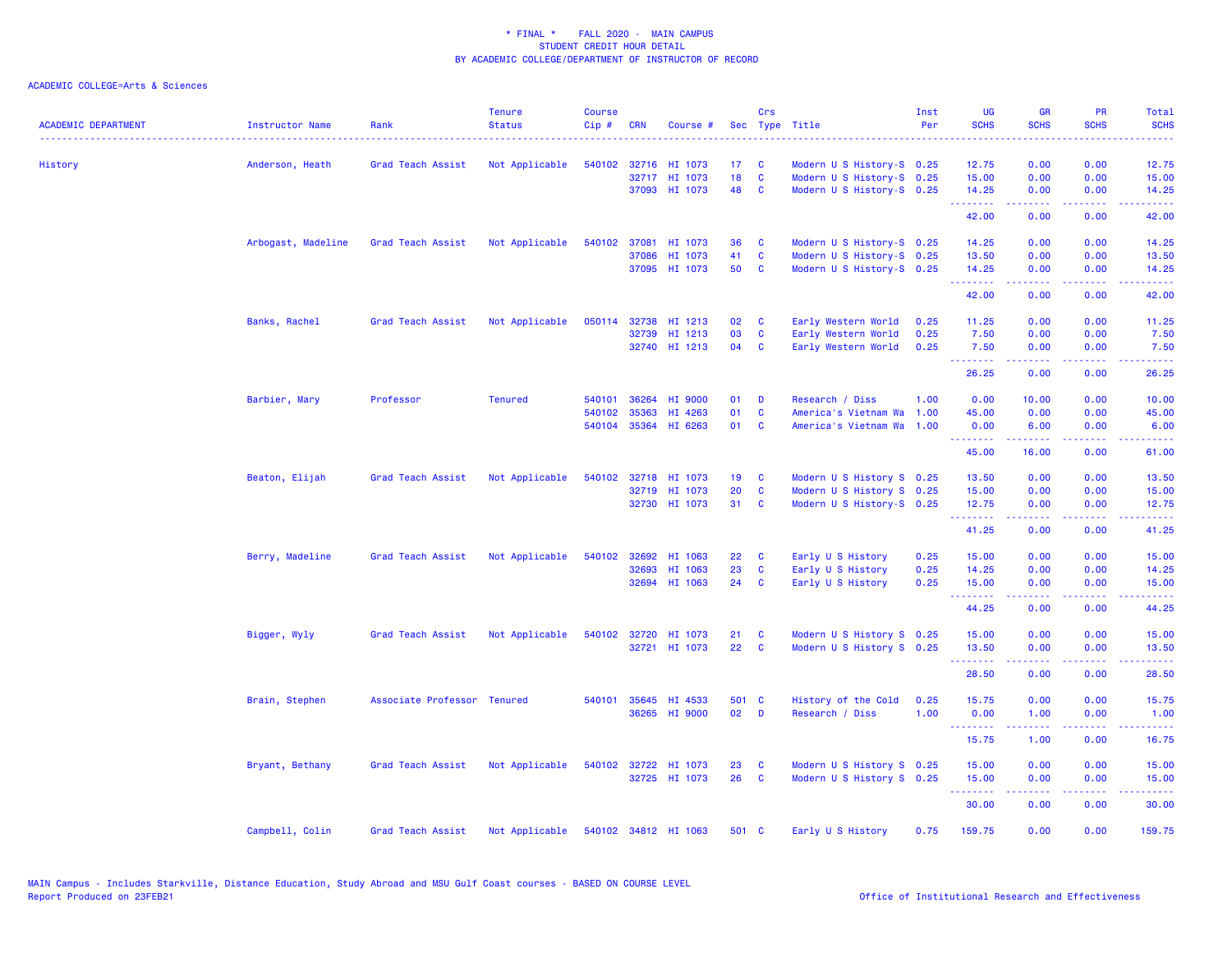\* FINAL \* FALL 2020 - MAIN CAMPUS
STUDENT CREDIT HOUR DETAIL
BY ACADEMIC COLLEGE/DEPARTMENT OF INSTRUCTOR OF RECORD

ACADEMIC COLLEGE=Arts & Sciences

| ACADEMIC DEPARTMENT | Instructor Name | Rank | Tenure Status | Course Cip # | CRN | Course # | Sec | Crs Type | Title | Inst Per | UG SCHS | GR SCHS | PR SCHS | Total SCHS |
|---|---|---|---|---|---|---|---|---|---|---|---|---|---|---|
| History | Anderson, Heath | Grad Teach Assist | Not Applicable | 540102 | 32716 | HI 1073 | 17 | C | Modern U S History-S | 0.25 | 12.75 | 0.00 | 0.00 | 12.75 |
| | | | | | 32717 | HI 1073 | 18 | C | Modern U S History-S | 0.25 | 15.00 | 0.00 | 0.00 | 15.00 |
| | | | | | 37093 | HI 1073 | 48 | C | Modern U S History-S | 0.25 | 14.25 | 0.00 | 0.00 | 14.25 |
| | | | | | | | | | | | 42.00 | 0.00 | 0.00 | 42.00 |
| | Arbogast, Madeline | Grad Teach Assist | Not Applicable | 540102 | 37081 | HI 1073 | 36 | C | Modern U S History-S | 0.25 | 14.25 | 0.00 | 0.00 | 14.25 |
| | | | | | 37086 | HI 1073 | 41 | C | Modern U S History-S | 0.25 | 13.50 | 0.00 | 0.00 | 13.50 |
| | | | | | 37095 | HI 1073 | 50 | C | Modern U S History-S | 0.25 | 14.25 | 0.00 | 0.00 | 14.25 |
| | | | | | | | | | | | 42.00 | 0.00 | 0.00 | 42.00 |
| | Banks, Rachel | Grad Teach Assist | Not Applicable | 050114 | 32738 | HI 1213 | 02 | C | Early Western World | 0.25 | 11.25 | 0.00 | 0.00 | 11.25 |
| | | | | | 32739 | HI 1213 | 03 | C | Early Western World | 0.25 | 7.50 | 0.00 | 0.00 | 7.50 |
| | | | | | 32740 | HI 1213 | 04 | C | Early Western World | 0.25 | 7.50 | 0.00 | 0.00 | 7.50 |
| | | | | | | | | | | | 26.25 | 0.00 | 0.00 | 26.25 |
| | Barbier, Mary | Professor | Tenured | 540101 | 36264 | HI 9000 | 01 | D | Research / Diss | 1.00 | 0.00 | 10.00 | 0.00 | 10.00 |
| | | | | 540102 | 35363 | HI 4263 | 01 | C | America's Vietnam Wa | 1.00 | 45.00 | 0.00 | 0.00 | 45.00 |
| | | | | 540104 | 35364 | HI 6263 | 01 | C | America's Vietnam Wa | 1.00 | 0.00 | 6.00 | 0.00 | 6.00 |
| | | | | | | | | | | | 45.00 | 16.00 | 0.00 | 61.00 |
| | Beaton, Elijah | Grad Teach Assist | Not Applicable | 540102 | 32718 | HI 1073 | 19 | C | Modern U S History S | 0.25 | 13.50 | 0.00 | 0.00 | 13.50 |
| | | | | | 32719 | HI 1073 | 20 | C | Modern U S History S | 0.25 | 15.00 | 0.00 | 0.00 | 15.00 |
| | | | | | 32730 | HI 1073 | 31 | C | Modern U S History-S | 0.25 | 12.75 | 0.00 | 0.00 | 12.75 |
| | | | | | | | | | | | 41.25 | 0.00 | 0.00 | 41.25 |
| | Berry, Madeline | Grad Teach Assist | Not Applicable | 540102 | 32692 | HI 1063 | 22 | C | Early U S History | 0.25 | 15.00 | 0.00 | 0.00 | 15.00 |
| | | | | | 32693 | HI 1063 | 23 | C | Early U S History | 0.25 | 14.25 | 0.00 | 0.00 | 14.25 |
| | | | | | 32694 | HI 1063 | 24 | C | Early U S History | 0.25 | 15.00 | 0.00 | 0.00 | 15.00 |
| | | | | | | | | | | | 44.25 | 0.00 | 0.00 | 44.25 |
| | Bigger, Wyly | Grad Teach Assist | Not Applicable | 540102 | 32720 | HI 1073 | 21 | C | Modern U S History S | 0.25 | 15.00 | 0.00 | 0.00 | 15.00 |
| | | | | | 32721 | HI 1073 | 22 | C | Modern U S History S | 0.25 | 13.50 | 0.00 | 0.00 | 13.50 |
| | | | | | | | | | | | 28.50 | 0.00 | 0.00 | 28.50 |
| | Brain, Stephen | Associate Professor | Tenured | 540101 | 35645 | HI 4533 | 501 | C | History of the Cold | 0.25 | 15.75 | 0.00 | 0.00 | 15.75 |
| | | | | | 36265 | HI 9000 | 02 | D | Research / Diss | 1.00 | 0.00 | 1.00 | 0.00 | 1.00 |
| | | | | | | | | | | | 15.75 | 1.00 | 0.00 | 16.75 |
| | Bryant, Bethany | Grad Teach Assist | Not Applicable | 540102 | 32722 | HI 1073 | 23 | C | Modern U S History S | 0.25 | 15.00 | 0.00 | 0.00 | 15.00 |
| | | | | | 32725 | HI 1073 | 26 | C | Modern U S History S | 0.25 | 15.00 | 0.00 | 0.00 | 15.00 |
| | | | | | | | | | | | 30.00 | 0.00 | 0.00 | 30.00 |
| | Campbell, Colin | Grad Teach Assist | Not Applicable | 540102 | 34812 | HI 1063 | 501 | C | Early U S History | 0.75 | 159.75 | 0.00 | 0.00 | 159.75 |

MAIN Campus - Includes Starkville, Distance Education, Study Abroad and MSU Gulf Coast courses - BASED ON COURSE LEVEL
Report Produced on 23FEB21

Office of Institutional Research and Effectiveness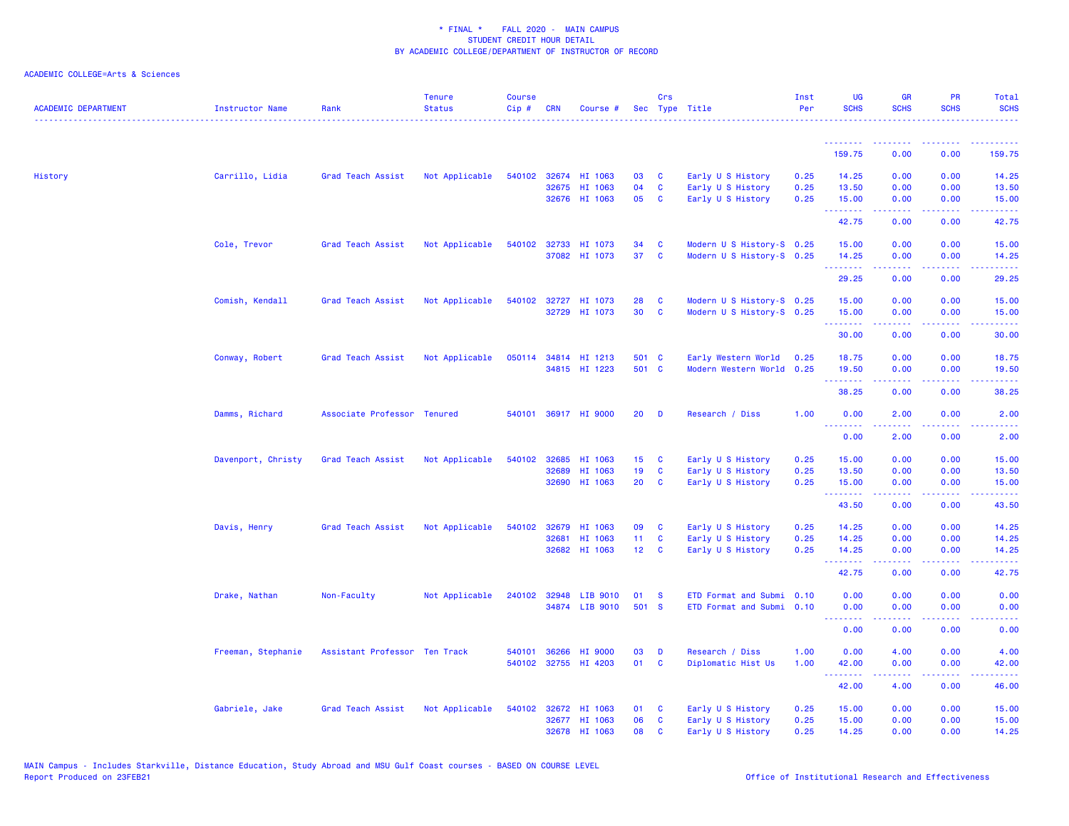* FINAL * FALL 2020 - MAIN CAMPUS
STUDENT CREDIT HOUR DETAIL
BY ACADEMIC COLLEGE/DEPARTMENT OF INSTRUCTOR OF RECORD

ACADEMIC COLLEGE=Arts & Sciences

| ACADEMIC DEPARTMENT | Instructor Name | Rank | Tenure Status | Course Cip # | CRN | Course # | Sec | Crs Type | Title | Inst Per | UG SCHS | GR SCHS | PR SCHS | Total SCHS |
|---|---|---|---|---|---|---|---|---|---|---|---|---|---|---|
| | | | | | | | | | | | 159.75 | 0.00 | 0.00 | 159.75 |
| History | Carrillo, Lidia | Grad Teach Assist | Not Applicable | 540102 | 32674 | HI 1063 | 03 | C | Early U S History | 0.25 | 14.25 | 0.00 | 0.00 | 14.25 |
| | | | | | 32675 | HI 1063 | 04 | C | Early U S History | 0.25 | 13.50 | 0.00 | 0.00 | 13.50 |
| | | | | | 32676 | HI 1063 | 05 | C | Early U S History | 0.25 | 15.00 | 0.00 | 0.00 | 15.00 |
| | | | | | | | | | | | 42.75 | 0.00 | 0.00 | 42.75 |
| | Cole, Trevor | Grad Teach Assist | Not Applicable | 540102 | 32733 | HI 1073 | 34 | C | Modern U S History-S | 0.25 | 15.00 | 0.00 | 0.00 | 15.00 |
| | | | | | 37082 | HI 1073 | 37 | C | Modern U S History-S | 0.25 | 14.25 | 0.00 | 0.00 | 14.25 |
| | | | | | | | | | | | 29.25 | 0.00 | 0.00 | 29.25 |
| | Comish, Kendall | Grad Teach Assist | Not Applicable | 540102 | 32727 | HI 1073 | 28 | C | Modern U S History-S | 0.25 | 15.00 | 0.00 | 0.00 | 15.00 |
| | | | | | 32729 | HI 1073 | 30 | C | Modern U S History-S | 0.25 | 15.00 | 0.00 | 0.00 | 15.00 |
| | | | | | | | | | | | 30.00 | 0.00 | 0.00 | 30.00 |
| | Conway, Robert | Grad Teach Assist | Not Applicable | 050114 | 34814 | HI 1213 | 501 | C | Early Western World | 0.25 | 18.75 | 0.00 | 0.00 | 18.75 |
| | | | | | 34815 | HI 1223 | 501 | C | Modern Western World | 0.25 | 19.50 | 0.00 | 0.00 | 19.50 |
| | | | | | | | | | | | 38.25 | 0.00 | 0.00 | 38.25 |
| | Damms, Richard | Associate Professor | Tenured | 540101 | 36917 | HI 9000 | 20 | D | Research / Diss | 1.00 | 0.00 | 2.00 | 0.00 | 2.00 |
| | | | | | | | | | | | 0.00 | 2.00 | 0.00 | 2.00 |
| | Davenport, Christy | Grad Teach Assist | Not Applicable | 540102 | 32685 | HI 1063 | 15 | C | Early U S History | 0.25 | 15.00 | 0.00 | 0.00 | 15.00 |
| | | | | | 32689 | HI 1063 | 19 | C | Early U S History | 0.25 | 13.50 | 0.00 | 0.00 | 13.50 |
| | | | | | 32690 | HI 1063 | 20 | C | Early U S History | 0.25 | 15.00 | 0.00 | 0.00 | 15.00 |
| | | | | | | | | | | | 43.50 | 0.00 | 0.00 | 43.50 |
| | Davis, Henry | Grad Teach Assist | Not Applicable | 540102 | 32679 | HI 1063 | 09 | C | Early U S History | 0.25 | 14.25 | 0.00 | 0.00 | 14.25 |
| | | | | | 32681 | HI 1063 | 11 | C | Early U S History | 0.25 | 14.25 | 0.00 | 0.00 | 14.25 |
| | | | | | 32682 | HI 1063 | 12 | C | Early U S History | 0.25 | 14.25 | 0.00 | 0.00 | 14.25 |
| | | | | | | | | | | | 42.75 | 0.00 | 0.00 | 42.75 |
| | Drake, Nathan | Non-Faculty | Not Applicable | 240102 | 32948 | LIB 9010 | 01 | S | ETD Format and Submi | 0.10 | 0.00 | 0.00 | 0.00 | 0.00 |
| | | | | | 34874 | LIB 9010 | 501 | S | ETD Format and Submi | 0.10 | 0.00 | 0.00 | 0.00 | 0.00 |
| | | | | | | | | | | | 0.00 | 0.00 | 0.00 | 0.00 |
| | Freeman, Stephanie | Assistant Professor | Ten Track | 540101 | 36266 | HI 9000 | 03 | D | Research / Diss | 1.00 | 0.00 | 4.00 | 0.00 | 4.00 |
| | | | | 540102 | 32755 | HI 4203 | 01 | C | Diplomatic Hist Us | 1.00 | 42.00 | 0.00 | 0.00 | 42.00 |
| | | | | | | | | | | | 42.00 | 4.00 | 0.00 | 46.00 |
| | Gabriele, Jake | Grad Teach Assist | Not Applicable | 540102 | 32672 | HI 1063 | 01 | C | Early U S History | 0.25 | 15.00 | 0.00 | 0.00 | 15.00 |
| | | | | | 32677 | HI 1063 | 06 | C | Early U S History | 0.25 | 15.00 | 0.00 | 0.00 | 15.00 |
| | | | | | 32678 | HI 1063 | 08 | C | Early U S History | 0.25 | 14.25 | 0.00 | 0.00 | 14.25 |

MAIN Campus - Includes Starkville, Distance Education, Study Abroad and MSU Gulf Coast courses - BASED ON COURSE LEVEL
Report Produced on 23FEB21

Office of Institutional Research and Effectiveness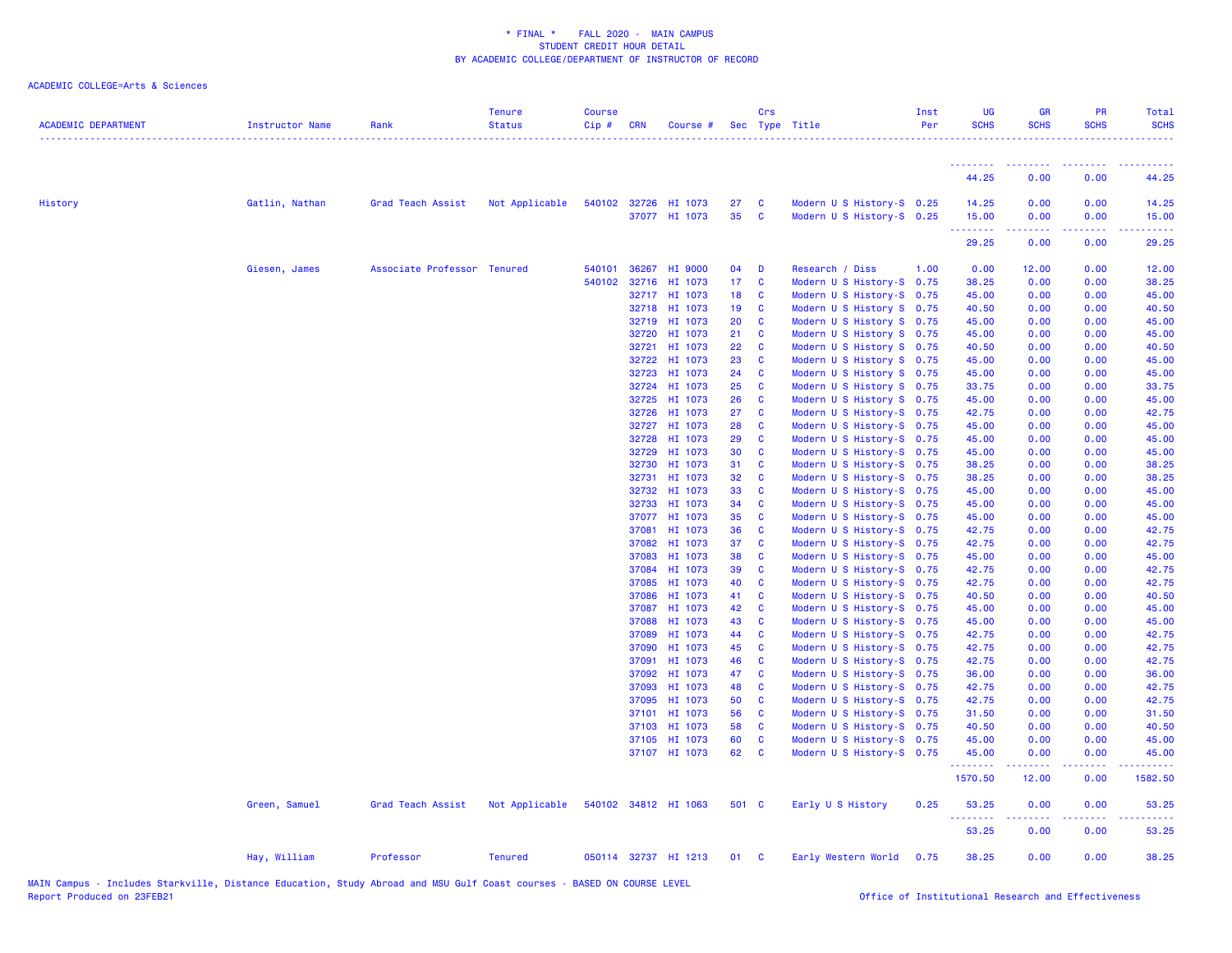\* FINAL \*    FALL 2020 -  MAIN CAMPUS
STUDENT CREDIT HOUR DETAIL
BY ACADEMIC COLLEGE/DEPARTMENT OF INSTRUCTOR OF RECORD

ACADEMIC COLLEGE=Arts & Sciences

| ACADEMIC DEPARTMENT | Instructor Name | Rank | Tenure Status | Course Cip # | CRN | Course # | Sec | Crs Type | Title | Inst Per | UG SCHS | GR SCHS | PR SCHS | Total SCHS |
|---|---|---|---|---|---|---|---|---|---|---|---|---|---|---|
| | | | | | | | | | | | 44.25 | 0.00 | 0.00 | 44.25 |
| History | Gatlin, Nathan | Grad Teach Assist | Not Applicable | 540102 | 32726 | HI 1073 | 27 | C | Modern U S History-S | 0.25 | 14.25 | 0.00 | 0.00 | 14.25 |
| | | | | | 37077 | HI 1073 | 35 | C | Modern U S History-S | 0.25 | 15.00 | 0.00 | 0.00 | 15.00 |
| | | | | | | | | | | | 29.25 | 0.00 | 0.00 | 29.25 |
| | Giesen, James | Associate Professor | Tenured | 540101 | 36267 | HI 9000 | 04 | D | Research / Diss | 1.00 | 0.00 | 12.00 | 0.00 | 12.00 |
| | | | | 540102 | 32716 | HI 1073 | 17 | C | Modern U S History-S | 0.75 | 38.25 | 0.00 | 0.00 | 38.25 |
| | | | | | 32717 | HI 1073 | 18 | C | Modern U S History S | 0.75 | 45.00 | 0.00 | 0.00 | 45.00 |
| | | | | | 32718 | HI 1073 | 19 | C | Modern U S History S | 0.75 | 40.50 | 0.00 | 0.00 | 40.50 |
| | | | | | 32719 | HI 1073 | 20 | C | Modern U S History S | 0.75 | 45.00 | 0.00 | 0.00 | 45.00 |
| | | | | | 32720 | HI 1073 | 21 | C | Modern U S History S | 0.75 | 45.00 | 0.00 | 0.00 | 45.00 |
| | | | | | 32721 | HI 1073 | 22 | C | Modern U S History S | 0.75 | 40.50 | 0.00 | 0.00 | 40.50 |
| | | | | | 32722 | HI 1073 | 23 | C | Modern U S History S | 0.75 | 45.00 | 0.00 | 0.00 | 45.00 |
| | | | | | 32723 | HI 1073 | 24 | C | Modern U S History S | 0.75 | 45.00 | 0.00 | 0.00 | 45.00 |
| | | | | | 32724 | HI 1073 | 25 | C | Modern U S History S | 0.75 | 33.75 | 0.00 | 0.00 | 33.75 |
| | | | | | 32725 | HI 1073 | 26 | C | Modern U S History S | 0.75 | 45.00 | 0.00 | 0.00 | 45.00 |
| | | | | | 32726 | HI 1073 | 27 | C | Modern U S History-S | 0.75 | 42.75 | 0.00 | 0.00 | 42.75 |
| | | | | | 32727 | HI 1073 | 28 | C | Modern U S History-S | 0.75 | 45.00 | 0.00 | 0.00 | 45.00 |
| | | | | | 32728 | HI 1073 | 29 | C | Modern U S History-S | 0.75 | 45.00 | 0.00 | 0.00 | 45.00 |
| | | | | | 32729 | HI 1073 | 30 | C | Modern U S History-S | 0.75 | 45.00 | 0.00 | 0.00 | 45.00 |
| | | | | | 32730 | HI 1073 | 31 | C | Modern U S History-S | 0.75 | 38.25 | 0.00 | 0.00 | 38.25 |
| | | | | | 32731 | HI 1073 | 32 | C | Modern U S History-S | 0.75 | 38.25 | 0.00 | 0.00 | 38.25 |
| | | | | | 32732 | HI 1073 | 33 | C | Modern U S History-S | 0.75 | 45.00 | 0.00 | 0.00 | 45.00 |
| | | | | | 32733 | HI 1073 | 34 | C | Modern U S History-S | 0.75 | 45.00 | 0.00 | 0.00 | 45.00 |
| | | | | | 37077 | HI 1073 | 35 | C | Modern U S History-S | 0.75 | 45.00 | 0.00 | 0.00 | 45.00 |
| | | | | | 37081 | HI 1073 | 36 | C | Modern U S History-S | 0.75 | 42.75 | 0.00 | 0.00 | 42.75 |
| | | | | | 37082 | HI 1073 | 37 | C | Modern U S History-S | 0.75 | 42.75 | 0.00 | 0.00 | 42.75 |
| | | | | | 37083 | HI 1073 | 38 | C | Modern U S History-S | 0.75 | 45.00 | 0.00 | 0.00 | 45.00 |
| | | | | | 37084 | HI 1073 | 39 | C | Modern U S History-S | 0.75 | 42.75 | 0.00 | 0.00 | 42.75 |
| | | | | | 37085 | HI 1073 | 40 | C | Modern U S History-S | 0.75 | 42.75 | 0.00 | 0.00 | 42.75 |
| | | | | | 37086 | HI 1073 | 41 | C | Modern U S History-S | 0.75 | 40.50 | 0.00 | 0.00 | 40.50 |
| | | | | | 37087 | HI 1073 | 42 | C | Modern U S History-S | 0.75 | 45.00 | 0.00 | 0.00 | 45.00 |
| | | | | | 37088 | HI 1073 | 43 | C | Modern U S History-S | 0.75 | 45.00 | 0.00 | 0.00 | 45.00 |
| | | | | | 37089 | HI 1073 | 44 | C | Modern U S History-S | 0.75 | 42.75 | 0.00 | 0.00 | 42.75 |
| | | | | | 37090 | HI 1073 | 45 | C | Modern U S History-S | 0.75 | 42.75 | 0.00 | 0.00 | 42.75 |
| | | | | | 37091 | HI 1073 | 46 | C | Modern U S History-S | 0.75 | 42.75 | 0.00 | 0.00 | 42.75 |
| | | | | | 37092 | HI 1073 | 47 | C | Modern U S History-S | 0.75 | 36.00 | 0.00 | 0.00 | 36.00 |
| | | | | | 37093 | HI 1073 | 48 | C | Modern U S History-S | 0.75 | 42.75 | 0.00 | 0.00 | 42.75 |
| | | | | | 37095 | HI 1073 | 50 | C | Modern U S History-S | 0.75 | 42.75 | 0.00 | 0.00 | 42.75 |
| | | | | | 37101 | HI 1073 | 56 | C | Modern U S History-S | 0.75 | 31.50 | 0.00 | 0.00 | 31.50 |
| | | | | | 37103 | HI 1073 | 58 | C | Modern U S History-S | 0.75 | 40.50 | 0.00 | 0.00 | 40.50 |
| | | | | | 37105 | HI 1073 | 60 | C | Modern U S History-S | 0.75 | 45.00 | 0.00 | 0.00 | 45.00 |
| | | | | | 37107 | HI 1073 | 62 | C | Modern U S History-S | 0.75 | 45.00 | 0.00 | 0.00 | 45.00 |
| | | | | | | | | | | | 1570.50 | 12.00 | 0.00 | 1582.50 |
| | Green, Samuel | Grad Teach Assist | Not Applicable | 540102 | 34812 | HI 1063 | 501 | C | Early U S History | 0.25 | 53.25 | 0.00 | 0.00 | 53.25 |
| | | | | | | | | | | | 53.25 | 0.00 | 0.00 | 53.25 |
| | Hay, William | Professor | Tenured | 050114 | 32737 | HI 1213 | 01 | C | Early Western World | 0.75 | 38.25 | 0.00 | 0.00 | 38.25 |

MAIN Campus - Includes Starkville, Distance Education, Study Abroad and MSU Gulf Coast courses - BASED ON COURSE LEVEL
Report Produced on 23FEB21
Office of Institutional Research and Effectiveness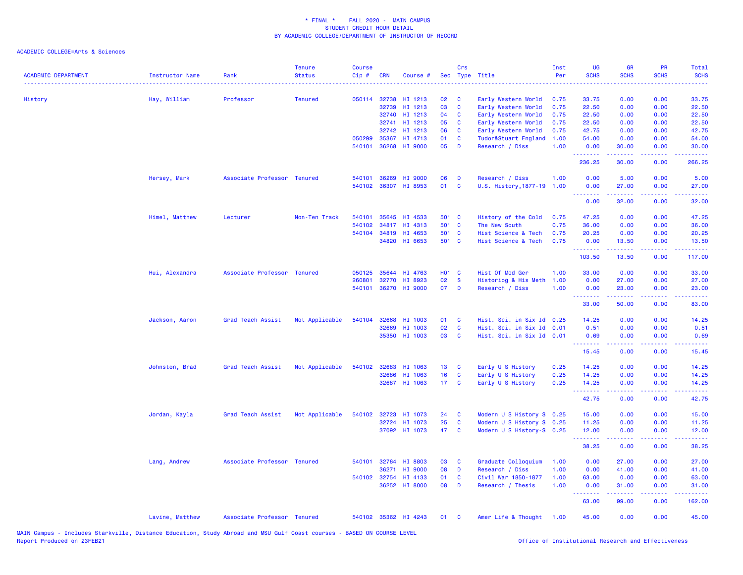\* FINAL \* FALL 2020 - MAIN CAMPUS
STUDENT CREDIT HOUR DETAIL
BY ACADEMIC COLLEGE/DEPARTMENT OF INSTRUCTOR OF RECORD

ACADEMIC COLLEGE=Arts & Sciences

| ACADEMIC DEPARTMENT | Instructor Name | Rank | Tenure Status | Course Cip # | CRN | Course # | Sec | Crs Type | Title | Inst Per | UG SCHS | GR SCHS | PR SCHS | Total SCHS |
|---|---|---|---|---|---|---|---|---|---|---|---|---|---|---|
| History | Hay, William | Professor | Tenured | 050114 | 32738 | HI 1213 | 02 | C | Early Western World | 0.75 | 33.75 | 0.00 | 0.00 | 33.75 |
| | | | | | 32739 | HI 1213 | 03 | C | Early Western World | 0.75 | 22.50 | 0.00 | 0.00 | 22.50 |
| | | | | | 32740 | HI 1213 | 04 | C | Early Western World | 0.75 | 22.50 | 0.00 | 0.00 | 22.50 |
| | | | | | 32741 | HI 1213 | 05 | C | Early Western World | 0.75 | 22.50 | 0.00 | 0.00 | 22.50 |
| | | | | | 32742 | HI 1213 | 06 | C | Early Western World | 0.75 | 42.75 | 0.00 | 0.00 | 42.75 |
| | | | | 050299 | 35367 | HI 4713 | 01 | C | Tudor&Stuart England | 1.00 | 54.00 | 0.00 | 0.00 | 54.00 |
| | | | | 540101 | 36268 | HI 9000 | 05 | D | Research / Diss | 1.00 | 0.00 | 30.00 | 0.00 | 30.00 |
| | | | | | | | | | | | 236.25 | 30.00 | 0.00 | 266.25 |
| | Hersey, Mark | Associate Professor | Tenured | 540101 | 36269 | HI 9000 | 06 | D | Research / Diss | 1.00 | 0.00 | 5.00 | 0.00 | 5.00 |
| | | | | 540102 | 36307 | HI 8953 | 01 | C | U.S. History,1877-19 | 1.00 | 0.00 | 27.00 | 0.00 | 27.00 |
| | | | | | | | | | | | 0.00 | 32.00 | 0.00 | 32.00 |
| | Himel, Matthew | Lecturer | Non-Ten Track | 540101 | 35645 | HI 4533 | 501 | C | History of the Cold | 0.75 | 47.25 | 0.00 | 0.00 | 47.25 |
| | | | | 540102 | 34817 | HI 4313 | 501 | C | The New South | 0.75 | 36.00 | 0.00 | 0.00 | 36.00 |
| | | | | 540104 | 34819 | HI 4653 | 501 | C | Hist Science & Tech | 0.75 | 20.25 | 0.00 | 0.00 | 20.25 |
| | | | | | 34820 | HI 6653 | 501 | C | Hist Science & Tech | 0.75 | 0.00 | 13.50 | 0.00 | 13.50 |
| | | | | | | | | | | | 103.50 | 13.50 | 0.00 | 117.00 |
| | Hui, Alexandra | Associate Professor | Tenured | 050125 | 35644 | HI 4763 | H01 | C | Hist Of Mod Ger | 1.00 | 33.00 | 0.00 | 0.00 | 33.00 |
| | | | | 260801 | 32770 | HI 8923 | 02 | S | Historiog & His Meth | 1.00 | 0.00 | 27.00 | 0.00 | 27.00 |
| | | | | 540101 | 36270 | HI 9000 | 07 | D | Research / Diss | 1.00 | 0.00 | 23.00 | 0.00 | 23.00 |
| | | | | | | | | | | | 33.00 | 50.00 | 0.00 | 83.00 |
| | Jackson, Aaron | Grad Teach Assist | Not Applicable | 540104 | 32668 | HI 1003 | 01 | C | Hist. Sci. in Six Id | 0.25 | 14.25 | 0.00 | 0.00 | 14.25 |
| | | | | | 32669 | HI 1003 | 02 | C | Hist. Sci. in Six Id | 0.01 | 0.51 | 0.00 | 0.00 | 0.51 |
| | | | | | 35350 | HI 1003 | 03 | C | Hist. Sci. in Six Id | 0.01 | 0.69 | 0.00 | 0.00 | 0.69 |
| | | | | | | | | | | | 15.45 | 0.00 | 0.00 | 15.45 |
| | Johnston, Brad | Grad Teach Assist | Not Applicable | 540102 | 32683 | HI 1063 | 13 | C | Early U S History | 0.25 | 14.25 | 0.00 | 0.00 | 14.25 |
| | | | | | 32686 | HI 1063 | 16 | C | Early U S History | 0.25 | 14.25 | 0.00 | 0.00 | 14.25 |
| | | | | | 32687 | HI 1063 | 17 | C | Early U S History | 0.25 | 14.25 | 0.00 | 0.00 | 14.25 |
| | | | | | | | | | | | 42.75 | 0.00 | 0.00 | 42.75 |
| | Jordan, Kayla | Grad Teach Assist | Not Applicable | 540102 | 32723 | HI 1073 | 24 | C | Modern U S History S | 0.25 | 15.00 | 0.00 | 0.00 | 15.00 |
| | | | | | 32724 | HI 1073 | 25 | C | Modern U S History S | 0.25 | 11.25 | 0.00 | 0.00 | 11.25 |
| | | | | | 37092 | HI 1073 | 47 | C | Modern U S History-S | 0.25 | 12.00 | 0.00 | 0.00 | 12.00 |
| | | | | | | | | | | | 38.25 | 0.00 | 0.00 | 38.25 |
| | Lang, Andrew | Associate Professor | Tenured | 540101 | 32764 | HI 8803 | 03 | C | Graduate Colloquium | 1.00 | 0.00 | 27.00 | 0.00 | 27.00 |
| | | | | | 36271 | HI 9000 | 08 | D | Research / Diss | 1.00 | 0.00 | 41.00 | 0.00 | 41.00 |
| | | | | 540102 | 32754 | HI 4133 | 01 | C | Civil War 1850-1877 | 1.00 | 63.00 | 0.00 | 0.00 | 63.00 |
| | | | | | 36252 | HI 8000 | 08 | D | Research / Thesis | 1.00 | 0.00 | 31.00 | 0.00 | 31.00 |
| | | | | | | | | | | | 63.00 | 99.00 | 0.00 | 162.00 |
| | Lavine, Matthew | Associate Professor | Tenured | 540102 | 35362 | HI 4243 | 01 | C | Amer Life & Thought | 1.00 | 45.00 | 0.00 | 0.00 | 45.00 |

MAIN Campus - Includes Starkville, Distance Education, Study Abroad and MSU Gulf Coast courses - BASED ON COURSE LEVEL
Report Produced on 23FEB21

Office of Institutional Research and Effectiveness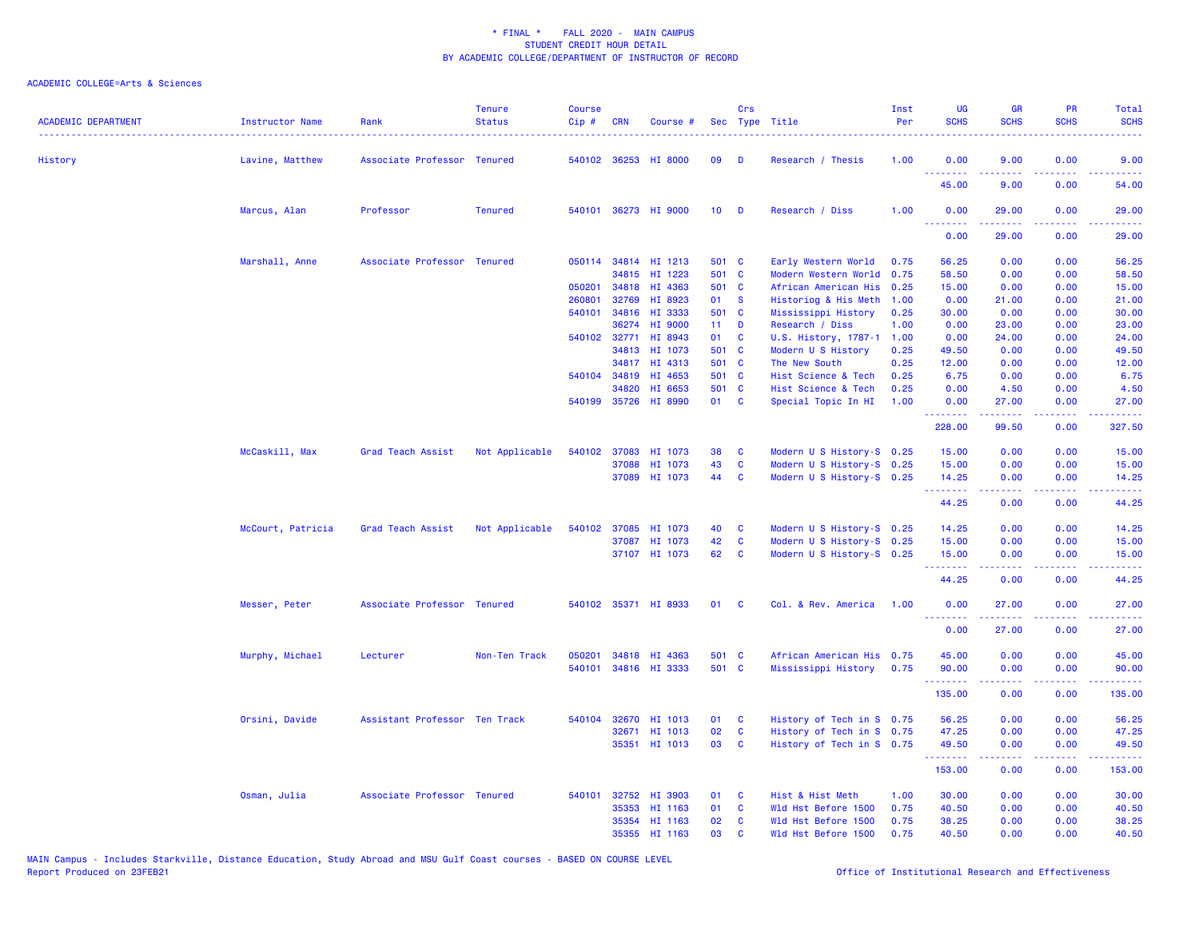\* FINAL \* FALL 2020 - MAIN CAMPUS
STUDENT CREDIT HOUR DETAIL
BY ACADEMIC COLLEGE/DEPARTMENT OF INSTRUCTOR OF RECORD

ACADEMIC COLLEGE=Arts & Sciences

| ACADEMIC DEPARTMENT | Instructor Name | Rank | Tenure Status | Course Cip # | CRN | Course # | Sec | Crs Type | Title | Inst Per | UG SCHS | GR SCHS | PR SCHS | Total SCHS |
|---|---|---|---|---|---|---|---|---|---|---|---|---|---|---|
| History | Lavine, Matthew | Associate Professor | Tenured | 540102 | 36253 | HI 8000 | 09 | D | Research / Thesis | 1.00 | 0.00 | 9.00 | 0.00 | 9.00 |
| | | | | | | | | | | | 45.00 | 9.00 | 0.00 | 54.00 |
| | Marcus, Alan | Professor | Tenured | 540101 | 36273 | HI 9000 | 10 | D | Research / Diss | 1.00 | 0.00 | 29.00 | 0.00 | 29.00 |
| | | | | | | | | | | | 0.00 | 29.00 | 0.00 | 29.00 |
| | Marshall, Anne | Associate Professor | Tenured | 050114 | 34814 | HI 1213 | 501 | C | Early Western World | 0.75 | 56.25 | 0.00 | 0.00 | 56.25 |
| | | | | | 34815 | HI 1223 | 501 | C | Modern Western World | 0.75 | 58.50 | 0.00 | 0.00 | 58.50 |
| | | | | 050201 | 34818 | HI 4363 | 501 | C | African American His | 0.25 | 15.00 | 0.00 | 0.00 | 15.00 |
| | | | | 260801 | 32769 | HI 8923 | 01 | S | Historiog & His Meth | 1.00 | 0.00 | 21.00 | 0.00 | 21.00 |
| | | | | 540101 | 34816 | HI 3333 | 501 | C | Mississippi History | 0.25 | 30.00 | 0.00 | 0.00 | 30.00 |
| | | | | | 36274 | HI 9000 | 11 | D | Research / Diss | 1.00 | 0.00 | 23.00 | 0.00 | 23.00 |
| | | | | 540102 | 32771 | HI 8943 | 01 | C | U.S. History, 1787-1 | 1.00 | 0.00 | 24.00 | 0.00 | 24.00 |
| | | | | | 34813 | HI 1073 | 501 | C | Modern U S History | 0.25 | 49.50 | 0.00 | 0.00 | 49.50 |
| | | | | | 34817 | HI 4313 | 501 | C | The New South | 0.25 | 12.00 | 0.00 | 0.00 | 12.00 |
| | | | | 540104 | 34819 | HI 4653 | 501 | C | Hist Science & Tech | 0.25 | 6.75 | 0.00 | 0.00 | 6.75 |
| | | | | | 34820 | HI 6653 | 501 | C | Hist Science & Tech | 0.25 | 0.00 | 4.50 | 0.00 | 4.50 |
| | | | | 540199 | 35726 | HI 8990 | 01 | C | Special Topic In HI | 1.00 | 0.00 | 27.00 | 0.00 | 27.00 |
| | | | | | | | | | | | 228.00 | 99.50 | 0.00 | 327.50 |
| | McCaskill, Max | Grad Teach Assist | Not Applicable | 540102 | 37083 | HI 1073 | 38 | C | Modern U S History-S | 0.25 | 15.00 | 0.00 | 0.00 | 15.00 |
| | | | | | 37088 | HI 1073 | 43 | C | Modern U S History-S | 0.25 | 15.00 | 0.00 | 0.00 | 15.00 |
| | | | | | 37089 | HI 1073 | 44 | C | Modern U S History-S | 0.25 | 14.25 | 0.00 | 0.00 | 14.25 |
| | | | | | | | | | | | 44.25 | 0.00 | 0.00 | 44.25 |
| | McCourt, Patricia | Grad Teach Assist | Not Applicable | 540102 | 37085 | HI 1073 | 40 | C | Modern U S History-S | 0.25 | 14.25 | 0.00 | 0.00 | 14.25 |
| | | | | | 37087 | HI 1073 | 42 | C | Modern U S History-S | 0.25 | 15.00 | 0.00 | 0.00 | 15.00 |
| | | | | | 37107 | HI 1073 | 62 | C | Modern U S History-S | 0.25 | 15.00 | 0.00 | 0.00 | 15.00 |
| | | | | | | | | | | | 44.25 | 0.00 | 0.00 | 44.25 |
| | Messer, Peter | Associate Professor | Tenured | 540102 | 35371 | HI 8933 | 01 | C | Col. & Rev. America | 1.00 | 0.00 | 27.00 | 0.00 | 27.00 |
| | | | | | | | | | | | 0.00 | 27.00 | 0.00 | 27.00 |
| | Murphy, Michael | Lecturer | Non-Ten Track | 050201 | 34818 | HI 4363 | 501 | C | African American His | 0.75 | 45.00 | 0.00 | 0.00 | 45.00 |
| | | | | 540101 | 34816 | HI 3333 | 501 | C | Mississippi History | 0.75 | 90.00 | 0.00 | 0.00 | 90.00 |
| | | | | | | | | | | | 135.00 | 0.00 | 0.00 | 135.00 |
| | Orsini, Davide | Assistant Professor | Ten Track | 540104 | 32670 | HI 1013 | 01 | C | History of Tech in S | 0.75 | 56.25 | 0.00 | 0.00 | 56.25 |
| | | | | | 32671 | HI 1013 | 02 | C | History of Tech in S | 0.75 | 47.25 | 0.00 | 0.00 | 47.25 |
| | | | | | 35351 | HI 1013 | 03 | C | History of Tech in S | 0.75 | 49.50 | 0.00 | 0.00 | 49.50 |
| | | | | | | | | | | | 153.00 | 0.00 | 0.00 | 153.00 |
| | Osman, Julia | Associate Professor | Tenured | 540101 | 32752 | HI 3903 | 01 | C | Hist & Hist Meth | 1.00 | 30.00 | 0.00 | 0.00 | 30.00 |
| | | | | | 35353 | HI 1163 | 01 | C | Wld Hst Before 1500 | 0.75 | 40.50 | 0.00 | 0.00 | 40.50 |
| | | | | | 35354 | HI 1163 | 02 | C | Wld Hst Before 1500 | 0.75 | 38.25 | 0.00 | 0.00 | 38.25 |
| | | | | | 35355 | HI 1163 | 03 | C | Wld Hst Before 1500 | 0.75 | 40.50 | 0.00 | 0.00 | 40.50 |

MAIN Campus - Includes Starkville, Distance Education, Study Abroad and MSU Gulf Coast courses - BASED ON COURSE LEVEL
Report Produced on 23FEB21

Office of Institutional Research and Effectiveness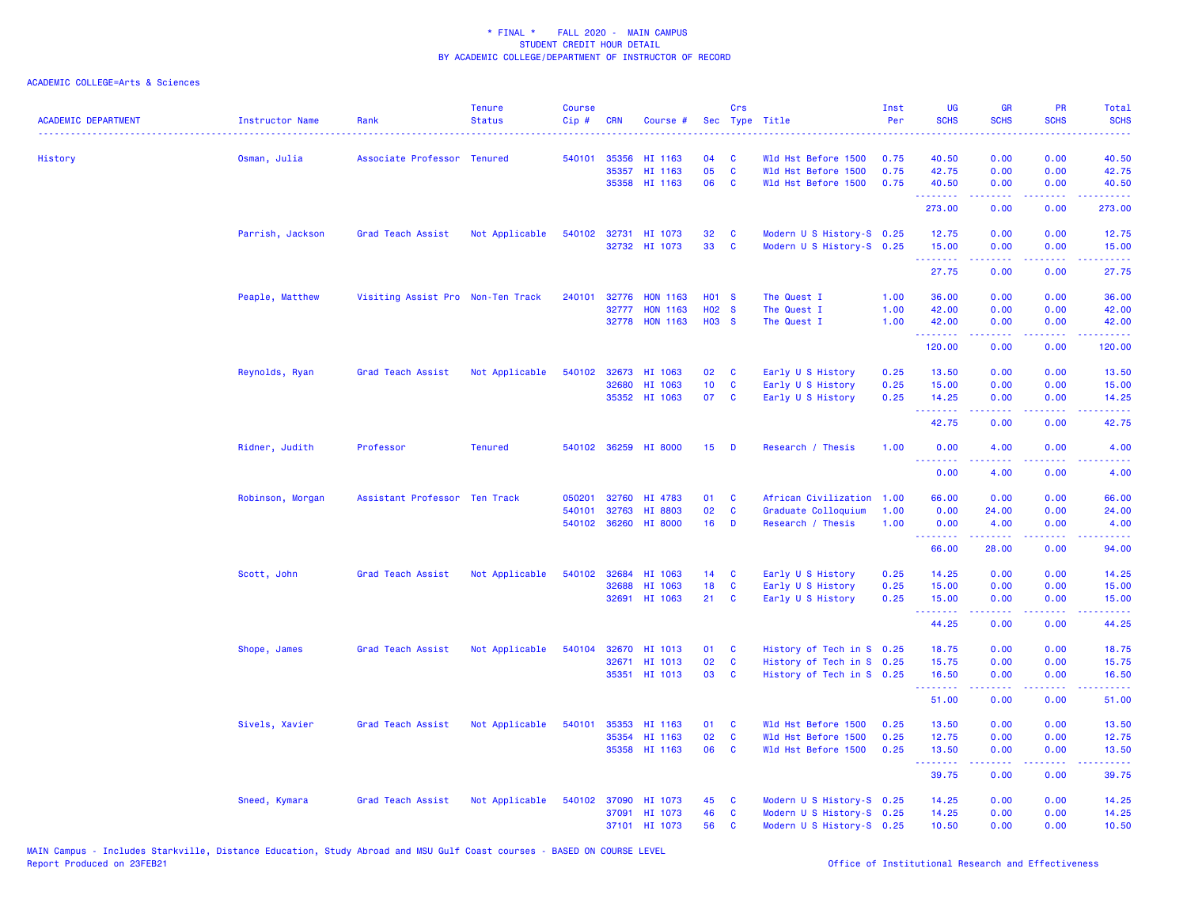\* FINAL \* FALL 2020 - MAIN CAMPUS
STUDENT CREDIT HOUR DETAIL
BY ACADEMIC COLLEGE/DEPARTMENT OF INSTRUCTOR OF RECORD

ACADEMIC COLLEGE=Arts & Sciences

| ACADEMIC DEPARTMENT | Instructor Name | Rank | Tenure Status | Course Cip # | CRN | Course # | Sec | Crs Type | Title | Inst Per | UG SCHS | GR SCHS | PR SCHS | Total SCHS |
|---|---|---|---|---|---|---|---|---|---|---|---|---|---|---|
| History | Osman, Julia | Associate Professor | Tenured | 540101 | 35356 | HI 1163 | 04 | C | Wld Hst Before 1500 | 0.75 | 40.50 | 0.00 | 0.00 | 40.50 |
| | | | | | 35357 | HI 1163 | 05 | C | Wld Hst Before 1500 | 0.75 | 42.75 | 0.00 | 0.00 | 42.75 |
| | | | | | 35358 | HI 1163 | 06 | C | Wld Hst Before 1500 | 0.75 | 40.50 | 0.00 | 0.00 | 40.50 |
| | | | | | | | | | | | 273.00 | 0.00 | 0.00 | 273.00 |
| | Parrish, Jackson | Grad Teach Assist | Not Applicable | 540102 | 32731 | HI 1073 | 32 | C | Modern U S History-S | 0.25 | 12.75 | 0.00 | 0.00 | 12.75 |
| | | | | | 32732 | HI 1073 | 33 | C | Modern U S History-S | 0.25 | 15.00 | 0.00 | 0.00 | 15.00 |
| | | | | | | | | | | | 27.75 | 0.00 | 0.00 | 27.75 |
| | Peaple, Matthew | Visiting Assist Pro | Non-Ten Track | 240101 | 32776 | HON 1163 | H01 | S | The Quest I | 1.00 | 36.00 | 0.00 | 0.00 | 36.00 |
| | | | | | 32777 | HON 1163 | H02 | S | The Quest I | 1.00 | 42.00 | 0.00 | 0.00 | 42.00 |
| | | | | | 32778 | HON 1163 | H03 | S | The Quest I | 1.00 | 42.00 | 0.00 | 0.00 | 42.00 |
| | | | | | | | | | | | 120.00 | 0.00 | 0.00 | 120.00 |
| | Reynolds, Ryan | Grad Teach Assist | Not Applicable | 540102 | 32673 | HI 1063 | 02 | C | Early U S History | 0.25 | 13.50 | 0.00 | 0.00 | 13.50 |
| | | | | | 32680 | HI 1063 | 10 | C | Early U S History | 0.25 | 15.00 | 0.00 | 0.00 | 15.00 |
| | | | | | 35352 | HI 1063 | 07 | C | Early U S History | 0.25 | 14.25 | 0.00 | 0.00 | 14.25 |
| | | | | | | | | | | | 42.75 | 0.00 | 0.00 | 42.75 |
| | Ridner, Judith | Professor | Tenured | 540102 | 36259 | HI 8000 | 15 | D | Research / Thesis | 1.00 | 0.00 | 4.00 | 0.00 | 4.00 |
| | | | | | | | | | | | 0.00 | 4.00 | 0.00 | 4.00 |
| | Robinson, Morgan | Assistant Professor | Ten Track | 050201 | 32760 | HI 4783 | 01 | C | African Civilization | 1.00 | 66.00 | 0.00 | 0.00 | 66.00 |
| | | | | 540101 | 32763 | HI 8803 | 02 | C | Graduate Colloquium | 1.00 | 0.00 | 24.00 | 0.00 | 24.00 |
| | | | | 540102 | 36260 | HI 8000 | 16 | D | Research / Thesis | 1.00 | 0.00 | 4.00 | 0.00 | 4.00 |
| | | | | | | | | | | | 66.00 | 28.00 | 0.00 | 94.00 |
| | Scott, John | Grad Teach Assist | Not Applicable | 540102 | 32684 | HI 1063 | 14 | C | Early U S History | 0.25 | 14.25 | 0.00 | 0.00 | 14.25 |
| | | | | | 32688 | HI 1063 | 18 | C | Early U S History | 0.25 | 15.00 | 0.00 | 0.00 | 15.00 |
| | | | | | 32691 | HI 1063 | 21 | C | Early U S History | 0.25 | 15.00 | 0.00 | 0.00 | 15.00 |
| | | | | | | | | | | | 44.25 | 0.00 | 0.00 | 44.25 |
| | Shope, James | Grad Teach Assist | Not Applicable | 540104 | 32670 | HI 1013 | 01 | C | History of Tech in S | 0.25 | 18.75 | 0.00 | 0.00 | 18.75 |
| | | | | | 32671 | HI 1013 | 02 | C | History of Tech in S | 0.25 | 15.75 | 0.00 | 0.00 | 15.75 |
| | | | | | 35351 | HI 1013 | 03 | C | History of Tech in S | 0.25 | 16.50 | 0.00 | 0.00 | 16.50 |
| | | | | | | | | | | | 51.00 | 0.00 | 0.00 | 51.00 |
| | Sivels, Xavier | Grad Teach Assist | Not Applicable | 540101 | 35353 | HI 1163 | 01 | C | Wld Hst Before 1500 | 0.25 | 13.50 | 0.00 | 0.00 | 13.50 |
| | | | | | 35354 | HI 1163 | 02 | C | Wld Hst Before 1500 | 0.25 | 12.75 | 0.00 | 0.00 | 12.75 |
| | | | | | 35358 | HI 1163 | 06 | C | Wld Hst Before 1500 | 0.25 | 13.50 | 0.00 | 0.00 | 13.50 |
| | | | | | | | | | | | 39.75 | 0.00 | 0.00 | 39.75 |
| | Sneed, Kymara | Grad Teach Assist | Not Applicable | 540102 | 37090 | HI 1073 | 45 | C | Modern U S History-S | 0.25 | 14.25 | 0.00 | 0.00 | 14.25 |
| | | | | | 37091 | HI 1073 | 46 | C | Modern U S History-S | 0.25 | 14.25 | 0.00 | 0.00 | 14.25 |
| | | | | | 37101 | HI 1073 | 56 | C | Modern U S History-S | 0.25 | 10.50 | 0.00 | 0.00 | 10.50 |

MAIN Campus - Includes Starkville, Distance Education, Study Abroad and MSU Gulf Coast courses - BASED ON COURSE LEVEL
Report Produced on 23FEB21

Office of Institutional Research and Effectiveness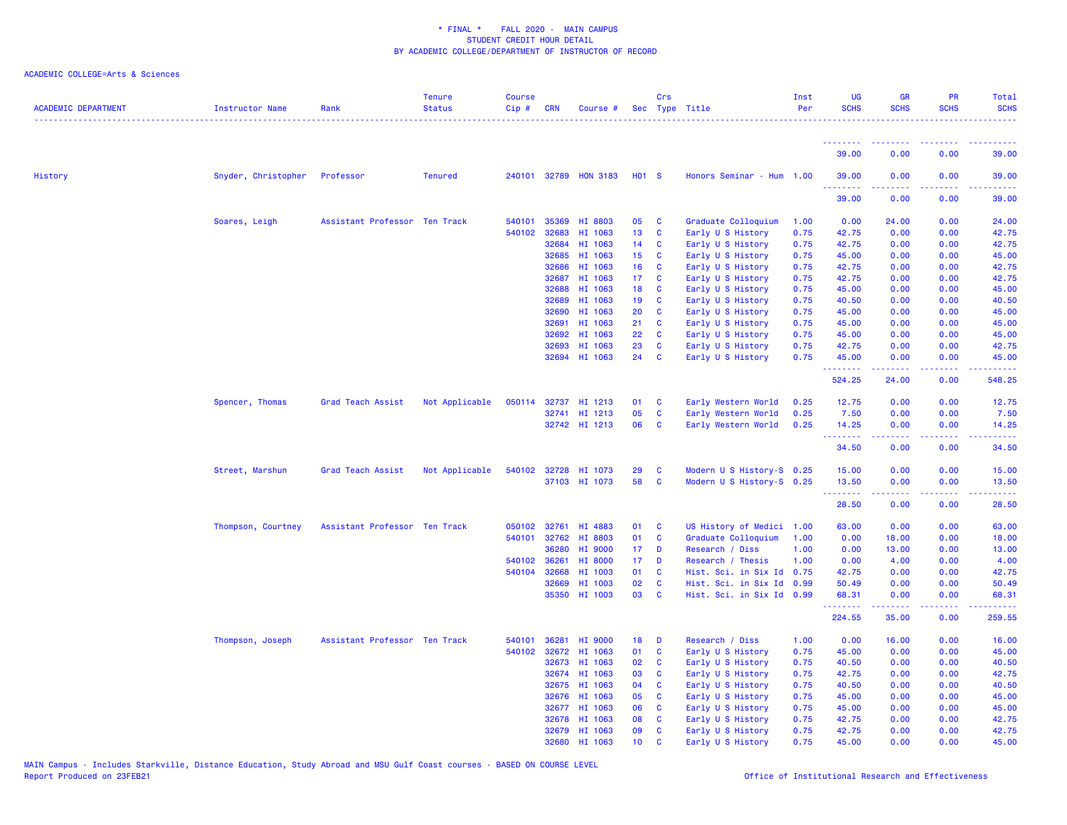\* FINAL \* FALL 2020 - MAIN CAMPUS
STUDENT CREDIT HOUR DETAIL
BY ACADEMIC COLLEGE/DEPARTMENT OF INSTRUCTOR OF RECORD

ACADEMIC COLLEGE=Arts & Sciences

| ACADEMIC DEPARTMENT | Instructor Name | Rank | Tenure Status | Course Cip # | CRN | Course # | Sec | Crs Type | Title | Inst Per | UG SCHS | GR SCHS | PR SCHS | Total SCHS |
|---|---|---|---|---|---|---|---|---|---|---|---|---|---|---|
| | | | | | | | | | | | 39.00 | 0.00 | 0.00 | 39.00 |
| History | Snyder, Christopher | Professor | Tenured | 240101 | 32789 | HON 3183 | H01 | S | Honors Seminar - Hum | 1.00 | 39.00 | 0.00 | 0.00 | 39.00 |
| | | | | | | | | | | | 39.00 | 0.00 | 0.00 | 39.00 |
| | Soares, Leigh | Assistant Professor | Ten Track | 540101 | 35369 | HI 8803 | 05 | C | Graduate Colloquium | 1.00 | 0.00 | 24.00 | 0.00 | 24.00 |
| | | | | 540102 | 32683 | HI 1063 | 13 | C | Early U S History | 0.75 | 42.75 | 0.00 | 0.00 | 42.75 |
| | | | | | 32684 | HI 1063 | 14 | C | Early U S History | 0.75 | 42.75 | 0.00 | 0.00 | 42.75 |
| | | | | | 32685 | HI 1063 | 15 | C | Early U S History | 0.75 | 45.00 | 0.00 | 0.00 | 45.00 |
| | | | | | 32686 | HI 1063 | 16 | C | Early U S History | 0.75 | 42.75 | 0.00 | 0.00 | 42.75 |
| | | | | | 32687 | HI 1063 | 17 | C | Early U S History | 0.75 | 42.75 | 0.00 | 0.00 | 42.75 |
| | | | | | 32688 | HI 1063 | 18 | C | Early U S History | 0.75 | 45.00 | 0.00 | 0.00 | 45.00 |
| | | | | | 32689 | HI 1063 | 19 | C | Early U S History | 0.75 | 40.50 | 0.00 | 0.00 | 40.50 |
| | | | | | 32690 | HI 1063 | 20 | C | Early U S History | 0.75 | 45.00 | 0.00 | 0.00 | 45.00 |
| | | | | | 32691 | HI 1063 | 21 | C | Early U S History | 0.75 | 45.00 | 0.00 | 0.00 | 45.00 |
| | | | | | 32692 | HI 1063 | 22 | C | Early U S History | 0.75 | 45.00 | 0.00 | 0.00 | 45.00 |
| | | | | | 32693 | HI 1063 | 23 | C | Early U S History | 0.75 | 42.75 | 0.00 | 0.00 | 42.75 |
| | | | | | 32694 | HI 1063 | 24 | C | Early U S History | 0.75 | 45.00 | 0.00 | 0.00 | 45.00 |
| | | | | | | | | | | | 524.25 | 24.00 | 0.00 | 548.25 |
| | Spencer, Thomas | Grad Teach Assist | Not Applicable | 050114 | 32737 | HI 1213 | 01 | C | Early Western World | 0.25 | 12.75 | 0.00 | 0.00 | 12.75 |
| | | | | | 32741 | HI 1213 | 05 | C | Early Western World | 0.25 | 7.50 | 0.00 | 0.00 | 7.50 |
| | | | | | 32742 | HI 1213 | 06 | C | Early Western World | 0.25 | 14.25 | 0.00 | 0.00 | 14.25 |
| | | | | | | | | | | | 34.50 | 0.00 | 0.00 | 34.50 |
| | Street, Marshun | Grad Teach Assist | Not Applicable | 540102 | 32728 | HI 1073 | 29 | C | Modern U S History-S | 0.25 | 15.00 | 0.00 | 0.00 | 15.00 |
| | | | | | 37103 | HI 1073 | 58 | C | Modern U S History-S | 0.25 | 13.50 | 0.00 | 0.00 | 13.50 |
| | | | | | | | | | | | 28.50 | 0.00 | 0.00 | 28.50 |
| | Thompson, Courtney | Assistant Professor | Ten Track | 050102 | 32761 | HI 4883 | 01 | C | US History of Medici | 1.00 | 63.00 | 0.00 | 0.00 | 63.00 |
| | | | | 540101 | 32762 | HI 8803 | 01 | C | Graduate Colloquium | 1.00 | 0.00 | 18.00 | 0.00 | 18.00 |
| | | | | | 36280 | HI 9000 | 17 | D | Research / Diss | 1.00 | 0.00 | 13.00 | 0.00 | 13.00 |
| | | | | 540102 | 36261 | HI 8000 | 17 | D | Research / Thesis | 1.00 | 0.00 | 4.00 | 0.00 | 4.00 |
| | | | | 540104 | 32668 | HI 1003 | 01 | C | Hist. Sci. in Six Id | 0.75 | 42.75 | 0.00 | 0.00 | 42.75 |
| | | | | | 32669 | HI 1003 | 02 | C | Hist. Sci. in Six Id | 0.99 | 50.49 | 0.00 | 0.00 | 50.49 |
| | | | | | 35350 | HI 1003 | 03 | C | Hist. Sci. in Six Id | 0.99 | 68.31 | 0.00 | 0.00 | 68.31 |
| | | | | | | | | | | | 224.55 | 35.00 | 0.00 | 259.55 |
| | Thompson, Joseph | Assistant Professor | Ten Track | 540101 | 36281 | HI 9000 | 18 | D | Research / Diss | 1.00 | 0.00 | 16.00 | 0.00 | 16.00 |
| | | | | 540102 | 32672 | HI 1063 | 01 | C | Early U S History | 0.75 | 45.00 | 0.00 | 0.00 | 45.00 |
| | | | | | 32673 | HI 1063 | 02 | C | Early U S History | 0.75 | 40.50 | 0.00 | 0.00 | 40.50 |
| | | | | | 32674 | HI 1063 | 03 | C | Early U S History | 0.75 | 42.75 | 0.00 | 0.00 | 42.75 |
| | | | | | 32675 | HI 1063 | 04 | C | Early U S History | 0.75 | 40.50 | 0.00 | 0.00 | 40.50 |
| | | | | | 32676 | HI 1063 | 05 | C | Early U S History | 0.75 | 45.00 | 0.00 | 0.00 | 45.00 |
| | | | | | 32677 | HI 1063 | 06 | C | Early U S History | 0.75 | 45.00 | 0.00 | 0.00 | 45.00 |
| | | | | | 32678 | HI 1063 | 08 | C | Early U S History | 0.75 | 42.75 | 0.00 | 0.00 | 42.75 |
| | | | | | 32679 | HI 1063 | 09 | C | Early U S History | 0.75 | 42.75 | 0.00 | 0.00 | 42.75 |
| | | | | | 32680 | HI 1063 | 10 | C | Early U S History | 0.75 | 45.00 | 0.00 | 0.00 | 45.00 |

MAIN Campus - Includes Starkville, Distance Education, Study Abroad and MSU Gulf Coast courses - BASED ON COURSE LEVEL
Report Produced on 23FEB21

Office of Institutional Research and Effectiveness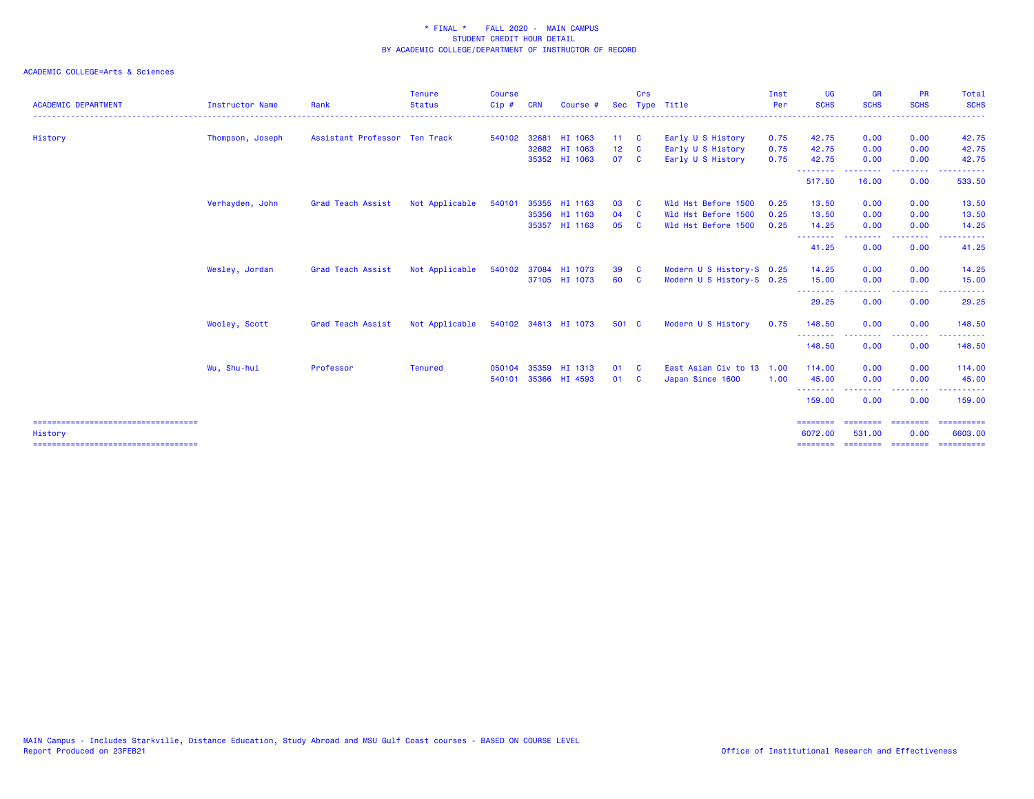\* FINAL \*    FALL 2020 -  MAIN CAMPUS
STUDENT CREDIT HOUR DETAIL
BY ACADEMIC COLLEGE/DEPARTMENT OF INSTRUCTOR OF RECORD

ACADEMIC COLLEGE=Arts & Sciences

| ACADEMIC DEPARTMENT | Instructor Name | Rank | Tenure Status | Course Cip # | CRN | Course # | Sec | Crs Type | Title | Inst Per | UG SCHS | GR SCHS | PR SCHS | Total SCHS |
|---|---|---|---|---|---|---|---|---|---|---|---|---|---|---|
| History | Thompson, Joseph | Assistant Professor | Ten Track | 540102 | 32681 | HI 1063 | 11 | C | Early U S History | 0.75 | 42.75 | 0.00 | 0.00 | 42.75 |
| | | | | | 32682 | HI 1063 | 12 | C | Early U S History | 0.75 | 42.75 | 0.00 | 0.00 | 42.75 |
| | | | | | 35352 | HI 1063 | 07 | C | Early U S History | 0.75 | 42.75 | 0.00 | 0.00 | 42.75 |
| | | | | | | | | | | | 517.50 | 16.00 | 0.00 | 533.50 |
| | Verhayden, John | Grad Teach Assist | Not Applicable | 540101 | 35355 | HI 1163 | 03 | C | Wld Hst Before 1500 | 0.25 | 13.50 | 0.00 | 0.00 | 13.50 |
| | | | | | 35356 | HI 1163 | 04 | C | Wld Hst Before 1500 | 0.25 | 13.50 | 0.00 | 0.00 | 13.50 |
| | | | | | 35357 | HI 1163 | 05 | C | Wld Hst Before 1500 | 0.25 | 14.25 | 0.00 | 0.00 | 14.25 |
| | | | | | | | | | | | 41.25 | 0.00 | 0.00 | 41.25 |
| | Wesley, Jordan | Grad Teach Assist | Not Applicable | 540102 | 37084 | HI 1073 | 39 | C | Modern U S History-S | 0.25 | 14.25 | 0.00 | 0.00 | 14.25 |
| | | | | | 37105 | HI 1073 | 60 | C | Modern U S History-S | 0.25 | 15.00 | 0.00 | 0.00 | 15.00 |
| | | | | | | | | | | | 29.25 | 0.00 | 0.00 | 29.25 |
| | Wooley, Scott | Grad Teach Assist | Not Applicable | 540102 | 34813 | HI 1073 | 501 | C | Modern U S History | 0.75 | 148.50 | 0.00 | 0.00 | 148.50 |
| | | | | | | | | | | | 148.50 | 0.00 | 0.00 | 148.50 |
| | Wu, Shu-hui | Professor | Tenured | 050104 | 35359 | HI 1313 | 01 | C | East Asian Civ to 13 | 1.00 | 114.00 | 0.00 | 0.00 | 114.00 |
| | | | | 540101 | 35366 | HI 4593 | 01 | C | Japan Since 1600 | 1.00 | 45.00 | 0.00 | 0.00 | 45.00 |
| | | | | | | | | | | | 159.00 | 0.00 | 0.00 | 159.00 |
| History | | | | | | | | | | | 6072.00 | 531.00 | 0.00 | 6603.00 |

MAIN Campus - Includes Starkville, Distance Education, Study Abroad and MSU Gulf Coast courses - BASED ON COURSE LEVEL
Report Produced on 23FEB21

Office of Institutional Research and Effectiveness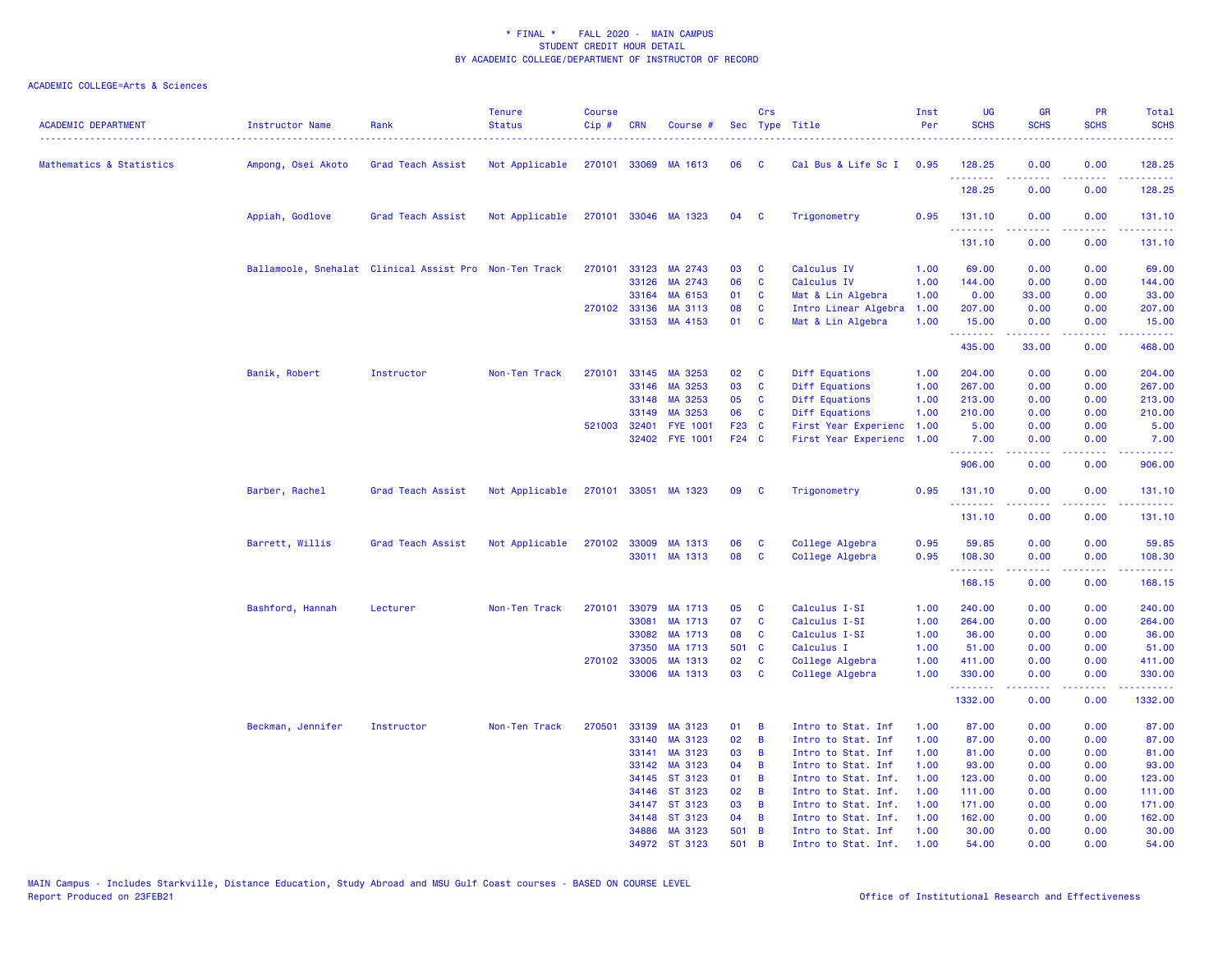\* FINAL \* FALL 2020 - MAIN CAMPUS
STUDENT CREDIT HOUR DETAIL
BY ACADEMIC COLLEGE/DEPARTMENT OF INSTRUCTOR OF RECORD

ACADEMIC COLLEGE=Arts & Sciences

| ACADEMIC DEPARTMENT | Instructor Name | Rank | Tenure Status | Course Cip # | CRN | Course # | Sec | Crs Type | Title | Inst Per | UG SCHS | GR SCHS | PR SCHS | Total SCHS |
|---|---|---|---|---|---|---|---|---|---|---|---|---|---|---|
| Mathematics & Statistics | Ampong, Osei Akoto | Grad Teach Assist | Not Applicable | 270101 | 33069 | MA 1613 | 06 | C | Cal Bus & Life Sc I | 0.95 | 128.25 | 0.00 | 0.00 | 128.25 |
| | | | | | | | | | | | 128.25 | 0.00 | 0.00 | 128.25 |
| | Appiah, Godlove | Grad Teach Assist | Not Applicable | 270101 | 33046 | MA 1323 | 04 | C | Trigonometry | 0.95 | 131.10 | 0.00 | 0.00 | 131.10 |
| | | | | | | | | | | | 131.10 | 0.00 | 0.00 | 131.10 |
| | Ballamoole, Snehalat | Clinical Assist Pro | Non-Ten Track | 270101 | 33123 | MA 2743 | 03 | C | Calculus IV | 1.00 | 69.00 | 0.00 | 0.00 | 69.00 |
| | | | | | 33126 | MA 2743 | 06 | C | Calculus IV | 1.00 | 144.00 | 0.00 | 0.00 | 144.00 |
| | | | | | 33164 | MA 6153 | 01 | C | Mat & Lin Algebra | 1.00 | 0.00 | 33.00 | 0.00 | 33.00 |
| | | | | 270102 | 33136 | MA 3113 | 08 | C | Intro Linear Algebra | 1.00 | 207.00 | 0.00 | 0.00 | 207.00 |
| | | | | | 33153 | MA 4153 | 01 | C | Mat & Lin Algebra | 1.00 | 15.00 | 0.00 | 0.00 | 15.00 |
| | | | | | | | | | | | 435.00 | 33.00 | 0.00 | 468.00 |
| | Banik, Robert | Instructor | Non-Ten Track | 270101 | 33145 | MA 3253 | 02 | C | Diff Equations | 1.00 | 204.00 | 0.00 | 0.00 | 204.00 |
| | | | | | 33146 | MA 3253 | 03 | C | Diff Equations | 1.00 | 267.00 | 0.00 | 0.00 | 267.00 |
| | | | | | 33148 | MA 3253 | 05 | C | Diff Equations | 1.00 | 213.00 | 0.00 | 0.00 | 213.00 |
| | | | | | 33149 | MA 3253 | 06 | C | Diff Equations | 1.00 | 210.00 | 0.00 | 0.00 | 210.00 |
| | | | | 521003 | 32401 | FYE 1001 | F23 | C | First Year Experienc | 1.00 | 5.00 | 0.00 | 0.00 | 5.00 |
| | | | | | 32402 | FYE 1001 | F24 | C | First Year Experienc | 1.00 | 7.00 | 0.00 | 0.00 | 7.00 |
| | | | | | | | | | | | 906.00 | 0.00 | 0.00 | 906.00 |
| | Barber, Rachel | Grad Teach Assist | Not Applicable | 270101 | 33051 | MA 1323 | 09 | C | Trigonometry | 0.95 | 131.10 | 0.00 | 0.00 | 131.10 |
| | | | | | | | | | | | 131.10 | 0.00 | 0.00 | 131.10 |
| | Barrett, Willis | Grad Teach Assist | Not Applicable | 270102 | 33009 | MA 1313 | 06 | C | College Algebra | 0.95 | 59.85 | 0.00 | 0.00 | 59.85 |
| | | | | | 33011 | MA 1313 | 08 | C | College Algebra | 0.95 | 108.30 | 0.00 | 0.00 | 108.30 |
| | | | | | | | | | | | 168.15 | 0.00 | 0.00 | 168.15 |
| | Bashford, Hannah | Lecturer | Non-Ten Track | 270101 | 33079 | MA 1713 | 05 | C | Calculus I-SI | 1.00 | 240.00 | 0.00 | 0.00 | 240.00 |
| | | | | | 33081 | MA 1713 | 07 | C | Calculus I-SI | 1.00 | 264.00 | 0.00 | 0.00 | 264.00 |
| | | | | | 33082 | MA 1713 | 08 | C | Calculus I-SI | 1.00 | 36.00 | 0.00 | 0.00 | 36.00 |
| | | | | | 37350 | MA 1713 | 501 | C | Calculus I | 1.00 | 51.00 | 0.00 | 0.00 | 51.00 |
| | | | | 270102 | 33005 | MA 1313 | 02 | C | College Algebra | 1.00 | 411.00 | 0.00 | 0.00 | 411.00 |
| | | | | | 33006 | MA 1313 | 03 | C | College Algebra | 1.00 | 330.00 | 0.00 | 0.00 | 330.00 |
| | | | | | | | | | | | 1332.00 | 0.00 | 0.00 | 1332.00 |
| | Beckman, Jennifer | Instructor | Non-Ten Track | 270501 | 33139 | MA 3123 | 01 | B | Intro to Stat. Inf | 1.00 | 87.00 | 0.00 | 0.00 | 87.00 |
| | | | | | 33140 | MA 3123 | 02 | B | Intro to Stat. Inf | 1.00 | 87.00 | 0.00 | 0.00 | 87.00 |
| | | | | | 33141 | MA 3123 | 03 | B | Intro to Stat. Inf | 1.00 | 81.00 | 0.00 | 0.00 | 81.00 |
| | | | | | 33142 | MA 3123 | 04 | B | Intro to Stat. Inf | 1.00 | 93.00 | 0.00 | 0.00 | 93.00 |
| | | | | | 34145 | ST 3123 | 01 | B | Intro to Stat. Inf. | 1.00 | 123.00 | 0.00 | 0.00 | 123.00 |
| | | | | | 34146 | ST 3123 | 02 | B | Intro to Stat. Inf. | 1.00 | 111.00 | 0.00 | 0.00 | 111.00 |
| | | | | | 34147 | ST 3123 | 03 | B | Intro to Stat. Inf. | 1.00 | 171.00 | 0.00 | 0.00 | 171.00 |
| | | | | | 34148 | ST 3123 | 04 | B | Intro to Stat. Inf. | 1.00 | 162.00 | 0.00 | 0.00 | 162.00 |
| | | | | | 34886 | MA 3123 | 501 | B | Intro to Stat. Inf | 1.00 | 30.00 | 0.00 | 0.00 | 30.00 |
| | | | | | 34972 | ST 3123 | 501 | B | Intro to Stat. Inf. | 1.00 | 54.00 | 0.00 | 0.00 | 54.00 |

MAIN Campus - Includes Starkville, Distance Education, Study Abroad and MSU Gulf Coast courses - BASED ON COURSE LEVEL
Report Produced on 23FEB21

Office of Institutional Research and Effectiveness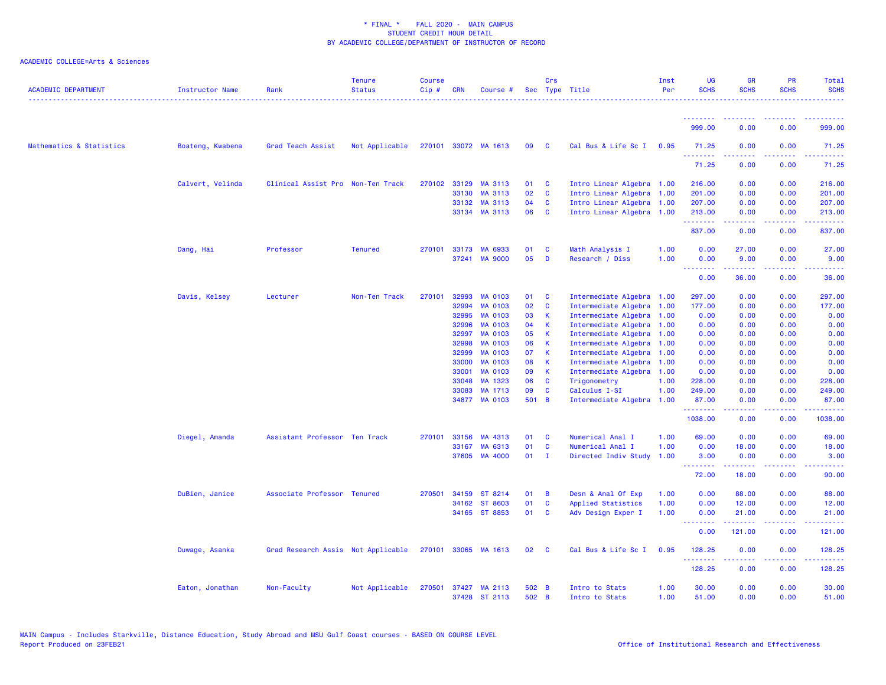\* FINAL \* FALL 2020 - MAIN CAMPUS
STUDENT CREDIT HOUR DETAIL
BY ACADEMIC COLLEGE/DEPARTMENT OF INSTRUCTOR OF RECORD

ACADEMIC COLLEGE=Arts & Sciences

| ACADEMIC DEPARTMENT | Instructor Name | Rank | Tenure Status | Course Cip # | CRN | Course # | Sec | Crs Type | Title | Inst Per | UG SCHS | GR SCHS | PR SCHS | Total SCHS |
|---|---|---|---|---|---|---|---|---|---|---|---|---|---|---|
| | | | | | | | | | | | 999.00 | 0.00 | 0.00 | 999.00 |
| Mathematics & Statistics | Boateng, Kwabena | Grad Teach Assist | Not Applicable | 270101 | 33072 | MA 1613 | 09 | C | Cal Bus & Life Sc I | 0.95 | 71.25 | 0.00 | 0.00 | 71.25 |
| | | | | | | | | | | | 71.25 | 0.00 | 0.00 | 71.25 |
| | Calvert, Velinda | Clinical Assist Pro | Non-Ten Track | 270102 | 33129 | MA 3113 | 01 | C | Intro Linear Algebra | 1.00 | 216.00 | 0.00 | 0.00 | 216.00 |
| | | | | | 33130 | MA 3113 | 02 | C | Intro Linear Algebra | 1.00 | 201.00 | 0.00 | 0.00 | 201.00 |
| | | | | | 33132 | MA 3113 | 04 | C | Intro Linear Algebra | 1.00 | 207.00 | 0.00 | 0.00 | 207.00 |
| | | | | | 33134 | MA 3113 | 06 | C | Intro Linear Algebra | 1.00 | 213.00 | 0.00 | 0.00 | 213.00 |
| | | | | | | | | | | | 837.00 | 0.00 | 0.00 | 837.00 |
| | Dang, Hai | Professor | Tenured | 270101 | 33173 | MA 6933 | 01 | C | Math Analysis I | 1.00 | 0.00 | 27.00 | 0.00 | 27.00 |
| | | | | | 37241 | MA 9000 | 05 | D | Research / Diss | 1.00 | 0.00 | 9.00 | 0.00 | 9.00 |
| | | | | | | | | | | | 0.00 | 36.00 | 0.00 | 36.00 |
| | Davis, Kelsey | Lecturer | Non-Ten Track | 270101 | 32993 | MA 0103 | 01 | C | Intermediate Algebra | 1.00 | 297.00 | 0.00 | 0.00 | 297.00 |
| | | | | | 32994 | MA 0103 | 02 | C | Intermediate Algebra | 1.00 | 177.00 | 0.00 | 0.00 | 177.00 |
| | | | | | 32995 | MA 0103 | 03 | K | Intermediate Algebra | 1.00 | 0.00 | 0.00 | 0.00 | 0.00 |
| | | | | | 32996 | MA 0103 | 04 | K | Intermediate Algebra | 1.00 | 0.00 | 0.00 | 0.00 | 0.00 |
| | | | | | 32997 | MA 0103 | 05 | K | Intermediate Algebra | 1.00 | 0.00 | 0.00 | 0.00 | 0.00 |
| | | | | | 32998 | MA 0103 | 06 | K | Intermediate Algebra | 1.00 | 0.00 | 0.00 | 0.00 | 0.00 |
| | | | | | 32999 | MA 0103 | 07 | K | Intermediate Algebra | 1.00 | 0.00 | 0.00 | 0.00 | 0.00 |
| | | | | | 33000 | MA 0103 | 08 | K | Intermediate Algebra | 1.00 | 0.00 | 0.00 | 0.00 | 0.00 |
| | | | | | 33001 | MA 0103 | 09 | K | Intermediate Algebra | 1.00 | 0.00 | 0.00 | 0.00 | 0.00 |
| | | | | | 33048 | MA 1323 | 06 | C | Trigonometry | 1.00 | 228.00 | 0.00 | 0.00 | 228.00 |
| | | | | | 33083 | MA 1713 | 09 | C | Calculus I-SI | 1.00 | 249.00 | 0.00 | 0.00 | 249.00 |
| | | | | | 34877 | MA 0103 | 501 | B | Intermediate Algebra | 1.00 | 87.00 | 0.00 | 0.00 | 87.00 |
| | | | | | | | | | | | 1038.00 | 0.00 | 0.00 | 1038.00 |
| | Diegel, Amanda | Assistant Professor | Ten Track | 270101 | 33156 | MA 4313 | 01 | C | Numerical Anal I | 1.00 | 69.00 | 0.00 | 0.00 | 69.00 |
| | | | | | 33167 | MA 6313 | 01 | C | Numerical Anal I | 1.00 | 0.00 | 18.00 | 0.00 | 18.00 |
| | | | | | 37605 | MA 4000 | 01 | I | Directed Indiv Study | 1.00 | 3.00 | 0.00 | 0.00 | 3.00 |
| | | | | | | | | | | | 72.00 | 18.00 | 0.00 | 90.00 |
| | DuBien, Janice | Associate Professor | Tenured | 270501 | 34159 | ST 8214 | 01 | B | Desn & Anal Of Exp | 1.00 | 0.00 | 88.00 | 0.00 | 88.00 |
| | | | | | 34162 | ST 8603 | 01 | C | Applied Statistics | 1.00 | 0.00 | 12.00 | 0.00 | 12.00 |
| | | | | | 34165 | ST 8853 | 01 | C | Adv Design Exper I | 1.00 | 0.00 | 21.00 | 0.00 | 21.00 |
| | | | | | | | | | | | 0.00 | 121.00 | 0.00 | 121.00 |
| | Duwage, Asanka | Grad Research Assis | Not Applicable | 270101 | 33065 | MA 1613 | 02 | C | Cal Bus & Life Sc I | 0.95 | 128.25 | 0.00 | 0.00 | 128.25 |
| | | | | | | | | | | | 128.25 | 0.00 | 0.00 | 128.25 |
| | Eaton, Jonathan | Non-Faculty | Not Applicable | 270501 | 37427 | MA 2113 | 502 | B | Intro to Stats | 1.00 | 30.00 | 0.00 | 0.00 | 30.00 |
| | | | | | 37428 | ST 2113 | 502 | B | Intro to Stats | 1.00 | 51.00 | 0.00 | 0.00 | 51.00 |

MAIN Campus - Includes Starkville, Distance Education, Study Abroad and MSU Gulf Coast courses - BASED ON COURSE LEVEL
Report Produced on 23FEB21

Office of Institutional Research and Effectiveness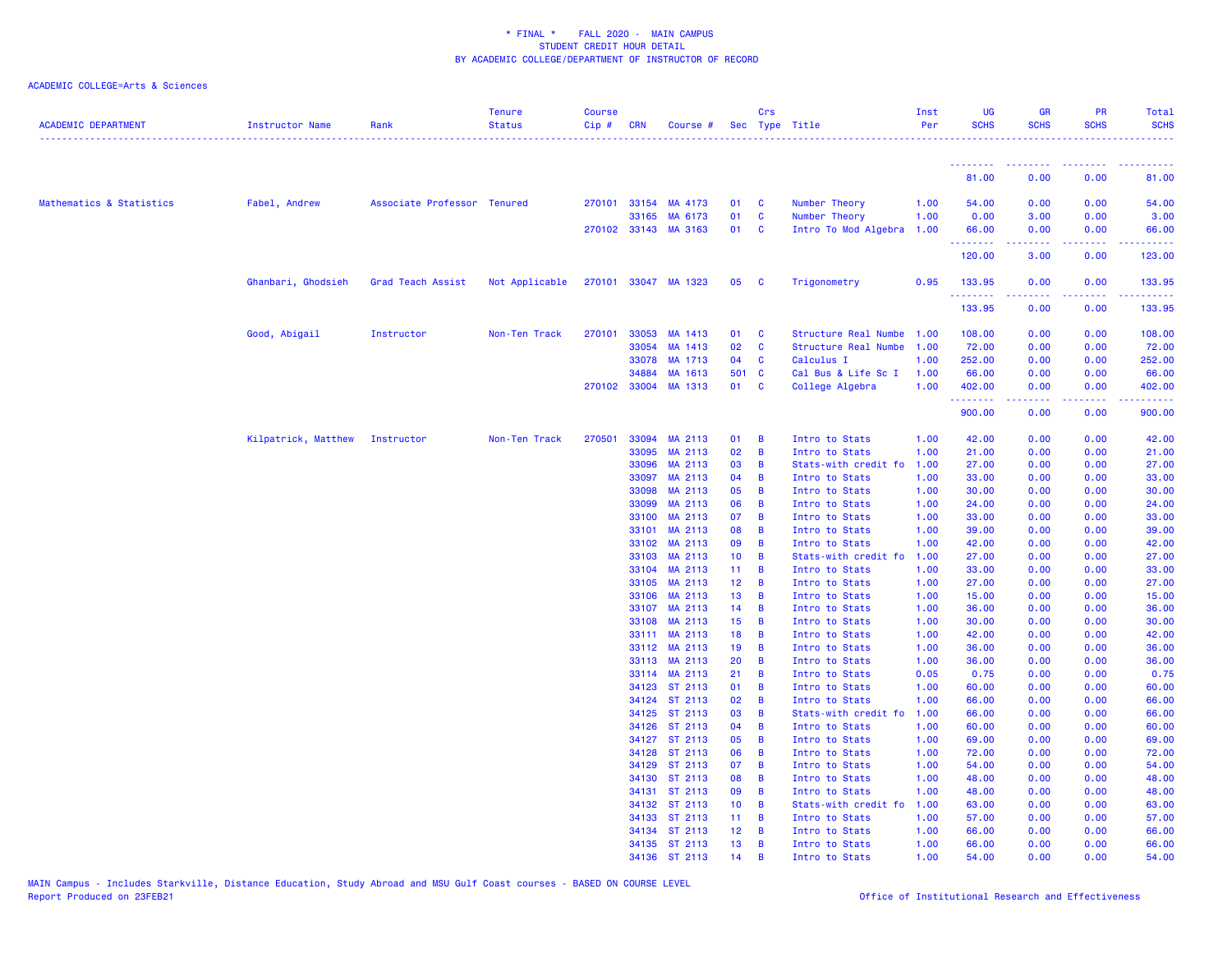\* FINAL \* FALL 2020 - MAIN CAMPUS
STUDENT CREDIT HOUR DETAIL
BY ACADEMIC COLLEGE/DEPARTMENT OF INSTRUCTOR OF RECORD

ACADEMIC COLLEGE=Arts & Sciences

| ACADEMIC DEPARTMENT | Instructor Name | Rank | Tenure Status | Course Cip # | CRN | Course # | Sec | Crs Type | Title | Inst Per | UG SCHS | GR SCHS | PR SCHS | Total SCHS |
|---|---|---|---|---|---|---|---|---|---|---|---|---|---|---|
| | | | | | | | | | | | 81.00 | 0.00 | 0.00 | 81.00 |
| Mathematics & Statistics | Fabel, Andrew | Associate Professor | Tenured | 270101 | 33154 | MA 4173 | 01 | C | Number Theory | 1.00 | 54.00 | 0.00 | 0.00 | 54.00 |
| | | | | | 33165 | MA 6173 | 01 | C | Number Theory | 1.00 | 0.00 | 3.00 | 0.00 | 3.00 |
| | | | | 270102 | 33143 | MA 3163 | 01 | C | Intro To Mod Algebra | 1.00 | 66.00 | 0.00 | 0.00 | 66.00 |
| | | | | | | | | | | | 120.00 | 3.00 | 0.00 | 123.00 |
| | Ghanbari, Ghodsieh | Grad Teach Assist | Not Applicable | 270101 | 33047 | MA 1323 | 05 | C | Trigonometry | 0.95 | 133.95 | 0.00 | 0.00 | 133.95 |
| | | | | | | | | | | | 133.95 | 0.00 | 0.00 | 133.95 |
| | Good, Abigail | Instructor | Non-Ten Track | 270101 | 33053 | MA 1413 | 01 | C | Structure Real Numbe | 1.00 | 108.00 | 0.00 | 0.00 | 108.00 |
| | | | | | 33054 | MA 1413 | 02 | C | Structure Real Numbe | 1.00 | 72.00 | 0.00 | 0.00 | 72.00 |
| | | | | | 33078 | MA 1713 | 04 | C | Calculus I | 1.00 | 252.00 | 0.00 | 0.00 | 252.00 |
| | | | | | 34884 | MA 1613 | 501 | C | Cal Bus & Life Sc I | 1.00 | 66.00 | 0.00 | 0.00 | 66.00 |
| | | | | 270102 | 33004 | MA 1313 | 01 | C | College Algebra | 1.00 | 402.00 | 0.00 | 0.00 | 402.00 |
| | | | | | | | | | | | 900.00 | 0.00 | 0.00 | 900.00 |
| | Kilpatrick, Matthew | Instructor | Non-Ten Track | 270501 | 33094 | MA 2113 | 01 | B | Intro to Stats | 1.00 | 42.00 | 0.00 | 0.00 | 42.00 |
| | | | | | 33095 | MA 2113 | 02 | B | Intro to Stats | 1.00 | 21.00 | 0.00 | 0.00 | 21.00 |
| | | | | | 33096 | MA 2113 | 03 | B | Stats-with credit fo | 1.00 | 27.00 | 0.00 | 0.00 | 27.00 |
| | | | | | 33097 | MA 2113 | 04 | B | Intro to Stats | 1.00 | 33.00 | 0.00 | 0.00 | 33.00 |
| | | | | | 33098 | MA 2113 | 05 | B | Intro to Stats | 1.00 | 30.00 | 0.00 | 0.00 | 30.00 |
| | | | | | 33099 | MA 2113 | 06 | B | Intro to Stats | 1.00 | 24.00 | 0.00 | 0.00 | 24.00 |
| | | | | | 33100 | MA 2113 | 07 | B | Intro to Stats | 1.00 | 33.00 | 0.00 | 0.00 | 33.00 |
| | | | | | 33101 | MA 2113 | 08 | B | Intro to Stats | 1.00 | 39.00 | 0.00 | 0.00 | 39.00 |
| | | | | | 33102 | MA 2113 | 09 | B | Intro to Stats | 1.00 | 42.00 | 0.00 | 0.00 | 42.00 |
| | | | | | 33103 | MA 2113 | 10 | B | Stats-with credit fo | 1.00 | 27.00 | 0.00 | 0.00 | 27.00 |
| | | | | | 33104 | MA 2113 | 11 | B | Intro to Stats | 1.00 | 33.00 | 0.00 | 0.00 | 33.00 |
| | | | | | 33105 | MA 2113 | 12 | B | Intro to Stats | 1.00 | 27.00 | 0.00 | 0.00 | 27.00 |
| | | | | | 33106 | MA 2113 | 13 | B | Intro to Stats | 1.00 | 15.00 | 0.00 | 0.00 | 15.00 |
| | | | | | 33107 | MA 2113 | 14 | B | Intro to Stats | 1.00 | 36.00 | 0.00 | 0.00 | 36.00 |
| | | | | | 33108 | MA 2113 | 15 | B | Intro to Stats | 1.00 | 30.00 | 0.00 | 0.00 | 30.00 |
| | | | | | 33111 | MA 2113 | 18 | B | Intro to Stats | 1.00 | 42.00 | 0.00 | 0.00 | 42.00 |
| | | | | | 33112 | MA 2113 | 19 | B | Intro to Stats | 1.00 | 36.00 | 0.00 | 0.00 | 36.00 |
| | | | | | 33113 | MA 2113 | 20 | B | Intro to Stats | 1.00 | 36.00 | 0.00 | 0.00 | 36.00 |
| | | | | | 33114 | MA 2113 | 21 | B | Intro to Stats | 0.05 | 0.75 | 0.00 | 0.00 | 0.75 |
| | | | | | 34123 | ST 2113 | 01 | B | Intro to Stats | 1.00 | 60.00 | 0.00 | 0.00 | 60.00 |
| | | | | | 34124 | ST 2113 | 02 | B | Intro to Stats | 1.00 | 66.00 | 0.00 | 0.00 | 66.00 |
| | | | | | 34125 | ST 2113 | 03 | B | Stats-with credit fo | 1.00 | 66.00 | 0.00 | 0.00 | 66.00 |
| | | | | | 34126 | ST 2113 | 04 | B | Intro to Stats | 1.00 | 60.00 | 0.00 | 0.00 | 60.00 |
| | | | | | 34127 | ST 2113 | 05 | B | Intro to Stats | 1.00 | 69.00 | 0.00 | 0.00 | 69.00 |
| | | | | | 34128 | ST 2113 | 06 | B | Intro to Stats | 1.00 | 72.00 | 0.00 | 0.00 | 72.00 |
| | | | | | 34129 | ST 2113 | 07 | B | Intro to Stats | 1.00 | 54.00 | 0.00 | 0.00 | 54.00 |
| | | | | | 34130 | ST 2113 | 08 | B | Intro to Stats | 1.00 | 48.00 | 0.00 | 0.00 | 48.00 |
| | | | | | 34131 | ST 2113 | 09 | B | Intro to Stats | 1.00 | 48.00 | 0.00 | 0.00 | 48.00 |
| | | | | | 34132 | ST 2113 | 10 | B | Stats-with credit fo | 1.00 | 63.00 | 0.00 | 0.00 | 63.00 |
| | | | | | 34133 | ST 2113 | 11 | B | Intro to Stats | 1.00 | 57.00 | 0.00 | 0.00 | 57.00 |
| | | | | | 34134 | ST 2113 | 12 | B | Intro to Stats | 1.00 | 66.00 | 0.00 | 0.00 | 66.00 |
| | | | | | 34135 | ST 2113 | 13 | B | Intro to Stats | 1.00 | 66.00 | 0.00 | 0.00 | 66.00 |
| | | | | | 34136 | ST 2113 | 14 | B | Intro to Stats | 1.00 | 54.00 | 0.00 | 0.00 | 54.00 |

MAIN Campus - Includes Starkville, Distance Education, Study Abroad and MSU Gulf Coast courses - BASED ON COURSE LEVEL
Report Produced on 23FEB21

Office of Institutional Research and Effectiveness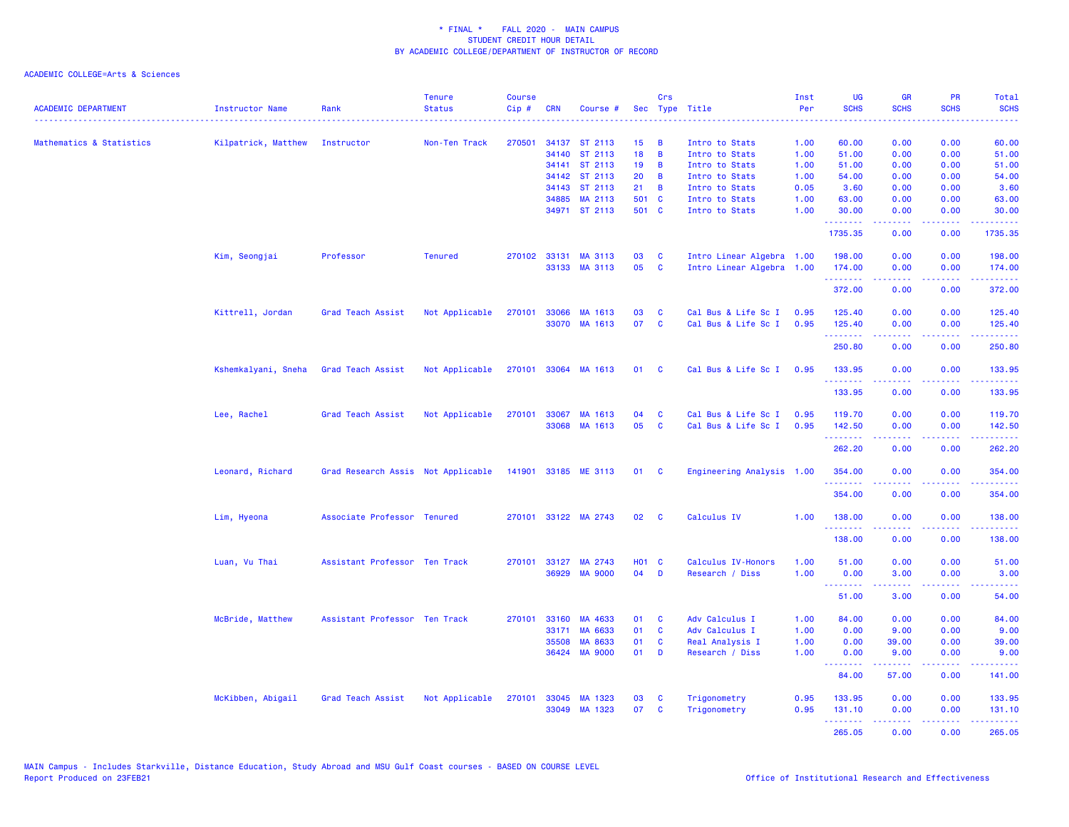* FINAL * FALL 2020 - MAIN CAMPUS
STUDENT CREDIT HOUR DETAIL
BY ACADEMIC COLLEGE/DEPARTMENT OF INSTRUCTOR OF RECORD

ACADEMIC COLLEGE=Arts & Sciences

| ACADEMIC DEPARTMENT | Instructor Name | Rank | Tenure Status | Course Cip # | CRN | Course # | Sec | Crs Type | Title | Inst Per | UG SCHS | GR SCHS | PR SCHS | Total SCHS |
|---|---|---|---|---|---|---|---|---|---|---|---|---|---|---|
| Mathematics & Statistics | Kilpatrick, Matthew | Instructor | Non-Ten Track | 270501 | 34137 | ST 2113 | 15 | B | Intro to Stats | 1.00 | 60.00 | 0.00 | 0.00 | 60.00 |
| | | | | | 34140 | ST 2113 | 18 | B | Intro to Stats | 1.00 | 51.00 | 0.00 | 0.00 | 51.00 |
| | | | | | 34141 | ST 2113 | 19 | B | Intro to Stats | 1.00 | 51.00 | 0.00 | 0.00 | 51.00 |
| | | | | | 34142 | ST 2113 | 20 | B | Intro to Stats | 1.00 | 54.00 | 0.00 | 0.00 | 54.00 |
| | | | | | 34143 | ST 2113 | 21 | B | Intro to Stats | 0.05 | 3.60 | 0.00 | 0.00 | 3.60 |
| | | | | | 34885 | MA 2113 | 501 | C | Intro to Stats | 1.00 | 63.00 | 0.00 | 0.00 | 63.00 |
| | | | | | 34971 | ST 2113 | 501 | C | Intro to Stats | 1.00 | 30.00 | 0.00 | 0.00 | 30.00 |
| | | | | | | | | | | | 1735.35 | 0.00 | 0.00 | 1735.35 |
| | Kim, Seongjai | Professor | Tenured | 270102 | 33131 | MA 3113 | 03 | C | Intro Linear Algebra | 1.00 | 198.00 | 0.00 | 0.00 | 198.00 |
| | | | | | 33133 | MA 3113 | 05 | C | Intro Linear Algebra | 1.00 | 174.00 | 0.00 | 0.00 | 174.00 |
| | | | | | | | | | | | 372.00 | 0.00 | 0.00 | 372.00 |
| | Kittrell, Jordan | Grad Teach Assist | Not Applicable | 270101 | 33066 | MA 1613 | 03 | C | Cal Bus & Life Sc I | 0.95 | 125.40 | 0.00 | 0.00 | 125.40 |
| | | | | | 33070 | MA 1613 | 07 | C | Cal Bus & Life Sc I | 0.95 | 125.40 | 0.00 | 0.00 | 125.40 |
| | | | | | | | | | | | 250.80 | 0.00 | 0.00 | 250.80 |
| | Kshemkalyani, Sneha | Grad Teach Assist | Not Applicable | 270101 | 33064 | MA 1613 | 01 | C | Cal Bus & Life Sc I | 0.95 | 133.95 | 0.00 | 0.00 | 133.95 |
| | | | | | | | | | | | 133.95 | 0.00 | 0.00 | 133.95 |
| | Lee, Rachel | Grad Teach Assist | Not Applicable | 270101 | 33067 | MA 1613 | 04 | C | Cal Bus & Life Sc I | 0.95 | 119.70 | 0.00 | 0.00 | 119.70 |
| | | | | | 33068 | MA 1613 | 05 | C | Cal Bus & Life Sc I | 0.95 | 142.50 | 0.00 | 0.00 | 142.50 |
| | | | | | | | | | | | 262.20 | 0.00 | 0.00 | 262.20 |
| | Leonard, Richard | Grad Research Assis | Not Applicable | 141901 | 33185 | ME 3113 | 01 | C | Engineering Analysis | 1.00 | 354.00 | 0.00 | 0.00 | 354.00 |
| | | | | | | | | | | | 354.00 | 0.00 | 0.00 | 354.00 |
| | Lim, Hyeona | Associate Professor | Tenured | 270101 | 33122 | MA 2743 | 02 | C | Calculus IV | 1.00 | 138.00 | 0.00 | 0.00 | 138.00 |
| | | | | | | | | | | | 138.00 | 0.00 | 0.00 | 138.00 |
| | Luan, Vu Thai | Assistant Professor | Ten Track | 270101 | 33127 | MA 2743 | H01 | C | Calculus IV-Honors | 1.00 | 51.00 | 0.00 | 0.00 | 51.00 |
| | | | | | 36929 | MA 9000 | 04 | D | Research / Diss | 1.00 | 0.00 | 3.00 | 0.00 | 3.00 |
| | | | | | | | | | | | 51.00 | 3.00 | 0.00 | 54.00 |
| | McBride, Matthew | Assistant Professor | Ten Track | 270101 | 33160 | MA 4633 | 01 | C | Adv Calculus I | 1.00 | 84.00 | 0.00 | 0.00 | 84.00 |
| | | | | | 33171 | MA 6633 | 01 | C | Adv Calculus I | 1.00 | 0.00 | 9.00 | 0.00 | 9.00 |
| | | | | | 35508 | MA 8633 | 01 | C | Real Analysis I | 1.00 | 0.00 | 39.00 | 0.00 | 39.00 |
| | | | | | 36424 | MA 9000 | 01 | D | Research / Diss | 1.00 | 0.00 | 9.00 | 0.00 | 9.00 |
| | | | | | | | | | | | 84.00 | 57.00 | 0.00 | 141.00 |
| | McKibben, Abigail | Grad Teach Assist | Not Applicable | 270101 | 33045 | MA 1323 | 03 | C | Trigonometry | 0.95 | 133.95 | 0.00 | 0.00 | 133.95 |
| | | | | | 33049 | MA 1323 | 07 | C | Trigonometry | 0.95 | 131.10 | 0.00 | 0.00 | 131.10 |
| | | | | | | | | | | | 265.05 | 0.00 | 0.00 | 265.05 |

MAIN Campus - Includes Starkville, Distance Education, Study Abroad and MSU Gulf Coast courses - BASED ON COURSE LEVEL
Report Produced on 23FEB21

Office of Institutional Research and Effectiveness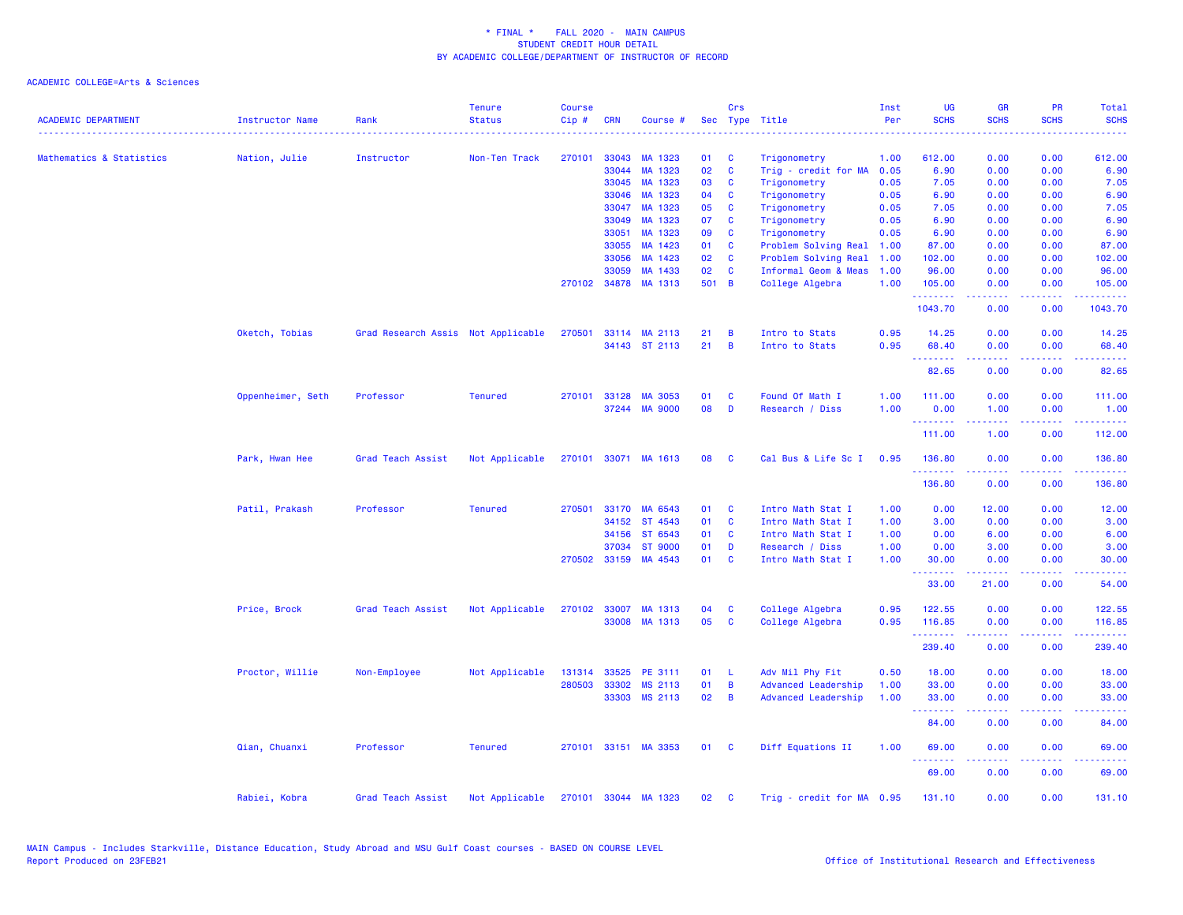\* FINAL \*    FALL 2020 - MAIN CAMPUS
STUDENT CREDIT HOUR DETAIL
BY ACADEMIC COLLEGE/DEPARTMENT OF INSTRUCTOR OF RECORD

ACADEMIC COLLEGE=Arts & Sciences

| ACADEMIC DEPARTMENT | Instructor Name | Rank | Tenure Status | Course Cip # | CRN | Course # | Sec | Crs Type | Title | Inst Per | UG SCHS | GR SCHS | PR SCHS | Total SCHS |
|---|---|---|---|---|---|---|---|---|---|---|---|---|---|---|
| Mathematics & Statistics | Nation, Julie | Instructor | Non-Ten Track | 270101 | 33043 | MA 1323 | 01 | C | Trigonometry | 1.00 | 612.00 | 0.00 | 0.00 | 612.00 |
| | | | | | 33044 | MA 1323 | 02 | C | Trig - credit for MA | 0.05 | 6.90 | 0.00 | 0.00 | 6.90 |
| | | | | | 33045 | MA 1323 | 03 | C | Trigonometry | 0.05 | 7.05 | 0.00 | 0.00 | 7.05 |
| | | | | | 33046 | MA 1323 | 04 | C | Trigonometry | 0.05 | 6.90 | 0.00 | 0.00 | 6.90 |
| | | | | | 33047 | MA 1323 | 05 | C | Trigonometry | 0.05 | 7.05 | 0.00 | 0.00 | 7.05 |
| | | | | | 33049 | MA 1323 | 07 | C | Trigonometry | 0.05 | 6.90 | 0.00 | 0.00 | 6.90 |
| | | | | | 33051 | MA 1323 | 09 | C | Trigonometry | 0.05 | 6.90 | 0.00 | 0.00 | 6.90 |
| | | | | | 33055 | MA 1423 | 01 | C | Problem Solving Real | 1.00 | 87.00 | 0.00 | 0.00 | 87.00 |
| | | | | | 33056 | MA 1423 | 02 | C | Problem Solving Real | 1.00 | 102.00 | 0.00 | 0.00 | 102.00 |
| | | | | | 33059 | MA 1433 | 02 | C | Informal Geom & Meas | 1.00 | 96.00 | 0.00 | 0.00 | 96.00 |
| | | | | 270102 | 34878 | MA 1313 | 501 | B | College Algebra | 1.00 | 105.00 | 0.00 | 0.00 | 105.00 |
| | | | | | | | | | | | 1043.70 | 0.00 | 0.00 | 1043.70 |
| | Oketch, Tobias | Grad Research Assis | Not Applicable | 270501 | 33114 | MA 2113 | 21 | B | Intro to Stats | 0.95 | 14.25 | 0.00 | 0.00 | 14.25 |
| | | | | | 34143 | ST 2113 | 21 | B | Intro to Stats | 0.95 | 68.40 | 0.00 | 0.00 | 68.40 |
| | | | | | | | | | | | 82.65 | 0.00 | 0.00 | 82.65 |
| | Oppenheimer, Seth | Professor | Tenured | 270101 | 33128 | MA 3053 | 01 | C | Found Of Math I | 1.00 | 111.00 | 0.00 | 0.00 | 111.00 |
| | | | | | 37244 | MA 9000 | 08 | D | Research / Diss | 1.00 | 0.00 | 1.00 | 0.00 | 1.00 |
| | | | | | | | | | | | 111.00 | 1.00 | 0.00 | 112.00 |
| | Park, Hwan Hee | Grad Teach Assist | Not Applicable | 270101 | 33071 | MA 1613 | 08 | C | Cal Bus & Life Sc I | 0.95 | 136.80 | 0.00 | 0.00 | 136.80 |
| | | | | | | | | | | | 136.80 | 0.00 | 0.00 | 136.80 |
| | Patil, Prakash | Professor | Tenured | 270501 | 33170 | MA 6543 | 01 | C | Intro Math Stat I | 1.00 | 0.00 | 12.00 | 0.00 | 12.00 |
| | | | | | 34152 | ST 4543 | 01 | C | Intro Math Stat I | 1.00 | 3.00 | 0.00 | 0.00 | 3.00 |
| | | | | | 34156 | ST 6543 | 01 | C | Intro Math Stat I | 1.00 | 0.00 | 6.00 | 0.00 | 6.00 |
| | | | | | 37034 | ST 9000 | 01 | D | Research / Diss | 1.00 | 0.00 | 3.00 | 0.00 | 3.00 |
| | | | | 270502 | 33159 | MA 4543 | 01 | C | Intro Math Stat I | 1.00 | 30.00 | 0.00 | 0.00 | 30.00 |
| | | | | | | | | | | | 33.00 | 21.00 | 0.00 | 54.00 |
| | Price, Brock | Grad Teach Assist | Not Applicable | 270102 | 33007 | MA 1313 | 04 | C | College Algebra | 0.95 | 122.55 | 0.00 | 0.00 | 122.55 |
| | | | | | 33008 | MA 1313 | 05 | C | College Algebra | 0.95 | 116.85 | 0.00 | 0.00 | 116.85 |
| | | | | | | | | | | | 239.40 | 0.00 | 0.00 | 239.40 |
| | Proctor, Willie | Non-Employee | Not Applicable | 131314 | 33525 | PE 3111 | 01 | L | Adv Mil Phy Fit | 0.50 | 18.00 | 0.00 | 0.00 | 18.00 |
| | | | | 280503 | 33302 | MS 2113 | 01 | B | Advanced Leadership | 1.00 | 33.00 | 0.00 | 0.00 | 33.00 |
| | | | | | 33303 | MS 2113 | 02 | B | Advanced Leadership | 1.00 | 33.00 | 0.00 | 0.00 | 33.00 |
| | | | | | | | | | | | 84.00 | 0.00 | 0.00 | 84.00 |
| | Qian, Chuanxi | Professor | Tenured | 270101 | 33151 | MA 3353 | 01 | C | Diff Equations II | 1.00 | 69.00 | 0.00 | 0.00 | 69.00 |
| | | | | | | | | | | | 69.00 | 0.00 | 0.00 | 69.00 |
| | Rabiei, Kobra | Grad Teach Assist | Not Applicable | 270101 | 33044 | MA 1323 | 02 | C | Trig - credit for MA | 0.95 | 131.10 | 0.00 | 0.00 | 131.10 |

MAIN Campus - Includes Starkville, Distance Education, Study Abroad and MSU Gulf Coast courses - BASED ON COURSE LEVEL
Report Produced on 23FEB21

Office of Institutional Research and Effectiveness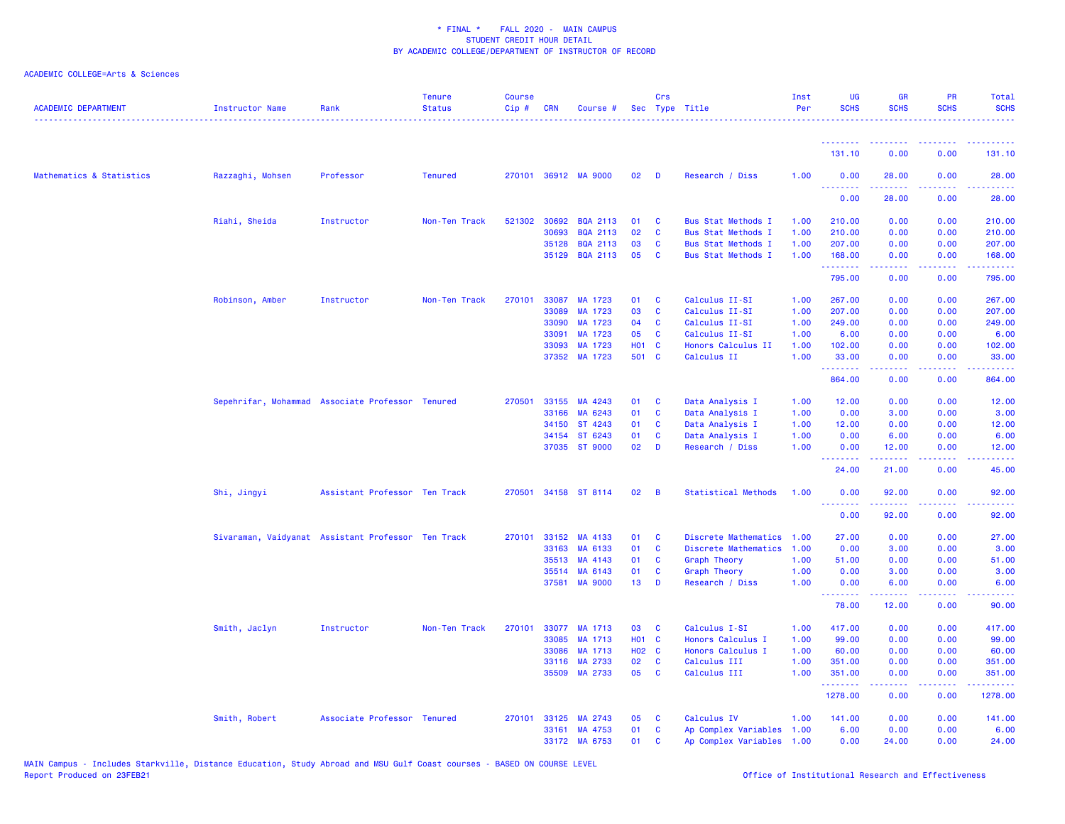\* FINAL \* FALL 2020 - MAIN CAMPUS
STUDENT CREDIT HOUR DETAIL
BY ACADEMIC COLLEGE/DEPARTMENT OF INSTRUCTOR OF RECORD

ACADEMIC COLLEGE=Arts & Sciences

| ACADEMIC DEPARTMENT | Instructor Name | Rank | Tenure Status | Course Cip # | CRN | Course # | Sec | Crs Type | Title | Inst Per | UG SCHS | GR SCHS | PR SCHS | Total SCHS |
|---|---|---|---|---|---|---|---|---|---|---|---|---|---|---|
| | | | | | | | | | | | 131.10 | 0.00 | 0.00 | 131.10 |
| Mathematics & Statistics | Razzaghi, Mohsen | Professor | Tenured | 270101 | 36912 | MA 9000 | 02 | D | Research / Diss | 1.00 | 0.00 | 28.00 | 0.00 | 28.00 |
| | | | | | | | | | | | 0.00 | 28.00 | 0.00 | 28.00 |
| | Riahi, Sheida | Instructor | Non-Ten Track | 521302 | 30692 | BQA 2113 | 01 | C | Bus Stat Methods I | 1.00 | 210.00 | 0.00 | 0.00 | 210.00 |
| | | | | | 30693 | BQA 2113 | 02 | C | Bus Stat Methods I | 1.00 | 210.00 | 0.00 | 0.00 | 210.00 |
| | | | | | 35128 | BQA 2113 | 03 | C | Bus Stat Methods I | 1.00 | 207.00 | 0.00 | 0.00 | 207.00 |
| | | | | | 35129 | BQA 2113 | 05 | C | Bus Stat Methods I | 1.00 | 168.00 | 0.00 | 0.00 | 168.00 |
| | | | | | | | | | | | 795.00 | 0.00 | 0.00 | 795.00 |
| | Robinson, Amber | Instructor | Non-Ten Track | 270101 | 33087 | MA 1723 | 01 | C | Calculus II-SI | 1.00 | 267.00 | 0.00 | 0.00 | 267.00 |
| | | | | | 33089 | MA 1723 | 03 | C | Calculus II-SI | 1.00 | 207.00 | 0.00 | 0.00 | 207.00 |
| | | | | | 33090 | MA 1723 | 04 | C | Calculus II-SI | 1.00 | 249.00 | 0.00 | 0.00 | 249.00 |
| | | | | | 33091 | MA 1723 | 05 | C | Calculus II-SI | 1.00 | 6.00 | 0.00 | 0.00 | 6.00 |
| | | | | | 33093 | MA 1723 | H01 | C | Honors Calculus II | 1.00 | 102.00 | 0.00 | 0.00 | 102.00 |
| | | | | | 37352 | MA 1723 | 501 | C | Calculus II | 1.00 | 33.00 | 0.00 | 0.00 | 33.00 |
| | | | | | | | | | | | 864.00 | 0.00 | 0.00 | 864.00 |
| | Sepehrifar, Mohammad | Associate Professor | Tenured | 270501 | 33155 | MA 4243 | 01 | C | Data Analysis I | 1.00 | 12.00 | 0.00 | 0.00 | 12.00 |
| | | | | | 33166 | MA 6243 | 01 | C | Data Analysis I | 1.00 | 0.00 | 3.00 | 0.00 | 3.00 |
| | | | | | 34150 | ST 4243 | 01 | C | Data Analysis I | 1.00 | 12.00 | 0.00 | 0.00 | 12.00 |
| | | | | | 34154 | ST 6243 | 01 | C | Data Analysis I | 1.00 | 0.00 | 6.00 | 0.00 | 6.00 |
| | | | | | 37035 | ST 9000 | 02 | D | Research / Diss | 1.00 | 0.00 | 12.00 | 0.00 | 12.00 |
| | | | | | | | | | | | 24.00 | 21.00 | 0.00 | 45.00 |
| | Shi, Jingyi | Assistant Professor | Ten Track | 270501 | 34158 | ST 8114 | 02 | B | Statistical Methods | 1.00 | 0.00 | 92.00 | 0.00 | 92.00 |
| | | | | | | | | | | | 0.00 | 92.00 | 0.00 | 92.00 |
| | Sivaraman, Vaidyanat | Assistant Professor | Ten Track | 270101 | 33152 | MA 4133 | 01 | C | Discrete Mathematics | 1.00 | 27.00 | 0.00 | 0.00 | 27.00 |
| | | | | | 33163 | MA 6133 | 01 | C | Discrete Mathematics | 1.00 | 0.00 | 3.00 | 0.00 | 3.00 |
| | | | | | 35513 | MA 4143 | 01 | C | Graph Theory | 1.00 | 51.00 | 0.00 | 0.00 | 51.00 |
| | | | | | 35514 | MA 6143 | 01 | C | Graph Theory | 1.00 | 0.00 | 3.00 | 0.00 | 3.00 |
| | | | | | 37581 | MA 9000 | 13 | D | Research / Diss | 1.00 | 0.00 | 6.00 | 0.00 | 6.00 |
| | | | | | | | | | | | 78.00 | 12.00 | 0.00 | 90.00 |
| | Smith, Jaclyn | Instructor | Non-Ten Track | 270101 | 33077 | MA 1713 | 03 | C | Calculus I-SI | 1.00 | 417.00 | 0.00 | 0.00 | 417.00 |
| | | | | | 33085 | MA 1713 | H01 | C | Honors Calculus I | 1.00 | 99.00 | 0.00 | 0.00 | 99.00 |
| | | | | | 33086 | MA 1713 | H02 | C | Honors Calculus I | 1.00 | 60.00 | 0.00 | 0.00 | 60.00 |
| | | | | | 33116 | MA 2733 | 02 | C | Calculus III | 1.00 | 351.00 | 0.00 | 0.00 | 351.00 |
| | | | | | 35509 | MA 2733 | 05 | C | Calculus III | 1.00 | 351.00 | 0.00 | 0.00 | 351.00 |
| | | | | | | | | | | | 1278.00 | 0.00 | 0.00 | 1278.00 |
| | Smith, Robert | Associate Professor | Tenured | 270101 | 33125 | MA 2743 | 05 | C | Calculus IV | 1.00 | 141.00 | 0.00 | 0.00 | 141.00 |
| | | | | | 33161 | MA 4753 | 01 | C | Ap Complex Variables | 1.00 | 6.00 | 0.00 | 0.00 | 6.00 |
| | | | | | 33172 | MA 6753 | 01 | C | Ap Complex Variables | 1.00 | 0.00 | 24.00 | 0.00 | 24.00 |

MAIN Campus - Includes Starkville, Distance Education, Study Abroad and MSU Gulf Coast courses - BASED ON COURSE LEVEL
Report Produced on 23FEB21

Office of Institutional Research and Effectiveness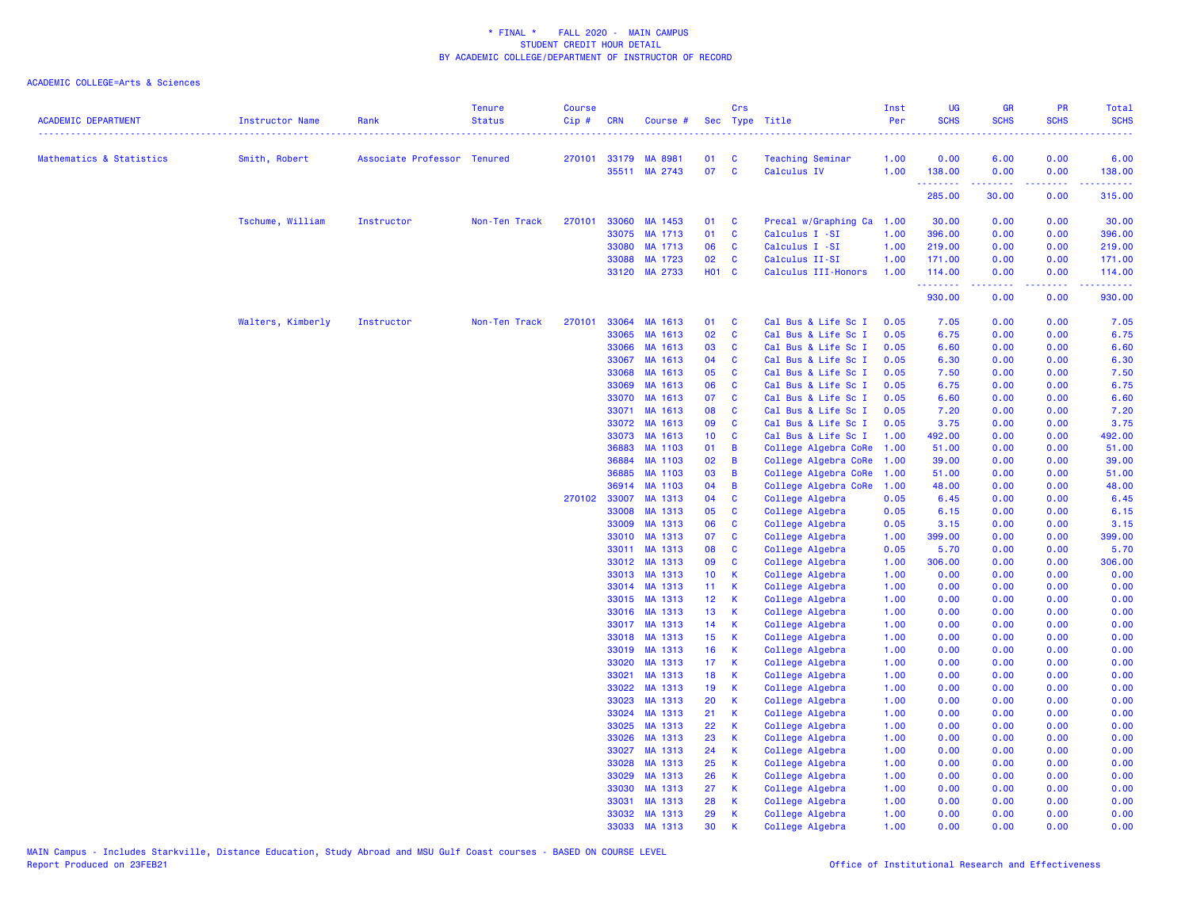* FINAL * FALL 2020 - MAIN CAMPUS
STUDENT CREDIT HOUR DETAIL
BY ACADEMIC COLLEGE/DEPARTMENT OF INSTRUCTOR OF RECORD

ACADEMIC COLLEGE=Arts & Sciences

| ACADEMIC DEPARTMENT | Instructor Name | Rank | Tenure Status | Course Cip # | CRN | Course # | Sec | Crs Type | Title | Inst Per | UG SCHS | GR SCHS | PR SCHS | Total SCHS |
|---|---|---|---|---|---|---|---|---|---|---|---|---|---|---|
| Mathematics & Statistics | Smith, Robert | Associate Professor | Tenured | 270101 | 33179 | MA 8981 | 01 | C | Teaching Seminar | 1.00 | 0.00 | 6.00 | 0.00 | 6.00 |
| | | | | | 35511 | MA 2743 | 07 | C | Calculus IV | 1.00 | 138.00 | 0.00 | 0.00 | 138.00 |
| | | | | | | | | | | | 285.00 | 30.00 | 0.00 | 315.00 |
| | Tschume, William | Instructor | Non-Ten Track | 270101 | 33060 | MA 1453 | 01 | C | Precal w/Graphing Ca | 1.00 | 30.00 | 0.00 | 0.00 | 30.00 |
| | | | | | 33075 | MA 1713 | 01 | C | Calculus I -SI | 1.00 | 396.00 | 0.00 | 0.00 | 396.00 |
| | | | | | 33080 | MA 1713 | 06 | C | Calculus I -SI | 1.00 | 219.00 | 0.00 | 0.00 | 219.00 |
| | | | | | 33088 | MA 1723 | 02 | C | Calculus II-SI | 1.00 | 171.00 | 0.00 | 0.00 | 171.00 |
| | | | | | 33120 | MA 2733 | H01 | C | Calculus III-Honors | 1.00 | 114.00 | 0.00 | 0.00 | 114.00 |
| | | | | | | | | | | | 930.00 | 0.00 | 0.00 | 930.00 |
| | Walters, Kimberly | Instructor | Non-Ten Track | 270101 | 33064 | MA 1613 | 01 | C | Cal Bus & Life Sc I | 0.05 | 7.05 | 0.00 | 0.00 | 7.05 |
| | | | | | 33065 | MA 1613 | 02 | C | Cal Bus & Life Sc I | 0.05 | 6.75 | 0.00 | 0.00 | 6.75 |
| | | | | | 33066 | MA 1613 | 03 | C | Cal Bus & Life Sc I | 0.05 | 6.60 | 0.00 | 0.00 | 6.60 |
| | | | | | 33067 | MA 1613 | 04 | C | Cal Bus & Life Sc I | 0.05 | 6.30 | 0.00 | 0.00 | 6.30 |
| | | | | | 33068 | MA 1613 | 05 | C | Cal Bus & Life Sc I | 0.05 | 7.50 | 0.00 | 0.00 | 7.50 |
| | | | | | 33069 | MA 1613 | 06 | C | Cal Bus & Life Sc I | 0.05 | 6.75 | 0.00 | 0.00 | 6.75 |
| | | | | | 33070 | MA 1613 | 07 | C | Cal Bus & Life Sc I | 0.05 | 6.60 | 0.00 | 0.00 | 6.60 |
| | | | | | 33071 | MA 1613 | 08 | C | Cal Bus & Life Sc I | 0.05 | 7.20 | 0.00 | 0.00 | 7.20 |
| | | | | | 33072 | MA 1613 | 09 | C | Cal Bus & Life Sc I | 0.05 | 3.75 | 0.00 | 0.00 | 3.75 |
| | | | | | 33073 | MA 1613 | 10 | C | Cal Bus & Life Sc I | 1.00 | 492.00 | 0.00 | 0.00 | 492.00 |
| | | | | | 36883 | MA 1103 | 01 | B | College Algebra CoRe | 1.00 | 51.00 | 0.00 | 0.00 | 51.00 |
| | | | | | 36884 | MA 1103 | 02 | B | College Algebra CoRe | 1.00 | 39.00 | 0.00 | 0.00 | 39.00 |
| | | | | | 36885 | MA 1103 | 03 | B | College Algebra CoRe | 1.00 | 51.00 | 0.00 | 0.00 | 51.00 |
| | | | | | 36914 | MA 1103 | 04 | B | College Algebra CoRe | 1.00 | 48.00 | 0.00 | 0.00 | 48.00 |
| | | | | 270102 | 33007 | MA 1313 | 04 | C | College Algebra | 0.05 | 6.45 | 0.00 | 0.00 | 6.45 |
| | | | | | 33008 | MA 1313 | 05 | C | College Algebra | 0.05 | 6.15 | 0.00 | 0.00 | 6.15 |
| | | | | | 33009 | MA 1313 | 06 | C | College Algebra | 0.05 | 3.15 | 0.00 | 0.00 | 3.15 |
| | | | | | 33010 | MA 1313 | 07 | C | College Algebra | 1.00 | 399.00 | 0.00 | 0.00 | 399.00 |
| | | | | | 33011 | MA 1313 | 08 | C | College Algebra | 0.05 | 5.70 | 0.00 | 0.00 | 5.70 |
| | | | | | 33012 | MA 1313 | 09 | C | College Algebra | 1.00 | 306.00 | 0.00 | 0.00 | 306.00 |
| | | | | | 33013 | MA 1313 | 10 | K | College Algebra | 1.00 | 0.00 | 0.00 | 0.00 | 0.00 |
| | | | | | 33014 | MA 1313 | 11 | K | College Algebra | 1.00 | 0.00 | 0.00 | 0.00 | 0.00 |
| | | | | | 33015 | MA 1313 | 12 | K | College Algebra | 1.00 | 0.00 | 0.00 | 0.00 | 0.00 |
| | | | | | 33016 | MA 1313 | 13 | K | College Algebra | 1.00 | 0.00 | 0.00 | 0.00 | 0.00 |
| | | | | | 33017 | MA 1313 | 14 | K | College Algebra | 1.00 | 0.00 | 0.00 | 0.00 | 0.00 |
| | | | | | 33018 | MA 1313 | 15 | K | College Algebra | 1.00 | 0.00 | 0.00 | 0.00 | 0.00 |
| | | | | | 33019 | MA 1313 | 16 | K | College Algebra | 1.00 | 0.00 | 0.00 | 0.00 | 0.00 |
| | | | | | 33020 | MA 1313 | 17 | K | College Algebra | 1.00 | 0.00 | 0.00 | 0.00 | 0.00 |
| | | | | | 33021 | MA 1313 | 18 | K | College Algebra | 1.00 | 0.00 | 0.00 | 0.00 | 0.00 |
| | | | | | 33022 | MA 1313 | 19 | K | College Algebra | 1.00 | 0.00 | 0.00 | 0.00 | 0.00 |
| | | | | | 33023 | MA 1313 | 20 | K | College Algebra | 1.00 | 0.00 | 0.00 | 0.00 | 0.00 |
| | | | | | 33024 | MA 1313 | 21 | K | College Algebra | 1.00 | 0.00 | 0.00 | 0.00 | 0.00 |
| | | | | | 33025 | MA 1313 | 22 | K | College Algebra | 1.00 | 0.00 | 0.00 | 0.00 | 0.00 |
| | | | | | 33026 | MA 1313 | 23 | K | College Algebra | 1.00 | 0.00 | 0.00 | 0.00 | 0.00 |
| | | | | | 33027 | MA 1313 | 24 | K | College Algebra | 1.00 | 0.00 | 0.00 | 0.00 | 0.00 |
| | | | | | 33028 | MA 1313 | 25 | K | College Algebra | 1.00 | 0.00 | 0.00 | 0.00 | 0.00 |
| | | | | | 33029 | MA 1313 | 26 | K | College Algebra | 1.00 | 0.00 | 0.00 | 0.00 | 0.00 |
| | | | | | 33030 | MA 1313 | 27 | K | College Algebra | 1.00 | 0.00 | 0.00 | 0.00 | 0.00 |
| | | | | | 33031 | MA 1313 | 28 | K | College Algebra | 1.00 | 0.00 | 0.00 | 0.00 | 0.00 |
| | | | | | 33032 | MA 1313 | 29 | K | College Algebra | 1.00 | 0.00 | 0.00 | 0.00 | 0.00 |
| | | | | | 33033 | MA 1313 | 30 | K | College Algebra | 1.00 | 0.00 | 0.00 | 0.00 | 0.00 |

MAIN Campus - Includes Starkville, Distance Education, Study Abroad and MSU Gulf Coast courses - BASED ON COURSE LEVEL
Report Produced on 23FEB21 Office of Institutional Research and Effectiveness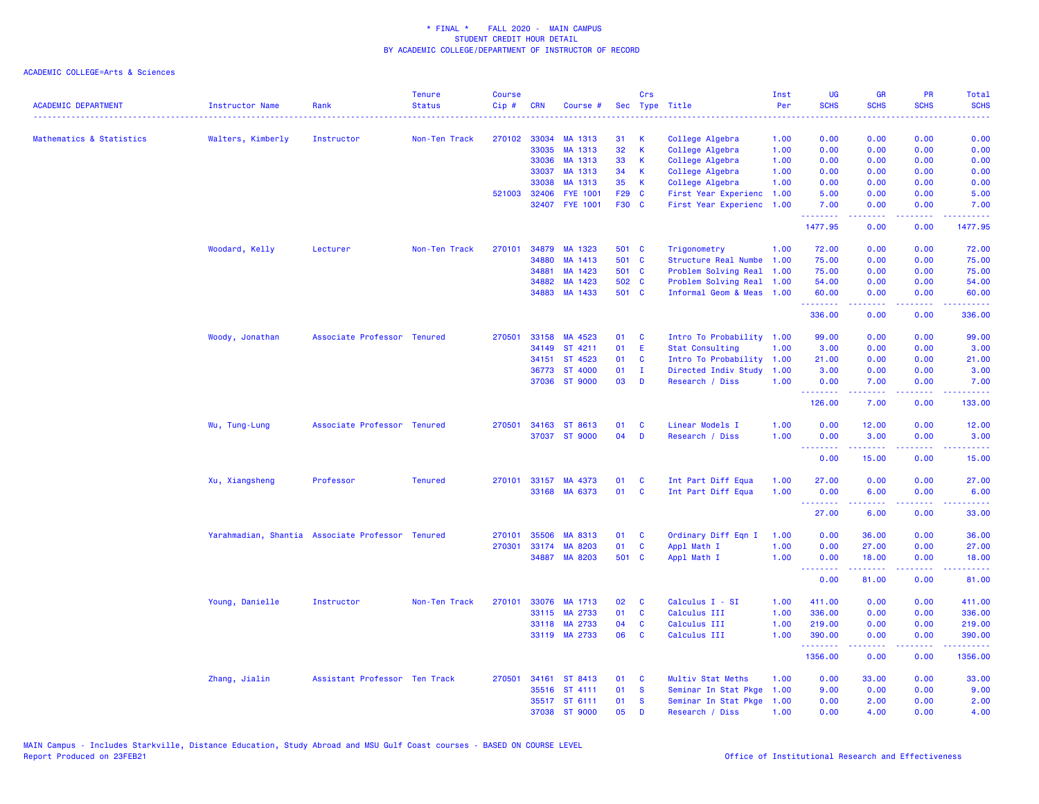* FINAL * FALL 2020 - MAIN CAMPUS
STUDENT CREDIT HOUR DETAIL
BY ACADEMIC COLLEGE/DEPARTMENT OF INSTRUCTOR OF RECORD

ACADEMIC COLLEGE=Arts & Sciences

| ACADEMIC DEPARTMENT | Instructor Name | Rank | Tenure Status | Course Cip # | CRN | Course # | Sec | Crs Type | Title | Inst Per | UG SCHS | GR SCHS | PR SCHS | Total SCHS |
|---|---|---|---|---|---|---|---|---|---|---|---|---|---|---|
| Mathematics & Statistics | Walters, Kimberly | Instructor | Non-Ten Track | 270102 | 33034 | MA 1313 | 31 | K | College Algebra | 1.00 | 0.00 | 0.00 | 0.00 | 0.00 |
| | | | | | 33035 | MA 1313 | 32 | K | College Algebra | 1.00 | 0.00 | 0.00 | 0.00 | 0.00 |
| | | | | | 33036 | MA 1313 | 33 | K | College Algebra | 1.00 | 0.00 | 0.00 | 0.00 | 0.00 |
| | | | | | 33037 | MA 1313 | 34 | K | College Algebra | 1.00 | 0.00 | 0.00 | 0.00 | 0.00 |
| | | | | | 33038 | MA 1313 | 35 | K | College Algebra | 1.00 | 0.00 | 0.00 | 0.00 | 0.00 |
| | | | | 521003 | 32406 | FYE 1001 | F29 | C | First Year Experienc | 1.00 | 5.00 | 0.00 | 0.00 | 5.00 |
| | | | | | 32407 | FYE 1001 | F30 | C | First Year Experienc | 1.00 | 7.00 | 0.00 | 0.00 | 7.00 |
| | | | | | | | | | | | 1477.95 | 0.00 | 0.00 | 1477.95 |
| | Woodard, Kelly | Lecturer | Non-Ten Track | 270101 | 34879 | MA 1323 | 501 | C | Trigonometry | 1.00 | 72.00 | 0.00 | 0.00 | 72.00 |
| | | | | | 34880 | MA 1413 | 501 | C | Structure Real Numbe | 1.00 | 75.00 | 0.00 | 0.00 | 75.00 |
| | | | | | 34881 | MA 1423 | 501 | C | Problem Solving Real | 1.00 | 75.00 | 0.00 | 0.00 | 75.00 |
| | | | | | 34882 | MA 1423 | 502 | C | Problem Solving Real | 1.00 | 54.00 | 0.00 | 0.00 | 54.00 |
| | | | | | 34883 | MA 1433 | 501 | C | Informal Geom & Meas | 1.00 | 60.00 | 0.00 | 0.00 | 60.00 |
| | | | | | | | | | | | 336.00 | 0.00 | 0.00 | 336.00 |
| | Woody, Jonathan | Associate Professor | Tenured | 270501 | 33158 | MA 4523 | 01 | C | Intro To Probability | 1.00 | 99.00 | 0.00 | 0.00 | 99.00 |
| | | | | | 34149 | ST 4211 | 01 | E | Stat Consulting | 1.00 | 3.00 | 0.00 | 0.00 | 3.00 |
| | | | | | 34151 | ST 4523 | 01 | C | Intro To Probability | 1.00 | 21.00 | 0.00 | 0.00 | 21.00 |
| | | | | | 36773 | ST 4000 | 01 | I | Directed Indiv Study | 1.00 | 3.00 | 0.00 | 0.00 | 3.00 |
| | | | | | 37036 | ST 9000 | 03 | D | Research / Diss | 1.00 | 0.00 | 7.00 | 0.00 | 7.00 |
| | | | | | | | | | | | 126.00 | 7.00 | 0.00 | 133.00 |
| | Wu, Tung-Lung | Associate Professor | Tenured | 270501 | 34163 | ST 8613 | 01 | C | Linear Models I | 1.00 | 0.00 | 12.00 | 0.00 | 12.00 |
| | | | | | 37037 | ST 9000 | 04 | D | Research / Diss | 1.00 | 0.00 | 3.00 | 0.00 | 3.00 |
| | | | | | | | | | | | 0.00 | 15.00 | 0.00 | 15.00 |
| | Xu, Xiangsheng | Professor | Tenured | 270101 | 33157 | MA 4373 | 01 | C | Int Part Diff Equa | 1.00 | 27.00 | 0.00 | 0.00 | 27.00 |
| | | | | | 33168 | MA 6373 | 01 | C | Int Part Diff Equa | 1.00 | 0.00 | 6.00 | 0.00 | 6.00 |
| | | | | | | | | | | | 27.00 | 6.00 | 0.00 | 33.00 |
| | Yarahmadian, Shantia | Associate Professor | Tenured | 270101 | 35506 | MA 8313 | 01 | C | Ordinary Diff Eqn I | 1.00 | 0.00 | 36.00 | 0.00 | 36.00 |
| | | | | 270301 | 33174 | MA 8203 | 01 | C | Appl Math I | 1.00 | 0.00 | 27.00 | 0.00 | 27.00 |
| | | | | | 34887 | MA 8203 | 501 | C | Appl Math I | 1.00 | 0.00 | 18.00 | 0.00 | 18.00 |
| | | | | | | | | | | | 0.00 | 81.00 | 0.00 | 81.00 |
| | Young, Danielle | Instructor | Non-Ten Track | 270101 | 33076 | MA 1713 | 02 | C | Calculus I - SI | 1.00 | 411.00 | 0.00 | 0.00 | 411.00 |
| | | | | | 33115 | MA 2733 | 01 | C | Calculus III | 1.00 | 336.00 | 0.00 | 0.00 | 336.00 |
| | | | | | 33118 | MA 2733 | 04 | C | Calculus III | 1.00 | 219.00 | 0.00 | 0.00 | 219.00 |
| | | | | | 33119 | MA 2733 | 06 | C | Calculus III | 1.00 | 390.00 | 0.00 | 0.00 | 390.00 |
| | | | | | | | | | | | 1356.00 | 0.00 | 0.00 | 1356.00 |
| | Zhang, Jialin | Assistant Professor | Ten Track | 270501 | 34161 | ST 8413 | 01 | C | Multiv Stat Meths | 1.00 | 0.00 | 33.00 | 0.00 | 33.00 |
| | | | | | 35516 | ST 4111 | 01 | S | Seminar In Stat Pkge | 1.00 | 9.00 | 0.00 | 0.00 | 9.00 |
| | | | | | 35517 | ST 6111 | 01 | S | Seminar In Stat Pkge | 1.00 | 0.00 | 2.00 | 0.00 | 2.00 |
| | | | | | 37038 | ST 9000 | 05 | D | Research / Diss | 1.00 | 0.00 | 4.00 | 0.00 | 4.00 |

MAIN Campus - Includes Starkville, Distance Education, Study Abroad and MSU Gulf Coast courses - BASED ON COURSE LEVEL
Report Produced on 23FEB21 Office of Institutional Research and Effectiveness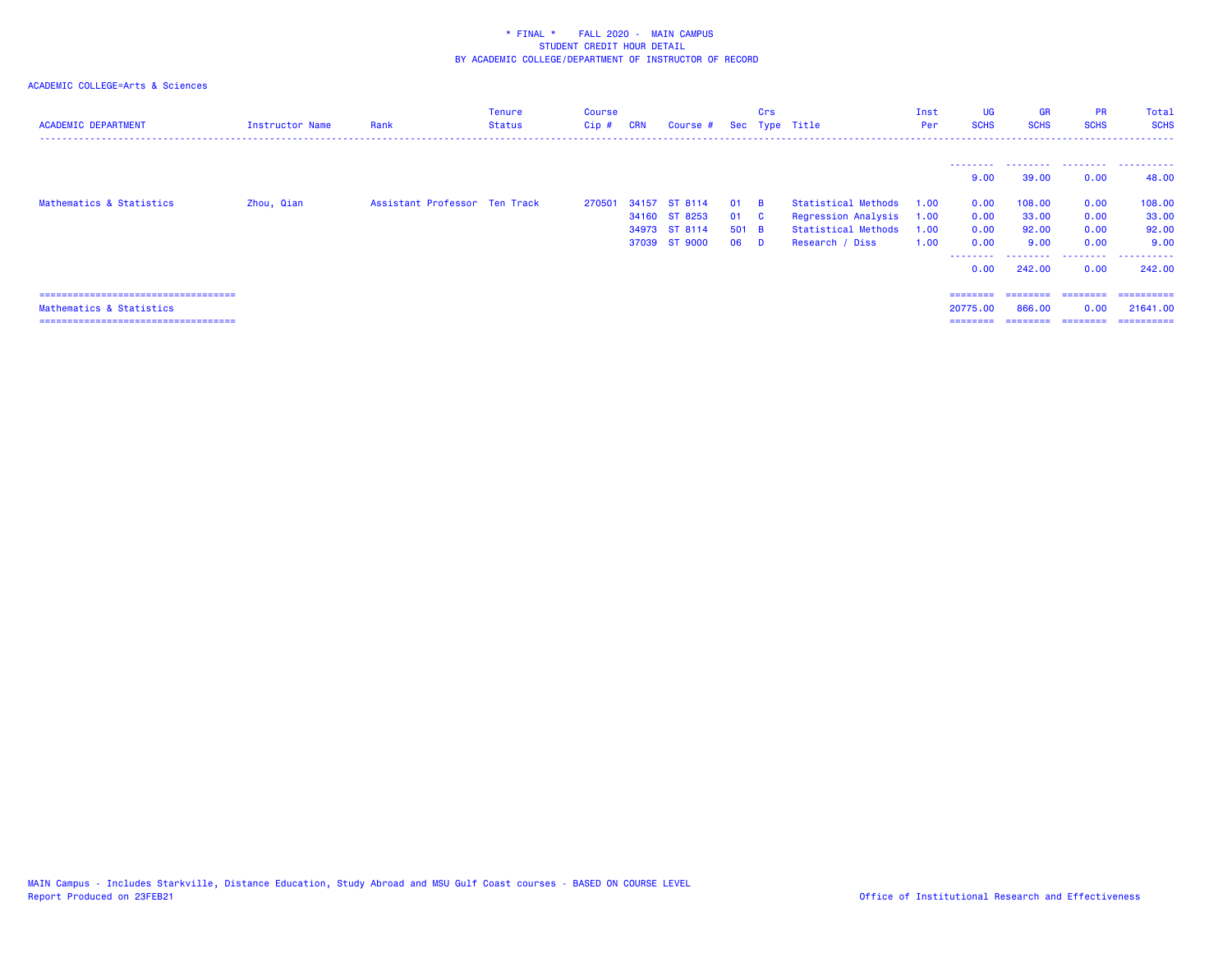* FINAL * FALL 2020 - MAIN CAMPUS
STUDENT CREDIT HOUR DETAIL
BY ACADEMIC COLLEGE/DEPARTMENT OF INSTRUCTOR OF RECORD

ACADEMIC COLLEGE=Arts & Sciences

| ACADEMIC DEPARTMENT | Instructor Name | Rank | Tenure Status | Course Cip # | CRN | Course # | Sec | Crs Type | Title | Inst Per | UG SCHS | GR SCHS | PR SCHS | Total SCHS |
|---|---|---|---|---|---|---|---|---|---|---|---|---|---|---|
| | | | | | | | | | | | 9.00 | 39.00 | 0.00 | 48.00 |
| Mathematics & Statistics | Zhou, Qian | Assistant Professor | Ten Track | 270501 | 34157 | ST 8114 | 01 | B | Statistical Methods | 1.00 | 0.00 | 108.00 | 0.00 | 108.00 |
| | | | | | 34160 | ST 8253 | 01 | C | Regression Analysis | 1.00 | 0.00 | 33.00 | 0.00 | 33.00 |
| | | | | | 34973 | ST 8114 | 501 | B | Statistical Methods | 1.00 | 0.00 | 92.00 | 0.00 | 92.00 |
| | | | | | 37039 | ST 9000 | 06 | D | Research / Diss | 1.00 | 0.00 | 9.00 | 0.00 | 9.00 |
| | | | | | | | | | | | 0.00 | 242.00 | 0.00 | 242.00 |
| Mathematics & Statistics | | | | | | | | | | | 20775.00 | 866.00 | 0.00 | 21641.00 |

MAIN Campus - Includes Starkville, Distance Education, Study Abroad and MSU Gulf Coast courses - BASED ON COURSE LEVEL
Report Produced on 23FEB21

Office of Institutional Research and Effectiveness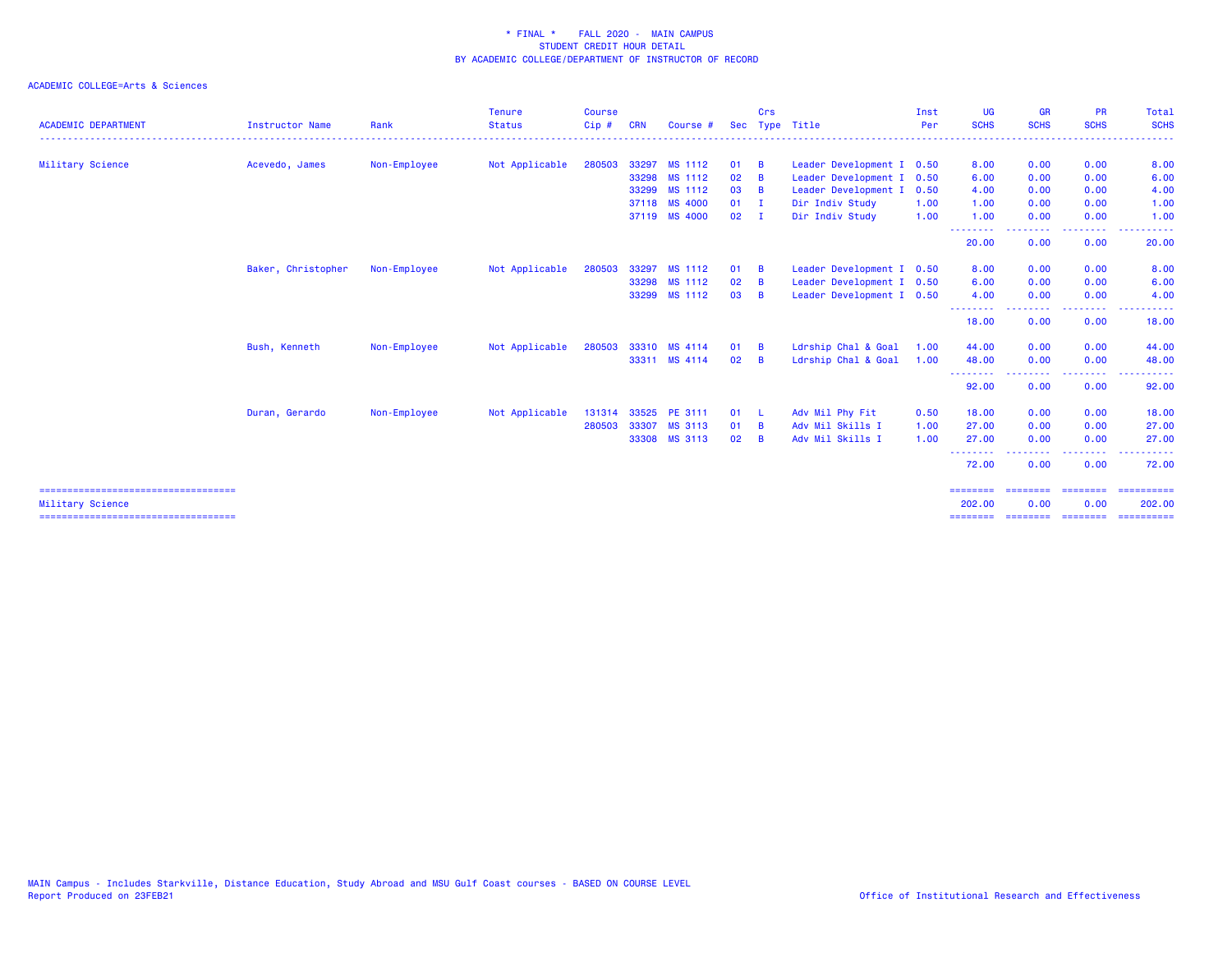\* FINAL \* FALL 2020 - MAIN CAMPUS
STUDENT CREDIT HOUR DETAIL
BY ACADEMIC COLLEGE/DEPARTMENT OF INSTRUCTOR OF RECORD

ACADEMIC COLLEGE=Arts & Sciences

| ACADEMIC DEPARTMENT | Instructor Name | Rank | Tenure Status | Course Cip # | CRN | Course # | Sec | Crs Type | Title | Inst Per | UG SCHS | GR SCHS | PR SCHS | Total SCHS |
|---|---|---|---|---|---|---|---|---|---|---|---|---|---|---|
| Military Science | Acevedo, James | Non-Employee | Not Applicable | 280503 | 33297 | MS 1112 | 01 | B | Leader Development I | 0.50 | 8.00 | 0.00 | 0.00 | 8.00 |
| | | | | | 33298 | MS 1112 | 02 | B | Leader Development I | 0.50 | 6.00 | 0.00 | 0.00 | 6.00 |
| | | | | | 33299 | MS 1112 | 03 | B | Leader Development I | 0.50 | 4.00 | 0.00 | 0.00 | 4.00 |
| | | | | | 37118 | MS 4000 | 01 | I | Dir Indiv Study | 1.00 | 1.00 | 0.00 | 0.00 | 1.00 |
| | | | | | 37119 | MS 4000 | 02 | I | Dir Indiv Study | 1.00 | 1.00 | 0.00 | 0.00 | 1.00 |
| | | | | | | | | | | | 20.00 | 0.00 | 0.00 | 20.00 |
| | Baker, Christopher | Non-Employee | Not Applicable | 280503 | 33297 | MS 1112 | 01 | B | Leader Development I | 0.50 | 8.00 | 0.00 | 0.00 | 8.00 |
| | | | | | 33298 | MS 1112 | 02 | B | Leader Development I | 0.50 | 6.00 | 0.00 | 0.00 | 6.00 |
| | | | | | 33299 | MS 1112 | 03 | B | Leader Development I | 0.50 | 4.00 | 0.00 | 0.00 | 4.00 |
| | | | | | | | | | | | 18.00 | 0.00 | 0.00 | 18.00 |
| | Bush, Kenneth | Non-Employee | Not Applicable | 280503 | 33310 | MS 4114 | 01 | B | Ldrship Chal & Goal | 1.00 | 44.00 | 0.00 | 0.00 | 44.00 |
| | | | | | 33311 | MS 4114 | 02 | B | Ldrship Chal & Goal | 1.00 | 48.00 | 0.00 | 0.00 | 48.00 |
| | | | | | | | | | | | 92.00 | 0.00 | 0.00 | 92.00 |
| | Duran, Gerardo | Non-Employee | Not Applicable | 131314 | 33525 | PE 3111 | 01 | L | Adv Mil Phy Fit | 0.50 | 18.00 | 0.00 | 0.00 | 18.00 |
| | | | | 280503 | 33307 | MS 3113 | 01 | B | Adv Mil Skills I | 1.00 | 27.00 | 0.00 | 0.00 | 27.00 |
| | | | | | 33308 | MS 3113 | 02 | B | Adv Mil Skills I | 1.00 | 27.00 | 0.00 | 0.00 | 27.00 |
| | | | | | | | | | | | 72.00 | 0.00 | 0.00 | 72.00 |
| Military Science | | | | | | | | | | | 202.00 | 0.00 | 0.00 | 202.00 |

MAIN Campus - Includes Starkville, Distance Education, Study Abroad and MSU Gulf Coast courses - BASED ON COURSE LEVEL
Report Produced on 23FEB21

Office of Institutional Research and Effectiveness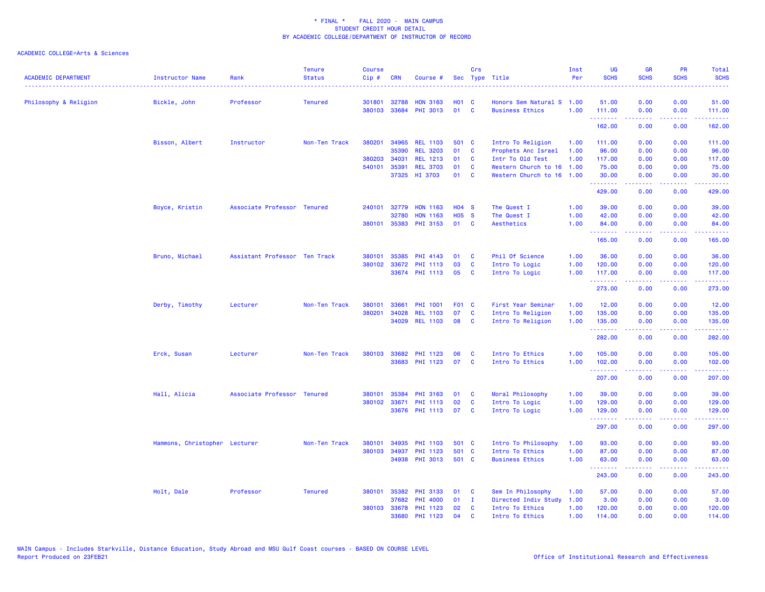\* FINAL \* FALL 2020 - MAIN CAMPUS
STUDENT CREDIT HOUR DETAIL
BY ACADEMIC COLLEGE/DEPARTMENT OF INSTRUCTOR OF RECORD

ACADEMIC COLLEGE=Arts & Sciences

| ACADEMIC DEPARTMENT | Instructor Name | Rank | Tenure Status | Course Cip # | CRN | Course # | Sec | Crs Type | Title | Inst Per | UG SCHS | GR SCHS | PR SCHS | Total SCHS |
|---|---|---|---|---|---|---|---|---|---|---|---|---|---|---|
| Philosophy & Religion | Bickle, John | Professor | Tenured | 301801 | 32788 | HON 3163 | H01 | C | Honors Sem Natural S | 1.00 | 51.00 | 0.00 | 0.00 | 51.00 |
| | | | | 380103 | 33684 | PHI 3013 | 01 | C | Business Ethics | 1.00 | 111.00 | 0.00 | 0.00 | 111.00 |
| | | | | | | | | | | | 162.00 | 0.00 | 0.00 | 162.00 |
| | Bisson, Albert | Instructor | Non-Ten Track | 380201 | 34965 | REL 1103 | 501 | C | Intro To Religion | 1.00 | 111.00 | 0.00 | 0.00 | 111.00 |
| | | | | | 35390 | REL 3203 | 01 | C | Prophets Anc Israel | 1.00 | 96.00 | 0.00 | 0.00 | 96.00 |
| | | | | 380203 | 34031 | REL 1213 | 01 | C | Intr To Old Test | 1.00 | 117.00 | 0.00 | 0.00 | 117.00 |
| | | | | 540101 | 35391 | REL 3703 | 01 | C | Western Church to 16 | 1.00 | 75.00 | 0.00 | 0.00 | 75.00 |
| | | | | | 37325 | HI 3703 | 01 | C | Western Church to 16 | 1.00 | 30.00 | 0.00 | 0.00 | 30.00 |
| | | | | | | | | | | | 429.00 | 0.00 | 0.00 | 429.00 |
| | Boyce, Kristin | Associate Professor | Tenured | 240101 | 32779 | HON 1163 | H04 | S | The Quest I | 1.00 | 39.00 | 0.00 | 0.00 | 39.00 |
| | | | | | 32780 | HON 1163 | H05 | S | The Quest I | 1.00 | 42.00 | 0.00 | 0.00 | 42.00 |
| | | | | 380101 | 35383 | PHI 3153 | 01 | C | Aesthetics | 1.00 | 84.00 | 0.00 | 0.00 | 84.00 |
| | | | | | | | | | | | 165.00 | 0.00 | 0.00 | 165.00 |
| | Bruno, Michael | Assistant Professor | Ten Track | 380101 | 35385 | PHI 4143 | 01 | C | Phil Of Science | 1.00 | 36.00 | 0.00 | 0.00 | 36.00 |
| | | | | 380102 | 33672 | PHI 1113 | 03 | C | Intro To Logic | 1.00 | 120.00 | 0.00 | 0.00 | 120.00 |
| | | | | | 33674 | PHI 1113 | 05 | C | Intro To Logic | 1.00 | 117.00 | 0.00 | 0.00 | 117.00 |
| | | | | | | | | | | | 273.00 | 0.00 | 0.00 | 273.00 |
| | Derby, Timothy | Lecturer | Non-Ten Track | 380101 | 33661 | PHI 1001 | F01 | C | First Year Seminar | 1.00 | 12.00 | 0.00 | 0.00 | 12.00 |
| | | | | 380201 | 34028 | REL 1103 | 07 | C | Intro To Religion | 1.00 | 135.00 | 0.00 | 0.00 | 135.00 |
| | | | | | 34029 | REL 1103 | 08 | C | Intro To Religion | 1.00 | 135.00 | 0.00 | 0.00 | 135.00 |
| | | | | | | | | | | | 282.00 | 0.00 | 0.00 | 282.00 |
| | Erck, Susan | Lecturer | Non-Ten Track | 380103 | 33682 | PHI 1123 | 06 | C | Intro To Ethics | 1.00 | 105.00 | 0.00 | 0.00 | 105.00 |
| | | | | | 33683 | PHI 1123 | 07 | C | Intro To Ethics | 1.00 | 102.00 | 0.00 | 0.00 | 102.00 |
| | | | | | | | | | | | 207.00 | 0.00 | 0.00 | 207.00 |
| | Hall, Alicia | Associate Professor | Tenured | 380101 | 35384 | PHI 3163 | 01 | C | Moral Philosophy | 1.00 | 39.00 | 0.00 | 0.00 | 39.00 |
| | | | | 380102 | 33671 | PHI 1113 | 02 | C | Intro To Logic | 1.00 | 129.00 | 0.00 | 0.00 | 129.00 |
| | | | | | 33676 | PHI 1113 | 07 | C | Intro To Logic | 1.00 | 129.00 | 0.00 | 0.00 | 129.00 |
| | | | | | | | | | | | 297.00 | 0.00 | 0.00 | 297.00 |
| | Hammons, Christopher | Lecturer | Non-Ten Track | 380101 | 34935 | PHI 1103 | 501 | C | Intro To Philosophy | 1.00 | 93.00 | 0.00 | 0.00 | 93.00 |
| | | | | 380103 | 34937 | PHI 1123 | 501 | C | Intro To Ethics | 1.00 | 87.00 | 0.00 | 0.00 | 87.00 |
| | | | | | 34938 | PHI 3013 | 501 | C | Business Ethics | 1.00 | 63.00 | 0.00 | 0.00 | 63.00 |
| | | | | | | | | | | | 243.00 | 0.00 | 0.00 | 243.00 |
| | Holt, Dale | Professor | Tenured | 380101 | 35382 | PHI 3133 | 01 | C | Sem In Philosophy | 1.00 | 57.00 | 0.00 | 0.00 | 57.00 |
| | | | | | 37682 | PHI 4000 | 01 | I | Directed Indiv Study | 1.00 | 3.00 | 0.00 | 0.00 | 3.00 |
| | | | | 380103 | 33678 | PHI 1123 | 02 | C | Intro To Ethics | 1.00 | 120.00 | 0.00 | 0.00 | 120.00 |
| | | | | | 33680 | PHI 1123 | 04 | C | Intro To Ethics | 1.00 | 114.00 | 0.00 | 0.00 | 114.00 |

MAIN Campus - Includes Starkville, Distance Education, Study Abroad and MSU Gulf Coast courses - BASED ON COURSE LEVEL
Report Produced on 23FEB21

Office of Institutional Research and Effectiveness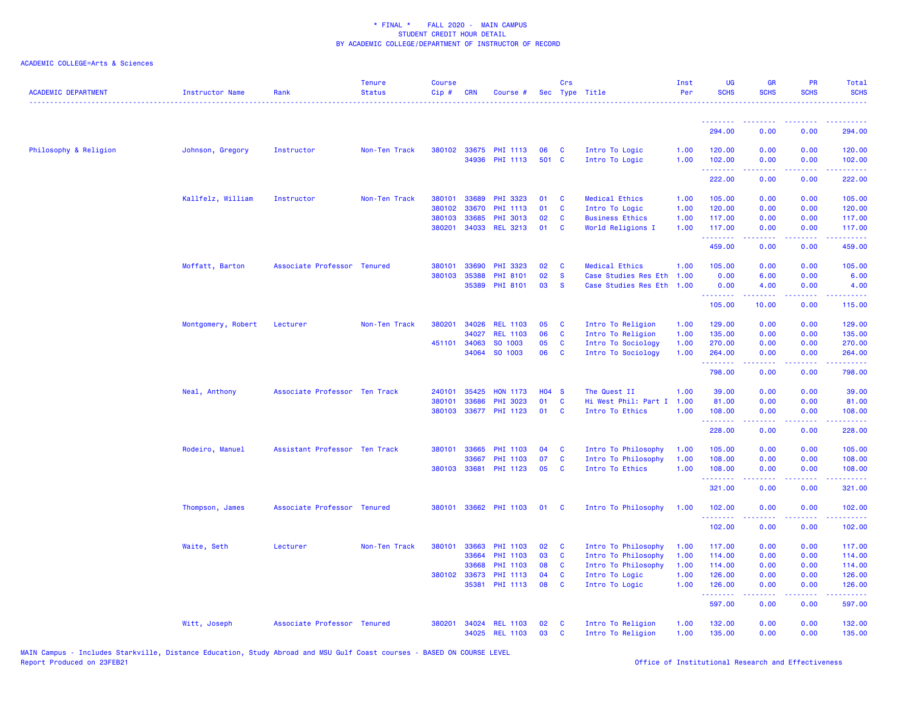\* FINAL \* FALL 2020 - MAIN CAMPUS
STUDENT CREDIT HOUR DETAIL
BY ACADEMIC COLLEGE/DEPARTMENT OF INSTRUCTOR OF RECORD

ACADEMIC COLLEGE=Arts & Sciences

| ACADEMIC DEPARTMENT | Instructor Name | Rank | Tenure Status | Course Cip # | CRN | Course # | Sec | Crs Type | Title | Inst Per | UG SCHS | GR SCHS | PR SCHS | Total SCHS |
|---|---|---|---|---|---|---|---|---|---|---|---|---|---|---|
| | | | | | | | | | | | 294.00 | 0.00 | 0.00 | 294.00 |
| Philosophy & Religion | Johnson, Gregory | Instructor | Non-Ten Track | 380102 | 33675 | PHI 1113 | 06 | C | Intro To Logic | 1.00 | 120.00 | 0.00 | 0.00 | 120.00 |
| | | | | | 34936 | PHI 1113 | 501 | C | Intro To Logic | 1.00 | 102.00 | 0.00 | 0.00 | 102.00 |
| | | | | | | | | | | | 222.00 | 0.00 | 0.00 | 222.00 |
| | Kallfelz, William | Instructor | Non-Ten Track | 380101 | 33689 | PHI 3323 | 01 | C | Medical Ethics | 1.00 | 105.00 | 0.00 | 0.00 | 105.00 |
| | | | | 380102 | 33670 | PHI 1113 | 01 | C | Intro To Logic | 1.00 | 120.00 | 0.00 | 0.00 | 120.00 |
| | | | | 380103 | 33685 | PHI 3013 | 02 | C | Business Ethics | 1.00 | 117.00 | 0.00 | 0.00 | 117.00 |
| | | | | 380201 | 34033 | REL 3213 | 01 | C | World Religions I | 1.00 | 117.00 | 0.00 | 0.00 | 117.00 |
| | | | | | | | | | | | 459.00 | 0.00 | 0.00 | 459.00 |
| | Moffatt, Barton | Associate Professor | Tenured | 380101 | 33690 | PHI 3323 | 02 | C | Medical Ethics | 1.00 | 105.00 | 0.00 | 0.00 | 105.00 |
| | | | | 380103 | 35388 | PHI 8101 | 02 | S | Case Studies Res Eth | 1.00 | 0.00 | 6.00 | 0.00 | 6.00 |
| | | | | | 35389 | PHI 8101 | 03 | S | Case Studies Res Eth | 1.00 | 0.00 | 4.00 | 0.00 | 4.00 |
| | | | | | | | | | | | 105.00 | 10.00 | 0.00 | 115.00 |
| | Montgomery, Robert | Lecturer | Non-Ten Track | 380201 | 34026 | REL 1103 | 05 | C | Intro To Religion | 1.00 | 129.00 | 0.00 | 0.00 | 129.00 |
| | | | | | 34027 | REL 1103 | 06 | C | Intro To Religion | 1.00 | 135.00 | 0.00 | 0.00 | 135.00 |
| | | | | 451101 | 34063 | SO 1003 | 05 | C | Intro To Sociology | 1.00 | 270.00 | 0.00 | 0.00 | 270.00 |
| | | | | | 34064 | SO 1003 | 06 | C | Intro To Sociology | 1.00 | 264.00 | 0.00 | 0.00 | 264.00 |
| | | | | | | | | | | | 798.00 | 0.00 | 0.00 | 798.00 |
| | Neal, Anthony | Associate Professor | Ten Track | 240101 | 35425 | HON 1173 | H04 | S | The Quest II | 1.00 | 39.00 | 0.00 | 0.00 | 39.00 |
| | | | | 380101 | 33686 | PHI 3023 | 01 | C | Hi West Phil: Part I | 1.00 | 81.00 | 0.00 | 0.00 | 81.00 |
| | | | | 380103 | 33677 | PHI 1123 | 01 | C | Intro To Ethics | 1.00 | 108.00 | 0.00 | 0.00 | 108.00 |
| | | | | | | | | | | | 228.00 | 0.00 | 0.00 | 228.00 |
| | Rodeiro, Manuel | Assistant Professor | Ten Track | 380101 | 33665 | PHI 1103 | 04 | C | Intro To Philosophy | 1.00 | 105.00 | 0.00 | 0.00 | 105.00 |
| | | | | | 33667 | PHI 1103 | 07 | C | Intro To Philosophy | 1.00 | 108.00 | 0.00 | 0.00 | 108.00 |
| | | | | 380103 | 33681 | PHI 1123 | 05 | C | Intro To Ethics | 1.00 | 108.00 | 0.00 | 0.00 | 108.00 |
| | | | | | | | | | | | 321.00 | 0.00 | 0.00 | 321.00 |
| | Thompson, James | Associate Professor | Tenured | 380101 | 33662 | PHI 1103 | 01 | C | Intro To Philosophy | 1.00 | 102.00 | 0.00 | 0.00 | 102.00 |
| | | | | | | | | | | | 102.00 | 0.00 | 0.00 | 102.00 |
| | Waite, Seth | Lecturer | Non-Ten Track | 380101 | 33663 | PHI 1103 | 02 | C | Intro To Philosophy | 1.00 | 117.00 | 0.00 | 0.00 | 117.00 |
| | | | | | 33664 | PHI 1103 | 03 | C | Intro To Philosophy | 1.00 | 114.00 | 0.00 | 0.00 | 114.00 |
| | | | | | 33668 | PHI 1103 | 08 | C | Intro To Philosophy | 1.00 | 114.00 | 0.00 | 0.00 | 114.00 |
| | | | | 380102 | 33673 | PHI 1113 | 04 | C | Intro To Logic | 1.00 | 126.00 | 0.00 | 0.00 | 126.00 |
| | | | | | 35381 | PHI 1113 | 08 | C | Intro To Logic | 1.00 | 126.00 | 0.00 | 0.00 | 126.00 |
| | | | | | | | | | | | 597.00 | 0.00 | 0.00 | 597.00 |
| | Witt, Joseph | Associate Professor | Tenured | 380201 | 34024 | REL 1103 | 02 | C | Intro To Religion | 1.00 | 132.00 | 0.00 | 0.00 | 132.00 |
| | | | | | 34025 | REL 1103 | 03 | C | Intro To Religion | 1.00 | 135.00 | 0.00 | 0.00 | 135.00 |

MAIN Campus - Includes Starkville, Distance Education, Study Abroad and MSU Gulf Coast courses - BASED ON COURSE LEVEL
Report Produced on 23FEB21

Office of Institutional Research and Effectiveness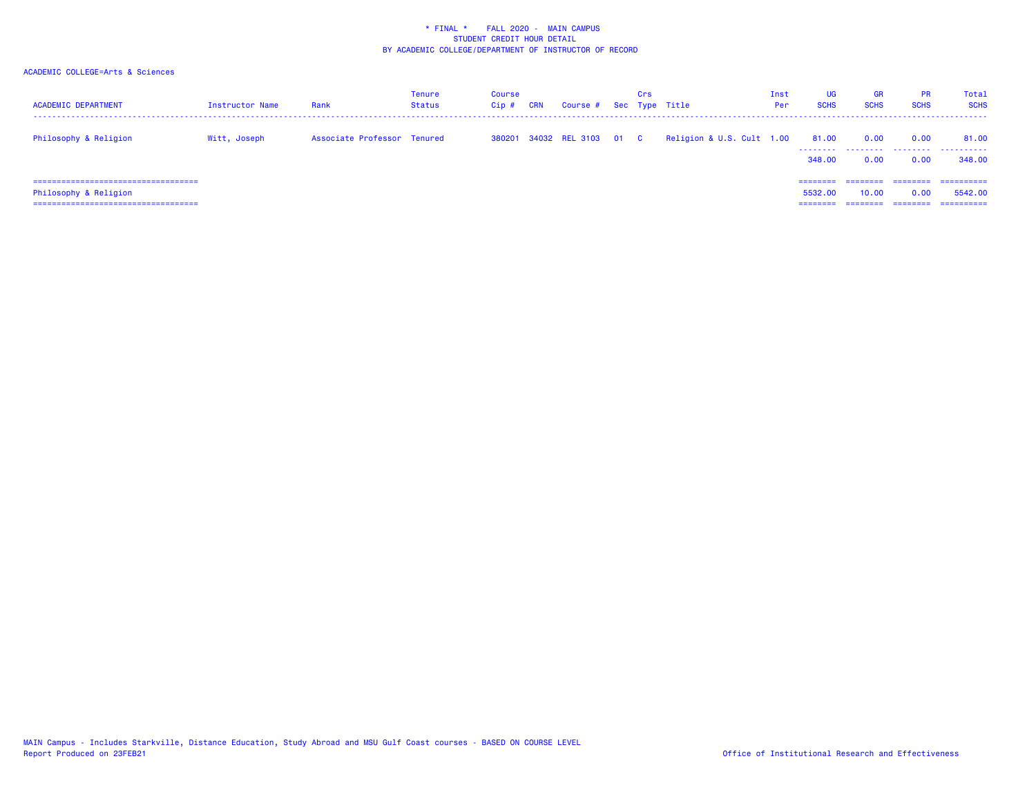\* FINAL \*    FALL 2020 -  MAIN CAMPUS
STUDENT CREDIT HOUR DETAIL
BY ACADEMIC COLLEGE/DEPARTMENT OF INSTRUCTOR OF RECORD

ACADEMIC COLLEGE=Arts & Sciences

| ACADEMIC DEPARTMENT | Instructor Name | Rank | Tenure Status | Course Cip # | CRN | Course # | Sec | Crs Type | Title | Inst Per | UG SCHS | GR SCHS | PR SCHS | Total SCHS |
|---|---|---|---|---|---|---|---|---|---|---|---|---|---|---|
| Philosophy & Religion | Witt, Joseph | Associate Professor | Tenured | 380201 | 34032 | REL 3103 | 01 | C | Religion & U.S. Cult | 1.00 | 81.00 | 0.00 | 0.00 | 81.00 |
| | | | | | | | | | | | 348.00 | 0.00 | 0.00 | 348.00 |
| Philosophy & Religion | | | | | | | | | | | 5532.00 | 10.00 | 0.00 | 5542.00 |

MAIN Campus - Includes Starkville, Distance Education, Study Abroad and MSU Gulf Coast courses - BASED ON COURSE LEVEL
Report Produced on 23FEB21

Office of Institutional Research and Effectiveness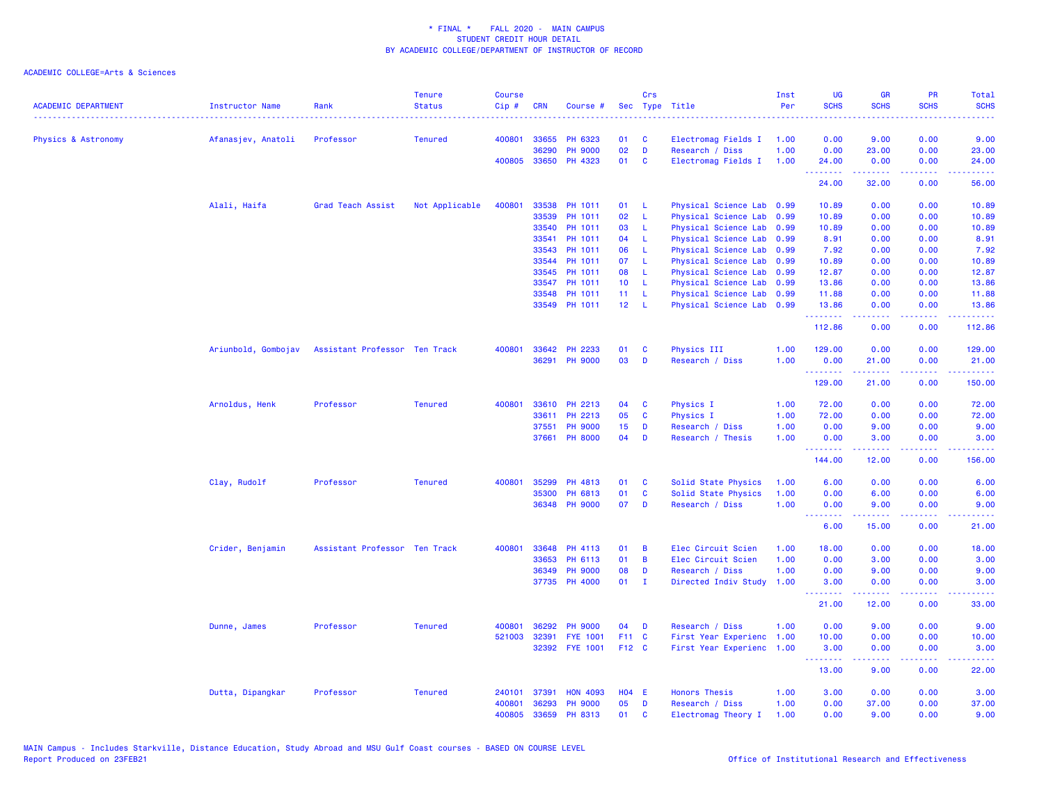\* FINAL \*    FALL 2020 - MAIN CAMPUS
STUDENT CREDIT HOUR DETAIL
BY ACADEMIC COLLEGE/DEPARTMENT OF INSTRUCTOR OF RECORD

ACADEMIC COLLEGE=Arts & Sciences

| ACADEMIC DEPARTMENT | Instructor Name | Rank | Tenure Status | Course Cip # | CRN | Course # | Sec | Crs Type | Title | Inst Per | UG SCHS | GR SCHS | PR SCHS | Total SCHS |
|---|---|---|---|---|---|---|---|---|---|---|---|---|---|---|
| Physics & Astronomy | Afanasjev, Anatoli | Professor | Tenured | 400801 | 33655 | PH 6323 | 01 | C | Electromag Fields I | 1.00 | 0.00 | 9.00 | 0.00 | 9.00 |
| | | | | | 36290 | PH 9000 | 02 | D | Research / Diss | 1.00 | 0.00 | 23.00 | 0.00 | 23.00 |
| | | | | 400805 | 33650 | PH 4323 | 01 | C | Electromag Fields I | 1.00 | 24.00 | 0.00 | 0.00 | 24.00 |
| | | | | | | | | | | | 24.00 | 32.00 | 0.00 | 56.00 |
| | Alali, Haifa | Grad Teach Assist | Not Applicable | 400801 | 33538 | PH 1011 | 01 | L | Physical Science Lab | 0.99 | 10.89 | 0.00 | 0.00 | 10.89 |
| | | | | | 33539 | PH 1011 | 02 | L | Physical Science Lab | 0.99 | 10.89 | 0.00 | 0.00 | 10.89 |
| | | | | | 33540 | PH 1011 | 03 | L | Physical Science Lab | 0.99 | 10.89 | 0.00 | 0.00 | 10.89 |
| | | | | | 33541 | PH 1011 | 04 | L | Physical Science Lab | 0.99 | 8.91 | 0.00 | 0.00 | 8.91 |
| | | | | | 33543 | PH 1011 | 06 | L | Physical Science Lab | 0.99 | 7.92 | 0.00 | 0.00 | 7.92 |
| | | | | | 33544 | PH 1011 | 07 | L | Physical Science Lab | 0.99 | 10.89 | 0.00 | 0.00 | 10.89 |
| | | | | | 33545 | PH 1011 | 08 | L | Physical Science Lab | 0.99 | 12.87 | 0.00 | 0.00 | 12.87 |
| | | | | | 33547 | PH 1011 | 10 | L | Physical Science Lab | 0.99 | 13.86 | 0.00 | 0.00 | 13.86 |
| | | | | | 33548 | PH 1011 | 11 | L | Physical Science Lab | 0.99 | 11.88 | 0.00 | 0.00 | 11.88 |
| | | | | | 33549 | PH 1011 | 12 | L | Physical Science Lab | 0.99 | 13.86 | 0.00 | 0.00 | 13.86 |
| | | | | | | | | | | | 112.86 | 0.00 | 0.00 | 112.86 |
| | Ariunbold, Gombojav | Assistant Professor | Ten Track | 400801 | 33642 | PH 2233 | 01 | C | Physics III | 1.00 | 129.00 | 0.00 | 0.00 | 129.00 |
| | | | | | 36291 | PH 9000 | 03 | D | Research / Diss | 1.00 | 0.00 | 21.00 | 0.00 | 21.00 |
| | | | | | | | | | | | 129.00 | 21.00 | 0.00 | 150.00 |
| | Arnoldus, Henk | Professor | Tenured | 400801 | 33610 | PH 2213 | 04 | C | Physics I | 1.00 | 72.00 | 0.00 | 0.00 | 72.00 |
| | | | | | 33611 | PH 2213 | 05 | C | Physics I | 1.00 | 72.00 | 0.00 | 0.00 | 72.00 |
| | | | | | 37551 | PH 9000 | 15 | D | Research / Diss | 1.00 | 0.00 | 9.00 | 0.00 | 9.00 |
| | | | | | 37661 | PH 8000 | 04 | D | Research / Thesis | 1.00 | 0.00 | 3.00 | 0.00 | 3.00 |
| | | | | | | | | | | | 144.00 | 12.00 | 0.00 | 156.00 |
| | Clay, Rudolf | Professor | Tenured | 400801 | 35299 | PH 4813 | 01 | C | Solid State Physics | 1.00 | 6.00 | 0.00 | 0.00 | 6.00 |
| | | | | | 35300 | PH 6813 | 01 | C | Solid State Physics | 1.00 | 0.00 | 6.00 | 0.00 | 6.00 |
| | | | | | 36348 | PH 9000 | 07 | D | Research / Diss | 1.00 | 0.00 | 9.00 | 0.00 | 9.00 |
| | | | | | | | | | | | 6.00 | 15.00 | 0.00 | 21.00 |
| | Crider, Benjamin | Assistant Professor | Ten Track | 400801 | 33648 | PH 4113 | 01 | B | Elec Circuit Scien | 1.00 | 18.00 | 0.00 | 0.00 | 18.00 |
| | | | | | 33653 | PH 6113 | 01 | B | Elec Circuit Scien | 1.00 | 0.00 | 3.00 | 0.00 | 3.00 |
| | | | | | 36349 | PH 9000 | 08 | D | Research / Diss | 1.00 | 0.00 | 9.00 | 0.00 | 9.00 |
| | | | | | 37735 | PH 4000 | 01 | I | Directed Indiv Study | 1.00 | 3.00 | 0.00 | 0.00 | 3.00 |
| | | | | | | | | | | | 21.00 | 12.00 | 0.00 | 33.00 |
| | Dunne, James | Professor | Tenured | 400801 | 36292 | PH 9000 | 04 | D | Research / Diss | 1.00 | 0.00 | 9.00 | 0.00 | 9.00 |
| | | | | 521003 | 32391 | FYE 1001 | F11 | C | First Year Experienc | 1.00 | 10.00 | 0.00 | 0.00 | 10.00 |
| | | | | | 32392 | FYE 1001 | F12 | C | First Year Experienc | 1.00 | 3.00 | 0.00 | 0.00 | 3.00 |
| | | | | | | | | | | | 13.00 | 9.00 | 0.00 | 22.00 |
| | Dutta, Dipangkar | Professor | Tenured | 240101 | 37391 | HON 4093 | H04 | E | Honors Thesis | 1.00 | 3.00 | 0.00 | 0.00 | 3.00 |
| | | | | 400801 | 36293 | PH 9000 | 05 | D | Research / Diss | 1.00 | 0.00 | 37.00 | 0.00 | 37.00 |
| | | | | 400805 | 33659 | PH 8313 | 01 | C | Electromag Theory I | 1.00 | 0.00 | 9.00 | 0.00 | 9.00 |

MAIN Campus - Includes Starkville, Distance Education, Study Abroad and MSU Gulf Coast courses - BASED ON COURSE LEVEL
Report Produced on 23FEB21    Office of Institutional Research and Effectiveness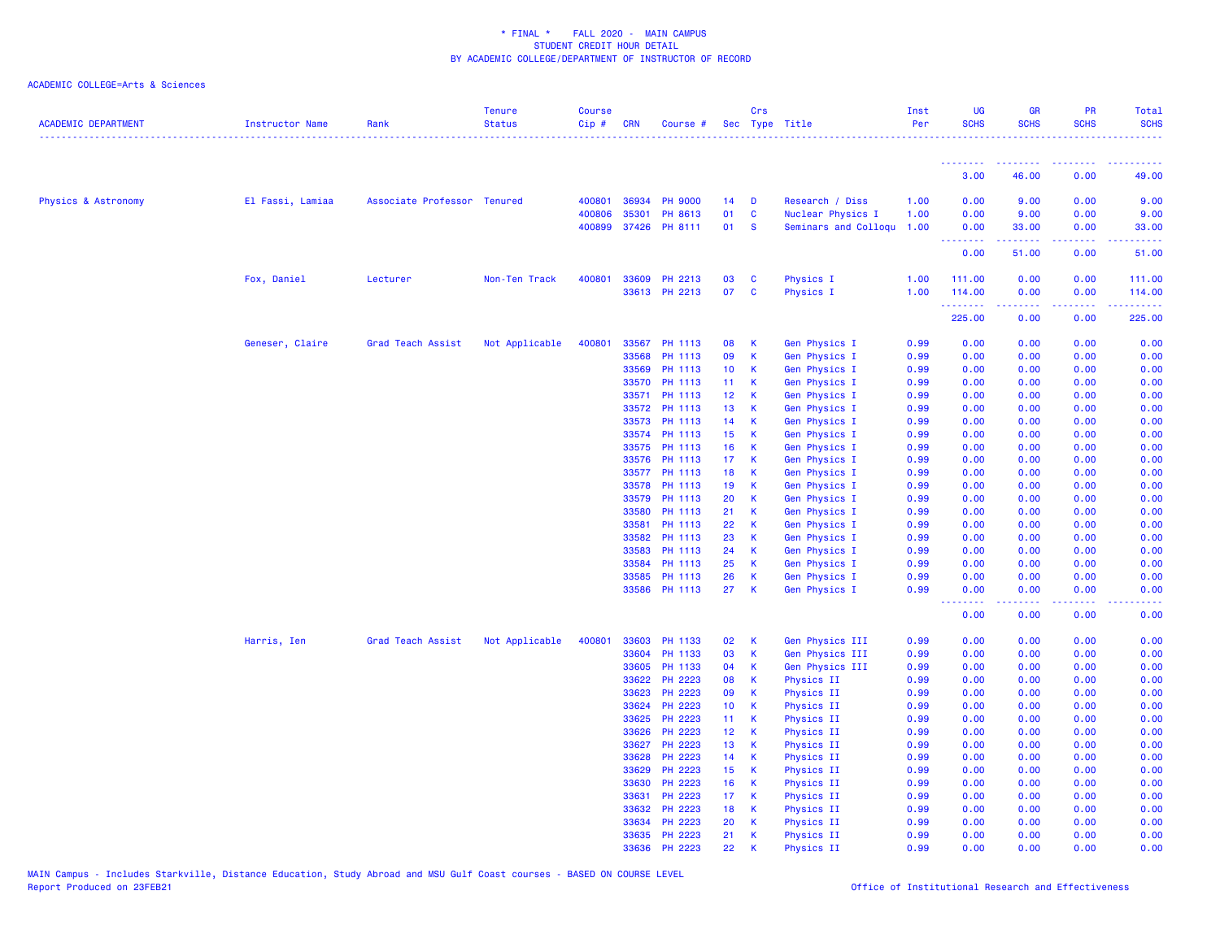* FINAL * FALL 2020 - MAIN CAMPUS
STUDENT CREDIT HOUR DETAIL
BY ACADEMIC COLLEGE/DEPARTMENT OF INSTRUCTOR OF RECORD

ACADEMIC COLLEGE=Arts & Sciences

| ACADEMIC DEPARTMENT | Instructor Name | Rank | Tenure Status | Course Cip # | CRN | Course # | Sec | Crs Type | Title | Inst Per | UG SCHS | GR SCHS | PR SCHS | Total SCHS |
|---|---|---|---|---|---|---|---|---|---|---|---|---|---|---|
| | | | | | | | | | | | 3.00 | 46.00 | 0.00 | 49.00 |
| Physics & Astronomy | El Fassi, Lamiaa | Associate Professor | Tenured | 400801 | 36934 | PH 9000 | 14 | D | Research / Diss | 1.00 | 0.00 | 9.00 | 0.00 | 9.00 |
| | | | | 400806 | 35301 | PH 8613 | 01 | C | Nuclear Physics I | 1.00 | 0.00 | 9.00 | 0.00 | 9.00 |
| | | | | 400899 | 37426 | PH 8111 | 01 | S | Seminars and Colloqu | 1.00 | 0.00 | 33.00 | 0.00 | 33.00 |
| | | | | | | | | | | | 0.00 | 51.00 | 0.00 | 51.00 |
| | Fox, Daniel | Lecturer | Non-Ten Track | 400801 | 33609 | PH 2213 | 03 | C | Physics I | 1.00 | 111.00 | 0.00 | 0.00 | 111.00 |
| | | | | | 33613 | PH 2213 | 07 | C | Physics I | 1.00 | 114.00 | 0.00 | 0.00 | 114.00 |
| | | | | | | | | | | | 225.00 | 0.00 | 0.00 | 225.00 |
| | Geneser, Claire | Grad Teach Assist | Not Applicable | 400801 | 33567 | PH 1113 | 08 | K | Gen Physics I | 0.99 | 0.00 | 0.00 | 0.00 | 0.00 |
| | | | | | 33568 | PH 1113 | 09 | K | Gen Physics I | 0.99 | 0.00 | 0.00 | 0.00 | 0.00 |
| | | | | | 33569 | PH 1113 | 10 | K | Gen Physics I | 0.99 | 0.00 | 0.00 | 0.00 | 0.00 |
| | | | | | 33570 | PH 1113 | 11 | K | Gen Physics I | 0.99 | 0.00 | 0.00 | 0.00 | 0.00 |
| | | | | | 33571 | PH 1113 | 12 | K | Gen Physics I | 0.99 | 0.00 | 0.00 | 0.00 | 0.00 |
| | | | | | 33572 | PH 1113 | 13 | K | Gen Physics I | 0.99 | 0.00 | 0.00 | 0.00 | 0.00 |
| | | | | | 33573 | PH 1113 | 14 | K | Gen Physics I | 0.99 | 0.00 | 0.00 | 0.00 | 0.00 |
| | | | | | 33574 | PH 1113 | 15 | K | Gen Physics I | 0.99 | 0.00 | 0.00 | 0.00 | 0.00 |
| | | | | | 33575 | PH 1113 | 16 | K | Gen Physics I | 0.99 | 0.00 | 0.00 | 0.00 | 0.00 |
| | | | | | 33576 | PH 1113 | 17 | K | Gen Physics I | 0.99 | 0.00 | 0.00 | 0.00 | 0.00 |
| | | | | | 33577 | PH 1113 | 18 | K | Gen Physics I | 0.99 | 0.00 | 0.00 | 0.00 | 0.00 |
| | | | | | 33578 | PH 1113 | 19 | K | Gen Physics I | 0.99 | 0.00 | 0.00 | 0.00 | 0.00 |
| | | | | | 33579 | PH 1113 | 20 | K | Gen Physics I | 0.99 | 0.00 | 0.00 | 0.00 | 0.00 |
| | | | | | 33580 | PH 1113 | 21 | K | Gen Physics I | 0.99 | 0.00 | 0.00 | 0.00 | 0.00 |
| | | | | | 33581 | PH 1113 | 22 | K | Gen Physics I | 0.99 | 0.00 | 0.00 | 0.00 | 0.00 |
| | | | | | 33582 | PH 1113 | 23 | K | Gen Physics I | 0.99 | 0.00 | 0.00 | 0.00 | 0.00 |
| | | | | | 33583 | PH 1113 | 24 | K | Gen Physics I | 0.99 | 0.00 | 0.00 | 0.00 | 0.00 |
| | | | | | 33584 | PH 1113 | 25 | K | Gen Physics I | 0.99 | 0.00 | 0.00 | 0.00 | 0.00 |
| | | | | | 33585 | PH 1113 | 26 | K | Gen Physics I | 0.99 | 0.00 | 0.00 | 0.00 | 0.00 |
| | | | | | 33586 | PH 1113 | 27 | K | Gen Physics I | 0.99 | 0.00 | 0.00 | 0.00 | 0.00 |
| | | | | | | | | | | | 0.00 | 0.00 | 0.00 | 0.00 |
| | Harris, Ien | Grad Teach Assist | Not Applicable | 400801 | 33603 | PH 1133 | 02 | K | Gen Physics III | 0.99 | 0.00 | 0.00 | 0.00 | 0.00 |
| | | | | | 33604 | PH 1133 | 03 | K | Gen Physics III | 0.99 | 0.00 | 0.00 | 0.00 | 0.00 |
| | | | | | 33605 | PH 1133 | 04 | K | Gen Physics III | 0.99 | 0.00 | 0.00 | 0.00 | 0.00 |
| | | | | | 33622 | PH 2223 | 08 | K | Physics II | 0.99 | 0.00 | 0.00 | 0.00 | 0.00 |
| | | | | | 33623 | PH 2223 | 09 | K | Physics II | 0.99 | 0.00 | 0.00 | 0.00 | 0.00 |
| | | | | | 33624 | PH 2223 | 10 | K | Physics II | 0.99 | 0.00 | 0.00 | 0.00 | 0.00 |
| | | | | | 33625 | PH 2223 | 11 | K | Physics II | 0.99 | 0.00 | 0.00 | 0.00 | 0.00 |
| | | | | | 33626 | PH 2223 | 12 | K | Physics II | 0.99 | 0.00 | 0.00 | 0.00 | 0.00 |
| | | | | | 33627 | PH 2223 | 13 | K | Physics II | 0.99 | 0.00 | 0.00 | 0.00 | 0.00 |
| | | | | | 33628 | PH 2223 | 14 | K | Physics II | 0.99 | 0.00 | 0.00 | 0.00 | 0.00 |
| | | | | | 33629 | PH 2223 | 15 | K | Physics II | 0.99 | 0.00 | 0.00 | 0.00 | 0.00 |
| | | | | | 33630 | PH 2223 | 16 | K | Physics II | 0.99 | 0.00 | 0.00 | 0.00 | 0.00 |
| | | | | | 33631 | PH 2223 | 17 | K | Physics II | 0.99 | 0.00 | 0.00 | 0.00 | 0.00 |
| | | | | | 33632 | PH 2223 | 18 | K | Physics II | 0.99 | 0.00 | 0.00 | 0.00 | 0.00 |
| | | | | | 33634 | PH 2223 | 20 | K | Physics II | 0.99 | 0.00 | 0.00 | 0.00 | 0.00 |
| | | | | | 33635 | PH 2223 | 21 | K | Physics II | 0.99 | 0.00 | 0.00 | 0.00 | 0.00 |
| | | | | | 33636 | PH 2223 | 22 | K | Physics II | 0.99 | 0.00 | 0.00 | 0.00 | 0.00 |

MAIN Campus - Includes Starkville, Distance Education, Study Abroad and MSU Gulf Coast courses - BASED ON COURSE LEVEL
Report Produced on 23FEB21

Office of Institutional Research and Effectiveness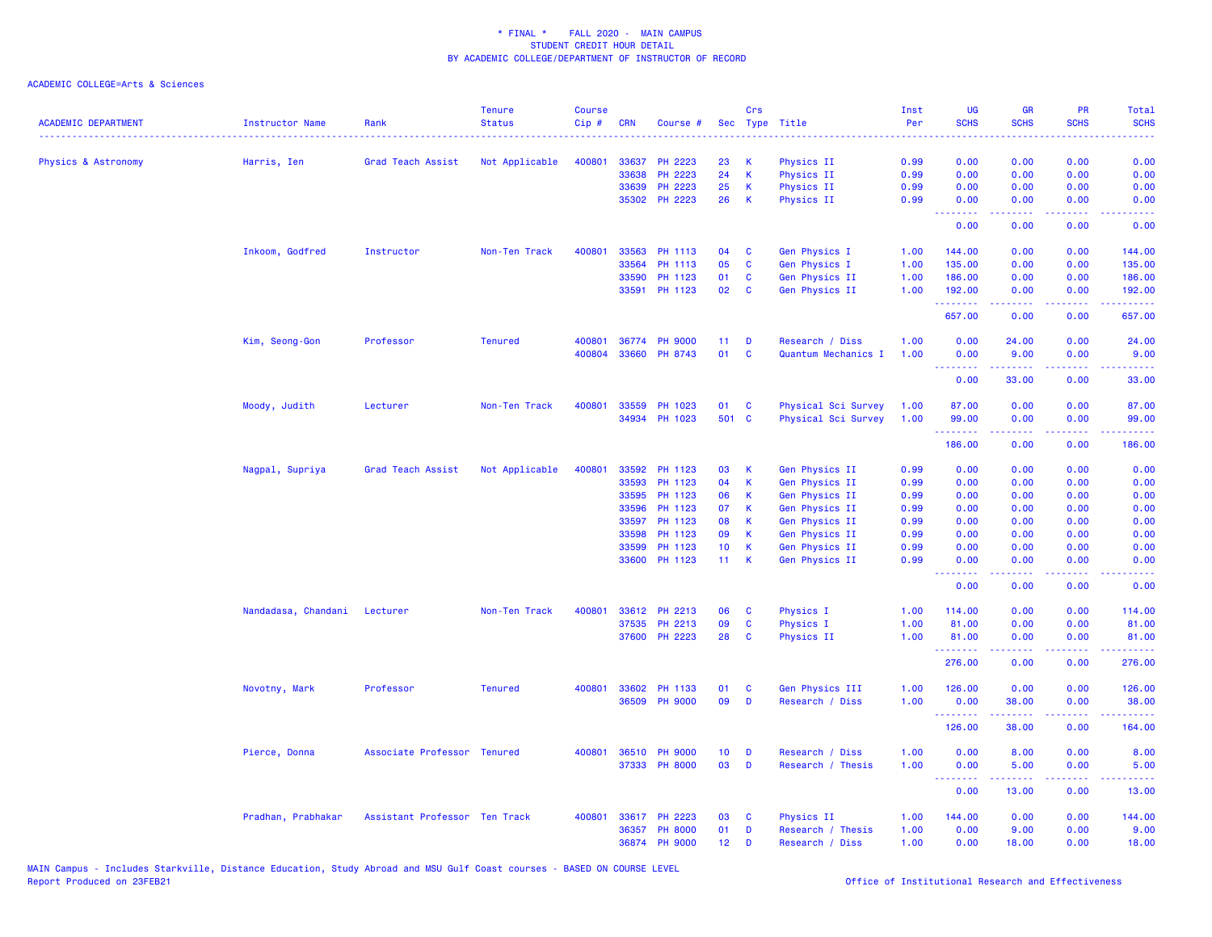\* FINAL \*    FALL 2020 - MAIN CAMPUS
STUDENT CREDIT HOUR DETAIL
BY ACADEMIC COLLEGE/DEPARTMENT OF INSTRUCTOR OF RECORD

ACADEMIC COLLEGE=Arts & Sciences

| ACADEMIC DEPARTMENT | Instructor Name | Rank | Tenure Status | Course Cip # | CRN | Course # | Sec | Crs Type | Title | Inst Per | UG SCHS | GR SCHS | PR SCHS | Total SCHS |
|---|---|---|---|---|---|---|---|---|---|---|---|---|---|---|
| Physics & Astronomy | Harris, Ien | Grad Teach Assist | Not Applicable | 400801 | 33637 | PH 2223 | 23 | K | Physics II | 0.99 | 0.00 | 0.00 | 0.00 | 0.00 |
| | | | | | 33638 | PH 2223 | 24 | K | Physics II | 0.99 | 0.00 | 0.00 | 0.00 | 0.00 |
| | | | | | 33639 | PH 2223 | 25 | K | Physics II | 0.99 | 0.00 | 0.00 | 0.00 | 0.00 |
| | | | | | 35302 | PH 2223 | 26 | K | Physics II | 0.99 | 0.00 | 0.00 | 0.00 | 0.00 |
| | | | | | | | | | | | 0.00 | 0.00 | 0.00 | 0.00 |
| | Inkoom, Godfred | Instructor | Non-Ten Track | 400801 | 33563 | PH 1113 | 04 | C | Gen Physics I | 1.00 | 144.00 | 0.00 | 0.00 | 144.00 |
| | | | | | 33564 | PH 1113 | 05 | C | Gen Physics I | 1.00 | 135.00 | 0.00 | 0.00 | 135.00 |
| | | | | | 33590 | PH 1123 | 01 | C | Gen Physics II | 1.00 | 186.00 | 0.00 | 0.00 | 186.00 |
| | | | | | 33591 | PH 1123 | 02 | C | Gen Physics II | 1.00 | 192.00 | 0.00 | 0.00 | 192.00 |
| | | | | | | | | | | | 657.00 | 0.00 | 0.00 | 657.00 |
| | Kim, Seong-Gon | Professor | Tenured | 400801 | 36774 | PH 9000 | 11 | D | Research / Diss | 1.00 | 0.00 | 24.00 | 0.00 | 24.00 |
| | | | | 400804 | 33660 | PH 8743 | 01 | C | Quantum Mechanics I | 1.00 | 0.00 | 9.00 | 0.00 | 9.00 |
| | | | | | | | | | | | 0.00 | 33.00 | 0.00 | 33.00 |
| | Moody, Judith | Lecturer | Non-Ten Track | 400801 | 33559 | PH 1023 | 01 | C | Physical Sci Survey | 1.00 | 87.00 | 0.00 | 0.00 | 87.00 |
| | | | | | 34934 | PH 1023 | 501 | C | Physical Sci Survey | 1.00 | 99.00 | 0.00 | 0.00 | 99.00 |
| | | | | | | | | | | | 186.00 | 0.00 | 0.00 | 186.00 |
| | Nagpal, Supriya | Grad Teach Assist | Not Applicable | 400801 | 33592 | PH 1123 | 03 | K | Gen Physics II | 0.99 | 0.00 | 0.00 | 0.00 | 0.00 |
| | | | | | 33593 | PH 1123 | 04 | K | Gen Physics II | 0.99 | 0.00 | 0.00 | 0.00 | 0.00 |
| | | | | | 33595 | PH 1123 | 06 | K | Gen Physics II | 0.99 | 0.00 | 0.00 | 0.00 | 0.00 |
| | | | | | 33596 | PH 1123 | 07 | K | Gen Physics II | 0.99 | 0.00 | 0.00 | 0.00 | 0.00 |
| | | | | | 33597 | PH 1123 | 08 | K | Gen Physics II | 0.99 | 0.00 | 0.00 | 0.00 | 0.00 |
| | | | | | 33598 | PH 1123 | 09 | K | Gen Physics II | 0.99 | 0.00 | 0.00 | 0.00 | 0.00 |
| | | | | | 33599 | PH 1123 | 10 | K | Gen Physics II | 0.99 | 0.00 | 0.00 | 0.00 | 0.00 |
| | | | | | 33600 | PH 1123 | 11 | K | Gen Physics II | 0.99 | 0.00 | 0.00 | 0.00 | 0.00 |
| | | | | | | | | | | | 0.00 | 0.00 | 0.00 | 0.00 |
| | Nandadasa, Chandani | Lecturer | Non-Ten Track | 400801 | 33612 | PH 2213 | 06 | C | Physics I | 1.00 | 114.00 | 0.00 | 0.00 | 114.00 |
| | | | | | 37535 | PH 2213 | 09 | C | Physics I | 1.00 | 81.00 | 0.00 | 0.00 | 81.00 |
| | | | | | 37600 | PH 2223 | 28 | C | Physics II | 1.00 | 81.00 | 0.00 | 0.00 | 81.00 |
| | | | | | | | | | | | 276.00 | 0.00 | 0.00 | 276.00 |
| | Novotny, Mark | Professor | Tenured | 400801 | 33602 | PH 1133 | 01 | C | Gen Physics III | 1.00 | 126.00 | 0.00 | 0.00 | 126.00 |
| | | | | | 36509 | PH 9000 | 09 | D | Research / Diss | 1.00 | 0.00 | 38.00 | 0.00 | 38.00 |
| | | | | | | | | | | | 126.00 | 38.00 | 0.00 | 164.00 |
| | Pierce, Donna | Associate Professor | Tenured | 400801 | 36510 | PH 9000 | 10 | D | Research / Diss | 1.00 | 0.00 | 8.00 | 0.00 | 8.00 |
| | | | | | 37333 | PH 8000 | 03 | D | Research / Thesis | 1.00 | 0.00 | 5.00 | 0.00 | 5.00 |
| | | | | | | | | | | | 0.00 | 13.00 | 0.00 | 13.00 |
| | Pradhan, Prabhakar | Assistant Professor | Ten Track | 400801 | 33617 | PH 2223 | 03 | C | Physics II | 1.00 | 144.00 | 0.00 | 0.00 | 144.00 |
| | | | | | 36357 | PH 8000 | 01 | D | Research / Thesis | 1.00 | 0.00 | 9.00 | 0.00 | 9.00 |
| | | | | | 36874 | PH 9000 | 12 | D | Research / Diss | 1.00 | 0.00 | 18.00 | 0.00 | 18.00 |

MAIN Campus - Includes Starkville, Distance Education, Study Abroad and MSU Gulf Coast courses - BASED ON COURSE LEVEL
Report Produced on 23FEB21    Office of Institutional Research and Effectiveness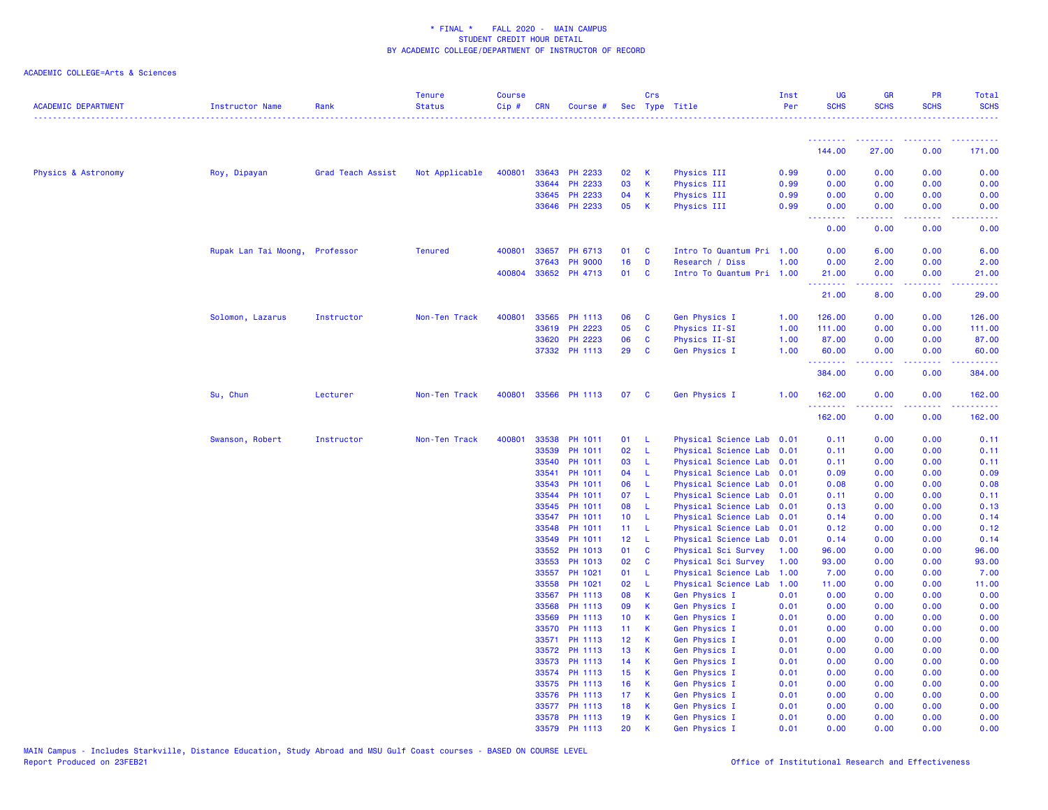\* FINAL \*    FALL 2020 - MAIN CAMPUS
STUDENT CREDIT HOUR DETAIL
BY ACADEMIC COLLEGE/DEPARTMENT OF INSTRUCTOR OF RECORD

ACADEMIC COLLEGE=Arts & Sciences

| ACADEMIC DEPARTMENT | Instructor Name | Rank | Tenure Status | Course Cip # | CRN | Course # | Sec | Crs Type | Title | Inst Per | UG SCHS | GR SCHS | PR SCHS | Total SCHS |
|---|---|---|---|---|---|---|---|---|---|---|---|---|---|---|
| | | | | | | | | | | | 144.00 | 27.00 | 0.00 | 171.00 |
| Physics & Astronomy | Roy, Dipayan | Grad Teach Assist | Not Applicable | 400801 | 33643 | PH 2233 | 02 | K | Physics III | 0.99 | 0.00 | 0.00 | 0.00 | 0.00 |
| | | | | | 33644 | PH 2233 | 03 | K | Physics III | 0.99 | 0.00 | 0.00 | 0.00 | 0.00 |
| | | | | | 33645 | PH 2233 | 04 | K | Physics III | 0.99 | 0.00 | 0.00 | 0.00 | 0.00 |
| | | | | | 33646 | PH 2233 | 05 | K | Physics III | 0.99 | 0.00 | 0.00 | 0.00 | 0.00 |
| | | | | | | | | | | | 0.00 | 0.00 | 0.00 | 0.00 |
| | Rupak Lan Tai Moong, | Professor | Tenured | 400801 | 33657 | PH 6713 | 01 | C | Intro To Quantum Pri | 1.00 | 0.00 | 6.00 | 0.00 | 6.00 |
| | | | | | 37643 | PH 9000 | 16 | D | Research / Diss | 1.00 | 0.00 | 2.00 | 0.00 | 2.00 |
| | | | | 400804 | 33652 | PH 4713 | 01 | C | Intro To Quantum Pri | 1.00 | 21.00 | 0.00 | 0.00 | 21.00 |
| | | | | | | | | | | | 21.00 | 8.00 | 0.00 | 29.00 |
| | Solomon, Lazarus | Instructor | Non-Ten Track | 400801 | 33565 | PH 1113 | 06 | C | Gen Physics I | 1.00 | 126.00 | 0.00 | 0.00 | 126.00 |
| | | | | | 33619 | PH 2223 | 05 | C | Physics II-SI | 1.00 | 111.00 | 0.00 | 0.00 | 111.00 |
| | | | | | 33620 | PH 2223 | 06 | C | Physics II-SI | 1.00 | 87.00 | 0.00 | 0.00 | 87.00 |
| | | | | | 37332 | PH 1113 | 29 | C | Gen Physics I | 1.00 | 60.00 | 0.00 | 0.00 | 60.00 |
| | | | | | | | | | | | 384.00 | 0.00 | 0.00 | 384.00 |
| | Su, Chun | Lecturer | Non-Ten Track | 400801 | 33566 | PH 1113 | 07 | C | Gen Physics I | 1.00 | 162.00 | 0.00 | 0.00 | 162.00 |
| | | | | | | | | | | | 162.00 | 0.00 | 0.00 | 162.00 |
| | Swanson, Robert | Instructor | Non-Ten Track | 400801 | 33538 | PH 1011 | 01 | L | Physical Science Lab | 0.01 | 0.11 | 0.00 | 0.00 | 0.11 |
| | | | | | 33539 | PH 1011 | 02 | L | Physical Science Lab | 0.01 | 0.11 | 0.00 | 0.00 | 0.11 |
| | | | | | 33540 | PH 1011 | 03 | L | Physical Science Lab | 0.01 | 0.11 | 0.00 | 0.00 | 0.11 |
| | | | | | 33541 | PH 1011 | 04 | L | Physical Science Lab | 0.01 | 0.09 | 0.00 | 0.00 | 0.09 |
| | | | | | 33543 | PH 1011 | 06 | L | Physical Science Lab | 0.01 | 0.08 | 0.00 | 0.00 | 0.08 |
| | | | | | 33544 | PH 1011 | 07 | L | Physical Science Lab | 0.01 | 0.11 | 0.00 | 0.00 | 0.11 |
| | | | | | 33545 | PH 1011 | 08 | L | Physical Science Lab | 0.01 | 0.13 | 0.00 | 0.00 | 0.13 |
| | | | | | 33547 | PH 1011 | 10 | L | Physical Science Lab | 0.01 | 0.14 | 0.00 | 0.00 | 0.14 |
| | | | | | 33548 | PH 1011 | 11 | L | Physical Science Lab | 0.01 | 0.12 | 0.00 | 0.00 | 0.12 |
| | | | | | 33549 | PH 1011 | 12 | L | Physical Science Lab | 0.01 | 0.14 | 0.00 | 0.00 | 0.14 |
| | | | | | 33552 | PH 1013 | 01 | C | Physical Sci Survey | 1.00 | 96.00 | 0.00 | 0.00 | 96.00 |
| | | | | | 33553 | PH 1013 | 02 | C | Physical Sci Survey | 1.00 | 93.00 | 0.00 | 0.00 | 93.00 |
| | | | | | 33557 | PH 1021 | 01 | L | Physical Science Lab | 1.00 | 7.00 | 0.00 | 0.00 | 7.00 |
| | | | | | 33558 | PH 1021 | 02 | L | Physical Science Lab | 1.00 | 11.00 | 0.00 | 0.00 | 11.00 |
| | | | | | 33567 | PH 1113 | 08 | K | Gen Physics I | 0.01 | 0.00 | 0.00 | 0.00 | 0.00 |
| | | | | | 33568 | PH 1113 | 09 | K | Gen Physics I | 0.01 | 0.00 | 0.00 | 0.00 | 0.00 |
| | | | | | 33569 | PH 1113 | 10 | K | Gen Physics I | 0.01 | 0.00 | 0.00 | 0.00 | 0.00 |
| | | | | | 33570 | PH 1113 | 11 | K | Gen Physics I | 0.01 | 0.00 | 0.00 | 0.00 | 0.00 |
| | | | | | 33571 | PH 1113 | 12 | K | Gen Physics I | 0.01 | 0.00 | 0.00 | 0.00 | 0.00 |
| | | | | | 33572 | PH 1113 | 13 | K | Gen Physics I | 0.01 | 0.00 | 0.00 | 0.00 | 0.00 |
| | | | | | 33573 | PH 1113 | 14 | K | Gen Physics I | 0.01 | 0.00 | 0.00 | 0.00 | 0.00 |
| | | | | | 33574 | PH 1113 | 15 | K | Gen Physics I | 0.01 | 0.00 | 0.00 | 0.00 | 0.00 |
| | | | | | 33575 | PH 1113 | 16 | K | Gen Physics I | 0.01 | 0.00 | 0.00 | 0.00 | 0.00 |
| | | | | | 33576 | PH 1113 | 17 | K | Gen Physics I | 0.01 | 0.00 | 0.00 | 0.00 | 0.00 |
| | | | | | 33577 | PH 1113 | 18 | K | Gen Physics I | 0.01 | 0.00 | 0.00 | 0.00 | 0.00 |
| | | | | | 33578 | PH 1113 | 19 | K | Gen Physics I | 0.01 | 0.00 | 0.00 | 0.00 | 0.00 |
| | | | | | 33579 | PH 1113 | 20 | K | Gen Physics I | 0.01 | 0.00 | 0.00 | 0.00 | 0.00 |

MAIN Campus - Includes Starkville, Distance Education, Study Abroad and MSU Gulf Coast courses - BASED ON COURSE LEVEL
Report Produced on 23FEB21    Office of Institutional Research and Effectiveness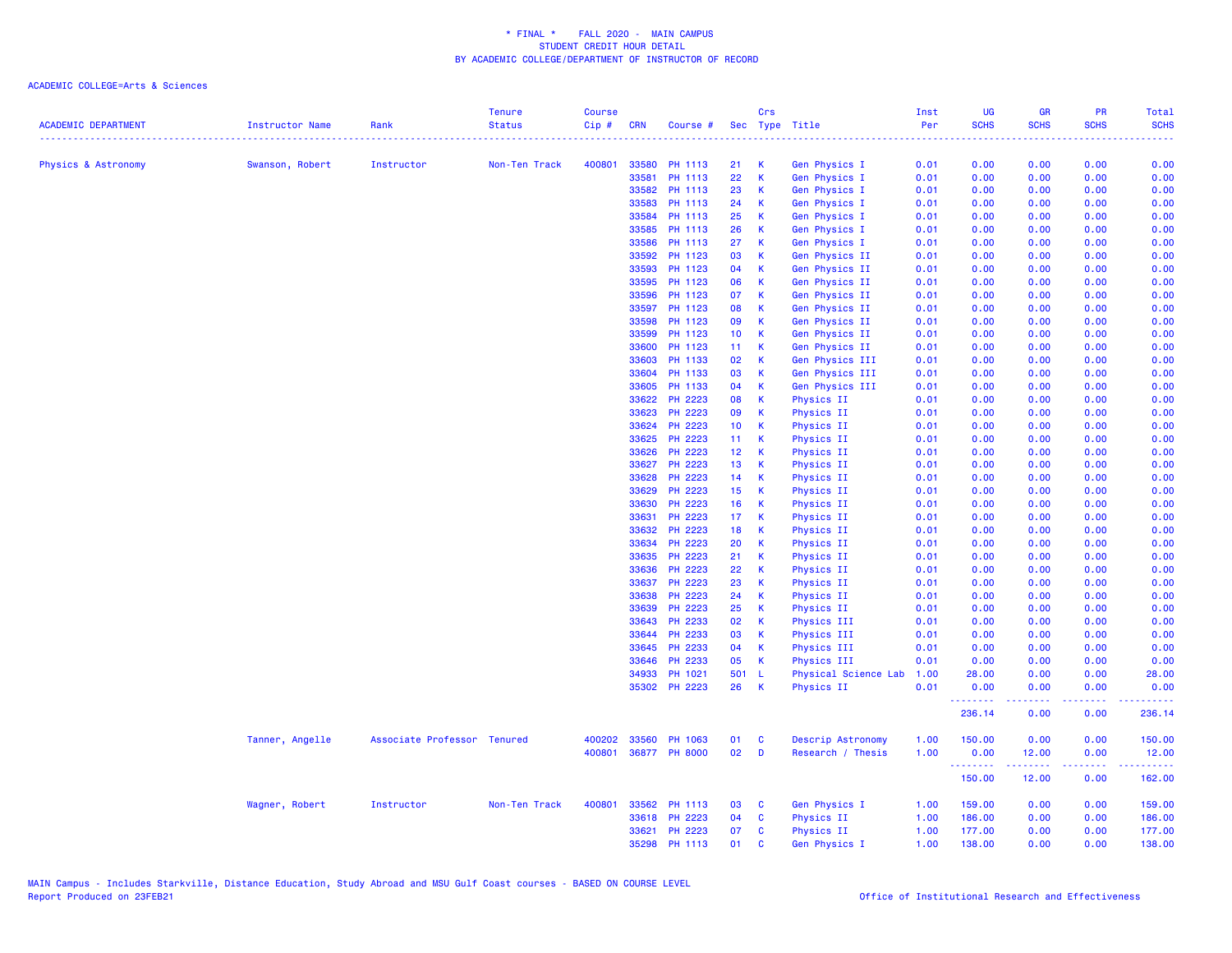\* FINAL \* FALL 2020 - MAIN CAMPUS
STUDENT CREDIT HOUR DETAIL
BY ACADEMIC COLLEGE/DEPARTMENT OF INSTRUCTOR OF RECORD

ACADEMIC COLLEGE=Arts & Sciences

| ACADEMIC DEPARTMENT | Instructor Name | Rank | Tenure Status | Course Cip # | CRN | Course # | Sec | Crs Type | Title | Inst Per | UG SCHS | GR SCHS | PR SCHS | Total SCHS |
|---|---|---|---|---|---|---|---|---|---|---|---|---|---|---|
| Physics & Astronomy | Swanson, Robert | Instructor | Non-Ten Track | 400801 | 33580 | PH 1113 | 21 | K | Gen Physics I | 0.01 | 0.00 | 0.00 | 0.00 | 0.00 |
| | | | | | 33581 | PH 1113 | 22 | K | Gen Physics I | 0.01 | 0.00 | 0.00 | 0.00 | 0.00 |
| | | | | | 33582 | PH 1113 | 23 | K | Gen Physics I | 0.01 | 0.00 | 0.00 | 0.00 | 0.00 |
| | | | | | 33583 | PH 1113 | 24 | K | Gen Physics I | 0.01 | 0.00 | 0.00 | 0.00 | 0.00 |
| | | | | | 33584 | PH 1113 | 25 | K | Gen Physics I | 0.01 | 0.00 | 0.00 | 0.00 | 0.00 |
| | | | | | 33585 | PH 1113 | 26 | K | Gen Physics I | 0.01 | 0.00 | 0.00 | 0.00 | 0.00 |
| | | | | | 33586 | PH 1113 | 27 | K | Gen Physics I | 0.01 | 0.00 | 0.00 | 0.00 | 0.00 |
| | | | | | 33592 | PH 1123 | 03 | K | Gen Physics II | 0.01 | 0.00 | 0.00 | 0.00 | 0.00 |
| | | | | | 33593 | PH 1123 | 04 | K | Gen Physics II | 0.01 | 0.00 | 0.00 | 0.00 | 0.00 |
| | | | | | 33595 | PH 1123 | 06 | K | Gen Physics II | 0.01 | 0.00 | 0.00 | 0.00 | 0.00 |
| | | | | | 33596 | PH 1123 | 07 | K | Gen Physics II | 0.01 | 0.00 | 0.00 | 0.00 | 0.00 |
| | | | | | 33597 | PH 1123 | 08 | K | Gen Physics II | 0.01 | 0.00 | 0.00 | 0.00 | 0.00 |
| | | | | | 33598 | PH 1123 | 09 | K | Gen Physics II | 0.01 | 0.00 | 0.00 | 0.00 | 0.00 |
| | | | | | 33599 | PH 1123 | 10 | K | Gen Physics II | 0.01 | 0.00 | 0.00 | 0.00 | 0.00 |
| | | | | | 33600 | PH 1123 | 11 | K | Gen Physics II | 0.01 | 0.00 | 0.00 | 0.00 | 0.00 |
| | | | | | 33603 | PH 1133 | 02 | K | Gen Physics III | 0.01 | 0.00 | 0.00 | 0.00 | 0.00 |
| | | | | | 33604 | PH 1133 | 03 | K | Gen Physics III | 0.01 | 0.00 | 0.00 | 0.00 | 0.00 |
| | | | | | 33605 | PH 1133 | 04 | K | Gen Physics III | 0.01 | 0.00 | 0.00 | 0.00 | 0.00 |
| | | | | | 33622 | PH 2223 | 08 | K | Physics II | 0.01 | 0.00 | 0.00 | 0.00 | 0.00 |
| | | | | | 33623 | PH 2223 | 09 | K | Physics II | 0.01 | 0.00 | 0.00 | 0.00 | 0.00 |
| | | | | | 33624 | PH 2223 | 10 | K | Physics II | 0.01 | 0.00 | 0.00 | 0.00 | 0.00 |
| | | | | | 33625 | PH 2223 | 11 | K | Physics II | 0.01 | 0.00 | 0.00 | 0.00 | 0.00 |
| | | | | | 33626 | PH 2223 | 12 | K | Physics II | 0.01 | 0.00 | 0.00 | 0.00 | 0.00 |
| | | | | | 33627 | PH 2223 | 13 | K | Physics II | 0.01 | 0.00 | 0.00 | 0.00 | 0.00 |
| | | | | | 33628 | PH 2223 | 14 | K | Physics II | 0.01 | 0.00 | 0.00 | 0.00 | 0.00 |
| | | | | | 33629 | PH 2223 | 15 | K | Physics II | 0.01 | 0.00 | 0.00 | 0.00 | 0.00 |
| | | | | | 33630 | PH 2223 | 16 | K | Physics II | 0.01 | 0.00 | 0.00 | 0.00 | 0.00 |
| | | | | | 33631 | PH 2223 | 17 | K | Physics II | 0.01 | 0.00 | 0.00 | 0.00 | 0.00 |
| | | | | | 33632 | PH 2223 | 18 | K | Physics II | 0.01 | 0.00 | 0.00 | 0.00 | 0.00 |
| | | | | | 33634 | PH 2223 | 20 | K | Physics II | 0.01 | 0.00 | 0.00 | 0.00 | 0.00 |
| | | | | | 33635 | PH 2223 | 21 | K | Physics II | 0.01 | 0.00 | 0.00 | 0.00 | 0.00 |
| | | | | | 33636 | PH 2223 | 22 | K | Physics II | 0.01 | 0.00 | 0.00 | 0.00 | 0.00 |
| | | | | | 33637 | PH 2223 | 23 | K | Physics II | 0.01 | 0.00 | 0.00 | 0.00 | 0.00 |
| | | | | | 33638 | PH 2223 | 24 | K | Physics II | 0.01 | 0.00 | 0.00 | 0.00 | 0.00 |
| | | | | | 33639 | PH 2223 | 25 | K | Physics II | 0.01 | 0.00 | 0.00 | 0.00 | 0.00 |
| | | | | | 33643 | PH 2233 | 02 | K | Physics III | 0.01 | 0.00 | 0.00 | 0.00 | 0.00 |
| | | | | | 33644 | PH 2233 | 03 | K | Physics III | 0.01 | 0.00 | 0.00 | 0.00 | 0.00 |
| | | | | | 33645 | PH 2233 | 04 | K | Physics III | 0.01 | 0.00 | 0.00 | 0.00 | 0.00 |
| | | | | | 33646 | PH 2233 | 05 | K | Physics III | 0.01 | 0.00 | 0.00 | 0.00 | 0.00 |
| | | | | | 34933 | PH 1021 | 501 | L | Physical Science Lab | 1.00 | 28.00 | 0.00 | 0.00 | 28.00 |
| | | | | | 35302 | PH 2223 | 26 | K | Physics II | 0.01 | 0.00 | 0.00 | 0.00 | 0.00 |
| | | | | | | | | | | | 236.14 | 0.00 | 0.00 | 236.14 |
| | Tanner, Angelle | Associate Professor | Tenured | 400202 | 33560 | PH 1063 | 01 | C | Descrip Astronomy | 1.00 | 150.00 | 0.00 | 0.00 | 150.00 |
| | | | | 400801 | 36877 | PH 8000 | 02 | D | Research / Thesis | 1.00 | 0.00 | 12.00 | 0.00 | 12.00 |
| | | | | | | | | | | | 150.00 | 12.00 | 0.00 | 162.00 |
| | Wagner, Robert | Instructor | Non-Ten Track | 400801 | 33562 | PH 1113 | 03 | C | Gen Physics I | 1.00 | 159.00 | 0.00 | 0.00 | 159.00 |
| | | | | | 33618 | PH 2223 | 04 | C | Physics II | 1.00 | 186.00 | 0.00 | 0.00 | 186.00 |
| | | | | | 33621 | PH 2223 | 07 | C | Physics II | 1.00 | 177.00 | 0.00 | 0.00 | 177.00 |
| | | | | | 35298 | PH 1113 | 01 | C | Gen Physics I | 1.00 | 138.00 | 0.00 | 0.00 | 138.00 |

MAIN Campus - Includes Starkville, Distance Education, Study Abroad and MSU Gulf Coast courses - BASED ON COURSE LEVEL
Report Produced on 23FEB21

Office of Institutional Research and Effectiveness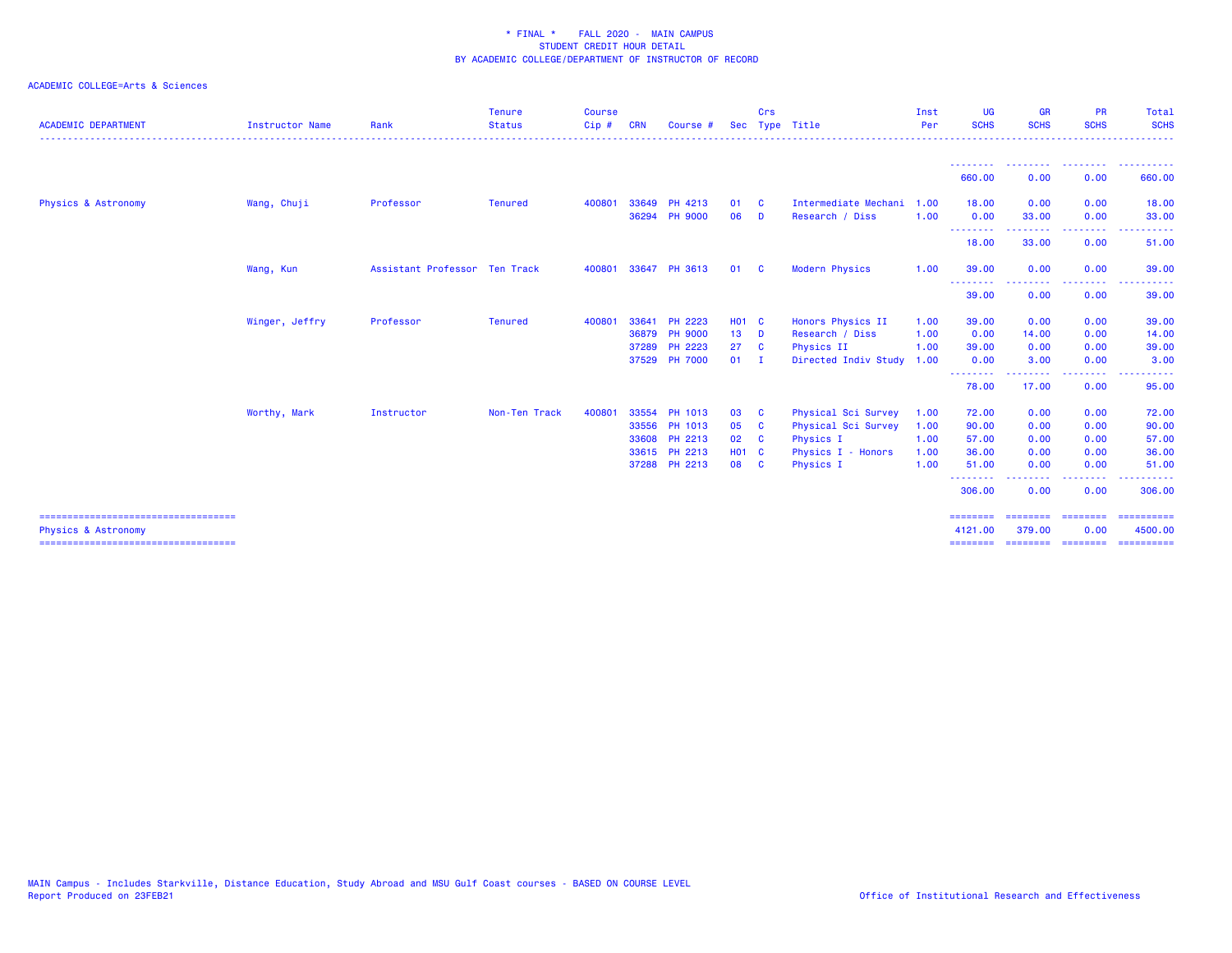\* FINAL \* FALL 2020 - MAIN CAMPUS
STUDENT CREDIT HOUR DETAIL
BY ACADEMIC COLLEGE/DEPARTMENT OF INSTRUCTOR OF RECORD

ACADEMIC COLLEGE=Arts & Sciences

| ACADEMIC DEPARTMENT | Instructor Name | Rank | Tenure Status | Course Cip # | CRN | Course # | Sec | Crs Type | Title | Inst Per | UG SCHS | GR SCHS | PR SCHS | Total SCHS |
|---|---|---|---|---|---|---|---|---|---|---|---|---|---|---|
| | | | | | | | | | | | 660.00 | 0.00 | 0.00 | 660.00 |
| Physics & Astronomy | Wang, Chuji | Professor | Tenured | 400801 | 33649 | PH 4213 | 01 | C | Intermediate Mechani | 1.00 | 18.00 | 0.00 | 0.00 | 18.00 |
| | | | | | 36294 | PH 9000 | 06 | D | Research / Diss | 1.00 | 0.00 | 33.00 | 0.00 | 33.00 |
| | | | | | | | | | | | 18.00 | 33.00 | 0.00 | 51.00 |
| | Wang, Kun | Assistant Professor | Ten Track | 400801 | 33647 | PH 3613 | 01 | C | Modern Physics | 1.00 | 39.00 | 0.00 | 0.00 | 39.00 |
| | | | | | | | | | | | 39.00 | 0.00 | 0.00 | 39.00 |
| | Winger, Jeffry | Professor | Tenured | 400801 | 33641 | PH 2223 | H01 | C | Honors Physics II | 1.00 | 39.00 | 0.00 | 0.00 | 39.00 |
| | | | | | 36879 | PH 9000 | 13 | D | Research / Diss | 1.00 | 0.00 | 14.00 | 0.00 | 14.00 |
| | | | | | 37289 | PH 2223 | 27 | C | Physics II | 1.00 | 39.00 | 0.00 | 0.00 | 39.00 |
| | | | | | 37529 | PH 7000 | 01 | I | Directed Indiv Study | 1.00 | 0.00 | 3.00 | 0.00 | 3.00 |
| | | | | | | | | | | | 78.00 | 17.00 | 0.00 | 95.00 |
| | Worthy, Mark | Instructor | Non-Ten Track | 400801 | 33554 | PH 1013 | 03 | C | Physical Sci Survey | 1.00 | 72.00 | 0.00 | 0.00 | 72.00 |
| | | | | | 33556 | PH 1013 | 05 | C | Physical Sci Survey | 1.00 | 90.00 | 0.00 | 0.00 | 90.00 |
| | | | | | 33608 | PH 2213 | 02 | C | Physics I | 1.00 | 57.00 | 0.00 | 0.00 | 57.00 |
| | | | | | 33615 | PH 2213 | H01 | C | Physics I - Honors | 1.00 | 36.00 | 0.00 | 0.00 | 36.00 |
| | | | | | 37288 | PH 2213 | 08 | C | Physics I | 1.00 | 51.00 | 0.00 | 0.00 | 51.00 |
| | | | | | | | | | | | 306.00 | 0.00 | 0.00 | 306.00 |
| Physics & Astronomy | | | | | | | | | | | 4121.00 | 379.00 | 0.00 | 4500.00 |

MAIN Campus - Includes Starkville, Distance Education, Study Abroad and MSU Gulf Coast courses - BASED ON COURSE LEVEL
Report Produced on 23FEB21

Office of Institutional Research and Effectiveness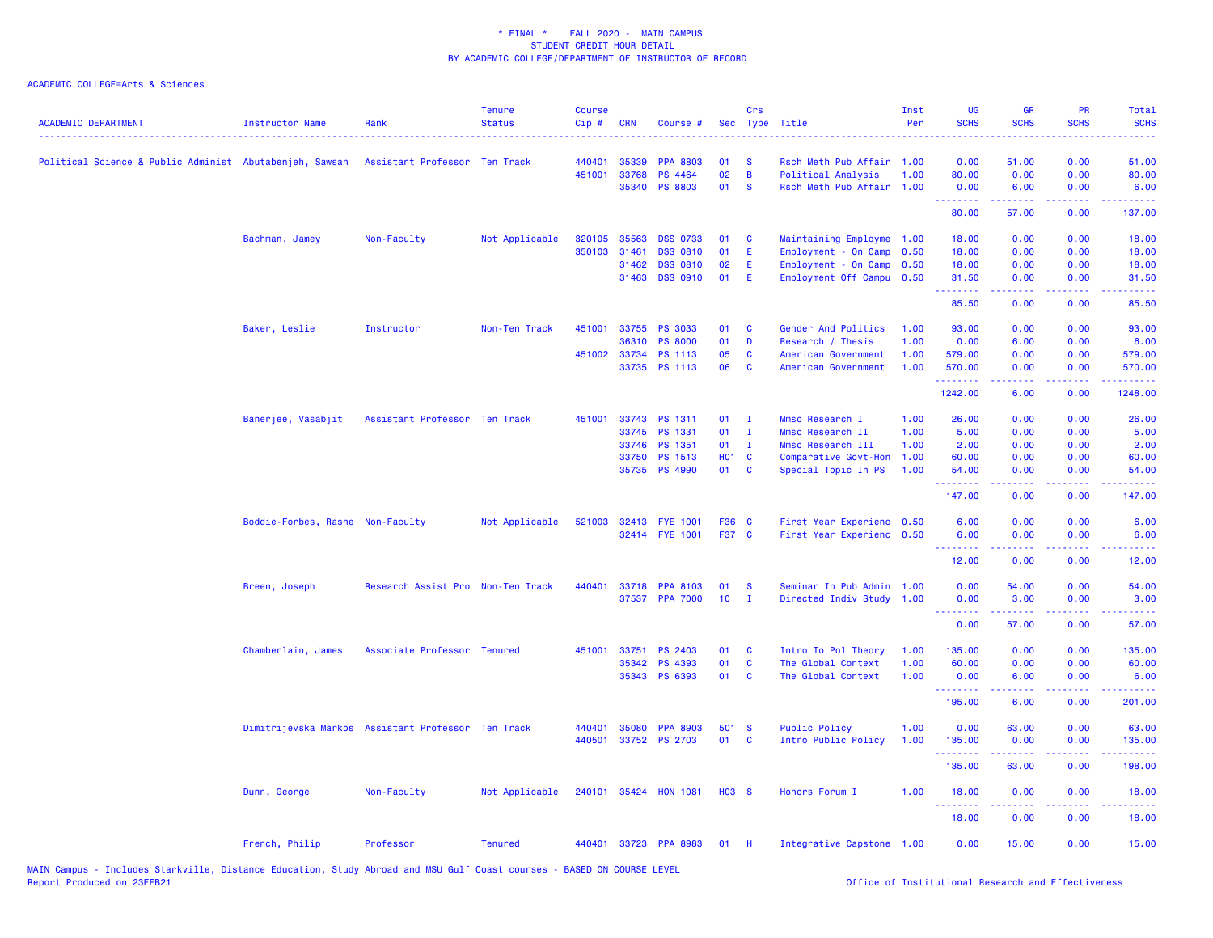\* FINAL \* FALL 2020 - MAIN CAMPUS
STUDENT CREDIT HOUR DETAIL
BY ACADEMIC COLLEGE/DEPARTMENT OF INSTRUCTOR OF RECORD

ACADEMIC COLLEGE=Arts & Sciences

| ACADEMIC DEPARTMENT | Instructor Name | Rank | Tenure Status | Course Cip # | CRN | Course # | Sec | Crs Type | Title | Inst Per | UG SCHS | GR SCHS | PR SCHS | Total SCHS |
|---|---|---|---|---|---|---|---|---|---|---|---|---|---|---|
| Political Science & Public Administ | Abutabenjeh, Sawsan | Assistant Professor | Ten Track | 440401 | 35339 | PPA 8803 | 01 | S | Rsch Meth Pub Affair | 1.00 | 0.00 | 51.00 | 0.00 | 51.00 |
| | | | | 451001 | 33768 | PS 4464 | 02 | B | Political Analysis | 1.00 | 80.00 | 0.00 | 0.00 | 80.00 |
| | | | | | 35340 | PS 8803 | 01 | S | Rsch Meth Pub Affair | 1.00 | 0.00 | 6.00 | 0.00 | 6.00 |
| | | | | | | | | | | | 80.00 | 57.00 | 0.00 | 137.00 |
| | Bachman, Jamey | Non-Faculty | Not Applicable | 320105 | 35563 | DSS 0733 | 01 | C | Maintaining Employme | 1.00 | 18.00 | 0.00 | 0.00 | 18.00 |
| | | | | 350103 | 31461 | DSS 0810 | 01 | E | Employment - On Camp | 0.50 | 18.00 | 0.00 | 0.00 | 18.00 |
| | | | | | 31462 | DSS 0810 | 02 | E | Employment - On Camp | 0.50 | 18.00 | 0.00 | 0.00 | 18.00 |
| | | | | | 31463 | DSS 0910 | 01 | E | Employment Off Campu | 0.50 | 31.50 | 0.00 | 0.00 | 31.50 |
| | | | | | | | | | | | 85.50 | 0.00 | 0.00 | 85.50 |
| | Baker, Leslie | Instructor | Non-Ten Track | 451001 | 33755 | PS 3033 | 01 | C | Gender And Politics | 1.00 | 93.00 | 0.00 | 0.00 | 93.00 |
| | | | | | 36310 | PS 8000 | 01 | D | Research / Thesis | 1.00 | 0.00 | 6.00 | 0.00 | 6.00 |
| | | | | 451002 | 33734 | PS 1113 | 05 | C | American Government | 1.00 | 579.00 | 0.00 | 0.00 | 579.00 |
| | | | | | 33735 | PS 1113 | 06 | C | American Government | 1.00 | 570.00 | 0.00 | 0.00 | 570.00 |
| | | | | | | | | | | | 1242.00 | 6.00 | 0.00 | 1248.00 |
| | Banerjee, Vasabjit | Assistant Professor | Ten Track | 451001 | 33743 | PS 1311 | 01 | I | Mmsc Research I | 1.00 | 26.00 | 0.00 | 0.00 | 26.00 |
| | | | | | 33745 | PS 1331 | 01 | I | Mmsc Research II | 1.00 | 5.00 | 0.00 | 0.00 | 5.00 |
| | | | | | 33746 | PS 1351 | 01 | I | Mmsc Research III | 1.00 | 2.00 | 0.00 | 0.00 | 2.00 |
| | | | | | 33750 | PS 1513 | H01 | C | Comparative Govt-Hon | 1.00 | 60.00 | 0.00 | 0.00 | 60.00 |
| | | | | | 35735 | PS 4990 | 01 | C | Special Topic In PS | 1.00 | 54.00 | 0.00 | 0.00 | 54.00 |
| | | | | | | | | | | | 147.00 | 0.00 | 0.00 | 147.00 |
| | Boddie-Forbes, Rashe | Non-Faculty | Not Applicable | 521003 | 32413 | FYE 1001 | F36 | C | First Year Experienc | 0.50 | 6.00 | 0.00 | 0.00 | 6.00 |
| | | | | | 32414 | FYE 1001 | F37 | C | First Year Experienc | 0.50 | 6.00 | 0.00 | 0.00 | 6.00 |
| | | | | | | | | | | | 12.00 | 0.00 | 0.00 | 12.00 |
| | Breen, Joseph | Research Assist Pro | Non-Ten Track | 440401 | 33718 | PPA 8103 | 01 | S | Seminar In Pub Admin | 1.00 | 0.00 | 54.00 | 0.00 | 54.00 |
| | | | | | 37537 | PPA 7000 | 10 | I | Directed Indiv Study | 1.00 | 0.00 | 3.00 | 0.00 | 3.00 |
| | | | | | | | | | | | 0.00 | 57.00 | 0.00 | 57.00 |
| | Chamberlain, James | Associate Professor | Tenured | 451001 | 33751 | PS 2403 | 01 | C | Intro To Pol Theory | 1.00 | 135.00 | 0.00 | 0.00 | 135.00 |
| | | | | | 35342 | PS 4393 | 01 | C | The Global Context | 1.00 | 60.00 | 0.00 | 0.00 | 60.00 |
| | | | | | 35343 | PS 6393 | 01 | C | The Global Context | 1.00 | 0.00 | 6.00 | 0.00 | 6.00 |
| | | | | | | | | | | | 195.00 | 6.00 | 0.00 | 201.00 |
| | Dimitrijevska Markos | Assistant Professor | Ten Track | 440401 | 35080 | PPA 8903 | 501 | S | Public Policy | 1.00 | 0.00 | 63.00 | 0.00 | 63.00 |
| | | | | 440501 | 33752 | PS 2703 | 01 | C | Intro Public Policy | 1.00 | 135.00 | 0.00 | 0.00 | 135.00 |
| | | | | | | | | | | | 135.00 | 63.00 | 0.00 | 198.00 |
| | Dunn, George | Non-Faculty | Not Applicable | 240101 | 35424 | HON 1081 | H03 | S | Honors Forum I | 1.00 | 18.00 | 0.00 | 0.00 | 18.00 |
| | | | | | | | | | | | 18.00 | 0.00 | 0.00 | 18.00 |
| | French, Philip | Professor | Tenured | 440401 | 33723 | PPA 8983 | 01 | H | Integrative Capstone | 1.00 | 0.00 | 15.00 | 0.00 | 15.00 |

MAIN Campus - Includes Starkville, Distance Education, Study Abroad and MSU Gulf Coast courses - BASED ON COURSE LEVEL
Report Produced on 23FEB21

Office of Institutional Research and Effectiveness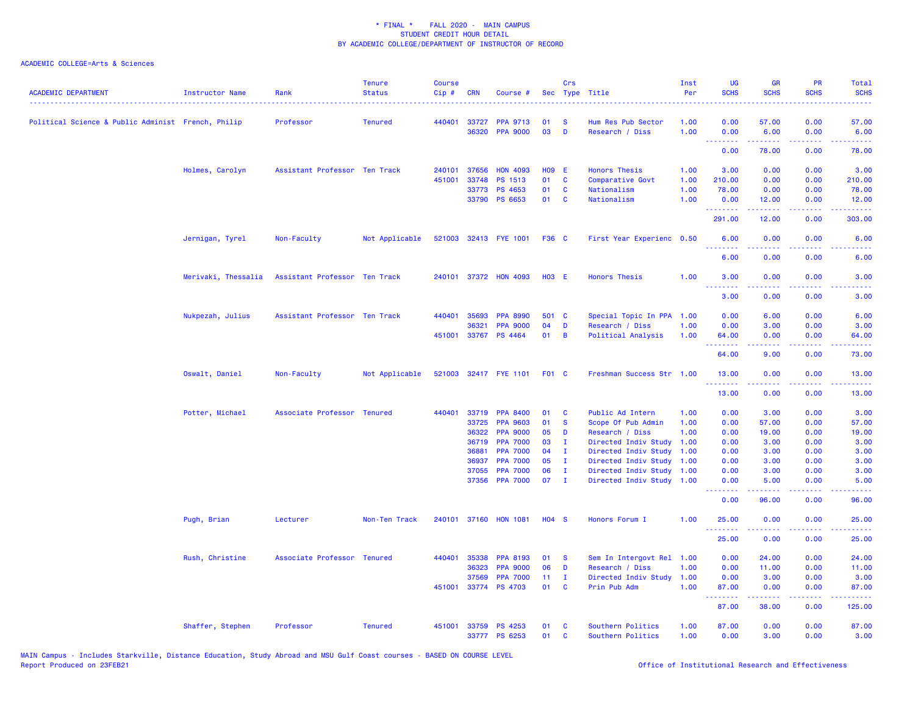\* FINAL \*    FALL 2020 -  MAIN CAMPUS
STUDENT CREDIT HOUR DETAIL
BY ACADEMIC COLLEGE/DEPARTMENT OF INSTRUCTOR OF RECORD

ACADEMIC COLLEGE=Arts & Sciences

| ACADEMIC DEPARTMENT | Instructor Name | Rank | Tenure Status | Course Cip # | CRN | Course # | Sec | Crs Type | Title | Inst Per | UG SCHS | GR SCHS | PR SCHS | Total SCHS |
|---|---|---|---|---|---|---|---|---|---|---|---|---|---|---|
| Political Science & Public Administ | French, Philip | Professor | Tenured | 440401 | 33727 | PPA 9713 | 01 | S | Hum Res Pub Sector | 1.00 | 0.00 | 57.00 | 0.00 | 57.00 |
| | | | | | 36320 | PPA 9000 | 03 | D | Research / Diss | 1.00 | 0.00 | 6.00 | 0.00 | 6.00 |
| | | | | | | | | | | | 0.00 | 78.00 | 0.00 | 78.00 |
| | Holmes, Carolyn | Assistant Professor | Ten Track | 240101 | 37656 | HON 4093 | H09 | E | Honors Thesis | 1.00 | 3.00 | 0.00 | 0.00 | 3.00 |
| | | | | 451001 | 33748 | PS 1513 | 01 | C | Comparative Govt | 1.00 | 210.00 | 0.00 | 0.00 | 210.00 |
| | | | | | 33773 | PS 4653 | 01 | C | Nationalism | 1.00 | 78.00 | 0.00 | 0.00 | 78.00 |
| | | | | | 33790 | PS 6653 | 01 | C | Nationalism | 1.00 | 0.00 | 12.00 | 0.00 | 12.00 |
| | | | | | | | | | | | 291.00 | 12.00 | 0.00 | 303.00 |
| | Jernigan, Tyrel | Non-Faculty | Not Applicable | 521003 | 32413 | FYE 1001 | F36 | C | First Year Experienc | 0.50 | 6.00 | 0.00 | 0.00 | 6.00 |
| | | | | | | | | | | | 6.00 | 0.00 | 0.00 | 6.00 |
| | Merivaki, Thessalia | Assistant Professor | Ten Track | 240101 | 37372 | HON 4093 | H03 | E | Honors Thesis | 1.00 | 3.00 | 0.00 | 0.00 | 3.00 |
| | | | | | | | | | | | 3.00 | 0.00 | 0.00 | 3.00 |
| | Nukpezah, Julius | Assistant Professor | Ten Track | 440401 | 35693 | PPA 8990 | 501 | C | Special Topic In PPA | 1.00 | 0.00 | 6.00 | 0.00 | 6.00 |
| | | | | | 36321 | PPA 9000 | 04 | D | Research / Diss | 1.00 | 0.00 | 3.00 | 0.00 | 3.00 |
| | | | | 451001 | 33767 | PS 4464 | 01 | B | Political Analysis | 1.00 | 64.00 | 0.00 | 0.00 | 64.00 |
| | | | | | | | | | | | 64.00 | 9.00 | 0.00 | 73.00 |
| | Oswalt, Daniel | Non-Faculty | Not Applicable | 521003 | 32417 | FYE 1101 | F01 | C | Freshman Success Str | 1.00 | 13.00 | 0.00 | 0.00 | 13.00 |
| | | | | | | | | | | | 13.00 | 0.00 | 0.00 | 13.00 |
| | Potter, Michael | Associate Professor | Tenured | 440401 | 33719 | PPA 8400 | 01 | C | Public Ad Intern | 1.00 | 0.00 | 3.00 | 0.00 | 3.00 |
| | | | | | 33725 | PPA 9603 | 01 | S | Scope Of Pub Admin | 1.00 | 0.00 | 57.00 | 0.00 | 57.00 |
| | | | | | 36322 | PPA 9000 | 05 | D | Research / Diss | 1.00 | 0.00 | 19.00 | 0.00 | 19.00 |
| | | | | | 36719 | PPA 7000 | 03 | I | Directed Indiv Study | 1.00 | 0.00 | 3.00 | 0.00 | 3.00 |
| | | | | | 36881 | PPA 7000 | 04 | I | Directed Indiv Study | 1.00 | 0.00 | 3.00 | 0.00 | 3.00 |
| | | | | | 36937 | PPA 7000 | 05 | I | Directed Indiv Study | 1.00 | 0.00 | 3.00 | 0.00 | 3.00 |
| | | | | | 37055 | PPA 7000 | 06 | I | Directed Indiv Study | 1.00 | 0.00 | 3.00 | 0.00 | 3.00 |
| | | | | | 37356 | PPA 7000 | 07 | I | Directed Indiv Study | 1.00 | 0.00 | 5.00 | 0.00 | 5.00 |
| | | | | | | | | | | | 0.00 | 96.00 | 0.00 | 96.00 |
| | Pugh, Brian | Lecturer | Non-Ten Track | 240101 | 37160 | HON 1081 | H04 | S | Honors Forum I | 1.00 | 25.00 | 0.00 | 0.00 | 25.00 |
| | | | | | | | | | | | 25.00 | 0.00 | 0.00 | 25.00 |
| | Rush, Christine | Associate Professor | Tenured | 440401 | 35338 | PPA 8193 | 01 | S | Sem In Intergovt Rel | 1.00 | 0.00 | 24.00 | 0.00 | 24.00 |
| | | | | | 36323 | PPA 9000 | 06 | D | Research / Diss | 1.00 | 0.00 | 11.00 | 0.00 | 11.00 |
| | | | | | 37569 | PPA 7000 | 11 | I | Directed Indiv Study | 1.00 | 0.00 | 3.00 | 0.00 | 3.00 |
| | | | | 451001 | 33774 | PS 4703 | 01 | C | Prin Pub Adm | 1.00 | 87.00 | 0.00 | 0.00 | 87.00 |
| | | | | | | | | | | | 87.00 | 38.00 | 0.00 | 125.00 |
| | Shaffer, Stephen | Professor | Tenured | 451001 | 33759 | PS 4253 | 01 | C | Southern Politics | 1.00 | 87.00 | 0.00 | 0.00 | 87.00 |
| | | | | | 33777 | PS 6253 | 01 | C | Southern Politics | 1.00 | 0.00 | 3.00 | 0.00 | 3.00 |

MAIN Campus - Includes Starkville, Distance Education, Study Abroad and MSU Gulf Coast courses - BASED ON COURSE LEVEL
Report Produced on 23FEB21

Office of Institutional Research and Effectiveness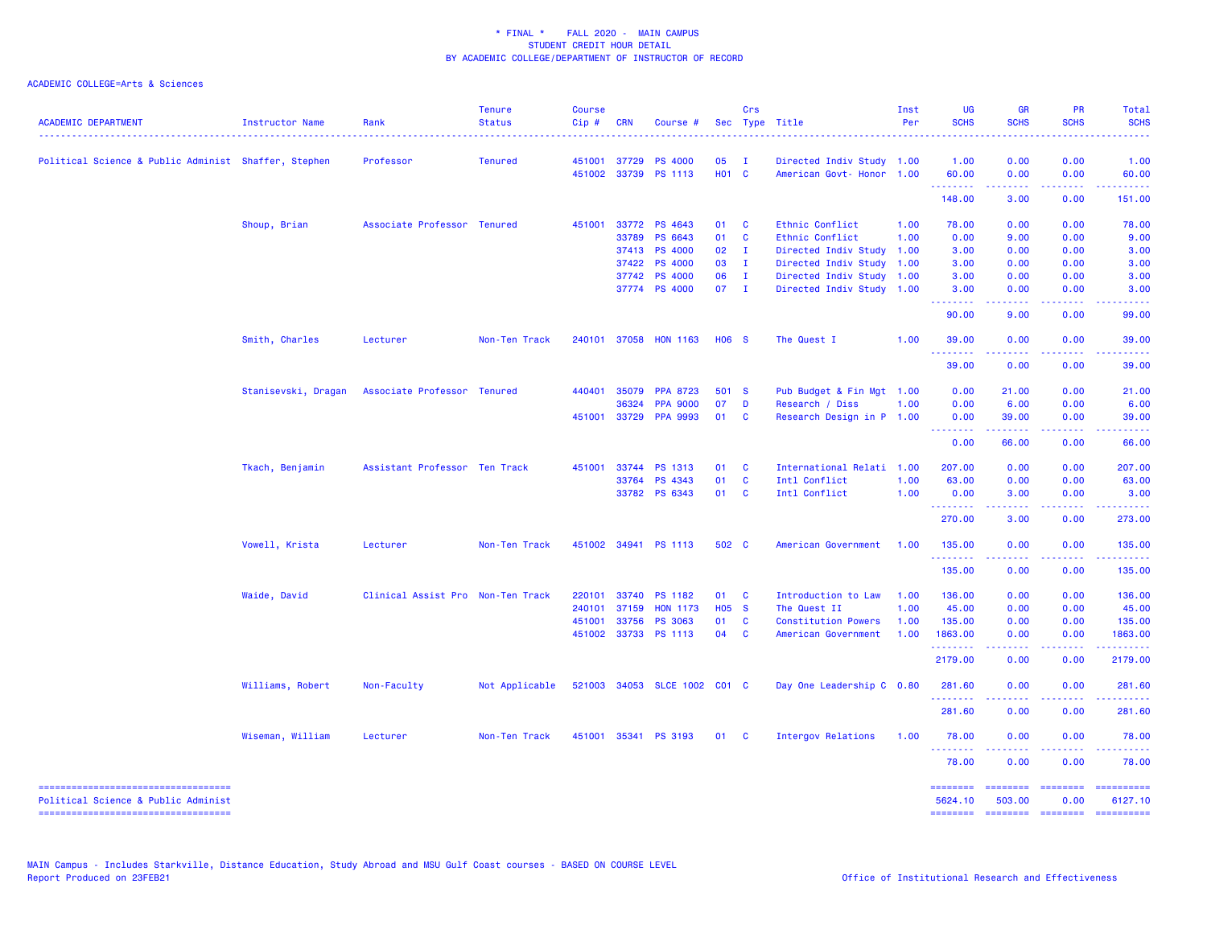\* FINAL \* FALL 2020 - MAIN CAMPUS
STUDENT CREDIT HOUR DETAIL
BY ACADEMIC COLLEGE/DEPARTMENT OF INSTRUCTOR OF RECORD

ACADEMIC COLLEGE=Arts & Sciences

| ACADEMIC DEPARTMENT | Instructor Name | Rank | Tenure Status | Course Cip # | CRN | Course # | Sec | Crs Type | Title | Inst Per | UG SCHS | GR SCHS | PR SCHS | Total SCHS |
|---|---|---|---|---|---|---|---|---|---|---|---|---|---|---|
| Political Science & Public Administ | Shaffer, Stephen | Professor | Tenured | 451001 | 37729 | PS 4000 | 05 | I | Directed Indiv Study | 1.00 | 1.00 | 0.00 | 0.00 | 1.00 |
| | | | | 451002 | 33739 | PS 1113 | H01 | C | American Govt- Honor | 1.00 | 60.00 | 0.00 | 0.00 | 60.00 |
| | | | | | | | | | | | 148.00 | 3.00 | 0.00 | 151.00 |
| | Shoup, Brian | Associate Professor | Tenured | 451001 | 33772 | PS 4643 | 01 | C | Ethnic Conflict | 1.00 | 78.00 | 0.00 | 0.00 | 78.00 |
| | | | | | 33789 | PS 6643 | 01 | C | Ethnic Conflict | 1.00 | 0.00 | 9.00 | 0.00 | 9.00 |
| | | | | | 37413 | PS 4000 | 02 | I | Directed Indiv Study | 1.00 | 3.00 | 0.00 | 0.00 | 3.00 |
| | | | | | 37422 | PS 4000 | 03 | I | Directed Indiv Study | 1.00 | 3.00 | 0.00 | 0.00 | 3.00 |
| | | | | | 37742 | PS 4000 | 06 | I | Directed Indiv Study | 1.00 | 3.00 | 0.00 | 0.00 | 3.00 |
| | | | | | 37774 | PS 4000 | 07 | I | Directed Indiv Study | 1.00 | 3.00 | 0.00 | 0.00 | 3.00 |
| | | | | | | | | | | | 90.00 | 9.00 | 0.00 | 99.00 |
| | Smith, Charles | Lecturer | Non-Ten Track | 240101 | 37058 | HON 1163 | H06 | S | The Quest I | 1.00 | 39.00 | 0.00 | 0.00 | 39.00 |
| | | | | | | | | | | | 39.00 | 0.00 | 0.00 | 39.00 |
| | Stanisevski, Dragan | Associate Professor | Tenured | 440401 | 35079 | PPA 8723 | 501 | S | Pub Budget & Fin Mgt | 1.00 | 0.00 | 21.00 | 0.00 | 21.00 |
| | | | | | 36324 | PPA 9000 | 07 | D | Research / Diss | 1.00 | 0.00 | 6.00 | 0.00 | 6.00 |
| | | | | 451001 | 33729 | PPA 9993 | 01 | C | Research Design in P | 1.00 | 0.00 | 39.00 | 0.00 | 39.00 |
| | | | | | | | | | | | 0.00 | 66.00 | 0.00 | 66.00 |
| | Tkach, Benjamin | Assistant Professor | Ten Track | 451001 | 33744 | PS 1313 | 01 | C | International Relati | 1.00 | 207.00 | 0.00 | 0.00 | 207.00 |
| | | | | | 33764 | PS 4343 | 01 | C | Intl Conflict | 1.00 | 63.00 | 0.00 | 0.00 | 63.00 |
| | | | | | 33782 | PS 6343 | 01 | C | Intl Conflict | 1.00 | 0.00 | 3.00 | 0.00 | 3.00 |
| | | | | | | | | | | | 270.00 | 3.00 | 0.00 | 273.00 |
| | Vowell, Krista | Lecturer | Non-Ten Track | 451002 | 34941 | PS 1113 | 502 | C | American Government | 1.00 | 135.00 | 0.00 | 0.00 | 135.00 |
| | | | | | | | | | | | 135.00 | 0.00 | 0.00 | 135.00 |
| | Waide, David | Clinical Assist Pro | Non-Ten Track | 220101 | 33740 | PS 1182 | 01 | C | Introduction to Law | 1.00 | 136.00 | 0.00 | 0.00 | 136.00 |
| | | | | 240101 | 37159 | HON 1173 | H05 | S | The Quest II | 1.00 | 45.00 | 0.00 | 0.00 | 45.00 |
| | | | | 451001 | 33756 | PS 3063 | 01 | C | Constitution Powers | 1.00 | 135.00 | 0.00 | 0.00 | 135.00 |
| | | | | 451002 | 33733 | PS 1113 | 04 | C | American Government | 1.00 | 1863.00 | 0.00 | 0.00 | 1863.00 |
| | | | | | | | | | | | 2179.00 | 0.00 | 0.00 | 2179.00 |
| | Williams, Robert | Non-Faculty | Not Applicable | 521003 | 34053 | SLCE 1002 | C01 | C | Day One Leadership C | 0.80 | 281.60 | 0.00 | 0.00 | 281.60 |
| | | | | | | | | | | | 281.60 | 0.00 | 0.00 | 281.60 |
| | Wiseman, William | Lecturer | Non-Ten Track | 451001 | 35341 | PS 3193 | 01 | C | Intergov Relations | 1.00 | 78.00 | 0.00 | 0.00 | 78.00 |
| | | | | | | | | | | | 78.00 | 0.00 | 0.00 | 78.00 |
| Political Science & Public Administ | | | | | | | | | | | 5624.10 | 503.00 | 0.00 | 6127.10 |

MAIN Campus - Includes Starkville, Distance Education, Study Abroad and MSU Gulf Coast courses - BASED ON COURSE LEVEL
Report Produced on 23FEB21

Office of Institutional Research and Effectiveness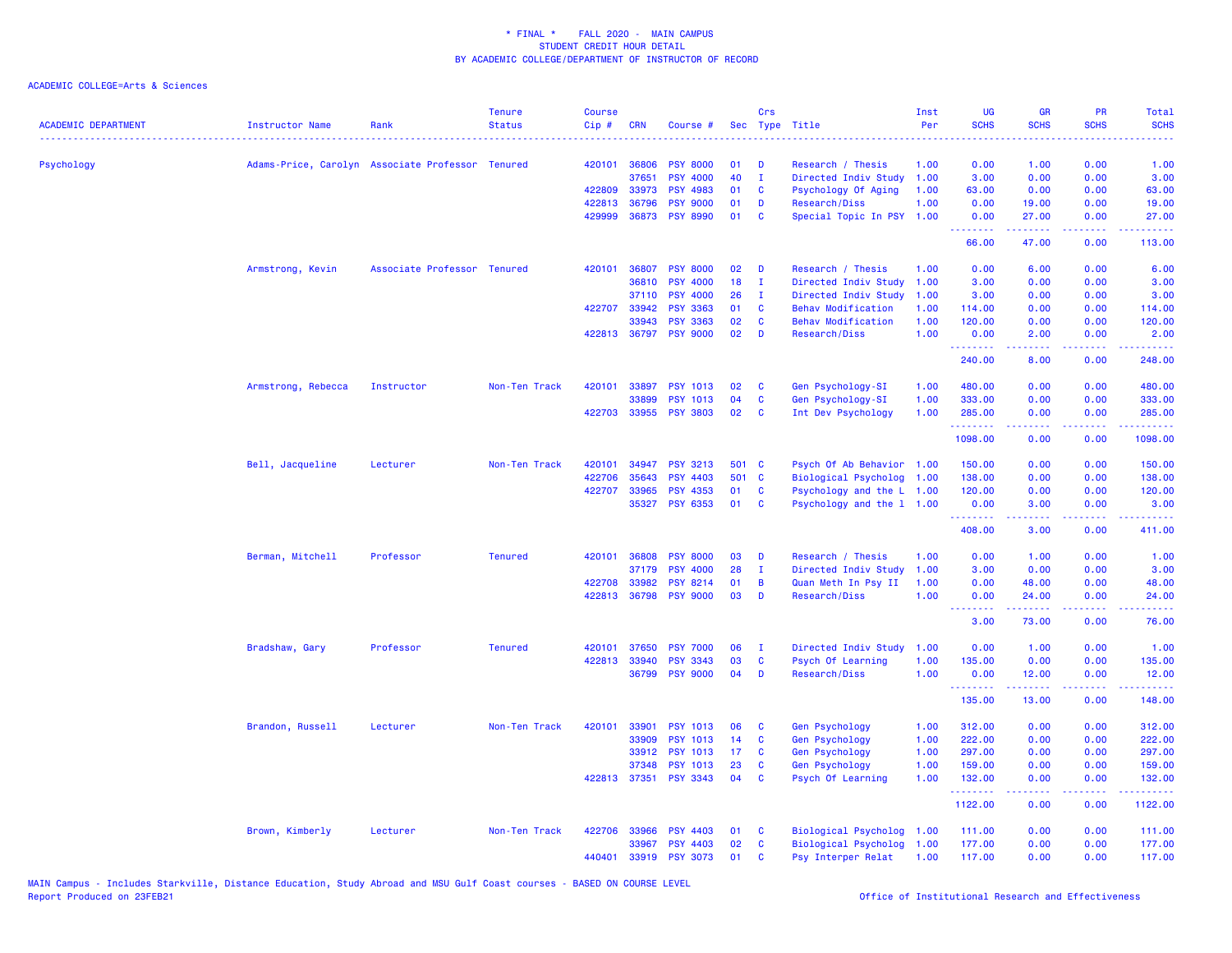\* FINAL \* FALL 2020 - MAIN CAMPUS
STUDENT CREDIT HOUR DETAIL
BY ACADEMIC COLLEGE/DEPARTMENT OF INSTRUCTOR OF RECORD

ACADEMIC COLLEGE=Arts & Sciences

| ACADEMIC DEPARTMENT | Instructor Name | Rank | Tenure Status | Course Cip # | CRN | Course # | Sec | Crs Type | Title | Inst Per | UG SCHS | GR SCHS | PR SCHS | Total SCHS |
|---|---|---|---|---|---|---|---|---|---|---|---|---|---|---|
| Psychology | Adams-Price, Carolyn | Associate Professor | Tenured | 420101 | 36806 | PSY 8000 | 01 | D | Research / Thesis | 1.00 | 0.00 | 1.00 | 0.00 | 1.00 |
| | | | | | 37651 | PSY 4000 | 40 | I | Directed Indiv Study | 1.00 | 3.00 | 0.00 | 0.00 | 3.00 |
| | | | | 422809 | 33973 | PSY 4983 | 01 | C | Psychology Of Aging | 1.00 | 63.00 | 0.00 | 0.00 | 63.00 |
| | | | | 422813 | 36796 | PSY 9000 | 01 | D | Research/Diss | 1.00 | 0.00 | 19.00 | 0.00 | 19.00 |
| | | | | 429999 | 36873 | PSY 8990 | 01 | C | Special Topic In PSY | 1.00 | 0.00 | 27.00 | 0.00 | 27.00 |
| | | | | | | | | | | | 66.00 | 47.00 | 0.00 | 113.00 |
| | Armstrong, Kevin | Associate Professor | Tenured | 420101 | 36807 | PSY 8000 | 02 | D | Research / Thesis | 1.00 | 0.00 | 6.00 | 0.00 | 6.00 |
| | | | | | 36810 | PSY 4000 | 18 | I | Directed Indiv Study | 1.00 | 3.00 | 0.00 | 0.00 | 3.00 |
| | | | | | 37110 | PSY 4000 | 26 | I | Directed Indiv Study | 1.00 | 3.00 | 0.00 | 0.00 | 3.00 |
| | | | | 422707 | 33942 | PSY 3363 | 01 | C | Behav Modification | 1.00 | 114.00 | 0.00 | 0.00 | 114.00 |
| | | | | | 33943 | PSY 3363 | 02 | C | Behav Modification | 1.00 | 120.00 | 0.00 | 0.00 | 120.00 |
| | | | | 422813 | 36797 | PSY 9000 | 02 | D | Research/Diss | 1.00 | 0.00 | 2.00 | 0.00 | 2.00 |
| | | | | | | | | | | | 240.00 | 8.00 | 0.00 | 248.00 |
| | Armstrong, Rebecca | Instructor | Non-Ten Track | 420101 | 33897 | PSY 1013 | 02 | C | Gen Psychology-SI | 1.00 | 480.00 | 0.00 | 0.00 | 480.00 |
| | | | | | 33899 | PSY 1013 | 04 | C | Gen Psychology-SI | 1.00 | 333.00 | 0.00 | 0.00 | 333.00 |
| | | | | 422703 | 33955 | PSY 3803 | 02 | C | Int Dev Psychology | 1.00 | 285.00 | 0.00 | 0.00 | 285.00 |
| | | | | | | | | | | | 1098.00 | 0.00 | 0.00 | 1098.00 |
| | Bell, Jacqueline | Lecturer | Non-Ten Track | 420101 | 34947 | PSY 3213 | 501 | C | Psych Of Ab Behavior | 1.00 | 150.00 | 0.00 | 0.00 | 150.00 |
| | | | | 422706 | 35643 | PSY 4403 | 501 | C | Biological Psycholog | 1.00 | 138.00 | 0.00 | 0.00 | 138.00 |
| | | | | 422707 | 33965 | PSY 4353 | 01 | C | Psychology and the L | 1.00 | 120.00 | 0.00 | 0.00 | 120.00 |
| | | | | | 35327 | PSY 6353 | 01 | C | Psychology and the l | 1.00 | 0.00 | 3.00 | 0.00 | 3.00 |
| | | | | | | | | | | | 408.00 | 3.00 | 0.00 | 411.00 |
| | Berman, Mitchell | Professor | Tenured | 420101 | 36808 | PSY 8000 | 03 | D | Research / Thesis | 1.00 | 0.00 | 1.00 | 0.00 | 1.00 |
| | | | | | 37179 | PSY 4000 | 28 | I | Directed Indiv Study | 1.00 | 3.00 | 0.00 | 0.00 | 3.00 |
| | | | | 422708 | 33982 | PSY 8214 | 01 | B | Quan Meth In Psy II | 1.00 | 0.00 | 48.00 | 0.00 | 48.00 |
| | | | | 422813 | 36798 | PSY 9000 | 03 | D | Research/Diss | 1.00 | 0.00 | 24.00 | 0.00 | 24.00 |
| | | | | | | | | | | | 3.00 | 73.00 | 0.00 | 76.00 |
| | Bradshaw, Gary | Professor | Tenured | 420101 | 37650 | PSY 7000 | 06 | I | Directed Indiv Study | 1.00 | 0.00 | 1.00 | 0.00 | 1.00 |
| | | | | 422813 | 33940 | PSY 3343 | 03 | C | Psych Of Learning | 1.00 | 135.00 | 0.00 | 0.00 | 135.00 |
| | | | | | 36799 | PSY 9000 | 04 | D | Research/Diss | 1.00 | 0.00 | 12.00 | 0.00 | 12.00 |
| | | | | | | | | | | | 135.00 | 13.00 | 0.00 | 148.00 |
| | Brandon, Russell | Lecturer | Non-Ten Track | 420101 | 33901 | PSY 1013 | 06 | C | Gen Psychology | 1.00 | 312.00 | 0.00 | 0.00 | 312.00 |
| | | | | | 33909 | PSY 1013 | 14 | C | Gen Psychology | 1.00 | 222.00 | 0.00 | 0.00 | 222.00 |
| | | | | | 33912 | PSY 1013 | 17 | C | Gen Psychology | 1.00 | 297.00 | 0.00 | 0.00 | 297.00 |
| | | | | | 37348 | PSY 1013 | 23 | C | Gen Psychology | 1.00 | 159.00 | 0.00 | 0.00 | 159.00 |
| | | | | 422813 | 37351 | PSY 3343 | 04 | C | Psych Of Learning | 1.00 | 132.00 | 0.00 | 0.00 | 132.00 |
| | | | | | | | | | | | 1122.00 | 0.00 | 0.00 | 1122.00 |
| | Brown, Kimberly | Lecturer | Non-Ten Track | 422706 | 33966 | PSY 4403 | 01 | C | Biological Psycholog | 1.00 | 111.00 | 0.00 | 0.00 | 111.00 |
| | | | | | 33967 | PSY 4403 | 02 | C | Biological Psycholog | 1.00 | 177.00 | 0.00 | 0.00 | 177.00 |
| | | | | 440401 | 33919 | PSY 3073 | 01 | C | Psy Interper Relat | 1.00 | 117.00 | 0.00 | 0.00 | 117.00 |

MAIN Campus - Includes Starkville, Distance Education, Study Abroad and MSU Gulf Coast courses - BASED ON COURSE LEVEL
Report Produced on 23FEB21 Office of Institutional Research and Effectiveness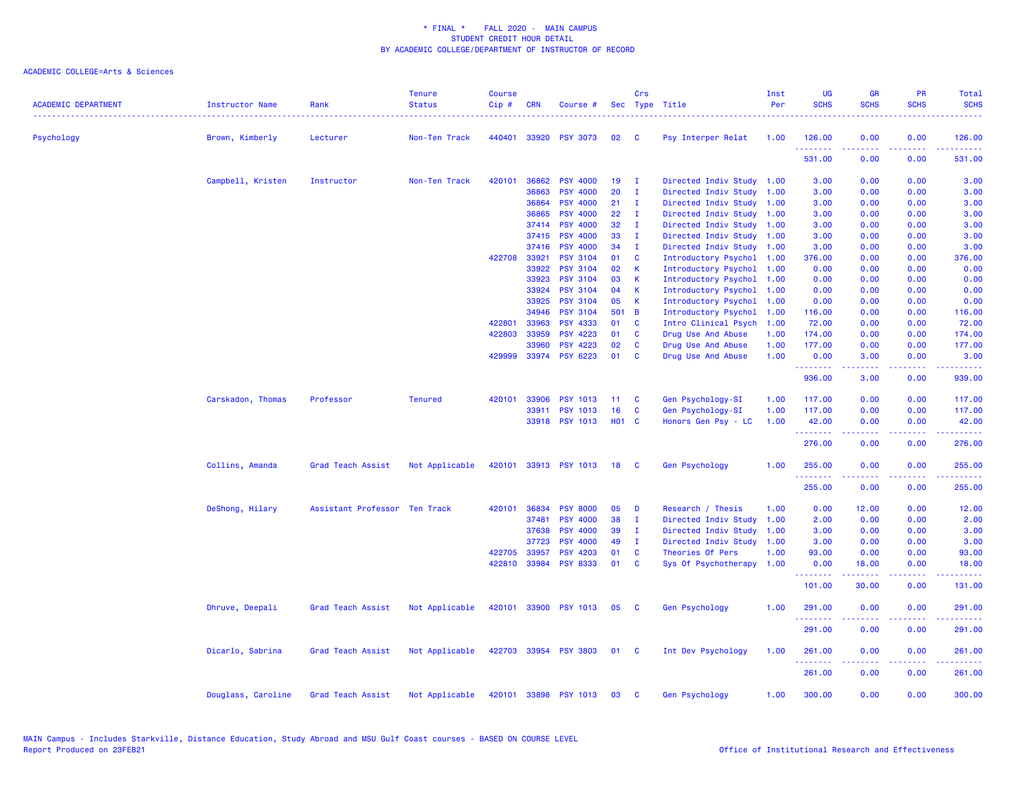# * FINAL * FALL 2020 - MAIN CAMPUS
## STUDENT CREDIT HOUR DETAIL
## BY ACADEMIC COLLEGE/DEPARTMENT OF INSTRUCTOR OF RECORD

ACADEMIC COLLEGE=Arts & Sciences

| ACADEMIC DEPARTMENT | Instructor Name | Rank | Tenure Status | Course Cip # | CRN | Course # | Sec | Crs Type | Title | Inst Per | UG SCHS | GR SCHS | PR SCHS | Total SCHS |
|---|---|---|---|---|---|---|---|---|---|---|---|---|---|---|
| Psychology | Brown, Kimberly | Lecturer | Non-Ten Track | 440401 | 33920 | PSY 3073 | 02 | C | Psy Interper Relat | 1.00 | 126.00 | 0.00 | 0.00 | 126.00 |
| | | | | | | | | | | | 531.00 | 0.00 | 0.00 | 531.00 |
| | Campbell, Kristen | Instructor | Non-Ten Track | 420101 | 36862 | PSY 4000 | 19 | I | Directed Indiv Study | 1.00 | 3.00 | 0.00 | 0.00 | 3.00 |
| | | | | | 36863 | PSY 4000 | 20 | I | Directed Indiv Study | 1.00 | 3.00 | 0.00 | 0.00 | 3.00 |
| | | | | | 36864 | PSY 4000 | 21 | I | Directed Indiv Study | 1.00 | 3.00 | 0.00 | 0.00 | 3.00 |
| | | | | | 36865 | PSY 4000 | 22 | I | Directed Indiv Study | 1.00 | 3.00 | 0.00 | 0.00 | 3.00 |
| | | | | | 37414 | PSY 4000 | 32 | I | Directed Indiv Study | 1.00 | 3.00 | 0.00 | 0.00 | 3.00 |
| | | | | | 37415 | PSY 4000 | 33 | I | Directed Indiv Study | 1.00 | 3.00 | 0.00 | 0.00 | 3.00 |
| | | | | | 37416 | PSY 4000 | 34 | I | Directed Indiv Study | 1.00 | 3.00 | 0.00 | 0.00 | 3.00 |
| | | | | 422708 | 33921 | PSY 3104 | 01 | C | Introductory Psychol | 1.00 | 376.00 | 0.00 | 0.00 | 376.00 |
| | | | | | 33922 | PSY 3104 | 02 | K | Introductory Psychol | 1.00 | 0.00 | 0.00 | 0.00 | 0.00 |
| | | | | | 33923 | PSY 3104 | 03 | K | Introductory Psychol | 1.00 | 0.00 | 0.00 | 0.00 | 0.00 |
| | | | | | 33924 | PSY 3104 | 04 | K | Introductory Psychol | 1.00 | 0.00 | 0.00 | 0.00 | 0.00 |
| | | | | | 33925 | PSY 3104 | 05 | K | Introductory Psychol | 1.00 | 0.00 | 0.00 | 0.00 | 0.00 |
| | | | | | 34946 | PSY 3104 | 501 | B | Introductory Psychol | 1.00 | 116.00 | 0.00 | 0.00 | 116.00 |
| | | | | 422801 | 33963 | PSY 4333 | 01 | C | Intro Clinical Psych | 1.00 | 72.00 | 0.00 | 0.00 | 72.00 |
| | | | | 422803 | 33959 | PSY 4223 | 01 | C | Drug Use And Abuse | 1.00 | 174.00 | 0.00 | 0.00 | 174.00 |
| | | | | | 33960 | PSY 4223 | 02 | C | Drug Use And Abuse | 1.00 | 177.00 | 0.00 | 0.00 | 177.00 |
| | | | | 429999 | 33974 | PSY 6223 | 01 | C | Drug Use And Abuse | 1.00 | 0.00 | 3.00 | 0.00 | 3.00 |
| | | | | | | | | | | | 936.00 | 3.00 | 0.00 | 939.00 |
| | Carskadon, Thomas | Professor | Tenured | 420101 | 33906 | PSY 1013 | 11 | C | Gen Psychology-SI | 1.00 | 117.00 | 0.00 | 0.00 | 117.00 |
| | | | | | 33911 | PSY 1013 | 16 | C | Gen Psychology-SI | 1.00 | 117.00 | 0.00 | 0.00 | 117.00 |
| | | | | | 33918 | PSY 1013 | H01 | C | Honors Gen Psy - LC | 1.00 | 42.00 | 0.00 | 0.00 | 42.00 |
| | | | | | | | | | | | 276.00 | 0.00 | 0.00 | 276.00 |
| | Collins, Amanda | Grad Teach Assist | Not Applicable | 420101 | 33913 | PSY 1013 | 18 | C | Gen Psychology | 1.00 | 255.00 | 0.00 | 0.00 | 255.00 |
| | | | | | | | | | | | 255.00 | 0.00 | 0.00 | 255.00 |
| | DeShong, Hilary | Assistant Professor | Ten Track | 420101 | 36834 | PSY 8000 | 05 | D | Research / Thesis | 1.00 | 0.00 | 12.00 | 0.00 | 12.00 |
| | | | | | 37481 | PSY 4000 | 38 | I | Directed Indiv Study | 1.00 | 2.00 | 0.00 | 0.00 | 2.00 |
| | | | | | 37638 | PSY 4000 | 39 | I | Directed Indiv Study | 1.00 | 3.00 | 0.00 | 0.00 | 3.00 |
| | | | | | 37723 | PSY 4000 | 49 | I | Directed Indiv Study | 1.00 | 3.00 | 0.00 | 0.00 | 3.00 |
| | | | | 422705 | 33957 | PSY 4203 | 01 | C | Theories Of Pers | 1.00 | 93.00 | 0.00 | 0.00 | 93.00 |
| | | | | 422810 | 33984 | PSY 8333 | 01 | C | Sys Of Psychotherapy | 1.00 | 0.00 | 18.00 | 0.00 | 18.00 |
| | | | | | | | | | | | 101.00 | 30.00 | 0.00 | 131.00 |
| | Dhruve, Deepali | Grad Teach Assist | Not Applicable | 420101 | 33900 | PSY 1013 | 05 | C | Gen Psychology | 1.00 | 291.00 | 0.00 | 0.00 | 291.00 |
| | | | | | | | | | | | 291.00 | 0.00 | 0.00 | 291.00 |
| | Dicarlo, Sabrina | Grad Teach Assist | Not Applicable | 422703 | 33954 | PSY 3803 | 01 | C | Int Dev Psychology | 1.00 | 261.00 | 0.00 | 0.00 | 261.00 |
| | | | | | | | | | | | 261.00 | 0.00 | 0.00 | 261.00 |
| | Douglass, Caroline | Grad Teach Assist | Not Applicable | 420101 | 33898 | PSY 1013 | 03 | C | Gen Psychology | 1.00 | 300.00 | 0.00 | 0.00 | 300.00 |

MAIN Campus - Includes Starkville, Distance Education, Study Abroad and MSU Gulf Coast courses - BASED ON COURSE LEVEL
Report Produced on 23FEB21

Office of Institutional Research and Effectiveness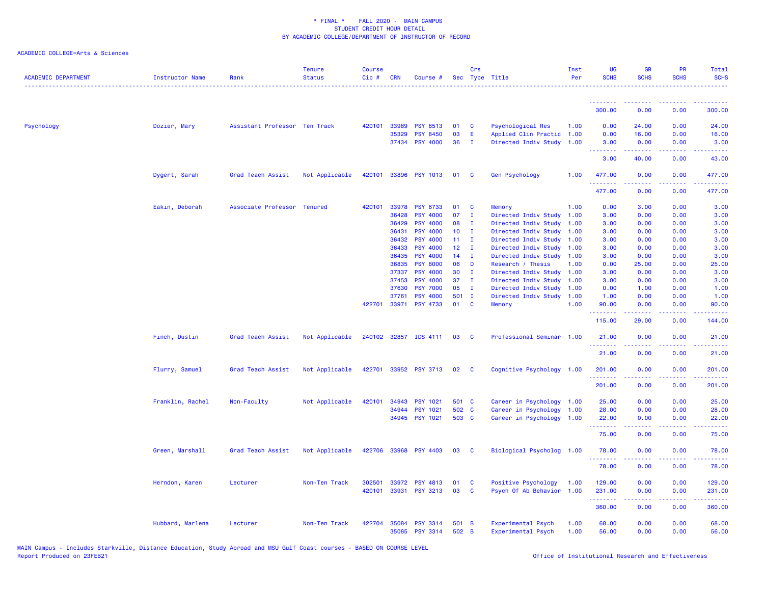\* FINAL \*    FALL 2020 - MAIN CAMPUS
STUDENT CREDIT HOUR DETAIL
BY ACADEMIC COLLEGE/DEPARTMENT OF INSTRUCTOR OF RECORD

ACADEMIC COLLEGE=Arts & Sciences

| ACADEMIC DEPARTMENT | Instructor Name | Rank | Tenure Status | Course Cip # | CRN | Course # | Sec | Crs Type | Title | Inst Per | UG SCHS | GR SCHS | PR SCHS | Total SCHS |
|---|---|---|---|---|---|---|---|---|---|---|---|---|---|---|
| | | | | | | | | | | | 300.00 | 0.00 | 0.00 | 300.00 |
| Psychology | Dozier, Mary | Assistant Professor | Ten Track | 420101 | 33989 | PSY 8513 | 01 | C | Psychological Res | 1.00 | 0.00 | 24.00 | 0.00 | 24.00 |
| | | | | | 35329 | PSY 8450 | 03 | E | Applied Clin Practic | 1.00 | 0.00 | 16.00 | 0.00 | 16.00 |
| | | | | | 37434 | PSY 4000 | 36 | I | Directed Indiv Study | 1.00 | 3.00 | 0.00 | 0.00 | 3.00 |
| | | | | | | | | | | | 3.00 | 40.00 | 0.00 | 43.00 |
| | Dygert, Sarah | Grad Teach Assist | Not Applicable | 420101 | 33896 | PSY 1013 | 01 | C | Gen Psychology | 1.00 | 477.00 | 0.00 | 0.00 | 477.00 |
| | | | | | | | | | | | 477.00 | 0.00 | 0.00 | 477.00 |
| | Eakin, Deborah | Associate Professor | Tenured | 420101 | 33978 | PSY 6733 | 01 | C | Memory | 1.00 | 0.00 | 3.00 | 0.00 | 3.00 |
| | | | | | 36428 | PSY 4000 | 07 | I | Directed Indiv Study | 1.00 | 3.00 | 0.00 | 0.00 | 3.00 |
| | | | | | 36429 | PSY 4000 | 08 | I | Directed Indiv Study | 1.00 | 3.00 | 0.00 | 0.00 | 3.00 |
| | | | | | 36431 | PSY 4000 | 10 | I | Directed Indiv Study | 1.00 | 3.00 | 0.00 | 0.00 | 3.00 |
| | | | | | 36432 | PSY 4000 | 11 | I | Directed Indiv Study | 1.00 | 3.00 | 0.00 | 0.00 | 3.00 |
| | | | | | 36433 | PSY 4000 | 12 | I | Directed Indiv Study | 1.00 | 3.00 | 0.00 | 0.00 | 3.00 |
| | | | | | 36435 | PSY 4000 | 14 | I | Directed Indiv Study | 1.00 | 3.00 | 0.00 | 0.00 | 3.00 |
| | | | | | 36835 | PSY 8000 | 06 | D | Research / Thesis | 1.00 | 0.00 | 25.00 | 0.00 | 25.00 |
| | | | | | 37337 | PSY 4000 | 30 | I | Directed Indiv Study | 1.00 | 3.00 | 0.00 | 0.00 | 3.00 |
| | | | | | 37453 | PSY 4000 | 37 | I | Directed Indiv Study | 1.00 | 3.00 | 0.00 | 0.00 | 3.00 |
| | | | | | 37630 | PSY 7000 | 05 | I | Directed Indiv Study | 1.00 | 0.00 | 1.00 | 0.00 | 1.00 |
| | | | | | 37761 | PSY 4000 | 501 | I | Directed Indiv Study | 1.00 | 1.00 | 0.00 | 0.00 | 1.00 |
| | | | | 422701 | 33971 | PSY 4733 | 01 | C | Memory | 1.00 | 90.00 | 0.00 | 0.00 | 90.00 |
| | | | | | | | | | | | 115.00 | 29.00 | 0.00 | 144.00 |
| | Finch, Dustin | Grad Teach Assist | Not Applicable | 240102 | 32857 | IDS 4111 | 03 | C | Professional Seminar | 1.00 | 21.00 | 0.00 | 0.00 | 21.00 |
| | | | | | | | | | | | 21.00 | 0.00 | 0.00 | 21.00 |
| | Flurry, Samuel | Grad Teach Assist | Not Applicable | 422701 | 33952 | PSY 3713 | 02 | C | Cognitive Psychology | 1.00 | 201.00 | 0.00 | 0.00 | 201.00 |
| | | | | | | | | | | | 201.00 | 0.00 | 0.00 | 201.00 |
| | Franklin, Rachel | Non-Faculty | Not Applicable | 420101 | 34943 | PSY 1021 | 501 | C | Career in Psychology | 1.00 | 25.00 | 0.00 | 0.00 | 25.00 |
| | | | | | 34944 | PSY 1021 | 502 | C | Career in Psychology | 1.00 | 28.00 | 0.00 | 0.00 | 28.00 |
| | | | | | 34945 | PSY 1021 | 503 | C | Career in Psychology | 1.00 | 22.00 | 0.00 | 0.00 | 22.00 |
| | | | | | | | | | | | 75.00 | 0.00 | 0.00 | 75.00 |
| | Green, Marshall | Grad Teach Assist | Not Applicable | 422706 | 33968 | PSY 4403 | 03 | C | Biological Psycholog | 1.00 | 78.00 | 0.00 | 0.00 | 78.00 |
| | | | | | | | | | | | 78.00 | 0.00 | 0.00 | 78.00 |
| | Herndon, Karen | Lecturer | Non-Ten Track | 302501 | 33972 | PSY 4813 | 01 | C | Positive Psychology | 1.00 | 129.00 | 0.00 | 0.00 | 129.00 |
| | | | | 420101 | 33931 | PSY 3213 | 03 | C | Psych Of Ab Behavior | 1.00 | 231.00 | 0.00 | 0.00 | 231.00 |
| | | | | | | | | | | | 360.00 | 0.00 | 0.00 | 360.00 |
| | Hubbard, Marlena | Lecturer | Non-Ten Track | 422704 | 35084 | PSY 3314 | 501 | B | Experimental Psych | 1.00 | 68.00 | 0.00 | 0.00 | 68.00 |
| | | | | | 35085 | PSY 3314 | 502 | B | Experimental Psych | 1.00 | 56.00 | 0.00 | 0.00 | 56.00 |

MAIN Campus - Includes Starkville, Distance Education, Study Abroad and MSU Gulf Coast courses - BASED ON COURSE LEVEL
Report Produced on 23FEB21    Office of Institutional Research and Effectiveness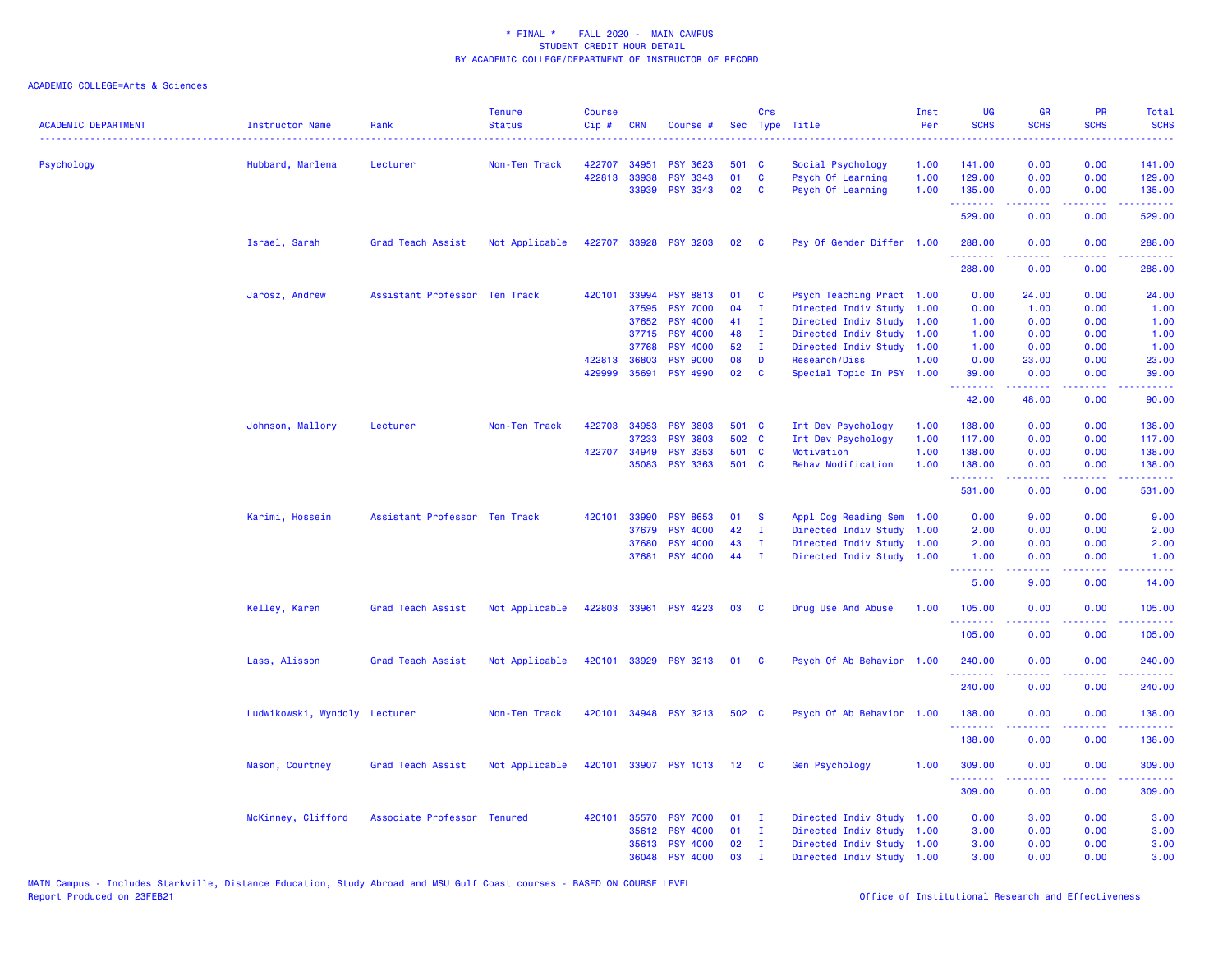\* FINAL \* FALL 2020 - MAIN CAMPUS
STUDENT CREDIT HOUR DETAIL
BY ACADEMIC COLLEGE/DEPARTMENT OF INSTRUCTOR OF RECORD

ACADEMIC COLLEGE=Arts & Sciences

| ACADEMIC DEPARTMENT | Instructor Name | Rank | Tenure Status | Course Cip # | CRN | Course # | Sec | Crs Type | Title | Inst Per | UG SCHS | GR SCHS | PR SCHS | Total SCHS |
|---|---|---|---|---|---|---|---|---|---|---|---|---|---|---|
| Psychology | Hubbard, Marlena | Lecturer | Non-Ten Track | 422707 | 34951 | PSY 3623 | 501 | C | Social Psychology | 1.00 | 141.00 | 0.00 | 0.00 | 141.00 |
| | | | | 422813 | 33938 | PSY 3343 | 01 | C | Psych Of Learning | 1.00 | 129.00 | 0.00 | 0.00 | 129.00 |
| | | | | | 33939 | PSY 3343 | 02 | C | Psych Of Learning | 1.00 | 135.00 | 0.00 | 0.00 | 135.00 |
| | | | | | | | | | | | 529.00 | 0.00 | 0.00 | 529.00 |
| | Israel, Sarah | Grad Teach Assist | Not Applicable | 422707 | 33928 | PSY 3203 | 02 | C | Psy Of Gender Differ | 1.00 | 288.00 | 0.00 | 0.00 | 288.00 |
| | | | | | | | | | | | 288.00 | 0.00 | 0.00 | 288.00 |
| | Jarosz, Andrew | Assistant Professor | Ten Track | 420101 | 33994 | PSY 8813 | 01 | C | Psych Teaching Pract | 1.00 | 0.00 | 24.00 | 0.00 | 24.00 |
| | | | | | 37595 | PSY 7000 | 04 | I | Directed Indiv Study | 1.00 | 0.00 | 1.00 | 0.00 | 1.00 |
| | | | | | 37652 | PSY 4000 | 41 | I | Directed Indiv Study | 1.00 | 1.00 | 0.00 | 0.00 | 1.00 |
| | | | | | 37715 | PSY 4000 | 48 | I | Directed Indiv Study | 1.00 | 1.00 | 0.00 | 0.00 | 1.00 |
| | | | | | 37768 | PSY 4000 | 52 | I | Directed Indiv Study | 1.00 | 1.00 | 0.00 | 0.00 | 1.00 |
| | | | | 422813 | 36803 | PSY 9000 | 08 | D | Research/Diss | 1.00 | 0.00 | 23.00 | 0.00 | 23.00 |
| | | | | 429999 | 35691 | PSY 4990 | 02 | C | Special Topic In PSY | 1.00 | 39.00 | 0.00 | 0.00 | 39.00 |
| | | | | | | | | | | | 42.00 | 48.00 | 0.00 | 90.00 |
| | Johnson, Mallory | Lecturer | Non-Ten Track | 422703 | 34953 | PSY 3803 | 501 | C | Int Dev Psychology | 1.00 | 138.00 | 0.00 | 0.00 | 138.00 |
| | | | | | 37233 | PSY 3603 | 502 | C | Int Dev Psychology | 1.00 | 117.00 | 0.00 | 0.00 | 117.00 |
| | | | | 422707 | 34949 | PSY 3353 | 501 | C | Motivation | 1.00 | 138.00 | 0.00 | 0.00 | 138.00 |
| | | | | | 35083 | PSY 3363 | 501 | C | Behav Modification | 1.00 | 138.00 | 0.00 | 0.00 | 138.00 |
| | | | | | | | | | | | 531.00 | 0.00 | 0.00 | 531.00 |
| | Karimi, Hossein | Assistant Professor | Ten Track | 420101 | 33990 | PSY 8653 | 01 | S | Appl Cog Reading Sem | 1.00 | 0.00 | 9.00 | 0.00 | 9.00 |
| | | | | | 37679 | PSY 4000 | 42 | I | Directed Indiv Study | 1.00 | 2.00 | 0.00 | 0.00 | 2.00 |
| | | | | | 37680 | PSY 4000 | 43 | I | Directed Indiv Study | 1.00 | 2.00 | 0.00 | 0.00 | 2.00 |
| | | | | | 37681 | PSY 4000 | 44 | I | Directed Indiv Study | 1.00 | 1.00 | 0.00 | 0.00 | 1.00 |
| | | | | | | | | | | | 5.00 | 9.00 | 0.00 | 14.00 |
| | Kelley, Karen | Grad Teach Assist | Not Applicable | 422803 | 33961 | PSY 4223 | 03 | C | Drug Use And Abuse | 1.00 | 105.00 | 0.00 | 0.00 | 105.00 |
| | | | | | | | | | | | 105.00 | 0.00 | 0.00 | 105.00 |
| | Lass, Alisson | Grad Teach Assist | Not Applicable | 420101 | 33929 | PSY 3213 | 01 | C | Psych Of Ab Behavior | 1.00 | 240.00 | 0.00 | 0.00 | 240.00 |
| | | | | | | | | | | | 240.00 | 0.00 | 0.00 | 240.00 |
| | Ludwikowski, Wyndoly | Lecturer | Non-Ten Track | 420101 | 34948 | PSY 3213 | 502 | C | Psych Of Ab Behavior | 1.00 | 138.00 | 0.00 | 0.00 | 138.00 |
| | | | | | | | | | | | 138.00 | 0.00 | 0.00 | 138.00 |
| | Mason, Courtney | Grad Teach Assist | Not Applicable | 420101 | 33907 | PSY 1013 | 12 | C | Gen Psychology | 1.00 | 309.00 | 0.00 | 0.00 | 309.00 |
| | | | | | | | | | | | 309.00 | 0.00 | 0.00 | 309.00 |
| | McKinney, Clifford | Associate Professor | Tenured | 420101 | 35570 | PSY 7000 | 01 | I | Directed Indiv Study | 1.00 | 0.00 | 3.00 | 0.00 | 3.00 |
| | | | | | 35612 | PSY 4000 | 01 | I | Directed Indiv Study | 1.00 | 3.00 | 0.00 | 0.00 | 3.00 |
| | | | | | 35613 | PSY 4000 | 02 | I | Directed Indiv Study | 1.00 | 3.00 | 0.00 | 0.00 | 3.00 |
| | | | | | 36048 | PSY 4000 | 03 | I | Directed Indiv Study | 1.00 | 3.00 | 0.00 | 0.00 | 3.00 |

MAIN Campus - Includes Starkville, Distance Education, Study Abroad and MSU Gulf Coast courses - BASED ON COURSE LEVEL
Report Produced on 23FEB21

Office of Institutional Research and Effectiveness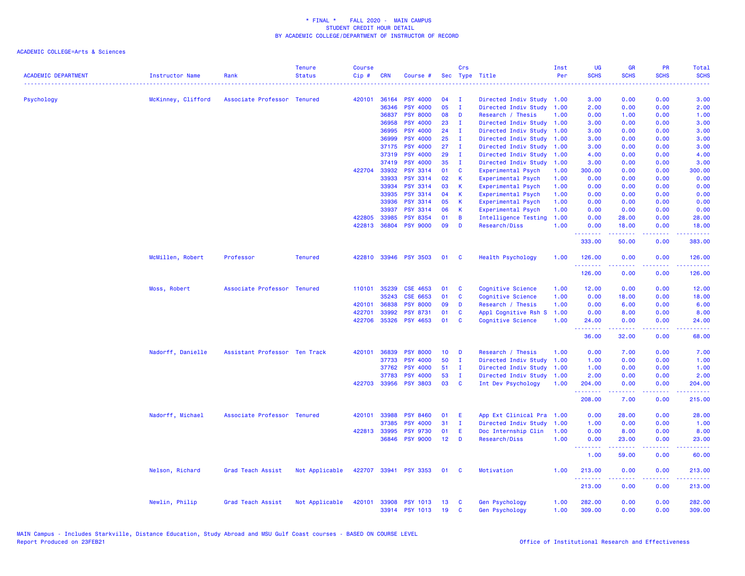\* FINAL \* FALL 2020 - MAIN CAMPUS
STUDENT CREDIT HOUR DETAIL
BY ACADEMIC COLLEGE/DEPARTMENT OF INSTRUCTOR OF RECORD

ACADEMIC COLLEGE=Arts & Sciences

| ACADEMIC DEPARTMENT | Instructor Name | Rank | Tenure Status | Course Cip # | CRN | Course # | Sec | Crs Type | Title | Inst Per | UG SCHS | GR SCHS | PR SCHS | Total SCHS |
|---|---|---|---|---|---|---|---|---|---|---|---|---|---|---|
| Psychology | McKinney, Clifford | Associate Professor | Tenured | 420101 | 36164 | PSY 4000 | 04 | I | Directed Indiv Study | 1.00 | 3.00 | 0.00 | 0.00 | 3.00 |
| | | | | | 36346 | PSY 4000 | 05 | I | Directed Indiv Study | 1.00 | 2.00 | 0.00 | 0.00 | 2.00 |
| | | | | | 36837 | PSY 8000 | 08 | D | Research / Thesis | 1.00 | 0.00 | 1.00 | 0.00 | 1.00 |
| | | | | | 36958 | PSY 4000 | 23 | I | Directed Indiv Study | 1.00 | 3.00 | 0.00 | 0.00 | 3.00 |
| | | | | | 36995 | PSY 4000 | 24 | I | Directed Indiv Study | 1.00 | 3.00 | 0.00 | 0.00 | 3.00 |
| | | | | | 36999 | PSY 4000 | 25 | I | Directed Indiv Study | 1.00 | 3.00 | 0.00 | 0.00 | 3.00 |
| | | | | | 37175 | PSY 4000 | 27 | I | Directed Indiv Study | 1.00 | 3.00 | 0.00 | 0.00 | 3.00 |
| | | | | | 37319 | PSY 4000 | 29 | I | Directed Indiv Study | 1.00 | 4.00 | 0.00 | 0.00 | 4.00 |
| | | | | | 37419 | PSY 4000 | 35 | I | Directed Indiv Study | 1.00 | 3.00 | 0.00 | 0.00 | 3.00 |
| | | | | 422704 | 33932 | PSY 3314 | 01 | C | Experimental Psych | 1.00 | 300.00 | 0.00 | 0.00 | 300.00 |
| | | | | | 33933 | PSY 3314 | 02 | K | Experimental Psych | 1.00 | 0.00 | 0.00 | 0.00 | 0.00 |
| | | | | | 33934 | PSY 3314 | 03 | K | Experimental Psych | 1.00 | 0.00 | 0.00 | 0.00 | 0.00 |
| | | | | | 33935 | PSY 3314 | 04 | K | Experimental Psych | 1.00 | 0.00 | 0.00 | 0.00 | 0.00 |
| | | | | | 33936 | PSY 3314 | 05 | K | Experimental Psych | 1.00 | 0.00 | 0.00 | 0.00 | 0.00 |
| | | | | | 33937 | PSY 3314 | 06 | K | Experimental Psych | 1.00 | 0.00 | 0.00 | 0.00 | 0.00 |
| | | | | 422805 | 33985 | PSY 8354 | 01 | B | Intelligence Testing | 1.00 | 0.00 | 28.00 | 0.00 | 28.00 |
| | | | | 422813 | 36804 | PSY 9000 | 09 | D | Research/Diss | 1.00 | 0.00 | 18.00 | 0.00 | 18.00 |
| | | | | | | | | | | | 333.00 | 50.00 | 0.00 | 383.00 |
| | McMillen, Robert | Professor | Tenured | 422810 | 33946 | PSY 3503 | 01 | C | Health Psychology | 1.00 | 126.00 | 0.00 | 0.00 | 126.00 |
| | | | | | | | | | | | 126.00 | 0.00 | 0.00 | 126.00 |
| | Moss, Robert | Associate Professor | Tenured | 110101 | 35239 | CSE 4653 | 01 | C | Cognitive Science | 1.00 | 12.00 | 0.00 | 0.00 | 12.00 |
| | | | | | 35243 | CSE 6653 | 01 | C | Cognitive Science | 1.00 | 0.00 | 18.00 | 0.00 | 18.00 |
| | | | | 420101 | 36838 | PSY 8000 | 09 | D | Research / Thesis | 1.00 | 0.00 | 6.00 | 0.00 | 6.00 |
| | | | | 422701 | 33992 | PSY 8731 | 01 | C | Appl Cognitive Rsh S | 1.00 | 0.00 | 8.00 | 0.00 | 8.00 |
| | | | | 422706 | 35326 | PSY 4653 | 01 | C | Cognitive Science | 1.00 | 24.00 | 0.00 | 0.00 | 24.00 |
| | | | | | | | | | | | 36.00 | 32.00 | 0.00 | 68.00 |
| | Nadorff, Danielle | Assistant Professor | Ten Track | 420101 | 36839 | PSY 8000 | 10 | D | Research / Thesis | 1.00 | 0.00 | 7.00 | 0.00 | 7.00 |
| | | | | | 37733 | PSY 4000 | 50 | I | Directed Indiv Study | 1.00 | 1.00 | 0.00 | 0.00 | 1.00 |
| | | | | | 37762 | PSY 4000 | 51 | I | Directed Indiv Study | 1.00 | 1.00 | 0.00 | 0.00 | 1.00 |
| | | | | | 37783 | PSY 4000 | 53 | I | Directed Indiv Study | 1.00 | 2.00 | 0.00 | 0.00 | 2.00 |
| | | | | 422703 | 33956 | PSY 3803 | 03 | C | Int Dev Psychology | 1.00 | 204.00 | 0.00 | 0.00 | 204.00 |
| | | | | | | | | | | | 208.00 | 7.00 | 0.00 | 215.00 |
| | Nadorff, Michael | Associate Professor | Tenured | 420101 | 33988 | PSY 8460 | 01 | E | App Ext Clinical Pra | 1.00 | 0.00 | 28.00 | 0.00 | 28.00 |
| | | | | | 37385 | PSY 4000 | 31 | I | Directed Indiv Study | 1.00 | 1.00 | 0.00 | 0.00 | 1.00 |
| | | | | 422813 | 33995 | PSY 9730 | 01 | E | Doc Internship Clin | 1.00 | 0.00 | 8.00 | 0.00 | 8.00 |
| | | | | | 36846 | PSY 9000 | 12 | D | Research/Diss | 1.00 | 0.00 | 23.00 | 0.00 | 23.00 |
| | | | | | | | | | | | 1.00 | 59.00 | 0.00 | 60.00 |
| | Nelson, Richard | Grad Teach Assist | Not Applicable | 422707 | 33941 | PSY 3353 | 01 | C | Motivation | 1.00 | 213.00 | 0.00 | 0.00 | 213.00 |
| | | | | | | | | | | | 213.00 | 0.00 | 0.00 | 213.00 |
| | Newlin, Philip | Grad Teach Assist | Not Applicable | 420101 | 33908 | PSY 1013 | 13 | C | Gen Psychology | 1.00 | 282.00 | 0.00 | 0.00 | 282.00 |
| | | | | | 33914 | PSY 1013 | 19 | C | Gen Psychology | 1.00 | 309.00 | 0.00 | 0.00 | 309.00 |

MAIN Campus - Includes Starkville, Distance Education, Study Abroad and MSU Gulf Coast courses - BASED ON COURSE LEVEL
Report Produced on 23FEB21

Office of Institutional Research and Effectiveness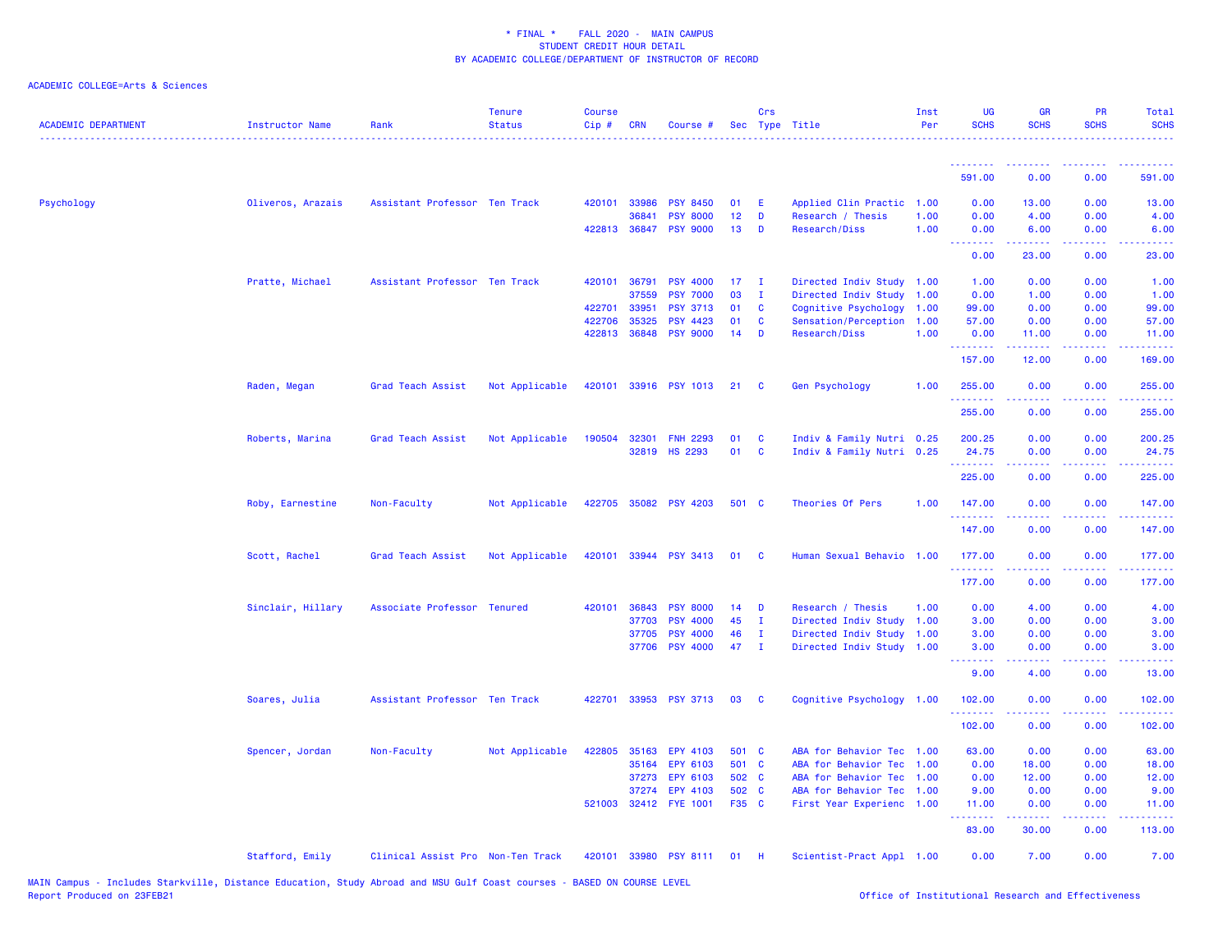\* FINAL \* FALL 2020 - MAIN CAMPUS
STUDENT CREDIT HOUR DETAIL
BY ACADEMIC COLLEGE/DEPARTMENT OF INSTRUCTOR OF RECORD

ACADEMIC COLLEGE=Arts & Sciences

| ACADEMIC DEPARTMENT | Instructor Name | Rank | Tenure Status | Course Cip # | CRN | Course # | Sec | Crs Type | Title | Inst Per | UG SCHS | GR SCHS | PR SCHS | Total SCHS |
|---|---|---|---|---|---|---|---|---|---|---|---|---|---|---|
| | | | | | | | | | | | 591.00 | 0.00 | 0.00 | 591.00 |
| Psychology | Oliveros, Arazais | Assistant Professor | Ten Track | 420101 | 33986 | PSY 8450 | 01 | E | Applied Clin Practic | 1.00 | 0.00 | 13.00 | 0.00 | 13.00 |
| | | | | | 36841 | PSY 8000 | 12 | D | Research / Thesis | 1.00 | 0.00 | 4.00 | 0.00 | 4.00 |
| | | | | 422813 | 36847 | PSY 9000 | 13 | D | Research/Diss | 1.00 | 0.00 | 6.00 | 0.00 | 6.00 |
| | | | | | | | | | | | 0.00 | 23.00 | 0.00 | 23.00 |
| | Pratte, Michael | Assistant Professor | Ten Track | 420101 | 36791 | PSY 4000 | 17 | I | Directed Indiv Study | 1.00 | 1.00 | 0.00 | 0.00 | 1.00 |
| | | | | | 37559 | PSY 7000 | 03 | I | Directed Indiv Study | 1.00 | 0.00 | 1.00 | 0.00 | 1.00 |
| | | | | 422701 | 33951 | PSY 3713 | 01 | C | Cognitive Psychology | 1.00 | 99.00 | 0.00 | 0.00 | 99.00 |
| | | | | 422706 | 35325 | PSY 4423 | 01 | C | Sensation/Perception | 1.00 | 57.00 | 0.00 | 0.00 | 57.00 |
| | | | | 422813 | 36848 | PSY 9000 | 14 | D | Research/Diss | 1.00 | 0.00 | 11.00 | 0.00 | 11.00 |
| | | | | | | | | | | | 157.00 | 12.00 | 0.00 | 169.00 |
| | Raden, Megan | Grad Teach Assist | Not Applicable | 420101 | 33916 | PSY 1013 | 21 | C | Gen Psychology | 1.00 | 255.00 | 0.00 | 0.00 | 255.00 |
| | | | | | | | | | | | 255.00 | 0.00 | 0.00 | 255.00 |
| | Roberts, Marina | Grad Teach Assist | Not Applicable | 190504 | 32301 | FNH 2293 | 01 | C | Indiv & Family Nutri | 0.25 | 200.25 | 0.00 | 0.00 | 200.25 |
| | | | | | 32819 | HS 2293 | 01 | C | Indiv & Family Nutri | 0.25 | 24.75 | 0.00 | 0.00 | 24.75 |
| | | | | | | | | | | | 225.00 | 0.00 | 0.00 | 225.00 |
| | Roby, Earnestine | Non-Faculty | Not Applicable | 422705 | 35082 | PSY 4203 | 501 | C | Theories Of Pers | 1.00 | 147.00 | 0.00 | 0.00 | 147.00 |
| | | | | | | | | | | | 147.00 | 0.00 | 0.00 | 147.00 |
| | Scott, Rachel | Grad Teach Assist | Not Applicable | 420101 | 33944 | PSY 3413 | 01 | C | Human Sexual Behavio | 1.00 | 177.00 | 0.00 | 0.00 | 177.00 |
| | | | | | | | | | | | 177.00 | 0.00 | 0.00 | 177.00 |
| | Sinclair, Hillary | Associate Professor | Tenured | 420101 | 36843 | PSY 8000 | 14 | D | Research / Thesis | 1.00 | 0.00 | 4.00 | 0.00 | 4.00 |
| | | | | | 37703 | PSY 4000 | 45 | I | Directed Indiv Study | 1.00 | 3.00 | 0.00 | 0.00 | 3.00 |
| | | | | | 37705 | PSY 4000 | 46 | I | Directed Indiv Study | 1.00 | 3.00 | 0.00 | 0.00 | 3.00 |
| | | | | | 37706 | PSY 4000 | 47 | I | Directed Indiv Study | 1.00 | 3.00 | 0.00 | 0.00 | 3.00 |
| | | | | | | | | | | | 9.00 | 4.00 | 0.00 | 13.00 |
| | Soares, Julia | Assistant Professor | Ten Track | 422701 | 33953 | PSY 3713 | 03 | C | Cognitive Psychology | 1.00 | 102.00 | 0.00 | 0.00 | 102.00 |
| | | | | | | | | | | | 102.00 | 0.00 | 0.00 | 102.00 |
| | Spencer, Jordan | Non-Faculty | Not Applicable | 422805 | 35163 | EPY 4103 | 501 | C | ABA for Behavior Tec | 1.00 | 63.00 | 0.00 | 0.00 | 63.00 |
| | | | | | 35164 | EPY 6103 | 501 | C | ABA for Behavior Tec | 1.00 | 0.00 | 18.00 | 0.00 | 18.00 |
| | | | | | 37273 | EPY 6103 | 502 | C | ABA for Behavior Tec | 1.00 | 0.00 | 12.00 | 0.00 | 12.00 |
| | | | | | 37274 | EPY 4103 | 502 | C | ABA for Behavior Tec | 1.00 | 9.00 | 0.00 | 0.00 | 9.00 |
| | | | | 521003 | 32412 | FYE 1001 | F35 | C | First Year Experienc | 1.00 | 11.00 | 0.00 | 0.00 | 11.00 |
| | | | | | | | | | | | 83.00 | 30.00 | 0.00 | 113.00 |
| | Stafford, Emily | Clinical Assist Pro | Non-Ten Track | 420101 | 33980 | PSY 8111 | 01 | H | Scientist-Pract Appl | 1.00 | 0.00 | 7.00 | 0.00 | 7.00 |

MAIN Campus - Includes Starkville, Distance Education, Study Abroad and MSU Gulf Coast courses - BASED ON COURSE LEVEL
Report Produced on 23FEB21 Office of Institutional Research and Effectiveness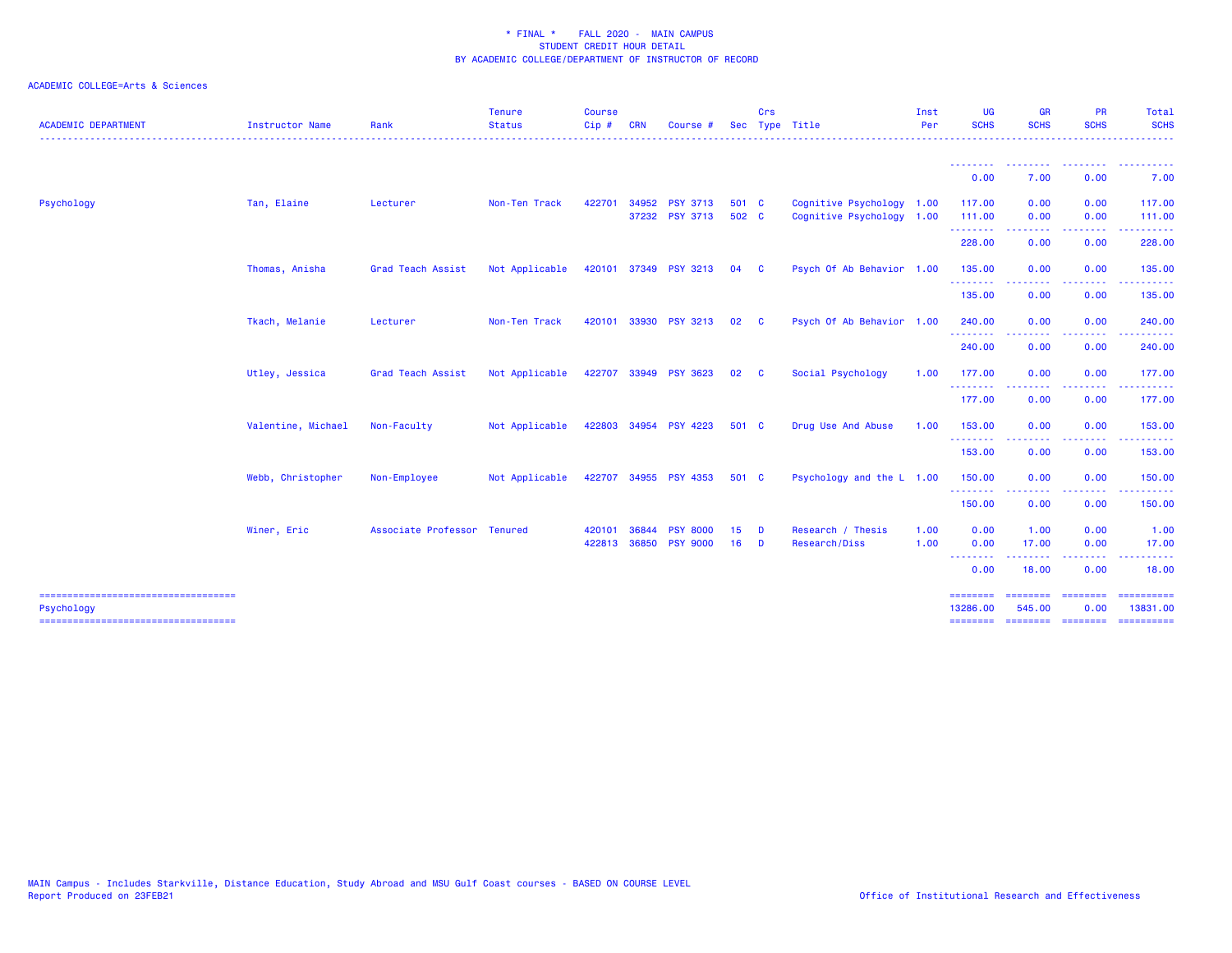\* FINAL \* FALL 2020 - MAIN CAMPUS
STUDENT CREDIT HOUR DETAIL
BY ACADEMIC COLLEGE/DEPARTMENT OF INSTRUCTOR OF RECORD

ACADEMIC COLLEGE=Arts & Sciences

| ACADEMIC DEPARTMENT | Instructor Name | Rank | Tenure Status | Course Cip # | CRN | Course # | Sec | Crs Type | Title | Inst Per | UG SCHS | GR SCHS | PR SCHS | Total SCHS |
|---|---|---|---|---|---|---|---|---|---|---|---|---|---|---|
| | | | | | | | | | | | 0.00 | 7.00 | 0.00 | 7.00 |
| Psychology | Tan, Elaine | Lecturer | Non-Ten Track | 422701 | 34952 | PSY 3713 | 501 | C | Cognitive Psychology | 1.00 | 117.00 | 0.00 | 0.00 | 117.00 |
| | | | | | 37232 | PSY 3713 | 502 | C | Cognitive Psychology | 1.00 | 111.00 | 0.00 | 0.00 | 111.00 |
| | | | | | | | | | | | 228.00 | 0.00 | 0.00 | 228.00 |
| | Thomas, Anisha | Grad Teach Assist | Not Applicable | 420101 | 37349 | PSY 3213 | 04 | C | Psych Of Ab Behavior | 1.00 | 135.00 | 0.00 | 0.00 | 135.00 |
| | | | | | | | | | | | 135.00 | 0.00 | 0.00 | 135.00 |
| | Tkach, Melanie | Lecturer | Non-Ten Track | 420101 | 33930 | PSY 3213 | 02 | C | Psych Of Ab Behavior | 1.00 | 240.00 | 0.00 | 0.00 | 240.00 |
| | | | | | | | | | | | 240.00 | 0.00 | 0.00 | 240.00 |
| | Utley, Jessica | Grad Teach Assist | Not Applicable | 422707 | 33949 | PSY 3623 | 02 | C | Social Psychology | 1.00 | 177.00 | 0.00 | 0.00 | 177.00 |
| | | | | | | | | | | | 177.00 | 0.00 | 0.00 | 177.00 |
| | Valentine, Michael | Non-Faculty | Not Applicable | 422803 | 34954 | PSY 4223 | 501 | C | Drug Use And Abuse | 1.00 | 153.00 | 0.00 | 0.00 | 153.00 |
| | | | | | | | | | | | 153.00 | 0.00 | 0.00 | 153.00 |
| | Webb, Christopher | Non-Employee | Not Applicable | 422707 | 34955 | PSY 4353 | 501 | C | Psychology and the L | 1.00 | 150.00 | 0.00 | 0.00 | 150.00 |
| | | | | | | | | | | | 150.00 | 0.00 | 0.00 | 150.00 |
| | Winer, Eric | Associate Professor | Tenured | 420101 | 36844 | PSY 8000 | 15 | D | Research / Thesis | 1.00 | 0.00 | 1.00 | 0.00 | 1.00 |
| | | | | 422813 | 36850 | PSY 9000 | 16 | D | Research/Diss | 1.00 | 0.00 | 17.00 | 0.00 | 17.00 |
| | | | | | | | | | | | 0.00 | 18.00 | 0.00 | 18.00 |
| Psychology | | | | | | | | | | | 13286.00 | 545.00 | 0.00 | 13831.00 |

MAIN Campus - Includes Starkville, Distance Education, Study Abroad and MSU Gulf Coast courses - BASED ON COURSE LEVEL
Report Produced on 23FEB21

Office of Institutional Research and Effectiveness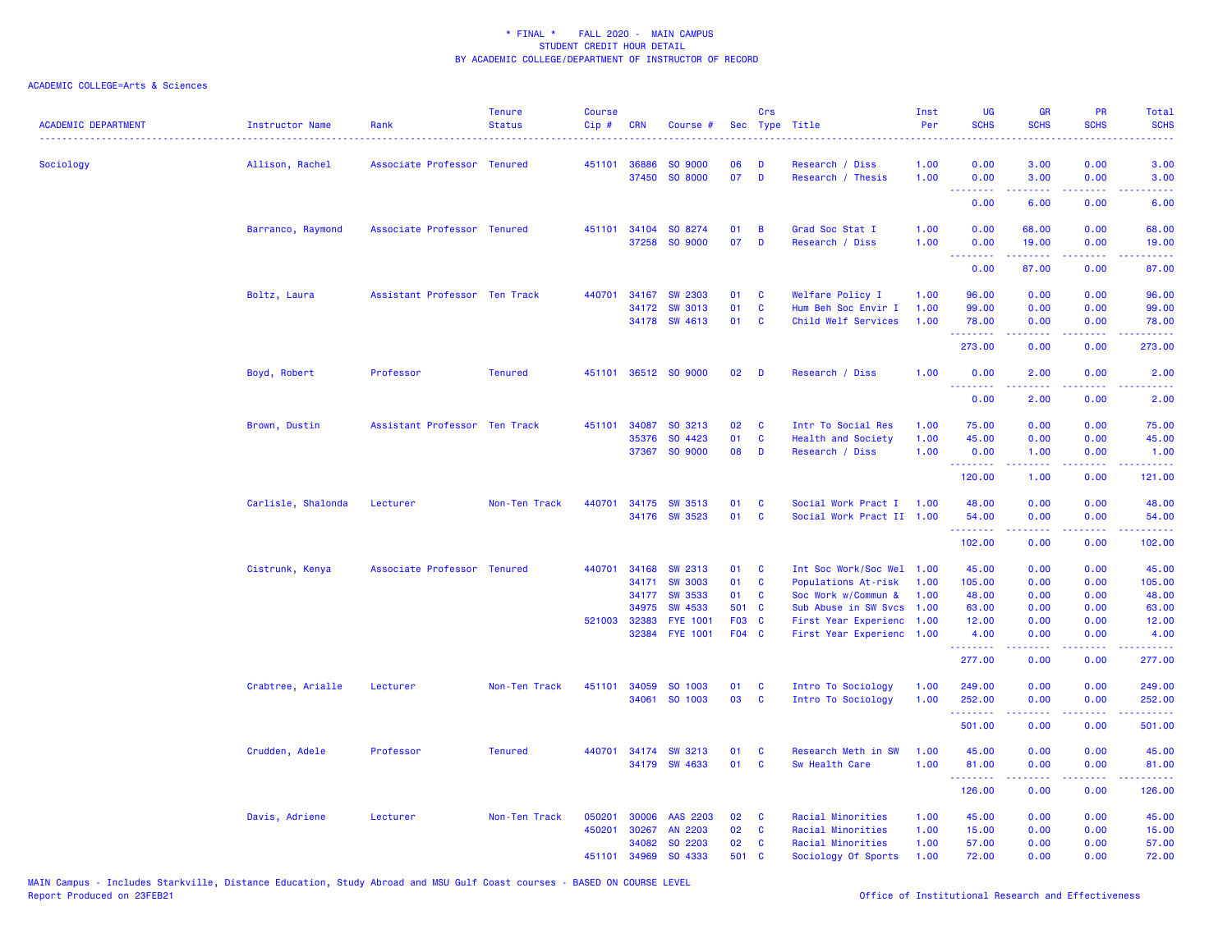* FINAL * FALL 2020 - MAIN CAMPUS
STUDENT CREDIT HOUR DETAIL
BY ACADEMIC COLLEGE/DEPARTMENT OF INSTRUCTOR OF RECORD

ACADEMIC COLLEGE=Arts & Sciences

| ACADEMIC DEPARTMENT | Instructor Name | Rank | Tenure Status | Course Cip # | CRN | Course # | Sec | Crs Type | Title | Inst Per | UG SCHS | GR SCHS | PR SCHS | Total SCHS |
|---|---|---|---|---|---|---|---|---|---|---|---|---|---|---|
| Sociology | Allison, Rachel | Associate Professor | Tenured | 451101 | 36886 | SO 9000 | 06 | D | Research / Diss | 1.00 | 0.00 | 3.00 | 0.00 | 3.00 |
| | | | | | 37450 | SO 8000 | 07 | D | Research / Thesis | 1.00 | 0.00 | 3.00 | 0.00 | 3.00 |
| | | | | | | | | | | | 0.00 | 6.00 | 0.00 | 6.00 |
| | Barranco, Raymond | Associate Professor | Tenured | 451101 | 34104 | SO 8274 | 01 | B | Grad Soc Stat I | 1.00 | 0.00 | 68.00 | 0.00 | 68.00 |
| | | | | | 37258 | SO 9000 | 07 | D | Research / Diss | 1.00 | 0.00 | 19.00 | 0.00 | 19.00 |
| | | | | | | | | | | | 0.00 | 87.00 | 0.00 | 87.00 |
| | Boltz, Laura | Assistant Professor | Ten Track | 440701 | 34167 | SW 2303 | 01 | C | Welfare Policy I | 1.00 | 96.00 | 0.00 | 0.00 | 96.00 |
| | | | | | 34172 | SW 3013 | 01 | C | Hum Beh Soc Envir I | 1.00 | 99.00 | 0.00 | 0.00 | 99.00 |
| | | | | | 34178 | SW 4613 | 01 | C | Child Welf Services | 1.00 | 78.00 | 0.00 | 0.00 | 78.00 |
| | | | | | | | | | | | 273.00 | 0.00 | 0.00 | 273.00 |
| | Boyd, Robert | Professor | Tenured | 451101 | 36512 | SO 9000 | 02 | D | Research / Diss | 1.00 | 0.00 | 2.00 | 0.00 | 2.00 |
| | | | | | | | | | | | 0.00 | 2.00 | 0.00 | 2.00 |
| | Brown, Dustin | Assistant Professor | Ten Track | 451101 | 34087 | SO 3213 | 02 | C | Intr To Social Res | 1.00 | 75.00 | 0.00 | 0.00 | 75.00 |
| | | | | | 35376 | SO 4423 | 01 | C | Health and Society | 1.00 | 45.00 | 0.00 | 0.00 | 45.00 |
| | | | | | 37367 | SO 9000 | 08 | D | Research / Diss | 1.00 | 0.00 | 1.00 | 0.00 | 1.00 |
| | | | | | | | | | | | 120.00 | 1.00 | 0.00 | 121.00 |
| | Carlisle, Shalonda | Lecturer | Non-Ten Track | 440701 | 34175 | SW 3513 | 01 | C | Social Work Pract I | 1.00 | 48.00 | 0.00 | 0.00 | 48.00 |
| | | | | | 34176 | SW 3523 | 01 | C | Social Work Pract II | 1.00 | 54.00 | 0.00 | 0.00 | 54.00 |
| | | | | | | | | | | | 102.00 | 0.00 | 0.00 | 102.00 |
| | Cistrunk, Kenya | Associate Professor | Tenured | 440701 | 34168 | SW 2313 | 01 | C | Int Soc Work/Soc Wel | 1.00 | 45.00 | 0.00 | 0.00 | 45.00 |
| | | | | | 34171 | SW 3003 | 01 | C | Populations At-risk | 1.00 | 105.00 | 0.00 | 0.00 | 105.00 |
| | | | | | 34177 | SW 3533 | 01 | C | Soc Work w/Commun & | 1.00 | 48.00 | 0.00 | 0.00 | 48.00 |
| | | | | | 34975 | SW 4533 | 501 | C | Sub Abuse in SW Svcs | 1.00 | 63.00 | 0.00 | 0.00 | 63.00 |
| | | | | 521003 | 32383 | FYE 1001 | F03 | C | First Year Experienc | 1.00 | 12.00 | 0.00 | 0.00 | 12.00 |
| | | | | | 32384 | FYE 1001 | F04 | C | First Year Experienc | 1.00 | 4.00 | 0.00 | 0.00 | 4.00 |
| | | | | | | | | | | | 277.00 | 0.00 | 0.00 | 277.00 |
| | Crabtree, Arialle | Lecturer | Non-Ten Track | 451101 | 34059 | SO 1003 | 01 | C | Intro To Sociology | 1.00 | 249.00 | 0.00 | 0.00 | 249.00 |
| | | | | | 34061 | SO 1003 | 03 | C | Intro To Sociology | 1.00 | 252.00 | 0.00 | 0.00 | 252.00 |
| | | | | | | | | | | | 501.00 | 0.00 | 0.00 | 501.00 |
| | Crudden, Adele | Professor | Tenured | 440701 | 34174 | SW 3213 | 01 | C | Research Meth in SW | 1.00 | 45.00 | 0.00 | 0.00 | 45.00 |
| | | | | | 34179 | SW 4633 | 01 | C | Sw Health Care | 1.00 | 81.00 | 0.00 | 0.00 | 81.00 |
| | | | | | | | | | | | 126.00 | 0.00 | 0.00 | 126.00 |
| | Davis, Adriene | Lecturer | Non-Ten Track | 050201 | 30006 | AAS 2203 | 02 | C | Racial Minorities | 1.00 | 45.00 | 0.00 | 0.00 | 45.00 |
| | | | | 450201 | 30267 | AN 2203 | 02 | C | Racial Minorities | 1.00 | 15.00 | 0.00 | 0.00 | 15.00 |
| | | | | | 34082 | SO 2203 | 02 | C | Racial Minorities | 1.00 | 57.00 | 0.00 | 0.00 | 57.00 |
| | | | | 451101 | 34969 | SO 4333 | 501 | C | Sociology Of Sports | 1.00 | 72.00 | 0.00 | 0.00 | 72.00 |

MAIN Campus - Includes Starkville, Distance Education, Study Abroad and MSU Gulf Coast courses - BASED ON COURSE LEVEL
Report Produced on 23FEB21

Office of Institutional Research and Effectiveness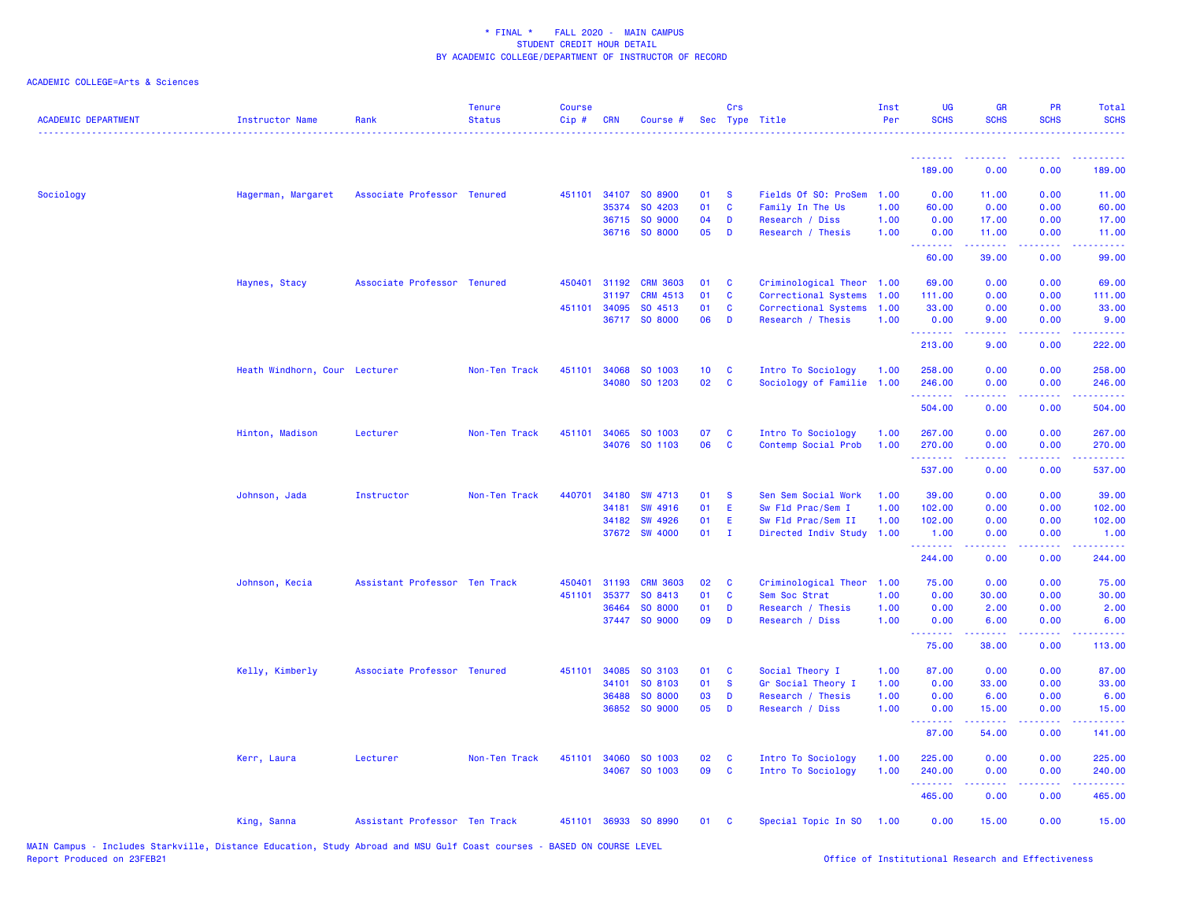\* FINAL \*    FALL 2020 - MAIN CAMPUS
STUDENT CREDIT HOUR DETAIL
BY ACADEMIC COLLEGE/DEPARTMENT OF INSTRUCTOR OF RECORD

ACADEMIC COLLEGE=Arts & Sciences

| ACADEMIC DEPARTMENT | Instructor Name | Rank | Tenure Status | Course Cip # | CRN | Course # | Sec | Crs Type | Title | Inst Per | UG SCHS | GR SCHS | PR SCHS | Total SCHS |
|---|---|---|---|---|---|---|---|---|---|---|---|---|---|---|
| | | | | | | | | | | | 189.00 | 0.00 | 0.00 | 189.00 |
| Sociology | Hagerman, Margaret | Associate Professor | Tenured | 451101 | 34107 | SO 8900 | 01 | S | Fields Of SO: ProSem | 1.00 | 0.00 | 11.00 | 0.00 | 11.00 |
| | | | | | 35374 | SO 4203 | 01 | C | Family In The Us | 1.00 | 60.00 | 0.00 | 0.00 | 60.00 |
| | | | | | 36715 | SO 9000 | 04 | D | Research / Diss | 1.00 | 0.00 | 17.00 | 0.00 | 17.00 |
| | | | | | 36716 | SO 8000 | 05 | D | Research / Thesis | 1.00 | 0.00 | 11.00 | 0.00 | 11.00 |
| | | | | | | | | | | | 60.00 | 39.00 | 0.00 | 99.00 |
| | Haynes, Stacy | Associate Professor | Tenured | 450401 | 31192 | CRM 3603 | 01 | C | Criminological Theor | 1.00 | 69.00 | 0.00 | 0.00 | 69.00 |
| | | | | | 31197 | CRM 4513 | 01 | C | Correctional Systems | 1.00 | 111.00 | 0.00 | 0.00 | 111.00 |
| | | | | 451101 | 34095 | SO 4513 | 01 | C | Correctional Systems | 1.00 | 33.00 | 0.00 | 0.00 | 33.00 |
| | | | | | 36717 | SO 8000 | 06 | D | Research / Thesis | 1.00 | 0.00 | 9.00 | 0.00 | 9.00 |
| | | | | | | | | | | | 213.00 | 9.00 | 0.00 | 222.00 |
| | Heath Windhorn, Cour | Lecturer | Non-Ten Track | 451101 | 34068 | SO 1003 | 10 | C | Intro To Sociology | 1.00 | 258.00 | 0.00 | 0.00 | 258.00 |
| | | | | | 34080 | SO 1203 | 02 | C | Sociology of Familie | 1.00 | 246.00 | 0.00 | 0.00 | 246.00 |
| | | | | | | | | | | | 504.00 | 0.00 | 0.00 | 504.00 |
| | Hinton, Madison | Lecturer | Non-Ten Track | 451101 | 34065 | SO 1003 | 07 | C | Intro To Sociology | 1.00 | 267.00 | 0.00 | 0.00 | 267.00 |
| | | | | | 34076 | SO 1103 | 06 | C | Contemp Social Prob | 1.00 | 270.00 | 0.00 | 0.00 | 270.00 |
| | | | | | | | | | | | 537.00 | 0.00 | 0.00 | 537.00 |
| | Johnson, Jada | Instructor | Non-Ten Track | 440701 | 34180 | SW 4713 | 01 | S | Sen Sem Social Work | 1.00 | 39.00 | 0.00 | 0.00 | 39.00 |
| | | | | | 34181 | SW 4916 | 01 | E | Sw Fld Prac/Sem I | 1.00 | 102.00 | 0.00 | 0.00 | 102.00 |
| | | | | | 34182 | SW 4926 | 01 | E | Sw Fld Prac/Sem II | 1.00 | 102.00 | 0.00 | 0.00 | 102.00 |
| | | | | | 37672 | SW 4000 | 01 | I | Directed Indiv Study | 1.00 | 1.00 | 0.00 | 0.00 | 1.00 |
| | | | | | | | | | | | 244.00 | 0.00 | 0.00 | 244.00 |
| | Johnson, Kecia | Assistant Professor | Ten Track | 450401 | 31193 | CRM 3603 | 02 | C | Criminological Theor | 1.00 | 75.00 | 0.00 | 0.00 | 75.00 |
| | | | | 451101 | 35377 | SO 8413 | 01 | C | Sem Soc Strat | 1.00 | 0.00 | 30.00 | 0.00 | 30.00 |
| | | | | | 36464 | SO 8000 | 01 | D | Research / Thesis | 1.00 | 0.00 | 2.00 | 0.00 | 2.00 |
| | | | | | 37447 | SO 9000 | 09 | D | Research / Diss | 1.00 | 0.00 | 6.00 | 0.00 | 6.00 |
| | | | | | | | | | | | 75.00 | 38.00 | 0.00 | 113.00 |
| | Kelly, Kimberly | Associate Professor | Tenured | 451101 | 34085 | SO 3103 | 01 | C | Social Theory I | 1.00 | 87.00 | 0.00 | 0.00 | 87.00 |
| | | | | | 34101 | SO 8103 | 01 | S | Gr Social Theory I | 1.00 | 0.00 | 33.00 | 0.00 | 33.00 |
| | | | | | 36488 | SO 8000 | 03 | D | Research / Thesis | 1.00 | 0.00 | 6.00 | 0.00 | 6.00 |
| | | | | | 36852 | SO 9000 | 05 | D | Research / Diss | 1.00 | 0.00 | 15.00 | 0.00 | 15.00 |
| | | | | | | | | | | | 87.00 | 54.00 | 0.00 | 141.00 |
| | Kerr, Laura | Lecturer | Non-Ten Track | 451101 | 34060 | SO 1003 | 02 | C | Intro To Sociology | 1.00 | 225.00 | 0.00 | 0.00 | 225.00 |
| | | | | | 34067 | SO 1003 | 09 | C | Intro To Sociology | 1.00 | 240.00 | 0.00 | 0.00 | 240.00 |
| | | | | | | | | | | | 465.00 | 0.00 | 0.00 | 465.00 |
| | King, Sanna | Assistant Professor | Ten Track | 451101 | 36933 | SO 8990 | 01 | C | Special Topic In SO | 1.00 | 0.00 | 15.00 | 0.00 | 15.00 |

MAIN Campus - Includes Starkville, Distance Education, Study Abroad and MSU Gulf Coast courses - BASED ON COURSE LEVEL
Report Produced on 23FEB21    Office of Institutional Research and Effectiveness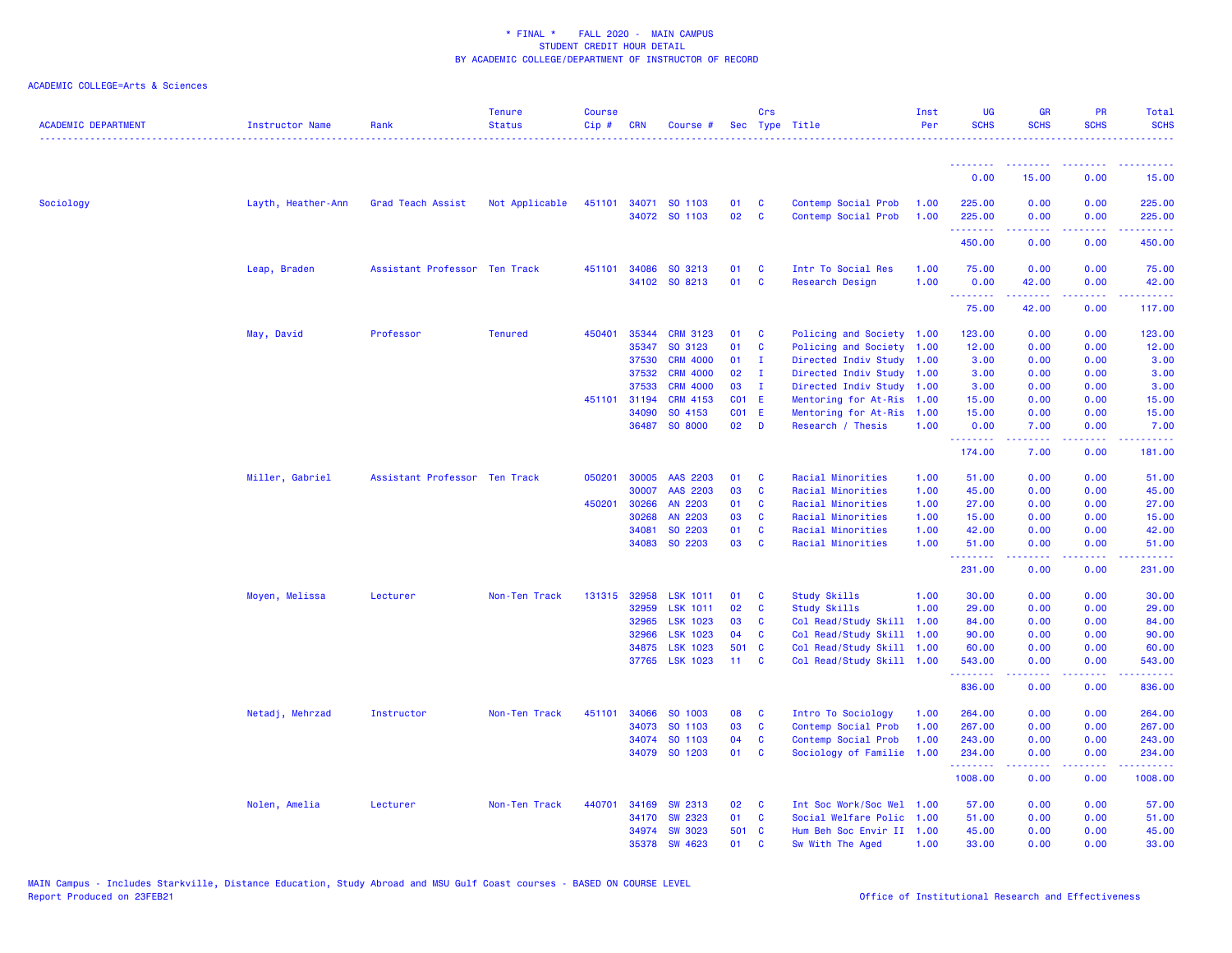\* FINAL \* FALL 2020 - MAIN CAMPUS
STUDENT CREDIT HOUR DETAIL
BY ACADEMIC COLLEGE/DEPARTMENT OF INSTRUCTOR OF RECORD

ACADEMIC COLLEGE=Arts & Sciences

| ACADEMIC DEPARTMENT | Instructor Name | Rank | Tenure Status | Course Cip # | CRN | Course # | Sec | Crs Type | Title | Inst Per | UG SCHS | GR SCHS | PR SCHS | Total SCHS |
|---|---|---|---|---|---|---|---|---|---|---|---|---|---|---|
| | | | | | | | | | | | 0.00 | 15.00 | 0.00 | 15.00 |
| Sociology | Layth, Heather-Ann | Grad Teach Assist | Not Applicable | 451101 | 34071 | SO 1103 | 01 | C | Contemp Social Prob | 1.00 | 225.00 | 0.00 | 0.00 | 225.00 |
| | | | | | 34072 | SO 1103 | 02 | C | Contemp Social Prob | 1.00 | 225.00 | 0.00 | 0.00 | 225.00 |
| | | | | | | | | | | | 450.00 | 0.00 | 0.00 | 450.00 |
| | Leap, Braden | Assistant Professor | Ten Track | 451101 | 34086 | SO 3213 | 01 | C | Intr To Social Res | 1.00 | 75.00 | 0.00 | 0.00 | 75.00 |
| | | | | | 34102 | SO 8213 | 01 | C | Research Design | 1.00 | 0.00 | 42.00 | 0.00 | 42.00 |
| | | | | | | | | | | | 75.00 | 42.00 | 0.00 | 117.00 |
| | May, David | Professor | Tenured | 450401 | 35344 | CRM 3123 | 01 | C | Policing and Society | 1.00 | 123.00 | 0.00 | 0.00 | 123.00 |
| | | | | | 35347 | SO 3123 | 01 | C | Policing and Society | 1.00 | 12.00 | 0.00 | 0.00 | 12.00 |
| | | | | | 37530 | CRM 4000 | 01 | I | Directed Indiv Study | 1.00 | 3.00 | 0.00 | 0.00 | 3.00 |
| | | | | | 37532 | CRM 4000 | 02 | I | Directed Indiv Study | 1.00 | 3.00 | 0.00 | 0.00 | 3.00 |
| | | | | | 37533 | CRM 4000 | 03 | I | Directed Indiv Study | 1.00 | 3.00 | 0.00 | 0.00 | 3.00 |
| | | | | 451101 | 31194 | CRM 4153 | C01 | E | Mentoring for At-Ris | 1.00 | 15.00 | 0.00 | 0.00 | 15.00 |
| | | | | | 34090 | SO 4153 | C01 | E | Mentoring for At-Ris | 1.00 | 15.00 | 0.00 | 0.00 | 15.00 |
| | | | | | 36487 | SO 8000 | 02 | D | Research / Thesis | 1.00 | 0.00 | 7.00 | 0.00 | 7.00 |
| | | | | | | | | | | | 174.00 | 7.00 | 0.00 | 181.00 |
| | Miller, Gabriel | Assistant Professor | Ten Track | 050201 | 30005 | AAS 2203 | 01 | C | Racial Minorities | 1.00 | 51.00 | 0.00 | 0.00 | 51.00 |
| | | | | | 30007 | AAS 2203 | 03 | C | Racial Minorities | 1.00 | 45.00 | 0.00 | 0.00 | 45.00 |
| | | | | 450201 | 30266 | AN 2203 | 01 | C | Racial Minorities | 1.00 | 27.00 | 0.00 | 0.00 | 27.00 |
| | | | | | 30268 | AN 2203 | 03 | C | Racial Minorities | 1.00 | 15.00 | 0.00 | 0.00 | 15.00 |
| | | | | | 34081 | SO 2203 | 01 | C | Racial Minorities | 1.00 | 42.00 | 0.00 | 0.00 | 42.00 |
| | | | | | 34083 | SO 2203 | 03 | C | Racial Minorities | 1.00 | 51.00 | 0.00 | 0.00 | 51.00 |
| | | | | | | | | | | | 231.00 | 0.00 | 0.00 | 231.00 |
| | Moyen, Melissa | Lecturer | Non-Ten Track | 131315 | 32958 | LSK 1011 | 01 | C | Study Skills | 1.00 | 30.00 | 0.00 | 0.00 | 30.00 |
| | | | | | 32959 | LSK 1011 | 02 | C | Study Skills | 1.00 | 29.00 | 0.00 | 0.00 | 29.00 |
| | | | | | 32965 | LSK 1023 | 03 | C | Col Read/Study Skill | 1.00 | 84.00 | 0.00 | 0.00 | 84.00 |
| | | | | | 32966 | LSK 1023 | 04 | C | Col Read/Study Skill | 1.00 | 90.00 | 0.00 | 0.00 | 90.00 |
| | | | | | 34875 | LSK 1023 | 501 | C | Col Read/Study Skill | 1.00 | 60.00 | 0.00 | 0.00 | 60.00 |
| | | | | | 37765 | LSK 1023 | 11 | C | Col Read/Study Skill | 1.00 | 543.00 | 0.00 | 0.00 | 543.00 |
| | | | | | | | | | | | 836.00 | 0.00 | 0.00 | 836.00 |
| | Netadj, Mehrzad | Instructor | Non-Ten Track | 451101 | 34066 | SO 1003 | 08 | C | Intro To Sociology | 1.00 | 264.00 | 0.00 | 0.00 | 264.00 |
| | | | | | 34073 | SO 1103 | 03 | C | Contemp Social Prob | 1.00 | 267.00 | 0.00 | 0.00 | 267.00 |
| | | | | | 34074 | SO 1103 | 04 | C | Contemp Social Prob | 1.00 | 243.00 | 0.00 | 0.00 | 243.00 |
| | | | | | 34079 | SO 1203 | 01 | C | Sociology of Familie | 1.00 | 234.00 | 0.00 | 0.00 | 234.00 |
| | | | | | | | | | | | 1008.00 | 0.00 | 0.00 | 1008.00 |
| | Nolen, Amelia | Lecturer | Non-Ten Track | 440701 | 34169 | SW 2313 | 02 | C | Int Soc Work/Soc Wel | 1.00 | 57.00 | 0.00 | 0.00 | 57.00 |
| | | | | | 34170 | SW 2323 | 01 | C | Social Welfare Polic | 1.00 | 51.00 | 0.00 | 0.00 | 51.00 |
| | | | | | 34974 | SW 3023 | 501 | C | Hum Beh Soc Envir II | 1.00 | 45.00 | 0.00 | 0.00 | 45.00 |
| | | | | | 35378 | SW 4623 | 01 | C | Sw With The Aged | 1.00 | 33.00 | 0.00 | 0.00 | 33.00 |

MAIN Campus - Includes Starkville, Distance Education, Study Abroad and MSU Gulf Coast courses - BASED ON COURSE LEVEL
Report Produced on 23FEB21

Office of Institutional Research and Effectiveness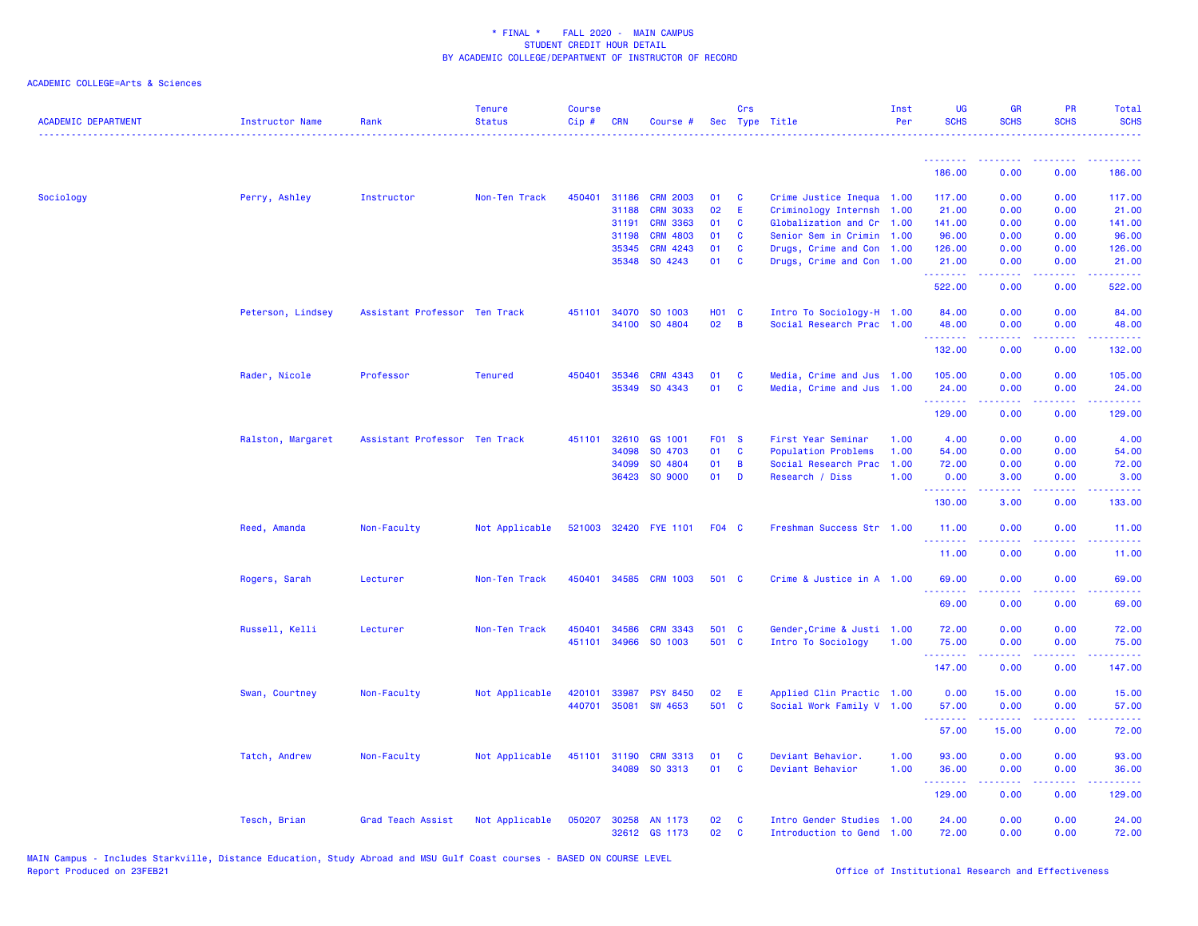\* FINAL \*    FALL 2020 -  MAIN CAMPUS
STUDENT CREDIT HOUR DETAIL
BY ACADEMIC COLLEGE/DEPARTMENT OF INSTRUCTOR OF RECORD

ACADEMIC COLLEGE=Arts & Sciences

| ACADEMIC DEPARTMENT | Instructor Name | Rank | Tenure Status | Course Cip # | CRN | Course # | Sec | Crs Type | Title | Inst Per | UG SCHS | GR SCHS | PR SCHS | Total SCHS |
|---|---|---|---|---|---|---|---|---|---|---|---|---|---|---|
| | | | | | | | | | | | 186.00 | 0.00 | 0.00 | 186.00 |
| Sociology | Perry, Ashley | Instructor | Non-Ten Track | 450401 | 31186 | CRM 2003 | 01 | C | Crime Justice Inequa | 1.00 | 117.00 | 0.00 | 0.00 | 117.00 |
| | | | | | 31188 | CRM 3033 | 02 | E | Criminology Internsh | 1.00 | 21.00 | 0.00 | 0.00 | 21.00 |
| | | | | | 31191 | CRM 3363 | 01 | C | Globalization and Cr | 1.00 | 141.00 | 0.00 | 0.00 | 141.00 |
| | | | | | 31198 | CRM 4803 | 01 | C | Senior Sem in Crimin | 1.00 | 96.00 | 0.00 | 0.00 | 96.00 |
| | | | | | 35345 | CRM 4243 | 01 | C | Drugs, Crime and Con | 1.00 | 126.00 | 0.00 | 0.00 | 126.00 |
| | | | | | 35348 | SO 4243 | 01 | C | Drugs, Crime and Con | 1.00 | 21.00 | 0.00 | 0.00 | 21.00 |
| | | | | | | | | | | | 522.00 | 0.00 | 0.00 | 522.00 |
| | Peterson, Lindsey | Assistant Professor | Ten Track | 451101 | 34070 | SO 1003 | H01 | C | Intro To Sociology-H | 1.00 | 84.00 | 0.00 | 0.00 | 84.00 |
| | | | | | 34100 | SO 4804 | 02 | B | Social Research Prac | 1.00 | 48.00 | 0.00 | 0.00 | 48.00 |
| | | | | | | | | | | | 132.00 | 0.00 | 0.00 | 132.00 |
| | Rader, Nicole | Professor | Tenured | 450401 | 35346 | CRM 4343 | 01 | C | Media, Crime and Jus | 1.00 | 105.00 | 0.00 | 0.00 | 105.00 |
| | | | | | 35349 | SO 4343 | 01 | C | Media, Crime and Jus | 1.00 | 24.00 | 0.00 | 0.00 | 24.00 |
| | | | | | | | | | | | 129.00 | 0.00 | 0.00 | 129.00 |
| | Ralston, Margaret | Assistant Professor | Ten Track | 451101 | 32610 | GS 1001 | F01 | S | First Year Seminar | 1.00 | 4.00 | 0.00 | 0.00 | 4.00 |
| | | | | | 34098 | SO 4703 | 01 | C | Population Problems | 1.00 | 54.00 | 0.00 | 0.00 | 54.00 |
| | | | | | 34099 | SO 4804 | 01 | B | Social Research Prac | 1.00 | 72.00 | 0.00 | 0.00 | 72.00 |
| | | | | | 36423 | SO 9000 | 01 | D | Research / Diss | 1.00 | 0.00 | 3.00 | 0.00 | 3.00 |
| | | | | | | | | | | | 130.00 | 3.00 | 0.00 | 133.00 |
| | Reed, Amanda | Non-Faculty | Not Applicable | 521003 | 32420 | FYE 1101 | F04 | C | Freshman Success Str | 1.00 | 11.00 | 0.00 | 0.00 | 11.00 |
| | | | | | | | | | | | 11.00 | 0.00 | 0.00 | 11.00 |
| | Rogers, Sarah | Lecturer | Non-Ten Track | 450401 | 34585 | CRM 1003 | 501 | C | Crime & Justice in A | 1.00 | 69.00 | 0.00 | 0.00 | 69.00 |
| | | | | | | | | | | | 69.00 | 0.00 | 0.00 | 69.00 |
| | Russell, Kelli | Lecturer | Non-Ten Track | 450401 | 34586 | CRM 3343 | 501 | C | Gender,Crime & Justi | 1.00 | 72.00 | 0.00 | 0.00 | 72.00 |
| | | | | 451101 | 34966 | SO 1003 | 501 | C | Intro To Sociology | 1.00 | 75.00 | 0.00 | 0.00 | 75.00 |
| | | | | | | | | | | | 147.00 | 0.00 | 0.00 | 147.00 |
| | Swan, Courtney | Non-Faculty | Not Applicable | 420101 | 33987 | PSY 8450 | 02 | E | Applied Clin Practic | 1.00 | 0.00 | 15.00 | 0.00 | 15.00 |
| | | | | 440701 | 35081 | SW 4653 | 501 | C | Social Work Family V | 1.00 | 57.00 | 0.00 | 0.00 | 57.00 |
| | | | | | | | | | | | 57.00 | 15.00 | 0.00 | 72.00 |
| | Tatch, Andrew | Non-Faculty | Not Applicable | 451101 | 31190 | CRM 3313 | 01 | C | Deviant Behavior. | 1.00 | 93.00 | 0.00 | 0.00 | 93.00 |
| | | | | | 34089 | SO 3313 | 01 | C | Deviant Behavior | 1.00 | 36.00 | 0.00 | 0.00 | 36.00 |
| | | | | | | | | | | | 129.00 | 0.00 | 0.00 | 129.00 |
| | Tesch, Brian | Grad Teach Assist | Not Applicable | 050207 | 30258 | AN 1173 | 02 | C | Intro Gender Studies | 1.00 | 24.00 | 0.00 | 0.00 | 24.00 |
| | | | | | 32612 | GS 1173 | 02 | C | Introduction to Gend | 1.00 | 72.00 | 0.00 | 0.00 | 72.00 |

MAIN Campus - Includes Starkville, Distance Education, Study Abroad and MSU Gulf Coast courses - BASED ON COURSE LEVEL
Report Produced on 23FEB21
Office of Institutional Research and Effectiveness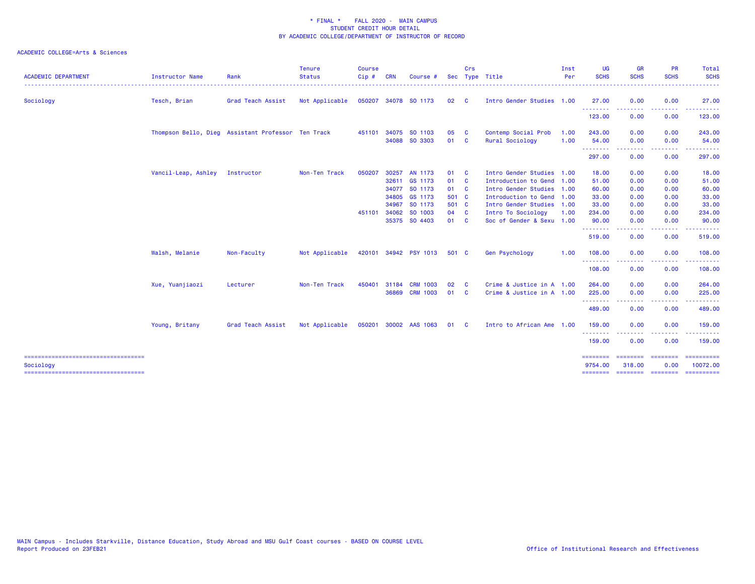\* FINAL \* FALL 2020 - MAIN CAMPUS
STUDENT CREDIT HOUR DETAIL
BY ACADEMIC COLLEGE/DEPARTMENT OF INSTRUCTOR OF RECORD

ACADEMIC COLLEGE=Arts & Sciences

| ACADEMIC DEPARTMENT | Instructor Name | Rank | Tenure Status | Course Cip # | CRN | Course # | Sec | Crs Type | Title | Inst Per | UG SCHS | GR SCHS | PR SCHS | Total SCHS |
|---|---|---|---|---|---|---|---|---|---|---|---|---|---|---|
| Sociology | Tesch, Brian | Grad Teach Assist | Not Applicable | 050207 | 34078 | SO 1173 | 02 | C | Intro Gender Studies | 1.00 | 27.00 | 0.00 | 0.00 | 27.00 |
| | | | | | | | | | | | 123.00 | 0.00 | 0.00 | 123.00 |
| | Thompson Bello, Dieg | Assistant Professor | Ten Track | 451101 | 34075 | SO 1103 | 05 | C | Contemp Social Prob | 1.00 | 243.00 | 0.00 | 0.00 | 243.00 |
| | | | | | 34088 | SO 3303 | 01 | C | Rural Sociology | 1.00 | 54.00 | 0.00 | 0.00 | 54.00 |
| | | | | | | | | | | | 297.00 | 0.00 | 0.00 | 297.00 |
| | Vancil-Leap, Ashley | Instructor | Non-Ten Track | 050207 | 30257 | AN 1173 | 01 | C | Intro Gender Studies | 1.00 | 18.00 | 0.00 | 0.00 | 18.00 |
| | | | | | 32611 | GS 1173 | 01 | C | Introduction to Gend | 1.00 | 51.00 | 0.00 | 0.00 | 51.00 |
| | | | | | 34077 | SO 1173 | 01 | C | Intro Gender Studies | 1.00 | 60.00 | 0.00 | 0.00 | 60.00 |
| | | | | | 34805 | GS 1173 | 501 | C | Introduction to Gend | 1.00 | 33.00 | 0.00 | 0.00 | 33.00 |
| | | | | | 34967 | SO 1173 | 501 | C | Intro Gender Studies | 1.00 | 33.00 | 0.00 | 0.00 | 33.00 |
| | | | | 451101 | 34062 | SO 1003 | 04 | C | Intro To Sociology | 1.00 | 234.00 | 0.00 | 0.00 | 234.00 |
| | | | | | 35375 | SO 4403 | 01 | C | Soc of Gender & Sexu | 1.00 | 90.00 | 0.00 | 0.00 | 90.00 |
| | | | | | | | | | | | 519.00 | 0.00 | 0.00 | 519.00 |
| | Walsh, Melanie | Non-Faculty | Not Applicable | 420101 | 34942 | PSY 1013 | 501 | C | Gen Psychology | 1.00 | 108.00 | 0.00 | 0.00 | 108.00 |
| | | | | | | | | | | | 108.00 | 0.00 | 0.00 | 108.00 |
| | Xue, Yuanjiaozi | Lecturer | Non-Ten Track | 450401 | 31184 | CRM 1003 | 02 | C | Crime & Justice in A | 1.00 | 264.00 | 0.00 | 0.00 | 264.00 |
| | | | | | 36869 | CRM 1003 | 01 | C | Crime & Justice in A | 1.00 | 225.00 | 0.00 | 0.00 | 225.00 |
| | | | | | | | | | | | 489.00 | 0.00 | 0.00 | 489.00 |
| | Young, Britany | Grad Teach Assist | Not Applicable | 050201 | 30002 | AAS 1063 | 01 | C | Intro to African Ame | 1.00 | 159.00 | 0.00 | 0.00 | 159.00 |
| | | | | | | | | | | | 159.00 | 0.00 | 0.00 | 159.00 |
| Sociology | | | | | | | | | | | 9754.00 | 318.00 | 0.00 | 10072.00 |

MAIN Campus - Includes Starkville, Distance Education, Study Abroad and MSU Gulf Coast courses - BASED ON COURSE LEVEL
Report Produced on 23FEB21

Office of Institutional Research and Effectiveness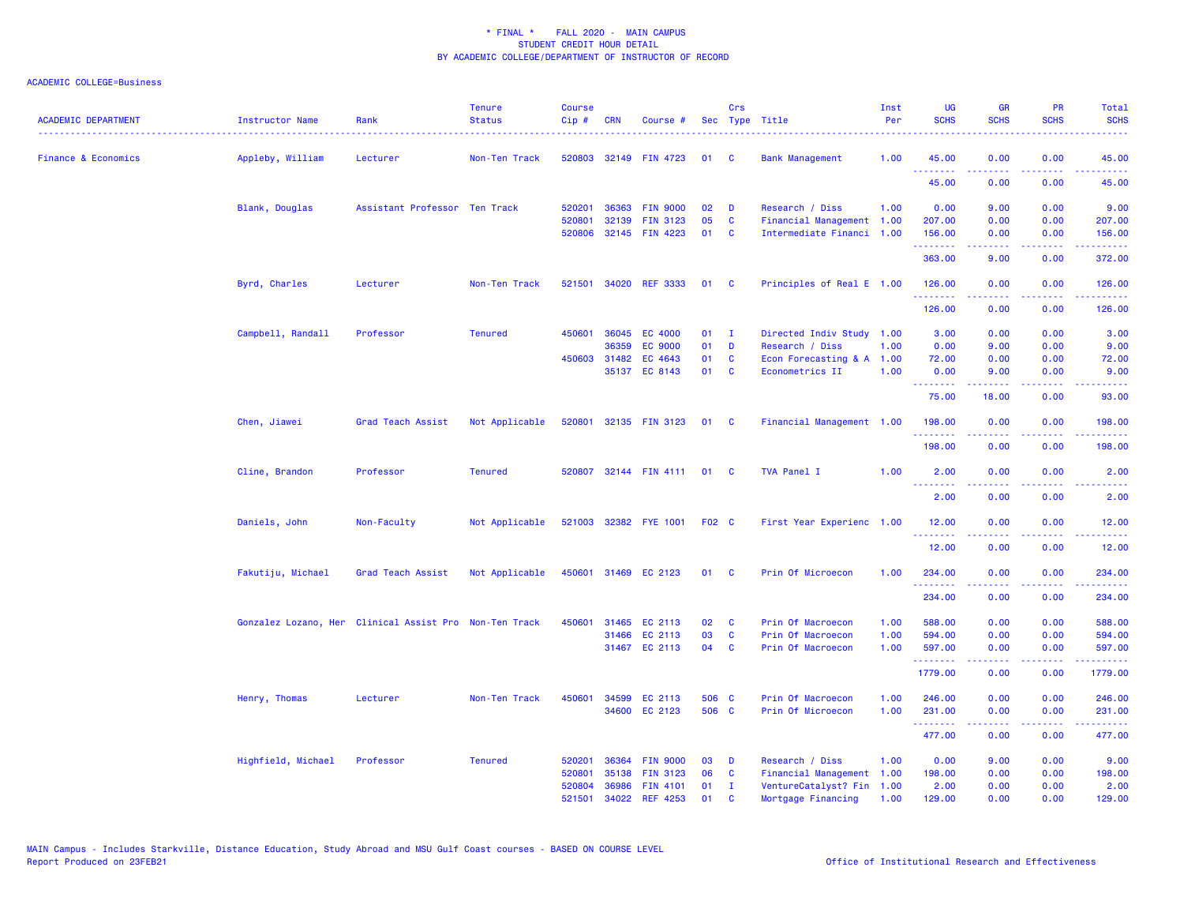\* FINAL \*    FALL 2020 - MAIN CAMPUS
STUDENT CREDIT HOUR DETAIL
BY ACADEMIC COLLEGE/DEPARTMENT OF INSTRUCTOR OF RECORD

ACADEMIC COLLEGE=Business

| ACADEMIC DEPARTMENT | Instructor Name | Rank | Tenure Status | Course Cip # | CRN | Course # | Sec | Crs Type | Title | Inst Per | UG SCHS | GR SCHS | PR SCHS | Total SCHS |
|---|---|---|---|---|---|---|---|---|---|---|---|---|---|---|
| Finance & Economics | Appleby, William | Lecturer | Non-Ten Track | 520803 | 32149 | FIN 4723 | 01 | C | Bank Management | 1.00 | 45.00 | 0.00 | 0.00 | 45.00 |
| | | | | | | | | | | | 45.00 | 0.00 | 0.00 | 45.00 |
| | Blank, Douglas | Assistant Professor | Ten Track | 520201 | 36363 | FIN 9000 | 02 | D | Research / Diss | 1.00 | 0.00 | 9.00 | 0.00 | 9.00 |
| | | | | 520801 | 32139 | FIN 3123 | 05 | C | Financial Management | 1.00 | 207.00 | 0.00 | 0.00 | 207.00 |
| | | | | 520806 | 32145 | FIN 4223 | 01 | C | Intermediate Financi | 1.00 | 156.00 | 0.00 | 0.00 | 156.00 |
| | | | | | | | | | | | 363.00 | 9.00 | 0.00 | 372.00 |
| | Byrd, Charles | Lecturer | Non-Ten Track | 521501 | 34020 | REF 3333 | 01 | C | Principles of Real E | 1.00 | 126.00 | 0.00 | 0.00 | 126.00 |
| | | | | | | | | | | | 126.00 | 0.00 | 0.00 | 126.00 |
| | Campbell, Randall | Professor | Tenured | 450601 | 36045 | EC 4000 | 01 | I | Directed Indiv Study | 1.00 | 3.00 | 0.00 | 0.00 | 3.00 |
| | | | | | 36359 | EC 9000 | 01 | D | Research / Diss | 1.00 | 0.00 | 9.00 | 0.00 | 9.00 |
| | | | | 450603 | 31482 | EC 4643 | 01 | C | Econ Forecasting & A | 1.00 | 72.00 | 0.00 | 0.00 | 72.00 |
| | | | | | 35137 | EC 8143 | 01 | C | Econometrics II | 1.00 | 0.00 | 9.00 | 0.00 | 9.00 |
| | | | | | | | | | | | 75.00 | 18.00 | 0.00 | 93.00 |
| | Chen, Jiawei | Grad Teach Assist | Not Applicable | 520801 | 32135 | FIN 3123 | 01 | C | Financial Management | 1.00 | 198.00 | 0.00 | 0.00 | 198.00 |
| | | | | | | | | | | | 198.00 | 0.00 | 0.00 | 198.00 |
| | Cline, Brandon | Professor | Tenured | 520807 | 32144 | FIN 4111 | 01 | C | TVA Panel I | 1.00 | 2.00 | 0.00 | 0.00 | 2.00 |
| | | | | | | | | | | | 2.00 | 0.00 | 0.00 | 2.00 |
| | Daniels, John | Non-Faculty | Not Applicable | 521003 | 32382 | FYE 1001 | F02 | C | First Year Experienc | 1.00 | 12.00 | 0.00 | 0.00 | 12.00 |
| | | | | | | | | | | | 12.00 | 0.00 | 0.00 | 12.00 |
| | Fakutiju, Michael | Grad Teach Assist | Not Applicable | 450601 | 31469 | EC 2123 | 01 | C | Prin Of Microecon | 1.00 | 234.00 | 0.00 | 0.00 | 234.00 |
| | | | | | | | | | | | 234.00 | 0.00 | 0.00 | 234.00 |
| | Gonzalez Lozano, Her | Clinical Assist Pro | Non-Ten Track | 450601 | 31465 | EC 2113 | 02 | C | Prin Of Macroecon | 1.00 | 588.00 | 0.00 | 0.00 | 588.00 |
| | | | | | 31466 | EC 2113 | 03 | C | Prin Of Macroecon | 1.00 | 594.00 | 0.00 | 0.00 | 594.00 |
| | | | | | 31467 | EC 2113 | 04 | C | Prin Of Macroecon | 1.00 | 597.00 | 0.00 | 0.00 | 597.00 |
| | | | | | | | | | | | 1779.00 | 0.00 | 0.00 | 1779.00 |
| | Henry, Thomas | Lecturer | Non-Ten Track | 450601 | 34599 | EC 2113 | 506 | C | Prin Of Macroecon | 1.00 | 246.00 | 0.00 | 0.00 | 246.00 |
| | | | | | 34600 | EC 2123 | 506 | C | Prin Of Microecon | 1.00 | 231.00 | 0.00 | 0.00 | 231.00 |
| | | | | | | | | | | | 477.00 | 0.00 | 0.00 | 477.00 |
| | Highfield, Michael | Professor | Tenured | 520201 | 36364 | FIN 9000 | 03 | D | Research / Diss | 1.00 | 0.00 | 9.00 | 0.00 | 9.00 |
| | | | | 520801 | 35138 | FIN 3123 | 06 | C | Financial Management | 1.00 | 198.00 | 0.00 | 0.00 | 198.00 |
| | | | | 520804 | 36986 | FIN 4101 | 01 | I | VentureCatalyst? Fin | 1.00 | 2.00 | 0.00 | 0.00 | 2.00 |
| | | | | 521501 | 34022 | REF 4253 | 01 | C | Mortgage Financing | 1.00 | 129.00 | 0.00 | 0.00 | 129.00 |

MAIN Campus - Includes Starkville, Distance Education, Study Abroad and MSU Gulf Coast courses - BASED ON COURSE LEVEL
Report Produced on 23FEB21
Office of Institutional Research and Effectiveness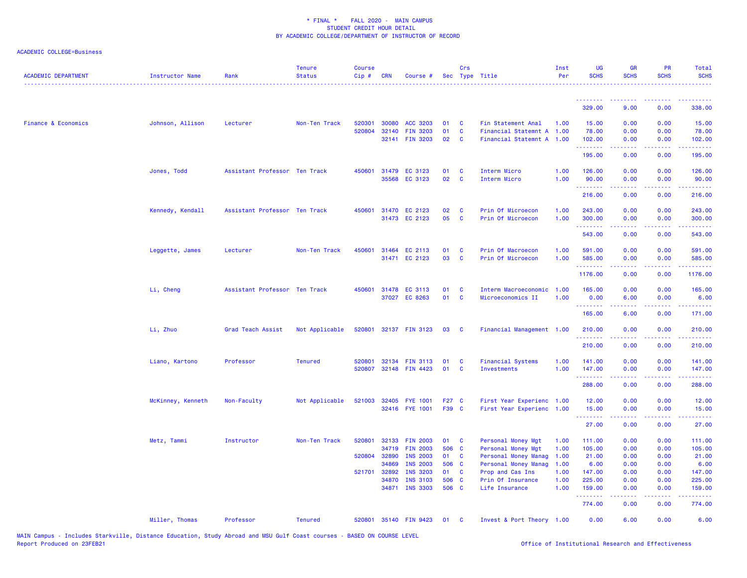* FINAL * FALL 2020 - MAIN CAMPUS
STUDENT CREDIT HOUR DETAIL
BY ACADEMIC COLLEGE/DEPARTMENT OF INSTRUCTOR OF RECORD

ACADEMIC COLLEGE=Business

| ACADEMIC DEPARTMENT | Instructor Name | Rank | Tenure Status | Course Cip # | CRN | Course # | Sec | Crs Type | Title | Inst Per | UG SCHS | GR SCHS | PR SCHS | Total SCHS |
|---|---|---|---|---|---|---|---|---|---|---|---|---|---|---|
| | | | | | | | | | | | 329.00 | 9.00 | 0.00 | 338.00 |
| Finance & Economics | Johnson, Allison | Lecturer | Non-Ten Track | 520301 | 30080 | ACC 3203 | 01 | C | Fin Statement Anal | 1.00 | 15.00 | 0.00 | 0.00 | 15.00 |
| | | | | 520804 | 32140 | FIN 3203 | 01 | C | Financial Statemnt A | 1.00 | 78.00 | 0.00 | 0.00 | 78.00 |
| | | | | | 32141 | FIN 3203 | 02 | C | Financial Statemnt A | 1.00 | 102.00 | 0.00 | 0.00 | 102.00 |
| | | | | | | | | | | | 195.00 | 0.00 | 0.00 | 195.00 |
| | Jones, Todd | Assistant Professor | Ten Track | 450601 | 31479 | EC 3123 | 01 | C | Interm Micro | 1.00 | 126.00 | 0.00 | 0.00 | 126.00 |
| | | | | | 35568 | EC 3123 | 02 | C | Interm Micro | 1.00 | 90.00 | 0.00 | 0.00 | 90.00 |
| | | | | | | | | | | | 216.00 | 0.00 | 0.00 | 216.00 |
| | Kennedy, Kendall | Assistant Professor | Ten Track | 450601 | 31470 | EC 2123 | 02 | C | Prin Of Microecon | 1.00 | 243.00 | 0.00 | 0.00 | 243.00 |
| | | | | | 31473 | EC 2123 | 05 | C | Prin Of Microecon | 1.00 | 300.00 | 0.00 | 0.00 | 300.00 |
| | | | | | | | | | | | 543.00 | 0.00 | 0.00 | 543.00 |
| | Leggette, James | Lecturer | Non-Ten Track | 450601 | 31464 | EC 2113 | 01 | C | Prin Of Macroecon | 1.00 | 591.00 | 0.00 | 0.00 | 591.00 |
| | | | | | 31471 | EC 2123 | 03 | C | Prin Of Microecon | 1.00 | 585.00 | 0.00 | 0.00 | 585.00 |
| | | | | | | | | | | | 1176.00 | 0.00 | 0.00 | 1176.00 |
| | Li, Cheng | Assistant Professor | Ten Track | 450601 | 31478 | EC 3113 | 01 | C | Interm Macroeconomic | 1.00 | 165.00 | 0.00 | 0.00 | 165.00 |
| | | | | | 37027 | EC 8263 | 01 | C | Microeconomics II | 1.00 | 0.00 | 6.00 | 0.00 | 6.00 |
| | | | | | | | | | | | 165.00 | 6.00 | 0.00 | 171.00 |
| | Li, Zhuo | Grad Teach Assist | Not Applicable | 520801 | 32137 | FIN 3123 | 03 | C | Financial Management | 1.00 | 210.00 | 0.00 | 0.00 | 210.00 |
| | | | | | | | | | | | 210.00 | 0.00 | 0.00 | 210.00 |
| | Liano, Kartono | Professor | Tenured | 520801 | 32134 | FIN 3113 | 01 | C | Financial Systems | 1.00 | 141.00 | 0.00 | 0.00 | 141.00 |
| | | | | 520807 | 32148 | FIN 4423 | 01 | C | Investments | 1.00 | 147.00 | 0.00 | 0.00 | 147.00 |
| | | | | | | | | | | | 288.00 | 0.00 | 0.00 | 288.00 |
| | McKinney, Kenneth | Non-Faculty | Not Applicable | 521003 | 32405 | FYE 1001 | F27 | C | First Year Experienc | 1.00 | 12.00 | 0.00 | 0.00 | 12.00 |
| | | | | | 32416 | FYE 1001 | F39 | C | First Year Experienc | 1.00 | 15.00 | 0.00 | 0.00 | 15.00 |
| | | | | | | | | | | | 27.00 | 0.00 | 0.00 | 27.00 |
| | Metz, Tammi | Instructor | Non-Ten Track | 520801 | 32133 | FIN 2003 | 01 | C | Personal Money Mgt | 1.00 | 111.00 | 0.00 | 0.00 | 111.00 |
| | | | | | 34719 | FIN 2003 | 506 | C | Personal Money Mgt | 1.00 | 105.00 | 0.00 | 0.00 | 105.00 |
| | | | | 520804 | 32890 | INS 2003 | 01 | C | Personal Money Manag | 1.00 | 21.00 | 0.00 | 0.00 | 21.00 |
| | | | | | 34869 | INS 2003 | 506 | C | Personal Money Manag | 1.00 | 6.00 | 0.00 | 0.00 | 6.00 |
| | | | | 521701 | 32892 | INS 3203 | 01 | C | Prop and Cas Ins | 1.00 | 147.00 | 0.00 | 0.00 | 147.00 |
| | | | | | 34870 | INS 3103 | 506 | C | Prin Of Insurance | 1.00 | 225.00 | 0.00 | 0.00 | 225.00 |
| | | | | | 34871 | INS 3303 | 506 | C | Life Insurance | 1.00 | 159.00 | 0.00 | 0.00 | 159.00 |
| | | | | | | | | | | | 774.00 | 0.00 | 0.00 | 774.00 |
| | Miller, Thomas | Professor | Tenured | 520801 | 35140 | FIN 9423 | 01 | C | Invest & Port Theory | 1.00 | 0.00 | 6.00 | 0.00 | 6.00 |

MAIN Campus - Includes Starkville, Distance Education, Study Abroad and MSU Gulf Coast courses - BASED ON COURSE LEVEL
Report Produced on 23FEB21

Office of Institutional Research and Effectiveness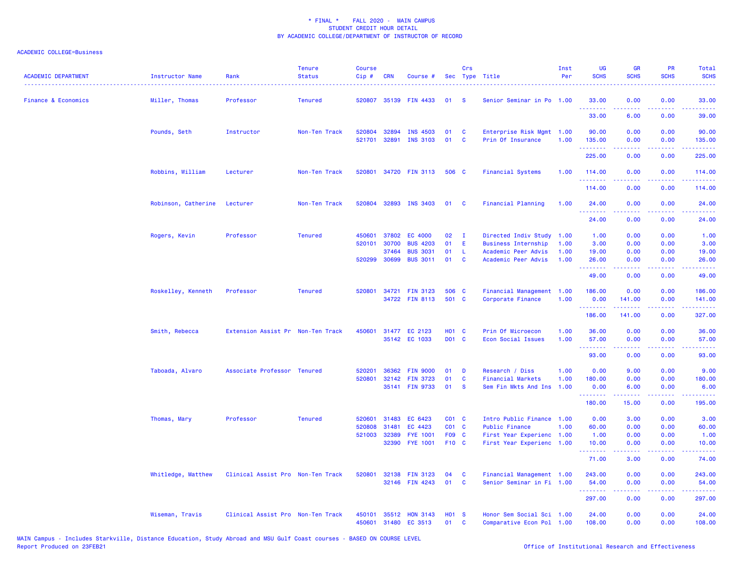\* FINAL \* FALL 2020 - MAIN CAMPUS
STUDENT CREDIT HOUR DETAIL
BY ACADEMIC COLLEGE/DEPARTMENT OF INSTRUCTOR OF RECORD

ACADEMIC COLLEGE=Business

| ACADEMIC DEPARTMENT | Instructor Name | Rank | Tenure Status | Course Cip # | CRN | Course # | Sec | Crs Type | Title | Inst Per | UG SCHS | GR SCHS | PR SCHS | Total SCHS |
|---|---|---|---|---|---|---|---|---|---|---|---|---|---|---|
| Finance & Economics | Miller, Thomas | Professor | Tenured | 520807 | 35139 | FIN 4433 | 01 | S | Senior Seminar in Po | 1.00 | 33.00 | 0.00 | 0.00 | 33.00 |
| | | | | | | | | | | | 33.00 | 6.00 | 0.00 | 39.00 |
| | Pounds, Seth | Instructor | Non-Ten Track | 520804 | 32894 | INS 4503 | 01 | C | Enterprise Risk Mgmt | 1.00 | 90.00 | 0.00 | 0.00 | 90.00 |
| | | | | 521701 | 32891 | INS 3103 | 01 | C | Prin Of Insurance | 1.00 | 135.00 | 0.00 | 0.00 | 135.00 |
| | | | | | | | | | | | 225.00 | 0.00 | 0.00 | 225.00 |
| | Robbins, William | Lecturer | Non-Ten Track | 520801 | 34720 | FIN 3113 | 506 | C | Financial Systems | 1.00 | 114.00 | 0.00 | 0.00 | 114.00 |
| | | | | | | | | | | | 114.00 | 0.00 | 0.00 | 114.00 |
| | Robinson, Catherine | Lecturer | Non-Ten Track | 520804 | 32893 | INS 3403 | 01 | C | Financial Planning | 1.00 | 24.00 | 0.00 | 0.00 | 24.00 |
| | | | | | | | | | | | 24.00 | 0.00 | 0.00 | 24.00 |
| | Rogers, Kevin | Professor | Tenured | 450601 | 37802 | EC 4000 | 02 | I | Directed Indiv Study | 1.00 | 1.00 | 0.00 | 0.00 | 1.00 |
| | | | | 520101 | 30700 | BUS 4203 | 01 | E | Business Internship | 1.00 | 3.00 | 0.00 | 0.00 | 3.00 |
| | | | | | 37464 | BUS 3031 | 01 | L | Academic Peer Advis | 1.00 | 19.00 | 0.00 | 0.00 | 19.00 |
| | | | | 520299 | 30699 | BUS 3011 | 01 | C | Academic Peer Advis | 1.00 | 26.00 | 0.00 | 0.00 | 26.00 |
| | | | | | | | | | | | 49.00 | 0.00 | 0.00 | 49.00 |
| | Roskelley, Kenneth | Professor | Tenured | 520801 | 34721 | FIN 3123 | 506 | C | Financial Management | 1.00 | 186.00 | 0.00 | 0.00 | 186.00 |
| | | | | | 34722 | FIN 8113 | 501 | C | Corporate Finance | 1.00 | 0.00 | 141.00 | 0.00 | 141.00 |
| | | | | | | | | | | | 186.00 | 141.00 | 0.00 | 327.00 |
| | Smith, Rebecca | Extension Assist Pr | Non-Ten Track | 450601 | 31477 | EC 2123 | H01 | C | Prin Of Microecon | 1.00 | 36.00 | 0.00 | 0.00 | 36.00 |
| | | | | | 35142 | EC 1033 | D01 | C | Econ Social Issues | 1.00 | 57.00 | 0.00 | 0.00 | 57.00 |
| | | | | | | | | | | | 93.00 | 0.00 | 0.00 | 93.00 |
| | Taboada, Alvaro | Associate Professor | Tenured | 520201 | 36362 | FIN 9000 | 01 | D | Research / Diss | 1.00 | 0.00 | 9.00 | 0.00 | 9.00 |
| | | | | 520801 | 32142 | FIN 3723 | 01 | C | Financial Markets | 1.00 | 180.00 | 0.00 | 0.00 | 180.00 |
| | | | | | 35141 | FIN 9733 | 01 | S | Sem Fin Mkts And Ins | 1.00 | 0.00 | 6.00 | 0.00 | 6.00 |
| | | | | | | | | | | | 180.00 | 15.00 | 0.00 | 195.00 |
| | Thomas, Mary | Professor | Tenured | 520601 | 31483 | EC 6423 | C01 | C | Intro Public Finance | 1.00 | 0.00 | 3.00 | 0.00 | 3.00 |
| | | | | 520808 | 31481 | EC 4423 | C01 | C | Public Finance | 1.00 | 60.00 | 0.00 | 0.00 | 60.00 |
| | | | | 521003 | 32389 | FYE 1001 | F09 | C | First Year Experienc | 1.00 | 1.00 | 0.00 | 0.00 | 1.00 |
| | | | | | 32390 | FYE 1001 | F10 | C | First Year Experienc | 1.00 | 10.00 | 0.00 | 0.00 | 10.00 |
| | | | | | | | | | | | 71.00 | 3.00 | 0.00 | 74.00 |
| | Whitledge, Matthew | Clinical Assist Pro | Non-Ten Track | 520801 | 32138 | FIN 3123 | 04 | C | Financial Management | 1.00 | 243.00 | 0.00 | 0.00 | 243.00 |
| | | | | | 32146 | FIN 4243 | 01 | C | Senior Seminar in Fi | 1.00 | 54.00 | 0.00 | 0.00 | 54.00 |
| | | | | | | | | | | | 297.00 | 0.00 | 0.00 | 297.00 |
| | Wiseman, Travis | Clinical Assist Pro | Non-Ten Track | 450101 | 35512 | HON 3143 | H01 | S | Honor Sem Social Sci | 1.00 | 24.00 | 0.00 | 0.00 | 24.00 |
| | | | | 450601 | 31480 | EC 3513 | 01 | C | Comparative Econ Pol | 1.00 | 108.00 | 0.00 | 0.00 | 108.00 |

MAIN Campus - Includes Starkville, Distance Education, Study Abroad and MSU Gulf Coast courses - BASED ON COURSE LEVEL
Report Produced on 23FEB21

Office of Institutional Research and Effectiveness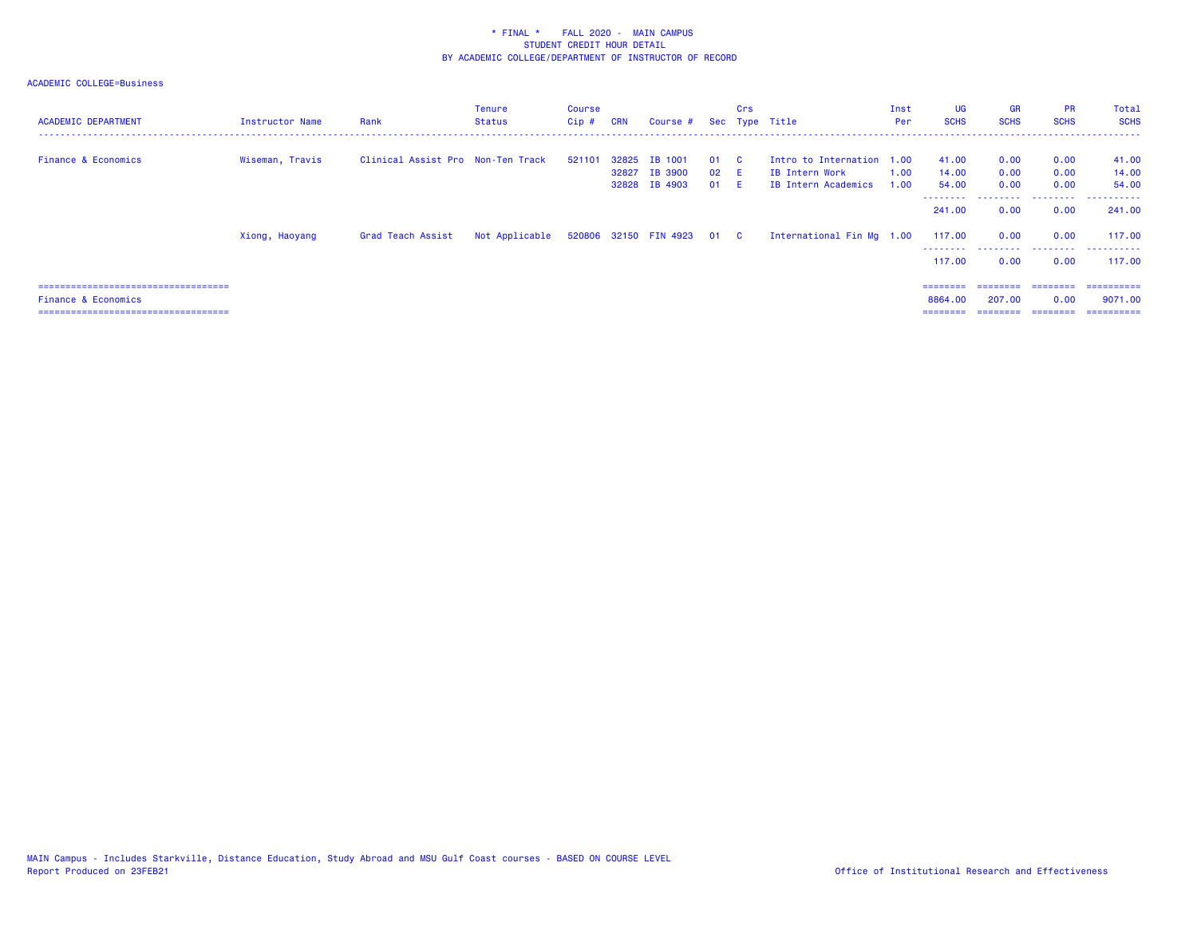* FINAL * FALL 2020 - MAIN CAMPUS
STUDENT CREDIT HOUR DETAIL
BY ACADEMIC COLLEGE/DEPARTMENT OF INSTRUCTOR OF RECORD

ACADEMIC COLLEGE=Business

| ACADEMIC DEPARTMENT | Instructor Name | Rank | Tenure Status | Course Cip # | CRN | Course # | Sec | Crs Type | Title | Inst Per | UG SCHS | GR SCHS | PR SCHS | Total SCHS |
|---|---|---|---|---|---|---|---|---|---|---|---|---|---|---|
| Finance & Economics | Wiseman, Travis | Clinical Assist Pro | Non-Ten Track | 521101 | 32825 | IB 1001 | 01 | C | Intro to Internation | 1.00 | 41.00 | 0.00 | 0.00 | 41.00 |
| | | | | | 32827 | IB 3900 | 02 | E | IB Intern Work | 1.00 | 14.00 | 0.00 | 0.00 | 14.00 |
| | | | | | 32828 | IB 4903 | 01 | E | IB Intern Academics | 1.00 | 54.00 | 0.00 | 0.00 | 54.00 |
| | | | | | | | | | | | 241.00 | 0.00 | 0.00 | 241.00 |
| | Xiong, Haoyang | Grad Teach Assist | Not Applicable | 520806 | 32150 | FIN 4923 | 01 | C | International Fin Mg | 1.00 | 117.00 | 0.00 | 0.00 | 117.00 |
| | | | | | | | | | | | 117.00 | 0.00 | 0.00 | 117.00 |
| Finance & Economics | | | | | | | | | | | 8864.00 | 207.00 | 0.00 | 9071.00 |

MAIN Campus - Includes Starkville, Distance Education, Study Abroad and MSU Gulf Coast courses - BASED ON COURSE LEVEL
Report Produced on 23FEB21

Office of Institutional Research and Effectiveness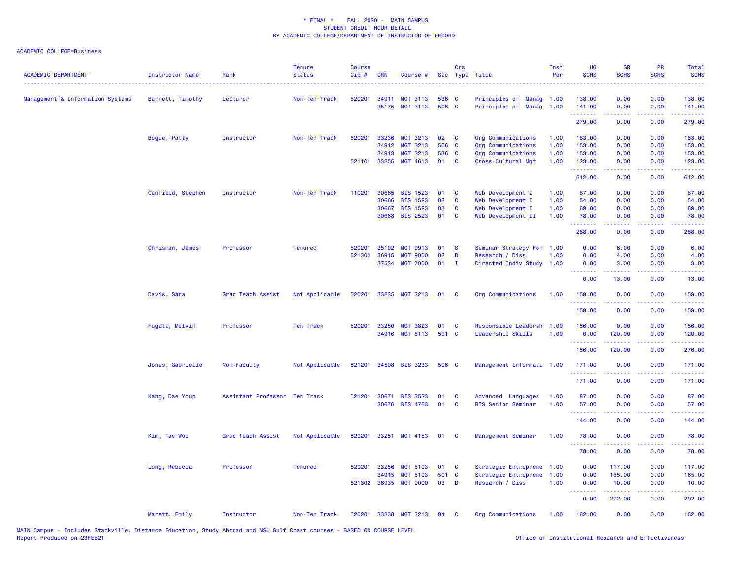\* FINAL \*    FALL 2020 -  MAIN CAMPUS
STUDENT CREDIT HOUR DETAIL
BY ACADEMIC COLLEGE/DEPARTMENT OF INSTRUCTOR OF RECORD

ACADEMIC COLLEGE=Business

| ACADEMIC DEPARTMENT | Instructor Name | Rank | Tenure Status | Course Cip # | CRN | Course # | Sec | Crs Type | Title | Inst Per | UG SCHS | GR SCHS | PR SCHS | Total SCHS |
|---|---|---|---|---|---|---|---|---|---|---|---|---|---|---|
| Management & Information Systems | Barnett, Timothy | Lecturer | Non-Ten Track | 520201 | 34911 | MGT 3113 | 536 | C | Principles of Manag | 1.00 | 138.00 | 0.00 | 0.00 | 138.00 |
| | | | | | 35175 | MGT 3113 | 506 | C | Principles of Manag | 1.00 | 141.00 | 0.00 | 0.00 | 141.00 |
| | | | | | | | | | | | 279.00 | 0.00 | 0.00 | 279.00 |
| | Bogue, Patty | Instructor | Non-Ten Track | 520201 | 33236 | MGT 3213 | 02 | C | Org Communications | 1.00 | 183.00 | 0.00 | 0.00 | 183.00 |
| | | | | | 34912 | MGT 3213 | 506 | C | Org Communications | 1.00 | 153.00 | 0.00 | 0.00 | 153.00 |
| | | | | | 34913 | MGT 3213 | 536 | C | Org Communications | 1.00 | 153.00 | 0.00 | 0.00 | 153.00 |
| | | | | 521101 | 33255 | MGT 4613 | 01 | C | Cross-Cultural Mgt | 1.00 | 123.00 | 0.00 | 0.00 | 123.00 |
| | | | | | | | | | | | 612.00 | 0.00 | 0.00 | 612.00 |
| | Canfield, Stephen | Instructor | Non-Ten Track | 110201 | 30665 | BIS 1523 | 01 | C | Web Development I | 1.00 | 87.00 | 0.00 | 0.00 | 87.00 |
| | | | | | 30666 | BIS 1523 | 02 | C | Web Development I | 1.00 | 54.00 | 0.00 | 0.00 | 54.00 |
| | | | | | 30667 | BIS 1523 | 03 | C | Web Development I | 1.00 | 69.00 | 0.00 | 0.00 | 69.00 |
| | | | | | 30668 | BIS 2523 | 01 | C | Web Development II | 1.00 | 78.00 | 0.00 | 0.00 | 78.00 |
| | | | | | | | | | | | 288.00 | 0.00 | 0.00 | 288.00 |
| | Chrisman, James | Professor | Tenured | 520201 | 35102 | MGT 9913 | 01 | S | Seminar Strategy For | 1.00 | 0.00 | 6.00 | 0.00 | 6.00 |
| | | | | 521302 | 36915 | MGT 9000 | 02 | D | Research / Diss | 1.00 | 0.00 | 4.00 | 0.00 | 4.00 |
| | | | | | 37534 | MGT 7000 | 01 | I | Directed Indiv Study | 1.00 | 0.00 | 3.00 | 0.00 | 3.00 |
| | | | | | | | | | | | 0.00 | 13.00 | 0.00 | 13.00 |
| | Davis, Sara | Grad Teach Assist | Not Applicable | 520201 | 33235 | MGT 3213 | 01 | C | Org Communications | 1.00 | 159.00 | 0.00 | 0.00 | 159.00 |
| | | | | | | | | | | | 159.00 | 0.00 | 0.00 | 159.00 |
| | Fugate, Melvin | Professor | Ten Track | 520201 | 33250 | MGT 3823 | 01 | C | Responsible Leadersh | 1.00 | 156.00 | 0.00 | 0.00 | 156.00 |
| | | | | | 34916 | MGT 8113 | 501 | C | Leadership Skills | 1.00 | 0.00 | 120.00 | 0.00 | 120.00 |
| | | | | | | | | | | | 156.00 | 120.00 | 0.00 | 276.00 |
| | Jones, Gabrielle | Non-Faculty | Not Applicable | 521201 | 34508 | BIS 3233 | 506 | C | Management Informati | 1.00 | 171.00 | 0.00 | 0.00 | 171.00 |
| | | | | | | | | | | | 171.00 | 0.00 | 0.00 | 171.00 |
| | Kang, Dae Youp | Assistant Professor | Ten Track | 521201 | 30671 | BIS 3523 | 01 | C | Advanced Languages | 1.00 | 87.00 | 0.00 | 0.00 | 87.00 |
| | | | | | 30676 | BIS 4763 | 01 | C | BIS Senior Seminar | 1.00 | 57.00 | 0.00 | 0.00 | 57.00 |
| | | | | | | | | | | | 144.00 | 0.00 | 0.00 | 144.00 |
| | Kim, Tae Woo | Grad Teach Assist | Not Applicable | 520201 | 33251 | MGT 4153 | 01 | C | Management Seminar | 1.00 | 78.00 | 0.00 | 0.00 | 78.00 |
| | | | | | | | | | | | 78.00 | 0.00 | 0.00 | 78.00 |
| | Long, Rebecca | Professor | Tenured | 520201 | 33256 | MGT 8103 | 01 | C | Strategic Entreprene | 1.00 | 0.00 | 117.00 | 0.00 | 117.00 |
| | | | | | 34915 | MGT 8103 | 501 | C | Strategic Entreprene | 1.00 | 0.00 | 165.00 | 0.00 | 165.00 |
| | | | | 521302 | 36935 | MGT 9000 | 03 | D | Research / Diss | 1.00 | 0.00 | 10.00 | 0.00 | 10.00 |
| | | | | | | | | | | | 0.00 | 292.00 | 0.00 | 292.00 |
| | Marett, Emily | Instructor | Non-Ten Track | 520201 | 33238 | MGT 3213 | 04 | C | Org Communications | 1.00 | 162.00 | 0.00 | 0.00 | 162.00 |

MAIN Campus - Includes Starkville, Distance Education, Study Abroad and MSU Gulf Coast courses - BASED ON COURSE LEVEL
Report Produced on 23FEB21

Office of Institutional Research and Effectiveness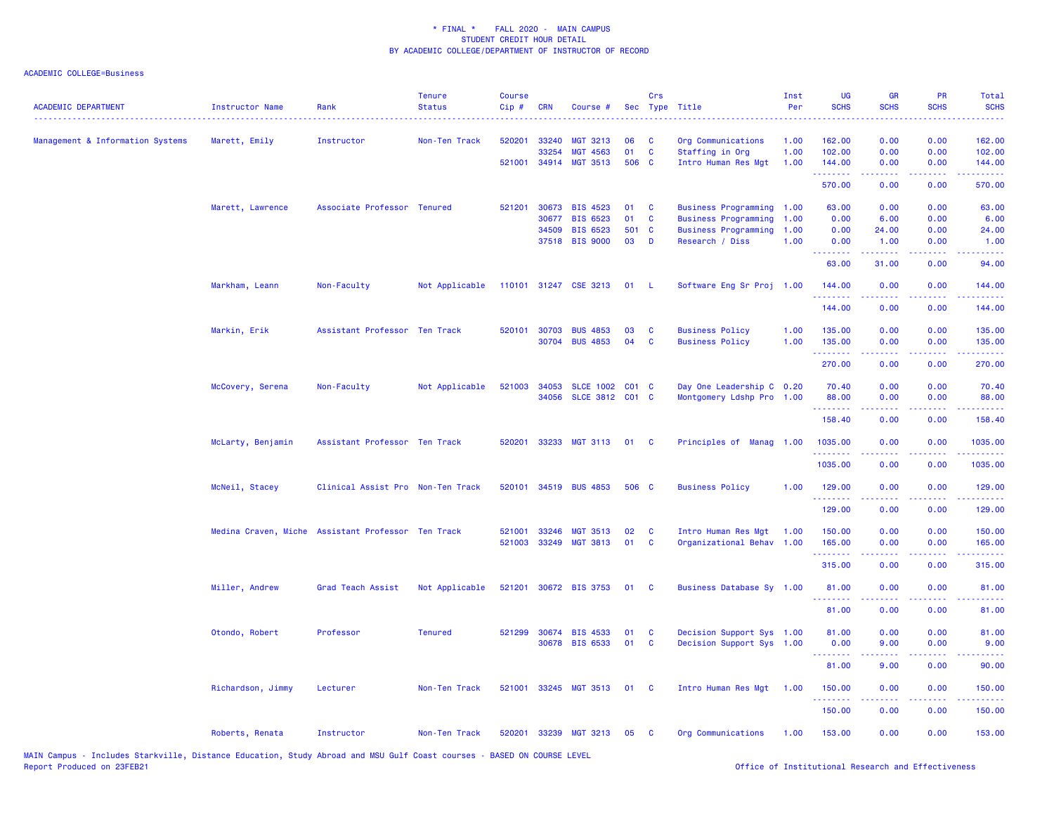\* FINAL \*    FALL 2020 -  MAIN CAMPUS
STUDENT CREDIT HOUR DETAIL
BY ACADEMIC COLLEGE/DEPARTMENT OF INSTRUCTOR OF RECORD

ACADEMIC COLLEGE=Business

| ACADEMIC DEPARTMENT | Instructor Name | Rank | Tenure Status | Course Cip # | CRN | Course # | Sec | Crs Type | Title | Inst Per | UG SCHS | GR SCHS | PR SCHS | Total SCHS |
|---|---|---|---|---|---|---|---|---|---|---|---|---|---|---|
| Management & Information Systems | Marett, Emily | Instructor | Non-Ten Track | 520201 | 33240 | MGT 3213 | 06 | C | Org Communications | 1.00 | 162.00 | 0.00 | 0.00 | 162.00 |
| | | | | | 33254 | MGT 4563 | 01 | C | Staffing in Org | 1.00 | 102.00 | 0.00 | 0.00 | 102.00 |
| | | | | 521001 | 34914 | MGT 3513 | 506 | C | Intro Human Res Mgt | 1.00 | 144.00 | 0.00 | 0.00 | 144.00 |
| | | | | | | | | | | | 570.00 | 0.00 | 0.00 | 570.00 |
| | Marett, Lawrence | Associate Professor | Tenured | 521201 | 30673 | BIS 4523 | 01 | C | Business Programming | 1.00 | 63.00 | 0.00 | 0.00 | 63.00 |
| | | | | | 30677 | BIS 6523 | 01 | C | Business Programming | 1.00 | 0.00 | 6.00 | 0.00 | 6.00 |
| | | | | | 34509 | BIS 6523 | 501 | C | Business Programming | 1.00 | 0.00 | 24.00 | 0.00 | 24.00 |
| | | | | | 37518 | BIS 9000 | 03 | D | Research / Diss | 1.00 | 0.00 | 1.00 | 0.00 | 1.00 |
| | | | | | | | | | | | 63.00 | 31.00 | 0.00 | 94.00 |
| | Markham, Leann | Non-Faculty | Not Applicable | 110101 | 31247 | CSE 3213 | 01 | L | Software Eng Sr Proj | 1.00 | 144.00 | 0.00 | 0.00 | 144.00 |
| | | | | | | | | | | | 144.00 | 0.00 | 0.00 | 144.00 |
| | Markin, Erik | Assistant Professor | Ten Track | 520101 | 30703 | BUS 4853 | 03 | C | Business Policy | 1.00 | 135.00 | 0.00 | 0.00 | 135.00 |
| | | | | | 30704 | BUS 4853 | 04 | C | Business Policy | 1.00 | 135.00 | 0.00 | 0.00 | 135.00 |
| | | | | | | | | | | | 270.00 | 0.00 | 0.00 | 270.00 |
| | McCovery, Serena | Non-Faculty | Not Applicable | 521003 | 34053 | SLCE 1002 | C01 | C | Day One Leadership C | 0.20 | 70.40 | 0.00 | 0.00 | 70.40 |
| | | | | | 34056 | SLCE 3812 | C01 | C | Montgomery Ldshp Pro | 1.00 | 88.00 | 0.00 | 0.00 | 88.00 |
| | | | | | | | | | | | 158.40 | 0.00 | 0.00 | 158.40 |
| | McLarty, Benjamin | Assistant Professor | Ten Track | 520201 | 33233 | MGT 3113 | 01 | C | Principles of  Manag | 1.00 | 1035.00 | 0.00 | 0.00 | 1035.00 |
| | | | | | | | | | | | 1035.00 | 0.00 | 0.00 | 1035.00 |
| | McNeil, Stacey | Clinical Assist Pro | Non-Ten Track | 520101 | 34519 | BUS 4853 | 506 | C | Business Policy | 1.00 | 129.00 | 0.00 | 0.00 | 129.00 |
| | | | | | | | | | | | 129.00 | 0.00 | 0.00 | 129.00 |
| | Medina Craven, Miche | Assistant Professor | Ten Track | 521001 | 33246 | MGT 3513 | 02 | C | Intro Human Res Mgt | 1.00 | 150.00 | 0.00 | 0.00 | 150.00 |
| | | | | 521003 | 33249 | MGT 3813 | 01 | C | Organizational Behav | 1.00 | 165.00 | 0.00 | 0.00 | 165.00 |
| | | | | | | | | | | | 315.00 | 0.00 | 0.00 | 315.00 |
| | Miller, Andrew | Grad Teach Assist | Not Applicable | 521201 | 30672 | BIS 3753 | 01 | C | Business Database Sy | 1.00 | 81.00 | 0.00 | 0.00 | 81.00 |
| | | | | | | | | | | | 81.00 | 0.00 | 0.00 | 81.00 |
| | Otondo, Robert | Professor | Tenured | 521299 | 30674 | BIS 4533 | 01 | C | Decision Support Sys | 1.00 | 81.00 | 0.00 | 0.00 | 81.00 |
| | | | | | 30678 | BIS 6533 | 01 | C | Decision Support Sys | 1.00 | 0.00 | 9.00 | 0.00 | 9.00 |
| | | | | | | | | | | | 81.00 | 9.00 | 0.00 | 90.00 |
| | Richardson, Jimmy | Lecturer | Non-Ten Track | 521001 | 33245 | MGT 3513 | 01 | C | Intro Human Res Mgt | 1.00 | 150.00 | 0.00 | 0.00 | 150.00 |
| | | | | | | | | | | | 150.00 | 0.00 | 0.00 | 150.00 |
| | Roberts, Renata | Instructor | Non-Ten Track | 520201 | 33239 | MGT 3213 | 05 | C | Org Communications | 1.00 | 153.00 | 0.00 | 0.00 | 153.00 |

MAIN Campus - Includes Starkville, Distance Education, Study Abroad and MSU Gulf Coast courses - BASED ON COURSE LEVEL
Report Produced on 23FEB21
Office of Institutional Research and Effectiveness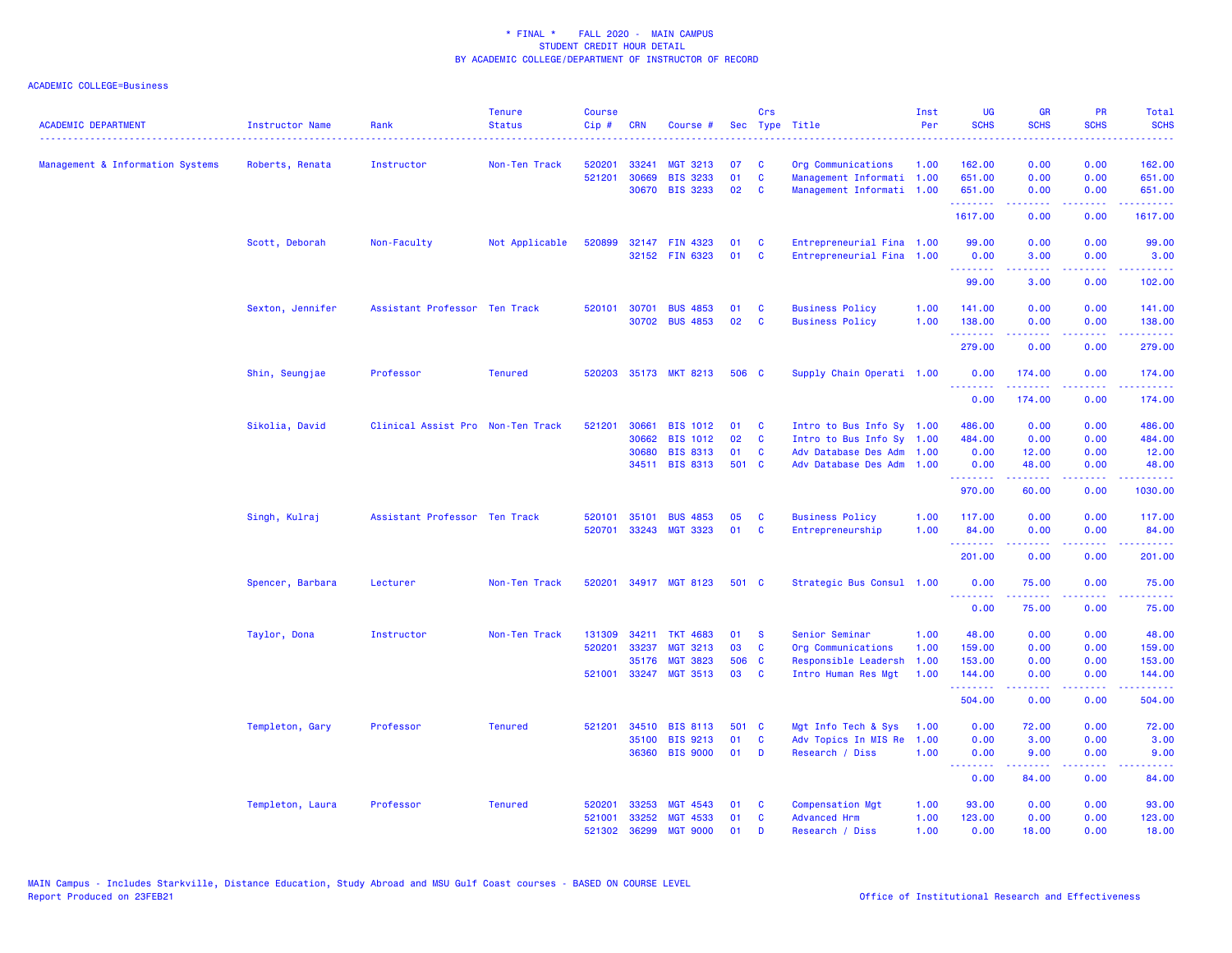\* FINAL \*    FALL 2020 -  MAIN CAMPUS
STUDENT CREDIT HOUR DETAIL
BY ACADEMIC COLLEGE/DEPARTMENT OF INSTRUCTOR OF RECORD

ACADEMIC COLLEGE=Business

| ACADEMIC DEPARTMENT | Instructor Name | Rank | Tenure Status | Course Cip # | CRN | Course # | Sec | Crs Type | Title | Inst Per | UG SCHS | GR SCHS | PR SCHS | Total SCHS |
|---|---|---|---|---|---|---|---|---|---|---|---|---|---|---|
| Management & Information Systems | Roberts, Renata | Instructor | Non-Ten Track | 520201 | 33241 | MGT 3213 | 07 | C | Org Communications | 1.00 | 162.00 | 0.00 | 0.00 | 162.00 |
| | | | | 521201 | 30669 | BIS 3233 | 01 | C | Management Informati | 1.00 | 651.00 | 0.00 | 0.00 | 651.00 |
| | | | | | 30670 | BIS 3233 | 02 | C | Management Informati | 1.00 | 651.00 | 0.00 | 0.00 | 651.00 |
| | | | | | | | | | | | 1617.00 | 0.00 | 0.00 | 1617.00 |
| | Scott, Deborah | Non-Faculty | Not Applicable | 520899 | 32147 | FIN 4323 | 01 | C | Entrepreneurial Fina | 1.00 | 99.00 | 0.00 | 0.00 | 99.00 |
| | | | | | 32152 | FIN 6323 | 01 | C | Entrepreneurial Fina | 1.00 | 0.00 | 3.00 | 0.00 | 3.00 |
| | | | | | | | | | | | 99.00 | 3.00 | 0.00 | 102.00 |
| | Sexton, Jennifer | Assistant Professor | Ten Track | 520101 | 30701 | BUS 4853 | 01 | C | Business Policy | 1.00 | 141.00 | 0.00 | 0.00 | 141.00 |
| | | | | | 30702 | BUS 4853 | 02 | C | Business Policy | 1.00 | 138.00 | 0.00 | 0.00 | 138.00 |
| | | | | | | | | | | | 279.00 | 0.00 | 0.00 | 279.00 |
| | Shin, Seungjae | Professor | Tenured | 520203 | 35173 | MKT 8213 | 506 | C | Supply Chain Operati | 1.00 | 0.00 | 174.00 | 0.00 | 174.00 |
| | | | | | | | | | | | 0.00 | 174.00 | 0.00 | 174.00 |
| | Sikolia, David | Clinical Assist Pro | Non-Ten Track | 521201 | 30661 | BIS 1012 | 01 | C | Intro to Bus Info Sy | 1.00 | 486.00 | 0.00 | 0.00 | 486.00 |
| | | | | | 30662 | BIS 1012 | 02 | C | Intro to Bus Info Sy | 1.00 | 484.00 | 0.00 | 0.00 | 484.00 |
| | | | | | 30680 | BIS 8313 | 01 | C | Adv Database Des Adm | 1.00 | 0.00 | 12.00 | 0.00 | 12.00 |
| | | | | | 34511 | BIS 8313 | 501 | C | Adv Database Des Adm | 1.00 | 0.00 | 48.00 | 0.00 | 48.00 |
| | | | | | | | | | | | 970.00 | 60.00 | 0.00 | 1030.00 |
| | Singh, Kulraj | Assistant Professor | Ten Track | 520101 | 35101 | BUS 4853 | 05 | C | Business Policy | 1.00 | 117.00 | 0.00 | 0.00 | 117.00 |
| | | | | 520701 | 33243 | MGT 3323 | 01 | C | Entrepreneurship | 1.00 | 84.00 | 0.00 | 0.00 | 84.00 |
| | | | | | | | | | | | 201.00 | 0.00 | 0.00 | 201.00 |
| | Spencer, Barbara | Lecturer | Non-Ten Track | 520201 | 34917 | MGT 8123 | 501 | C | Strategic Bus Consul | 1.00 | 0.00 | 75.00 | 0.00 | 75.00 |
| | | | | | | | | | | | 0.00 | 75.00 | 0.00 | 75.00 |
| | Taylor, Dona | Instructor | Non-Ten Track | 131309 | 34211 | TKT 4683 | 01 | S | Senior Seminar | 1.00 | 48.00 | 0.00 | 0.00 | 48.00 |
| | | | | 520201 | 33237 | MGT 3213 | 03 | C | Org Communications | 1.00 | 159.00 | 0.00 | 0.00 | 159.00 |
| | | | | | 35176 | MGT 3823 | 506 | C | Responsible Leadersh | 1.00 | 153.00 | 0.00 | 0.00 | 153.00 |
| | | | | 521001 | 33247 | MGT 3513 | 03 | C | Intro Human Res Mgt | 1.00 | 144.00 | 0.00 | 0.00 | 144.00 |
| | | | | | | | | | | | 504.00 | 0.00 | 0.00 | 504.00 |
| | Templeton, Gary | Professor | Tenured | 521201 | 34510 | BIS 8113 | 501 | C | Mgt Info Tech & Sys | 1.00 | 0.00 | 72.00 | 0.00 | 72.00 |
| | | | | | 35100 | BIS 9213 | 01 | C | Adv Topics In MIS Re | 1.00 | 0.00 | 3.00 | 0.00 | 3.00 |
| | | | | | 36360 | BIS 9000 | 01 | D | Research / Diss | 1.00 | 0.00 | 9.00 | 0.00 | 9.00 |
| | | | | | | | | | | | 0.00 | 84.00 | 0.00 | 84.00 |
| | Templeton, Laura | Professor | Tenured | 520201 | 33253 | MGT 4543 | 01 | C | Compensation Mgt | 1.00 | 93.00 | 0.00 | 0.00 | 93.00 |
| | | | | 521001 | 33252 | MGT 4533 | 01 | C | Advanced Hrm | 1.00 | 123.00 | 0.00 | 0.00 | 123.00 |
| | | | | 521302 | 36299 | MGT 9000 | 01 | D | Research / Diss | 1.00 | 0.00 | 18.00 | 0.00 | 18.00 |

MAIN Campus - Includes Starkville, Distance Education, Study Abroad and MSU Gulf Coast courses - BASED ON COURSE LEVEL
Report Produced on 23FEB21

Office of Institutional Research and Effectiveness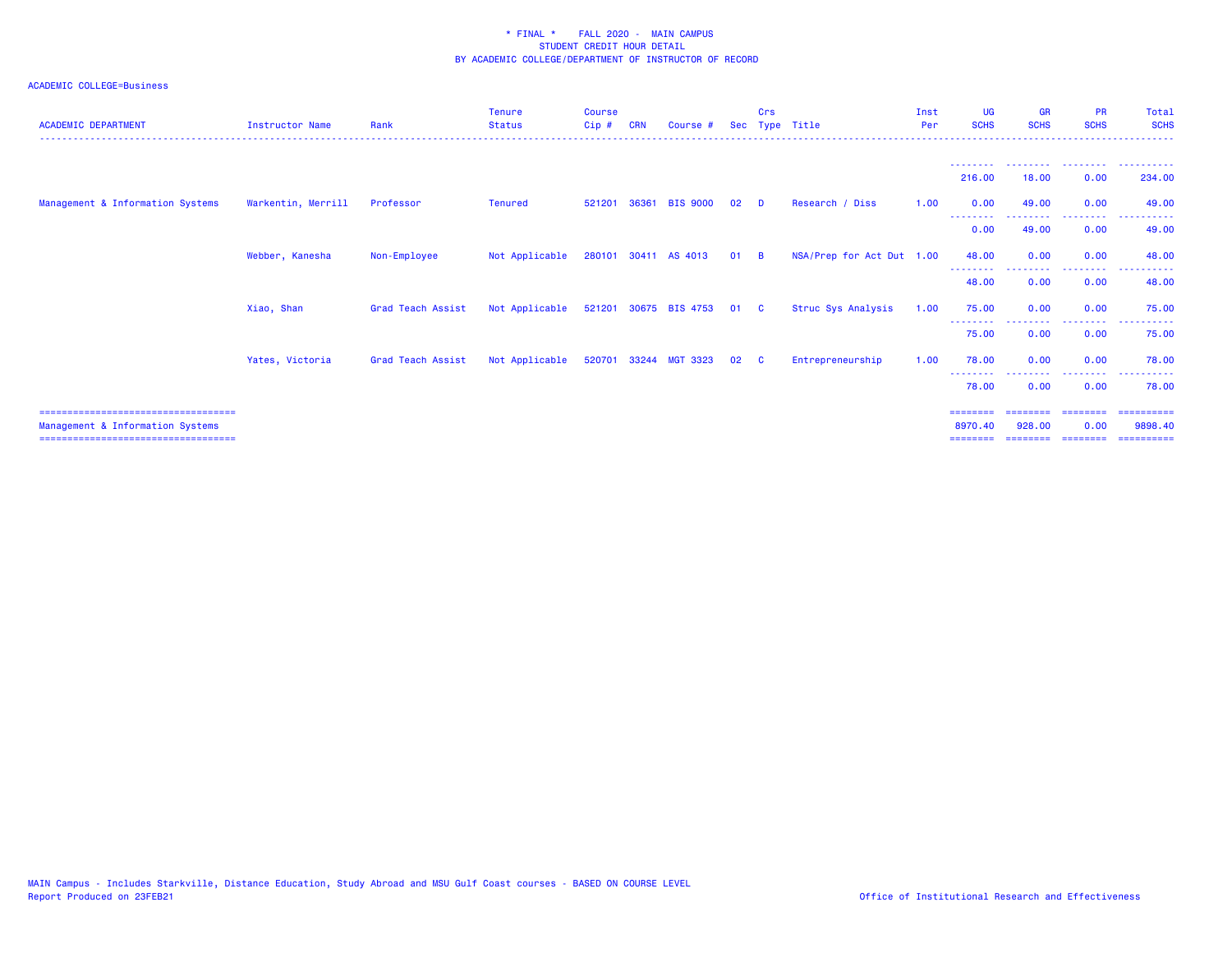\* FINAL \*    FALL 2020 -  MAIN CAMPUS
STUDENT CREDIT HOUR DETAIL
BY ACADEMIC COLLEGE/DEPARTMENT OF INSTRUCTOR OF RECORD

ACADEMIC COLLEGE=Business

| ACADEMIC DEPARTMENT | Instructor Name | Rank | Tenure Status | Course Cip # | CRN | Course # | Sec | Crs Type | Title | Inst Per | UG SCHS | GR SCHS | PR SCHS | Total SCHS |
|---|---|---|---|---|---|---|---|---|---|---|---|---|---|---|
| | | | | | | | | | | | 216.00 | 18.00 | 0.00 | 234.00 |
| Management & Information Systems | Warkentin, Merrill | Professor | Tenured | 521201 | 36361 | BIS 9000 | 02 | D | Research / Diss | 1.00 | 0.00 | 49.00 | 0.00 | 49.00 |
| | | | | | | | | | | | 0.00 | 49.00 | 0.00 | 49.00 |
| | Webber, Kanesha | Non-Employee | Not Applicable | 280101 | 30411 | AS 4013 | 01 | B | NSA/Prep for Act Dut | 1.00 | 48.00 | 0.00 | 0.00 | 48.00 |
| | | | | | | | | | | | 48.00 | 0.00 | 0.00 | 48.00 |
| | Xiao, Shan | Grad Teach Assist | Not Applicable | 521201 | 30675 | BIS 4753 | 01 | C | Struc Sys Analysis | 1.00 | 75.00 | 0.00 | 0.00 | 75.00 |
| | | | | | | | | | | | 75.00 | 0.00 | 0.00 | 75.00 |
| | Yates, Victoria | Grad Teach Assist | Not Applicable | 520701 | 33244 | MGT 3323 | 02 | C | Entrepreneurship | 1.00 | 78.00 | 0.00 | 0.00 | 78.00 |
| | | | | | | | | | | | 78.00 | 0.00 | 0.00 | 78.00 |
| Management & Information Systems | | | | | | | | | | | 8970.40 | 928.00 | 0.00 | 9898.40 |

MAIN Campus - Includes Starkville, Distance Education, Study Abroad and MSU Gulf Coast courses - BASED ON COURSE LEVEL
Report Produced on 23FEB21

Office of Institutional Research and Effectiveness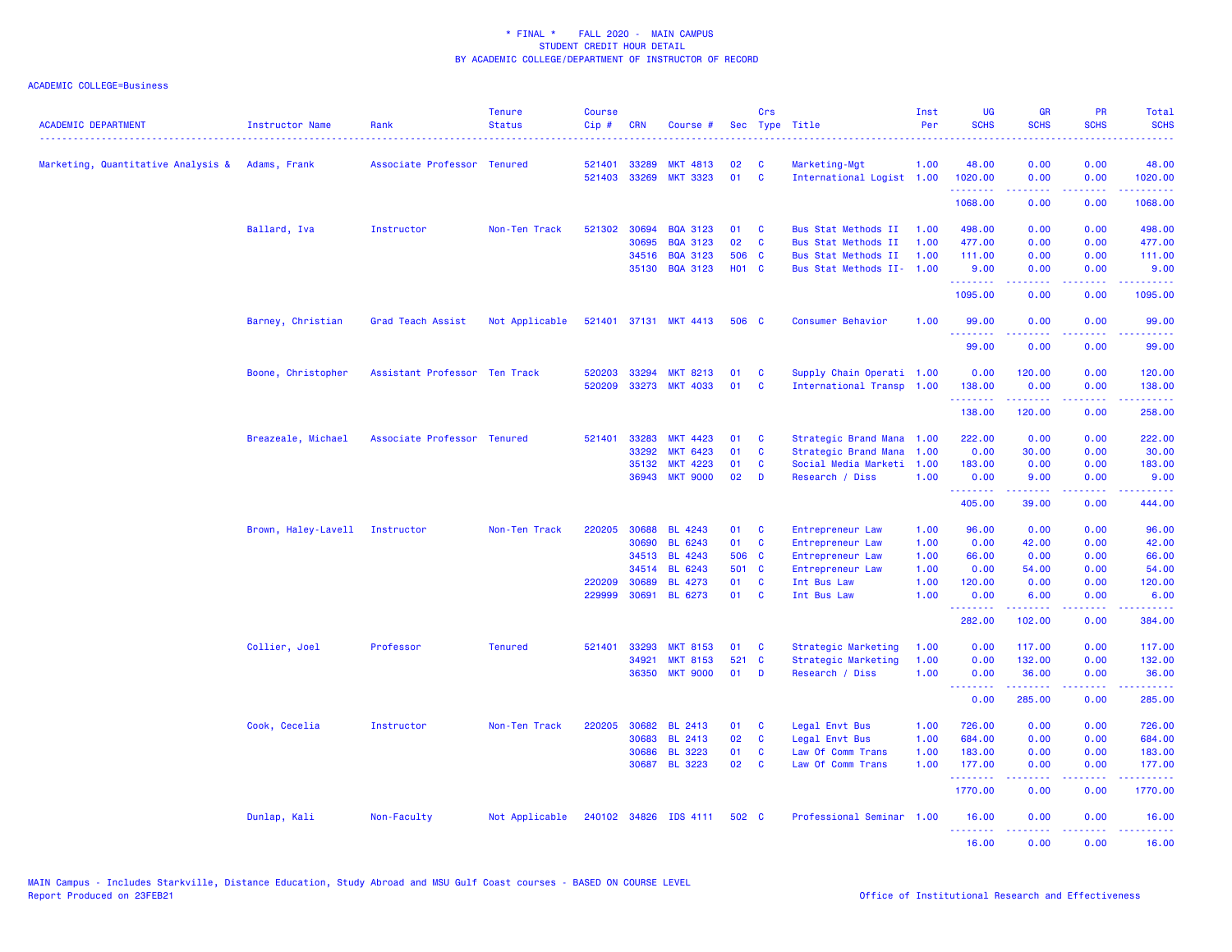\* FINAL \* FALL 2020 - MAIN CAMPUS
STUDENT CREDIT HOUR DETAIL
BY ACADEMIC COLLEGE/DEPARTMENT OF INSTRUCTOR OF RECORD

ACADEMIC COLLEGE=Business

| ACADEMIC DEPARTMENT | Instructor Name | Rank | Tenure Status | Course Cip # | CRN | Course # | Sec | Crs Type | Title | Inst Per | UG SCHS | GR SCHS | PR SCHS | Total SCHS |
|---|---|---|---|---|---|---|---|---|---|---|---|---|---|---|
| Marketing, Quantitative Analysis & | Adams, Frank | Associate Professor | Tenured | 521401 | 33289 | MKT 4813 | 02 | C | Marketing-Mgt | 1.00 | 48.00 | 0.00 | 0.00 | 48.00 |
| | | | | 521403 | 33269 | MKT 3323 | 01 | C | International Logist | 1.00 | 1020.00 | 0.00 | 0.00 | 1020.00 |
| | | | | | | | | | | | 1068.00 | 0.00 | 0.00 | 1068.00 |
| | Ballard, Iva | Instructor | Non-Ten Track | 521302 | 30694 | BQA 3123 | 01 | C | Bus Stat Methods II | 1.00 | 498.00 | 0.00 | 0.00 | 498.00 |
| | | | | | 30695 | BQA 3123 | 02 | C | Bus Stat Methods II | 1.00 | 477.00 | 0.00 | 0.00 | 477.00 |
| | | | | | 34516 | BQA 3123 | 506 | C | Bus Stat Methods II | 1.00 | 111.00 | 0.00 | 0.00 | 111.00 |
| | | | | | 35130 | BQA 3123 | H01 | C | Bus Stat Methods II- | 1.00 | 9.00 | 0.00 | 0.00 | 9.00 |
| | | | | | | | | | | | 1095.00 | 0.00 | 0.00 | 1095.00 |
| | Barney, Christian | Grad Teach Assist | Not Applicable | 521401 | 37131 | MKT 4413 | 506 | C | Consumer Behavior | 1.00 | 99.00 | 0.00 | 0.00 | 99.00 |
| | | | | | | | | | | | 99.00 | 0.00 | 0.00 | 99.00 |
| | Boone, Christopher | Assistant Professor | Ten Track | 520203 | 33294 | MKT 8213 | 01 | C | Supply Chain Operati | 1.00 | 0.00 | 120.00 | 0.00 | 120.00 |
| | | | | 520209 | 33273 | MKT 4033 | 01 | C | International Transp | 1.00 | 138.00 | 0.00 | 0.00 | 138.00 |
| | | | | | | | | | | | 138.00 | 120.00 | 0.00 | 258.00 |
| | Breazeale, Michael | Associate Professor | Tenured | 521401 | 33283 | MKT 4423 | 01 | C | Strategic Brand Mana | 1.00 | 222.00 | 0.00 | 0.00 | 222.00 |
| | | | | | 33292 | MKT 6423 | 01 | C | Strategic Brand Mana | 1.00 | 0.00 | 30.00 | 0.00 | 30.00 |
| | | | | | 35132 | MKT 4223 | 01 | C | Social Media Marketi | 1.00 | 183.00 | 0.00 | 0.00 | 183.00 |
| | | | | | 36943 | MKT 9000 | 02 | D | Research / Diss | 1.00 | 0.00 | 9.00 | 0.00 | 9.00 |
| | | | | | | | | | | | 405.00 | 39.00 | 0.00 | 444.00 |
| | Brown, Haley-Lavell | Instructor | Non-Ten Track | 220205 | 30688 | BL 4243 | 01 | C | Entrepreneur Law | 1.00 | 96.00 | 0.00 | 0.00 | 96.00 |
| | | | | | 30690 | BL 6243 | 01 | C | Entrepreneur Law | 1.00 | 0.00 | 42.00 | 0.00 | 42.00 |
| | | | | | 34513 | BL 4243 | 506 | C | Entrepreneur Law | 1.00 | 66.00 | 0.00 | 0.00 | 66.00 |
| | | | | | 34514 | BL 6243 | 501 | C | Entrepreneur Law | 1.00 | 0.00 | 54.00 | 0.00 | 54.00 |
| | | | | 220209 | 30689 | BL 4273 | 01 | C | Int Bus Law | 1.00 | 120.00 | 0.00 | 0.00 | 120.00 |
| | | | | 229999 | 30691 | BL 6273 | 01 | C | Int Bus Law | 1.00 | 0.00 | 6.00 | 0.00 | 6.00 |
| | | | | | | | | | | | 282.00 | 102.00 | 0.00 | 384.00 |
| | Collier, Joel | Professor | Tenured | 521401 | 33293 | MKT 8153 | 01 | C | Strategic Marketing | 1.00 | 0.00 | 117.00 | 0.00 | 117.00 |
| | | | | | 34921 | MKT 8153 | 521 | C | Strategic Marketing | 1.00 | 0.00 | 132.00 | 0.00 | 132.00 |
| | | | | | 36350 | MKT 9000 | 01 | D | Research / Diss | 1.00 | 0.00 | 36.00 | 0.00 | 36.00 |
| | | | | | | | | | | | 0.00 | 285.00 | 0.00 | 285.00 |
| | Cook, Cecelia | Instructor | Non-Ten Track | 220205 | 30682 | BL 2413 | 01 | C | Legal Envt Bus | 1.00 | 726.00 | 0.00 | 0.00 | 726.00 |
| | | | | | 30683 | BL 2413 | 02 | C | Legal Envt Bus | 1.00 | 684.00 | 0.00 | 0.00 | 684.00 |
| | | | | | 30686 | BL 3223 | 01 | C | Law Of Comm Trans | 1.00 | 183.00 | 0.00 | 0.00 | 183.00 |
| | | | | | 30687 | BL 3223 | 02 | C | Law Of Comm Trans | 1.00 | 177.00 | 0.00 | 0.00 | 177.00 |
| | | | | | | | | | | | 1770.00 | 0.00 | 0.00 | 1770.00 |
| | Dunlap, Kali | Non-Faculty | Not Applicable | 240102 | 34826 | IDS 4111 | 502 | C | Professional Seminar | 1.00 | 16.00 | 0.00 | 0.00 | 16.00 |
| | | | | | | | | | | | 16.00 | 0.00 | 0.00 | 16.00 |

MAIN Campus - Includes Starkville, Distance Education, Study Abroad and MSU Gulf Coast courses - BASED ON COURSE LEVEL
Report Produced on 23FEB21

Office of Institutional Research and Effectiveness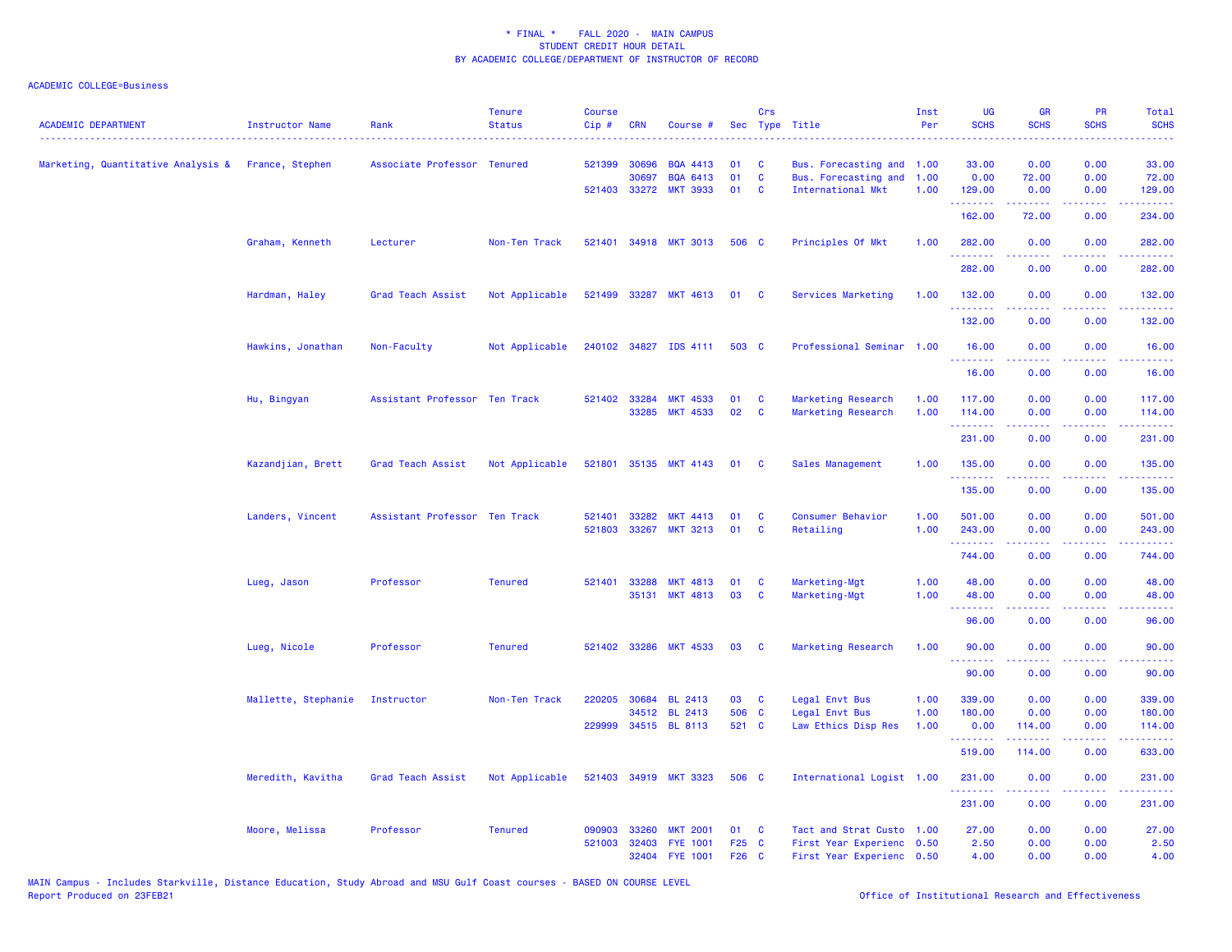\* FINAL \*  FALL 2020 - MAIN CAMPUS
STUDENT CREDIT HOUR DETAIL
BY ACADEMIC COLLEGE/DEPARTMENT OF INSTRUCTOR OF RECORD

ACADEMIC COLLEGE=Business

| ACADEMIC DEPARTMENT | Instructor Name | Rank | Tenure Status | Course Cip # | CRN | Course # | Sec | Crs Type | Title | Inst Per | UG SCHS | GR SCHS | PR SCHS | Total SCHS |
|---|---|---|---|---|---|---|---|---|---|---|---|---|---|---|
| Marketing, Quantitative Analysis & | France, Stephen | Associate Professor | Tenured | 521399 | 30696 | BQA 4413 | 01 | C | Bus. Forecasting and | 1.00 | 33.00 | 0.00 | 0.00 | 33.00 |
| | | | | | 30697 | BQA 6413 | 01 | C | Bus. Forecasting and | 1.00 | 0.00 | 72.00 | 0.00 | 72.00 |
| | | | | 521403 | 33272 | MKT 3933 | 01 | C | International Mkt | 1.00 | 129.00 | 0.00 | 0.00 | 129.00 |
| | | | | | | | | | | | 162.00 | 72.00 | 0.00 | 234.00 |
| | Graham, Kenneth | Lecturer | Non-Ten Track | 521401 | 34918 | MKT 3013 | 506 | C | Principles Of Mkt | 1.00 | 282.00 | 0.00 | 0.00 | 282.00 |
| | | | | | | | | | | | 282.00 | 0.00 | 0.00 | 282.00 |
| | Hardman, Haley | Grad Teach Assist | Not Applicable | 521499 | 33287 | MKT 4613 | 01 | C | Services Marketing | 1.00 | 132.00 | 0.00 | 0.00 | 132.00 |
| | | | | | | | | | | | 132.00 | 0.00 | 0.00 | 132.00 |
| | Hawkins, Jonathan | Non-Faculty | Not Applicable | 240102 | 34827 | IDS 4111 | 503 | C | Professional Seminar | 1.00 | 16.00 | 0.00 | 0.00 | 16.00 |
| | | | | | | | | | | | 16.00 | 0.00 | 0.00 | 16.00 |
| | Hu, Bingyan | Assistant Professor | Ten Track | 521402 | 33284 | MKT 4533 | 01 | C | Marketing Research | 1.00 | 117.00 | 0.00 | 0.00 | 117.00 |
| | | | | | 33285 | MKT 4533 | 02 | C | Marketing Research | 1.00 | 114.00 | 0.00 | 0.00 | 114.00 |
| | | | | | | | | | | | 231.00 | 0.00 | 0.00 | 231.00 |
| | Kazandjian, Brett | Grad Teach Assist | Not Applicable | 521801 | 35135 | MKT 4143 | 01 | C | Sales Management | 1.00 | 135.00 | 0.00 | 0.00 | 135.00 |
| | | | | | | | | | | | 135.00 | 0.00 | 0.00 | 135.00 |
| | Landers, Vincent | Assistant Professor | Ten Track | 521401 | 33282 | MKT 4413 | 01 | C | Consumer Behavior | 1.00 | 501.00 | 0.00 | 0.00 | 501.00 |
| | | | | 521803 | 33267 | MKT 3213 | 01 | C | Retailing | 1.00 | 243.00 | 0.00 | 0.00 | 243.00 |
| | | | | | | | | | | | 744.00 | 0.00 | 0.00 | 744.00 |
| | Lueg, Jason | Professor | Tenured | 521401 | 33288 | MKT 4813 | 01 | C | Marketing-Mgt | 1.00 | 48.00 | 0.00 | 0.00 | 48.00 |
| | | | | | 35131 | MKT 4813 | 03 | C | Marketing-Mgt | 1.00 | 48.00 | 0.00 | 0.00 | 48.00 |
| | | | | | | | | | | | 96.00 | 0.00 | 0.00 | 96.00 |
| | Lueg, Nicole | Professor | Tenured | 521402 | 33286 | MKT 4533 | 03 | C | Marketing Research | 1.00 | 90.00 | 0.00 | 0.00 | 90.00 |
| | | | | | | | | | | | 90.00 | 0.00 | 0.00 | 90.00 |
| | Mallette, Stephanie | Instructor | Non-Ten Track | 220205 | 30684 | BL 2413 | 03 | C | Legal Envt Bus | 1.00 | 339.00 | 0.00 | 0.00 | 339.00 |
| | | | | | 34512 | BL 2413 | 506 | C | Legal Envt Bus | 1.00 | 180.00 | 0.00 | 0.00 | 180.00 |
| | | | | 229999 | 34515 | BL 8113 | 521 | C | Law Ethics Disp Res | 1.00 | 0.00 | 114.00 | 0.00 | 114.00 |
| | | | | | | | | | | | 519.00 | 114.00 | 0.00 | 633.00 |
| | Meredith, Kavitha | Grad Teach Assist | Not Applicable | 521403 | 34919 | MKT 3323 | 506 | C | International Logist | 1.00 | 231.00 | 0.00 | 0.00 | 231.00 |
| | | | | | | | | | | | 231.00 | 0.00 | 0.00 | 231.00 |
| | Moore, Melissa | Professor | Tenured | 090903 | 33260 | MKT 2001 | 01 | C | Tact and Strat Custo | 1.00 | 27.00 | 0.00 | 0.00 | 27.00 |
| | | | | 521003 | 32403 | FYE 1001 | F25 | C | First Year Experienc | 0.50 | 2.50 | 0.00 | 0.00 | 2.50 |
| | | | | | 32404 | FYE 1001 | F26 | C | First Year Experienc | 0.50 | 4.00 | 0.00 | 0.00 | 4.00 |

MAIN Campus - Includes Starkville, Distance Education, Study Abroad and MSU Gulf Coast courses - BASED ON COURSE LEVEL
Report Produced on 23FEB21

Office of Institutional Research and Effectiveness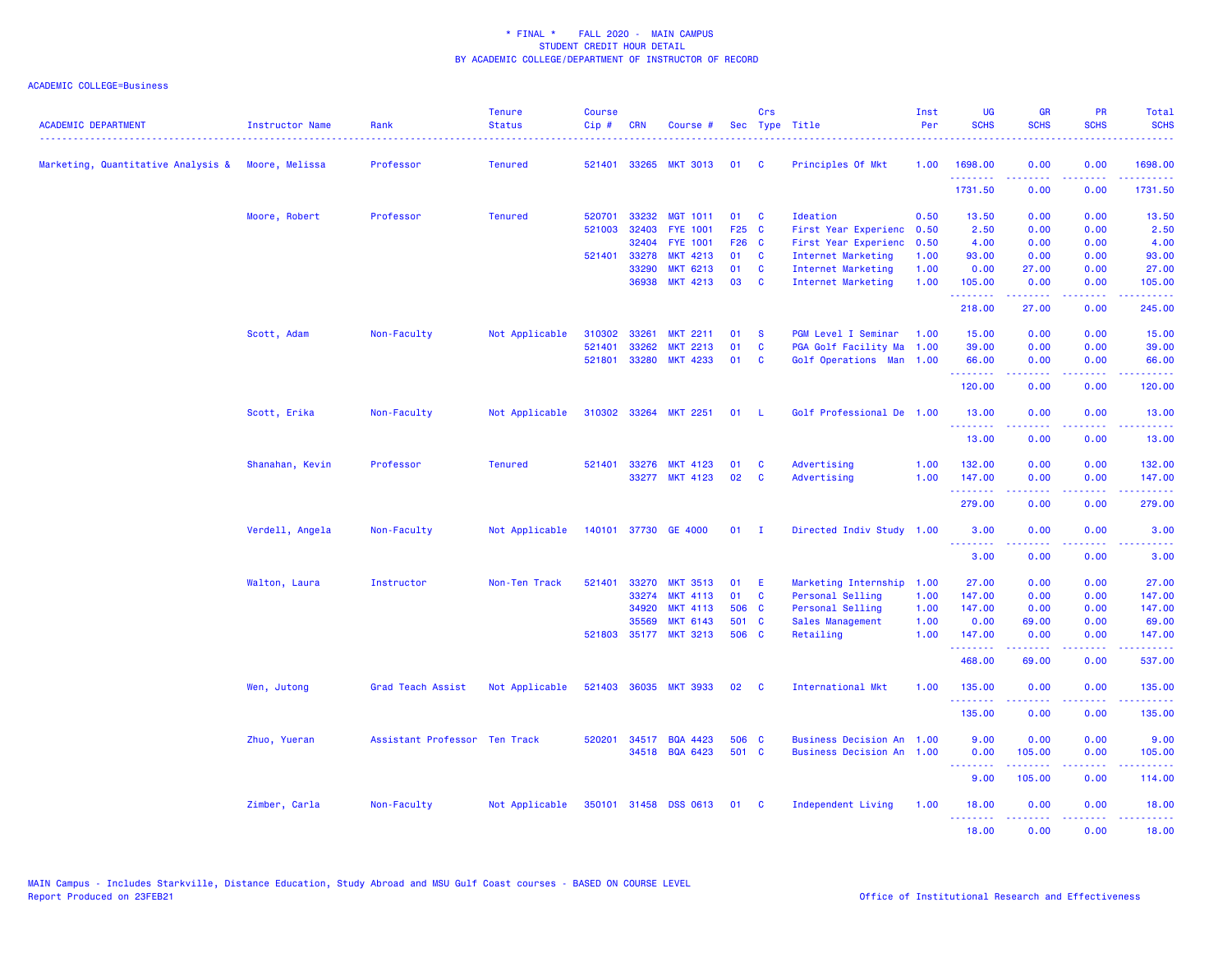\* FINAL \* FALL 2020 - MAIN CAMPUS
STUDENT CREDIT HOUR DETAIL
BY ACADEMIC COLLEGE/DEPARTMENT OF INSTRUCTOR OF RECORD

ACADEMIC COLLEGE=Business

| ACADEMIC DEPARTMENT | Instructor Name | Rank | Tenure Status | Course Cip # | CRN | Course # | Sec | Crs Type | Title | Inst Per | UG SCHS | GR SCHS | PR SCHS | Total SCHS |
|---|---|---|---|---|---|---|---|---|---|---|---|---|---|---|
| Marketing, Quantitative Analysis & | Moore, Melissa | Professor | Tenured | 521401 | 33265 | MKT 3013 | 01 | C | Principles Of Mkt | 1.00 | 1698.00 | 0.00 | 0.00 | 1698.00 |
| | | | | | | | | | | | 1731.50 | 0.00 | 0.00 | 1731.50 |
| | Moore, Robert | Professor | Tenured | 520701 | 33232 | MGT 1011 | 01 | C | Ideation | 0.50 | 13.50 | 0.00 | 0.00 | 13.50 |
| | | | | 521003 | 32403 | FYE 1001 | F25 | C | First Year Experienc | 0.50 | 2.50 | 0.00 | 0.00 | 2.50 |
| | | | | | 32404 | FYE 1001 | F26 | C | First Year Experienc | 0.50 | 4.00 | 0.00 | 0.00 | 4.00 |
| | | | | 521401 | 33278 | MKT 4213 | 01 | C | Internet Marketing | 1.00 | 93.00 | 0.00 | 0.00 | 93.00 |
| | | | | | 33290 | MKT 6213 | 01 | C | Internet Marketing | 1.00 | 0.00 | 27.00 | 0.00 | 27.00 |
| | | | | | 36938 | MKT 4213 | 03 | C | Internet Marketing | 1.00 | 105.00 | 0.00 | 0.00 | 105.00 |
| | | | | | | | | | | | 218.00 | 27.00 | 0.00 | 245.00 |
| | Scott, Adam | Non-Faculty | Not Applicable | 310302 | 33261 | MKT 2211 | 01 | S | PGM Level I Seminar | 1.00 | 15.00 | 0.00 | 0.00 | 15.00 |
| | | | | 521401 | 33262 | MKT 2213 | 01 | C | PGA Golf Facility Ma | 1.00 | 39.00 | 0.00 | 0.00 | 39.00 |
| | | | | 521801 | 33280 | MKT 4233 | 01 | C | Golf Operations Man | 1.00 | 66.00 | 0.00 | 0.00 | 66.00 |
| | | | | | | | | | | | 120.00 | 0.00 | 0.00 | 120.00 |
| | Scott, Erika | Non-Faculty | Not Applicable | 310302 | 33264 | MKT 2251 | 01 | L | Golf Professional De | 1.00 | 13.00 | 0.00 | 0.00 | 13.00 |
| | | | | | | | | | | | 13.00 | 0.00 | 0.00 | 13.00 |
| | Shanahan, Kevin | Professor | Tenured | 521401 | 33276 | MKT 4123 | 01 | C | Advertising | 1.00 | 132.00 | 0.00 | 0.00 | 132.00 |
| | | | | | 33277 | MKT 4123 | 02 | C | Advertising | 1.00 | 147.00 | 0.00 | 0.00 | 147.00 |
| | | | | | | | | | | | 279.00 | 0.00 | 0.00 | 279.00 |
| | Verdell, Angela | Non-Faculty | Not Applicable | 140101 | 37730 | GE 4000 | 01 | I | Directed Indiv Study | 1.00 | 3.00 | 0.00 | 0.00 | 3.00 |
| | | | | | | | | | | | 3.00 | 0.00 | 0.00 | 3.00 |
| | Walton, Laura | Instructor | Non-Ten Track | 521401 | 33270 | MKT 3513 | 01 | E | Marketing Internship | 1.00 | 27.00 | 0.00 | 0.00 | 27.00 |
| | | | | | 33274 | MKT 4113 | 01 | C | Personal Selling | 1.00 | 147.00 | 0.00 | 0.00 | 147.00 |
| | | | | | 34920 | MKT 4113 | 506 | C | Personal Selling | 1.00 | 147.00 | 0.00 | 0.00 | 147.00 |
| | | | | | 35569 | MKT 6143 | 501 | C | Sales Management | 1.00 | 0.00 | 69.00 | 0.00 | 69.00 |
| | | | | 521803 | 35177 | MKT 3213 | 506 | C | Retailing | 1.00 | 147.00 | 0.00 | 0.00 | 147.00 |
| | | | | | | | | | | | 468.00 | 69.00 | 0.00 | 537.00 |
| | Wen, Jutong | Grad Teach Assist | Not Applicable | 521403 | 36035 | MKT 3933 | 02 | C | International Mkt | 1.00 | 135.00 | 0.00 | 0.00 | 135.00 |
| | | | | | | | | | | | 135.00 | 0.00 | 0.00 | 135.00 |
| | Zhuo, Yueran | Assistant Professor | Ten Track | 520201 | 34517 | BQA 4423 | 506 | C | Business Decision An | 1.00 | 9.00 | 0.00 | 0.00 | 9.00 |
| | | | | | 34518 | BQA 6423 | 501 | C | Business Decision An | 1.00 | 0.00 | 105.00 | 0.00 | 105.00 |
| | | | | | | | | | | | 9.00 | 105.00 | 0.00 | 114.00 |
| | Zimber, Carla | Non-Faculty | Not Applicable | 350101 | 31458 | DSS 0613 | 01 | C | Independent Living | 1.00 | 18.00 | 0.00 | 0.00 | 18.00 |
| | | | | | | | | | | | 18.00 | 0.00 | 0.00 | 18.00 |

MAIN Campus - Includes Starkville, Distance Education, Study Abroad and MSU Gulf Coast courses - BASED ON COURSE LEVEL
Report Produced on 23FEB21

Office of Institutional Research and Effectiveness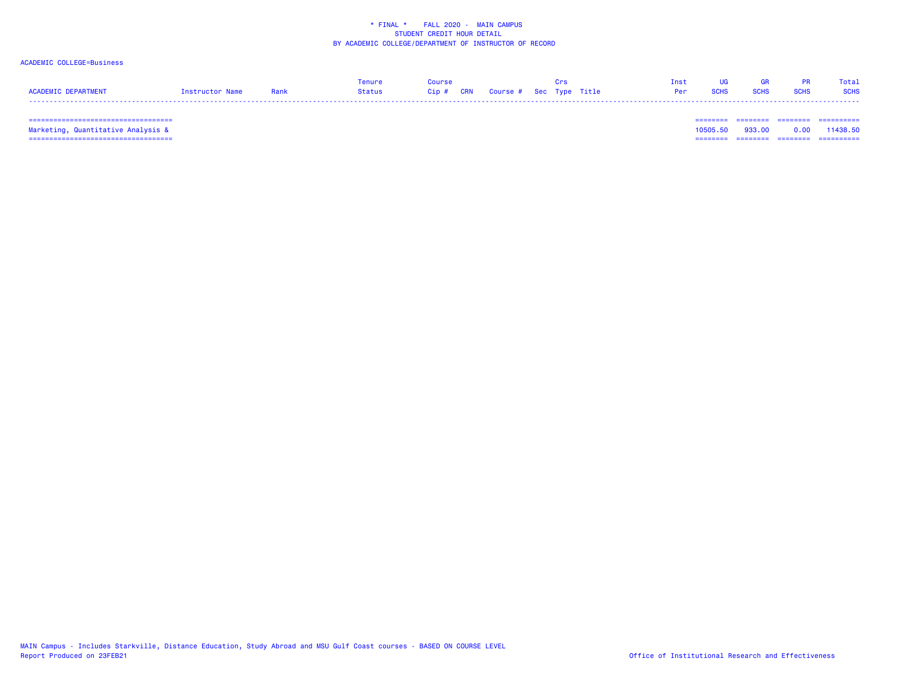\* FINAL \*    FALL 2020 -  MAIN CAMPUS
STUDENT CREDIT HOUR DETAIL
BY ACADEMIC COLLEGE/DEPARTMENT OF INSTRUCTOR OF RECORD

ACADEMIC COLLEGE=Business

| ACADEMIC DEPARTMENT | Instructor Name | Rank | Tenure Status | Course Cip # | CRN | Course # | Sec | Crs Type | Title | Inst Per | UG SCHS | GR SCHS | PR SCHS | Total SCHS |
|---|---|---|---|---|---|---|---|---|---|---|---|---|---|---|
| Marketing, Quantitative Analysis & | | | | | | | | | | | 10505.50 | 933.00 | 0.00 | 11438.50 |

MAIN Campus - Includes Starkville, Distance Education, Study Abroad and MSU Gulf Coast courses - BASED ON COURSE LEVEL
Report Produced on 23FEB21

Office of Institutional Research and Effectiveness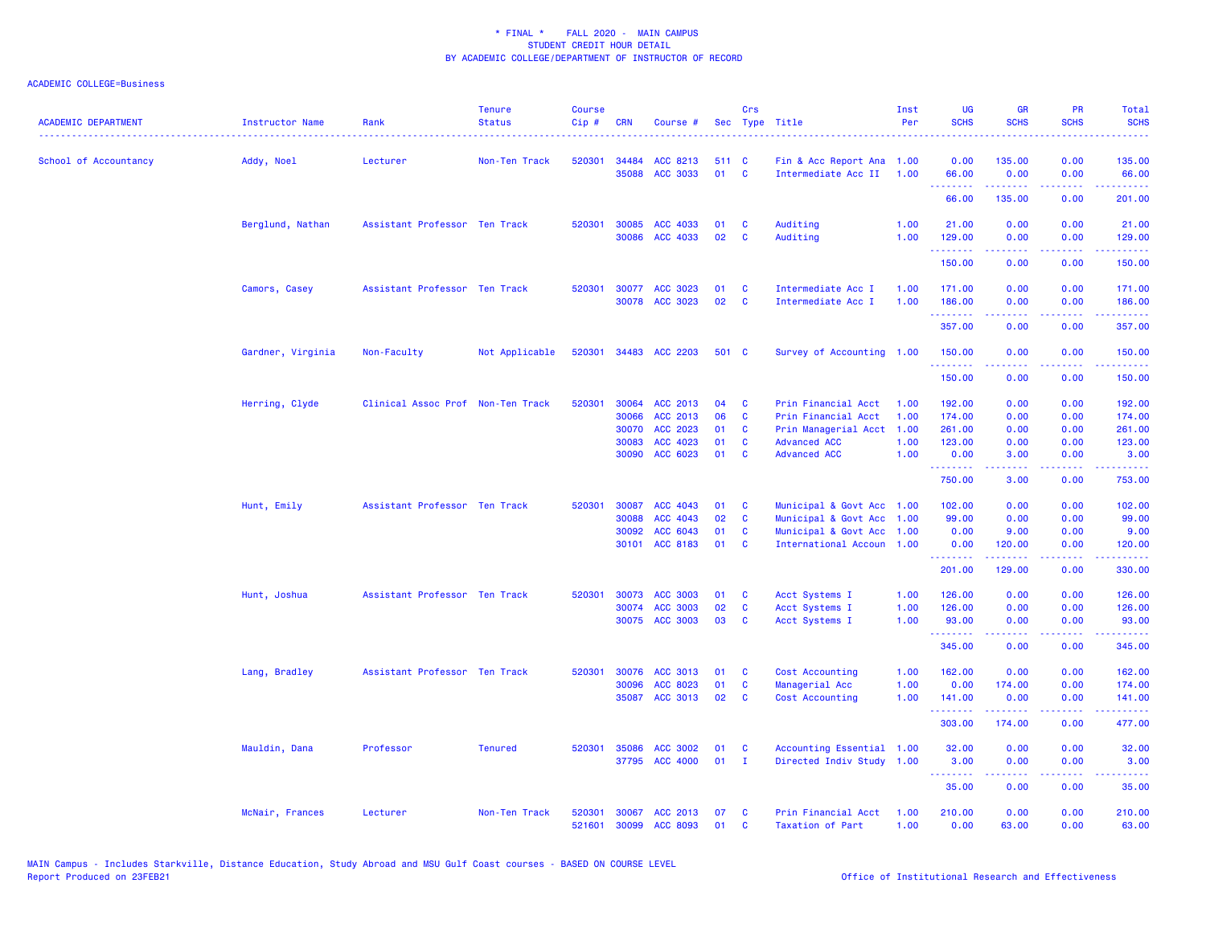\* FINAL \* FALL 2020 - MAIN CAMPUS
STUDENT CREDIT HOUR DETAIL
BY ACADEMIC COLLEGE/DEPARTMENT OF INSTRUCTOR OF RECORD

ACADEMIC COLLEGE=Business

| ACADEMIC DEPARTMENT | Instructor Name | Rank | Tenure Status | Course Cip # | CRN | Course # | Sec | Crs Type | Title | Inst Per | UG SCHS | GR SCHS | PR SCHS | Total SCHS |
|---|---|---|---|---|---|---|---|---|---|---|---|---|---|---|
| School of Accountancy | Addy, Noel | Lecturer | Non-Ten Track | 520301 | 34484 | ACC 8213 | 511 | C | Fin & Acc Report Ana | 1.00 | 0.00 | 135.00 | 0.00 | 135.00 |
| | | | | | 35088 | ACC 3033 | 01 | C | Intermediate Acc II | 1.00 | 66.00 | 0.00 | 0.00 | 66.00 |
| | | | | | | | | | | | 66.00 | 135.00 | 0.00 | 201.00 |
| | Berglund, Nathan | Assistant Professor | Ten Track | 520301 | 30085 | ACC 4033 | 01 | C | Auditing | 1.00 | 21.00 | 0.00 | 0.00 | 21.00 |
| | | | | | 30086 | ACC 4033 | 02 | C | Auditing | 1.00 | 129.00 | 0.00 | 0.00 | 129.00 |
| | | | | | | | | | | | 150.00 | 0.00 | 0.00 | 150.00 |
| | Camors, Casey | Assistant Professor | Ten Track | 520301 | 30077 | ACC 3023 | 01 | C | Intermediate Acc I | 1.00 | 171.00 | 0.00 | 0.00 | 171.00 |
| | | | | | 30078 | ACC 3023 | 02 | C | Intermediate Acc I | 1.00 | 186.00 | 0.00 | 0.00 | 186.00 |
| | | | | | | | | | | | 357.00 | 0.00 | 0.00 | 357.00 |
| | Gardner, Virginia | Non-Faculty | Not Applicable | 520301 | 34483 | ACC 2203 | 501 | C | Survey of Accounting | 1.00 | 150.00 | 0.00 | 0.00 | 150.00 |
| | | | | | | | | | | | 150.00 | 0.00 | 0.00 | 150.00 |
| | Herring, Clyde | Clinical Assoc Prof | Non-Ten Track | 520301 | 30064 | ACC 2013 | 04 | C | Prin Financial Acct | 1.00 | 192.00 | 0.00 | 0.00 | 192.00 |
| | | | | | 30066 | ACC 2013 | 06 | C | Prin Financial Acct | 1.00 | 174.00 | 0.00 | 0.00 | 174.00 |
| | | | | | 30070 | ACC 2023 | 01 | C | Prin Managerial Acct | 1.00 | 261.00 | 0.00 | 0.00 | 261.00 |
| | | | | | 30083 | ACC 4023 | 01 | C | Advanced ACC | 1.00 | 123.00 | 0.00 | 0.00 | 123.00 |
| | | | | | 30090 | ACC 6023 | 01 | C | Advanced ACC | 1.00 | 0.00 | 3.00 | 0.00 | 3.00 |
| | | | | | | | | | | | 750.00 | 3.00 | 0.00 | 753.00 |
| | Hunt, Emily | Assistant Professor | Ten Track | 520301 | 30087 | ACC 4043 | 01 | C | Municipal & Govt Acc | 1.00 | 102.00 | 0.00 | 0.00 | 102.00 |
| | | | | | 30088 | ACC 4043 | 02 | C | Municipal & Govt Acc | 1.00 | 99.00 | 0.00 | 0.00 | 99.00 |
| | | | | | 30092 | ACC 6043 | 01 | C | Municipal & Govt Acc | 1.00 | 0.00 | 9.00 | 0.00 | 9.00 |
| | | | | | 30101 | ACC 8183 | 01 | C | International Accoun | 1.00 | 0.00 | 120.00 | 0.00 | 120.00 |
| | | | | | | | | | | | 201.00 | 129.00 | 0.00 | 330.00 |
| | Hunt, Joshua | Assistant Professor | Ten Track | 520301 | 30073 | ACC 3003 | 01 | C | Acct Systems I | 1.00 | 126.00 | 0.00 | 0.00 | 126.00 |
| | | | | | 30074 | ACC 3003 | 02 | C | Acct Systems I | 1.00 | 126.00 | 0.00 | 0.00 | 126.00 |
| | | | | | 30075 | ACC 3003 | 03 | C | Acct Systems I | 1.00 | 93.00 | 0.00 | 0.00 | 93.00 |
| | | | | | | | | | | | 345.00 | 0.00 | 0.00 | 345.00 |
| | Lang, Bradley | Assistant Professor | Ten Track | 520301 | 30076 | ACC 3013 | 01 | C | Cost Accounting | 1.00 | 162.00 | 0.00 | 0.00 | 162.00 |
| | | | | | 30096 | ACC 8023 | 01 | C | Managerial Acc | 1.00 | 0.00 | 174.00 | 0.00 | 174.00 |
| | | | | | 35087 | ACC 3013 | 02 | C | Cost Accounting | 1.00 | 141.00 | 0.00 | 0.00 | 141.00 |
| | | | | | | | | | | | 303.00 | 174.00 | 0.00 | 477.00 |
| | Mauldin, Dana | Professor | Tenured | 520301 | 35086 | ACC 3002 | 01 | C | Accounting Essential | 1.00 | 32.00 | 0.00 | 0.00 | 32.00 |
| | | | | | 37795 | ACC 4000 | 01 | I | Directed Indiv Study | 1.00 | 3.00 | 0.00 | 0.00 | 3.00 |
| | | | | | | | | | | | 35.00 | 0.00 | 0.00 | 35.00 |
| | McNair, Frances | Lecturer | Non-Ten Track | 520301 | 30067 | ACC 2013 | 07 | C | Prin Financial Acct | 1.00 | 210.00 | 0.00 | 0.00 | 210.00 |
| | | | | 521601 | 30099 | ACC 8093 | 01 | C | Taxation of Part | 1.00 | 0.00 | 63.00 | 0.00 | 63.00 |

MAIN Campus - Includes Starkville, Distance Education, Study Abroad and MSU Gulf Coast courses - BASED ON COURSE LEVEL
Report Produced on 23FEB21

Office of Institutional Research and Effectiveness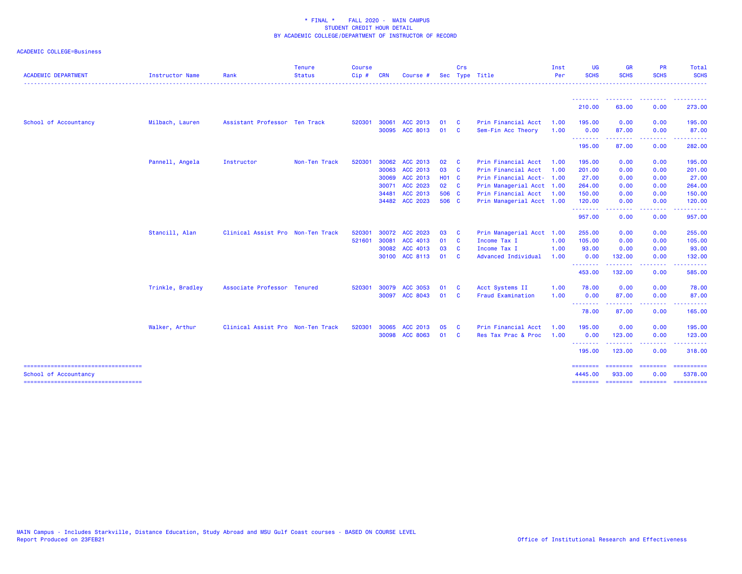* FINAL * FALL 2020 - MAIN CAMPUS
STUDENT CREDIT HOUR DETAIL
BY ACADEMIC COLLEGE/DEPARTMENT OF INSTRUCTOR OF RECORD

ACADEMIC COLLEGE=Business

| ACADEMIC DEPARTMENT | Instructor Name | Rank | Tenure Status | Course Cip # | CRN | Course # | Sec | Crs Type | Title | Inst Per | UG SCHS | GR SCHS | PR SCHS | Total SCHS |
|---|---|---|---|---|---|---|---|---|---|---|---|---|---|---|
| | | | | | | | | | | | 210.00 | 63.00 | 0.00 | 273.00 |
| School of Accountancy | Milbach, Lauren | Assistant Professor | Ten Track | 520301 | 30061 | ACC 2013 | 01 | C | Prin Financial Acct | 1.00 | 195.00 | 0.00 | 0.00 | 195.00 |
| | | | | | 30095 | ACC 8013 | 01 | C | Sem-Fin Acc Theory | 1.00 | 0.00 | 87.00 | 0.00 | 87.00 |
| | | | | | | | | | | | 195.00 | 87.00 | 0.00 | 282.00 |
| | Pannell, Angela | Instructor | Non-Ten Track | 520301 | 30062 | ACC 2013 | 02 | C | Prin Financial Acct | 1.00 | 195.00 | 0.00 | 0.00 | 195.00 |
| | | | | | 30063 | ACC 2013 | 03 | C | Prin Financial Acct | 1.00 | 201.00 | 0.00 | 0.00 | 201.00 |
| | | | | | 30069 | ACC 2013 | H01 | C | Prin Financial Acct- | 1.00 | 27.00 | 0.00 | 0.00 | 27.00 |
| | | | | | 30071 | ACC 2023 | 02 | C | Prin Managerial Acct | 1.00 | 264.00 | 0.00 | 0.00 | 264.00 |
| | | | | | 34481 | ACC 2013 | 506 | C | Prin Financial Acct | 1.00 | 150.00 | 0.00 | 0.00 | 150.00 |
| | | | | | 34482 | ACC 2023 | 506 | C | Prin Managerial Acct | 1.00 | 120.00 | 0.00 | 0.00 | 120.00 |
| | | | | | | | | | | | 957.00 | 0.00 | 0.00 | 957.00 |
| | Stancill, Alan | Clinical Assist Pro | Non-Ten Track | 520301 | 30072 | ACC 2023 | 03 | C | Prin Managerial Acct | 1.00 | 255.00 | 0.00 | 0.00 | 255.00 |
| | | | | 521601 | 30081 | ACC 4013 | 01 | C | Income Tax I | 1.00 | 105.00 | 0.00 | 0.00 | 105.00 |
| | | | | | 30082 | ACC 4013 | 03 | C | Income Tax I | 1.00 | 93.00 | 0.00 | 0.00 | 93.00 |
| | | | | | 30100 | ACC 8113 | 01 | C | Advanced Individual | 1.00 | 0.00 | 132.00 | 0.00 | 132.00 |
| | | | | | | | | | | | 453.00 | 132.00 | 0.00 | 585.00 |
| | Trinkle, Bradley | Associate Professor | Tenured | 520301 | 30079 | ACC 3053 | 01 | C | Acct Systems II | 1.00 | 78.00 | 0.00 | 0.00 | 78.00 |
| | | | | | 30097 | ACC 8043 | 01 | C | Fraud Examination | 1.00 | 0.00 | 87.00 | 0.00 | 87.00 |
| | | | | | | | | | | | 78.00 | 87.00 | 0.00 | 165.00 |
| | Walker, Arthur | Clinical Assist Pro | Non-Ten Track | 520301 | 30065 | ACC 2013 | 05 | C | Prin Financial Acct | 1.00 | 195.00 | 0.00 | 0.00 | 195.00 |
| | | | | | 30098 | ACC 8063 | 01 | C | Res Tax Prac & Proc | 1.00 | 0.00 | 123.00 | 0.00 | 123.00 |
| | | | | | | | | | | | 195.00 | 123.00 | 0.00 | 318.00 |
| School of Accountancy | | | | | | | | | | | 4445.00 | 933.00 | 0.00 | 5378.00 |

MAIN Campus - Includes Starkville, Distance Education, Study Abroad and MSU Gulf Coast courses - BASED ON COURSE LEVEL
Report Produced on 23FEB21

Office of Institutional Research and Effectiveness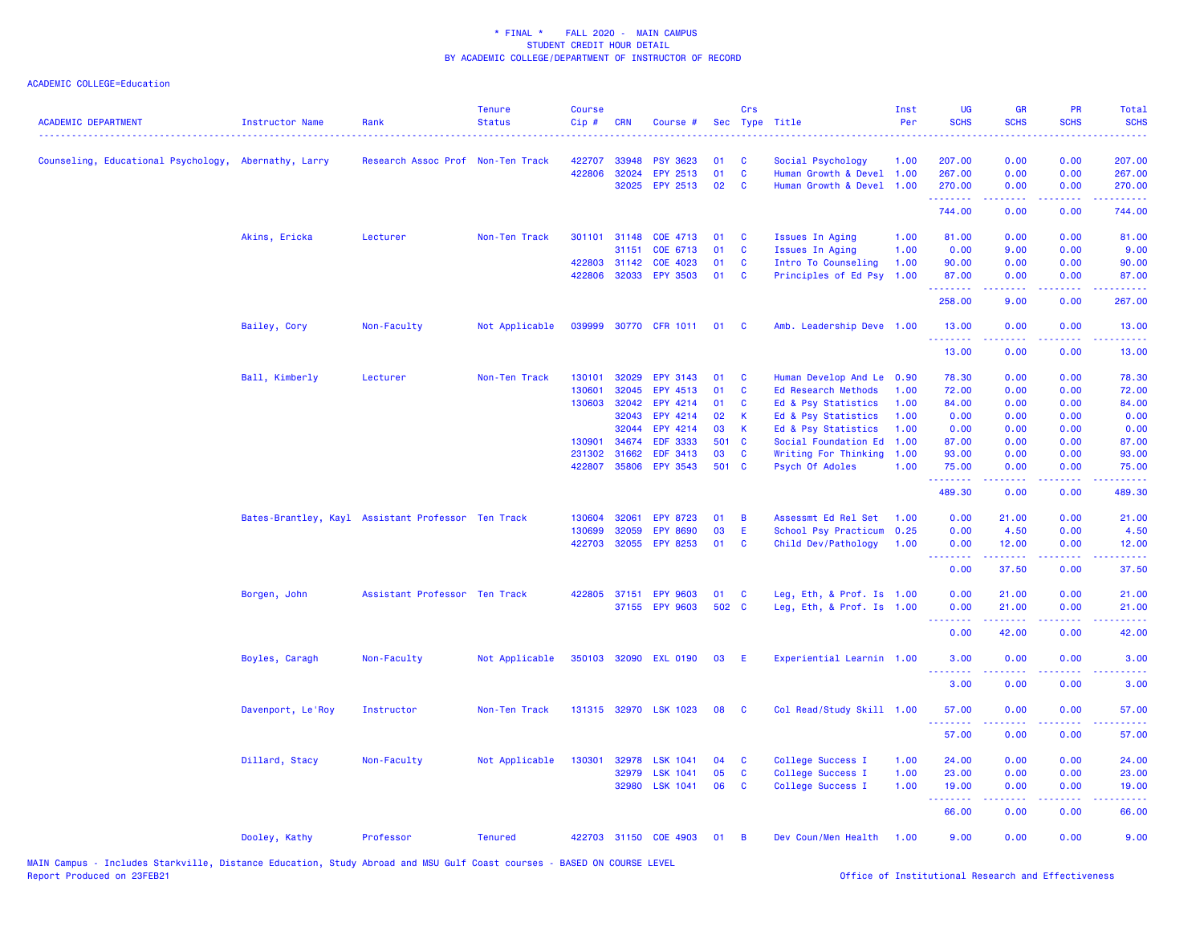\* FINAL \*    FALL 2020 -  MAIN CAMPUS
STUDENT CREDIT HOUR DETAIL
BY ACADEMIC COLLEGE/DEPARTMENT OF INSTRUCTOR OF RECORD

ACADEMIC COLLEGE=Education

| ACADEMIC DEPARTMENT | Instructor Name | Rank | Tenure Status | Course Cip # | CRN | Course # | Sec | Crs Type | Title | Inst Per | UG SCHS | GR SCHS | PR SCHS | Total SCHS |
|---|---|---|---|---|---|---|---|---|---|---|---|---|---|---|
| Counseling, Educational Psychology, | Abernathy, Larry | Research Assoc Prof | Non-Ten Track | 422707 | 33948 | PSY 3623 | 01 | C | Social Psychology | 1.00 | 207.00 | 0.00 | 0.00 | 207.00 |
| | | | | 422806 | 32024 | EPY 2513 | 01 | C | Human Growth & Devel | 1.00 | 267.00 | 0.00 | 0.00 | 267.00 |
| | | | | | 32025 | EPY 2513 | 02 | C | Human Growth & Devel | 1.00 | 270.00 | 0.00 | 0.00 | 270.00 |
| | | | | | | | | | | | 744.00 | 0.00 | 0.00 | 744.00 |
| | Akins, Ericka | Lecturer | Non-Ten Track | 301101 | 31148 | COE 4713 | 01 | C | Issues In Aging | 1.00 | 81.00 | 0.00 | 0.00 | 81.00 |
| | | | | | 31151 | COE 6713 | 01 | C | Issues In Aging | 1.00 | 0.00 | 9.00 | 0.00 | 9.00 |
| | | | | 422803 | 31142 | COE 4023 | 01 | C | Intro To Counseling | 1.00 | 90.00 | 0.00 | 0.00 | 90.00 |
| | | | | 422806 | 32033 | EPY 3503 | 01 | C | Principles of Ed Psy | 1.00 | 87.00 | 0.00 | 0.00 | 87.00 |
| | | | | | | | | | | | 258.00 | 9.00 | 0.00 | 267.00 |
| | Bailey, Cory | Non-Faculty | Not Applicable | 039999 | 30770 | CFR 1011 | 01 | C | Amb. Leadership Deve | 1.00 | 13.00 | 0.00 | 0.00 | 13.00 |
| | | | | | | | | | | | 13.00 | 0.00 | 0.00 | 13.00 |
| | Ball, Kimberly | Lecturer | Non-Ten Track | 130101 | 32029 | EPY 3143 | 01 | C | Human Develop And Le | 0.90 | 78.30 | 0.00 | 0.00 | 78.30 |
| | | | | 130601 | 32045 | EPY 4513 | 01 | C | Ed Research Methods | 1.00 | 72.00 | 0.00 | 0.00 | 72.00 |
| | | | | 130603 | 32042 | EPY 4214 | 01 | C | Ed & Psy Statistics | 1.00 | 84.00 | 0.00 | 0.00 | 84.00 |
| | | | | | 32043 | EPY 4214 | 02 | K | Ed & Psy Statistics | 1.00 | 0.00 | 0.00 | 0.00 | 0.00 |
| | | | | | 32044 | EPY 4214 | 03 | K | Ed & Psy Statistics | 1.00 | 0.00 | 0.00 | 0.00 | 0.00 |
| | | | | 130901 | 34674 | EDF 3333 | 501 | C | Social Foundation Ed | 1.00 | 87.00 | 0.00 | 0.00 | 87.00 |
| | | | | 231302 | 31662 | EDF 3413 | 03 | C | Writing For Thinking | 1.00 | 93.00 | 0.00 | 0.00 | 93.00 |
| | | | | 422807 | 35806 | EPY 3543 | 501 | C | Psych Of Adoles | 1.00 | 75.00 | 0.00 | 0.00 | 75.00 |
| | | | | | | | | | | | 489.30 | 0.00 | 0.00 | 489.30 |
| | Bates-Brantley, Kayl | Assistant Professor | Ten Track | 130604 | 32061 | EPY 8723 | 01 | B | Assessmt Ed Rel Set | 1.00 | 0.00 | 21.00 | 0.00 | 21.00 |
| | | | | 130699 | 32059 | EPY 8690 | 03 | E | School Psy Practicum | 0.25 | 0.00 | 4.50 | 0.00 | 4.50 |
| | | | | 422703 | 32055 | EPY 8253 | 01 | C | Child Dev/Pathology | 1.00 | 0.00 | 12.00 | 0.00 | 12.00 |
| | | | | | | | | | | | 0.00 | 37.50 | 0.00 | 37.50 |
| | Borgen, John | Assistant Professor | Ten Track | 422805 | 37151 | EPY 9603 | 01 | C | Leg, Eth, & Prof. Is | 1.00 | 0.00 | 21.00 | 0.00 | 21.00 |
| | | | | | 37155 | EPY 9603 | 502 | C | Leg, Eth, & Prof. Is | 1.00 | 0.00 | 21.00 | 0.00 | 21.00 |
| | | | | | | | | | | | 0.00 | 42.00 | 0.00 | 42.00 |
| | Boyles, Caragh | Non-Faculty | Not Applicable | 350103 | 32090 | EXL 0190 | 03 | E | Experiential Learnin | 1.00 | 3.00 | 0.00 | 0.00 | 3.00 |
| | | | | | | | | | | | 3.00 | 0.00 | 0.00 | 3.00 |
| | Davenport, Le'Roy | Instructor | Non-Ten Track | 131315 | 32970 | LSK 1023 | 08 | C | Col Read/Study Skill | 1.00 | 57.00 | 0.00 | 0.00 | 57.00 |
| | | | | | | | | | | | 57.00 | 0.00 | 0.00 | 57.00 |
| | Dillard, Stacy | Non-Faculty | Not Applicable | 130301 | 32978 | LSK 1041 | 04 | C | College Success I | 1.00 | 24.00 | 0.00 | 0.00 | 24.00 |
| | | | | | 32979 | LSK 1041 | 05 | C | College Success I | 1.00 | 23.00 | 0.00 | 0.00 | 23.00 |
| | | | | | 32980 | LSK 1041 | 06 | C | College Success I | 1.00 | 19.00 | 0.00 | 0.00 | 19.00 |
| | | | | | | | | | | | 66.00 | 0.00 | 0.00 | 66.00 |
| | Dooley, Kathy | Professor | Tenured | 422703 | 31150 | COE 4903 | 01 | B | Dev Coun/Men Health | 1.00 | 9.00 | 0.00 | 0.00 | 9.00 |

MAIN Campus - Includes Starkville, Distance Education, Study Abroad and MSU Gulf Coast courses - BASED ON COURSE LEVEL
Report Produced on 23FEB21    Office of Institutional Research and Effectiveness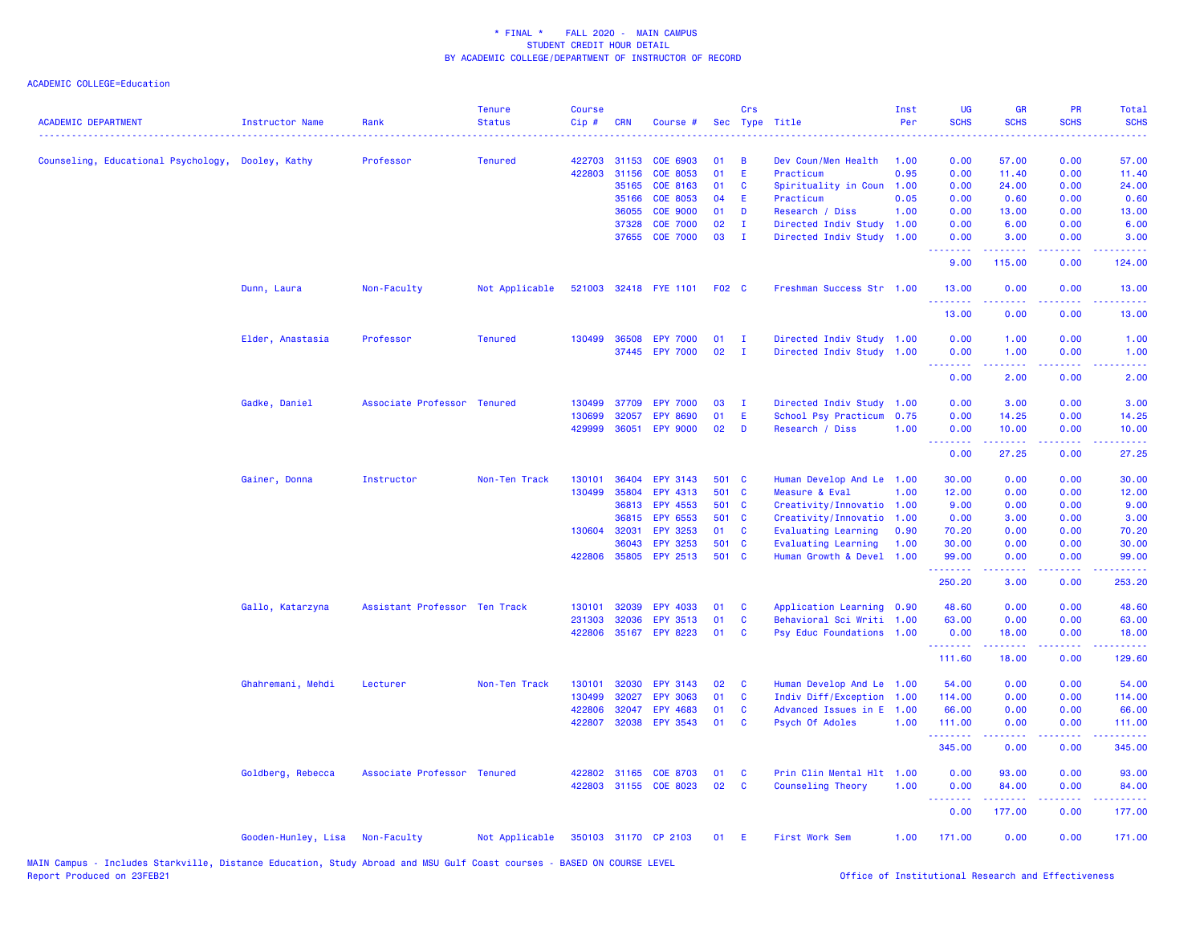* FINAL * FALL 2020 - MAIN CAMPUS
STUDENT CREDIT HOUR DETAIL
BY ACADEMIC COLLEGE/DEPARTMENT OF INSTRUCTOR OF RECORD

ACADEMIC COLLEGE=Education

| ACADEMIC DEPARTMENT | Instructor Name | Rank | Tenure Status | Course Cip # | CRN | Course # | Sec | Crs Type | Title | Inst Per | UG SCHS | GR SCHS | PR SCHS | Total SCHS |
|---|---|---|---|---|---|---|---|---|---|---|---|---|---|---|
| Counseling, Educational Psychology, | Dooley, Kathy | Professor | Tenured | 422703 | 31153 | COE 6903 | 01 | B | Dev Coun/Men Health | 1.00 | 0.00 | 57.00 | 0.00 | 57.00 |
| | | | | 422803 | 31156 | COE 8053 | 01 | E | Practicum | 0.95 | 0.00 | 11.40 | 0.00 | 11.40 |
| | | | | | 35165 | COE 8163 | 01 | C | Spirituality in Coun | 1.00 | 0.00 | 24.00 | 0.00 | 24.00 |
| | | | | | 35166 | COE 8053 | 04 | E | Practicum | 0.05 | 0.00 | 0.60 | 0.00 | 0.60 |
| | | | | | 36055 | COE 9000 | 01 | D | Research / Diss | 1.00 | 0.00 | 13.00 | 0.00 | 13.00 |
| | | | | | 37328 | COE 7000 | 02 | I | Directed Indiv Study | 1.00 | 0.00 | 6.00 | 0.00 | 6.00 |
| | | | | | 37655 | COE 7000 | 03 | I | Directed Indiv Study | 1.00 | 0.00 | 3.00 | 0.00 | 3.00 |
| | | | | | | | | | | | 9.00 | 115.00 | 0.00 | 124.00 |
| | Dunn, Laura | Non-Faculty | Not Applicable | 521003 | 32418 | FYE 1101 | F02 | C | Freshman Success Str | 1.00 | 13.00 | 0.00 | 0.00 | 13.00 |
| | | | | | | | | | | | 13.00 | 0.00 | 0.00 | 13.00 |
| | Elder, Anastasia | Professor | Tenured | 130499 | 36508 | EPY 7000 | 01 | I | Directed Indiv Study | 1.00 | 0.00 | 1.00 | 0.00 | 1.00 |
| | | | | | 37445 | EPY 7000 | 02 | I | Directed Indiv Study | 1.00 | 0.00 | 1.00 | 0.00 | 1.00 |
| | | | | | | | | | | | 0.00 | 2.00 | 0.00 | 2.00 |
| | Gadke, Daniel | Associate Professor | Tenured | 130499 | 37709 | EPY 7000 | 03 | I | Directed Indiv Study | 1.00 | 0.00 | 3.00 | 0.00 | 3.00 |
| | | | | 130699 | 32057 | EPY 8690 | 01 | E | School Psy Practicum | 0.75 | 0.00 | 14.25 | 0.00 | 14.25 |
| | | | | 429999 | 36051 | EPY 9000 | 02 | D | Research / Diss | 1.00 | 0.00 | 10.00 | 0.00 | 10.00 |
| | | | | | | | | | | | 0.00 | 27.25 | 0.00 | 27.25 |
| | Gainer, Donna | Instructor | Non-Ten Track | 130101 | 36404 | EPY 3143 | 501 | C | Human Develop And Le | 1.00 | 30.00 | 0.00 | 0.00 | 30.00 |
| | | | | 130499 | 35804 | EPY 4313 | 501 | C | Measure & Eval | 1.00 | 12.00 | 0.00 | 0.00 | 12.00 |
| | | | | | 36813 | EPY 4553 | 501 | C | Creativity/Innovatio | 1.00 | 9.00 | 0.00 | 0.00 | 9.00 |
| | | | | | 36815 | EPY 6553 | 501 | C | Creativity/Innovatio | 1.00 | 0.00 | 3.00 | 0.00 | 3.00 |
| | | | | 130604 | 32031 | EPY 3253 | 01 | C | Evaluating Learning | 0.90 | 70.20 | 0.00 | 0.00 | 70.20 |
| | | | | | 36043 | EPY 3253 | 501 | C | Evaluating Learning | 1.00 | 30.00 | 0.00 | 0.00 | 30.00 |
| | | | | 422806 | 35805 | EPY 2513 | 501 | C | Human Growth & Devel | 1.00 | 99.00 | 0.00 | 0.00 | 99.00 |
| | | | | | | | | | | | 250.20 | 3.00 | 0.00 | 253.20 |
| | Gallo, Katarzyna | Assistant Professor | Ten Track | 130101 | 32039 | EPY 4033 | 01 | C | Application Learning | 0.90 | 48.60 | 0.00 | 0.00 | 48.60 |
| | | | | 231303 | 32036 | EPY 3513 | 01 | C | Behavioral Sci Writi | 1.00 | 63.00 | 0.00 | 0.00 | 63.00 |
| | | | | 422806 | 35167 | EPY 8223 | 01 | C | Psy Educ Foundations | 1.00 | 0.00 | 18.00 | 0.00 | 18.00 |
| | | | | | | | | | | | 111.60 | 18.00 | 0.00 | 129.60 |
| | Ghahremani, Mehdi | Lecturer | Non-Ten Track | 130101 | 32030 | EPY 3143 | 02 | C | Human Develop And Le | 1.00 | 54.00 | 0.00 | 0.00 | 54.00 |
| | | | | 130499 | 32027 | EPY 3063 | 01 | C | Indiv Diff/Exception | 1.00 | 114.00 | 0.00 | 0.00 | 114.00 |
| | | | | 422806 | 32047 | EPY 4683 | 01 | C | Advanced Issues in E | 1.00 | 66.00 | 0.00 | 0.00 | 66.00 |
| | | | | 422807 | 32038 | EPY 3543 | 01 | C | Psych Of Adoles | 1.00 | 111.00 | 0.00 | 0.00 | 111.00 |
| | | | | | | | | | | | 345.00 | 0.00 | 0.00 | 345.00 |
| | Goldberg, Rebecca | Associate Professor | Tenured | 422802 | 31165 | COE 8703 | 01 | C | Prin Clin Mental Hlt | 1.00 | 0.00 | 93.00 | 0.00 | 93.00 |
| | | | | 422803 | 31155 | COE 8023 | 02 | C | Counseling Theory | 1.00 | 0.00 | 84.00 | 0.00 | 84.00 |
| | | | | | | | | | | | 0.00 | 177.00 | 0.00 | 177.00 |
| | Gooden-Hunley, Lisa | Non-Faculty | Not Applicable | 350103 | 31170 | CP 2103 | 01 | E | First Work Sem | 1.00 | 171.00 | 0.00 | 0.00 | 171.00 |

MAIN Campus - Includes Starkville, Distance Education, Study Abroad and MSU Gulf Coast courses - BASED ON COURSE LEVEL
Report Produced on 23FEB21
Office of Institutional Research and Effectiveness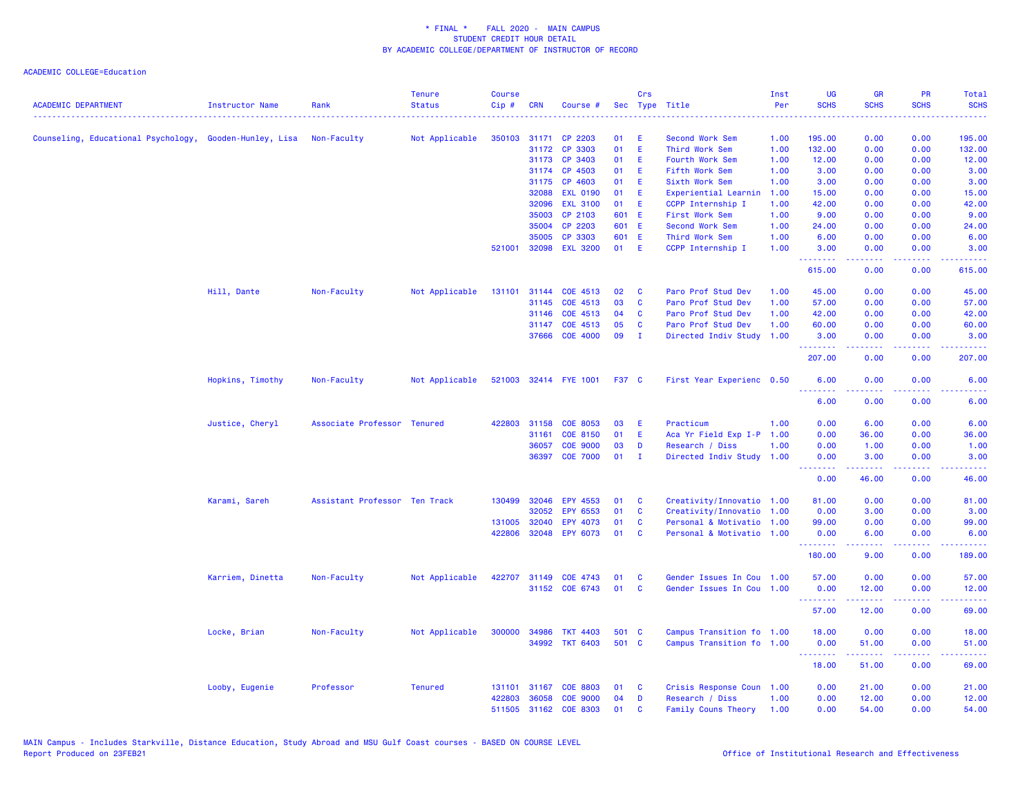\* FINAL \* FALL 2020 - MAIN CAMPUS
STUDENT CREDIT HOUR DETAIL
BY ACADEMIC COLLEGE/DEPARTMENT OF INSTRUCTOR OF RECORD

ACADEMIC COLLEGE=Education

| ACADEMIC DEPARTMENT | Instructor Name | Rank | Tenure Status | Course Cip # | CRN | Course # | Sec | Crs Type | Title | Inst Per | UG SCHS | GR SCHS | PR SCHS | Total SCHS |
|---|---|---|---|---|---|---|---|---|---|---|---|---|---|---|
| Counseling, Educational Psychology, | Gooden-Hunley, Lisa | Non-Faculty | Not Applicable | 350103 | 31171 | CP 2203 | 01 | E | Second Work Sem | 1.00 | 195.00 | 0.00 | 0.00 | 195.00 |
| | | | | | 31172 | CP 3303 | 01 | E | Third Work Sem | 1.00 | 132.00 | 0.00 | 0.00 | 132.00 |
| | | | | | 31173 | CP 3403 | 01 | E | Fourth Work Sem | 1.00 | 12.00 | 0.00 | 0.00 | 12.00 |
| | | | | | 31174 | CP 4503 | 01 | E | Fifth Work Sem | 1.00 | 3.00 | 0.00 | 0.00 | 3.00 |
| | | | | | 31175 | CP 4603 | 01 | E | Sixth Work Sem | 1.00 | 3.00 | 0.00 | 0.00 | 3.00 |
| | | | | | 32088 | EXL 0190 | 01 | E | Experiential Learnin | 1.00 | 15.00 | 0.00 | 0.00 | 15.00 |
| | | | | | 32096 | EXL 3100 | 01 | E | CCPP Internship I | 1.00 | 42.00 | 0.00 | 0.00 | 42.00 |
| | | | | | 35003 | CP 2103 | 601 | E | First Work Sem | 1.00 | 9.00 | 0.00 | 0.00 | 9.00 |
| | | | | | 35004 | CP 2203 | 601 | E | Second Work Sem | 1.00 | 24.00 | 0.00 | 0.00 | 24.00 |
| | | | | | 35005 | CP 3303 | 601 | E | Third Work Sem | 1.00 | 6.00 | 0.00 | 0.00 | 6.00 |
| | | | | 521001 | 32098 | EXL 3200 | 01 | E | CCPP Internship I | 1.00 | 3.00 | 0.00 | 0.00 | 3.00 |
| | | | | | | | | | | | 615.00 | 0.00 | 0.00 | 615.00 |
| | Hill, Dante | Non-Faculty | Not Applicable | 131101 | 31144 | COE 4513 | 02 | C | Paro Prof Stud Dev | 1.00 | 45.00 | 0.00 | 0.00 | 45.00 |
| | | | | | 31145 | COE 4513 | 03 | C | Paro Prof Stud Dev | 1.00 | 57.00 | 0.00 | 0.00 | 57.00 |
| | | | | | 31146 | COE 4513 | 04 | C | Paro Prof Stud Dev | 1.00 | 42.00 | 0.00 | 0.00 | 42.00 |
| | | | | | 31147 | COE 4513 | 05 | C | Paro Prof Stud Dev | 1.00 | 60.00 | 0.00 | 0.00 | 60.00 |
| | | | | | 37666 | COE 4000 | 09 | I | Directed Indiv Study | 1.00 | 3.00 | 0.00 | 0.00 | 3.00 |
| | | | | | | | | | | | 207.00 | 0.00 | 0.00 | 207.00 |
| | Hopkins, Timothy | Non-Faculty | Not Applicable | 521003 | 32414 | FYE 1001 | F37 | C | First Year Experienc | 0.50 | 6.00 | 0.00 | 0.00 | 6.00 |
| | | | | | | | | | | | 6.00 | 0.00 | 0.00 | 6.00 |
| | Justice, Cheryl | Associate Professor | Tenured | 422803 | 31158 | COE 8053 | 03 | E | Practicum | 1.00 | 0.00 | 6.00 | 0.00 | 6.00 |
| | | | | | 31161 | COE 8150 | 01 | E | Aca Yr Field Exp I-P | 1.00 | 0.00 | 36.00 | 0.00 | 36.00 |
| | | | | | 36057 | COE 9000 | 03 | D | Research / Diss | 1.00 | 0.00 | 1.00 | 0.00 | 1.00 |
| | | | | | 36397 | COE 7000 | 01 | I | Directed Indiv Study | 1.00 | 0.00 | 3.00 | 0.00 | 3.00 |
| | | | | | | | | | | | 0.00 | 46.00 | 0.00 | 46.00 |
| | Karami, Sareh | Assistant Professor | Ten Track | 130499 | 32046 | EPY 4553 | 01 | C | Creativity/Innovatio | 1.00 | 81.00 | 0.00 | 0.00 | 81.00 |
| | | | | | 32052 | EPY 6553 | 01 | C | Creativity/Innovatio | 1.00 | 0.00 | 3.00 | 0.00 | 3.00 |
| | | | | 131005 | 32040 | EPY 4073 | 01 | C | Personal & Motivatio | 1.00 | 99.00 | 0.00 | 0.00 | 99.00 |
| | | | | 422806 | 32048 | EPY 6073 | 01 | C | Personal & Motivatio | 1.00 | 0.00 | 6.00 | 0.00 | 6.00 |
| | | | | | | | | | | | 180.00 | 9.00 | 0.00 | 189.00 |
| | Karriem, Dinetta | Non-Faculty | Not Applicable | 422707 | 31149 | COE 4743 | 01 | C | Gender Issues In Cou | 1.00 | 57.00 | 0.00 | 0.00 | 57.00 |
| | | | | | 31152 | COE 6743 | 01 | C | Gender Issues In Cou | 1.00 | 0.00 | 12.00 | 0.00 | 12.00 |
| | | | | | | | | | | | 57.00 | 12.00 | 0.00 | 69.00 |
| | Locke, Brian | Non-Faculty | Not Applicable | 300000 | 34986 | TKT 4403 | 501 | C | Campus Transition fo | 1.00 | 18.00 | 0.00 | 0.00 | 18.00 |
| | | | | | 34992 | TKT 6403 | 501 | C | Campus Transition fo | 1.00 | 0.00 | 51.00 | 0.00 | 51.00 |
| | | | | | | | | | | | 18.00 | 51.00 | 0.00 | 69.00 |
| | Looby, Eugenie | Professor | Tenured | 131101 | 31167 | COE 8803 | 01 | C | Crisis Response Coun | 1.00 | 0.00 | 21.00 | 0.00 | 21.00 |
| | | | | 422803 | 36058 | COE 9000 | 04 | D | Research / Diss | 1.00 | 0.00 | 12.00 | 0.00 | 12.00 |
| | | | | 511505 | 31162 | COE 8303 | 01 | C | Family Couns Theory | 1.00 | 0.00 | 54.00 | 0.00 | 54.00 |

MAIN Campus - Includes Starkville, Distance Education, Study Abroad and MSU Gulf Coast courses - BASED ON COURSE LEVEL
Report Produced on 23FEB21

Office of Institutional Research and Effectiveness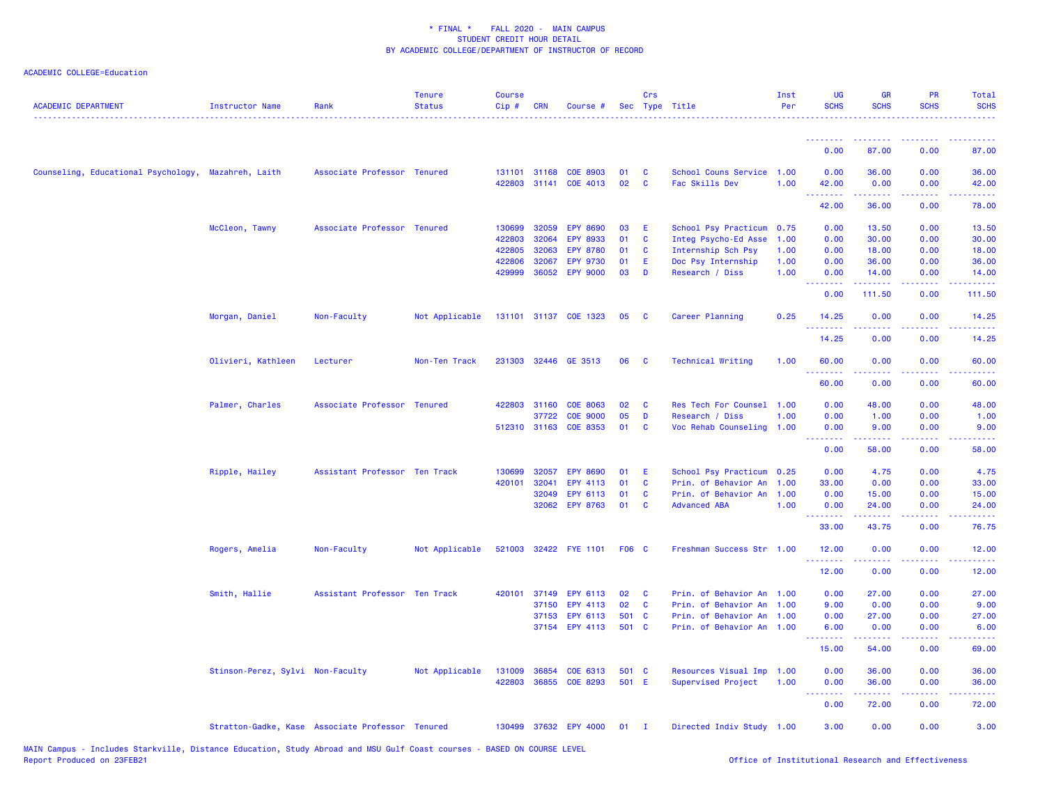* FINAL * FALL 2020 - MAIN CAMPUS
STUDENT CREDIT HOUR DETAIL
BY ACADEMIC COLLEGE/DEPARTMENT OF INSTRUCTOR OF RECORD

ACADEMIC COLLEGE=Education

| ACADEMIC DEPARTMENT | Instructor Name | Rank | Tenure Status | Course Cip # | CRN | Course # | Sec | Crs Type | Title | Inst Per | UG SCHS | GR SCHS | PR SCHS | Total SCHS |
|---|---|---|---|---|---|---|---|---|---|---|---|---|---|---|
| | | | | | | | | | | | 0.00 | 87.00 | 0.00 | 87.00 |
| Counseling, Educational Psychology, | Mazahreh, Laith | Associate Professor | Tenured | 131101 | 31168 | COE 8903 | 01 | C | School Couns Service | 1.00 | 0.00 | 36.00 | 0.00 | 36.00 |
| | | | | 422803 | 31141 | COE 4013 | 02 | C | Fac Skills Dev | 1.00 | 42.00 | 0.00 | 0.00 | 42.00 |
| | | | | | | | | | | | 42.00 | 36.00 | 0.00 | 78.00 |
| | McCleon, Tawny | Associate Professor | Tenured | 130699 | 32059 | EPY 8690 | 03 | E | School Psy Practicum | 0.75 | 0.00 | 13.50 | 0.00 | 13.50 |
| | | | | 422803 | 32064 | EPY 8933 | 01 | C | Integ Psycho-Ed Asse | 1.00 | 0.00 | 30.00 | 0.00 | 30.00 |
| | | | | 422805 | 32063 | EPY 8780 | 01 | C | Internship Sch Psy | 1.00 | 0.00 | 18.00 | 0.00 | 18.00 |
| | | | | 422806 | 32067 | EPY 9730 | 01 | E | Doc Psy Internship | 1.00 | 0.00 | 36.00 | 0.00 | 36.00 |
| | | | | 429999 | 36052 | EPY 9000 | 03 | D | Research / Diss | 1.00 | 0.00 | 14.00 | 0.00 | 14.00 |
| | | | | | | | | | | | 0.00 | 111.50 | 0.00 | 111.50 |
| | Morgan, Daniel | Non-Faculty | Not Applicable | 131101 | 31137 | COE 1323 | 05 | C | Career Planning | 0.25 | 14.25 | 0.00 | 0.00 | 14.25 |
| | | | | | | | | | | | 14.25 | 0.00 | 0.00 | 14.25 |
| | Olivieri, Kathleen | Lecturer | Non-Ten Track | 231303 | 32446 | GE 3513 | 06 | C | Technical Writing | 1.00 | 60.00 | 0.00 | 0.00 | 60.00 |
| | | | | | | | | | | | 60.00 | 0.00 | 0.00 | 60.00 |
| | Palmer, Charles | Associate Professor | Tenured | 422803 | 31160 | COE 8063 | 02 | C | Res Tech For Counsel | 1.00 | 0.00 | 48.00 | 0.00 | 48.00 |
| | | | | | 37722 | COE 9000 | 05 | D | Research / Diss | 1.00 | 0.00 | 1.00 | 0.00 | 1.00 |
| | | | | 512310 | 31163 | COE 8353 | 01 | C | Voc Rehab Counseling | 1.00 | 0.00 | 9.00 | 0.00 | 9.00 |
| | | | | | | | | | | | 0.00 | 58.00 | 0.00 | 58.00 |
| | Ripple, Hailey | Assistant Professor | Ten Track | 130699 | 32057 | EPY 8690 | 01 | E | School Psy Practicum | 0.25 | 0.00 | 4.75 | 0.00 | 4.75 |
| | | | | 420101 | 32041 | EPY 4113 | 01 | C | Prin. of Behavior An | 1.00 | 33.00 | 0.00 | 0.00 | 33.00 |
| | | | | | 32049 | EPY 6113 | 01 | C | Prin. of Behavior An | 1.00 | 0.00 | 15.00 | 0.00 | 15.00 |
| | | | | | 32062 | EPY 8763 | 01 | C | Advanced ABA | 1.00 | 0.00 | 24.00 | 0.00 | 24.00 |
| | | | | | | | | | | | 33.00 | 43.75 | 0.00 | 76.75 |
| | Rogers, Amelia | Non-Faculty | Not Applicable | 521003 | 32422 | FYE 1101 | F06 | C | Freshman Success Str | 1.00 | 12.00 | 0.00 | 0.00 | 12.00 |
| | | | | | | | | | | | 12.00 | 0.00 | 0.00 | 12.00 |
| | Smith, Hallie | Assistant Professor | Ten Track | 420101 | 37149 | EPY 6113 | 02 | C | Prin. of Behavior An | 1.00 | 0.00 | 27.00 | 0.00 | 27.00 |
| | | | | | 37150 | EPY 4113 | 02 | C | Prin. of Behavior An | 1.00 | 9.00 | 0.00 | 0.00 | 9.00 |
| | | | | | 37153 | EPY 6113 | 501 | C | Prin. of Behavior An | 1.00 | 0.00 | 27.00 | 0.00 | 27.00 |
| | | | | | 37154 | EPY 4113 | 501 | C | Prin. of Behavior An | 1.00 | 6.00 | 0.00 | 0.00 | 6.00 |
| | | | | | | | | | | | 15.00 | 54.00 | 0.00 | 69.00 |
| | Stinson-Perez, Sylvi | Non-Faculty | Not Applicable | 131009 | 36854 | COE 6313 | 501 | C | Resources Visual Imp | 1.00 | 0.00 | 36.00 | 0.00 | 36.00 |
| | | | | 422803 | 36855 | COE 8293 | 501 | E | Supervised Project | 1.00 | 0.00 | 36.00 | 0.00 | 36.00 |
| | | | | | | | | | | | 0.00 | 72.00 | 0.00 | 72.00 |
| | Stratton-Gadke, Kase | Associate Professor | Tenured | 130499 | 37632 | EPY 4000 | 01 | I | Directed Indiv Study | 1.00 | 3.00 | 0.00 | 0.00 | 3.00 |

MAIN Campus - Includes Starkville, Distance Education, Study Abroad and MSU Gulf Coast courses - BASED ON COURSE LEVEL
Report Produced on 23FEB21 Office of Institutional Research and Effectiveness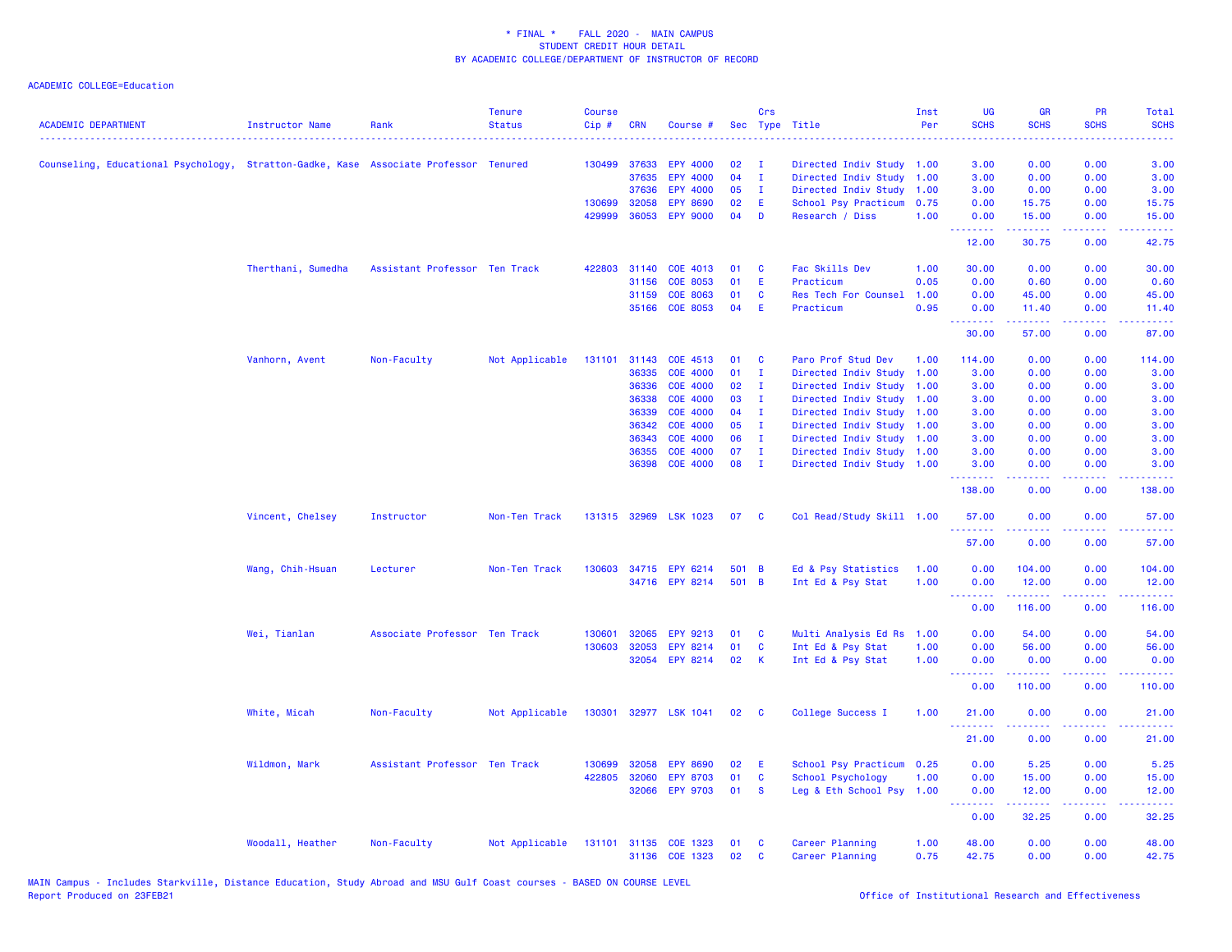\* FINAL \* FALL 2020 - MAIN CAMPUS
STUDENT CREDIT HOUR DETAIL
BY ACADEMIC COLLEGE/DEPARTMENT OF INSTRUCTOR OF RECORD

ACADEMIC COLLEGE=Education

| ACADEMIC DEPARTMENT | Instructor Name | Rank | Tenure Status | Course Cip # | CRN | Course # | Sec | Crs Type | Title | Inst Per | UG SCHS | GR SCHS | PR SCHS | Total SCHS |
|---|---|---|---|---|---|---|---|---|---|---|---|---|---|---|
| Counseling, Educational Psychology, | Stratton-Gadke, Kase | Associate Professor | Tenured | 130499 | 37633 | EPY 4000 | 02 | I | Directed Indiv Study | 1.00 | 3.00 | 0.00 | 0.00 | 3.00 |
| | | | | | 37635 | EPY 4000 | 04 | I | Directed Indiv Study | 1.00 | 3.00 | 0.00 | 0.00 | 3.00 |
| | | | | | 37636 | EPY 4000 | 05 | I | Directed Indiv Study | 1.00 | 3.00 | 0.00 | 0.00 | 3.00 |
| | | | | 130699 | 32058 | EPY 8690 | 02 | E | School Psy Practicum | 0.75 | 0.00 | 15.75 | 0.00 | 15.75 |
| | | | | 429999 | 36053 | EPY 9000 | 04 | D | Research / Diss | 1.00 | 0.00 | 15.00 | 0.00 | 15.00 |
| | | | | | | | | | | | 12.00 | 30.75 | 0.00 | 42.75 |
| | Therthani, Sumedha | Assistant Professor | Ten Track | 422803 | 31140 | COE 4013 | 01 | C | Fac Skills Dev | 1.00 | 30.00 | 0.00 | 0.00 | 30.00 |
| | | | | | 31156 | COE 8053 | 01 | E | Practicum | 0.05 | 0.00 | 0.60 | 0.00 | 0.60 |
| | | | | | 31159 | COE 8063 | 01 | C | Res Tech For Counsel | 1.00 | 0.00 | 45.00 | 0.00 | 45.00 |
| | | | | | 35166 | COE 8053 | 04 | E | Practicum | 0.95 | 0.00 | 11.40 | 0.00 | 11.40 |
| | | | | | | | | | | | 30.00 | 57.00 | 0.00 | 87.00 |
| | Vanhorn, Avent | Non-Faculty | Not Applicable | 131101 | 31143 | COE 4513 | 01 | C | Paro Prof Stud Dev | 1.00 | 114.00 | 0.00 | 0.00 | 114.00 |
| | | | | | 36335 | COE 4000 | 01 | I | Directed Indiv Study | 1.00 | 3.00 | 0.00 | 0.00 | 3.00 |
| | | | | | 36336 | COE 4000 | 02 | I | Directed Indiv Study | 1.00 | 3.00 | 0.00 | 0.00 | 3.00 |
| | | | | | 36338 | COE 4000 | 03 | I | Directed Indiv Study | 1.00 | 3.00 | 0.00 | 0.00 | 3.00 |
| | | | | | 36339 | COE 4000 | 04 | I | Directed Indiv Study | 1.00 | 3.00 | 0.00 | 0.00 | 3.00 |
| | | | | | 36342 | COE 4000 | 05 | I | Directed Indiv Study | 1.00 | 3.00 | 0.00 | 0.00 | 3.00 |
| | | | | | 36343 | COE 4000 | 06 | I | Directed Indiv Study | 1.00 | 3.00 | 0.00 | 0.00 | 3.00 |
| | | | | | 36355 | COE 4000 | 07 | I | Directed Indiv Study | 1.00 | 3.00 | 0.00 | 0.00 | 3.00 |
| | | | | | 36398 | COE 4000 | 08 | I | Directed Indiv Study | 1.00 | 3.00 | 0.00 | 0.00 | 3.00 |
| | | | | | | | | | | | 138.00 | 0.00 | 0.00 | 138.00 |
| | Vincent, Chelsey | Instructor | Non-Ten Track | 131315 | 32969 | LSK 1023 | 07 | C | Col Read/Study Skill | 1.00 | 57.00 | 0.00 | 0.00 | 57.00 |
| | | | | | | | | | | | 57.00 | 0.00 | 0.00 | 57.00 |
| | Wang, Chih-Hsuan | Lecturer | Non-Ten Track | 130603 | 34715 | EPY 6214 | 501 | B | Ed & Psy Statistics | 1.00 | 0.00 | 104.00 | 0.00 | 104.00 |
| | | | | | 34716 | EPY 8214 | 501 | B | Int Ed & Psy Stat | 1.00 | 0.00 | 12.00 | 0.00 | 12.00 |
| | | | | | | | | | | | 0.00 | 116.00 | 0.00 | 116.00 |
| | Wei, Tianlan | Associate Professor | Ten Track | 130601 | 32065 | EPY 9213 | 01 | C | Multi Analysis Ed Rs | 1.00 | 0.00 | 54.00 | 0.00 | 54.00 |
| | | | | 130603 | 32053 | EPY 8214 | 01 | C | Int Ed & Psy Stat | 1.00 | 0.00 | 56.00 | 0.00 | 56.00 |
| | | | | | 32054 | EPY 8214 | 02 | K | Int Ed & Psy Stat | 1.00 | 0.00 | 0.00 | 0.00 | 0.00 |
| | | | | | | | | | | | 0.00 | 110.00 | 0.00 | 110.00 |
| | White, Micah | Non-Faculty | Not Applicable | 130301 | 32977 | LSK 1041 | 02 | C | College Success I | 1.00 | 21.00 | 0.00 | 0.00 | 21.00 |
| | | | | | | | | | | | 21.00 | 0.00 | 0.00 | 21.00 |
| | Wildmon, Mark | Assistant Professor | Ten Track | 130699 | 32058 | EPY 8690 | 02 | E | School Psy Practicum | 0.25 | 0.00 | 5.25 | 0.00 | 5.25 |
| | | | | 422805 | 32060 | EPY 8703 | 01 | C | School Psychology | 1.00 | 0.00 | 15.00 | 0.00 | 15.00 |
| | | | | | 32066 | EPY 9703 | 01 | S | Leg & Eth School Psy | 1.00 | 0.00 | 12.00 | 0.00 | 12.00 |
| | | | | | | | | | | | 0.00 | 32.25 | 0.00 | 32.25 |
| | Woodall, Heather | Non-Faculty | Not Applicable | 131101 | 31135 | COE 1323 | 01 | C | Career Planning | 1.00 | 48.00 | 0.00 | 0.00 | 48.00 |
| | | | | | 31136 | COE 1323 | 02 | C | Career Planning | 0.75 | 42.75 | 0.00 | 0.00 | 42.75 |

MAIN Campus - Includes Starkville, Distance Education, Study Abroad and MSU Gulf Coast courses - BASED ON COURSE LEVEL
Report Produced on 23FEB21

Office of Institutional Research and Effectiveness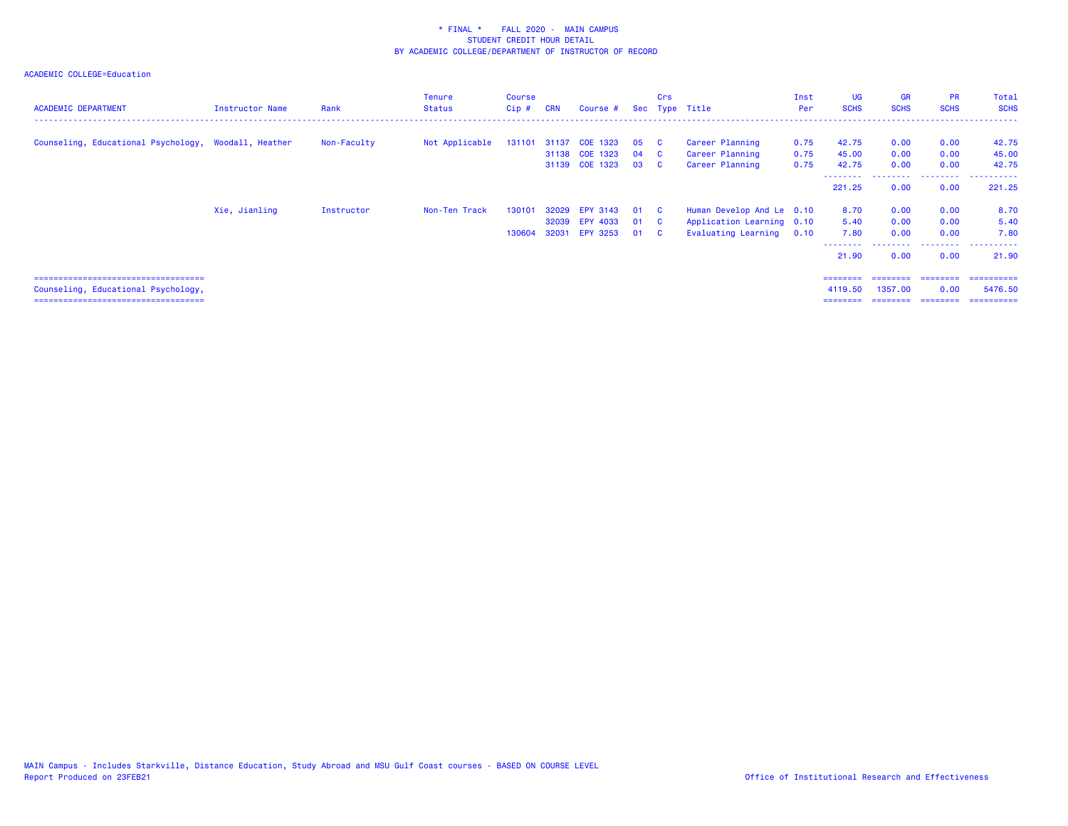\* FINAL \* FALL 2020 - MAIN CAMPUS
STUDENT CREDIT HOUR DETAIL
BY ACADEMIC COLLEGE/DEPARTMENT OF INSTRUCTOR OF RECORD

ACADEMIC COLLEGE=Education

| ACADEMIC DEPARTMENT | Instructor Name | Rank | Tenure Status | Course Cip # | CRN | Course # | Sec | Crs Type | Title | Inst Per | UG SCHS | GR SCHS | PR SCHS | Total SCHS |
|---|---|---|---|---|---|---|---|---|---|---|---|---|---|---|
| Counseling, Educational Psychology, | Woodall, Heather | Non-Faculty | Not Applicable | 131101 | 31137 | COE 1323 | 05 | C | Career Planning | 0.75 | 42.75 | 0.00 | 0.00 | 42.75 |
| | | | | | 31138 | COE 1323 | 04 | C | Career Planning | 0.75 | 45.00 | 0.00 | 0.00 | 45.00 |
| | | | | | 31139 | COE 1323 | 03 | C | Career Planning | 0.75 | 42.75 | 0.00 | 0.00 | 42.75 |
| | | | | | | | | | | | 221.25 | 0.00 | 0.00 | 221.25 |
| | Xie, Jianling | Instructor | Non-Ten Track | 130101 | 32029 | EPY 3143 | 01 | C | Human Develop And Le | 0.10 | 8.70 | 0.00 | 0.00 | 8.70 |
| | | | | | 32039 | EPY 4033 | 01 | C | Application Learning | 0.10 | 5.40 | 0.00 | 0.00 | 5.40 |
| | | | | 130604 | 32031 | EPY 3253 | 01 | C | Evaluating Learning | 0.10 | 7.80 | 0.00 | 0.00 | 7.80 |
| | | | | | | | | | | | 21.90 | 0.00 | 0.00 | 21.90 |
| Counseling, Educational Psychology, | | | | | | | | | | | 4119.50 | 1357.00 | 0.00 | 5476.50 |

MAIN Campus - Includes Starkville, Distance Education, Study Abroad and MSU Gulf Coast courses - BASED ON COURSE LEVEL
Report Produced on 23FEB21

Office of Institutional Research and Effectiveness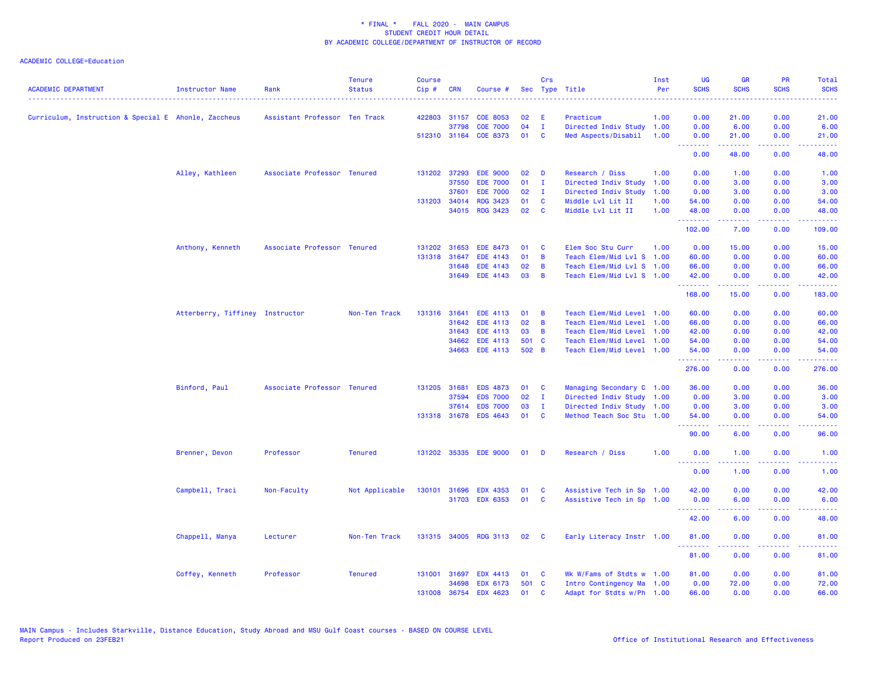\* FINAL \*    FALL 2020 - MAIN CAMPUS
STUDENT CREDIT HOUR DETAIL
BY ACADEMIC COLLEGE/DEPARTMENT OF INSTRUCTOR OF RECORD

ACADEMIC COLLEGE=Education

| ACADEMIC DEPARTMENT | Instructor Name | Rank | Tenure Status | Course Cip # | CRN | Course # | Sec | Crs Type | Title | Inst Per | UG SCHS | GR SCHS | PR SCHS | Total SCHS |
|---|---|---|---|---|---|---|---|---|---|---|---|---|---|---|
| Curriculum, Instruction & Special E | Ahonle, Zaccheus | Assistant Professor | Ten Track | 422803 | 31157 | COE 8053 | 02 | E | Practicum | 1.00 | 0.00 | 21.00 | 0.00 | 21.00 |
| | | | | | 37798 | COE 7000 | 04 | I | Directed Indiv Study | 1.00 | 0.00 | 6.00 | 0.00 | 6.00 |
| | | | | 512310 | 31164 | COE 8373 | 01 | C | Med Aspects/Disabil | 1.00 | 0.00 | 21.00 | 0.00 | 21.00 |
| | | | | | | | | | | | 0.00 | 48.00 | 0.00 | 48.00 |
| | Alley, Kathleen | Associate Professor | Tenured | 131202 | 37293 | EDE 9000 | 02 | D | Research / Diss | 1.00 | 0.00 | 1.00 | 0.00 | 1.00 |
| | | | | | 37550 | EDE 7000 | 01 | I | Directed Indiv Study | 1.00 | 0.00 | 3.00 | 0.00 | 3.00 |
| | | | | | 37601 | EDE 7000 | 02 | I | Directed Indiv Study | 1.00 | 0.00 | 3.00 | 0.00 | 3.00 |
| | | | | 131203 | 34014 | RDG 3423 | 01 | C | Middle Lvl Lit II | 1.00 | 54.00 | 0.00 | 0.00 | 54.00 |
| | | | | | 34015 | RDG 3423 | 02 | C | Middle Lvl Lit II | 1.00 | 48.00 | 0.00 | 0.00 | 48.00 |
| | | | | | | | | | | | 102.00 | 7.00 | 0.00 | 109.00 |
| | Anthony, Kenneth | Associate Professor | Tenured | 131202 | 31653 | EDE 8473 | 01 | C | Elem Soc Stu Curr | 1.00 | 0.00 | 15.00 | 0.00 | 15.00 |
| | | | | 131318 | 31647 | EDE 4143 | 01 | B | Teach Elem/Mid Lvl S | 1.00 | 60.00 | 0.00 | 0.00 | 60.00 |
| | | | | | 31648 | EDE 4143 | 02 | B | Teach Elem/Mid Lvl S | 1.00 | 66.00 | 0.00 | 0.00 | 66.00 |
| | | | | | 31649 | EDE 4143 | 03 | B | Teach Elem/Mid Lvl S | 1.00 | 42.00 | 0.00 | 0.00 | 42.00 |
| | | | | | | | | | | | 168.00 | 15.00 | 0.00 | 183.00 |
| | Atterberry, Tiffiney | Instructor | Non-Ten Track | 131316 | 31641 | EDE 4113 | 01 | B | Teach Elem/Mid Level | 1.00 | 60.00 | 0.00 | 0.00 | 60.00 |
| | | | | | 31642 | EDE 4113 | 02 | B | Teach Elem/Mid Level | 1.00 | 66.00 | 0.00 | 0.00 | 66.00 |
| | | | | | 31643 | EDE 4113 | 03 | B | Teach Elem/Mid Level | 1.00 | 42.00 | 0.00 | 0.00 | 42.00 |
| | | | | | 34662 | EDE 4113 | 501 | C | Teach Elem/Mid Level | 1.00 | 54.00 | 0.00 | 0.00 | 54.00 |
| | | | | | 34663 | EDE 4113 | 502 | B | Teach Elem/Mid Level | 1.00 | 54.00 | 0.00 | 0.00 | 54.00 |
| | | | | | | | | | | | 276.00 | 0.00 | 0.00 | 276.00 |
| | Binford, Paul | Associate Professor | Tenured | 131205 | 31681 | EDS 4873 | 01 | C | Managing Secondary C | 1.00 | 36.00 | 0.00 | 0.00 | 36.00 |
| | | | | | 37594 | EDS 7000 | 02 | I | Directed Indiv Study | 1.00 | 0.00 | 3.00 | 0.00 | 3.00 |
| | | | | | 37614 | EDS 7000 | 03 | I | Directed Indiv Study | 1.00 | 0.00 | 3.00 | 0.00 | 3.00 |
| | | | | 131318 | 31678 | EDS 4643 | 01 | C | Method Teach Soc Stu | 1.00 | 54.00 | 0.00 | 0.00 | 54.00 |
| | | | | | | | | | | | 90.00 | 6.00 | 0.00 | 96.00 |
| | Brenner, Devon | Professor | Tenured | 131202 | 35335 | EDE 9000 | 01 | D | Research / Diss | 1.00 | 0.00 | 1.00 | 0.00 | 1.00 |
| | | | | | | | | | | | 0.00 | 1.00 | 0.00 | 1.00 |
| | Campbell, Traci | Non-Faculty | Not Applicable | 130101 | 31696 | EDX 4353 | 01 | C | Assistive Tech in Sp | 1.00 | 42.00 | 0.00 | 0.00 | 42.00 |
| | | | | | 31703 | EDX 6353 | 01 | C | Assistive Tech in Sp | 1.00 | 0.00 | 6.00 | 0.00 | 6.00 |
| | | | | | | | | | | | 42.00 | 6.00 | 0.00 | 48.00 |
| | Chappell, Manya | Lecturer | Non-Ten Track | 131315 | 34005 | RDG 3113 | 02 | C | Early Literacy Instr | 1.00 | 81.00 | 0.00 | 0.00 | 81.00 |
| | | | | | | | | | | | 81.00 | 0.00 | 0.00 | 81.00 |
| | Coffey, Kenneth | Professor | Tenured | 131001 | 31697 | EDX 4413 | 01 | C | Wk W/Fams of Stdts w | 1.00 | 81.00 | 0.00 | 0.00 | 81.00 |
| | | | | | 34698 | EDX 6173 | 501 | C | Intro Contingency Ma | 1.00 | 0.00 | 72.00 | 0.00 | 72.00 |
| | | | | 131008 | 36754 | EDX 4623 | 01 | C | Adapt for Stdts w/Ph | 1.00 | 66.00 | 0.00 | 0.00 | 66.00 |

MAIN Campus - Includes Starkville, Distance Education, Study Abroad and MSU Gulf Coast courses - BASED ON COURSE LEVEL
Report Produced on 23FEB21    Office of Institutional Research and Effectiveness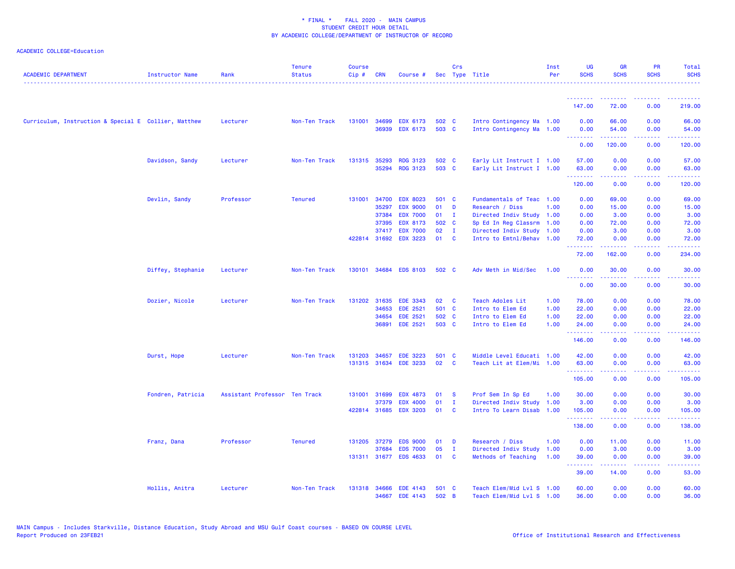\* FINAL \* FALL 2020 - MAIN CAMPUS
STUDENT CREDIT HOUR DETAIL
BY ACADEMIC COLLEGE/DEPARTMENT OF INSTRUCTOR OF RECORD

ACADEMIC COLLEGE=Education

| ACADEMIC DEPARTMENT | Instructor Name | Rank | Tenure Status | Course Cip # | CRN | Course # | Sec | Crs Type | Title | Inst Per | UG SCHS | GR SCHS | PR SCHS | Total SCHS |
|---|---|---|---|---|---|---|---|---|---|---|---|---|---|---|
| | | | | | | | | | | | 147.00 | 72.00 | 0.00 | 219.00 |
| Curriculum, Instruction & Special E | Collier, Matthew | Lecturer | Non-Ten Track | 131001 | 34699 | EDX 6173 | 502 | C | Intro Contingency Ma | 1.00 | 0.00 | 66.00 | 0.00 | 66.00 |
| | | | | | 36939 | EDX 6173 | 503 | C | Intro Contingency Ma | 1.00 | 0.00 | 54.00 | 0.00 | 54.00 |
| | | | | | | | | | | | 0.00 | 120.00 | 0.00 | 120.00 |
| | Davidson, Sandy | Lecturer | Non-Ten Track | 131315 | 35293 | RDG 3123 | 502 | C | Early Lit Instruct I | 1.00 | 57.00 | 0.00 | 0.00 | 57.00 |
| | | | | | 35294 | RDG 3123 | 503 | C | Early Lit Instruct I | 1.00 | 63.00 | 0.00 | 0.00 | 63.00 |
| | | | | | | | | | | | 120.00 | 0.00 | 0.00 | 120.00 |
| | Devlin, Sandy | Professor | Tenured | 131001 | 34700 | EDX 8023 | 501 | C | Fundamentals of Teac | 1.00 | 0.00 | 69.00 | 0.00 | 69.00 |
| | | | | | 35297 | EDX 9000 | 01 | D | Research / Diss | 1.00 | 0.00 | 15.00 | 0.00 | 15.00 |
| | | | | | 37384 | EDX 7000 | 01 | I | Directed Indiv Study | 1.00 | 0.00 | 3.00 | 0.00 | 3.00 |
| | | | | | 37395 | EDX 8173 | 502 | C | Sp Ed In Reg Classrm | 1.00 | 0.00 | 72.00 | 0.00 | 72.00 |
| | | | | | 37417 | EDX 7000 | 02 | I | Directed Indiv Study | 1.00 | 0.00 | 3.00 | 0.00 | 3.00 |
| | | | | 422814 | 31692 | EDX 3223 | 01 | C | Intro to Emtnl/Behav | 1.00 | 72.00 | 0.00 | 0.00 | 72.00 |
| | | | | | | | | | | | 72.00 | 162.00 | 0.00 | 234.00 |
| | Diffey, Stephanie | Lecturer | Non-Ten Track | 130101 | 34684 | EDS 8103 | 502 | C | Adv Meth in Mid/Sec | 1.00 | 0.00 | 30.00 | 0.00 | 30.00 |
| | | | | | | | | | | | 0.00 | 30.00 | 0.00 | 30.00 |
| | Dozier, Nicole | Lecturer | Non-Ten Track | 131202 | 31635 | EDE 3343 | 02 | C | Teach Adoles Lit | 1.00 | 78.00 | 0.00 | 0.00 | 78.00 |
| | | | | | 34653 | EDE 2521 | 501 | C | Intro to Elem Ed | 1.00 | 22.00 | 0.00 | 0.00 | 22.00 |
| | | | | | 34654 | EDE 2521 | 502 | C | Intro to Elem Ed | 1.00 | 22.00 | 0.00 | 0.00 | 22.00 |
| | | | | | 36891 | EDE 2521 | 503 | C | Intro to Elem Ed | 1.00 | 24.00 | 0.00 | 0.00 | 24.00 |
| | | | | | | | | | | | 146.00 | 0.00 | 0.00 | 146.00 |
| | Durst, Hope | Lecturer | Non-Ten Track | 131203 | 34657 | EDE 3223 | 501 | C | Middle Level Educati | 1.00 | 42.00 | 0.00 | 0.00 | 42.00 |
| | | | | 131315 | 31634 | EDE 3233 | 02 | C | Teach Lit at Elem/Mi | 1.00 | 63.00 | 0.00 | 0.00 | 63.00 |
| | | | | | | | | | | | 105.00 | 0.00 | 0.00 | 105.00 |
| | Fondren, Patricia | Assistant Professor | Ten Track | 131001 | 31699 | EDX 4873 | 01 | S | Prof Sem In Sp Ed | 1.00 | 30.00 | 0.00 | 0.00 | 30.00 |
| | | | | | 37379 | EDX 4000 | 01 | I | Directed Indiv Study | 1.00 | 3.00 | 0.00 | 0.00 | 3.00 |
| | | | | 422814 | 31685 | EDX 3203 | 01 | C | Intro To Learn Disab | 1.00 | 105.00 | 0.00 | 0.00 | 105.00 |
| | | | | | | | | | | | 138.00 | 0.00 | 0.00 | 138.00 |
| | Franz, Dana | Professor | Tenured | 131205 | 37279 | EDS 9000 | 01 | D | Research / Diss | 1.00 | 0.00 | 11.00 | 0.00 | 11.00 |
| | | | | | 37684 | EDS 7000 | 05 | I | Directed Indiv Study | 1.00 | 0.00 | 3.00 | 0.00 | 3.00 |
| | | | | 131311 | 31677 | EDS 4633 | 01 | C | Methods of Teaching | 1.00 | 39.00 | 0.00 | 0.00 | 39.00 |
| | | | | | | | | | | | 39.00 | 14.00 | 0.00 | 53.00 |
| | Hollis, Anitra | Lecturer | Non-Ten Track | 131318 | 34666 | EDE 4143 | 501 | C | Teach Elem/Mid Lvl S | 1.00 | 60.00 | 0.00 | 0.00 | 60.00 |
| | | | | | 34667 | EDE 4143 | 502 | B | Teach Elem/Mid Lvl S | 1.00 | 36.00 | 0.00 | 0.00 | 36.00 |

MAIN Campus - Includes Starkville, Distance Education, Study Abroad and MSU Gulf Coast courses - BASED ON COURSE LEVEL
Report Produced on 23FEB21 Office of Institutional Research and Effectiveness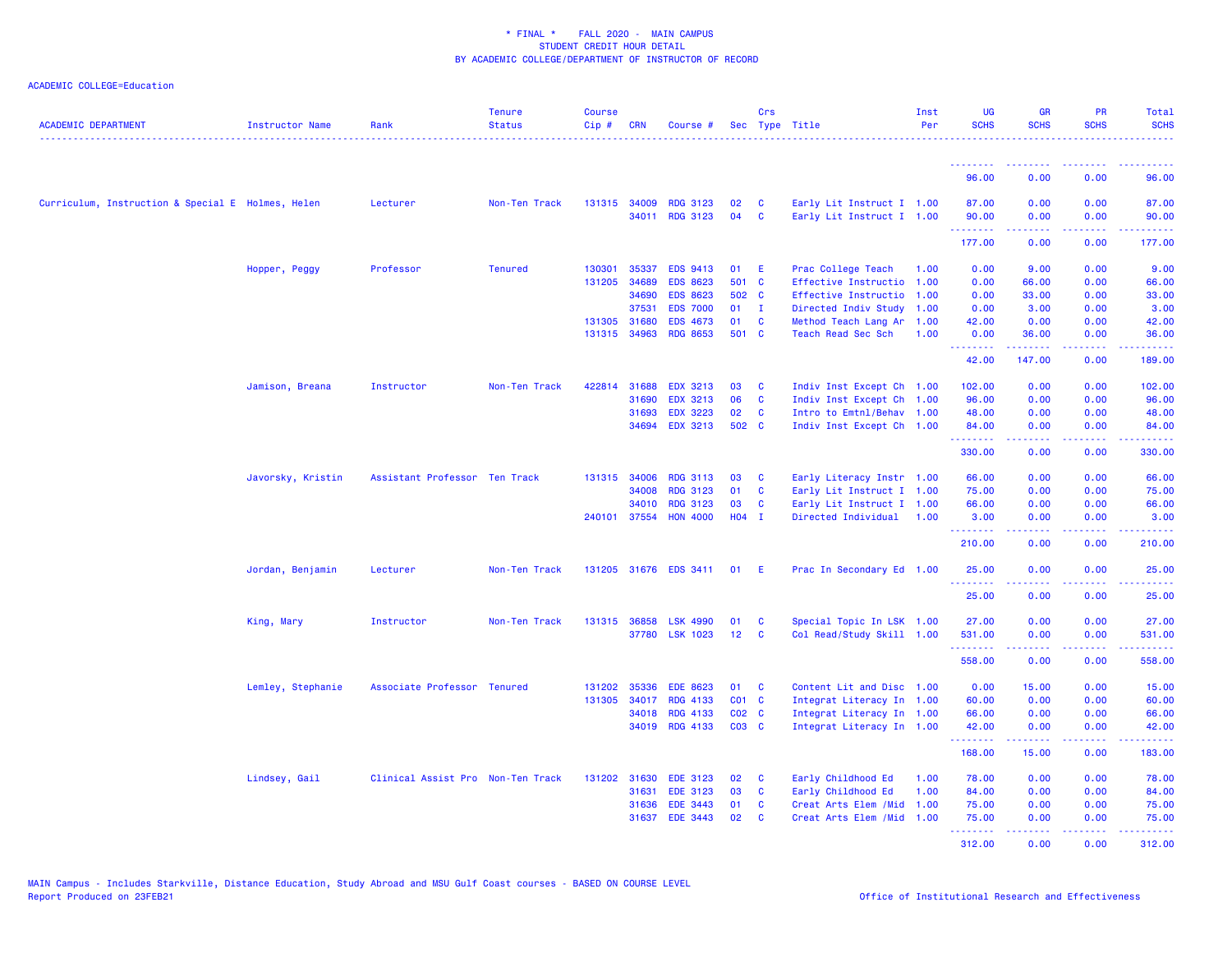\* FINAL \* FALL 2020 - MAIN CAMPUS
STUDENT CREDIT HOUR DETAIL
BY ACADEMIC COLLEGE/DEPARTMENT OF INSTRUCTOR OF RECORD

ACADEMIC COLLEGE=Education

| ACADEMIC DEPARTMENT | Instructor Name | Rank | Tenure Status | Course Cip # | CRN | Course # | Sec | Crs Type | Title | Inst Per | UG SCHS | GR SCHS | PR SCHS | Total SCHS |
|---|---|---|---|---|---|---|---|---|---|---|---|---|---|---|
| | | | | | | | | | | | 96.00 | 0.00 | 0.00 | 96.00 |
| Curriculum, Instruction & Special E | Holmes, Helen | Lecturer | Non-Ten Track | 131315 | 34009 | RDG 3123 | 02 | C | Early Lit Instruct I | 1.00 | 87.00 | 0.00 | 0.00 | 87.00 |
| | | | | | 34011 | RDG 3123 | 04 | C | Early Lit Instruct I | 1.00 | 90.00 | 0.00 | 0.00 | 90.00 |
| | | | | | | | | | | | 177.00 | 0.00 | 0.00 | 177.00 |
| | Hopper, Peggy | Professor | Tenured | 130301 | 35337 | EDS 9413 | 01 | E | Prac College Teach | 1.00 | 0.00 | 9.00 | 0.00 | 9.00 |
| | | | | 131205 | 34689 | EDS 8623 | 501 | C | Effective Instructio | 1.00 | 0.00 | 66.00 | 0.00 | 66.00 |
| | | | | | 34690 | EDS 8623 | 502 | C | Effective Instructio | 1.00 | 0.00 | 33.00 | 0.00 | 33.00 |
| | | | | | 37531 | EDS 7000 | 01 | I | Directed Indiv Study | 1.00 | 0.00 | 3.00 | 0.00 | 3.00 |
| | | | | 131305 | 31680 | EDS 4673 | 01 | C | Method Teach Lang Ar | 1.00 | 42.00 | 0.00 | 0.00 | 42.00 |
| | | | | 131315 | 34963 | RDG 8653 | 501 | C | Teach Read Sec Sch | 1.00 | 0.00 | 36.00 | 0.00 | 36.00 |
| | | | | | | | | | | | 42.00 | 147.00 | 0.00 | 189.00 |
| | Jamison, Breana | Instructor | Non-Ten Track | 422814 | 31688 | EDX 3213 | 03 | C | Indiv Inst Except Ch | 1.00 | 102.00 | 0.00 | 0.00 | 102.00 |
| | | | | | 31690 | EDX 3213 | 06 | C | Indiv Inst Except Ch | 1.00 | 96.00 | 0.00 | 0.00 | 96.00 |
| | | | | | 31693 | EDX 3223 | 02 | C | Intro to Emtnl/Behav | 1.00 | 48.00 | 0.00 | 0.00 | 48.00 |
| | | | | | 34694 | EDX 3213 | 502 | C | Indiv Inst Except Ch | 1.00 | 84.00 | 0.00 | 0.00 | 84.00 |
| | | | | | | | | | | | 330.00 | 0.00 | 0.00 | 330.00 |
| | Javorsky, Kristin | Assistant Professor | Ten Track | 131315 | 34006 | RDG 3113 | 03 | C | Early Literacy Instr | 1.00 | 66.00 | 0.00 | 0.00 | 66.00 |
| | | | | | 34008 | RDG 3123 | 01 | C | Early Lit Instruct I | 1.00 | 75.00 | 0.00 | 0.00 | 75.00 |
| | | | | | 34010 | RDG 3123 | 03 | C | Early Lit Instruct I | 1.00 | 66.00 | 0.00 | 0.00 | 66.00 |
| | | | | 240101 | 37554 | HON 4000 | H04 | I | Directed Individual | 1.00 | 3.00 | 0.00 | 0.00 | 3.00 |
| | | | | | | | | | | | 210.00 | 0.00 | 0.00 | 210.00 |
| | Jordan, Benjamin | Lecturer | Non-Ten Track | 131205 | 31676 | EDS 3411 | 01 | E | Prac In Secondary Ed | 1.00 | 25.00 | 0.00 | 0.00 | 25.00 |
| | | | | | | | | | | | 25.00 | 0.00 | 0.00 | 25.00 |
| | King, Mary | Instructor | Non-Ten Track | 131315 | 36858 | LSK 4990 | 01 | C | Special Topic In LSK | 1.00 | 27.00 | 0.00 | 0.00 | 27.00 |
| | | | | | 37780 | LSK 1023 | 12 | C | Col Read/Study Skill | 1.00 | 531.00 | 0.00 | 0.00 | 531.00 |
| | | | | | | | | | | | 558.00 | 0.00 | 0.00 | 558.00 |
| | Lemley, Stephanie | Associate Professor | Tenured | 131202 | 35336 | EDE 8623 | 01 | C | Content Lit and Disc | 1.00 | 0.00 | 15.00 | 0.00 | 15.00 |
| | | | | 131305 | 34017 | RDG 4133 | C01 | C | Integrat Literacy In | 1.00 | 60.00 | 0.00 | 0.00 | 60.00 |
| | | | | | 34018 | RDG 4133 | C02 | C | Integrat Literacy In | 1.00 | 66.00 | 0.00 | 0.00 | 66.00 |
| | | | | | 34019 | RDG 4133 | C03 | C | Integrat Literacy In | 1.00 | 42.00 | 0.00 | 0.00 | 42.00 |
| | | | | | | | | | | | 168.00 | 15.00 | 0.00 | 183.00 |
| | Lindsey, Gail | Clinical Assist Pro | Non-Ten Track | 131202 | 31630 | EDE 3123 | 02 | C | Early Childhood Ed | 1.00 | 78.00 | 0.00 | 0.00 | 78.00 |
| | | | | | 31631 | EDE 3123 | 03 | C | Early Childhood Ed | 1.00 | 84.00 | 0.00 | 0.00 | 84.00 |
| | | | | | 31636 | EDE 3443 | 01 | C | Creat Arts Elem /Mid | 1.00 | 75.00 | 0.00 | 0.00 | 75.00 |
| | | | | | 31637 | EDE 3443 | 02 | C | Creat Arts Elem /Mid | 1.00 | 75.00 | 0.00 | 0.00 | 75.00 |
| | | | | | | | | | | | 312.00 | 0.00 | 0.00 | 312.00 |

MAIN Campus - Includes Starkville, Distance Education, Study Abroad and MSU Gulf Coast courses - BASED ON COURSE LEVEL
Report Produced on 23FEB21

Office of Institutional Research and Effectiveness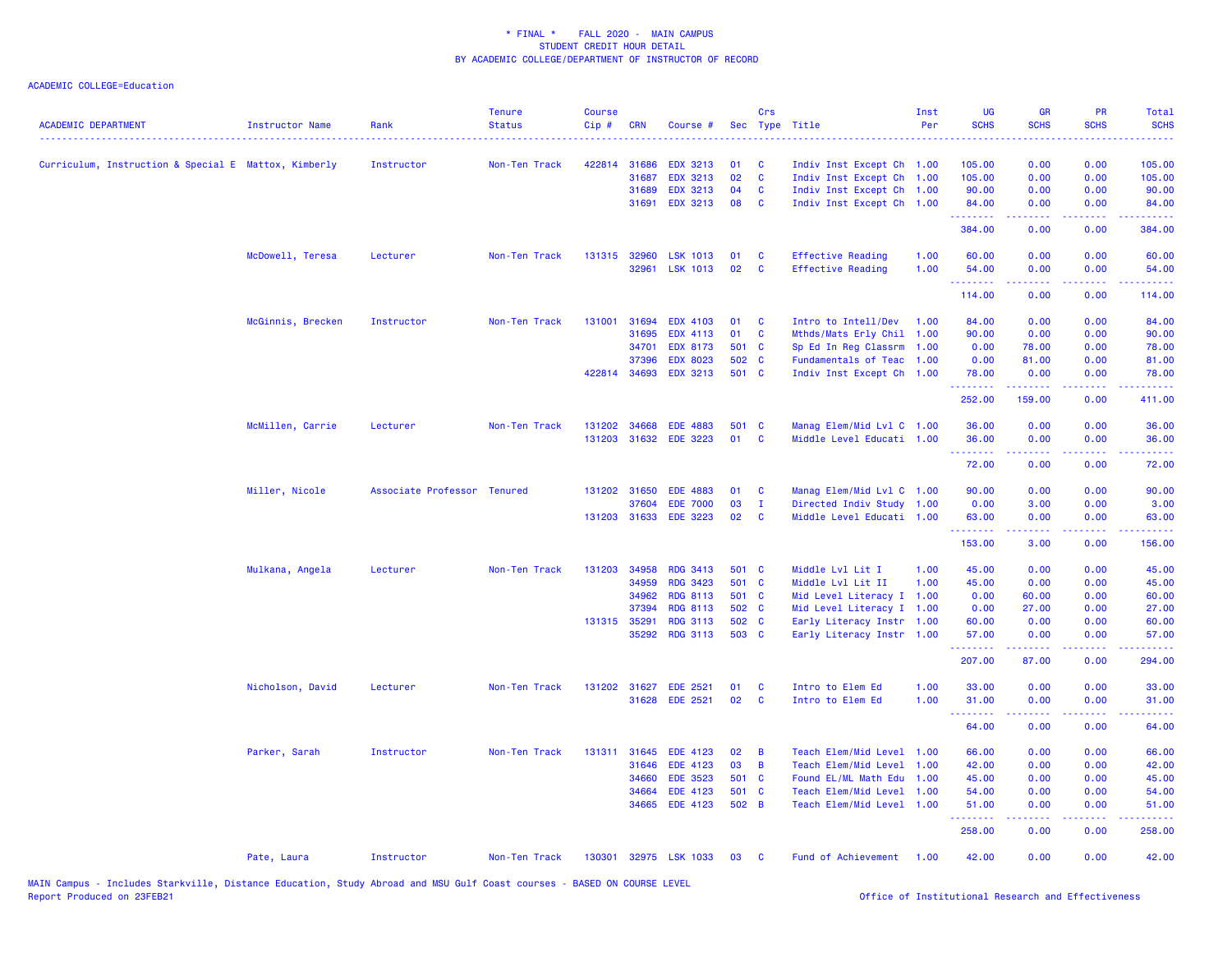\* FINAL \*    FALL 2020 - MAIN CAMPUS
STUDENT CREDIT HOUR DETAIL
BY ACADEMIC COLLEGE/DEPARTMENT OF INSTRUCTOR OF RECORD

ACADEMIC COLLEGE=Education

| ACADEMIC DEPARTMENT | Instructor Name | Rank | Tenure Status | Course Cip # | CRN | Course # | Sec | Crs Type | Title | Inst Per | UG SCHS | GR SCHS | PR SCHS | Total SCHS |
|---|---|---|---|---|---|---|---|---|---|---|---|---|---|---|
| Curriculum, Instruction & Special E | Mattox, Kimberly | Instructor | Non-Ten Track | 422814 | 31686 | EDX 3213 | 01 | C | Indiv Inst Except Ch | 1.00 | 105.00 | 0.00 | 0.00 | 105.00 |
| | | | | | 31687 | EDX 3213 | 02 | C | Indiv Inst Except Ch | 1.00 | 105.00 | 0.00 | 0.00 | 105.00 |
| | | | | | 31689 | EDX 3213 | 04 | C | Indiv Inst Except Ch | 1.00 | 90.00 | 0.00 | 0.00 | 90.00 |
| | | | | | 31691 | EDX 3213 | 08 | C | Indiv Inst Except Ch | 1.00 | 84.00 | 0.00 | 0.00 | 84.00 |
| | | | | | | | | | | | 384.00 | 0.00 | 0.00 | 384.00 |
| | McDowell, Teresa | Lecturer | Non-Ten Track | 131315 | 32960 | LSK 1013 | 01 | C | Effective Reading | 1.00 | 60.00 | 0.00 | 0.00 | 60.00 |
| | | | | | 32961 | LSK 1013 | 02 | C | Effective Reading | 1.00 | 54.00 | 0.00 | 0.00 | 54.00 |
| | | | | | | | | | | | 114.00 | 0.00 | 0.00 | 114.00 |
| | McGinnis, Brecken | Instructor | Non-Ten Track | 131001 | 31694 | EDX 4103 | 01 | C | Intro to Intell/Dev | 1.00 | 84.00 | 0.00 | 0.00 | 84.00 |
| | | | | | 31695 | EDX 4113 | 01 | C | Mthds/Mats Erly Chil | 1.00 | 90.00 | 0.00 | 0.00 | 90.00 |
| | | | | | 34701 | EDX 8173 | 501 | C | Sp Ed In Reg Classrm | 1.00 | 0.00 | 78.00 | 0.00 | 78.00 |
| | | | | | 37396 | EDX 8023 | 502 | C | Fundamentals of Teac | 1.00 | 0.00 | 81.00 | 0.00 | 81.00 |
| | | | | 422814 | 34693 | EDX 3213 | 501 | C | Indiv Inst Except Ch | 1.00 | 78.00 | 0.00 | 0.00 | 78.00 |
| | | | | | | | | | | | 252.00 | 159.00 | 0.00 | 411.00 |
| | McMillen, Carrie | Lecturer | Non-Ten Track | 131202 | 34668 | EDE 4883 | 501 | C | Manag Elem/Mid Lvl C | 1.00 | 36.00 | 0.00 | 0.00 | 36.00 |
| | | | | 131203 | 31632 | EDE 3223 | 01 | C | Middle Level Educati | 1.00 | 36.00 | 0.00 | 0.00 | 36.00 |
| | | | | | | | | | | | 72.00 | 0.00 | 0.00 | 72.00 |
| | Miller, Nicole | Associate Professor | Tenured | 131202 | 31650 | EDE 4883 | 01 | C | Manag Elem/Mid Lvl C | 1.00 | 90.00 | 0.00 | 0.00 | 90.00 |
| | | | | | 37604 | EDE 7000 | 03 | I | Directed Indiv Study | 1.00 | 0.00 | 3.00 | 0.00 | 3.00 |
| | | | | 131203 | 31633 | EDE 3223 | 02 | C | Middle Level Educati | 1.00 | 63.00 | 0.00 | 0.00 | 63.00 |
| | | | | | | | | | | | 153.00 | 3.00 | 0.00 | 156.00 |
| | Mulkana, Angela | Lecturer | Non-Ten Track | 131203 | 34958 | RDG 3413 | 501 | C | Middle Lvl Lit I | 1.00 | 45.00 | 0.00 | 0.00 | 45.00 |
| | | | | | 34959 | RDG 3423 | 501 | C | Middle Lvl Lit II | 1.00 | 45.00 | 0.00 | 0.00 | 45.00 |
| | | | | | 34962 | RDG 8113 | 501 | C | Mid Level Literacy I | 1.00 | 0.00 | 60.00 | 0.00 | 60.00 |
| | | | | | 37394 | RDG 8113 | 502 | C | Mid Level Literacy I | 1.00 | 0.00 | 27.00 | 0.00 | 27.00 |
| | | | | 131315 | 35291 | RDG 3113 | 502 | C | Early Literacy Instr | 1.00 | 60.00 | 0.00 | 0.00 | 60.00 |
| | | | | | 35292 | RDG 3113 | 503 | C | Early Literacy Instr | 1.00 | 57.00 | 0.00 | 0.00 | 57.00 |
| | | | | | | | | | | | 207.00 | 87.00 | 0.00 | 294.00 |
| | Nicholson, David | Lecturer | Non-Ten Track | 131202 | 31627 | EDE 2521 | 01 | C | Intro to Elem Ed | 1.00 | 33.00 | 0.00 | 0.00 | 33.00 |
| | | | | | 31628 | EDE 2521 | 02 | C | Intro to Elem Ed | 1.00 | 31.00 | 0.00 | 0.00 | 31.00 |
| | | | | | | | | | | | 64.00 | 0.00 | 0.00 | 64.00 |
| | Parker, Sarah | Instructor | Non-Ten Track | 131311 | 31645 | EDE 4123 | 02 | B | Teach Elem/Mid Level | 1.00 | 66.00 | 0.00 | 0.00 | 66.00 |
| | | | | | 31646 | EDE 4123 | 03 | B | Teach Elem/Mid Level | 1.00 | 42.00 | 0.00 | 0.00 | 42.00 |
| | | | | | 34660 | EDE 3523 | 501 | C | Found EL/ML Math Edu | 1.00 | 45.00 | 0.00 | 0.00 | 45.00 |
| | | | | | 34664 | EDE 4123 | 501 | C | Teach Elem/Mid Level | 1.00 | 54.00 | 0.00 | 0.00 | 54.00 |
| | | | | | 34665 | EDE 4123 | 502 | B | Teach Elem/Mid Level | 1.00 | 51.00 | 0.00 | 0.00 | 51.00 |
| | | | | | | | | | | | 258.00 | 0.00 | 0.00 | 258.00 |
| | Pate, Laura | Instructor | Non-Ten Track | 130301 | 32975 | LSK 1033 | 03 | C | Fund of Achievement | 1.00 | 42.00 | 0.00 | 0.00 | 42.00 |

MAIN Campus - Includes Starkville, Distance Education, Study Abroad and MSU Gulf Coast courses - BASED ON COURSE LEVEL
Report Produced on 23FEB21    Office of Institutional Research and Effectiveness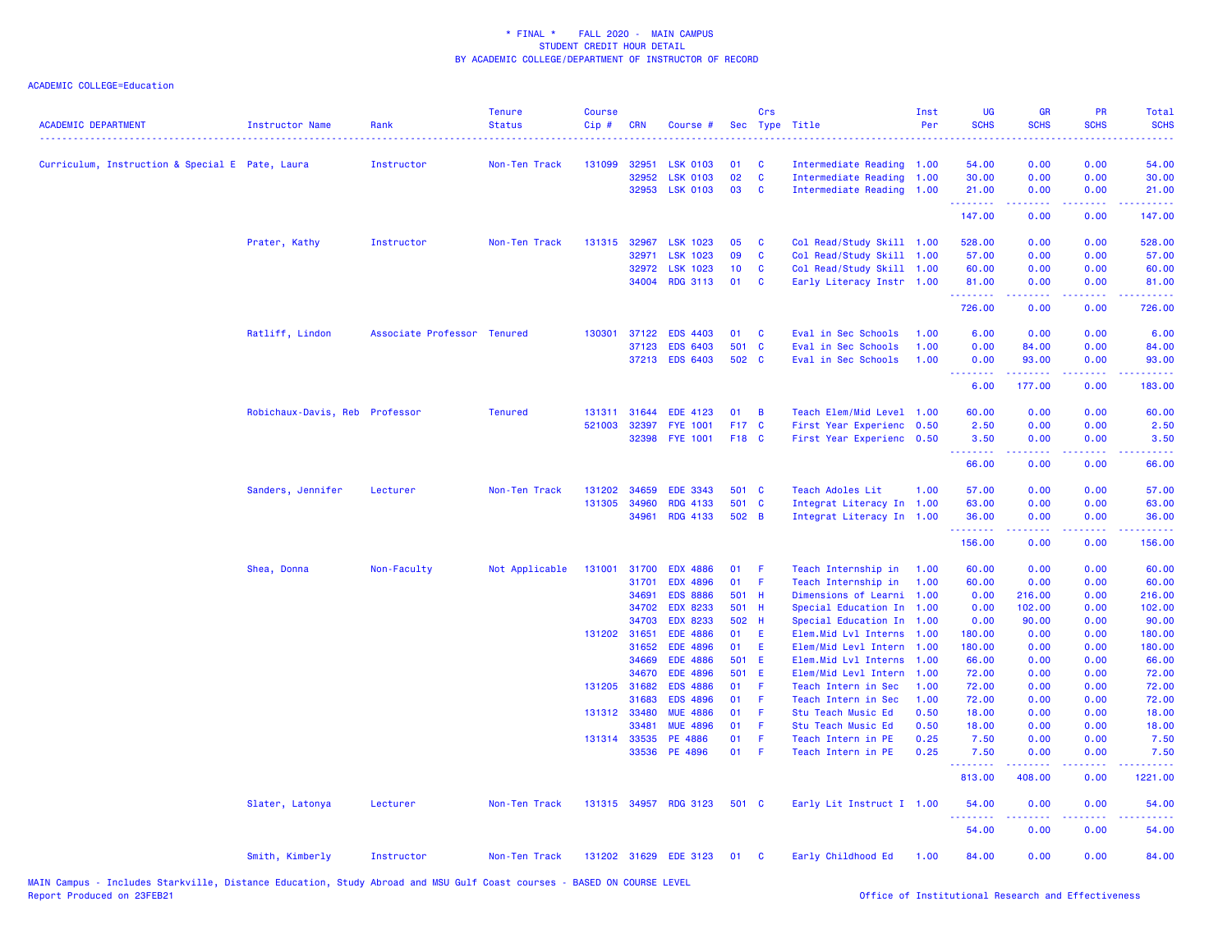\* FINAL \* FALL 2020 - MAIN CAMPUS
STUDENT CREDIT HOUR DETAIL
BY ACADEMIC COLLEGE/DEPARTMENT OF INSTRUCTOR OF RECORD

ACADEMIC COLLEGE=Education

| ACADEMIC DEPARTMENT | Instructor Name | Rank | Tenure Status | Course Cip # | CRN | Course # | Sec | Crs Type | Title | Inst Per | UG SCHS | GR SCHS | PR SCHS | Total SCHS |
|---|---|---|---|---|---|---|---|---|---|---|---|---|---|---|
| Curriculum, Instruction & Special E | Pate, Laura | Instructor | Non-Ten Track | 131099 | 32951 | LSK 0103 | 01 | C | Intermediate Reading | 1.00 | 54.00 | 0.00 | 0.00 | 54.00 |
| | | | | | 32952 | LSK 0103 | 02 | C | Intermediate Reading | 1.00 | 30.00 | 0.00 | 0.00 | 30.00 |
| | | | | | 32953 | LSK 0103 | 03 | C | Intermediate Reading | 1.00 | 21.00 | 0.00 | 0.00 | 21.00 |
| | | | | | | | | | | | 147.00 | 0.00 | 0.00 | 147.00 |
| | Prater, Kathy | Instructor | Non-Ten Track | 131315 | 32967 | LSK 1023 | 05 | C | Col Read/Study Skill | 1.00 | 528.00 | 0.00 | 0.00 | 528.00 |
| | | | | | 32971 | LSK 1023 | 09 | C | Col Read/Study Skill | 1.00 | 57.00 | 0.00 | 0.00 | 57.00 |
| | | | | | 32972 | LSK 1023 | 10 | C | Col Read/Study Skill | 1.00 | 60.00 | 0.00 | 0.00 | 60.00 |
| | | | | | 34004 | RDG 3113 | 01 | C | Early Literacy Instr | 1.00 | 81.00 | 0.00 | 0.00 | 81.00 |
| | | | | | | | | | | | 726.00 | 0.00 | 0.00 | 726.00 |
| | Ratliff, Lindon | Associate Professor | Tenured | 130301 | 37122 | EDS 4403 | 01 | C | Eval in Sec Schools | 1.00 | 6.00 | 0.00 | 0.00 | 6.00 |
| | | | | | 37123 | EDS 6403 | 501 | C | Eval in Sec Schools | 1.00 | 0.00 | 84.00 | 0.00 | 84.00 |
| | | | | | 37213 | EDS 6403 | 502 | C | Eval in Sec Schools | 1.00 | 0.00 | 93.00 | 0.00 | 93.00 |
| | | | | | | | | | | | 6.00 | 177.00 | 0.00 | 183.00 |
| | Robichaux-Davis, Reb | Professor | Tenured | 131311 | 31644 | EDE 4123 | 01 | B | Teach Elem/Mid Level | 1.00 | 60.00 | 0.00 | 0.00 | 60.00 |
| | | | | 521003 | 32397 | FYE 1001 | F17 | C | First Year Experienc | 0.50 | 2.50 | 0.00 | 0.00 | 2.50 |
| | | | | | 32398 | FYE 1001 | F18 | C | First Year Experienc | 0.50 | 3.50 | 0.00 | 0.00 | 3.50 |
| | | | | | | | | | | | 66.00 | 0.00 | 0.00 | 66.00 |
| | Sanders, Jennifer | Lecturer | Non-Ten Track | 131202 | 34659 | EDE 3343 | 501 | C | Teach Adoles Lit | 1.00 | 57.00 | 0.00 | 0.00 | 57.00 |
| | | | | 131305 | 34960 | RDG 4133 | 501 | C | Integrat Literacy In | 1.00 | 63.00 | 0.00 | 0.00 | 63.00 |
| | | | | | 34961 | RDG 4133 | 502 | B | Integrat Literacy In | 1.00 | 36.00 | 0.00 | 0.00 | 36.00 |
| | | | | | | | | | | | 156.00 | 0.00 | 0.00 | 156.00 |
| | Shea, Donna | Non-Faculty | Not Applicable | 131001 | 31700 | EDX 4886 | 01 | F | Teach Internship in | 1.00 | 60.00 | 0.00 | 0.00 | 60.00 |
| | | | | | 31701 | EDX 4896 | 01 | F | Teach Internship in | 1.00 | 60.00 | 0.00 | 0.00 | 60.00 |
| | | | | | 34691 | EDS 8886 | 501 | H | Dimensions of Learni | 1.00 | 0.00 | 216.00 | 0.00 | 216.00 |
| | | | | | 34702 | EDX 8233 | 501 | H | Special Education In | 1.00 | 0.00 | 102.00 | 0.00 | 102.00 |
| | | | | | 34703 | EDX 8233 | 502 | H | Special Education In | 1.00 | 0.00 | 90.00 | 0.00 | 90.00 |
| | | | | 131202 | 31651 | EDE 4886 | 01 | E | Elem.Mid Lvl Interns | 1.00 | 180.00 | 0.00 | 0.00 | 180.00 |
| | | | | | 31652 | EDE 4896 | 01 | E | Elem/Mid Levl Intern | 1.00 | 180.00 | 0.00 | 0.00 | 180.00 |
| | | | | | 34669 | EDE 4886 | 501 | E | Elem.Mid Lvl Interns | 1.00 | 66.00 | 0.00 | 0.00 | 66.00 |
| | | | | | 34670 | EDE 4896 | 501 | E | Elem/Mid Levl Intern | 1.00 | 72.00 | 0.00 | 0.00 | 72.00 |
| | | | | 131205 | 31682 | EDS 4886 | 01 | F | Teach Intern in Sec | 1.00 | 72.00 | 0.00 | 0.00 | 72.00 |
| | | | | | 31683 | EDS 4896 | 01 | F | Teach Intern in Sec | 1.00 | 72.00 | 0.00 | 0.00 | 72.00 |
| | | | | 131312 | 33480 | MUE 4886 | 01 | F | Stu Teach Music Ed | 0.50 | 18.00 | 0.00 | 0.00 | 18.00 |
| | | | | | 33481 | MUE 4896 | 01 | F | Stu Teach Music Ed | 0.50 | 18.00 | 0.00 | 0.00 | 18.00 |
| | | | | 131314 | 33535 | PE 4886 | 01 | F | Teach Intern in PE | 0.25 | 7.50 | 0.00 | 0.00 | 7.50 |
| | | | | | 33536 | PE 4896 | 01 | F | Teach Intern in PE | 0.25 | 7.50 | 0.00 | 0.00 | 7.50 |
| | | | | | | | | | | | 813.00 | 408.00 | 0.00 | 1221.00 |
| | Slater, Latonya | Lecturer | Non-Ten Track | 131315 | 34957 | RDG 3123 | 501 | C | Early Lit Instruct I | 1.00 | 54.00 | 0.00 | 0.00 | 54.00 |
| | | | | | | | | | | | 54.00 | 0.00 | 0.00 | 54.00 |
| | Smith, Kimberly | Instructor | Non-Ten Track | 131202 | 31629 | EDE 3123 | 01 | C | Early Childhood Ed | 1.00 | 84.00 | 0.00 | 0.00 | 84.00 |

MAIN Campus - Includes Starkville, Distance Education, Study Abroad and MSU Gulf Coast courses - BASED ON COURSE LEVEL
Report Produced on 23FEB21

Office of Institutional Research and Effectiveness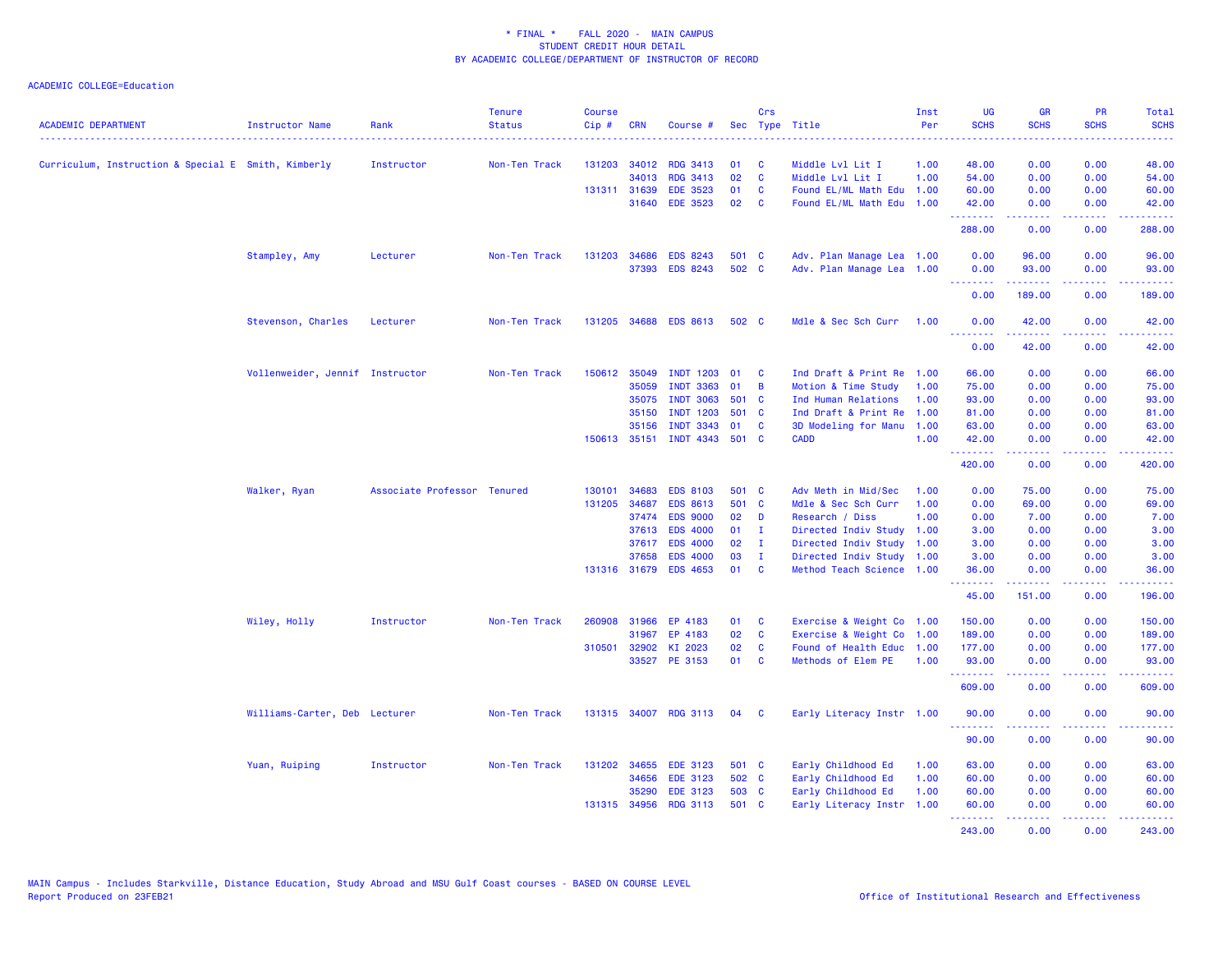\* FINAL \* FALL 2020 - MAIN CAMPUS
STUDENT CREDIT HOUR DETAIL
BY ACADEMIC COLLEGE/DEPARTMENT OF INSTRUCTOR OF RECORD

ACADEMIC COLLEGE=Education

| ACADEMIC DEPARTMENT | Instructor Name | Rank | Tenure Status | Course Cip # | CRN | Course # | Sec | Crs Type | Title | Inst Per | UG SCHS | GR SCHS | PR SCHS | Total SCHS |
|---|---|---|---|---|---|---|---|---|---|---|---|---|---|---|
| Curriculum, Instruction & Special E | Smith, Kimberly | Instructor | Non-Ten Track | 131203 | 34012 | RDG 3413 | 01 | C | Middle Lvl Lit I | 1.00 | 48.00 | 0.00 | 0.00 | 48.00 |
| | | | | | 34013 | RDG 3413 | 02 | C | Middle Lvl Lit I | 1.00 | 54.00 | 0.00 | 0.00 | 54.00 |
| | | | | 131311 | 31639 | EDE 3523 | 01 | C | Found EL/ML Math Edu | 1.00 | 60.00 | 0.00 | 0.00 | 60.00 |
| | | | | | 31640 | EDE 3523 | 02 | C | Found EL/ML Math Edu | 1.00 | 42.00 | 0.00 | 0.00 | 42.00 |
| | | | | | | | | | | | 288.00 | 0.00 | 0.00 | 288.00 |
| | Stampley, Amy | Lecturer | Non-Ten Track | 131203 | 34686 | EDS 8243 | 501 | C | Adv. Plan Manage Lea | 1.00 | 0.00 | 96.00 | 0.00 | 96.00 |
| | | | | | 37393 | EDS 8243 | 502 | C | Adv. Plan Manage Lea | 1.00 | 0.00 | 93.00 | 0.00 | 93.00 |
| | | | | | | | | | | | 0.00 | 189.00 | 0.00 | 189.00 |
| | Stevenson, Charles | Lecturer | Non-Ten Track | 131205 | 34688 | EDS 8613 | 502 | C | Mdle & Sec Sch Curr | 1.00 | 0.00 | 42.00 | 0.00 | 42.00 |
| | | | | | | | | | | | 0.00 | 42.00 | 0.00 | 42.00 |
| | Vollenweider, Jennif | Instructor | Non-Ten Track | 150612 | 35049 | INDT 1203 | 01 | C | Ind Draft & Print Re | 1.00 | 66.00 | 0.00 | 0.00 | 66.00 |
| | | | | | 35059 | INDT 3363 | 01 | B | Motion & Time Study | 1.00 | 75.00 | 0.00 | 0.00 | 75.00 |
| | | | | | 35075 | INDT 3063 | 501 | C | Ind Human Relations | 1.00 | 93.00 | 0.00 | 0.00 | 93.00 |
| | | | | | 35150 | INDT 1203 | 501 | C | Ind Draft & Print Re | 1.00 | 81.00 | 0.00 | 0.00 | 81.00 |
| | | | | | 35156 | INDT 3343 | 01 | C | 3D Modeling for Manu | 1.00 | 63.00 | 0.00 | 0.00 | 63.00 |
| | | | | 150613 | 35151 | INDT 4343 | 501 | C | CADD | 1.00 | 42.00 | 0.00 | 0.00 | 42.00 |
| | | | | | | | | | | | 420.00 | 0.00 | 0.00 | 420.00 |
| | Walker, Ryan | Associate Professor | Tenured | 130101 | 34683 | EDS 8103 | 501 | C | Adv Meth in Mid/Sec | 1.00 | 0.00 | 75.00 | 0.00 | 75.00 |
| | | | | 131205 | 34687 | EDS 8613 | 501 | C | Mdle & Sec Sch Curr | 1.00 | 0.00 | 69.00 | 0.00 | 69.00 |
| | | | | | 37474 | EDS 9000 | 02 | D | Research / Diss | 1.00 | 0.00 | 7.00 | 0.00 | 7.00 |
| | | | | | 37613 | EDS 4000 | 01 | I | Directed Indiv Study | 1.00 | 3.00 | 0.00 | 0.00 | 3.00 |
| | | | | | 37617 | EDS 4000 | 02 | I | Directed Indiv Study | 1.00 | 3.00 | 0.00 | 0.00 | 3.00 |
| | | | | | 37658 | EDS 4000 | 03 | I | Directed Indiv Study | 1.00 | 3.00 | 0.00 | 0.00 | 3.00 |
| | | | | 131316 | 31679 | EDS 4653 | 01 | C | Method Teach Science | 1.00 | 36.00 | 0.00 | 0.00 | 36.00 |
| | | | | | | | | | | | 45.00 | 151.00 | 0.00 | 196.00 |
| | Wiley, Holly | Instructor | Non-Ten Track | 260908 | 31966 | EP 4183 | 01 | C | Exercise & Weight Co | 1.00 | 150.00 | 0.00 | 0.00 | 150.00 |
| | | | | | 31967 | EP 4183 | 02 | C | Exercise & Weight Co | 1.00 | 189.00 | 0.00 | 0.00 | 189.00 |
| | | | | 310501 | 32902 | KI 2023 | 02 | C | Found of Health Educ | 1.00 | 177.00 | 0.00 | 0.00 | 177.00 |
| | | | | | 33527 | PE 3153 | 01 | C | Methods of Elem PE | 1.00 | 93.00 | 0.00 | 0.00 | 93.00 |
| | | | | | | | | | | | 609.00 | 0.00 | 0.00 | 609.00 |
| | Williams-Carter, Deb | Lecturer | Non-Ten Track | 131315 | 34007 | RDG 3113 | 04 | C | Early Literacy Instr | 1.00 | 90.00 | 0.00 | 0.00 | 90.00 |
| | | | | | | | | | | | 90.00 | 0.00 | 0.00 | 90.00 |
| | Yuan, Ruiping | Instructor | Non-Ten Track | 131202 | 34655 | EDE 3123 | 501 | C | Early Childhood Ed | 1.00 | 63.00 | 0.00 | 0.00 | 63.00 |
| | | | | | 34656 | EDE 3123 | 502 | C | Early Childhood Ed | 1.00 | 60.00 | 0.00 | 0.00 | 60.00 |
| | | | | | 35290 | EDE 3123 | 503 | C | Early Childhood Ed | 1.00 | 60.00 | 0.00 | 0.00 | 60.00 |
| | | | | 131315 | 34956 | RDG 3113 | 501 | C | Early Literacy Instr | 1.00 | 60.00 | 0.00 | 0.00 | 60.00 |
| | | | | | | | | | | | 243.00 | 0.00 | 0.00 | 243.00 |

MAIN Campus - Includes Starkville, Distance Education, Study Abroad and MSU Gulf Coast courses - BASED ON COURSE LEVEL
Report Produced on 23FEB21

Office of Institutional Research and Effectiveness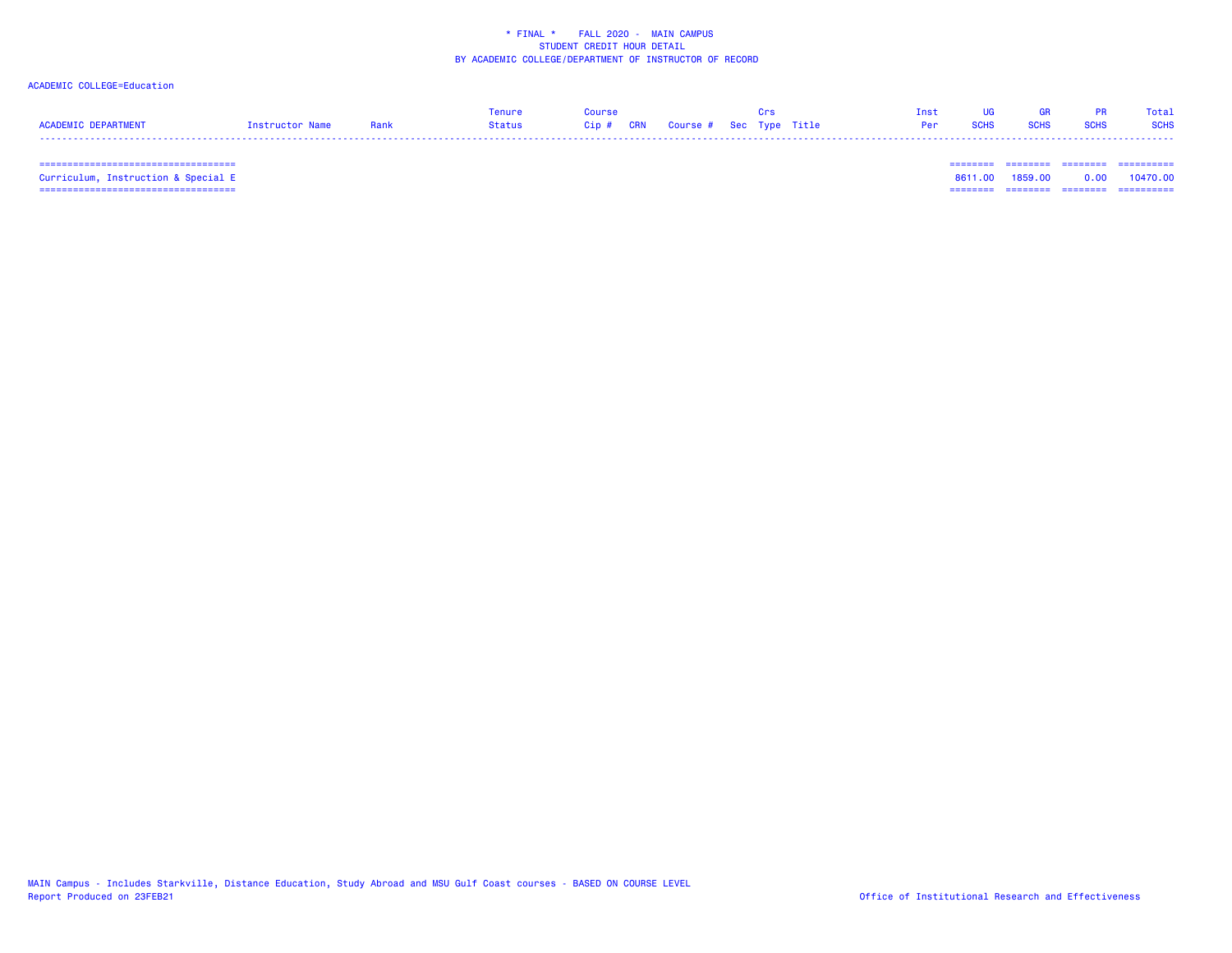\* FINAL \*    FALL 2020 - MAIN CAMPUS
STUDENT CREDIT HOUR DETAIL
BY ACADEMIC COLLEGE/DEPARTMENT OF INSTRUCTOR OF RECORD

ACADEMIC COLLEGE=Education

| ACADEMIC DEPARTMENT | Instructor Name | Rank | Tenure Status | Course Cip # | CRN | Course # | Sec | Crs Type | Title | Inst Per | UG SCHS | GR SCHS | PR SCHS | Total SCHS |
|---|---|---|---|---|---|---|---|---|---|---|---|---|---|---|
| Curriculum, Instruction & Special E | | | | | | | | | | | 8611.00 | 1859.00 | 0.00 | 10470.00 |

MAIN Campus - Includes Starkville, Distance Education, Study Abroad and MSU Gulf Coast courses - BASED ON COURSE LEVEL
Report Produced on 23FEB21

Office of Institutional Research and Effectiveness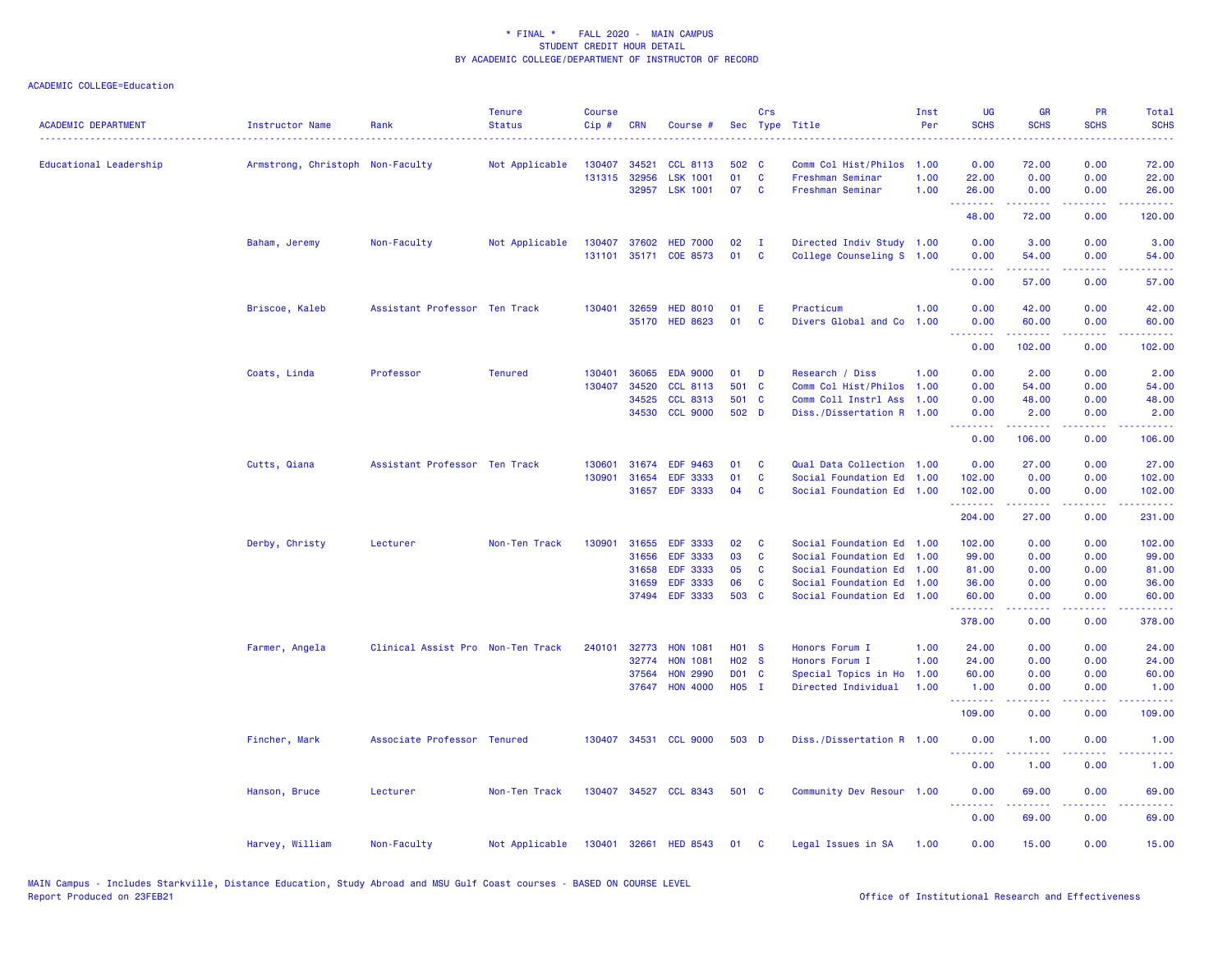* FINAL * FALL 2020 - MAIN CAMPUS
STUDENT CREDIT HOUR DETAIL
BY ACADEMIC COLLEGE/DEPARTMENT OF INSTRUCTOR OF RECORD

ACADEMIC COLLEGE=Education

| ACADEMIC DEPARTMENT | Instructor Name | Rank | Tenure Status | Course Cip # | CRN | Course # | Sec | Crs Type | Title | Inst Per | UG SCHS | GR SCHS | PR SCHS | Total SCHS |
|---|---|---|---|---|---|---|---|---|---|---|---|---|---|---|
| Educational Leadership | Armstrong, Christoph | Non-Faculty | Not Applicable | 130407 | 34521 | CCL 8113 | 502 | C | Comm Col Hist/Philos | 1.00 | 0.00 | 72.00 | 0.00 | 72.00 |
| | | | | 131315 | 32956 | LSK 1001 | 01 | C | Freshman Seminar | 1.00 | 22.00 | 0.00 | 0.00 | 22.00 |
| | | | | | 32957 | LSK 1001 | 07 | C | Freshman Seminar | 1.00 | 26.00 | 0.00 | 0.00 | 26.00 |
| | | | | | | | | | | | 48.00 | 72.00 | 0.00 | 120.00 |
| | Baham, Jeremy | Non-Faculty | Not Applicable | 130407 | 37602 | HED 7000 | 02 | I | Directed Indiv Study | 1.00 | 0.00 | 3.00 | 0.00 | 3.00 |
| | | | | 131101 | 35171 | COE 8573 | 01 | C | College Counseling S | 1.00 | 0.00 | 54.00 | 0.00 | 54.00 |
| | | | | | | | | | | | 0.00 | 57.00 | 0.00 | 57.00 |
| | Briscoe, Kaleb | Assistant Professor | Ten Track | 130401 | 32659 | HED 8010 | 01 | E | Practicum | 1.00 | 0.00 | 42.00 | 0.00 | 42.00 |
| | | | | | 35170 | HED 8623 | 01 | C | Divers Global and Co | 1.00 | 0.00 | 60.00 | 0.00 | 60.00 |
| | | | | | | | | | | | 0.00 | 102.00 | 0.00 | 102.00 |
| | Coats, Linda | Professor | Tenured | 130401 | 36065 | EDA 9000 | 01 | D | Research / Diss | 1.00 | 0.00 | 2.00 | 0.00 | 2.00 |
| | | | | 130407 | 34520 | CCL 8113 | 501 | C | Comm Col Hist/Philos | 1.00 | 0.00 | 54.00 | 0.00 | 54.00 |
| | | | | | 34525 | CCL 8313 | 501 | C | Comm Coll Instrl Ass | 1.00 | 0.00 | 48.00 | 0.00 | 48.00 |
| | | | | | 34530 | CCL 9000 | 502 | D | Diss./Dissertation R | 1.00 | 0.00 | 2.00 | 0.00 | 2.00 |
| | | | | | | | | | | | 0.00 | 106.00 | 0.00 | 106.00 |
| | Cutts, Qiana | Assistant Professor | Ten Track | 130601 | 31674 | EDF 9463 | 01 | C | Qual Data Collection | 1.00 | 0.00 | 27.00 | 0.00 | 27.00 |
| | | | | 130901 | 31654 | EDF 3333 | 01 | C | Social Foundation Ed | 1.00 | 102.00 | 0.00 | 0.00 | 102.00 |
| | | | | | 31657 | EDF 3333 | 04 | C | Social Foundation Ed | 1.00 | 102.00 | 0.00 | 0.00 | 102.00 |
| | | | | | | | | | | | 204.00 | 27.00 | 0.00 | 231.00 |
| | Derby, Christy | Lecturer | Non-Ten Track | 130901 | 31655 | EDF 3333 | 02 | C | Social Foundation Ed | 1.00 | 102.00 | 0.00 | 0.00 | 102.00 |
| | | | | | 31656 | EDF 3333 | 03 | C | Social Foundation Ed | 1.00 | 99.00 | 0.00 | 0.00 | 99.00 |
| | | | | | 31658 | EDF 3333 | 05 | C | Social Foundation Ed | 1.00 | 81.00 | 0.00 | 0.00 | 81.00 |
| | | | | | 31659 | EDF 3333 | 06 | C | Social Foundation Ed | 1.00 | 36.00 | 0.00 | 0.00 | 36.00 |
| | | | | | 37494 | EDF 3333 | 503 | C | Social Foundation Ed | 1.00 | 60.00 | 0.00 | 0.00 | 60.00 |
| | | | | | | | | | | | 378.00 | 0.00 | 0.00 | 378.00 |
| | Farmer, Angela | Clinical Assist Pro | Non-Ten Track | 240101 | 32773 | HON 1081 | H01 | S | Honors Forum I | 1.00 | 24.00 | 0.00 | 0.00 | 24.00 |
| | | | | | 32774 | HON 1081 | H02 | S | Honors Forum I | 1.00 | 24.00 | 0.00 | 0.00 | 24.00 |
| | | | | | 37564 | HON 2990 | D01 | C | Special Topics in Ho | 1.00 | 60.00 | 0.00 | 0.00 | 60.00 |
| | | | | | 37647 | HON 4000 | H05 | I | Directed Individual | 1.00 | 1.00 | 0.00 | 0.00 | 1.00 |
| | | | | | | | | | | | 109.00 | 0.00 | 0.00 | 109.00 |
| | Fincher, Mark | Associate Professor | Tenured | 130407 | 34531 | CCL 9000 | 503 | D | Diss./Dissertation R | 1.00 | 0.00 | 1.00 | 0.00 | 1.00 |
| | | | | | | | | | | | 0.00 | 1.00 | 0.00 | 1.00 |
| | Hanson, Bruce | Lecturer | Non-Ten Track | 130407 | 34527 | CCL 8343 | 501 | C | Community Dev Resour | 1.00 | 0.00 | 69.00 | 0.00 | 69.00 |
| | | | | | | | | | | | 0.00 | 69.00 | 0.00 | 69.00 |
| | Harvey, William | Non-Faculty | Not Applicable | 130401 | 32661 | HED 8543 | 01 | C | Legal Issues in SA | 1.00 | 0.00 | 15.00 | 0.00 | 15.00 |

MAIN Campus - Includes Starkville, Distance Education, Study Abroad and MSU Gulf Coast courses - BASED ON COURSE LEVEL
Report Produced on 23FEB21

Office of Institutional Research and Effectiveness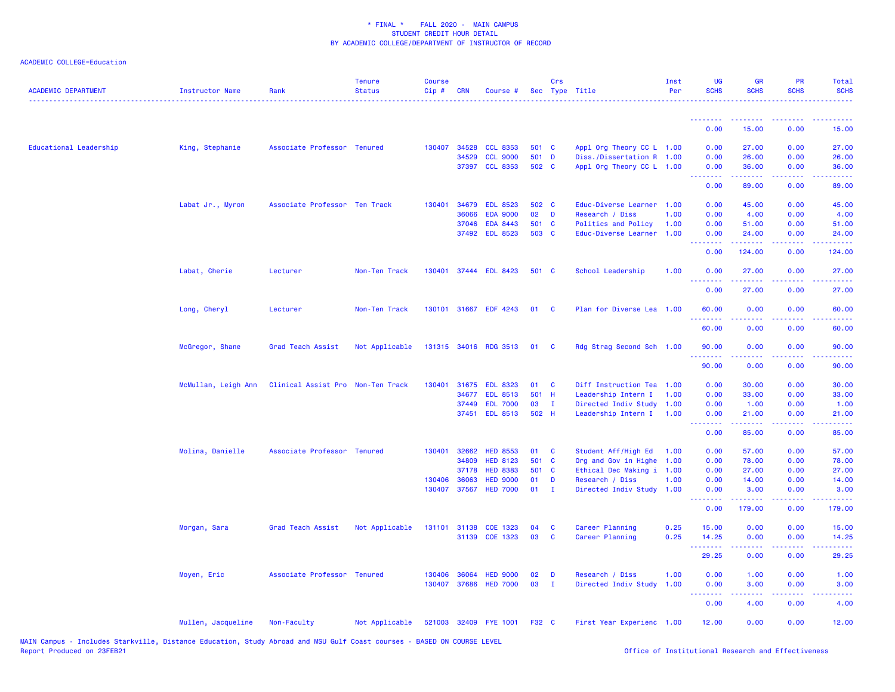* FINAL * FALL 2020 - MAIN CAMPUS
STUDENT CREDIT HOUR DETAIL
BY ACADEMIC COLLEGE/DEPARTMENT OF INSTRUCTOR OF RECORD

ACADEMIC COLLEGE=Education

| ACADEMIC DEPARTMENT | Instructor Name | Rank | Tenure Status | Course Cip # | CRN | Course # | Sec | Crs Type | Title | Inst Per | UG SCHS | GR SCHS | PR SCHS | Total SCHS |
|---|---|---|---|---|---|---|---|---|---|---|---|---|---|---|
| | | | | | | | | | | | 0.00 | 15.00 | 0.00 | 15.00 |
| Educational Leadership | King, Stephanie | Associate Professor | Tenured | 130407 | 34528 | CCL 8353 | 501 | C | Appl Org Theory CC L | 1.00 | 0.00 | 27.00 | 0.00 | 27.00 |
| | | | | | 34529 | CCL 9000 | 501 | D | Diss./Dissertation R | 1.00 | 0.00 | 26.00 | 0.00 | 26.00 |
| | | | | | 37397 | CCL 8353 | 502 | C | Appl Org Theory CC L | 1.00 | 0.00 | 36.00 | 0.00 | 36.00 |
| | | | | | | | | | | | 0.00 | 89.00 | 0.00 | 89.00 |
| | Labat Jr., Myron | Associate Professor | Ten Track | 130401 | 34679 | EDL 8523 | 502 | C | Educ-Diverse Learner | 1.00 | 0.00 | 45.00 | 0.00 | 45.00 |
| | | | | | 36066 | EDA 9000 | 02 | D | Research / Diss | 1.00 | 0.00 | 4.00 | 0.00 | 4.00 |
| | | | | | 37046 | EDA 8443 | 501 | C | Politics and Policy | 1.00 | 0.00 | 51.00 | 0.00 | 51.00 |
| | | | | | 37492 | EDL 8523 | 503 | C | Educ-Diverse Learner | 1.00 | 0.00 | 24.00 | 0.00 | 24.00 |
| | | | | | | | | | | | 0.00 | 124.00 | 0.00 | 124.00 |
| | Labat, Cherie | Lecturer | Non-Ten Track | 130401 | 37444 | EDL 8423 | 501 | C | School Leadership | 1.00 | 0.00 | 27.00 | 0.00 | 27.00 |
| | | | | | | | | | | | 0.00 | 27.00 | 0.00 | 27.00 |
| | Long, Cheryl | Lecturer | Non-Ten Track | 130101 | 31667 | EDF 4243 | 01 | C | Plan for Diverse Lea | 1.00 | 60.00 | 0.00 | 0.00 | 60.00 |
| | | | | | | | | | | | 60.00 | 0.00 | 0.00 | 60.00 |
| | McGregor, Shane | Grad Teach Assist | Not Applicable | 131315 | 34016 | RDG 3513 | 01 | C | Rdg Strag Second Sch | 1.00 | 90.00 | 0.00 | 0.00 | 90.00 |
| | | | | | | | | | | | 90.00 | 0.00 | 0.00 | 90.00 |
| | McMullan, Leigh Ann | Clinical Assist Pro | Non-Ten Track | 130401 | 31675 | EDL 8323 | 01 | C | Diff Instruction Tea | 1.00 | 0.00 | 30.00 | 0.00 | 30.00 |
| | | | | | 34677 | EDL 8513 | 501 | H | Leadership Intern I | 1.00 | 0.00 | 33.00 | 0.00 | 33.00 |
| | | | | | 37449 | EDL 7000 | 03 | I | Directed Indiv Study | 1.00 | 0.00 | 1.00 | 0.00 | 1.00 |
| | | | | | 37451 | EDL 8513 | 502 | H | Leadership Intern I | 1.00 | 0.00 | 21.00 | 0.00 | 21.00 |
| | | | | | | | | | | | 0.00 | 85.00 | 0.00 | 85.00 |
| | Molina, Danielle | Associate Professor | Tenured | 130401 | 32662 | HED 8553 | 01 | C | Student Aff/High Ed | 1.00 | 0.00 | 57.00 | 0.00 | 57.00 |
| | | | | | 34809 | HED 8123 | 501 | C | Org and Gov in Highe | 1.00 | 0.00 | 78.00 | 0.00 | 78.00 |
| | | | | | 37178 | HED 8383 | 501 | C | Ethical Dec Making i | 1.00 | 0.00 | 27.00 | 0.00 | 27.00 |
| | | | | 130406 | 36063 | HED 9000 | 01 | D | Research / Diss | 1.00 | 0.00 | 14.00 | 0.00 | 14.00 |
| | | | | 130407 | 37567 | HED 7000 | 01 | I | Directed Indiv Study | 1.00 | 0.00 | 3.00 | 0.00 | 3.00 |
| | | | | | | | | | | | 0.00 | 179.00 | 0.00 | 179.00 |
| | Morgan, Sara | Grad Teach Assist | Not Applicable | 131101 | 31138 | COE 1323 | 04 | C | Career Planning | 0.25 | 15.00 | 0.00 | 0.00 | 15.00 |
| | | | | | 31139 | COE 1323 | 03 | C | Career Planning | 0.25 | 14.25 | 0.00 | 0.00 | 14.25 |
| | | | | | | | | | | | 29.25 | 0.00 | 0.00 | 29.25 |
| | Moyen, Eric | Associate Professor | Tenured | 130406 | 36064 | HED 9000 | 02 | D | Research / Diss | 1.00 | 0.00 | 1.00 | 0.00 | 1.00 |
| | | | | 130407 | 37686 | HED 7000 | 03 | I | Directed Indiv Study | 1.00 | 0.00 | 3.00 | 0.00 | 3.00 |
| | | | | | | | | | | | 0.00 | 4.00 | 0.00 | 4.00 |
| | Mullen, Jacqueline | Non-Faculty | Not Applicable | 521003 | 32409 | FYE 1001 | F32 | C | First Year Experienc | 1.00 | 12.00 | 0.00 | 0.00 | 12.00 |

MAIN Campus - Includes Starkville, Distance Education, Study Abroad and MSU Gulf Coast courses - BASED ON COURSE LEVEL
Report Produced on 23FEB21

Office of Institutional Research and Effectiveness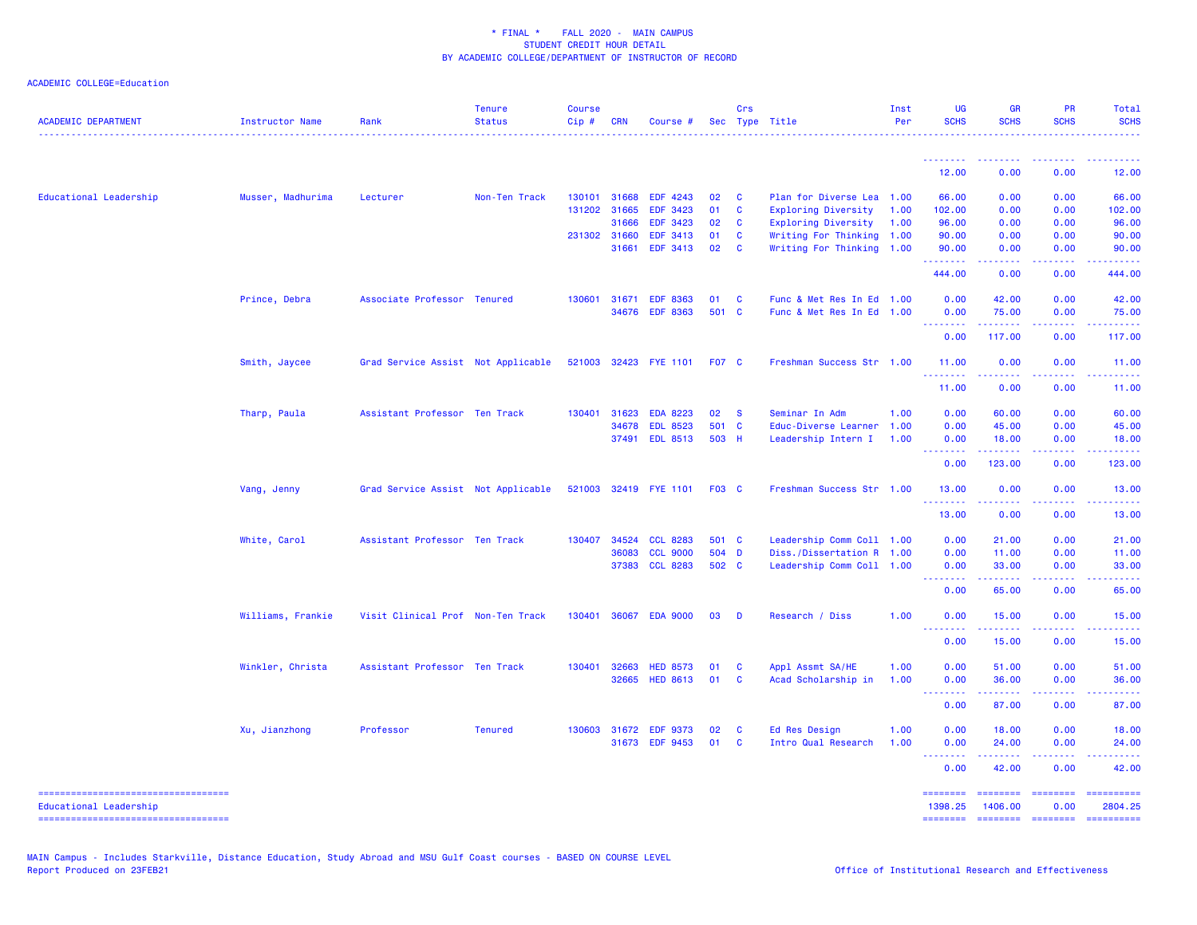* FINAL * FALL 2020 - MAIN CAMPUS
STUDENT CREDIT HOUR DETAIL
BY ACADEMIC COLLEGE/DEPARTMENT OF INSTRUCTOR OF RECORD

ACADEMIC COLLEGE=Education

| ACADEMIC DEPARTMENT | Instructor Name | Rank | Tenure Status | Course Cip # | CRN | Course # | Sec | Crs Type | Title | Inst Per | UG SCHS | GR SCHS | PR SCHS | Total SCHS |
|---|---|---|---|---|---|---|---|---|---|---|---|---|---|---|
| | | | | | | | | | | | 12.00 | 0.00 | 0.00 | 12.00 |
| Educational Leadership | Musser, Madhurima | Lecturer | Non-Ten Track | 130101 | 31668 | EDF 4243 | 02 | C | Plan for Diverse Lea | 1.00 | 66.00 | 0.00 | 0.00 | 66.00 |
| | | | | 131202 | 31665 | EDF 3423 | 01 | C | Exploring Diversity | 1.00 | 102.00 | 0.00 | 0.00 | 102.00 |
| | | | | | 31666 | EDF 3423 | 02 | C | Exploring Diversity | 1.00 | 96.00 | 0.00 | 0.00 | 96.00 |
| | | | | 231302 | 31660 | EDF 3413 | 01 | C | Writing For Thinking | 1.00 | 90.00 | 0.00 | 0.00 | 90.00 |
| | | | | | 31661 | EDF 3413 | 02 | C | Writing For Thinking | 1.00 | 90.00 | 0.00 | 0.00 | 90.00 |
| | | | | | | | | | | | 444.00 | 0.00 | 0.00 | 444.00 |
| | Prince, Debra | Associate Professor | Tenured | 130601 | 31671 | EDF 8363 | 01 | C | Func & Met Res In Ed | 1.00 | 0.00 | 42.00 | 0.00 | 42.00 |
| | | | | | 34676 | EDF 8363 | 501 | C | Func & Met Res In Ed | 1.00 | 0.00 | 75.00 | 0.00 | 75.00 |
| | | | | | | | | | | | 0.00 | 117.00 | 0.00 | 117.00 |
| | Smith, Jaycee | Grad Service Assist | Not Applicable | 521003 | 32423 | FYE 1101 | F07 | C | Freshman Success Str | 1.00 | 11.00 | 0.00 | 0.00 | 11.00 |
| | | | | | | | | | | | 11.00 | 0.00 | 0.00 | 11.00 |
| | Tharp, Paula | Assistant Professor | Ten Track | 130401 | 31623 | EDA 8223 | 02 | S | Seminar In Adm | 1.00 | 0.00 | 60.00 | 0.00 | 60.00 |
| | | | | | 34678 | EDL 8523 | 501 | C | Educ-Diverse Learner | 1.00 | 0.00 | 45.00 | 0.00 | 45.00 |
| | | | | | 37491 | EDL 8513 | 503 | H | Leadership Intern I | 1.00 | 0.00 | 18.00 | 0.00 | 18.00 |
| | | | | | | | | | | | 0.00 | 123.00 | 0.00 | 123.00 |
| | Vang, Jenny | Grad Service Assist | Not Applicable | 521003 | 32419 | FYE 1101 | F03 | C | Freshman Success Str | 1.00 | 13.00 | 0.00 | 0.00 | 13.00 |
| | | | | | | | | | | | 13.00 | 0.00 | 0.00 | 13.00 |
| | White, Carol | Assistant Professor | Ten Track | 130407 | 34524 | CCL 8283 | 501 | C | Leadership Comm Coll | 1.00 | 0.00 | 21.00 | 0.00 | 21.00 |
| | | | | | 36083 | CCL 9000 | 504 | D | Diss./Dissertation R | 1.00 | 0.00 | 11.00 | 0.00 | 11.00 |
| | | | | | 37383 | CCL 8283 | 502 | C | Leadership Comm Coll | 1.00 | 0.00 | 33.00 | 0.00 | 33.00 |
| | | | | | | | | | | | 0.00 | 65.00 | 0.00 | 65.00 |
| | Williams, Frankie | Visit Clinical Prof | Non-Ten Track | 130401 | 36067 | EDA 9000 | 03 | D | Research / Diss | 1.00 | 0.00 | 15.00 | 0.00 | 15.00 |
| | | | | | | | | | | | 0.00 | 15.00 | 0.00 | 15.00 |
| | Winkler, Christa | Assistant Professor | Ten Track | 130401 | 32663 | HED 8573 | 01 | C | Appl Assmt SA/HE | 1.00 | 0.00 | 51.00 | 0.00 | 51.00 |
| | | | | | 32665 | HED 8613 | 01 | C | Acad Scholarship in | 1.00 | 0.00 | 36.00 | 0.00 | 36.00 |
| | | | | | | | | | | | 0.00 | 87.00 | 0.00 | 87.00 |
| | Xu, Jianzhong | Professor | Tenured | 130603 | 31672 | EDF 9373 | 02 | C | Ed Res Design | 1.00 | 0.00 | 18.00 | 0.00 | 18.00 |
| | | | | | 31673 | EDF 9453 | 01 | C | Intro Qual Research | 1.00 | 0.00 | 24.00 | 0.00 | 24.00 |
| | | | | | | | | | | | 0.00 | 42.00 | 0.00 | 42.00 |
| Educational Leadership | | | | | | | | | | | 1398.25 | 1406.00 | 0.00 | 2804.25 |

MAIN Campus - Includes Starkville, Distance Education, Study Abroad and MSU Gulf Coast courses - BASED ON COURSE LEVEL
Report Produced on 23FEB21

Office of Institutional Research and Effectiveness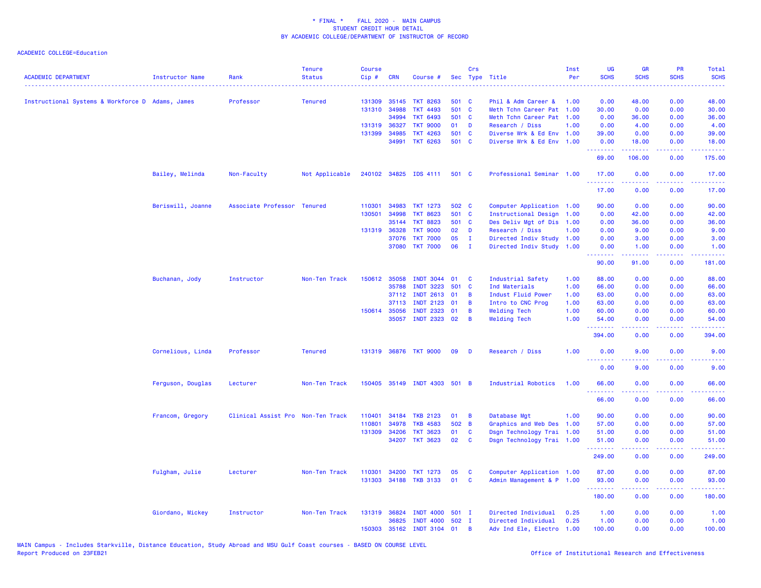\* FINAL \*    FALL 2020 - MAIN CAMPUS
STUDENT CREDIT HOUR DETAIL
BY ACADEMIC COLLEGE/DEPARTMENT OF INSTRUCTOR OF RECORD

ACADEMIC COLLEGE=Education

| ACADEMIC DEPARTMENT | Instructor Name | Rank | Tenure Status | Course Cip # | CRN | Course # | Sec | Crs Type | Title | Inst Per | UG SCHS | GR SCHS | PR SCHS | Total SCHS |
|---|---|---|---|---|---|---|---|---|---|---|---|---|---|---|
| Instructional Systems & Workforce D | Adams, James | Professor | Tenured | 131309 | 35145 | TKT 8263 | 501 | C | Phil & Adm Career & | 1.00 | 0.00 | 48.00 | 0.00 | 48.00 |
| | | | | 131310 | 34988 | TKT 4493 | 501 | C | Meth Tchn Career Pat | 1.00 | 30.00 | 0.00 | 0.00 | 30.00 |
| | | | | | 34994 | TKT 6493 | 501 | C | Meth Tchn Career Pat | 1.00 | 0.00 | 36.00 | 0.00 | 36.00 |
| | | | | 131319 | 36327 | TKT 9000 | 01 | D | Research / Diss | 1.00 | 0.00 | 4.00 | 0.00 | 4.00 |
| | | | | 131399 | 34985 | TKT 4263 | 501 | C | Diverse Wrk & Ed Env | 1.00 | 39.00 | 0.00 | 0.00 | 39.00 |
| | | | | | 34991 | TKT 6263 | 501 | C | Diverse Wrk & Ed Env | 1.00 | 0.00 | 18.00 | 0.00 | 18.00 |
| | | | | | | | | | | | 69.00 | 106.00 | 0.00 | 175.00 |
| | Bailey, Melinda | Non-Faculty | Not Applicable | 240102 | 34825 | IDS 4111 | 501 | C | Professional Seminar | 1.00 | 17.00 | 0.00 | 0.00 | 17.00 |
| | | | | | | | | | | | 17.00 | 0.00 | 0.00 | 17.00 |
| | Beriswill, Joanne | Associate Professor | Tenured | 110301 | 34983 | TKT 1273 | 502 | C | Computer Application | 1.00 | 90.00 | 0.00 | 0.00 | 90.00 |
| | | | | 130501 | 34998 | TKT 8623 | 501 | C | Instructional Design | 1.00 | 0.00 | 42.00 | 0.00 | 42.00 |
| | | | | | 35144 | TKT 8823 | 501 | C | Des Deliv Mgt of Dis | 1.00 | 0.00 | 36.00 | 0.00 | 36.00 |
| | | | | 131319 | 36328 | TKT 9000 | 02 | D | Research / Diss | 1.00 | 0.00 | 9.00 | 0.00 | 9.00 |
| | | | | | 37076 | TKT 7000 | 05 | I | Directed Indiv Study | 1.00 | 0.00 | 3.00 | 0.00 | 3.00 |
| | | | | | 37080 | TKT 7000 | 06 | I | Directed Indiv Study | 1.00 | 0.00 | 1.00 | 0.00 | 1.00 |
| | | | | | | | | | | | 90.00 | 91.00 | 0.00 | 181.00 |
| | Buchanan, Jody | Instructor | Non-Ten Track | 150612 | 35058 | INDT 3044 | 01 | C | Industrial Safety | 1.00 | 88.00 | 0.00 | 0.00 | 88.00 |
| | | | | | 35788 | INDT 3223 | 501 | C | Ind Materials | 1.00 | 66.00 | 0.00 | 0.00 | 66.00 |
| | | | | | 37112 | INDT 2613 | 01 | B | Indust Fluid Power | 1.00 | 63.00 | 0.00 | 0.00 | 63.00 |
| | | | | | 37113 | INDT 2123 | 01 | B | Intro to CNC Prog | 1.00 | 63.00 | 0.00 | 0.00 | 63.00 |
| | | | | 150614 | 35056 | INDT 2323 | 01 | B | Welding Tech | 1.00 | 60.00 | 0.00 | 0.00 | 60.00 |
| | | | | | 35057 | INDT 2323 | 02 | B | Welding Tech | 1.00 | 54.00 | 0.00 | 0.00 | 54.00 |
| | | | | | | | | | | | 394.00 | 0.00 | 0.00 | 394.00 |
| | Cornelious, Linda | Professor | Tenured | 131319 | 36876 | TKT 9000 | 09 | D | Research / Diss | 1.00 | 0.00 | 9.00 | 0.00 | 9.00 |
| | | | | | | | | | | | 0.00 | 9.00 | 0.00 | 9.00 |
| | Ferguson, Douglas | Lecturer | Non-Ten Track | 150405 | 35149 | INDT 4303 | 501 | B | Industrial Robotics | 1.00 | 66.00 | 0.00 | 0.00 | 66.00 |
| | | | | | | | | | | | 66.00 | 0.00 | 0.00 | 66.00 |
| | Francom, Gregory | Clinical Assist Pro | Non-Ten Track | 110401 | 34184 | TKB 2123 | 01 | B | Database Mgt | 1.00 | 90.00 | 0.00 | 0.00 | 90.00 |
| | | | | 110801 | 34978 | TKB 4583 | 502 | B | Graphics and Web Des | 1.00 | 57.00 | 0.00 | 0.00 | 57.00 |
| | | | | 131309 | 34206 | TKT 3623 | 01 | C | Dsgn Technology Trai | 1.00 | 51.00 | 0.00 | 0.00 | 51.00 |
| | | | | | 34207 | TKT 3623 | 02 | C | Dsgn Technology Trai | 1.00 | 51.00 | 0.00 | 0.00 | 51.00 |
| | | | | | | | | | | | 249.00 | 0.00 | 0.00 | 249.00 |
| | Fulgham, Julie | Lecturer | Non-Ten Track | 110301 | 34200 | TKT 1273 | 05 | C | Computer Application | 1.00 | 87.00 | 0.00 | 0.00 | 87.00 |
| | | | | 131303 | 34188 | TKB 3133 | 01 | C | Admin Management & P | 1.00 | 93.00 | 0.00 | 0.00 | 93.00 |
| | | | | | | | | | | | 180.00 | 0.00 | 0.00 | 180.00 |
| | Giordano, Mickey | Instructor | Non-Ten Track | 131319 | 36824 | INDT 4000 | 501 | I | Directed Individual | 0.25 | 1.00 | 0.00 | 0.00 | 1.00 |
| | | | | | 36825 | INDT 4000 | 502 | I | Directed Individual | 0.25 | 1.00 | 0.00 | 0.00 | 1.00 |
| | | | | 150303 | 35162 | INDT 3104 | 01 | B | Adv Ind Ele, Electro | 1.00 | 100.00 | 0.00 | 0.00 | 100.00 |

MAIN Campus - Includes Starkville, Distance Education, Study Abroad and MSU Gulf Coast courses - BASED ON COURSE LEVEL
Report Produced on 23FEB21

Office of Institutional Research and Effectiveness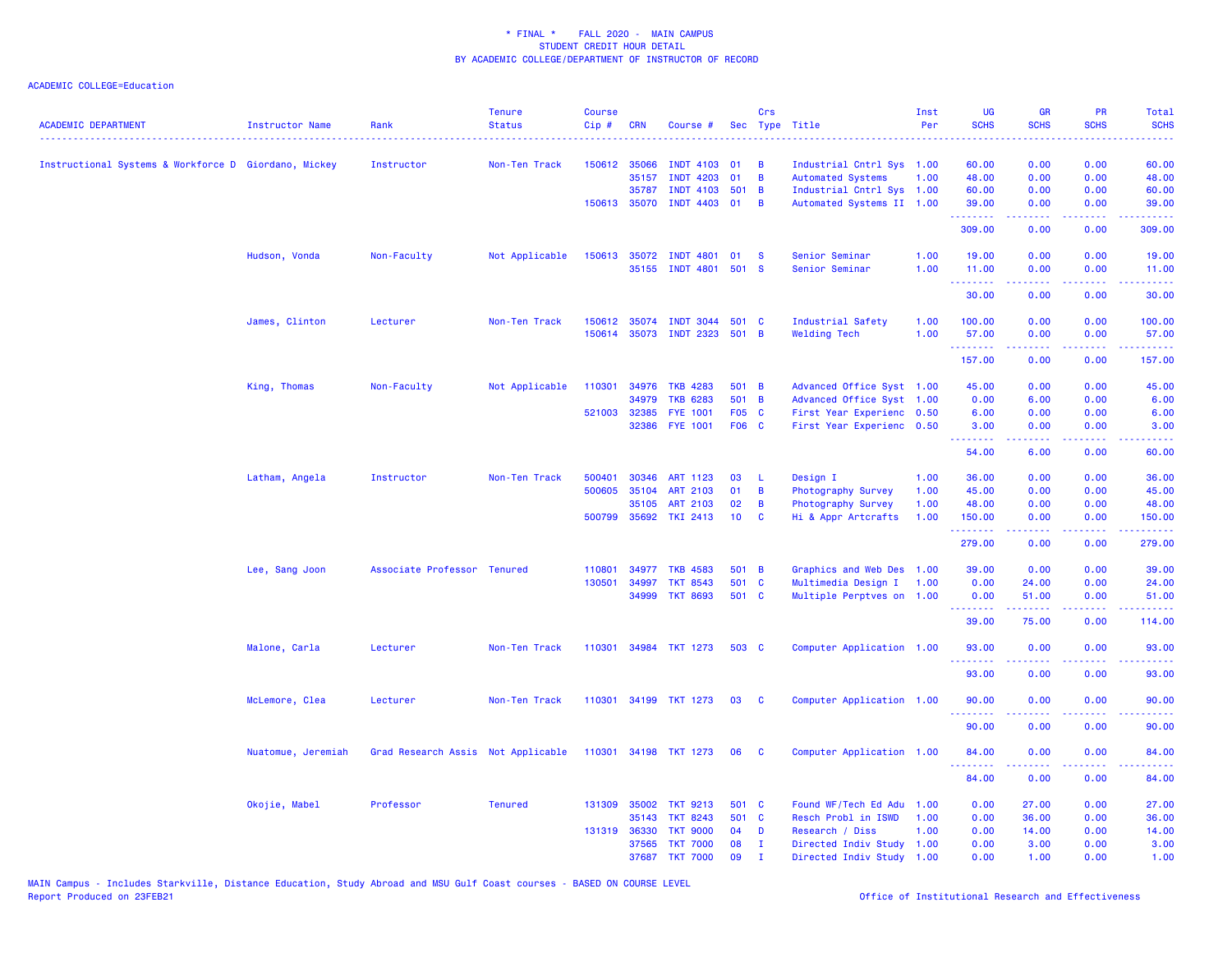\* FINAL \* FALL 2020 - MAIN CAMPUS
STUDENT CREDIT HOUR DETAIL
BY ACADEMIC COLLEGE/DEPARTMENT OF INSTRUCTOR OF RECORD

ACADEMIC COLLEGE=Education

| ACADEMIC DEPARTMENT | Instructor Name | Rank | Tenure Status | Course Cip # | CRN | Course # | Sec | Crs Type | Title | Inst Per | UG SCHS | GR SCHS | PR SCHS | Total SCHS |
|---|---|---|---|---|---|---|---|---|---|---|---|---|---|---|
| Instructional Systems & Workforce D | Giordano, Mickey | Instructor | Non-Ten Track | 150612 | 35066 | INDT 4103 | 01 | B | Industrial Cntrl Sys | 1.00 | 60.00 | 0.00 | 0.00 | 60.00 |
| | | | | | 35157 | INDT 4203 | 01 | B | Automated Systems | 1.00 | 48.00 | 0.00 | 0.00 | 48.00 |
| | | | | | 35787 | INDT 4103 | 501 | B | Industrial Cntrl Sys | 1.00 | 60.00 | 0.00 | 0.00 | 60.00 |
| | | | | 150613 | 35070 | INDT 4403 | 01 | B | Automated Systems II | 1.00 | 39.00 | 0.00 | 0.00 | 39.00 |
| | | | | | | | | | | | 309.00 | 0.00 | 0.00 | 309.00 |
| | Hudson, Vonda | Non-Faculty | Not Applicable | 150613 | 35072 | INDT 4801 | 01 | S | Senior Seminar | 1.00 | 19.00 | 0.00 | 0.00 | 19.00 |
| | | | | | 35155 | INDT 4801 | 501 | S | Senior Seminar | 1.00 | 11.00 | 0.00 | 0.00 | 11.00 |
| | | | | | | | | | | | 30.00 | 0.00 | 0.00 | 30.00 |
| | James, Clinton | Lecturer | Non-Ten Track | 150612 | 35074 | INDT 3044 | 501 | C | Industrial Safety | 1.00 | 100.00 | 0.00 | 0.00 | 100.00 |
| | | | | 150614 | 35073 | INDT 2323 | 501 | B | Welding Tech | 1.00 | 57.00 | 0.00 | 0.00 | 57.00 |
| | | | | | | | | | | | 157.00 | 0.00 | 0.00 | 157.00 |
| | King, Thomas | Non-Faculty | Not Applicable | 110301 | 34976 | TKB 4283 | 501 | B | Advanced Office Syst | 1.00 | 45.00 | 0.00 | 0.00 | 45.00 |
| | | | | | 34979 | TKB 6283 | 501 | B | Advanced Office Syst | 1.00 | 0.00 | 6.00 | 0.00 | 6.00 |
| | | | | 521003 | 32385 | FYE 1001 | F05 | C | First Year Experienc | 0.50 | 6.00 | 0.00 | 0.00 | 6.00 |
| | | | | | 32386 | FYE 1001 | F06 | C | First Year Experienc | 0.50 | 3.00 | 0.00 | 0.00 | 3.00 |
| | | | | | | | | | | | 54.00 | 6.00 | 0.00 | 60.00 |
| | Latham, Angela | Instructor | Non-Ten Track | 500401 | 30346 | ART 1123 | 03 | L | Design I | 1.00 | 36.00 | 0.00 | 0.00 | 36.00 |
| | | | | 500605 | 35104 | ART 2103 | 01 | B | Photography Survey | 1.00 | 45.00 | 0.00 | 0.00 | 45.00 |
| | | | | | 35105 | ART 2103 | 02 | B | Photography Survey | 1.00 | 48.00 | 0.00 | 0.00 | 48.00 |
| | | | | 500799 | 35692 | TKI 2413 | 10 | C | Hi & Appr Artcrafts | 1.00 | 150.00 | 0.00 | 0.00 | 150.00 |
| | | | | | | | | | | | 279.00 | 0.00 | 0.00 | 279.00 |
| | Lee, Sang Joon | Associate Professor | Tenured | 110801 | 34977 | TKB 4583 | 501 | B | Graphics and Web Des | 1.00 | 39.00 | 0.00 | 0.00 | 39.00 |
| | | | | 130501 | 34997 | TKT 8543 | 501 | C | Multimedia Design I | 1.00 | 0.00 | 24.00 | 0.00 | 24.00 |
| | | | | | 34999 | TKT 8693 | 501 | C | Multiple Perptves on | 1.00 | 0.00 | 51.00 | 0.00 | 51.00 |
| | | | | | | | | | | | 39.00 | 75.00 | 0.00 | 114.00 |
| | Malone, Carla | Lecturer | Non-Ten Track | 110301 | 34984 | TKT 1273 | 503 | C | Computer Application | 1.00 | 93.00 | 0.00 | 0.00 | 93.00 |
| | | | | | | | | | | | 93.00 | 0.00 | 0.00 | 93.00 |
| | McLemore, Clea | Lecturer | Non-Ten Track | 110301 | 34199 | TKT 1273 | 03 | C | Computer Application | 1.00 | 90.00 | 0.00 | 0.00 | 90.00 |
| | | | | | | | | | | | 90.00 | 0.00 | 0.00 | 90.00 |
| | Nuatomue, Jeremiah | Grad Research Assis | Not Applicable | 110301 | 34198 | TKT 1273 | 06 | C | Computer Application | 1.00 | 84.00 | 0.00 | 0.00 | 84.00 |
| | | | | | | | | | | | 84.00 | 0.00 | 0.00 | 84.00 |
| | Okojie, Mabel | Professor | Tenured | 131309 | 35002 | TKT 9213 | 501 | C | Found WF/Tech Ed Adu | 1.00 | 0.00 | 27.00 | 0.00 | 27.00 |
| | | | | | 35143 | TKT 8243 | 501 | C | Resch Probl in ISWD | 1.00 | 0.00 | 36.00 | 0.00 | 36.00 |
| | | | | 131319 | 36330 | TKT 9000 | 04 | D | Research / Diss | 1.00 | 0.00 | 14.00 | 0.00 | 14.00 |
| | | | | | 37565 | TKT 7000 | 08 | I | Directed Indiv Study | 1.00 | 0.00 | 3.00 | 0.00 | 3.00 |
| | | | | | 37687 | TKT 7000 | 09 | I | Directed Indiv Study | 1.00 | 0.00 | 1.00 | 0.00 | 1.00 |

MAIN Campus - Includes Starkville, Distance Education, Study Abroad and MSU Gulf Coast courses - BASED ON COURSE LEVEL
Report Produced on 23FEB21

Office of Institutional Research and Effectiveness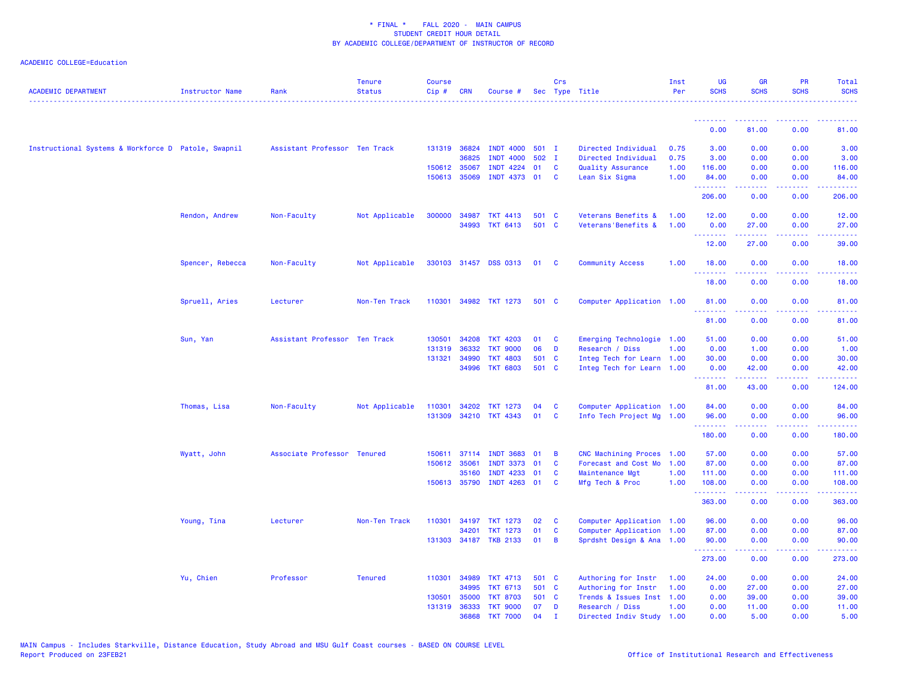\* FINAL \* FALL 2020 - MAIN CAMPUS
STUDENT CREDIT HOUR DETAIL
BY ACADEMIC COLLEGE/DEPARTMENT OF INSTRUCTOR OF RECORD

ACADEMIC COLLEGE=Education

| ACADEMIC DEPARTMENT | Instructor Name | Rank | Tenure Status | Course Cip # | CRN | Course # | Sec | Crs Type | Title | Inst Per | UG SCHS | GR SCHS | PR SCHS | Total SCHS |
|---|---|---|---|---|---|---|---|---|---|---|---|---|---|---|
| | | | | | | | | | | | 0.00 | 81.00 | 0.00 | 81.00 |
| Instructional Systems & Workforce D | Patole, Swapnil | Assistant Professor | Ten Track | 131319 | 36824 | INDT 4000 | 501 | I | Directed Individual | 0.75 | 3.00 | 0.00 | 0.00 | 3.00 |
| | | | | | 36825 | INDT 4000 | 502 | I | Directed Individual | 0.75 | 3.00 | 0.00 | 0.00 | 3.00 |
| | | | | 150612 | 35067 | INDT 4224 | 01 | C | Quality Assurance | 1.00 | 116.00 | 0.00 | 0.00 | 116.00 |
| | | | | 150613 | 35069 | INDT 4373 | 01 | C | Lean Six Sigma | 1.00 | 84.00 | 0.00 | 0.00 | 84.00 |
| | | | | | | | | | | | 206.00 | 0.00 | 0.00 | 206.00 |
| | Rendon, Andrew | Non-Faculty | Not Applicable | 300000 | 34987 | TKT 4413 | 501 | C | Veterans Benefits & | 1.00 | 12.00 | 0.00 | 0.00 | 12.00 |
| | | | | | 34993 | TKT 6413 | 501 | C | Veterans'Benefits & | 1.00 | 0.00 | 27.00 | 0.00 | 27.00 |
| | | | | | | | | | | | 12.00 | 27.00 | 0.00 | 39.00 |
| | Spencer, Rebecca | Non-Faculty | Not Applicable | 330103 | 31457 | DSS 0313 | 01 | C | Community Access | 1.00 | 18.00 | 0.00 | 0.00 | 18.00 |
| | | | | | | | | | | | 18.00 | 0.00 | 0.00 | 18.00 |
| | Spruell, Aries | Lecturer | Non-Ten Track | 110301 | 34982 | TKT 1273 | 501 | C | Computer Application | 1.00 | 81.00 | 0.00 | 0.00 | 81.00 |
| | | | | | | | | | | | 81.00 | 0.00 | 0.00 | 81.00 |
| | Sun, Yan | Assistant Professor | Ten Track | 130501 | 34208 | TKT 4203 | 01 | C | Emerging Technologie | 1.00 | 51.00 | 0.00 | 0.00 | 51.00 |
| | | | | 131319 | 36332 | TKT 9000 | 06 | D | Research / Diss | 1.00 | 0.00 | 1.00 | 0.00 | 1.00 |
| | | | | 131321 | 34990 | TKT 4803 | 501 | C | Integ Tech for Learn | 1.00 | 30.00 | 0.00 | 0.00 | 30.00 |
| | | | | | 34996 | TKT 6803 | 501 | C | Integ Tech for Learn | 1.00 | 0.00 | 42.00 | 0.00 | 42.00 |
| | | | | | | | | | | | 81.00 | 43.00 | 0.00 | 124.00 |
| | Thomas, Lisa | Non-Faculty | Not Applicable | 110301 | 34202 | TKT 1273 | 04 | C | Computer Application | 1.00 | 84.00 | 0.00 | 0.00 | 84.00 |
| | | | | 131309 | 34210 | TKT 4343 | 01 | C | Info Tech Project Mg | 1.00 | 96.00 | 0.00 | 0.00 | 96.00 |
| | | | | | | | | | | | 180.00 | 0.00 | 0.00 | 180.00 |
| | Wyatt, John | Associate Professor | Tenured | 150611 | 37114 | INDT 3683 | 01 | B | CNC Machining Proces | 1.00 | 57.00 | 0.00 | 0.00 | 57.00 |
| | | | | 150612 | 35061 | INDT 3373 | 01 | C | Forecast and Cost Mo | 1.00 | 87.00 | 0.00 | 0.00 | 87.00 |
| | | | | | 35160 | INDT 4233 | 01 | C | Maintenance Mgt | 1.00 | 111.00 | 0.00 | 0.00 | 111.00 |
| | | | | 150613 | 35790 | INDT 4263 | 01 | C | Mfg Tech & Proc | 1.00 | 108.00 | 0.00 | 0.00 | 108.00 |
| | | | | | | | | | | | 363.00 | 0.00 | 0.00 | 363.00 |
| | Young, Tina | Lecturer | Non-Ten Track | 110301 | 34197 | TKT 1273 | 02 | C | Computer Application | 1.00 | 96.00 | 0.00 | 0.00 | 96.00 |
| | | | | | 34201 | TKT 1273 | 01 | C | Computer Application | 1.00 | 87.00 | 0.00 | 0.00 | 87.00 |
| | | | | 131303 | 34187 | TKB 2133 | 01 | B | Sprdsht Design & Ana | 1.00 | 90.00 | 0.00 | 0.00 | 90.00 |
| | | | | | | | | | | | 273.00 | 0.00 | 0.00 | 273.00 |
| | Yu, Chien | Professor | Tenured | 110301 | 34989 | TKT 4713 | 501 | C | Authoring for Instr | 1.00 | 24.00 | 0.00 | 0.00 | 24.00 |
| | | | | | 34995 | TKT 6713 | 501 | C | Authoring for Instr | 1.00 | 0.00 | 27.00 | 0.00 | 27.00 |
| | | | | 130501 | 35000 | TKT 8703 | 501 | C | Trends & Issues Inst | 1.00 | 0.00 | 39.00 | 0.00 | 39.00 |
| | | | | 131319 | 36333 | TKT 9000 | 07 | D | Research / Diss | 1.00 | 0.00 | 11.00 | 0.00 | 11.00 |
| | | | | | 36868 | TKT 7000 | 04 | I | Directed Indiv Study | 1.00 | 0.00 | 5.00 | 0.00 | 5.00 |

MAIN Campus - Includes Starkville, Distance Education, Study Abroad and MSU Gulf Coast courses - BASED ON COURSE LEVEL
Report Produced on 23FEB21

Office of Institutional Research and Effectiveness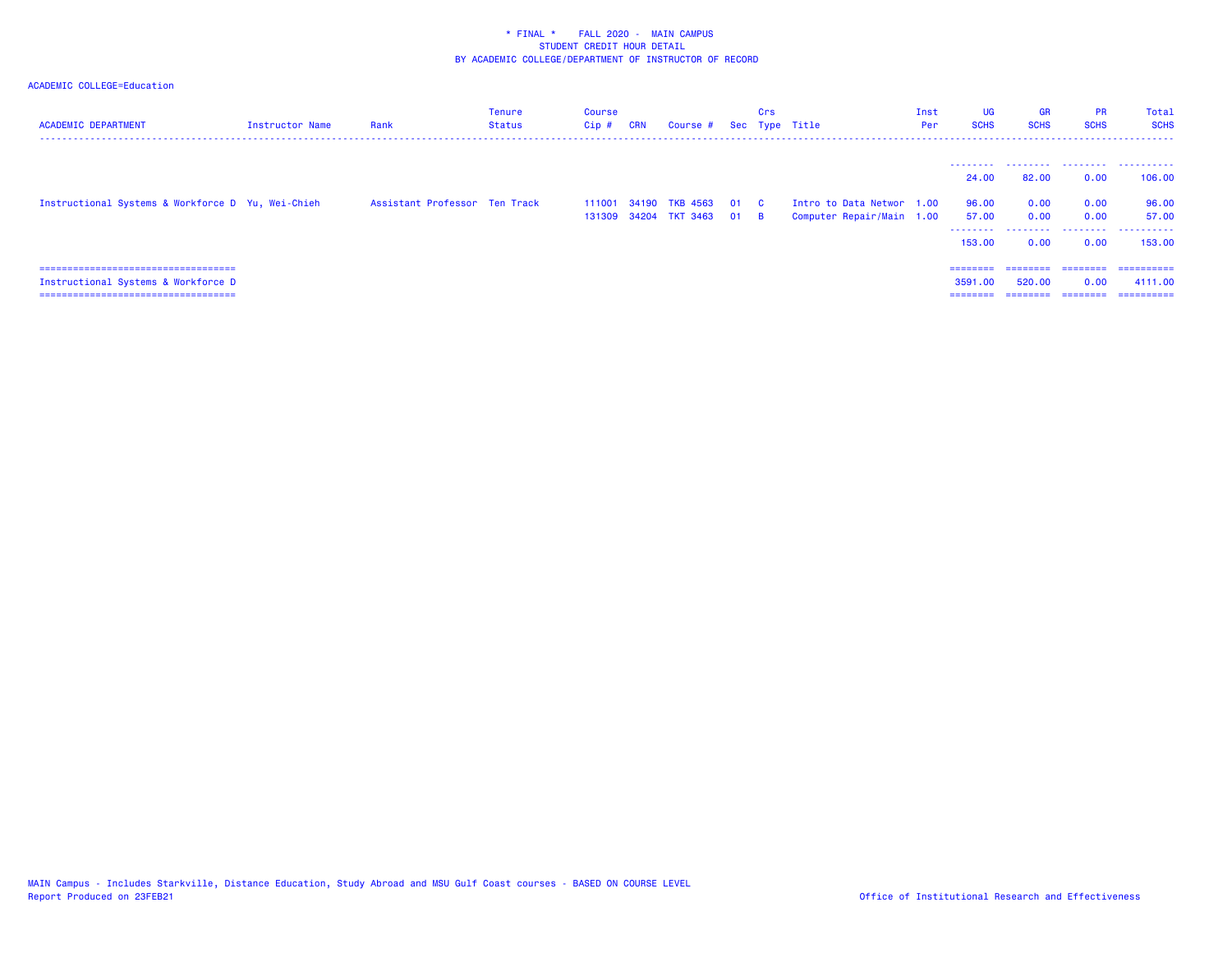* FINAL * FALL 2020 - MAIN CAMPUS
STUDENT CREDIT HOUR DETAIL
BY ACADEMIC COLLEGE/DEPARTMENT OF INSTRUCTOR OF RECORD

ACADEMIC COLLEGE=Education

| ACADEMIC DEPARTMENT | Instructor Name | Rank | Tenure Status | Course Cip # | CRN | Course # | Sec | Crs Type | Title | Inst Per | UG SCHS | GR SCHS | PR SCHS | Total SCHS |
|---|---|---|---|---|---|---|---|---|---|---|---|---|---|---|
| | | | | | | | | | | | 24.00 | 82.00 | 0.00 | 106.00 |
| Instructional Systems & Workforce D | Yu, Wei-Chieh | Assistant Professor | Ten Track | 111001 | 34190 | TKB 4563 | 01 | C | Intro to Data Networ | 1.00 | 96.00 | 0.00 | 0.00 | 96.00 |
| | | | | 131309 | 34204 | TKT 3463 | 01 | B | Computer Repair/Main | 1.00 | 57.00 | 0.00 | 0.00 | 57.00 |
| | | | | | | | | | | | 153.00 | 0.00 | 0.00 | 153.00 |
| Instructional Systems & Workforce D | | | | | | | | | | | 3591.00 | 520.00 | 0.00 | 4111.00 |

MAIN Campus - Includes Starkville, Distance Education, Study Abroad and MSU Gulf Coast courses - BASED ON COURSE LEVEL
Report Produced on 23FEB21

Office of Institutional Research and Effectiveness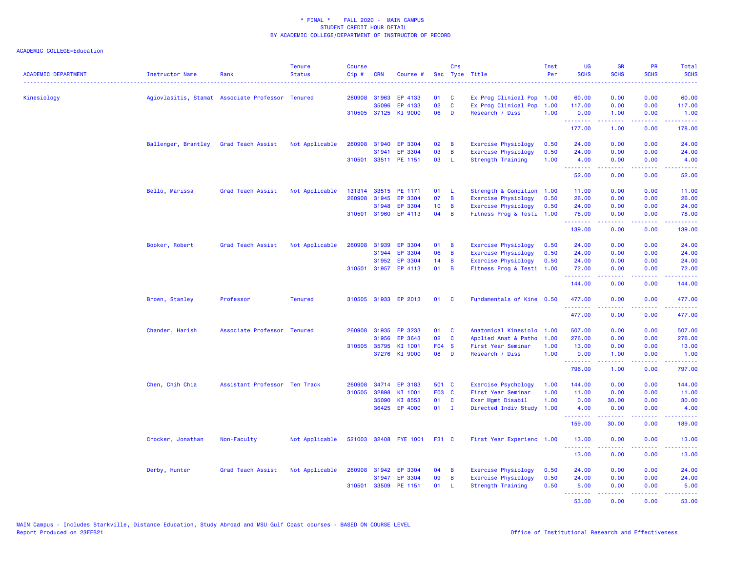\* FINAL \* FALL 2020 - MAIN CAMPUS
STUDENT CREDIT HOUR DETAIL
BY ACADEMIC COLLEGE/DEPARTMENT OF INSTRUCTOR OF RECORD

ACADEMIC COLLEGE=Education

| ACADEMIC DEPARTMENT | Instructor Name | Rank | Tenure Status | Course Cip # | CRN | Course # | Sec | Crs Type | Title | Inst Per | UG SCHS | GR SCHS | PR SCHS | Total SCHS |
|---|---|---|---|---|---|---|---|---|---|---|---|---|---|---|
| Kinesiology | Agiovlasitis, Stamat | Associate Professor | Tenured | 260908 | 31963 | EP 4133 | 01 | C | Ex Prog Clinical Pop | 1.00 | 60.00 | 0.00 | 0.00 | 60.00 |
| | | | | | 35096 | EP 4133 | 02 | C | Ex Prog Clinical Pop | 1.00 | 117.00 | 0.00 | 0.00 | 117.00 |
| | | | | 310505 | 37125 | KI 9000 | 06 | D | Research / Diss | 1.00 | 0.00 | 1.00 | 0.00 | 1.00 |
| | | | | | | | | | | | 177.00 | 1.00 | 0.00 | 178.00 |
| | Ballenger, Brantley | Grad Teach Assist | Not Applicable | 260908 | 31940 | EP 3304 | 02 | B | Exercise Physiology | 0.50 | 24.00 | 0.00 | 0.00 | 24.00 |
| | | | | | 31941 | EP 3304 | 03 | B | Exercise Physiology | 0.50 | 24.00 | 0.00 | 0.00 | 24.00 |
| | | | | 310501 | 33511 | PE 1151 | 03 | L | Strength Training | 1.00 | 4.00 | 0.00 | 0.00 | 4.00 |
| | | | | | | | | | | | 52.00 | 0.00 | 0.00 | 52.00 |
| | Bello, Marissa | Grad Teach Assist | Not Applicable | 131314 | 33515 | PE 1171 | 01 | L | Strength & Condition | 1.00 | 11.00 | 0.00 | 0.00 | 11.00 |
| | | | | 260908 | 31945 | EP 3304 | 07 | B | Exercise Physiology | 0.50 | 26.00 | 0.00 | 0.00 | 26.00 |
| | | | | | 31948 | EP 3304 | 10 | B | Exercise Physiology | 0.50 | 24.00 | 0.00 | 0.00 | 24.00 |
| | | | | 310501 | 31960 | EP 4113 | 04 | B | Fitness Prog & Testi | 1.00 | 78.00 | 0.00 | 0.00 | 78.00 |
| | | | | | | | | | | | 139.00 | 0.00 | 0.00 | 139.00 |
| | Booker, Robert | Grad Teach Assist | Not Applicable | 260908 | 31939 | EP 3304 | 01 | B | Exercise Physiology | 0.50 | 24.00 | 0.00 | 0.00 | 24.00 |
| | | | | | 31944 | EP 3304 | 06 | B | Exercise Physiology | 0.50 | 24.00 | 0.00 | 0.00 | 24.00 |
| | | | | | 31952 | EP 3304 | 14 | B | Exercise Physiology | 0.50 | 24.00 | 0.00 | 0.00 | 24.00 |
| | | | | 310501 | 31957 | EP 4113 | 01 | B | Fitness Prog & Testi | 1.00 | 72.00 | 0.00 | 0.00 | 72.00 |
| | | | | | | | | | | | 144.00 | 0.00 | 0.00 | 144.00 |
| | Brown, Stanley | Professor | Tenured | 310505 | 31933 | EP 2013 | 01 | C | Fundamentals of Kine | 0.50 | 477.00 | 0.00 | 0.00 | 477.00 |
| | | | | | | | | | | | 477.00 | 0.00 | 0.00 | 477.00 |
| | Chander, Harish | Associate Professor | Tenured | 260908 | 31935 | EP 3233 | 01 | C | Anatomical Kinesiolo | 1.00 | 507.00 | 0.00 | 0.00 | 507.00 |
| | | | | | 31956 | EP 3643 | 02 | C | Applied Anat & Patho | 1.00 | 276.00 | 0.00 | 0.00 | 276.00 |
| | | | | 310505 | 35795 | KI 1001 | F04 | S | First Year Seminar | 1.00 | 13.00 | 0.00 | 0.00 | 13.00 |
| | | | | | 37276 | KI 9000 | 08 | D | Research / Diss | 1.00 | 0.00 | 1.00 | 0.00 | 1.00 |
| | | | | | | | | | | | 796.00 | 1.00 | 0.00 | 797.00 |
| | Chen, Chih Chia | Assistant Professor | Ten Track | 260908 | 34714 | EP 3183 | 501 | C | Exercise Psychology | 1.00 | 144.00 | 0.00 | 0.00 | 144.00 |
| | | | | 310505 | 32898 | KI 1001 | F03 | C | First Year Seminar | 1.00 | 11.00 | 0.00 | 0.00 | 11.00 |
| | | | | | 35090 | KI 8553 | 01 | C | Exer Mgmt Disabil | 1.00 | 0.00 | 30.00 | 0.00 | 30.00 |
| | | | | | 36425 | EP 4000 | 01 | I | Directed Indiv Study | 1.00 | 4.00 | 0.00 | 0.00 | 4.00 |
| | | | | | | | | | | | 159.00 | 30.00 | 0.00 | 189.00 |
| | Crocker, Jonathan | Non-Faculty | Not Applicable | 521003 | 32408 | FYE 1001 | F31 | C | First Year Experienc | 1.00 | 13.00 | 0.00 | 0.00 | 13.00 |
| | | | | | | | | | | | 13.00 | 0.00 | 0.00 | 13.00 |
| | Derby, Hunter | Grad Teach Assist | Not Applicable | 260908 | 31942 | EP 3304 | 04 | B | Exercise Physiology | 0.50 | 24.00 | 0.00 | 0.00 | 24.00 |
| | | | | | 31947 | EP 3304 | 09 | B | Exercise Physiology | 0.50 | 24.00 | 0.00 | 0.00 | 24.00 |
| | | | | 310501 | 33509 | PE 1151 | 01 | L | Strength Training | 0.50 | 5.00 | 0.00 | 0.00 | 5.00 |
| | | | | | | | | | | | 53.00 | 0.00 | 0.00 | 53.00 |

MAIN Campus - Includes Starkville, Distance Education, Study Abroad and MSU Gulf Coast courses - BASED ON COURSE LEVEL
Report Produced on 23FEB21

Office of Institutional Research and Effectiveness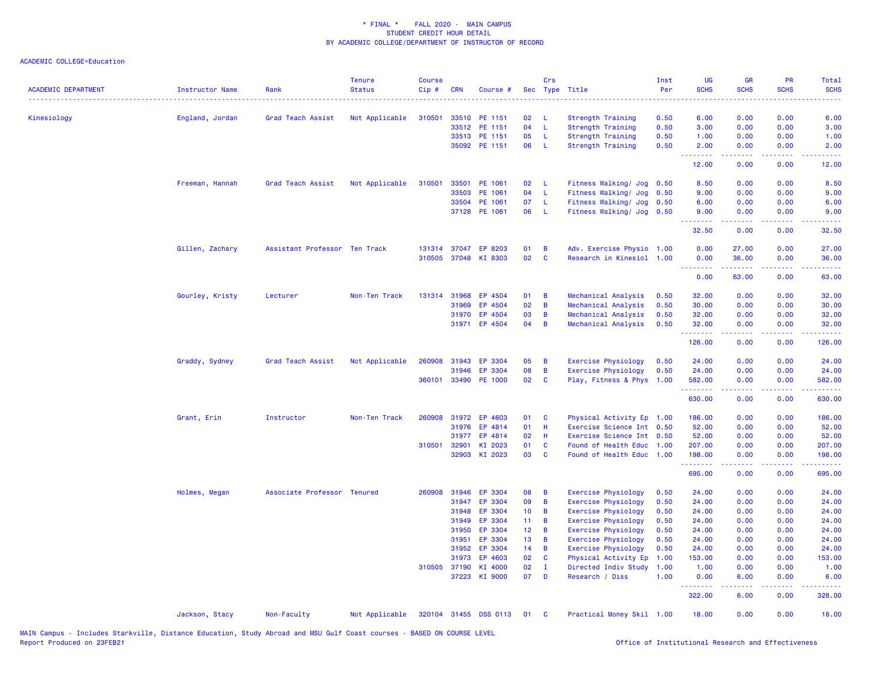\* FINAL \* FALL 2020 - MAIN CAMPUS
STUDENT CREDIT HOUR DETAIL
BY ACADEMIC COLLEGE/DEPARTMENT OF INSTRUCTOR OF RECORD

ACADEMIC COLLEGE=Education

| ACADEMIC DEPARTMENT | Instructor Name | Rank | Tenure Status | Course Cip # | CRN | Course # | Sec | Crs Type | Title | Inst Per | UG SCHS | GR SCHS | PR SCHS | Total SCHS |
|---|---|---|---|---|---|---|---|---|---|---|---|---|---|---|
| Kinesiology | England, Jordan | Grad Teach Assist | Not Applicable | 310501 | 33510 | PE 1151 | 02 | L | Strength Training | 0.50 | 6.00 | 0.00 | 0.00 | 6.00 |
| | | | | | 33512 | PE 1151 | 04 | L | Strength Training | 0.50 | 3.00 | 0.00 | 0.00 | 3.00 |
| | | | | | 33513 | PE 1151 | 05 | L | Strength Training | 0.50 | 1.00 | 0.00 | 0.00 | 1.00 |
| | | | | | 35092 | PE 1151 | 06 | L | Strength Training | 0.50 | 2.00 | 0.00 | 0.00 | 2.00 |
| | | | | | | | | | | | 12.00 | 0.00 | 0.00 | 12.00 |
| | Freeman, Hannah | Grad Teach Assist | Not Applicable | 310501 | 33501 | PE 1061 | 02 | L | Fitness Walking/ Jog | 0.50 | 8.50 | 0.00 | 0.00 | 8.50 |
| | | | | | 33503 | PE 1061 | 04 | L | Fitness Walking/ Jog | 0.50 | 9.00 | 0.00 | 0.00 | 9.00 |
| | | | | | 33504 | PE 1061 | 07 | L | Fitness Walking/ Jog | 0.50 | 6.00 | 0.00 | 0.00 | 6.00 |
| | | | | | 37128 | PE 1061 | 06 | L | Fitness Walking/ Jog | 0.50 | 9.00 | 0.00 | 0.00 | 9.00 |
| | | | | | | | | | | | 32.50 | 0.00 | 0.00 | 32.50 |
| | Gillen, Zachary | Assistant Professor | Ten Track | 131314 | 37047 | EP 8203 | 01 | B | Adv. Exercise Physio | 1.00 | 0.00 | 27.00 | 0.00 | 27.00 |
| | | | | 310505 | 37048 | KI 8303 | 02 | C | Research in Kinesiol | 1.00 | 0.00 | 36.00 | 0.00 | 36.00 |
| | | | | | | | | | | | 0.00 | 63.00 | 0.00 | 63.00 |
| | Gourley, Kristy | Lecturer | Non-Ten Track | 131314 | 31968 | EP 4504 | 01 | B | Mechanical Analysis | 0.50 | 32.00 | 0.00 | 0.00 | 32.00 |
| | | | | | 31969 | EP 4504 | 02 | B | Mechanical Analysis | 0.50 | 30.00 | 0.00 | 0.00 | 30.00 |
| | | | | | 31970 | EP 4504 | 03 | B | Mechanical Analysis | 0.50 | 32.00 | 0.00 | 0.00 | 32.00 |
| | | | | | 31971 | EP 4504 | 04 | B | Mechanical Analysis | 0.50 | 32.00 | 0.00 | 0.00 | 32.00 |
| | | | | | | | | | | | 126.00 | 0.00 | 0.00 | 126.00 |
| | Graddy, Sydney | Grad Teach Assist | Not Applicable | 260908 | 31943 | EP 3304 | 05 | B | Exercise Physiology | 0.50 | 24.00 | 0.00 | 0.00 | 24.00 |
| | | | | | 31946 | EP 3304 | 08 | B | Exercise Physiology | 0.50 | 24.00 | 0.00 | 0.00 | 24.00 |
| | | | | 360101 | 33490 | PE 1000 | 02 | C | Play, Fitness & Phys | 1.00 | 582.00 | 0.00 | 0.00 | 582.00 |
| | | | | | | | | | | | 630.00 | 0.00 | 0.00 | 630.00 |
| | Grant, Erin | Instructor | Non-Ten Track | 260908 | 31972 | EP 4603 | 01 | C | Physical Activity Ep | 1.00 | 186.00 | 0.00 | 0.00 | 186.00 |
| | | | | | 31976 | EP 4814 | 01 | H | Exercise Science Int | 0.50 | 52.00 | 0.00 | 0.00 | 52.00 |
| | | | | | 31977 | EP 4814 | 02 | H | Exercise Science Int | 0.50 | 52.00 | 0.00 | 0.00 | 52.00 |
| | | | | 310501 | 32901 | KI 2023 | 01 | C | Found of Health Educ | 1.00 | 207.00 | 0.00 | 0.00 | 207.00 |
| | | | | | 32903 | KI 2023 | 03 | C | Found of Health Educ | 1.00 | 198.00 | 0.00 | 0.00 | 198.00 |
| | | | | | | | | | | | 695.00 | 0.00 | 0.00 | 695.00 |
| | Holmes, Megan | Associate Professor | Tenured | 260908 | 31946 | EP 3304 | 08 | B | Exercise Physiology | 0.50 | 24.00 | 0.00 | 0.00 | 24.00 |
| | | | | | 31947 | EP 3304 | 09 | B | Exercise Physiology | 0.50 | 24.00 | 0.00 | 0.00 | 24.00 |
| | | | | | 31948 | EP 3304 | 10 | B | Exercise Physiology | 0.50 | 24.00 | 0.00 | 0.00 | 24.00 |
| | | | | | 31949 | EP 3304 | 11 | B | Exercise Physiology | 0.50 | 24.00 | 0.00 | 0.00 | 24.00 |
| | | | | | 31950 | EP 3304 | 12 | B | Exercise Physiology | 0.50 | 24.00 | 0.00 | 0.00 | 24.00 |
| | | | | | 31951 | EP 3304 | 13 | B | Exercise Physiology | 0.50 | 24.00 | 0.00 | 0.00 | 24.00 |
| | | | | | 31952 | EP 3304 | 14 | B | Exercise Physiology | 0.50 | 24.00 | 0.00 | 0.00 | 24.00 |
| | | | | | 31973 | EP 4603 | 02 | C | Physical Activity Ep | 1.00 | 153.00 | 0.00 | 0.00 | 153.00 |
| | | | | 310505 | 37190 | KI 4000 | 02 | I | Directed Indiv Study | 1.00 | 1.00 | 0.00 | 0.00 | 1.00 |
| | | | | | 37223 | KI 9000 | 07 | D | Research / Diss | 1.00 | 0.00 | 6.00 | 0.00 | 6.00 |
| | | | | | | | | | | | 322.00 | 6.00 | 0.00 | 328.00 |
| | Jackson, Stacy | Non-Faculty | Not Applicable | 320104 | 31455 | DSS 0113 | 01 | C | Practical Money Skil | 1.00 | 18.00 | 0.00 | 0.00 | 18.00 |

MAIN Campus - Includes Starkville, Distance Education, Study Abroad and MSU Gulf Coast courses - BASED ON COURSE LEVEL
Report Produced on 23FEB21

Office of Institutional Research and Effectiveness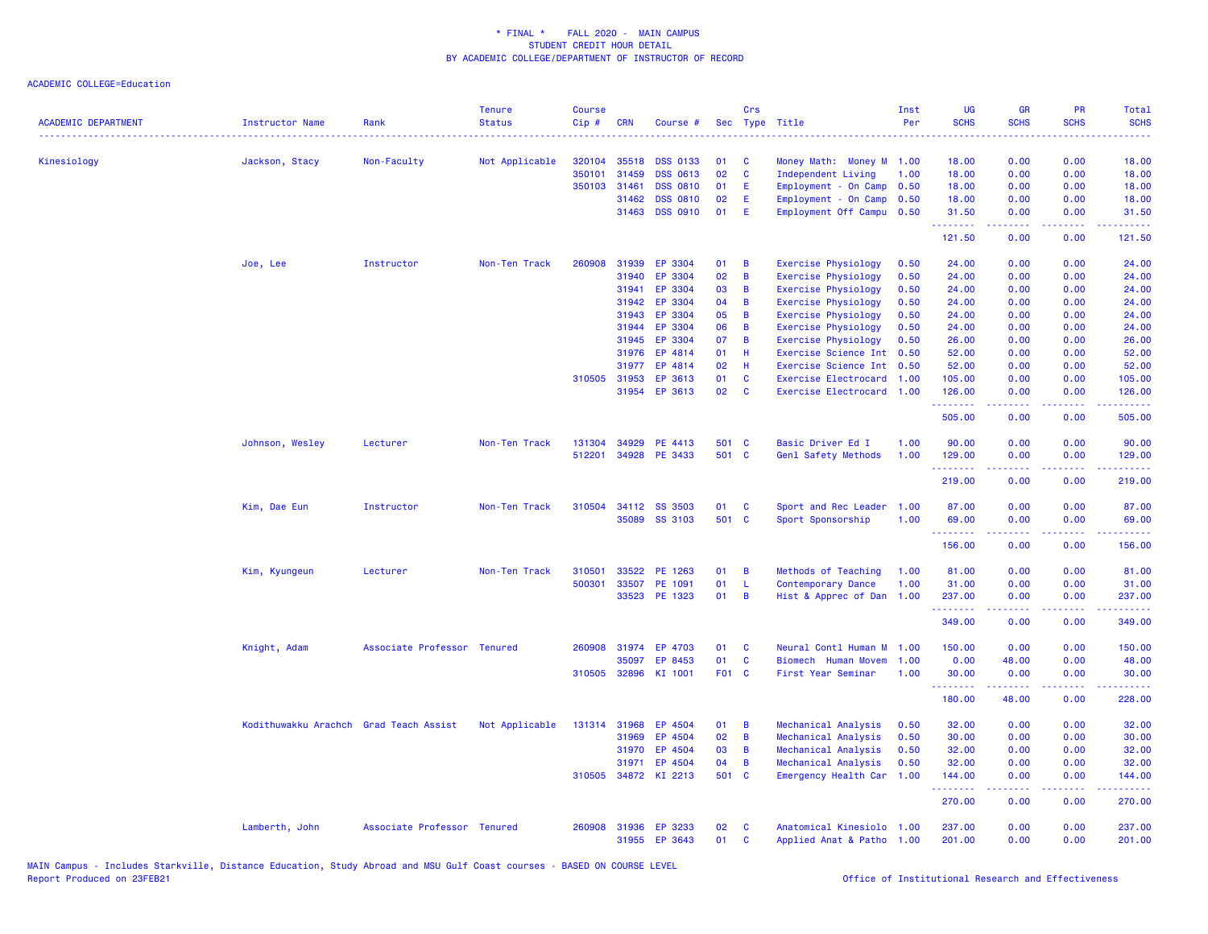\* FINAL \* FALL 2020 - MAIN CAMPUS
STUDENT CREDIT HOUR DETAIL
BY ACADEMIC COLLEGE/DEPARTMENT OF INSTRUCTOR OF RECORD

ACADEMIC COLLEGE=Education

| ACADEMIC DEPARTMENT | Instructor Name | Rank | Tenure Status | Course Cip # | CRN | Course # | Sec | Crs Type | Title | Inst Per | UG SCHS | GR SCHS | PR SCHS | Total SCHS |
|---|---|---|---|---|---|---|---|---|---|---|---|---|---|---|
| Kinesiology | Jackson, Stacy | Non-Faculty | Not Applicable | 320104 | 35518 | DSS 0133 | 01 | C | Money Math: Money M | 1.00 | 18.00 | 0.00 | 0.00 | 18.00 |
| | | | | 350101 | 31459 | DSS 0613 | 02 | C | Independent Living | 1.00 | 18.00 | 0.00 | 0.00 | 18.00 |
| | | | | 350103 | 31461 | DSS 0810 | 01 | E | Employment - On Camp | 0.50 | 18.00 | 0.00 | 0.00 | 18.00 |
| | | | | | 31462 | DSS 0810 | 02 | E | Employment - On Camp | 0.50 | 18.00 | 0.00 | 0.00 | 18.00 |
| | | | | | 31463 | DSS 0910 | 01 | E | Employment Off Campu | 0.50 | 31.50 | 0.00 | 0.00 | 31.50 |
| | | | | | | | | | | | 121.50 | 0.00 | 0.00 | 121.50 |
| | Joe, Lee | Instructor | Non-Ten Track | 260908 | 31939 | EP 3304 | 01 | B | Exercise Physiology | 0.50 | 24.00 | 0.00 | 0.00 | 24.00 |
| | | | | | 31940 | EP 3304 | 02 | B | Exercise Physiology | 0.50 | 24.00 | 0.00 | 0.00 | 24.00 |
| | | | | | 31941 | EP 3304 | 03 | B | Exercise Physiology | 0.50 | 24.00 | 0.00 | 0.00 | 24.00 |
| | | | | | 31942 | EP 3304 | 04 | B | Exercise Physiology | 0.50 | 24.00 | 0.00 | 0.00 | 24.00 |
| | | | | | 31943 | EP 3304 | 05 | B | Exercise Physiology | 0.50 | 24.00 | 0.00 | 0.00 | 24.00 |
| | | | | | 31944 | EP 3304 | 06 | B | Exercise Physiology | 0.50 | 24.00 | 0.00 | 0.00 | 24.00 |
| | | | | | 31945 | EP 3304 | 07 | B | Exercise Physiology | 0.50 | 26.00 | 0.00 | 0.00 | 26.00 |
| | | | | | 31976 | EP 4814 | 01 | H | Exercise Science Int | 0.50 | 52.00 | 0.00 | 0.00 | 52.00 |
| | | | | | 31977 | EP 4814 | 02 | H | Exercise Science Int | 0.50 | 52.00 | 0.00 | 0.00 | 52.00 |
| | | | | 310505 | 31953 | EP 3613 | 01 | C | Exercise Electrocard | 1.00 | 105.00 | 0.00 | 0.00 | 105.00 |
| | | | | | 31954 | EP 3613 | 02 | C | Exercise Electrocard | 1.00 | 126.00 | 0.00 | 0.00 | 126.00 |
| | | | | | | | | | | | 505.00 | 0.00 | 0.00 | 505.00 |
| | Johnson, Wesley | Lecturer | Non-Ten Track | 131304 | 34929 | PE 4413 | 501 | C | Basic Driver Ed I | 1.00 | 90.00 | 0.00 | 0.00 | 90.00 |
| | | | | 512201 | 34928 | PE 3433 | 501 | C | Genl Safety Methods | 1.00 | 129.00 | 0.00 | 0.00 | 129.00 |
| | | | | | | | | | | | 219.00 | 0.00 | 0.00 | 219.00 |
| | Kim, Dae Eun | Instructor | Non-Ten Track | 310504 | 34112 | SS 3503 | 01 | C | Sport and Rec Leader | 1.00 | 87.00 | 0.00 | 0.00 | 87.00 |
| | | | | | 35089 | SS 3103 | 501 | C | Sport Sponsorship | 1.00 | 69.00 | 0.00 | 0.00 | 69.00 |
| | | | | | | | | | | | 156.00 | 0.00 | 0.00 | 156.00 |
| | Kim, Kyungeun | Lecturer | Non-Ten Track | 310501 | 33522 | PE 1263 | 01 | B | Methods of Teaching | 1.00 | 81.00 | 0.00 | 0.00 | 81.00 |
| | | | | 500301 | 33507 | PE 1091 | 01 | L | Contemporary Dance | 1.00 | 31.00 | 0.00 | 0.00 | 31.00 |
| | | | | | 33523 | PE 1323 | 01 | B | Hist & Apprec of Dan | 1.00 | 237.00 | 0.00 | 0.00 | 237.00 |
| | | | | | | | | | | | 349.00 | 0.00 | 0.00 | 349.00 |
| | Knight, Adam | Associate Professor | Tenured | 260908 | 31974 | EP 4703 | 01 | C | Neural Contl Human M | 1.00 | 150.00 | 0.00 | 0.00 | 150.00 |
| | | | | | 35097 | EP 8453 | 01 | C | Biomech Human Movem | 1.00 | 0.00 | 48.00 | 0.00 | 48.00 |
| | | | | 310505 | 32896 | KI 1001 | F01 | C | First Year Seminar | 1.00 | 30.00 | 0.00 | 0.00 | 30.00 |
| | | | | | | | | | | | 180.00 | 48.00 | 0.00 | 228.00 |
| | Kodithuwakku Arachch | Grad Teach Assist | Not Applicable | 131314 | 31968 | EP 4504 | 01 | B | Mechanical Analysis | 0.50 | 32.00 | 0.00 | 0.00 | 32.00 |
| | | | | | 31969 | EP 4504 | 02 | B | Mechanical Analysis | 0.50 | 30.00 | 0.00 | 0.00 | 30.00 |
| | | | | | 31970 | EP 4504 | 03 | B | Mechanical Analysis | 0.50 | 32.00 | 0.00 | 0.00 | 32.00 |
| | | | | | 31971 | EP 4504 | 04 | B | Mechanical Analysis | 0.50 | 32.00 | 0.00 | 0.00 | 32.00 |
| | | | | 310505 | 34872 | KI 2213 | 501 | C | Emergency Health Car | 1.00 | 144.00 | 0.00 | 0.00 | 144.00 |
| | | | | | | | | | | | 270.00 | 0.00 | 0.00 | 270.00 |
| | Lamberth, John | Associate Professor | Tenured | 260908 | 31936 | EP 3233 | 02 | C | Anatomical Kinesiolo | 1.00 | 237.00 | 0.00 | 0.00 | 237.00 |
| | | | | | 31955 | EP 3643 | 01 | C | Applied Anat & Patho | 1.00 | 201.00 | 0.00 | 0.00 | 201.00 |

MAIN Campus - Includes Starkville, Distance Education, Study Abroad and MSU Gulf Coast courses - BASED ON COURSE LEVEL
Report Produced on 23FEB21

Office of Institutional Research and Effectiveness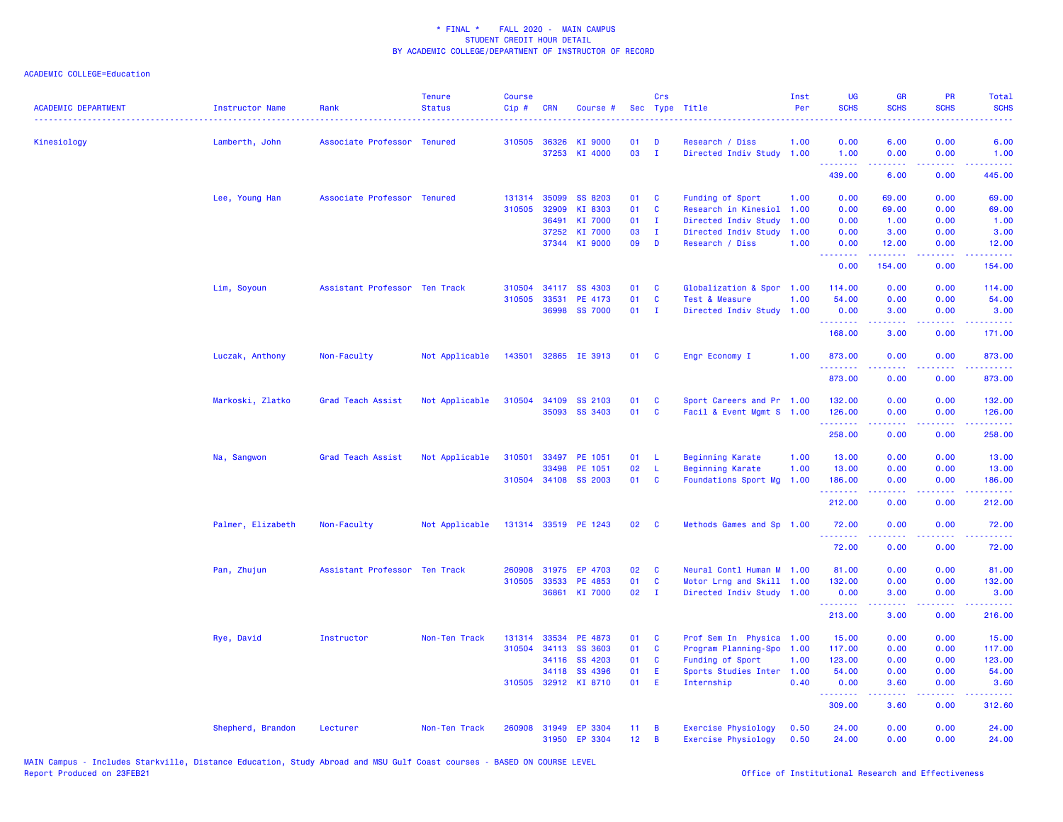\* FINAL \* FALL 2020 - MAIN CAMPUS
STUDENT CREDIT HOUR DETAIL
BY ACADEMIC COLLEGE/DEPARTMENT OF INSTRUCTOR OF RECORD

ACADEMIC COLLEGE=Education

| ACADEMIC DEPARTMENT | Instructor Name | Rank | Tenure Status | Course Cip # | CRN | Course # | Sec | Crs Type | Title | Inst Per | UG SCHS | GR SCHS | PR SCHS | Total SCHS |
|---|---|---|---|---|---|---|---|---|---|---|---|---|---|---|
| Kinesiology | Lamberth, John | Associate Professor | Tenured | 310505 | 36326 | KI 9000 | 01 | D | Research / Diss | 1.00 | 0.00 | 6.00 | 0.00 | 6.00 |
| | | | | | 37253 | KI 4000 | 03 | I | Directed Indiv Study | 1.00 | 1.00 | 0.00 | 0.00 | 1.00 |
| | | | | | | | | | | | 439.00 | 6.00 | 0.00 | 445.00 |
| | Lee, Young Han | Associate Professor | Tenured | 131314 | 35099 | SS 8203 | 01 | C | Funding of Sport | 1.00 | 0.00 | 69.00 | 0.00 | 69.00 |
| | | | | 310505 | 32909 | KI 8303 | 01 | C | Research in Kinesiol | 1.00 | 0.00 | 69.00 | 0.00 | 69.00 |
| | | | | | 36491 | KI 7000 | 01 | I | Directed Indiv Study | 1.00 | 0.00 | 1.00 | 0.00 | 1.00 |
| | | | | | 37252 | KI 7000 | 03 | I | Directed Indiv Study | 1.00 | 0.00 | 3.00 | 0.00 | 3.00 |
| | | | | | 37344 | KI 9000 | 09 | D | Research / Diss | 1.00 | 0.00 | 12.00 | 0.00 | 12.00 |
| | | | | | | | | | | | 0.00 | 154.00 | 0.00 | 154.00 |
| | Lim, Soyoun | Assistant Professor | Ten Track | 310504 | 34117 | SS 4303 | 01 | C | Globalization & Spor | 1.00 | 114.00 | 0.00 | 0.00 | 114.00 |
| | | | | 310505 | 33531 | PE 4173 | 01 | C | Test & Measure | 1.00 | 54.00 | 0.00 | 0.00 | 54.00 |
| | | | | | 36998 | SS 7000 | 01 | I | Directed Indiv Study | 1.00 | 0.00 | 3.00 | 0.00 | 3.00 |
| | | | | | | | | | | | 168.00 | 3.00 | 0.00 | 171.00 |
| | Luczak, Anthony | Non-Faculty | Not Applicable | 143501 | 32865 | IE 3913 | 01 | C | Engr Economy I | 1.00 | 873.00 | 0.00 | 0.00 | 873.00 |
| | | | | | | | | | | | 873.00 | 0.00 | 0.00 | 873.00 |
| | Markoski, Zlatko | Grad Teach Assist | Not Applicable | 310504 | 34109 | SS 2103 | 01 | C | Sport Careers and Pr | 1.00 | 132.00 | 0.00 | 0.00 | 132.00 |
| | | | | | 35093 | SS 3403 | 01 | C | Facil & Event Mgmt S | 1.00 | 126.00 | 0.00 | 0.00 | 126.00 |
| | | | | | | | | | | | 258.00 | 0.00 | 0.00 | 258.00 |
| | Na, Sangwon | Grad Teach Assist | Not Applicable | 310501 | 33497 | PE 1051 | 01 | L | Beginning Karate | 1.00 | 13.00 | 0.00 | 0.00 | 13.00 |
| | | | | | 33498 | PE 1051 | 02 | L | Beginning Karate | 1.00 | 13.00 | 0.00 | 0.00 | 13.00 |
| | | | | 310504 | 34108 | SS 2003 | 01 | C | Foundations Sport Mg | 1.00 | 186.00 | 0.00 | 0.00 | 186.00 |
| | | | | | | | | | | | 212.00 | 0.00 | 0.00 | 212.00 |
| | Palmer, Elizabeth | Non-Faculty | Not Applicable | 131314 | 33519 | PE 1243 | 02 | C | Methods Games and Sp | 1.00 | 72.00 | 0.00 | 0.00 | 72.00 |
| | | | | | | | | | | | 72.00 | 0.00 | 0.00 | 72.00 |
| | Pan, Zhujun | Assistant Professor | Ten Track | 260908 | 31975 | EP 4703 | 02 | C | Neural Contl Human M | 1.00 | 81.00 | 0.00 | 0.00 | 81.00 |
| | | | | 310505 | 33533 | PE 4853 | 01 | C | Motor Lrng and Skill | 1.00 | 132.00 | 0.00 | 0.00 | 132.00 |
| | | | | | 36861 | KI 7000 | 02 | I | Directed Indiv Study | 1.00 | 0.00 | 3.00 | 0.00 | 3.00 |
| | | | | | | | | | | | 213.00 | 3.00 | 0.00 | 216.00 |
| | Rye, David | Instructor | Non-Ten Track | 131314 | 33534 | PE 4873 | 01 | C | Prof Sem In Physica | 1.00 | 15.00 | 0.00 | 0.00 | 15.00 |
| | | | | 310504 | 34113 | SS 3603 | 01 | C | Program Planning-Spo | 1.00 | 117.00 | 0.00 | 0.00 | 117.00 |
| | | | | | 34116 | SS 4203 | 01 | C | Funding of Sport | 1.00 | 123.00 | 0.00 | 0.00 | 123.00 |
| | | | | | 34118 | SS 4396 | 01 | E | Sports Studies Inter | 1.00 | 54.00 | 0.00 | 0.00 | 54.00 |
| | | | | 310505 | 32912 | KI 8710 | 01 | E | Internship | 0.40 | 0.00 | 3.60 | 0.00 | 3.60 |
| | | | | | | | | | | | 309.00 | 3.60 | 0.00 | 312.60 |
| | Shepherd, Brandon | Lecturer | Non-Ten Track | 260908 | 31949 | EP 3304 | 11 | B | Exercise Physiology | 0.50 | 24.00 | 0.00 | 0.00 | 24.00 |
| | | | | | 31950 | EP 3304 | 12 | B | Exercise Physiology | 0.50 | 24.00 | 0.00 | 0.00 | 24.00 |

MAIN Campus - Includes Starkville, Distance Education, Study Abroad and MSU Gulf Coast courses - BASED ON COURSE LEVEL
Report Produced on 23FEB21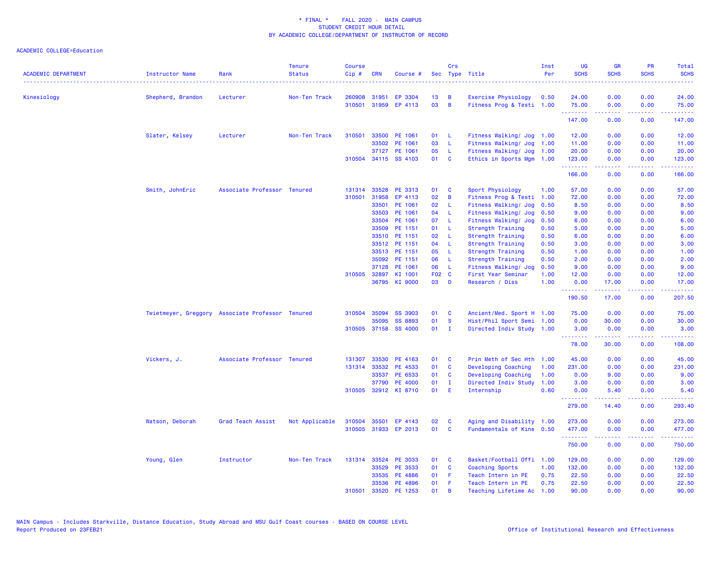\* FINAL \*    FALL 2020 - MAIN CAMPUS
STUDENT CREDIT HOUR DETAIL
BY ACADEMIC COLLEGE/DEPARTMENT OF INSTRUCTOR OF RECORD

ACADEMIC COLLEGE=Education

| ACADEMIC DEPARTMENT | Instructor Name | Rank | Tenure Status | Course Cip # | CRN | Course # | Sec | Crs Type | Title | Inst Per | UG SCHS | GR SCHS | PR SCHS | Total SCHS |
|---|---|---|---|---|---|---|---|---|---|---|---|---|---|---|
| Kinesiology | Shepherd, Brandon | Lecturer | Non-Ten Track | 260908 | 31951 | EP 3304 | 13 | B | Exercise Physiology | 0.50 | 24.00 | 0.00 | 0.00 | 24.00 |
| | | | | 310501 | 31959 | EP 4113 | 03 | B | Fitness Prog & Testi | 1.00 | 75.00 | 0.00 | 0.00 | 75.00 |
| | | | | | | | | | | | 147.00 | 0.00 | 0.00 | 147.00 |
| | Slater, Kelsey | Lecturer | Non-Ten Track | 310501 | 33500 | PE 1061 | 01 | L | Fitness Walking/ Jog | 1.00 | 12.00 | 0.00 | 0.00 | 12.00 |
| | | | | | 33502 | PE 1061 | 03 | L | Fitness Walking/ Jog | 1.00 | 11.00 | 0.00 | 0.00 | 11.00 |
| | | | | | 37127 | PE 1061 | 05 | L | Fitness Walking/ Jog | 1.00 | 20.00 | 0.00 | 0.00 | 20.00 |
| | | | | 310504 | 34115 | SS 4103 | 01 | C | Ethics in Sports Mgm | 1.00 | 123.00 | 0.00 | 0.00 | 123.00 |
| | | | | | | | | | | | 166.00 | 0.00 | 0.00 | 166.00 |
| | Smith, JohnEric | Associate Professor | Tenured | 131314 | 33528 | PE 3313 | 01 | C | Sport Physiology | 1.00 | 57.00 | 0.00 | 0.00 | 57.00 |
| | | | | 310501 | 31958 | EP 4113 | 02 | B | Fitness Prog & Testi | 1.00 | 72.00 | 0.00 | 0.00 | 72.00 |
| | | | | | 33501 | PE 1061 | 02 | L | Fitness Walking/ Jog | 0.50 | 8.50 | 0.00 | 0.00 | 8.50 |
| | | | | | 33503 | PE 1061 | 04 | L | Fitness Walking/ Jog | 0.50 | 9.00 | 0.00 | 0.00 | 9.00 |
| | | | | | 33504 | PE 1061 | 07 | L | Fitness Walking/ Jog | 0.50 | 6.00 | 0.00 | 0.00 | 6.00 |
| | | | | | 33509 | PE 1151 | 01 | L | Strength Training | 0.50 | 5.00 | 0.00 | 0.00 | 5.00 |
| | | | | | 33510 | PE 1151 | 02 | L | Strength Training | 0.50 | 6.00 | 0.00 | 0.00 | 6.00 |
| | | | | | 33512 | PE 1151 | 04 | L | Strength Training | 0.50 | 3.00 | 0.00 | 0.00 | 3.00 |
| | | | | | 33513 | PE 1151 | 05 | L | Strength Training | 0.50 | 1.00 | 0.00 | 0.00 | 1.00 |
| | | | | | 35092 | PE 1151 | 06 | L | Strength Training | 0.50 | 2.00 | 0.00 | 0.00 | 2.00 |
| | | | | | 37128 | PE 1061 | 06 | L | Fitness Walking/ Jog | 0.50 | 9.00 | 0.00 | 0.00 | 9.00 |
| | | | | 310505 | 32897 | KI 1001 | F02 | C | First Year Seminar | 1.00 | 12.00 | 0.00 | 0.00 | 12.00 |
| | | | | | 36795 | KI 9000 | 03 | D | Research / Diss | 1.00 | 0.00 | 17.00 | 0.00 | 17.00 |
| | | | | | | | | | | | 190.50 | 17.00 | 0.00 | 207.50 |
| | Twietmeyer, Greggory | Associate Professor | Tenured | 310504 | 35094 | SS 3903 | 01 | C | Ancient/Med. Sport H | 1.00 | 75.00 | 0.00 | 0.00 | 75.00 |
| | | | | | 35095 | SS 8893 | 01 | S | Hist/Phil Sport Semi | 1.00 | 0.00 | 30.00 | 0.00 | 30.00 |
| | | | | 310505 | 37158 | SS 4000 | 01 | I | Directed Indiv Study | 1.00 | 3.00 | 0.00 | 0.00 | 3.00 |
| | | | | | | | | | | | 78.00 | 30.00 | 0.00 | 108.00 |
| | Vickers, J. | Associate Professor | Tenured | 131307 | 33530 | PE 4163 | 01 | C | Prin Meth of Sec Hth | 1.00 | 45.00 | 0.00 | 0.00 | 45.00 |
| | | | | 131314 | 33532 | PE 4533 | 01 | C | Developing Coaching | 1.00 | 231.00 | 0.00 | 0.00 | 231.00 |
| | | | | | 33537 | PE 6533 | 01 | C | Developing Coaching | 1.00 | 0.00 | 9.00 | 0.00 | 9.00 |
| | | | | | 37790 | PE 4000 | 01 | I | Directed Indiv Study | 1.00 | 3.00 | 0.00 | 0.00 | 3.00 |
| | | | | 310505 | 32912 | KI 8710 | 01 | E | Internship | 0.60 | 0.00 | 5.40 | 0.00 | 5.40 |
| | | | | | | | | | | | 279.00 | 14.40 | 0.00 | 293.40 |
| | Watson, Deborah | Grad Teach Assist | Not Applicable | 310504 | 35501 | EP 4143 | 02 | C | Aging and Disability | 1.00 | 273.00 | 0.00 | 0.00 | 273.00 |
| | | | | 310505 | 31933 | EP 2013 | 01 | C | Fundamentals of Kine | 0.50 | 477.00 | 0.00 | 0.00 | 477.00 |
| | | | | | | | | | | | 750.00 | 0.00 | 0.00 | 750.00 |
| | Young, Glen | Instructor | Non-Ten Track | 131314 | 33524 | PE 3033 | 01 | C | Basket/Football Offi | 1.00 | 129.00 | 0.00 | 0.00 | 129.00 |
| | | | | | 33529 | PE 3533 | 01 | C | Coaching Sports | 1.00 | 132.00 | 0.00 | 0.00 | 132.00 |
| | | | | | 33535 | PE 4886 | 01 | F | Teach Intern in PE | 0.75 | 22.50 | 0.00 | 0.00 | 22.50 |
| | | | | | 33536 | PE 4896 | 01 | F | Teach Intern in PE | 0.75 | 22.50 | 0.00 | 0.00 | 22.50 |
| | | | | 310501 | 33520 | PE 1253 | 01 | B | Teaching Lifetime Ac | 1.00 | 90.00 | 0.00 | 0.00 | 90.00 |

MAIN Campus - Includes Starkville, Distance Education, Study Abroad and MSU Gulf Coast courses - BASED ON COURSE LEVEL
Report Produced on 23FEB21

Office of Institutional Research and Effectiveness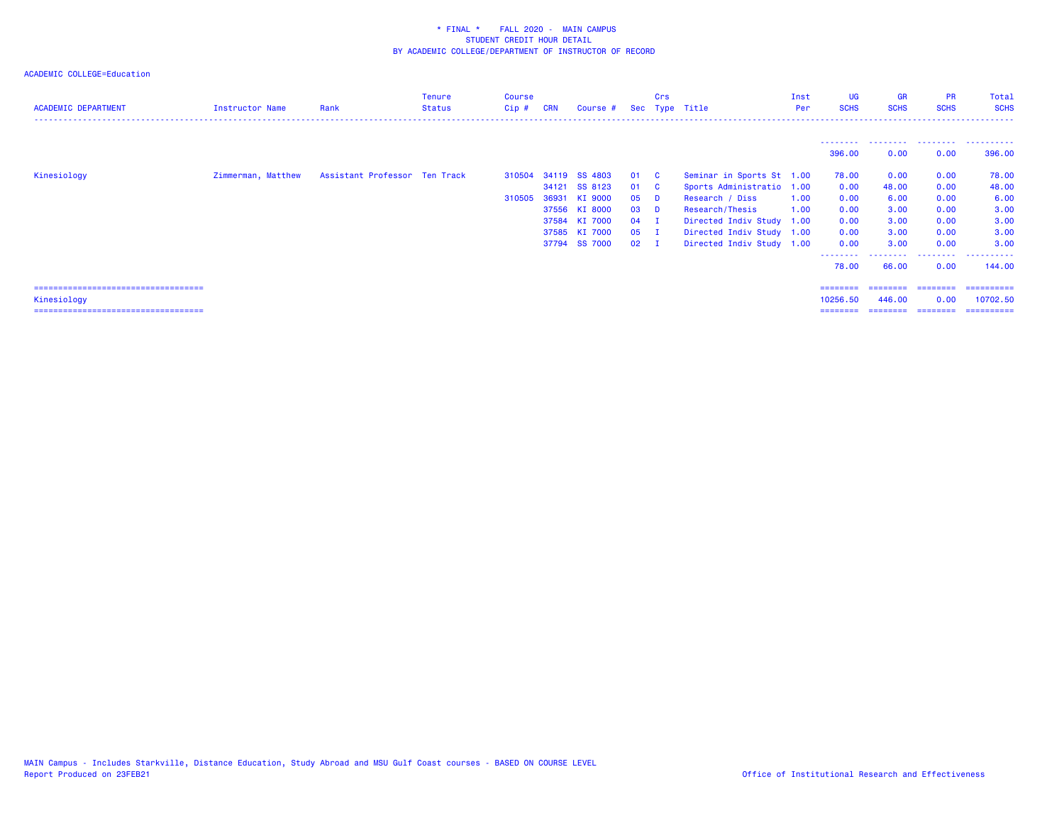\* FINAL \*    FALL 2020 -  MAIN CAMPUS
STUDENT CREDIT HOUR DETAIL
BY ACADEMIC COLLEGE/DEPARTMENT OF INSTRUCTOR OF RECORD

ACADEMIC COLLEGE=Education

| ACADEMIC DEPARTMENT | Instructor Name | Rank | Tenure Status | Course Cip # | CRN | Course # | Sec | Crs Type | Title | Inst Per | UG SCHS | GR SCHS | PR SCHS | Total SCHS |
|---|---|---|---|---|---|---|---|---|---|---|---|---|---|---|
| | | | | | | | | | | | 396.00 | 0.00 | 0.00 | 396.00 |
| Kinesiology | Zimmerman, Matthew | Assistant Professor | Ten Track | 310504 | 34119 | SS 4803 | 01 | C | Seminar in Sports St | 1.00 | 78.00 | 0.00 | 0.00 | 78.00 |
| | | | | | 34121 | SS 8123 | 01 | C | Sports Administratio | 1.00 | 0.00 | 48.00 | 0.00 | 48.00 |
| | | | | 310505 | 36931 | KI 9000 | 05 | D | Research / Diss | 1.00 | 0.00 | 6.00 | 0.00 | 6.00 |
| | | | | | 37556 | KI 8000 | 03 | D | Research/Thesis | 1.00 | 0.00 | 3.00 | 0.00 | 3.00 |
| | | | | | 37584 | KI 7000 | 04 | I | Directed Indiv Study | 1.00 | 0.00 | 3.00 | 0.00 | 3.00 |
| | | | | | 37585 | KI 7000 | 05 | I | Directed Indiv Study | 1.00 | 0.00 | 3.00 | 0.00 | 3.00 |
| | | | | | 37794 | SS 7000 | 02 | I | Directed Indiv Study | 1.00 | 0.00 | 3.00 | 0.00 | 3.00 |
| | | | | | | | | | | | 78.00 | 66.00 | 0.00 | 144.00 |
| Kinesiology | | | | | | | | | | | 10256.50 | 446.00 | 0.00 | 10702.50 |

MAIN Campus - Includes Starkville, Distance Education, Study Abroad and MSU Gulf Coast courses - BASED ON COURSE LEVEL
Report Produced on 23FEB21

Office of Institutional Research and Effectiveness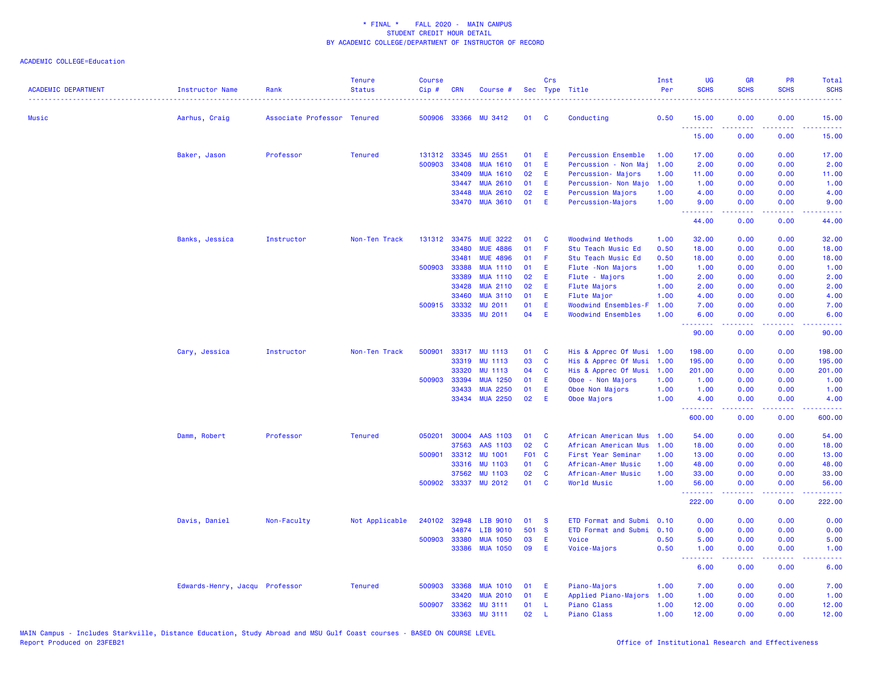\* FINAL \* FALL 2020 - MAIN CAMPUS
STUDENT CREDIT HOUR DETAIL
BY ACADEMIC COLLEGE/DEPARTMENT OF INSTRUCTOR OF RECORD

ACADEMIC COLLEGE=Education

| ACADEMIC DEPARTMENT | Instructor Name | Rank | Tenure Status | Course Cip # | CRN | Course # | Sec | Crs Type | Title | Inst Per | UG SCHS | GR SCHS | PR SCHS | Total SCHS |
|---|---|---|---|---|---|---|---|---|---|---|---|---|---|---|
| Music | Aarhus, Craig | Associate Professor | Tenured | 500906 | 33366 | MU 3412 | 01 | C | Conducting | 0.50 | 15.00 | 0.00 | 0.00 | 15.00 |
| | | | | | | | | | | | 15.00 | 0.00 | 0.00 | 15.00 |
| | Baker, Jason | Professor | Tenured | 131312 | 33345 | MU 2551 | 01 | E | Percussion Ensemble | 1.00 | 17.00 | 0.00 | 0.00 | 17.00 |
| | | | | 500903 | 33408 | MUA 1610 | 01 | E | Percussion - Non Maj | 1.00 | 2.00 | 0.00 | 0.00 | 2.00 |
| | | | | | 33409 | MUA 1610 | 02 | E | Percussion- Majors | 1.00 | 11.00 | 0.00 | 0.00 | 11.00 |
| | | | | | 33447 | MUA 2610 | 01 | E | Percussion- Non Majo | 1.00 | 1.00 | 0.00 | 0.00 | 1.00 |
| | | | | | 33448 | MUA 2610 | 02 | E | Percussion Majors | 1.00 | 4.00 | 0.00 | 0.00 | 4.00 |
| | | | | | 33470 | MUA 3610 | 01 | E | Percussion-Majors | 1.00 | 9.00 | 0.00 | 0.00 | 9.00 |
| | | | | | | | | | | | 44.00 | 0.00 | 0.00 | 44.00 |
| | Banks, Jessica | Instructor | Non-Ten Track | 131312 | 33475 | MUE 3222 | 01 | C | Woodwind Methods | 1.00 | 32.00 | 0.00 | 0.00 | 32.00 |
| | | | | | 33480 | MUE 4886 | 01 | F | Stu Teach Music Ed | 0.50 | 18.00 | 0.00 | 0.00 | 18.00 |
| | | | | | 33481 | MUE 4896 | 01 | F | Stu Teach Music Ed | 0.50 | 18.00 | 0.00 | 0.00 | 18.00 |
| | | | | 500903 | 33388 | MUA 1110 | 01 | E | Flute -Non Majors | 1.00 | 1.00 | 0.00 | 0.00 | 1.00 |
| | | | | | 33389 | MUA 1110 | 02 | E | Flute - Majors | 1.00 | 2.00 | 0.00 | 0.00 | 2.00 |
| | | | | | 33428 | MUA 2110 | 02 | E | Flute Majors | 1.00 | 2.00 | 0.00 | 0.00 | 2.00 |
| | | | | | 33460 | MUA 3110 | 01 | E | Flute Major | 1.00 | 4.00 | 0.00 | 0.00 | 4.00 |
| | | | | 500915 | 33332 | MU 2011 | 01 | E | Woodwind Ensembles-F | 1.00 | 7.00 | 0.00 | 0.00 | 7.00 |
| | | | | | 33335 | MU 2011 | 04 | E | Woodwind Ensembles | 1.00 | 6.00 | 0.00 | 0.00 | 6.00 |
| | | | | | | | | | | | 90.00 | 0.00 | 0.00 | 90.00 |
| | Cary, Jessica | Instructor | Non-Ten Track | 500901 | 33317 | MU 1113 | 01 | C | His & Apprec Of Musi | 1.00 | 198.00 | 0.00 | 0.00 | 198.00 |
| | | | | | 33319 | MU 1113 | 03 | C | His & Apprec Of Musi | 1.00 | 195.00 | 0.00 | 0.00 | 195.00 |
| | | | | | 33320 | MU 1113 | 04 | C | His & Apprec Of Musi | 1.00 | 201.00 | 0.00 | 0.00 | 201.00 |
| | | | | 500903 | 33394 | MUA 1250 | 01 | E | Oboe - Non Majors | 1.00 | 1.00 | 0.00 | 0.00 | 1.00 |
| | | | | | 33433 | MUA 2250 | 01 | E | Oboe Non Majors | 1.00 | 1.00 | 0.00 | 0.00 | 1.00 |
| | | | | | 33434 | MUA 2250 | 02 | E | Oboe Majors | 1.00 | 4.00 | 0.00 | 0.00 | 4.00 |
| | | | | | | | | | | | 600.00 | 0.00 | 0.00 | 600.00 |
| | Damm, Robert | Professor | Tenured | 050201 | 30004 | AAS 1103 | 01 | C | African American Mus | 1.00 | 54.00 | 0.00 | 0.00 | 54.00 |
| | | | | | 37563 | AAS 1103 | 02 | C | African American Mus | 1.00 | 18.00 | 0.00 | 0.00 | 18.00 |
| | | | | 500901 | 33312 | MU 1001 | F01 | C | First Year Seminar | 1.00 | 13.00 | 0.00 | 0.00 | 13.00 |
| | | | | | 33316 | MU 1103 | 01 | C | African-Amer Music | 1.00 | 48.00 | 0.00 | 0.00 | 48.00 |
| | | | | | 37562 | MU 1103 | 02 | C | African-Amer Music | 1.00 | 33.00 | 0.00 | 0.00 | 33.00 |
| | | | | 500902 | 33337 | MU 2012 | 01 | C | World Music | 1.00 | 56.00 | 0.00 | 0.00 | 56.00 |
| | | | | | | | | | | | 222.00 | 0.00 | 0.00 | 222.00 |
| | Davis, Daniel | Non-Faculty | Not Applicable | 240102 | 32948 | LIB 9010 | 01 | S | ETD Format and Submi | 0.10 | 0.00 | 0.00 | 0.00 | 0.00 |
| | | | | | 34874 | LIB 9010 | 501 | S | ETD Format and Submi | 0.10 | 0.00 | 0.00 | 0.00 | 0.00 |
| | | | | 500903 | 33380 | MUA 1050 | 03 | E | Voice | 0.50 | 5.00 | 0.00 | 0.00 | 5.00 |
| | | | | | 33386 | MUA 1050 | 09 | E | Voice-Majors | 0.50 | 1.00 | 0.00 | 0.00 | 1.00 |
| | | | | | | | | | | | 6.00 | 0.00 | 0.00 | 6.00 |
| | Edwards-Henry, Jacqu | Professor | Tenured | 500903 | 33368 | MUA 1010 | 01 | E | Piano-Majors | 1.00 | 7.00 | 0.00 | 0.00 | 7.00 |
| | | | | | 33420 | MUA 2010 | 01 | E | Applied Piano-Majors | 1.00 | 1.00 | 0.00 | 0.00 | 1.00 |
| | | | | 500907 | 33362 | MU 3111 | 01 | L | Piano Class | 1.00 | 12.00 | 0.00 | 0.00 | 12.00 |
| | | | | | 33363 | MU 3111 | 02 | L | Piano Class | 1.00 | 12.00 | 0.00 | 0.00 | 12.00 |

MAIN Campus - Includes Starkville, Distance Education, Study Abroad and MSU Gulf Coast courses - BASED ON COURSE LEVEL
Report Produced on 23FEB21

Office of Institutional Research and Effectiveness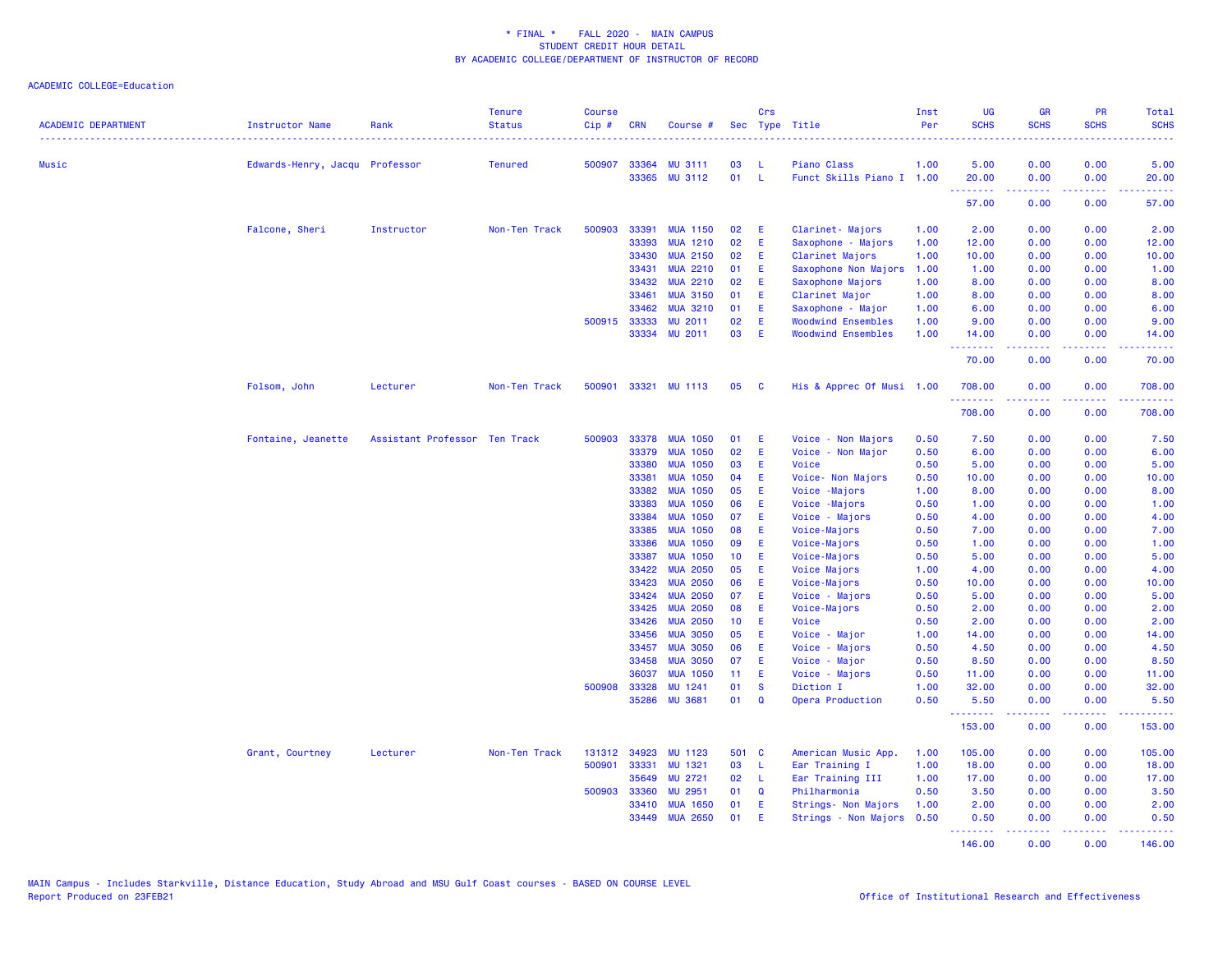\* FINAL \* FALL 2020 - MAIN CAMPUS
STUDENT CREDIT HOUR DETAIL
BY ACADEMIC COLLEGE/DEPARTMENT OF INSTRUCTOR OF RECORD

ACADEMIC COLLEGE=Education

| ACADEMIC DEPARTMENT | Instructor Name | Rank | Tenure Status | Course Cip # | CRN | Course # | Sec | Crs Type | Title | Inst Per | UG SCHS | GR SCHS | PR SCHS | Total SCHS |
|---|---|---|---|---|---|---|---|---|---|---|---|---|---|---|
| Music | Edwards-Henry, Jacqu | Professor | Tenured | 500907 | 33364 | MU 3111 | 03 | L | Piano Class | 1.00 | 5.00 | 0.00 | 0.00 | 5.00 |
| | | | | | 33365 | MU 3112 | 01 | L | Funct Skills Piano I | 1.00 | 20.00 | 0.00 | 0.00 | 20.00 |
| | | | | | | | | | | | 57.00 | 0.00 | 0.00 | 57.00 |
| | Falcone, Sheri | Instructor | Non-Ten Track | 500903 | 33391 | MUA 1150 | 02 | E | Clarinet- Majors | 1.00 | 2.00 | 0.00 | 0.00 | 2.00 |
| | | | | | 33393 | MUA 1210 | 02 | E | Saxophone - Majors | 1.00 | 12.00 | 0.00 | 0.00 | 12.00 |
| | | | | | 33430 | MUA 2150 | 02 | E | Clarinet Majors | 1.00 | 10.00 | 0.00 | 0.00 | 10.00 |
| | | | | | 33431 | MUA 2210 | 01 | E | Saxophone Non Majors | 1.00 | 1.00 | 0.00 | 0.00 | 1.00 |
| | | | | | 33432 | MUA 2210 | 02 | E | Saxophone Majors | 1.00 | 8.00 | 0.00 | 0.00 | 8.00 |
| | | | | | 33461 | MUA 3150 | 01 | E | Clarinet Major | 1.00 | 8.00 | 0.00 | 0.00 | 8.00 |
| | | | | | 33462 | MUA 3210 | 01 | E | Saxophone - Major | 1.00 | 6.00 | 0.00 | 0.00 | 6.00 |
| | | | | 500915 | 33333 | MU 2011 | 02 | E | Woodwind Ensembles | 1.00 | 9.00 | 0.00 | 0.00 | 9.00 |
| | | | | | 33334 | MU 2011 | 03 | E | Woodwind Ensembles | 1.00 | 14.00 | 0.00 | 0.00 | 14.00 |
| | | | | | | | | | | | 70.00 | 0.00 | 0.00 | 70.00 |
| | Folsom, John | Lecturer | Non-Ten Track | 500901 | 33321 | MU 1113 | 05 | C | His & Apprec Of Musi | 1.00 | 708.00 | 0.00 | 0.00 | 708.00 |
| | | | | | | | | | | | 708.00 | 0.00 | 0.00 | 708.00 |
| | Fontaine, Jeanette | Assistant Professor | Ten Track | 500903 | 33378 | MUA 1050 | 01 | E | Voice - Non Majors | 0.50 | 7.50 | 0.00 | 0.00 | 7.50 |
| | | | | | 33379 | MUA 1050 | 02 | E | Voice - Non Major | 0.50 | 6.00 | 0.00 | 0.00 | 6.00 |
| | | | | | 33380 | MUA 1050 | 03 | E | Voice | 0.50 | 5.00 | 0.00 | 0.00 | 5.00 |
| | | | | | 33381 | MUA 1050 | 04 | E | Voice- Non Majors | 0.50 | 10.00 | 0.00 | 0.00 | 10.00 |
| | | | | | 33382 | MUA 1050 | 05 | E | Voice -Majors | 1.00 | 8.00 | 0.00 | 0.00 | 8.00 |
| | | | | | 33383 | MUA 1050 | 06 | E | Voice -Majors | 0.50 | 1.00 | 0.00 | 0.00 | 1.00 |
| | | | | | 33384 | MUA 1050 | 07 | E | Voice - Majors | 0.50 | 4.00 | 0.00 | 0.00 | 4.00 |
| | | | | | 33385 | MUA 1050 | 08 | E | Voice-Majors | 0.50 | 7.00 | 0.00 | 0.00 | 7.00 |
| | | | | | 33386 | MUA 1050 | 09 | E | Voice-Majors | 0.50 | 1.00 | 0.00 | 0.00 | 1.00 |
| | | | | | 33387 | MUA 1050 | 10 | E | Voice-Majors | 0.50 | 5.00 | 0.00 | 0.00 | 5.00 |
| | | | | | 33422 | MUA 2050 | 05 | E | Voice Majors | 1.00 | 4.00 | 0.00 | 0.00 | 4.00 |
| | | | | | 33423 | MUA 2050 | 06 | E | Voice-Majors | 0.50 | 10.00 | 0.00 | 0.00 | 10.00 |
| | | | | | 33424 | MUA 2050 | 07 | E | Voice - Majors | 0.50 | 5.00 | 0.00 | 0.00 | 5.00 |
| | | | | | 33425 | MUA 2050 | 08 | E | Voice-Majors | 0.50 | 2.00 | 0.00 | 0.00 | 2.00 |
| | | | | | 33426 | MUA 2050 | 10 | E | Voice | 0.50 | 2.00 | 0.00 | 0.00 | 2.00 |
| | | | | | 33456 | MUA 3050 | 05 | E | Voice - Major | 1.00 | 14.00 | 0.00 | 0.00 | 14.00 |
| | | | | | 33457 | MUA 3050 | 06 | E | Voice - Majors | 0.50 | 4.50 | 0.00 | 0.00 | 4.50 |
| | | | | | 33458 | MUA 3050 | 07 | E | Voice - Major | 0.50 | 8.50 | 0.00 | 0.00 | 8.50 |
| | | | | | 36037 | MUA 1050 | 11 | E | Voice - Majors | 0.50 | 11.00 | 0.00 | 0.00 | 11.00 |
| | | | | 500908 | 33328 | MU 1241 | 01 | S | Diction I | 1.00 | 32.00 | 0.00 | 0.00 | 32.00 |
| | | | | | 35286 | MU 3681 | 01 | Q | Opera Production | 0.50 | 5.50 | 0.00 | 0.00 | 5.50 |
| | | | | | | | | | | | 153.00 | 0.00 | 0.00 | 153.00 |
| | Grant, Courtney | Lecturer | Non-Ten Track | 131312 | 34923 | MU 1123 | 501 | C | American Music App. | 1.00 | 105.00 | 0.00 | 0.00 | 105.00 |
| | | | | 500901 | 33331 | MU 1321 | 03 | L | Ear Training I | 1.00 | 18.00 | 0.00 | 0.00 | 18.00 |
| | | | | | 35649 | MU 2721 | 02 | L | Ear Training III | 1.00 | 17.00 | 0.00 | 0.00 | 17.00 |
| | | | | 500903 | 33360 | MU 2951 | 01 | Q | Philharmonia | 0.50 | 3.50 | 0.00 | 0.00 | 3.50 |
| | | | | | 33410 | MUA 1650 | 01 | E | Strings- Non Majors | 1.00 | 2.00 | 0.00 | 0.00 | 2.00 |
| | | | | | 33449 | MUA 2650 | 01 | E | Strings - Non Majors | 0.50 | 0.50 | 0.00 | 0.00 | 0.50 |
| | | | | | | | | | | | 146.00 | 0.00 | 0.00 | 146.00 |

MAIN Campus - Includes Starkville, Distance Education, Study Abroad and MSU Gulf Coast courses - BASED ON COURSE LEVEL
Report Produced on 23FEB21

Office of Institutional Research and Effectiveness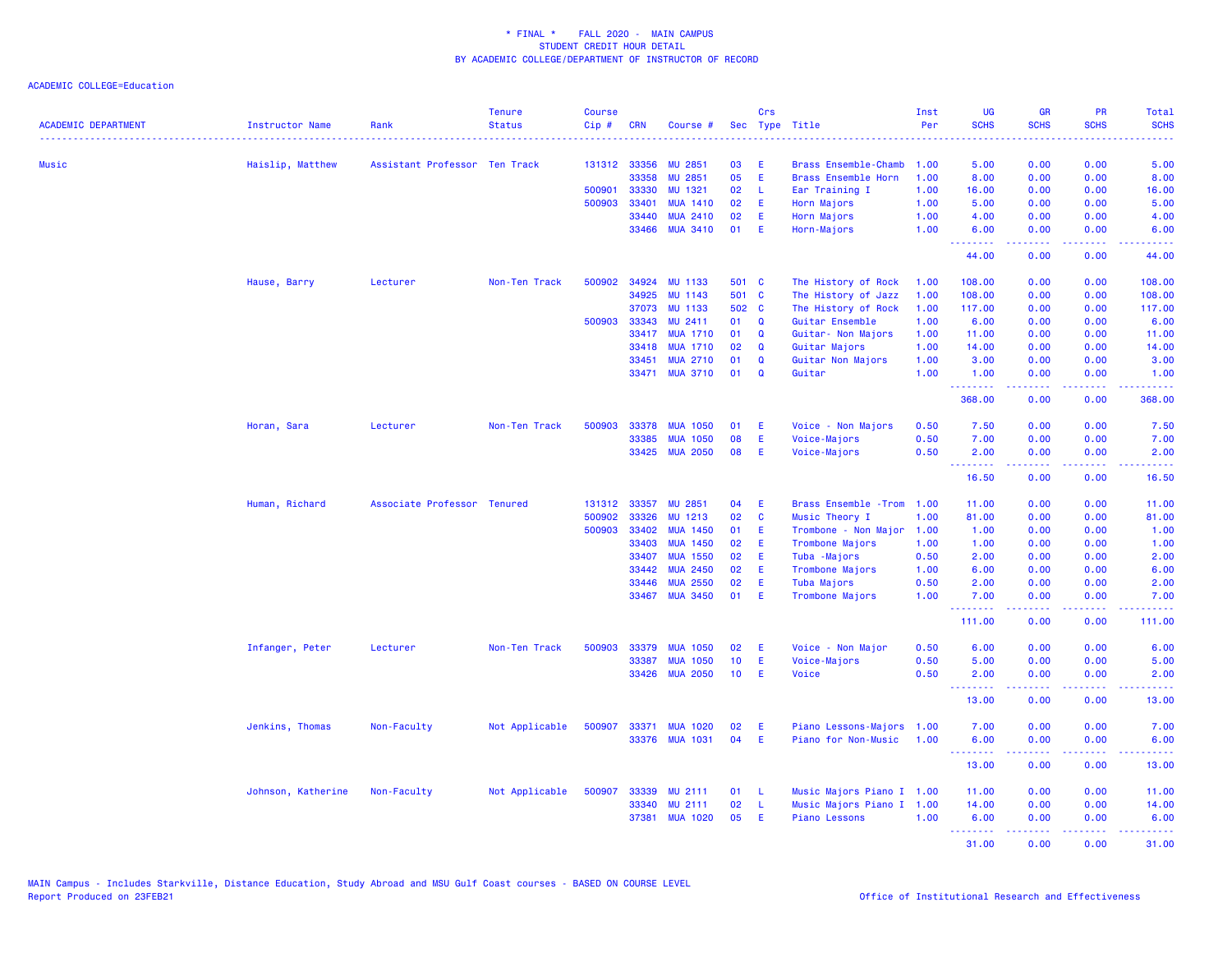\* FINAL \* FALL 2020 - MAIN CAMPUS
STUDENT CREDIT HOUR DETAIL
BY ACADEMIC COLLEGE/DEPARTMENT OF INSTRUCTOR OF RECORD

ACADEMIC COLLEGE=Education

| ACADEMIC DEPARTMENT | Instructor Name | Rank | Tenure Status | Course Cip # | CRN | Course # | Sec | Crs Type | Title | Inst Per | UG SCHS | GR SCHS | PR SCHS | Total SCHS |
|---|---|---|---|---|---|---|---|---|---|---|---|---|---|---|
| Music | Haislip, Matthew | Assistant Professor | Ten Track | 131312 | 33356 | MU 2851 | 03 | E | Brass Ensemble-Chamb | 1.00 | 5.00 | 0.00 | 0.00 | 5.00 |
| | | | | | 33358 | MU 2851 | 05 | E | Brass Ensemble Horn | 1.00 | 8.00 | 0.00 | 0.00 | 8.00 |
| | | | | 500901 | 33330 | MU 1321 | 02 | L | Ear Training I | 1.00 | 16.00 | 0.00 | 0.00 | 16.00 |
| | | | | 500903 | 33401 | MUA 1410 | 02 | E | Horn Majors | 1.00 | 5.00 | 0.00 | 0.00 | 5.00 |
| | | | | | 33440 | MUA 2410 | 02 | E | Horn Majors | 1.00 | 4.00 | 0.00 | 0.00 | 4.00 |
| | | | | | 33466 | MUA 3410 | 01 | E | Horn-Majors | 1.00 | 6.00 | 0.00 | 0.00 | 6.00 |
| | | | | | | | | | | | 44.00 | 0.00 | 0.00 | 44.00 |
| | Hause, Barry | Lecturer | Non-Ten Track | 500902 | 34924 | MU 1133 | 501 | C | The History of Rock | 1.00 | 108.00 | 0.00 | 0.00 | 108.00 |
| | | | | | 34925 | MU 1143 | 501 | C | The History of Jazz | 1.00 | 108.00 | 0.00 | 0.00 | 108.00 |
| | | | | | 37073 | MU 1133 | 502 | C | The History of Rock | 1.00 | 117.00 | 0.00 | 0.00 | 117.00 |
| | | | | 500903 | 33343 | MU 2411 | 01 | Q | Guitar Ensemble | 1.00 | 6.00 | 0.00 | 0.00 | 6.00 |
| | | | | | 33417 | MUA 1710 | 01 | Q | Guitar- Non Majors | 1.00 | 11.00 | 0.00 | 0.00 | 11.00 |
| | | | | | 33418 | MUA 1710 | 02 | Q | Guitar Majors | 1.00 | 14.00 | 0.00 | 0.00 | 14.00 |
| | | | | | 33451 | MUA 2710 | 01 | Q | Guitar Non Majors | 1.00 | 3.00 | 0.00 | 0.00 | 3.00 |
| | | | | | 33471 | MUA 3710 | 01 | Q | Guitar | 1.00 | 1.00 | 0.00 | 0.00 | 1.00 |
| | | | | | | | | | | | 368.00 | 0.00 | 0.00 | 368.00 |
| | Horan, Sara | Lecturer | Non-Ten Track | 500903 | 33378 | MUA 1050 | 01 | E | Voice - Non Majors | 0.50 | 7.50 | 0.00 | 0.00 | 7.50 |
| | | | | | 33385 | MUA 1050 | 08 | E | Voice-Majors | 0.50 | 7.00 | 0.00 | 0.00 | 7.00 |
| | | | | | 33425 | MUA 2050 | 08 | E | Voice-Majors | 0.50 | 2.00 | 0.00 | 0.00 | 2.00 |
| | | | | | | | | | | | 16.50 | 0.00 | 0.00 | 16.50 |
| | Human, Richard | Associate Professor | Tenured | 131312 | 33357 | MU 2851 | 04 | E | Brass Ensemble -Trom | 1.00 | 11.00 | 0.00 | 0.00 | 11.00 |
| | | | | 500902 | 33326 | MU 1213 | 02 | C | Music Theory I | 1.00 | 81.00 | 0.00 | 0.00 | 81.00 |
| | | | | 500903 | 33402 | MUA 1450 | 01 | E | Trombone - Non Major | 1.00 | 1.00 | 0.00 | 0.00 | 1.00 |
| | | | | | 33403 | MUA 1450 | 02 | E | Trombone Majors | 1.00 | 1.00 | 0.00 | 0.00 | 1.00 |
| | | | | | 33407 | MUA 1550 | 02 | E | Tuba -Majors | 0.50 | 2.00 | 0.00 | 0.00 | 2.00 |
| | | | | | 33442 | MUA 2450 | 02 | E | Trombone Majors | 1.00 | 6.00 | 0.00 | 0.00 | 6.00 |
| | | | | | 33446 | MUA 2550 | 02 | E | Tuba Majors | 0.50 | 2.00 | 0.00 | 0.00 | 2.00 |
| | | | | | 33467 | MUA 3450 | 01 | E | Trombone Majors | 1.00 | 7.00 | 0.00 | 0.00 | 7.00 |
| | | | | | | | | | | | 111.00 | 0.00 | 0.00 | 111.00 |
| | Infanger, Peter | Lecturer | Non-Ten Track | 500903 | 33379 | MUA 1050 | 02 | E | Voice - Non Major | 0.50 | 6.00 | 0.00 | 0.00 | 6.00 |
| | | | | | 33387 | MUA 1050 | 10 | E | Voice-Majors | 0.50 | 5.00 | 0.00 | 0.00 | 5.00 |
| | | | | | 33426 | MUA 2050 | 10 | E | Voice | 0.50 | 2.00 | 0.00 | 0.00 | 2.00 |
| | | | | | | | | | | | 13.00 | 0.00 | 0.00 | 13.00 |
| | Jenkins, Thomas | Non-Faculty | Not Applicable | 500907 | 33371 | MUA 1020 | 02 | E | Piano Lessons-Majors | 1.00 | 7.00 | 0.00 | 0.00 | 7.00 |
| | | | | | 33376 | MUA 1031 | 04 | E | Piano for Non-Music | 1.00 | 6.00 | 0.00 | 0.00 | 6.00 |
| | | | | | | | | | | | 13.00 | 0.00 | 0.00 | 13.00 |
| | Johnson, Katherine | Non-Faculty | Not Applicable | 500907 | 33339 | MU 2111 | 01 | L | Music Majors Piano I | 1.00 | 11.00 | 0.00 | 0.00 | 11.00 |
| | | | | | 33340 | MU 2111 | 02 | L | Music Majors Piano I | 1.00 | 14.00 | 0.00 | 0.00 | 14.00 |
| | | | | | 37381 | MUA 1020 | 05 | E | Piano Lessons | 1.00 | 6.00 | 0.00 | 0.00 | 6.00 |
| | | | | | | | | | | | 31.00 | 0.00 | 0.00 | 31.00 |

MAIN Campus - Includes Starkville, Distance Education, Study Abroad and MSU Gulf Coast courses - BASED ON COURSE LEVEL
Report Produced on 23FEB21

Office of Institutional Research and Effectiveness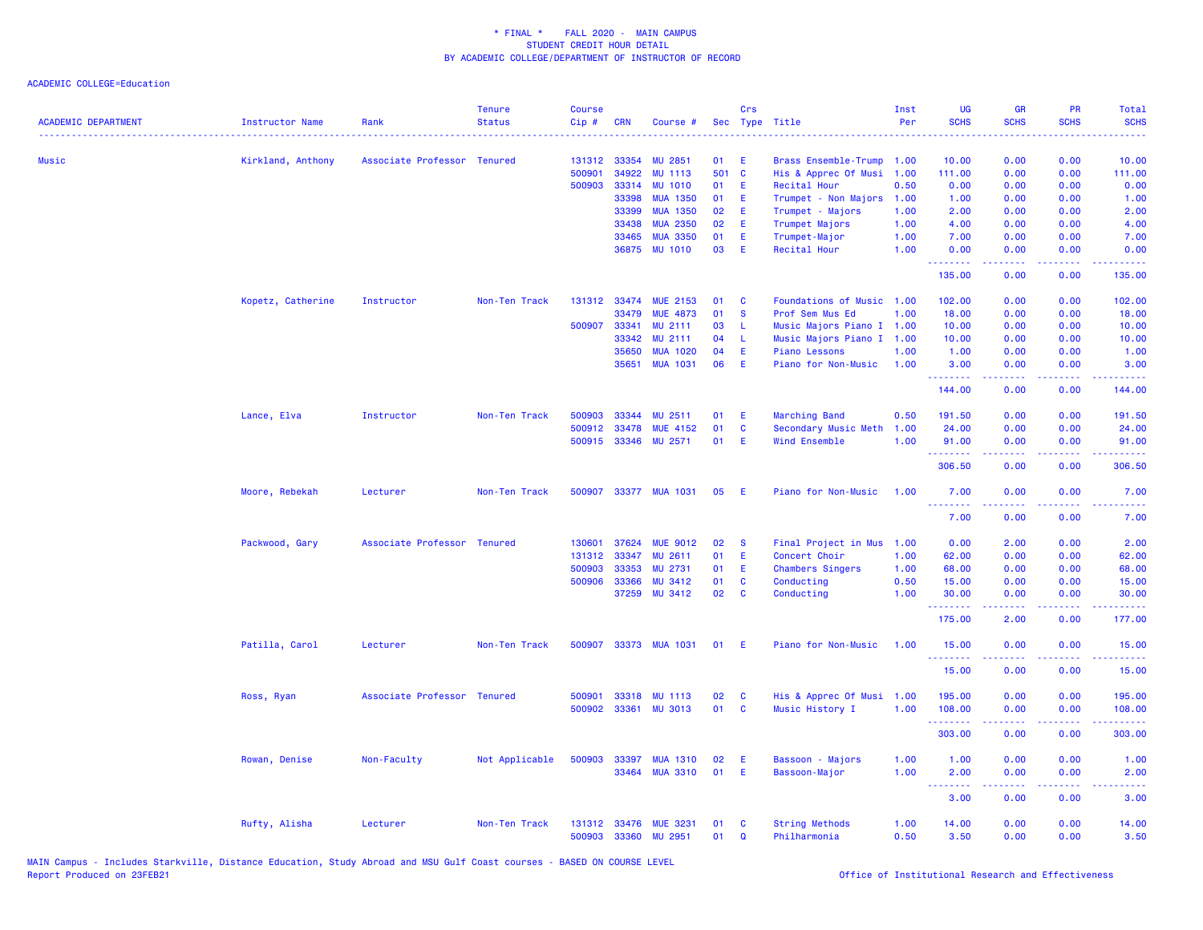\* FINAL \*    FALL 2020 -  MAIN CAMPUS
STUDENT CREDIT HOUR DETAIL
BY ACADEMIC COLLEGE/DEPARTMENT OF INSTRUCTOR OF RECORD

ACADEMIC COLLEGE=Education

| ACADEMIC DEPARTMENT | Instructor Name | Rank | Tenure Status | Course Cip # | CRN | Course # | Sec | Crs Type | Title | Inst Per | UG SCHS | GR SCHS | PR SCHS | Total SCHS |
|---|---|---|---|---|---|---|---|---|---|---|---|---|---|---|
| Music | Kirkland, Anthony | Associate Professor | Tenured | 131312 | 33354 | MU 2851 | 01 | E | Brass Ensemble-Trump | 1.00 | 10.00 | 0.00 | 0.00 | 10.00 |
| | | | | 500901 | 34922 | MU 1113 | 501 | C | His & Apprec Of Musi | 1.00 | 111.00 | 0.00 | 0.00 | 111.00 |
| | | | | 500903 | 33314 | MU 1010 | 01 | E | Recital Hour | 0.50 | 0.00 | 0.00 | 0.00 | 0.00 |
| | | | | | 33398 | MUA 1350 | 01 | E | Trumpet - Non Majors | 1.00 | 1.00 | 0.00 | 0.00 | 1.00 |
| | | | | | 33399 | MUA 1350 | 02 | E | Trumpet - Majors | 1.00 | 2.00 | 0.00 | 0.00 | 2.00 |
| | | | | | 33438 | MUA 2350 | 02 | E | Trumpet Majors | 1.00 | 4.00 | 0.00 | 0.00 | 4.00 |
| | | | | | 33465 | MUA 3350 | 01 | E | Trumpet-Major | 1.00 | 7.00 | 0.00 | 0.00 | 7.00 |
| | | | | | 36875 | MU 1010 | 03 | E | Recital Hour | 1.00 | 0.00 | 0.00 | 0.00 | 0.00 |
| | | | | | | | | | | | 135.00 | 0.00 | 0.00 | 135.00 |
| | Kopetz, Catherine | Instructor | Non-Ten Track | 131312 | 33474 | MUE 2153 | 01 | C | Foundations of Music | 1.00 | 102.00 | 0.00 | 0.00 | 102.00 |
| | | | | | 33479 | MUE 4873 | 01 | S | Prof Sem Mus Ed | 1.00 | 18.00 | 0.00 | 0.00 | 18.00 |
| | | | | 500907 | 33341 | MU 2111 | 03 | L | Music Majors Piano I | 1.00 | 10.00 | 0.00 | 0.00 | 10.00 |
| | | | | | 33342 | MU 2111 | 04 | L | Music Majors Piano I | 1.00 | 10.00 | 0.00 | 0.00 | 10.00 |
| | | | | | 35650 | MUA 1020 | 04 | E | Piano Lessons | 1.00 | 1.00 | 0.00 | 0.00 | 1.00 |
| | | | | | 35651 | MUA 1031 | 06 | E | Piano for Non-Music | 1.00 | 3.00 | 0.00 | 0.00 | 3.00 |
| | | | | | | | | | | | 144.00 | 0.00 | 0.00 | 144.00 |
| | Lance, Elva | Instructor | Non-Ten Track | 500903 | 33344 | MU 2511 | 01 | E | Marching Band | 0.50 | 191.50 | 0.00 | 0.00 | 191.50 |
| | | | | 500912 | 33478 | MUE 4152 | 01 | C | Secondary Music Meth | 1.00 | 24.00 | 0.00 | 0.00 | 24.00 |
| | | | | 500915 | 33346 | MU 2571 | 01 | E | Wind Ensemble | 1.00 | 91.00 | 0.00 | 0.00 | 91.00 |
| | | | | | | | | | | | 306.50 | 0.00 | 0.00 | 306.50 |
| | Moore, Rebekah | Lecturer | Non-Ten Track | 500907 | 33377 | MUA 1031 | 05 | E | Piano for Non-Music | 1.00 | 7.00 | 0.00 | 0.00 | 7.00 |
| | | | | | | | | | | | 7.00 | 0.00 | 0.00 | 7.00 |
| | Packwood, Gary | Associate Professor | Tenured | 130601 | 37624 | MUE 9012 | 02 | S | Final Project in Mus | 1.00 | 0.00 | 2.00 | 0.00 | 2.00 |
| | | | | 131312 | 33347 | MU 2611 | 01 | E | Concert Choir | 1.00 | 62.00 | 0.00 | 0.00 | 62.00 |
| | | | | 500903 | 33353 | MU 2731 | 01 | E | Chambers Singers | 1.00 | 68.00 | 0.00 | 0.00 | 68.00 |
| | | | | 500906 | 33366 | MU 3412 | 01 | C | Conducting | 0.50 | 15.00 | 0.00 | 0.00 | 15.00 |
| | | | | | 37259 | MU 3412 | 02 | C | Conducting | 1.00 | 30.00 | 0.00 | 0.00 | 30.00 |
| | | | | | | | | | | | 175.00 | 2.00 | 0.00 | 177.00 |
| | Patilla, Carol | Lecturer | Non-Ten Track | 500907 | 33373 | MUA 1031 | 01 | E | Piano for Non-Music | 1.00 | 15.00 | 0.00 | 0.00 | 15.00 |
| | | | | | | | | | | | 15.00 | 0.00 | 0.00 | 15.00 |
| | Ross, Ryan | Associate Professor | Tenured | 500901 | 33318 | MU 1113 | 02 | C | His & Apprec Of Musi | 1.00 | 195.00 | 0.00 | 0.00 | 195.00 |
| | | | | 500902 | 33361 | MU 3013 | 01 | C | Music History I | 1.00 | 108.00 | 0.00 | 0.00 | 108.00 |
| | | | | | | | | | | | 303.00 | 0.00 | 0.00 | 303.00 |
| | Rowan, Denise | Non-Faculty | Not Applicable | 500903 | 33397 | MUA 1310 | 02 | E | Bassoon - Majors | 1.00 | 1.00 | 0.00 | 0.00 | 1.00 |
| | | | | | 33464 | MUA 3310 | 01 | E | Bassoon-Major | 1.00 | 2.00 | 0.00 | 0.00 | 2.00 |
| | | | | | | | | | | | 3.00 | 0.00 | 0.00 | 3.00 |
| | Rufty, Alisha | Lecturer | Non-Ten Track | 131312 | 33476 | MUE 3231 | 01 | C | String Methods | 1.00 | 14.00 | 0.00 | 0.00 | 14.00 |
| | | | | 500903 | 33360 | MU 2951 | 01 | Q | Philharmonia | 0.50 | 3.50 | 0.00 | 0.00 | 3.50 |

MAIN Campus - Includes Starkville, Distance Education, Study Abroad and MSU Gulf Coast courses - BASED ON COURSE LEVEL
Report Produced on 23FEB21

Office of Institutional Research and Effectiveness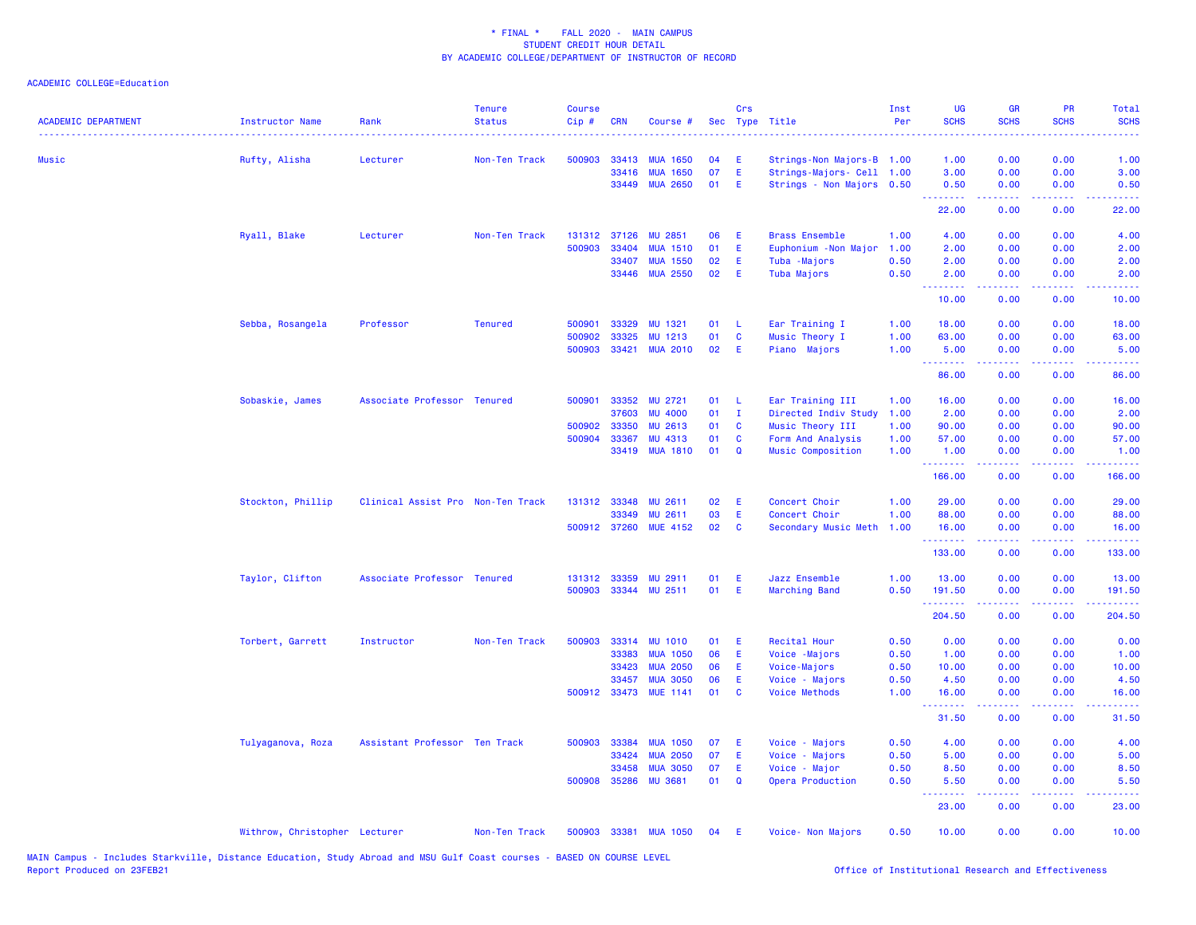\* FINAL \*    FALL 2020 - MAIN CAMPUS
STUDENT CREDIT HOUR DETAIL
BY ACADEMIC COLLEGE/DEPARTMENT OF INSTRUCTOR OF RECORD

ACADEMIC COLLEGE=Education

| ACADEMIC DEPARTMENT | Instructor Name | Rank | Tenure Status | Course Cip # | CRN | Course # | Sec | Crs Type | Title | Inst Per | UG SCHS | GR SCHS | PR SCHS | Total SCHS |
|---|---|---|---|---|---|---|---|---|---|---|---|---|---|---|
| Music | Rufty, Alisha | Lecturer | Non-Ten Track | 500903 | 33413 | MUA 1650 | 04 | E | Strings-Non Majors-B | 1.00 | 1.00 | 0.00 | 0.00 | 1.00 |
| | | | | | 33416 | MUA 1650 | 07 | E | Strings-Majors- Cell | 1.00 | 3.00 | 0.00 | 0.00 | 3.00 |
| | | | | | 33449 | MUA 2650 | 01 | E | Strings - Non Majors | 0.50 | 0.50 | 0.00 | 0.00 | 0.50 |
| | | | | | | | | | | | 22.00 | 0.00 | 0.00 | 22.00 |
| | Ryall, Blake | Lecturer | Non-Ten Track | 131312 | 37126 | MU 2851 | 06 | E | Brass Ensemble | 1.00 | 4.00 | 0.00 | 0.00 | 4.00 |
| | | | | 500903 | 33404 | MUA 1510 | 01 | E | Euphonium -Non Major | 1.00 | 2.00 | 0.00 | 0.00 | 2.00 |
| | | | | | 33407 | MUA 1550 | 02 | E | Tuba -Majors | 0.50 | 2.00 | 0.00 | 0.00 | 2.00 |
| | | | | | 33446 | MUA 2550 | 02 | E | Tuba Majors | 0.50 | 2.00 | 0.00 | 0.00 | 2.00 |
| | | | | | | | | | | | 10.00 | 0.00 | 0.00 | 10.00 |
| | Sebba, Rosangela | Professor | Tenured | 500901 | 33329 | MU 1321 | 01 | L | Ear Training I | 1.00 | 18.00 | 0.00 | 0.00 | 18.00 |
| | | | | 500902 | 33325 | MU 1213 | 01 | C | Music Theory I | 1.00 | 63.00 | 0.00 | 0.00 | 63.00 |
| | | | | 500903 | 33421 | MUA 2010 | 02 | E | Piano Majors | 1.00 | 5.00 | 0.00 | 0.00 | 5.00 |
| | | | | | | | | | | | 86.00 | 0.00 | 0.00 | 86.00 |
| | Sobaskie, James | Associate Professor | Tenured | 500901 | 33352 | MU 2721 | 01 | L | Ear Training III | 1.00 | 16.00 | 0.00 | 0.00 | 16.00 |
| | | | | | 37603 | MU 4000 | 01 | I | Directed Indiv Study | 1.00 | 2.00 | 0.00 | 0.00 | 2.00 |
| | | | | 500902 | 33350 | MU 2613 | 01 | C | Music Theory III | 1.00 | 90.00 | 0.00 | 0.00 | 90.00 |
| | | | | 500904 | 33367 | MU 4313 | 01 | C | Form And Analysis | 1.00 | 57.00 | 0.00 | 0.00 | 57.00 |
| | | | | | 33419 | MUA 1810 | 01 | Q | Music Composition | 1.00 | 1.00 | 0.00 | 0.00 | 1.00 |
| | | | | | | | | | | | 166.00 | 0.00 | 0.00 | 166.00 |
| | Stockton, Phillip | Clinical Assist Pro | Non-Ten Track | 131312 | 33348 | MU 2611 | 02 | E | Concert Choir | 1.00 | 29.00 | 0.00 | 0.00 | 29.00 |
| | | | | | 33349 | MU 2611 | 03 | E | Concert Choir | 1.00 | 88.00 | 0.00 | 0.00 | 88.00 |
| | | | | 500912 | 37260 | MUE 4152 | 02 | C | Secondary Music Meth | 1.00 | 16.00 | 0.00 | 0.00 | 16.00 |
| | | | | | | | | | | | 133.00 | 0.00 | 0.00 | 133.00 |
| | Taylor, Clifton | Associate Professor | Tenured | 131312 | 33359 | MU 2911 | 01 | E | Jazz Ensemble | 1.00 | 13.00 | 0.00 | 0.00 | 13.00 |
| | | | | 500903 | 33344 | MU 2511 | 01 | E | Marching Band | 0.50 | 191.50 | 0.00 | 0.00 | 191.50 |
| | | | | | | | | | | | 204.50 | 0.00 | 0.00 | 204.50 |
| | Torbert, Garrett | Instructor | Non-Ten Track | 500903 | 33314 | MU 1010 | 01 | E | Recital Hour | 0.50 | 0.00 | 0.00 | 0.00 | 0.00 |
| | | | | | 33383 | MUA 1050 | 06 | E | Voice -Majors | 0.50 | 1.00 | 0.00 | 0.00 | 1.00 |
| | | | | | 33423 | MUA 2050 | 06 | E | Voice-Majors | 0.50 | 10.00 | 0.00 | 0.00 | 10.00 |
| | | | | | 33457 | MUA 3050 | 06 | E | Voice - Majors | 0.50 | 4.50 | 0.00 | 0.00 | 4.50 |
| | | | | 500912 | 33473 | MUE 1141 | 01 | C | Voice Methods | 1.00 | 16.00 | 0.00 | 0.00 | 16.00 |
| | | | | | | | | | | | 31.50 | 0.00 | 0.00 | 31.50 |
| | Tulyaganova, Roza | Assistant Professor | Ten Track | 500903 | 33384 | MUA 1050 | 07 | E | Voice - Majors | 0.50 | 4.00 | 0.00 | 0.00 | 4.00 |
| | | | | | 33424 | MUA 2050 | 07 | E | Voice - Majors | 0.50 | 5.00 | 0.00 | 0.00 | 5.00 |
| | | | | | 33458 | MUA 3050 | 07 | E | Voice - Major | 0.50 | 8.50 | 0.00 | 0.00 | 8.50 |
| | | | | 500908 | 35286 | MU 3681 | 01 | Q | Opera Production | 0.50 | 5.50 | 0.00 | 0.00 | 5.50 |
| | | | | | | | | | | | 23.00 | 0.00 | 0.00 | 23.00 |
| | Withrow, Christopher | Lecturer | Non-Ten Track | 500903 | 33381 | MUA 1050 | 04 | E | Voice- Non Majors | 0.50 | 10.00 | 0.00 | 0.00 | 10.00 |

MAIN Campus - Includes Starkville, Distance Education, Study Abroad and MSU Gulf Coast courses - BASED ON COURSE LEVEL
Report Produced on 23FEB21
Office of Institutional Research and Effectiveness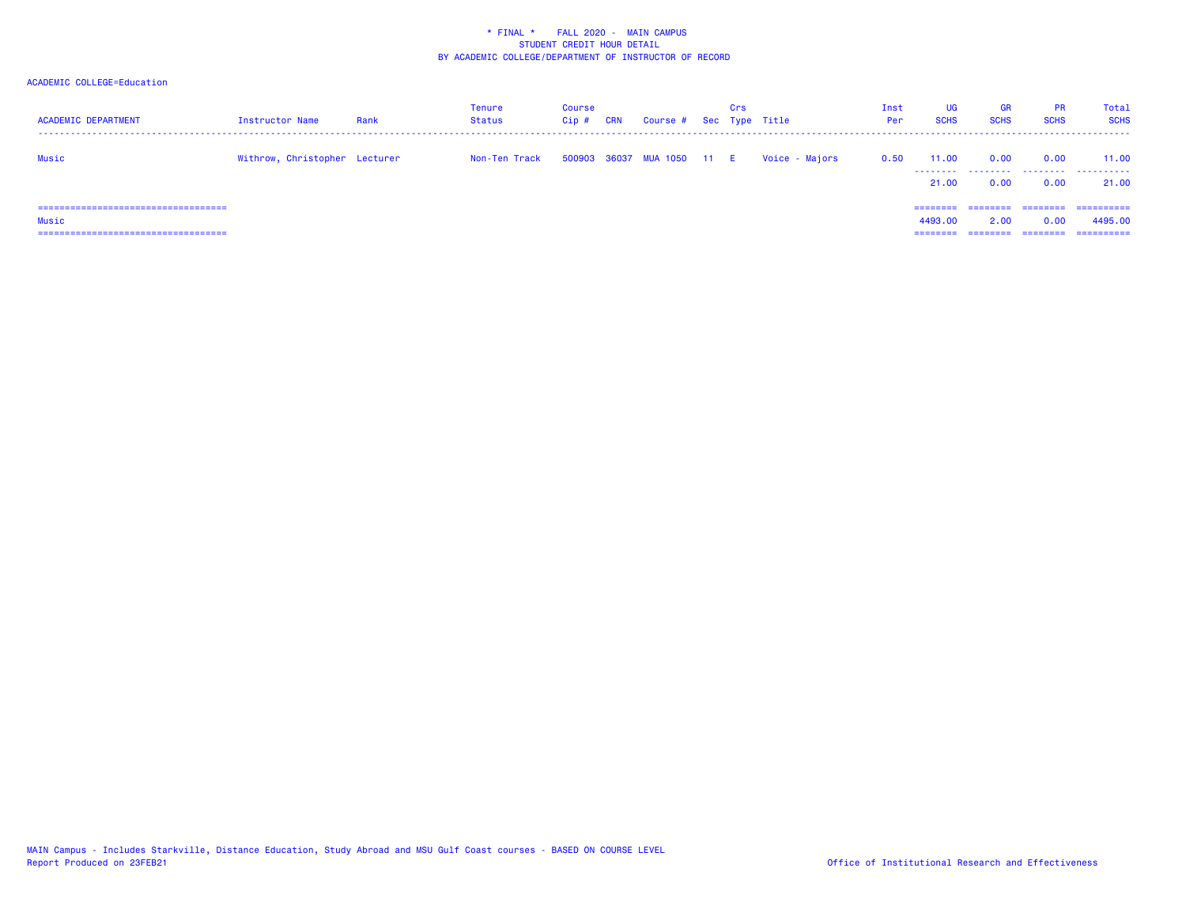* FINAL * FALL 2020 - MAIN CAMPUS
STUDENT CREDIT HOUR DETAIL
BY ACADEMIC COLLEGE/DEPARTMENT OF INSTRUCTOR OF RECORD

ACADEMIC COLLEGE=Education

| ACADEMIC DEPARTMENT | Instructor Name | Rank | Tenure Status | Course Cip # | CRN | Course # | Sec | Crs Type | Title | Inst Per | UG SCHS | GR SCHS | PR SCHS | Total SCHS |
|---|---|---|---|---|---|---|---|---|---|---|---|---|---|---|
| Music | Withrow, Christopher | Lecturer | Non-Ten Track | 500903 | 36037 | MUA 1050 | 11 | E | Voice - Majors | 0.50 | 11.00 | 0.00 | 0.00 | 11.00 |
| | | | | | | | | | | | 21.00 | 0.00 | 0.00 | 21.00 |
| Music | | | | | | | | | | | 4493.00 | 2.00 | 0.00 | 4495.00 |

MAIN Campus - Includes Starkville, Distance Education, Study Abroad and MSU Gulf Coast courses - BASED ON COURSE LEVEL
Report Produced on 23FEB21

Office of Institutional Research and Effectiveness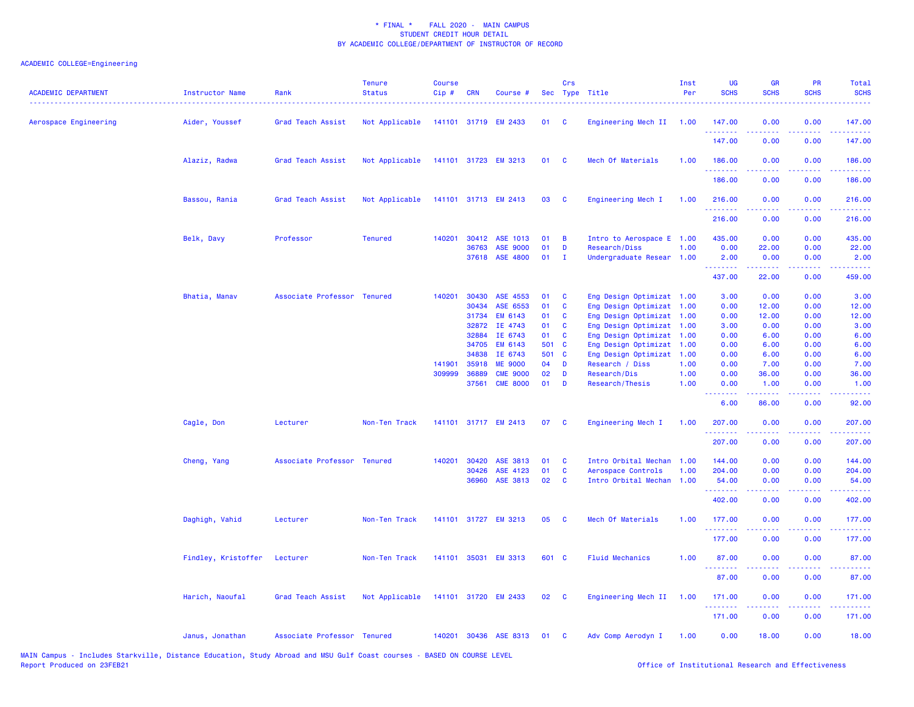\* FINAL \* FALL 2020 - MAIN CAMPUS
STUDENT CREDIT HOUR DETAIL
BY ACADEMIC COLLEGE/DEPARTMENT OF INSTRUCTOR OF RECORD

ACADEMIC COLLEGE=Engineering

| ACADEMIC DEPARTMENT | Instructor Name | Rank | Tenure Status | Course Cip # | CRN | Course # | Sec | Crs Type | Title | Inst Per | UG SCHS | GR SCHS | PR SCHS | Total SCHS |
|---|---|---|---|---|---|---|---|---|---|---|---|---|---|---|
| Aerospace Engineering | Aider, Youssef | Grad Teach Assist | Not Applicable | 141101 | 31719 | EM 2433 | 01 | C | Engineering Mech II | 1.00 | 147.00 | 0.00 | 0.00 | 147.00 |
| | | | | | | | | | | | 147.00 | 0.00 | 0.00 | 147.00 |
| | Alaziz, Radwa | Grad Teach Assist | Not Applicable | 141101 | 31723 | EM 3213 | 01 | C | Mech Of Materials | 1.00 | 186.00 | 0.00 | 0.00 | 186.00 |
| | | | | | | | | | | | 186.00 | 0.00 | 0.00 | 186.00 |
| | Bassou, Rania | Grad Teach Assist | Not Applicable | 141101 | 31713 | EM 2413 | 03 | C | Engineering Mech I | 1.00 | 216.00 | 0.00 | 0.00 | 216.00 |
| | | | | | | | | | | | 216.00 | 0.00 | 0.00 | 216.00 |
| | Belk, Davy | Professor | Tenured | 140201 | 30412 | ASE 1013 | 01 | B | Intro to Aerospace E | 1.00 | 435.00 | 0.00 | 0.00 | 435.00 |
| | | | | | 36763 | ASE 9000 | 01 | D | Research/Diss | 1.00 | 0.00 | 22.00 | 0.00 | 22.00 |
| | | | | | 37618 | ASE 4800 | 01 | I | Undergraduate Resear | 1.00 | 2.00 | 0.00 | 0.00 | 2.00 |
| | | | | | | | | | | | 437.00 | 22.00 | 0.00 | 459.00 |
| | Bhatia, Manav | Associate Professor | Tenured | 140201 | 30430 | ASE 4553 | 01 | C | Eng Design Optimizat | 1.00 | 3.00 | 0.00 | 0.00 | 3.00 |
| | | | | | 30434 | ASE 6553 | 01 | C | Eng Design Optimizat | 1.00 | 0.00 | 12.00 | 0.00 | 12.00 |
| | | | | | 31734 | EM 6143 | 01 | C | Eng Design Optimizat | 1.00 | 0.00 | 12.00 | 0.00 | 12.00 |
| | | | | | 32872 | IE 4743 | 01 | C | Eng Design Optimizat | 1.00 | 3.00 | 0.00 | 0.00 | 3.00 |
| | | | | | 32884 | IE 6743 | 01 | C | Eng Design Optimizat | 1.00 | 0.00 | 6.00 | 0.00 | 6.00 |
| | | | | | 34705 | EM 6143 | 501 | C | Eng Design Optimizat | 1.00 | 0.00 | 6.00 | 0.00 | 6.00 |
| | | | | | 34838 | IE 6743 | 501 | C | Eng Design Optimizat | 1.00 | 0.00 | 6.00 | 0.00 | 6.00 |
| | | | | 141901 | 35918 | ME 9000 | 04 | D | Research / Diss | 1.00 | 0.00 | 7.00 | 0.00 | 7.00 |
| | | | | 309999 | 36889 | CME 9000 | 02 | D | Research/Dis | 1.00 | 0.00 | 36.00 | 0.00 | 36.00 |
| | | | | | 37561 | CME 8000 | 01 | D | Research/Thesis | 1.00 | 0.00 | 1.00 | 0.00 | 1.00 |
| | | | | | | | | | | | 6.00 | 86.00 | 0.00 | 92.00 |
| | Cagle, Don | Lecturer | Non-Ten Track | 141101 | 31717 | EM 2413 | 07 | C | Engineering Mech I | 1.00 | 207.00 | 0.00 | 0.00 | 207.00 |
| | | | | | | | | | | | 207.00 | 0.00 | 0.00 | 207.00 |
| | Cheng, Yang | Associate Professor | Tenured | 140201 | 30420 | ASE 3813 | 01 | C | Intro Orbital Mechan | 1.00 | 144.00 | 0.00 | 0.00 | 144.00 |
| | | | | | 30426 | ASE 4123 | 01 | C | Aerospace Controls | 1.00 | 204.00 | 0.00 | 0.00 | 204.00 |
| | | | | | 36960 | ASE 3813 | 02 | C | Intro Orbital Mechan | 1.00 | 54.00 | 0.00 | 0.00 | 54.00 |
| | | | | | | | | | | | 402.00 | 0.00 | 0.00 | 402.00 |
| | Daghigh, Vahid | Lecturer | Non-Ten Track | 141101 | 31727 | EM 3213 | 05 | C | Mech Of Materials | 1.00 | 177.00 | 0.00 | 0.00 | 177.00 |
| | | | | | | | | | | | 177.00 | 0.00 | 0.00 | 177.00 |
| | Findley, Kristoffer | Lecturer | Non-Ten Track | 141101 | 35031 | EM 3313 | 601 | C | Fluid Mechanics | 1.00 | 87.00 | 0.00 | 0.00 | 87.00 |
| | | | | | | | | | | | 87.00 | 0.00 | 0.00 | 87.00 |
| | Harich, Naoufal | Grad Teach Assist | Not Applicable | 141101 | 31720 | EM 2433 | 02 | C | Engineering Mech II | 1.00 | 171.00 | 0.00 | 0.00 | 171.00 |
| | | | | | | | | | | | 171.00 | 0.00 | 0.00 | 171.00 |
| | Janus, Jonathan | Associate Professor | Tenured | 140201 | 30436 | ASE 8313 | 01 | C | Adv Comp Aerodyn I | 1.00 | 0.00 | 18.00 | 0.00 | 18.00 |

MAIN Campus - Includes Starkville, Distance Education, Study Abroad and MSU Gulf Coast courses - BASED ON COURSE LEVEL
Report Produced on 23FEB21

Office of Institutional Research and Effectiveness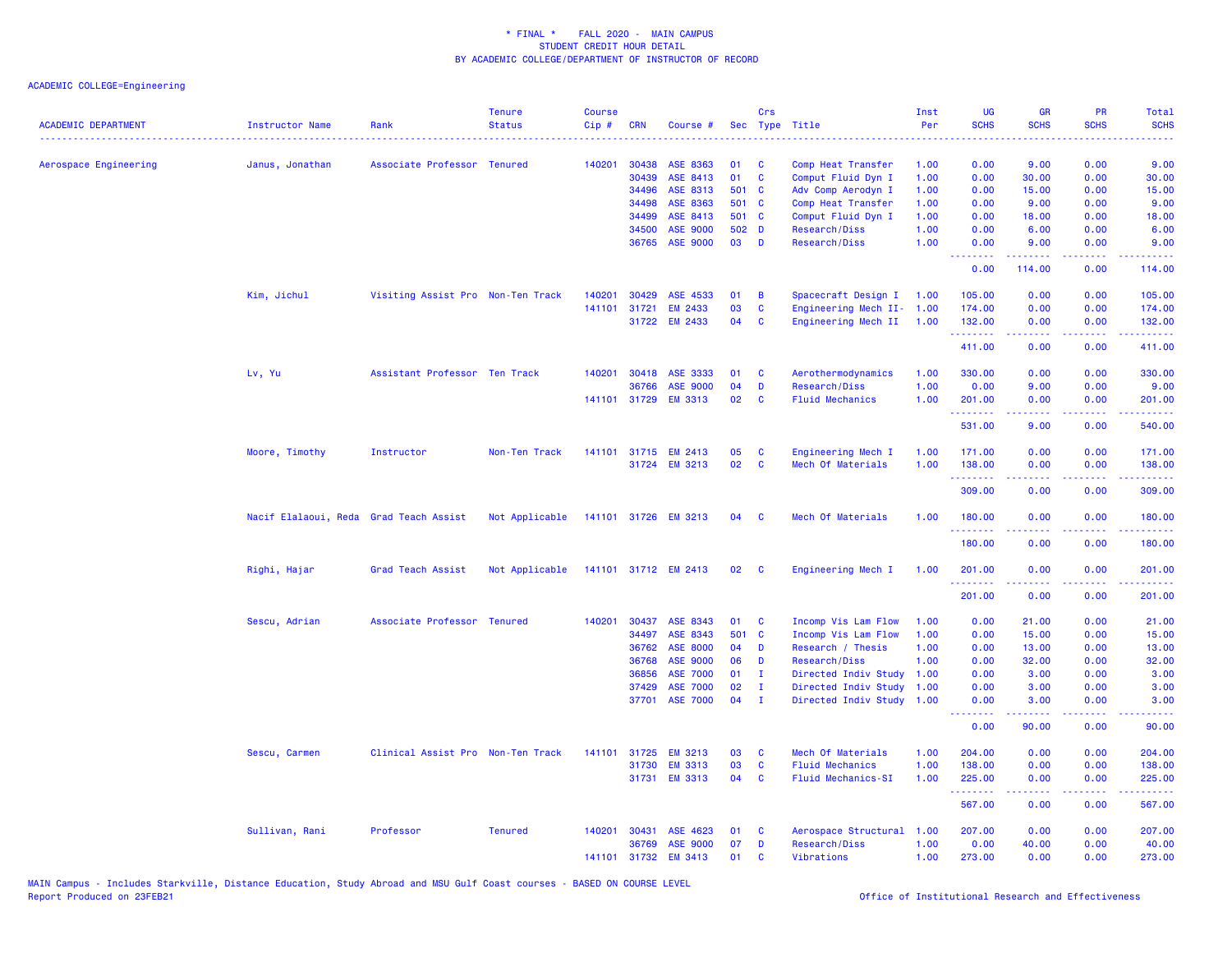\* FINAL \* FALL 2020 - MAIN CAMPUS
STUDENT CREDIT HOUR DETAIL
BY ACADEMIC COLLEGE/DEPARTMENT OF INSTRUCTOR OF RECORD

ACADEMIC COLLEGE=Engineering

| ACADEMIC DEPARTMENT | Instructor Name | Rank | Tenure Status | Course Cip # | CRN | Course # | Sec | Crs Type | Title | Inst Per | UG SCHS | GR SCHS | PR SCHS | Total SCHS |
|---|---|---|---|---|---|---|---|---|---|---|---|---|---|---|
| Aerospace Engineering | Janus, Jonathan | Associate Professor | Tenured | 140201 | 30438 | ASE 8363 | 01 | C | Comp Heat Transfer | 1.00 | 0.00 | 9.00 | 0.00 | 9.00 |
| | | | | | 30439 | ASE 8413 | 01 | C | Comput Fluid Dyn I | 1.00 | 0.00 | 30.00 | 0.00 | 30.00 |
| | | | | | 34496 | ASE 8313 | 501 | C | Adv Comp Aerodyn I | 1.00 | 0.00 | 15.00 | 0.00 | 15.00 |
| | | | | | 34498 | ASE 8363 | 501 | C | Comp Heat Transfer | 1.00 | 0.00 | 9.00 | 0.00 | 9.00 |
| | | | | | 34499 | ASE 8413 | 501 | C | Comput Fluid Dyn I | 1.00 | 0.00 | 18.00 | 0.00 | 18.00 |
| | | | | | 34500 | ASE 9000 | 502 | D | Research/Diss | 1.00 | 0.00 | 6.00 | 0.00 | 6.00 |
| | | | | | 36765 | ASE 9000 | 03 | D | Research/Diss | 1.00 | 0.00 | 9.00 | 0.00 | 9.00 |
| | | | | | | | | | | | 0.00 | 114.00 | 0.00 | 114.00 |
| | Kim, Jichul | Visiting Assist Pro | Non-Ten Track | 140201 | 30429 | ASE 4533 | 01 | B | Spacecraft Design I | 1.00 | 105.00 | 0.00 | 0.00 | 105.00 |
| | | | | 141101 | 31721 | EM 2433 | 03 | C | Engineering Mech II- | 1.00 | 174.00 | 0.00 | 0.00 | 174.00 |
| | | | | | 31722 | EM 2433 | 04 | C | Engineering Mech II | 1.00 | 132.00 | 0.00 | 0.00 | 132.00 |
| | | | | | | | | | | | 411.00 | 0.00 | 0.00 | 411.00 |
| | Lv, Yu | Assistant Professor | Ten Track | 140201 | 30418 | ASE 3333 | 01 | C | Aerothermodynamics | 1.00 | 330.00 | 0.00 | 0.00 | 330.00 |
| | | | | | 36766 | ASE 9000 | 04 | D | Research/Diss | 1.00 | 0.00 | 9.00 | 0.00 | 9.00 |
| | | | | 141101 | 31729 | EM 3313 | 02 | C | Fluid Mechanics | 1.00 | 201.00 | 0.00 | 0.00 | 201.00 |
| | | | | | | | | | | | 531.00 | 9.00 | 0.00 | 540.00 |
| | Moore, Timothy | Instructor | Non-Ten Track | 141101 | 31715 | EM 2413 | 05 | C | Engineering Mech I | 1.00 | 171.00 | 0.00 | 0.00 | 171.00 |
| | | | | | 31724 | EM 3213 | 02 | C | Mech Of Materials | 1.00 | 138.00 | 0.00 | 0.00 | 138.00 |
| | | | | | | | | | | | 309.00 | 0.00 | 0.00 | 309.00 |
| | Nacif Elalaoui, Reda | Grad Teach Assist | Not Applicable | 141101 | 31726 | EM 3213 | 04 | C | Mech Of Materials | 1.00 | 180.00 | 0.00 | 0.00 | 180.00 |
| | | | | | | | | | | | 180.00 | 0.00 | 0.00 | 180.00 |
| | Righi, Hajar | Grad Teach Assist | Not Applicable | 141101 | 31712 | EM 2413 | 02 | C | Engineering Mech I | 1.00 | 201.00 | 0.00 | 0.00 | 201.00 |
| | | | | | | | | | | | 201.00 | 0.00 | 0.00 | 201.00 |
| | Sescu, Adrian | Associate Professor | Tenured | 140201 | 30437 | ASE 8343 | 01 | C | Incomp Vis Lam Flow | 1.00 | 0.00 | 21.00 | 0.00 | 21.00 |
| | | | | | 34497 | ASE 8343 | 501 | C | Incomp Vis Lam Flow | 1.00 | 0.00 | 15.00 | 0.00 | 15.00 |
| | | | | | 36762 | ASE 8000 | 04 | D | Research / Thesis | 1.00 | 0.00 | 13.00 | 0.00 | 13.00 |
| | | | | | 36768 | ASE 9000 | 06 | D | Research/Diss | 1.00 | 0.00 | 32.00 | 0.00 | 32.00 |
| | | | | | 36856 | ASE 7000 | 01 | I | Directed Indiv Study | 1.00 | 0.00 | 3.00 | 0.00 | 3.00 |
| | | | | | 37429 | ASE 7000 | 02 | I | Directed Indiv Study | 1.00 | 0.00 | 3.00 | 0.00 | 3.00 |
| | | | | | 37701 | ASE 7000 | 04 | I | Directed Indiv Study | 1.00 | 0.00 | 3.00 | 0.00 | 3.00 |
| | | | | | | | | | | | 0.00 | 90.00 | 0.00 | 90.00 |
| | Sescu, Carmen | Clinical Assist Pro | Non-Ten Track | 141101 | 31725 | EM 3213 | 03 | C | Mech Of Materials | 1.00 | 204.00 | 0.00 | 0.00 | 204.00 |
| | | | | | 31730 | EM 3313 | 03 | C | Fluid Mechanics | 1.00 | 138.00 | 0.00 | 0.00 | 138.00 |
| | | | | | 31731 | EM 3313 | 04 | C | Fluid Mechanics-SI | 1.00 | 225.00 | 0.00 | 0.00 | 225.00 |
| | | | | | | | | | | | 567.00 | 0.00 | 0.00 | 567.00 |
| | Sullivan, Rani | Professor | Tenured | 140201 | 30431 | ASE 4623 | 01 | C | Aerospace Structural | 1.00 | 207.00 | 0.00 | 0.00 | 207.00 |
| | | | | | 36769 | ASE 9000 | 07 | D | Research/Diss | 1.00 | 0.00 | 40.00 | 0.00 | 40.00 |
| | | | | 141101 | 31732 | EM 3413 | 01 | C | Vibrations | 1.00 | 273.00 | 0.00 | 0.00 | 273.00 |

MAIN Campus - Includes Starkville, Distance Education, Study Abroad and MSU Gulf Coast courses - BASED ON COURSE LEVEL
Report Produced on 23FEB21

Office of Institutional Research and Effectiveness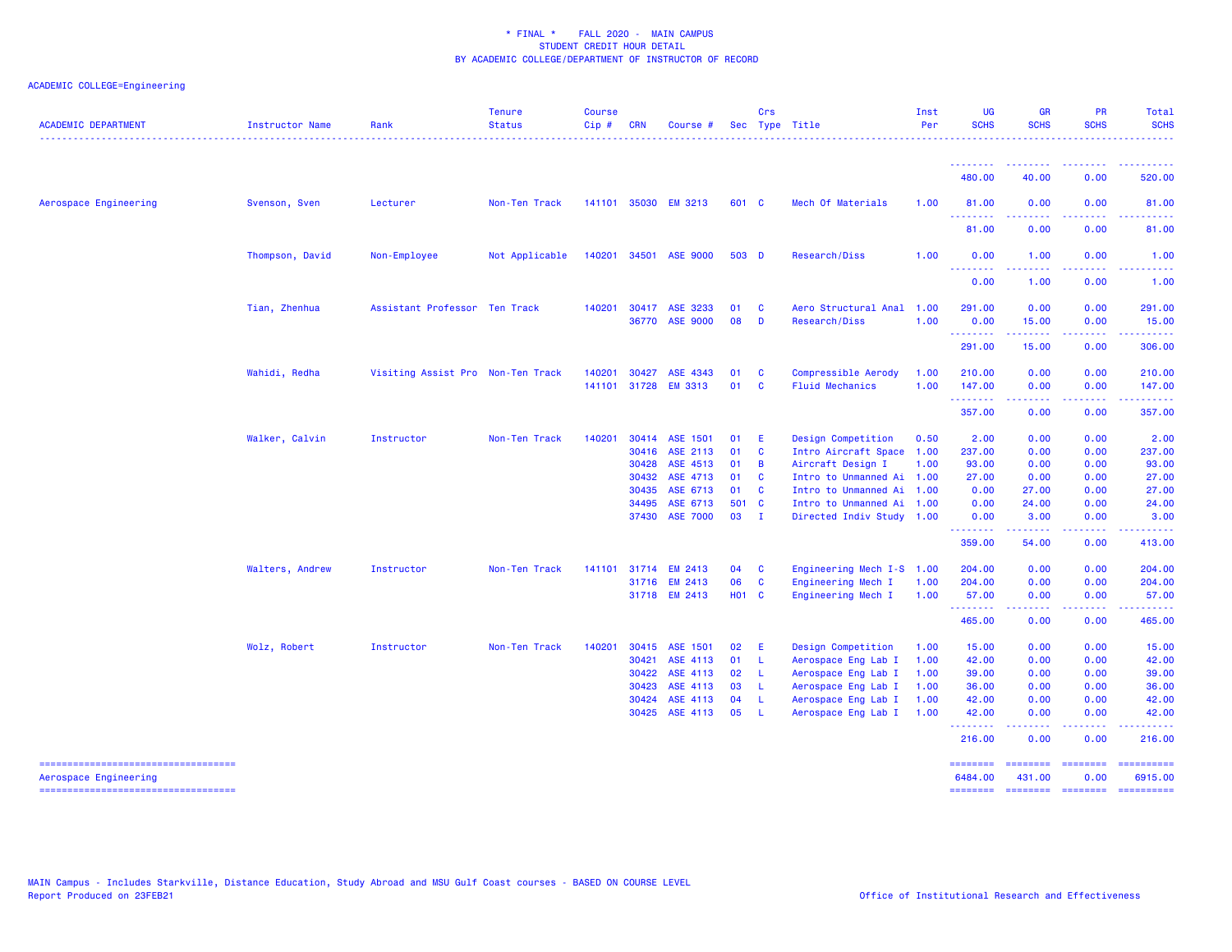\* FINAL \* FALL 2020 - MAIN CAMPUS
STUDENT CREDIT HOUR DETAIL
BY ACADEMIC COLLEGE/DEPARTMENT OF INSTRUCTOR OF RECORD

ACADEMIC COLLEGE=Engineering

| ACADEMIC DEPARTMENT | Instructor Name | Rank | Tenure Status | Course Cip # | CRN | Course # | Sec | Crs Type | Title | Inst Per | UG SCHS | GR SCHS | PR SCHS | Total SCHS |
|---|---|---|---|---|---|---|---|---|---|---|---|---|---|---|
| | | | | | | | | | | | 480.00 | 40.00 | 0.00 | 520.00 |
| Aerospace Engineering | Svenson, Sven | Lecturer | Non-Ten Track | 141101 | 35030 | EM 3213 | 601 | C | Mech Of Materials | 1.00 | 81.00 | 0.00 | 0.00 | 81.00 |
| | | | | | | | | | | | 81.00 | 0.00 | 0.00 | 81.00 |
| | Thompson, David | Non-Employee | Not Applicable | 140201 | 34501 | ASE 9000 | 503 | D | Research/Diss | 1.00 | 0.00 | 1.00 | 0.00 | 1.00 |
| | | | | | | | | | | | 0.00 | 1.00 | 0.00 | 1.00 |
| | Tian, Zhenhua | Assistant Professor | Ten Track | 140201 | 30417 | ASE 3233 | 01 | C | Aero Structural Anal | 1.00 | 291.00 | 0.00 | 0.00 | 291.00 |
| | | | | | 36770 | ASE 9000 | 08 | D | Research/Diss | 1.00 | 0.00 | 15.00 | 0.00 | 15.00 |
| | | | | | | | | | | | 291.00 | 15.00 | 0.00 | 306.00 |
| | Wahidi, Redha | Visiting Assist Pro | Non-Ten Track | 140201 | 30427 | ASE 4343 | 01 | C | Compressible Aerody | 1.00 | 210.00 | 0.00 | 0.00 | 210.00 |
| | | | | 141101 | 31728 | EM 3313 | 01 | C | Fluid Mechanics | 1.00 | 147.00 | 0.00 | 0.00 | 147.00 |
| | | | | | | | | | | | 357.00 | 0.00 | 0.00 | 357.00 |
| | Walker, Calvin | Instructor | Non-Ten Track | 140201 | 30414 | ASE 1501 | 01 | E | Design Competition | 0.50 | 2.00 | 0.00 | 0.00 | 2.00 |
| | | | | | 30416 | ASE 2113 | 01 | C | Intro Aircraft Space | 1.00 | 237.00 | 0.00 | 0.00 | 237.00 |
| | | | | | 30428 | ASE 4513 | 01 | B | Aircraft Design I | 1.00 | 93.00 | 0.00 | 0.00 | 93.00 |
| | | | | | 30432 | ASE 4713 | 01 | C | Intro to Unmanned Ai | 1.00 | 27.00 | 0.00 | 0.00 | 27.00 |
| | | | | | 30435 | ASE 6713 | 01 | C | Intro to Unmanned Ai | 1.00 | 0.00 | 27.00 | 0.00 | 27.00 |
| | | | | | 34495 | ASE 6713 | 501 | C | Intro to Unmanned Ai | 1.00 | 0.00 | 24.00 | 0.00 | 24.00 |
| | | | | | 37430 | ASE 7000 | 03 | I | Directed Indiv Study | 1.00 | 0.00 | 3.00 | 0.00 | 3.00 |
| | | | | | | | | | | | 359.00 | 54.00 | 0.00 | 413.00 |
| | Walters, Andrew | Instructor | Non-Ten Track | 141101 | 31714 | EM 2413 | 04 | C | Engineering Mech I-S | 1.00 | 204.00 | 0.00 | 0.00 | 204.00 |
| | | | | | 31716 | EM 2413 | 06 | C | Engineering Mech I | 1.00 | 204.00 | 0.00 | 0.00 | 204.00 |
| | | | | | 31718 | EM 2413 | H01 | C | Engineering Mech I | 1.00 | 57.00 | 0.00 | 0.00 | 57.00 |
| | | | | | | | | | | | 465.00 | 0.00 | 0.00 | 465.00 |
| | Wolz, Robert | Instructor | Non-Ten Track | 140201 | 30415 | ASE 1501 | 02 | E | Design Competition | 1.00 | 15.00 | 0.00 | 0.00 | 15.00 |
| | | | | | 30421 | ASE 4113 | 01 | L | Aerospace Eng Lab I | 1.00 | 42.00 | 0.00 | 0.00 | 42.00 |
| | | | | | 30422 | ASE 4113 | 02 | L | Aerospace Eng Lab I | 1.00 | 39.00 | 0.00 | 0.00 | 39.00 |
| | | | | | 30423 | ASE 4113 | 03 | L | Aerospace Eng Lab I | 1.00 | 36.00 | 0.00 | 0.00 | 36.00 |
| | | | | | 30424 | ASE 4113 | 04 | L | Aerospace Eng Lab I | 1.00 | 42.00 | 0.00 | 0.00 | 42.00 |
| | | | | | 30425 | ASE 4113 | 05 | L | Aerospace Eng Lab I | 1.00 | 42.00 | 0.00 | 0.00 | 42.00 |
| | | | | | | | | | | | 216.00 | 0.00 | 0.00 | 216.00 |
| Aerospace Engineering | | | | | | | | | | | 6484.00 | 431.00 | 0.00 | 6915.00 |

MAIN Campus - Includes Starkville, Distance Education, Study Abroad and MSU Gulf Coast courses - BASED ON COURSE LEVEL
Report Produced on 23FEB21

Office of Institutional Research and Effectiveness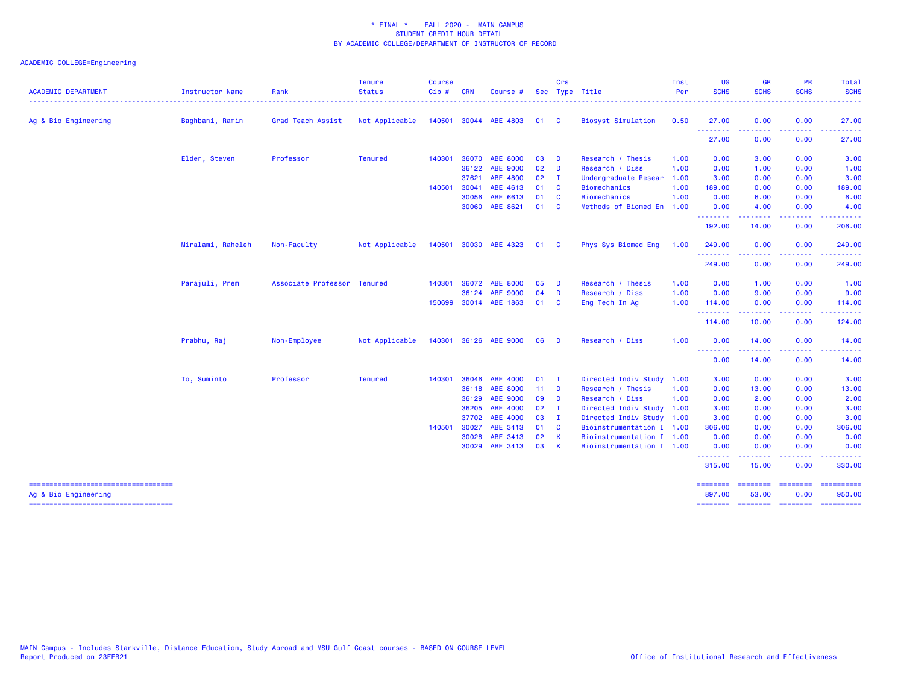\* FINAL \* FALL 2020 - MAIN CAMPUS
STUDENT CREDIT HOUR DETAIL
BY ACADEMIC COLLEGE/DEPARTMENT OF INSTRUCTOR OF RECORD

ACADEMIC COLLEGE=Engineering

| ACADEMIC DEPARTMENT | Instructor Name | Rank | Tenure Status | Course Cip # | CRN | Course # | Sec | Crs Type | Title | Inst Per | UG SCHS | GR SCHS | PR SCHS | Total SCHS |
|---|---|---|---|---|---|---|---|---|---|---|---|---|---|---|
| Ag & Bio Engineering | Baghbani, Ramin | Grad Teach Assist | Not Applicable | 140501 | 30044 | ABE 4803 | 01 | C | Biosyst Simulation | 0.50 | 27.00 | 0.00 | 0.00 | 27.00 |
| | | | | | | | | | | | 27.00 | 0.00 | 0.00 | 27.00 |
| | Elder, Steven | Professor | Tenured | 140301 | 36070 | ABE 8000 | 03 | D | Research / Thesis | 1.00 | 0.00 | 3.00 | 0.00 | 3.00 |
| | | | | | 36122 | ABE 9000 | 02 | D | Research / Diss | 1.00 | 0.00 | 1.00 | 0.00 | 1.00 |
| | | | | | 37621 | ABE 4800 | 02 | I | Undergraduate Resear | 1.00 | 3.00 | 0.00 | 0.00 | 3.00 |
| | | | | 140501 | 30041 | ABE 4613 | 01 | C | Biomechanics | 1.00 | 189.00 | 0.00 | 0.00 | 189.00 |
| | | | | | 30056 | ABE 6613 | 01 | C | Biomechanics | 1.00 | 0.00 | 6.00 | 0.00 | 6.00 |
| | | | | | 30060 | ABE 8621 | 01 | C | Methods of Biomed En | 1.00 | 0.00 | 4.00 | 0.00 | 4.00 |
| | | | | | | | | | | | 192.00 | 14.00 | 0.00 | 206.00 |
| | Miralami, Raheleh | Non-Faculty | Not Applicable | 140501 | 30030 | ABE 4323 | 01 | C | Phys Sys Biomed Eng | 1.00 | 249.00 | 0.00 | 0.00 | 249.00 |
| | | | | | | | | | | | 249.00 | 0.00 | 0.00 | 249.00 |
| | Parajuli, Prem | Associate Professor | Tenured | 140301 | 36072 | ABE 8000 | 05 | D | Research / Thesis | 1.00 | 0.00 | 1.00 | 0.00 | 1.00 |
| | | | | | 36124 | ABE 9000 | 04 | D | Research / Diss | 1.00 | 0.00 | 9.00 | 0.00 | 9.00 |
| | | | | 150699 | 30014 | ABE 1863 | 01 | C | Eng Tech In Ag | 1.00 | 114.00 | 0.00 | 0.00 | 114.00 |
| | | | | | | | | | | | 114.00 | 10.00 | 0.00 | 124.00 |
| | Prabhu, Raj | Non-Employee | Not Applicable | 140301 | 36126 | ABE 9000 | 06 | D | Research / Diss | 1.00 | 0.00 | 14.00 | 0.00 | 14.00 |
| | | | | | | | | | | | 0.00 | 14.00 | 0.00 | 14.00 |
| | To, Suminto | Professor | Tenured | 140301 | 36046 | ABE 4000 | 01 | I | Directed Indiv Study | 1.00 | 3.00 | 0.00 | 0.00 | 3.00 |
| | | | | | 36118 | ABE 8000 | 11 | D | Research / Thesis | 1.00 | 0.00 | 13.00 | 0.00 | 13.00 |
| | | | | | 36129 | ABE 9000 | 09 | D | Research / Diss | 1.00 | 0.00 | 2.00 | 0.00 | 2.00 |
| | | | | | 36205 | ABE 4000 | 02 | I | Directed Indiv Study | 1.00 | 3.00 | 0.00 | 0.00 | 3.00 |
| | | | | | 37702 | ABE 4000 | 03 | I | Directed Indiv Study | 1.00 | 3.00 | 0.00 | 0.00 | 3.00 |
| | | | | 140501 | 30027 | ABE 3413 | 01 | C | Bioinstrumentation I | 1.00 | 306.00 | 0.00 | 0.00 | 306.00 |
| | | | | | 30028 | ABE 3413 | 02 | K | Bioinstrumentation I | 1.00 | 0.00 | 0.00 | 0.00 | 0.00 |
| | | | | | 30029 | ABE 3413 | 03 | K | Bioinstrumentation I | 1.00 | 0.00 | 0.00 | 0.00 | 0.00 |
| | | | | | | | | | | | 315.00 | 15.00 | 0.00 | 330.00 |
| Ag & Bio Engineering | | | | | | | | | | | 897.00 | 53.00 | 0.00 | 950.00 |

MAIN Campus - Includes Starkville, Distance Education, Study Abroad and MSU Gulf Coast courses - BASED ON COURSE LEVEL
Report Produced on 23FEB21

Office of Institutional Research and Effectiveness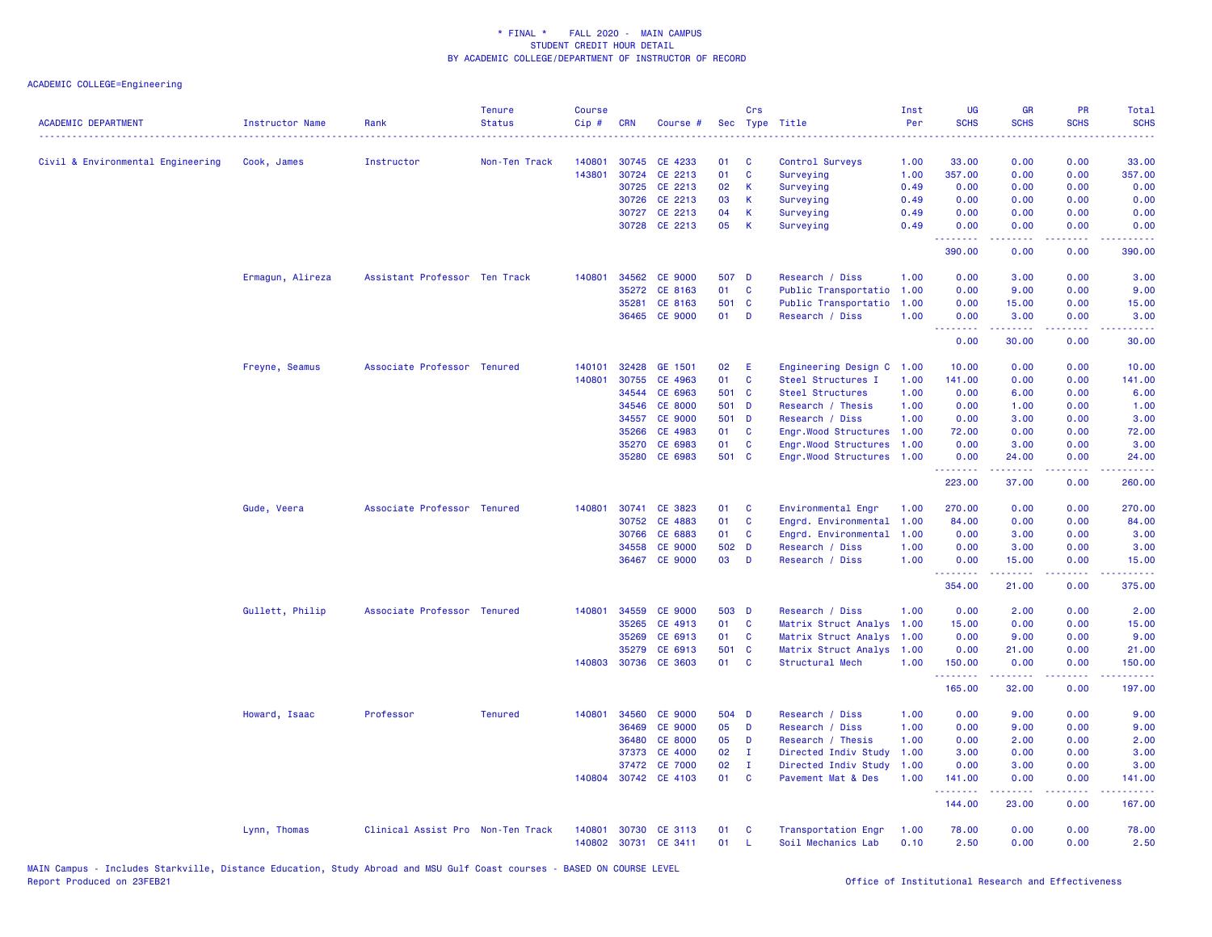\* FINAL \*    FALL 2020 -  MAIN CAMPUS
STUDENT CREDIT HOUR DETAIL
BY ACADEMIC COLLEGE/DEPARTMENT OF INSTRUCTOR OF RECORD

ACADEMIC COLLEGE=Engineering

| ACADEMIC DEPARTMENT | Instructor Name | Rank | Tenure Status | Course Cip # | CRN | Course # | Sec | Crs Type | Title | Inst Per | UG SCHS | GR SCHS | PR SCHS | Total SCHS |
|---|---|---|---|---|---|---|---|---|---|---|---|---|---|---|
| Civil & Environmental Engineering | Cook, James | Instructor | Non-Ten Track | 140801 | 30745 | CE 4233 | 01 | C | Control Surveys | 1.00 | 33.00 | 0.00 | 0.00 | 33.00 |
| | | | | 143801 | 30724 | CE 2213 | 01 | C | Surveying | 1.00 | 357.00 | 0.00 | 0.00 | 357.00 |
| | | | | | 30725 | CE 2213 | 02 | K | Surveying | 0.49 | 0.00 | 0.00 | 0.00 | 0.00 |
| | | | | | 30726 | CE 2213 | 03 | K | Surveying | 0.49 | 0.00 | 0.00 | 0.00 | 0.00 |
| | | | | | 30727 | CE 2213 | 04 | K | Surveying | 0.49 | 0.00 | 0.00 | 0.00 | 0.00 |
| | | | | | 30728 | CE 2213 | 05 | K | Surveying | 0.49 | 0.00 | 0.00 | 0.00 | 0.00 |
| | | | | | | | | | | | 390.00 | 0.00 | 0.00 | 390.00 |
| | Ermagun, Alireza | Assistant Professor | Ten Track | 140801 | 34562 | CE 9000 | 507 | D | Research / Diss | 1.00 | 0.00 | 3.00 | 0.00 | 3.00 |
| | | | | | 35272 | CE 8163 | 01 | C | Public Transportatio | 1.00 | 0.00 | 9.00 | 0.00 | 9.00 |
| | | | | | 35281 | CE 8163 | 501 | C | Public Transportatio | 1.00 | 0.00 | 15.00 | 0.00 | 15.00 |
| | | | | | 36465 | CE 9000 | 01 | D | Research / Diss | 1.00 | 0.00 | 3.00 | 0.00 | 3.00 |
| | | | | | | | | | | | 0.00 | 30.00 | 0.00 | 30.00 |
| | Freyne, Seamus | Associate Professor | Tenured | 140101 | 32428 | GE 1501 | 02 | E | Engineering Design C | 1.00 | 10.00 | 0.00 | 0.00 | 10.00 |
| | | | | 140801 | 30755 | CE 4963 | 01 | C | Steel Structures I | 1.00 | 141.00 | 0.00 | 0.00 | 141.00 |
| | | | | | 34544 | CE 6963 | 501 | C | Steel Structures | 1.00 | 0.00 | 6.00 | 0.00 | 6.00 |
| | | | | | 34546 | CE 8000 | 501 | D | Research / Thesis | 1.00 | 0.00 | 1.00 | 0.00 | 1.00 |
| | | | | | 34557 | CE 9000 | 501 | D | Research / Diss | 1.00 | 0.00 | 3.00 | 0.00 | 3.00 |
| | | | | | 35266 | CE 4983 | 01 | C | Engr.Wood Structures | 1.00 | 72.00 | 0.00 | 0.00 | 72.00 |
| | | | | | 35270 | CE 6983 | 01 | C | Engr.Wood Structures | 1.00 | 0.00 | 3.00 | 0.00 | 3.00 |
| | | | | | 35280 | CE 6983 | 501 | C | Engr.Wood Structures | 1.00 | 0.00 | 24.00 | 0.00 | 24.00 |
| | | | | | | | | | | | 223.00 | 37.00 | 0.00 | 260.00 |
| | Gude, Veera | Associate Professor | Tenured | 140801 | 30741 | CE 3823 | 01 | C | Environmental Engr | 1.00 | 270.00 | 0.00 | 0.00 | 270.00 |
| | | | | | 30752 | CE 4883 | 01 | C | Engrd. Environmental | 1.00 | 84.00 | 0.00 | 0.00 | 84.00 |
| | | | | | 30766 | CE 6883 | 01 | C | Engrd. Environmental | 1.00 | 0.00 | 3.00 | 0.00 | 3.00 |
| | | | | | 34558 | CE 9000 | 502 | D | Research / Diss | 1.00 | 0.00 | 3.00 | 0.00 | 3.00 |
| | | | | | 36467 | CE 9000 | 03 | D | Research / Diss | 1.00 | 0.00 | 15.00 | 0.00 | 15.00 |
| | | | | | | | | | | | 354.00 | 21.00 | 0.00 | 375.00 |
| | Gullett, Philip | Associate Professor | Tenured | 140801 | 34559 | CE 9000 | 503 | D | Research / Diss | 1.00 | 0.00 | 2.00 | 0.00 | 2.00 |
| | | | | | 35265 | CE 4913 | 01 | C | Matrix Struct Analys | 1.00 | 15.00 | 0.00 | 0.00 | 15.00 |
| | | | | | 35269 | CE 6913 | 01 | C | Matrix Struct Analys | 1.00 | 0.00 | 9.00 | 0.00 | 9.00 |
| | | | | | 35279 | CE 6913 | 501 | C | Matrix Struct Analys | 1.00 | 0.00 | 21.00 | 0.00 | 21.00 |
| | | | | 140803 | 30736 | CE 3603 | 01 | C | Structural Mech | 1.00 | 150.00 | 0.00 | 0.00 | 150.00 |
| | | | | | | | | | | | 165.00 | 32.00 | 0.00 | 197.00 |
| | Howard, Isaac | Professor | Tenured | 140801 | 34560 | CE 9000 | 504 | D | Research / Diss | 1.00 | 0.00 | 9.00 | 0.00 | 9.00 |
| | | | | | 36469 | CE 9000 | 05 | D | Research / Diss | 1.00 | 0.00 | 9.00 | 0.00 | 9.00 |
| | | | | | 36480 | CE 8000 | 05 | D | Research / Thesis | 1.00 | 0.00 | 2.00 | 0.00 | 2.00 |
| | | | | | 37373 | CE 4000 | 02 | I | Directed Indiv Study | 1.00 | 3.00 | 0.00 | 0.00 | 3.00 |
| | | | | | 37472 | CE 7000 | 02 | I | Directed Indiv Study | 1.00 | 0.00 | 3.00 | 0.00 | 3.00 |
| | | | | 140804 | 30742 | CE 4103 | 01 | C | Pavement Mat & Des | 1.00 | 141.00 | 0.00 | 0.00 | 141.00 |
| | | | | | | | | | | | 144.00 | 23.00 | 0.00 | 167.00 |
| | Lynn, Thomas | Clinical Assist Pro | Non-Ten Track | 140801 | 30730 | CE 3113 | 01 | C | Transportation Engr | 1.00 | 78.00 | 0.00 | 0.00 | 78.00 |
| | | | | 140802 | 30731 | CE 3411 | 01 | L | Soil Mechanics Lab | 0.10 | 2.50 | 0.00 | 0.00 | 2.50 |

MAIN Campus - Includes Starkville, Distance Education, Study Abroad and MSU Gulf Coast courses - BASED ON COURSE LEVEL
Report Produced on 23FEB21

Office of Institutional Research and Effectiveness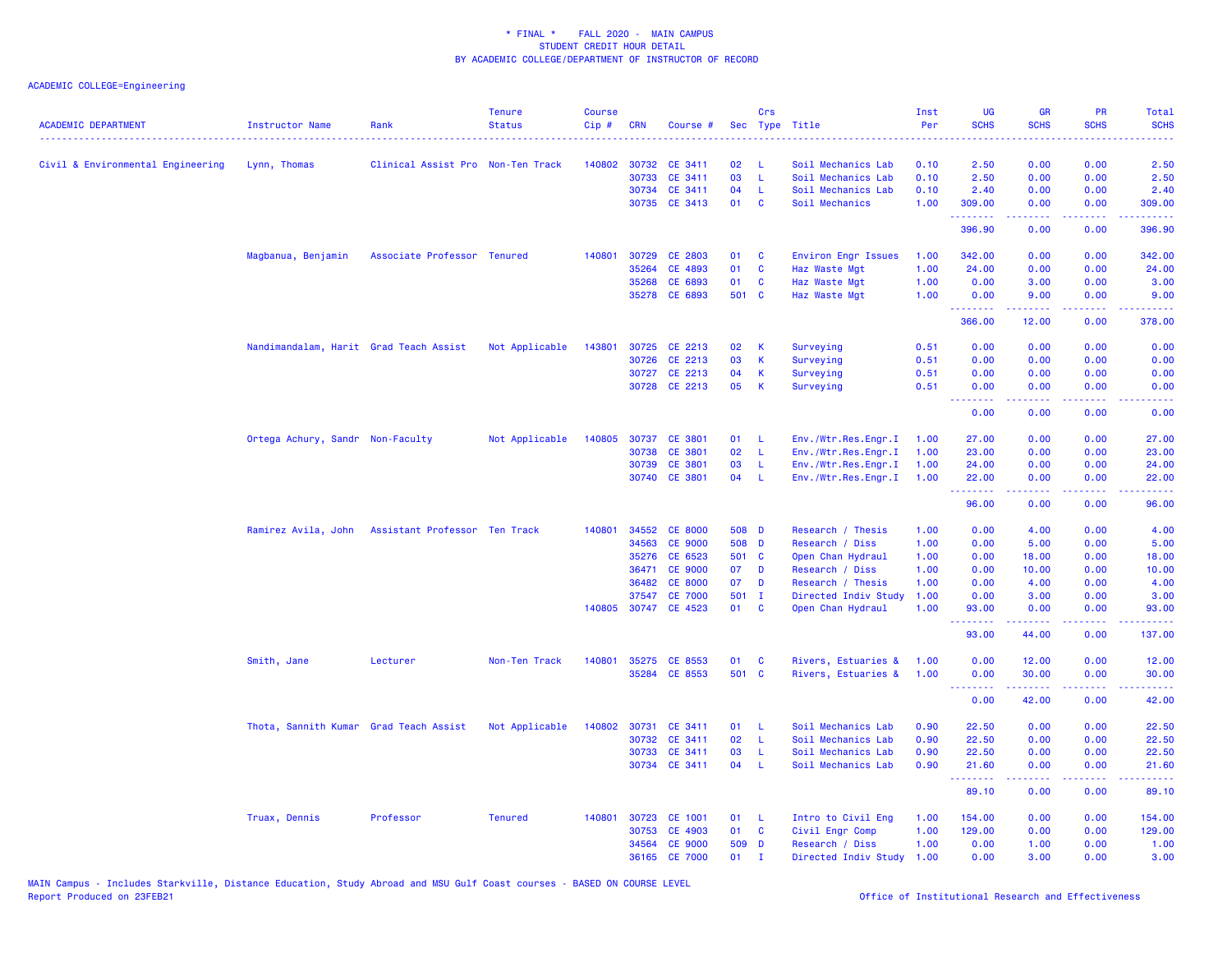# * FINAL * FALL 2020 - MAIN CAMPUS
## STUDENT CREDIT HOUR DETAIL
## BY ACADEMIC COLLEGE/DEPARTMENT OF INSTRUCTOR OF RECORD

ACADEMIC COLLEGE=Engineering

| ACADEMIC DEPARTMENT | Instructor Name | Rank | Tenure Status | Course Cip # | CRN | Course # | Sec | Crs Type | Title | Inst Per | UG SCHS | GR SCHS | PR SCHS | Total SCHS |
|---|---|---|---|---|---|---|---|---|---|---|---|---|---|---|
| Civil & Environmental Engineering | Lynn, Thomas | Clinical Assist Pro | Non-Ten Track | 140802 | 30732 | CE 3411 | 02 | L | Soil Mechanics Lab | 0.10 | 2.50 | 0.00 | 0.00 | 2.50 |
| | | | | | 30733 | CE 3411 | 03 | L | Soil Mechanics Lab | 0.10 | 2.50 | 0.00 | 0.00 | 2.50 |
| | | | | | 30734 | CE 3411 | 04 | L | Soil Mechanics Lab | 0.10 | 2.40 | 0.00 | 0.00 | 2.40 |
| | | | | | 30735 | CE 3413 | 01 | C | Soil Mechanics | 1.00 | 309.00 | 0.00 | 0.00 | 309.00 |
| | | | | | | | | | | | 396.90 | 0.00 | 0.00 | 396.90 |
| | Magbanua, Benjamin | Associate Professor | Tenured | 140801 | 30729 | CE 2803 | 01 | C | Environ Engr Issues | 1.00 | 342.00 | 0.00 | 0.00 | 342.00 |
| | | | | | 35264 | CE 4893 | 01 | C | Haz Waste Mgt | 1.00 | 24.00 | 0.00 | 0.00 | 24.00 |
| | | | | | 35268 | CE 6893 | 01 | C | Haz Waste Mgt | 1.00 | 0.00 | 3.00 | 0.00 | 3.00 |
| | | | | | 35278 | CE 6893 | 501 | C | Haz Waste Mgt | 1.00 | 0.00 | 9.00 | 0.00 | 9.00 |
| | | | | | | | | | | | 366.00 | 12.00 | 0.00 | 378.00 |
| | Nandimandalam, Harit | Grad Teach Assist | Not Applicable | 143801 | 30725 | CE 2213 | 02 | K | Surveying | 0.51 | 0.00 | 0.00 | 0.00 | 0.00 |
| | | | | | 30726 | CE 2213 | 03 | K | Surveying | 0.51 | 0.00 | 0.00 | 0.00 | 0.00 |
| | | | | | 30727 | CE 2213 | 04 | K | Surveying | 0.51 | 0.00 | 0.00 | 0.00 | 0.00 |
| | | | | | 30728 | CE 2213 | 05 | K | Surveying | 0.51 | 0.00 | 0.00 | 0.00 | 0.00 |
| | | | | | | | | | | | 0.00 | 0.00 | 0.00 | 0.00 |
| | Ortega Achury, Sandr | Non-Faculty | Not Applicable | 140805 | 30737 | CE 3801 | 01 | L | Env./Wtr.Res.Engr.I | 1.00 | 27.00 | 0.00 | 0.00 | 27.00 |
| | | | | | 30738 | CE 3801 | 02 | L | Env./Wtr.Res.Engr.I | 1.00 | 23.00 | 0.00 | 0.00 | 23.00 |
| | | | | | 30739 | CE 3801 | 03 | L | Env./Wtr.Res.Engr.I | 1.00 | 24.00 | 0.00 | 0.00 | 24.00 |
| | | | | | 30740 | CE 3801 | 04 | L | Env./Wtr.Res.Engr.I | 1.00 | 22.00 | 0.00 | 0.00 | 22.00 |
| | | | | | | | | | | | 96.00 | 0.00 | 0.00 | 96.00 |
| | Ramirez Avila, John | Assistant Professor | Ten Track | 140801 | 34552 | CE 8000 | 508 | D | Research / Thesis | 1.00 | 0.00 | 4.00 | 0.00 | 4.00 |
| | | | | | 34563 | CE 9000 | 508 | D | Research / Diss | 1.00 | 0.00 | 5.00 | 0.00 | 5.00 |
| | | | | | 35276 | CE 6523 | 501 | C | Open Chan Hydraul | 1.00 | 0.00 | 18.00 | 0.00 | 18.00 |
| | | | | | 36471 | CE 9000 | 07 | D | Research / Diss | 1.00 | 0.00 | 10.00 | 0.00 | 10.00 |
| | | | | | 36482 | CE 8000 | 07 | D | Research / Thesis | 1.00 | 0.00 | 4.00 | 0.00 | 4.00 |
| | | | | | 37547 | CE 7000 | 501 | I | Directed Indiv Study | 1.00 | 0.00 | 3.00 | 0.00 | 3.00 |
| | | | | 140805 | 30747 | CE 4523 | 01 | C | Open Chan Hydraul | 1.00 | 93.00 | 0.00 | 0.00 | 93.00 |
| | | | | | | | | | | | 93.00 | 44.00 | 0.00 | 137.00 |
| | Smith, Jane | Lecturer | Non-Ten Track | 140801 | 35275 | CE 8553 | 01 | C | Rivers, Estuaries & | 1.00 | 0.00 | 12.00 | 0.00 | 12.00 |
| | | | | | 35284 | CE 8553 | 501 | C | Rivers, Estuaries & | 1.00 | 0.00 | 30.00 | 0.00 | 30.00 |
| | | | | | | | | | | | 0.00 | 42.00 | 0.00 | 42.00 |
| | Thota, Sannith Kumar | Grad Teach Assist | Not Applicable | 140802 | 30731 | CE 3411 | 01 | L | Soil Mechanics Lab | 0.90 | 22.50 | 0.00 | 0.00 | 22.50 |
| | | | | | 30732 | CE 3411 | 02 | L | Soil Mechanics Lab | 0.90 | 22.50 | 0.00 | 0.00 | 22.50 |
| | | | | | 30733 | CE 3411 | 03 | L | Soil Mechanics Lab | 0.90 | 22.50 | 0.00 | 0.00 | 22.50 |
| | | | | | 30734 | CE 3411 | 04 | L | Soil Mechanics Lab | 0.90 | 21.60 | 0.00 | 0.00 | 21.60 |
| | | | | | | | | | | | 89.10 | 0.00 | 0.00 | 89.10 |
| | Truax, Dennis | Professor | Tenured | 140801 | 30723 | CE 1001 | 01 | L | Intro to Civil Eng | 1.00 | 154.00 | 0.00 | 0.00 | 154.00 |
| | | | | | 30753 | CE 4903 | 01 | C | Civil Engr Comp | 1.00 | 129.00 | 0.00 | 0.00 | 129.00 |
| | | | | | 34564 | CE 9000 | 509 | D | Research / Diss | 1.00 | 0.00 | 1.00 | 0.00 | 1.00 |
| | | | | | 36165 | CE 7000 | 01 | I | Directed Indiv Study | 1.00 | 0.00 | 3.00 | 0.00 | 3.00 |

MAIN Campus - Includes Starkville, Distance Education, Study Abroad and MSU Gulf Coast courses - BASED ON COURSE LEVEL
Report Produced on 23FEB21

Office of Institutional Research and Effectiveness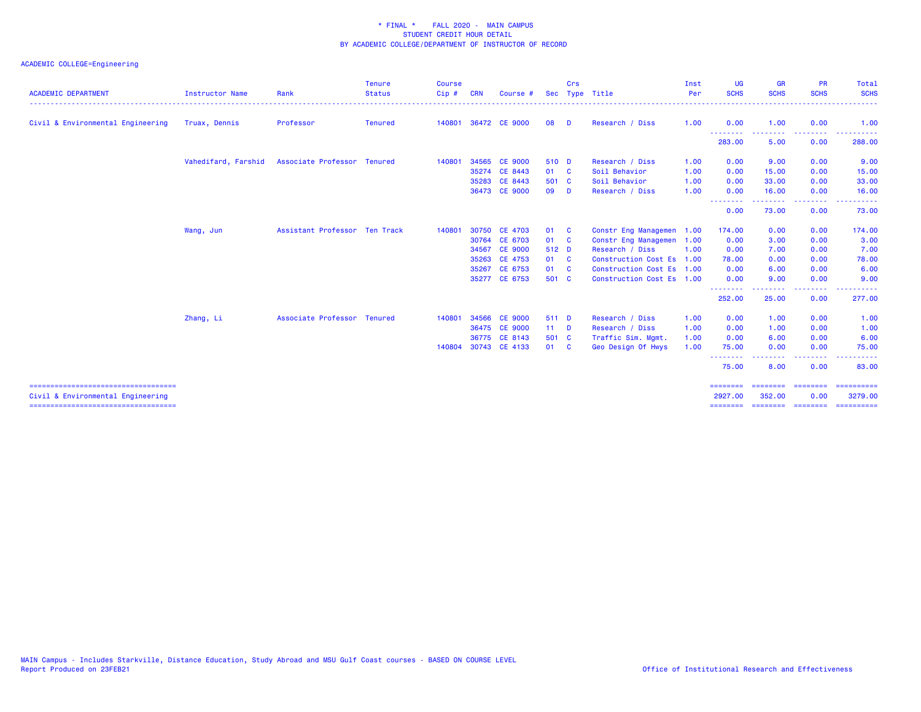\* FINAL \* FALL 2020 - MAIN CAMPUS
STUDENT CREDIT HOUR DETAIL
BY ACADEMIC COLLEGE/DEPARTMENT OF INSTRUCTOR OF RECORD

ACADEMIC COLLEGE=Engineering

| ACADEMIC DEPARTMENT | Instructor Name | Rank | Tenure Status | Course Cip # | CRN | Course # | Sec | Crs Type | Title | Inst Per | UG SCHS | GR SCHS | PR SCHS | Total SCHS |
|---|---|---|---|---|---|---|---|---|---|---|---|---|---|---|
| Civil & Environmental Engineering | Truax, Dennis | Professor | Tenured | 140801 | 36472 | CE 9000 | 08 | D | Research / Diss | 1.00 | 0.00 | 1.00 | 0.00 | 1.00 |
| | | | | | | | | | | | 283.00 | 5.00 | 0.00 | 288.00 |
| | Vahedifard, Farshid | Associate Professor | Tenured | 140801 | 34565 | CE 9000 | 510 | D | Research / Diss | 1.00 | 0.00 | 9.00 | 0.00 | 9.00 |
| | | | | | 35274 | CE 8443 | 01 | C | Soil Behavior | 1.00 | 0.00 | 15.00 | 0.00 | 15.00 |
| | | | | | 35283 | CE 8443 | 501 | C | Soil Behavior | 1.00 | 0.00 | 33.00 | 0.00 | 33.00 |
| | | | | | 36473 | CE 9000 | 09 | D | Research / Diss | 1.00 | 0.00 | 16.00 | 0.00 | 16.00 |
| | | | | | | | | | | | 0.00 | 73.00 | 0.00 | 73.00 |
| | Wang, Jun | Assistant Professor | Ten Track | 140801 | 30750 | CE 4703 | 01 | C | Constr Eng Managemen | 1.00 | 174.00 | 0.00 | 0.00 | 174.00 |
| | | | | | 30764 | CE 6703 | 01 | C | Constr Eng Managemen | 1.00 | 0.00 | 3.00 | 0.00 | 3.00 |
| | | | | | 34567 | CE 9000 | 512 | D | Research / Diss | 1.00 | 0.00 | 7.00 | 0.00 | 7.00 |
| | | | | | 35263 | CE 4753 | 01 | C | Construction Cost Es | 1.00 | 78.00 | 0.00 | 0.00 | 78.00 |
| | | | | | 35267 | CE 6753 | 01 | C | Construction Cost Es | 1.00 | 0.00 | 6.00 | 0.00 | 6.00 |
| | | | | | 35277 | CE 6753 | 501 | C | Construction Cost Es | 1.00 | 0.00 | 9.00 | 0.00 | 9.00 |
| | | | | | | | | | | | 252.00 | 25.00 | 0.00 | 277.00 |
| | Zhang, Li | Associate Professor | Tenured | 140801 | 34566 | CE 9000 | 511 | D | Research / Diss | 1.00 | 0.00 | 1.00 | 0.00 | 1.00 |
| | | | | | 36475 | CE 9000 | 11 | D | Research / Diss | 1.00 | 0.00 | 1.00 | 0.00 | 1.00 |
| | | | | | 36775 | CE 8143 | 501 | C | Traffic Sim. Mgmt. | 1.00 | 0.00 | 6.00 | 0.00 | 6.00 |
| | | | | 140804 | 30743 | CE 4133 | 01 | C | Geo Design Of Hwys | 1.00 | 75.00 | 0.00 | 0.00 | 75.00 |
| | | | | | | | | | | | 75.00 | 8.00 | 0.00 | 83.00 |
| Civil & Environmental Engineering | | | | | | | | | | | 2927.00 | 352.00 | 0.00 | 3279.00 |

MAIN Campus - Includes Starkville, Distance Education, Study Abroad and MSU Gulf Coast courses - BASED ON COURSE LEVEL
Report Produced on 23FEB21

Office of Institutional Research and Effectiveness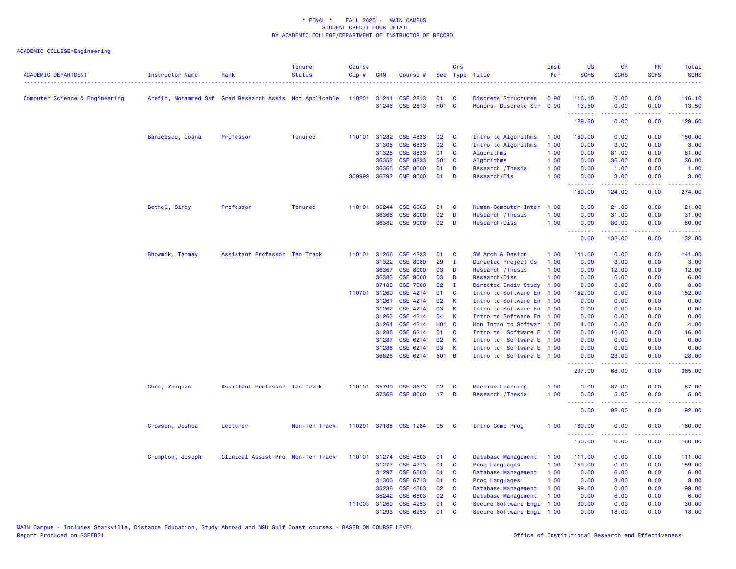\* FINAL \*    FALL 2020 -  MAIN CAMPUS
STUDENT CREDIT HOUR DETAIL
BY ACADEMIC COLLEGE/DEPARTMENT OF INSTRUCTOR OF RECORD

ACADEMIC COLLEGE=Engineering

| ACADEMIC DEPARTMENT | Instructor Name | Rank | Tenure Status | Course Cip # | CRN | Course # | Sec | Crs Type | Title | Inst Per | UG SCHS | GR SCHS | PR SCHS | Total SCHS |
|---|---|---|---|---|---|---|---|---|---|---|---|---|---|---|
| Computer Science & Engineering | Arefin, Mohammed Saf | Grad Research Assis | Not Applicable | 110201 | 31244 | CSE 2813 | 01 | C | Discrete Structures | 0.90 | 116.10 | 0.00 | 0.00 | 116.10 |
| | | | | | 31246 | CSE 2813 | H01 | C | Honors- Discrete Str | 0.90 | 13.50 | 0.00 | 0.00 | 13.50 |
| | | | | | | | | | | | 129.60 | 0.00 | 0.00 | 129.60 |
| | Banicescu, Ioana | Professor | Tenured | 110101 | 31282 | CSE 4833 | 02 | C | Intro to Algorithms | 1.00 | 150.00 | 0.00 | 0.00 | 150.00 |
| | | | | | 31305 | CSE 6833 | 02 | C | Intro to Algorithms | 1.00 | 0.00 | 3.00 | 0.00 | 3.00 |
| | | | | | 31328 | CSE 8833 | 01 | C | Algorithms | 1.00 | 0.00 | 81.00 | 0.00 | 81.00 |
| | | | | | 36352 | CSE 8833 | 501 | C | Algorithms | 1.00 | 0.00 | 36.00 | 0.00 | 36.00 |
| | | | | | 36365 | CSE 8000 | 01 | D | Research /Thesis | 1.00 | 0.00 | 1.00 | 0.00 | 1.00 |
| | | | | 309999 | 36792 | CME 9000 | 01 | D | Research/Dis | 1.00 | 0.00 | 3.00 | 0.00 | 3.00 |
| | | | | | | | | | | | 150.00 | 124.00 | 0.00 | 274.00 |
| | Bethel, Cindy | Professor | Tenured | 110101 | 35244 | CSE 6663 | 01 | C | Human-Computer Inter | 1.00 | 0.00 | 21.00 | 0.00 | 21.00 |
| | | | | | 36366 | CSE 8000 | 02 | D | Research /Thesis | 1.00 | 0.00 | 31.00 | 0.00 | 31.00 |
| | | | | | 36382 | CSE 9000 | 02 | D | Research/Diss | 1.00 | 0.00 | 80.00 | 0.00 | 80.00 |
| | | | | | | | | | | | 0.00 | 132.00 | 0.00 | 132.00 |
| | Bhowmik, Tanmay | Assistant Professor | Ten Track | 110101 | 31266 | CSE 4233 | 01 | C | SW Arch & Design | 1.00 | 141.00 | 0.00 | 0.00 | 141.00 |
| | | | | | 31322 | CSE 8080 | 29 | I | Directed Project Cs | 1.00 | 0.00 | 3.00 | 0.00 | 3.00 |
| | | | | | 36367 | CSE 8000 | 03 | D | Research /Thesis | 1.00 | 0.00 | 12.00 | 0.00 | 12.00 |
| | | | | | 36383 | CSE 9000 | 03 | D | Research/Diss | 1.00 | 0.00 | 6.00 | 0.00 | 6.00 |
| | | | | | 37180 | CSE 7000 | 02 | I | Directed Indiv Study | 1.00 | 0.00 | 3.00 | 0.00 | 3.00 |
| | | | | 110701 | 31260 | CSE 4214 | 01 | C | Intro to Software En | 1.00 | 152.00 | 0.00 | 0.00 | 152.00 |
| | | | | | 31261 | CSE 4214 | 02 | K | Intro to Software En | 1.00 | 0.00 | 0.00 | 0.00 | 0.00 |
| | | | | | 31262 | CSE 4214 | 03 | K | Intro to Software En | 1.00 | 0.00 | 0.00 | 0.00 | 0.00 |
| | | | | | 31263 | CSE 4214 | 04 | K | Intro to Software En | 1.00 | 0.00 | 0.00 | 0.00 | 0.00 |
| | | | | | 31264 | CSE 4214 | H01 | C | Hon Intro to Softwar | 1.00 | 4.00 | 0.00 | 0.00 | 4.00 |
| | | | | | 31286 | CSE 6214 | 01 | C | Intro to  Software E | 1.00 | 0.00 | 16.00 | 0.00 | 16.00 |
| | | | | | 31287 | CSE 6214 | 02 | K | Intro to  Software E | 1.00 | 0.00 | 0.00 | 0.00 | 0.00 |
| | | | | | 31288 | CSE 6214 | 03 | K | Intro to  Software E | 1.00 | 0.00 | 0.00 | 0.00 | 0.00 |
| | | | | | 36828 | CSE 6214 | 501 | B | Intro to  Software E | 1.00 | 0.00 | 28.00 | 0.00 | 28.00 |
| | | | | | | | | | | | 297.00 | 68.00 | 0.00 | 365.00 |
| | Chen, Zhiqian | Assistant Professor | Ten Track | 110101 | 35799 | CSE 8673 | 02 | C | Machine Learning | 1.00 | 0.00 | 87.00 | 0.00 | 87.00 |
| | | | | | 37368 | CSE 8000 | 17 | D | Research /Thesis | 1.00 | 0.00 | 5.00 | 0.00 | 5.00 |
| | | | | | | | | | | | 0.00 | 92.00 | 0.00 | 92.00 |
| | Crowson, Joshua | Lecturer | Non-Ten Track | 110201 | 37188 | CSE 1284 | 05 | C | Intro Comp Prog | 1.00 | 160.00 | 0.00 | 0.00 | 160.00 |
| | | | | | | | | | | | 160.00 | 0.00 | 0.00 | 160.00 |
| | Crumpton, Joseph | Clinical Assist Pro | Non-Ten Track | 110101 | 31274 | CSE 4503 | 01 | C | Database Management | 1.00 | 111.00 | 0.00 | 0.00 | 111.00 |
| | | | | | 31277 | CSE 4713 | 01 | C | Prog Languages | 1.00 | 159.00 | 0.00 | 0.00 | 159.00 |
| | | | | | 31297 | CSE 6503 | 01 | C | Database Management | 1.00 | 0.00 | 6.00 | 0.00 | 6.00 |
| | | | | | 31300 | CSE 6713 | 01 | C | Prog Languages | 1.00 | 0.00 | 3.00 | 0.00 | 3.00 |
| | | | | | 35238 | CSE 4503 | 02 | C | Database Management | 1.00 | 99.00 | 0.00 | 0.00 | 99.00 |
| | | | | | 35242 | CSE 6503 | 02 | C | Database Management | 1.00 | 0.00 | 6.00 | 0.00 | 6.00 |
| | | | | 111003 | 31269 | CSE 4253 | 01 | C | Secure Software Engi | 1.00 | 30.00 | 0.00 | 0.00 | 30.00 |
| | | | | | 31293 | CSE 6253 | 01 | C | Secure Software Engi | 1.00 | 0.00 | 18.00 | 0.00 | 18.00 |

MAIN Campus - Includes Starkville, Distance Education, Study Abroad and MSU Gulf Coast courses - BASED ON COURSE LEVEL
Report Produced on 23FEB21

Office of Institutional Research and Effectiveness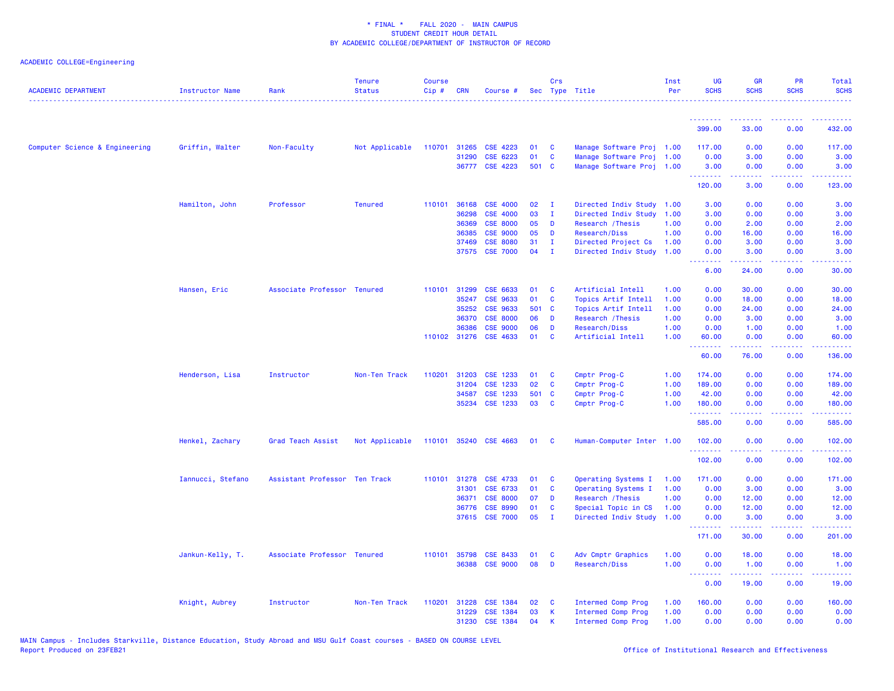* FINAL * FALL 2020 - MAIN CAMPUS
STUDENT CREDIT HOUR DETAIL
BY ACADEMIC COLLEGE/DEPARTMENT OF INSTRUCTOR OF RECORD

ACADEMIC COLLEGE=Engineering

| ACADEMIC DEPARTMENT | Instructor Name | Rank | Tenure Status | Course Cip # | CRN | Course # | Sec | Crs Type | Title | Inst Per | UG SCHS | GR SCHS | PR SCHS | Total SCHS |
|---|---|---|---|---|---|---|---|---|---|---|---|---|---|---|
| | | | | | | | | | | | 399.00 | 33.00 | 0.00 | 432.00 |
| Computer Science & Engineering | Griffin, Walter | Non-Faculty | Not Applicable | 110701 | 31265 | CSE 4223 | 01 | C | Manage Software Proj | 1.00 | 117.00 | 0.00 | 0.00 | 117.00 |
| | | | | | 31290 | CSE 6223 | 01 | C | Manage Software Proj | 1.00 | 0.00 | 3.00 | 0.00 | 3.00 |
| | | | | | 36777 | CSE 4223 | 501 | C | Manage Software Proj | 1.00 | 3.00 | 0.00 | 0.00 | 3.00 |
| | | | | | | | | | | | 120.00 | 3.00 | 0.00 | 123.00 |
| | Hamilton, John | Professor | Tenured | 110101 | 36168 | CSE 4000 | 02 | I | Directed Indiv Study | 1.00 | 3.00 | 0.00 | 0.00 | 3.00 |
| | | | | | 36298 | CSE 4000 | 03 | I | Directed Indiv Study | 1.00 | 3.00 | 0.00 | 0.00 | 3.00 |
| | | | | | 36369 | CSE 8000 | 05 | D | Research /Thesis | 1.00 | 0.00 | 2.00 | 0.00 | 2.00 |
| | | | | | 36385 | CSE 9000 | 05 | D | Research/Diss | 1.00 | 0.00 | 16.00 | 0.00 | 16.00 |
| | | | | | 37469 | CSE 8080 | 31 | I | Directed Project Cs | 1.00 | 0.00 | 3.00 | 0.00 | 3.00 |
| | | | | | 37575 | CSE 7000 | 04 | I | Directed Indiv Study | 1.00 | 0.00 | 3.00 | 0.00 | 3.00 |
| | | | | | | | | | | | 6.00 | 24.00 | 0.00 | 30.00 |
| | Hansen, Eric | Associate Professor | Tenured | 110101 | 31299 | CSE 6633 | 01 | C | Artificial Intell | 1.00 | 0.00 | 30.00 | 0.00 | 30.00 |
| | | | | | 35247 | CSE 9633 | 01 | C | Topics Artif Intell | 1.00 | 0.00 | 18.00 | 0.00 | 18.00 |
| | | | | | 35252 | CSE 9633 | 501 | C | Topics Artif Intell | 1.00 | 0.00 | 24.00 | 0.00 | 24.00 |
| | | | | | 36370 | CSE 8000 | 06 | D | Research /Thesis | 1.00 | 0.00 | 3.00 | 0.00 | 3.00 |
| | | | | | 36386 | CSE 9000 | 06 | D | Research/Diss | 1.00 | 0.00 | 1.00 | 0.00 | 1.00 |
| | | | | 110102 | 31276 | CSE 4633 | 01 | C | Artificial Intell | 1.00 | 60.00 | 0.00 | 0.00 | 60.00 |
| | | | | | | | | | | | 60.00 | 76.00 | 0.00 | 136.00 |
| | Henderson, Lisa | Instructor | Non-Ten Track | 110201 | 31203 | CSE 1233 | 01 | C | Cmptr Prog-C | 1.00 | 174.00 | 0.00 | 0.00 | 174.00 |
| | | | | | 31204 | CSE 1233 | 02 | C | Cmptr Prog-C | 1.00 | 189.00 | 0.00 | 0.00 | 189.00 |
| | | | | | 34587 | CSE 1233 | 501 | C | Cmptr Prog-C | 1.00 | 42.00 | 0.00 | 0.00 | 42.00 |
| | | | | | 35234 | CSE 1233 | 03 | C | Cmptr Prog-C | 1.00 | 180.00 | 0.00 | 0.00 | 180.00 |
| | | | | | | | | | | | 585.00 | 0.00 | 0.00 | 585.00 |
| | Henkel, Zachary | Grad Teach Assist | Not Applicable | 110101 | 35240 | CSE 4663 | 01 | C | Human-Computer Inter | 1.00 | 102.00 | 0.00 | 0.00 | 102.00 |
| | | | | | | | | | | | 102.00 | 0.00 | 0.00 | 102.00 |
| | Iannucci, Stefano | Assistant Professor | Ten Track | 110101 | 31278 | CSE 4733 | 01 | C | Operating Systems I | 1.00 | 171.00 | 0.00 | 0.00 | 171.00 |
| | | | | | 31301 | CSE 6733 | 01 | C | Operating Systems I | 1.00 | 0.00 | 3.00 | 0.00 | 3.00 |
| | | | | | 36371 | CSE 8000 | 07 | D | Research /Thesis | 1.00 | 0.00 | 12.00 | 0.00 | 12.00 |
| | | | | | 36776 | CSE 8990 | 01 | C | Special Topic in CS | 1.00 | 0.00 | 12.00 | 0.00 | 12.00 |
| | | | | | 37615 | CSE 7000 | 05 | I | Directed Indiv Study | 1.00 | 0.00 | 3.00 | 0.00 | 3.00 |
| | | | | | | | | | | | 171.00 | 30.00 | 0.00 | 201.00 |
| | Jankun-Kelly, T. | Associate Professor | Tenured | 110101 | 35798 | CSE 8433 | 01 | C | Adv Cmptr Graphics | 1.00 | 0.00 | 18.00 | 0.00 | 18.00 |
| | | | | | 36388 | CSE 9000 | 08 | D | Research/Diss | 1.00 | 0.00 | 1.00 | 0.00 | 1.00 |
| | | | | | | | | | | | 0.00 | 19.00 | 0.00 | 19.00 |
| | Knight, Aubrey | Instructor | Non-Ten Track | 110201 | 31228 | CSE 1384 | 02 | C | Intermed Comp Prog | 1.00 | 160.00 | 0.00 | 0.00 | 160.00 |
| | | | | | 31229 | CSE 1384 | 03 | K | Intermed Comp Prog | 1.00 | 0.00 | 0.00 | 0.00 | 0.00 |
| | | | | | 31230 | CSE 1384 | 04 | K | Intermed Comp Prog | 1.00 | 0.00 | 0.00 | 0.00 | 0.00 |

MAIN Campus - Includes Starkville, Distance Education, Study Abroad and MSU Gulf Coast courses - BASED ON COURSE LEVEL
Report Produced on 23FEB21 | Office of Institutional Research and Effectiveness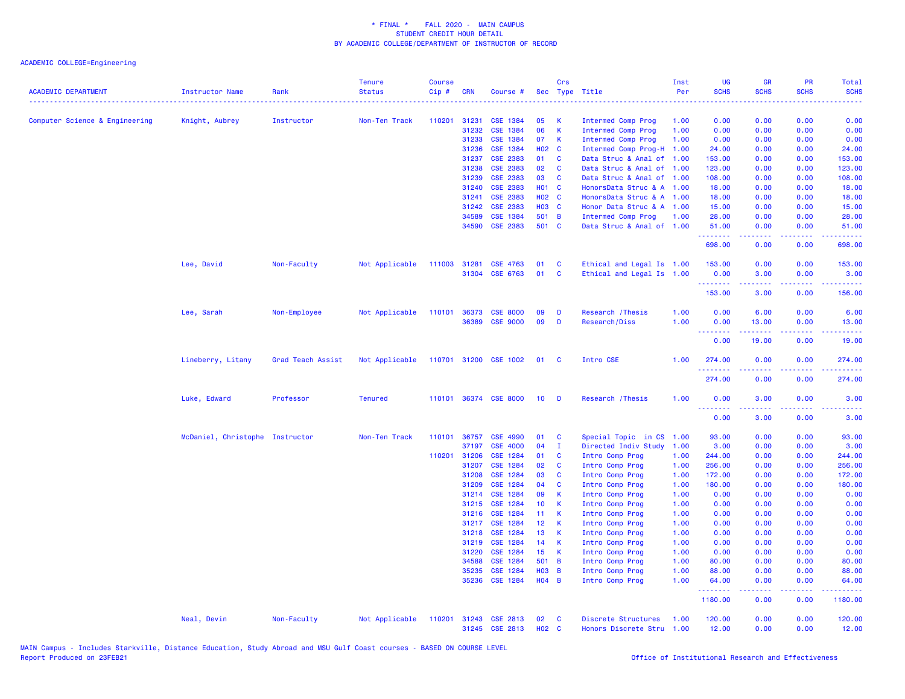\* FINAL \* FALL 2020 - MAIN CAMPUS
STUDENT CREDIT HOUR DETAIL
BY ACADEMIC COLLEGE/DEPARTMENT OF INSTRUCTOR OF RECORD

ACADEMIC COLLEGE=Engineering

| ACADEMIC DEPARTMENT | Instructor Name | Rank | Tenure Status | Course Cip # | CRN | Course # | Sec | Crs Type | Title | Inst Per | UG SCHS | GR SCHS | PR SCHS | Total SCHS |
|---|---|---|---|---|---|---|---|---|---|---|---|---|---|---|
| Computer Science & Engineering | Knight, Aubrey | Instructor | Non-Ten Track | 110201 | 31231 | CSE 1384 | 05 | K | Intermed Comp Prog | 1.00 | 0.00 | 0.00 | 0.00 | 0.00 |
| | | | | | 31232 | CSE 1384 | 06 | K | Intermed Comp Prog | 1.00 | 0.00 | 0.00 | 0.00 | 0.00 |
| | | | | | 31233 | CSE 1384 | 07 | K | Intermed Comp Prog | 1.00 | 0.00 | 0.00 | 0.00 | 0.00 |
| | | | | | 31236 | CSE 1384 | H02 | C | Intermed Comp Prog-H | 1.00 | 24.00 | 0.00 | 0.00 | 24.00 |
| | | | | | 31237 | CSE 2383 | 01 | C | Data Struc & Anal of | 1.00 | 153.00 | 0.00 | 0.00 | 153.00 |
| | | | | | 31238 | CSE 2383 | 02 | C | Data Struc & Anal of | 1.00 | 123.00 | 0.00 | 0.00 | 123.00 |
| | | | | | 31239 | CSE 2383 | 03 | C | Data Struc & Anal of | 1.00 | 108.00 | 0.00 | 0.00 | 108.00 |
| | | | | | 31240 | CSE 2383 | H01 | C | HonorsData Struc & A | 1.00 | 18.00 | 0.00 | 0.00 | 18.00 |
| | | | | | 31241 | CSE 2383 | H02 | C | HonorsData Struc & A | 1.00 | 18.00 | 0.00 | 0.00 | 18.00 |
| | | | | | 31242 | CSE 2383 | H03 | C | Honor Data Struc & A | 1.00 | 15.00 | 0.00 | 0.00 | 15.00 |
| | | | | | 34589 | CSE 1384 | 501 | B | Intermed Comp Prog | 1.00 | 28.00 | 0.00 | 0.00 | 28.00 |
| | | | | | 34590 | CSE 2383 | 501 | C | Data Struc & Anal of | 1.00 | 51.00 | 0.00 | 0.00 | 51.00 |
| | | | | | | | | | | | 698.00 | 0.00 | 0.00 | 698.00 |
| | Lee, David | Non-Faculty | Not Applicable | 111003 | 31281 | CSE 4763 | 01 | C | Ethical and Legal Is | 1.00 | 153.00 | 0.00 | 0.00 | 153.00 |
| | | | | | 31304 | CSE 6763 | 01 | C | Ethical and Legal Is | 1.00 | 0.00 | 3.00 | 0.00 | 3.00 |
| | | | | | | | | | | | 153.00 | 3.00 | 0.00 | 156.00 |
| | Lee, Sarah | Non-Employee | Not Applicable | 110101 | 36373 | CSE 8000 | 09 | D | Research /Thesis | 1.00 | 0.00 | 6.00 | 0.00 | 6.00 |
| | | | | | 36389 | CSE 9000 | 09 | D | Research/Diss | 1.00 | 0.00 | 13.00 | 0.00 | 13.00 |
| | | | | | | | | | | | 0.00 | 19.00 | 0.00 | 19.00 |
| | Lineberry, Litany | Grad Teach Assist | Not Applicable | 110701 | 31200 | CSE 1002 | 01 | C | Intro CSE | 1.00 | 274.00 | 0.00 | 0.00 | 274.00 |
| | | | | | | | | | | | 274.00 | 0.00 | 0.00 | 274.00 |
| | Luke, Edward | Professor | Tenured | 110101 | 36374 | CSE 8000 | 10 | D | Research /Thesis | 1.00 | 0.00 | 3.00 | 0.00 | 3.00 |
| | | | | | | | | | | | 0.00 | 3.00 | 0.00 | 3.00 |
| | McDaniel, Christophe | Instructor | Non-Ten Track | 110101 | 36757 | CSE 4990 | 01 | C | Special Topic in CS | 1.00 | 93.00 | 0.00 | 0.00 | 93.00 |
| | | | | | 37197 | CSE 4000 | 04 | I | Directed Indiv Study | 1.00 | 3.00 | 0.00 | 0.00 | 3.00 |
| | | | | 110201 | 31206 | CSE 1284 | 01 | C | Intro Comp Prog | 1.00 | 244.00 | 0.00 | 0.00 | 244.00 |
| | | | | | 31207 | CSE 1284 | 02 | C | Intro Comp Prog | 1.00 | 256.00 | 0.00 | 0.00 | 256.00 |
| | | | | | 31208 | CSE 1284 | 03 | C | Intro Comp Prog | 1.00 | 172.00 | 0.00 | 0.00 | 172.00 |
| | | | | | 31209 | CSE 1284 | 04 | C | Intro Comp Prog | 1.00 | 180.00 | 0.00 | 0.00 | 180.00 |
| | | | | | 31214 | CSE 1284 | 09 | K | Intro Comp Prog | 1.00 | 0.00 | 0.00 | 0.00 | 0.00 |
| | | | | | 31215 | CSE 1284 | 10 | K | Intro Comp Prog | 1.00 | 0.00 | 0.00 | 0.00 | 0.00 |
| | | | | | 31216 | CSE 1284 | 11 | K | Intro Comp Prog | 1.00 | 0.00 | 0.00 | 0.00 | 0.00 |
| | | | | | 31217 | CSE 1284 | 12 | K | Intro Comp Prog | 1.00 | 0.00 | 0.00 | 0.00 | 0.00 |
| | | | | | 31218 | CSE 1284 | 13 | K | Intro Comp Prog | 1.00 | 0.00 | 0.00 | 0.00 | 0.00 |
| | | | | | 31219 | CSE 1284 | 14 | K | Intro Comp Prog | 1.00 | 0.00 | 0.00 | 0.00 | 0.00 |
| | | | | | 31220 | CSE 1284 | 15 | K | Intro Comp Prog | 1.00 | 0.00 | 0.00 | 0.00 | 0.00 |
| | | | | | 34588 | CSE 1284 | 501 | B | Intro Comp Prog | 1.00 | 80.00 | 0.00 | 0.00 | 80.00 |
| | | | | | 35235 | CSE 1284 | H03 | B | Intro Comp Prog | 1.00 | 88.00 | 0.00 | 0.00 | 88.00 |
| | | | | | 35236 | CSE 1284 | H04 | B | Intro Comp Prog | 1.00 | 64.00 | 0.00 | 0.00 | 64.00 |
| | | | | | | | | | | | 1180.00 | 0.00 | 0.00 | 1180.00 |
| | Neal, Devin | Non-Faculty | Not Applicable | 110201 | 31243 | CSE 2813 | 02 | C | Discrete Structures | 1.00 | 120.00 | 0.00 | 0.00 | 120.00 |
| | | | | | 31245 | CSE 2813 | H02 | C | Honors Discrete Stru | 1.00 | 12.00 | 0.00 | 0.00 | 12.00 |

MAIN Campus - Includes Starkville, Distance Education, Study Abroad and MSU Gulf Coast courses - BASED ON COURSE LEVEL
Report Produced on 23FEB21

Office of Institutional Research and Effectiveness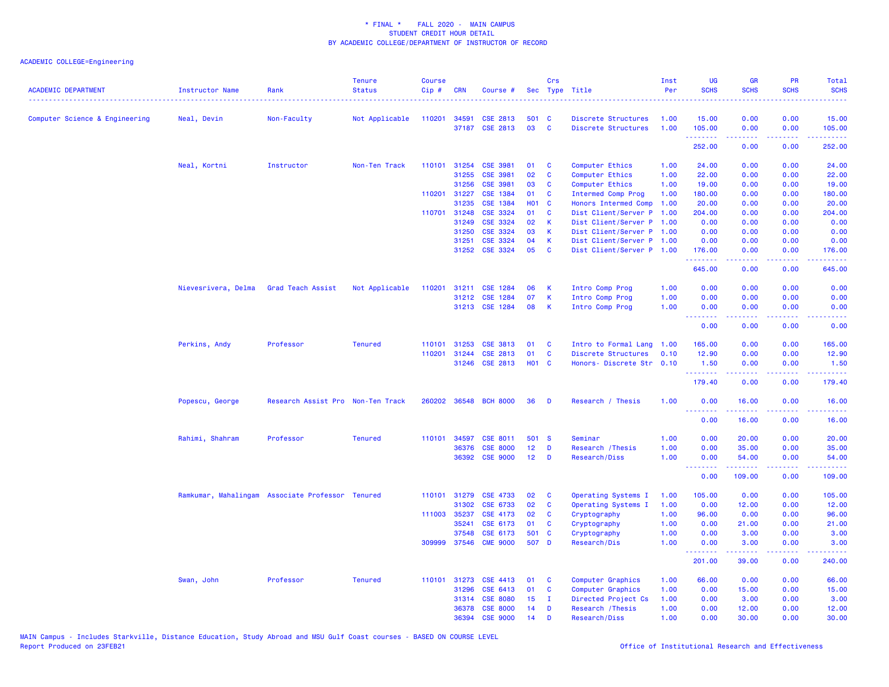\* FINAL \* FALL 2020 - MAIN CAMPUS
STUDENT CREDIT HOUR DETAIL
BY ACADEMIC COLLEGE/DEPARTMENT OF INSTRUCTOR OF RECORD

ACADEMIC COLLEGE=Engineering

| ACADEMIC DEPARTMENT | Instructor Name | Rank | Tenure Status | Course Cip # | CRN | Course # | Sec | Crs Type | Title | Inst Per | UG SCHS | GR SCHS | PR SCHS | Total SCHS |
|---|---|---|---|---|---|---|---|---|---|---|---|---|---|---|
| Computer Science & Engineering | Neal, Devin | Non-Faculty | Not Applicable | 110201 | 34591 | CSE 2813 | 501 | C | Discrete Structures | 1.00 | 15.00 | 0.00 | 0.00 | 15.00 |
| | | | | | 37187 | CSE 2813 | 03 | C | Discrete Structures | 1.00 | 105.00 | 0.00 | 0.00 | 105.00 |
| | | | | | | | | | | | 252.00 | 0.00 | 0.00 | 252.00 |
| | Neal, Kortni | Instructor | Non-Ten Track | 110101 | 31254 | CSE 3981 | 01 | C | Computer Ethics | 1.00 | 24.00 | 0.00 | 0.00 | 24.00 |
| | | | | | 31255 | CSE 3981 | 02 | C | Computer Ethics | 1.00 | 22.00 | 0.00 | 0.00 | 22.00 |
| | | | | | 31256 | CSE 3981 | 03 | C | Computer Ethics | 1.00 | 19.00 | 0.00 | 0.00 | 19.00 |
| | | | | 110201 | 31227 | CSE 1384 | 01 | C | Intermed Comp Prog | 1.00 | 180.00 | 0.00 | 0.00 | 180.00 |
| | | | | | 31235 | CSE 1384 | H01 | C | Honors Intermed Comp | 1.00 | 20.00 | 0.00 | 0.00 | 20.00 |
| | | | | 110701 | 31248 | CSE 3324 | 01 | C | Dist Client/Server P | 1.00 | 204.00 | 0.00 | 0.00 | 204.00 |
| | | | | | 31249 | CSE 3324 | 02 | K | Dist Client/Server P | 1.00 | 0.00 | 0.00 | 0.00 | 0.00 |
| | | | | | 31250 | CSE 3324 | 03 | K | Dist Client/Server P | 1.00 | 0.00 | 0.00 | 0.00 | 0.00 |
| | | | | | 31251 | CSE 3324 | 04 | K | Dist Client/Server P | 1.00 | 0.00 | 0.00 | 0.00 | 0.00 |
| | | | | | 31252 | CSE 3324 | 05 | C | Dist Client/Server P | 1.00 | 176.00 | 0.00 | 0.00 | 176.00 |
| | | | | | | | | | | | 645.00 | 0.00 | 0.00 | 645.00 |
| | Nievesrivera, Delma | Grad Teach Assist | Not Applicable | 110201 | 31211 | CSE 1284 | 06 | K | Intro Comp Prog | 1.00 | 0.00 | 0.00 | 0.00 | 0.00 |
| | | | | | 31212 | CSE 1284 | 07 | K | Intro Comp Prog | 1.00 | 0.00 | 0.00 | 0.00 | 0.00 |
| | | | | | 31213 | CSE 1284 | 08 | K | Intro Comp Prog | 1.00 | 0.00 | 0.00 | 0.00 | 0.00 |
| | | | | | | | | | | | 0.00 | 0.00 | 0.00 | 0.00 |
| | Perkins, Andy | Professor | Tenured | 110101 | 31253 | CSE 3813 | 01 | C | Intro to Formal Lang | 1.00 | 165.00 | 0.00 | 0.00 | 165.00 |
| | | | | 110201 | 31244 | CSE 2813 | 01 | C | Discrete Structures | 0.10 | 12.90 | 0.00 | 0.00 | 12.90 |
| | | | | | 31246 | CSE 2813 | H01 | C | Honors- Discrete Str | 0.10 | 1.50 | 0.00 | 0.00 | 1.50 |
| | | | | | | | | | | | 179.40 | 0.00 | 0.00 | 179.40 |
| | Popescu, George | Research Assist Pro | Non-Ten Track | 260202 | 36548 | BCH 8000 | 36 | D | Research / Thesis | 1.00 | 0.00 | 16.00 | 0.00 | 16.00 |
| | | | | | | | | | | | 0.00 | 16.00 | 0.00 | 16.00 |
| | Rahimi, Shahram | Professor | Tenured | 110101 | 34597 | CSE 8011 | 501 | S | Seminar | 1.00 | 0.00 | 20.00 | 0.00 | 20.00 |
| | | | | | 36376 | CSE 8000 | 12 | D | Research /Thesis | 1.00 | 0.00 | 35.00 | 0.00 | 35.00 |
| | | | | | 36392 | CSE 9000 | 12 | D | Research/Diss | 1.00 | 0.00 | 54.00 | 0.00 | 54.00 |
| | | | | | | | | | | | 0.00 | 109.00 | 0.00 | 109.00 |
| | Ramkumar, Mahalingam | Associate Professor | Tenured | 110101 | 31279 | CSE 4733 | 02 | C | Operating Systems I | 1.00 | 105.00 | 0.00 | 0.00 | 105.00 |
| | | | | | 31302 | CSE 6733 | 02 | C | Operating Systems I | 1.00 | 0.00 | 12.00 | 0.00 | 12.00 |
| | | | | 111003 | 35237 | CSE 4173 | 02 | C | Cryptography | 1.00 | 96.00 | 0.00 | 0.00 | 96.00 |
| | | | | | 35241 | CSE 6173 | 01 | C | Cryptography | 1.00 | 0.00 | 21.00 | 0.00 | 21.00 |
| | | | | | 37548 | CSE 6173 | 501 | C | Cryptography | 1.00 | 0.00 | 3.00 | 0.00 | 3.00 |
| | | | | 309999 | 37546 | CME 9000 | 507 | D | Research/Dis | 1.00 | 0.00 | 3.00 | 0.00 | 3.00 |
| | | | | | | | | | | | 201.00 | 39.00 | 0.00 | 240.00 |
| | Swan, John | Professor | Tenured | 110101 | 31273 | CSE 4413 | 01 | C | Computer Graphics | 1.00 | 66.00 | 0.00 | 0.00 | 66.00 |
| | | | | | 31296 | CSE 6413 | 01 | C | Computer Graphics | 1.00 | 0.00 | 15.00 | 0.00 | 15.00 |
| | | | | | 31314 | CSE 8080 | 15 | I | Directed Project Cs | 1.00 | 0.00 | 3.00 | 0.00 | 3.00 |
| | | | | | 36378 | CSE 8000 | 14 | D | Research /Thesis | 1.00 | 0.00 | 12.00 | 0.00 | 12.00 |
| | | | | | 36394 | CSE 9000 | 14 | D | Research/Diss | 1.00 | 0.00 | 30.00 | 0.00 | 30.00 |

MAIN Campus - Includes Starkville, Distance Education, Study Abroad and MSU Gulf Coast courses - BASED ON COURSE LEVEL
Report Produced on 23FEB21

Office of Institutional Research and Effectiveness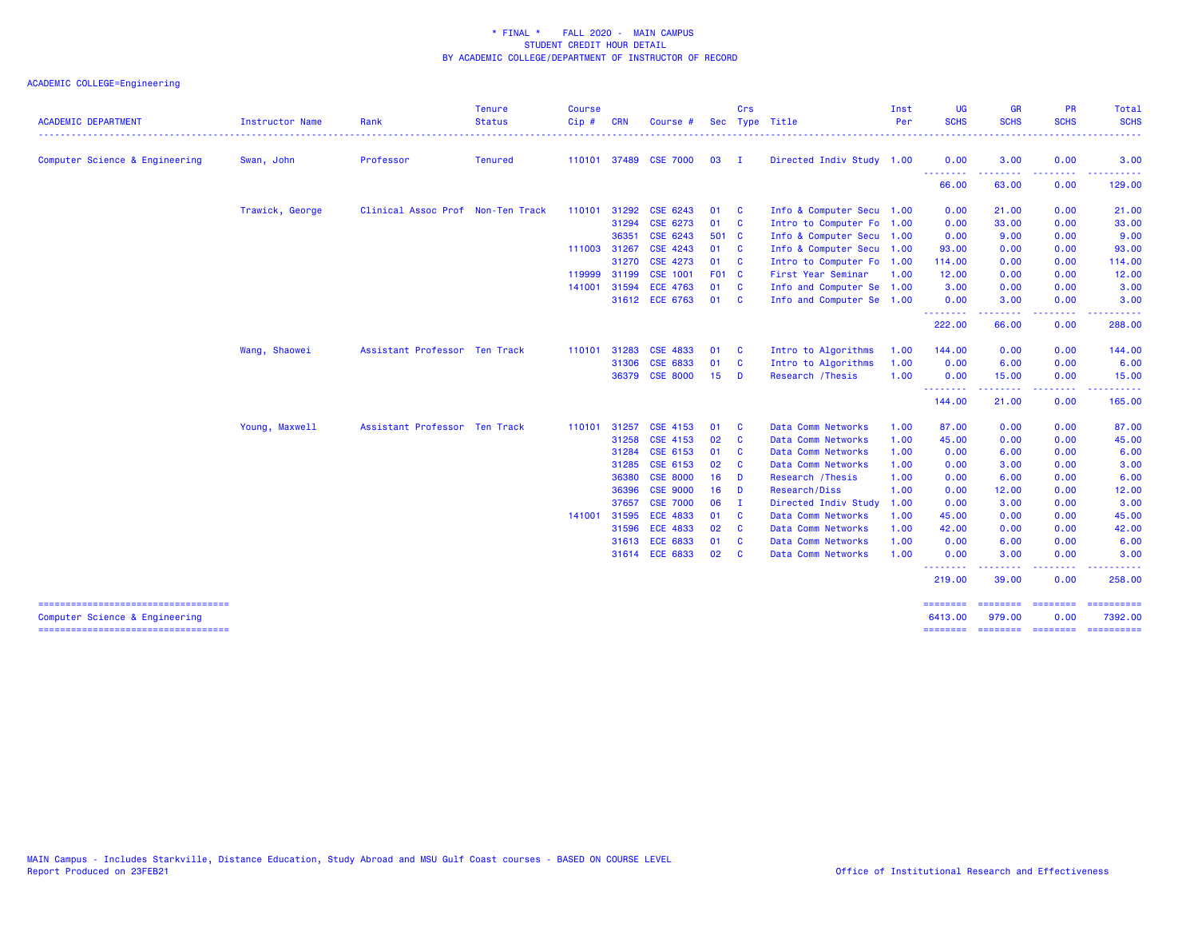\* FINAL \* FALL 2020 - MAIN CAMPUS
STUDENT CREDIT HOUR DETAIL
BY ACADEMIC COLLEGE/DEPARTMENT OF INSTRUCTOR OF RECORD

ACADEMIC COLLEGE=Engineering

| ACADEMIC DEPARTMENT | Instructor Name | Rank | Tenure Status | Course Cip # | CRN | Course # | Sec | Crs Type | Title | Inst Per | UG SCHS | GR SCHS | PR SCHS | Total SCHS |
|---|---|---|---|---|---|---|---|---|---|---|---|---|---|---|
| Computer Science & Engineering | Swan, John | Professor | Tenured | 110101 | 37489 | CSE 7000 | 03 | I | Directed Indiv Study | 1.00 | 0.00 | 3.00 | 0.00 | 3.00 |
| | | | | | | | | | | | 66.00 | 63.00 | 0.00 | 129.00 |
| | Trawick, George | Clinical Assoc Prof | Non-Ten Track | 110101 | 31292 | CSE 6243 | 01 | C | Info & Computer Secu | 1.00 | 0.00 | 21.00 | 0.00 | 21.00 |
| | | | | | 31294 | CSE 6273 | 01 | C | Intro to Computer Fo | 1.00 | 0.00 | 33.00 | 0.00 | 33.00 |
| | | | | | 36351 | CSE 6243 | 501 | C | Info & Computer Secu | 1.00 | 0.00 | 9.00 | 0.00 | 9.00 |
| | | | | 111003 | 31267 | CSE 4243 | 01 | C | Info & Computer Secu | 1.00 | 93.00 | 0.00 | 0.00 | 93.00 |
| | | | | | 31270 | CSE 4273 | 01 | C | Intro to Computer Fo | 1.00 | 114.00 | 0.00 | 0.00 | 114.00 |
| | | | | 119999 | 31199 | CSE 1001 | F01 | C | First Year Seminar | 1.00 | 12.00 | 0.00 | 0.00 | 12.00 |
| | | | | 141001 | 31594 | ECE 4763 | 01 | C | Info and Computer Se | 1.00 | 3.00 | 0.00 | 0.00 | 3.00 |
| | | | | | 31612 | ECE 6763 | 01 | C | Info and Computer Se | 1.00 | 0.00 | 3.00 | 0.00 | 3.00 |
| | | | | | | | | | | | 222.00 | 66.00 | 0.00 | 288.00 |
| | Wang, Shaowei | Assistant Professor | Ten Track | 110101 | 31283 | CSE 4833 | 01 | C | Intro to Algorithms | 1.00 | 144.00 | 0.00 | 0.00 | 144.00 |
| | | | | | 31306 | CSE 6833 | 01 | C | Intro to Algorithms | 1.00 | 0.00 | 6.00 | 0.00 | 6.00 |
| | | | | | 36379 | CSE 8000 | 15 | D | Research /Thesis | 1.00 | 0.00 | 15.00 | 0.00 | 15.00 |
| | | | | | | | | | | | 144.00 | 21.00 | 0.00 | 165.00 |
| | Young, Maxwell | Assistant Professor | Ten Track | 110101 | 31257 | CSE 4153 | 01 | C | Data Comm Networks | 1.00 | 87.00 | 0.00 | 0.00 | 87.00 |
| | | | | | 31258 | CSE 4153 | 02 | C | Data Comm Networks | 1.00 | 45.00 | 0.00 | 0.00 | 45.00 |
| | | | | | 31284 | CSE 6153 | 01 | C | Data Comm Networks | 1.00 | 0.00 | 6.00 | 0.00 | 6.00 |
| | | | | | 31285 | CSE 6153 | 02 | C | Data Comm Networks | 1.00 | 0.00 | 3.00 | 0.00 | 3.00 |
| | | | | | 36380 | CSE 8000 | 16 | D | Research /Thesis | 1.00 | 0.00 | 6.00 | 0.00 | 6.00 |
| | | | | | 36396 | CSE 9000 | 16 | D | Research/Diss | 1.00 | 0.00 | 12.00 | 0.00 | 12.00 |
| | | | | | 37657 | CSE 7000 | 06 | I | Directed Indiv Study | 1.00 | 0.00 | 3.00 | 0.00 | 3.00 |
| | | | | 141001 | 31595 | ECE 4833 | 01 | C | Data Comm Networks | 1.00 | 45.00 | 0.00 | 0.00 | 45.00 |
| | | | | | 31596 | ECE 4833 | 02 | C | Data Comm Networks | 1.00 | 42.00 | 0.00 | 0.00 | 42.00 |
| | | | | | 31613 | ECE 6833 | 01 | C | Data Comm Networks | 1.00 | 0.00 | 6.00 | 0.00 | 6.00 |
| | | | | | 31614 | ECE 6833 | 02 | C | Data Comm Networks | 1.00 | 0.00 | 3.00 | 0.00 | 3.00 |
| | | | | | | | | | | | 219.00 | 39.00 | 0.00 | 258.00 |
| Computer Science & Engineering | | | | | | | | | | | 6413.00 | 979.00 | 0.00 | 7392.00 |

MAIN Campus - Includes Starkville, Distance Education, Study Abroad and MSU Gulf Coast courses - BASED ON COURSE LEVEL
Report Produced on 23FEB21

Office of Institutional Research and Effectiveness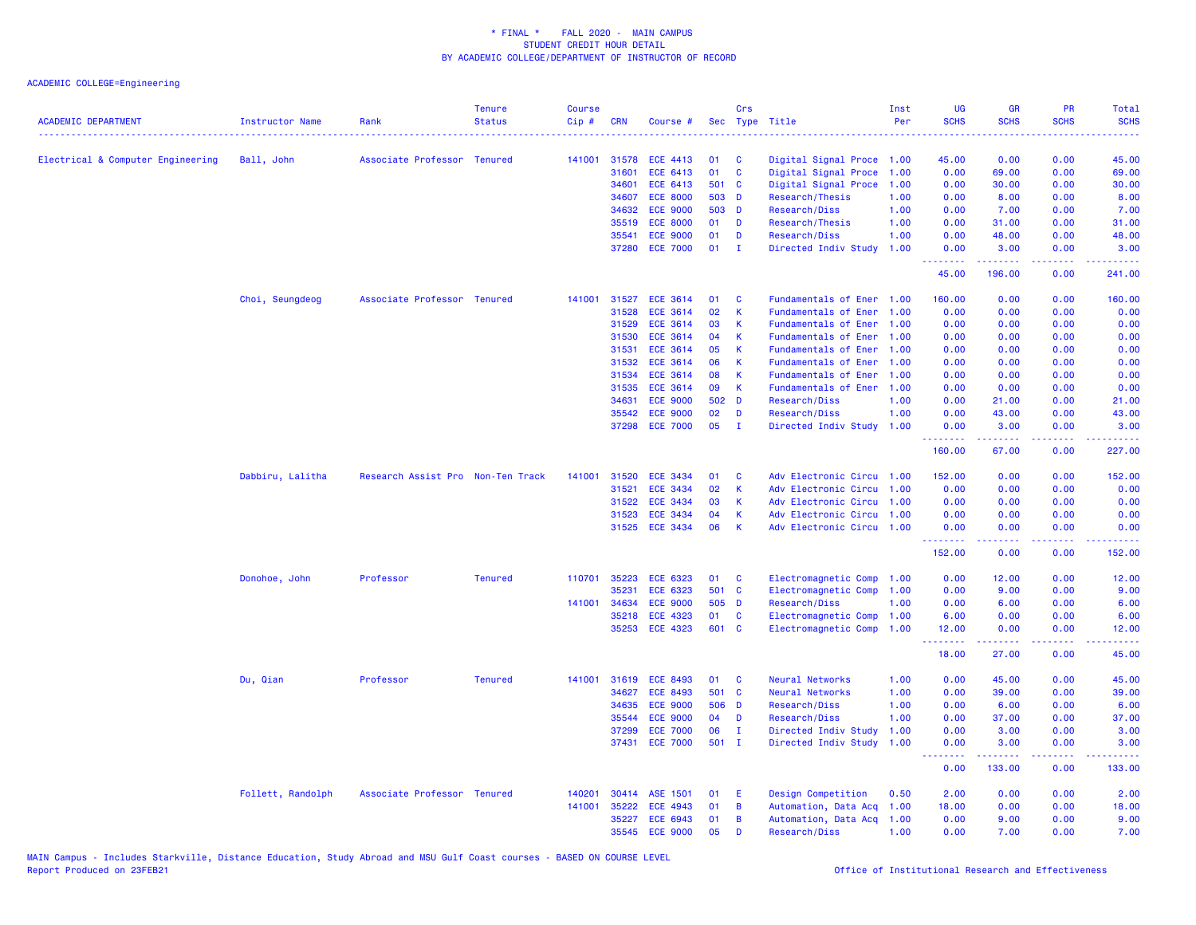\* FINAL \* FALL 2020 - MAIN CAMPUS
STUDENT CREDIT HOUR DETAIL
BY ACADEMIC COLLEGE/DEPARTMENT OF INSTRUCTOR OF RECORD

ACADEMIC COLLEGE=Engineering

| ACADEMIC DEPARTMENT | Instructor Name | Rank | Tenure Status | Course Cip # | CRN | Course # | Sec | Crs Type | Title | Inst Per | UG SCHS | GR SCHS | PR SCHS | Total SCHS |
|---|---|---|---|---|---|---|---|---|---|---|---|---|---|---|
| Electrical & Computer Engineering | Ball, John | Associate Professor | Tenured | 141001 | 31578 | ECE 4413 | 01 | C | Digital Signal Proce | 1.00 | 45.00 | 0.00 | 0.00 | 45.00 |
| | | | | | 31601 | ECE 6413 | 01 | C | Digital Signal Proce | 1.00 | 0.00 | 69.00 | 0.00 | 69.00 |
| | | | | | 34601 | ECE 6413 | 501 | C | Digital Signal Proce | 1.00 | 0.00 | 30.00 | 0.00 | 30.00 |
| | | | | | 34607 | ECE 8000 | 503 | D | Research/Thesis | 1.00 | 0.00 | 8.00 | 0.00 | 8.00 |
| | | | | | 34632 | ECE 9000 | 503 | D | Research/Diss | 1.00 | 0.00 | 7.00 | 0.00 | 7.00 |
| | | | | | 35519 | ECE 8000 | 01 | D | Research/Thesis | 1.00 | 0.00 | 31.00 | 0.00 | 31.00 |
| | | | | | 35541 | ECE 9000 | 01 | D | Research/Diss | 1.00 | 0.00 | 48.00 | 0.00 | 48.00 |
| | | | | | 37280 | ECE 7000 | 01 | I | Directed Indiv Study | 1.00 | 0.00 | 3.00 | 0.00 | 3.00 |
| | | | | | | | | | | | 45.00 | 196.00 | 0.00 | 241.00 |
| | Choi, Seungdeog | Associate Professor | Tenured | 141001 | 31527 | ECE 3614 | 01 | C | Fundamentals of Ener | 1.00 | 160.00 | 0.00 | 0.00 | 160.00 |
| | | | | | 31528 | ECE 3614 | 02 | K | Fundamentals of Ener | 1.00 | 0.00 | 0.00 | 0.00 | 0.00 |
| | | | | | 31529 | ECE 3614 | 03 | K | Fundamentals of Ener | 1.00 | 0.00 | 0.00 | 0.00 | 0.00 |
| | | | | | 31530 | ECE 3614 | 04 | K | Fundamentals of Ener | 1.00 | 0.00 | 0.00 | 0.00 | 0.00 |
| | | | | | 31531 | ECE 3614 | 05 | K | Fundamentals of Ener | 1.00 | 0.00 | 0.00 | 0.00 | 0.00 |
| | | | | | 31532 | ECE 3614 | 06 | K | Fundamentals of Ener | 1.00 | 0.00 | 0.00 | 0.00 | 0.00 |
| | | | | | 31534 | ECE 3614 | 08 | K | Fundamentals of Ener | 1.00 | 0.00 | 0.00 | 0.00 | 0.00 |
| | | | | | 31535 | ECE 3614 | 09 | K | Fundamentals of Ener | 1.00 | 0.00 | 0.00 | 0.00 | 0.00 |
| | | | | | 34631 | ECE 9000 | 502 | D | Research/Diss | 1.00 | 0.00 | 21.00 | 0.00 | 21.00 |
| | | | | | 35542 | ECE 9000 | 02 | D | Research/Diss | 1.00 | 0.00 | 43.00 | 0.00 | 43.00 |
| | | | | | 37298 | ECE 7000 | 05 | I | Directed Indiv Study | 1.00 | 0.00 | 3.00 | 0.00 | 3.00 |
| | | | | | | | | | | | 160.00 | 67.00 | 0.00 | 227.00 |
| | Dabbiru, Lalitha | Research Assist Pro | Non-Ten Track | 141001 | 31520 | ECE 3434 | 01 | C | Adv Electronic Circu | 1.00 | 152.00 | 0.00 | 0.00 | 152.00 |
| | | | | | 31521 | ECE 3434 | 02 | K | Adv Electronic Circu | 1.00 | 0.00 | 0.00 | 0.00 | 0.00 |
| | | | | | 31522 | ECE 3434 | 03 | K | Adv Electronic Circu | 1.00 | 0.00 | 0.00 | 0.00 | 0.00 |
| | | | | | 31523 | ECE 3434 | 04 | K | Adv Electronic Circu | 1.00 | 0.00 | 0.00 | 0.00 | 0.00 |
| | | | | | 31525 | ECE 3434 | 06 | K | Adv Electronic Circu | 1.00 | 0.00 | 0.00 | 0.00 | 0.00 |
| | | | | | | | | | | | 152.00 | 0.00 | 0.00 | 152.00 |
| | Donohoe, John | Professor | Tenured | 110701 | 35223 | ECE 6323 | 01 | C | Electromagnetic Comp | 1.00 | 0.00 | 12.00 | 0.00 | 12.00 |
| | | | | | 35231 | ECE 6323 | 501 | C | Electromagnetic Comp | 1.00 | 0.00 | 9.00 | 0.00 | 9.00 |
| | | | | 141001 | 34634 | ECE 9000 | 505 | D | Research/Diss | 1.00 | 0.00 | 6.00 | 0.00 | 6.00 |
| | | | | | 35218 | ECE 4323 | 01 | C | Electromagnetic Comp | 1.00 | 6.00 | 0.00 | 0.00 | 6.00 |
| | | | | | 35253 | ECE 4323 | 601 | C | Electromagnetic Comp | 1.00 | 12.00 | 0.00 | 0.00 | 12.00 |
| | | | | | | | | | | | 18.00 | 27.00 | 0.00 | 45.00 |
| | Du, Qian | Professor | Tenured | 141001 | 31619 | ECE 8493 | 01 | C | Neural Networks | 1.00 | 0.00 | 45.00 | 0.00 | 45.00 |
| | | | | | 34627 | ECE 8493 | 501 | C | Neural Networks | 1.00 | 0.00 | 39.00 | 0.00 | 39.00 |
| | | | | | 34635 | ECE 9000 | 506 | D | Research/Diss | 1.00 | 0.00 | 6.00 | 0.00 | 6.00 |
| | | | | | 35544 | ECE 9000 | 04 | D | Research/Diss | 1.00 | 0.00 | 37.00 | 0.00 | 37.00 |
| | | | | | 37299 | ECE 7000 | 06 | I | Directed Indiv Study | 1.00 | 0.00 | 3.00 | 0.00 | 3.00 |
| | | | | | 37431 | ECE 7000 | 501 | I | Directed Indiv Study | 1.00 | 0.00 | 3.00 | 0.00 | 3.00 |
| | | | | | | | | | | | 0.00 | 133.00 | 0.00 | 133.00 |
| | Follett, Randolph | Associate Professor | Tenured | 140201 | 30414 | ASE 1501 | 01 | E | Design Competition | 0.50 | 2.00 | 0.00 | 0.00 | 2.00 |
| | | | | 141001 | 35222 | ECE 4943 | 01 | B | Automation, Data Acq | 1.00 | 18.00 | 0.00 | 0.00 | 18.00 |
| | | | | | 35227 | ECE 6943 | 01 | B | Automation, Data Acq | 1.00 | 0.00 | 9.00 | 0.00 | 9.00 |
| | | | | | 35545 | ECE 9000 | 05 | D | Research/Diss | 1.00 | 0.00 | 7.00 | 0.00 | 7.00 |

MAIN Campus - Includes Starkville, Distance Education, Study Abroad and MSU Gulf Coast courses - BASED ON COURSE LEVEL
Report Produced on 23FEB21 Office of Institutional Research and Effectiveness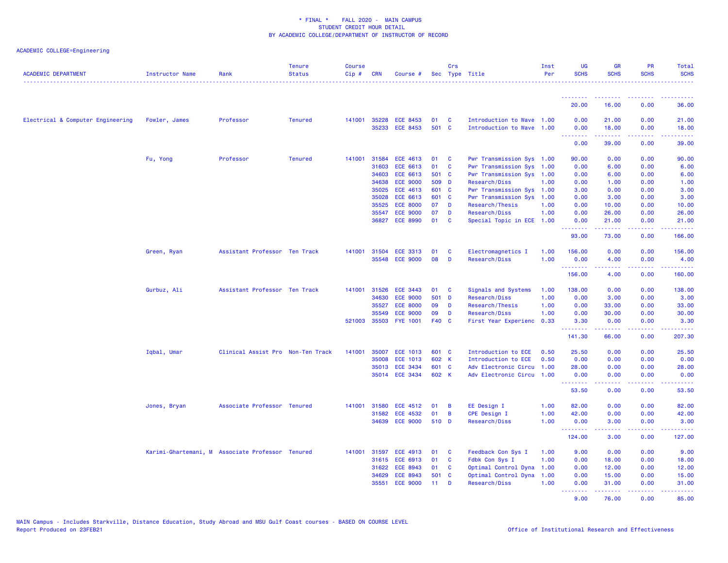\* FINAL \* FALL 2020 - MAIN CAMPUS
STUDENT CREDIT HOUR DETAIL
BY ACADEMIC COLLEGE/DEPARTMENT OF INSTRUCTOR OF RECORD

ACADEMIC COLLEGE=Engineering

| ACADEMIC DEPARTMENT | Instructor Name | Rank | Tenure Status | Course Cip # | CRN | Course # | Sec | Crs Type | Title | Inst Per | UG SCHS | GR SCHS | PR SCHS | Total SCHS |
|---|---|---|---|---|---|---|---|---|---|---|---|---|---|---|
| | | | | | | | | | | | 20.00 | 16.00 | 0.00 | 36.00 |
| Electrical & Computer Engineering | Fowler, James | Professor | Tenured | 141001 | 35228 | ECE 8453 | 01 | C | Introduction to Wave | 1.00 | 0.00 | 21.00 | 0.00 | 21.00 |
| | | | | | 35233 | ECE 8453 | 501 | C | Introduction to Wave | 1.00 | 0.00 | 18.00 | 0.00 | 18.00 |
| | | | | | | | | | | | 0.00 | 39.00 | 0.00 | 39.00 |
| | Fu, Yong | Professor | Tenured | 141001 | 31584 | ECE 4613 | 01 | C | Pwr Transmission Sys | 1.00 | 90.00 | 0.00 | 0.00 | 90.00 |
| | | | | | 31603 | ECE 6613 | 01 | C | Pwr Transmission Sys | 1.00 | 0.00 | 6.00 | 0.00 | 6.00 |
| | | | | | 34603 | ECE 6613 | 501 | C | Pwr Transmission Sys | 1.00 | 0.00 | 6.00 | 0.00 | 6.00 |
| | | | | | 34638 | ECE 9000 | 509 | D | Research/Diss | 1.00 | 0.00 | 1.00 | 0.00 | 1.00 |
| | | | | | 35025 | ECE 4613 | 601 | C | Pwr Transmission Sys | 1.00 | 3.00 | 0.00 | 0.00 | 3.00 |
| | | | | | 35028 | ECE 6613 | 601 | C | Pwr Transmission Sys | 1.00 | 0.00 | 3.00 | 0.00 | 3.00 |
| | | | | | 35525 | ECE 8000 | 07 | D | Research/Thesis | 1.00 | 0.00 | 10.00 | 0.00 | 10.00 |
| | | | | | 35547 | ECE 9000 | 07 | D | Research/Diss | 1.00 | 0.00 | 26.00 | 0.00 | 26.00 |
| | | | | | 36827 | ECE 8990 | 01 | C | Special Topic in ECE | 1.00 | 0.00 | 21.00 | 0.00 | 21.00 |
| | | | | | | | | | | | 93.00 | 73.00 | 0.00 | 166.00 |
| | Green, Ryan | Assistant Professor | Ten Track | 141001 | 31504 | ECE 3313 | 01 | C | Electromagnetics I | 1.00 | 156.00 | 0.00 | 0.00 | 156.00 |
| | | | | | 35548 | ECE 9000 | 08 | D | Research/Diss | 1.00 | 0.00 | 4.00 | 0.00 | 4.00 |
| | | | | | | | | | | | 156.00 | 4.00 | 0.00 | 160.00 |
| | Gurbuz, Ali | Assistant Professor | Ten Track | 141001 | 31526 | ECE 3443 | 01 | C | Signals and Systems | 1.00 | 138.00 | 0.00 | 0.00 | 138.00 |
| | | | | | 34630 | ECE 9000 | 501 | D | Research/Diss | 1.00 | 0.00 | 3.00 | 0.00 | 3.00 |
| | | | | | 35527 | ECE 8000 | 09 | D | Research/Thesis | 1.00 | 0.00 | 33.00 | 0.00 | 33.00 |
| | | | | | 35549 | ECE 9000 | 09 | D | Research/Diss | 1.00 | 0.00 | 30.00 | 0.00 | 30.00 |
| | | | | 521003 | 35503 | FYE 1001 | F40 | C | First Year Experienc | 0.33 | 3.30 | 0.00 | 0.00 | 3.30 |
| | | | | | | | | | | | 141.30 | 66.00 | 0.00 | 207.30 |
| | Iqbal, Umar | Clinical Assist Pro | Non-Ten Track | 141001 | 35007 | ECE 1013 | 601 | C | Introduction to ECE | 0.50 | 25.50 | 0.00 | 0.00 | 25.50 |
| | | | | | 35008 | ECE 1013 | 602 | K | Introduction to ECE | 0.50 | 0.00 | 0.00 | 0.00 | 0.00 |
| | | | | | 35013 | ECE 3434 | 601 | C | Adv Electronic Circu | 1.00 | 28.00 | 0.00 | 0.00 | 28.00 |
| | | | | | 35014 | ECE 3434 | 602 | K | Adv Electronic Circu | 1.00 | 0.00 | 0.00 | 0.00 | 0.00 |
| | | | | | | | | | | | 53.50 | 0.00 | 0.00 | 53.50 |
| | Jones, Bryan | Associate Professor | Tenured | 141001 | 31580 | ECE 4512 | 01 | B | EE Design I | 1.00 | 82.00 | 0.00 | 0.00 | 82.00 |
| | | | | | 31582 | ECE 4532 | 01 | B | CPE Design I | 1.00 | 42.00 | 0.00 | 0.00 | 42.00 |
| | | | | | 34639 | ECE 9000 | 510 | D | Research/Diss | 1.00 | 0.00 | 3.00 | 0.00 | 3.00 |
| | | | | | | | | | | | 124.00 | 3.00 | 0.00 | 127.00 |
| | Karimi-Ghartemani, M | Associate Professor | Tenured | 141001 | 31597 | ECE 4913 | 01 | C | Feedback Con Sys I | 1.00 | 9.00 | 0.00 | 0.00 | 9.00 |
| | | | | | 31615 | ECE 6913 | 01 | C | Fdbk Con Sys I | 1.00 | 0.00 | 18.00 | 0.00 | 18.00 |
| | | | | | 31622 | ECE 8943 | 01 | C | Optimal Control Dyna | 1.00 | 0.00 | 12.00 | 0.00 | 12.00 |
| | | | | | 34629 | ECE 8943 | 501 | C | Optimal Control Dyna | 1.00 | 0.00 | 15.00 | 0.00 | 15.00 |
| | | | | | 35551 | ECE 9000 | 11 | D | Research/Diss | 1.00 | 0.00 | 31.00 | 0.00 | 31.00 |
| | | | | | | | | | | | 9.00 | 76.00 | 0.00 | 85.00 |

MAIN Campus - Includes Starkville, Distance Education, Study Abroad and MSU Gulf Coast courses - BASED ON COURSE LEVEL
Report Produced on 23FEB21

Office of Institutional Research and Effectiveness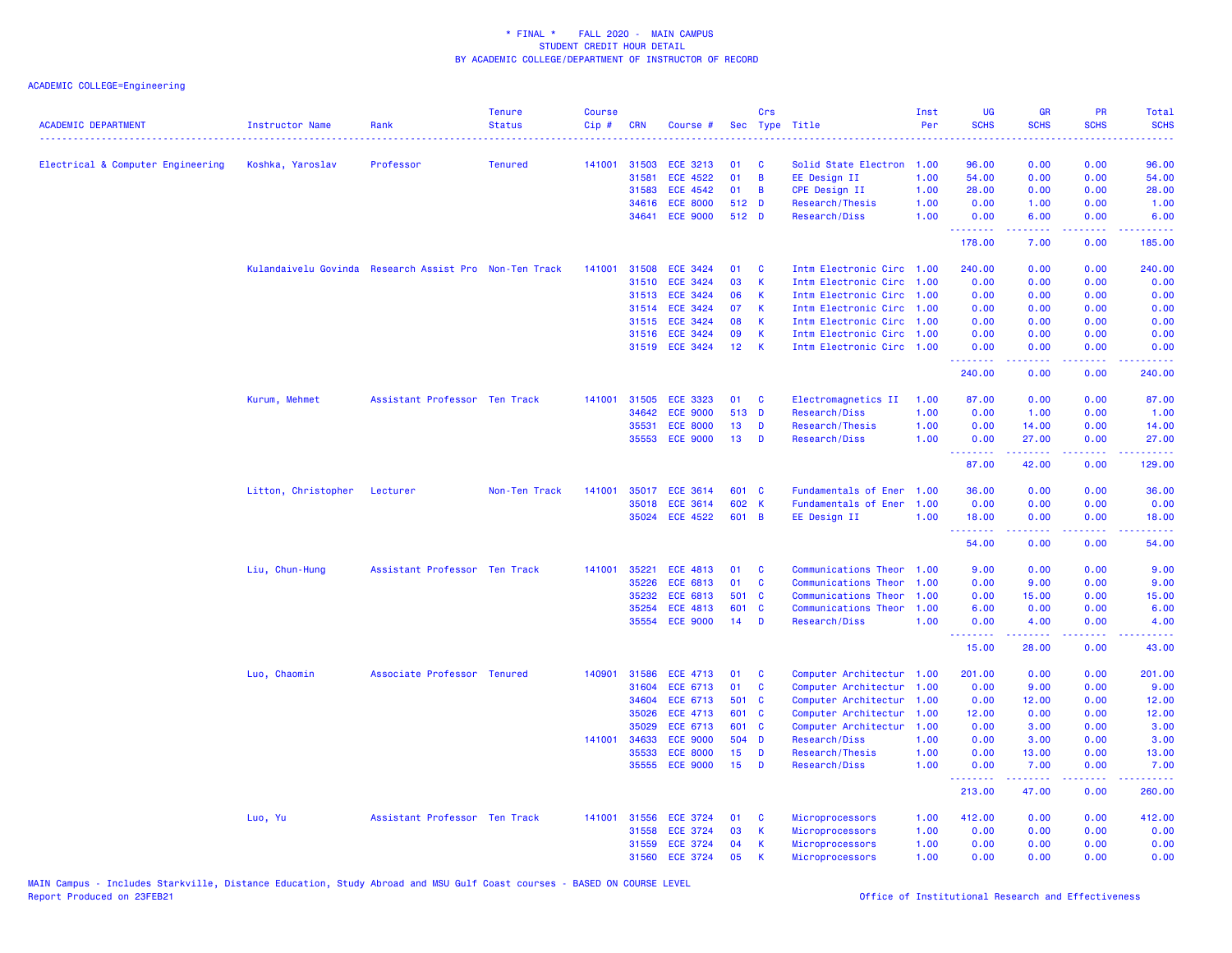\* FINAL \* FALL 2020 - MAIN CAMPUS
STUDENT CREDIT HOUR DETAIL
BY ACADEMIC COLLEGE/DEPARTMENT OF INSTRUCTOR OF RECORD

ACADEMIC COLLEGE=Engineering

| ACADEMIC DEPARTMENT | Instructor Name | Rank | Tenure Status | Course Cip # | CRN | Course # | Sec | Crs Type | Title | Inst Per | UG SCHS | GR SCHS | PR SCHS | Total SCHS |
|---|---|---|---|---|---|---|---|---|---|---|---|---|---|---|
| Electrical & Computer Engineering | Koshka, Yaroslav | Professor | Tenured | 141001 | 31503 | ECE 3213 | 01 | C | Solid State Electron | 1.00 | 96.00 | 0.00 | 0.00 | 96.00 |
| | | | | | 31581 | ECE 4522 | 01 | B | EE Design II | 1.00 | 54.00 | 0.00 | 0.00 | 54.00 |
| | | | | | 31583 | ECE 4542 | 01 | B | CPE Design II | 1.00 | 28.00 | 0.00 | 0.00 | 28.00 |
| | | | | | 34616 | ECE 8000 | 512 | D | Research/Thesis | 1.00 | 0.00 | 1.00 | 0.00 | 1.00 |
| | | | | | 34641 | ECE 9000 | 512 | D | Research/Diss | 1.00 | 0.00 | 6.00 | 0.00 | 6.00 |
| | | | | | | | | | | | 178.00 | 7.00 | 0.00 | 185.00 |
| | Kulandaivelu Govinda | Research Assist Pro | Non-Ten Track | 141001 | 31508 | ECE 3424 | 01 | C | Intm Electronic Circ | 1.00 | 240.00 | 0.00 | 0.00 | 240.00 |
| | | | | | 31510 | ECE 3424 | 03 | K | Intm Electronic Circ | 1.00 | 0.00 | 0.00 | 0.00 | 0.00 |
| | | | | | 31513 | ECE 3424 | 06 | K | Intm Electronic Circ | 1.00 | 0.00 | 0.00 | 0.00 | 0.00 |
| | | | | | 31514 | ECE 3424 | 07 | K | Intm Electronic Circ | 1.00 | 0.00 | 0.00 | 0.00 | 0.00 |
| | | | | | 31515 | ECE 3424 | 08 | K | Intm Electronic Circ | 1.00 | 0.00 | 0.00 | 0.00 | 0.00 |
| | | | | | 31516 | ECE 3424 | 09 | K | Intm Electronic Circ | 1.00 | 0.00 | 0.00 | 0.00 | 0.00 |
| | | | | | 31519 | ECE 3424 | 12 | K | Intm Electronic Circ | 1.00 | 0.00 | 0.00 | 0.00 | 0.00 |
| | | | | | | | | | | | 240.00 | 0.00 | 0.00 | 240.00 |
| | Kurum, Mehmet | Assistant Professor | Ten Track | 141001 | 31505 | ECE 3323 | 01 | C | Electromagnetics II | 1.00 | 87.00 | 0.00 | 0.00 | 87.00 |
| | | | | | 34642 | ECE 9000 | 513 | D | Research/Diss | 1.00 | 0.00 | 1.00 | 0.00 | 1.00 |
| | | | | | 35531 | ECE 8000 | 13 | D | Research/Thesis | 1.00 | 0.00 | 14.00 | 0.00 | 14.00 |
| | | | | | 35553 | ECE 9000 | 13 | D | Research/Diss | 1.00 | 0.00 | 27.00 | 0.00 | 27.00 |
| | | | | | | | | | | | 87.00 | 42.00 | 0.00 | 129.00 |
| | Litton, Christopher | Lecturer | Non-Ten Track | 141001 | 35017 | ECE 3614 | 601 | C | Fundamentals of Ener | 1.00 | 36.00 | 0.00 | 0.00 | 36.00 |
| | | | | | 35018 | ECE 3614 | 602 | K | Fundamentals of Ener | 1.00 | 0.00 | 0.00 | 0.00 | 0.00 |
| | | | | | 35024 | ECE 4522 | 601 | B | EE Design II | 1.00 | 18.00 | 0.00 | 0.00 | 18.00 |
| | | | | | | | | | | | 54.00 | 0.00 | 0.00 | 54.00 |
| | Liu, Chun-Hung | Assistant Professor | Ten Track | 141001 | 35221 | ECE 4813 | 01 | C | Communications Theor | 1.00 | 9.00 | 0.00 | 0.00 | 9.00 |
| | | | | | 35226 | ECE 6813 | 01 | C | Communications Theor | 1.00 | 0.00 | 9.00 | 0.00 | 9.00 |
| | | | | | 35232 | ECE 6813 | 501 | C | Communications Theor | 1.00 | 0.00 | 15.00 | 0.00 | 15.00 |
| | | | | | 35254 | ECE 4813 | 601 | C | Communications Theor | 1.00 | 6.00 | 0.00 | 0.00 | 6.00 |
| | | | | | 35554 | ECE 9000 | 14 | D | Research/Diss | 1.00 | 0.00 | 4.00 | 0.00 | 4.00 |
| | | | | | | | | | | | 15.00 | 28.00 | 0.00 | 43.00 |
| | Luo, Chaomin | Associate Professor | Tenured | 140901 | 31586 | ECE 4713 | 01 | C | Computer Architectur | 1.00 | 201.00 | 0.00 | 0.00 | 201.00 |
| | | | | | 31604 | ECE 6713 | 01 | C | Computer Architectur | 1.00 | 0.00 | 9.00 | 0.00 | 9.00 |
| | | | | | 34604 | ECE 6713 | 501 | C | Computer Architectur | 1.00 | 0.00 | 12.00 | 0.00 | 12.00 |
| | | | | | 35026 | ECE 4713 | 601 | C | Computer Architectur | 1.00 | 12.00 | 0.00 | 0.00 | 12.00 |
| | | | | | 35029 | ECE 6713 | 601 | C | Computer Architectur | 1.00 | 0.00 | 3.00 | 0.00 | 3.00 |
| | | | | 141001 | 34633 | ECE 9000 | 504 | D | Research/Diss | 1.00 | 0.00 | 3.00 | 0.00 | 3.00 |
| | | | | | 35533 | ECE 8000 | 15 | D | Research/Thesis | 1.00 | 0.00 | 13.00 | 0.00 | 13.00 |
| | | | | | 35555 | ECE 9000 | 15 | D | Research/Diss | 1.00 | 0.00 | 7.00 | 0.00 | 7.00 |
| | | | | | | | | | | | 213.00 | 47.00 | 0.00 | 260.00 |
| | Luo, Yu | Assistant Professor | Ten Track | 141001 | 31556 | ECE 3724 | 01 | C | Microprocessors | 1.00 | 412.00 | 0.00 | 0.00 | 412.00 |
| | | | | | 31558 | ECE 3724 | 03 | K | Microprocessors | 1.00 | 0.00 | 0.00 | 0.00 | 0.00 |
| | | | | | 31559 | ECE 3724 | 04 | K | Microprocessors | 1.00 | 0.00 | 0.00 | 0.00 | 0.00 |
| | | | | | 31560 | ECE 3724 | 05 | K | Microprocessors | 1.00 | 0.00 | 0.00 | 0.00 | 0.00 |

MAIN Campus - Includes Starkville, Distance Education, Study Abroad and MSU Gulf Coast courses - BASED ON COURSE LEVEL
Report Produced on 23FEB21

Office of Institutional Research and Effectiveness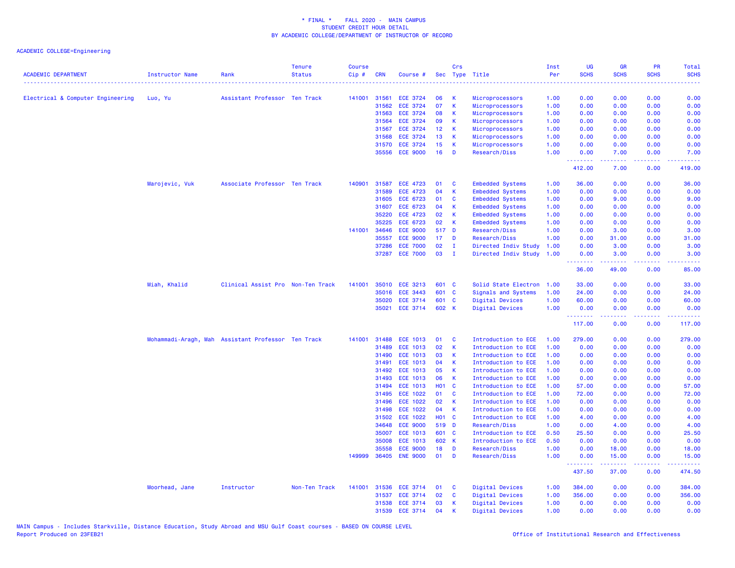\* FINAL \* FALL 2020 - MAIN CAMPUS
STUDENT CREDIT HOUR DETAIL
BY ACADEMIC COLLEGE/DEPARTMENT OF INSTRUCTOR OF RECORD

ACADEMIC COLLEGE=Engineering

| ACADEMIC DEPARTMENT | Instructor Name | Rank | Tenure Status | Course Cip # | CRN | Course # | Sec | Crs Type | Title | Inst Per | UG SCHS | GR SCHS | PR SCHS | Total SCHS |
|---|---|---|---|---|---|---|---|---|---|---|---|---|---|---|
| Electrical & Computer Engineering | Luo, Yu | Assistant Professor | Ten Track | 141001 | 31561 | ECE 3724 | 06 | K | Microprocessors | 1.00 | 0.00 | 0.00 | 0.00 | 0.00 |
| | | | | | 31562 | ECE 3724 | 07 | K | Microprocessors | 1.00 | 0.00 | 0.00 | 0.00 | 0.00 |
| | | | | | 31563 | ECE 3724 | 08 | K | Microprocessors | 1.00 | 0.00 | 0.00 | 0.00 | 0.00 |
| | | | | | 31564 | ECE 3724 | 09 | K | Microprocessors | 1.00 | 0.00 | 0.00 | 0.00 | 0.00 |
| | | | | | 31567 | ECE 3724 | 12 | K | Microprocessors | 1.00 | 0.00 | 0.00 | 0.00 | 0.00 |
| | | | | | 31568 | ECE 3724 | 13 | K | Microprocessors | 1.00 | 0.00 | 0.00 | 0.00 | 0.00 |
| | | | | | 31570 | ECE 3724 | 15 | K | Microprocessors | 1.00 | 0.00 | 0.00 | 0.00 | 0.00 |
| | | | | | 35556 | ECE 9000 | 16 | D | Research/Diss | 1.00 | 0.00 | 7.00 | 0.00 | 7.00 |
| | | | | | | | | | | | 412.00 | 7.00 | 0.00 | 419.00 |
| | Marojevic, Vuk | Associate Professor | Ten Track | 140901 | 31587 | ECE 4723 | 01 | C | Embedded Systems | 1.00 | 36.00 | 0.00 | 0.00 | 36.00 |
| | | | | | 31589 | ECE 4723 | 04 | K | Embedded Systems | 1.00 | 0.00 | 0.00 | 0.00 | 0.00 |
| | | | | | 31605 | ECE 6723 | 01 | C | Embedded Systems | 1.00 | 0.00 | 9.00 | 0.00 | 9.00 |
| | | | | | 31607 | ECE 6723 | 04 | K | Embedded Systems | 1.00 | 0.00 | 0.00 | 0.00 | 0.00 |
| | | | | | 35220 | ECE 4723 | 02 | K | Embedded Systems | 1.00 | 0.00 | 0.00 | 0.00 | 0.00 |
| | | | | | 35225 | ECE 6723 | 02 | K | Embedded Systems | 1.00 | 0.00 | 0.00 | 0.00 | 0.00 |
| | | | | 141001 | 34646 | ECE 9000 | 517 | D | Research/Diss | 1.00 | 0.00 | 3.00 | 0.00 | 3.00 |
| | | | | | 35557 | ECE 9000 | 17 | D | Research/Diss | 1.00 | 0.00 | 31.00 | 0.00 | 31.00 |
| | | | | | 37286 | ECE 7000 | 02 | I | Directed Indiv Study | 1.00 | 0.00 | 3.00 | 0.00 | 3.00 |
| | | | | | 37287 | ECE 7000 | 03 | I | Directed Indiv Study | 1.00 | 0.00 | 3.00 | 0.00 | 3.00 |
| | | | | | | | | | | | 36.00 | 49.00 | 0.00 | 85.00 |
| | Miah, Khalid | Clinical Assist Pro | Non-Ten Track | 141001 | 35010 | ECE 3213 | 601 | C | Solid State Electron | 1.00 | 33.00 | 0.00 | 0.00 | 33.00 |
| | | | | | 35016 | ECE 3443 | 601 | C | Signals and Systems | 1.00 | 24.00 | 0.00 | 0.00 | 24.00 |
| | | | | | 35020 | ECE 3714 | 601 | C | Digital Devices | 1.00 | 60.00 | 0.00 | 0.00 | 60.00 |
| | | | | | 35021 | ECE 3714 | 602 | K | Digital Devices | 1.00 | 0.00 | 0.00 | 0.00 | 0.00 |
| | | | | | | | | | | | 117.00 | 0.00 | 0.00 | 117.00 |
| | Mohammadi-Aragh, Mah | Assistant Professor | Ten Track | 141001 | 31488 | ECE 1013 | 01 | C | Introduction to ECE | 1.00 | 279.00 | 0.00 | 0.00 | 279.00 |
| | | | | | 31489 | ECE 1013 | 02 | K | Introduction to ECE | 1.00 | 0.00 | 0.00 | 0.00 | 0.00 |
| | | | | | 31490 | ECE 1013 | 03 | K | Introduction to ECE | 1.00 | 0.00 | 0.00 | 0.00 | 0.00 |
| | | | | | 31491 | ECE 1013 | 04 | K | Introduction to ECE | 1.00 | 0.00 | 0.00 | 0.00 | 0.00 |
| | | | | | 31492 | ECE 1013 | 05 | K | Introduction to ECE | 1.00 | 0.00 | 0.00 | 0.00 | 0.00 |
| | | | | | 31493 | ECE 1013 | 06 | K | Introduction to ECE | 1.00 | 0.00 | 0.00 | 0.00 | 0.00 |
| | | | | | 31494 | ECE 1013 | H01 | C | Introduction to ECE | 1.00 | 57.00 | 0.00 | 0.00 | 57.00 |
| | | | | | 31495 | ECE 1022 | 01 | C | Introduction to ECE | 1.00 | 72.00 | 0.00 | 0.00 | 72.00 |
| | | | | | 31496 | ECE 1022 | 02 | K | Introduction to ECE | 1.00 | 0.00 | 0.00 | 0.00 | 0.00 |
| | | | | | 31498 | ECE 1022 | 04 | K | Introduction to ECE | 1.00 | 0.00 | 0.00 | 0.00 | 0.00 |
| | | | | | 31502 | ECE 1022 | H01 | C | Introduction to ECE | 1.00 | 4.00 | 0.00 | 0.00 | 4.00 |
| | | | | | 34648 | ECE 9000 | 519 | D | Research/Diss | 1.00 | 0.00 | 4.00 | 0.00 | 4.00 |
| | | | | | 35007 | ECE 1013 | 601 | C | Introduction to ECE | 0.50 | 25.50 | 0.00 | 0.00 | 25.50 |
| | | | | | 35008 | ECE 1013 | 602 | K | Introduction to ECE | 0.50 | 0.00 | 0.00 | 0.00 | 0.00 |
| | | | | | 35558 | ECE 9000 | 18 | D | Research/Diss | 1.00 | 0.00 | 18.00 | 0.00 | 18.00 |
| | | | | 149999 | 36405 | ENE 9000 | 01 | D | Research/Diss | 1.00 | 0.00 | 15.00 | 0.00 | 15.00 |
| | | | | | | | | | | | 437.50 | 37.00 | 0.00 | 474.50 |
| | Moorhead, Jane | Instructor | Non-Ten Track | 141001 | 31536 | ECE 3714 | 01 | C | Digital Devices | 1.00 | 384.00 | 0.00 | 0.00 | 384.00 |
| | | | | | 31537 | ECE 3714 | 02 | C | Digital Devices | 1.00 | 356.00 | 0.00 | 0.00 | 356.00 |
| | | | | | 31538 | ECE 3714 | 03 | K | Digital Devices | 1.00 | 0.00 | 0.00 | 0.00 | 0.00 |
| | | | | | 31539 | ECE 3714 | 04 | K | Digital Devices | 1.00 | 0.00 | 0.00 | 0.00 | 0.00 |

MAIN Campus - Includes Starkville, Distance Education, Study Abroad and MSU Gulf Coast courses - BASED ON COURSE LEVEL
Report Produced on 23FEB21

Office of Institutional Research and Effectiveness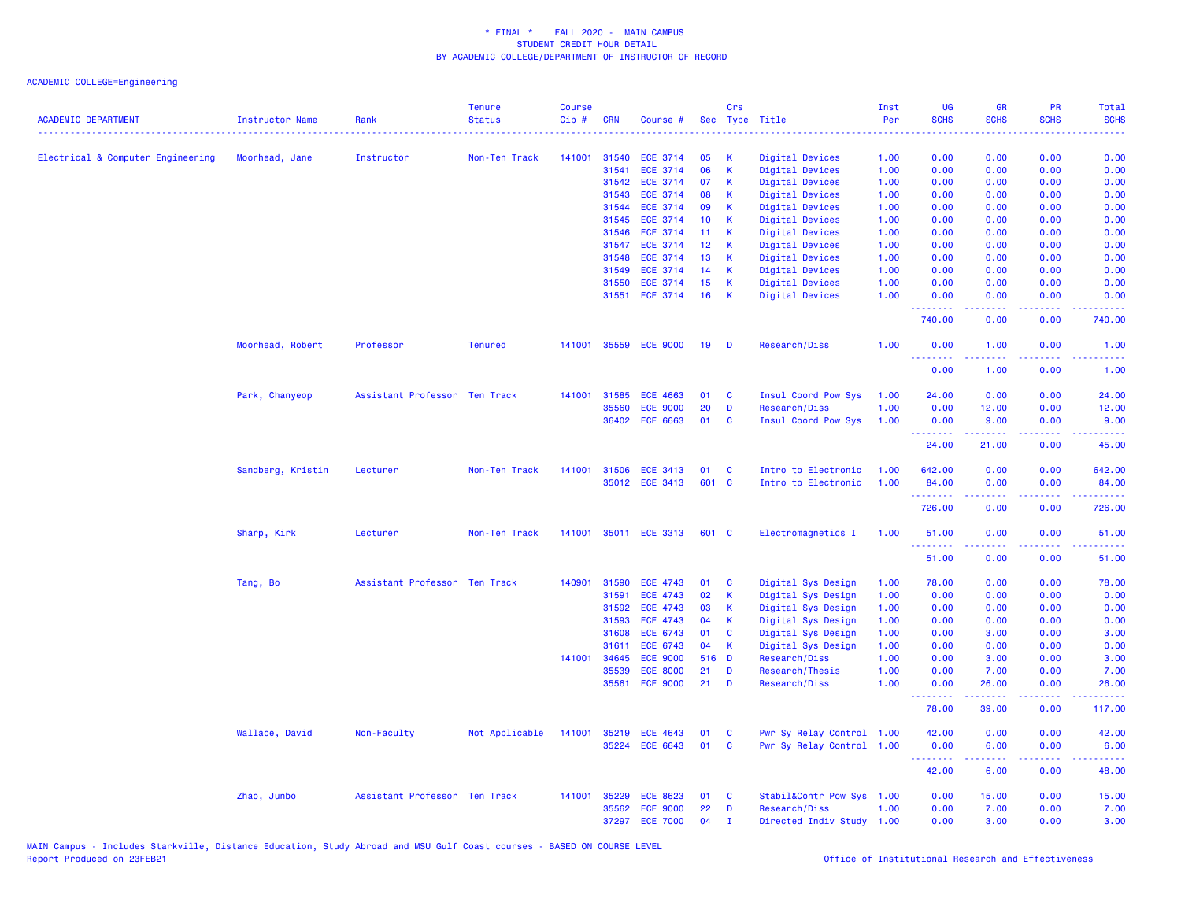\* FINAL \* FALL 2020 - MAIN CAMPUS
STUDENT CREDIT HOUR DETAIL
BY ACADEMIC COLLEGE/DEPARTMENT OF INSTRUCTOR OF RECORD

ACADEMIC COLLEGE=Engineering

| ACADEMIC DEPARTMENT | Instructor Name | Rank | Tenure Status | Course Cip # | CRN | Course # | Sec | Crs Type | Title | Inst Per | UG SCHS | GR SCHS | PR SCHS | Total SCHS |
|---|---|---|---|---|---|---|---|---|---|---|---|---|---|---|
| Electrical & Computer Engineering | Moorhead, Jane | Instructor | Non-Ten Track | 141001 | 31540 | ECE 3714 | 05 | K | Digital Devices | 1.00 | 0.00 | 0.00 | 0.00 | 0.00 |
| | | | | | 31541 | ECE 3714 | 06 | K | Digital Devices | 1.00 | 0.00 | 0.00 | 0.00 | 0.00 |
| | | | | | 31542 | ECE 3714 | 07 | K | Digital Devices | 1.00 | 0.00 | 0.00 | 0.00 | 0.00 |
| | | | | | 31543 | ECE 3714 | 08 | K | Digital Devices | 1.00 | 0.00 | 0.00 | 0.00 | 0.00 |
| | | | | | 31544 | ECE 3714 | 09 | K | Digital Devices | 1.00 | 0.00 | 0.00 | 0.00 | 0.00 |
| | | | | | 31545 | ECE 3714 | 10 | K | Digital Devices | 1.00 | 0.00 | 0.00 | 0.00 | 0.00 |
| | | | | | 31546 | ECE 3714 | 11 | K | Digital Devices | 1.00 | 0.00 | 0.00 | 0.00 | 0.00 |
| | | | | | 31547 | ECE 3714 | 12 | K | Digital Devices | 1.00 | 0.00 | 0.00 | 0.00 | 0.00 |
| | | | | | 31548 | ECE 3714 | 13 | K | Digital Devices | 1.00 | 0.00 | 0.00 | 0.00 | 0.00 |
| | | | | | 31549 | ECE 3714 | 14 | K | Digital Devices | 1.00 | 0.00 | 0.00 | 0.00 | 0.00 |
| | | | | | 31550 | ECE 3714 | 15 | K | Digital Devices | 1.00 | 0.00 | 0.00 | 0.00 | 0.00 |
| | | | | | 31551 | ECE 3714 | 16 | K | Digital Devices | 1.00 | 0.00 | 0.00 | 0.00 | 0.00 |
| | | | | | | | | | | | 740.00 | 0.00 | 0.00 | 740.00 |
| | Moorhead, Robert | Professor | Tenured | 141001 | 35559 | ECE 9000 | 19 | D | Research/Diss | 1.00 | 0.00 | 1.00 | 0.00 | 1.00 |
| | | | | | | | | | | | 0.00 | 1.00 | 0.00 | 1.00 |
| | Park, Chanyeop | Assistant Professor | Ten Track | 141001 | 31585 | ECE 4663 | 01 | C | Insul Coord Pow Sys | 1.00 | 24.00 | 0.00 | 0.00 | 24.00 |
| | | | | | 35560 | ECE 9000 | 20 | D | Research/Diss | 1.00 | 0.00 | 12.00 | 0.00 | 12.00 |
| | | | | | 36402 | ECE 6663 | 01 | C | Insul Coord Pow Sys | 1.00 | 0.00 | 9.00 | 0.00 | 9.00 |
| | | | | | | | | | | | 24.00 | 21.00 | 0.00 | 45.00 |
| | Sandberg, Kristin | Lecturer | Non-Ten Track | 141001 | 31506 | ECE 3413 | 01 | C | Intro to Electronic | 1.00 | 642.00 | 0.00 | 0.00 | 642.00 |
| | | | | | 35012 | ECE 3413 | 601 | C | Intro to Electronic | 1.00 | 84.00 | 0.00 | 0.00 | 84.00 |
| | | | | | | | | | | | 726.00 | 0.00 | 0.00 | 726.00 |
| | Sharp, Kirk | Lecturer | Non-Ten Track | 141001 | 35011 | ECE 3313 | 601 | C | Electromagnetics I | 1.00 | 51.00 | 0.00 | 0.00 | 51.00 |
| | | | | | | | | | | | 51.00 | 0.00 | 0.00 | 51.00 |
| | Tang, Bo | Assistant Professor | Ten Track | 140901 | 31590 | ECE 4743 | 01 | C | Digital Sys Design | 1.00 | 78.00 | 0.00 | 0.00 | 78.00 |
| | | | | | 31591 | ECE 4743 | 02 | K | Digital Sys Design | 1.00 | 0.00 | 0.00 | 0.00 | 0.00 |
| | | | | | 31592 | ECE 4743 | 03 | K | Digital Sys Design | 1.00 | 0.00 | 0.00 | 0.00 | 0.00 |
| | | | | | 31593 | ECE 4743 | 04 | K | Digital Sys Design | 1.00 | 0.00 | 0.00 | 0.00 | 0.00 |
| | | | | | 31608 | ECE 6743 | 01 | C | Digital Sys Design | 1.00 | 0.00 | 3.00 | 0.00 | 3.00 |
| | | | | | 31611 | ECE 6743 | 04 | K | Digital Sys Design | 1.00 | 0.00 | 0.00 | 0.00 | 0.00 |
| | | | | 141001 | 34645 | ECE 9000 | 516 | D | Research/Diss | 1.00 | 0.00 | 3.00 | 0.00 | 3.00 |
| | | | | | 35539 | ECE 8000 | 21 | D | Research/Thesis | 1.00 | 0.00 | 7.00 | 0.00 | 7.00 |
| | | | | | 35561 | ECE 9000 | 21 | D | Research/Diss | 1.00 | 0.00 | 26.00 | 0.00 | 26.00 |
| | | | | | | | | | | | 78.00 | 39.00 | 0.00 | 117.00 |
| | Wallace, David | Non-Faculty | Not Applicable | 141001 | 35219 | ECE 4643 | 01 | C | Pwr Sy Relay Control | 1.00 | 42.00 | 0.00 | 0.00 | 42.00 |
| | | | | | 35224 | ECE 6643 | 01 | C | Pwr Sy Relay Control | 1.00 | 0.00 | 6.00 | 0.00 | 6.00 |
| | | | | | | | | | | | 42.00 | 6.00 | 0.00 | 48.00 |
| | Zhao, Junbo | Assistant Professor | Ten Track | 141001 | 35229 | ECE 8623 | 01 | C | Stabil&Contr Pow Sys | 1.00 | 0.00 | 15.00 | 0.00 | 15.00 |
| | | | | | 35562 | ECE 9000 | 22 | D | Research/Diss | 1.00 | 0.00 | 7.00 | 0.00 | 7.00 |
| | | | | | 37297 | ECE 7000 | 04 | I | Directed Indiv Study | 1.00 | 0.00 | 3.00 | 0.00 | 3.00 |

MAIN Campus - Includes Starkville, Distance Education, Study Abroad and MSU Gulf Coast courses - BASED ON COURSE LEVEL
Report Produced on 23FEB21

Office of Institutional Research and Effectiveness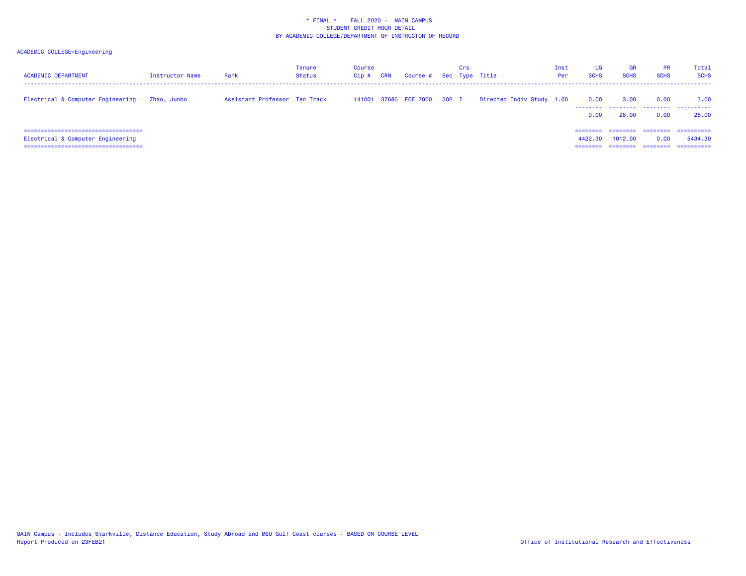\* FINAL \*    FALL 2020 -  MAIN CAMPUS
STUDENT CREDIT HOUR DETAIL
BY ACADEMIC COLLEGE/DEPARTMENT OF INSTRUCTOR OF RECORD

ACADEMIC COLLEGE=Engineering

| ACADEMIC DEPARTMENT | Instructor Name | Rank | Tenure Status | Course Cip # | CRN | Course # | Sec | Crs Type | Title | Inst Per | UG SCHS | GR SCHS | PR SCHS | Total SCHS |
|---|---|---|---|---|---|---|---|---|---|---|---|---|---|---|
| Electrical & Computer Engineering | Zhao, Junbo | Assistant Professor | Ten Track | 141001 | 37685 | ECE 7000 | 502 | I | Directed Indiv Study | 1.00 | 0.00 | 3.00 | 0.00 | 3.00 |
| | | | | | | | | | | | 0.00 | 28.00 | 0.00 | 28.00 |
| Electrical & Computer Engineering | | | | | | | | | | | 4422.30 | 1012.00 | 0.00 | 5434.30 |

MAIN Campus - Includes Starkville, Distance Education, Study Abroad and MSU Gulf Coast courses - BASED ON COURSE LEVEL
Report Produced on 23FEB21

Office of Institutional Research and Effectiveness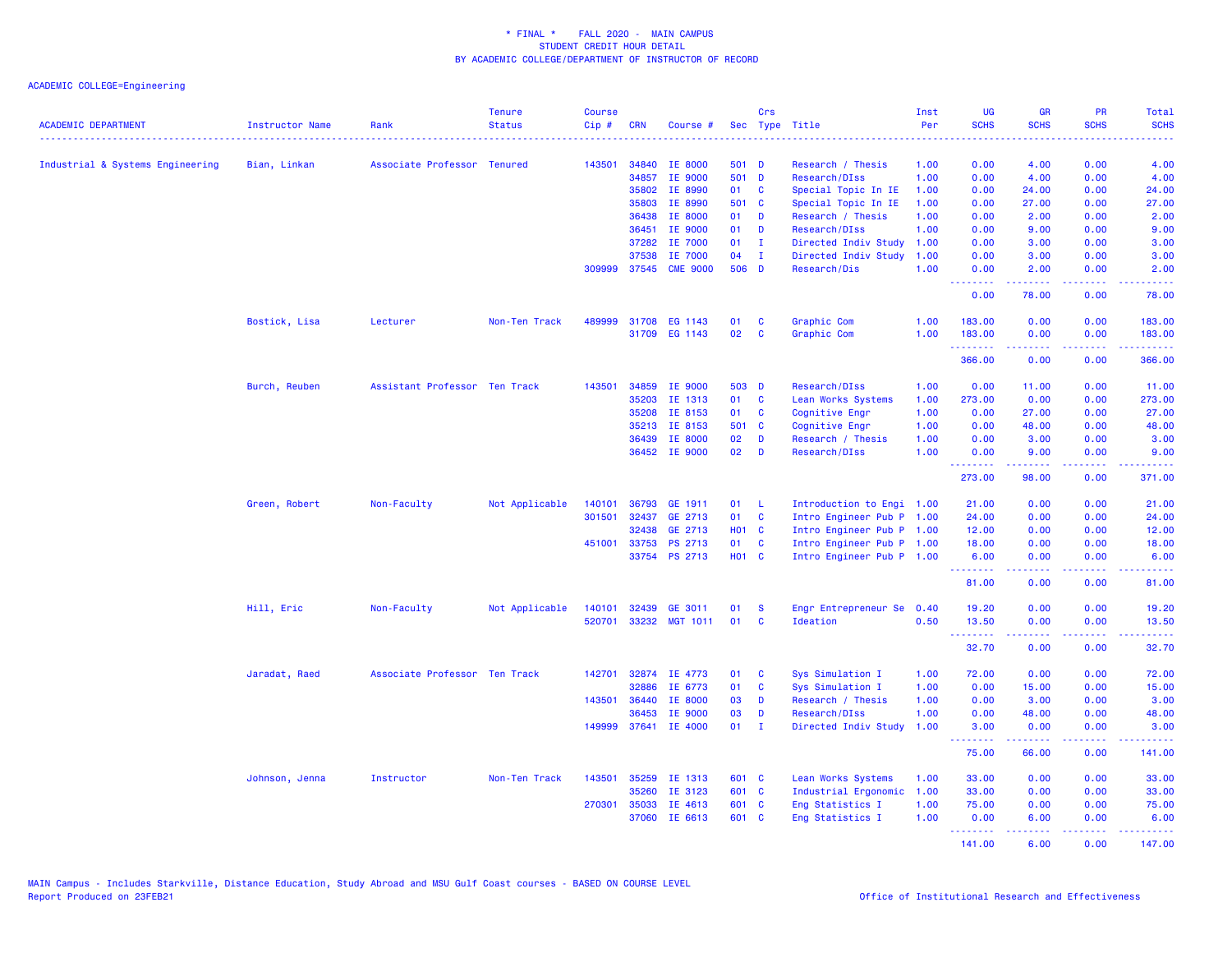# \* FINAL \* FALL 2020 - MAIN CAMPUS
## STUDENT CREDIT HOUR DETAIL
## BY ACADEMIC COLLEGE/DEPARTMENT OF INSTRUCTOR OF RECORD

ACADEMIC COLLEGE=Engineering

| ACADEMIC DEPARTMENT | Instructor Name | Rank | Tenure Status | Course Cip # | CRN | Course # | Sec | Crs Type | Title | Inst Per | UG SCHS | GR SCHS | PR SCHS | Total SCHS |
|---|---|---|---|---|---|---|---|---|---|---|---|---|---|---|
| Industrial & Systems Engineering | Bian, Linkan | Associate Professor | Tenured | 143501 | 34840 | IE 8000 | 501 | D | Research / Thesis | 1.00 | 0.00 | 4.00 | 0.00 | 4.00 |
| | | | | | 34857 | IE 9000 | 501 | D | Research/DIss | 1.00 | 0.00 | 4.00 | 0.00 | 4.00 |
| | | | | | 35802 | IE 8990 | 01 | C | Special Topic In IE | 1.00 | 0.00 | 24.00 | 0.00 | 24.00 |
| | | | | | 35803 | IE 8990 | 501 | C | Special Topic In IE | 1.00 | 0.00 | 27.00 | 0.00 | 27.00 |
| | | | | | 36438 | IE 8000 | 01 | D | Research / Thesis | 1.00 | 0.00 | 2.00 | 0.00 | 2.00 |
| | | | | | 36451 | IE 9000 | 01 | D | Research/DIss | 1.00 | 0.00 | 9.00 | 0.00 | 9.00 |
| | | | | | 37282 | IE 7000 | 01 | I | Directed Indiv Study | 1.00 | 0.00 | 3.00 | 0.00 | 3.00 |
| | | | | | 37538 | IE 7000 | 04 | I | Directed Indiv Study | 1.00 | 0.00 | 3.00 | 0.00 | 3.00 |
| | | | | 309999 | 37545 | CME 9000 | 506 | D | Research/Dis | 1.00 | 0.00 | 2.00 | 0.00 | 2.00 |
| | | | | | | | | | | | 0.00 | 78.00 | 0.00 | 78.00 |
| | Bostick, Lisa | Lecturer | Non-Ten Track | 489999 | 31708 | EG 1143 | 01 | C | Graphic Com | 1.00 | 183.00 | 0.00 | 0.00 | 183.00 |
| | | | | | 31709 | EG 1143 | 02 | C | Graphic Com | 1.00 | 183.00 | 0.00 | 0.00 | 183.00 |
| | | | | | | | | | | | 366.00 | 0.00 | 0.00 | 366.00 |
| | Burch, Reuben | Assistant Professor | Ten Track | 143501 | 34859 | IE 9000 | 503 | D | Research/DIss | 1.00 | 0.00 | 11.00 | 0.00 | 11.00 |
| | | | | | 35203 | IE 1313 | 01 | C | Lean Works Systems | 1.00 | 273.00 | 0.00 | 0.00 | 273.00 |
| | | | | | 35208 | IE 8153 | 01 | C | Cognitive Engr | 1.00 | 0.00 | 27.00 | 0.00 | 27.00 |
| | | | | | 35213 | IE 8153 | 501 | C | Cognitive Engr | 1.00 | 0.00 | 48.00 | 0.00 | 48.00 |
| | | | | | 36439 | IE 8000 | 02 | D | Research / Thesis | 1.00 | 0.00 | 3.00 | 0.00 | 3.00 |
| | | | | | 36452 | IE 9000 | 02 | D | Research/DIss | 1.00 | 0.00 | 9.00 | 0.00 | 9.00 |
| | | | | | | | | | | | 273.00 | 98.00 | 0.00 | 371.00 |
| | Green, Robert | Non-Faculty | Not Applicable | 140101 | 36793 | GE 1911 | 01 | L | Introduction to Engi | 1.00 | 21.00 | 0.00 | 0.00 | 21.00 |
| | | | | 301501 | 32437 | GE 2713 | 01 | C | Intro Engineer Pub P | 1.00 | 24.00 | 0.00 | 0.00 | 24.00 |
| | | | | | 32438 | GE 2713 | H01 | C | Intro Engineer Pub P | 1.00 | 12.00 | 0.00 | 0.00 | 12.00 |
| | | | | 451001 | 33753 | PS 2713 | 01 | C | Intro Engineer Pub P | 1.00 | 18.00 | 0.00 | 0.00 | 18.00 |
| | | | | | 33754 | PS 2713 | H01 | C | Intro Engineer Pub P | 1.00 | 6.00 | 0.00 | 0.00 | 6.00 |
| | | | | | | | | | | | 81.00 | 0.00 | 0.00 | 81.00 |
| | Hill, Eric | Non-Faculty | Not Applicable | 140101 | 32439 | GE 3011 | 01 | S | Engr Entrepreneur Se | 0.40 | 19.20 | 0.00 | 0.00 | 19.20 |
| | | | | 520701 | 33232 | MGT 1011 | 01 | C | Ideation | 0.50 | 13.50 | 0.00 | 0.00 | 13.50 |
| | | | | | | | | | | | 32.70 | 0.00 | 0.00 | 32.70 |
| | Jaradat, Raed | Associate Professor | Ten Track | 142701 | 32874 | IE 4773 | 01 | C | Sys Simulation I | 1.00 | 72.00 | 0.00 | 0.00 | 72.00 |
| | | | | | 32886 | IE 6773 | 01 | C | Sys Simulation I | 1.00 | 0.00 | 15.00 | 0.00 | 15.00 |
| | | | | 143501 | 36440 | IE 8000 | 03 | D | Research / Thesis | 1.00 | 0.00 | 3.00 | 0.00 | 3.00 |
| | | | | | 36453 | IE 9000 | 03 | D | Research/DIss | 1.00 | 0.00 | 48.00 | 0.00 | 48.00 |
| | | | | 149999 | 37641 | IE 4000 | 01 | I | Directed Indiv Study | 1.00 | 3.00 | 0.00 | 0.00 | 3.00 |
| | | | | | | | | | | | 75.00 | 66.00 | 0.00 | 141.00 |
| | Johnson, Jenna | Instructor | Non-Ten Track | 143501 | 35259 | IE 1313 | 601 | C | Lean Works Systems | 1.00 | 33.00 | 0.00 | 0.00 | 33.00 |
| | | | | | 35260 | IE 3123 | 601 | C | Industrial Ergonomic | 1.00 | 33.00 | 0.00 | 0.00 | 33.00 |
| | | | | 270301 | 35033 | IE 4613 | 601 | C | Eng Statistics I | 1.00 | 75.00 | 0.00 | 0.00 | 75.00 |
| | | | | | 37060 | IE 6613 | 601 | C | Eng Statistics I | 1.00 | 0.00 | 6.00 | 0.00 | 6.00 |
| | | | | | | | | | | | 141.00 | 6.00 | 0.00 | 147.00 |

MAIN Campus - Includes Starkville, Distance Education, Study Abroad and MSU Gulf Coast courses - BASED ON COURSE LEVEL
Report Produced on 23FEB21

Office of Institutional Research and Effectiveness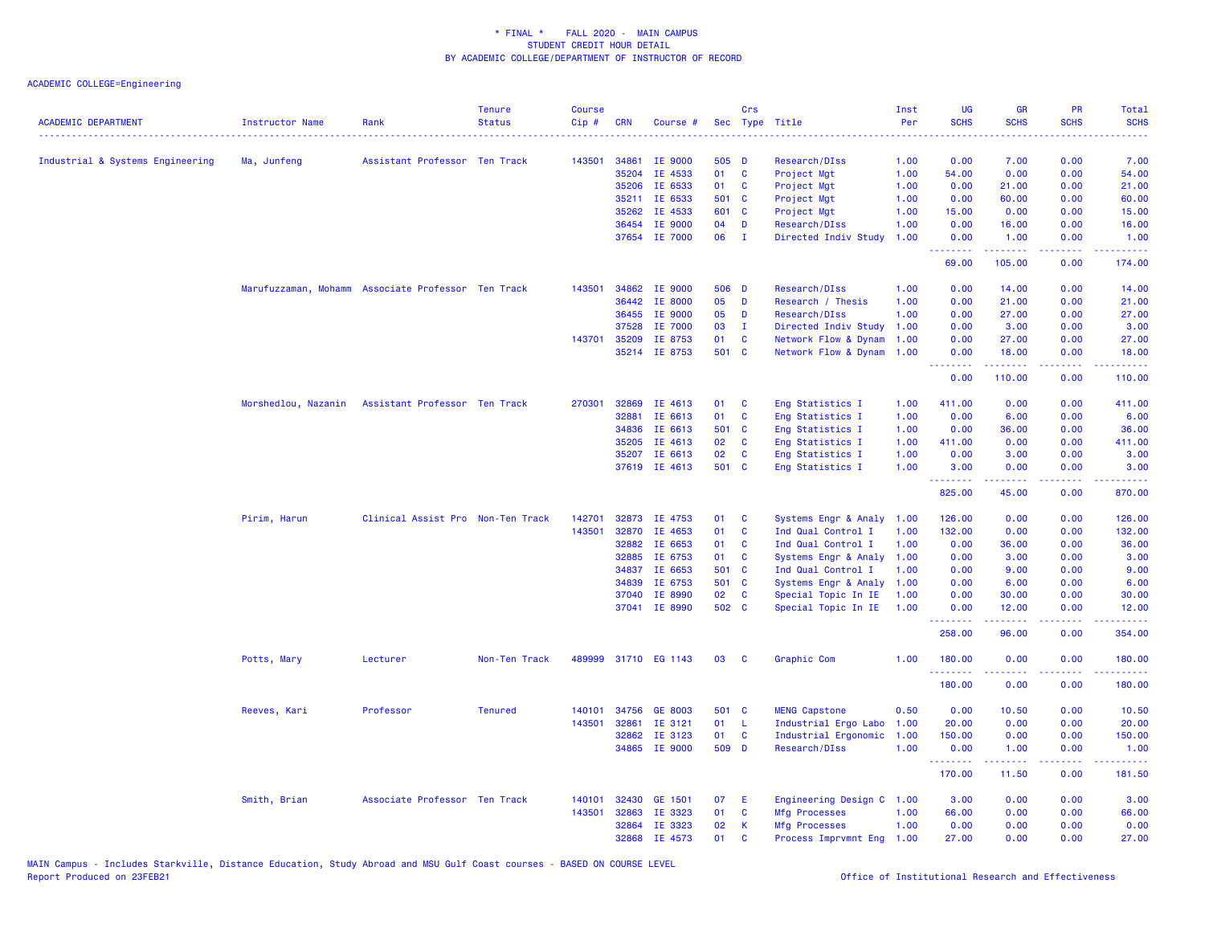# * FINAL * FALL 2020 - MAIN CAMPUS
## STUDENT CREDIT HOUR DETAIL
## BY ACADEMIC COLLEGE/DEPARTMENT OF INSTRUCTOR OF RECORD

ACADEMIC COLLEGE=Engineering

| ACADEMIC DEPARTMENT | Instructor Name | Rank | Tenure Status | Course Cip # | CRN | Course # | Sec | Crs Type | Title | Inst Per | UG SCHS | GR SCHS | PR SCHS | Total SCHS |
|---|---|---|---|---|---|---|---|---|---|---|---|---|---|---|
| Industrial & Systems Engineering | Ma, Junfeng | Assistant Professor | Ten Track | 143501 | 34861 | IE 9000 | 505 | D | Research/DIss | 1.00 | 0.00 | 7.00 | 0.00 | 7.00 |
| | | | | | 35204 | IE 4533 | 01 | C | Project Mgt | 1.00 | 54.00 | 0.00 | 0.00 | 54.00 |
| | | | | | 35206 | IE 6533 | 01 | C | Project Mgt | 1.00 | 0.00 | 21.00 | 0.00 | 21.00 |
| | | | | | 35211 | IE 6533 | 501 | C | Project Mgt | 1.00 | 0.00 | 60.00 | 0.00 | 60.00 |
| | | | | | 35262 | IE 4533 | 601 | C | Project Mgt | 1.00 | 15.00 | 0.00 | 0.00 | 15.00 |
| | | | | | 36454 | IE 9000 | 04 | D | Research/DIss | 1.00 | 0.00 | 16.00 | 0.00 | 16.00 |
| | | | | | 37654 | IE 7000 | 06 | I | Directed Indiv Study | 1.00 | 0.00 | 1.00 | 0.00 | 1.00 |
| | | | | | | | | | | | 69.00 | 105.00 | 0.00 | 174.00 |
| | Marufuzzaman, Mohamm | Associate Professor | Ten Track | 143501 | 34862 | IE 9000 | 506 | D | Research/DIss | 1.00 | 0.00 | 14.00 | 0.00 | 14.00 |
| | | | | | 36442 | IE 8000 | 05 | D | Research / Thesis | 1.00 | 0.00 | 21.00 | 0.00 | 21.00 |
| | | | | | 36455 | IE 9000 | 05 | D | Research/DIss | 1.00 | 0.00 | 27.00 | 0.00 | 27.00 |
| | | | | | 37528 | IE 7000 | 03 | I | Directed Indiv Study | 1.00 | 0.00 | 3.00 | 0.00 | 3.00 |
| | | | | 143701 | 35209 | IE 8753 | 01 | C | Network Flow & Dynam | 1.00 | 0.00 | 27.00 | 0.00 | 27.00 |
| | | | | | 35214 | IE 8753 | 501 | C | Network Flow & Dynam | 1.00 | 0.00 | 18.00 | 0.00 | 18.00 |
| | | | | | | | | | | | 0.00 | 110.00 | 0.00 | 110.00 |
| | Morshedlou, Nazanin | Assistant Professor | Ten Track | 270301 | 32869 | IE 4613 | 01 | C | Eng Statistics I | 1.00 | 411.00 | 0.00 | 0.00 | 411.00 |
| | | | | | 32881 | IE 6613 | 01 | C | Eng Statistics I | 1.00 | 0.00 | 6.00 | 0.00 | 6.00 |
| | | | | | 34836 | IE 6613 | 501 | C | Eng Statistics I | 1.00 | 0.00 | 36.00 | 0.00 | 36.00 |
| | | | | | 35205 | IE 4613 | 02 | C | Eng Statistics I | 1.00 | 411.00 | 0.00 | 0.00 | 411.00 |
| | | | | | 35207 | IE 6613 | 02 | C | Eng Statistics I | 1.00 | 0.00 | 3.00 | 0.00 | 3.00 |
| | | | | | 37619 | IE 4613 | 501 | C | Eng Statistics I | 1.00 | 3.00 | 0.00 | 0.00 | 3.00 |
| | | | | | | | | | | | 825.00 | 45.00 | 0.00 | 870.00 |
| | Pirim, Harun | Clinical Assist Pro | Non-Ten Track | 142701 | 32873 | IE 4753 | 01 | C | Systems Engr & Analy | 1.00 | 126.00 | 0.00 | 0.00 | 126.00 |
| | | | | 143501 | 32870 | IE 4653 | 01 | C | Ind Qual Control I | 1.00 | 132.00 | 0.00 | 0.00 | 132.00 |
| | | | | | 32882 | IE 6653 | 01 | C | Ind Qual Control I | 1.00 | 0.00 | 36.00 | 0.00 | 36.00 |
| | | | | | 32885 | IE 6753 | 01 | C | Systems Engr & Analy | 1.00 | 0.00 | 3.00 | 0.00 | 3.00 |
| | | | | | 34837 | IE 6653 | 501 | C | Ind Qual Control I | 1.00 | 0.00 | 9.00 | 0.00 | 9.00 |
| | | | | | 34839 | IE 6753 | 501 | C | Systems Engr & Analy | 1.00 | 0.00 | 6.00 | 0.00 | 6.00 |
| | | | | | 37040 | IE 8990 | 02 | C | Special Topic In IE | 1.00 | 0.00 | 30.00 | 0.00 | 30.00 |
| | | | | | 37041 | IE 8990 | 502 | C | Special Topic In IE | 1.00 | 0.00 | 12.00 | 0.00 | 12.00 |
| | | | | | | | | | | | 258.00 | 96.00 | 0.00 | 354.00 |
| | Potts, Mary | Lecturer | Non-Ten Track | 489999 | 31710 | EG 1143 | 03 | C | Graphic Com | 1.00 | 180.00 | 0.00 | 0.00 | 180.00 |
| | | | | | | | | | | | 180.00 | 0.00 | 0.00 | 180.00 |
| | Reeves, Kari | Professor | Tenured | 140101 | 34756 | GE 8003 | 501 | C | MENG Capstone | 0.50 | 0.00 | 10.50 | 0.00 | 10.50 |
| | | | | 143501 | 32861 | IE 3121 | 01 | L | Industrial Ergo Labo | 1.00 | 20.00 | 0.00 | 0.00 | 20.00 |
| | | | | | 32862 | IE 3123 | 01 | C | Industrial Ergonomic | 1.00 | 150.00 | 0.00 | 0.00 | 150.00 |
| | | | | | 34865 | IE 9000 | 509 | D | Research/DIss | 1.00 | 0.00 | 1.00 | 0.00 | 1.00 |
| | | | | | | | | | | | 170.00 | 11.50 | 0.00 | 181.50 |
| | Smith, Brian | Associate Professor | Ten Track | 140101 | 32430 | GE 1501 | 07 | E | Engineering Design C | 1.00 | 3.00 | 0.00 | 0.00 | 3.00 |
| | | | | 143501 | 32863 | IE 3323 | 01 | C | Mfg Processes | 1.00 | 66.00 | 0.00 | 0.00 | 66.00 |
| | | | | | 32864 | IE 3323 | 02 | K | Mfg Processes | 1.00 | 0.00 | 0.00 | 0.00 | 0.00 |
| | | | | | 32868 | IE 4573 | 01 | C | Process Imprvmnt Eng | 1.00 | 27.00 | 0.00 | 0.00 | 27.00 |

MAIN Campus - Includes Starkville, Distance Education, Study Abroad and MSU Gulf Coast courses - BASED ON COURSE LEVEL
Report Produced on 23FEB21

Office of Institutional Research and Effectiveness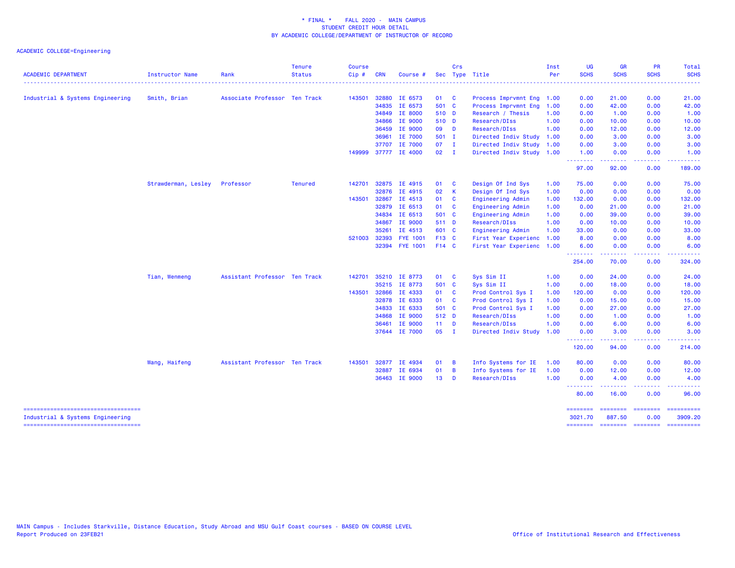\* FINAL \*    FALL 2020 - MAIN CAMPUS
STUDENT CREDIT HOUR DETAIL
BY ACADEMIC COLLEGE/DEPARTMENT OF INSTRUCTOR OF RECORD

ACADEMIC COLLEGE=Engineering

| ACADEMIC DEPARTMENT | Instructor Name | Rank | Tenure Status | Course Cip # | CRN | Course # | Sec | Crs Type | Title | Inst Per | UG SCHS | GR SCHS | PR SCHS | Total SCHS |
|---|---|---|---|---|---|---|---|---|---|---|---|---|---|---|
| Industrial & Systems Engineering | Smith, Brian | Associate Professor | Ten Track | 143501 | 32880 | IE 6573 | 01 | C | Process Imprvmnt Eng | 1.00 | 0.00 | 21.00 | 0.00 | 21.00 |
| | | | | | 34835 | IE 6573 | 501 | C | Process Imprvmnt Eng | 1.00 | 0.00 | 42.00 | 0.00 | 42.00 |
| | | | | | 34849 | IE 8000 | 510 | D | Research / Thesis | 1.00 | 0.00 | 1.00 | 0.00 | 1.00 |
| | | | | | 34866 | IE 9000 | 510 | D | Research/DIss | 1.00 | 0.00 | 10.00 | 0.00 | 10.00 |
| | | | | | 36459 | IE 9000 | 09 | D | Research/DIss | 1.00 | 0.00 | 12.00 | 0.00 | 12.00 |
| | | | | | 36961 | IE 7000 | 501 | I | Directed Indiv Study | 1.00 | 0.00 | 3.00 | 0.00 | 3.00 |
| | | | | | 37707 | IE 7000 | 07 | I | Directed Indiv Study | 1.00 | 0.00 | 3.00 | 0.00 | 3.00 |
| | | | | 149999 | 37777 | IE 4000 | 02 | I | Directed Indiv Study | 1.00 | 1.00 | 0.00 | 0.00 | 1.00 |
| | | | | | | | | | | | 97.00 | 92.00 | 0.00 | 189.00 |
| | Strawderman, Lesley | Professor | Tenured | 142701 | 32875 | IE 4915 | 01 | C | Design Of Ind Sys | 1.00 | 75.00 | 0.00 | 0.00 | 75.00 |
| | | | | | 32876 | IE 4915 | 02 | K | Design Of Ind Sys | 1.00 | 0.00 | 0.00 | 0.00 | 0.00 |
| | | | | 143501 | 32867 | IE 4513 | 01 | C | Engineering Admin | 1.00 | 132.00 | 0.00 | 0.00 | 132.00 |
| | | | | | 32879 | IE 6513 | 01 | C | Engineering Admin | 1.00 | 0.00 | 21.00 | 0.00 | 21.00 |
| | | | | | 34834 | IE 6513 | 501 | C | Engineering Admin | 1.00 | 0.00 | 39.00 | 0.00 | 39.00 |
| | | | | | 34867 | IE 9000 | 511 | D | Research/DIss | 1.00 | 0.00 | 10.00 | 0.00 | 10.00 |
| | | | | | 35261 | IE 4513 | 601 | C | Engineering Admin | 1.00 | 33.00 | 0.00 | 0.00 | 33.00 |
| | | | | 521003 | 32393 | FYE 1001 | F13 | C | First Year Experienc | 1.00 | 8.00 | 0.00 | 0.00 | 8.00 |
| | | | | | 32394 | FYE 1001 | F14 | C | First Year Experienc | 1.00 | 6.00 | 0.00 | 0.00 | 6.00 |
| | | | | | | | | | | | 254.00 | 70.00 | 0.00 | 324.00 |
| | Tian, Wenmeng | Assistant Professor | Ten Track | 142701 | 35210 | IE 8773 | 01 | C | Sys Sim II | 1.00 | 0.00 | 24.00 | 0.00 | 24.00 |
| | | | | | 35215 | IE 8773 | 501 | C | Sys Sim II | 1.00 | 0.00 | 18.00 | 0.00 | 18.00 |
| | | | | 143501 | 32866 | IE 4333 | 01 | C | Prod Control Sys I | 1.00 | 120.00 | 0.00 | 0.00 | 120.00 |
| | | | | | 32878 | IE 6333 | 01 | C | Prod Control Sys I | 1.00 | 0.00 | 15.00 | 0.00 | 15.00 |
| | | | | | 34833 | IE 6333 | 501 | C | Prod Control Sys I | 1.00 | 0.00 | 27.00 | 0.00 | 27.00 |
| | | | | | 34868 | IE 9000 | 512 | D | Research/DIss | 1.00 | 0.00 | 1.00 | 0.00 | 1.00 |
| | | | | | 36461 | IE 9000 | 11 | D | Research/DIss | 1.00 | 0.00 | 6.00 | 0.00 | 6.00 |
| | | | | | 37644 | IE 7000 | 05 | I | Directed Indiv Study | 1.00 | 0.00 | 3.00 | 0.00 | 3.00 |
| | | | | | | | | | | | 120.00 | 94.00 | 0.00 | 214.00 |
| | Wang, Haifeng | Assistant Professor | Ten Track | 143501 | 32877 | IE 4934 | 01 | B | Info Systems for IE | 1.00 | 80.00 | 0.00 | 0.00 | 80.00 |
| | | | | | 32887 | IE 6934 | 01 | B | Info Systems for IE | 1.00 | 0.00 | 12.00 | 0.00 | 12.00 |
| | | | | | 36463 | IE 9000 | 13 | D | Research/DIss | 1.00 | 0.00 | 4.00 | 0.00 | 4.00 |
| | | | | | | | | | | | 80.00 | 16.00 | 0.00 | 96.00 |
| Industrial & Systems Engineering | | | | | | | | | | | 3021.70 | 887.50 | 0.00 | 3909.20 |

MAIN Campus - Includes Starkville, Distance Education, Study Abroad and MSU Gulf Coast courses - BASED ON COURSE LEVEL
Report Produced on 23FEB21

Office of Institutional Research and Effectiveness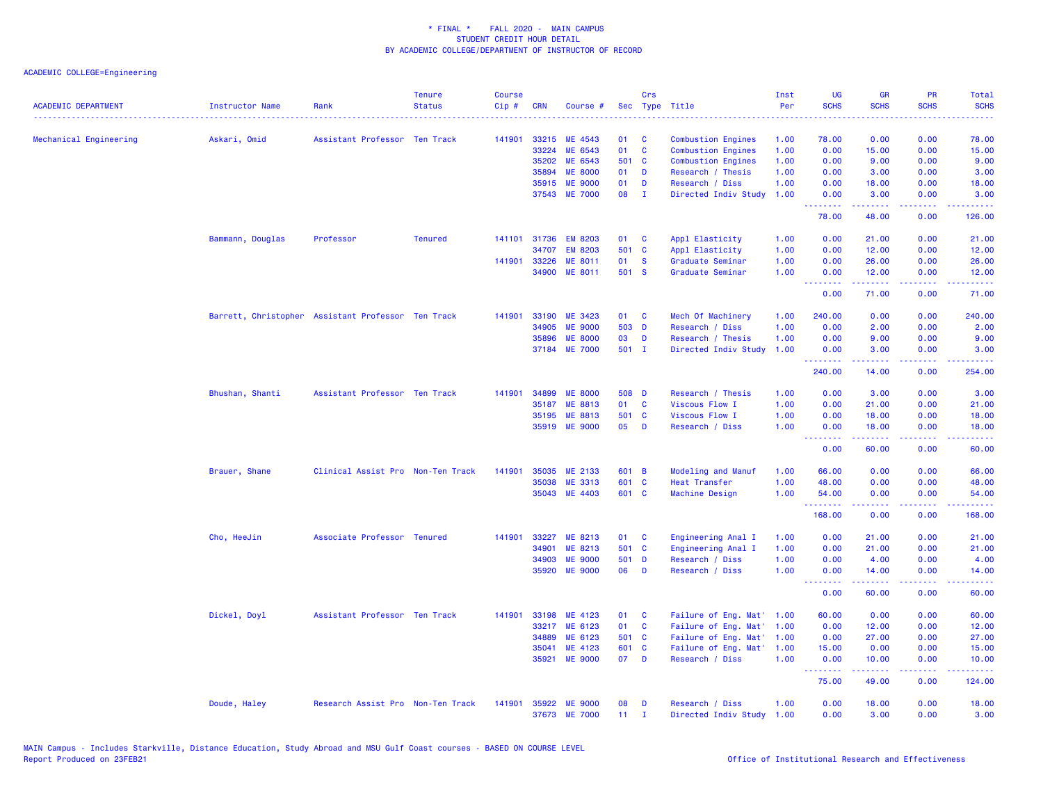# * FINAL * FALL 2020 - MAIN CAMPUS
## STUDENT CREDIT HOUR DETAIL
## BY ACADEMIC COLLEGE/DEPARTMENT OF INSTRUCTOR OF RECORD

ACADEMIC COLLEGE=Engineering

| ACADEMIC DEPARTMENT | Instructor Name | Rank | Tenure Status | Course Cip # | CRN | Course # | Sec | Crs Type | Title | Inst Per | UG SCHS | GR SCHS | PR SCHS | Total SCHS |
|---|---|---|---|---|---|---|---|---|---|---|---|---|---|---|
| Mechanical Engineering | Askari, Omid | Assistant Professor | Ten Track | 141901 | 33215 | ME 4543 | 01 | C | Combustion Engines | 1.00 | 78.00 | 0.00 | 0.00 | 78.00 |
| | | | | | 33224 | ME 6543 | 01 | C | Combustion Engines | 1.00 | 0.00 | 15.00 | 0.00 | 15.00 |
| | | | | | 35202 | ME 6543 | 501 | C | Combustion Engines | 1.00 | 0.00 | 9.00 | 0.00 | 9.00 |
| | | | | | 35894 | ME 8000 | 01 | D | Research / Thesis | 1.00 | 0.00 | 3.00 | 0.00 | 3.00 |
| | | | | | 35915 | ME 9000 | 01 | D | Research / Diss | 1.00 | 0.00 | 18.00 | 0.00 | 18.00 |
| | | | | | 37543 | ME 7000 | 08 | I | Directed Indiv Study | 1.00 | 0.00 | 3.00 | 0.00 | 3.00 |
| | | | | | | | | | | | 78.00 | 48.00 | 0.00 | 126.00 |
| | Bammann, Douglas | Professor | Tenured | 141101 | 31736 | EM 8203 | 01 | C | Appl Elasticity | 1.00 | 0.00 | 21.00 | 0.00 | 21.00 |
| | | | | | 34707 | EM 8203 | 501 | C | Appl Elasticity | 1.00 | 0.00 | 12.00 | 0.00 | 12.00 |
| | | | | 141901 | 33226 | ME 8011 | 01 | S | Graduate Seminar | 1.00 | 0.00 | 26.00 | 0.00 | 26.00 |
| | | | | | 34900 | ME 8011 | 501 | S | Graduate Seminar | 1.00 | 0.00 | 12.00 | 0.00 | 12.00 |
| | | | | | | | | | | | 0.00 | 71.00 | 0.00 | 71.00 |
| | Barrett, Christopher | Assistant Professor | Ten Track | 141901 | 33190 | ME 3423 | 01 | C | Mech Of Machinery | 1.00 | 240.00 | 0.00 | 0.00 | 240.00 |
| | | | | | 34905 | ME 9000 | 503 | D | Research / Diss | 1.00 | 0.00 | 2.00 | 0.00 | 2.00 |
| | | | | | 35896 | ME 8000 | 03 | D | Research / Thesis | 1.00 | 0.00 | 9.00 | 0.00 | 9.00 |
| | | | | | 37184 | ME 7000 | 501 | I | Directed Indiv Study | 1.00 | 0.00 | 3.00 | 0.00 | 3.00 |
| | | | | | | | | | | | 240.00 | 14.00 | 0.00 | 254.00 |
| | Bhushan, Shanti | Assistant Professor | Ten Track | 141901 | 34899 | ME 8000 | 508 | D | Research / Thesis | 1.00 | 0.00 | 3.00 | 0.00 | 3.00 |
| | | | | | 35187 | ME 8813 | 01 | C | Viscous Flow I | 1.00 | 0.00 | 21.00 | 0.00 | 21.00 |
| | | | | | 35195 | ME 8813 | 501 | C | Viscous Flow I | 1.00 | 0.00 | 18.00 | 0.00 | 18.00 |
| | | | | | 35919 | ME 9000 | 05 | D | Research / Diss | 1.00 | 0.00 | 18.00 | 0.00 | 18.00 |
| | | | | | | | | | | | 0.00 | 60.00 | 0.00 | 60.00 |
| | Brauer, Shane | Clinical Assist Pro | Non-Ten Track | 141901 | 35035 | ME 2133 | 601 | B | Modeling and Manuf | 1.00 | 66.00 | 0.00 | 0.00 | 66.00 |
| | | | | | 35038 | ME 3313 | 601 | C | Heat Transfer | 1.00 | 48.00 | 0.00 | 0.00 | 48.00 |
| | | | | | 35043 | ME 4403 | 601 | C | Machine Design | 1.00 | 54.00 | 0.00 | 0.00 | 54.00 |
| | | | | | | | | | | | 168.00 | 0.00 | 0.00 | 168.00 |
| | Cho, HeeJin | Associate Professor | Tenured | 141901 | 33227 | ME 8213 | 01 | C | Engineering Anal I | 1.00 | 0.00 | 21.00 | 0.00 | 21.00 |
| | | | | | 34901 | ME 8213 | 501 | C | Engineering Anal I | 1.00 | 0.00 | 21.00 | 0.00 | 21.00 |
| | | | | | 34903 | ME 9000 | 501 | D | Research / Diss | 1.00 | 0.00 | 4.00 | 0.00 | 4.00 |
| | | | | | 35920 | ME 9000 | 06 | D | Research / Diss | 1.00 | 0.00 | 14.00 | 0.00 | 14.00 |
| | | | | | | | | | | | 0.00 | 60.00 | 0.00 | 60.00 |
| | Dickel, Doyl | Assistant Professor | Ten Track | 141901 | 33198 | ME 4123 | 01 | C | Failure of Eng. Mat' | 1.00 | 60.00 | 0.00 | 0.00 | 60.00 |
| | | | | | 33217 | ME 6123 | 01 | C | Failure of Eng. Mat' | 1.00 | 0.00 | 12.00 | 0.00 | 12.00 |
| | | | | | 34889 | ME 6123 | 501 | C | Failure of Eng. Mat' | 1.00 | 0.00 | 27.00 | 0.00 | 27.00 |
| | | | | | 35041 | ME 4123 | 601 | C | Failure of Eng. Mat' | 1.00 | 15.00 | 0.00 | 0.00 | 15.00 |
| | | | | | 35921 | ME 9000 | 07 | D | Research / Diss | 1.00 | 0.00 | 10.00 | 0.00 | 10.00 |
| | | | | | | | | | | | 75.00 | 49.00 | 0.00 | 124.00 |
| | Doude, Haley | Research Assist Pro | Non-Ten Track | 141901 | 35922 | ME 9000 | 08 | D | Research / Diss | 1.00 | 0.00 | 18.00 | 0.00 | 18.00 |
| | | | | | 37673 | ME 7000 | 11 | I | Directed Indiv Study | 1.00 | 0.00 | 3.00 | 0.00 | 3.00 |

MAIN Campus - Includes Starkville, Distance Education, Study Abroad and MSU Gulf Coast courses - BASED ON COURSE LEVEL
Report Produced on 23FEB21

Office of Institutional Research and Effectiveness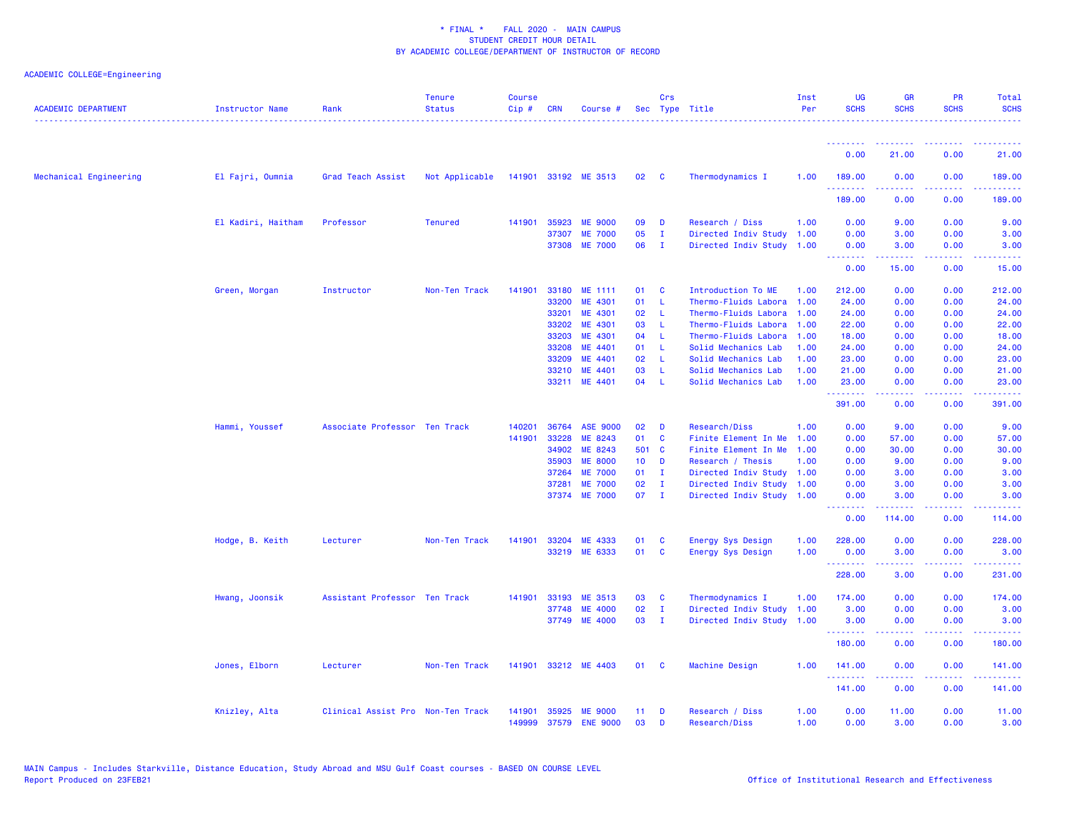ACADEMIC COLLEGE=Engineering

| ACADEMIC DEPARTMENT | Instructor Name | Rank | Tenure Status | Course Cip # | CRN | Course # | Sec | Crs Type | Title | Inst Per | UG SCHS | GR SCHS | PR SCHS | Total SCHS |
|---|---|---|---|---|---|---|---|---|---|---|---|---|---|---|
| | | | | | | | | | | | 0.00 | 21.00 | 0.00 | 21.00 |
| Mechanical Engineering | El Fajri, Oumnia | Grad Teach Assist | Not Applicable | 141901 | 33192 | ME 3513 | 02 | C | Thermodynamics I | 1.00 | 189.00 | 0.00 | 0.00 | 189.00 |
| | | | | | | | | | | | 189.00 | 0.00 | 0.00 | 189.00 |
| | El Kadiri, Haitham | Professor | Tenured | 141901 | 35923 | ME 9000 | 09 | D | Research / Diss | 1.00 | 0.00 | 9.00 | 0.00 | 9.00 |
| | | | | | 37307 | ME 7000 | 05 | I | Directed Indiv Study | 1.00 | 0.00 | 3.00 | 0.00 | 3.00 |
| | | | | | 37308 | ME 7000 | 06 | I | Directed Indiv Study | 1.00 | 0.00 | 3.00 | 0.00 | 3.00 |
| | | | | | | | | | | | 0.00 | 15.00 | 0.00 | 15.00 |
| | Green, Morgan | Instructor | Non-Ten Track | 141901 | 33180 | ME 1111 | 01 | C | Introduction To ME | 1.00 | 212.00 | 0.00 | 0.00 | 212.00 |
| | | | | | 33200 | ME 4301 | 01 | L | Thermo-Fluids Labora | 1.00 | 24.00 | 0.00 | 0.00 | 24.00 |
| | | | | | 33201 | ME 4301 | 02 | L | Thermo-Fluids Labora | 1.00 | 24.00 | 0.00 | 0.00 | 24.00 |
| | | | | | 33202 | ME 4301 | 03 | L | Thermo-Fluids Labora | 1.00 | 22.00 | 0.00 | 0.00 | 22.00 |
| | | | | | 33203 | ME 4301 | 04 | L | Thermo-Fluids Labora | 1.00 | 18.00 | 0.00 | 0.00 | 18.00 |
| | | | | | 33208 | ME 4401 | 01 | L | Solid Mechanics Lab | 1.00 | 24.00 | 0.00 | 0.00 | 24.00 |
| | | | | | 33209 | ME 4401 | 02 | L | Solid Mechanics Lab | 1.00 | 23.00 | 0.00 | 0.00 | 23.00 |
| | | | | | 33210 | ME 4401 | 03 | L | Solid Mechanics Lab | 1.00 | 21.00 | 0.00 | 0.00 | 21.00 |
| | | | | | 33211 | ME 4401 | 04 | L | Solid Mechanics Lab | 1.00 | 23.00 | 0.00 | 0.00 | 23.00 |
| | | | | | | | | | | | 391.00 | 0.00 | 0.00 | 391.00 |
| | Hammi, Youssef | Associate Professor | Ten Track | 140201 | 36764 | ASE 9000 | 02 | D | Research/Diss | 1.00 | 0.00 | 9.00 | 0.00 | 9.00 |
| | | | | 141901 | 33228 | ME 8243 | 01 | C | Finite Element In Me | 1.00 | 0.00 | 57.00 | 0.00 | 57.00 |
| | | | | | 34902 | ME 8243 | 501 | C | Finite Element In Me | 1.00 | 0.00 | 30.00 | 0.00 | 30.00 |
| | | | | | 35903 | ME 8000 | 10 | D | Research / Thesis | 1.00 | 0.00 | 9.00 | 0.00 | 9.00 |
| | | | | | 37264 | ME 7000 | 01 | I | Directed Indiv Study | 1.00 | 0.00 | 3.00 | 0.00 | 3.00 |
| | | | | | 37281 | ME 7000 | 02 | I | Directed Indiv Study | 1.00 | 0.00 | 3.00 | 0.00 | 3.00 |
| | | | | | 37374 | ME 7000 | 07 | I | Directed Indiv Study | 1.00 | 0.00 | 3.00 | 0.00 | 3.00 |
| | | | | | | | | | | | 0.00 | 114.00 | 0.00 | 114.00 |
| | Hodge, B. Keith | Lecturer | Non-Ten Track | 141901 | 33204 | ME 4333 | 01 | C | Energy Sys Design | 1.00 | 228.00 | 0.00 | 0.00 | 228.00 |
| | | | | | 33219 | ME 6333 | 01 | C | Energy Sys Design | 1.00 | 0.00 | 3.00 | 0.00 | 3.00 |
| | | | | | | | | | | | 228.00 | 3.00 | 0.00 | 231.00 |
| | Hwang, Joonsik | Assistant Professor | Ten Track | 141901 | 33193 | ME 3513 | 03 | C | Thermodynamics I | 1.00 | 174.00 | 0.00 | 0.00 | 174.00 |
| | | | | | 37748 | ME 4000 | 02 | I | Directed Indiv Study | 1.00 | 3.00 | 0.00 | 0.00 | 3.00 |
| | | | | | 37749 | ME 4000 | 03 | I | Directed Indiv Study | 1.00 | 3.00 | 0.00 | 0.00 | 3.00 |
| | | | | | | | | | | | 180.00 | 0.00 | 0.00 | 180.00 |
| | Jones, Elborn | Lecturer | Non-Ten Track | 141901 | 33212 | ME 4403 | 01 | C | Machine Design | 1.00 | 141.00 | 0.00 | 0.00 | 141.00 |
| | | | | | | | | | | | 141.00 | 0.00 | 0.00 | 141.00 |
| | Knizley, Alta | Clinical Assist Pro | Non-Ten Track | 141901 | 35925 | ME 9000 | 11 | D | Research / Diss | 1.00 | 0.00 | 11.00 | 0.00 | 11.00 |
| | | | | 149999 | 37579 | ENE 9000 | 03 | D | Research/Diss | 1.00 | 0.00 | 3.00 | 0.00 | 3.00 |

MAIN Campus - Includes Starkville, Distance Education, Study Abroad and MSU Gulf Coast courses - BASED ON COURSE LEVEL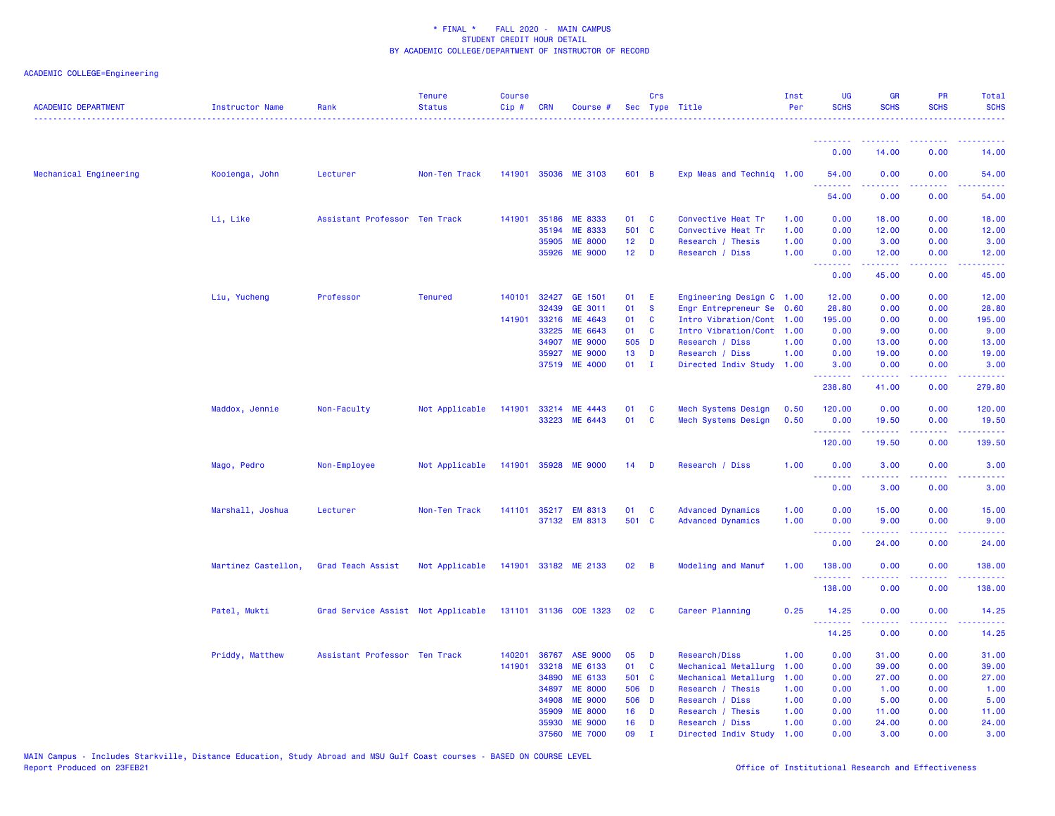\* FINAL \*    FALL 2020 -  MAIN CAMPUS
STUDENT CREDIT HOUR DETAIL
BY ACADEMIC COLLEGE/DEPARTMENT OF INSTRUCTOR OF RECORD

ACADEMIC COLLEGE=Engineering

| ACADEMIC DEPARTMENT | Instructor Name | Rank | Tenure Status | Course Cip # | CRN | Course # | Sec | Crs Type | Title | Inst Per | UG SCHS | GR SCHS | PR SCHS | Total SCHS |
|---|---|---|---|---|---|---|---|---|---|---|---|---|---|---|
| | | | | | | | | | | | 0.00 | 14.00 | 0.00 | 14.00 |
| Mechanical Engineering | Kooienga, John | Lecturer | Non-Ten Track | 141901 | 35036 | ME 3103 | 601 | B | Exp Meas and Techniq | 1.00 | 54.00 | 0.00 | 0.00 | 54.00 |
| | | | | | | | | | | | 54.00 | 0.00 | 0.00 | 54.00 |
| | Li, Like | Assistant Professor | Ten Track | 141901 | 35186 | ME 8333 | 01 | C | Convective Heat Tr | 1.00 | 0.00 | 18.00 | 0.00 | 18.00 |
| | | | | | 35194 | ME 8333 | 501 | C | Convective Heat Tr | 1.00 | 0.00 | 12.00 | 0.00 | 12.00 |
| | | | | | 35905 | ME 8000 | 12 | D | Research / Thesis | 1.00 | 0.00 | 3.00 | 0.00 | 3.00 |
| | | | | | 35926 | ME 9000 | 12 | D | Research / Diss | 1.00 | 0.00 | 12.00 | 0.00 | 12.00 |
| | | | | | | | | | | | 0.00 | 45.00 | 0.00 | 45.00 |
| | Liu, Yucheng | Professor | Tenured | 140101 | 32427 | GE 1501 | 01 | E | Engineering Design C | 1.00 | 12.00 | 0.00 | 0.00 | 12.00 |
| | | | | | 32439 | GE 3011 | 01 | S | Engr Entrepreneur Se | 0.60 | 28.80 | 0.00 | 0.00 | 28.80 |
| | | | | 141901 | 33216 | ME 4643 | 01 | C | Intro Vibration/Cont | 1.00 | 195.00 | 0.00 | 0.00 | 195.00 |
| | | | | | 33225 | ME 6643 | 01 | C | Intro Vibration/Cont | 1.00 | 0.00 | 9.00 | 0.00 | 9.00 |
| | | | | | 34907 | ME 9000 | 505 | D | Research / Diss | 1.00 | 0.00 | 13.00 | 0.00 | 13.00 |
| | | | | | 35927 | ME 9000 | 13 | D | Research / Diss | 1.00 | 0.00 | 19.00 | 0.00 | 19.00 |
| | | | | | 37519 | ME 4000 | 01 | I | Directed Indiv Study | 1.00 | 3.00 | 0.00 | 0.00 | 3.00 |
| | | | | | | | | | | | 238.80 | 41.00 | 0.00 | 279.80 |
| | Maddox, Jennie | Non-Faculty | Not Applicable | 141901 | 33214 | ME 4443 | 01 | C | Mech Systems Design | 0.50 | 120.00 | 0.00 | 0.00 | 120.00 |
| | | | | | 33223 | ME 6443 | 01 | C | Mech Systems Design | 0.50 | 0.00 | 19.50 | 0.00 | 19.50 |
| | | | | | | | | | | | 120.00 | 19.50 | 0.00 | 139.50 |
| | Mago, Pedro | Non-Employee | Not Applicable | 141901 | 35928 | ME 9000 | 14 | D | Research / Diss | 1.00 | 0.00 | 3.00 | 0.00 | 3.00 |
| | | | | | | | | | | | 0.00 | 3.00 | 0.00 | 3.00 |
| | Marshall, Joshua | Lecturer | Non-Ten Track | 141101 | 35217 | EM 8313 | 01 | C | Advanced Dynamics | 1.00 | 0.00 | 15.00 | 0.00 | 15.00 |
| | | | | | 37132 | EM 8313 | 501 | C | Advanced Dynamics | 1.00 | 0.00 | 9.00 | 0.00 | 9.00 |
| | | | | | | | | | | | 0.00 | 24.00 | 0.00 | 24.00 |
| | Martinez Castellon, | Grad Teach Assist | Not Applicable | 141901 | 33182 | ME 2133 | 02 | B | Modeling and Manuf | 1.00 | 138.00 | 0.00 | 0.00 | 138.00 |
| | | | | | | | | | | | 138.00 | 0.00 | 0.00 | 138.00 |
| | Patel, Mukti | Grad Service Assist | Not Applicable | 131101 | 31136 | COE 1323 | 02 | C | Career Planning | 0.25 | 14.25 | 0.00 | 0.00 | 14.25 |
| | | | | | | | | | | | 14.25 | 0.00 | 0.00 | 14.25 |
| | Priddy, Matthew | Assistant Professor | Ten Track | 140201 | 36767 | ASE 9000 | 05 | D | Research/Diss | 1.00 | 0.00 | 31.00 | 0.00 | 31.00 |
| | | | | 141901 | 33218 | ME 6133 | 01 | C | Mechanical Metallurg | 1.00 | 0.00 | 39.00 | 0.00 | 39.00 |
| | | | | | 34890 | ME 6133 | 501 | C | Mechanical Metallurg | 1.00 | 0.00 | 27.00 | 0.00 | 27.00 |
| | | | | | 34897 | ME 8000 | 506 | D | Research / Thesis | 1.00 | 0.00 | 1.00 | 0.00 | 1.00 |
| | | | | | 34908 | ME 9000 | 506 | D | Research / Diss | 1.00 | 0.00 | 5.00 | 0.00 | 5.00 |
| | | | | | 35909 | ME 8000 | 16 | D | Research / Thesis | 1.00 | 0.00 | 11.00 | 0.00 | 11.00 |
| | | | | | 35930 | ME 9000 | 16 | D | Research / Diss | 1.00 | 0.00 | 24.00 | 0.00 | 24.00 |
| | | | | | 37560 | ME 7000 | 09 | I | Directed Indiv Study | 1.00 | 0.00 | 3.00 | 0.00 | 3.00 |

MAIN Campus - Includes Starkville, Distance Education, Study Abroad and MSU Gulf Coast courses - BASED ON COURSE LEVEL
Report Produced on 23FEB21    Office of Institutional Research and Effectiveness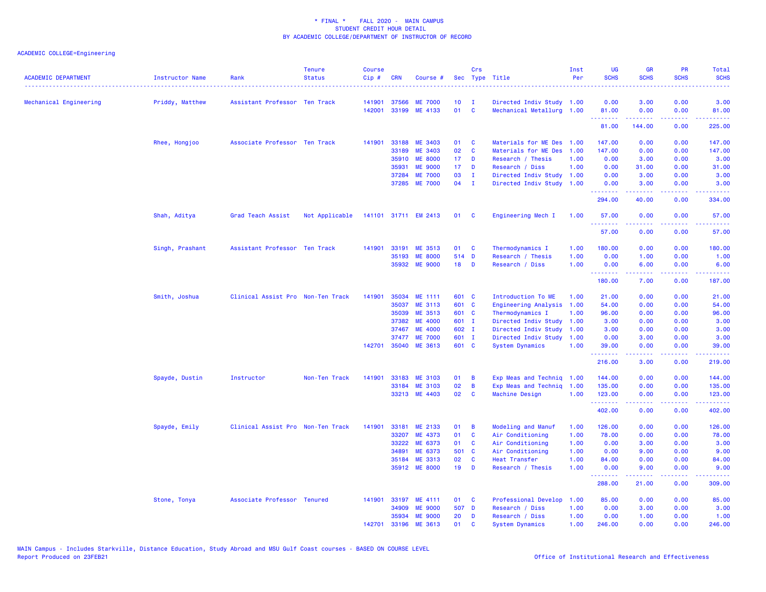\* FINAL \* FALL 2020 - MAIN CAMPUS
STUDENT CREDIT HOUR DETAIL
BY ACADEMIC COLLEGE/DEPARTMENT OF INSTRUCTOR OF RECORD

ACADEMIC COLLEGE=Engineering

| ACADEMIC DEPARTMENT | Instructor Name | Rank | Tenure Status | Course Cip # | CRN | Course # | Sec | Crs Type | Title | Inst Per | UG SCHS | GR SCHS | PR SCHS | Total SCHS |
|---|---|---|---|---|---|---|---|---|---|---|---|---|---|---|
| Mechanical Engineering | Priddy, Matthew | Assistant Professor | Ten Track | 141901 | 37566 | ME 7000 | 10 | I | Directed Indiv Study | 1.00 | 0.00 | 3.00 | 0.00 | 3.00 |
| | | | | 142001 | 33199 | ME 4133 | 01 | C | Mechanical Metallurg | 1.00 | 81.00 | 0.00 | 0.00 | 81.00 |
| | | | | | | | | | | | 81.00 | 144.00 | 0.00 | 225.00 |
| | Rhee, Hongjoo | Associate Professor | Ten Track | 141901 | 33188 | ME 3403 | 01 | C | Materials for ME Des | 1.00 | 147.00 | 0.00 | 0.00 | 147.00 |
| | | | | | 33189 | ME 3403 | 02 | C | Materials for ME Des | 1.00 | 147.00 | 0.00 | 0.00 | 147.00 |
| | | | | | 35910 | ME 8000 | 17 | D | Research / Thesis | 1.00 | 0.00 | 3.00 | 0.00 | 3.00 |
| | | | | | 35931 | ME 9000 | 17 | D | Research / Diss | 1.00 | 0.00 | 31.00 | 0.00 | 31.00 |
| | | | | | 37284 | ME 7000 | 03 | I | Directed Indiv Study | 1.00 | 0.00 | 3.00 | 0.00 | 3.00 |
| | | | | | 37285 | ME 7000 | 04 | I | Directed Indiv Study | 1.00 | 0.00 | 3.00 | 0.00 | 3.00 |
| | | | | | | | | | | | 294.00 | 40.00 | 0.00 | 334.00 |
| | Shah, Aditya | Grad Teach Assist | Not Applicable | 141101 | 31711 | EM 2413 | 01 | C | Engineering Mech I | 1.00 | 57.00 | 0.00 | 0.00 | 57.00 |
| | | | | | | | | | | | 57.00 | 0.00 | 0.00 | 57.00 |
| | Singh, Prashant | Assistant Professor | Ten Track | 141901 | 33191 | ME 3513 | 01 | C | Thermodynamics I | 1.00 | 180.00 | 0.00 | 0.00 | 180.00 |
| | | | | | 35193 | ME 8000 | 514 | D | Research / Thesis | 1.00 | 0.00 | 1.00 | 0.00 | 1.00 |
| | | | | | 35932 | ME 9000 | 18 | D | Research / Diss | 1.00 | 0.00 | 6.00 | 0.00 | 6.00 |
| | | | | | | | | | | | 180.00 | 7.00 | 0.00 | 187.00 |
| | Smith, Joshua | Clinical Assist Pro | Non-Ten Track | 141901 | 35034 | ME 1111 | 601 | C | Introduction To ME | 1.00 | 21.00 | 0.00 | 0.00 | 21.00 |
| | | | | | 35037 | ME 3113 | 601 | C | Engineering Analysis | 1.00 | 54.00 | 0.00 | 0.00 | 54.00 |
| | | | | | 35039 | ME 3513 | 601 | C | Thermodynamics I | 1.00 | 96.00 | 0.00 | 0.00 | 96.00 |
| | | | | | 37382 | ME 4000 | 601 | I | Directed Indiv Study | 1.00 | 3.00 | 0.00 | 0.00 | 3.00 |
| | | | | | 37467 | ME 4000 | 602 | I | Directed Indiv Study | 1.00 | 3.00 | 0.00 | 0.00 | 3.00 |
| | | | | | 37477 | ME 7000 | 601 | I | Directed Indiv Study | 1.00 | 0.00 | 3.00 | 0.00 | 3.00 |
| | | | | 142701 | 35040 | ME 3613 | 601 | C | System Dynamics | 1.00 | 39.00 | 0.00 | 0.00 | 39.00 |
| | | | | | | | | | | | 216.00 | 3.00 | 0.00 | 219.00 |
| | Spayde, Dustin | Instructor | Non-Ten Track | 141901 | 33183 | ME 3103 | 01 | B | Exp Meas and Techniq | 1.00 | 144.00 | 0.00 | 0.00 | 144.00 |
| | | | | | 33184 | ME 3103 | 02 | B | Exp Meas and Techniq | 1.00 | 135.00 | 0.00 | 0.00 | 135.00 |
| | | | | | 33213 | ME 4403 | 02 | C | Machine Design | 1.00 | 123.00 | 0.00 | 0.00 | 123.00 |
| | | | | | | | | | | | 402.00 | 0.00 | 0.00 | 402.00 |
| | Spayde, Emily | Clinical Assist Pro | Non-Ten Track | 141901 | 33181 | ME 2133 | 01 | B | Modeling and Manuf | 1.00 | 126.00 | 0.00 | 0.00 | 126.00 |
| | | | | | 33207 | ME 4373 | 01 | C | Air Conditioning | 1.00 | 78.00 | 0.00 | 0.00 | 78.00 |
| | | | | | 33222 | ME 6373 | 01 | C | Air Conditioning | 1.00 | 0.00 | 3.00 | 0.00 | 3.00 |
| | | | | | 34891 | ME 6373 | 501 | C | Air Conditioning | 1.00 | 0.00 | 9.00 | 0.00 | 9.00 |
| | | | | | 35184 | ME 3313 | 02 | C | Heat Transfer | 1.00 | 84.00 | 0.00 | 0.00 | 84.00 |
| | | | | | 35912 | ME 8000 | 19 | D | Research / Thesis | 1.00 | 0.00 | 9.00 | 0.00 | 9.00 |
| | | | | | | | | | | | 288.00 | 21.00 | 0.00 | 309.00 |
| | Stone, Tonya | Associate Professor | Tenured | 141901 | 33197 | ME 4111 | 01 | C | Professional Develop | 1.00 | 85.00 | 0.00 | 0.00 | 85.00 |
| | | | | | 34909 | ME 9000 | 507 | D | Research / Diss | 1.00 | 0.00 | 3.00 | 0.00 | 3.00 |
| | | | | | 35934 | ME 9000 | 20 | D | Research / Diss | 1.00 | 0.00 | 1.00 | 0.00 | 1.00 |
| | | | | 142701 | 33196 | ME 3613 | 01 | C | System Dynamics | 1.00 | 246.00 | 0.00 | 0.00 | 246.00 |

MAIN Campus - Includes Starkville, Distance Education, Study Abroad and MSU Gulf Coast courses - BASED ON COURSE LEVEL
Report Produced on 23FEB21

Office of Institutional Research and Effectiveness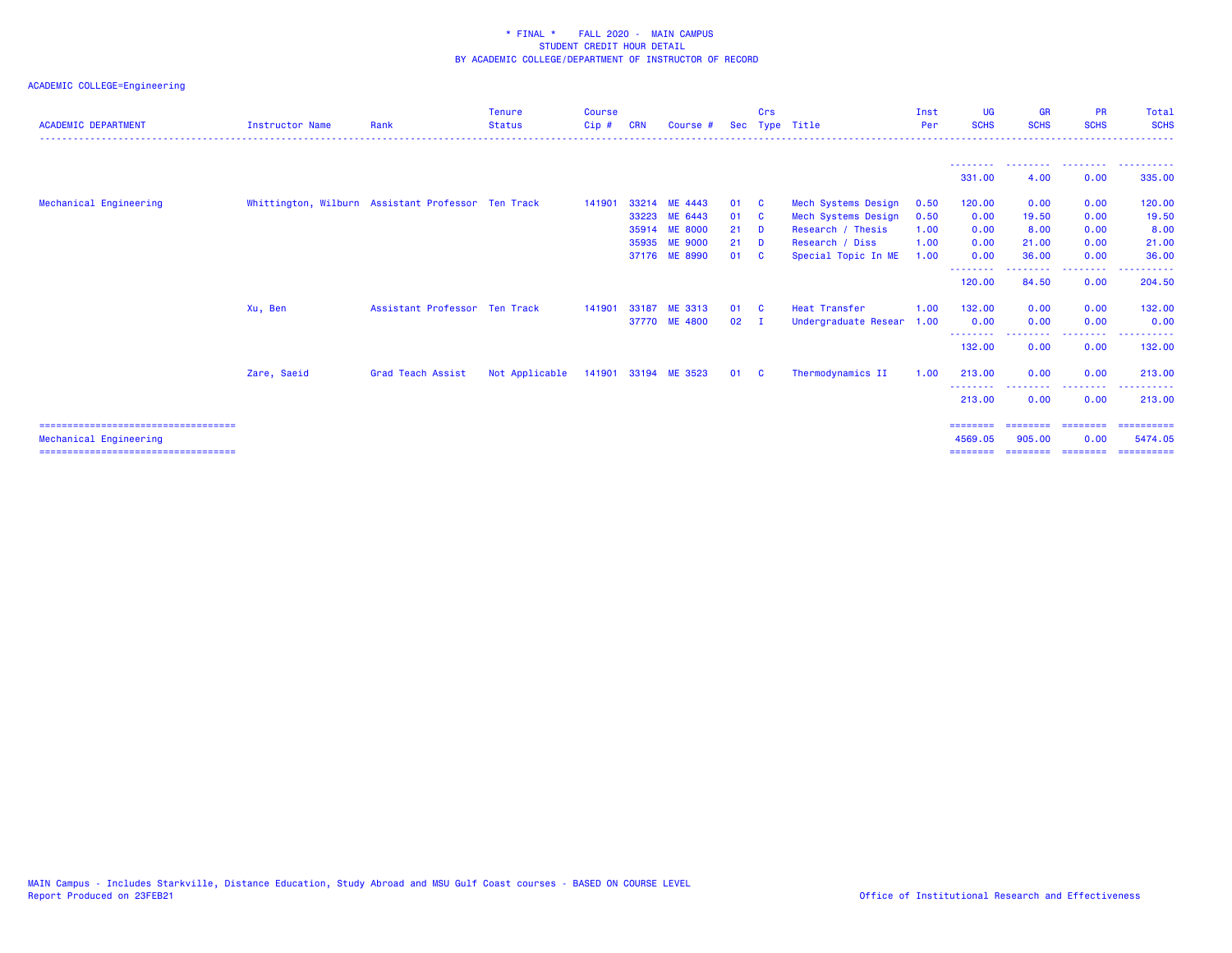* FINAL * FALL 2020 - MAIN CAMPUS
STUDENT CREDIT HOUR DETAIL
BY ACADEMIC COLLEGE/DEPARTMENT OF INSTRUCTOR OF RECORD

ACADEMIC COLLEGE=Engineering

| ACADEMIC DEPARTMENT | Instructor Name | Rank | Tenure Status | Course Cip # | CRN | Course # | Sec | Crs Type | Title | Inst Per | UG SCHS | GR SCHS | PR SCHS | Total SCHS |
|---|---|---|---|---|---|---|---|---|---|---|---|---|---|---|
| | | | | | | | | | | | 331.00 | 4.00 | 0.00 | 335.00 |
| Mechanical Engineering | Whittington, Wilburn | Assistant Professor | Ten Track | 141901 | 33214 | ME 4443 | 01 | C | Mech Systems Design | 0.50 | 120.00 | 0.00 | 0.00 | 120.00 |
| | | | | | 33223 | ME 6443 | 01 | C | Mech Systems Design | 0.50 | 0.00 | 19.50 | 0.00 | 19.50 |
| | | | | | 35914 | ME 8000 | 21 | D | Research / Thesis | 1.00 | 0.00 | 8.00 | 0.00 | 8.00 |
| | | | | | 35935 | ME 9000 | 21 | D | Research / Diss | 1.00 | 0.00 | 21.00 | 0.00 | 21.00 |
| | | | | | 37176 | ME 8990 | 01 | C | Special Topic In ME | 1.00 | 0.00 | 36.00 | 0.00 | 36.00 |
| | | | | | | | | | | | 120.00 | 84.50 | 0.00 | 204.50 |
| | Xu, Ben | Assistant Professor | Ten Track | 141901 | 33187 | ME 3313 | 01 | C | Heat Transfer | 1.00 | 132.00 | 0.00 | 0.00 | 132.00 |
| | | | | | 37770 | ME 4800 | 02 | I | Undergraduate Resear | 1.00 | 0.00 | 0.00 | 0.00 | 0.00 |
| | | | | | | | | | | | 132.00 | 0.00 | 0.00 | 132.00 |
| | Zare, Saeid | Grad Teach Assist | Not Applicable | 141901 | 33194 | ME 3523 | 01 | C | Thermodynamics II | 1.00 | 213.00 | 0.00 | 0.00 | 213.00 |
| | | | | | | | | | | | 213.00 | 0.00 | 0.00 | 213.00 |
| Mechanical Engineering | | | | | | | | | | | 4569.05 | 905.00 | 0.00 | 5474.05 |

MAIN Campus - Includes Starkville, Distance Education, Study Abroad and MSU Gulf Coast courses - BASED ON COURSE LEVEL
Report Produced on 23FEB21

Office of Institutional Research and Effectiveness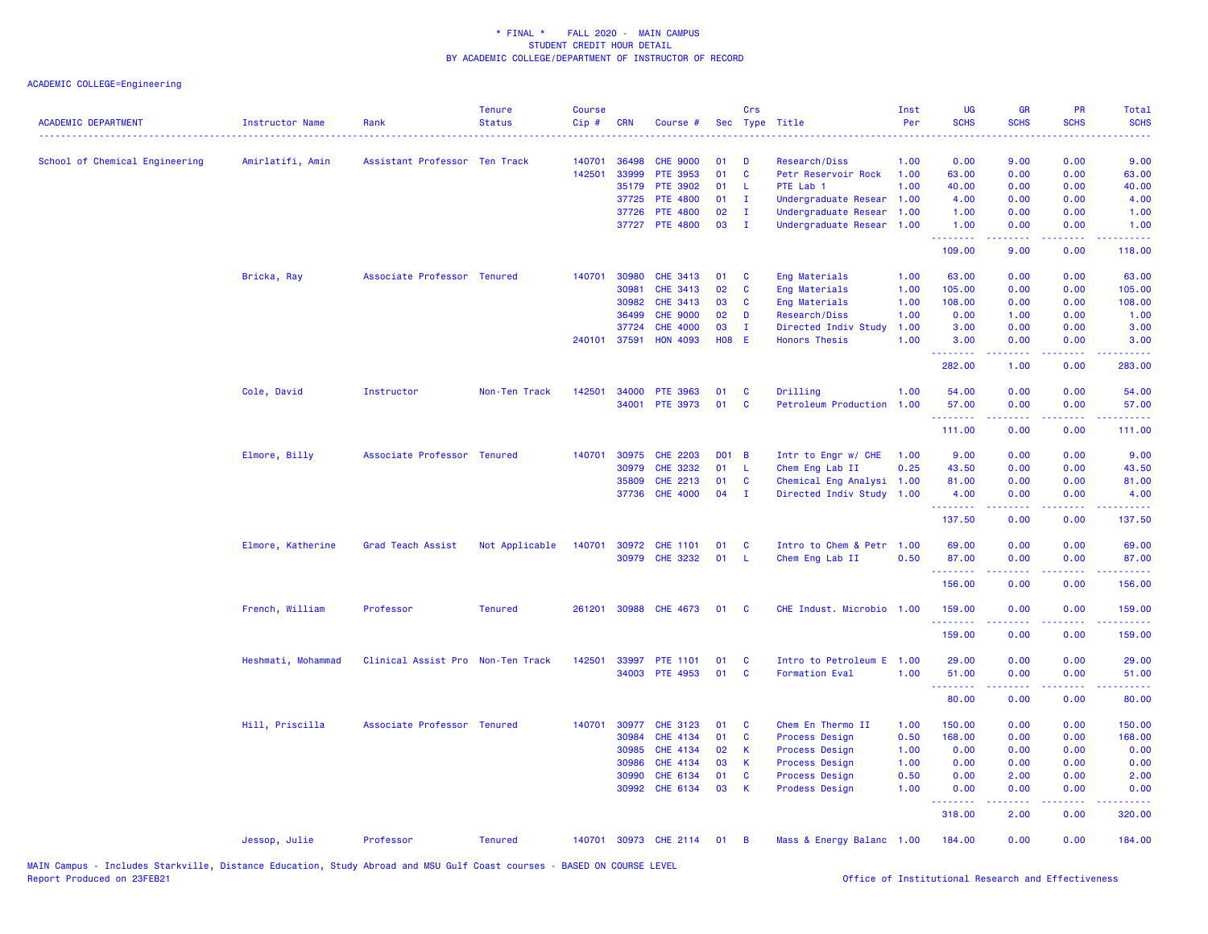\* FINAL \* FALL 2020 - MAIN CAMPUS
STUDENT CREDIT HOUR DETAIL
BY ACADEMIC COLLEGE/DEPARTMENT OF INSTRUCTOR OF RECORD

ACADEMIC COLLEGE=Engineering

| ACADEMIC DEPARTMENT | Instructor Name | Rank | Tenure Status | Course Cip # | CRN | Course # | Sec | Crs Type | Title | Inst Per | UG SCHS | GR SCHS | PR SCHS | Total SCHS |
|---|---|---|---|---|---|---|---|---|---|---|---|---|---|---|
| School of Chemical Engineering | Amirlatifi, Amin | Assistant Professor | Ten Track | 140701 | 36498 | CHE 9000 | 01 | D | Research/Diss | 1.00 | 0.00 | 9.00 | 0.00 | 9.00 |
| | | | | 142501 | 33999 | PTE 3953 | 01 | C | Petr Reservoir Rock | 1.00 | 63.00 | 0.00 | 0.00 | 63.00 |
| | | | | | 35179 | PTE 3902 | 01 | L | PTE Lab 1 | 1.00 | 40.00 | 0.00 | 0.00 | 40.00 |
| | | | | | 37725 | PTE 4800 | 01 | I | Undergraduate Resear | 1.00 | 4.00 | 0.00 | 0.00 | 4.00 |
| | | | | | 37726 | PTE 4800 | 02 | I | Undergraduate Resear | 1.00 | 1.00 | 0.00 | 0.00 | 1.00 |
| | | | | | 37727 | PTE 4800 | 03 | I | Undergraduate Resear | 1.00 | 1.00 | 0.00 | 0.00 | 1.00 |
| | | | | | | | | | | | 109.00 | 9.00 | 0.00 | 118.00 |
| | Bricka, Ray | Associate Professor | Tenured | 140701 | 30980 | CHE 3413 | 01 | C | Eng Materials | 1.00 | 63.00 | 0.00 | 0.00 | 63.00 |
| | | | | | 30981 | CHE 3413 | 02 | C | Eng Materials | 1.00 | 105.00 | 0.00 | 0.00 | 105.00 |
| | | | | | 30982 | CHE 3413 | 03 | C | Eng Materials | 1.00 | 108.00 | 0.00 | 0.00 | 108.00 |
| | | | | | 36499 | CHE 9000 | 02 | D | Research/Diss | 1.00 | 0.00 | 1.00 | 0.00 | 1.00 |
| | | | | | 37724 | CHE 4000 | 03 | I | Directed Indiv Study | 1.00 | 3.00 | 0.00 | 0.00 | 3.00 |
| | | | | 240101 | 37591 | HON 4093 | H08 | E | Honors Thesis | 1.00 | 3.00 | 0.00 | 0.00 | 3.00 |
| | | | | | | | | | | | 282.00 | 1.00 | 0.00 | 283.00 |
| | Cole, David | Instructor | Non-Ten Track | 142501 | 34000 | PTE 3963 | 01 | C | Drilling | 1.00 | 54.00 | 0.00 | 0.00 | 54.00 |
| | | | | | 34001 | PTE 3973 | 01 | C | Petroleum Production | 1.00 | 57.00 | 0.00 | 0.00 | 57.00 |
| | | | | | | | | | | | 111.00 | 0.00 | 0.00 | 111.00 |
| | Elmore, Billy | Associate Professor | Tenured | 140701 | 30975 | CHE 2203 | D01 | B | Intr to Engr w/ CHE | 1.00 | 9.00 | 0.00 | 0.00 | 9.00 |
| | | | | | 30979 | CHE 3232 | 01 | L | Chem Eng Lab II | 0.25 | 43.50 | 0.00 | 0.00 | 43.50 |
| | | | | | 35809 | CHE 2213 | 01 | C | Chemical Eng Analysi | 1.00 | 81.00 | 0.00 | 0.00 | 81.00 |
| | | | | | 37736 | CHE 4000 | 04 | I | Directed Indiv Study | 1.00 | 4.00 | 0.00 | 0.00 | 4.00 |
| | | | | | | | | | | | 137.50 | 0.00 | 0.00 | 137.50 |
| | Elmore, Katherine | Grad Teach Assist | Not Applicable | 140701 | 30972 | CHE 1101 | 01 | C | Intro to Chem & Petr | 1.00 | 69.00 | 0.00 | 0.00 | 69.00 |
| | | | | | 30979 | CHE 3232 | 01 | L | Chem Eng Lab II | 0.50 | 87.00 | 0.00 | 0.00 | 87.00 |
| | | | | | | | | | | | 156.00 | 0.00 | 0.00 | 156.00 |
| | French, William | Professor | Tenured | 261201 | 30988 | CHE 4673 | 01 | C | CHE Indust. Microbio | 1.00 | 159.00 | 0.00 | 0.00 | 159.00 |
| | | | | | | | | | | | 159.00 | 0.00 | 0.00 | 159.00 |
| | Heshmati, Mohammad | Clinical Assist Pro | Non-Ten Track | 142501 | 33997 | PTE 1101 | 01 | C | Intro to Petroleum E | 1.00 | 29.00 | 0.00 | 0.00 | 29.00 |
| | | | | | 34003 | PTE 4953 | 01 | C | Formation Eval | 1.00 | 51.00 | 0.00 | 0.00 | 51.00 |
| | | | | | | | | | | | 80.00 | 0.00 | 0.00 | 80.00 |
| | Hill, Priscilla | Associate Professor | Tenured | 140701 | 30977 | CHE 3123 | 01 | C | Chem En Thermo II | 1.00 | 150.00 | 0.00 | 0.00 | 150.00 |
| | | | | | 30984 | CHE 4134 | 01 | C | Process Design | 0.50 | 168.00 | 0.00 | 0.00 | 168.00 |
| | | | | | 30985 | CHE 4134 | 02 | K | Process Design | 1.00 | 0.00 | 0.00 | 0.00 | 0.00 |
| | | | | | 30986 | CHE 4134 | 03 | K | Process Design | 1.00 | 0.00 | 0.00 | 0.00 | 0.00 |
| | | | | | 30990 | CHE 6134 | 01 | C | Process Design | 0.50 | 0.00 | 2.00 | 0.00 | 2.00 |
| | | | | | 30992 | CHE 6134 | 03 | K | Prodess Design | 1.00 | 0.00 | 0.00 | 0.00 | 0.00 |
| | | | | | | | | | | | 318.00 | 2.00 | 0.00 | 320.00 |
| | Jessop, Julie | Professor | Tenured | 140701 | 30973 | CHE 2114 | 01 | B | Mass & Energy Balanc | 1.00 | 184.00 | 0.00 | 0.00 | 184.00 |

MAIN Campus - Includes Starkville, Distance Education, Study Abroad and MSU Gulf Coast courses - BASED ON COURSE LEVEL
Report Produced on 23FEB21

Office of Institutional Research and Effectiveness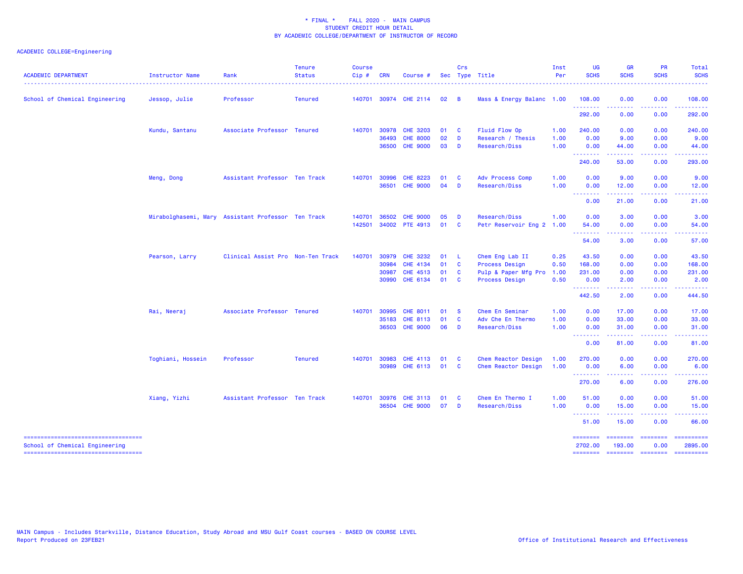\* FINAL \*    FALL 2020 - MAIN CAMPUS
STUDENT CREDIT HOUR DETAIL
BY ACADEMIC COLLEGE/DEPARTMENT OF INSTRUCTOR OF RECORD

ACADEMIC COLLEGE=Engineering

| ACADEMIC DEPARTMENT | Instructor Name | Rank | Tenure Status | Course Cip # | CRN | Course # | Sec | Crs Type | Title | Inst Per | UG SCHS | GR SCHS | PR SCHS | Total SCHS |
|---|---|---|---|---|---|---|---|---|---|---|---|---|---|---|
| School of Chemical Engineering | Jessop, Julie | Professor | Tenured | 140701 | 30974 | CHE 2114 | 02 | B | Mass & Energy Balanc | 1.00 | 108.00 | 0.00 | 0.00 | 108.00 |
| | | | | | | | | | | | 292.00 | 0.00 | 0.00 | 292.00 |
| | Kundu, Santanu | Associate Professor | Tenured | 140701 | 30978 | CHE 3203 | 01 | C | Fluid Flow Op | 1.00 | 240.00 | 0.00 | 0.00 | 240.00 |
| | | | | | 36493 | CHE 8000 | 02 | D | Research / Thesis | 1.00 | 0.00 | 9.00 | 0.00 | 9.00 |
| | | | | | 36500 | CHE 9000 | 03 | D | Research/Diss | 1.00 | 0.00 | 44.00 | 0.00 | 44.00 |
| | | | | | | | | | | | 240.00 | 53.00 | 0.00 | 293.00 |
| | Meng, Dong | Assistant Professor | Ten Track | 140701 | 30996 | CHE 8223 | 01 | C | Adv Process Comp | 1.00 | 0.00 | 9.00 | 0.00 | 9.00 |
| | | | | | 36501 | CHE 9000 | 04 | D | Research/Diss | 1.00 | 0.00 | 12.00 | 0.00 | 12.00 |
| | | | | | | | | | | | 0.00 | 21.00 | 0.00 | 21.00 |
| | Mirabolghasemi, Mary | Assistant Professor | Ten Track | 140701 | 36502 | CHE 9000 | 05 | D | Research/Diss | 1.00 | 0.00 | 3.00 | 0.00 | 3.00 |
| | | | | 142501 | 34002 | PTE 4913 | 01 | C | Petr Reservoir Eng 2 | 1.00 | 54.00 | 0.00 | 0.00 | 54.00 |
| | | | | | | | | | | | 54.00 | 3.00 | 0.00 | 57.00 |
| | Pearson, Larry | Clinical Assist Pro | Non-Ten Track | 140701 | 30979 | CHE 3232 | 01 | L | Chem Eng Lab II | 0.25 | 43.50 | 0.00 | 0.00 | 43.50 |
| | | | | | 30984 | CHE 4134 | 01 | C | Process Design | 0.50 | 168.00 | 0.00 | 0.00 | 168.00 |
| | | | | | 30987 | CHE 4513 | 01 | C | Pulp & Paper Mfg Pro | 1.00 | 231.00 | 0.00 | 0.00 | 231.00 |
| | | | | | 30990 | CHE 6134 | 01 | C | Process Design | 0.50 | 0.00 | 2.00 | 0.00 | 2.00 |
| | | | | | | | | | | | 442.50 | 2.00 | 0.00 | 444.50 |
| | Rai, Neeraj | Associate Professor | Tenured | 140701 | 30995 | CHE 8011 | 01 | S | Chem En Seminar | 1.00 | 0.00 | 17.00 | 0.00 | 17.00 |
| | | | | | 35183 | CHE 8113 | 01 | C | Adv Che En Thermo | 1.00 | 0.00 | 33.00 | 0.00 | 33.00 |
| | | | | | 36503 | CHE 9000 | 06 | D | Research/Diss | 1.00 | 0.00 | 31.00 | 0.00 | 31.00 |
| | | | | | | | | | | | 0.00 | 81.00 | 0.00 | 81.00 |
| | Toghiani, Hossein | Professor | Tenured | 140701 | 30983 | CHE 4113 | 01 | C | Chem Reactor Design | 1.00 | 270.00 | 0.00 | 0.00 | 270.00 |
| | | | | | 30989 | CHE 6113 | 01 | C | Chem Reactor Design | 1.00 | 0.00 | 6.00 | 0.00 | 6.00 |
| | | | | | | | | | | | 270.00 | 6.00 | 0.00 | 276.00 |
| | Xiang, Yizhi | Assistant Professor | Ten Track | 140701 | 30976 | CHE 3113 | 01 | C | Chem En Thermo I | 1.00 | 51.00 | 0.00 | 0.00 | 51.00 |
| | | | | | 36504 | CHE 9000 | 07 | D | Research/Diss | 1.00 | 0.00 | 15.00 | 0.00 | 15.00 |
| | | | | | | | | | | | 51.00 | 15.00 | 0.00 | 66.00 |
| School of Chemical Engineering | | | | | | | | | | | 2702.00 | 193.00 | 0.00 | 2895.00 |

MAIN Campus - Includes Starkville, Distance Education, Study Abroad and MSU Gulf Coast courses - BASED ON COURSE LEVEL
Report Produced on 23FEB21

Office of Institutional Research and Effectiveness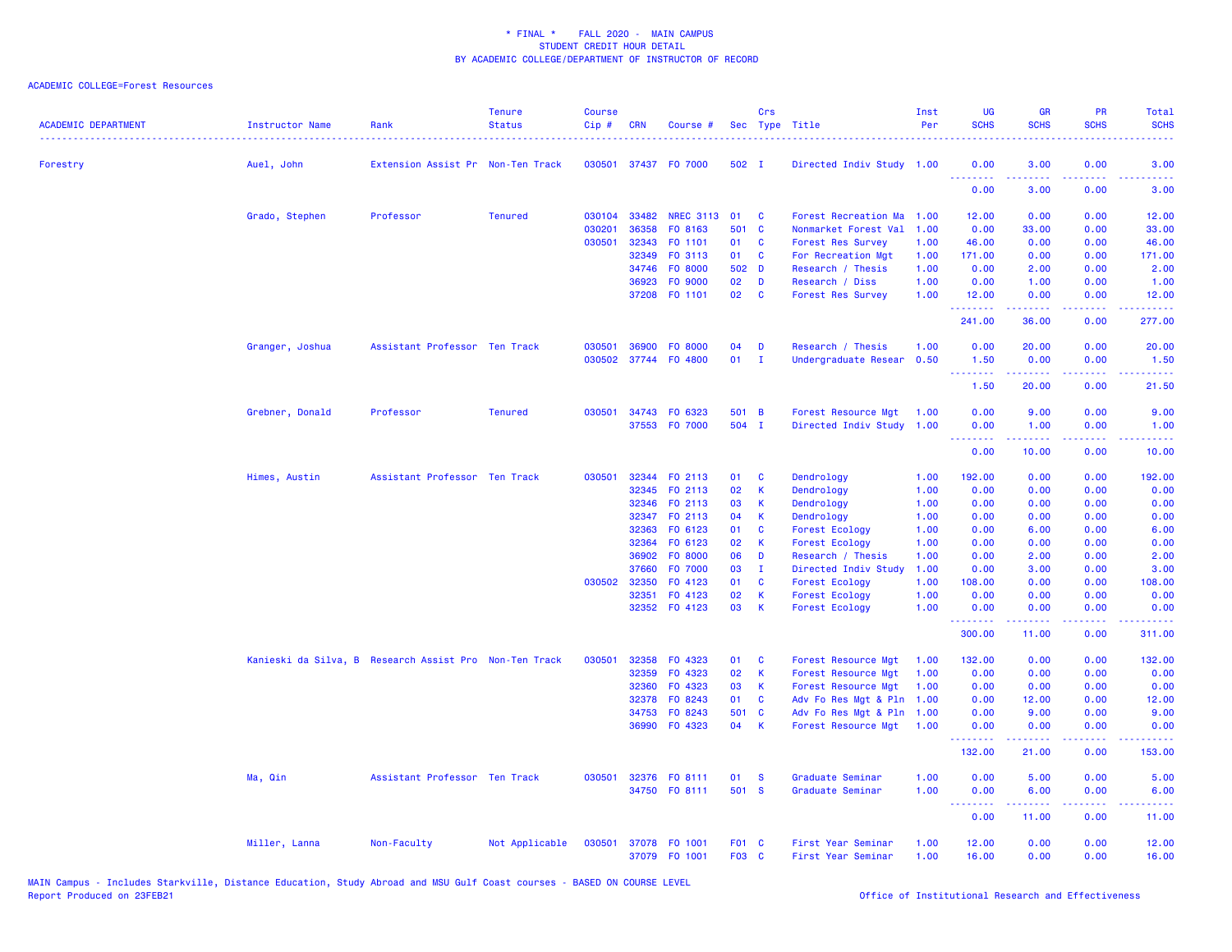\* FINAL \* FALL 2020 - MAIN CAMPUS
STUDENT CREDIT HOUR DETAIL
BY ACADEMIC COLLEGE/DEPARTMENT OF INSTRUCTOR OF RECORD

ACADEMIC COLLEGE=Forest Resources

| ACADEMIC DEPARTMENT | Instructor Name | Rank | Tenure Status | Course Cip # | CRN | Course # | Sec | Crs Type | Title | Inst Per | UG SCHS | GR SCHS | PR SCHS | Total SCHS |
|---|---|---|---|---|---|---|---|---|---|---|---|---|---|---|
| Forestry | Auel, John | Extension Assist Pr | Non-Ten Track | 030501 | 37437 | FO 7000 | 502 | I | Directed Indiv Study | 1.00 | 0.00 | 3.00 | 0.00 | 3.00 |
| | | | | | | | | | | | 0.00 | 3.00 | 0.00 | 3.00 |
| | Grado, Stephen | Professor | Tenured | 030104 | 33482 | NREC 3113 | 01 | C | Forest Recreation Ma | 1.00 | 12.00 | 0.00 | 0.00 | 12.00 |
| | | | | 030201 | 36358 | FO 8163 | 501 | C | Nonmarket Forest Val | 1.00 | 0.00 | 33.00 | 0.00 | 33.00 |
| | | | | 030501 | 32343 | FO 1101 | 01 | C | Forest Res Survey | 1.00 | 46.00 | 0.00 | 0.00 | 46.00 |
| | | | | | 32349 | FO 3113 | 01 | C | For Recreation Mgt | 1.00 | 171.00 | 0.00 | 0.00 | 171.00 |
| | | | | | 34746 | FO 8000 | 502 | D | Research / Thesis | 1.00 | 0.00 | 2.00 | 0.00 | 2.00 |
| | | | | | 36923 | FO 9000 | 02 | D | Research / Diss | 1.00 | 0.00 | 1.00 | 0.00 | 1.00 |
| | | | | | 37208 | FO 1101 | 02 | C | Forest Res Survey | 1.00 | 12.00 | 0.00 | 0.00 | 12.00 |
| | | | | | | | | | | | 241.00 | 36.00 | 0.00 | 277.00 |
| | Granger, Joshua | Assistant Professor | Ten Track | 030501 | 36900 | FO 8000 | 04 | D | Research / Thesis | 1.00 | 0.00 | 20.00 | 0.00 | 20.00 |
| | | | | 030502 | 37744 | FO 4800 | 01 | I | Undergraduate Resear | 0.50 | 1.50 | 0.00 | 0.00 | 1.50 |
| | | | | | | | | | | | 1.50 | 20.00 | 0.00 | 21.50 |
| | Grebner, Donald | Professor | Tenured | 030501 | 34743 | FO 6323 | 501 | B | Forest Resource Mgt | 1.00 | 0.00 | 9.00 | 0.00 | 9.00 |
| | | | | | 37553 | FO 7000 | 504 | I | Directed Indiv Study | 1.00 | 0.00 | 1.00 | 0.00 | 1.00 |
| | | | | | | | | | | | 0.00 | 10.00 | 0.00 | 10.00 |
| | Himes, Austin | Assistant Professor | Ten Track | 030501 | 32344 | FO 2113 | 01 | C | Dendrology | 1.00 | 192.00 | 0.00 | 0.00 | 192.00 |
| | | | | | 32345 | FO 2113 | 02 | K | Dendrology | 1.00 | 0.00 | 0.00 | 0.00 | 0.00 |
| | | | | | 32346 | FO 2113 | 03 | K | Dendrology | 1.00 | 0.00 | 0.00 | 0.00 | 0.00 |
| | | | | | 32347 | FO 2113 | 04 | K | Dendrology | 1.00 | 0.00 | 0.00 | 0.00 | 0.00 |
| | | | | | 32363 | FO 6123 | 01 | C | Forest Ecology | 1.00 | 0.00 | 6.00 | 0.00 | 6.00 |
| | | | | | 32364 | FO 6123 | 02 | K | Forest Ecology | 1.00 | 0.00 | 0.00 | 0.00 | 0.00 |
| | | | | | 36902 | FO 8000 | 06 | D | Research / Thesis | 1.00 | 0.00 | 2.00 | 0.00 | 2.00 |
| | | | | | 37660 | FO 7000 | 03 | I | Directed Indiv Study | 1.00 | 0.00 | 3.00 | 0.00 | 3.00 |
| | | | | 030502 | 32350 | FO 4123 | 01 | C | Forest Ecology | 1.00 | 108.00 | 0.00 | 0.00 | 108.00 |
| | | | | | 32351 | FO 4123 | 02 | K | Forest Ecology | 1.00 | 0.00 | 0.00 | 0.00 | 0.00 |
| | | | | | 32352 | FO 4123 | 03 | K | Forest Ecology | 1.00 | 0.00 | 0.00 | 0.00 | 0.00 |
| | | | | | | | | | | | 300.00 | 11.00 | 0.00 | 311.00 |
| | Kanieski da Silva, B | Research Assist Pro | Non-Ten Track | 030501 | 32358 | FO 4323 | 01 | C | Forest Resource Mgt | 1.00 | 132.00 | 0.00 | 0.00 | 132.00 |
| | | | | | 32359 | FO 4323 | 02 | K | Forest Resource Mgt | 1.00 | 0.00 | 0.00 | 0.00 | 0.00 |
| | | | | | 32360 | FO 4323 | 03 | K | Forest Resource Mgt | 1.00 | 0.00 | 0.00 | 0.00 | 0.00 |
| | | | | | 32378 | FO 8243 | 01 | C | Adv Fo Res Mgt & Pln | 1.00 | 0.00 | 12.00 | 0.00 | 12.00 |
| | | | | | 34753 | FO 8243 | 501 | C | Adv Fo Res Mgt & Pln | 1.00 | 0.00 | 9.00 | 0.00 | 9.00 |
| | | | | | 36990 | FO 4323 | 04 | K | Forest Resource Mgt | 1.00 | 0.00 | 0.00 | 0.00 | 0.00 |
| | | | | | | | | | | | 132.00 | 21.00 | 0.00 | 153.00 |
| | Ma, Qin | Assistant Professor | Ten Track | 030501 | 32376 | FO 8111 | 01 | S | Graduate Seminar | 1.00 | 0.00 | 5.00 | 0.00 | 5.00 |
| | | | | | 34750 | FO 8111 | 501 | S | Graduate Seminar | 1.00 | 0.00 | 6.00 | 0.00 | 6.00 |
| | | | | | | | | | | | 0.00 | 11.00 | 0.00 | 11.00 |
| | Miller, Lanna | Non-Faculty | Not Applicable | 030501 | 37078 | FO 1001 | F01 | C | First Year Seminar | 1.00 | 12.00 | 0.00 | 0.00 | 12.00 |
| | | | | | 37079 | FO 1001 | F03 | C | First Year Seminar | 1.00 | 16.00 | 0.00 | 0.00 | 16.00 |

MAIN Campus - Includes Starkville, Distance Education, Study Abroad and MSU Gulf Coast courses - BASED ON COURSE LEVEL
Report Produced on 23FEB21

Office of Institutional Research and Effectiveness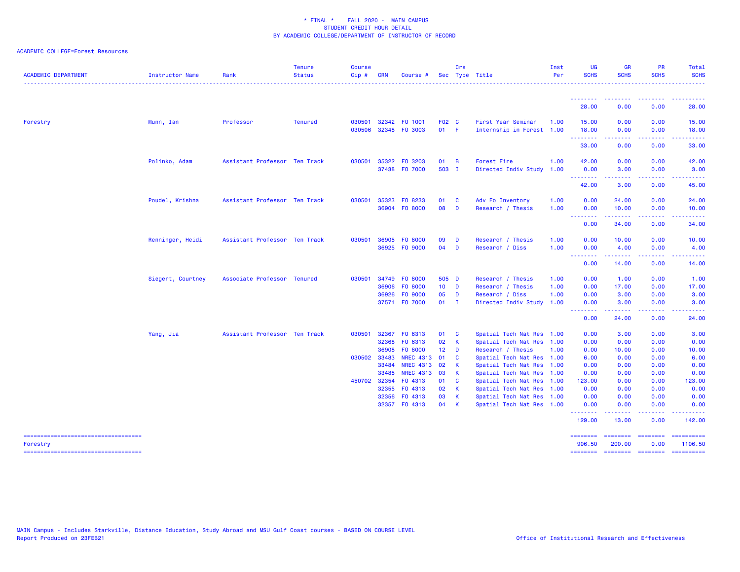\* FINAL \* FALL 2020 - MAIN CAMPUS
STUDENT CREDIT HOUR DETAIL
BY ACADEMIC COLLEGE/DEPARTMENT OF INSTRUCTOR OF RECORD

ACADEMIC COLLEGE=Forest Resources

| ACADEMIC DEPARTMENT | Instructor Name | Rank | Tenure Status | Course Cip # | CRN | Course # | Sec | Crs Type | Title | Inst Per | UG SCHS | GR SCHS | PR SCHS | Total SCHS |
|---|---|---|---|---|---|---|---|---|---|---|---|---|---|---|
| | | | | | | | | | | | 28.00 | 0.00 | 0.00 | 28.00 |
| Forestry | Munn, Ian | Professor | Tenured | 030501 | 32342 | FO 1001 | F02 | C | First Year Seminar | 1.00 | 15.00 | 0.00 | 0.00 | 15.00 |
| | | | | 030506 | 32348 | FO 3003 | 01 | F | Internship in Forest | 1.00 | 18.00 | 0.00 | 0.00 | 18.00 |
| | | | | | | | | | | | 33.00 | 0.00 | 0.00 | 33.00 |
| | Polinko, Adam | Assistant Professor | Ten Track | 030501 | 35322 | FO 3203 | 01 | B | Forest Fire | 1.00 | 42.00 | 0.00 | 0.00 | 42.00 |
| | | | | | 37438 | FO 7000 | 503 | I | Directed Indiv Study | 1.00 | 0.00 | 3.00 | 0.00 | 3.00 |
| | | | | | | | | | | | 42.00 | 3.00 | 0.00 | 45.00 |
| | Poudel, Krishna | Assistant Professor | Ten Track | 030501 | 35323 | FO 8233 | 01 | C | Adv Fo Inventory | 1.00 | 0.00 | 24.00 | 0.00 | 24.00 |
| | | | | | 36904 | FO 8000 | 08 | D | Research / Thesis | 1.00 | 0.00 | 10.00 | 0.00 | 10.00 |
| | | | | | | | | | | | 0.00 | 34.00 | 0.00 | 34.00 |
| | Renninger, Heidi | Assistant Professor | Ten Track | 030501 | 36905 | FO 8000 | 09 | D | Research / Thesis | 1.00 | 0.00 | 10.00 | 0.00 | 10.00 |
| | | | | | 36925 | FO 9000 | 04 | D | Research / Diss | 1.00 | 0.00 | 4.00 | 0.00 | 4.00 |
| | | | | | | | | | | | 0.00 | 14.00 | 0.00 | 14.00 |
| | Siegert, Courtney | Associate Professor | Tenured | 030501 | 34749 | FO 8000 | 505 | D | Research / Thesis | 1.00 | 0.00 | 1.00 | 0.00 | 1.00 |
| | | | | | 36906 | FO 8000 | 10 | D | Research / Thesis | 1.00 | 0.00 | 17.00 | 0.00 | 17.00 |
| | | | | | 36926 | FO 9000 | 05 | D | Research / Diss | 1.00 | 0.00 | 3.00 | 0.00 | 3.00 |
| | | | | | 37571 | FO 7000 | 01 | I | Directed Indiv Study | 1.00 | 0.00 | 3.00 | 0.00 | 3.00 |
| | | | | | | | | | | | 0.00 | 24.00 | 0.00 | 24.00 |
| | Yang, Jia | Assistant Professor | Ten Track | 030501 | 32367 | FO 6313 | 01 | C | Spatial Tech Nat Res | 1.00 | 0.00 | 3.00 | 0.00 | 3.00 |
| | | | | | 32368 | FO 6313 | 02 | K | Spatial Tech Nat Res | 1.00 | 0.00 | 0.00 | 0.00 | 0.00 |
| | | | | | 36908 | FO 8000 | 12 | D | Research / Thesis | 1.00 | 0.00 | 10.00 | 0.00 | 10.00 |
| | | | | 030502 | 33483 | NREC 4313 | 01 | C | Spatial Tech Nat Res | 1.00 | 6.00 | 0.00 | 0.00 | 6.00 |
| | | | | | 33484 | NREC 4313 | 02 | K | Spatial Tech Nat Res | 1.00 | 0.00 | 0.00 | 0.00 | 0.00 |
| | | | | | 33485 | NREC 4313 | 03 | K | Spatial Tech Nat Res | 1.00 | 0.00 | 0.00 | 0.00 | 0.00 |
| | | | | 450702 | 32354 | FO 4313 | 01 | C | Spatial Tech Nat Res | 1.00 | 123.00 | 0.00 | 0.00 | 123.00 |
| | | | | | 32355 | FO 4313 | 02 | K | Spatial Tech Nat Res | 1.00 | 0.00 | 0.00 | 0.00 | 0.00 |
| | | | | | 32356 | FO 4313 | 03 | K | Spatial Tech Nat Res | 1.00 | 0.00 | 0.00 | 0.00 | 0.00 |
| | | | | | 32357 | FO 4313 | 04 | K | Spatial Tech Nat Res | 1.00 | 0.00 | 0.00 | 0.00 | 0.00 |
| | | | | | | | | | | | 129.00 | 13.00 | 0.00 | 142.00 |
| Forestry | | | | | | | | | | | 906.50 | 200.00 | 0.00 | 1106.50 |

MAIN Campus - Includes Starkville, Distance Education, Study Abroad and MSU Gulf Coast courses - BASED ON COURSE LEVEL
Report Produced on 23FEB21

Office of Institutional Research and Effectiveness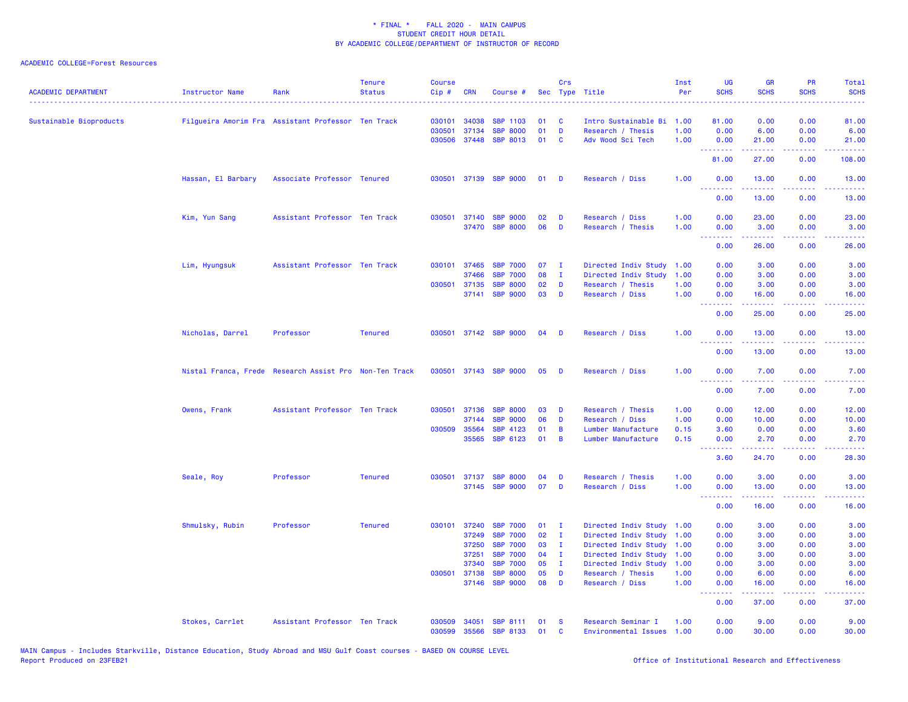\* FINAL \*    FALL 2020 - MAIN CAMPUS
STUDENT CREDIT HOUR DETAIL
BY ACADEMIC COLLEGE/DEPARTMENT OF INSTRUCTOR OF RECORD

ACADEMIC COLLEGE=Forest Resources

| ACADEMIC DEPARTMENT | Instructor Name | Rank | Tenure Status | Course Cip # | CRN | Course # | Sec | Crs Type | Title | Inst Per | UG SCHS | GR SCHS | PR SCHS | Total SCHS |
|---|---|---|---|---|---|---|---|---|---|---|---|---|---|---|
| Sustainable Bioproducts | Filgueira Amorim Fra | Assistant Professor | Ten Track | 030101 | 34038 | SBP 1103 | 01 | C | Intro Sustainable Bi | 1.00 | 81.00 | 0.00 | 0.00 | 81.00 |
| | | | | 030501 | 37134 | SBP 8000 | 01 | D | Research / Thesis | 1.00 | 0.00 | 6.00 | 0.00 | 6.00 |
| | | | | 030506 | 37448 | SBP 8013 | 01 | C | Adv Wood Sci Tech | 1.00 | 0.00 | 21.00 | 0.00 | 21.00 |
| | | | | | | | | | | | 81.00 | 27.00 | 0.00 | 108.00 |
| | Hassan, El Barbary | Associate Professor | Tenured | 030501 | 37139 | SBP 9000 | 01 | D | Research / Diss | 1.00 | 0.00 | 13.00 | 0.00 | 13.00 |
| | | | | | | | | | | | 0.00 | 13.00 | 0.00 | 13.00 |
| | Kim, Yun Sang | Assistant Professor | Ten Track | 030501 | 37140 | SBP 9000 | 02 | D | Research / Diss | 1.00 | 0.00 | 23.00 | 0.00 | 23.00 |
| | | | | | 37470 | SBP 8000 | 06 | D | Research / Thesis | 1.00 | 0.00 | 3.00 | 0.00 | 3.00 |
| | | | | | | | | | | | 0.00 | 26.00 | 0.00 | 26.00 |
| | Lim, Hyungsuk | Assistant Professor | Ten Track | 030101 | 37465 | SBP 7000 | 07 | I | Directed Indiv Study | 1.00 | 0.00 | 3.00 | 0.00 | 3.00 |
| | | | | | 37466 | SBP 7000 | 08 | I | Directed Indiv Study | 1.00 | 0.00 | 3.00 | 0.00 | 3.00 |
| | | | | 030501 | 37135 | SBP 8000 | 02 | D | Research / Thesis | 1.00 | 0.00 | 3.00 | 0.00 | 3.00 |
| | | | | | 37141 | SBP 9000 | 03 | D | Research / Diss | 1.00 | 0.00 | 16.00 | 0.00 | 16.00 |
| | | | | | | | | | | | 0.00 | 25.00 | 0.00 | 25.00 |
| | Nicholas, Darrel | Professor | Tenured | 030501 | 37142 | SBP 9000 | 04 | D | Research / Diss | 1.00 | 0.00 | 13.00 | 0.00 | 13.00 |
| | | | | | | | | | | | 0.00 | 13.00 | 0.00 | 13.00 |
| | Nistal Franca, Frede | Research Assist Pro | Non-Ten Track | 030501 | 37143 | SBP 9000 | 05 | D | Research / Diss | 1.00 | 0.00 | 7.00 | 0.00 | 7.00 |
| | | | | | | | | | | | 0.00 | 7.00 | 0.00 | 7.00 |
| | Owens, Frank | Assistant Professor | Ten Track | 030501 | 37136 | SBP 8000 | 03 | D | Research / Thesis | 1.00 | 0.00 | 12.00 | 0.00 | 12.00 |
| | | | | | 37144 | SBP 9000 | 06 | D | Research / Diss | 1.00 | 0.00 | 10.00 | 0.00 | 10.00 |
| | | | | 030509 | 35564 | SBP 4123 | 01 | B | Lumber Manufacture | 0.15 | 3.60 | 0.00 | 0.00 | 3.60 |
| | | | | | 35565 | SBP 6123 | 01 | B | Lumber Manufacture | 0.15 | 0.00 | 2.70 | 0.00 | 2.70 |
| | | | | | | | | | | | 3.60 | 24.70 | 0.00 | 28.30 |
| | Seale, Roy | Professor | Tenured | 030501 | 37137 | SBP 8000 | 04 | D | Research / Thesis | 1.00 | 0.00 | 3.00 | 0.00 | 3.00 |
| | | | | | 37145 | SBP 9000 | 07 | D | Research / Diss | 1.00 | 0.00 | 13.00 | 0.00 | 13.00 |
| | | | | | | | | | | | 0.00 | 16.00 | 0.00 | 16.00 |
| | Shmulsky, Rubin | Professor | Tenured | 030101 | 37240 | SBP 7000 | 01 | I | Directed Indiv Study | 1.00 | 0.00 | 3.00 | 0.00 | 3.00 |
| | | | | | 37249 | SBP 7000 | 02 | I | Directed Indiv Study | 1.00 | 0.00 | 3.00 | 0.00 | 3.00 |
| | | | | | 37250 | SBP 7000 | 03 | I | Directed Indiv Study | 1.00 | 0.00 | 3.00 | 0.00 | 3.00 |
| | | | | | 37251 | SBP 7000 | 04 | I | Directed Indiv Study | 1.00 | 0.00 | 3.00 | 0.00 | 3.00 |
| | | | | | 37340 | SBP 7000 | 05 | I | Directed Indiv Study | 1.00 | 0.00 | 3.00 | 0.00 | 3.00 |
| | | | | 030501 | 37138 | SBP 8000 | 05 | D | Research / Thesis | 1.00 | 0.00 | 6.00 | 0.00 | 6.00 |
| | | | | | 37146 | SBP 9000 | 08 | D | Research / Diss | 1.00 | 0.00 | 16.00 | 0.00 | 16.00 |
| | | | | | | | | | | | 0.00 | 37.00 | 0.00 | 37.00 |
| | Stokes, Carrlet | Assistant Professor | Ten Track | 030509 | 34051 | SBP 8111 | 01 | S | Research Seminar I | 1.00 | 0.00 | 9.00 | 0.00 | 9.00 |
| | | | | 030599 | 35566 | SBP 8133 | 01 | C | Environmental Issues | 1.00 | 0.00 | 30.00 | 0.00 | 30.00 |

MAIN Campus - Includes Starkville, Distance Education, Study Abroad and MSU Gulf Coast courses - BASED ON COURSE LEVEL
Report Produced on 23FEB21    Office of Institutional Research and Effectiveness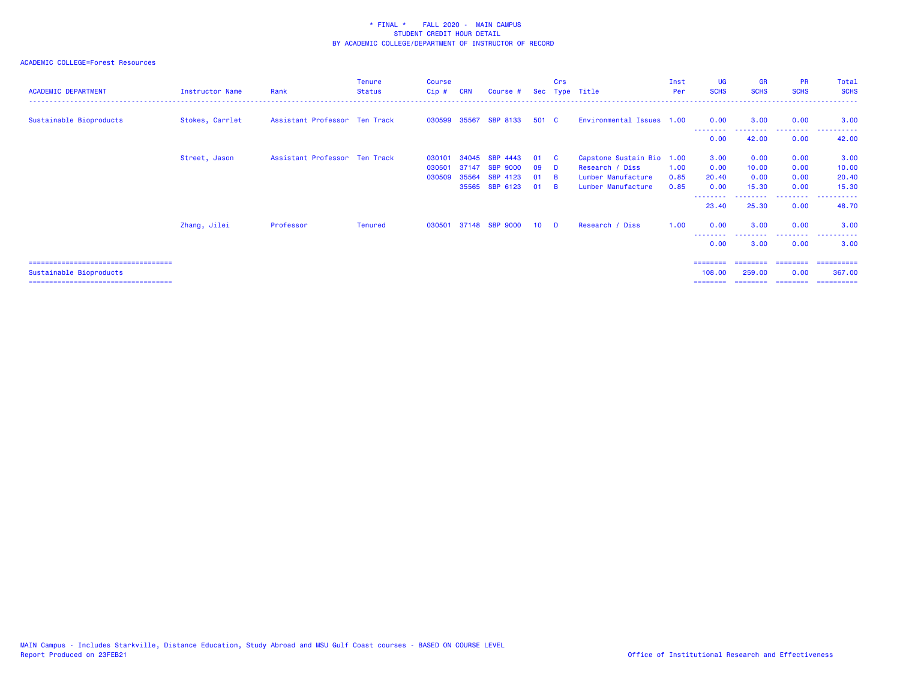\* FINAL \* FALL 2020 - MAIN CAMPUS
STUDENT CREDIT HOUR DETAIL
BY ACADEMIC COLLEGE/DEPARTMENT OF INSTRUCTOR OF RECORD

ACADEMIC COLLEGE=Forest Resources

| ACADEMIC DEPARTMENT | Instructor Name | Rank | Tenure Status | Course Cip # | CRN | Course # | Sec | Crs Type | Title | Inst Per | UG SCHS | GR SCHS | PR SCHS | Total SCHS |
|---|---|---|---|---|---|---|---|---|---|---|---|---|---|---|
| Sustainable Bioproducts | Stokes, Carrlet | Assistant Professor | Ten Track | 030599 | 35567 | SBP 8133 | 501 | C | Environmental Issues | 1.00 | 0.00 | 3.00 | 0.00 | 3.00 |
| | | | | | | | | | | | 0.00 | 42.00 | 0.00 | 42.00 |
| | Street, Jason | Assistant Professor | Ten Track | 030101 | 34045 | SBP 4443 | 01 | C | Capstone Sustain Bio | 1.00 | 3.00 | 0.00 | 0.00 | 3.00 |
| | | | | 030501 | 37147 | SBP 9000 | 09 | D | Research / Diss | 1.00 | 0.00 | 10.00 | 0.00 | 10.00 |
| | | | | 030509 | 35564 | SBP 4123 | 01 | B | Lumber Manufacture | 0.85 | 20.40 | 0.00 | 0.00 | 20.40 |
| | | | | | 35565 | SBP 6123 | 01 | B | Lumber Manufacture | 0.85 | 0.00 | 15.30 | 0.00 | 15.30 |
| | | | | | | | | | | | 23.40 | 25.30 | 0.00 | 48.70 |
| | Zhang, Jilei | Professor | Tenured | 030501 | 37148 | SBP 9000 | 10 | D | Research / Diss | 1.00 | 0.00 | 3.00 | 0.00 | 3.00 |
| | | | | | | | | | | | 0.00 | 3.00 | 0.00 | 3.00 |
| Sustainable Bioproducts | | | | | | | | | | | 108.00 | 259.00 | 0.00 | 367.00 |

MAIN Campus - Includes Starkville, Distance Education, Study Abroad and MSU Gulf Coast courses - BASED ON COURSE LEVEL
Report Produced on 23FEB21

Office of Institutional Research and Effectiveness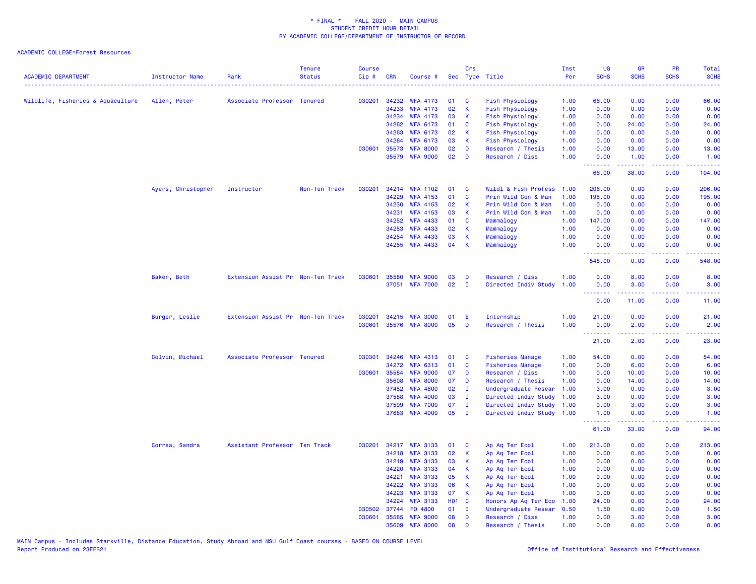\* FINAL \* FALL 2020 - MAIN CAMPUS
STUDENT CREDIT HOUR DETAIL
BY ACADEMIC COLLEGE/DEPARTMENT OF INSTRUCTOR OF RECORD

ACADEMIC COLLEGE=Forest Resources

| ACADEMIC DEPARTMENT | Instructor Name | Rank | Tenure Status | Course Cip # | CRN | Course # | Sec | Crs Type | Title | Inst Per | UG SCHS | GR SCHS | PR SCHS | Total SCHS |
|---|---|---|---|---|---|---|---|---|---|---|---|---|---|---|
| Wildlife, Fisheries & Aquaculture | Allen, Peter | Associate Professor | Tenured | 030201 | 34232 | WFA 4173 | 01 | C | Fish Physiology | 1.00 | 66.00 | 0.00 | 0.00 | 66.00 |
| | | | | | 34233 | WFA 4173 | 02 | K | Fish Physiology | 1.00 | 0.00 | 0.00 | 0.00 | 0.00 |
| | | | | | 34234 | WFA 4173 | 03 | K | Fish Physiology | 1.00 | 0.00 | 0.00 | 0.00 | 0.00 |
| | | | | | 34262 | WFA 6173 | 01 | C | Fish Physiology | 1.00 | 0.00 | 24.00 | 0.00 | 24.00 |
| | | | | | 34263 | WFA 6173 | 02 | K | Fish Physiology | 1.00 | 0.00 | 0.00 | 0.00 | 0.00 |
| | | | | | 34264 | WFA 6173 | 03 | K | Fish Physiology | 1.00 | 0.00 | 0.00 | 0.00 | 0.00 |
| | | | | 030601 | 35573 | WFA 8000 | 02 | D | Research / Thesis | 1.00 | 0.00 | 13.00 | 0.00 | 13.00 |
| | | | | | 35579 | WFA 9000 | 02 | D | Research / Diss | 1.00 | 0.00 | 1.00 | 0.00 | 1.00 |
| | | | | | | | | | | | 66.00 | 38.00 | 0.00 | 104.00 |
| | Ayers, Christopher | Instructor | Non-Ten Track | 030201 | 34214 | WFA 1102 | 01 | C | Wildl & Fish Profess | 1.00 | 206.00 | 0.00 | 0.00 | 206.00 |
| | | | | | 34229 | WFA 4153 | 01 | C | Prin Wild Con & Man | 1.00 | 195.00 | 0.00 | 0.00 | 195.00 |
| | | | | | 34230 | WFA 4153 | 02 | K | Prin Wild Con & Man | 1.00 | 0.00 | 0.00 | 0.00 | 0.00 |
| | | | | | 34231 | WFA 4153 | 03 | K | Prin Wild Con & Man | 1.00 | 0.00 | 0.00 | 0.00 | 0.00 |
| | | | | | 34252 | WFA 4433 | 01 | C | Mammalogy | 1.00 | 147.00 | 0.00 | 0.00 | 147.00 |
| | | | | | 34253 | WFA 4433 | 02 | K | Mammalogy | 1.00 | 0.00 | 0.00 | 0.00 | 0.00 |
| | | | | | 34254 | WFA 4433 | 03 | K | Mammalogy | 1.00 | 0.00 | 0.00 | 0.00 | 0.00 |
| | | | | | 34255 | WFA 4433 | 04 | K | Mammalogy | 1.00 | 0.00 | 0.00 | 0.00 | 0.00 |
| | | | | | | | | | | | 548.00 | 0.00 | 0.00 | 548.00 |
| | Baker, Beth | Extension Assist Pr | Non-Ten Track | 030601 | 35580 | WFA 9000 | 03 | D | Research / Diss | 1.00 | 0.00 | 8.00 | 0.00 | 8.00 |
| | | | | | 37051 | WFA 7000 | 02 | I | Directed Indiv Study | 1.00 | 0.00 | 3.00 | 0.00 | 3.00 |
| | | | | | | | | | | | 0.00 | 11.00 | 0.00 | 11.00 |
| | Burger, Leslie | Extension Assist Pr | Non-Ten Track | 030201 | 34215 | WFA 3000 | 01 | E | Internship | 1.00 | 21.00 | 0.00 | 0.00 | 21.00 |
| | | | | 030601 | 35576 | WFA 8000 | 05 | D | Research / Thesis | 1.00 | 0.00 | 2.00 | 0.00 | 2.00 |
| | | | | | | | | | | | 21.00 | 2.00 | 0.00 | 23.00 |
| | Colvin, Michael | Associate Professor | Tenured | 030301 | 34246 | WFA 4313 | 01 | C | Fisheries Manage | 1.00 | 54.00 | 0.00 | 0.00 | 54.00 |
| | | | | | 34272 | WFA 6313 | 01 | C | Fisheries Manage | 1.00 | 0.00 | 6.00 | 0.00 | 6.00 |
| | | | | 030601 | 35584 | WFA 9000 | 07 | D | Research / Diss | 1.00 | 0.00 | 10.00 | 0.00 | 10.00 |
| | | | | | 35608 | WFA 8000 | 07 | D | Research / Thesis | 1.00 | 0.00 | 14.00 | 0.00 | 14.00 |
| | | | | | 37452 | WFA 4800 | 02 | I | Undergraduate Resear | 1.00 | 3.00 | 0.00 | 0.00 | 3.00 |
| | | | | | 37588 | WFA 4000 | 03 | I | Directed Indiv Study | 1.00 | 3.00 | 0.00 | 0.00 | 3.00 |
| | | | | | 37599 | WFA 7000 | 07 | I | Directed Indiv Study | 1.00 | 0.00 | 3.00 | 0.00 | 3.00 |
| | | | | | 37683 | WFA 4000 | 05 | I | Directed Indiv Study | 1.00 | 1.00 | 0.00 | 0.00 | 1.00 |
| | | | | | | | | | | | 61.00 | 33.00 | 0.00 | 94.00 |
| | Correa, Sandra | Assistant Professor | Ten Track | 030201 | 34217 | WFA 3133 | 01 | C | Ap Aq Ter Ecol | 1.00 | 213.00 | 0.00 | 0.00 | 213.00 |
| | | | | | 34218 | WFA 3133 | 02 | K | Ap Aq Ter Ecol | 1.00 | 0.00 | 0.00 | 0.00 | 0.00 |
| | | | | | 34219 | WFA 3133 | 03 | K | Ap Aq Ter Ecol | 1.00 | 0.00 | 0.00 | 0.00 | 0.00 |
| | | | | | 34220 | WFA 3133 | 04 | K | Ap Aq Ter Ecol | 1.00 | 0.00 | 0.00 | 0.00 | 0.00 |
| | | | | | 34221 | WFA 3133 | 05 | K | Ap Aq Ter Ecol | 1.00 | 0.00 | 0.00 | 0.00 | 0.00 |
| | | | | | 34222 | WFA 3133 | 06 | K | Ap Aq Ter Ecol | 1.00 | 0.00 | 0.00 | 0.00 | 0.00 |
| | | | | | 34223 | WFA 3133 | 07 | K | Ap Aq Ter Ecol | 1.00 | 0.00 | 0.00 | 0.00 | 0.00 |
| | | | | | 34224 | WFA 3133 | H01 | C | Honors Ap Aq Ter Eco | 1.00 | 24.00 | 0.00 | 0.00 | 24.00 |
| | | | | 030502 | 37744 | FO 4800 | 01 | I | Undergraduate Resear | 0.50 | 1.50 | 0.00 | 0.00 | 1.50 |
| | | | | 030601 | 35585 | WFA 9000 | 08 | D | Research / Diss | 1.00 | 0.00 | 3.00 | 0.00 | 3.00 |
| | | | | | 35609 | WFA 8000 | 08 | D | Research / Thesis | 1.00 | 0.00 | 8.00 | 0.00 | 8.00 |

MAIN Campus - Includes Starkville, Distance Education, Study Abroad and MSU Gulf Coast courses - BASED ON COURSE LEVEL
Report Produced on 23FEB21 | Office of Institutional Research and Effectiveness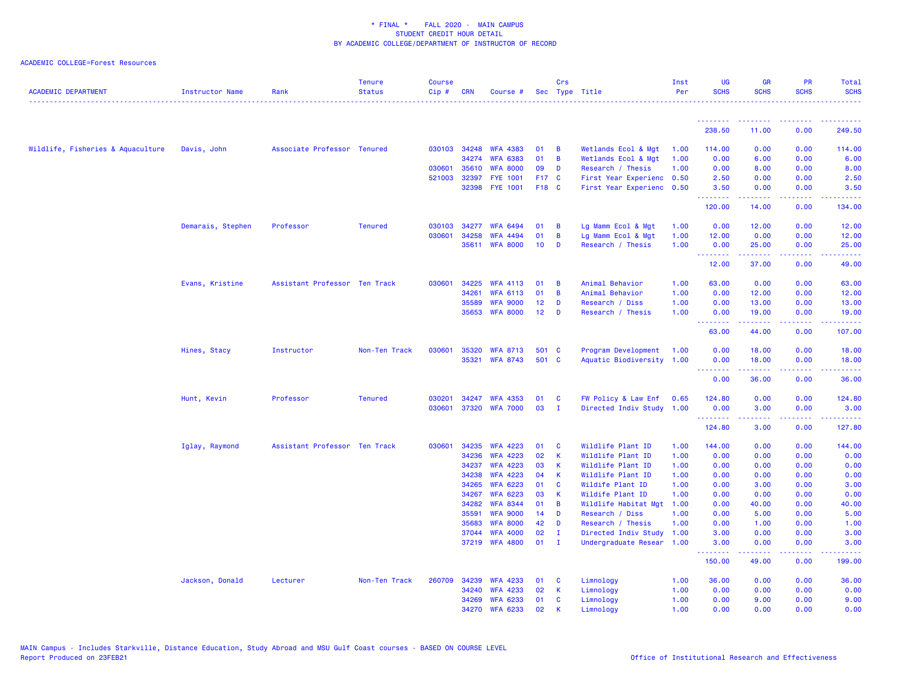\* FINAL \* FALL 2020 - MAIN CAMPUS
STUDENT CREDIT HOUR DETAIL
BY ACADEMIC COLLEGE/DEPARTMENT OF INSTRUCTOR OF RECORD

ACADEMIC COLLEGE=Forest Resources

| ACADEMIC DEPARTMENT | Instructor Name | Rank | Tenure Status | Course Cip # | CRN | Course # | Sec | Crs Type | Title | Inst Per | UG SCHS | GR SCHS | PR SCHS | Total SCHS |
|---|---|---|---|---|---|---|---|---|---|---|---|---|---|---|
| | | | | | | | | | | | 238.50 | 11.00 | 0.00 | 249.50 |
| Wildlife, Fisheries & Aquaculture | Davis, John | Associate Professor | Tenured | 030103 | 34248 | WFA 4383 | 01 | B | Wetlands Ecol & Mgt | 1.00 | 114.00 | 0.00 | 0.00 | 114.00 |
| | | | | | 34274 | WFA 6383 | 01 | B | Wetlands Ecol & Mgt | 1.00 | 0.00 | 6.00 | 0.00 | 6.00 |
| | | | | 030601 | 35610 | WFA 8000 | 09 | D | Research / Thesis | 1.00 | 0.00 | 8.00 | 0.00 | 8.00 |
| | | | | 521003 | 32397 | FYE 1001 | F17 | C | First Year Experienc | 0.50 | 2.50 | 0.00 | 0.00 | 2.50 |
| | | | | | 32398 | FYE 1001 | F18 | C | First Year Experienc | 0.50 | 3.50 | 0.00 | 0.00 | 3.50 |
| | | | | | | | | | | | 120.00 | 14.00 | 0.00 | 134.00 |
| | Demarais, Stephen | Professor | Tenured | 030103 | 34277 | WFA 6494 | 01 | B | Lg Mamm Ecol & Mgt | 1.00 | 0.00 | 12.00 | 0.00 | 12.00 |
| | | | | 030601 | 34258 | WFA 4494 | 01 | B | Lg Mamm Ecol & Mgt | 1.00 | 12.00 | 0.00 | 0.00 | 12.00 |
| | | | | | 35611 | WFA 8000 | 10 | D | Research / Thesis | 1.00 | 0.00 | 25.00 | 0.00 | 25.00 |
| | | | | | | | | | | | 12.00 | 37.00 | 0.00 | 49.00 |
| | Evans, Kristine | Assistant Professor | Ten Track | 030601 | 34225 | WFA 4113 | 01 | B | Animal Behavior | 1.00 | 63.00 | 0.00 | 0.00 | 63.00 |
| | | | | | 34261 | WFA 6113 | 01 | B | Animal Behavior | 1.00 | 0.00 | 12.00 | 0.00 | 12.00 |
| | | | | | 35589 | WFA 9000 | 12 | D | Research / Diss | 1.00 | 0.00 | 13.00 | 0.00 | 13.00 |
| | | | | | 35653 | WFA 8000 | 12 | D | Research / Thesis | 1.00 | 0.00 | 19.00 | 0.00 | 19.00 |
| | | | | | | | | | | | 63.00 | 44.00 | 0.00 | 107.00 |
| | Hines, Stacy | Instructor | Non-Ten Track | 030601 | 35320 | WFA 8713 | 501 | C | Program Development | 1.00 | 0.00 | 18.00 | 0.00 | 18.00 |
| | | | | | 35321 | WFA 8743 | 501 | C | Aquatic Biodiversity | 1.00 | 0.00 | 18.00 | 0.00 | 18.00 |
| | | | | | | | | | | | 0.00 | 36.00 | 0.00 | 36.00 |
| | Hunt, Kevin | Professor | Tenured | 030201 | 34247 | WFA 4353 | 01 | C | FW Policy & Law Enf | 0.65 | 124.80 | 0.00 | 0.00 | 124.80 |
| | | | | 030601 | 37320 | WFA 7000 | 03 | I | Directed Indiv Study | 1.00 | 0.00 | 3.00 | 0.00 | 3.00 |
| | | | | | | | | | | | 124.80 | 3.00 | 0.00 | 127.80 |
| | Iglay, Raymond | Assistant Professor | Ten Track | 030601 | 34235 | WFA 4223 | 01 | C | Wildlife Plant ID | 1.00 | 144.00 | 0.00 | 0.00 | 144.00 |
| | | | | | 34236 | WFA 4223 | 02 | K | Wildlife Plant ID | 1.00 | 0.00 | 0.00 | 0.00 | 0.00 |
| | | | | | 34237 | WFA 4223 | 03 | K | Wildlife Plant ID | 1.00 | 0.00 | 0.00 | 0.00 | 0.00 |
| | | | | | 34238 | WFA 4223 | 04 | K | Wildlife Plant ID | 1.00 | 0.00 | 0.00 | 0.00 | 0.00 |
| | | | | | 34265 | WFA 6223 | 01 | C | Wildife Plant ID | 1.00 | 0.00 | 3.00 | 0.00 | 3.00 |
| | | | | | 34267 | WFA 6223 | 03 | K | Wildife Plant ID | 1.00 | 0.00 | 0.00 | 0.00 | 0.00 |
| | | | | | 34282 | WFA 8344 | 01 | B | Wildlife Habitat Mgt | 1.00 | 0.00 | 40.00 | 0.00 | 40.00 |
| | | | | | 35591 | WFA 9000 | 14 | D | Research / Diss | 1.00 | 0.00 | 5.00 | 0.00 | 5.00 |
| | | | | | 35683 | WFA 8000 | 42 | D | Research / Thesis | 1.00 | 0.00 | 1.00 | 0.00 | 1.00 |
| | | | | | 37044 | WFA 4000 | 02 | I | Directed Indiv Study | 1.00 | 3.00 | 0.00 | 0.00 | 3.00 |
| | | | | | 37219 | WFA 4800 | 01 | I | Undergraduate Resear | 1.00 | 3.00 | 0.00 | 0.00 | 3.00 |
| | | | | | | | | | | | 150.00 | 49.00 | 0.00 | 199.00 |
| | Jackson, Donald | Lecturer | Non-Ten Track | 260709 | 34239 | WFA 4233 | 01 | C | Limnology | 1.00 | 36.00 | 0.00 | 0.00 | 36.00 |
| | | | | | 34240 | WFA 4233 | 02 | K | Limnology | 1.00 | 0.00 | 0.00 | 0.00 | 0.00 |
| | | | | | 34269 | WFA 6233 | 01 | C | Limnology | 1.00 | 0.00 | 9.00 | 0.00 | 9.00 |
| | | | | | 34270 | WFA 6233 | 02 | K | Limnology | 1.00 | 0.00 | 0.00 | 0.00 | 0.00 |

MAIN Campus - Includes Starkville, Distance Education, Study Abroad and MSU Gulf Coast courses - BASED ON COURSE LEVEL
Report Produced on 23FEB21

Office of Institutional Research and Effectiveness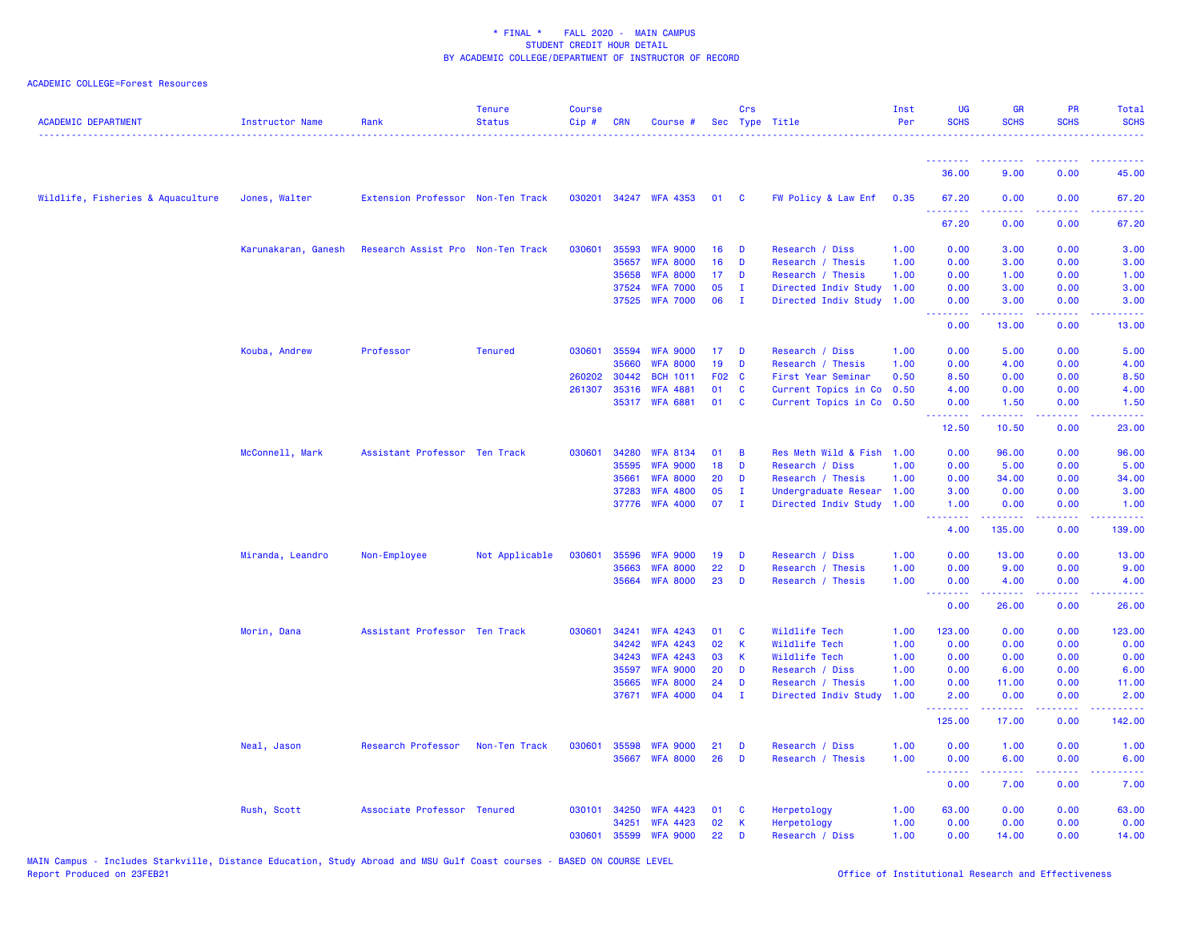\* FINAL \*    FALL 2020 - MAIN CAMPUS
STUDENT CREDIT HOUR DETAIL
BY ACADEMIC COLLEGE/DEPARTMENT OF INSTRUCTOR OF RECORD

ACADEMIC COLLEGE=Forest Resources

| ACADEMIC DEPARTMENT | Instructor Name | Rank | Tenure Status | Course Cip # | CRN | Course # | Sec | Crs Type | Title | Inst Per | UG SCHS | GR SCHS | PR SCHS | Total SCHS |
|---|---|---|---|---|---|---|---|---|---|---|---|---|---|---|
| | | | | | | | | | | | 36.00 | 9.00 | 0.00 | 45.00 |
| Wildlife, Fisheries & Aquaculture | Jones, Walter | Extension Professor | Non-Ten Track | 030201 | 34247 | WFA 4353 | 01 | C | FW Policy & Law Enf | 0.35 | 67.20 | 0.00 | 0.00 | 67.20 |
| | | | | | | | | | | | 67.20 | 0.00 | 0.00 | 67.20 |
| | Karunakaran, Ganesh | Research Assist Pro | Non-Ten Track | 030601 | 35593 | WFA 9000 | 16 | D | Research / Diss | 1.00 | 0.00 | 3.00 | 0.00 | 3.00 |
| | | | | | 35657 | WFA 8000 | 16 | D | Research / Thesis | 1.00 | 0.00 | 3.00 | 0.00 | 3.00 |
| | | | | | 35658 | WFA 8000 | 17 | D | Research / Thesis | 1.00 | 0.00 | 1.00 | 0.00 | 1.00 |
| | | | | | 37524 | WFA 7000 | 05 | I | Directed Indiv Study | 1.00 | 0.00 | 3.00 | 0.00 | 3.00 |
| | | | | | 37525 | WFA 7000 | 06 | I | Directed Indiv Study | 1.00 | 0.00 | 3.00 | 0.00 | 3.00 |
| | | | | | | | | | | | 0.00 | 13.00 | 0.00 | 13.00 |
| | Kouba, Andrew | Professor | Tenured | 030601 | 35594 | WFA 9000 | 17 | D | Research / Diss | 1.00 | 0.00 | 5.00 | 0.00 | 5.00 |
| | | | | | 35660 | WFA 8000 | 19 | D | Research / Thesis | 1.00 | 0.00 | 4.00 | 0.00 | 4.00 |
| | | | | 260202 | 30442 | BCH 1011 | F02 | C | First Year Seminar | 0.50 | 8.50 | 0.00 | 0.00 | 8.50 |
| | | | | 261307 | 35316 | WFA 4881 | 01 | C | Current Topics in Co | 0.50 | 4.00 | 0.00 | 0.00 | 4.00 |
| | | | | | 35317 | WFA 6881 | 01 | C | Current Topics in Co | 0.50 | 0.00 | 1.50 | 0.00 | 1.50 |
| | | | | | | | | | | | 12.50 | 10.50 | 0.00 | 23.00 |
| | McConnell, Mark | Assistant Professor | Ten Track | 030601 | 34280 | WFA 8134 | 01 | B | Res Meth Wild & Fish | 1.00 | 0.00 | 96.00 | 0.00 | 96.00 |
| | | | | | 35595 | WFA 9000 | 18 | D | Research / Diss | 1.00 | 0.00 | 5.00 | 0.00 | 5.00 |
| | | | | | 35661 | WFA 8000 | 20 | D | Research / Thesis | 1.00 | 0.00 | 34.00 | 0.00 | 34.00 |
| | | | | | 37283 | WFA 4800 | 05 | I | Undergraduate Resear | 1.00 | 3.00 | 0.00 | 0.00 | 3.00 |
| | | | | | 37776 | WFA 4000 | 07 | I | Directed Indiv Study | 1.00 | 1.00 | 0.00 | 0.00 | 1.00 |
| | | | | | | | | | | | 4.00 | 135.00 | 0.00 | 139.00 |
| | Miranda, Leandro | Non-Employee | Not Applicable | 030601 | 35596 | WFA 9000 | 19 | D | Research / Diss | 1.00 | 0.00 | 13.00 | 0.00 | 13.00 |
| | | | | | 35663 | WFA 8000 | 22 | D | Research / Thesis | 1.00 | 0.00 | 9.00 | 0.00 | 9.00 |
| | | | | | 35664 | WFA 8000 | 23 | D | Research / Thesis | 1.00 | 0.00 | 4.00 | 0.00 | 4.00 |
| | | | | | | | | | | | 0.00 | 26.00 | 0.00 | 26.00 |
| | Morin, Dana | Assistant Professor | Ten Track | 030601 | 34241 | WFA 4243 | 01 | C | Wildlife Tech | 1.00 | 123.00 | 0.00 | 0.00 | 123.00 |
| | | | | | 34242 | WFA 4243 | 02 | K | Wildlife Tech | 1.00 | 0.00 | 0.00 | 0.00 | 0.00 |
| | | | | | 34243 | WFA 4243 | 03 | K | Wildlife Tech | 1.00 | 0.00 | 0.00 | 0.00 | 0.00 |
| | | | | | 35597 | WFA 9000 | 20 | D | Research / Diss | 1.00 | 0.00 | 6.00 | 0.00 | 6.00 |
| | | | | | 35665 | WFA 8000 | 24 | D | Research / Thesis | 1.00 | 0.00 | 11.00 | 0.00 | 11.00 |
| | | | | | 37671 | WFA 4000 | 04 | I | Directed Indiv Study | 1.00 | 2.00 | 0.00 | 0.00 | 2.00 |
| | | | | | | | | | | | 125.00 | 17.00 | 0.00 | 142.00 |
| | Neal, Jason | Research Professor | Non-Ten Track | 030601 | 35598 | WFA 9000 | 21 | D | Research / Diss | 1.00 | 0.00 | 1.00 | 0.00 | 1.00 |
| | | | | | 35667 | WFA 8000 | 26 | D | Research / Thesis | 1.00 | 0.00 | 6.00 | 0.00 | 6.00 |
| | | | | | | | | | | | 0.00 | 7.00 | 0.00 | 7.00 |
| | Rush, Scott | Associate Professor | Tenured | 030101 | 34250 | WFA 4423 | 01 | C | Herpetology | 1.00 | 63.00 | 0.00 | 0.00 | 63.00 |
| | | | | | 34251 | WFA 4423 | 02 | K | Herpetology | 1.00 | 0.00 | 0.00 | 0.00 | 0.00 |
| | | | | 030601 | 35599 | WFA 9000 | 22 | D | Research / Diss | 1.00 | 0.00 | 14.00 | 0.00 | 14.00 |

MAIN Campus - Includes Starkville, Distance Education, Study Abroad and MSU Gulf Coast courses - BASED ON COURSE LEVEL
Report Produced on 23FEB21    Office of Institutional Research and Effectiveness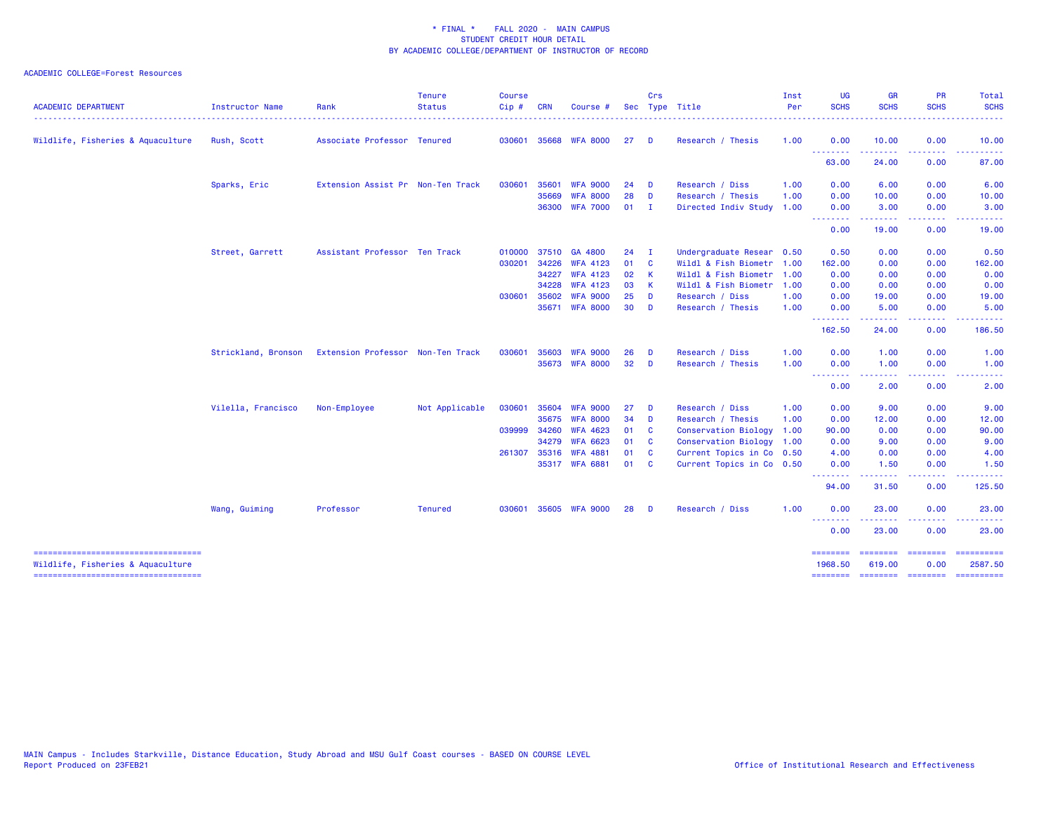* FINAL * FALL 2020 - MAIN CAMPUS
STUDENT CREDIT HOUR DETAIL
BY ACADEMIC COLLEGE/DEPARTMENT OF INSTRUCTOR OF RECORD

ACADEMIC COLLEGE=Forest Resources

| ACADEMIC DEPARTMENT | Instructor Name | Rank | Tenure Status | Course Cip # | CRN | Course # | Sec | Crs Type | Title | Inst Per | UG SCHS | GR SCHS | PR SCHS | Total SCHS |
|---|---|---|---|---|---|---|---|---|---|---|---|---|---|---|
| Wildlife, Fisheries & Aquaculture | Rush, Scott | Associate Professor | Tenured | 030601 | 35668 | WFA 8000 | 27 | D | Research / Thesis | 1.00 | 0.00 | 10.00 | 0.00 | 10.00 |
| | | | | | | | | | | | 63.00 | 24.00 | 0.00 | 87.00 |
| | Sparks, Eric | Extension Assist Pr | Non-Ten Track | 030601 | 35601 | WFA 9000 | 24 | D | Research / Diss | 1.00 | 0.00 | 6.00 | 0.00 | 6.00 |
| | | | | | 35669 | WFA 8000 | 28 | D | Research / Thesis | 1.00 | 0.00 | 10.00 | 0.00 | 10.00 |
| | | | | | 36300 | WFA 7000 | 01 | I | Directed Indiv Study | 1.00 | 0.00 | 3.00 | 0.00 | 3.00 |
| | | | | | | | | | | | 0.00 | 19.00 | 0.00 | 19.00 |
| | Street, Garrett | Assistant Professor | Ten Track | 010000 | 37510 | GA 4800 | 24 | I | Undergraduate Resear | 0.50 | 0.50 | 0.00 | 0.00 | 0.50 |
| | | | | 030201 | 34226 | WFA 4123 | 01 | C | Wildl & Fish Biometr | 1.00 | 162.00 | 0.00 | 0.00 | 162.00 |
| | | | | | 34227 | WFA 4123 | 02 | K | Wildl & Fish Biometr | 1.00 | 0.00 | 0.00 | 0.00 | 0.00 |
| | | | | | 34228 | WFA 4123 | 03 | K | Wildl & Fish Biometr | 1.00 | 0.00 | 0.00 | 0.00 | 0.00 |
| | | | | 030601 | 35602 | WFA 9000 | 25 | D | Research / Diss | 1.00 | 0.00 | 19.00 | 0.00 | 19.00 |
| | | | | | 35671 | WFA 8000 | 30 | D | Research / Thesis | 1.00 | 0.00 | 5.00 | 0.00 | 5.00 |
| | | | | | | | | | | | 162.50 | 24.00 | 0.00 | 186.50 |
| | Strickland, Bronson | Extension Professor | Non-Ten Track | 030601 | 35603 | WFA 9000 | 26 | D | Research / Diss | 1.00 | 0.00 | 1.00 | 0.00 | 1.00 |
| | | | | | 35673 | WFA 8000 | 32 | D | Research / Thesis | 1.00 | 0.00 | 1.00 | 0.00 | 1.00 |
| | | | | | | | | | | | 0.00 | 2.00 | 0.00 | 2.00 |
| | Vilella, Francisco | Non-Employee | Not Applicable | 030601 | 35604 | WFA 9000 | 27 | D | Research / Diss | 1.00 | 0.00 | 9.00 | 0.00 | 9.00 |
| | | | | | 35675 | WFA 8000 | 34 | D | Research / Thesis | 1.00 | 0.00 | 12.00 | 0.00 | 12.00 |
| | | | | 039999 | 34260 | WFA 4623 | 01 | C | Conservation Biology | 1.00 | 90.00 | 0.00 | 0.00 | 90.00 |
| | | | | | 34279 | WFA 6623 | 01 | C | Conservation Biology | 1.00 | 0.00 | 9.00 | 0.00 | 9.00 |
| | | | | 261307 | 35316 | WFA 4881 | 01 | C | Current Topics in Co | 0.50 | 4.00 | 0.00 | 0.00 | 4.00 |
| | | | | | 35317 | WFA 6881 | 01 | C | Current Topics in Co | 0.50 | 0.00 | 1.50 | 0.00 | 1.50 |
| | | | | | | | | | | | 94.00 | 31.50 | 0.00 | 125.50 |
| | Wang, Guiming | Professor | Tenured | 030601 | 35605 | WFA 9000 | 28 | D | Research / Diss | 1.00 | 0.00 | 23.00 | 0.00 | 23.00 |
| | | | | | | | | | | | 0.00 | 23.00 | 0.00 | 23.00 |
| Wildlife, Fisheries & Aquaculture | | | | | | | | | | | 1968.50 | 619.00 | 0.00 | 2587.50 |

MAIN Campus - Includes Starkville, Distance Education, Study Abroad and MSU Gulf Coast courses - BASED ON COURSE LEVEL
Report Produced on 23FEB21

Office of Institutional Research and Effectiveness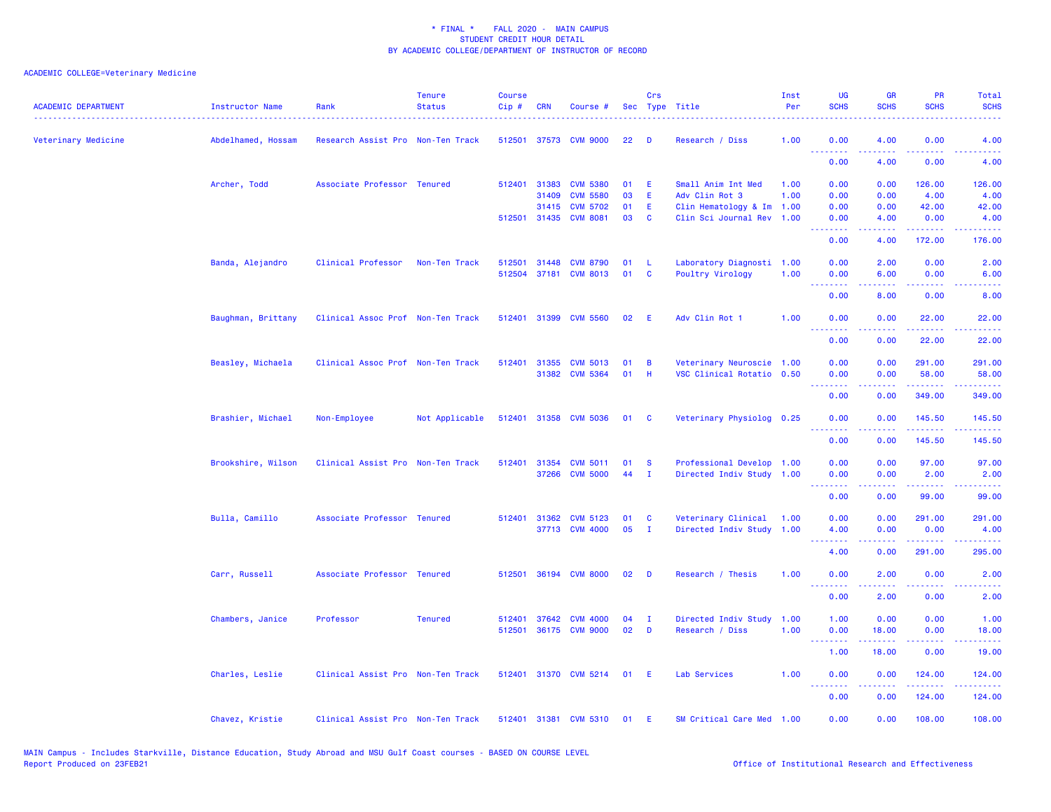\* FINAL \* FALL 2020 - MAIN CAMPUS
STUDENT CREDIT HOUR DETAIL
BY ACADEMIC COLLEGE/DEPARTMENT OF INSTRUCTOR OF RECORD

ACADEMIC COLLEGE=Veterinary Medicine

| ACADEMIC DEPARTMENT | Instructor Name | Rank | Tenure Status | Course Cip # | CRN | Course # | Sec | Crs Type | Title | Inst Per | UG SCHS | GR SCHS | PR SCHS | Total SCHS |
|---|---|---|---|---|---|---|---|---|---|---|---|---|---|---|
| Veterinary Medicine | Abdelhamed, Hossam | Research Assist Pro | Non-Ten Track | 512501 | 37573 | CVM 9000 | 22 | D | Research / Diss | 1.00 | 0.00 | 4.00 | 0.00 | 4.00 |
| | | | | | | | | | | | 0.00 | 4.00 | 0.00 | 4.00 |
| | Archer, Todd | Associate Professor | Tenured | 512401 | 31383 | CVM 5380 | 01 | E | Small Anim Int Med | 1.00 | 0.00 | 0.00 | 126.00 | 126.00 |
| | | | | | 31409 | CVM 5580 | 03 | E | Adv Clin Rot 3 | 1.00 | 0.00 | 0.00 | 4.00 | 4.00 |
| | | | | | 31415 | CVM 5702 | 01 | E | Clin Hematology & Im | 1.00 | 0.00 | 0.00 | 42.00 | 42.00 |
| | | | | 512501 | 31435 | CVM 8081 | 03 | C | Clin Sci Journal Rev | 1.00 | 0.00 | 4.00 | 0.00 | 4.00 |
| | | | | | | | | | | | 0.00 | 4.00 | 172.00 | 176.00 |
| | Banda, Alejandro | Clinical Professor | Non-Ten Track | 512501 | 31448 | CVM 8790 | 01 | L | Laboratory Diagnosti | 1.00 | 0.00 | 2.00 | 0.00 | 2.00 |
| | | | | 512504 | 37181 | CVM 8013 | 01 | C | Poultry Virology | 1.00 | 0.00 | 6.00 | 0.00 | 6.00 |
| | | | | | | | | | | | 0.00 | 8.00 | 0.00 | 8.00 |
| | Baughman, Brittany | Clinical Assoc Prof | Non-Ten Track | 512401 | 31399 | CVM 5560 | 02 | E | Adv Clin Rot 1 | 1.00 | 0.00 | 0.00 | 22.00 | 22.00 |
| | | | | | | | | | | | 0.00 | 0.00 | 22.00 | 22.00 |
| | Beasley, Michaela | Clinical Assoc Prof | Non-Ten Track | 512401 | 31355 | CVM 5013 | 01 | B | Veterinary Neuroscie | 1.00 | 0.00 | 0.00 | 291.00 | 291.00 |
| | | | | | 31382 | CVM 5364 | 01 | H | VSC Clinical Rotatio | 0.50 | 0.00 | 0.00 | 58.00 | 58.00 |
| | | | | | | | | | | | 0.00 | 0.00 | 349.00 | 349.00 |
| | Brashier, Michael | Non-Employee | Not Applicable | 512401 | 31358 | CVM 5036 | 01 | C | Veterinary Physiolog | 0.25 | 0.00 | 0.00 | 145.50 | 145.50 |
| | | | | | | | | | | | 0.00 | 0.00 | 145.50 | 145.50 |
| | Brookshire, Wilson | Clinical Assist Pro | Non-Ten Track | 512401 | 31354 | CVM 5011 | 01 | S | Professional Develop | 1.00 | 0.00 | 0.00 | 97.00 | 97.00 |
| | | | | | 37266 | CVM 5000 | 44 | I | Directed Indiv Study | 1.00 | 0.00 | 0.00 | 2.00 | 2.00 |
| | | | | | | | | | | | 0.00 | 0.00 | 99.00 | 99.00 |
| | Bulla, Camillo | Associate Professor | Tenured | 512401 | 31362 | CVM 5123 | 01 | C | Veterinary Clinical | 1.00 | 0.00 | 0.00 | 291.00 | 291.00 |
| | | | | | 37713 | CVM 4000 | 05 | I | Directed Indiv Study | 1.00 | 4.00 | 0.00 | 0.00 | 4.00 |
| | | | | | | | | | | | 4.00 | 0.00 | 291.00 | 295.00 |
| | Carr, Russell | Associate Professor | Tenured | 512501 | 36194 | CVM 8000 | 02 | D | Research / Thesis | 1.00 | 0.00 | 2.00 | 0.00 | 2.00 |
| | | | | | | | | | | | 0.00 | 2.00 | 0.00 | 2.00 |
| | Chambers, Janice | Professor | Tenured | 512401 | 37642 | CVM 4000 | 04 | I | Directed Indiv Study | 1.00 | 1.00 | 0.00 | 0.00 | 1.00 |
| | | | | 512501 | 36175 | CVM 9000 | 02 | D | Research / Diss | 1.00 | 0.00 | 18.00 | 0.00 | 18.00 |
| | | | | | | | | | | | 1.00 | 18.00 | 0.00 | 19.00 |
| | Charles, Leslie | Clinical Assist Pro | Non-Ten Track | 512401 | 31370 | CVM 5214 | 01 | E | Lab Services | 1.00 | 0.00 | 0.00 | 124.00 | 124.00 |
| | | | | | | | | | | | 0.00 | 0.00 | 124.00 | 124.00 |
| | Chavez, Kristie | Clinical Assist Pro | Non-Ten Track | 512401 | 31381 | CVM 5310 | 01 | E | SM Critical Care Med | 1.00 | 0.00 | 0.00 | 108.00 | 108.00 |

MAIN Campus - Includes Starkville, Distance Education, Study Abroad and MSU Gulf Coast courses - BASED ON COURSE LEVEL
Report Produced on 23FEB21

Office of Institutional Research and Effectiveness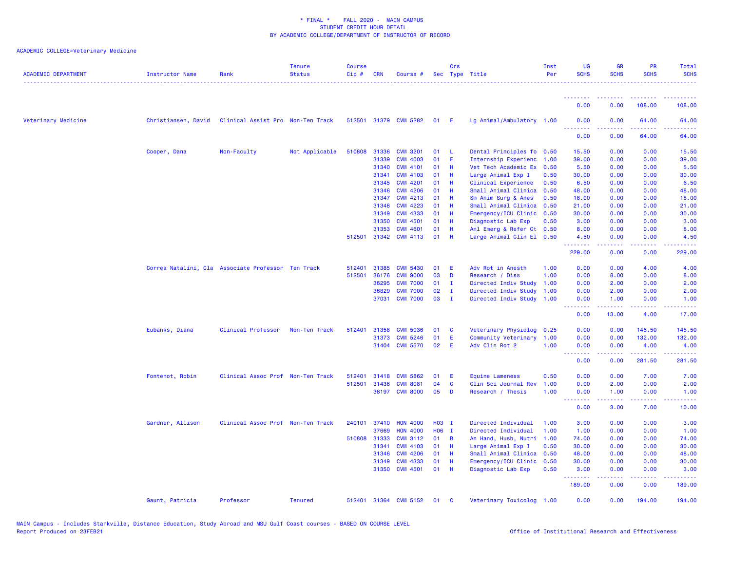* FINAL * FALL 2020 - MAIN CAMPUS
STUDENT CREDIT HOUR DETAIL
BY ACADEMIC COLLEGE/DEPARTMENT OF INSTRUCTOR OF RECORD

ACADEMIC COLLEGE=Veterinary Medicine

| ACADEMIC DEPARTMENT | Instructor Name | Rank | Tenure Status | Course Cip # | CRN | Course # | Sec | Crs Type | Title | Inst Per | UG SCHS | GR SCHS | PR SCHS | Total SCHS |
|---|---|---|---|---|---|---|---|---|---|---|---|---|---|---|
| | | | | | | | | | | | 0.00 | 0.00 | 108.00 | 108.00 |
| Veterinary Medicine | Christiansen, David | Clinical Assist Pro | Non-Ten Track | 512501 | 31379 | CVM 5282 | 01 | E | Lg Animal/Ambulatory | 1.00 | 0.00 | 0.00 | 64.00 | 64.00 |
| | | | | | | | | | | | 0.00 | 0.00 | 64.00 | 64.00 |
| | Cooper, Dana | Non-Faculty | Not Applicable | 510808 | 31336 | CVM 3201 | 01 | L | Dental Principles fo | 0.50 | 15.50 | 0.00 | 0.00 | 15.50 |
| | | | | | 31339 | CVM 4003 | 01 | E | Internship Experienc | 1.00 | 39.00 | 0.00 | 0.00 | 39.00 |
| | | | | | 31340 | CVM 4101 | 01 | H | Vet Tech Academic Ex | 0.50 | 5.50 | 0.00 | 0.00 | 5.50 |
| | | | | | 31341 | CVM 4103 | 01 | H | Large Animal Exp I | 0.50 | 30.00 | 0.00 | 0.00 | 30.00 |
| | | | | | 31345 | CVM 4201 | 01 | H | Clinical Experience | 0.50 | 6.50 | 0.00 | 0.00 | 6.50 |
| | | | | | 31346 | CVM 4206 | 01 | H | Small Animal Clinica | 0.50 | 48.00 | 0.00 | 0.00 | 48.00 |
| | | | | | 31347 | CVM 4213 | 01 | H | Sm Anim Surg & Anes | 0.50 | 18.00 | 0.00 | 0.00 | 18.00 |
| | | | | | 31348 | CVM 4223 | 01 | H | Small Animal Clinica | 0.50 | 21.00 | 0.00 | 0.00 | 21.00 |
| | | | | | 31349 | CVM 4333 | 01 | H | Emergency/ICU Clinic | 0.50 | 30.00 | 0.00 | 0.00 | 30.00 |
| | | | | | 31350 | CVM 4501 | 01 | H | Diagnostic Lab Exp | 0.50 | 3.00 | 0.00 | 0.00 | 3.00 |
| | | | | | 31353 | CVM 4601 | 01 | H | Anl Emerg & Refer Ct | 0.50 | 8.00 | 0.00 | 0.00 | 8.00 |
| | | | | 512501 | 31342 | CVM 4113 | 01 | H | Large Animal Clin El | 0.50 | 4.50 | 0.00 | 0.00 | 4.50 |
| | | | | | | | | | | | 229.00 | 0.00 | 0.00 | 229.00 |
| | Correa Natalini, Cla | Associate Professor | Ten Track | 512401 | 31385 | CVM 5430 | 01 | E | Adv Rot in Anesth | 1.00 | 0.00 | 0.00 | 4.00 | 4.00 |
| | | | | 512501 | 36176 | CVM 9000 | 03 | D | Research / Diss | 1.00 | 0.00 | 8.00 | 0.00 | 8.00 |
| | | | | | 36295 | CVM 7000 | 01 | I | Directed Indiv Study | 1.00 | 0.00 | 2.00 | 0.00 | 2.00 |
| | | | | | 36829 | CVM 7000 | 02 | I | Directed Indiv Study | 1.00 | 0.00 | 2.00 | 0.00 | 2.00 |
| | | | | | 37031 | CVM 7000 | 03 | I | Directed Indiv Study | 1.00 | 0.00 | 1.00 | 0.00 | 1.00 |
| | | | | | | | | | | | 0.00 | 13.00 | 4.00 | 17.00 |
| | Eubanks, Diana | Clinical Professor | Non-Ten Track | 512401 | 31358 | CVM 5036 | 01 | C | Veterinary Physiolog | 0.25 | 0.00 | 0.00 | 145.50 | 145.50 |
| | | | | | 31373 | CVM 5246 | 01 | E | Community Veterinary | 1.00 | 0.00 | 0.00 | 132.00 | 132.00 |
| | | | | | 31404 | CVM 5570 | 02 | E | Adv Clin Rot 2 | 1.00 | 0.00 | 0.00 | 4.00 | 4.00 |
| | | | | | | | | | | | 0.00 | 0.00 | 281.50 | 281.50 |
| | Fontenot, Robin | Clinical Assoc Prof | Non-Ten Track | 512401 | 31418 | CVM 5862 | 01 | E | Equine Lameness | 0.50 | 0.00 | 0.00 | 7.00 | 7.00 |
| | | | | 512501 | 31436 | CVM 8081 | 04 | C | Clin Sci Journal Rev | 1.00 | 0.00 | 2.00 | 0.00 | 2.00 |
| | | | | | 36197 | CVM 8000 | 05 | D | Research / Thesis | 1.00 | 0.00 | 1.00 | 0.00 | 1.00 |
| | | | | | | | | | | | 0.00 | 3.00 | 7.00 | 10.00 |
| | Gardner, Allison | Clinical Assoc Prof | Non-Ten Track | 240101 | 37410 | HON 4000 | H03 | I | Directed Individual | 1.00 | 3.00 | 0.00 | 0.00 | 3.00 |
| | | | | | 37669 | HON 4000 | H06 | I | Directed Individual | 1.00 | 1.00 | 0.00 | 0.00 | 1.00 |
| | | | | 510808 | 31333 | CVM 3112 | 01 | B | An Hand, Husb, Nutri | 1.00 | 74.00 | 0.00 | 0.00 | 74.00 |
| | | | | | 31341 | CVM 4103 | 01 | H | Large Animal Exp I | 0.50 | 30.00 | 0.00 | 0.00 | 30.00 |
| | | | | | 31346 | CVM 4206 | 01 | H | Small Animal Clinica | 0.50 | 48.00 | 0.00 | 0.00 | 48.00 |
| | | | | | 31349 | CVM 4333 | 01 | H | Emergency/ICU Clinic | 0.50 | 30.00 | 0.00 | 0.00 | 30.00 |
| | | | | | 31350 | CVM 4501 | 01 | H | Diagnostic Lab Exp | 0.50 | 3.00 | 0.00 | 0.00 | 3.00 |
| | | | | | | | | | | | 189.00 | 0.00 | 0.00 | 189.00 |
| | Gaunt, Patricia | Professor | Tenured | 512401 | 31364 | CVM 5152 | 01 | C | Veterinary Toxicolog | 1.00 | 0.00 | 0.00 | 194.00 | 194.00 |

MAIN Campus - Includes Starkville, Distance Education, Study Abroad and MSU Gulf Coast courses - BASED ON COURSE LEVEL
Report Produced on 23FEB21

Office of Institutional Research and Effectiveness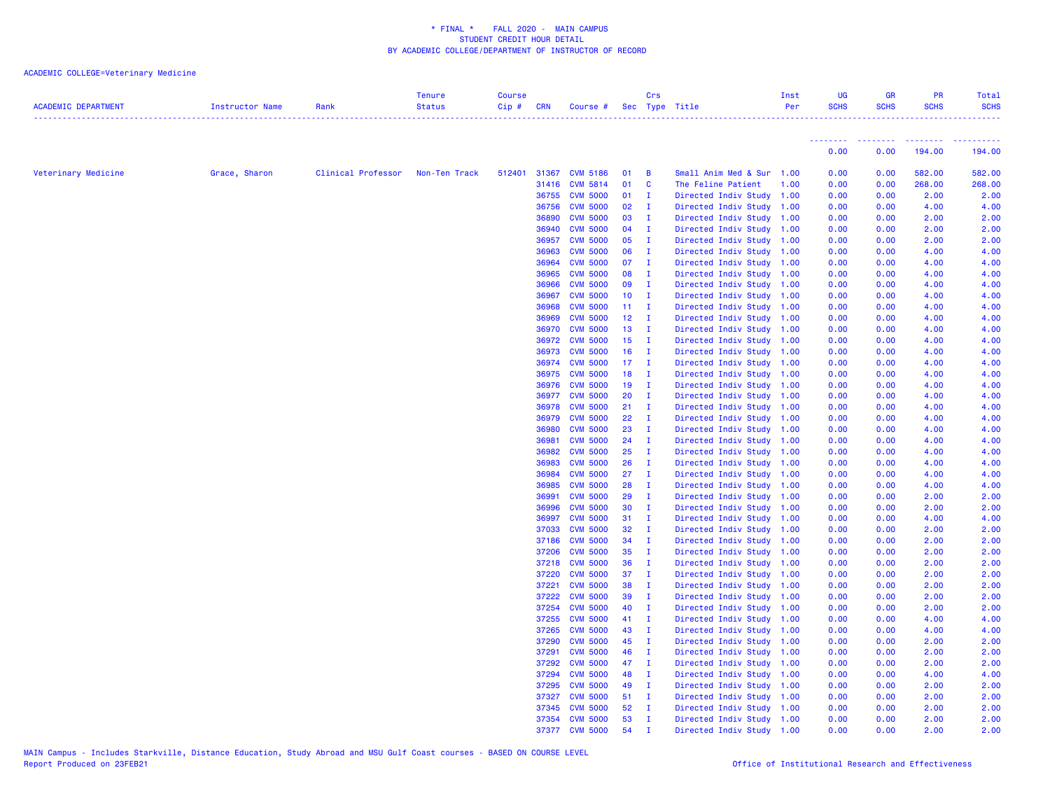ACADEMIC COLLEGE=Veterinary Medicine

| ACADEMIC DEPARTMENT | Instructor Name | Rank | Tenure Status | Course Cip # | CRN | Course # | Sec | Crs Type | Title | Inst Per | UG SCHS | GR SCHS | PR SCHS | Total SCHS |
|---|---|---|---|---|---|---|---|---|---|---|---|---|---|---|
| | | | | | | | | | | | 0.00 | 0.00 | 194.00 | 194.00 |
| Veterinary Medicine | Grace, Sharon | Clinical Professor | Non-Ten Track | 512401 | 31367 | CVM 5186 | 01 | B | Small Anim Med & Sur | 1.00 | 0.00 | 0.00 | 582.00 | 582.00 |
| | | | | | 31416 | CVM 5814 | 01 | C | The Feline Patient | 1.00 | 0.00 | 0.00 | 268.00 | 268.00 |
| | | | | | 36755 | CVM 5000 | 01 | I | Directed Indiv Study | 1.00 | 0.00 | 0.00 | 2.00 | 2.00 |
| | | | | | 36756 | CVM 5000 | 02 | I | Directed Indiv Study | 1.00 | 0.00 | 0.00 | 4.00 | 4.00 |
| | | | | | 36890 | CVM 5000 | 03 | I | Directed Indiv Study | 1.00 | 0.00 | 0.00 | 2.00 | 2.00 |
| | | | | | 36940 | CVM 5000 | 04 | I | Directed Indiv Study | 1.00 | 0.00 | 0.00 | 2.00 | 2.00 |
| | | | | | 36957 | CVM 5000 | 05 | I | Directed Indiv Study | 1.00 | 0.00 | 0.00 | 2.00 | 2.00 |
| | | | | | 36963 | CVM 5000 | 06 | I | Directed Indiv Study | 1.00 | 0.00 | 0.00 | 4.00 | 4.00 |
| | | | | | 36964 | CVM 5000 | 07 | I | Directed Indiv Study | 1.00 | 0.00 | 0.00 | 4.00 | 4.00 |
| | | | | | 36965 | CVM 5000 | 08 | I | Directed Indiv Study | 1.00 | 0.00 | 0.00 | 4.00 | 4.00 |
| | | | | | 36966 | CVM 5000 | 09 | I | Directed Indiv Study | 1.00 | 0.00 | 0.00 | 4.00 | 4.00 |
| | | | | | 36967 | CVM 5000 | 10 | I | Directed Indiv Study | 1.00 | 0.00 | 0.00 | 4.00 | 4.00 |
| | | | | | 36968 | CVM 5000 | 11 | I | Directed Indiv Study | 1.00 | 0.00 | 0.00 | 4.00 | 4.00 |
| | | | | | 36969 | CVM 5000 | 12 | I | Directed Indiv Study | 1.00 | 0.00 | 0.00 | 4.00 | 4.00 |
| | | | | | 36970 | CVM 5000 | 13 | I | Directed Indiv Study | 1.00 | 0.00 | 0.00 | 4.00 | 4.00 |
| | | | | | 36972 | CVM 5000 | 15 | I | Directed Indiv Study | 1.00 | 0.00 | 0.00 | 4.00 | 4.00 |
| | | | | | 36973 | CVM 5000 | 16 | I | Directed Indiv Study | 1.00 | 0.00 | 0.00 | 4.00 | 4.00 |
| | | | | | 36974 | CVM 5000 | 17 | I | Directed Indiv Study | 1.00 | 0.00 | 0.00 | 4.00 | 4.00 |
| | | | | | 36975 | CVM 5000 | 18 | I | Directed Indiv Study | 1.00 | 0.00 | 0.00 | 4.00 | 4.00 |
| | | | | | 36976 | CVM 5000 | 19 | I | Directed Indiv Study | 1.00 | 0.00 | 0.00 | 4.00 | 4.00 |
| | | | | | 36977 | CVM 5000 | 20 | I | Directed Indiv Study | 1.00 | 0.00 | 0.00 | 4.00 | 4.00 |
| | | | | | 36978 | CVM 5000 | 21 | I | Directed Indiv Study | 1.00 | 0.00 | 0.00 | 4.00 | 4.00 |
| | | | | | 36979 | CVM 5000 | 22 | I | Directed Indiv Study | 1.00 | 0.00 | 0.00 | 4.00 | 4.00 |
| | | | | | 36980 | CVM 5000 | 23 | I | Directed Indiv Study | 1.00 | 0.00 | 0.00 | 4.00 | 4.00 |
| | | | | | 36981 | CVM 5000 | 24 | I | Directed Indiv Study | 1.00 | 0.00 | 0.00 | 4.00 | 4.00 |
| | | | | | 36982 | CVM 5000 | 25 | I | Directed Indiv Study | 1.00 | 0.00 | 0.00 | 4.00 | 4.00 |
| | | | | | 36983 | CVM 5000 | 26 | I | Directed Indiv Study | 1.00 | 0.00 | 0.00 | 4.00 | 4.00 |
| | | | | | 36984 | CVM 5000 | 27 | I | Directed Indiv Study | 1.00 | 0.00 | 0.00 | 4.00 | 4.00 |
| | | | | | 36985 | CVM 5000 | 28 | I | Directed Indiv Study | 1.00 | 0.00 | 0.00 | 4.00 | 4.00 |
| | | | | | 36991 | CVM 5000 | 29 | I | Directed Indiv Study | 1.00 | 0.00 | 0.00 | 2.00 | 2.00 |
| | | | | | 36996 | CVM 5000 | 30 | I | Directed Indiv Study | 1.00 | 0.00 | 0.00 | 2.00 | 2.00 |
| | | | | | 36997 | CVM 5000 | 31 | I | Directed Indiv Study | 1.00 | 0.00 | 0.00 | 4.00 | 4.00 |
| | | | | | 37033 | CVM 5000 | 32 | I | Directed Indiv Study | 1.00 | 0.00 | 0.00 | 2.00 | 2.00 |
| | | | | | 37186 | CVM 5000 | 34 | I | Directed Indiv Study | 1.00 | 0.00 | 0.00 | 2.00 | 2.00 |
| | | | | | 37206 | CVM 5000 | 35 | I | Directed Indiv Study | 1.00 | 0.00 | 0.00 | 2.00 | 2.00 |
| | | | | | 37218 | CVM 5000 | 36 | I | Directed Indiv Study | 1.00 | 0.00 | 0.00 | 2.00 | 2.00 |
| | | | | | 37220 | CVM 5000 | 37 | I | Directed Indiv Study | 1.00 | 0.00 | 0.00 | 2.00 | 2.00 |
| | | | | | 37221 | CVM 5000 | 38 | I | Directed Indiv Study | 1.00 | 0.00 | 0.00 | 2.00 | 2.00 |
| | | | | | 37222 | CVM 5000 | 39 | I | Directed Indiv Study | 1.00 | 0.00 | 0.00 | 2.00 | 2.00 |
| | | | | | 37254 | CVM 5000 | 40 | I | Directed Indiv Study | 1.00 | 0.00 | 0.00 | 2.00 | 2.00 |
| | | | | | 37255 | CVM 5000 | 41 | I | Directed Indiv Study | 1.00 | 0.00 | 0.00 | 4.00 | 4.00 |
| | | | | | 37265 | CVM 5000 | 43 | I | Directed Indiv Study | 1.00 | 0.00 | 0.00 | 4.00 | 4.00 |
| | | | | | 37290 | CVM 5000 | 45 | I | Directed Indiv Study | 1.00 | 0.00 | 0.00 | 2.00 | 2.00 |
| | | | | | 37291 | CVM 5000 | 46 | I | Directed Indiv Study | 1.00 | 0.00 | 0.00 | 2.00 | 2.00 |
| | | | | | 37292 | CVM 5000 | 47 | I | Directed Indiv Study | 1.00 | 0.00 | 0.00 | 2.00 | 2.00 |
| | | | | | 37294 | CVM 5000 | 48 | I | Directed Indiv Study | 1.00 | 0.00 | 0.00 | 4.00 | 4.00 |
| | | | | | 37295 | CVM 5000 | 49 | I | Directed Indiv Study | 1.00 | 0.00 | 0.00 | 2.00 | 2.00 |
| | | | | | 37327 | CVM 5000 | 51 | I | Directed Indiv Study | 1.00 | 0.00 | 0.00 | 2.00 | 2.00 |
| | | | | | 37345 | CVM 5000 | 52 | I | Directed Indiv Study | 1.00 | 0.00 | 0.00 | 2.00 | 2.00 |
| | | | | | 37354 | CVM 5000 | 53 | I | Directed Indiv Study | 1.00 | 0.00 | 0.00 | 2.00 | 2.00 |
| | | | | | 37377 | CVM 5000 | 54 | I | Directed Indiv Study | 1.00 | 0.00 | 0.00 | 2.00 | 2.00 |

MAIN Campus - Includes Starkville, Distance Education, Study Abroad and MSU Gulf Coast courses - BASED ON COURSE LEVEL
Report Produced on 23FEB21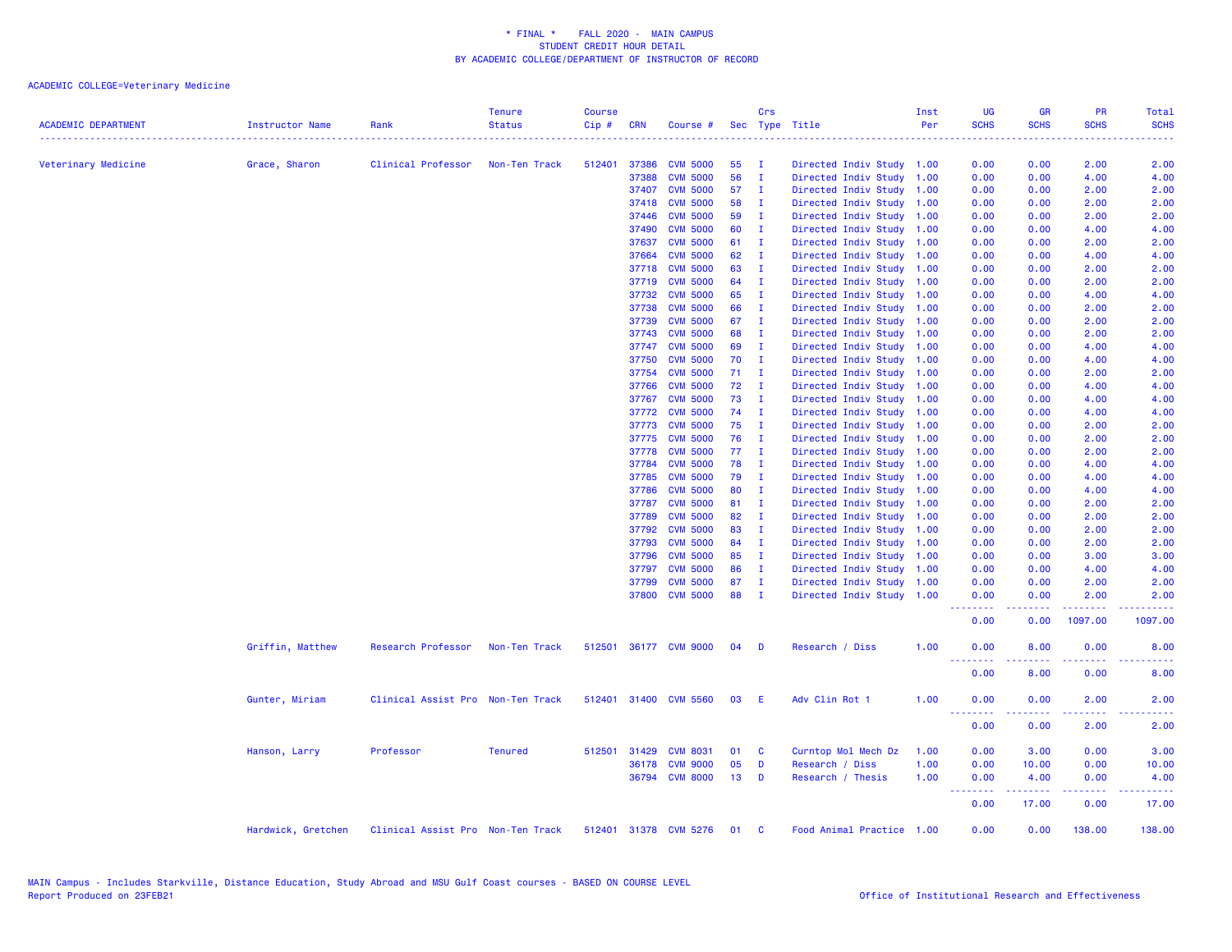\* FINAL \*    FALL 2020 - MAIN CAMPUS
STUDENT CREDIT HOUR DETAIL
BY ACADEMIC COLLEGE/DEPARTMENT OF INSTRUCTOR OF RECORD

ACADEMIC COLLEGE=Veterinary Medicine

| ACADEMIC DEPARTMENT | Instructor Name | Rank | Tenure Status | Course Cip # | CRN | Course # | Sec | Crs Type | Title | Inst Per | UG SCHS | GR SCHS | PR SCHS | Total SCHS |
|---|---|---|---|---|---|---|---|---|---|---|---|---|---|---|
| Veterinary Medicine | Grace, Sharon | Clinical Professor | Non-Ten Track | 512401 | 37386 | CVM 5000 | 55 | I | Directed Indiv Study | 1.00 | 0.00 | 0.00 | 2.00 | 2.00 |
| | | | | | 37388 | CVM 5000 | 56 | I | Directed Indiv Study | 1.00 | 0.00 | 0.00 | 4.00 | 4.00 |
| | | | | | 37407 | CVM 5000 | 57 | I | Directed Indiv Study | 1.00 | 0.00 | 0.00 | 2.00 | 2.00 |
| | | | | | 37418 | CVM 5000 | 58 | I | Directed Indiv Study | 1.00 | 0.00 | 0.00 | 2.00 | 2.00 |
| | | | | | 37446 | CVM 5000 | 59 | I | Directed Indiv Study | 1.00 | 0.00 | 0.00 | 2.00 | 2.00 |
| | | | | | 37490 | CVM 5000 | 60 | I | Directed Indiv Study | 1.00 | 0.00 | 0.00 | 4.00 | 4.00 |
| | | | | | 37637 | CVM 5000 | 61 | I | Directed Indiv Study | 1.00 | 0.00 | 0.00 | 2.00 | 2.00 |
| | | | | | 37664 | CVM 5000 | 62 | I | Directed Indiv Study | 1.00 | 0.00 | 0.00 | 4.00 | 4.00 |
| | | | | | 37718 | CVM 5000 | 63 | I | Directed Indiv Study | 1.00 | 0.00 | 0.00 | 2.00 | 2.00 |
| | | | | | 37719 | CVM 5000 | 64 | I | Directed Indiv Study | 1.00 | 0.00 | 0.00 | 2.00 | 2.00 |
| | | | | | 37732 | CVM 5000 | 65 | I | Directed Indiv Study | 1.00 | 0.00 | 0.00 | 4.00 | 4.00 |
| | | | | | 37738 | CVM 5000 | 66 | I | Directed Indiv Study | 1.00 | 0.00 | 0.00 | 2.00 | 2.00 |
| | | | | | 37739 | CVM 5000 | 67 | I | Directed Indiv Study | 1.00 | 0.00 | 0.00 | 2.00 | 2.00 |
| | | | | | 37743 | CVM 5000 | 68 | I | Directed Indiv Study | 1.00 | 0.00 | 0.00 | 2.00 | 2.00 |
| | | | | | 37747 | CVM 5000 | 69 | I | Directed Indiv Study | 1.00 | 0.00 | 0.00 | 4.00 | 4.00 |
| | | | | | 37750 | CVM 5000 | 70 | I | Directed Indiv Study | 1.00 | 0.00 | 0.00 | 4.00 | 4.00 |
| | | | | | 37754 | CVM 5000 | 71 | I | Directed Indiv Study | 1.00 | 0.00 | 0.00 | 2.00 | 2.00 |
| | | | | | 37766 | CVM 5000 | 72 | I | Directed Indiv Study | 1.00 | 0.00 | 0.00 | 4.00 | 4.00 |
| | | | | | 37767 | CVM 5000 | 73 | I | Directed Indiv Study | 1.00 | 0.00 | 0.00 | 4.00 | 4.00 |
| | | | | | 37772 | CVM 5000 | 74 | I | Directed Indiv Study | 1.00 | 0.00 | 0.00 | 4.00 | 4.00 |
| | | | | | 37773 | CVM 5000 | 75 | I | Directed Indiv Study | 1.00 | 0.00 | 0.00 | 2.00 | 2.00 |
| | | | | | 37775 | CVM 5000 | 76 | I | Directed Indiv Study | 1.00 | 0.00 | 0.00 | 2.00 | 2.00 |
| | | | | | 37778 | CVM 5000 | 77 | I | Directed Indiv Study | 1.00 | 0.00 | 0.00 | 2.00 | 2.00 |
| | | | | | 37784 | CVM 5000 | 78 | I | Directed Indiv Study | 1.00 | 0.00 | 0.00 | 4.00 | 4.00 |
| | | | | | 37785 | CVM 5000 | 79 | I | Directed Indiv Study | 1.00 | 0.00 | 0.00 | 4.00 | 4.00 |
| | | | | | 37786 | CVM 5000 | 80 | I | Directed Indiv Study | 1.00 | 0.00 | 0.00 | 4.00 | 4.00 |
| | | | | | 37787 | CVM 5000 | 81 | I | Directed Indiv Study | 1.00 | 0.00 | 0.00 | 2.00 | 2.00 |
| | | | | | 37789 | CVM 5000 | 82 | I | Directed Indiv Study | 1.00 | 0.00 | 0.00 | 2.00 | 2.00 |
| | | | | | 37792 | CVM 5000 | 83 | I | Directed Indiv Study | 1.00 | 0.00 | 0.00 | 2.00 | 2.00 |
| | | | | | 37793 | CVM 5000 | 84 | I | Directed Indiv Study | 1.00 | 0.00 | 0.00 | 2.00 | 2.00 |
| | | | | | 37796 | CVM 5000 | 85 | I | Directed Indiv Study | 1.00 | 0.00 | 0.00 | 3.00 | 3.00 |
| | | | | | 37797 | CVM 5000 | 86 | I | Directed Indiv Study | 1.00 | 0.00 | 0.00 | 4.00 | 4.00 |
| | | | | | 37799 | CVM 5000 | 87 | I | Directed Indiv Study | 1.00 | 0.00 | 0.00 | 2.00 | 2.00 |
| | | | | | 37800 | CVM 5000 | 88 | I | Directed Indiv Study | 1.00 | 0.00 | 0.00 | 2.00 | 2.00 |
| | | | | | | | | | | | 0.00 | 0.00 | 1097.00 | 1097.00 |
| | Griffin, Matthew | Research Professor | Non-Ten Track | 512501 | 36177 | CVM 9000 | 04 | D | Research / Diss | 1.00 | 0.00 | 8.00 | 0.00 | 8.00 |
| | | | | | | | | | | | 0.00 | 8.00 | 0.00 | 8.00 |
| | Gunter, Miriam | Clinical Assist Pro | Non-Ten Track | 512401 | 31400 | CVM 5560 | 03 | E | Adv Clin Rot 1 | 1.00 | 0.00 | 0.00 | 2.00 | 2.00 |
| | | | | | | | | | | | 0.00 | 0.00 | 2.00 | 2.00 |
| | Hanson, Larry | Professor | Tenured | 512501 | 31429 | CVM 8031 | 01 | C | Curntop Mol Mech Dz | 1.00 | 0.00 | 3.00 | 0.00 | 3.00 |
| | | | | | 36178 | CVM 9000 | 05 | D | Research / Diss | 1.00 | 0.00 | 10.00 | 0.00 | 10.00 |
| | | | | | 36794 | CVM 8000 | 13 | D | Research / Thesis | 1.00 | 0.00 | 4.00 | 0.00 | 4.00 |
| | | | | | | | | | | | 0.00 | 17.00 | 0.00 | 17.00 |
| | Hardwick, Gretchen | Clinical Assist Pro | Non-Ten Track | 512401 | 31378 | CVM 5276 | 01 | C | Food Animal Practice | 1.00 | 0.00 | 0.00 | 138.00 | 138.00 |

MAIN Campus - Includes Starkville, Distance Education, Study Abroad and MSU Gulf Coast courses - BASED ON COURSE LEVEL
Report Produced on 23FEB21

Office of Institutional Research and Effectiveness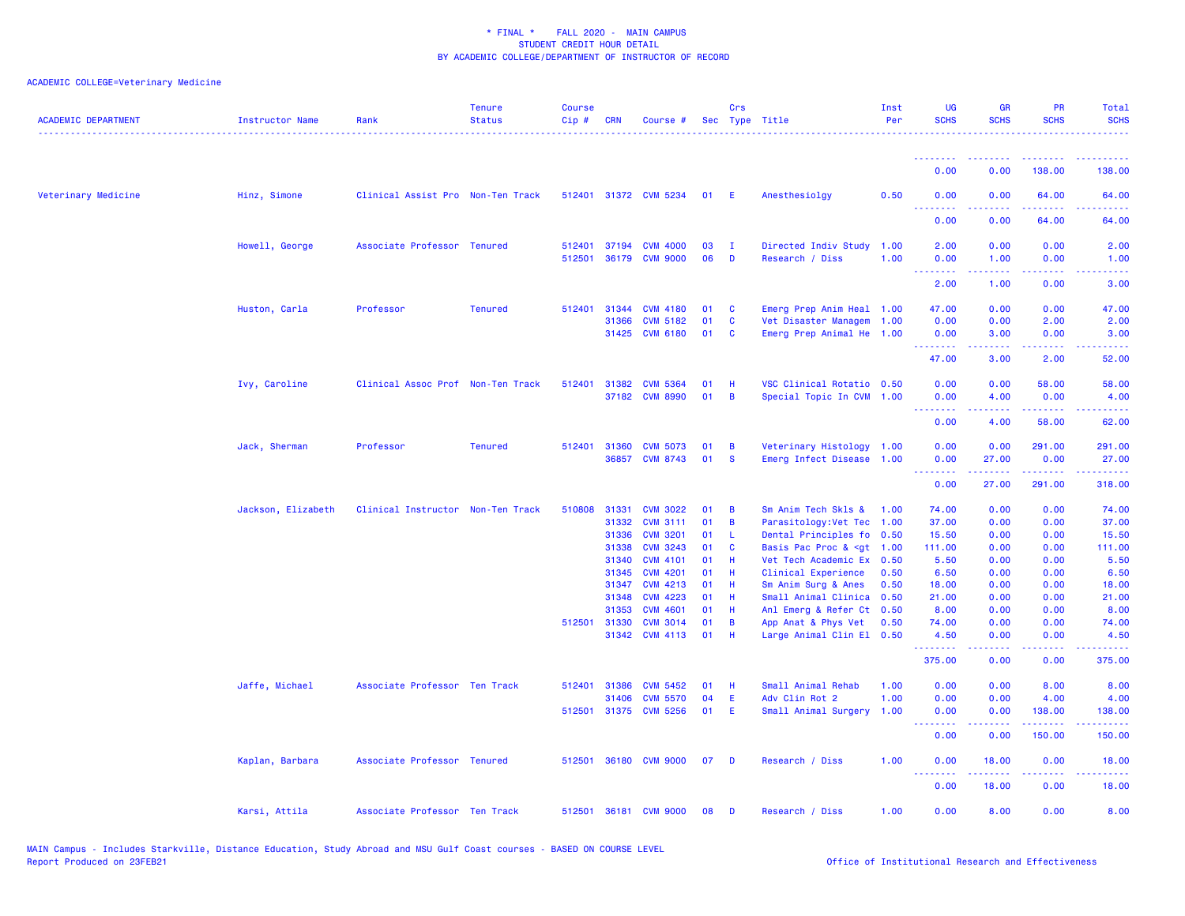\* FINAL \* FALL 2020 - MAIN CAMPUS
STUDENT CREDIT HOUR DETAIL
BY ACADEMIC COLLEGE/DEPARTMENT OF INSTRUCTOR OF RECORD

ACADEMIC COLLEGE=Veterinary Medicine

| ACADEMIC DEPARTMENT | Instructor Name | Rank | Tenure Status | Course Cip # | CRN | Course # | Sec | Crs Type | Title | Inst Per | UG SCHS | GR SCHS | PR SCHS | Total SCHS |
|---|---|---|---|---|---|---|---|---|---|---|---|---|---|---|
| | | | | | | | | | | | 0.00 | 0.00 | 138.00 | 138.00 |
| Veterinary Medicine | Hinz, Simone | Clinical Assist Pro | Non-Ten Track | 512401 | 31372 | CVM 5234 | 01 | E | Anesthesiolgy | 0.50 | 0.00 | 0.00 | 64.00 | 64.00 |
| | | | | | | | | | | | 0.00 | 0.00 | 64.00 | 64.00 |
| | Howell, George | Associate Professor | Tenured | 512401 | 37194 | CVM 4000 | 03 | I | Directed Indiv Study | 1.00 | 2.00 | 0.00 | 0.00 | 2.00 |
| | | | | 512501 | 36179 | CVM 9000 | 06 | D | Research / Diss | 1.00 | 0.00 | 1.00 | 0.00 | 1.00 |
| | | | | | | | | | | | 2.00 | 1.00 | 0.00 | 3.00 |
| | Huston, Carla | Professor | Tenured | 512401 | 31344 | CVM 4180 | 01 | C | Emerg Prep Anim Heal | 1.00 | 47.00 | 0.00 | 0.00 | 47.00 |
| | | | | | 31366 | CVM 5182 | 01 | C | Vet Disaster Managem | 1.00 | 0.00 | 0.00 | 2.00 | 2.00 |
| | | | | | 31425 | CVM 6180 | 01 | C | Emerg Prep Animal He | 1.00 | 0.00 | 3.00 | 0.00 | 3.00 |
| | | | | | | | | | | | 47.00 | 3.00 | 2.00 | 52.00 |
| | Ivy, Caroline | Clinical Assoc Prof | Non-Ten Track | 512401 | 31382 | CVM 5364 | 01 | H | VSC Clinical Rotatio | 0.50 | 0.00 | 0.00 | 58.00 | 58.00 |
| | | | | | 37182 | CVM 8990 | 01 | B | Special Topic In CVM | 1.00 | 0.00 | 4.00 | 0.00 | 4.00 |
| | | | | | | | | | | | 0.00 | 4.00 | 58.00 | 62.00 |
| | Jack, Sherman | Professor | Tenured | 512401 | 31360 | CVM 5073 | 01 | B | Veterinary Histology | 1.00 | 0.00 | 0.00 | 291.00 | 291.00 |
| | | | | | 36857 | CVM 8743 | 01 | S | Emerg Infect Disease | 1.00 | 0.00 | 27.00 | 0.00 | 27.00 |
| | | | | | | | | | | | 0.00 | 27.00 | 291.00 | 318.00 |
| | Jackson, Elizabeth | Clinical Instructor | Non-Ten Track | 510808 | 31331 | CVM 3022 | 01 | B | Sm Anim Tech Skls & | 1.00 | 74.00 | 0.00 | 0.00 | 74.00 |
| | | | | | 31332 | CVM 3111 | 01 | B | Parasitology:Vet Tec | 1.00 | 37.00 | 0.00 | 0.00 | 37.00 |
| | | | | | 31336 | CVM 3201 | 01 | L | Dental Principles fo | 0.50 | 15.50 | 0.00 | 0.00 | 15.50 |
| | | | | | 31338 | CVM 3243 | 01 | C | Basis Pac Proc & <gt | 1.00 | 111.00 | 0.00 | 0.00 | 111.00 |
| | | | | | 31340 | CVM 4101 | 01 | H | Vet Tech Academic Ex | 0.50 | 5.50 | 0.00 | 0.00 | 5.50 |
| | | | | | 31345 | CVM 4201 | 01 | H | Clinical Experience | 0.50 | 6.50 | 0.00 | 0.00 | 6.50 |
| | | | | | 31347 | CVM 4213 | 01 | H | Sm Anim Surg & Anes | 0.50 | 18.00 | 0.00 | 0.00 | 18.00 |
| | | | | | 31348 | CVM 4223 | 01 | H | Small Animal Clinica | 0.50 | 21.00 | 0.00 | 0.00 | 21.00 |
| | | | | | 31353 | CVM 4601 | 01 | H | Anl Emerg & Refer Ct | 0.50 | 8.00 | 0.00 | 0.00 | 8.00 |
| | | | | 512501 | 31330 | CVM 3014 | 01 | B | App Anat & Phys Vet | 0.50 | 74.00 | 0.00 | 0.00 | 74.00 |
| | | | | | 31342 | CVM 4113 | 01 | H | Large Animal Clin El | 0.50 | 4.50 | 0.00 | 0.00 | 4.50 |
| | | | | | | | | | | | 375.00 | 0.00 | 0.00 | 375.00 |
| | Jaffe, Michael | Associate Professor | Ten Track | 512401 | 31386 | CVM 5452 | 01 | H | Small Animal Rehab | 1.00 | 0.00 | 0.00 | 8.00 | 8.00 |
| | | | | | 31406 | CVM 5570 | 04 | E | Adv Clin Rot 2 | 1.00 | 0.00 | 0.00 | 4.00 | 4.00 |
| | | | | 512501 | 31375 | CVM 5256 | 01 | E | Small Animal Surgery | 1.00 | 0.00 | 0.00 | 138.00 | 138.00 |
| | | | | | | | | | | | 0.00 | 0.00 | 150.00 | 150.00 |
| | Kaplan, Barbara | Associate Professor | Tenured | 512501 | 36180 | CVM 9000 | 07 | D | Research / Diss | 1.00 | 0.00 | 18.00 | 0.00 | 18.00 |
| | | | | | | | | | | | 0.00 | 18.00 | 0.00 | 18.00 |
| | Karsi, Attila | Associate Professor | Ten Track | 512501 | 36181 | CVM 9000 | 08 | D | Research / Diss | 1.00 | 0.00 | 8.00 | 0.00 | 8.00 |

MAIN Campus - Includes Starkville, Distance Education, Study Abroad and MSU Gulf Coast courses - BASED ON COURSE LEVEL
Report Produced on 23FEB21

Office of Institutional Research and Effectiveness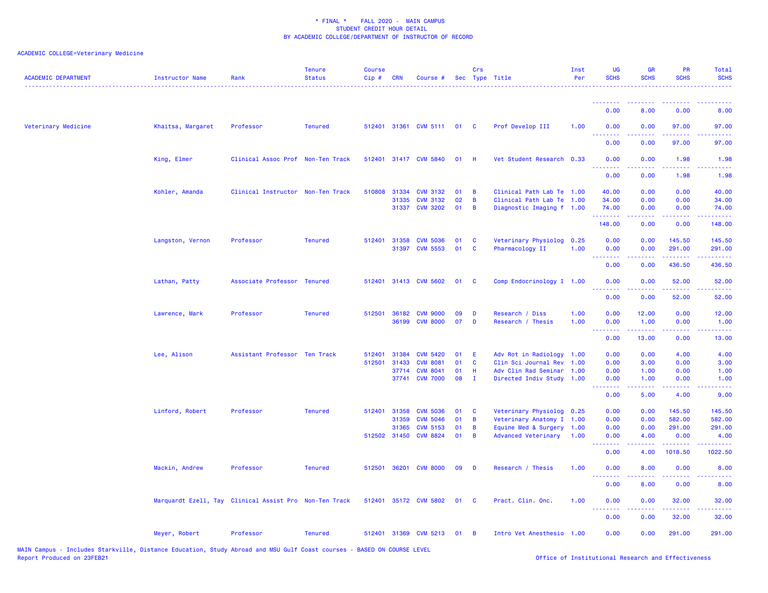\* FINAL \*    FALL 2020 -  MAIN CAMPUS
STUDENT CREDIT HOUR DETAIL
BY ACADEMIC COLLEGE/DEPARTMENT OF INSTRUCTOR OF RECORD

ACADEMIC COLLEGE=Veterinary Medicine

| ACADEMIC DEPARTMENT | Instructor Name | Rank | Tenure Status | Course Cip # | CRN | Course # | Sec | Crs Type | Title | Inst Per | UG SCHS | GR SCHS | PR SCHS | Total SCHS |
|---|---|---|---|---|---|---|---|---|---|---|---|---|---|---|
| | | | | | | | | | | | 0.00 | 8.00 | 0.00 | 8.00 |
| Veterinary Medicine | Khaitsa, Margaret | Professor | Tenured | 512401 | 31361 | CVM 5111 | 01 | C | Prof Develop III | 1.00 | 0.00 | 0.00 | 97.00 | 97.00 |
| | | | | | | | | | | | 0.00 | 0.00 | 97.00 | 97.00 |
| | King, Elmer | Clinical Assoc Prof | Non-Ten Track | 512401 | 31417 | CVM 5840 | 01 | H | Vet Student Research | 0.33 | 0.00 | 0.00 | 1.98 | 1.98 |
| | | | | | | | | | | | 0.00 | 0.00 | 1.98 | 1.98 |
| | Kohler, Amanda | Clinical Instructor | Non-Ten Track | 510808 | 31334 | CVM 3132 | 01 | B | Clinical Path Lab Te | 1.00 | 40.00 | 0.00 | 0.00 | 40.00 |
| | | | | | 31335 | CVM 3132 | 02 | B | Clinical Path Lab Te | 1.00 | 34.00 | 0.00 | 0.00 | 34.00 |
| | | | | | 31337 | CVM 3202 | 01 | B | Diagnostic Imaging f | 1.00 | 74.00 | 0.00 | 0.00 | 74.00 |
| | | | | | | | | | | | 148.00 | 0.00 | 0.00 | 148.00 |
| | Langston, Vernon | Professor | Tenured | 512401 | 31358 | CVM 5036 | 01 | C | Veterinary Physiolog | 0.25 | 0.00 | 0.00 | 145.50 | 145.50 |
| | | | | | 31397 | CVM 5553 | 01 | C | Pharmacology II | 1.00 | 0.00 | 0.00 | 291.00 | 291.00 |
| | | | | | | | | | | | 0.00 | 0.00 | 436.50 | 436.50 |
| | Lathan, Patty | Associate Professor | Tenured | 512401 | 31413 | CVM 5602 | 01 | C | Comp Endocrinology I | 1.00 | 0.00 | 0.00 | 52.00 | 52.00 |
| | | | | | | | | | | | 0.00 | 0.00 | 52.00 | 52.00 |
| | Lawrence, Mark | Professor | Tenured | 512501 | 36182 | CVM 9000 | 09 | D | Research / Diss | 1.00 | 0.00 | 12.00 | 0.00 | 12.00 |
| | | | | | 36199 | CVM 8000 | 07 | D | Research / Thesis | 1.00 | 0.00 | 1.00 | 0.00 | 1.00 |
| | | | | | | | | | | | 0.00 | 13.00 | 0.00 | 13.00 |
| | Lee, Alison | Assistant Professor | Ten Track | 512401 | 31384 | CVM 5420 | 01 | E | Adv Rot in Radiology | 1.00 | 0.00 | 0.00 | 4.00 | 4.00 |
| | | | | 512501 | 31433 | CVM 8081 | 01 | C | Clin Sci Journal Rev | 1.00 | 0.00 | 3.00 | 0.00 | 3.00 |
| | | | | | 37714 | CVM 8041 | 01 | H | Adv Clin Rad Seminar | 1.00 | 0.00 | 1.00 | 0.00 | 1.00 |
| | | | | | 37741 | CVM 7000 | 08 | I | Directed Indiv Study | 1.00 | 0.00 | 1.00 | 0.00 | 1.00 |
| | | | | | | | | | | | 0.00 | 5.00 | 4.00 | 9.00 |
| | Linford, Robert | Professor | Tenured | 512401 | 31358 | CVM 5036 | 01 | C | Veterinary Physiolog | 0.25 | 0.00 | 0.00 | 145.50 | 145.50 |
| | | | | | 31359 | CVM 5046 | 01 | B | Veterinary Anatomy I | 1.00 | 0.00 | 0.00 | 582.00 | 582.00 |
| | | | | | 31365 | CVM 5153 | 01 | B | Equine Med & Surgery | 1.00 | 0.00 | 0.00 | 291.00 | 291.00 |
| | | | | 512502 | 31450 | CVM 8824 | 01 | B | Advanced Veterinary | 1.00 | 0.00 | 4.00 | 0.00 | 4.00 |
| | | | | | | | | | | | 0.00 | 4.00 | 1018.50 | 1022.50 |
| | Mackin, Andrew | Professor | Tenured | 512501 | 36201 | CVM 8000 | 09 | D | Research / Thesis | 1.00 | 0.00 | 8.00 | 0.00 | 8.00 |
| | | | | | | | | | | | 0.00 | 8.00 | 0.00 | 8.00 |
| | Marquardt Ezell, Tay | Clinical Assist Pro | Non-Ten Track | 512401 | 35172 | CVM 5802 | 01 | C | Pract. Clin. Onc. | 1.00 | 0.00 | 0.00 | 32.00 | 32.00 |
| | | | | | | | | | | | 0.00 | 0.00 | 32.00 | 32.00 |
| | Meyer, Robert | Professor | Tenured | 512401 | 31369 | CVM 5213 | 01 | B | Intro Vet Anesthesio | 1.00 | 0.00 | 0.00 | 291.00 | 291.00 |

MAIN Campus - Includes Starkville, Distance Education, Study Abroad and MSU Gulf Coast courses - BASED ON COURSE LEVEL
Report Produced on 23FEB21    Office of Institutional Research and Effectiveness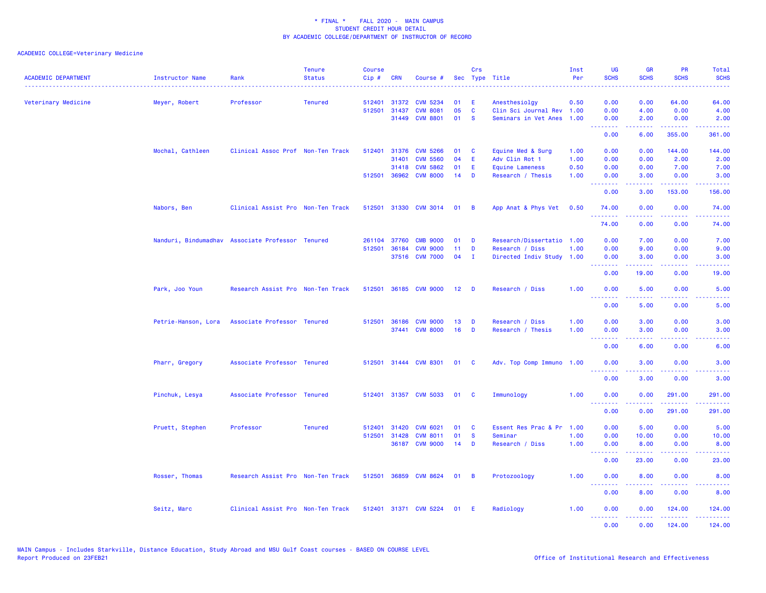* FINAL * FALL 2020 - MAIN CAMPUS
STUDENT CREDIT HOUR DETAIL
BY ACADEMIC COLLEGE/DEPARTMENT OF INSTRUCTOR OF RECORD

ACADEMIC COLLEGE=Veterinary Medicine

| ACADEMIC DEPARTMENT | Instructor Name | Rank | Tenure Status | Course Cip # | CRN | Course # | Sec | Crs Type | Title | Inst Per | UG SCHS | GR SCHS | PR SCHS | Total SCHS |
|---|---|---|---|---|---|---|---|---|---|---|---|---|---|---|
| Veterinary Medicine | Meyer, Robert | Professor | Tenured | 512401 | 31372 | CVM 5234 | 01 | E | Anesthesiolgy | 0.50 | 0.00 | 0.00 | 64.00 | 64.00 |
| | | | | 512501 | 31437 | CVM 8081 | 05 | C | Clin Sci Journal Rev | 1.00 | 0.00 | 4.00 | 0.00 | 4.00 |
| | | | | | 31449 | CVM 8801 | 01 | S | Seminars in Vet Anes | 1.00 | 0.00 | 2.00 | 0.00 | 2.00 |
| | | | | | | | | | | | 0.00 | 6.00 | 355.00 | 361.00 |
| | Mochal, Cathleen | Clinical Assoc Prof | Non-Ten Track | 512401 | 31376 | CVM 5266 | 01 | C | Equine Med & Surg | 1.00 | 0.00 | 0.00 | 144.00 | 144.00 |
| | | | | | 31401 | CVM 5560 | 04 | E | Adv Clin Rot 1 | 1.00 | 0.00 | 0.00 | 2.00 | 2.00 |
| | | | | | 31418 | CVM 5862 | 01 | E | Equine Lameness | 0.50 | 0.00 | 0.00 | 7.00 | 7.00 |
| | | | | 512501 | 36962 | CVM 8000 | 14 | D | Research / Thesis | 1.00 | 0.00 | 3.00 | 0.00 | 3.00 |
| | | | | | | | | | | | 0.00 | 3.00 | 153.00 | 156.00 |
| | Nabors, Ben | Clinical Assist Pro | Non-Ten Track | 512501 | 31330 | CVM 3014 | 01 | B | App Anat & Phys Vet | 0.50 | 74.00 | 0.00 | 0.00 | 74.00 |
| | | | | | | | | | | | 74.00 | 0.00 | 0.00 | 74.00 |
| | Nanduri, Bindumadhav | Associate Professor | Tenured | 261104 | 37760 | CMB 9000 | 01 | D | Research/Dissertatio | 1.00 | 0.00 | 7.00 | 0.00 | 7.00 |
| | | | | 512501 | 36184 | CVM 9000 | 11 | D | Research / Diss | 1.00 | 0.00 | 9.00 | 0.00 | 9.00 |
| | | | | | 37516 | CVM 7000 | 04 | I | Directed Indiv Study | 1.00 | 0.00 | 3.00 | 0.00 | 3.00 |
| | | | | | | | | | | | 0.00 | 19.00 | 0.00 | 19.00 |
| | Park, Joo Youn | Research Assist Pro | Non-Ten Track | 512501 | 36185 | CVM 9000 | 12 | D | Research / Diss | 1.00 | 0.00 | 5.00 | 0.00 | 5.00 |
| | | | | | | | | | | | 0.00 | 5.00 | 0.00 | 5.00 |
| | Petrie-Hanson, Lora | Associate Professor | Tenured | 512501 | 36186 | CVM 9000 | 13 | D | Research / Diss | 1.00 | 0.00 | 3.00 | 0.00 | 3.00 |
| | | | | | 37441 | CVM 8000 | 16 | D | Research / Thesis | 1.00 | 0.00 | 3.00 | 0.00 | 3.00 |
| | | | | | | | | | | | 0.00 | 6.00 | 0.00 | 6.00 |
| | Pharr, Gregory | Associate Professor | Tenured | 512501 | 31444 | CVM 8301 | 01 | C | Adv. Top Comp Immuno | 1.00 | 0.00 | 3.00 | 0.00 | 3.00 |
| | | | | | | | | | | | 0.00 | 3.00 | 0.00 | 3.00 |
| | Pinchuk, Lesya | Associate Professor | Tenured | 512401 | 31357 | CVM 5033 | 01 | C | Immunology | 1.00 | 0.00 | 0.00 | 291.00 | 291.00 |
| | | | | | | | | | | | 0.00 | 0.00 | 291.00 | 291.00 |
| | Pruett, Stephen | Professor | Tenured | 512401 | 31420 | CVM 6021 | 01 | C | Essent Res Prac & Pr | 1.00 | 0.00 | 5.00 | 0.00 | 5.00 |
| | | | | 512501 | 31428 | CVM 8011 | 01 | S | Seminar | 1.00 | 0.00 | 10.00 | 0.00 | 10.00 |
| | | | | | 36187 | CVM 9000 | 14 | D | Research / Diss | 1.00 | 0.00 | 8.00 | 0.00 | 8.00 |
| | | | | | | | | | | | 0.00 | 23.00 | 0.00 | 23.00 |
| | Rosser, Thomas | Research Assist Pro | Non-Ten Track | 512501 | 36859 | CVM 8624 | 01 | B | Protozoology | 1.00 | 0.00 | 8.00 | 0.00 | 8.00 |
| | | | | | | | | | | | 0.00 | 8.00 | 0.00 | 8.00 |
| | Seitz, Marc | Clinical Assist Pro | Non-Ten Track | 512401 | 31371 | CVM 5224 | 01 | E | Radiology | 1.00 | 0.00 | 0.00 | 124.00 | 124.00 |
| | | | | | | | | | | | 0.00 | 0.00 | 124.00 | 124.00 |

MAIN Campus - Includes Starkville, Distance Education, Study Abroad and MSU Gulf Coast courses - BASED ON COURSE LEVEL
Report Produced on 23FEB21

Office of Institutional Research and Effectiveness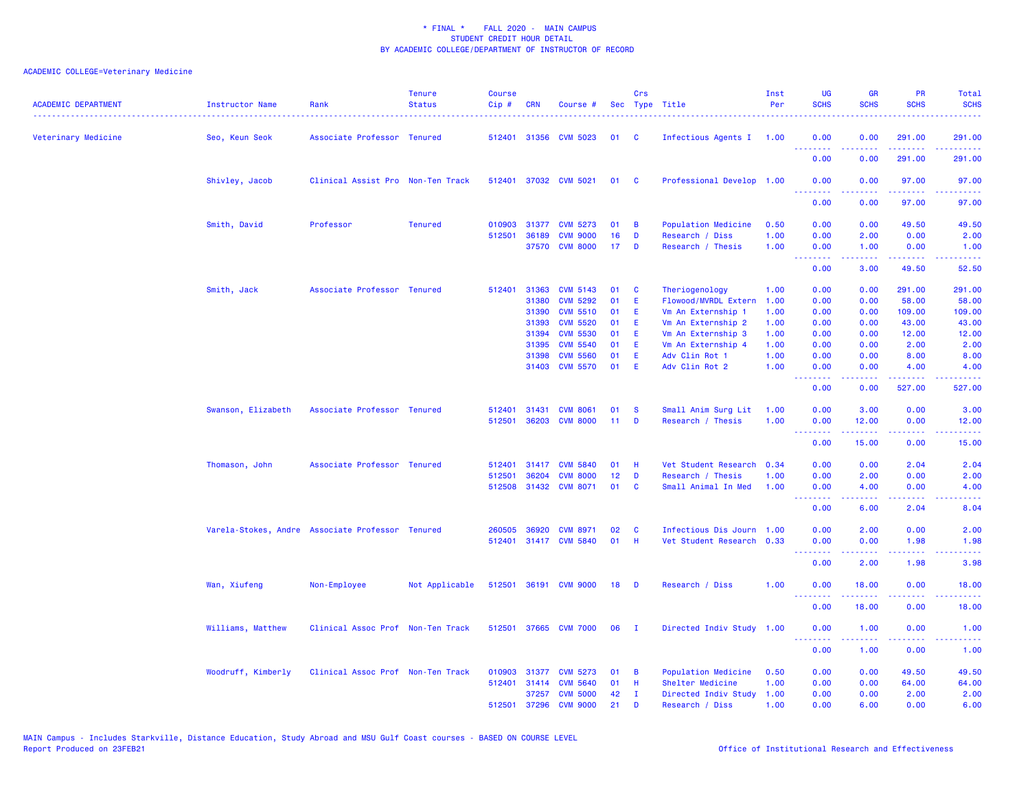\* FINAL \* FALL 2020 - MAIN CAMPUS
STUDENT CREDIT HOUR DETAIL
BY ACADEMIC COLLEGE/DEPARTMENT OF INSTRUCTOR OF RECORD

ACADEMIC COLLEGE=Veterinary Medicine

| ACADEMIC DEPARTMENT | Instructor Name | Rank | Tenure Status | Course Cip # | CRN | Course # | Sec | Crs Type | Title | Inst Per | UG SCHS | GR SCHS | PR SCHS | Total SCHS |
|---|---|---|---|---|---|---|---|---|---|---|---|---|---|---|
| Veterinary Medicine | Seo, Keun Seok | Associate Professor | Tenured | 512401 | 31356 | CVM 5023 | 01 | C | Infectious Agents I | 1.00 | 0.00 | 0.00 | 291.00 | 291.00 |
| | | | | | | | | | | | 0.00 | 0.00 | 291.00 | 291.00 |
| | Shivley, Jacob | Clinical Assist Pro | Non-Ten Track | 512401 | 37032 | CVM 5021 | 01 | C | Professional Develop | 1.00 | 0.00 | 0.00 | 97.00 | 97.00 |
| | | | | | | | | | | | 0.00 | 0.00 | 97.00 | 97.00 |
| | Smith, David | Professor | Tenured | 010903 | 31377 | CVM 5273 | 01 | B | Population Medicine | 0.50 | 0.00 | 0.00 | 49.50 | 49.50 |
| | | | | 512501 | 36189 | CVM 9000 | 16 | D | Research / Diss | 1.00 | 0.00 | 2.00 | 0.00 | 2.00 |
| | | | | | 37570 | CVM 8000 | 17 | D | Research / Thesis | 1.00 | 0.00 | 1.00 | 0.00 | 1.00 |
| | | | | | | | | | | | 0.00 | 3.00 | 49.50 | 52.50 |
| | Smith, Jack | Associate Professor | Tenured | 512401 | 31363 | CVM 5143 | 01 | C | Theriogenology | 1.00 | 0.00 | 0.00 | 291.00 | 291.00 |
| | | | | | 31380 | CVM 5292 | 01 | E | Flowood/MVRDL Extern | 1.00 | 0.00 | 0.00 | 58.00 | 58.00 |
| | | | | | 31390 | CVM 5510 | 01 | E | Vm An Externship 1 | 1.00 | 0.00 | 0.00 | 109.00 | 109.00 |
| | | | | | 31393 | CVM 5520 | 01 | E | Vm An Externship 2 | 1.00 | 0.00 | 0.00 | 43.00 | 43.00 |
| | | | | | 31394 | CVM 5530 | 01 | E | Vm An Externship 3 | 1.00 | 0.00 | 0.00 | 12.00 | 12.00 |
| | | | | | 31395 | CVM 5540 | 01 | E | Vm An Externship 4 | 1.00 | 0.00 | 0.00 | 2.00 | 2.00 |
| | | | | | 31398 | CVM 5560 | 01 | E | Adv Clin Rot 1 | 1.00 | 0.00 | 0.00 | 8.00 | 8.00 |
| | | | | | 31403 | CVM 5570 | 01 | E | Adv Clin Rot 2 | 1.00 | 0.00 | 0.00 | 4.00 | 4.00 |
| | | | | | | | | | | | 0.00 | 0.00 | 527.00 | 527.00 |
| | Swanson, Elizabeth | Associate Professor | Tenured | 512401 | 31431 | CVM 8061 | 01 | S | Small Anim Surg Lit | 1.00 | 0.00 | 3.00 | 0.00 | 3.00 |
| | | | | 512501 | 36203 | CVM 8000 | 11 | D | Research / Thesis | 1.00 | 0.00 | 12.00 | 0.00 | 12.00 |
| | | | | | | | | | | | 0.00 | 15.00 | 0.00 | 15.00 |
| | Thomason, John | Associate Professor | Tenured | 512401 | 31417 | CVM 5840 | 01 | H | Vet Student Research | 0.34 | 0.00 | 0.00 | 2.04 | 2.04 |
| | | | | 512501 | 36204 | CVM 8000 | 12 | D | Research / Thesis | 1.00 | 0.00 | 2.00 | 0.00 | 2.00 |
| | | | | 512508 | 31432 | CVM 8071 | 01 | C | Small Animal In Med | 1.00 | 0.00 | 4.00 | 0.00 | 4.00 |
| | | | | | | | | | | | 0.00 | 6.00 | 2.04 | 8.04 |
| | Varela-Stokes, Andre | Associate Professor | Tenured | 260505 | 36920 | CVM 8971 | 02 | C | Infectious Dis Journ | 1.00 | 0.00 | 2.00 | 0.00 | 2.00 |
| | | | | 512401 | 31417 | CVM 5840 | 01 | H | Vet Student Research | 0.33 | 0.00 | 0.00 | 1.98 | 1.98 |
| | | | | | | | | | | | 0.00 | 2.00 | 1.98 | 3.98 |
| | Wan, Xiufeng | Non-Employee | Not Applicable | 512501 | 36191 | CVM 9000 | 18 | D | Research / Diss | 1.00 | 0.00 | 18.00 | 0.00 | 18.00 |
| | | | | | | | | | | | 0.00 | 18.00 | 0.00 | 18.00 |
| | Williams, Matthew | Clinical Assoc Prof | Non-Ten Track | 512501 | 37665 | CVM 7000 | 06 | I | Directed Indiv Study | 1.00 | 0.00 | 1.00 | 0.00 | 1.00 |
| | | | | | | | | | | | 0.00 | 1.00 | 0.00 | 1.00 |
| | Woodruff, Kimberly | Clinical Assoc Prof | Non-Ten Track | 010903 | 31377 | CVM 5273 | 01 | B | Population Medicine | 0.50 | 0.00 | 0.00 | 49.50 | 49.50 |
| | | | | 512401 | 31414 | CVM 5640 | 01 | H | Shelter Medicine | 1.00 | 0.00 | 0.00 | 64.00 | 64.00 |
| | | | | | 37257 | CVM 5000 | 42 | I | Directed Indiv Study | 1.00 | 0.00 | 0.00 | 2.00 | 2.00 |
| | | | | 512501 | 37296 | CVM 9000 | 21 | D | Research / Diss | 1.00 | 0.00 | 6.00 | 0.00 | 6.00 |

MAIN Campus - Includes Starkville, Distance Education, Study Abroad and MSU Gulf Coast courses - BASED ON COURSE LEVEL
Report Produced on 23FEB21

Office of Institutional Research and Effectiveness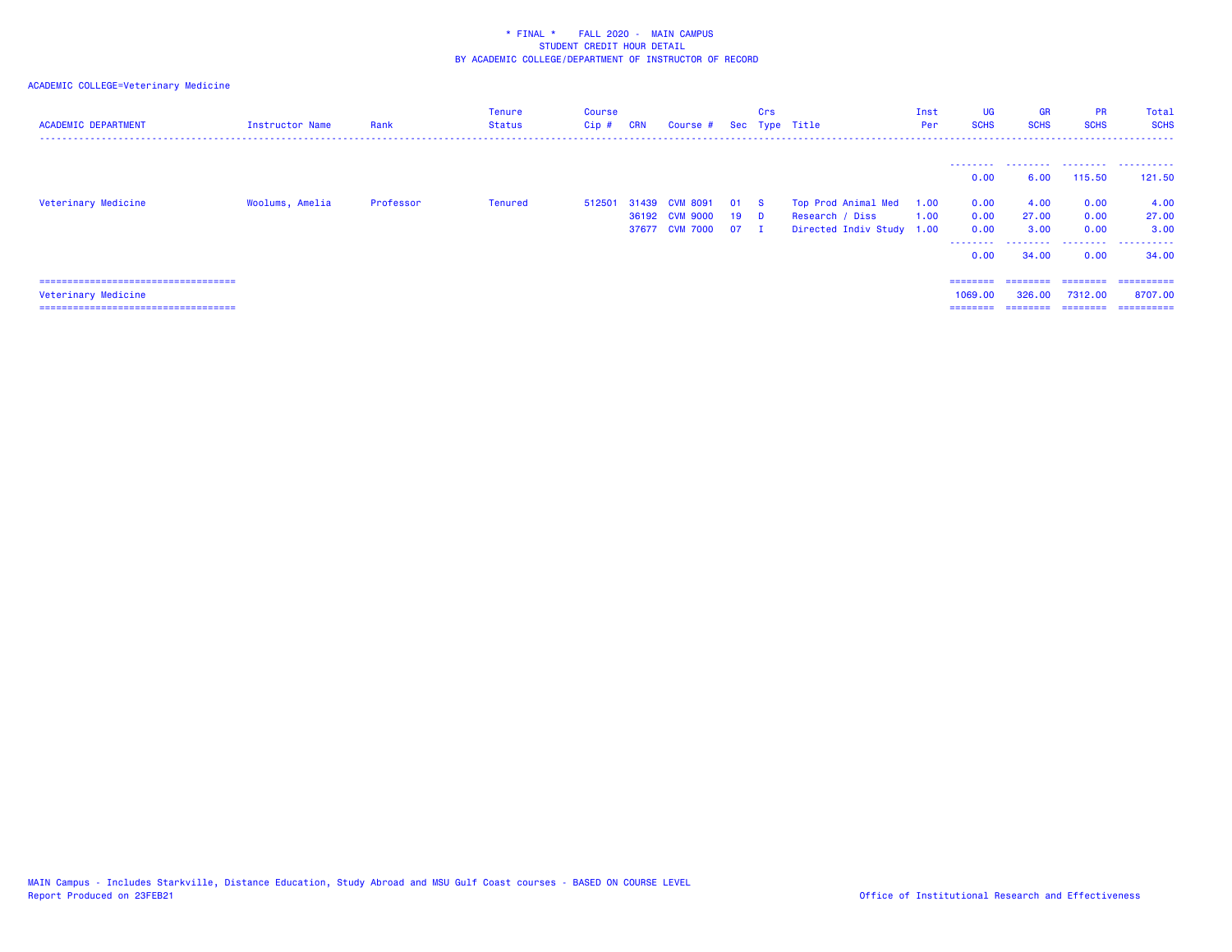\* FINAL \* FALL 2020 - MAIN CAMPUS
STUDENT CREDIT HOUR DETAIL
BY ACADEMIC COLLEGE/DEPARTMENT OF INSTRUCTOR OF RECORD

ACADEMIC COLLEGE=Veterinary Medicine

| ACADEMIC DEPARTMENT | Instructor Name | Rank | Tenure Status | Course Cip # | CRN | Course # | Sec | Crs Type | Title | Inst Per | UG SCHS | GR SCHS | PR SCHS | Total SCHS |
|---|---|---|---|---|---|---|---|---|---|---|---|---|---|---|
| | | | | | | | | | | | 0.00 | 6.00 | 115.50 | 121.50 |
| Veterinary Medicine | Woolums, Amelia | Professor | Tenured | 512501 | 31439 | CVM 8091 | 01 | S | Top Prod Animal Med | 1.00 | 0.00 | 4.00 | 0.00 | 4.00 |
| | | | | | 36192 | CVM 9000 | 19 | D | Research / Diss | 1.00 | 0.00 | 27.00 | 0.00 | 27.00 |
| | | | | | 37677 | CVM 7000 | 07 | I | Directed Indiv Study | 1.00 | 0.00 | 3.00 | 0.00 | 3.00 |
| | | | | | | | | | | | 0.00 | 34.00 | 0.00 | 34.00 |
| Veterinary Medicine | | | | | | | | | | | 1069.00 | 326.00 | 7312.00 | 8707.00 |

MAIN Campus - Includes Starkville, Distance Education, Study Abroad and MSU Gulf Coast courses - BASED ON COURSE LEVEL
Report Produced on 23FEB21

Office of Institutional Research and Effectiveness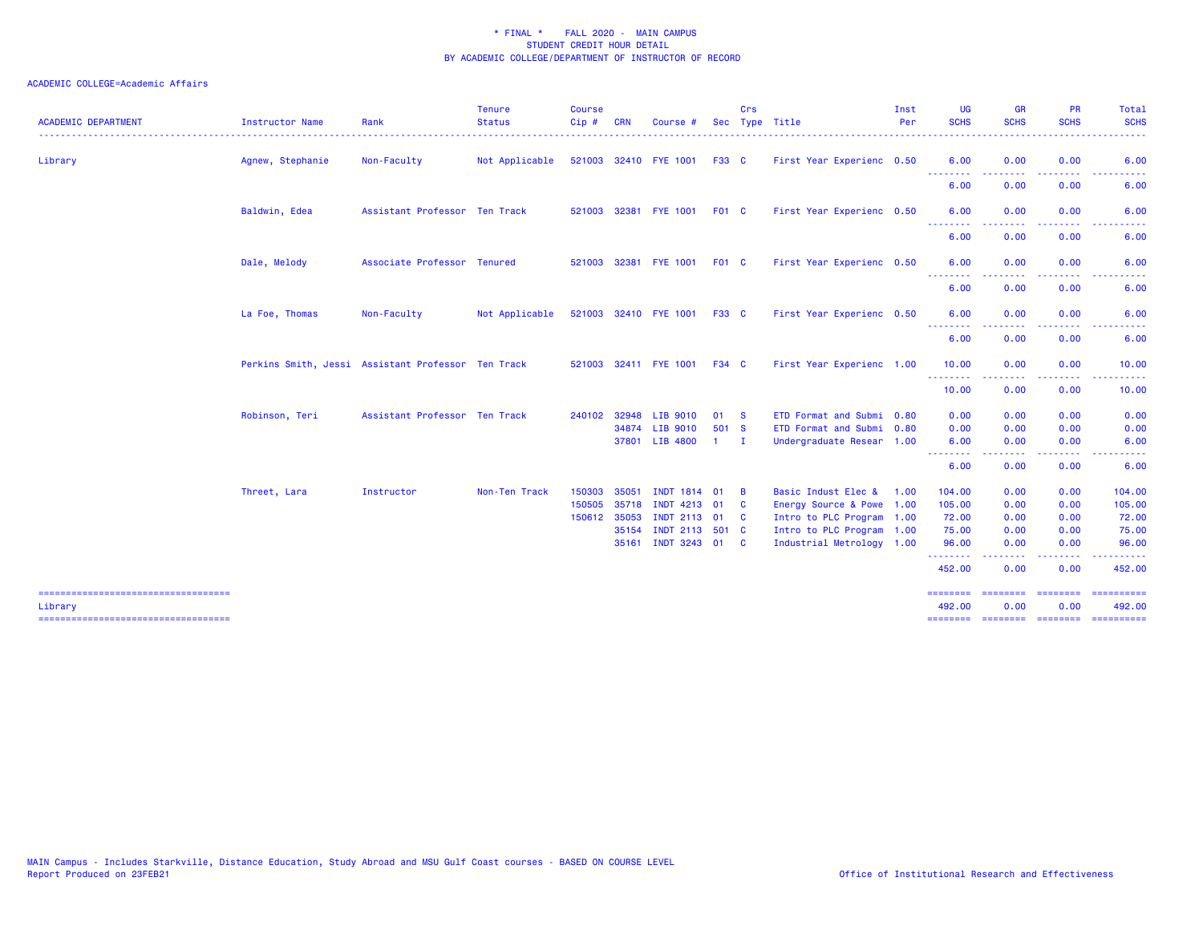* FINAL * FALL 2020 - MAIN CAMPUS
STUDENT CREDIT HOUR DETAIL
BY ACADEMIC COLLEGE/DEPARTMENT OF INSTRUCTOR OF RECORD

ACADEMIC COLLEGE=Academic Affairs

| ACADEMIC DEPARTMENT | Instructor Name | Rank | Tenure Status | Course Cip # | CRN | Course # | Sec | Crs Type | Title | Inst Per | UG SCHS | GR SCHS | PR SCHS | Total SCHS |
|---|---|---|---|---|---|---|---|---|---|---|---|---|---|---|
| Library | Agnew, Stephanie | Non-Faculty | Not Applicable | 521003 | 32410 | FYE 1001 | F33 | C | First Year Experienc | 0.50 | 6.00 | 0.00 | 0.00 | 6.00 |
| | | | | | | | | | | | 6.00 | 0.00 | 0.00 | 6.00 |
| | Baldwin, Edea | Assistant Professor | Ten Track | 521003 | 32381 | FYE 1001 | F01 | C | First Year Experienc | 0.50 | 6.00 | 0.00 | 0.00 | 6.00 |
| | | | | | | | | | | | 6.00 | 0.00 | 0.00 | 6.00 |
| | Dale, Melody | Associate Professor | Tenured | 521003 | 32381 | FYE 1001 | F01 | C | First Year Experienc | 0.50 | 6.00 | 0.00 | 0.00 | 6.00 |
| | | | | | | | | | | | 6.00 | 0.00 | 0.00 | 6.00 |
| | La Foe, Thomas | Non-Faculty | Not Applicable | 521003 | 32410 | FYE 1001 | F33 | C | First Year Experienc | 0.50 | 6.00 | 0.00 | 0.00 | 6.00 |
| | | | | | | | | | | | 6.00 | 0.00 | 0.00 | 6.00 |
| | Perkins Smith, Jessi | Assistant Professor | Ten Track | 521003 | 32411 | FYE 1001 | F34 | C | First Year Experienc | 1.00 | 10.00 | 0.00 | 0.00 | 10.00 |
| | | | | | | | | | | | 10.00 | 0.00 | 0.00 | 10.00 |
| | Robinson, Teri | Assistant Professor | Ten Track | 240102 | 32948 | LIB 9010 | 01 | S | ETD Format and Submi | 0.80 | 0.00 | 0.00 | 0.00 | 0.00 |
| | | | | | 34874 | LIB 9010 | 501 | S | ETD Format and Submi | 0.80 | 0.00 | 0.00 | 0.00 | 0.00 |
| | | | | | 37801 | LIB 4800 | 1 | I | Undergraduate Resear | 1.00 | 6.00 | 0.00 | 0.00 | 6.00 |
| | | | | | | | | | | | 6.00 | 0.00 | 0.00 | 6.00 |
| | Threet, Lara | Instructor | Non-Ten Track | 150303 | 35051 | INDT 1814 | 01 | B | Basic Indust Elec & | 1.00 | 104.00 | 0.00 | 0.00 | 104.00 |
| | | | | 150505 | 35718 | INDT 4213 | 01 | C | Energy Source & Powe | 1.00 | 105.00 | 0.00 | 0.00 | 105.00 |
| | | | | 150612 | 35053 | INDT 2113 | 01 | C | Intro to PLC Program | 1.00 | 72.00 | 0.00 | 0.00 | 72.00 |
| | | | | | 35154 | INDT 2113 | 501 | C | Intro to PLC Program | 1.00 | 75.00 | 0.00 | 0.00 | 75.00 |
| | | | | | 35161 | INDT 3243 | 01 | C | Industrial Metrology | 1.00 | 96.00 | 0.00 | 0.00 | 96.00 |
| | | | | | | | | | | | 452.00 | 0.00 | 0.00 | 452.00 |
| Library | | | | | | | | | | | 492.00 | 0.00 | 0.00 | 492.00 |

MAIN Campus - Includes Starkville, Distance Education, Study Abroad and MSU Gulf Coast courses - BASED ON COURSE LEVEL
Report Produced on 23FEB21

Office of Institutional Research and Effectiveness